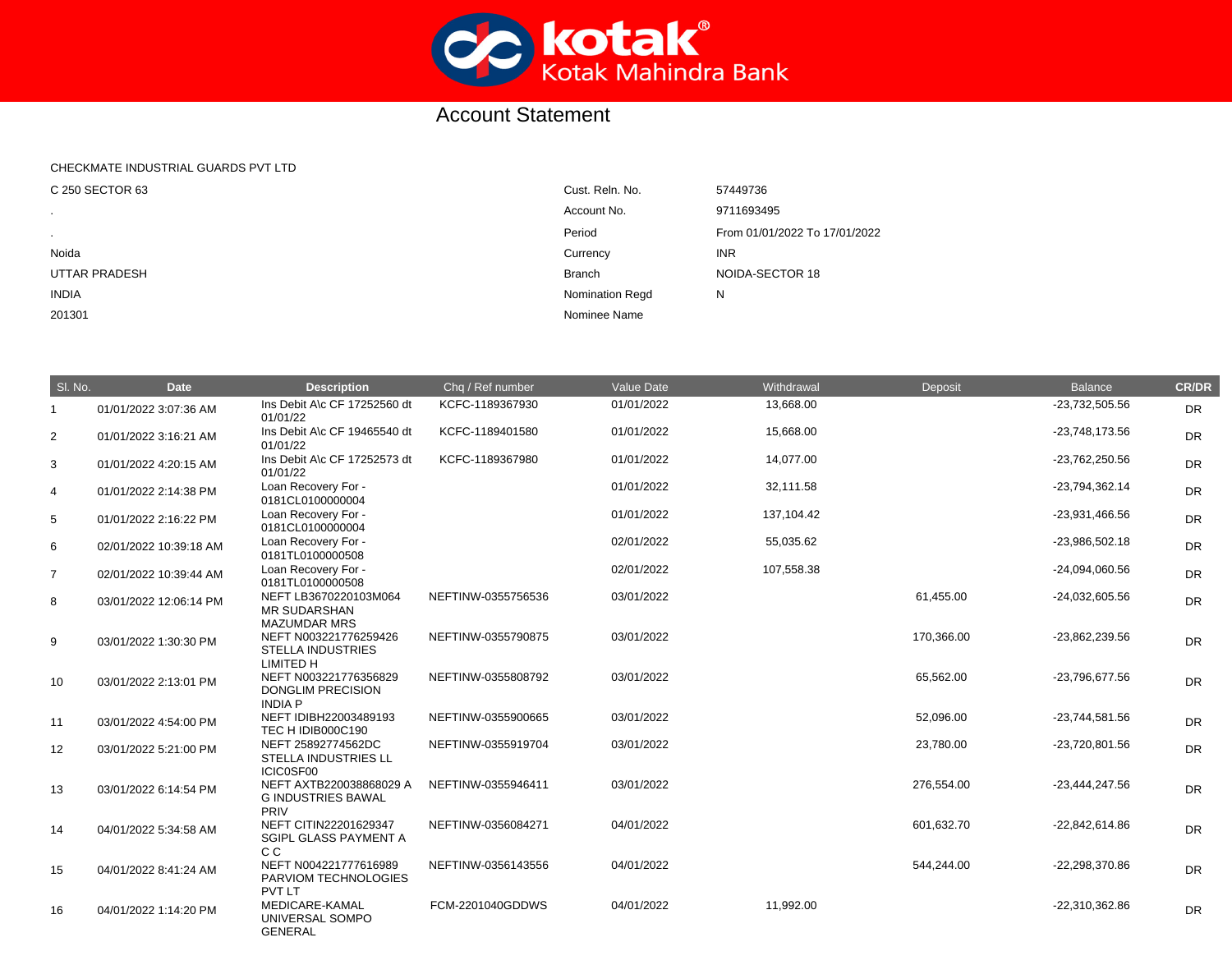# kotak
Kotak Mahindra Bank

## Account Statement

CHECKMATE INDUSTRIAL GUARDS PVT LTD
C 250 SECTOR 63
.
.
Noida
UTTAR PRADESH
INDIA
201301

| | |
|---|---|
| Cust. Reln. No. | 57449736 |
| Account No. | 9711693495 |
| Period | From 01/01/2022 To 17/01/2022 |
| Currency | INR |
| Branch | NOIDA-SECTOR 18 |
| Nomination Regd | N |
| Nominee Name | |

| Sl. No. | Date | Description | Chq / Ref number | Value Date | Withdrawal | Deposit | Balance | CR/DR |
|---|---|---|---|---|---|---|---|---|
| 1 | 01/01/2022 3:07:36 AM | Ins Debit A\c CF 17252560 dt 01/01/22 | KCFC-1189367930 | 01/01/2022 | 13,668.00 | | -23,732,505.56 | DR |
| 2 | 01/01/2022 3:16:21 AM | Ins Debit A\c CF 19465540 dt 01/01/22 | KCFC-1189401580 | 01/01/2022 | 15,668.00 | | -23,748,173.56 | DR |
| 3 | 01/01/2022 4:20:15 AM | Ins Debit A\c CF 17252573 dt 01/01/22 | KCFC-1189367980 | 01/01/2022 | 14,077.00 | | -23,762,250.56 | DR |
| 4 | 01/01/2022 2:14:38 PM | Loan Recovery For - 0181CL0100000004 | | 01/01/2022 | 32,111.58 | | -23,794,362.14 | DR |
| 5 | 01/01/2022 2:16:22 PM | Loan Recovery For - 0181CL0100000004 | | 01/01/2022 | 137,104.42 | | -23,931,466.56 | DR |
| 6 | 02/01/2022 10:39:18 AM | Loan Recovery For - 0181TL0100000508 | | 02/01/2022 | 55,035.62 | | -23,986,502.18 | DR |
| 7 | 02/01/2022 10:39:44 AM | Loan Recovery For - 0181TL0100000508 | | 02/01/2022 | 107,558.38 | | -24,094,060.56 | DR |
| 8 | 03/01/2022 12:06:14 PM | NEFT LB3670220103M064 MR SUDARSHAN MAZUMDAR MRS | NEFTINW-0355756536 | 03/01/2022 | | 61,455.00 | -24,032,605.56 | DR |
| 9 | 03/01/2022 1:30:30 PM | NEFT N003221776259426 STELLA INDUSTRIES LIMITED H | NEFTINW-0355790875 | 03/01/2022 | | 170,366.00 | -23,862,239.56 | DR |
| 10 | 03/01/2022 2:13:01 PM | NEFT N003221776356829 DONGLIM PRECISION INDIA P | NEFTINW-0355808792 | 03/01/2022 | | 65,562.00 | -23,796,677.56 | DR |
| 11 | 03/01/2022 4:54:00 PM | NEFT IDIBH22003489193 TEC H IDIB000C190 | NEFTINW-0355900665 | 03/01/2022 | | 52,096.00 | -23,744,581.56 | DR |
| 12 | 03/01/2022 5:21:00 PM | NEFT 25892774562DC STELLA INDUSTRIES LL ICIC0SF00 | NEFTINW-0355919704 | 03/01/2022 | | 23,780.00 | -23,720,801.56 | DR |
| 13 | 03/01/2022 6:14:54 PM | NEFT AXTB220038868029 A G INDUSTRIES BAWAL PRIV | NEFTINW-0355946411 | 03/01/2022 | | 276,554.00 | -23,444,247.56 | DR |
| 14 | 04/01/2022 5:34:58 AM | NEFT CITIN22201629347 SGIPL GLASS PAYMENT A C C | NEFTINW-0356084271 | 04/01/2022 | | 601,632.70 | -22,842,614.86 | DR |
| 15 | 04/01/2022 8:41:24 AM | NEFT N004221777616989 PARVIOM TECHNOLOGIES PVT LT | NEFTINW-0356143556 | 04/01/2022 | | 544,244.00 | -22,298,370.86 | DR |
| 16 | 04/01/2022 1:14:20 PM | MEDICARE-KAMAL UNIVERSAL SOMPO GENERAL | FCM-2201040GDDWS | 04/01/2022 | 11,992.00 | | -22,310,362.86 | DR |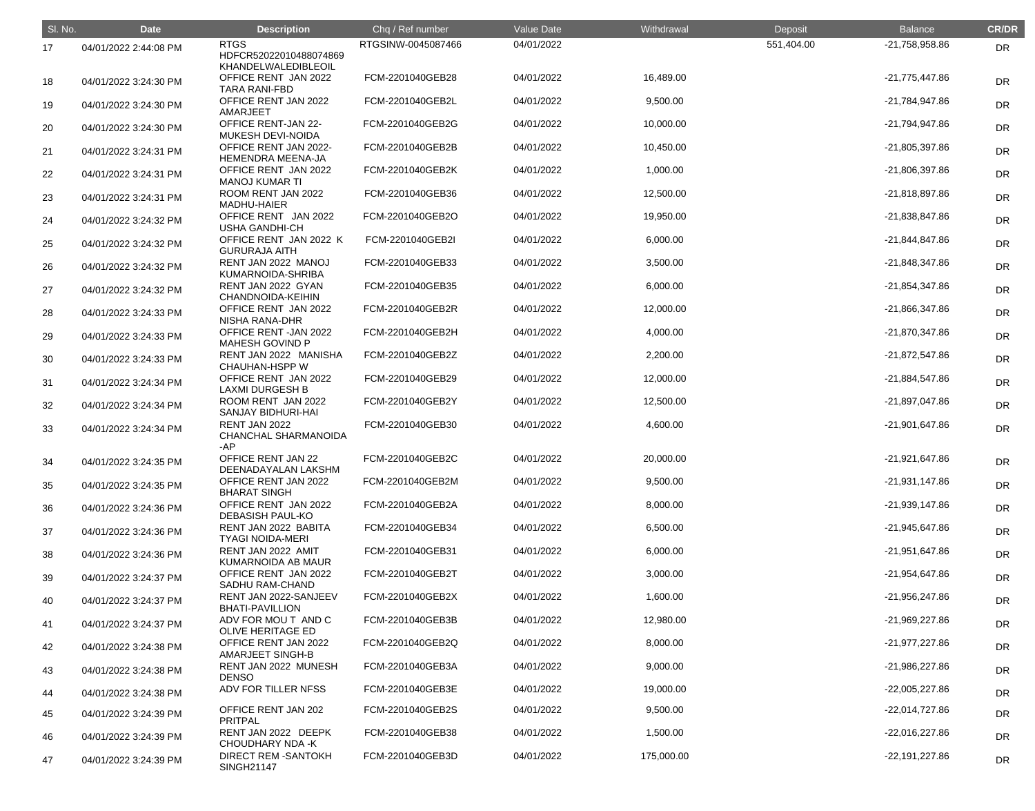| Sl. No. | Date | Description | Chq / Ref number | Value Date | Withdrawal | Deposit | Balance | CR/DR |
|---|---|---|---|---|---|---|---|---|
| 17 | 04/01/2022 2:44:08 PM | RTGS HDFCR52022010488074869 KHANDELWALEDIBLEOIL | RTGSINW-0045087466 | 04/01/2022 | | 551,404.00 | -21,758,958.86 | DR |
| 18 | 04/01/2022 3:24:30 PM | OFFICE RENT JAN 2022 TARA RANI-FBD | FCM-2201040GEB28 | 04/01/2022 | 16,489.00 | | -21,775,447.86 | DR |
| 19 | 04/01/2022 3:24:30 PM | OFFICE RENT JAN 2022 AMARJEET | FCM-2201040GEB2L | 04/01/2022 | 9,500.00 | | -21,784,947.86 | DR |
| 20 | 04/01/2022 3:24:30 PM | OFFICE RENT-JAN 22- MUKESH DEVI-NOIDA | FCM-2201040GEB2G | 04/01/2022 | 10,000.00 | | -21,794,947.86 | DR |
| 21 | 04/01/2022 3:24:31 PM | OFFICE RENT JAN 2022- HEMENDRA MEENA-JA | FCM-2201040GEB2B | 04/01/2022 | 10,450.00 | | -21,805,397.86 | DR |
| 22 | 04/01/2022 3:24:31 PM | OFFICE RENT JAN 2022 MANOJ KUMAR TI | FCM-2201040GEB2K | 04/01/2022 | 1,000.00 | | -21,806,397.86 | DR |
| 23 | 04/01/2022 3:24:31 PM | ROOM RENT JAN 2022 MADHU-HAIER | FCM-2201040GEB36 | 04/01/2022 | 12,500.00 | | -21,818,897.86 | DR |
| 24 | 04/01/2022 3:24:32 PM | OFFICE RENT JAN 2022 USHA GANDHI-CH | FCM-2201040GEB2O | 04/01/2022 | 19,950.00 | | -21,838,847.86 | DR |
| 25 | 04/01/2022 3:24:32 PM | OFFICE RENT JAN 2022 K GURURAJA AITH | FCM-2201040GEB2I | 04/01/2022 | 6,000.00 | | -21,844,847.86 | DR |
| 26 | 04/01/2022 3:24:32 PM | RENT JAN 2022 MANOJ KUMARNOIDA-SHRIBA | FCM-2201040GEB33 | 04/01/2022 | 3,500.00 | | -21,848,347.86 | DR |
| 27 | 04/01/2022 3:24:32 PM | RENT JAN 2022 GYAN CHANDNOIDA-KEIHIN | FCM-2201040GEB35 | 04/01/2022 | 6,000.00 | | -21,854,347.86 | DR |
| 28 | 04/01/2022 3:24:33 PM | OFFICE RENT JAN 2022 NISHA RANA-DHR | FCM-2201040GEB2R | 04/01/2022 | 12,000.00 | | -21,866,347.86 | DR |
| 29 | 04/01/2022 3:24:33 PM | OFFICE RENT -JAN 2022 MAHESH GOVIND P | FCM-2201040GEB2H | 04/01/2022 | 4,000.00 | | -21,870,347.86 | DR |
| 30 | 04/01/2022 3:24:33 PM | RENT JAN 2022 MANISHA CHAUHAN-HSPP W | FCM-2201040GEB2Z | 04/01/2022 | 2,200.00 | | -21,872,547.86 | DR |
| 31 | 04/01/2022 3:24:34 PM | OFFICE RENT JAN 2022 LAXMI DURGESH B | FCM-2201040GEB29 | 04/01/2022 | 12,000.00 | | -21,884,547.86 | DR |
| 32 | 04/01/2022 3:24:34 PM | ROOM RENT JAN 2022 SANJAY BIDHURI-HAI | FCM-2201040GEB2Y | 04/01/2022 | 12,500.00 | | -21,897,047.86 | DR |
| 33 | 04/01/2022 3:24:34 PM | RENT JAN 2022 CHANCHAL SHARMANOIDA -AP | FCM-2201040GEB30 | 04/01/2022 | 4,600.00 | | -21,901,647.86 | DR |
| 34 | 04/01/2022 3:24:35 PM | OFFICE RENT JAN 22 DEENADAYALAN LAKSHM | FCM-2201040GEB2C | 04/01/2022 | 20,000.00 | | -21,921,647.86 | DR |
| 35 | 04/01/2022 3:24:35 PM | OFFICE RENT JAN 2022 BHARAT SINGH | FCM-2201040GEB2M | 04/01/2022 | 9,500.00 | | -21,931,147.86 | DR |
| 36 | 04/01/2022 3:24:36 PM | OFFICE RENT JAN 2022 DEBASISH PAUL-KO | FCM-2201040GEB2A | 04/01/2022 | 8,000.00 | | -21,939,147.86 | DR |
| 37 | 04/01/2022 3:24:36 PM | RENT JAN 2022 BABITA TYAGI NOIDA-MERI | FCM-2201040GEB34 | 04/01/2022 | 6,500.00 | | -21,945,647.86 | DR |
| 38 | 04/01/2022 3:24:36 PM | RENT JAN 2022 AMIT KUMARNOIDA AB MAUR | FCM-2201040GEB31 | 04/01/2022 | 6,000.00 | | -21,951,647.86 | DR |
| 39 | 04/01/2022 3:24:37 PM | OFFICE RENT JAN 2022 SADHU RAM-CHAND | FCM-2201040GEB2T | 04/01/2022 | 3,000.00 | | -21,954,647.86 | DR |
| 40 | 04/01/2022 3:24:37 PM | RENT JAN 2022-SANJEEV BHATI-PAVILLION | FCM-2201040GEB2X | 04/01/2022 | 1,600.00 | | -21,956,247.86 | DR |
| 41 | 04/01/2022 3:24:37 PM | ADV FOR MOU T AND C OLIVE HERITAGE ED | FCM-2201040GEB3B | 04/01/2022 | 12,980.00 | | -21,969,227.86 | DR |
| 42 | 04/01/2022 3:24:38 PM | OFFICE RENT JAN 2022 AMARJEET SINGH-B | FCM-2201040GEB2Q | 04/01/2022 | 8,000.00 | | -21,977,227.86 | DR |
| 43 | 04/01/2022 3:24:38 PM | RENT JAN 2022 MUNESH DENSO | FCM-2201040GEB3A | 04/01/2022 | 9,000.00 | | -21,986,227.86 | DR |
| 44 | 04/01/2022 3:24:38 PM | ADV FOR TILLER NFSS | FCM-2201040GEB3E | 04/01/2022 | 19,000.00 | | -22,005,227.86 | DR |
| 45 | 04/01/2022 3:24:39 PM | OFFICE RENT JAN 202 PRITPAL | FCM-2201040GEB2S | 04/01/2022 | 9,500.00 | | -22,014,727.86 | DR |
| 46 | 04/01/2022 3:24:39 PM | RENT JAN 2022 DEEPK CHOUDHARY NDA -K | FCM-2201040GEB38 | 04/01/2022 | 1,500.00 | | -22,016,227.86 | DR |
| 47 | 04/01/2022 3:24:39 PM | DIRECT REM -SANTOKH SINGH21147 | FCM-2201040GEB3D | 04/01/2022 | 175,000.00 | | -22,191,227.86 | DR |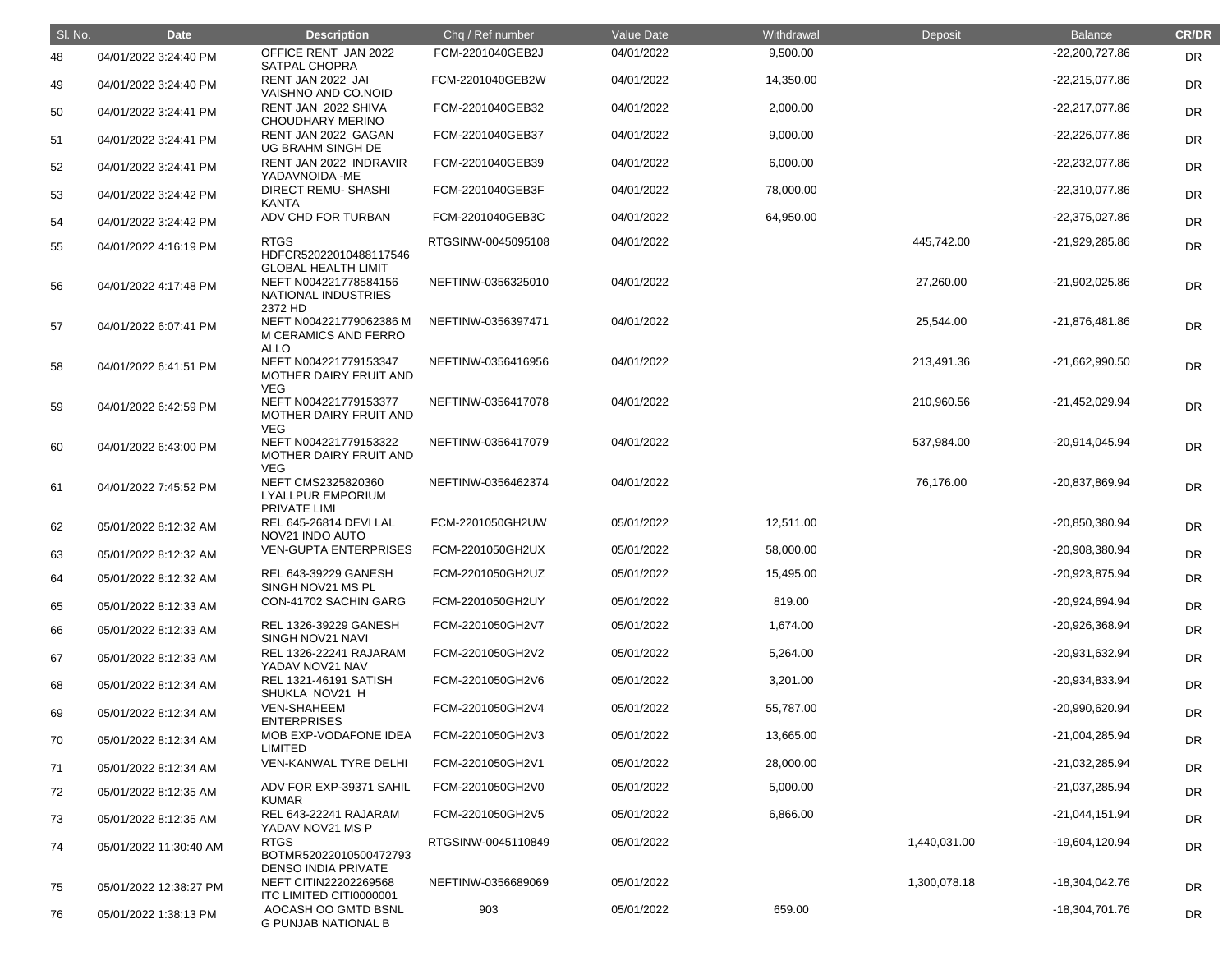| Sl. No. | Date | Description | Chq / Ref number | Value Date | Withdrawal | Deposit | Balance | CR/DR |
|---|---|---|---|---|---|---|---|---|
| 48 | 04/01/2022 3:24:40 PM | OFFICE RENT JAN 2022 SATPAL CHOPRA | FCM-2201040GEB2J | 04/01/2022 | 9,500.00 | | -22,200,727.86 | DR |
| 49 | 04/01/2022 3:24:40 PM | RENT JAN 2022 JAI VAISHNO AND CO.NOID | FCM-2201040GEB2W | 04/01/2022 | 14,350.00 | | -22,215,077.86 | DR |
| 50 | 04/01/2022 3:24:41 PM | RENT JAN 2022 SHIVA CHOUDHARY MERINO | FCM-2201040GEB32 | 04/01/2022 | 2,000.00 | | -22,217,077.86 | DR |
| 51 | 04/01/2022 3:24:41 PM | RENT JAN 2022 GAGAN UG BRAHM SINGH DE | FCM-2201040GEB37 | 04/01/2022 | 9,000.00 | | -22,226,077.86 | DR |
| 52 | 04/01/2022 3:24:41 PM | RENT JAN 2022 INDRAVIR YADAVNOIDA -ME | FCM-2201040GEB39 | 04/01/2022 | 6,000.00 | | -22,232,077.86 | DR |
| 53 | 04/01/2022 3:24:42 PM | DIRECT REMU- SHASHI KANTA | FCM-2201040GEB3F | 04/01/2022 | 78,000.00 | | -22,310,077.86 | DR |
| 54 | 04/01/2022 3:24:42 PM | ADV CHD FOR TURBAN | FCM-2201040GEB3C | 04/01/2022 | 64,950.00 | | -22,375,027.86 | DR |
| 55 | 04/01/2022 4:16:19 PM | RTGS HDFCR52022010488117546 GLOBAL HEALTH LIMIT | RTGSINW-0045095108 | 04/01/2022 | | 445,742.00 | -21,929,285.86 | DR |
| 56 | 04/01/2022 4:17:48 PM | NEFT N004221778584156 NATIONAL INDUSTRIES 2372 HD | NEFTINW-0356325010 | 04/01/2022 | | 27,260.00 | -21,902,025.86 | DR |
| 57 | 04/01/2022 6:07:41 PM | NEFT N004221779062386 M M CERAMICS AND FERRO ALLO | NEFTINW-0356397471 | 04/01/2022 | | 25,544.00 | -21,876,481.86 | DR |
| 58 | 04/01/2022 6:41:51 PM | NEFT N004221779153347 MOTHER DAIRY FRUIT AND VEG | NEFTINW-0356416956 | 04/01/2022 | | 213,491.36 | -21,662,990.50 | DR |
| 59 | 04/01/2022 6:42:59 PM | NEFT N004221779153377 MOTHER DAIRY FRUIT AND VEG | NEFTINW-0356417078 | 04/01/2022 | | 210,960.56 | -21,452,029.94 | DR |
| 60 | 04/01/2022 6:43:00 PM | NEFT N004221779153322 MOTHER DAIRY FRUIT AND VEG | NEFTINW-0356417079 | 04/01/2022 | | 537,984.00 | -20,914,045.94 | DR |
| 61 | 04/01/2022 7:45:52 PM | NEFT CMS2325820360 LYALLPUR EMPORIUM PRIVATE LIMI | NEFTINW-0356462374 | 04/01/2022 | | 76,176.00 | -20,837,869.94 | DR |
| 62 | 05/01/2022 8:12:32 AM | REL 645-26814 DEVI LAL NOV21 INDO AUTO | FCM-2201050GH2UW | 05/01/2022 | 12,511.00 | | -20,850,380.94 | DR |
| 63 | 05/01/2022 8:12:32 AM | VEN-GUPTA ENTERPRISES | FCM-2201050GH2UX | 05/01/2022 | 58,000.00 | | -20,908,380.94 | DR |
| 64 | 05/01/2022 8:12:32 AM | REL 643-39229 GANESH SINGH NOV21 MS PL | FCM-2201050GH2UZ | 05/01/2022 | 15,495.00 | | -20,923,875.94 | DR |
| 65 | 05/01/2022 8:12:33 AM | CON-41702 SACHIN GARG | FCM-2201050GH2UY | 05/01/2022 | 819.00 | | -20,924,694.94 | DR |
| 66 | 05/01/2022 8:12:33 AM | REL 1326-39229 GANESH SINGH NOV21 NAVI | FCM-2201050GH2V7 | 05/01/2022 | 1,674.00 | | -20,926,368.94 | DR |
| 67 | 05/01/2022 8:12:33 AM | REL 1326-22241 RAJARAM YADAV NOV21 NAV | FCM-2201050GH2V2 | 05/01/2022 | 5,264.00 | | -20,931,632.94 | DR |
| 68 | 05/01/2022 8:12:34 AM | REL 1321-46191 SATISH SHUKLA NOV21 H | FCM-2201050GH2V6 | 05/01/2022 | 3,201.00 | | -20,934,833.94 | DR |
| 69 | 05/01/2022 8:12:34 AM | VEN-SHAHEEM ENTERPRISES | FCM-2201050GH2V4 | 05/01/2022 | 55,787.00 | | -20,990,620.94 | DR |
| 70 | 05/01/2022 8:12:34 AM | MOB EXP-VODAFONE IDEA LIMITED | FCM-2201050GH2V3 | 05/01/2022 | 13,665.00 | | -21,004,285.94 | DR |
| 71 | 05/01/2022 8:12:34 AM | VEN-KANWAL TYRE DELHI | FCM-2201050GH2V1 | 05/01/2022 | 28,000.00 | | -21,032,285.94 | DR |
| 72 | 05/01/2022 8:12:35 AM | ADV FOR EXP-39371 SAHIL KUMAR | FCM-2201050GH2V0 | 05/01/2022 | 5,000.00 | | -21,037,285.94 | DR |
| 73 | 05/01/2022 8:12:35 AM | REL 643-22241 RAJARAM YADAV NOV21 MS P | FCM-2201050GH2V5 | 05/01/2022 | 6,866.00 | | -21,044,151.94 | DR |
| 74 | 05/01/2022 11:30:40 AM | RTGS BOTMR52022010500472793 DENSO INDIA PRIVATE | RTGSINW-0045110849 | 05/01/2022 | | 1,440,031.00 | -19,604,120.94 | DR |
| 75 | 05/01/2022 12:38:27 PM | NEFT CITIN22202269568 ITC LIMITED CITI0000001 | NEFTINW-0356689069 | 05/01/2022 | | 1,300,078.18 | -18,304,042.76 | DR |
| 76 | 05/01/2022 1:38:13 PM | AOCASH OO GMTD BSNL G PUNJAB NATIONAL B | 903 | 05/01/2022 | 659.00 | | -18,304,701.76 | DR |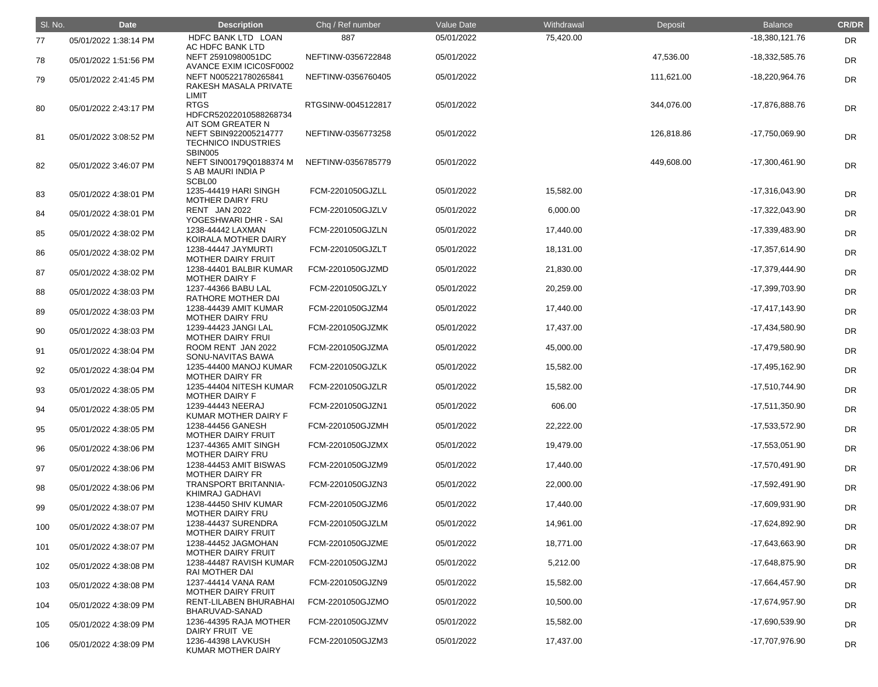| Sl. No. | Date | Description | Chq / Ref number | Value Date | Withdrawal | Deposit | Balance | CR/DR |
|---|---|---|---|---|---|---|---|---|
| 77 | 05/01/2022 1:38:14 PM | HDFC BANK LTD LOAN AC HDFC BANK LTD | 887 | 05/01/2022 | 75,420.00 | | -18,380,121.76 | DR |
| 78 | 05/01/2022 1:51:56 PM | NEFT 25910980051DC AVANCE EXIM ICIC0SF0002 | NEFTINW-0356722848 | 05/01/2022 | | 47,536.00 | -18,332,585.76 | DR |
| 79 | 05/01/2022 2:41:45 PM | NEFT N005221780265841 RAKESH MASALA PRIVATE LIMIT | NEFTINW-0356760405 | 05/01/2022 | | 111,621.00 | -18,220,964.76 | DR |
| 80 | 05/01/2022 2:43:17 PM | RTGS HDFCR52022010588268734 AIT SOM GREATER N | RTGSINW-0045122817 | 05/01/2022 | | 344,076.00 | -17,876,888.76 | DR |
| 81 | 05/01/2022 3:08:52 PM | NEFT SBIN922005214777 TECHNICO INDUSTRIES SBIN005 | NEFTINW-0356773258 | 05/01/2022 | | 126,818.86 | -17,750,069.90 | DR |
| 82 | 05/01/2022 3:46:07 PM | NEFT SIN00179Q0188374 M S AB MAURI INDIA P SCBL00 | NEFTINW-0356785779 | 05/01/2022 | | 449,608.00 | -17,300,461.90 | DR |
| 83 | 05/01/2022 4:38:01 PM | 1235-44419 HARI SINGH MOTHER DAIRY FRU | FCM-2201050GJZLL | 05/01/2022 | 15,582.00 | | -17,316,043.90 | DR |
| 84 | 05/01/2022 4:38:01 PM | RENT JAN 2022 YOGESHWARI DHR - SAI | FCM-2201050GJZLV | 05/01/2022 | 6,000.00 | | -17,322,043.90 | DR |
| 85 | 05/01/2022 4:38:02 PM | 1238-44442 LAXMAN KOIRALA MOTHER DAIRY | FCM-2201050GJZLN | 05/01/2022 | 17,440.00 | | -17,339,483.90 | DR |
| 86 | 05/01/2022 4:38:02 PM | 1238-44447 JAYMURTI MOTHER DAIRY FRUIT | FCM-2201050GJZLT | 05/01/2022 | 18,131.00 | | -17,357,614.90 | DR |
| 87 | 05/01/2022 4:38:02 PM | 1238-44401 BALBIR KUMAR MOTHER DAIRY F | FCM-2201050GJZMD | 05/01/2022 | 21,830.00 | | -17,379,444.90 | DR |
| 88 | 05/01/2022 4:38:03 PM | 1237-44366 BABU LAL RATHORE MOTHER DAI | FCM-2201050GJZLY | 05/01/2022 | 20,259.00 | | -17,399,703.90 | DR |
| 89 | 05/01/2022 4:38:03 PM | 1238-44439 AMIT KUMAR MOTHER DAIRY FRU | FCM-2201050GJZM4 | 05/01/2022 | 17,440.00 | | -17,417,143.90 | DR |
| 90 | 05/01/2022 4:38:03 PM | 1239-44423 JANGI LAL MOTHER DAIRY FRUI | FCM-2201050GJZMK | 05/01/2022 | 17,437.00 | | -17,434,580.90 | DR |
| 91 | 05/01/2022 4:38:04 PM | ROOM RENT JAN 2022 SONU-NAVITAS BAWA | FCM-2201050GJZMA | 05/01/2022 | 45,000.00 | | -17,479,580.90 | DR |
| 92 | 05/01/2022 4:38:04 PM | 1235-44400 MANOJ KUMAR MOTHER DAIRY FR | FCM-2201050GJZLK | 05/01/2022 | 15,582.00 | | -17,495,162.90 | DR |
| 93 | 05/01/2022 4:38:05 PM | 1235-44404 NITESH KUMAR MOTHER DAIRY F | FCM-2201050GJZLR | 05/01/2022 | 15,582.00 | | -17,510,744.90 | DR |
| 94 | 05/01/2022 4:38:05 PM | 1239-44443 NEERAJ KUMAR MOTHER DAIRY F | FCM-2201050GJZN1 | 05/01/2022 | 606.00 | | -17,511,350.90 | DR |
| 95 | 05/01/2022 4:38:05 PM | 1238-44456 GANESH MOTHER DAIRY FRUIT | FCM-2201050GJZMH | 05/01/2022 | 22,222.00 | | -17,533,572.90 | DR |
| 96 | 05/01/2022 4:38:06 PM | 1237-44365 AMIT SINGH MOTHER DAIRY FRU | FCM-2201050GJZMX | 05/01/2022 | 19,479.00 | | -17,553,051.90 | DR |
| 97 | 05/01/2022 4:38:06 PM | 1238-44453 AMIT BISWAS MOTHER DAIRY FR | FCM-2201050GJZM9 | 05/01/2022 | 17,440.00 | | -17,570,491.90 | DR |
| 98 | 05/01/2022 4:38:06 PM | TRANSPORT BRITANNIA-KHIMRAJ GADHAVI | FCM-2201050GJZN3 | 05/01/2022 | 22,000.00 | | -17,592,491.90 | DR |
| 99 | 05/01/2022 4:38:07 PM | 1238-44450 SHIV KUMAR MOTHER DAIRY FRU | FCM-2201050GJZM6 | 05/01/2022 | 17,440.00 | | -17,609,931.90 | DR |
| 100 | 05/01/2022 4:38:07 PM | 1238-44437 SURENDRA MOTHER DAIRY FRUIT | FCM-2201050GJZLM | 05/01/2022 | 14,961.00 | | -17,624,892.90 | DR |
| 101 | 05/01/2022 4:38:07 PM | 1238-44452 JAGMOHAN MOTHER DAIRY FRUIT | FCM-2201050GJZME | 05/01/2022 | 18,771.00 | | -17,643,663.90 | DR |
| 102 | 05/01/2022 4:38:08 PM | 1238-44487 RAVISH KUMAR RAI MOTHER DAI | FCM-2201050GJZMJ | 05/01/2022 | 5,212.00 | | -17,648,875.90 | DR |
| 103 | 05/01/2022 4:38:08 PM | 1237-44414 VANA RAM MOTHER DAIRY FRUIT | FCM-2201050GJZN9 | 05/01/2022 | 15,582.00 | | -17,664,457.90 | DR |
| 104 | 05/01/2022 4:38:09 PM | RENT-LILABEN BHURABHAI BHARUVAD-SANAD | FCM-2201050GJZMO | 05/01/2022 | 10,500.00 | | -17,674,957.90 | DR |
| 105 | 05/01/2022 4:38:09 PM | 1236-44395 RAJA MOTHER DAIRY FRUIT VE | FCM-2201050GJZMV | 05/01/2022 | 15,582.00 | | -17,690,539.90 | DR |
| 106 | 05/01/2022 4:38:09 PM | 1236-44398 LAVKUSH KUMAR MOTHER DAIRY | FCM-2201050GJZM3 | 05/01/2022 | 17,437.00 | | -17,707,976.90 | DR |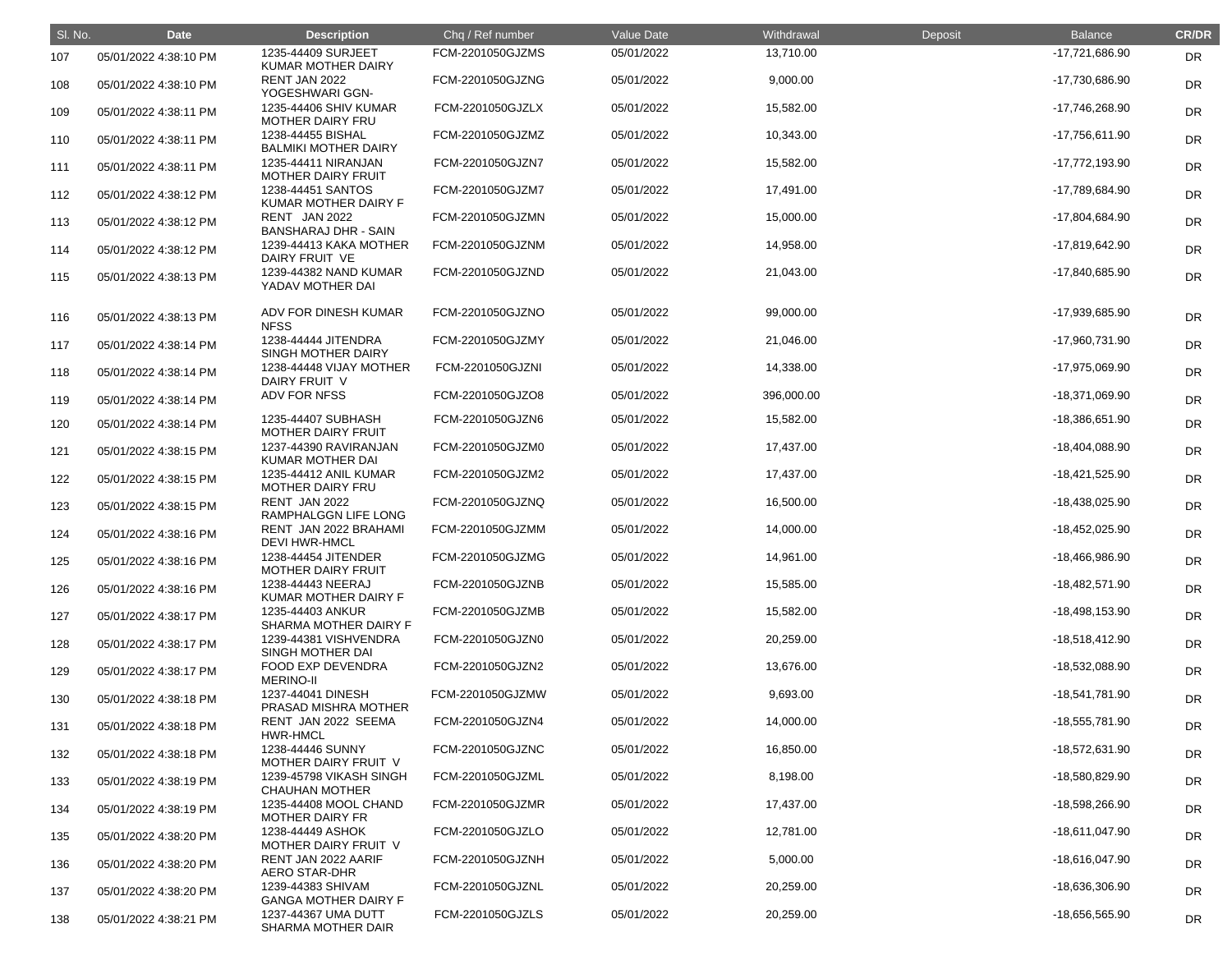| Sl. No. | Date | Description | Chq / Ref number | Value Date | Withdrawal | Deposit | Balance | CR/DR |
|---|---|---|---|---|---|---|---|---|
| 107 | 05/01/2022 4:38:10 PM | 1235-44409 SURJEET KUMAR MOTHER DAIRY | FCM-2201050GJZMS | 05/01/2022 | 13,710.00 | | -17,721,686.90 | DR |
| 108 | 05/01/2022 4:38:10 PM | RENT JAN 2022 YOGESHWARI GGN- | FCM-2201050GJZNG | 05/01/2022 | 9,000.00 | | -17,730,686.90 | DR |
| 109 | 05/01/2022 4:38:11 PM | 1235-44406 SHIV KUMAR MOTHER DAIRY FRU | FCM-2201050GJZLX | 05/01/2022 | 15,582.00 | | -17,746,268.90 | DR |
| 110 | 05/01/2022 4:38:11 PM | 1238-44455 BISHAL BALMIKI MOTHER DAIRY | FCM-2201050GJZMZ | 05/01/2022 | 10,343.00 | | -17,756,611.90 | DR |
| 111 | 05/01/2022 4:38:11 PM | 1235-44411 NIRANJAN MOTHER DAIRY FRUIT | FCM-2201050GJZN7 | 05/01/2022 | 15,582.00 | | -17,772,193.90 | DR |
| 112 | 05/01/2022 4:38:12 PM | 1238-44451 SANTOS KUMAR MOTHER DAIRY F | FCM-2201050GJZM7 | 05/01/2022 | 17,491.00 | | -17,789,684.90 | DR |
| 113 | 05/01/2022 4:38:12 PM | RENT JAN 2022 BANSHARAJ DHR - SAIN | FCM-2201050GJZMN | 05/01/2022 | 15,000.00 | | -17,804,684.90 | DR |
| 114 | 05/01/2022 4:38:12 PM | 1239-44413 KAKA MOTHER DAIRY FRUIT VE | FCM-2201050GJZNM | 05/01/2022 | 14,958.00 | | -17,819,642.90 | DR |
| 115 | 05/01/2022 4:38:13 PM | 1239-44382 NAND KUMAR YADAV MOTHER DAI | FCM-2201050GJZND | 05/01/2022 | 21,043.00 | | -17,840,685.90 | DR |
| 116 | 05/01/2022 4:38:13 PM | ADV FOR DINESH KUMAR NFSS | FCM-2201050GJZNO | 05/01/2022 | 99,000.00 | | -17,939,685.90 | DR |
| 117 | 05/01/2022 4:38:14 PM | 1238-44444 JITENDRA SINGH MOTHER DAIRY | FCM-2201050GJZMY | 05/01/2022 | 21,046.00 | | -17,960,731.90 | DR |
| 118 | 05/01/2022 4:38:14 PM | 1238-44448 VIJAY MOTHER DAIRY FRUIT V | FCM-2201050GJZNI | 05/01/2022 | 14,338.00 | | -17,975,069.90 | DR |
| 119 | 05/01/2022 4:38:14 PM | ADV FOR NFSS | FCM-2201050GJZO8 | 05/01/2022 | 396,000.00 | | -18,371,069.90 | DR |
| 120 | 05/01/2022 4:38:14 PM | 1235-44407 SUBHASH MOTHER DAIRY FRUIT | FCM-2201050GJZN6 | 05/01/2022 | 15,582.00 | | -18,386,651.90 | DR |
| 121 | 05/01/2022 4:38:15 PM | 1237-44390 RAVIRANJAN KUMAR MOTHER DAI | FCM-2201050GJZM0 | 05/01/2022 | 17,437.00 | | -18,404,088.90 | DR |
| 122 | 05/01/2022 4:38:15 PM | 1235-44412 ANIL KUMAR MOTHER DAIRY FRU | FCM-2201050GJZM2 | 05/01/2022 | 17,437.00 | | -18,421,525.90 | DR |
| 123 | 05/01/2022 4:38:15 PM | RENT JAN 2022 RAMPHALGGN LIFE LONG | FCM-2201050GJZNQ | 05/01/2022 | 16,500.00 | | -18,438,025.90 | DR |
| 124 | 05/01/2022 4:38:16 PM | RENT JAN 2022 BRAHAMI DEVI HWR-HMCL | FCM-2201050GJZMM | 05/01/2022 | 14,000.00 | | -18,452,025.90 | DR |
| 125 | 05/01/2022 4:38:16 PM | 1238-44454 JITENDER MOTHER DAIRY FRUIT | FCM-2201050GJZMG | 05/01/2022 | 14,961.00 | | -18,466,986.90 | DR |
| 126 | 05/01/2022 4:38:16 PM | 1238-44443 NEERAJ KUMAR MOTHER DAIRY F | FCM-2201050GJZNB | 05/01/2022 | 15,585.00 | | -18,482,571.90 | DR |
| 127 | 05/01/2022 4:38:17 PM | 1235-44403 ANKUR SHARMA MOTHER DAIRY F | FCM-2201050GJZMB | 05/01/2022 | 15,582.00 | | -18,498,153.90 | DR |
| 128 | 05/01/2022 4:38:17 PM | 1239-44381 VISHVENDRA SINGH MOTHER DAI | FCM-2201050GJZN0 | 05/01/2022 | 20,259.00 | | -18,518,412.90 | DR |
| 129 | 05/01/2022 4:38:17 PM | FOOD EXP DEVENDRA MERINO-II | FCM-2201050GJZN2 | 05/01/2022 | 13,676.00 | | -18,532,088.90 | DR |
| 130 | 05/01/2022 4:38:18 PM | 1237-44041 DINESH PRASAD MISHRA MOTHER | FCM-2201050GJZMW | 05/01/2022 | 9,693.00 | | -18,541,781.90 | DR |
| 131 | 05/01/2022 4:38:18 PM | RENT JAN 2022 SEEMA HWR-HMCL | FCM-2201050GJZN4 | 05/01/2022 | 14,000.00 | | -18,555,781.90 | DR |
| 132 | 05/01/2022 4:38:18 PM | 1238-44446 SUNNY MOTHER DAIRY FRUIT V | FCM-2201050GJZNC | 05/01/2022 | 16,850.00 | | -18,572,631.90 | DR |
| 133 | 05/01/2022 4:38:19 PM | 1239-45798 VIKASH SINGH CHAUHAN MOTHER | FCM-2201050GJZML | 05/01/2022 | 8,198.00 | | -18,580,829.90 | DR |
| 134 | 05/01/2022 4:38:19 PM | 1235-44408 MOOL CHAND MOTHER DAIRY FR | FCM-2201050GJZMR | 05/01/2022 | 17,437.00 | | -18,598,266.90 | DR |
| 135 | 05/01/2022 4:38:20 PM | 1238-44449 ASHOK MOTHER DAIRY FRUIT V | FCM-2201050GJZLO | 05/01/2022 | 12,781.00 | | -18,611,047.90 | DR |
| 136 | 05/01/2022 4:38:20 PM | RENT JAN 2022 AARIF AERO STAR-DHR | FCM-2201050GJZNH | 05/01/2022 | 5,000.00 | | -18,616,047.90 | DR |
| 137 | 05/01/2022 4:38:20 PM | 1239-44383 SHIVAM GANGA MOTHER DAIRY F | FCM-2201050GJZNL | 05/01/2022 | 20,259.00 | | -18,636,306.90 | DR |
| 138 | 05/01/2022 4:38:21 PM | 1237-44367 UMA DUTT SHARMA MOTHER DAIR | FCM-2201050GJZLS | 05/01/2022 | 20,259.00 | | -18,656,565.90 | DR |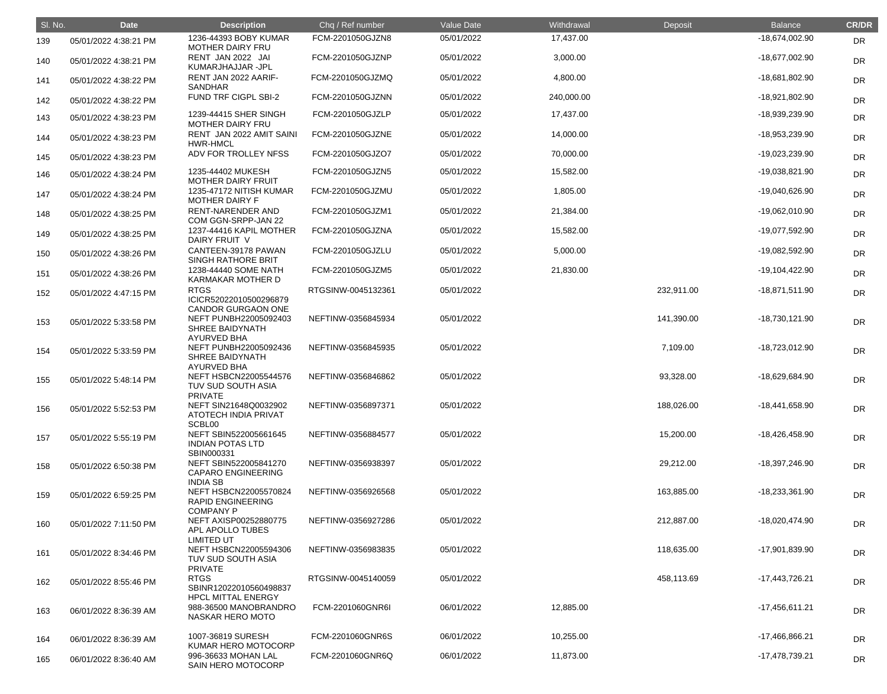| Sl. No. | Date | Description | Chq / Ref number | Value Date | Withdrawal | Deposit | Balance | CR/DR |
|---|---|---|---|---|---|---|---|---|
| 139 | 05/01/2022 4:38:21 PM | 1236-44393 BOBY KUMAR MOTHER DAIRY FRU | FCM-2201050GJZN8 | 05/01/2022 | 17,437.00 | | -18,674,002.90 | DR |
| 140 | 05/01/2022 4:38:21 PM | RENT JAN 2022 JAI KUMARJHAJJAR -JPL | FCM-2201050GJZNP | 05/01/2022 | 3,000.00 | | -18,677,002.90 | DR |
| 141 | 05/01/2022 4:38:22 PM | RENT JAN 2022 AARIF-SANDHAR | FCM-2201050GJZMQ | 05/01/2022 | 4,800.00 | | -18,681,802.90 | DR |
| 142 | 05/01/2022 4:38:22 PM | FUND TRF CIGPL SBI-2 | FCM-2201050GJZNN | 05/01/2022 | 240,000.00 | | -18,921,802.90 | DR |
| 143 | 05/01/2022 4:38:23 PM | 1239-44415 SHER SINGH MOTHER DAIRY FRU | FCM-2201050GJZLP | 05/01/2022 | 17,437.00 | | -18,939,239.90 | DR |
| 144 | 05/01/2022 4:38:23 PM | RENT JAN 2022 AMIT SAINI HWR-HMCL | FCM-2201050GJZNE | 05/01/2022 | 14,000.00 | | -18,953,239.90 | DR |
| 145 | 05/01/2022 4:38:23 PM | ADV FOR TROLLEY NFSS | FCM-2201050GJZO7 | 05/01/2022 | 70,000.00 | | -19,023,239.90 | DR |
| 146 | 05/01/2022 4:38:24 PM | 1235-44402 MUKESH MOTHER DAIRY FRUIT | FCM-2201050GJZN5 | 05/01/2022 | 15,582.00 | | -19,038,821.90 | DR |
| 147 | 05/01/2022 4:38:24 PM | 1235-47172 NITISH KUMAR MOTHER DAIRY F | FCM-2201050GJZMU | 05/01/2022 | 1,805.00 | | -19,040,626.90 | DR |
| 148 | 05/01/2022 4:38:25 PM | RENT-NARENDER AND COM GGN-SRPP-JAN 22 | FCM-2201050GJZM1 | 05/01/2022 | 21,384.00 | | -19,062,010.90 | DR |
| 149 | 05/01/2022 4:38:25 PM | 1237-44416 KAPIL MOTHER DAIRY FRUIT V | FCM-2201050GJZNA | 05/01/2022 | 15,582.00 | | -19,077,592.90 | DR |
| 150 | 05/01/2022 4:38:26 PM | CANTEEN-39178 PAWAN SINGH RATHORE BRIT | FCM-2201050GJZLU | 05/01/2022 | 5,000.00 | | -19,082,592.90 | DR |
| 151 | 05/01/2022 4:38:26 PM | 1238-44440 SOME NATH KARMAKAR MOTHER D | FCM-2201050GJZM5 | 05/01/2022 | 21,830.00 | | -19,104,422.90 | DR |
| 152 | 05/01/2022 4:47:15 PM | RTGS ICICR52022010500296879 CANDOR GURGAON ONE | RTGSINW-0045132361 | 05/01/2022 | | 232,911.00 | -18,871,511.90 | DR |
| 153 | 05/01/2022 5:33:58 PM | NEFT PUNBH22005092403 SHREE BAIDYNATH AYURVED BHA | NEFTINW-0356845934 | 05/01/2022 | | 141,390.00 | -18,730,121.90 | DR |
| 154 | 05/01/2022 5:33:59 PM | NEFT PUNBH22005092436 SHREE BAIDYNATH AYURVED BHA | NEFTINW-0356845935 | 05/01/2022 | | 7,109.00 | -18,723,012.90 | DR |
| 155 | 05/01/2022 5:48:14 PM | NEFT HSBCN22005544576 TUV SUD SOUTH ASIA PRIVATE | NEFTINW-0356846862 | 05/01/2022 | | 93,328.00 | -18,629,684.90 | DR |
| 156 | 05/01/2022 5:52:53 PM | NEFT SIN21648Q0032902 ATOTECH INDIA PRIVAT SCBL00 | NEFTINW-0356897371 | 05/01/2022 | | 188,026.00 | -18,441,658.90 | DR |
| 157 | 05/01/2022 5:55:19 PM | NEFT SBIN522005661645 INDIAN POTAS LTD SBIN000331 | NEFTINW-0356884577 | 05/01/2022 | | 15,200.00 | -18,426,458.90 | DR |
| 158 | 05/01/2022 6:50:38 PM | NEFT SBIN522005841270 CAPARO ENGINEERING INDIA SB | NEFTINW-0356938397 | 05/01/2022 | | 29,212.00 | -18,397,246.90 | DR |
| 159 | 05/01/2022 6:59:25 PM | NEFT HSBCN22005570824 RAPID ENGINEERING COMPANY P | NEFTINW-0356926568 | 05/01/2022 | | 163,885.00 | -18,233,361.90 | DR |
| 160 | 05/01/2022 7:11:50 PM | NEFT AXISP00252880775 APL APOLLO TUBES LIMITED UT | NEFTINW-0356927286 | 05/01/2022 | | 212,887.00 | -18,020,474.90 | DR |
| 161 | 05/01/2022 8:34:46 PM | NEFT HSBCN22005594306 TUV SUD SOUTH ASIA PRIVATE | NEFTINW-0356983835 | 05/01/2022 | | 118,635.00 | -17,901,839.90 | DR |
| 162 | 05/01/2022 8:55:46 PM | RTGS SBINR12022010560498837 HPCL MITTAL ENERGY | RTGSINW-0045140059 | 05/01/2022 | | 458,113.69 | -17,443,726.21 | DR |
| 163 | 06/01/2022 8:36:39 AM | 988-36500 MANOBRANDRO NASKAR HERO MOTO | FCM-2201060GNR6I | 06/01/2022 | 12,885.00 | | -17,456,611.21 | DR |
| 164 | 06/01/2022 8:36:39 AM | 1007-36819 SURESH KUMAR HERO MOTOCORP | FCM-2201060GNR6S | 06/01/2022 | 10,255.00 | | -17,466,866.21 | DR |
| 165 | 06/01/2022 8:36:40 AM | 996-36633 MOHAN LAL SAIN HERO MOTOCORP | FCM-2201060GNR6Q | 06/01/2022 | 11,873.00 | | -17,478,739.21 | DR |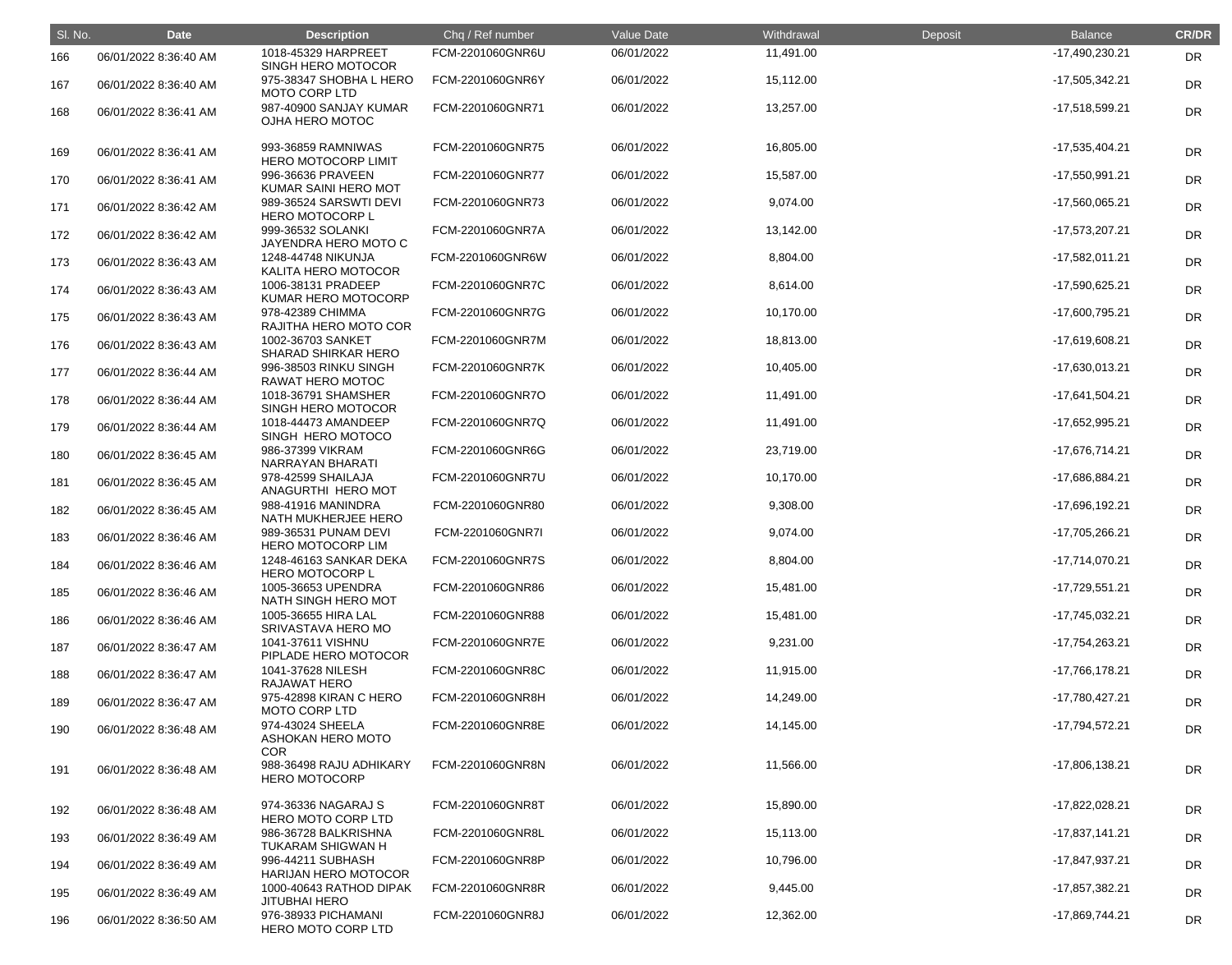| Sl. No. | Date | Description | Chq / Ref number | Value Date | Withdrawal | Deposit | Balance | CR/DR |
|---|---|---|---|---|---|---|---|---|
| 166 | 06/01/2022 8:36:40 AM | 1018-45329 HARPREET SINGH HERO MOTOCOR | FCM-2201060GNR6U | 06/01/2022 | 11,491.00 | | -17,490,230.21 | DR |
| 167 | 06/01/2022 8:36:40 AM | 975-38347 SHOBHA L HERO MOTO CORP LTD | FCM-2201060GNR6Y | 06/01/2022 | 15,112.00 | | -17,505,342.21 | DR |
| 168 | 06/01/2022 8:36:41 AM | 987-40900 SANJAY KUMAR OJHA HERO MOTOC | FCM-2201060GNR71 | 06/01/2022 | 13,257.00 | | -17,518,599.21 | DR |
| 169 | 06/01/2022 8:36:41 AM | 993-36859 RAMNIWAS HERO MOTOCORP LIMIT | FCM-2201060GNR75 | 06/01/2022 | 16,805.00 | | -17,535,404.21 | DR |
| 170 | 06/01/2022 8:36:41 AM | 996-36636 PRAVEEN KUMAR SAINI HERO MOT | FCM-2201060GNR77 | 06/01/2022 | 15,587.00 | | -17,550,991.21 | DR |
| 171 | 06/01/2022 8:36:42 AM | 989-36524 SARSWTI DEVI HERO MOTOCORP L | FCM-2201060GNR73 | 06/01/2022 | 9,074.00 | | -17,560,065.21 | DR |
| 172 | 06/01/2022 8:36:42 AM | 999-36532 SOLANKI JAYENDRA HERO MOTO C | FCM-2201060GNR7A | 06/01/2022 | 13,142.00 | | -17,573,207.21 | DR |
| 173 | 06/01/2022 8:36:43 AM | 1248-44748 NIKUNJA KALITA HERO MOTOCOR | FCM-2201060GNR6W | 06/01/2022 | 8,804.00 | | -17,582,011.21 | DR |
| 174 | 06/01/2022 8:36:43 AM | 1006-38131 PRADEEP KUMAR HERO MOTOCORP | FCM-2201060GNR7C | 06/01/2022 | 8,614.00 | | -17,590,625.21 | DR |
| 175 | 06/01/2022 8:36:43 AM | 978-42389 CHIMMA RAJITHA HERO MOTO COR | FCM-2201060GNR7G | 06/01/2022 | 10,170.00 | | -17,600,795.21 | DR |
| 176 | 06/01/2022 8:36:43 AM | 1002-36703 SANKET SHARAD SHIRKAR HERO | FCM-2201060GNR7M | 06/01/2022 | 18,813.00 | | -17,619,608.21 | DR |
| 177 | 06/01/2022 8:36:44 AM | 996-38503 RINKU SINGH RAWAT HERO MOTOC | FCM-2201060GNR7K | 06/01/2022 | 10,405.00 | | -17,630,013.21 | DR |
| 178 | 06/01/2022 8:36:44 AM | 1018-36791 SHAMSHER SINGH HERO MOTOCOR | FCM-2201060GNR7O | 06/01/2022 | 11,491.00 | | -17,641,504.21 | DR |
| 179 | 06/01/2022 8:36:44 AM | 1018-44473 AMANDEEP SINGH HERO MOTOCO | FCM-2201060GNR7Q | 06/01/2022 | 11,491.00 | | -17,652,995.21 | DR |
| 180 | 06/01/2022 8:36:45 AM | 986-37399 VIKRAM NARRAYAN BHARATI | FCM-2201060GNR6G | 06/01/2022 | 23,719.00 | | -17,676,714.21 | DR |
| 181 | 06/01/2022 8:36:45 AM | 978-42599 SHAILAJA ANAGURTHI HERO MOT | FCM-2201060GNR7U | 06/01/2022 | 10,170.00 | | -17,686,884.21 | DR |
| 182 | 06/01/2022 8:36:45 AM | 988-41916 MANINDRA NATH MUKHERJEE HERO | FCM-2201060GNR80 | 06/01/2022 | 9,308.00 | | -17,696,192.21 | DR |
| 183 | 06/01/2022 8:36:46 AM | 989-36531 PUNAM DEVI HERO MOTOCORP LIM | FCM-2201060GNR7I | 06/01/2022 | 9,074.00 | | -17,705,266.21 | DR |
| 184 | 06/01/2022 8:36:46 AM | 1248-46163 SANKAR DEKA HERO MOTOCORP L | FCM-2201060GNR7S | 06/01/2022 | 8,804.00 | | -17,714,070.21 | DR |
| 185 | 06/01/2022 8:36:46 AM | 1005-36653 UPENDRA NATH SINGH HERO MOT | FCM-2201060GNR86 | 06/01/2022 | 15,481.00 | | -17,729,551.21 | DR |
| 186 | 06/01/2022 8:36:46 AM | 1005-36655 HIRA LAL SRIVASTAVA HERO MO | FCM-2201060GNR88 | 06/01/2022 | 15,481.00 | | -17,745,032.21 | DR |
| 187 | 06/01/2022 8:36:47 AM | 1041-37611 VISHNU PIPLADE HERO MOTOCOR | FCM-2201060GNR7E | 06/01/2022 | 9,231.00 | | -17,754,263.21 | DR |
| 188 | 06/01/2022 8:36:47 AM | 1041-37628 NILESH RAJAWAT HERO | FCM-2201060GNR8C | 06/01/2022 | 11,915.00 | | -17,766,178.21 | DR |
| 189 | 06/01/2022 8:36:47 AM | 975-42898 KIRAN C HERO MOTO CORP LTD | FCM-2201060GNR8H | 06/01/2022 | 14,249.00 | | -17,780,427.21 | DR |
| 190 | 06/01/2022 8:36:48 AM | 974-43024 SHEELA ASHOKAN HERO MOTO COR | FCM-2201060GNR8E | 06/01/2022 | 14,145.00 | | -17,794,572.21 | DR |
| 191 | 06/01/2022 8:36:48 AM | 988-36498 RAJU ADHIKARY HERO MOTOCORP | FCM-2201060GNR8N | 06/01/2022 | 11,566.00 | | -17,806,138.21 | DR |
| 192 | 06/01/2022 8:36:48 AM | 974-36336 NAGARAJ S HERO MOTO CORP LTD | FCM-2201060GNR8T | 06/01/2022 | 15,890.00 | | -17,822,028.21 | DR |
| 193 | 06/01/2022 8:36:49 AM | 986-36728 BALKRISHNA TUKARAM SHIGWAN H | FCM-2201060GNR8L | 06/01/2022 | 15,113.00 | | -17,837,141.21 | DR |
| 194 | 06/01/2022 8:36:49 AM | 996-44211 SUBHASH HARIJAN HERO MOTOCOR | FCM-2201060GNR8P | 06/01/2022 | 10,796.00 | | -17,847,937.21 | DR |
| 195 | 06/01/2022 8:36:49 AM | 1000-40643 RATHOD DIPAK JITUBHAI HERO | FCM-2201060GNR8R | 06/01/2022 | 9,445.00 | | -17,857,382.21 | DR |
| 196 | 06/01/2022 8:36:50 AM | 976-38933 PICHAMANI HERO MOTO CORP LTD | FCM-2201060GNR8J | 06/01/2022 | 12,362.00 | | -17,869,744.21 | DR |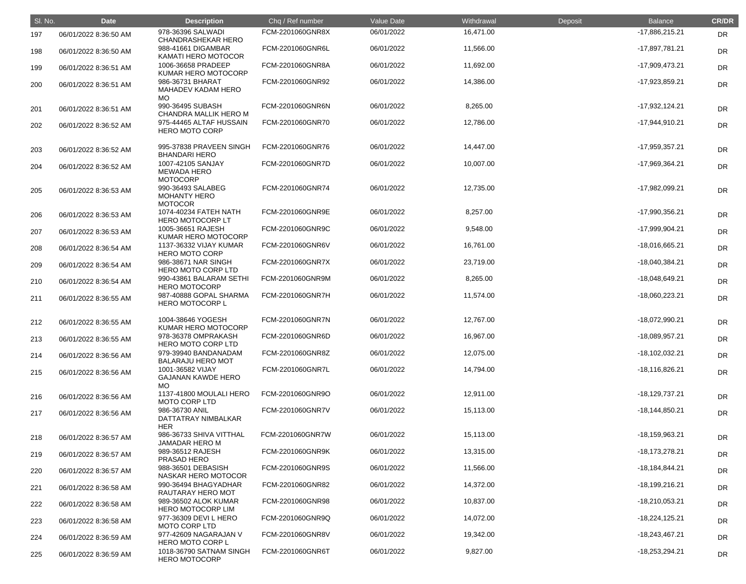| Sl. No. | Date | Description | Chq / Ref number | Value Date | Withdrawal | Deposit | Balance | CR/DR |
|---|---|---|---|---|---|---|---|---|
| 197 | 06/01/2022 8:36:50 AM | 978-36396 SALWADI CHANDRASHEKAR HERO | FCM-2201060GNR8X | 06/01/2022 | 16,471.00 | | -17,886,215.21 | DR |
| 198 | 06/01/2022 8:36:50 AM | 988-41661 DIGAMBAR KAMATI HERO MOTOCOR | FCM-2201060GNR6L | 06/01/2022 | 11,566.00 | | -17,897,781.21 | DR |
| 199 | 06/01/2022 8:36:51 AM | 1006-36658 PRADEEP KUMAR HERO MOTOCORP | FCM-2201060GNR8A | 06/01/2022 | 11,692.00 | | -17,909,473.21 | DR |
| 200 | 06/01/2022 8:36:51 AM | 986-36731 BHARAT MAHADEV KADAM HERO MO | FCM-2201060GNR92 | 06/01/2022 | 14,386.00 | | -17,923,859.21 | DR |
| 201 | 06/01/2022 8:36:51 AM | 990-36495 SUBASH CHANDRA MALLIK HERO M | FCM-2201060GNR6N | 06/01/2022 | 8,265.00 | | -17,932,124.21 | DR |
| 202 | 06/01/2022 8:36:52 AM | 975-44465 ALTAF HUSSAIN HERO MOTO CORP | FCM-2201060GNR70 | 06/01/2022 | 12,786.00 | | -17,944,910.21 | DR |
| 203 | 06/01/2022 8:36:52 AM | 995-37838 PRAVEEN SINGH BHANDARI HERO | FCM-2201060GNR76 | 06/01/2022 | 14,447.00 | | -17,959,357.21 | DR |
| 204 | 06/01/2022 8:36:52 AM | 1007-42105 SANJAY MEWADA HERO MOTOCORP | FCM-2201060GNR7D | 06/01/2022 | 10,007.00 | | -17,969,364.21 | DR |
| 205 | 06/01/2022 8:36:53 AM | 990-36493 SALABEG MOHANTY HERO MOTOCOR | FCM-2201060GNR74 | 06/01/2022 | 12,735.00 | | -17,982,099.21 | DR |
| 206 | 06/01/2022 8:36:53 AM | 1074-40234 FATEH NATH HERO MOTOCORP LT | FCM-2201060GNR9E | 06/01/2022 | 8,257.00 | | -17,990,356.21 | DR |
| 207 | 06/01/2022 8:36:53 AM | 1005-36651 RAJESH KUMAR HERO MOTOCORP | FCM-2201060GNR9C | 06/01/2022 | 9,548.00 | | -17,999,904.21 | DR |
| 208 | 06/01/2022 8:36:54 AM | 1137-36332 VIJAY KUMAR HERO MOTO CORP | FCM-2201060GNR6V | 06/01/2022 | 16,761.00 | | -18,016,665.21 | DR |
| 209 | 06/01/2022 8:36:54 AM | 986-38671 NAR SINGH HERO MOTO CORP LTD | FCM-2201060GNR7X | 06/01/2022 | 23,719.00 | | -18,040,384.21 | DR |
| 210 | 06/01/2022 8:36:54 AM | 990-43861 BALARAM SETHI HERO MOTOCORP | FCM-2201060GNR9M | 06/01/2022 | 8,265.00 | | -18,048,649.21 | DR |
| 211 | 06/01/2022 8:36:55 AM | 987-40888 GOPAL SHARMA HERO MOTOCORP L | FCM-2201060GNR7H | 06/01/2022 | 11,574.00 | | -18,060,223.21 | DR |
| 212 | 06/01/2022 8:36:55 AM | 1004-38646 YOGESH KUMAR HERO MOTOCORP | FCM-2201060GNR7N | 06/01/2022 | 12,767.00 | | -18,072,990.21 | DR |
| 213 | 06/01/2022 8:36:55 AM | 978-36378 OMPRAKASH HERO MOTO CORP LTD | FCM-2201060GNR6D | 06/01/2022 | 16,967.00 | | -18,089,957.21 | DR |
| 214 | 06/01/2022 8:36:56 AM | 979-39940 BANDANADAM BALARAJU HERO MOT | FCM-2201060GNR8Z | 06/01/2022 | 12,075.00 | | -18,102,032.21 | DR |
| 215 | 06/01/2022 8:36:56 AM | 1001-36582 VIJAY GAJANAN KAWDE HERO MO | FCM-2201060GNR7L | 06/01/2022 | 14,794.00 | | -18,116,826.21 | DR |
| 216 | 06/01/2022 8:36:56 AM | 1137-41800 MOULALI HERO MOTO CORP LTD | FCM-2201060GNR9O | 06/01/2022 | 12,911.00 | | -18,129,737.21 | DR |
| 217 | 06/01/2022 8:36:56 AM | 986-36730 ANIL DATTATRAY NIMBALKAR HER | FCM-2201060GNR7V | 06/01/2022 | 15,113.00 | | -18,144,850.21 | DR |
| 218 | 06/01/2022 8:36:57 AM | 986-36733 SHIVA VITTHAL JAMADAR HERO M | FCM-2201060GNR7W | 06/01/2022 | 15,113.00 | | -18,159,963.21 | DR |
| 219 | 06/01/2022 8:36:57 AM | 989-36512 RAJESH PRASAD HERO | FCM-2201060GNR9K | 06/01/2022 | 13,315.00 | | -18,173,278.21 | DR |
| 220 | 06/01/2022 8:36:57 AM | 988-36501 DEBASISH NASKAR HERO MOTOCOR | FCM-2201060GNR9S | 06/01/2022 | 11,566.00 | | -18,184,844.21 | DR |
| 221 | 06/01/2022 8:36:58 AM | 990-36494 BHAGYADHAR RAUTARAY HERO MOT | FCM-2201060GNR82 | 06/01/2022 | 14,372.00 | | -18,199,216.21 | DR |
| 222 | 06/01/2022 8:36:58 AM | 989-36502 ALOK KUMAR HERO MOTOCORP LIM | FCM-2201060GNR98 | 06/01/2022 | 10,837.00 | | -18,210,053.21 | DR |
| 223 | 06/01/2022 8:36:58 AM | 977-36309 DEVI L HERO MOTO CORP LTD | FCM-2201060GNR9Q | 06/01/2022 | 14,072.00 | | -18,224,125.21 | DR |
| 224 | 06/01/2022 8:36:59 AM | 977-42609 NAGARAJAN V HERO MOTO CORP L | FCM-2201060GNR8V | 06/01/2022 | 19,342.00 | | -18,243,467.21 | DR |
| 225 | 06/01/2022 8:36:59 AM | 1018-36790 SATNAM SINGH HERO MOTOCORP | FCM-2201060GNR6T | 06/01/2022 | 9,827.00 | | -18,253,294.21 | DR |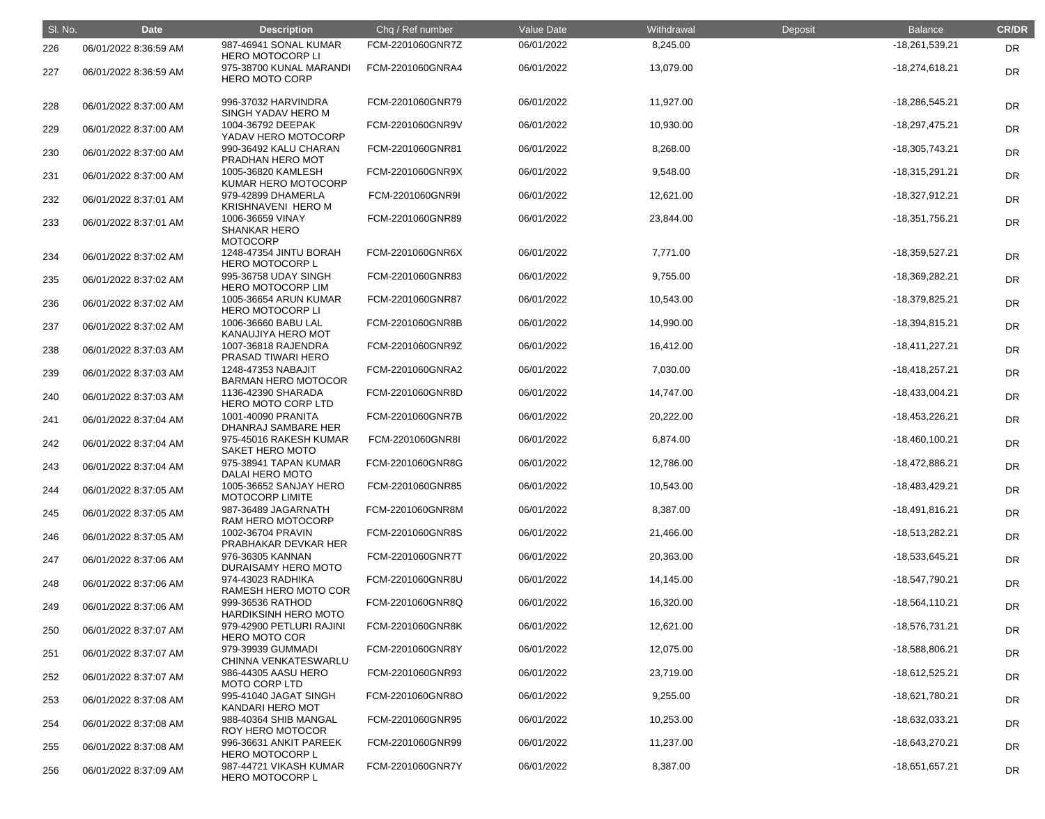| Sl. No. | Date | Description | Chq / Ref number | Value Date | Withdrawal | Deposit | Balance | CR/DR |
|---|---|---|---|---|---|---|---|---|
| 226 | 06/01/2022 8:36:59 AM | 987-46941 SONAL KUMAR HERO MOTOCORP LI | FCM-2201060GNR7Z | 06/01/2022 | 8,245.00 | | -18,261,539.21 | DR |
| 227 | 06/01/2022 8:36:59 AM | 975-38700 KUNAL MARANDI HERO MOTO CORP | FCM-2201060GNRA4 | 06/01/2022 | 13,079.00 | | -18,274,618.21 | DR |
| 228 | 06/01/2022 8:37:00 AM | 996-37032 HARVINDRA SINGH YADAV HERO M | FCM-2201060GNR79 | 06/01/2022 | 11,927.00 | | -18,286,545.21 | DR |
| 229 | 06/01/2022 8:37:00 AM | 1004-36792 DEEPAK YADAV HERO MOTOCORP | FCM-2201060GNR9V | 06/01/2022 | 10,930.00 | | -18,297,475.21 | DR |
| 230 | 06/01/2022 8:37:00 AM | 990-36492 KALU CHARAN PRADHAN HERO MOT | FCM-2201060GNR81 | 06/01/2022 | 8,268.00 | | -18,305,743.21 | DR |
| 231 | 06/01/2022 8:37:00 AM | 1005-36820 KAMLESH KUMAR HERO MOTOCORP | FCM-2201060GNR9X | 06/01/2022 | 9,548.00 | | -18,315,291.21 | DR |
| 232 | 06/01/2022 8:37:01 AM | 979-42899 DHAMERLA KRISHNAVENI HERO M | FCM-2201060GNR9I | 06/01/2022 | 12,621.00 | | -18,327,912.21 | DR |
| 233 | 06/01/2022 8:37:01 AM | 1006-36659 VINAY SHANKAR HERO MOTOCORP | FCM-2201060GNR89 | 06/01/2022 | 23,844.00 | | -18,351,756.21 | DR |
| 234 | 06/01/2022 8:37:02 AM | 1248-47354 JINTU BORAH HERO MOTOCORP L | FCM-2201060GNR6X | 06/01/2022 | 7,771.00 | | -18,359,527.21 | DR |
| 235 | 06/01/2022 8:37:02 AM | 995-36758 UDAY SINGH HERO MOTOCORP LIM | FCM-2201060GNR83 | 06/01/2022 | 9,755.00 | | -18,369,282.21 | DR |
| 236 | 06/01/2022 8:37:02 AM | 1005-36654 ARUN KUMAR HERO MOTOCORP LI | FCM-2201060GNR87 | 06/01/2022 | 10,543.00 | | -18,379,825.21 | DR |
| 237 | 06/01/2022 8:37:02 AM | 1006-36660 BABU LAL KANAUJIYA HERO MOT | FCM-2201060GNR8B | 06/01/2022 | 14,990.00 | | -18,394,815.21 | DR |
| 238 | 06/01/2022 8:37:03 AM | 1007-36818 RAJENDRA PRASAD TIWARI HERO | FCM-2201060GNR9Z | 06/01/2022 | 16,412.00 | | -18,411,227.21 | DR |
| 239 | 06/01/2022 8:37:03 AM | 1248-47353 NABAJIT BARMAN HERO MOTOCOR | FCM-2201060GNRA2 | 06/01/2022 | 7,030.00 | | -18,418,257.21 | DR |
| 240 | 06/01/2022 8:37:03 AM | 1136-42390 SHARADA HERO MOTO CORP LTD | FCM-2201060GNR8D | 06/01/2022 | 14,747.00 | | -18,433,004.21 | DR |
| 241 | 06/01/2022 8:37:04 AM | 1001-40090 PRANITA DHANRAJ SAMBARE HER | FCM-2201060GNR7B | 06/01/2022 | 20,222.00 | | -18,453,226.21 | DR |
| 242 | 06/01/2022 8:37:04 AM | 975-45016 RAKESH KUMAR SAKET HERO MOTO | FCM-2201060GNR8I | 06/01/2022 | 6,874.00 | | -18,460,100.21 | DR |
| 243 | 06/01/2022 8:37:04 AM | 975-38941 TAPAN KUMAR DALAI HERO MOTO | FCM-2201060GNR8G | 06/01/2022 | 12,786.00 | | -18,472,886.21 | DR |
| 244 | 06/01/2022 8:37:05 AM | 1005-36652 SANJAY HERO MOTOCORP LIMITE | FCM-2201060GNR85 | 06/01/2022 | 10,543.00 | | -18,483,429.21 | DR |
| 245 | 06/01/2022 8:37:05 AM | 987-36489 JAGARNATH RAM HERO MOTOCORP | FCM-2201060GNR8M | 06/01/2022 | 8,387.00 | | -18,491,816.21 | DR |
| 246 | 06/01/2022 8:37:05 AM | 1002-36704 PRAVIN PRABHAKAR DEVKAR HER | FCM-2201060GNR8S | 06/01/2022 | 21,466.00 | | -18,513,282.21 | DR |
| 247 | 06/01/2022 8:37:06 AM | 976-36305 KANNAN DURAISAMY HERO MOTO | FCM-2201060GNR7T | 06/01/2022 | 20,363.00 | | -18,533,645.21 | DR |
| 248 | 06/01/2022 8:37:06 AM | 974-43023 RADHIKA RAMESH HERO MOTO COR | FCM-2201060GNR8U | 06/01/2022 | 14,145.00 | | -18,547,790.21 | DR |
| 249 | 06/01/2022 8:37:06 AM | 999-36536 RATHOD HARDIKSINH HERO MOTO | FCM-2201060GNR8Q | 06/01/2022 | 16,320.00 | | -18,564,110.21 | DR |
| 250 | 06/01/2022 8:37:07 AM | 979-42900 PETLURI RAJINI HERO MOTO COR | FCM-2201060GNR8K | 06/01/2022 | 12,621.00 | | -18,576,731.21 | DR |
| 251 | 06/01/2022 8:37:07 AM | 979-39939 GUMMADI CHINNA VENKATESWARLU | FCM-2201060GNR8Y | 06/01/2022 | 12,075.00 | | -18,588,806.21 | DR |
| 252 | 06/01/2022 8:37:07 AM | 986-44305 AASU HERO MOTO CORP LTD | FCM-2201060GNR93 | 06/01/2022 | 23,719.00 | | -18,612,525.21 | DR |
| 253 | 06/01/2022 8:37:08 AM | 995-41040 JAGAT SINGH KANDARI HERO MOT | FCM-2201060GNR8O | 06/01/2022 | 9,255.00 | | -18,621,780.21 | DR |
| 254 | 06/01/2022 8:37:08 AM | 988-40364 SHIB MANGAL ROY HERO MOTOCOR | FCM-2201060GNR95 | 06/01/2022 | 10,253.00 | | -18,632,033.21 | DR |
| 255 | 06/01/2022 8:37:08 AM | 996-36631 ANKIT PAREEK HERO MOTOCORP L | FCM-2201060GNR99 | 06/01/2022 | 11,237.00 | | -18,643,270.21 | DR |
| 256 | 06/01/2022 8:37:09 AM | 987-44721 VIKASH KUMAR HERO MOTOCORP L | FCM-2201060GNR7Y | 06/01/2022 | 8,387.00 | | -18,651,657.21 | DR |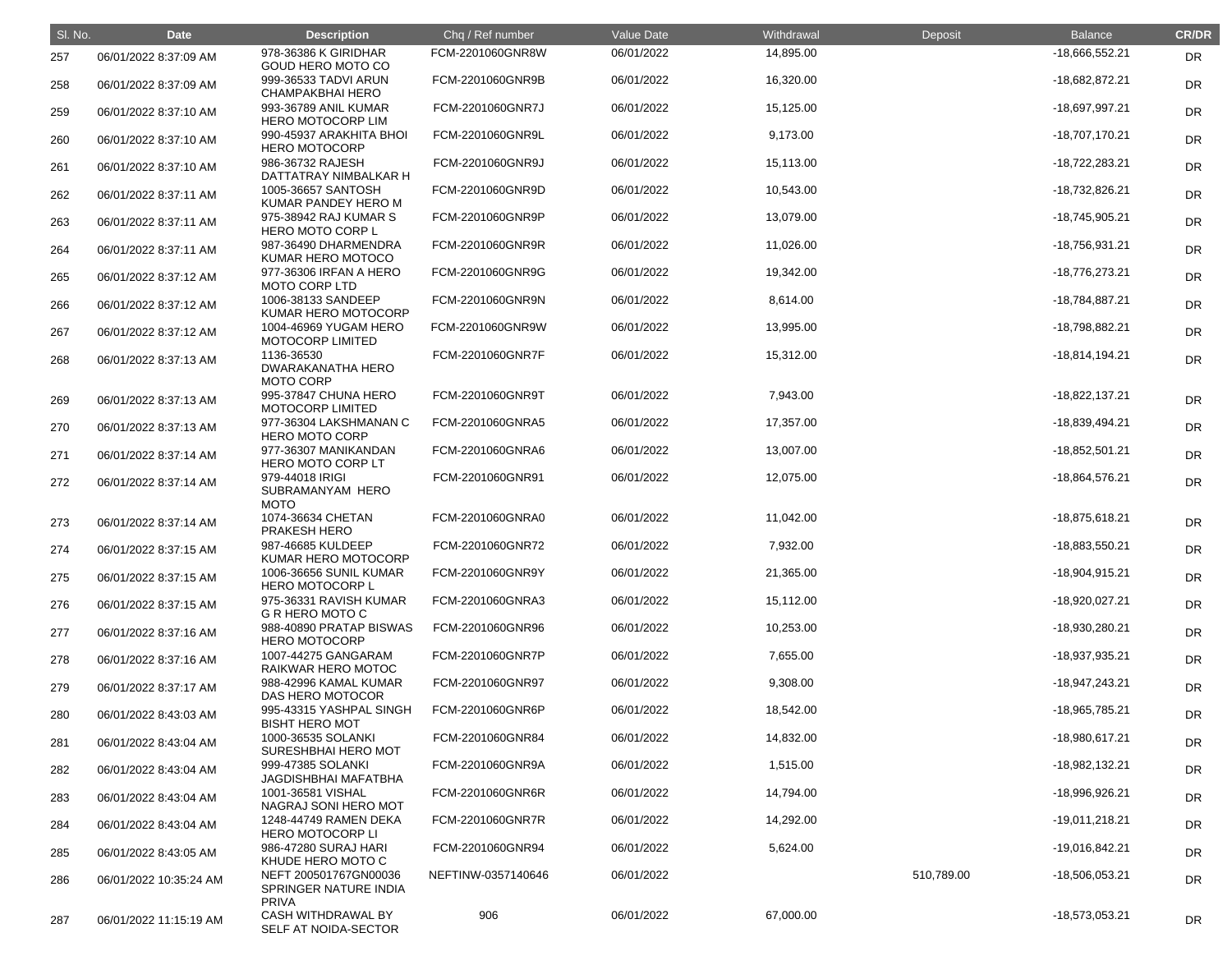| Sl. No. | Date | Description | Chq / Ref number | Value Date | Withdrawal | Deposit | Balance | CR/DR |
|---|---|---|---|---|---|---|---|---|
| 257 | 06/01/2022 8:37:09 AM | 978-36386 K GIRIDHAR GOUD HERO MOTO CO | FCM-2201060GNR8W | 06/01/2022 | 14,895.00 | | -18,666,552.21 | DR |
| 258 | 06/01/2022 8:37:09 AM | 999-36533 TADVI ARUN CHAMPAKBHAI HERO | FCM-2201060GNR9B | 06/01/2022 | 16,320.00 | | -18,682,872.21 | DR |
| 259 | 06/01/2022 8:37:10 AM | 993-36789 ANIL KUMAR HERO MOTOCORP LIM | FCM-2201060GNR7J | 06/01/2022 | 15,125.00 | | -18,697,997.21 | DR |
| 260 | 06/01/2022 8:37:10 AM | 990-45937 ARAKHITA BHOI HERO MOTOCORP | FCM-2201060GNR9L | 06/01/2022 | 9,173.00 | | -18,707,170.21 | DR |
| 261 | 06/01/2022 8:37:10 AM | 986-36732 RAJESH DATTATRAY NIMBALKAR H | FCM-2201060GNR9J | 06/01/2022 | 15,113.00 | | -18,722,283.21 | DR |
| 262 | 06/01/2022 8:37:11 AM | 1005-36657 SANTOSH KUMAR PANDEY HERO M | FCM-2201060GNR9D | 06/01/2022 | 10,543.00 | | -18,732,826.21 | DR |
| 263 | 06/01/2022 8:37:11 AM | 975-38942 RAJ KUMAR S HERO MOTO CORP L | FCM-2201060GNR9P | 06/01/2022 | 13,079.00 | | -18,745,905.21 | DR |
| 264 | 06/01/2022 8:37:11 AM | 987-36490 DHARMENDRA KUMAR HERO MOTOCO | FCM-2201060GNR9R | 06/01/2022 | 11,026.00 | | -18,756,931.21 | DR |
| 265 | 06/01/2022 8:37:12 AM | 977-36306 IRFAN A HERO MOTO CORP LTD | FCM-2201060GNR9G | 06/01/2022 | 19,342.00 | | -18,776,273.21 | DR |
| 266 | 06/01/2022 8:37:12 AM | 1006-38133 SANDEEP KUMAR HERO MOTOCORP | FCM-2201060GNR9N | 06/01/2022 | 8,614.00 | | -18,784,887.21 | DR |
| 267 | 06/01/2022 8:37:12 AM | 1004-46969 YUGAM HERO MOTOCORP LIMITED | FCM-2201060GNR9W | 06/01/2022 | 13,995.00 | | -18,798,882.21 | DR |
| 268 | 06/01/2022 8:37:13 AM | 1136-36530 DWARAKANATHA HERO MOTO CORP | FCM-2201060GNR7F | 06/01/2022 | 15,312.00 | | -18,814,194.21 | DR |
| 269 | 06/01/2022 8:37:13 AM | 995-37847 CHUNA HERO MOTOCORP LIMITED | FCM-2201060GNR9T | 06/01/2022 | 7,943.00 | | -18,822,137.21 | DR |
| 270 | 06/01/2022 8:37:13 AM | 977-36304 LAKSHMANAN C HERO MOTO CORP | FCM-2201060GNRA5 | 06/01/2022 | 17,357.00 | | -18,839,494.21 | DR |
| 271 | 06/01/2022 8:37:14 AM | 977-36307 MANIKANDAN HERO MOTO CORP LT | FCM-2201060GNRA6 | 06/01/2022 | 13,007.00 | | -18,852,501.21 | DR |
| 272 | 06/01/2022 8:37:14 AM | 979-44018 IRIGI SUBRAMANYAM HERO MOTO | FCM-2201060GNR91 | 06/01/2022 | 12,075.00 | | -18,864,576.21 | DR |
| 273 | 06/01/2022 8:37:14 AM | 1074-36634 CHETAN PRAKESH HERO | FCM-2201060GNRA0 | 06/01/2022 | 11,042.00 | | -18,875,618.21 | DR |
| 274 | 06/01/2022 8:37:15 AM | 987-46685 KULDEEP KUMAR HERO MOTOCORP | FCM-2201060GNR72 | 06/01/2022 | 7,932.00 | | -18,883,550.21 | DR |
| 275 | 06/01/2022 8:37:15 AM | 1006-36656 SUNIL KUMAR HERO MOTOCORP L | FCM-2201060GNR9Y | 06/01/2022 | 21,365.00 | | -18,904,915.21 | DR |
| 276 | 06/01/2022 8:37:15 AM | 975-36331 RAVISH KUMAR G R HERO MOTO C | FCM-2201060GNRA3 | 06/01/2022 | 15,112.00 | | -18,920,027.21 | DR |
| 277 | 06/01/2022 8:37:16 AM | 988-40890 PRATAP BISWAS HERO MOTOCORP | FCM-2201060GNR96 | 06/01/2022 | 10,253.00 | | -18,930,280.21 | DR |
| 278 | 06/01/2022 8:37:16 AM | 1007-44275 GANGARAM RAIKWAR HERO MOTOC | FCM-2201060GNR7P | 06/01/2022 | 7,655.00 | | -18,937,935.21 | DR |
| 279 | 06/01/2022 8:37:17 AM | 988-42996 KAMAL KUMAR DAS HERO MOTOCOR | FCM-2201060GNR97 | 06/01/2022 | 9,308.00 | | -18,947,243.21 | DR |
| 280 | 06/01/2022 8:43:03 AM | 995-43315 YASHPAL SINGH BISHT HERO MOT | FCM-2201060GNR6P | 06/01/2022 | 18,542.00 | | -18,965,785.21 | DR |
| 281 | 06/01/2022 8:43:04 AM | 1000-36535 SOLANKI SURESHBHAI HERO MOT | FCM-2201060GNR84 | 06/01/2022 | 14,832.00 | | -18,980,617.21 | DR |
| 282 | 06/01/2022 8:43:04 AM | 999-47385 SOLANKI JAGDISHBHAI MAFATBHA | FCM-2201060GNR9A | 06/01/2022 | 1,515.00 | | -18,982,132.21 | DR |
| 283 | 06/01/2022 8:43:04 AM | 1001-36581 VISHAL NAGRAJ SONI HERO MOT | FCM-2201060GNR6R | 06/01/2022 | 14,794.00 | | -18,996,926.21 | DR |
| 284 | 06/01/2022 8:43:04 AM | 1248-44749 RAMEN DEKA HERO MOTOCORP LI | FCM-2201060GNR7R | 06/01/2022 | 14,292.00 | | -19,011,218.21 | DR |
| 285 | 06/01/2022 8:43:05 AM | 986-47280 SURAJ HARI KHUDE HERO MOTO C | FCM-2201060GNR94 | 06/01/2022 | 5,624.00 | | -19,016,842.21 | DR |
| 286 | 06/01/2022 10:35:24 AM | NEFT 200501767GN00036 SPRINGER NATURE INDIA PRIVA | NEFTINW-0357140646 | 06/01/2022 | | 510,789.00 | -18,506,053.21 | DR |
| 287 | 06/01/2022 11:15:19 AM | CASH WITHDRAWAL BY SELF AT NOIDA-SECTOR | 906 | 06/01/2022 | 67,000.00 | | -18,573,053.21 | DR |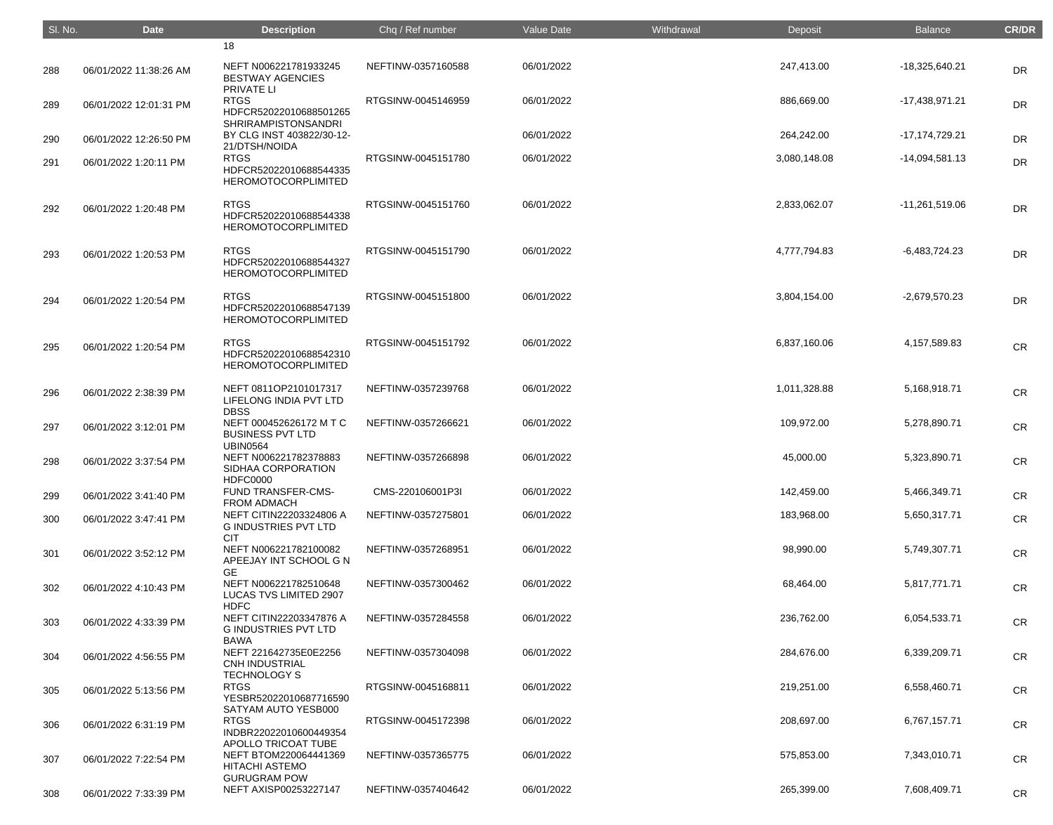| Sl. No. | Date | Description | Chq / Ref number | Value Date | Withdrawal | Deposit | Balance | CR/DR |
|---|---|---|---|---|---|---|---|---|
| | | 18 | | | | | | |
| 288 | 06/01/2022 11:38:26 AM | NEFT N006221781933245 BESTWAY AGENCIES PRIVATE LI | NEFTINW-0357160588 | 06/01/2022 | | 247,413.00 | -18,325,640.21 | DR |
| 289 | 06/01/2022 12:01:31 PM | RTGS HDFCR52022010688501265 SHRIRAMPISTONSANDRI | RTGSINW-0045146959 | 06/01/2022 | | 886,669.00 | -17,438,971.21 | DR |
| 290 | 06/01/2022 12:26:50 PM | BY CLG INST 403822/30-12-21/DTSH/NOIDA | | 06/01/2022 | | 264,242.00 | -17,174,729.21 | DR |
| 291 | 06/01/2022 1:20:11 PM | RTGS HDFCR52022010688544335 HEROMOTOCORPLIMITED | RTGSINW-0045151780 | 06/01/2022 | | 3,080,148.08 | -14,094,581.13 | DR |
| 292 | 06/01/2022 1:20:48 PM | RTGS HDFCR52022010688544338 HEROMOTOCORPLIMITED | RTGSINW-0045151760 | 06/01/2022 | | 2,833,062.07 | -11,261,519.06 | DR |
| 293 | 06/01/2022 1:20:53 PM | RTGS HDFCR52022010688544327 HEROMOTOCORPLIMITED | RTGSINW-0045151790 | 06/01/2022 | | 4,777,794.83 | -6,483,724.23 | DR |
| 294 | 06/01/2022 1:20:54 PM | RTGS HDFCR52022010688547139 HEROMOTOCORPLIMITED | RTGSINW-0045151800 | 06/01/2022 | | 3,804,154.00 | -2,679,570.23 | DR |
| 295 | 06/01/2022 1:20:54 PM | RTGS HDFCR52022010688542310 HEROMOTOCORPLIMITED | RTGSINW-0045151792 | 06/01/2022 | | 6,837,160.06 | 4,157,589.83 | CR |
| 296 | 06/01/2022 2:38:39 PM | NEFT 0811OP2101017317 LIFELONG INDIA PVT LTD DBSS | NEFTINW-0357239768 | 06/01/2022 | | 1,011,328.88 | 5,168,918.71 | CR |
| 297 | 06/01/2022 3:12:01 PM | NEFT 000452626172 M T C BUSINESS PVT LTD UBIN0564 | NEFTINW-0357266621 | 06/01/2022 | | 109,972.00 | 5,278,890.71 | CR |
| 298 | 06/01/2022 3:37:54 PM | NEFT N006221782378883 SIDHAA CORPORATION HDFC0000 | NEFTINW-0357266898 | 06/01/2022 | | 45,000.00 | 5,323,890.71 | CR |
| 299 | 06/01/2022 3:41:40 PM | FUND TRANSFER-CMS-FROM ADMACH | CMS-220106001P3I | 06/01/2022 | | 142,459.00 | 5,466,349.71 | CR |
| 300 | 06/01/2022 3:47:41 PM | NEFT CITIN22203324806 A G INDUSTRIES PVT LTD CIT | NEFTINW-0357275801 | 06/01/2022 | | 183,968.00 | 5,650,317.71 | CR |
| 301 | 06/01/2022 3:52:12 PM | NEFT N006221782100082 APEEJAY INT SCHOOL G N GE | NEFTINW-0357268951 | 06/01/2022 | | 98,990.00 | 5,749,307.71 | CR |
| 302 | 06/01/2022 4:10:43 PM | NEFT N006221782510648 LUCAS TVS LIMITED 2907 HDFC | NEFTINW-0357300462 | 06/01/2022 | | 68,464.00 | 5,817,771.71 | CR |
| 303 | 06/01/2022 4:33:39 PM | NEFT CITIN22203347876 A G INDUSTRIES PVT LTD BAWA | NEFTINW-0357284558 | 06/01/2022 | | 236,762.00 | 6,054,533.71 | CR |
| 304 | 06/01/2022 4:56:55 PM | NEFT 221642735E0E2256 CNH INDUSTRIAL TECHNOLOGY S | NEFTINW-0357304098 | 06/01/2022 | | 284,676.00 | 6,339,209.71 | CR |
| 305 | 06/01/2022 5:13:56 PM | RTGS YESBR52022010687716590 SATYAM AUTO YESB000 | RTGSINW-0045168811 | 06/01/2022 | | 219,251.00 | 6,558,460.71 | CR |
| 306 | 06/01/2022 6:31:19 PM | RTGS INDBR22022010600449354 APOLLO TRICOAT TUBE | RTGSINW-0045172398 | 06/01/2022 | | 208,697.00 | 6,767,157.71 | CR |
| 307 | 06/01/2022 7:22:54 PM | NEFT BTOM220064441369 HITACHI ASTEMO GURUGRAM POW | NEFTINW-0357365775 | 06/01/2022 | | 575,853.00 | 7,343,010.71 | CR |
| 308 | 06/01/2022 7:33:39 PM | NEFT AXISP00253227147 | NEFTINW-0357404642 | 06/01/2022 | | 265,399.00 | 7,608,409.71 | CR |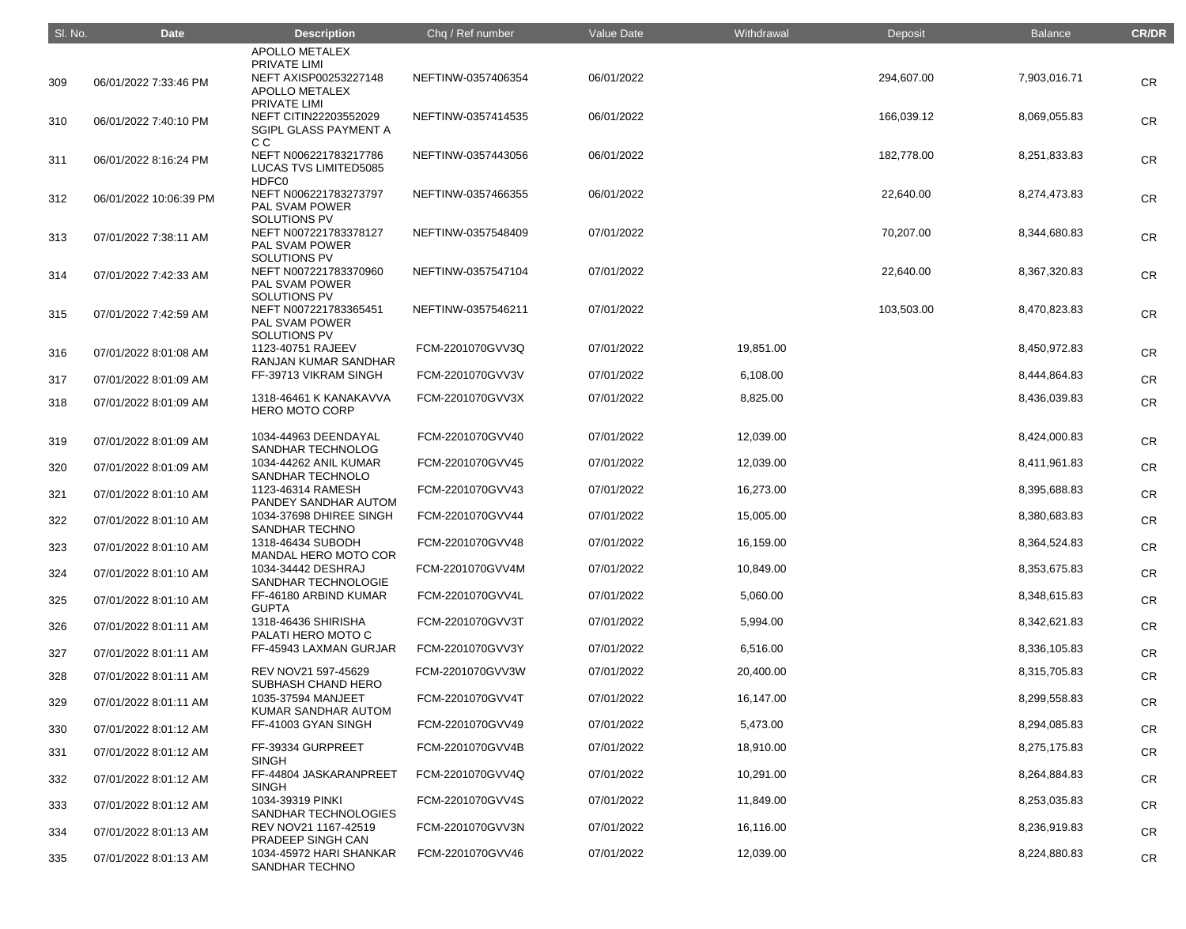| Sl. No. | Date | Description | Chq / Ref number | Value Date | Withdrawal | Deposit | Balance | CR/DR |
|---|---|---|---|---|---|---|---|---|
| 309 | 06/01/2022 7:33:46 PM | APOLLO METALEX PRIVATE LIMI NEFT AXISP00253227148 | NEFTINW-0357406354 | 06/01/2022 | | 294,607.00 | 7,903,016.71 | CR |
| 310 | 06/01/2022 7:40:10 PM | APOLLO METALEX PRIVATE LIMI NEFT CITIN22203552029 | NEFTINW-0357414535 | 06/01/2022 | | 166,039.12 | 8,069,055.83 | CR |
| 311 | 06/01/2022 8:16:24 PM | SGIPL GLASS PAYMENT A C C NEFT N006221783217786 | NEFTINW-0357443056 | 06/01/2022 | | 182,778.00 | 8,251,833.83 | CR |
| 312 | 06/01/2022 10:06:39 PM | LUCAS TVS LIMITED5085 HDFC0 NEFT N006221783273797 | NEFTINW-0357466355 | 06/01/2022 | | 22,640.00 | 8,274,473.83 | CR |
| 313 | 07/01/2022 7:38:11 AM | PAL SVAM POWER SOLUTIONS PV NEFT N007221783378127 | NEFTINW-0357548409 | 07/01/2022 | | 70,207.00 | 8,344,680.83 | CR |
| 314 | 07/01/2022 7:42:33 AM | PAL SVAM POWER SOLUTIONS PV NEFT N007221783370960 | NEFTINW-0357547104 | 07/01/2022 | | 22,640.00 | 8,367,320.83 | CR |
| 315 | 07/01/2022 7:42:59 AM | PAL SVAM POWER SOLUTIONS PV NEFT N007221783365451 | NEFTINW-0357546211 | 07/01/2022 | | 103,503.00 | 8,470,823.83 | CR |
| 316 | 07/01/2022 8:01:08 AM | PAL SVAM POWER SOLUTIONS PV 1123-40751 RAJEEV RANJAN KUMAR SANDHAR | FCM-2201070GVV3Q | 07/01/2022 | 19,851.00 | | 8,450,972.83 | CR |
| 317 | 07/01/2022 8:01:09 AM | FF-39713 VIKRAM SINGH | FCM-2201070GVV3V | 07/01/2022 | 6,108.00 | | 8,444,864.83 | CR |
| 318 | 07/01/2022 8:01:09 AM | 1318-46461 K KANAKAVVA HERO MOTO CORP | FCM-2201070GVV3X | 07/01/2022 | 8,825.00 | | 8,436,039.83 | CR |
| 319 | 07/01/2022 8:01:09 AM | 1034-44963 DEENDAYAL SANDHAR TECHNOLOG | FCM-2201070GVV40 | 07/01/2022 | 12,039.00 | | 8,424,000.83 | CR |
| 320 | 07/01/2022 8:01:09 AM | 1034-44262 ANIL KUMAR SANDHAR TECHNOLO | FCM-2201070GVV45 | 07/01/2022 | 12,039.00 | | 8,411,961.83 | CR |
| 321 | 07/01/2022 8:01:10 AM | 1123-46314 RAMESH PANDEY SANDHAR AUTOM | FCM-2201070GVV43 | 07/01/2022 | 16,273.00 | | 8,395,688.83 | CR |
| 322 | 07/01/2022 8:01:10 AM | 1034-37698 DHIREE SINGH SANDHAR TECHNO | FCM-2201070GVV44 | 07/01/2022 | 15,005.00 | | 8,380,683.83 | CR |
| 323 | 07/01/2022 8:01:10 AM | 1318-46434 SUBODH MANDAL HERO MOTO COR | FCM-2201070GVV48 | 07/01/2022 | 16,159.00 | | 8,364,524.83 | CR |
| 324 | 07/01/2022 8:01:10 AM | 1034-34442 DESHRAJ SANDHAR TECHNOLOGIE | FCM-2201070GVV4M | 07/01/2022 | 10,849.00 | | 8,353,675.83 | CR |
| 325 | 07/01/2022 8:01:10 AM | FF-46180 ARBIND KUMAR GUPTA | FCM-2201070GVV4L | 07/01/2022 | 5,060.00 | | 8,348,615.83 | CR |
| 326 | 07/01/2022 8:01:11 AM | 1318-46436 SHIRISHA PALATI HERO MOTO C | FCM-2201070GVV3T | 07/01/2022 | 5,994.00 | | 8,342,621.83 | CR |
| 327 | 07/01/2022 8:01:11 AM | FF-45943 LAXMAN GURJAR | FCM-2201070GVV3Y | 07/01/2022 | 6,516.00 | | 8,336,105.83 | CR |
| 328 | 07/01/2022 8:01:11 AM | REV NOV21 597-45629 SUBHASH CHAND HERO | FCM-2201070GVV3W | 07/01/2022 | 20,400.00 | | 8,315,705.83 | CR |
| 329 | 07/01/2022 8:01:11 AM | 1035-37594 MANJEET KUMAR SANDHAR AUTOM | FCM-2201070GVV4T | 07/01/2022 | 16,147.00 | | 8,299,558.83 | CR |
| 330 | 07/01/2022 8:01:12 AM | FF-41003 GYAN SINGH | FCM-2201070GVV49 | 07/01/2022 | 5,473.00 | | 8,294,085.83 | CR |
| 331 | 07/01/2022 8:01:12 AM | FF-39334 GURPREET SINGH | FCM-2201070GVV4B | 07/01/2022 | 18,910.00 | | 8,275,175.83 | CR |
| 332 | 07/01/2022 8:01:12 AM | FF-44804 JASKARANPREET SINGH | FCM-2201070GVV4Q | 07/01/2022 | 10,291.00 | | 8,264,884.83 | CR |
| 333 | 07/01/2022 8:01:12 AM | 1034-39319 PINKI SANDHAR TECHNOLOGIES | FCM-2201070GVV4S | 07/01/2022 | 11,849.00 | | 8,253,035.83 | CR |
| 334 | 07/01/2022 8:01:13 AM | REV NOV21 1167-42519 PRADEEP SINGH CAN | FCM-2201070GVV3N | 07/01/2022 | 16,116.00 | | 8,236,919.83 | CR |
| 335 | 07/01/2022 8:01:13 AM | 1034-45972 HARI SHANKAR SANDHAR TECHNO | FCM-2201070GVV46 | 07/01/2022 | 12,039.00 | | 8,224,880.83 | CR |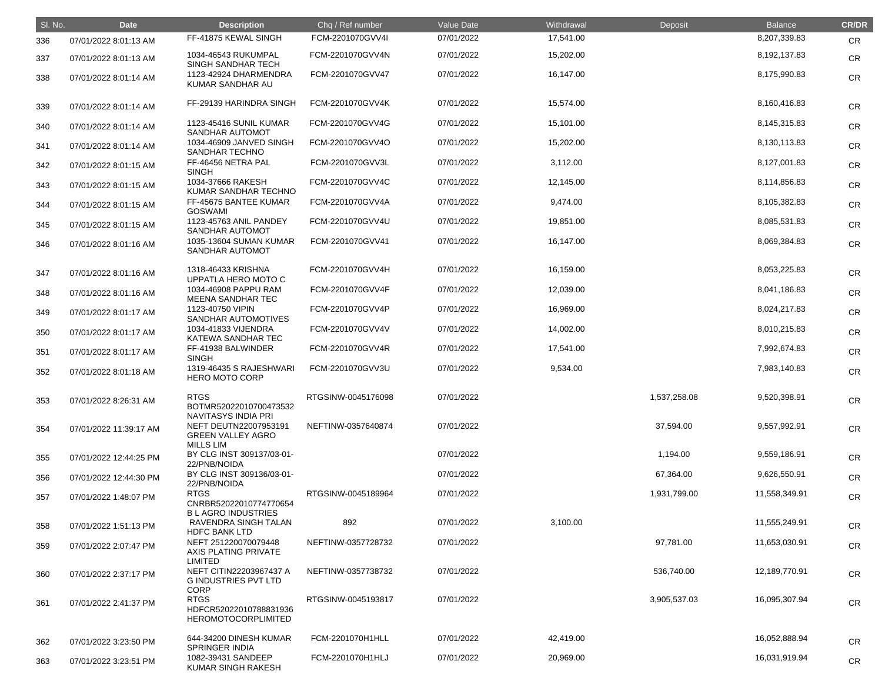| Sl. No. | Date | Description | Chq / Ref number | Value Date | Withdrawal | Deposit | Balance | CR/DR |
|---|---|---|---|---|---|---|---|---|
| 336 | 07/01/2022 8:01:13 AM | FF-41875 KEWAL SINGH | FCM-2201070GVV4I | 07/01/2022 | 17,541.00 | | 8,207,339.83 | CR |
| 337 | 07/01/2022 8:01:13 AM | 1034-46543 RUKUMPAL SINGH SANDHAR TECH | FCM-2201070GVV4N | 07/01/2022 | 15,202.00 | | 8,192,137.83 | CR |
| 338 | 07/01/2022 8:01:14 AM | 1123-42924 DHARMENDRA KUMAR SANDHAR AU | FCM-2201070GVV47 | 07/01/2022 | 16,147.00 | | 8,175,990.83 | CR |
| 339 | 07/01/2022 8:01:14 AM | FF-29139 HARINDRA SINGH | FCM-2201070GVV4K | 07/01/2022 | 15,574.00 | | 8,160,416.83 | CR |
| 340 | 07/01/2022 8:01:14 AM | 1123-45416 SUNIL KUMAR SANDHAR AUTOMOT | FCM-2201070GVV4G | 07/01/2022 | 15,101.00 | | 8,145,315.83 | CR |
| 341 | 07/01/2022 8:01:14 AM | 1034-46909 JANVED SINGH SANDHAR TECHNO | FCM-2201070GVV4O | 07/01/2022 | 15,202.00 | | 8,130,113.83 | CR |
| 342 | 07/01/2022 8:01:15 AM | FF-46456 NETRA PAL SINGH | FCM-2201070GVV3L | 07/01/2022 | 3,112.00 | | 8,127,001.83 | CR |
| 343 | 07/01/2022 8:01:15 AM | 1034-37666 RAKESH KUMAR SANDHAR TECHNO | FCM-2201070GVV4C | 07/01/2022 | 12,145.00 | | 8,114,856.83 | CR |
| 344 | 07/01/2022 8:01:15 AM | FF-45675 BANTEE KUMAR GOSWAMI | FCM-2201070GVV4A | 07/01/2022 | 9,474.00 | | 8,105,382.83 | CR |
| 345 | 07/01/2022 8:01:15 AM | 1123-45763 ANIL PANDEY SANDHAR AUTOMOT | FCM-2201070GVV4U | 07/01/2022 | 19,851.00 | | 8,085,531.83 | CR |
| 346 | 07/01/2022 8:01:16 AM | 1035-13604 SUMAN KUMAR SANDHAR AUTOMOT | FCM-2201070GVV41 | 07/01/2022 | 16,147.00 | | 8,069,384.83 | CR |
| 347 | 07/01/2022 8:01:16 AM | 1318-46433 KRISHNA UPPATLA HERO MOTO C | FCM-2201070GVV4H | 07/01/2022 | 16,159.00 | | 8,053,225.83 | CR |
| 348 | 07/01/2022 8:01:16 AM | 1034-46908 PAPPU RAM MEENA SANDHAR TEC | FCM-2201070GVV4F | 07/01/2022 | 12,039.00 | | 8,041,186.83 | CR |
| 349 | 07/01/2022 8:01:17 AM | 1123-40750 VIPIN SANDHAR AUTOMOTIVES | FCM-2201070GVV4P | 07/01/2022 | 16,969.00 | | 8,024,217.83 | CR |
| 350 | 07/01/2022 8:01:17 AM | 1034-41833 VIJENDRA KATEWA SANDHAR TEC | FCM-2201070GVV4V | 07/01/2022 | 14,002.00 | | 8,010,215.83 | CR |
| 351 | 07/01/2022 8:01:17 AM | FF-41938 BALWINDER SINGH | FCM-2201070GVV4R | 07/01/2022 | 17,541.00 | | 7,992,674.83 | CR |
| 352 | 07/01/2022 8:01:18 AM | 1319-46435 S RAJESHWARI HERO MOTO CORP | FCM-2201070GVV3U | 07/01/2022 | 9,534.00 | | 7,983,140.83 | CR |
| 353 | 07/01/2022 8:26:31 AM | RTGS BOTMR52022010700473532 NAVITASYS INDIA PRI | RTGSINW-0045176098 | 07/01/2022 | | 1,537,258.08 | 9,520,398.91 | CR |
| 354 | 07/01/2022 11:39:17 AM | NEFT DEUTN22007953191 GREEN VALLEY AGRO MILLS LIM | NEFTINW-0357640874 | 07/01/2022 | | 37,594.00 | 9,557,992.91 | CR |
| 355 | 07/01/2022 12:44:25 PM | BY CLG INST 309137/03-01-22/PNB/NOIDA | | 07/01/2022 | | 1,194.00 | 9,559,186.91 | CR |
| 356 | 07/01/2022 12:44:30 PM | BY CLG INST 309136/03-01-22/PNB/NOIDA | | 07/01/2022 | | 67,364.00 | 9,626,550.91 | CR |
| 357 | 07/01/2022 1:48:07 PM | RTGS CNRBR52022010774770654 B L AGRO INDUSTRIES | RTGSINW-0045189964 | 07/01/2022 | | 1,931,799.00 | 11,558,349.91 | CR |
| 358 | 07/01/2022 1:51:13 PM | RAVENDRA SINGH TALAN HDFC BANK LTD | 892 | 07/01/2022 | 3,100.00 | | 11,555,249.91 | CR |
| 359 | 07/01/2022 2:07:47 PM | NEFT 251220070079448 AXIS PLATING PRIVATE LIMITED | NEFTINW-0357728732 | 07/01/2022 | | 97,781.00 | 11,653,030.91 | CR |
| 360 | 07/01/2022 2:37:17 PM | NEFT CITIN22203967437 A G INDUSTRIES PVT LTD CORP | NEFTINW-0357738732 | 07/01/2022 | | 536,740.00 | 12,189,770.91 | CR |
| 361 | 07/01/2022 2:41:37 PM | RTGS HDFCR52022010788831936 HEROMOTOCORPLIMITED | RTGSINW-0045193817 | 07/01/2022 | | 3,905,537.03 | 16,095,307.94 | CR |
| 362 | 07/01/2022 3:23:50 PM | 644-34200 DINESH KUMAR SPRINGER INDIA | FCM-2201070H1HLL | 07/01/2022 | 42,419.00 | | 16,052,888.94 | CR |
| 363 | 07/01/2022 3:23:51 PM | 1082-39431 SANDEEP KUMAR SINGH RAKESH | FCM-2201070H1HLJ | 07/01/2022 | 20,969.00 | | 16,031,919.94 | CR |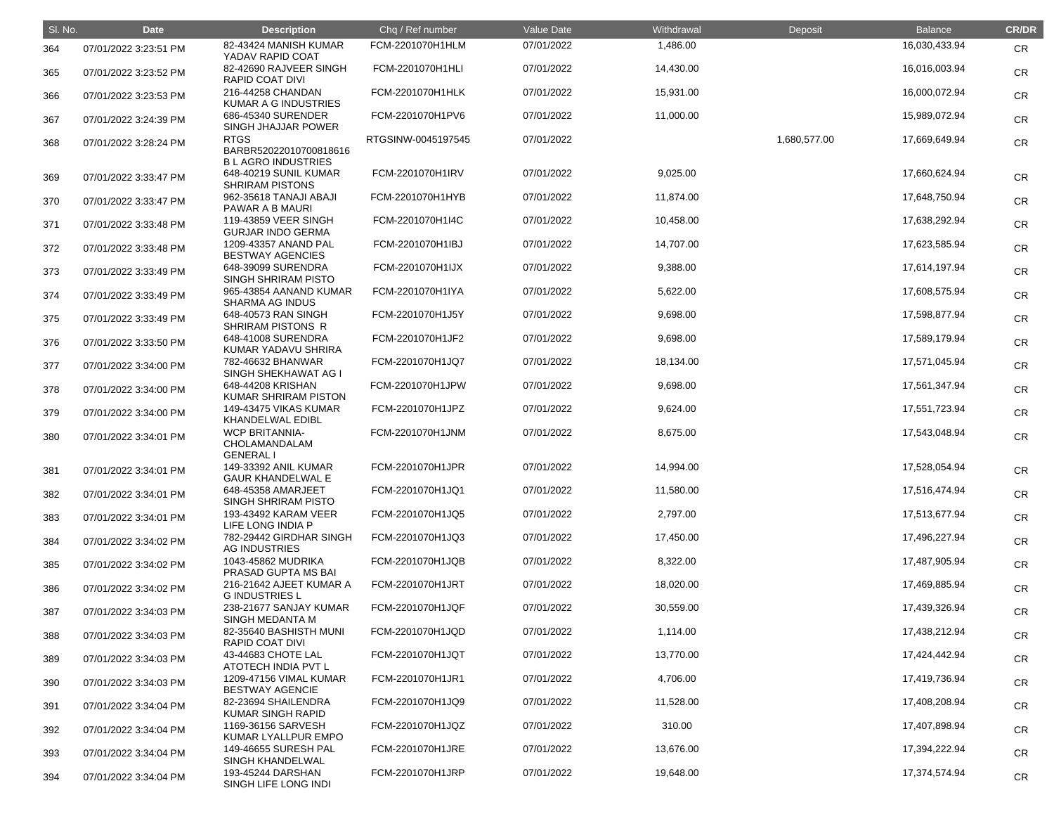| Sl. No. | Date | Description | Chq / Ref number | Value Date | Withdrawal | Deposit | Balance | CR/DR |
|---|---|---|---|---|---|---|---|---|
| 364 | 07/01/2022 3:23:51 PM | 82-43424 MANISH KUMAR YADAV RAPID COAT | FCM-2201070H1HLM | 07/01/2022 | 1,486.00 | | 16,030,433.94 | CR |
| 365 | 07/01/2022 3:23:52 PM | 82-42690 RAJVEER SINGH RAPID COAT DIVI | FCM-2201070H1HLI | 07/01/2022 | 14,430.00 | | 16,016,003.94 | CR |
| 366 | 07/01/2022 3:23:53 PM | 216-44258 CHANDAN KUMAR A G INDUSTRIES | FCM-2201070H1HLK | 07/01/2022 | 15,931.00 | | 16,000,072.94 | CR |
| 367 | 07/01/2022 3:24:39 PM | 686-45340 SURENDER SINGH JHAJJAR POWER | FCM-2201070H1PV6 | 07/01/2022 | 11,000.00 | | 15,989,072.94 | CR |
| 368 | 07/01/2022 3:28:24 PM | RTGS BARBR52022010700818616 B L AGRO INDUSTRIES | RTGSINW-0045197545 | 07/01/2022 | | 1,680,577.00 | 17,669,649.94 | CR |
| 369 | 07/01/2022 3:33:47 PM | 648-40219 SUNIL KUMAR SHRIRAM PISTONS | FCM-2201070H1IRV | 07/01/2022 | 9,025.00 | | 17,660,624.94 | CR |
| 370 | 07/01/2022 3:33:47 PM | 962-35618 TANAJI ABAJI PAWAR A B MAURI | FCM-2201070H1HYB | 07/01/2022 | 11,874.00 | | 17,648,750.94 | CR |
| 371 | 07/01/2022 3:33:48 PM | 119-43859 VEER SINGH GURJAR INDO GERMA | FCM-2201070H1I4C | 07/01/2022 | 10,458.00 | | 17,638,292.94 | CR |
| 372 | 07/01/2022 3:33:48 PM | 1209-43357 ANAND PAL BESTWAY AGENCIES | FCM-2201070H1IBJ | 07/01/2022 | 14,707.00 | | 17,623,585.94 | CR |
| 373 | 07/01/2022 3:33:49 PM | 648-39099 SURENDRA SINGH SHRIRAM PISTO | FCM-2201070H1IJX | 07/01/2022 | 9,388.00 | | 17,614,197.94 | CR |
| 374 | 07/01/2022 3:33:49 PM | 965-43854 AANAND KUMAR SHARMA AG INDUS | FCM-2201070H1IYA | 07/01/2022 | 5,622.00 | | 17,608,575.94 | CR |
| 375 | 07/01/2022 3:33:49 PM | 648-40573 RAN SINGH SHRIRAM PISTONS R | FCM-2201070H1J5Y | 07/01/2022 | 9,698.00 | | 17,598,877.94 | CR |
| 376 | 07/01/2022 3:33:50 PM | 648-41008 SURENDRA KUMAR YADAVU SHRIRA | FCM-2201070H1JF2 | 07/01/2022 | 9,698.00 | | 17,589,179.94 | CR |
| 377 | 07/01/2022 3:34:00 PM | 782-46632 BHANWAR SINGH SHEKHAWAT AG I | FCM-2201070H1JQ7 | 07/01/2022 | 18,134.00 | | 17,571,045.94 | CR |
| 378 | 07/01/2022 3:34:00 PM | 648-44208 KRISHAN KUMAR SHRIRAM PISTON | FCM-2201070H1JPW | 07/01/2022 | 9,698.00 | | 17,561,347.94 | CR |
| 379 | 07/01/2022 3:34:00 PM | 149-43475 VIKAS KUMAR KHANDELWAL EDIBL | FCM-2201070H1JPZ | 07/01/2022 | 9,624.00 | | 17,551,723.94 | CR |
| 380 | 07/01/2022 3:34:01 PM | WCP BRITANNIA-CHOLAMANDALAM GENERAL I | FCM-2201070H1JNM | 07/01/2022 | 8,675.00 | | 17,543,048.94 | CR |
| 381 | 07/01/2022 3:34:01 PM | 149-33392 ANIL KUMAR GAUR KHANDELWAL E | FCM-2201070H1JPR | 07/01/2022 | 14,994.00 | | 17,528,054.94 | CR |
| 382 | 07/01/2022 3:34:01 PM | 648-45358 AMARJEET SINGH SHRIRAM PISTO | FCM-2201070H1JQ1 | 07/01/2022 | 11,580.00 | | 17,516,474.94 | CR |
| 383 | 07/01/2022 3:34:01 PM | 193-43492 KARAM VEER LIFE LONG INDIA P | FCM-2201070H1JQ5 | 07/01/2022 | 2,797.00 | | 17,513,677.94 | CR |
| 384 | 07/01/2022 3:34:02 PM | 782-29442 GIRDHAR SINGH AG INDUSTRIES | FCM-2201070H1JQ3 | 07/01/2022 | 17,450.00 | | 17,496,227.94 | CR |
| 385 | 07/01/2022 3:34:02 PM | 1043-45862 MUDRIKA PRASAD GUPTA MS BAI | FCM-2201070H1JQB | 07/01/2022 | 8,322.00 | | 17,487,905.94 | CR |
| 386 | 07/01/2022 3:34:02 PM | 216-21642 AJEET KUMAR A G INDUSTRIES L | FCM-2201070H1JRT | 07/01/2022 | 18,020.00 | | 17,469,885.94 | CR |
| 387 | 07/01/2022 3:34:03 PM | 238-21677 SANJAY KUMAR SINGH MEDANTA M | FCM-2201070H1JQF | 07/01/2022 | 30,559.00 | | 17,439,326.94 | CR |
| 388 | 07/01/2022 3:34:03 PM | 82-35640 BASHISTH MUNI RAPID COAT DIVI | FCM-2201070H1JQD | 07/01/2022 | 1,114.00 | | 17,438,212.94 | CR |
| 389 | 07/01/2022 3:34:03 PM | 43-44683 CHOTE LAL ATOTECH INDIA PVT L | FCM-2201070H1JQT | 07/01/2022 | 13,770.00 | | 17,424,442.94 | CR |
| 390 | 07/01/2022 3:34:03 PM | 1209-47156 VIMAL KUMAR BESTWAY AGENCIE | FCM-2201070H1JR1 | 07/01/2022 | 4,706.00 | | 17,419,736.94 | CR |
| 391 | 07/01/2022 3:34:04 PM | 82-23694 SHAILENDRA KUMAR SINGH RAPID | FCM-2201070H1JQ9 | 07/01/2022 | 11,528.00 | | 17,408,208.94 | CR |
| 392 | 07/01/2022 3:34:04 PM | 1169-36156 SARVESH KUMAR LYALLPUR EMPO | FCM-2201070H1JQZ | 07/01/2022 | 310.00 | | 17,407,898.94 | CR |
| 393 | 07/01/2022 3:34:04 PM | 149-46655 SURESH PAL SINGH KHANDELWAL | FCM-2201070H1JRE | 07/01/2022 | 13,676.00 | | 17,394,222.94 | CR |
| 394 | 07/01/2022 3:34:04 PM | 193-45244 DARSHAN SINGH LIFE LONG INDI | FCM-2201070H1JRP | 07/01/2022 | 19,648.00 | | 17,374,574.94 | CR |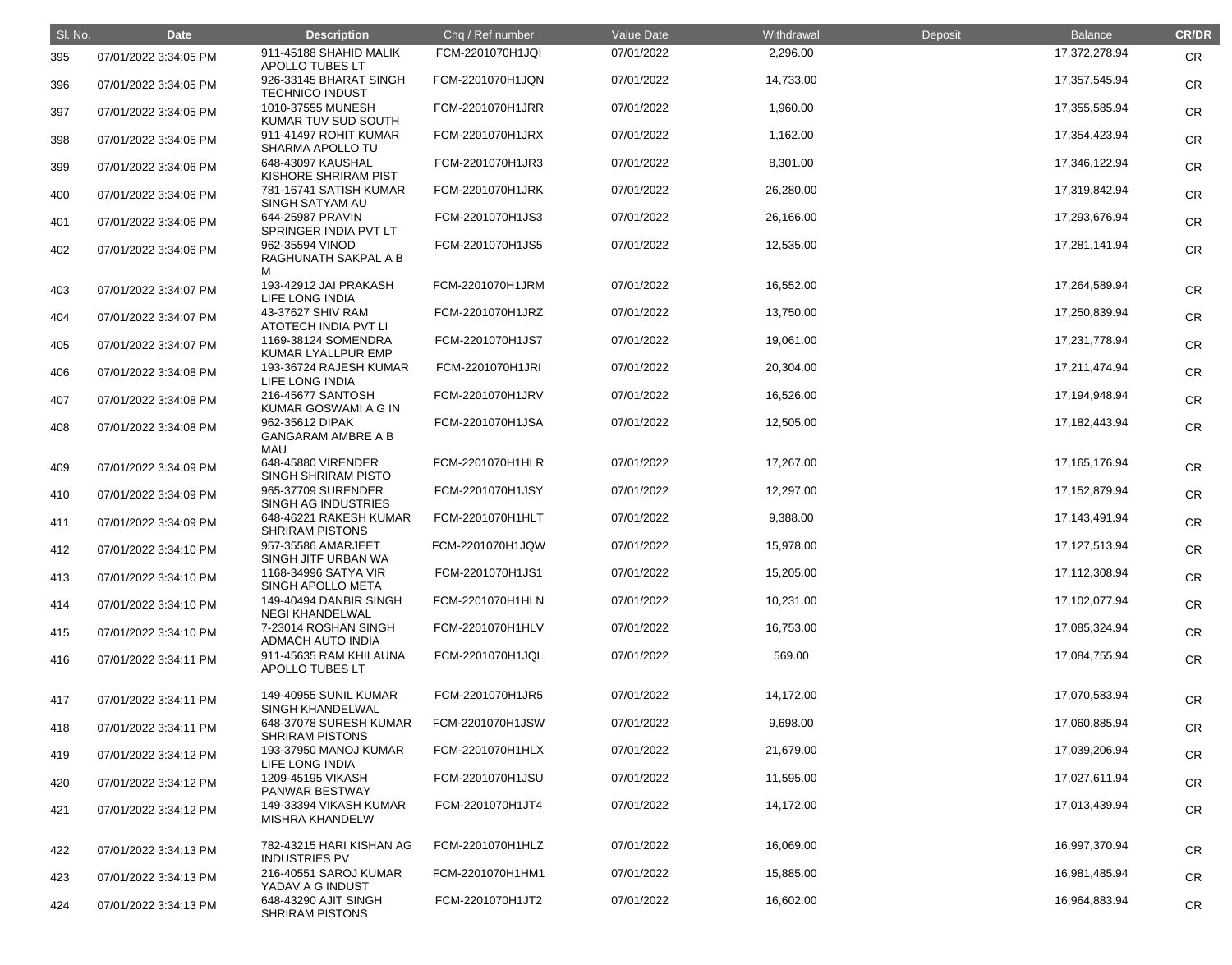| Sl. No. | Date | Description | Chq / Ref number | Value Date | Withdrawal | Deposit | Balance | CR/DR |
|---|---|---|---|---|---|---|---|---|
| 395 | 07/01/2022 3:34:05 PM | 911-45188 SHAHID MALIK APOLLO TUBES LT | FCM-2201070H1JQI | 07/01/2022 | 2,296.00 | | 17,372,278.94 | CR |
| 396 | 07/01/2022 3:34:05 PM | 926-33145 BHARAT SINGH TECHNICO INDUST | FCM-2201070H1JQN | 07/01/2022 | 14,733.00 | | 17,357,545.94 | CR |
| 397 | 07/01/2022 3:34:05 PM | 1010-37555 MUNESH KUMAR TUV SUD SOUTH | FCM-2201070H1JRR | 07/01/2022 | 1,960.00 | | 17,355,585.94 | CR |
| 398 | 07/01/2022 3:34:05 PM | 911-41497 ROHIT KUMAR SHARMA APOLLO TU | FCM-2201070H1JRX | 07/01/2022 | 1,162.00 | | 17,354,423.94 | CR |
| 399 | 07/01/2022 3:34:06 PM | 648-43097 KAUSHAL KISHORE SHRIRAM PIST | FCM-2201070H1JR3 | 07/01/2022 | 8,301.00 | | 17,346,122.94 | CR |
| 400 | 07/01/2022 3:34:06 PM | 781-16741 SATISH KUMAR SINGH SATYAM AU | FCM-2201070H1JRK | 07/01/2022 | 26,280.00 | | 17,319,842.94 | CR |
| 401 | 07/01/2022 3:34:06 PM | 644-25987 PRAVIN SPRINGER INDIA PVT LT | FCM-2201070H1JS3 | 07/01/2022 | 26,166.00 | | 17,293,676.94 | CR |
| 402 | 07/01/2022 3:34:06 PM | 962-35594 VINOD RAGHUNATH SAKPAL A B M | FCM-2201070H1JS5 | 07/01/2022 | 12,535.00 | | 17,281,141.94 | CR |
| 403 | 07/01/2022 3:34:07 PM | 193-42912 JAI PRAKASH LIFE LONG INDIA | FCM-2201070H1JRM | 07/01/2022 | 16,552.00 | | 17,264,589.94 | CR |
| 404 | 07/01/2022 3:34:07 PM | 43-37627 SHIV RAM ATOTECH INDIA PVT LI | FCM-2201070H1JRZ | 07/01/2022 | 13,750.00 | | 17,250,839.94 | CR |
| 405 | 07/01/2022 3:34:07 PM | 1169-38124 SOMENDRA KUMAR LYALLPUR EMP | FCM-2201070H1JS7 | 07/01/2022 | 19,061.00 | | 17,231,778.94 | CR |
| 406 | 07/01/2022 3:34:08 PM | 193-36724 RAJESH KUMAR LIFE LONG INDIA | FCM-2201070H1JRI | 07/01/2022 | 20,304.00 | | 17,211,474.94 | CR |
| 407 | 07/01/2022 3:34:08 PM | 216-45677 SANTOSH KUMAR GOSWAMI A G IN | FCM-2201070H1JRV | 07/01/2022 | 16,526.00 | | 17,194,948.94 | CR |
| 408 | 07/01/2022 3:34:08 PM | 962-35612 DIPAK GANGARAM AMBRE A B MAU | FCM-2201070H1JSA | 07/01/2022 | 12,505.00 | | 17,182,443.94 | CR |
| 409 | 07/01/2022 3:34:09 PM | 648-45880 VIRENDER SINGH SHRIRAM PISTO | FCM-2201070H1HLR | 07/01/2022 | 17,267.00 | | 17,165,176.94 | CR |
| 410 | 07/01/2022 3:34:09 PM | 965-37709 SURENDER SINGH AG INDUSTRIES | FCM-2201070H1JSY | 07/01/2022 | 12,297.00 | | 17,152,879.94 | CR |
| 411 | 07/01/2022 3:34:09 PM | 648-46221 RAKESH KUMAR SHRIRAM PISTONS | FCM-2201070H1HLT | 07/01/2022 | 9,388.00 | | 17,143,491.94 | CR |
| 412 | 07/01/2022 3:34:10 PM | 957-35586 AMARJEET SINGH JITF URBAN WA | FCM-2201070H1JQW | 07/01/2022 | 15,978.00 | | 17,127,513.94 | CR |
| 413 | 07/01/2022 3:34:10 PM | 1168-34996 SATYA VIR SINGH APOLLO META | FCM-2201070H1JS1 | 07/01/2022 | 15,205.00 | | 17,112,308.94 | CR |
| 414 | 07/01/2022 3:34:10 PM | 149-40494 DANBIR SINGH NEGI KHANDELWAL | FCM-2201070H1HLN | 07/01/2022 | 10,231.00 | | 17,102,077.94 | CR |
| 415 | 07/01/2022 3:34:10 PM | 7-23014 ROSHAN SINGH ADMACH AUTO INDIA | FCM-2201070H1HLV | 07/01/2022 | 16,753.00 | | 17,085,324.94 | CR |
| 416 | 07/01/2022 3:34:11 PM | 911-45635 RAM KHILAUNA APOLLO TUBES LT | FCM-2201070H1JQL | 07/01/2022 | 569.00 | | 17,084,755.94 | CR |
| 417 | 07/01/2022 3:34:11 PM | 149-40955 SUNIL KUMAR SINGH KHANDELWAL | FCM-2201070H1JR5 | 07/01/2022 | 14,172.00 | | 17,070,583.94 | CR |
| 418 | 07/01/2022 3:34:11 PM | 648-37078 SURESH KUMAR SHRIRAM PISTONS | FCM-2201070H1JSW | 07/01/2022 | 9,698.00 | | 17,060,885.94 | CR |
| 419 | 07/01/2022 3:34:12 PM | 193-37950 MANOJ KUMAR LIFE LONG INDIA | FCM-2201070H1HLX | 07/01/2022 | 21,679.00 | | 17,039,206.94 | CR |
| 420 | 07/01/2022 3:34:12 PM | 1209-45195 VIKASH PANWAR BESTWAY | FCM-2201070H1JSU | 07/01/2022 | 11,595.00 | | 17,027,611.94 | CR |
| 421 | 07/01/2022 3:34:12 PM | 149-33394 VIKASH KUMAR MISHRA KHANDELW | FCM-2201070H1JT4 | 07/01/2022 | 14,172.00 | | 17,013,439.94 | CR |
| 422 | 07/01/2022 3:34:13 PM | 782-43215 HARI KISHAN AG INDUSTRIES PV | FCM-2201070H1HLZ | 07/01/2022 | 16,069.00 | | 16,997,370.94 | CR |
| 423 | 07/01/2022 3:34:13 PM | 216-40551 SAROJ KUMAR YADAV A G INDUST | FCM-2201070H1HM1 | 07/01/2022 | 15,885.00 | | 16,981,485.94 | CR |
| 424 | 07/01/2022 3:34:13 PM | 648-43290 AJIT SINGH SHRIRAM PISTONS | FCM-2201070H1JT2 | 07/01/2022 | 16,602.00 | | 16,964,883.94 | CR |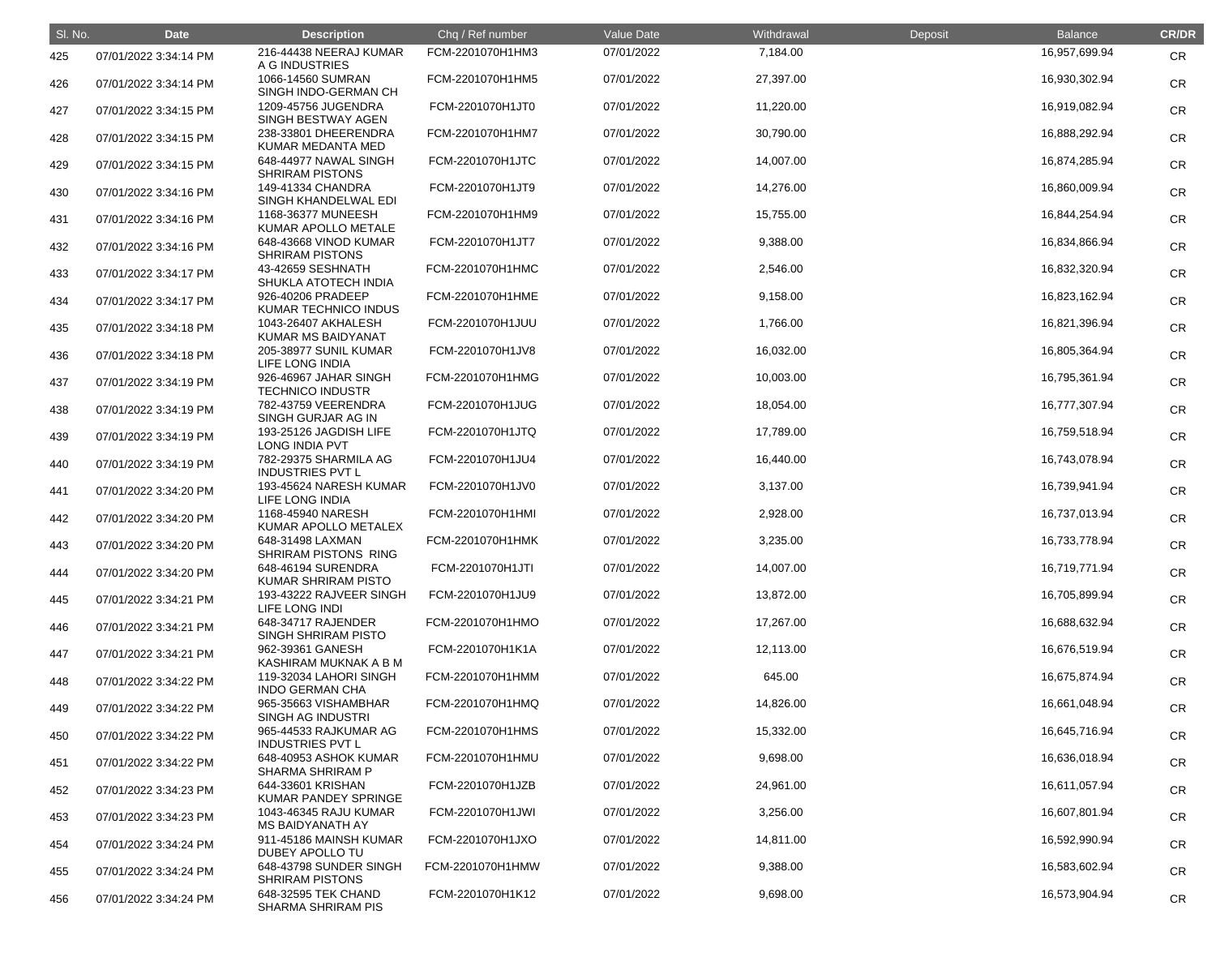| Sl. No. | Date | Description | Chq / Ref number | Value Date | Withdrawal | Deposit | Balance | CR/DR |
|---|---|---|---|---|---|---|---|---|
| 425 | 07/01/2022 3:34:14 PM | 216-44438 NEERAJ KUMAR A G INDUSTRIES | FCM-2201070H1HM3 | 07/01/2022 | 7,184.00 | | 16,957,699.94 | CR |
| 426 | 07/01/2022 3:34:14 PM | 1066-14560 SUMRAN SINGH INDO-GERMAN CH | FCM-2201070H1HM5 | 07/01/2022 | 27,397.00 | | 16,930,302.94 | CR |
| 427 | 07/01/2022 3:34:15 PM | 1209-45756 JUGENDRA SINGH BESTWAY AGEN | FCM-2201070H1JT0 | 07/01/2022 | 11,220.00 | | 16,919,082.94 | CR |
| 428 | 07/01/2022 3:34:15 PM | 238-33801 DHEERENDRA KUMAR MEDANTA MED | FCM-2201070H1HM7 | 07/01/2022 | 30,790.00 | | 16,888,292.94 | CR |
| 429 | 07/01/2022 3:34:15 PM | 648-44977 NAWAL SINGH SHRIRAM PISTONS | FCM-2201070H1JTC | 07/01/2022 | 14,007.00 | | 16,874,285.94 | CR |
| 430 | 07/01/2022 3:34:16 PM | 149-41334 CHANDRA SINGH KHANDELWAL EDI | FCM-2201070H1JT9 | 07/01/2022 | 14,276.00 | | 16,860,009.94 | CR |
| 431 | 07/01/2022 3:34:16 PM | 1168-36377 MUNEESH KUMAR APOLLO METALE | FCM-2201070H1HM9 | 07/01/2022 | 15,755.00 | | 16,844,254.94 | CR |
| 432 | 07/01/2022 3:34:16 PM | 648-43668 VINOD KUMAR SHRIRAM PISTONS | FCM-2201070H1JT7 | 07/01/2022 | 9,388.00 | | 16,834,866.94 | CR |
| 433 | 07/01/2022 3:34:17 PM | 43-42659 SESHNATH SHUKLA ATOTECH INDIA | FCM-2201070H1HMC | 07/01/2022 | 2,546.00 | | 16,832,320.94 | CR |
| 434 | 07/01/2022 3:34:17 PM | 926-40206 PRADEEP KUMAR TECHNICO INDUS | FCM-2201070H1HME | 07/01/2022 | 9,158.00 | | 16,823,162.94 | CR |
| 435 | 07/01/2022 3:34:18 PM | 1043-26407 AKHALESH KUMAR MS BAIDYANAT | FCM-2201070H1JUU | 07/01/2022 | 1,766.00 | | 16,821,396.94 | CR |
| 436 | 07/01/2022 3:34:18 PM | 205-38977 SUNIL KUMAR LIFE LONG INDIA | FCM-2201070H1JV8 | 07/01/2022 | 16,032.00 | | 16,805,364.94 | CR |
| 437 | 07/01/2022 3:34:19 PM | 926-46967 JAHAR SINGH TECHNICO INDUSTR | FCM-2201070H1HMG | 07/01/2022 | 10,003.00 | | 16,795,361.94 | CR |
| 438 | 07/01/2022 3:34:19 PM | 782-43759 VEERENDRA SINGH GURJAR AG IN | FCM-2201070H1JUG | 07/01/2022 | 18,054.00 | | 16,777,307.94 | CR |
| 439 | 07/01/2022 3:34:19 PM | 193-25126 JAGDISH LIFE LONG INDIA PVT | FCM-2201070H1JTQ | 07/01/2022 | 17,789.00 | | 16,759,518.94 | CR |
| 440 | 07/01/2022 3:34:19 PM | 782-29375 SHARMILA AG INDUSTRIES PVT L | FCM-2201070H1JU4 | 07/01/2022 | 16,440.00 | | 16,743,078.94 | CR |
| 441 | 07/01/2022 3:34:20 PM | 193-45624 NARESH KUMAR LIFE LONG INDIA | FCM-2201070H1JV0 | 07/01/2022 | 3,137.00 | | 16,739,941.94 | CR |
| 442 | 07/01/2022 3:34:20 PM | 1168-45940 NARESH KUMAR APOLLO METALEX | FCM-2201070H1HMI | 07/01/2022 | 2,928.00 | | 16,737,013.94 | CR |
| 443 | 07/01/2022 3:34:20 PM | 648-31498 LAXMAN SHRIRAM PISTONS RING | FCM-2201070H1HMK | 07/01/2022 | 3,235.00 | | 16,733,778.94 | CR |
| 444 | 07/01/2022 3:34:20 PM | 648-46194 SURENDRA KUMAR SHRIRAM PISTO | FCM-2201070H1JTI | 07/01/2022 | 14,007.00 | | 16,719,771.94 | CR |
| 445 | 07/01/2022 3:34:21 PM | 193-43222 RAJVEER SINGH LIFE LONG INDI | FCM-2201070H1JU9 | 07/01/2022 | 13,872.00 | | 16,705,899.94 | CR |
| 446 | 07/01/2022 3:34:21 PM | 648-34717 RAJENDER SINGH SHRIRAM PISTO | FCM-2201070H1HMO | 07/01/2022 | 17,267.00 | | 16,688,632.94 | CR |
| 447 | 07/01/2022 3:34:21 PM | 962-39361 GANESH KASHIRAM MUKNAK A B M | FCM-2201070H1K1A | 07/01/2022 | 12,113.00 | | 16,676,519.94 | CR |
| 448 | 07/01/2022 3:34:22 PM | 119-32034 LAHORI SINGH INDO GERMAN CHA | FCM-2201070H1HMM | 07/01/2022 | 645.00 | | 16,675,874.94 | CR |
| 449 | 07/01/2022 3:34:22 PM | 965-35663 VISHAMBHAR SINGH AG INDUSTRI | FCM-2201070H1HMQ | 07/01/2022 | 14,826.00 | | 16,661,048.94 | CR |
| 450 | 07/01/2022 3:34:22 PM | 965-44533 RAJKUMAR AG INDUSTRIES PVT L | FCM-2201070H1HMS | 07/01/2022 | 15,332.00 | | 16,645,716.94 | CR |
| 451 | 07/01/2022 3:34:22 PM | 648-40953 ASHOK KUMAR SHARMA SHRIRAM P | FCM-2201070H1HMU | 07/01/2022 | 9,698.00 | | 16,636,018.94 | CR |
| 452 | 07/01/2022 3:34:23 PM | 644-33601 KRISHAN KUMAR PANDEY SPRINGE | FCM-2201070H1JZB | 07/01/2022 | 24,961.00 | | 16,611,057.94 | CR |
| 453 | 07/01/2022 3:34:23 PM | 1043-46345 RAJU KUMAR MS BAIDYANATH AY | FCM-2201070H1JWI | 07/01/2022 | 3,256.00 | | 16,607,801.94 | CR |
| 454 | 07/01/2022 3:34:24 PM | 911-45186 MAINSH KUMAR DUBEY APOLLO TU | FCM-2201070H1JXO | 07/01/2022 | 14,811.00 | | 16,592,990.94 | CR |
| 455 | 07/01/2022 3:34:24 PM | 648-43798 SUNDER SINGH SHRIRAM PISTONS | FCM-2201070H1HMW | 07/01/2022 | 9,388.00 | | 16,583,602.94 | CR |
| 456 | 07/01/2022 3:34:24 PM | 648-32595 TEK CHAND SHARMA SHRIRAM PIS | FCM-2201070H1K12 | 07/01/2022 | 9,698.00 | | 16,573,904.94 | CR |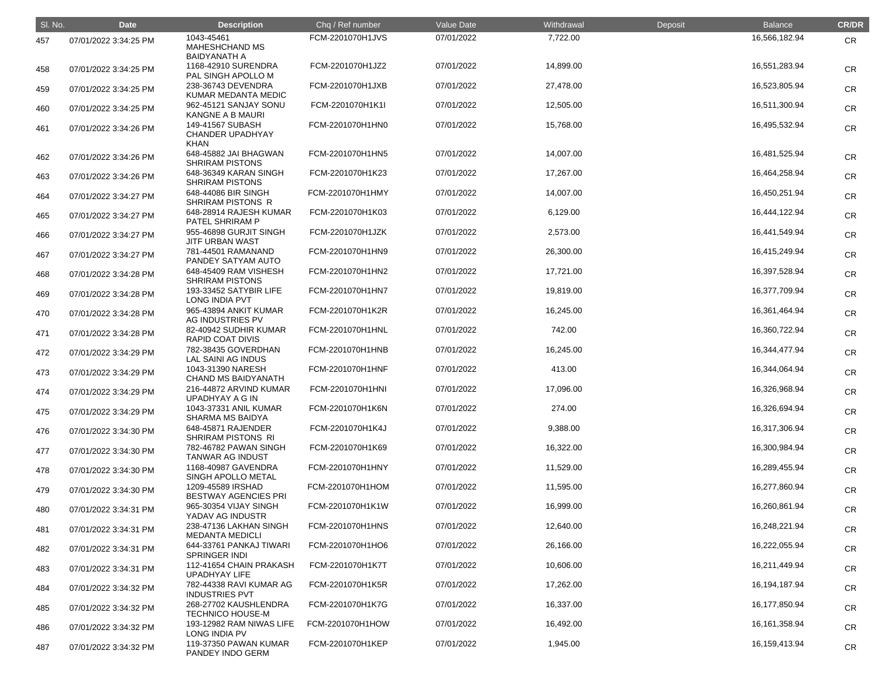| Sl. No. | Date | Description | Chq / Ref number | Value Date | Withdrawal | Deposit | Balance | CR/DR |
|---|---|---|---|---|---|---|---|---|
| 457 | 07/01/2022 3:34:25 PM | 1043-45461 MAHESHCHAND MS BAIDYANATH A | FCM-2201070H1JVS | 07/01/2022 | 7,722.00 | | 16,566,182.94 | CR |
| 458 | 07/01/2022 3:34:25 PM | 1168-42910 SURENDRA PAL SINGH APOLLO M | FCM-2201070H1JZ2 | 07/01/2022 | 14,899.00 | | 16,551,283.94 | CR |
| 459 | 07/01/2022 3:34:25 PM | 238-36743 DEVENDRA KUMAR MEDANTA MEDIC | FCM-2201070H1JXB | 07/01/2022 | 27,478.00 | | 16,523,805.94 | CR |
| 460 | 07/01/2022 3:34:25 PM | 962-45121 SANJAY SONU KANGNE A B MAURI | FCM-2201070H1K1I | 07/01/2022 | 12,505.00 | | 16,511,300.94 | CR |
| 461 | 07/01/2022 3:34:26 PM | 149-41567 SUBASH CHANDER UPADHYAY KHAN | FCM-2201070H1HN0 | 07/01/2022 | 15,768.00 | | 16,495,532.94 | CR |
| 462 | 07/01/2022 3:34:26 PM | 648-45882 JAI BHAGWAN SHRIRAM PISTONS | FCM-2201070H1HN5 | 07/01/2022 | 14,007.00 | | 16,481,525.94 | CR |
| 463 | 07/01/2022 3:34:26 PM | 648-36349 KARAN SINGH SHRIRAM PISTONS | FCM-2201070H1K23 | 07/01/2022 | 17,267.00 | | 16,464,258.94 | CR |
| 464 | 07/01/2022 3:34:27 PM | 648-44086 BIR SINGH SHRIRAM PISTONS R | FCM-2201070H1HMY | 07/01/2022 | 14,007.00 | | 16,450,251.94 | CR |
| 465 | 07/01/2022 3:34:27 PM | 648-28914 RAJESH KUMAR PATEL SHRIRAM P | FCM-2201070H1K03 | 07/01/2022 | 6,129.00 | | 16,444,122.94 | CR |
| 466 | 07/01/2022 3:34:27 PM | 955-46898 GURJIT SINGH JITF URBAN WAST | FCM-2201070H1JZK | 07/01/2022 | 2,573.00 | | 16,441,549.94 | CR |
| 467 | 07/01/2022 3:34:27 PM | 781-44501 RAMANAND PANDEY SATYAM AUTO | FCM-2201070H1HN9 | 07/01/2022 | 26,300.00 | | 16,415,249.94 | CR |
| 468 | 07/01/2022 3:34:28 PM | 648-45409 RAM VISHESH SHRIRAM PISTONS | FCM-2201070H1HN2 | 07/01/2022 | 17,721.00 | | 16,397,528.94 | CR |
| 469 | 07/01/2022 3:34:28 PM | 193-33452 SATYBIR LIFE LONG INDIA PVT | FCM-2201070H1HN7 | 07/01/2022 | 19,819.00 | | 16,377,709.94 | CR |
| 470 | 07/01/2022 3:34:28 PM | 965-43894 ANKIT KUMAR AG INDUSTRIES PV | FCM-2201070H1K2R | 07/01/2022 | 16,245.00 | | 16,361,464.94 | CR |
| 471 | 07/01/2022 3:34:28 PM | 82-40942 SUDHIR KUMAR RAPID COAT DIVIS | FCM-2201070H1HNL | 07/01/2022 | 742.00 | | 16,360,722.94 | CR |
| 472 | 07/01/2022 3:34:29 PM | 782-38435 GOVERDHAN LAL SAINI AG INDUS | FCM-2201070H1HNB | 07/01/2022 | 16,245.00 | | 16,344,477.94 | CR |
| 473 | 07/01/2022 3:34:29 PM | 1043-31390 NARESH CHAND MS BAIDYANATH | FCM-2201070H1HNF | 07/01/2022 | 413.00 | | 16,344,064.94 | CR |
| 474 | 07/01/2022 3:34:29 PM | 216-44872 ARVIND KUMAR UPADHYAY A G IN | FCM-2201070H1HNI | 07/01/2022 | 17,096.00 | | 16,326,968.94 | CR |
| 475 | 07/01/2022 3:34:29 PM | 1043-37331 ANIL KUMAR SHARMA MS BAIDYA | FCM-2201070H1K6N | 07/01/2022 | 274.00 | | 16,326,694.94 | CR |
| 476 | 07/01/2022 3:34:30 PM | 648-45871 RAJENDER SHRIRAM PISTONS RI | FCM-2201070H1K4J | 07/01/2022 | 9,388.00 | | 16,317,306.94 | CR |
| 477 | 07/01/2022 3:34:30 PM | 782-46782 PAWAN SINGH TANWAR AG INDUST | FCM-2201070H1K69 | 07/01/2022 | 16,322.00 | | 16,300,984.94 | CR |
| 478 | 07/01/2022 3:34:30 PM | 1168-40987 GAVENDRA SINGH APOLLO METAL | FCM-2201070H1HNY | 07/01/2022 | 11,529.00 | | 16,289,455.94 | CR |
| 479 | 07/01/2022 3:34:30 PM | 1209-45589 IRSHAD BESTWAY AGENCIES PRI | FCM-2201070H1HOM | 07/01/2022 | 11,595.00 | | 16,277,860.94 | CR |
| 480 | 07/01/2022 3:34:31 PM | 965-30354 VIJAY SINGH YADAV AG INDUSTR | FCM-2201070H1K1W | 07/01/2022 | 16,999.00 | | 16,260,861.94 | CR |
| 481 | 07/01/2022 3:34:31 PM | 238-47136 LAKHAN SINGH MEDANTA MEDICLI | FCM-2201070H1HNS | 07/01/2022 | 12,640.00 | | 16,248,221.94 | CR |
| 482 | 07/01/2022 3:34:31 PM | 644-33761 PANKAJ TIWARI SPRINGER INDI | FCM-2201070H1HO6 | 07/01/2022 | 26,166.00 | | 16,222,055.94 | CR |
| 483 | 07/01/2022 3:34:31 PM | 112-41654 CHAIN PRAKASH UPADHYAY LIFE | FCM-2201070H1K7T | 07/01/2022 | 10,606.00 | | 16,211,449.94 | CR |
| 484 | 07/01/2022 3:34:32 PM | 782-44338 RAVI KUMAR AG INDUSTRIES PVT | FCM-2201070H1K5R | 07/01/2022 | 17,262.00 | | 16,194,187.94 | CR |
| 485 | 07/01/2022 3:34:32 PM | 268-27702 KAUSHLENDRA TECHNICO HOUSE-M | FCM-2201070H1K7G | 07/01/2022 | 16,337.00 | | 16,177,850.94 | CR |
| 486 | 07/01/2022 3:34:32 PM | 193-12982 RAM NIWAS LIFE LONG INDIA PV | FCM-2201070H1HOW | 07/01/2022 | 16,492.00 | | 16,161,358.94 | CR |
| 487 | 07/01/2022 3:34:32 PM | 119-37350 PAWAN KUMAR PANDEY INDO GERM | FCM-2201070H1KEP | 07/01/2022 | 1,945.00 | | 16,159,413.94 | CR |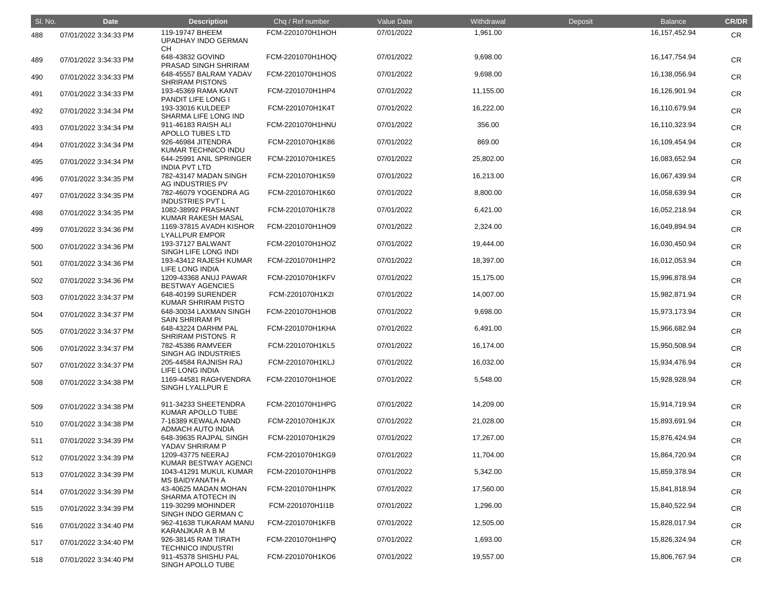| Sl. No. | Date | Description | Chq / Ref number | Value Date | Withdrawal | Deposit | Balance | CR/DR |
|---|---|---|---|---|---|---|---|---|
| 488 | 07/01/2022 3:34:33 PM | 119-19747 BHEEM UPADHAY INDO GERMAN CH | FCM-2201070H1HOH | 07/01/2022 | 1,961.00 | | 16,157,452.94 | CR |
| 489 | 07/01/2022 3:34:33 PM | 648-43832 GOVIND PRASAD SINGH SHRIRAM | FCM-2201070H1HOQ | 07/01/2022 | 9,698.00 | | 16,147,754.94 | CR |
| 490 | 07/01/2022 3:34:33 PM | 648-45557 BALRAM YADAV SHRIRAM PISTONS | FCM-2201070H1HOS | 07/01/2022 | 9,698.00 | | 16,138,056.94 | CR |
| 491 | 07/01/2022 3:34:33 PM | 193-45369 RAMA KANT PANDIT LIFE LONG I | FCM-2201070H1HP4 | 07/01/2022 | 11,155.00 | | 16,126,901.94 | CR |
| 492 | 07/01/2022 3:34:34 PM | 193-33016 KULDEEP SHARMA LIFE LONG IND | FCM-2201070H1K4T | 07/01/2022 | 16,222.00 | | 16,110,679.94 | CR |
| 493 | 07/01/2022 3:34:34 PM | 911-46183 RAISH ALI APOLLO TUBES LTD | FCM-2201070H1HNU | 07/01/2022 | 356.00 | | 16,110,323.94 | CR |
| 494 | 07/01/2022 3:34:34 PM | 926-46984 JITENDRA KUMAR TECHNICO INDU | FCM-2201070H1K86 | 07/01/2022 | 869.00 | | 16,109,454.94 | CR |
| 495 | 07/01/2022 3:34:34 PM | 644-25991 ANIL SPRINGER INDIA PVT LTD | FCM-2201070H1KE5 | 07/01/2022 | 25,802.00 | | 16,083,652.94 | CR |
| 496 | 07/01/2022 3:34:35 PM | 782-43147 MADAN SINGH AG INDUSTRIES PV | FCM-2201070H1K59 | 07/01/2022 | 16,213.00 | | 16,067,439.94 | CR |
| 497 | 07/01/2022 3:34:35 PM | 782-46079 YOGENDRA AG INDUSTRIES PVT L | FCM-2201070H1K60 | 07/01/2022 | 8,800.00 | | 16,058,639.94 | CR |
| 498 | 07/01/2022 3:34:35 PM | 1082-38992 PRASHANT KUMAR RAKESH MASAL | FCM-2201070H1K78 | 07/01/2022 | 6,421.00 | | 16,052,218.94 | CR |
| 499 | 07/01/2022 3:34:36 PM | 1169-37815 AVADH KISHOR LYALLPUR EMPOR | FCM-2201070H1HO9 | 07/01/2022 | 2,324.00 | | 16,049,894.94 | CR |
| 500 | 07/01/2022 3:34:36 PM | 193-37127 BALWANT SINGH LIFE LONG INDI | FCM-2201070H1HOZ | 07/01/2022 | 19,444.00 | | 16,030,450.94 | CR |
| 501 | 07/01/2022 3:34:36 PM | 193-43412 RAJESH KUMAR LIFE LONG INDIA | FCM-2201070H1HP2 | 07/01/2022 | 18,397.00 | | 16,012,053.94 | CR |
| 502 | 07/01/2022 3:34:36 PM | 1209-43368 ANUJ PAWAR BESTWAY AGENCIES | FCM-2201070H1KFV | 07/01/2022 | 15,175.00 | | 15,996,878.94 | CR |
| 503 | 07/01/2022 3:34:37 PM | 648-40199 SURENDER KUMAR SHRIRAM PISTO | FCM-2201070H1K2I | 07/01/2022 | 14,007.00 | | 15,982,871.94 | CR |
| 504 | 07/01/2022 3:34:37 PM | 648-30034 LAXMAN SINGH SAIN SHRIRAM PI | FCM-2201070H1HOB | 07/01/2022 | 9,698.00 | | 15,973,173.94 | CR |
| 505 | 07/01/2022 3:34:37 PM | 648-43224 DARHM PAL SHRIRAM PISTONS R | FCM-2201070H1KHA | 07/01/2022 | 6,491.00 | | 15,966,682.94 | CR |
| 506 | 07/01/2022 3:34:37 PM | 782-45386 RAMVEER SINGH AG INDUSTRIES | FCM-2201070H1KL5 | 07/01/2022 | 16,174.00 | | 15,950,508.94 | CR |
| 507 | 07/01/2022 3:34:37 PM | 205-44584 RAJNISH RAJ LIFE LONG INDIA | FCM-2201070H1KLJ | 07/01/2022 | 16,032.00 | | 15,934,476.94 | CR |
| 508 | 07/01/2022 3:34:38 PM | 1169-44581 RAGHVENDRA SINGH LYALLPUR E | FCM-2201070H1HOE | 07/01/2022 | 5,548.00 | | 15,928,928.94 | CR |
| 509 | 07/01/2022 3:34:38 PM | 911-34233 SHEETENDRA KUMAR APOLLO TUBE | FCM-2201070H1HPG | 07/01/2022 | 14,209.00 | | 15,914,719.94 | CR |
| 510 | 07/01/2022 3:34:38 PM | 7-16389 KEWALA NAND ADMACH AUTO INDIA | FCM-2201070H1KJX | 07/01/2022 | 21,028.00 | | 15,893,691.94 | CR |
| 511 | 07/01/2022 3:34:39 PM | 648-39635 RAJPAL SINGH YADAV SHRIRAM P | FCM-2201070H1K29 | 07/01/2022 | 17,267.00 | | 15,876,424.94 | CR |
| 512 | 07/01/2022 3:34:39 PM | 1209-43775 NEERAJ KUMAR BESTWAY AGENCI | FCM-2201070H1KG9 | 07/01/2022 | 11,704.00 | | 15,864,720.94 | CR |
| 513 | 07/01/2022 3:34:39 PM | 1043-41291 MUKUL KUMAR MS BAIDYANATH A | FCM-2201070H1HPB | 07/01/2022 | 5,342.00 | | 15,859,378.94 | CR |
| 514 | 07/01/2022 3:34:39 PM | 43-40625 MADAN MOHAN SHARMA ATOTECH IN | FCM-2201070H1HPK | 07/01/2022 | 17,560.00 | | 15,841,818.94 | CR |
| 515 | 07/01/2022 3:34:39 PM | 119-30299 MOHINDER SINGH INDO GERMAN C | FCM-2201070H1I1B | 07/01/2022 | 1,296.00 | | 15,840,522.94 | CR |
| 516 | 07/01/2022 3:34:40 PM | 962-41638 TUKARAM MANU KARANJKAR A B M | FCM-2201070H1KFB | 07/01/2022 | 12,505.00 | | 15,828,017.94 | CR |
| 517 | 07/01/2022 3:34:40 PM | 926-38145 RAM TIRATH TECHNICO INDUSTRI | FCM-2201070H1HPQ | 07/01/2022 | 1,693.00 | | 15,826,324.94 | CR |
| 518 | 07/01/2022 3:34:40 PM | 911-45378 SHISHU PAL SINGH APOLLO TUBE | FCM-2201070H1KO6 | 07/01/2022 | 19,557.00 | | 15,806,767.94 | CR |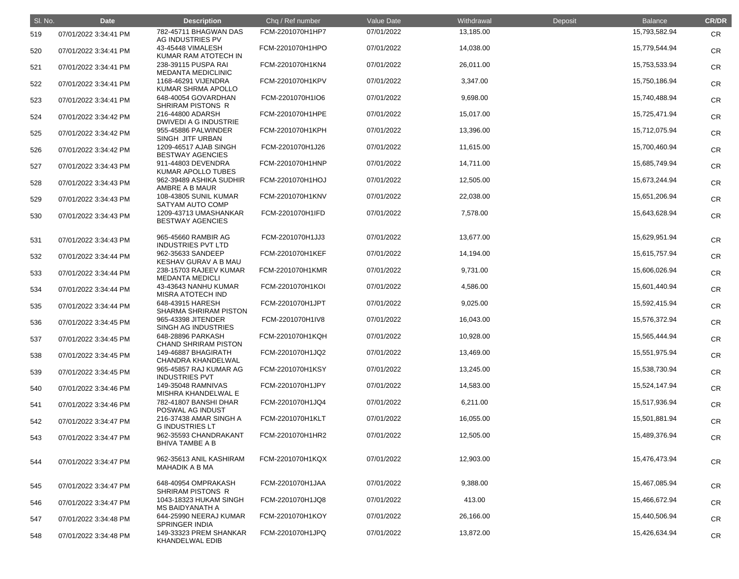| Sl. No. | Date | Description | Chq / Ref number | Value Date | Withdrawal | Deposit | Balance | CR/DR |
|---|---|---|---|---|---|---|---|---|
| 519 | 07/01/2022 3:34:41 PM | 782-45711 BHAGWAN DAS AG INDUSTRIES PV | FCM-2201070H1HP7 | 07/01/2022 | 13,185.00 | | 15,793,582.94 | CR |
| 520 | 07/01/2022 3:34:41 PM | 43-45448 VIMALESH KUMAR RAM ATOTECH IN | FCM-2201070H1HPO | 07/01/2022 | 14,038.00 | | 15,779,544.94 | CR |
| 521 | 07/01/2022 3:34:41 PM | 238-39115 PUSPA RAI MEDANTA MEDICLINIC | FCM-2201070H1KN4 | 07/01/2022 | 26,011.00 | | 15,753,533.94 | CR |
| 522 | 07/01/2022 3:34:41 PM | 1168-46291 VIJENDRA KUMAR SHRMA APOLLO | FCM-2201070H1KPV | 07/01/2022 | 3,347.00 | | 15,750,186.94 | CR |
| 523 | 07/01/2022 3:34:41 PM | 648-40054 GOVARDHAN SHRIRAM PISTONS R | FCM-2201070H1IO6 | 07/01/2022 | 9,698.00 | | 15,740,488.94 | CR |
| 524 | 07/01/2022 3:34:42 PM | 216-44800 ADARSH DWIVEDI A G INDUSTRIE | FCM-2201070H1HPE | 07/01/2022 | 15,017.00 | | 15,725,471.94 | CR |
| 525 | 07/01/2022 3:34:42 PM | 955-45886 PALWINDER SINGH JITF URBAN | FCM-2201070H1KPH | 07/01/2022 | 13,396.00 | | 15,712,075.94 | CR |
| 526 | 07/01/2022 3:34:42 PM | 1209-46517 AJAB SINGH BESTWAY AGENCIES | FCM-2201070H1J26 | 07/01/2022 | 11,615.00 | | 15,700,460.94 | CR |
| 527 | 07/01/2022 3:34:43 PM | 911-44803 DEVENDRA KUMAR APOLLO TUBES | FCM-2201070H1HNP | 07/01/2022 | 14,711.00 | | 15,685,749.94 | CR |
| 528 | 07/01/2022 3:34:43 PM | 962-39489 ASHIKA SUDHIR AMBRE A B MAUR | FCM-2201070H1HOJ | 07/01/2022 | 12,505.00 | | 15,673,244.94 | CR |
| 529 | 07/01/2022 3:34:43 PM | 108-43805 SUNIL KUMAR SATYAM AUTO COMP | FCM-2201070H1KNV | 07/01/2022 | 22,038.00 | | 15,651,206.94 | CR |
| 530 | 07/01/2022 3:34:43 PM | 1209-43713 UMASHANKAR BESTWAY AGENCIES | FCM-2201070H1IFD | 07/01/2022 | 7,578.00 | | 15,643,628.94 | CR |
| 531 | 07/01/2022 3:34:43 PM | 965-45660 RAMBIR AG INDUSTRIES PVT LTD | FCM-2201070H1JJ3 | 07/01/2022 | 13,677.00 | | 15,629,951.94 | CR |
| 532 | 07/01/2022 3:34:44 PM | 962-35633 SANDEEP KESHAV GURAV A B MAU | FCM-2201070H1KEF | 07/01/2022 | 14,194.00 | | 15,615,757.94 | CR |
| 533 | 07/01/2022 3:34:44 PM | 238-15703 RAJEEV KUMAR MEDANTA MEDICLI | FCM-2201070H1KMR | 07/01/2022 | 9,731.00 | | 15,606,026.94 | CR |
| 534 | 07/01/2022 3:34:44 PM | 43-43643 NANHU KUMAR MISRA ATOTECH IND | FCM-2201070H1KOI | 07/01/2022 | 4,586.00 | | 15,601,440.94 | CR |
| 535 | 07/01/2022 3:34:44 PM | 648-43915 HARESH SHARMA SHRIRAM PISTON | FCM-2201070H1JPT | 07/01/2022 | 9,025.00 | | 15,592,415.94 | CR |
| 536 | 07/01/2022 3:34:45 PM | 965-43398 JITENDER SINGH AG INDUSTRIES | FCM-2201070H1IV8 | 07/01/2022 | 16,043.00 | | 15,576,372.94 | CR |
| 537 | 07/01/2022 3:34:45 PM | 648-28896 PARKASH CHAND SHRIRAM PISTON | FCM-2201070H1KQH | 07/01/2022 | 10,928.00 | | 15,565,444.94 | CR |
| 538 | 07/01/2022 3:34:45 PM | 149-46887 BHAGIRATH CHANDRA KHANDELWAL | FCM-2201070H1JQ2 | 07/01/2022 | 13,469.00 | | 15,551,975.94 | CR |
| 539 | 07/01/2022 3:34:45 PM | 965-45857 RAJ KUMAR AG INDUSTRIES PVT | FCM-2201070H1KSY | 07/01/2022 | 13,245.00 | | 15,538,730.94 | CR |
| 540 | 07/01/2022 3:34:46 PM | 149-35048 RAMNIVAS MISHRA KHANDELWAL E | FCM-2201070H1JPY | 07/01/2022 | 14,583.00 | | 15,524,147.94 | CR |
| 541 | 07/01/2022 3:34:46 PM | 782-41807 BANSHI DHAR POSWAL AG INDUST | FCM-2201070H1JQ4 | 07/01/2022 | 6,211.00 | | 15,517,936.94 | CR |
| 542 | 07/01/2022 3:34:47 PM | 216-37438 AMAR SINGH A G INDUSTRIES LT | FCM-2201070H1KLT | 07/01/2022 | 16,055.00 | | 15,501,881.94 | CR |
| 543 | 07/01/2022 3:34:47 PM | 962-35593 CHANDRAKANT BHIVA TAMBE A B | FCM-2201070H1HR2 | 07/01/2022 | 12,505.00 | | 15,489,376.94 | CR |
| 544 | 07/01/2022 3:34:47 PM | 962-35613 ANIL KASHIRAM MAHADIK A B MA | FCM-2201070H1KQX | 07/01/2022 | 12,903.00 | | 15,476,473.94 | CR |
| 545 | 07/01/2022 3:34:47 PM | 648-40954 OMPRAKASH SHRIRAM PISTONS R | FCM-2201070H1JAA | 07/01/2022 | 9,388.00 | | 15,467,085.94 | CR |
| 546 | 07/01/2022 3:34:47 PM | 1043-18323 HUKAM SINGH MS BAIDYANATH A | FCM-2201070H1JQ8 | 07/01/2022 | 413.00 | | 15,466,672.94 | CR |
| 547 | 07/01/2022 3:34:48 PM | 644-25990 NEERAJ KUMAR SPRINGER INDIA | FCM-2201070H1KOY | 07/01/2022 | 26,166.00 | | 15,440,506.94 | CR |
| 548 | 07/01/2022 3:34:48 PM | 149-33323 PREM SHANKAR KHANDELWAL EDIB | FCM-2201070H1JPQ | 07/01/2022 | 13,872.00 | | 15,426,634.94 | CR |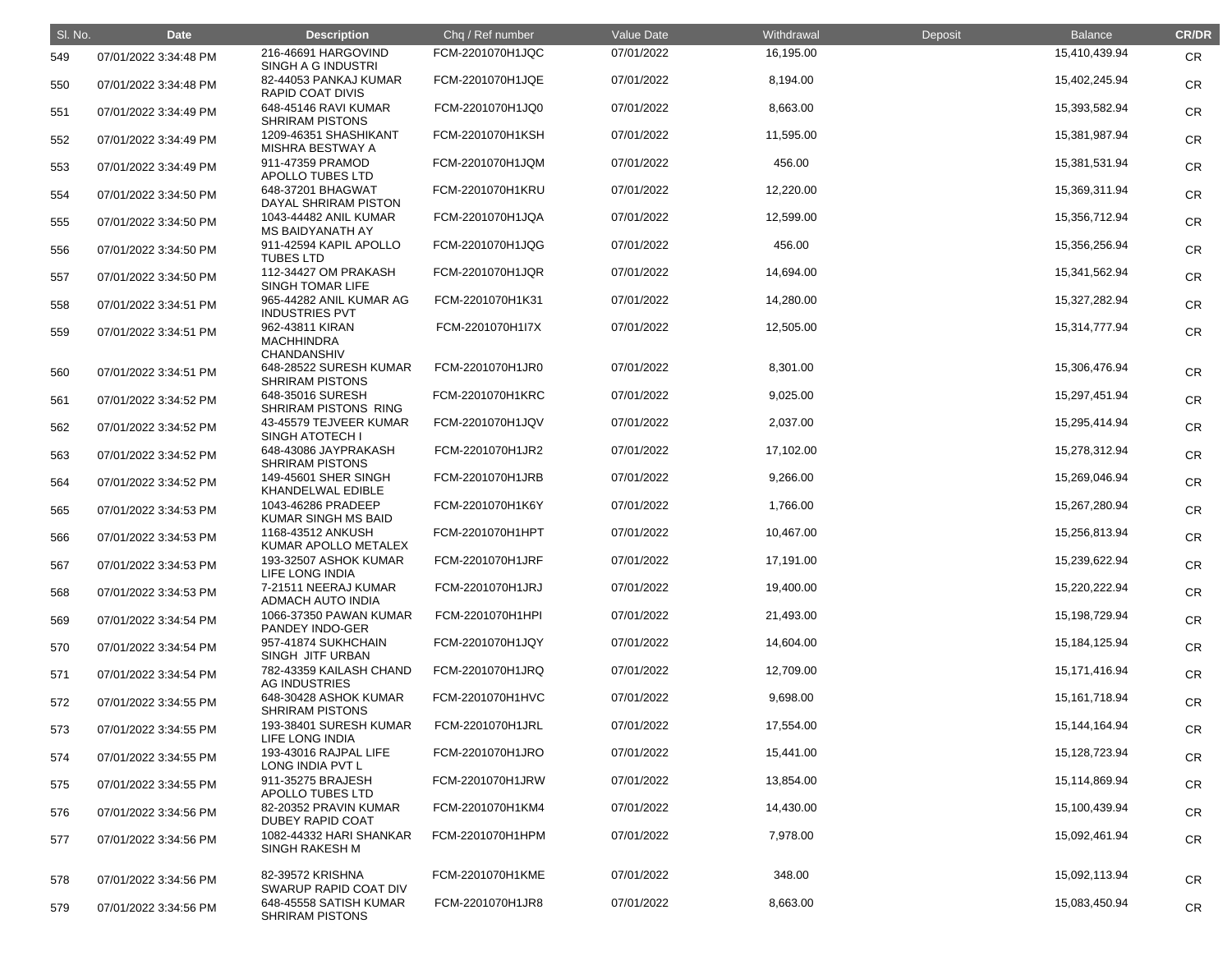| Sl. No. | Date | Description | Chq / Ref number | Value Date | Withdrawal | Deposit | Balance | CR/DR |
|---|---|---|---|---|---|---|---|---|
| 549 | 07/01/2022 3:34:48 PM | 216-46691 HARGOVIND SINGH A G INDUSTRI | FCM-2201070H1JQC | 07/01/2022 | 16,195.00 | | 15,410,439.94 | CR |
| 550 | 07/01/2022 3:34:48 PM | 82-44053 PANKAJ KUMAR RAPID COAT DIVIS | FCM-2201070H1JQE | 07/01/2022 | 8,194.00 | | 15,402,245.94 | CR |
| 551 | 07/01/2022 3:34:49 PM | 648-45146 RAVI KUMAR SHRIRAM PISTONS | FCM-2201070H1JQ0 | 07/01/2022 | 8,663.00 | | 15,393,582.94 | CR |
| 552 | 07/01/2022 3:34:49 PM | 1209-46351 SHASHIKANT MISHRA BESTWAY A | FCM-2201070H1KSH | 07/01/2022 | 11,595.00 | | 15,381,987.94 | CR |
| 553 | 07/01/2022 3:34:49 PM | 911-47359 PRAMOD APOLLO TUBES LTD | FCM-2201070H1JQM | 07/01/2022 | 456.00 | | 15,381,531.94 | CR |
| 554 | 07/01/2022 3:34:50 PM | 648-37201 BHAGWAT DAYAL SHRIRAM PISTON | FCM-2201070H1KRU | 07/01/2022 | 12,220.00 | | 15,369,311.94 | CR |
| 555 | 07/01/2022 3:34:50 PM | 1043-44482 ANIL KUMAR MS BAIDYANATH AY | FCM-2201070H1JQA | 07/01/2022 | 12,599.00 | | 15,356,712.94 | CR |
| 556 | 07/01/2022 3:34:50 PM | 911-42594 KAPIL APOLLO TUBES LTD | FCM-2201070H1JQG | 07/01/2022 | 456.00 | | 15,356,256.94 | CR |
| 557 | 07/01/2022 3:34:50 PM | 112-34427 OM PRAKASH SINGH TOMAR LIFE | FCM-2201070H1JQR | 07/01/2022 | 14,694.00 | | 15,341,562.94 | CR |
| 558 | 07/01/2022 3:34:51 PM | 965-44282 ANIL KUMAR AG INDUSTRIES PVT | FCM-2201070H1K31 | 07/01/2022 | 14,280.00 | | 15,327,282.94 | CR |
| 559 | 07/01/2022 3:34:51 PM | 962-43811 KIRAN MACHHINDRA CHANDANSHIV | FCM-2201070H1I7X | 07/01/2022 | 12,505.00 | | 15,314,777.94 | CR |
| 560 | 07/01/2022 3:34:51 PM | 648-28522 SURESH KUMAR SHRIRAM PISTONS | FCM-2201070H1JR0 | 07/01/2022 | 8,301.00 | | 15,306,476.94 | CR |
| 561 | 07/01/2022 3:34:52 PM | 648-35016 SURESH SHRIRAM PISTONS RING | FCM-2201070H1KRC | 07/01/2022 | 9,025.00 | | 15,297,451.94 | CR |
| 562 | 07/01/2022 3:34:52 PM | 43-45579 TEJVEER KUMAR SINGH ATOTECH I | FCM-2201070H1JQV | 07/01/2022 | 2,037.00 | | 15,295,414.94 | CR |
| 563 | 07/01/2022 3:34:52 PM | 648-43086 JAYPRAKASH SHRIRAM PISTONS | FCM-2201070H1JR2 | 07/01/2022 | 17,102.00 | | 15,278,312.94 | CR |
| 564 | 07/01/2022 3:34:52 PM | 149-45601 SHER SINGH KHANDELWAL EDIBLE | FCM-2201070H1JRB | 07/01/2022 | 9,266.00 | | 15,269,046.94 | CR |
| 565 | 07/01/2022 3:34:53 PM | 1043-46286 PRADEEP KUMAR SINGH MS BAID | FCM-2201070H1K6Y | 07/01/2022 | 1,766.00 | | 15,267,280.94 | CR |
| 566 | 07/01/2022 3:34:53 PM | 1168-43512 ANKUSH KUMAR APOLLO METALEX | FCM-2201070H1HPT | 07/01/2022 | 10,467.00 | | 15,256,813.94 | CR |
| 567 | 07/01/2022 3:34:53 PM | 193-32507 ASHOK KUMAR LIFE LONG INDIA | FCM-2201070H1JRF | 07/01/2022 | 17,191.00 | | 15,239,622.94 | CR |
| 568 | 07/01/2022 3:34:53 PM | 7-21511 NEERAJ KUMAR ADMACH AUTO INDIA | FCM-2201070H1JRJ | 07/01/2022 | 19,400.00 | | 15,220,222.94 | CR |
| 569 | 07/01/2022 3:34:54 PM | 1066-37350 PAWAN KUMAR PANDEY INDO-GER | FCM-2201070H1HPI | 07/01/2022 | 21,493.00 | | 15,198,729.94 | CR |
| 570 | 07/01/2022 3:34:54 PM | 957-41874 SUKHCHAIN SINGH JITF URBAN | FCM-2201070H1JQY | 07/01/2022 | 14,604.00 | | 15,184,125.94 | CR |
| 571 | 07/01/2022 3:34:54 PM | 782-43359 KAILASH CHAND AG INDUSTRIES | FCM-2201070H1JRQ | 07/01/2022 | 12,709.00 | | 15,171,416.94 | CR |
| 572 | 07/01/2022 3:34:55 PM | 648-30428 ASHOK KUMAR SHRIRAM PISTONS | FCM-2201070H1HVC | 07/01/2022 | 9,698.00 | | 15,161,718.94 | CR |
| 573 | 07/01/2022 3:34:55 PM | 193-38401 SURESH KUMAR LIFE LONG INDIA | FCM-2201070H1JRL | 07/01/2022 | 17,554.00 | | 15,144,164.94 | CR |
| 574 | 07/01/2022 3:34:55 PM | 193-43016 RAJPAL LIFE LONG INDIA PVT L | FCM-2201070H1JRO | 07/01/2022 | 15,441.00 | | 15,128,723.94 | CR |
| 575 | 07/01/2022 3:34:55 PM | 911-35275 BRAJESH APOLLO TUBES LTD | FCM-2201070H1JRW | 07/01/2022 | 13,854.00 | | 15,114,869.94 | CR |
| 576 | 07/01/2022 3:34:56 PM | 82-20352 PRAVIN KUMAR DUBEY RAPID COAT | FCM-2201070H1KM4 | 07/01/2022 | 14,430.00 | | 15,100,439.94 | CR |
| 577 | 07/01/2022 3:34:56 PM | 1082-44332 HARI SHANKAR SINGH RAKESH M | FCM-2201070H1HPM | 07/01/2022 | 7,978.00 | | 15,092,461.94 | CR |
| 578 | 07/01/2022 3:34:56 PM | 82-39572 KRISHNA SWARUP RAPID COAT DIV | FCM-2201070H1KME | 07/01/2022 | 348.00 | | 15,092,113.94 | CR |
| 579 | 07/01/2022 3:34:56 PM | 648-45558 SATISH KUMAR SHRIRAM PISTONS | FCM-2201070H1JR8 | 07/01/2022 | 8,663.00 | | 15,083,450.94 | CR |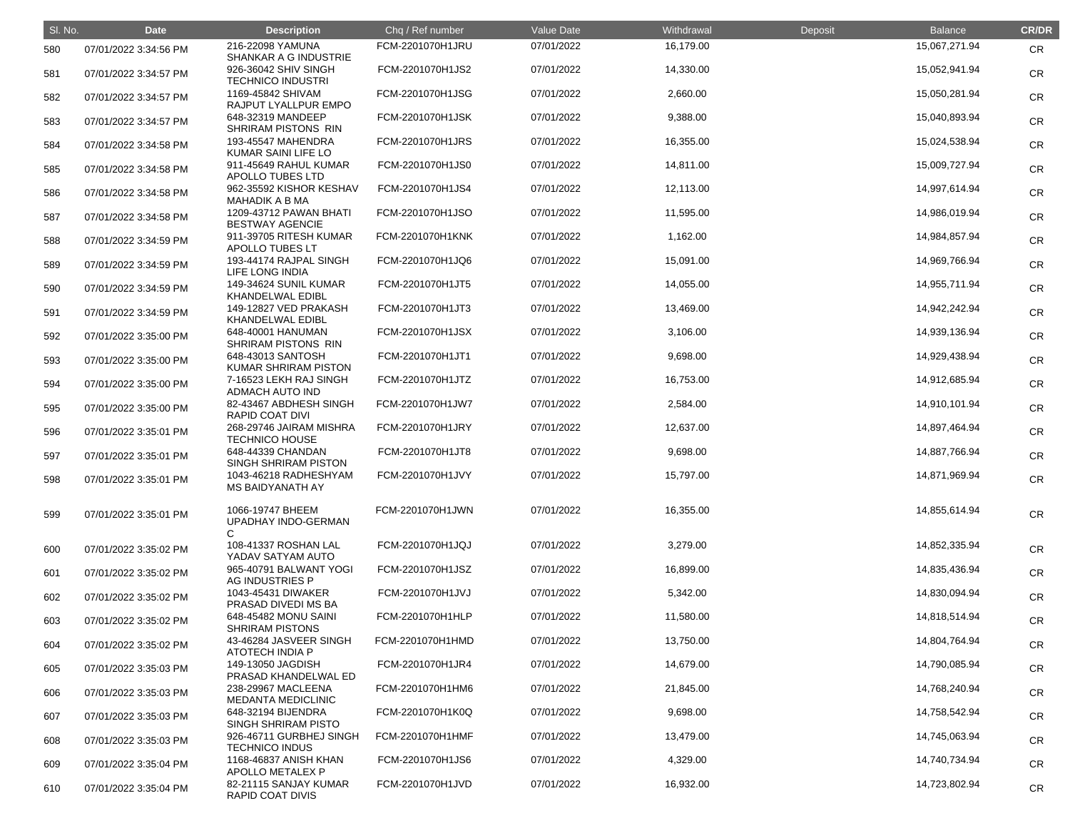| Sl. No. | Date | Description | Chq / Ref number | Value Date | Withdrawal | Deposit | Balance | CR/DR |
|---|---|---|---|---|---|---|---|---|
| 580 | 07/01/2022 3:34:56 PM | 216-22098 YAMUNA SHANKAR A G INDUSTRIE | FCM-2201070H1JRU | 07/01/2022 | 16,179.00 | | 15,067,271.94 | CR |
| 581 | 07/01/2022 3:34:57 PM | 926-36042 SHIV SINGH TECHNICO INDUSTRI | FCM-2201070H1JS2 | 07/01/2022 | 14,330.00 | | 15,052,941.94 | CR |
| 582 | 07/01/2022 3:34:57 PM | 1169-45842 SHIVAM RAJPUT LYALLPUR EMPO | FCM-2201070H1JSG | 07/01/2022 | 2,660.00 | | 15,050,281.94 | CR |
| 583 | 07/01/2022 3:34:57 PM | 648-32319 MANDEEP SHRIRAM PISTONS RIN | FCM-2201070H1JSK | 07/01/2022 | 9,388.00 | | 15,040,893.94 | CR |
| 584 | 07/01/2022 3:34:58 PM | 193-45547 MAHENDRA KUMAR SAINI LIFE LO | FCM-2201070H1JRS | 07/01/2022 | 16,355.00 | | 15,024,538.94 | CR |
| 585 | 07/01/2022 3:34:58 PM | 911-45649 RAHUL KUMAR APOLLO TUBES LTD | FCM-2201070H1JS0 | 07/01/2022 | 14,811.00 | | 15,009,727.94 | CR |
| 586 | 07/01/2022 3:34:58 PM | 962-35592 KISHOR KESHAV MAHADIK A B MA | FCM-2201070H1JS4 | 07/01/2022 | 12,113.00 | | 14,997,614.94 | CR |
| 587 | 07/01/2022 3:34:58 PM | 1209-43712 PAWAN BHATI BESTWAY AGENCIE | FCM-2201070H1JSO | 07/01/2022 | 11,595.00 | | 14,986,019.94 | CR |
| 588 | 07/01/2022 3:34:59 PM | 911-39705 RITESH KUMAR APOLLO TUBES LT | FCM-2201070H1KNK | 07/01/2022 | 1,162.00 | | 14,984,857.94 | CR |
| 589 | 07/01/2022 3:34:59 PM | 193-44174 RAJPAL SINGH LIFE LONG INDIA | FCM-2201070H1JQ6 | 07/01/2022 | 15,091.00 | | 14,969,766.94 | CR |
| 590 | 07/01/2022 3:34:59 PM | 149-34624 SUNIL KUMAR KHANDELWAL EDIBL | FCM-2201070H1JT5 | 07/01/2022 | 14,055.00 | | 14,955,711.94 | CR |
| 591 | 07/01/2022 3:34:59 PM | 149-12827 VED PRAKASH KHANDELWAL EDIBL | FCM-2201070H1JT3 | 07/01/2022 | 13,469.00 | | 14,942,242.94 | CR |
| 592 | 07/01/2022 3:35:00 PM | 648-40001 HANUMAN SHRIRAM PISTONS RIN | FCM-2201070H1JSX | 07/01/2022 | 3,106.00 | | 14,939,136.94 | CR |
| 593 | 07/01/2022 3:35:00 PM | 648-43013 SANTOSH KUMAR SHRIRAM PISTON | FCM-2201070H1JT1 | 07/01/2022 | 9,698.00 | | 14,929,438.94 | CR |
| 594 | 07/01/2022 3:35:00 PM | 7-16523 LEKH RAJ SINGH ADMACH AUTO IND | FCM-2201070H1JTZ | 07/01/2022 | 16,753.00 | | 14,912,685.94 | CR |
| 595 | 07/01/2022 3:35:00 PM | 82-43467 ABDHESH SINGH RAPID COAT DIVI | FCM-2201070H1JW7 | 07/01/2022 | 2,584.00 | | 14,910,101.94 | CR |
| 596 | 07/01/2022 3:35:01 PM | 268-29746 JAIRAM MISHRA TECHNICO HOUSE | FCM-2201070H1JRY | 07/01/2022 | 12,637.00 | | 14,897,464.94 | CR |
| 597 | 07/01/2022 3:35:01 PM | 648-44339 CHANDAN SINGH SHRIRAM PISTON | FCM-2201070H1JT8 | 07/01/2022 | 9,698.00 | | 14,887,766.94 | CR |
| 598 | 07/01/2022 3:35:01 PM | 1043-46218 RADHESHYAM MS BAIDYANATH AY | FCM-2201070H1JVY | 07/01/2022 | 15,797.00 | | 14,871,969.94 | CR |
| 599 | 07/01/2022 3:35:01 PM | 1066-19747 BHEEM UPADHAY INDO-GERMAN C | FCM-2201070H1JWN | 07/01/2022 | 16,355.00 | | 14,855,614.94 | CR |
| 600 | 07/01/2022 3:35:02 PM | 108-41337 ROSHAN LAL YADAV SATYAM AUTO | FCM-2201070H1JQJ | 07/01/2022 | 3,279.00 | | 14,852,335.94 | CR |
| 601 | 07/01/2022 3:35:02 PM | 965-40791 BALWANT YOGI AG INDUSTRIES P | FCM-2201070H1JSZ | 07/01/2022 | 16,899.00 | | 14,835,436.94 | CR |
| 602 | 07/01/2022 3:35:02 PM | 1043-45431 DIWAKER PRASAD DIVEDI MS BA | FCM-2201070H1JVJ | 07/01/2022 | 5,342.00 | | 14,830,094.94 | CR |
| 603 | 07/01/2022 3:35:02 PM | 648-45482 MONU SAINI SHRIRAM PISTONS | FCM-2201070H1HLP | 07/01/2022 | 11,580.00 | | 14,818,514.94 | CR |
| 604 | 07/01/2022 3:35:02 PM | 43-46284 JASVEER SINGH ATOTECH INDIA P | FCM-2201070H1HMD | 07/01/2022 | 13,750.00 | | 14,804,764.94 | CR |
| 605 | 07/01/2022 3:35:03 PM | 149-13050 JAGDISH PRASAD KHANDELWAL ED | FCM-2201070H1JR4 | 07/01/2022 | 14,679.00 | | 14,790,085.94 | CR |
| 606 | 07/01/2022 3:35:03 PM | 238-29967 MACLEENA MEDANTA MEDICLINIC | FCM-2201070H1HM6 | 07/01/2022 | 21,845.00 | | 14,768,240.94 | CR |
| 607 | 07/01/2022 3:35:03 PM | 648-32194 BIJENDRA SINGH SHRIRAM PISTO | FCM-2201070H1K0Q | 07/01/2022 | 9,698.00 | | 14,758,542.94 | CR |
| 608 | 07/01/2022 3:35:03 PM | 926-46711 GURBHEJ SINGH TECHNICO INDUS | FCM-2201070H1HMF | 07/01/2022 | 13,479.00 | | 14,745,063.94 | CR |
| 609 | 07/01/2022 3:35:04 PM | 1168-46837 ANISH KHAN APOLLO METALEX P | FCM-2201070H1JS6 | 07/01/2022 | 4,329.00 | | 14,740,734.94 | CR |
| 610 | 07/01/2022 3:35:04 PM | 82-21115 SANJAY KUMAR RAPID COAT DIVIS | FCM-2201070H1JVD | 07/01/2022 | 16,932.00 | | 14,723,802.94 | CR |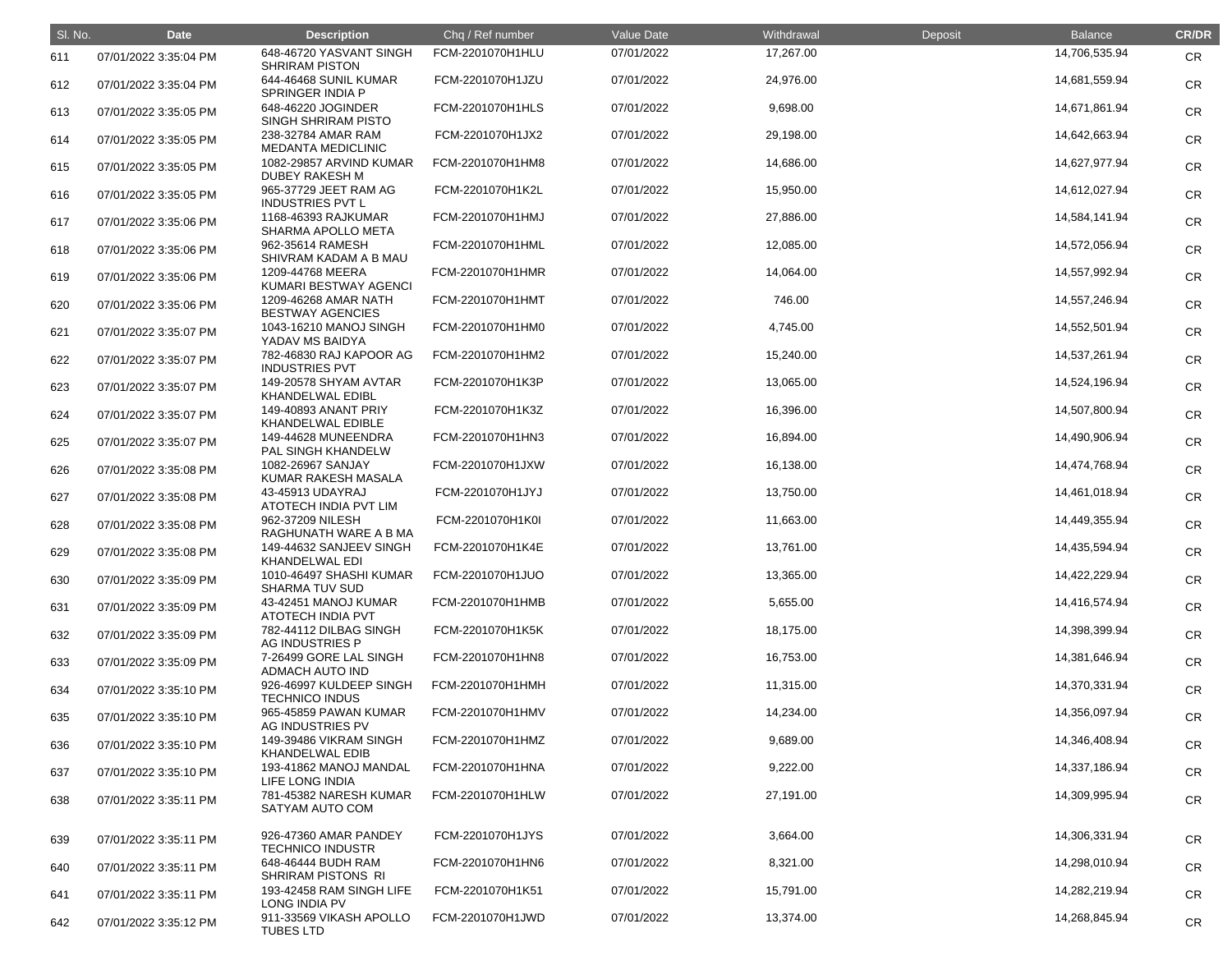| Sl. No. | Date | Description | Chq / Ref number | Value Date | Withdrawal | Deposit | Balance | CR/DR |
|---|---|---|---|---|---|---|---|---|
| 611 | 07/01/2022 3:35:04 PM | 648-46720 YASVANT SINGH SHRIRAM PISTON | FCM-2201070H1HLU | 07/01/2022 | 17,267.00 | | 14,706,535.94 | CR |
| 612 | 07/01/2022 3:35:04 PM | 644-46468 SUNIL KUMAR SPRINGER INDIA P | FCM-2201070H1JZU | 07/01/2022 | 24,976.00 | | 14,681,559.94 | CR |
| 613 | 07/01/2022 3:35:05 PM | 648-46220 JOGINDER SINGH SHRIRAM PISTO | FCM-2201070H1HLS | 07/01/2022 | 9,698.00 | | 14,671,861.94 | CR |
| 614 | 07/01/2022 3:35:05 PM | 238-32784 AMAR RAM MEDANTA MEDICLINIC | FCM-2201070H1JX2 | 07/01/2022 | 29,198.00 | | 14,642,663.94 | CR |
| 615 | 07/01/2022 3:35:05 PM | 1082-29857 ARVIND KUMAR DUBEY RAKESH M | FCM-2201070H1HM8 | 07/01/2022 | 14,686.00 | | 14,627,977.94 | CR |
| 616 | 07/01/2022 3:35:05 PM | 965-37729 JEET RAM AG INDUSTRIES PVT L | FCM-2201070H1K2L | 07/01/2022 | 15,950.00 | | 14,612,027.94 | CR |
| 617 | 07/01/2022 3:35:06 PM | 1168-46393 RAJKUMAR SHARMA APOLLO META | FCM-2201070H1HMJ | 07/01/2022 | 27,886.00 | | 14,584,141.94 | CR |
| 618 | 07/01/2022 3:35:06 PM | 962-35614 RAMESH SHIVRAM KADAM A B MAU | FCM-2201070H1HML | 07/01/2022 | 12,085.00 | | 14,572,056.94 | CR |
| 619 | 07/01/2022 3:35:06 PM | 1209-44768 MEERA KUMARI BESTWAY AGENCI | FCM-2201070H1HMR | 07/01/2022 | 14,064.00 | | 14,557,992.94 | CR |
| 620 | 07/01/2022 3:35:06 PM | 1209-46268 AMAR NATH BESTWAY AGENCIES | FCM-2201070H1HMT | 07/01/2022 | 746.00 | | 14,557,246.94 | CR |
| 621 | 07/01/2022 3:35:07 PM | 1043-16210 MANOJ SINGH YADAV MS BAIDYA | FCM-2201070H1HM0 | 07/01/2022 | 4,745.00 | | 14,552,501.94 | CR |
| 622 | 07/01/2022 3:35:07 PM | 782-46830 RAJ KAPOOR AG INDUSTRIES PVT | FCM-2201070H1HM2 | 07/01/2022 | 15,240.00 | | 14,537,261.94 | CR |
| 623 | 07/01/2022 3:35:07 PM | 149-20578 SHYAM AVTAR KHANDELWAL EDIBL | FCM-2201070H1K3P | 07/01/2022 | 13,065.00 | | 14,524,196.94 | CR |
| 624 | 07/01/2022 3:35:07 PM | 149-40893 ANANT PRIY KHANDELWAL EDIBLE | FCM-2201070H1K3Z | 07/01/2022 | 16,396.00 | | 14,507,800.94 | CR |
| 625 | 07/01/2022 3:35:07 PM | 149-44628 MUNEENDRA PAL SINGH KHANDELW | FCM-2201070H1HN3 | 07/01/2022 | 16,894.00 | | 14,490,906.94 | CR |
| 626 | 07/01/2022 3:35:08 PM | 1082-26967 SANJAY KUMAR RAKESH MASALA | FCM-2201070H1JXW | 07/01/2022 | 16,138.00 | | 14,474,768.94 | CR |
| 627 | 07/01/2022 3:35:08 PM | 43-45913 UDAYRAJ ATOTECH INDIA PVT LIM | FCM-2201070H1JYJ | 07/01/2022 | 13,750.00 | | 14,461,018.94 | CR |
| 628 | 07/01/2022 3:35:08 PM | 962-37209 NILESH RAGHUNATH WARE A B MA | FCM-2201070H1K0I | 07/01/2022 | 11,663.00 | | 14,449,355.94 | CR |
| 629 | 07/01/2022 3:35:08 PM | 149-44632 SANJEEV SINGH KHANDELWAL EDI | FCM-2201070H1K4E | 07/01/2022 | 13,761.00 | | 14,435,594.94 | CR |
| 630 | 07/01/2022 3:35:09 PM | 1010-46497 SHASHI KUMAR SHARMA TUV SUD | FCM-2201070H1JUO | 07/01/2022 | 13,365.00 | | 14,422,229.94 | CR |
| 631 | 07/01/2022 3:35:09 PM | 43-42451 MANOJ KUMAR ATOTECH INDIA PVT | FCM-2201070H1HMB | 07/01/2022 | 5,655.00 | | 14,416,574.94 | CR |
| 632 | 07/01/2022 3:35:09 PM | 782-44112 DILBAG SINGH AG INDUSTRIES P | FCM-2201070H1K5K | 07/01/2022 | 18,175.00 | | 14,398,399.94 | CR |
| 633 | 07/01/2022 3:35:09 PM | 7-26499 GORE LAL SINGH ADMACH AUTO IND | FCM-2201070H1HN8 | 07/01/2022 | 16,753.00 | | 14,381,646.94 | CR |
| 634 | 07/01/2022 3:35:10 PM | 926-46997 KULDEEP SINGH TECHNICO INDUS | FCM-2201070H1HMH | 07/01/2022 | 11,315.00 | | 14,370,331.94 | CR |
| 635 | 07/01/2022 3:35:10 PM | 965-45859 PAWAN KUMAR AG INDUSTRIES PV | FCM-2201070H1HMV | 07/01/2022 | 14,234.00 | | 14,356,097.94 | CR |
| 636 | 07/01/2022 3:35:10 PM | 149-39486 VIKRAM SINGH KHANDELWAL EDIB | FCM-2201070H1HMZ | 07/01/2022 | 9,689.00 | | 14,346,408.94 | CR |
| 637 | 07/01/2022 3:35:10 PM | 193-41862 MANOJ MANDAL LIFE LONG INDIA | FCM-2201070H1HNA | 07/01/2022 | 9,222.00 | | 14,337,186.94 | CR |
| 638 | 07/01/2022 3:35:11 PM | 781-45382 NARESH KUMAR SATYAM AUTO COM | FCM-2201070H1HLW | 07/01/2022 | 27,191.00 | | 14,309,995.94 | CR |
| 639 | 07/01/2022 3:35:11 PM | 926-47360 AMAR PANDEY TECHNICO INDUSTR | FCM-2201070H1JYS | 07/01/2022 | 3,664.00 | | 14,306,331.94 | CR |
| 640 | 07/01/2022 3:35:11 PM | 648-46444 BUDH RAM SHRIRAM PISTONS RI | FCM-2201070H1HN6 | 07/01/2022 | 8,321.00 | | 14,298,010.94 | CR |
| 641 | 07/01/2022 3:35:11 PM | 193-42458 RAM SINGH LIFE LONG INDIA PV | FCM-2201070H1K51 | 07/01/2022 | 15,791.00 | | 14,282,219.94 | CR |
| 642 | 07/01/2022 3:35:12 PM | 911-33569 VIKASH APOLLO TUBES LTD | FCM-2201070H1JWD | 07/01/2022 | 13,374.00 | | 14,268,845.94 | CR |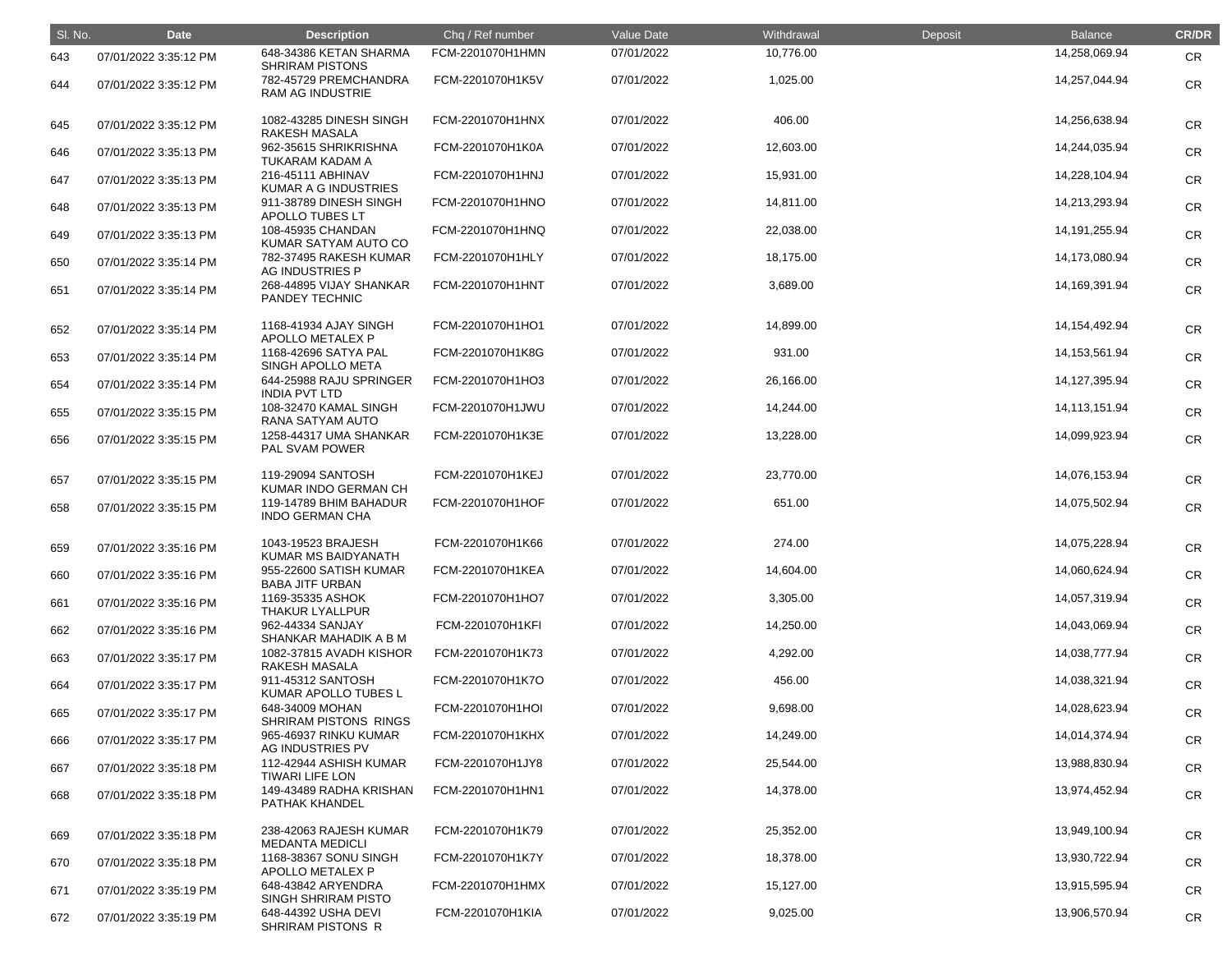| Sl. No. | Date | Description | Chq / Ref number | Value Date | Withdrawal | Deposit | Balance | CR/DR |
|---|---|---|---|---|---|---|---|---|
| 643 | 07/01/2022 3:35:12 PM | 648-34386 KETAN SHARMA SHRIRAM PISTONS | FCM-2201070H1HMN | 07/01/2022 | 10,776.00 | | 14,258,069.94 | CR |
| 644 | 07/01/2022 3:35:12 PM | 782-45729 PREMCHANDRA RAM AG INDUSTRIE | FCM-2201070H1K5V | 07/01/2022 | 1,025.00 | | 14,257,044.94 | CR |
| 645 | 07/01/2022 3:35:12 PM | 1082-43285 DINESH SINGH RAKESH MASALA | FCM-2201070H1HNX | 07/01/2022 | 406.00 | | 14,256,638.94 | CR |
| 646 | 07/01/2022 3:35:13 PM | 962-35615 SHRIKRISHNA TUKARAM KADAM A | FCM-2201070H1K0A | 07/01/2022 | 12,603.00 | | 14,244,035.94 | CR |
| 647 | 07/01/2022 3:35:13 PM | 216-45111 ABHINAV KUMAR A G INDUSTRIES | FCM-2201070H1HNJ | 07/01/2022 | 15,931.00 | | 14,228,104.94 | CR |
| 648 | 07/01/2022 3:35:13 PM | 911-38789 DINESH SINGH APOLLO TUBES LT | FCM-2201070H1HNO | 07/01/2022 | 14,811.00 | | 14,213,293.94 | CR |
| 649 | 07/01/2022 3:35:13 PM | 108-45935 CHANDAN KUMAR SATYAM AUTO CO | FCM-2201070H1HNQ | 07/01/2022 | 22,038.00 | | 14,191,255.94 | CR |
| 650 | 07/01/2022 3:35:14 PM | 782-37495 RAKESH KUMAR AG INDUSTRIES P | FCM-2201070H1HLY | 07/01/2022 | 18,175.00 | | 14,173,080.94 | CR |
| 651 | 07/01/2022 3:35:14 PM | 268-44895 VIJAY SHANKAR PANDEY TECHNIC | FCM-2201070H1HNT | 07/01/2022 | 3,689.00 | | 14,169,391.94 | CR |
| 652 | 07/01/2022 3:35:14 PM | 1168-41934 AJAY SINGH APOLLO METALEX P | FCM-2201070H1HO1 | 07/01/2022 | 14,899.00 | | 14,154,492.94 | CR |
| 653 | 07/01/2022 3:35:14 PM | 1168-42696 SATYA PAL SINGH APOLLO META | FCM-2201070H1K8G | 07/01/2022 | 931.00 | | 14,153,561.94 | CR |
| 654 | 07/01/2022 3:35:14 PM | 644-25988 RAJU SPRINGER INDIA PVT LTD | FCM-2201070H1HO3 | 07/01/2022 | 26,166.00 | | 14,127,395.94 | CR |
| 655 | 07/01/2022 3:35:15 PM | 108-32470 KAMAL SINGH RANA SATYAM AUTO | FCM-2201070H1JWU | 07/01/2022 | 14,244.00 | | 14,113,151.94 | CR |
| 656 | 07/01/2022 3:35:15 PM | 1258-44317 UMA SHANKAR PAL SVAM POWER | FCM-2201070H1K3E | 07/01/2022 | 13,228.00 | | 14,099,923.94 | CR |
| 657 | 07/01/2022 3:35:15 PM | 119-29094 SANTOSH KUMAR INDO GERMAN CH | FCM-2201070H1KEJ | 07/01/2022 | 23,770.00 | | 14,076,153.94 | CR |
| 658 | 07/01/2022 3:35:15 PM | 119-14789 BHIM BAHADUR INDO GERMAN CHA | FCM-2201070H1HOF | 07/01/2022 | 651.00 | | 14,075,502.94 | CR |
| 659 | 07/01/2022 3:35:16 PM | 1043-19523 BRAJESH KUMAR MS BAIDYANATH | FCM-2201070H1K66 | 07/01/2022 | 274.00 | | 14,075,228.94 | CR |
| 660 | 07/01/2022 3:35:16 PM | 955-22600 SATISH KUMAR BABA JITF URBAN | FCM-2201070H1KEA | 07/01/2022 | 14,604.00 | | 14,060,624.94 | CR |
| 661 | 07/01/2022 3:35:16 PM | 1169-35335 ASHOK THAKUR LYALLPUR | FCM-2201070H1HO7 | 07/01/2022 | 3,305.00 | | 14,057,319.94 | CR |
| 662 | 07/01/2022 3:35:16 PM | 962-44334 SANJAY SHANKAR MAHADIK A B M | FCM-2201070H1KFI | 07/01/2022 | 14,250.00 | | 14,043,069.94 | CR |
| 663 | 07/01/2022 3:35:17 PM | 1082-37815 AVADH KISHOR RAKESH MASALA | FCM-2201070H1K73 | 07/01/2022 | 4,292.00 | | 14,038,777.94 | CR |
| 664 | 07/01/2022 3:35:17 PM | 911-45312 SANTOSH KUMAR APOLLO TUBES L | FCM-2201070H1K7O | 07/01/2022 | 456.00 | | 14,038,321.94 | CR |
| 665 | 07/01/2022 3:35:17 PM | 648-34009 MOHAN SHRIRAM PISTONS RINGS | FCM-2201070H1HOI | 07/01/2022 | 9,698.00 | | 14,028,623.94 | CR |
| 666 | 07/01/2022 3:35:17 PM | 965-46937 RINKU KUMAR AG INDUSTRIES PV | FCM-2201070H1KHX | 07/01/2022 | 14,249.00 | | 14,014,374.94 | CR |
| 667 | 07/01/2022 3:35:18 PM | 112-42944 ASHISH KUMAR TIWARI LIFE LON | FCM-2201070H1JY8 | 07/01/2022 | 25,544.00 | | 13,988,830.94 | CR |
| 668 | 07/01/2022 3:35:18 PM | 149-43489 RADHA KRISHAN PATHAK KHANDEL | FCM-2201070H1HN1 | 07/01/2022 | 14,378.00 | | 13,974,452.94 | CR |
| 669 | 07/01/2022 3:35:18 PM | 238-42063 RAJESH KUMAR MEDANTA MEDICLI | FCM-2201070H1K79 | 07/01/2022 | 25,352.00 | | 13,949,100.94 | CR |
| 670 | 07/01/2022 3:35:18 PM | 1168-38367 SONU SINGH APOLLO METALEX P | FCM-2201070H1K7Y | 07/01/2022 | 18,378.00 | | 13,930,722.94 | CR |
| 671 | 07/01/2022 3:35:19 PM | 648-43842 ARYENDRA SINGH SHRIRAM PISTO | FCM-2201070H1HMX | 07/01/2022 | 15,127.00 | | 13,915,595.94 | CR |
| 672 | 07/01/2022 3:35:19 PM | 648-44392 USHA DEVI SHRIRAM PISTONS R | FCM-2201070H1KIA | 07/01/2022 | 9,025.00 | | 13,906,570.94 | CR |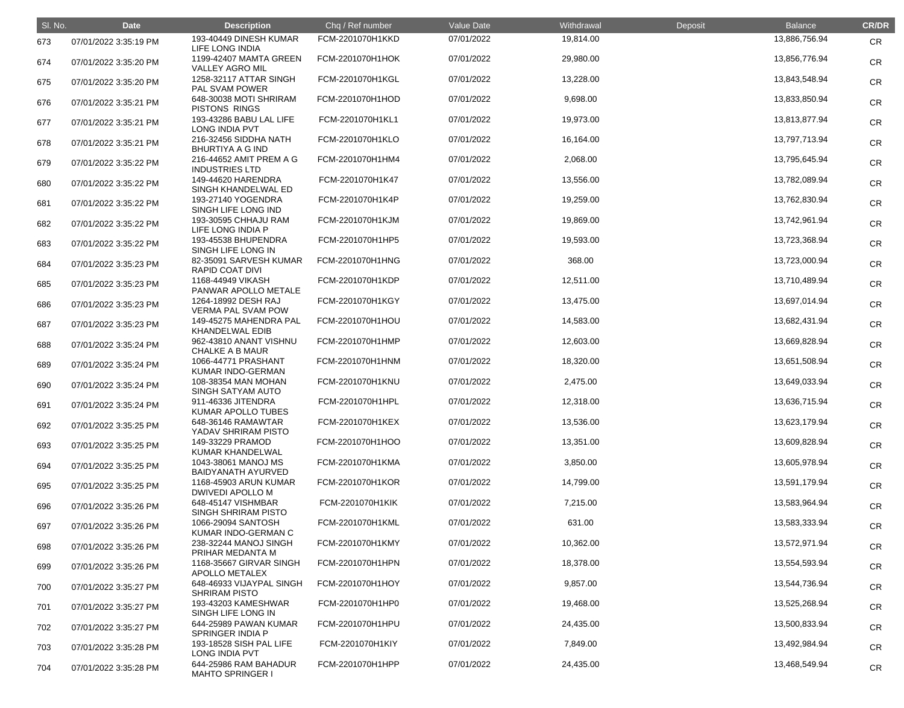| Sl. No. | Date | Description | Chq / Ref number | Value Date | Withdrawal | Deposit | Balance | CR/DR |
|---|---|---|---|---|---|---|---|---|
| 673 | 07/01/2022 3:35:19 PM | 193-40449 DINESH KUMAR LIFE LONG INDIA | FCM-2201070H1KKD | 07/01/2022 | 19,814.00 | | 13,886,756.94 | CR |
| 674 | 07/01/2022 3:35:20 PM | 1199-42407 MAMTA GREEN VALLEY AGRO MIL | FCM-2201070H1HOK | 07/01/2022 | 29,980.00 | | 13,856,776.94 | CR |
| 675 | 07/01/2022 3:35:20 PM | 1258-32117 ATTAR SINGH PAL SVAM POWER | FCM-2201070H1KGL | 07/01/2022 | 13,228.00 | | 13,843,548.94 | CR |
| 676 | 07/01/2022 3:35:21 PM | 648-30038 MOTI SHRIRAM PISTONS RINGS | FCM-2201070H1HOD | 07/01/2022 | 9,698.00 | | 13,833,850.94 | CR |
| 677 | 07/01/2022 3:35:21 PM | 193-43286 BABU LAL LIFE LONG INDIA PVT | FCM-2201070H1KL1 | 07/01/2022 | 19,973.00 | | 13,813,877.94 | CR |
| 678 | 07/01/2022 3:35:21 PM | 216-32456 SIDDHA NATH BHURTIYA A G IND | FCM-2201070H1KLO | 07/01/2022 | 16,164.00 | | 13,797,713.94 | CR |
| 679 | 07/01/2022 3:35:22 PM | 216-44652 AMIT PREM A G INDUSTRIES LTD | FCM-2201070H1HM4 | 07/01/2022 | 2,068.00 | | 13,795,645.94 | CR |
| 680 | 07/01/2022 3:35:22 PM | 149-44620 HARENDRA SINGH KHANDELWAL ED | FCM-2201070H1K47 | 07/01/2022 | 13,556.00 | | 13,782,089.94 | CR |
| 681 | 07/01/2022 3:35:22 PM | 193-27140 YOGENDRA SINGH LIFE LONG IND | FCM-2201070H1K4P | 07/01/2022 | 19,259.00 | | 13,762,830.94 | CR |
| 682 | 07/01/2022 3:35:22 PM | 193-30595 CHHAJU RAM LIFE LONG INDIA P | FCM-2201070H1KJM | 07/01/2022 | 19,869.00 | | 13,742,961.94 | CR |
| 683 | 07/01/2022 3:35:22 PM | 193-45538 BHUPENDRA SINGH LIFE LONG IN | FCM-2201070H1HP5 | 07/01/2022 | 19,593.00 | | 13,723,368.94 | CR |
| 684 | 07/01/2022 3:35:23 PM | 82-35091 SARVESH KUMAR RAPID COAT DIVI | FCM-2201070H1HNG | 07/01/2022 | 368.00 | | 13,723,000.94 | CR |
| 685 | 07/01/2022 3:35:23 PM | 1168-44949 VIKASH PANWAR APOLLO METALE | FCM-2201070H1KDP | 07/01/2022 | 12,511.00 | | 13,710,489.94 | CR |
| 686 | 07/01/2022 3:35:23 PM | 1264-18992 DESH RAJ VERMA PAL SVAM POW | FCM-2201070H1KGY | 07/01/2022 | 13,475.00 | | 13,697,014.94 | CR |
| 687 | 07/01/2022 3:35:23 PM | 149-45275 MAHENDRA PAL KHANDELWAL EDIB | FCM-2201070H1HOU | 07/01/2022 | 14,583.00 | | 13,682,431.94 | CR |
| 688 | 07/01/2022 3:35:24 PM | 962-43810 ANANT VISHNU CHALKE A B MAUR | FCM-2201070H1HMP | 07/01/2022 | 12,603.00 | | 13,669,828.94 | CR |
| 689 | 07/01/2022 3:35:24 PM | 1066-44771 PRASHANT KUMAR INDO-GERMAN | FCM-2201070H1HNM | 07/01/2022 | 18,320.00 | | 13,651,508.94 | CR |
| 690 | 07/01/2022 3:35:24 PM | 108-38354 MAN MOHAN SINGH SATYAM AUTO | FCM-2201070H1KNU | 07/01/2022 | 2,475.00 | | 13,649,033.94 | CR |
| 691 | 07/01/2022 3:35:24 PM | 911-46336 JITENDRA KUMAR APOLLO TUBES | FCM-2201070H1HPL | 07/01/2022 | 12,318.00 | | 13,636,715.94 | CR |
| 692 | 07/01/2022 3:35:25 PM | 648-36146 RAMAWTAR YADAV SHRIRAM PISTO | FCM-2201070H1KEX | 07/01/2022 | 13,536.00 | | 13,623,179.94 | CR |
| 693 | 07/01/2022 3:35:25 PM | 149-33229 PRAMOD KUMAR KHANDELWAL | FCM-2201070H1HOO | 07/01/2022 | 13,351.00 | | 13,609,828.94 | CR |
| 694 | 07/01/2022 3:35:25 PM | 1043-38061 MANOJ MS BAIDYANATH AYURVED | FCM-2201070H1KMA | 07/01/2022 | 3,850.00 | | 13,605,978.94 | CR |
| 695 | 07/01/2022 3:35:25 PM | 1168-45903 ARUN KUMAR DWIVEDI APOLLO M | FCM-2201070H1KOR | 07/01/2022 | 14,799.00 | | 13,591,179.94 | CR |
| 696 | 07/01/2022 3:35:26 PM | 648-45147 VISHMBAR SINGH SHRIRAM PISTO | FCM-2201070H1KIK | 07/01/2022 | 7,215.00 | | 13,583,964.94 | CR |
| 697 | 07/01/2022 3:35:26 PM | 1066-29094 SANTOSH KUMAR INDO-GERMAN C | FCM-2201070H1KML | 07/01/2022 | 631.00 | | 13,583,333.94 | CR |
| 698 | 07/01/2022 3:35:26 PM | 238-32244 MANOJ SINGH PRIHAR MEDANTA M | FCM-2201070H1KMY | 07/01/2022 | 10,362.00 | | 13,572,971.94 | CR |
| 699 | 07/01/2022 3:35:26 PM | 1168-35667 GIRVAR SINGH APOLLO METALEX | FCM-2201070H1HPN | 07/01/2022 | 18,378.00 | | 13,554,593.94 | CR |
| 700 | 07/01/2022 3:35:27 PM | 648-46933 VIJAYPAL SINGH SHRIRAM PISTO | FCM-2201070H1HOY | 07/01/2022 | 9,857.00 | | 13,544,736.94 | CR |
| 701 | 07/01/2022 3:35:27 PM | 193-43203 KAMESHWAR SINGH LIFE LONG IN | FCM-2201070H1HP0 | 07/01/2022 | 19,468.00 | | 13,525,268.94 | CR |
| 702 | 07/01/2022 3:35:27 PM | 644-25989 PAWAN KUMAR SPRINGER INDIA P | FCM-2201070H1HPU | 07/01/2022 | 24,435.00 | | 13,500,833.94 | CR |
| 703 | 07/01/2022 3:35:28 PM | 193-18528 SISH PAL LIFE LONG INDIA PVT | FCM-2201070H1KIY | 07/01/2022 | 7,849.00 | | 13,492,984.94 | CR |
| 704 | 07/01/2022 3:35:28 PM | 644-25986 RAM BAHADUR MAHTO SPRINGER I | FCM-2201070H1HPP | 07/01/2022 | 24,435.00 | | 13,468,549.94 | CR |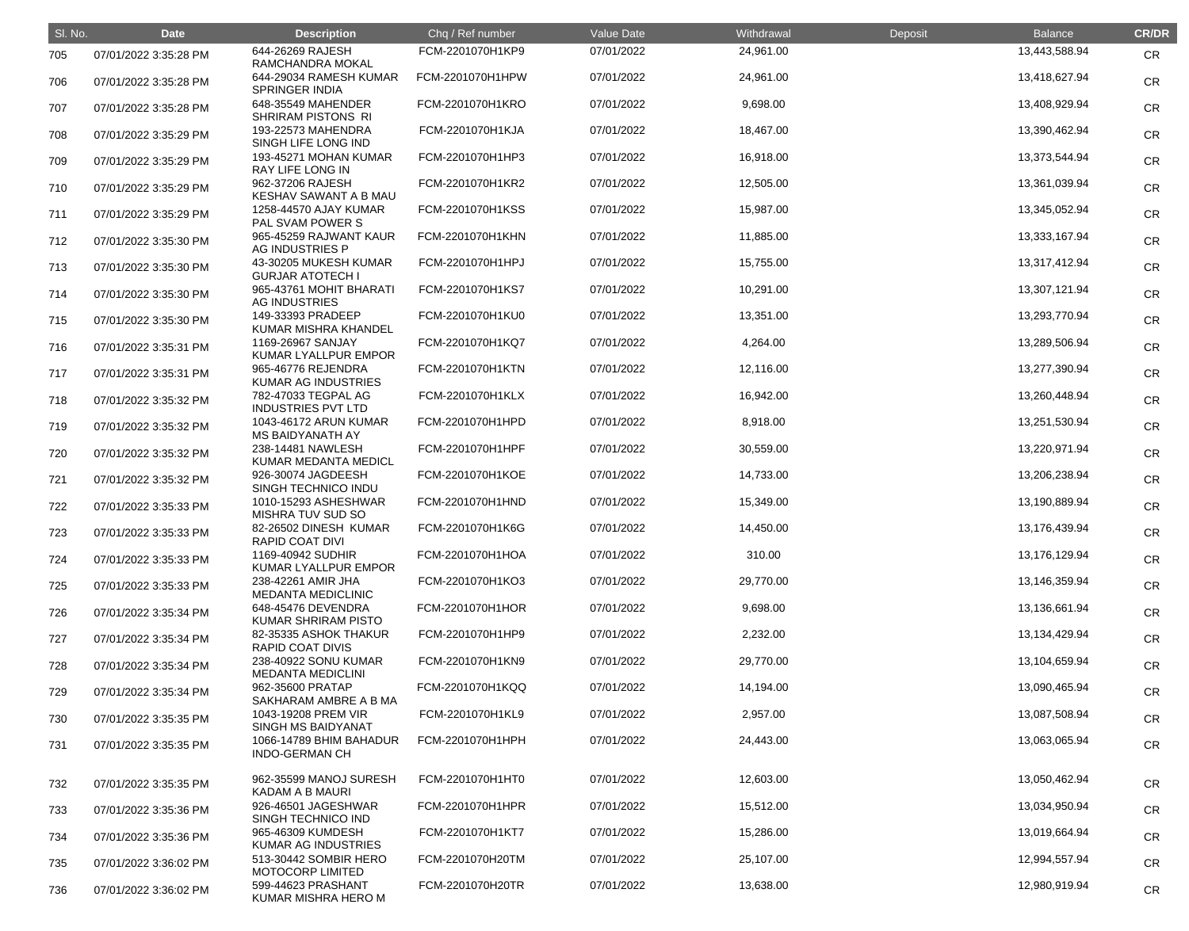| Sl. No. | Date | Description | Chq / Ref number | Value Date | Withdrawal | Deposit | Balance | CR/DR |
|---|---|---|---|---|---|---|---|---|
| 705 | 07/01/2022 3:35:28 PM | 644-26269 RAJESH RAMCHANDRA MOKAL | FCM-2201070H1KP9 | 07/01/2022 | 24,961.00 | | 13,443,588.94 | CR |
| 706 | 07/01/2022 3:35:28 PM | 644-29034 RAMESH KUMAR SPRINGER INDIA | FCM-2201070H1HPW | 07/01/2022 | 24,961.00 | | 13,418,627.94 | CR |
| 707 | 07/01/2022 3:35:28 PM | 648-35549 MAHENDER SHRIRAM PISTONS RI | FCM-2201070H1KRO | 07/01/2022 | 9,698.00 | | 13,408,929.94 | CR |
| 708 | 07/01/2022 3:35:29 PM | 193-22573 MAHENDRA SINGH LIFE LONG IND | FCM-2201070H1KJA | 07/01/2022 | 18,467.00 | | 13,390,462.94 | CR |
| 709 | 07/01/2022 3:35:29 PM | 193-45271 MOHAN KUMAR RAY LIFE LONG IN | FCM-2201070H1HP3 | 07/01/2022 | 16,918.00 | | 13,373,544.94 | CR |
| 710 | 07/01/2022 3:35:29 PM | 962-37206 RAJESH KESHAV SAWANT A B MAU | FCM-2201070H1KR2 | 07/01/2022 | 12,505.00 | | 13,361,039.94 | CR |
| 711 | 07/01/2022 3:35:29 PM | 1258-44570 AJAY KUMAR PAL SVAM POWER S | FCM-2201070H1KSS | 07/01/2022 | 15,987.00 | | 13,345,052.94 | CR |
| 712 | 07/01/2022 3:35:30 PM | 965-45259 RAJWANT KAUR AG INDUSTRIES P | FCM-2201070H1KHN | 07/01/2022 | 11,885.00 | | 13,333,167.94 | CR |
| 713 | 07/01/2022 3:35:30 PM | 43-30205 MUKESH KUMAR GURJAR ATOTECH I | FCM-2201070H1HPJ | 07/01/2022 | 15,755.00 | | 13,317,412.94 | CR |
| 714 | 07/01/2022 3:35:30 PM | 965-43761 MOHIT BHARATI AG INDUSTRIES | FCM-2201070H1KS7 | 07/01/2022 | 10,291.00 | | 13,307,121.94 | CR |
| 715 | 07/01/2022 3:35:30 PM | 149-33393 PRADEEP KUMAR MISHRA KHANDEL | FCM-2201070H1KU0 | 07/01/2022 | 13,351.00 | | 13,293,770.94 | CR |
| 716 | 07/01/2022 3:35:31 PM | 1169-26967 SANJAY KUMAR LYALLPUR EMPOR | FCM-2201070H1KQ7 | 07/01/2022 | 4,264.00 | | 13,289,506.94 | CR |
| 717 | 07/01/2022 3:35:31 PM | 965-46776 REJENDRA KUMAR AG INDUSTRIES | FCM-2201070H1KTN | 07/01/2022 | 12,116.00 | | 13,277,390.94 | CR |
| 718 | 07/01/2022 3:35:32 PM | 782-47033 TEGPAL AG INDUSTRIES PVT LTD | FCM-2201070H1KLX | 07/01/2022 | 16,942.00 | | 13,260,448.94 | CR |
| 719 | 07/01/2022 3:35:32 PM | 1043-46172 ARUN KUMAR MS BAIDYANATH AY | FCM-2201070H1HPD | 07/01/2022 | 8,918.00 | | 13,251,530.94 | CR |
| 720 | 07/01/2022 3:35:32 PM | 238-14481 NAWLESH KUMAR MEDANTA MEDICL | FCM-2201070H1HPF | 07/01/2022 | 30,559.00 | | 13,220,971.94 | CR |
| 721 | 07/01/2022 3:35:32 PM | 926-30074 JAGDEESH SINGH TECHNICO INDU | FCM-2201070H1KOE | 07/01/2022 | 14,733.00 | | 13,206,238.94 | CR |
| 722 | 07/01/2022 3:35:33 PM | 1010-15293 ASHESHWAR MISHRA TUV SUD SO | FCM-2201070H1HND | 07/01/2022 | 15,349.00 | | 13,190,889.94 | CR |
| 723 | 07/01/2022 3:35:33 PM | 82-26502 DINESH KUMAR RAPID COAT DIVI | FCM-2201070H1K6G | 07/01/2022 | 14,450.00 | | 13,176,439.94 | CR |
| 724 | 07/01/2022 3:35:33 PM | 1169-40942 SUDHIR KUMAR LYALLPUR EMPOR | FCM-2201070H1HOA | 07/01/2022 | 310.00 | | 13,176,129.94 | CR |
| 725 | 07/01/2022 3:35:33 PM | 238-42261 AMIR JHA MEDANTA MEDICLINIC | FCM-2201070H1KO3 | 07/01/2022 | 29,770.00 | | 13,146,359.94 | CR |
| 726 | 07/01/2022 3:35:34 PM | 648-45476 DEVENDRA KUMAR SHRIRAM PISTO | FCM-2201070H1HOR | 07/01/2022 | 9,698.00 | | 13,136,661.94 | CR |
| 727 | 07/01/2022 3:35:34 PM | 82-35335 ASHOK THAKUR RAPID COAT DIVIS | FCM-2201070H1HP9 | 07/01/2022 | 2,232.00 | | 13,134,429.94 | CR |
| 728 | 07/01/2022 3:35:34 PM | 238-40922 SONU KUMAR MEDANTA MEDICLINI | FCM-2201070H1KN9 | 07/01/2022 | 29,770.00 | | 13,104,659.94 | CR |
| 729 | 07/01/2022 3:35:34 PM | 962-35600 PRATAP SAKHARAM AMBRE A B MA | FCM-2201070H1KQQ | 07/01/2022 | 14,194.00 | | 13,090,465.94 | CR |
| 730 | 07/01/2022 3:35:35 PM | 1043-19208 PREM VIR SINGH MS BAIDYANAT | FCM-2201070H1KL9 | 07/01/2022 | 2,957.00 | | 13,087,508.94 | CR |
| 731 | 07/01/2022 3:35:35 PM | 1066-14789 BHIM BAHADUR INDO-GERMAN CH | FCM-2201070H1HPH | 07/01/2022 | 24,443.00 | | 13,063,065.94 | CR |
| 732 | 07/01/2022 3:35:35 PM | 962-35599 MANOJ SURESH KADAM A B MAURI | FCM-2201070H1HT0 | 07/01/2022 | 12,603.00 | | 13,050,462.94 | CR |
| 733 | 07/01/2022 3:35:36 PM | 926-46501 JAGESHWAR SINGH TECHNICO IND | FCM-2201070H1HPR | 07/01/2022 | 15,512.00 | | 13,034,950.94 | CR |
| 734 | 07/01/2022 3:35:36 PM | 965-46309 KUMDESH KUMAR AG INDUSTRIES | FCM-2201070H1KT7 | 07/01/2022 | 15,286.00 | | 13,019,664.94 | CR |
| 735 | 07/01/2022 3:36:02 PM | 513-30442 SOMBIR HERO MOTOCORP LIMITED | FCM-2201070H20TM | 07/01/2022 | 25,107.00 | | 12,994,557.94 | CR |
| 736 | 07/01/2022 3:36:02 PM | 599-44623 PRASHANT KUMAR MISHRA HERO M | FCM-2201070H20TR | 07/01/2022 | 13,638.00 | | 12,980,919.94 | CR |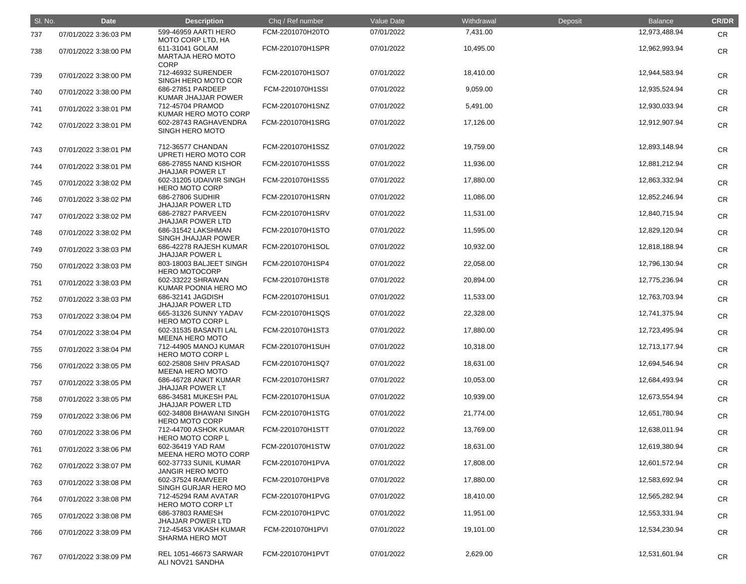| Sl. No. | Date | Description | Chq / Ref number | Value Date | Withdrawal | Deposit | Balance | CR/DR |
|---|---|---|---|---|---|---|---|---|
| 737 | 07/01/2022 3:36:03 PM | 599-46959 AARTI HERO MOTO CORP LTD, HA | FCM-2201070H20TO | 07/01/2022 | 7,431.00 | | 12,973,488.94 | CR |
| 738 | 07/01/2022 3:38:00 PM | 611-31041 GOLAM MARTAJA HERO MOTO CORP | FCM-2201070H1SPR | 07/01/2022 | 10,495.00 | | 12,962,993.94 | CR |
| 739 | 07/01/2022 3:38:00 PM | 712-46932 SURENDER SINGH HERO MOTO COR | FCM-2201070H1SO7 | 07/01/2022 | 18,410.00 | | 12,944,583.94 | CR |
| 740 | 07/01/2022 3:38:00 PM | 686-27851 PARDEEP KUMAR JHAJJAR POWER | FCM-2201070H1SSI | 07/01/2022 | 9,059.00 | | 12,935,524.94 | CR |
| 741 | 07/01/2022 3:38:01 PM | 712-45704 PRAMOD KUMAR HERO MOTO CORP | FCM-2201070H1SNZ | 07/01/2022 | 5,491.00 | | 12,930,033.94 | CR |
| 742 | 07/01/2022 3:38:01 PM | 602-28743 RAGHAVENDRA SINGH HERO MOTO | FCM-2201070H1SRG | 07/01/2022 | 17,126.00 | | 12,912,907.94 | CR |
| 743 | 07/01/2022 3:38:01 PM | 712-36577 CHANDAN UPRETI HERO MOTO COR | FCM-2201070H1SSZ | 07/01/2022 | 19,759.00 | | 12,893,148.94 | CR |
| 744 | 07/01/2022 3:38:01 PM | 686-27855 NAND KISHOR JHAJJAR POWER LT | FCM-2201070H1SSS | 07/01/2022 | 11,936.00 | | 12,881,212.94 | CR |
| 745 | 07/01/2022 3:38:02 PM | 602-31205 UDAIVIR SINGH HERO MOTO CORP | FCM-2201070H1SS5 | 07/01/2022 | 17,880.00 | | 12,863,332.94 | CR |
| 746 | 07/01/2022 3:38:02 PM | 686-27806 SUDHIR JHAJJAR POWER LTD | FCM-2201070H1SRN | 07/01/2022 | 11,086.00 | | 12,852,246.94 | CR |
| 747 | 07/01/2022 3:38:02 PM | 686-27827 PARVEEN JHAJJAR POWER LTD | FCM-2201070H1SRV | 07/01/2022 | 11,531.00 | | 12,840,715.94 | CR |
| 748 | 07/01/2022 3:38:02 PM | 686-31542 LAKSHMAN SINGH JHAJJAR POWER | FCM-2201070H1STO | 07/01/2022 | 11,595.00 | | 12,829,120.94 | CR |
| 749 | 07/01/2022 3:38:03 PM | 686-42278 RAJESH KUMAR JHAJJAR POWER L | FCM-2201070H1SOL | 07/01/2022 | 10,932.00 | | 12,818,188.94 | CR |
| 750 | 07/01/2022 3:38:03 PM | 803-18003 BALJEET SINGH HERO MOTOCORP | FCM-2201070H1SP4 | 07/01/2022 | 22,058.00 | | 12,796,130.94 | CR |
| 751 | 07/01/2022 3:38:03 PM | 602-33222 SHRAWAN KUMAR POONIA HERO MO | FCM-2201070H1ST8 | 07/01/2022 | 20,894.00 | | 12,775,236.94 | CR |
| 752 | 07/01/2022 3:38:03 PM | 686-32141 JAGDISH JHAJJAR POWER LTD | FCM-2201070H1SU1 | 07/01/2022 | 11,533.00 | | 12,763,703.94 | CR |
| 753 | 07/01/2022 3:38:04 PM | 665-31326 SUNNY YADAV HERO MOTO CORP L | FCM-2201070H1SQS | 07/01/2022 | 22,328.00 | | 12,741,375.94 | CR |
| 754 | 07/01/2022 3:38:04 PM | 602-31535 BASANTI LAL MEENA HERO MOTO | FCM-2201070H1ST3 | 07/01/2022 | 17,880.00 | | 12,723,495.94 | CR |
| 755 | 07/01/2022 3:38:04 PM | 712-44905 MANOJ KUMAR HERO MOTO CORP L | FCM-2201070H1SUH | 07/01/2022 | 10,318.00 | | 12,713,177.94 | CR |
| 756 | 07/01/2022 3:38:05 PM | 602-25808 SHIV PRASAD MEENA HERO MOTO | FCM-2201070H1SQ7 | 07/01/2022 | 18,631.00 | | 12,694,546.94 | CR |
| 757 | 07/01/2022 3:38:05 PM | 686-46728 ANKIT KUMAR JHAJJAR POWER LT | FCM-2201070H1SR7 | 07/01/2022 | 10,053.00 | | 12,684,493.94 | CR |
| 758 | 07/01/2022 3:38:05 PM | 686-34581 MUKESH PAL JHAJJAR POWER LTD | FCM-2201070H1SUA | 07/01/2022 | 10,939.00 | | 12,673,554.94 | CR |
| 759 | 07/01/2022 3:38:06 PM | 602-34808 BHAWANI SINGH HERO MOTO CORP | FCM-2201070H1STG | 07/01/2022 | 21,774.00 | | 12,651,780.94 | CR |
| 760 | 07/01/2022 3:38:06 PM | 712-44700 ASHOK KUMAR HERO MOTO CORP L | FCM-2201070H1STT | 07/01/2022 | 13,769.00 | | 12,638,011.94 | CR |
| 761 | 07/01/2022 3:38:06 PM | 602-36419 YAD RAM MEENA HERO MOTO CORP | FCM-2201070H1STW | 07/01/2022 | 18,631.00 | | 12,619,380.94 | CR |
| 762 | 07/01/2022 3:38:07 PM | 602-37733 SUNIL KUMAR JANGIR HERO MOTO | FCM-2201070H1PVA | 07/01/2022 | 17,808.00 | | 12,601,572.94 | CR |
| 763 | 07/01/2022 3:38:08 PM | 602-37524 RAMVEER SINGH GURJAR HERO MO | FCM-2201070H1PV8 | 07/01/2022 | 17,880.00 | | 12,583,692.94 | CR |
| 764 | 07/01/2022 3:38:08 PM | 712-45294 RAM AVATAR HERO MOTO CORP LT | FCM-2201070H1PVG | 07/01/2022 | 18,410.00 | | 12,565,282.94 | CR |
| 765 | 07/01/2022 3:38:08 PM | 686-37803 RAMESH JHAJJAR POWER LTD | FCM-2201070H1PVC | 07/01/2022 | 11,951.00 | | 12,553,331.94 | CR |
| 766 | 07/01/2022 3:38:09 PM | 712-45453 VIKASH KUMAR SHARMA HERO MOT | FCM-2201070H1PVI | 07/01/2022 | 19,101.00 | | 12,534,230.94 | CR |
| 767 | 07/01/2022 3:38:09 PM | REL 1051-46673 SARWAR ALI NOV21 SANDHA | FCM-2201070H1PVT | 07/01/2022 | 2,629.00 | | 12,531,601.94 | CR |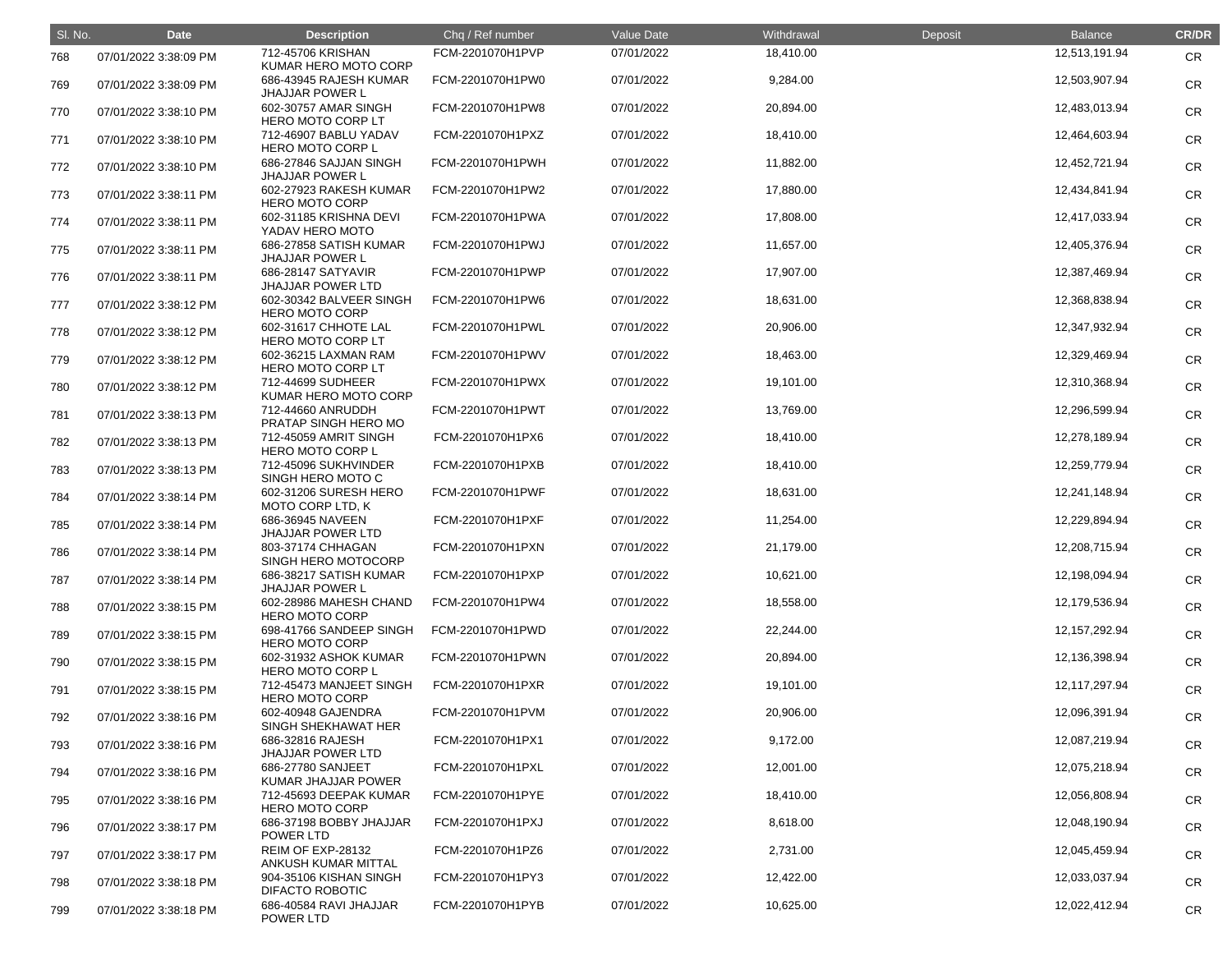| Sl. No. | Date | Description | Chq / Ref number | Value Date | Withdrawal | Deposit | Balance | CR/DR |
|---|---|---|---|---|---|---|---|---|
| 768 | 07/01/2022 3:38:09 PM | 712-45706 KRISHAN KUMAR HERO MOTO CORP | FCM-2201070H1PVP | 07/01/2022 | 18,410.00 | | 12,513,191.94 | CR |
| 769 | 07/01/2022 3:38:09 PM | 686-43945 RAJESH KUMAR JHAJJAR POWER L | FCM-2201070H1PW0 | 07/01/2022 | 9,284.00 | | 12,503,907.94 | CR |
| 770 | 07/01/2022 3:38:10 PM | 602-30757 AMAR SINGH HERO MOTO CORP LT | FCM-2201070H1PW8 | 07/01/2022 | 20,894.00 | | 12,483,013.94 | CR |
| 771 | 07/01/2022 3:38:10 PM | 712-46907 BABLU YADAV HERO MOTO CORP L | FCM-2201070H1PXZ | 07/01/2022 | 18,410.00 | | 12,464,603.94 | CR |
| 772 | 07/01/2022 3:38:10 PM | 686-27846 SAJJAN SINGH JHAJJAR POWER L | FCM-2201070H1PWH | 07/01/2022 | 11,882.00 | | 12,452,721.94 | CR |
| 773 | 07/01/2022 3:38:11 PM | 602-27923 RAKESH KUMAR HERO MOTO CORP | FCM-2201070H1PW2 | 07/01/2022 | 17,880.00 | | 12,434,841.94 | CR |
| 774 | 07/01/2022 3:38:11 PM | 602-31185 KRISHNA DEVI YADAV HERO MOTO | FCM-2201070H1PWA | 07/01/2022 | 17,808.00 | | 12,417,033.94 | CR |
| 775 | 07/01/2022 3:38:11 PM | 686-27858 SATISH KUMAR JHAJJAR POWER L | FCM-2201070H1PWJ | 07/01/2022 | 11,657.00 | | 12,405,376.94 | CR |
| 776 | 07/01/2022 3:38:11 PM | 686-28147 SATYAVIR JHAJJAR POWER LTD | FCM-2201070H1PWP | 07/01/2022 | 17,907.00 | | 12,387,469.94 | CR |
| 777 | 07/01/2022 3:38:12 PM | 602-30342 BALVEER SINGH HERO MOTO CORP | FCM-2201070H1PW6 | 07/01/2022 | 18,631.00 | | 12,368,838.94 | CR |
| 778 | 07/01/2022 3:38:12 PM | 602-31617 CHHOTE LAL HERO MOTO CORP LT | FCM-2201070H1PWL | 07/01/2022 | 20,906.00 | | 12,347,932.94 | CR |
| 779 | 07/01/2022 3:38:12 PM | 602-36215 LAXMAN RAM HERO MOTO CORP LT | FCM-2201070H1PWV | 07/01/2022 | 18,463.00 | | 12,329,469.94 | CR |
| 780 | 07/01/2022 3:38:12 PM | 712-44699 SUDHEER KUMAR HERO MOTO CORP | FCM-2201070H1PWX | 07/01/2022 | 19,101.00 | | 12,310,368.94 | CR |
| 781 | 07/01/2022 3:38:13 PM | 712-44660 ANRUDDH PRATAP SINGH HERO MO | FCM-2201070H1PWT | 07/01/2022 | 13,769.00 | | 12,296,599.94 | CR |
| 782 | 07/01/2022 3:38:13 PM | 712-45059 AMRIT SINGH HERO MOTO CORP L | FCM-2201070H1PX6 | 07/01/2022 | 18,410.00 | | 12,278,189.94 | CR |
| 783 | 07/01/2022 3:38:13 PM | 712-45096 SUKHVINDER SINGH HERO MOTO C | FCM-2201070H1PXB | 07/01/2022 | 18,410.00 | | 12,259,779.94 | CR |
| 784 | 07/01/2022 3:38:14 PM | 602-31206 SURESH HERO MOTO CORP LTD, K | FCM-2201070H1PWF | 07/01/2022 | 18,631.00 | | 12,241,148.94 | CR |
| 785 | 07/01/2022 3:38:14 PM | 686-36945 NAVEEN JHAJJAR POWER LTD | FCM-2201070H1PXF | 07/01/2022 | 11,254.00 | | 12,229,894.94 | CR |
| 786 | 07/01/2022 3:38:14 PM | 803-37174 CHHAGAN SINGH HERO MOTOCORP | FCM-2201070H1PXN | 07/01/2022 | 21,179.00 | | 12,208,715.94 | CR |
| 787 | 07/01/2022 3:38:14 PM | 686-38217 SATISH KUMAR JHAJJAR POWER L | FCM-2201070H1PXP | 07/01/2022 | 10,621.00 | | 12,198,094.94 | CR |
| 788 | 07/01/2022 3:38:15 PM | 602-28986 MAHESH CHAND HERO MOTO CORP | FCM-2201070H1PW4 | 07/01/2022 | 18,558.00 | | 12,179,536.94 | CR |
| 789 | 07/01/2022 3:38:15 PM | 698-41766 SANDEEP SINGH HERO MOTO CORP | FCM-2201070H1PWD | 07/01/2022 | 22,244.00 | | 12,157,292.94 | CR |
| 790 | 07/01/2022 3:38:15 PM | 602-31932 ASHOK KUMAR HERO MOTO CORP L | FCM-2201070H1PWN | 07/01/2022 | 20,894.00 | | 12,136,398.94 | CR |
| 791 | 07/01/2022 3:38:15 PM | 712-45473 MANJEET SINGH HERO MOTO CORP | FCM-2201070H1PXR | 07/01/2022 | 19,101.00 | | 12,117,297.94 | CR |
| 792 | 07/01/2022 3:38:16 PM | 602-40948 GAJENDRA SINGH SHEKHAWAT HER | FCM-2201070H1PVM | 07/01/2022 | 20,906.00 | | 12,096,391.94 | CR |
| 793 | 07/01/2022 3:38:16 PM | 686-32816 RAJESH JHAJJAR POWER LTD | FCM-2201070H1PX1 | 07/01/2022 | 9,172.00 | | 12,087,219.94 | CR |
| 794 | 07/01/2022 3:38:16 PM | 686-27780 SANJEET KUMAR JHAJJAR POWER | FCM-2201070H1PXL | 07/01/2022 | 12,001.00 | | 12,075,218.94 | CR |
| 795 | 07/01/2022 3:38:16 PM | 712-45693 DEEPAK KUMAR HERO MOTO CORP | FCM-2201070H1PYE | 07/01/2022 | 18,410.00 | | 12,056,808.94 | CR |
| 796 | 07/01/2022 3:38:17 PM | 686-37198 BOBBY JHAJJAR POWER LTD | FCM-2201070H1PXJ | 07/01/2022 | 8,618.00 | | 12,048,190.94 | CR |
| 797 | 07/01/2022 3:38:17 PM | REIM OF EXP-28132 ANKUSH KUMAR MITTAL | FCM-2201070H1PZ6 | 07/01/2022 | 2,731.00 | | 12,045,459.94 | CR |
| 798 | 07/01/2022 3:38:18 PM | 904-35106 KISHAN SINGH DIFACTO ROBOTIC | FCM-2201070H1PY3 | 07/01/2022 | 12,422.00 | | 12,033,037.94 | CR |
| 799 | 07/01/2022 3:38:18 PM | 686-40584 RAVI JHAJJAR POWER LTD | FCM-2201070H1PYB | 07/01/2022 | 10,625.00 | | 12,022,412.94 | CR |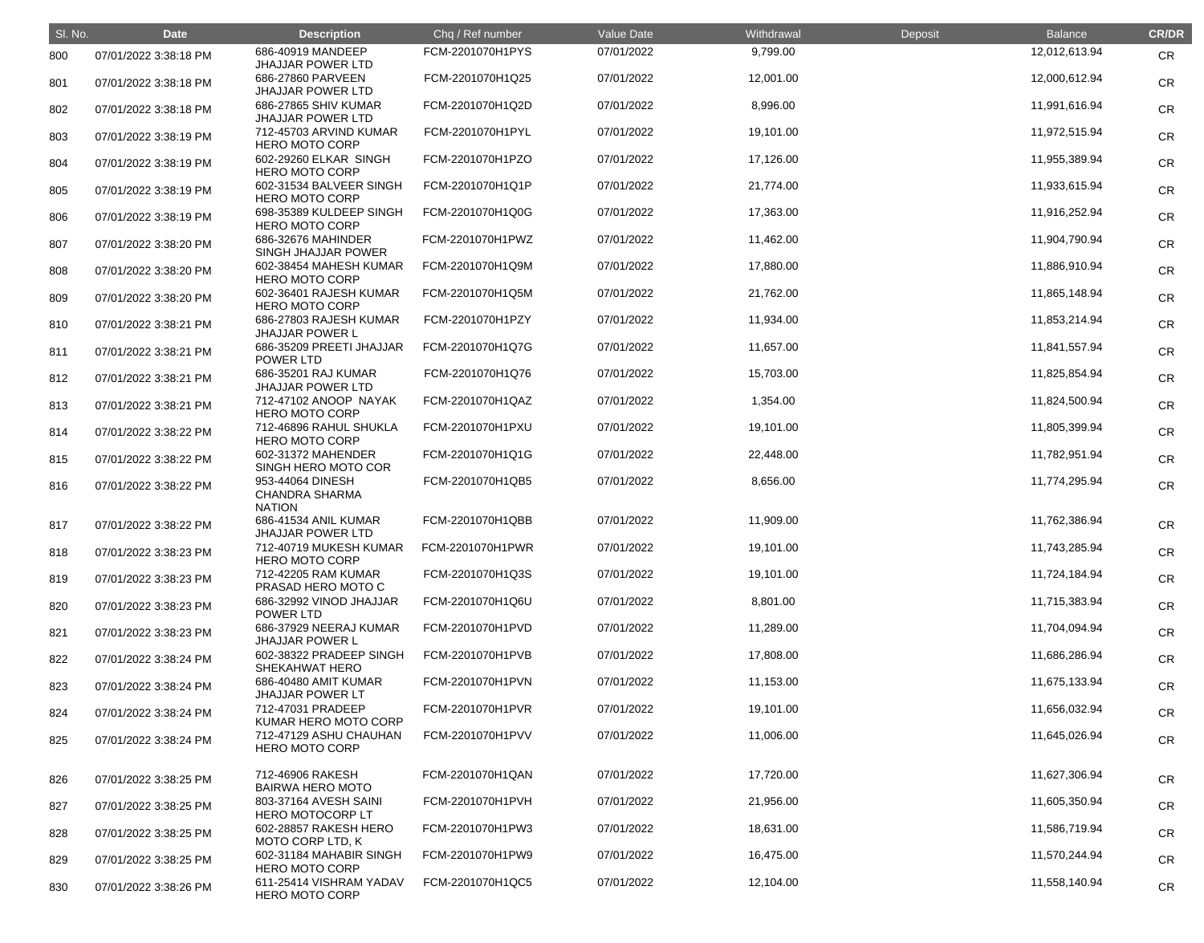| Sl. No. | Date | Description | Chq / Ref number | Value Date | Withdrawal | Deposit | Balance | CR/DR |
|---|---|---|---|---|---|---|---|---|
| 800 | 07/01/2022 3:38:18 PM | 686-40919 MANDEEP JHAJJAR POWER LTD | FCM-2201070H1PYS | 07/01/2022 | 9,799.00 | | 12,012,613.94 | CR |
| 801 | 07/01/2022 3:38:18 PM | 686-27860 PARVEEN JHAJJAR POWER LTD | FCM-2201070H1Q25 | 07/01/2022 | 12,001.00 | | 12,000,612.94 | CR |
| 802 | 07/01/2022 3:38:18 PM | 686-27865 SHIV KUMAR JHAJJAR POWER LTD | FCM-2201070H1Q2D | 07/01/2022 | 8,996.00 | | 11,991,616.94 | CR |
| 803 | 07/01/2022 3:38:19 PM | 712-45703 ARVIND KUMAR HERO MOTO CORP | FCM-2201070H1PYL | 07/01/2022 | 19,101.00 | | 11,972,515.94 | CR |
| 804 | 07/01/2022 3:38:19 PM | 602-29260 ELKAR SINGH HERO MOTO CORP | FCM-2201070H1PZO | 07/01/2022 | 17,126.00 | | 11,955,389.94 | CR |
| 805 | 07/01/2022 3:38:19 PM | 602-31534 BALVEER SINGH HERO MOTO CORP | FCM-2201070H1Q1P | 07/01/2022 | 21,774.00 | | 11,933,615.94 | CR |
| 806 | 07/01/2022 3:38:19 PM | 698-35389 KULDEEP SINGH HERO MOTO CORP | FCM-2201070H1Q0G | 07/01/2022 | 17,363.00 | | 11,916,252.94 | CR |
| 807 | 07/01/2022 3:38:20 PM | 686-32676 MAHINDER SINGH JHAJJAR POWER | FCM-2201070H1PWZ | 07/01/2022 | 11,462.00 | | 11,904,790.94 | CR |
| 808 | 07/01/2022 3:38:20 PM | 602-38454 MAHESH KUMAR HERO MOTO CORP | FCM-2201070H1Q9M | 07/01/2022 | 17,880.00 | | 11,886,910.94 | CR |
| 809 | 07/01/2022 3:38:20 PM | 602-36401 RAJESH KUMAR HERO MOTO CORP | FCM-2201070H1Q5M | 07/01/2022 | 21,762.00 | | 11,865,148.94 | CR |
| 810 | 07/01/2022 3:38:21 PM | 686-27803 RAJESH KUMAR JHAJJAR POWER L | FCM-2201070H1PZY | 07/01/2022 | 11,934.00 | | 11,853,214.94 | CR |
| 811 | 07/01/2022 3:38:21 PM | 686-35209 PREETI JHAJJAR POWER LTD | FCM-2201070H1Q7G | 07/01/2022 | 11,657.00 | | 11,841,557.94 | CR |
| 812 | 07/01/2022 3:38:21 PM | 686-35201 RAJ KUMAR JHAJJAR POWER LTD | FCM-2201070H1Q76 | 07/01/2022 | 15,703.00 | | 11,825,854.94 | CR |
| 813 | 07/01/2022 3:38:21 PM | 712-47102 ANOOP NAYAK HERO MOTO CORP | FCM-2201070H1QAZ | 07/01/2022 | 1,354.00 | | 11,824,500.94 | CR |
| 814 | 07/01/2022 3:38:22 PM | 712-46896 RAHUL SHUKLA HERO MOTO CORP | FCM-2201070H1PXU | 07/01/2022 | 19,101.00 | | 11,805,399.94 | CR |
| 815 | 07/01/2022 3:38:22 PM | 602-31372 MAHENDER SINGH HERO MOTO COR | FCM-2201070H1Q1G | 07/01/2022 | 22,448.00 | | 11,782,951.94 | CR |
| 816 | 07/01/2022 3:38:22 PM | 953-44064 DINESH CHANDRA SHARMA NATION | FCM-2201070H1QB5 | 07/01/2022 | 8,656.00 | | 11,774,295.94 | CR |
| 817 | 07/01/2022 3:38:22 PM | 686-41534 ANIL KUMAR JHAJJAR POWER LTD | FCM-2201070H1QBB | 07/01/2022 | 11,909.00 | | 11,762,386.94 | CR |
| 818 | 07/01/2022 3:38:23 PM | 712-40719 MUKESH KUMAR HERO MOTO CORP | FCM-2201070H1PWR | 07/01/2022 | 19,101.00 | | 11,743,285.94 | CR |
| 819 | 07/01/2022 3:38:23 PM | 712-42205 RAM KUMAR PRASAD HERO MOTO C | FCM-2201070H1Q3S | 07/01/2022 | 19,101.00 | | 11,724,184.94 | CR |
| 820 | 07/01/2022 3:38:23 PM | 686-32992 VINOD JHAJJAR POWER LTD | FCM-2201070H1Q6U | 07/01/2022 | 8,801.00 | | 11,715,383.94 | CR |
| 821 | 07/01/2022 3:38:23 PM | 686-37929 NEERAJ KUMAR JHAJJAR POWER L | FCM-2201070H1PVD | 07/01/2022 | 11,289.00 | | 11,704,094.94 | CR |
| 822 | 07/01/2022 3:38:24 PM | 602-38322 PRADEEP SINGH SHEKAHWAT HERO | FCM-2201070H1PVB | 07/01/2022 | 17,808.00 | | 11,686,286.94 | CR |
| 823 | 07/01/2022 3:38:24 PM | 686-40480 AMIT KUMAR JHAJJAR POWER LT | FCM-2201070H1PVN | 07/01/2022 | 11,153.00 | | 11,675,133.94 | CR |
| 824 | 07/01/2022 3:38:24 PM | 712-47031 PRADEEP KUMAR HERO MOTO CORP | FCM-2201070H1PVR | 07/01/2022 | 19,101.00 | | 11,656,032.94 | CR |
| 825 | 07/01/2022 3:38:24 PM | 712-47129 ASHU CHAUHAN HERO MOTO CORP | FCM-2201070H1PVV | 07/01/2022 | 11,006.00 | | 11,645,026.94 | CR |
| 826 | 07/01/2022 3:38:25 PM | 712-46906 RAKESH BAIRWA HERO MOTO | FCM-2201070H1QAN | 07/01/2022 | 17,720.00 | | 11,627,306.94 | CR |
| 827 | 07/01/2022 3:38:25 PM | 803-37164 AVESH SAINI HERO MOTOCORP LT | FCM-2201070H1PVH | 07/01/2022 | 21,956.00 | | 11,605,350.94 | CR |
| 828 | 07/01/2022 3:38:25 PM | 602-28857 RAKESH HERO MOTO CORP LTD, K | FCM-2201070H1PW3 | 07/01/2022 | 18,631.00 | | 11,586,719.94 | CR |
| 829 | 07/01/2022 3:38:25 PM | 602-31184 MAHABIR SINGH HERO MOTO CORP | FCM-2201070H1PW9 | 07/01/2022 | 16,475.00 | | 11,570,244.94 | CR |
| 830 | 07/01/2022 3:38:26 PM | 611-25414 VISHRAM YADAV HERO MOTO CORP | FCM-2201070H1QC5 | 07/01/2022 | 12,104.00 | | 11,558,140.94 | CR |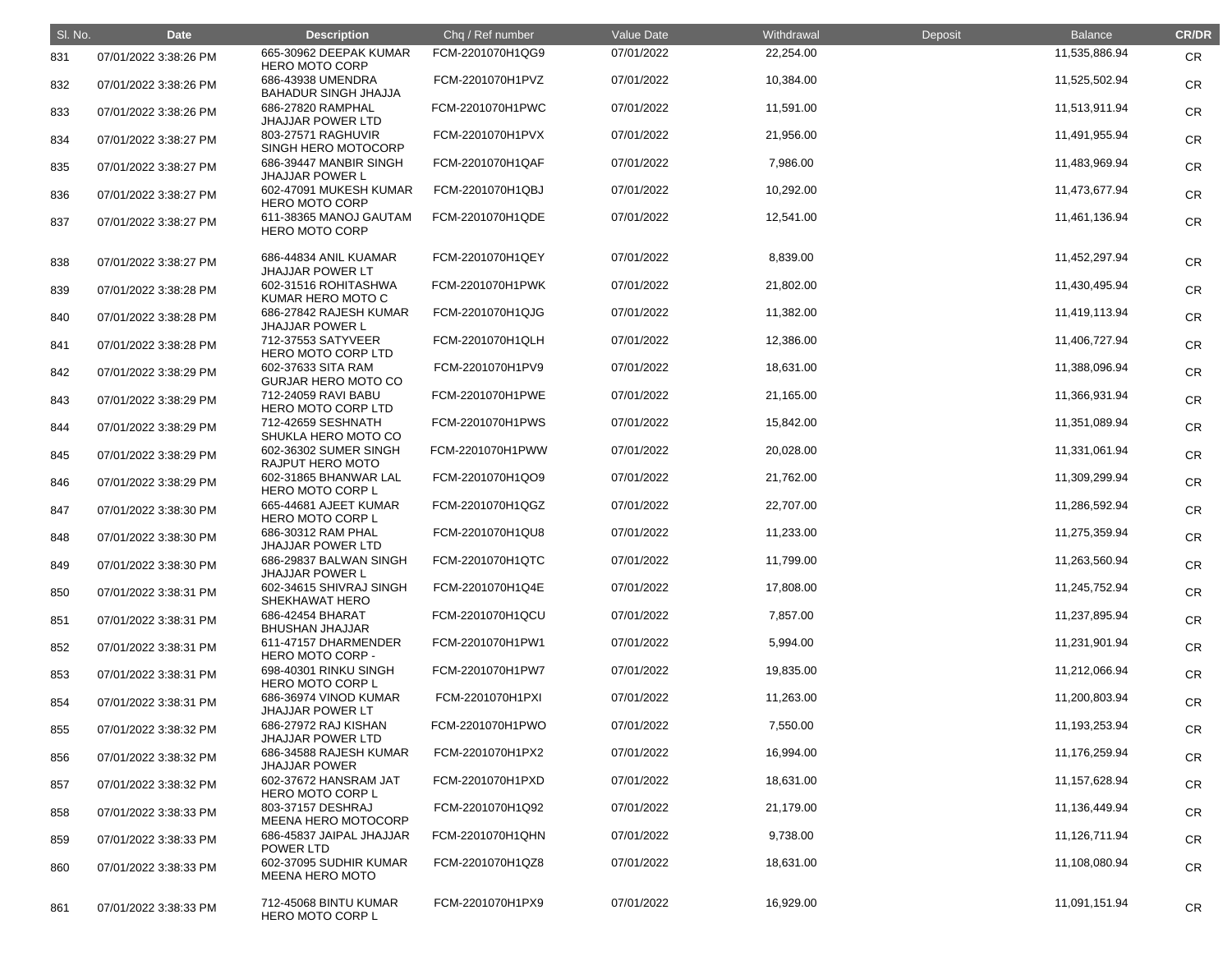| Sl. No. | Date | Description | Chq / Ref number | Value Date | Withdrawal | Deposit | Balance | CR/DR |
|---|---|---|---|---|---|---|---|---|
| 831 | 07/01/2022 3:38:26 PM | 665-30962 DEEPAK KUMAR HERO MOTO CORP | FCM-2201070H1QG9 | 07/01/2022 | 22,254.00 | | 11,535,886.94 | CR |
| 832 | 07/01/2022 3:38:26 PM | 686-43938 UMENDRA BAHADUR SINGH JHAJJA | FCM-2201070H1PVZ | 07/01/2022 | 10,384.00 | | 11,525,502.94 | CR |
| 833 | 07/01/2022 3:38:26 PM | 686-27820 RAMPHAL JHAJJAR POWER LTD | FCM-2201070H1PWC | 07/01/2022 | 11,591.00 | | 11,513,911.94 | CR |
| 834 | 07/01/2022 3:38:27 PM | 803-27571 RAGHUVIR SINGH HERO MOTOCORP | FCM-2201070H1PVX | 07/01/2022 | 21,956.00 | | 11,491,955.94 | CR |
| 835 | 07/01/2022 3:38:27 PM | 686-39447 MANBIR SINGH JHAJJAR POWER L | FCM-2201070H1QAF | 07/01/2022 | 7,986.00 | | 11,483,969.94 | CR |
| 836 | 07/01/2022 3:38:27 PM | 602-47091 MUKESH KUMAR HERO MOTO CORP | FCM-2201070H1QBJ | 07/01/2022 | 10,292.00 | | 11,473,677.94 | CR |
| 837 | 07/01/2022 3:38:27 PM | 611-38365 MANOJ GAUTAM HERO MOTO CORP | FCM-2201070H1QDE | 07/01/2022 | 12,541.00 | | 11,461,136.94 | CR |
| 838 | 07/01/2022 3:38:27 PM | 686-44834 ANIL KUAMAR JHAJJAR POWER LT | FCM-2201070H1QEY | 07/01/2022 | 8,839.00 | | 11,452,297.94 | CR |
| 839 | 07/01/2022 3:38:28 PM | 602-31516 ROHITASHWA KUMAR HERO MOTO C | FCM-2201070H1PWK | 07/01/2022 | 21,802.00 | | 11,430,495.94 | CR |
| 840 | 07/01/2022 3:38:28 PM | 686-27842 RAJESH KUMAR JHAJJAR POWER L | FCM-2201070H1QJG | 07/01/2022 | 11,382.00 | | 11,419,113.94 | CR |
| 841 | 07/01/2022 3:38:28 PM | 712-37553 SATYVEER HERO MOTO CORP LTD | FCM-2201070H1QLH | 07/01/2022 | 12,386.00 | | 11,406,727.94 | CR |
| 842 | 07/01/2022 3:38:29 PM | 602-37633 SITA RAM GURJAR HERO MOTO CO | FCM-2201070H1PV9 | 07/01/2022 | 18,631.00 | | 11,388,096.94 | CR |
| 843 | 07/01/2022 3:38:29 PM | 712-24059 RAVI BABU HERO MOTO CORP LTD | FCM-2201070H1PWE | 07/01/2022 | 21,165.00 | | 11,366,931.94 | CR |
| 844 | 07/01/2022 3:38:29 PM | 712-42659 SESHNATH SHUKLA HERO MOTO CO | FCM-2201070H1PWS | 07/01/2022 | 15,842.00 | | 11,351,089.94 | CR |
| 845 | 07/01/2022 3:38:29 PM | 602-36302 SUMER SINGH RAJPUT HERO MOTO | FCM-2201070H1PWW | 07/01/2022 | 20,028.00 | | 11,331,061.94 | CR |
| 846 | 07/01/2022 3:38:29 PM | 602-31865 BHANWAR LAL HERO MOTO CORP L | FCM-2201070H1QO9 | 07/01/2022 | 21,762.00 | | 11,309,299.94 | CR |
| 847 | 07/01/2022 3:38:30 PM | 665-44681 AJEET KUMAR HERO MOTO CORP L | FCM-2201070H1QGZ | 07/01/2022 | 22,707.00 | | 11,286,592.94 | CR |
| 848 | 07/01/2022 3:38:30 PM | 686-30312 RAM PHAL JHAJJAR POWER LTD | FCM-2201070H1QU8 | 07/01/2022 | 11,233.00 | | 11,275,359.94 | CR |
| 849 | 07/01/2022 3:38:30 PM | 686-29837 BALWAN SINGH JHAJJAR POWER L | FCM-2201070H1QTC | 07/01/2022 | 11,799.00 | | 11,263,560.94 | CR |
| 850 | 07/01/2022 3:38:31 PM | 602-34615 SHIVRAJ SINGH SHEKHAWAT HERO | FCM-2201070H1Q4E | 07/01/2022 | 17,808.00 | | 11,245,752.94 | CR |
| 851 | 07/01/2022 3:38:31 PM | 686-42454 BHARAT BHUSHAN JHAJJAR | FCM-2201070H1QCU | 07/01/2022 | 7,857.00 | | 11,237,895.94 | CR |
| 852 | 07/01/2022 3:38:31 PM | 611-47157 DHARMENDER HERO MOTO CORP - | FCM-2201070H1PW1 | 07/01/2022 | 5,994.00 | | 11,231,901.94 | CR |
| 853 | 07/01/2022 3:38:31 PM | 698-40301 RINKU SINGH HERO MOTO CORP L | FCM-2201070H1PW7 | 07/01/2022 | 19,835.00 | | 11,212,066.94 | CR |
| 854 | 07/01/2022 3:38:31 PM | 686-36974 VINOD KUMAR JHAJJAR POWER LT | FCM-2201070H1PXI | 07/01/2022 | 11,263.00 | | 11,200,803.94 | CR |
| 855 | 07/01/2022 3:38:32 PM | 686-27972 RAJ KISHAN JHAJJAR POWER LTD | FCM-2201070H1PWO | 07/01/2022 | 7,550.00 | | 11,193,253.94 | CR |
| 856 | 07/01/2022 3:38:32 PM | 686-34588 RAJESH KUMAR JHAJJAR POWER | FCM-2201070H1PX2 | 07/01/2022 | 16,994.00 | | 11,176,259.94 | CR |
| 857 | 07/01/2022 3:38:32 PM | 602-37672 HANSRAM JAT HERO MOTO CORP L | FCM-2201070H1PXD | 07/01/2022 | 18,631.00 | | 11,157,628.94 | CR |
| 858 | 07/01/2022 3:38:33 PM | 803-37157 DESHRAJ MEENA HERO MOTOCORP | FCM-2201070H1Q92 | 07/01/2022 | 21,179.00 | | 11,136,449.94 | CR |
| 859 | 07/01/2022 3:38:33 PM | 686-45837 JAIPAL JHAJJAR POWER LTD | FCM-2201070H1QHN | 07/01/2022 | 9,738.00 | | 11,126,711.94 | CR |
| 860 | 07/01/2022 3:38:33 PM | 602-37095 SUDHIR KUMAR MEENA HERO MOTO | FCM-2201070H1QZ8 | 07/01/2022 | 18,631.00 | | 11,108,080.94 | CR |
| 861 | 07/01/2022 3:38:33 PM | 712-45068 BINTU KUMAR HERO MOTO CORP L | FCM-2201070H1PX9 | 07/01/2022 | 16,929.00 | | 11,091,151.94 | CR |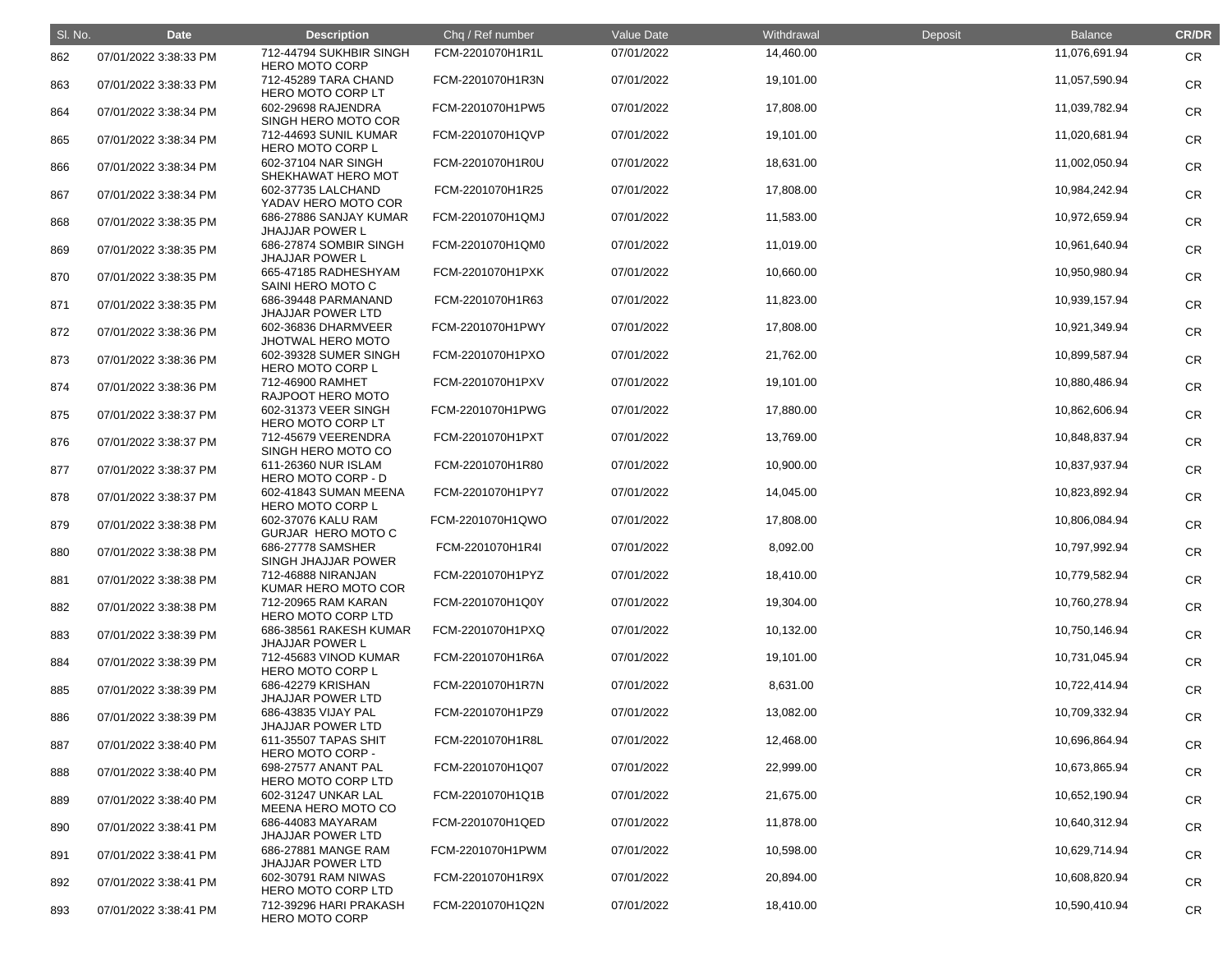| Sl. No. | Date | Description | Chq / Ref number | Value Date | Withdrawal | Deposit | Balance | CR/DR |
|---|---|---|---|---|---|---|---|---|
| 862 | 07/01/2022 3:38:33 PM | 712-44794 SUKHBIR SINGH HERO MOTO CORP | FCM-2201070H1R1L | 07/01/2022 | 14,460.00 | | 11,076,691.94 | CR |
| 863 | 07/01/2022 3:38:33 PM | 712-45289 TARA CHAND HERO MOTO CORP LT | FCM-2201070H1R3N | 07/01/2022 | 19,101.00 | | 11,057,590.94 | CR |
| 864 | 07/01/2022 3:38:34 PM | 602-29698 RAJENDRA SINGH HERO MOTO COR | FCM-2201070H1PW5 | 07/01/2022 | 17,808.00 | | 11,039,782.94 | CR |
| 865 | 07/01/2022 3:38:34 PM | 712-44693 SUNIL KUMAR HERO MOTO CORP L | FCM-2201070H1QVP | 07/01/2022 | 19,101.00 | | 11,020,681.94 | CR |
| 866 | 07/01/2022 3:38:34 PM | 602-37104 NAR SINGH SHEKHAWAT HERO MOT | FCM-2201070H1R0U | 07/01/2022 | 18,631.00 | | 11,002,050.94 | CR |
| 867 | 07/01/2022 3:38:34 PM | 602-37735 LALCHAND YADAV HERO MOTO COR | FCM-2201070H1R25 | 07/01/2022 | 17,808.00 | | 10,984,242.94 | CR |
| 868 | 07/01/2022 3:38:35 PM | 686-27886 SANJAY KUMAR JHAJJAR POWER L | FCM-2201070H1QMJ | 07/01/2022 | 11,583.00 | | 10,972,659.94 | CR |
| 869 | 07/01/2022 3:38:35 PM | 686-27874 SOMBIR SINGH JHAJJAR POWER L | FCM-2201070H1QM0 | 07/01/2022 | 11,019.00 | | 10,961,640.94 | CR |
| 870 | 07/01/2022 3:38:35 PM | 665-47185 RADHESHYAM SAINI HERO MOTO C | FCM-2201070H1PXK | 07/01/2022 | 10,660.00 | | 10,950,980.94 | CR |
| 871 | 07/01/2022 3:38:35 PM | 686-39448 PARMANAND JHAJJAR POWER LTD | FCM-2201070H1R63 | 07/01/2022 | 11,823.00 | | 10,939,157.94 | CR |
| 872 | 07/01/2022 3:38:36 PM | 602-36836 DHARMVEER JHOTWAL HERO MOTO | FCM-2201070H1PWY | 07/01/2022 | 17,808.00 | | 10,921,349.94 | CR |
| 873 | 07/01/2022 3:38:36 PM | 602-39328 SUMER SINGH HERO MOTO CORP L | FCM-2201070H1PXO | 07/01/2022 | 21,762.00 | | 10,899,587.94 | CR |
| 874 | 07/01/2022 3:38:36 PM | 712-46900 RAMHET RAJPOOT HERO MOTO | FCM-2201070H1PXV | 07/01/2022 | 19,101.00 | | 10,880,486.94 | CR |
| 875 | 07/01/2022 3:38:37 PM | 602-31373 VEER SINGH HERO MOTO CORP LT | FCM-2201070H1PWG | 07/01/2022 | 17,880.00 | | 10,862,606.94 | CR |
| 876 | 07/01/2022 3:38:37 PM | 712-45679 VEERENDRA SINGH HERO MOTO CO | FCM-2201070H1PXT | 07/01/2022 | 13,769.00 | | 10,848,837.94 | CR |
| 877 | 07/01/2022 3:38:37 PM | 611-26360 NUR ISLAM HERO MOTO CORP - D | FCM-2201070H1R80 | 07/01/2022 | 10,900.00 | | 10,837,937.94 | CR |
| 878 | 07/01/2022 3:38:37 PM | 602-41843 SUMAN MEENA HERO MOTO CORP L | FCM-2201070H1PY7 | 07/01/2022 | 14,045.00 | | 10,823,892.94 | CR |
| 879 | 07/01/2022 3:38:38 PM | 602-37076 KALU RAM GURJAR HERO MOTO C | FCM-2201070H1QWO | 07/01/2022 | 17,808.00 | | 10,806,084.94 | CR |
| 880 | 07/01/2022 3:38:38 PM | 686-27778 SAMSHER SINGH JHAJJAR POWER | FCM-2201070H1R4I | 07/01/2022 | 8,092.00 | | 10,797,992.94 | CR |
| 881 | 07/01/2022 3:38:38 PM | 712-46888 NIRANJAN KUMAR HERO MOTO COR | FCM-2201070H1PYZ | 07/01/2022 | 18,410.00 | | 10,779,582.94 | CR |
| 882 | 07/01/2022 3:38:38 PM | 712-20965 RAM KARAN HERO MOTO CORP LTD | FCM-2201070H1Q0Y | 07/01/2022 | 19,304.00 | | 10,760,278.94 | CR |
| 883 | 07/01/2022 3:38:39 PM | 686-38561 RAKESH KUMAR JHAJJAR POWER L | FCM-2201070H1PXQ | 07/01/2022 | 10,132.00 | | 10,750,146.94 | CR |
| 884 | 07/01/2022 3:38:39 PM | 712-45683 VINOD KUMAR HERO MOTO CORP L | FCM-2201070H1R6A | 07/01/2022 | 19,101.00 | | 10,731,045.94 | CR |
| 885 | 07/01/2022 3:38:39 PM | 686-42279 KRISHAN JHAJJAR POWER LTD | FCM-2201070H1R7N | 07/01/2022 | 8,631.00 | | 10,722,414.94 | CR |
| 886 | 07/01/2022 3:38:39 PM | 686-43835 VIJAY PAL JHAJJAR POWER LTD | FCM-2201070H1PZ9 | 07/01/2022 | 13,082.00 | | 10,709,332.94 | CR |
| 887 | 07/01/2022 3:38:40 PM | 611-35507 TAPAS SHIT HERO MOTO CORP - | FCM-2201070H1R8L | 07/01/2022 | 12,468.00 | | 10,696,864.94 | CR |
| 888 | 07/01/2022 3:38:40 PM | 698-27577 ANANT PAL HERO MOTO CORP LTD | FCM-2201070H1Q07 | 07/01/2022 | 22,999.00 | | 10,673,865.94 | CR |
| 889 | 07/01/2022 3:38:40 PM | 602-31247 UNKAR LAL MEENA HERO MOTO CO | FCM-2201070H1Q1B | 07/01/2022 | 21,675.00 | | 10,652,190.94 | CR |
| 890 | 07/01/2022 3:38:41 PM | 686-44083 MAYARAM JHAJJAR POWER LTD | FCM-2201070H1QED | 07/01/2022 | 11,878.00 | | 10,640,312.94 | CR |
| 891 | 07/01/2022 3:38:41 PM | 686-27881 MANGE RAM JHAJJAR POWER LTD | FCM-2201070H1PWM | 07/01/2022 | 10,598.00 | | 10,629,714.94 | CR |
| 892 | 07/01/2022 3:38:41 PM | 602-30791 RAM NIWAS HERO MOTO CORP LTD | FCM-2201070H1R9X | 07/01/2022 | 20,894.00 | | 10,608,820.94 | CR |
| 893 | 07/01/2022 3:38:41 PM | 712-39296 HARI PRAKASH HERO MOTO CORP | FCM-2201070H1Q2N | 07/01/2022 | 18,410.00 | | 10,590,410.94 | CR |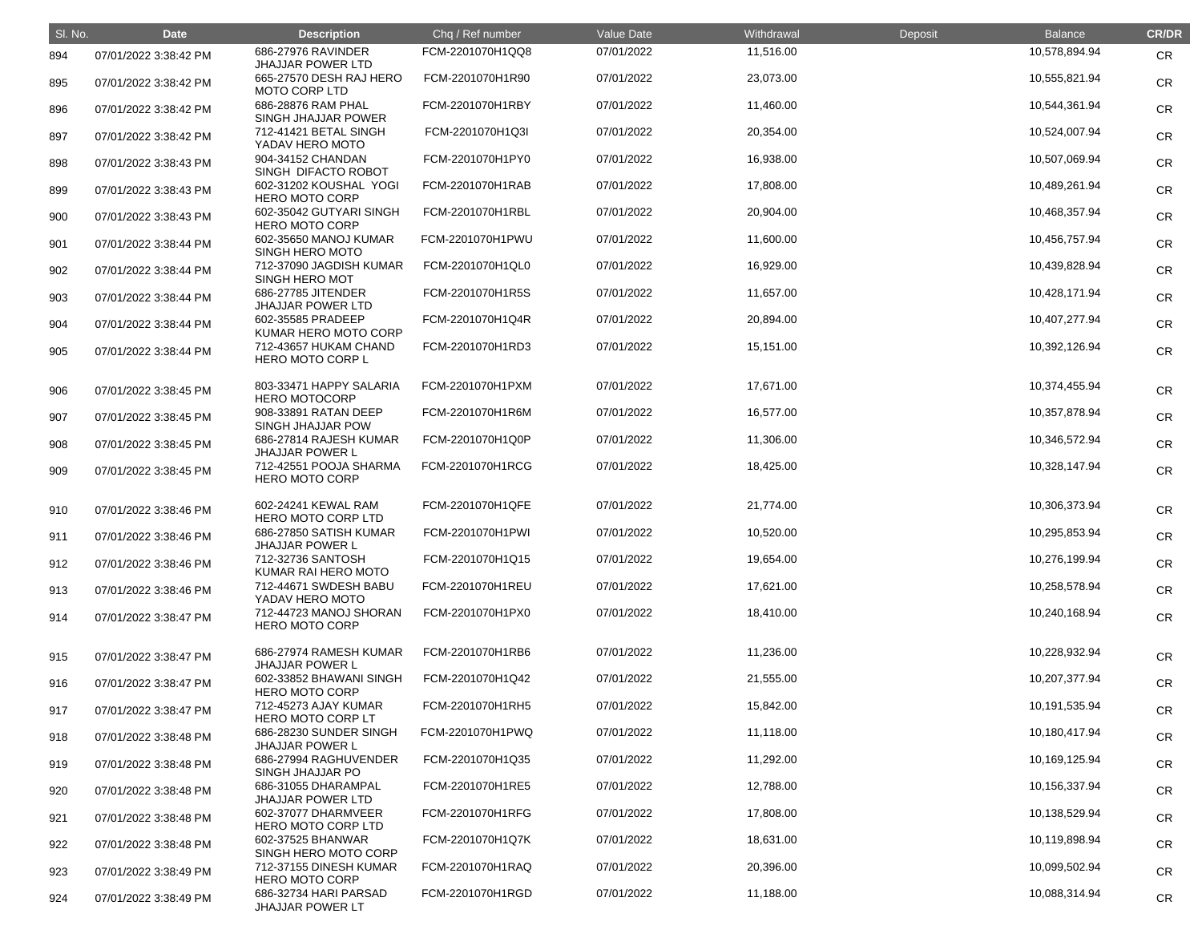| Sl. No. | Date | Description | Chq / Ref number | Value Date | Withdrawal | Deposit | Balance | CR/DR |
|---|---|---|---|---|---|---|---|---|
| 894 | 07/01/2022 3:38:42 PM | 686-27976 RAVINDER JHAJJAR POWER LTD | FCM-2201070H1QQ8 | 07/01/2022 | 11,516.00 | | 10,578,894.94 | CR |
| 895 | 07/01/2022 3:38:42 PM | 665-27570 DESH RAJ HERO MOTO CORP LTD | FCM-2201070H1R90 | 07/01/2022 | 23,073.00 | | 10,555,821.94 | CR |
| 896 | 07/01/2022 3:38:42 PM | 686-28876 RAM PHAL SINGH JHAJJAR POWER | FCM-2201070H1RBY | 07/01/2022 | 11,460.00 | | 10,544,361.94 | CR |
| 897 | 07/01/2022 3:38:42 PM | 712-41421 BETAL SINGH YADAV HERO MOTO | FCM-2201070H1Q3I | 07/01/2022 | 20,354.00 | | 10,524,007.94 | CR |
| 898 | 07/01/2022 3:38:43 PM | 904-34152 CHANDAN SINGH DIFACTO ROBOT | FCM-2201070H1PY0 | 07/01/2022 | 16,938.00 | | 10,507,069.94 | CR |
| 899 | 07/01/2022 3:38:43 PM | 602-31202 KOUSHAL YOGI HERO MOTO CORP | FCM-2201070H1RAB | 07/01/2022 | 17,808.00 | | 10,489,261.94 | CR |
| 900 | 07/01/2022 3:38:43 PM | 602-35042 GUTYARI SINGH HERO MOTO CORP | FCM-2201070H1RBL | 07/01/2022 | 20,904.00 | | 10,468,357.94 | CR |
| 901 | 07/01/2022 3:38:44 PM | 602-35650 MANOJ KUMAR SINGH HERO MOTO | FCM-2201070H1PWU | 07/01/2022 | 11,600.00 | | 10,456,757.94 | CR |
| 902 | 07/01/2022 3:38:44 PM | 712-37090 JAGDISH KUMAR SINGH HERO MOT | FCM-2201070H1QL0 | 07/01/2022 | 16,929.00 | | 10,439,828.94 | CR |
| 903 | 07/01/2022 3:38:44 PM | 686-27785 JITENDER JHAJJAR POWER LTD | FCM-2201070H1R5S | 07/01/2022 | 11,657.00 | | 10,428,171.94 | CR |
| 904 | 07/01/2022 3:38:44 PM | 602-35585 PRADEEP KUMAR HERO MOTO CORP | FCM-2201070H1Q4R | 07/01/2022 | 20,894.00 | | 10,407,277.94 | CR |
| 905 | 07/01/2022 3:38:44 PM | 712-43657 HUKAM CHAND HERO MOTO CORP L | FCM-2201070H1RD3 | 07/01/2022 | 15,151.00 | | 10,392,126.94 | CR |
| 906 | 07/01/2022 3:38:45 PM | 803-33471 HAPPY SALARIA HERO MOTOCORP | FCM-2201070H1PXM | 07/01/2022 | 17,671.00 | | 10,374,455.94 | CR |
| 907 | 07/01/2022 3:38:45 PM | 908-33891 RATAN DEEP SINGH JHAJJAR POW | FCM-2201070H1R6M | 07/01/2022 | 16,577.00 | | 10,357,878.94 | CR |
| 908 | 07/01/2022 3:38:45 PM | 686-27814 RAJESH KUMAR JHAJJAR POWER L | FCM-2201070H1Q0P | 07/01/2022 | 11,306.00 | | 10,346,572.94 | CR |
| 909 | 07/01/2022 3:38:45 PM | 712-42551 POOJA SHARMA HERO MOTO CORP | FCM-2201070H1RCG | 07/01/2022 | 18,425.00 | | 10,328,147.94 | CR |
| 910 | 07/01/2022 3:38:46 PM | 602-24241 KEWAL RAM HERO MOTO CORP LTD | FCM-2201070H1QFE | 07/01/2022 | 21,774.00 | | 10,306,373.94 | CR |
| 911 | 07/01/2022 3:38:46 PM | 686-27850 SATISH KUMAR JHAJJAR POWER L | FCM-2201070H1PWI | 07/01/2022 | 10,520.00 | | 10,295,853.94 | CR |
| 912 | 07/01/2022 3:38:46 PM | 712-32736 SANTOSH KUMAR RAI HERO MOTO | FCM-2201070H1Q15 | 07/01/2022 | 19,654.00 | | 10,276,199.94 | CR |
| 913 | 07/01/2022 3:38:46 PM | 712-44671 SWDESH BABU YADAV HERO MOTO | FCM-2201070H1REU | 07/01/2022 | 17,621.00 | | 10,258,578.94 | CR |
| 914 | 07/01/2022 3:38:47 PM | 712-44723 MANOJ SHORAN HERO MOTO CORP | FCM-2201070H1PX0 | 07/01/2022 | 18,410.00 | | 10,240,168.94 | CR |
| 915 | 07/01/2022 3:38:47 PM | 686-27974 RAMESH KUMAR JHAJJAR POWER L | FCM-2201070H1RB6 | 07/01/2022 | 11,236.00 | | 10,228,932.94 | CR |
| 916 | 07/01/2022 3:38:47 PM | 602-33852 BHAWANI SINGH HERO MOTO CORP | FCM-2201070H1Q42 | 07/01/2022 | 21,555.00 | | 10,207,377.94 | CR |
| 917 | 07/01/2022 3:38:47 PM | 712-45273 AJAY KUMAR HERO MOTO CORP LT | FCM-2201070H1RH5 | 07/01/2022 | 15,842.00 | | 10,191,535.94 | CR |
| 918 | 07/01/2022 3:38:48 PM | 686-28230 SUNDER SINGH JHAJJAR POWER L | FCM-2201070H1PWQ | 07/01/2022 | 11,118.00 | | 10,180,417.94 | CR |
| 919 | 07/01/2022 3:38:48 PM | 686-27994 RAGHUVENDER SINGH JHAJJAR PO | FCM-2201070H1Q35 | 07/01/2022 | 11,292.00 | | 10,169,125.94 | CR |
| 920 | 07/01/2022 3:38:48 PM | 686-31055 DHARAMPAL JHAJJAR POWER LTD | FCM-2201070H1RE5 | 07/01/2022 | 12,788.00 | | 10,156,337.94 | CR |
| 921 | 07/01/2022 3:38:48 PM | 602-37077 DHARMVEER HERO MOTO CORP LTD | FCM-2201070H1RFG | 07/01/2022 | 17,808.00 | | 10,138,529.94 | CR |
| 922 | 07/01/2022 3:38:48 PM | 602-37525 BHANWAR SINGH HERO MOTO CORP | FCM-2201070H1Q7K | 07/01/2022 | 18,631.00 | | 10,119,898.94 | CR |
| 923 | 07/01/2022 3:38:49 PM | 712-37155 DINESH KUMAR HERO MOTO CORP | FCM-2201070H1RAQ | 07/01/2022 | 20,396.00 | | 10,099,502.94 | CR |
| 924 | 07/01/2022 3:38:49 PM | 686-32734 HARI PARSAD JHAJJAR POWER LT | FCM-2201070H1RGD | 07/01/2022 | 11,188.00 | | 10,088,314.94 | CR |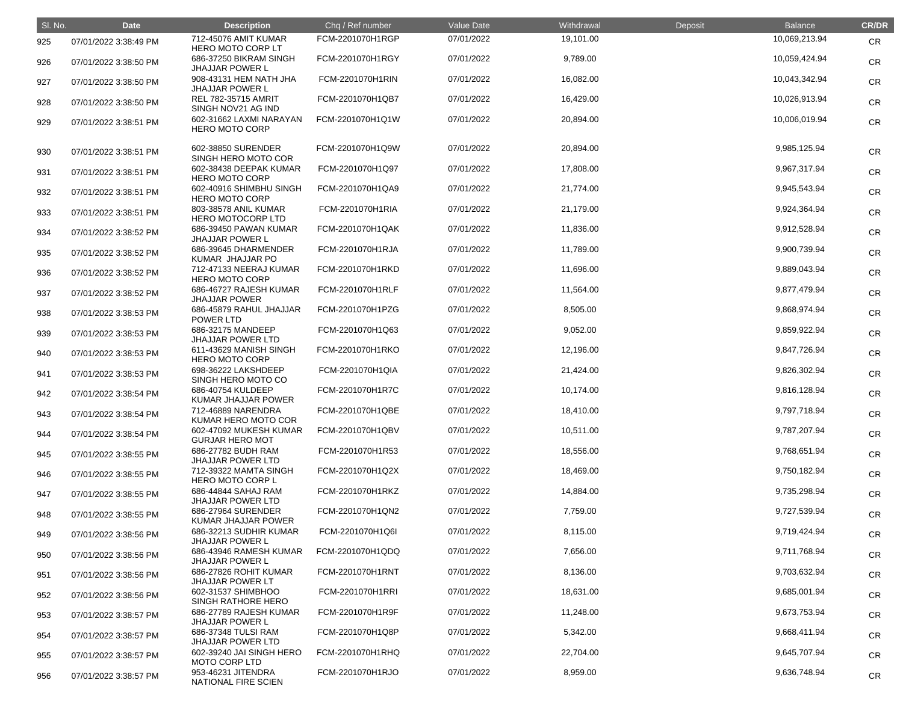| Sl. No. | Date | Description | Chq / Ref number | Value Date | Withdrawal | Deposit | Balance | CR/DR |
|---|---|---|---|---|---|---|---|---|
| 925 | 07/01/2022 3:38:49 PM | 712-45076 AMIT KUMAR HERO MOTO CORP LT | FCM-2201070H1RGP | 07/01/2022 | 19,101.00 | | 10,069,213.94 | CR |
| 926 | 07/01/2022 3:38:50 PM | 686-37250 BIKRAM SINGH JHAJJAR POWER L | FCM-2201070H1RGY | 07/01/2022 | 9,789.00 | | 10,059,424.94 | CR |
| 927 | 07/01/2022 3:38:50 PM | 908-43131 HEM NATH JHA JHAJJAR POWER L | FCM-2201070H1RIN | 07/01/2022 | 16,082.00 | | 10,043,342.94 | CR |
| 928 | 07/01/2022 3:38:50 PM | REL 782-35715 AMRIT SINGH NOV21 AG IND | FCM-2201070H1QB7 | 07/01/2022 | 16,429.00 | | 10,026,913.94 | CR |
| 929 | 07/01/2022 3:38:51 PM | 602-31662 LAXMI NARAYAN HERO MOTO CORP | FCM-2201070H1Q1W | 07/01/2022 | 20,894.00 | | 10,006,019.94 | CR |
| 930 | 07/01/2022 3:38:51 PM | 602-38850 SURENDER SINGH HERO MOTO COR | FCM-2201070H1Q9W | 07/01/2022 | 20,894.00 | | 9,985,125.94 | CR |
| 931 | 07/01/2022 3:38:51 PM | 602-38438 DEEPAK KUMAR HERO MOTO CORP | FCM-2201070H1Q97 | 07/01/2022 | 17,808.00 | | 9,967,317.94 | CR |
| 932 | 07/01/2022 3:38:51 PM | 602-40916 SHIMBHU SINGH HERO MOTO CORP | FCM-2201070H1QA9 | 07/01/2022 | 21,774.00 | | 9,945,543.94 | CR |
| 933 | 07/01/2022 3:38:51 PM | 803-38578 ANIL KUMAR HERO MOTOCORP LTD | FCM-2201070H1RIA | 07/01/2022 | 21,179.00 | | 9,924,364.94 | CR |
| 934 | 07/01/2022 3:38:52 PM | 686-39450 PAWAN KUMAR JHAJJAR POWER L | FCM-2201070H1QAK | 07/01/2022 | 11,836.00 | | 9,912,528.94 | CR |
| 935 | 07/01/2022 3:38:52 PM | 686-39645 DHARMENDER KUMAR JHAJJAR PO | FCM-2201070H1RJA | 07/01/2022 | 11,789.00 | | 9,900,739.94 | CR |
| 936 | 07/01/2022 3:38:52 PM | 712-47133 NEERAJ KUMAR HERO MOTO CORP | FCM-2201070H1RKD | 07/01/2022 | 11,696.00 | | 9,889,043.94 | CR |
| 937 | 07/01/2022 3:38:52 PM | 686-46727 RAJESH KUMAR JHAJJAR POWER | FCM-2201070H1RLF | 07/01/2022 | 11,564.00 | | 9,877,479.94 | CR |
| 938 | 07/01/2022 3:38:53 PM | 686-45879 RAHUL JHAJJAR POWER LTD | FCM-2201070H1PZG | 07/01/2022 | 8,505.00 | | 9,868,974.94 | CR |
| 939 | 07/01/2022 3:38:53 PM | 686-32175 MANDEEP JHAJJAR POWER LTD | FCM-2201070H1Q63 | 07/01/2022 | 9,052.00 | | 9,859,922.94 | CR |
| 940 | 07/01/2022 3:38:53 PM | 611-43629 MANISH SINGH HERO MOTO CORP | FCM-2201070H1RKO | 07/01/2022 | 12,196.00 | | 9,847,726.94 | CR |
| 941 | 07/01/2022 3:38:53 PM | 698-36222 LAKSHDEEP SINGH HERO MOTO CO | FCM-2201070H1QIA | 07/01/2022 | 21,424.00 | | 9,826,302.94 | CR |
| 942 | 07/01/2022 3:38:54 PM | 686-40754 KULDEEP KUMAR JHAJJAR POWER | FCM-2201070H1R7C | 07/01/2022 | 10,174.00 | | 9,816,128.94 | CR |
| 943 | 07/01/2022 3:38:54 PM | 712-46889 NARENDRA KUMAR HERO MOTO COR | FCM-2201070H1QBE | 07/01/2022 | 18,410.00 | | 9,797,718.94 | CR |
| 944 | 07/01/2022 3:38:54 PM | 602-47092 MUKESH KUMAR GURJAR HERO MOT | FCM-2201070H1QBV | 07/01/2022 | 10,511.00 | | 9,787,207.94 | CR |
| 945 | 07/01/2022 3:38:55 PM | 686-27782 BUDH RAM JHAJJAR POWER LTD | FCM-2201070H1R53 | 07/01/2022 | 18,556.00 | | 9,768,651.94 | CR |
| 946 | 07/01/2022 3:38:55 PM | 712-39322 MAMTA SINGH HERO MOTO CORP L | FCM-2201070H1Q2X | 07/01/2022 | 18,469.00 | | 9,750,182.94 | CR |
| 947 | 07/01/2022 3:38:55 PM | 686-44844 SAHAJ RAM JHAJJAR POWER LTD | FCM-2201070H1RKZ | 07/01/2022 | 14,884.00 | | 9,735,298.94 | CR |
| 948 | 07/01/2022 3:38:55 PM | 686-27964 SURENDER KUMAR JHAJJAR POWER | FCM-2201070H1QN2 | 07/01/2022 | 7,759.00 | | 9,727,539.94 | CR |
| 949 | 07/01/2022 3:38:56 PM | 686-32213 SUDHIR KUMAR JHAJJAR POWER L | FCM-2201070H1Q6I | 07/01/2022 | 8,115.00 | | 9,719,424.94 | CR |
| 950 | 07/01/2022 3:38:56 PM | 686-43946 RAMESH KUMAR JHAJJAR POWER L | FCM-2201070H1QDQ | 07/01/2022 | 7,656.00 | | 9,711,768.94 | CR |
| 951 | 07/01/2022 3:38:56 PM | 686-27826 ROHIT KUMAR JHAJJAR POWER LT | FCM-2201070H1RNT | 07/01/2022 | 8,136.00 | | 9,703,632.94 | CR |
| 952 | 07/01/2022 3:38:56 PM | 602-31537 SHIMBHOO SINGH RATHORE HERO | FCM-2201070H1RRI | 07/01/2022 | 18,631.00 | | 9,685,001.94 | CR |
| 953 | 07/01/2022 3:38:57 PM | 686-27789 RAJESH KUMAR JHAJJAR POWER L | FCM-2201070H1R9F | 07/01/2022 | 11,248.00 | | 9,673,753.94 | CR |
| 954 | 07/01/2022 3:38:57 PM | 686-37348 TULSI RAM JHAJJAR POWER LTD | FCM-2201070H1Q8P | 07/01/2022 | 5,342.00 | | 9,668,411.94 | CR |
| 955 | 07/01/2022 3:38:57 PM | 602-39240 JAI SINGH HERO MOTO CORP LTD | FCM-2201070H1RHQ | 07/01/2022 | 22,704.00 | | 9,645,707.94 | CR |
| 956 | 07/01/2022 3:38:57 PM | 953-46231 JITENDRA NATIONAL FIRE SCIEN | FCM-2201070H1RJO | 07/01/2022 | 8,959.00 | | 9,636,748.94 | CR |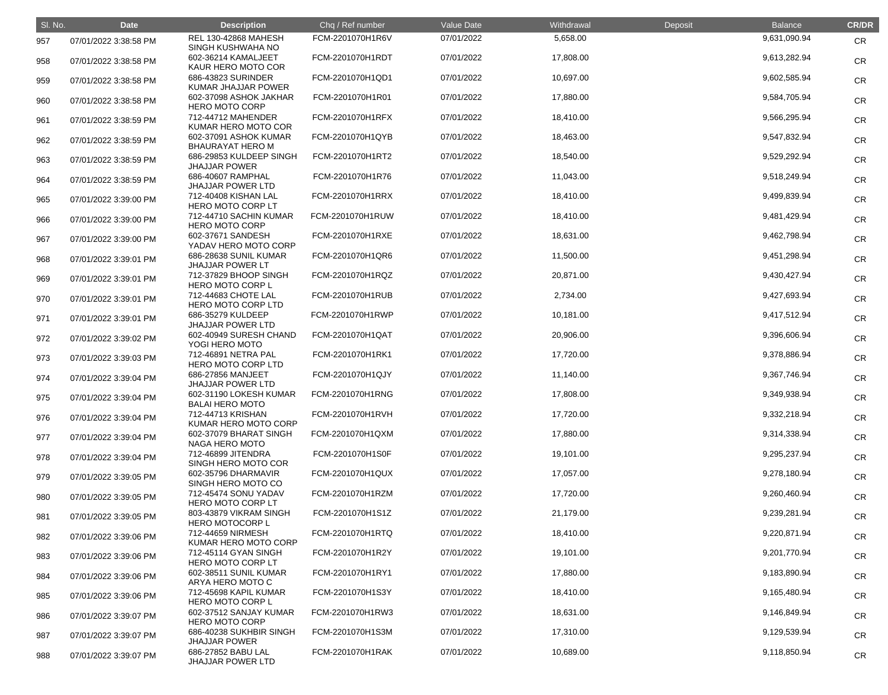| Sl. No. | Date | Description | Chq / Ref number | Value Date | Withdrawal | Deposit | Balance | CR/DR |
|---|---|---|---|---|---|---|---|---|
| 957 | 07/01/2022 3:38:58 PM | REL 130-42868 MAHESH SINGH KUSHWAHA NO | FCM-2201070H1R6V | 07/01/2022 | 5,658.00 | | 9,631,090.94 | CR |
| 958 | 07/01/2022 3:38:58 PM | 602-36214 KAMALJEET KAUR HERO MOTO COR | FCM-2201070H1RDT | 07/01/2022 | 17,808.00 | | 9,613,282.94 | CR |
| 959 | 07/01/2022 3:38:58 PM | 686-43823 SURINDER KUMAR JHAJJAR POWER | FCM-2201070H1QD1 | 07/01/2022 | 10,697.00 | | 9,602,585.94 | CR |
| 960 | 07/01/2022 3:38:58 PM | 602-37098 ASHOK JAKHAR HERO MOTO CORP | FCM-2201070H1R01 | 07/01/2022 | 17,880.00 | | 9,584,705.94 | CR |
| 961 | 07/01/2022 3:38:59 PM | 712-44712 MAHENDER KUMAR HERO MOTO COR | FCM-2201070H1RFX | 07/01/2022 | 18,410.00 | | 9,566,295.94 | CR |
| 962 | 07/01/2022 3:38:59 PM | 602-37091 ASHOK KUMAR BHAURAYAT HERO M | FCM-2201070H1QYB | 07/01/2022 | 18,463.00 | | 9,547,832.94 | CR |
| 963 | 07/01/2022 3:38:59 PM | 686-29853 KULDEEP SINGH JHAJJAR POWER | FCM-2201070H1RT2 | 07/01/2022 | 18,540.00 | | 9,529,292.94 | CR |
| 964 | 07/01/2022 3:38:59 PM | 686-40607 RAMPHAL JHAJJAR POWER LTD | FCM-2201070H1R76 | 07/01/2022 | 11,043.00 | | 9,518,249.94 | CR |
| 965 | 07/01/2022 3:39:00 PM | 712-40408 KISHAN LAL HERO MOTO CORP LT | FCM-2201070H1RRX | 07/01/2022 | 18,410.00 | | 9,499,839.94 | CR |
| 966 | 07/01/2022 3:39:00 PM | 712-44710 SACHIN KUMAR HERO MOTO CORP | FCM-2201070H1RUW | 07/01/2022 | 18,410.00 | | 9,481,429.94 | CR |
| 967 | 07/01/2022 3:39:00 PM | 602-37671 SANDESH YADAV HERO MOTO CORP | FCM-2201070H1RXE | 07/01/2022 | 18,631.00 | | 9,462,798.94 | CR |
| 968 | 07/01/2022 3:39:01 PM | 686-28638 SUNIL KUMAR JHAJJAR POWER LT | FCM-2201070H1QR6 | 07/01/2022 | 11,500.00 | | 9,451,298.94 | CR |
| 969 | 07/01/2022 3:39:01 PM | 712-37829 BHOOP SINGH HERO MOTO CORP L | FCM-2201070H1RQZ | 07/01/2022 | 20,871.00 | | 9,430,427.94 | CR |
| 970 | 07/01/2022 3:39:01 PM | 712-44683 CHOTE LAL HERO MOTO CORP LTD | FCM-2201070H1RUB | 07/01/2022 | 2,734.00 | | 9,427,693.94 | CR |
| 971 | 07/01/2022 3:39:01 PM | 686-35279 KULDEEP JHAJJAR POWER LTD | FCM-2201070H1RWP | 07/01/2022 | 10,181.00 | | 9,417,512.94 | CR |
| 972 | 07/01/2022 3:39:02 PM | 602-40949 SURESH CHAND YOGI HERO MOTO | FCM-2201070H1QAT | 07/01/2022 | 20,906.00 | | 9,396,606.94 | CR |
| 973 | 07/01/2022 3:39:03 PM | 712-46891 NETRA PAL HERO MOTO CORP LTD | FCM-2201070H1RK1 | 07/01/2022 | 17,720.00 | | 9,378,886.94 | CR |
| 974 | 07/01/2022 3:39:04 PM | 686-27856 MANJEET JHAJJAR POWER LTD | FCM-2201070H1QJY | 07/01/2022 | 11,140.00 | | 9,367,746.94 | CR |
| 975 | 07/01/2022 3:39:04 PM | 602-31190 LOKESH KUMAR BALAI HERO MOTO | FCM-2201070H1RNG | 07/01/2022 | 17,808.00 | | 9,349,938.94 | CR |
| 976 | 07/01/2022 3:39:04 PM | 712-44713 KRISHAN KUMAR HERO MOTO CORP | FCM-2201070H1RVH | 07/01/2022 | 17,720.00 | | 9,332,218.94 | CR |
| 977 | 07/01/2022 3:39:04 PM | 602-37079 BHARAT SINGH NAGA HERO MOTO | FCM-2201070H1QXM | 07/01/2022 | 17,880.00 | | 9,314,338.94 | CR |
| 978 | 07/01/2022 3:39:04 PM | 712-46899 JITENDRA SINGH HERO MOTO COR | FCM-2201070H1S0F | 07/01/2022 | 19,101.00 | | 9,295,237.94 | CR |
| 979 | 07/01/2022 3:39:05 PM | 602-35796 DHARMAVIR SINGH HERO MOTO CO | FCM-2201070H1QUX | 07/01/2022 | 17,057.00 | | 9,278,180.94 | CR |
| 980 | 07/01/2022 3:39:05 PM | 712-45474 SONU YADAV HERO MOTO CORP LT | FCM-2201070H1RZM | 07/01/2022 | 17,720.00 | | 9,260,460.94 | CR |
| 981 | 07/01/2022 3:39:05 PM | 803-43879 VIKRAM SINGH HERO MOTOCORP L | FCM-2201070H1S1Z | 07/01/2022 | 21,179.00 | | 9,239,281.94 | CR |
| 982 | 07/01/2022 3:39:06 PM | 712-44659 NIRMESH KUMAR HERO MOTO CORP | FCM-2201070H1RTQ | 07/01/2022 | 18,410.00 | | 9,220,871.94 | CR |
| 983 | 07/01/2022 3:39:06 PM | 712-45114 GYAN SINGH HERO MOTO CORP LT | FCM-2201070H1R2Y | 07/01/2022 | 19,101.00 | | 9,201,770.94 | CR |
| 984 | 07/01/2022 3:39:06 PM | 602-38511 SUNIL KUMAR ARYA HERO MOTO C | FCM-2201070H1RY1 | 07/01/2022 | 17,880.00 | | 9,183,890.94 | CR |
| 985 | 07/01/2022 3:39:06 PM | 712-45698 KAPIL KUMAR HERO MOTO CORP L | FCM-2201070H1S3Y | 07/01/2022 | 18,410.00 | | 9,165,480.94 | CR |
| 986 | 07/01/2022 3:39:07 PM | 602-37512 SANJAY KUMAR HERO MOTO CORP | FCM-2201070H1RW3 | 07/01/2022 | 18,631.00 | | 9,146,849.94 | CR |
| 987 | 07/01/2022 3:39:07 PM | 686-40238 SUKHBIR SINGH JHAJJAR POWER | FCM-2201070H1S3M | 07/01/2022 | 17,310.00 | | 9,129,539.94 | CR |
| 988 | 07/01/2022 3:39:07 PM | 686-27852 BABU LAL JHAJJAR POWER LTD | FCM-2201070H1RAK | 07/01/2022 | 10,689.00 | | 9,118,850.94 | CR |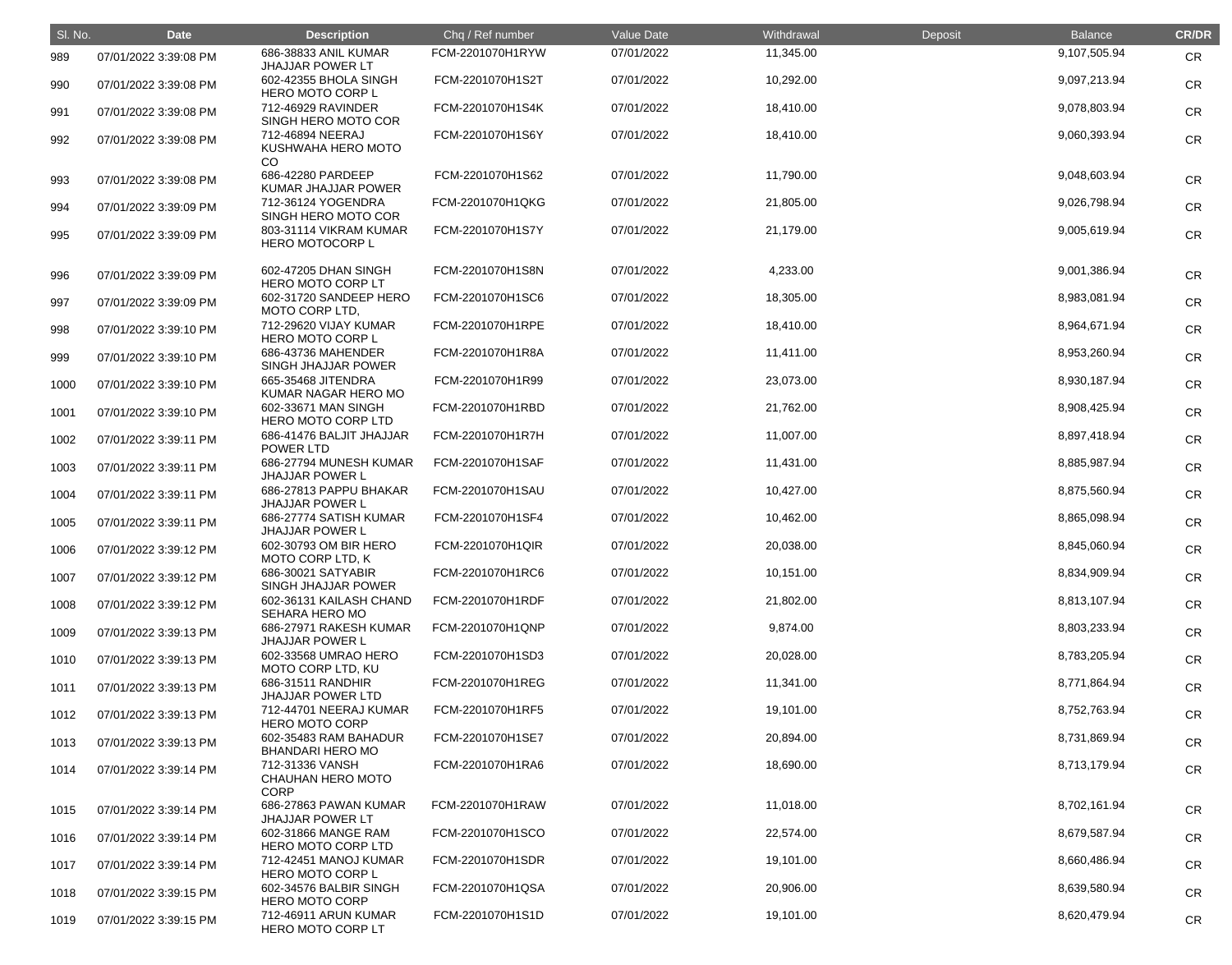| Sl. No. | Date | Description | Chq / Ref number | Value Date | Withdrawal | Deposit | Balance | CR/DR |
|---|---|---|---|---|---|---|---|---|
| 989 | 07/01/2022 3:39:08 PM | 686-38833 ANIL KUMAR JHAJJAR POWER LT | FCM-2201070H1RYW | 07/01/2022 | 11,345.00 | | 9,107,505.94 | CR |
| 990 | 07/01/2022 3:39:08 PM | 602-42355 BHOLA SINGH HERO MOTO CORP L | FCM-2201070H1S2T | 07/01/2022 | 10,292.00 | | 9,097,213.94 | CR |
| 991 | 07/01/2022 3:39:08 PM | 712-46929 RAVINDER SINGH HERO MOTO COR | FCM-2201070H1S4K | 07/01/2022 | 18,410.00 | | 9,078,803.94 | CR |
| 992 | 07/01/2022 3:39:08 PM | 712-46894 NEERAJ KUSHWAHA HERO MOTO CO | FCM-2201070H1S6Y | 07/01/2022 | 18,410.00 | | 9,060,393.94 | CR |
| 993 | 07/01/2022 3:39:08 PM | 686-42280 PARDEEP KUMAR JHAJJAR POWER | FCM-2201070H1S62 | 07/01/2022 | 11,790.00 | | 9,048,603.94 | CR |
| 994 | 07/01/2022 3:39:09 PM | 712-36124 YOGENDRA SINGH HERO MOTO COR | FCM-2201070H1QKG | 07/01/2022 | 21,805.00 | | 9,026,798.94 | CR |
| 995 | 07/01/2022 3:39:09 PM | 803-31114 VIKRAM KUMAR HERO MOTOCORP L | FCM-2201070H1S7Y | 07/01/2022 | 21,179.00 | | 9,005,619.94 | CR |
| 996 | 07/01/2022 3:39:09 PM | 602-47205 DHAN SINGH HERO MOTO CORP LT | FCM-2201070H1S8N | 07/01/2022 | 4,233.00 | | 9,001,386.94 | CR |
| 997 | 07/01/2022 3:39:09 PM | 602-31720 SANDEEP HERO MOTO CORP LTD, | FCM-2201070H1SC6 | 07/01/2022 | 18,305.00 | | 8,983,081.94 | CR |
| 998 | 07/01/2022 3:39:10 PM | 712-29620 VIJAY KUMAR HERO MOTO CORP L | FCM-2201070H1RPE | 07/01/2022 | 18,410.00 | | 8,964,671.94 | CR |
| 999 | 07/01/2022 3:39:10 PM | 686-43736 MAHENDER SINGH JHAJJAR POWER | FCM-2201070H1R8A | 07/01/2022 | 11,411.00 | | 8,953,260.94 | CR |
| 1000 | 07/01/2022 3:39:10 PM | 665-35468 JITENDRA KUMAR NAGAR HERO MO | FCM-2201070H1R99 | 07/01/2022 | 23,073.00 | | 8,930,187.94 | CR |
| 1001 | 07/01/2022 3:39:10 PM | 602-33671 MAN SINGH HERO MOTO CORP LTD | FCM-2201070H1RBD | 07/01/2022 | 21,762.00 | | 8,908,425.94 | CR |
| 1002 | 07/01/2022 3:39:11 PM | 686-41476 BALJIT JHAJJAR POWER LTD | FCM-2201070H1R7H | 07/01/2022 | 11,007.00 | | 8,897,418.94 | CR |
| 1003 | 07/01/2022 3:39:11 PM | 686-27794 MUNESH KUMAR JHAJJAR POWER L | FCM-2201070H1SAF | 07/01/2022 | 11,431.00 | | 8,885,987.94 | CR |
| 1004 | 07/01/2022 3:39:11 PM | 686-27813 PAPPU BHAKAR JHAJJAR POWER L | FCM-2201070H1SAU | 07/01/2022 | 10,427.00 | | 8,875,560.94 | CR |
| 1005 | 07/01/2022 3:39:11 PM | 686-27774 SATISH KUMAR JHAJJAR POWER L | FCM-2201070H1SF4 | 07/01/2022 | 10,462.00 | | 8,865,098.94 | CR |
| 1006 | 07/01/2022 3:39:12 PM | 602-30793 OM BIR HERO MOTO CORP LTD, K | FCM-2201070H1QIR | 07/01/2022 | 20,038.00 | | 8,845,060.94 | CR |
| 1007 | 07/01/2022 3:39:12 PM | 686-30021 SATYABIR SINGH JHAJJAR POWER | FCM-2201070H1RC6 | 07/01/2022 | 10,151.00 | | 8,834,909.94 | CR |
| 1008 | 07/01/2022 3:39:12 PM | 602-36131 KAILASH CHAND SEHARA HERO MO | FCM-2201070H1RDF | 07/01/2022 | 21,802.00 | | 8,813,107.94 | CR |
| 1009 | 07/01/2022 3:39:13 PM | 686-27971 RAKESH KUMAR JHAJJAR POWER L | FCM-2201070H1QNP | 07/01/2022 | 9,874.00 | | 8,803,233.94 | CR |
| 1010 | 07/01/2022 3:39:13 PM | 602-33568 UMRAO HERO MOTO CORP LTD, KU | FCM-2201070H1SD3 | 07/01/2022 | 20,028.00 | | 8,783,205.94 | CR |
| 1011 | 07/01/2022 3:39:13 PM | 686-31511 RANDHIR JHAJJAR POWER LTD | FCM-2201070H1REG | 07/01/2022 | 11,341.00 | | 8,771,864.94 | CR |
| 1012 | 07/01/2022 3:39:13 PM | 712-44701 NEERAJ KUMAR HERO MOTO CORP | FCM-2201070H1RF5 | 07/01/2022 | 19,101.00 | | 8,752,763.94 | CR |
| 1013 | 07/01/2022 3:39:13 PM | 602-35483 RAM BAHADUR BHANDARI HERO MO | FCM-2201070H1SE7 | 07/01/2022 | 20,894.00 | | 8,731,869.94 | CR |
| 1014 | 07/01/2022 3:39:14 PM | 712-31336 VANSH CHAUHAN HERO MOTO CORP | FCM-2201070H1RA6 | 07/01/2022 | 18,690.00 | | 8,713,179.94 | CR |
| 1015 | 07/01/2022 3:39:14 PM | 686-27863 PAWAN KUMAR JHAJJAR POWER LT | FCM-2201070H1RAW | 07/01/2022 | 11,018.00 | | 8,702,161.94 | CR |
| 1016 | 07/01/2022 3:39:14 PM | 602-31866 MANGE RAM HERO MOTO CORP LTD | FCM-2201070H1SCO | 07/01/2022 | 22,574.00 | | 8,679,587.94 | CR |
| 1017 | 07/01/2022 3:39:14 PM | 712-42451 MANOJ KUMAR HERO MOTO CORP L | FCM-2201070H1SDR | 07/01/2022 | 19,101.00 | | 8,660,486.94 | CR |
| 1018 | 07/01/2022 3:39:15 PM | 602-34576 BALBIR SINGH HERO MOTO CORP | FCM-2201070H1QSA | 07/01/2022 | 20,906.00 | | 8,639,580.94 | CR |
| 1019 | 07/01/2022 3:39:15 PM | 712-46911 ARUN KUMAR HERO MOTO CORP LT | FCM-2201070H1S1D | 07/01/2022 | 19,101.00 | | 8,620,479.94 | CR |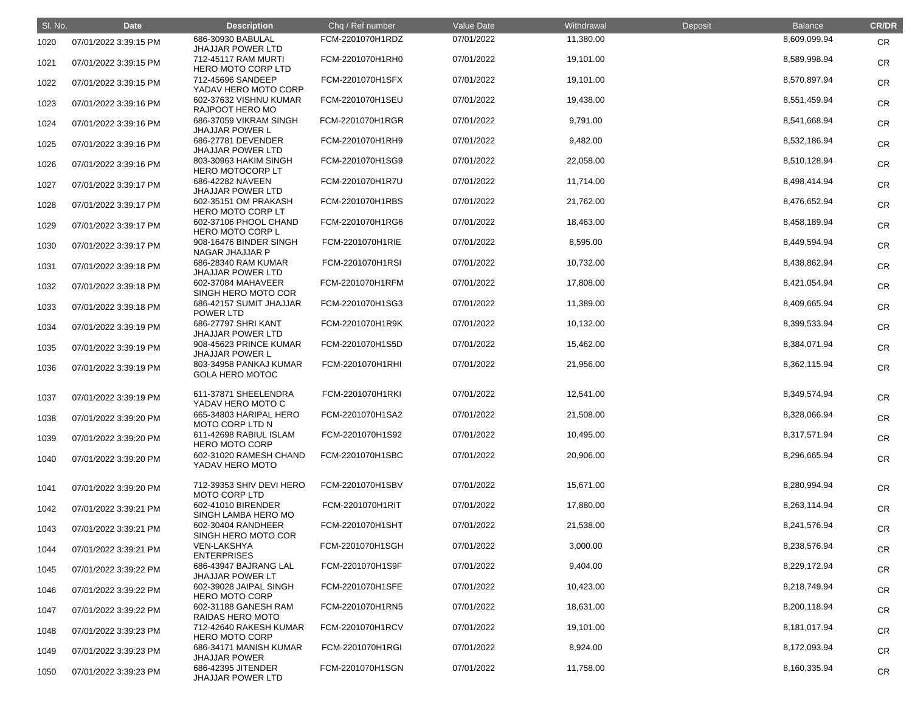| Sl. No. | Date | Description | Chq / Ref number | Value Date | Withdrawal | Deposit | Balance | CR/DR |
|---|---|---|---|---|---|---|---|---|
| 1020 | 07/01/2022 3:39:15 PM | 686-30930 BABULAL JHAJJAR POWER LTD | FCM-2201070H1RDZ | 07/01/2022 | 11,380.00 | | 8,609,099.94 | CR |
| 1021 | 07/01/2022 3:39:15 PM | 712-45117 RAM MURTI HERO MOTO CORP LTD | FCM-2201070H1RH0 | 07/01/2022 | 19,101.00 | | 8,589,998.94 | CR |
| 1022 | 07/01/2022 3:39:15 PM | 712-45696 SANDEEP YADAV HERO MOTO CORP | FCM-2201070H1SFX | 07/01/2022 | 19,101.00 | | 8,570,897.94 | CR |
| 1023 | 07/01/2022 3:39:16 PM | 602-37632 VISHNU KUMAR RAJPOOT HERO MO | FCM-2201070H1SEU | 07/01/2022 | 19,438.00 | | 8,551,459.94 | CR |
| 1024 | 07/01/2022 3:39:16 PM | 686-37059 VIKRAM SINGH JHAJJAR POWER L | FCM-2201070H1RGR | 07/01/2022 | 9,791.00 | | 8,541,668.94 | CR |
| 1025 | 07/01/2022 3:39:16 PM | 686-27781 DEVENDER JHAJJAR POWER LTD | FCM-2201070H1RH9 | 07/01/2022 | 9,482.00 | | 8,532,186.94 | CR |
| 1026 | 07/01/2022 3:39:16 PM | 803-30963 HAKIM SINGH HERO MOTOCORP LT | FCM-2201070H1SG9 | 07/01/2022 | 22,058.00 | | 8,510,128.94 | CR |
| 1027 | 07/01/2022 3:39:17 PM | 686-42282 NAVEEN JHAJJAR POWER LTD | FCM-2201070H1R7U | 07/01/2022 | 11,714.00 | | 8,498,414.94 | CR |
| 1028 | 07/01/2022 3:39:17 PM | 602-35151 OM PRAKASH HERO MOTO CORP LT | FCM-2201070H1RBS | 07/01/2022 | 21,762.00 | | 8,476,652.94 | CR |
| 1029 | 07/01/2022 3:39:17 PM | 602-37106 PHOOL CHAND HERO MOTO CORP L | FCM-2201070H1RG6 | 07/01/2022 | 18,463.00 | | 8,458,189.94 | CR |
| 1030 | 07/01/2022 3:39:17 PM | 908-16476 BINDER SINGH NAGAR JHAJJAR P | FCM-2201070H1RIE | 07/01/2022 | 8,595.00 | | 8,449,594.94 | CR |
| 1031 | 07/01/2022 3:39:18 PM | 686-28340 RAM KUMAR JHAJJAR POWER LTD | FCM-2201070H1RSI | 07/01/2022 | 10,732.00 | | 8,438,862.94 | CR |
| 1032 | 07/01/2022 3:39:18 PM | 602-37084 MAHAVEER SINGH HERO MOTO COR | FCM-2201070H1RFM | 07/01/2022 | 17,808.00 | | 8,421,054.94 | CR |
| 1033 | 07/01/2022 3:39:18 PM | 686-42157 SUMIT JHAJJAR POWER LTD | FCM-2201070H1SG3 | 07/01/2022 | 11,389.00 | | 8,409,665.94 | CR |
| 1034 | 07/01/2022 3:39:19 PM | 686-27797 SHRI KANT JHAJJAR POWER LTD | FCM-2201070H1R9K | 07/01/2022 | 10,132.00 | | 8,399,533.94 | CR |
| 1035 | 07/01/2022 3:39:19 PM | 908-45623 PRINCE KUMAR JHAJJAR POWER L | FCM-2201070H1S5D | 07/01/2022 | 15,462.00 | | 8,384,071.94 | CR |
| 1036 | 07/01/2022 3:39:19 PM | 803-34958 PANKAJ KUMAR GOLA HERO MOTOC | FCM-2201070H1RHI | 07/01/2022 | 21,956.00 | | 8,362,115.94 | CR |
| 1037 | 07/01/2022 3:39:19 PM | 611-37871 SHEELENDRA YADAV HERO MOTO C | FCM-2201070H1RKI | 07/01/2022 | 12,541.00 | | 8,349,574.94 | CR |
| 1038 | 07/01/2022 3:39:20 PM | 665-34803 HARIPAL HERO MOTO CORP LTD N | FCM-2201070H1SA2 | 07/01/2022 | 21,508.00 | | 8,328,066.94 | CR |
| 1039 | 07/01/2022 3:39:20 PM | 611-42698 RABIUL ISLAM HERO MOTO CORP | FCM-2201070H1S92 | 07/01/2022 | 10,495.00 | | 8,317,571.94 | CR |
| 1040 | 07/01/2022 3:39:20 PM | 602-31020 RAMESH CHAND YADAV HERO MOTO | FCM-2201070H1SBC | 07/01/2022 | 20,906.00 | | 8,296,665.94 | CR |
| 1041 | 07/01/2022 3:39:20 PM | 712-39353 SHIV DEVI HERO MOTO CORP LTD | FCM-2201070H1SBV | 07/01/2022 | 15,671.00 | | 8,280,994.94 | CR |
| 1042 | 07/01/2022 3:39:21 PM | 602-41010 BIRENDER SINGH LAMBA HERO MO | FCM-2201070H1RIT | 07/01/2022 | 17,880.00 | | 8,263,114.94 | CR |
| 1043 | 07/01/2022 3:39:21 PM | 602-30404 RANDHEER SINGH HERO MOTO COR | FCM-2201070H1SHT | 07/01/2022 | 21,538.00 | | 8,241,576.94 | CR |
| 1044 | 07/01/2022 3:39:21 PM | VEN-LAKSHYA ENTERPRISES | FCM-2201070H1SGH | 07/01/2022 | 3,000.00 | | 8,238,576.94 | CR |
| 1045 | 07/01/2022 3:39:22 PM | 686-43947 BAJRANG LAL JHAJJAR POWER LT | FCM-2201070H1S9F | 07/01/2022 | 9,404.00 | | 8,229,172.94 | CR |
| 1046 | 07/01/2022 3:39:22 PM | 602-39028 JAIPAL SINGH HERO MOTO CORP | FCM-2201070H1SFE | 07/01/2022 | 10,423.00 | | 8,218,749.94 | CR |
| 1047 | 07/01/2022 3:39:22 PM | 602-31188 GANESH RAM RAIDAS HERO MOTO | FCM-2201070H1RN5 | 07/01/2022 | 18,631.00 | | 8,200,118.94 | CR |
| 1048 | 07/01/2022 3:39:23 PM | 712-42640 RAKESH KUMAR HERO MOTO CORP | FCM-2201070H1RCV | 07/01/2022 | 19,101.00 | | 8,181,017.94 | CR |
| 1049 | 07/01/2022 3:39:23 PM | 686-34171 MANISH KUMAR JHAJJAR POWER | FCM-2201070H1RGI | 07/01/2022 | 8,924.00 | | 8,172,093.94 | CR |
| 1050 | 07/01/2022 3:39:23 PM | 686-42395 JITENDER JHAJJAR POWER LTD | FCM-2201070H1SGN | 07/01/2022 | 11,758.00 | | 8,160,335.94 | CR |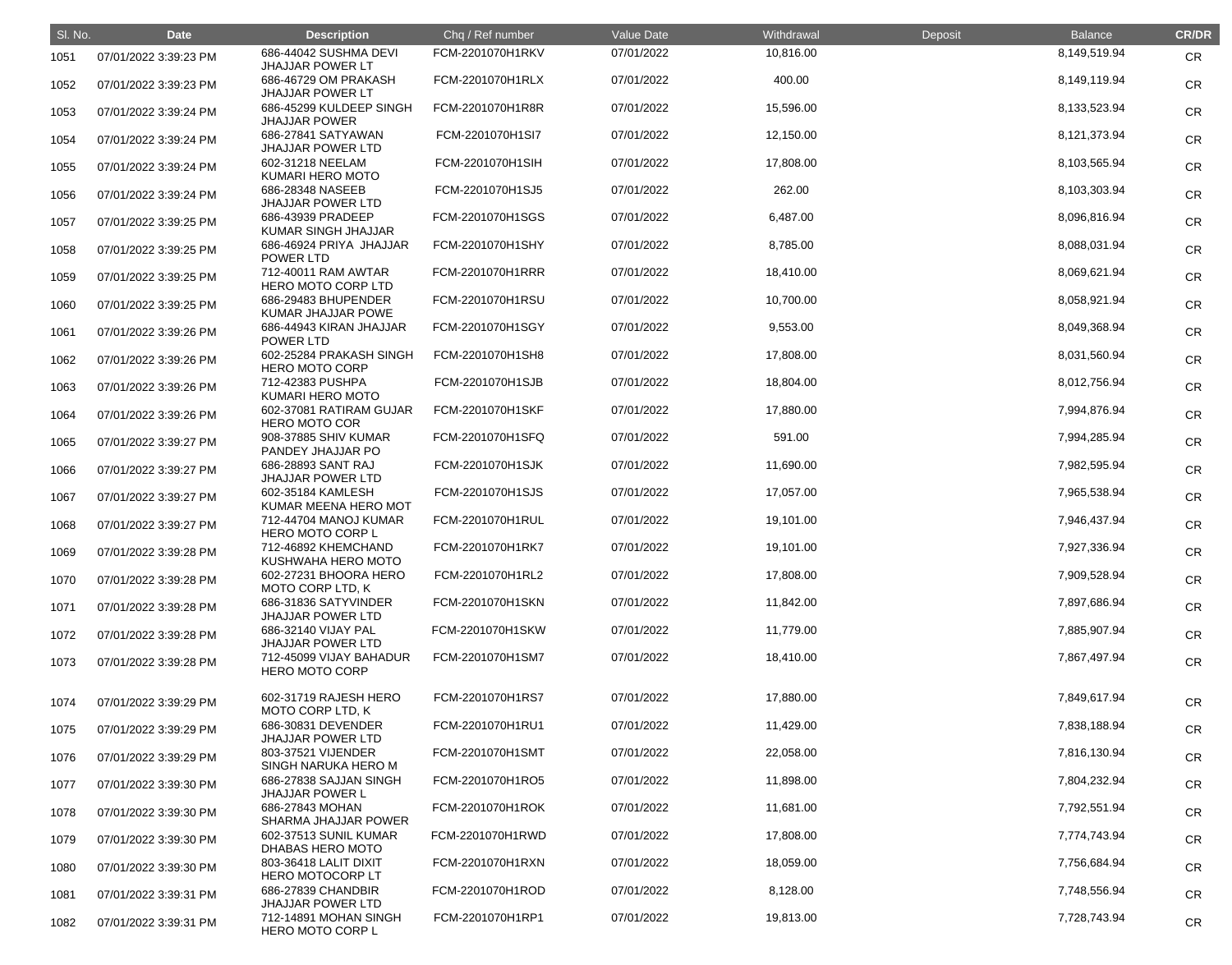| Sl. No. | Date | Description | Chq / Ref number | Value Date | Withdrawal | Deposit | Balance | CR/DR |
|---|---|---|---|---|---|---|---|---|
| 1051 | 07/01/2022 3:39:23 PM | 686-44042 SUSHMA DEVI JHAJJAR POWER LT | FCM-2201070H1RKV | 07/01/2022 | 10,816.00 | | 8,149,519.94 | CR |
| 1052 | 07/01/2022 3:39:23 PM | 686-46729 OM PRAKASH JHAJJAR POWER LT | FCM-2201070H1RLX | 07/01/2022 | 400.00 | | 8,149,119.94 | CR |
| 1053 | 07/01/2022 3:39:24 PM | 686-45299 KULDEEP SINGH JHAJJAR POWER | FCM-2201070H1R8R | 07/01/2022 | 15,596.00 | | 8,133,523.94 | CR |
| 1054 | 07/01/2022 3:39:24 PM | 686-27841 SATYAWAN JHAJJAR POWER LTD | FCM-2201070H1SI7 | 07/01/2022 | 12,150.00 | | 8,121,373.94 | CR |
| 1055 | 07/01/2022 3:39:24 PM | 602-31218 NEELAM KUMARI HERO MOTO | FCM-2201070H1SIH | 07/01/2022 | 17,808.00 | | 8,103,565.94 | CR |
| 1056 | 07/01/2022 3:39:24 PM | 686-28348 NASEEB JHAJJAR POWER LTD | FCM-2201070H1SJ5 | 07/01/2022 | 262.00 | | 8,103,303.94 | CR |
| 1057 | 07/01/2022 3:39:25 PM | 686-43939 PRADEEP KUMAR SINGH JHAJJAR | FCM-2201070H1SGS | 07/01/2022 | 6,487.00 | | 8,096,816.94 | CR |
| 1058 | 07/01/2022 3:39:25 PM | 686-46924 PRIYA JHAJJAR POWER LTD | FCM-2201070H1SHY | 07/01/2022 | 8,785.00 | | 8,088,031.94 | CR |
| 1059 | 07/01/2022 3:39:25 PM | 712-40011 RAM AWTAR HERO MOTO CORP LTD | FCM-2201070H1RRR | 07/01/2022 | 18,410.00 | | 8,069,621.94 | CR |
| 1060 | 07/01/2022 3:39:25 PM | 686-29483 BHUPENDER KUMAR JHAJJAR POWE | FCM-2201070H1RSU | 07/01/2022 | 10,700.00 | | 8,058,921.94 | CR |
| 1061 | 07/01/2022 3:39:26 PM | 686-44943 KIRAN JHAJJAR POWER LTD | FCM-2201070H1SGY | 07/01/2022 | 9,553.00 | | 8,049,368.94 | CR |
| 1062 | 07/01/2022 3:39:26 PM | 602-25284 PRAKASH SINGH HERO MOTO CORP | FCM-2201070H1SH8 | 07/01/2022 | 17,808.00 | | 8,031,560.94 | CR |
| 1063 | 07/01/2022 3:39:26 PM | 712-42383 PUSHPA KUMARI HERO MOTO | FCM-2201070H1SJB | 07/01/2022 | 18,804.00 | | 8,012,756.94 | CR |
| 1064 | 07/01/2022 3:39:26 PM | 602-37081 RATIRAM GUJAR HERO MOTO COR | FCM-2201070H1SKF | 07/01/2022 | 17,880.00 | | 7,994,876.94 | CR |
| 1065 | 07/01/2022 3:39:27 PM | 908-37885 SHIV KUMAR PANDEY JHAJJAR PO | FCM-2201070H1SFQ | 07/01/2022 | 591.00 | | 7,994,285.94 | CR |
| 1066 | 07/01/2022 3:39:27 PM | 686-28893 SANT RAJ JHAJJAR POWER LTD | FCM-2201070H1SJK | 07/01/2022 | 11,690.00 | | 7,982,595.94 | CR |
| 1067 | 07/01/2022 3:39:27 PM | 602-35184 KAMLESH KUMAR MEENA HERO MOT | FCM-2201070H1SJS | 07/01/2022 | 17,057.00 | | 7,965,538.94 | CR |
| 1068 | 07/01/2022 3:39:27 PM | 712-44704 MANOJ KUMAR HERO MOTO CORP L | FCM-2201070H1RUL | 07/01/2022 | 19,101.00 | | 7,946,437.94 | CR |
| 1069 | 07/01/2022 3:39:28 PM | 712-46892 KHEMCHAND KUSHWAHA HERO MOTO | FCM-2201070H1RK7 | 07/01/2022 | 19,101.00 | | 7,927,336.94 | CR |
| 1070 | 07/01/2022 3:39:28 PM | 602-27231 BHOORA HERO MOTO CORP LTD, K | FCM-2201070H1RL2 | 07/01/2022 | 17,808.00 | | 7,909,528.94 | CR |
| 1071 | 07/01/2022 3:39:28 PM | 686-31836 SATYVINDER JHAJJAR POWER LTD | FCM-2201070H1SKN | 07/01/2022 | 11,842.00 | | 7,897,686.94 | CR |
| 1072 | 07/01/2022 3:39:28 PM | 686-32140 VIJAY PAL JHAJJAR POWER LTD | FCM-2201070H1SKW | 07/01/2022 | 11,779.00 | | 7,885,907.94 | CR |
| 1073 | 07/01/2022 3:39:28 PM | 712-45099 VIJAY BAHADUR HERO MOTO CORP | FCM-2201070H1SM7 | 07/01/2022 | 18,410.00 | | 7,867,497.94 | CR |
| 1074 | 07/01/2022 3:39:29 PM | 602-31719 RAJESH HERO MOTO CORP LTD, K | FCM-2201070H1RS7 | 07/01/2022 | 17,880.00 | | 7,849,617.94 | CR |
| 1075 | 07/01/2022 3:39:29 PM | 686-30831 DEVENDER JHAJJAR POWER LTD | FCM-2201070H1RU1 | 07/01/2022 | 11,429.00 | | 7,838,188.94 | CR |
| 1076 | 07/01/2022 3:39:29 PM | 803-37521 VIJENDER SINGH NARUKA HERO M | FCM-2201070H1SMT | 07/01/2022 | 22,058.00 | | 7,816,130.94 | CR |
| 1077 | 07/01/2022 3:39:30 PM | 686-27838 SAJJAN SINGH JHAJJAR POWER L | FCM-2201070H1RO5 | 07/01/2022 | 11,898.00 | | 7,804,232.94 | CR |
| 1078 | 07/01/2022 3:39:30 PM | 686-27843 MOHAN SHARMA JHAJJAR POWER | FCM-2201070H1ROK | 07/01/2022 | 11,681.00 | | 7,792,551.94 | CR |
| 1079 | 07/01/2022 3:39:30 PM | 602-37513 SUNIL KUMAR DHABAS HERO MOTO | FCM-2201070H1RWD | 07/01/2022 | 17,808.00 | | 7,774,743.94 | CR |
| 1080 | 07/01/2022 3:39:30 PM | 803-36418 LALIT DIXIT HERO MOTOCORP LT | FCM-2201070H1RXN | 07/01/2022 | 18,059.00 | | 7,756,684.94 | CR |
| 1081 | 07/01/2022 3:39:31 PM | 686-27839 CHANDBIR JHAJJAR POWER LTD | FCM-2201070H1ROD | 07/01/2022 | 8,128.00 | | 7,748,556.94 | CR |
| 1082 | 07/01/2022 3:39:31 PM | 712-14891 MOHAN SINGH HERO MOTO CORP L | FCM-2201070H1RP1 | 07/01/2022 | 19,813.00 | | 7,728,743.94 | CR |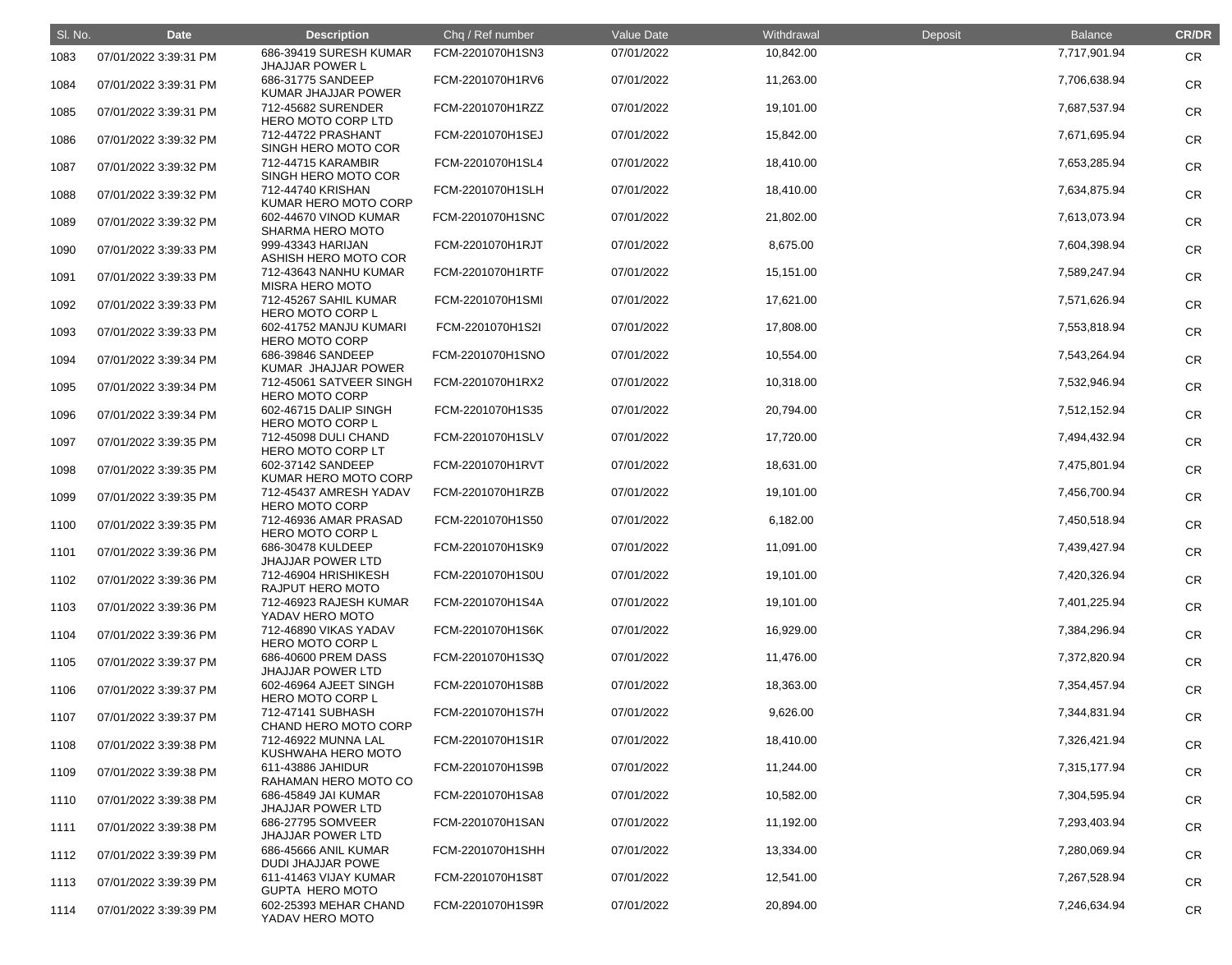| Sl. No. | Date | Description | Chq / Ref number | Value Date | Withdrawal | Deposit | Balance | CR/DR |
|---|---|---|---|---|---|---|---|---|
| 1083 | 07/01/2022 3:39:31 PM | 686-39419 SURESH KUMAR JHAJJAR POWER L | FCM-2201070H1SN3 | 07/01/2022 | 10,842.00 | | 7,717,901.94 | CR |
| 1084 | 07/01/2022 3:39:31 PM | 686-31775 SANDEEP KUMAR JHAJJAR POWER | FCM-2201070H1RV6 | 07/01/2022 | 11,263.00 | | 7,706,638.94 | CR |
| 1085 | 07/01/2022 3:39:31 PM | 712-45682 SURENDER HERO MOTO CORP LTD | FCM-2201070H1RZZ | 07/01/2022 | 19,101.00 | | 7,687,537.94 | CR |
| 1086 | 07/01/2022 3:39:32 PM | 712-44722 PRASHANT SINGH HERO MOTO COR | FCM-2201070H1SEJ | 07/01/2022 | 15,842.00 | | 7,671,695.94 | CR |
| 1087 | 07/01/2022 3:39:32 PM | 712-44715 KARAMBIR SINGH HERO MOTO COR | FCM-2201070H1SL4 | 07/01/2022 | 18,410.00 | | 7,653,285.94 | CR |
| 1088 | 07/01/2022 3:39:32 PM | 712-44740 KRISHAN KUMAR HERO MOTO CORP | FCM-2201070H1SLH | 07/01/2022 | 18,410.00 | | 7,634,875.94 | CR |
| 1089 | 07/01/2022 3:39:32 PM | 602-44670 VINOD KUMAR SHARMA HERO MOTO | FCM-2201070H1SNC | 07/01/2022 | 21,802.00 | | 7,613,073.94 | CR |
| 1090 | 07/01/2022 3:39:33 PM | 999-43343 HARIJAN ASHISH HERO MOTO COR | FCM-2201070H1RJT | 07/01/2022 | 8,675.00 | | 7,604,398.94 | CR |
| 1091 | 07/01/2022 3:39:33 PM | 712-43643 NANHU KUMAR MISRA HERO MOTO | FCM-2201070H1RTF | 07/01/2022 | 15,151.00 | | 7,589,247.94 | CR |
| 1092 | 07/01/2022 3:39:33 PM | 712-45267 SAHIL KUMAR HERO MOTO CORP L | FCM-2201070H1SMI | 07/01/2022 | 17,621.00 | | 7,571,626.94 | CR |
| 1093 | 07/01/2022 3:39:33 PM | 602-41752 MANJU KUMARI HERO MOTO CORP | FCM-2201070H1S2I | 07/01/2022 | 17,808.00 | | 7,553,818.94 | CR |
| 1094 | 07/01/2022 3:39:34 PM | 686-39846 SANDEEP KUMAR JHAJJAR POWER | FCM-2201070H1SNO | 07/01/2022 | 10,554.00 | | 7,543,264.94 | CR |
| 1095 | 07/01/2022 3:39:34 PM | 712-45061 SATVEER SINGH HERO MOTO CORP | FCM-2201070H1RX2 | 07/01/2022 | 10,318.00 | | 7,532,946.94 | CR |
| 1096 | 07/01/2022 3:39:34 PM | 602-46715 DALIP SINGH HERO MOTO CORP L | FCM-2201070H1S35 | 07/01/2022 | 20,794.00 | | 7,512,152.94 | CR |
| 1097 | 07/01/2022 3:39:35 PM | 712-45098 DULI CHAND HERO MOTO CORP LT | FCM-2201070H1SLV | 07/01/2022 | 17,720.00 | | 7,494,432.94 | CR |
| 1098 | 07/01/2022 3:39:35 PM | 602-37142 SANDEEP KUMAR HERO MOTO CORP | FCM-2201070H1RVT | 07/01/2022 | 18,631.00 | | 7,475,801.94 | CR |
| 1099 | 07/01/2022 3:39:35 PM | 712-45437 AMRESH YADAV HERO MOTO CORP | FCM-2201070H1RZB | 07/01/2022 | 19,101.00 | | 7,456,700.94 | CR |
| 1100 | 07/01/2022 3:39:35 PM | 712-46936 AMAR PRASAD HERO MOTO CORP L | FCM-2201070H1S50 | 07/01/2022 | 6,182.00 | | 7,450,518.94 | CR |
| 1101 | 07/01/2022 3:39:36 PM | 686-30478 KULDEEP JHAJJAR POWER LTD | FCM-2201070H1SK9 | 07/01/2022 | 11,091.00 | | 7,439,427.94 | CR |
| 1102 | 07/01/2022 3:39:36 PM | 712-46904 HRISHIKESH RAJPUT HERO MOTO | FCM-2201070H1S0U | 07/01/2022 | 19,101.00 | | 7,420,326.94 | CR |
| 1103 | 07/01/2022 3:39:36 PM | 712-46923 RAJESH KUMAR YADAV HERO MOTO | FCM-2201070H1S4A | 07/01/2022 | 19,101.00 | | 7,401,225.94 | CR |
| 1104 | 07/01/2022 3:39:36 PM | 712-46890 VIKAS YADAV HERO MOTO CORP L | FCM-2201070H1S6K | 07/01/2022 | 16,929.00 | | 7,384,296.94 | CR |
| 1105 | 07/01/2022 3:39:37 PM | 686-40600 PREM DASS JHAJJAR POWER LTD | FCM-2201070H1S3Q | 07/01/2022 | 11,476.00 | | 7,372,820.94 | CR |
| 1106 | 07/01/2022 3:39:37 PM | 602-46964 AJEET SINGH HERO MOTO CORP L | FCM-2201070H1S8B | 07/01/2022 | 18,363.00 | | 7,354,457.94 | CR |
| 1107 | 07/01/2022 3:39:37 PM | 712-47141 SUBHASH CHAND HERO MOTO CORP | FCM-2201070H1S7H | 07/01/2022 | 9,626.00 | | 7,344,831.94 | CR |
| 1108 | 07/01/2022 3:39:38 PM | 712-46922 MUNNA LAL KUSHWAHA HERO MOTO | FCM-2201070H1S1R | 07/01/2022 | 18,410.00 | | 7,326,421.94 | CR |
| 1109 | 07/01/2022 3:39:38 PM | 611-43886 JAHIDUR RAHAMAN HERO MOTO CO | FCM-2201070H1S9B | 07/01/2022 | 11,244.00 | | 7,315,177.94 | CR |
| 1110 | 07/01/2022 3:39:38 PM | 686-45849 JAI KUMAR JHAJJAR POWER LTD | FCM-2201070H1SA8 | 07/01/2022 | 10,582.00 | | 7,304,595.94 | CR |
| 1111 | 07/01/2022 3:39:38 PM | 686-27795 SOMVEER JHAJJAR POWER LTD | FCM-2201070H1SAN | 07/01/2022 | 11,192.00 | | 7,293,403.94 | CR |
| 1112 | 07/01/2022 3:39:39 PM | 686-45666 ANIL KUMAR DUDI JHAJJAR POWE | FCM-2201070H1SHH | 07/01/2022 | 13,334.00 | | 7,280,069.94 | CR |
| 1113 | 07/01/2022 3:39:39 PM | 611-41463 VIJAY KUMAR GUPTA HERO MOTO | FCM-2201070H1S8T | 07/01/2022 | 12,541.00 | | 7,267,528.94 | CR |
| 1114 | 07/01/2022 3:39:39 PM | 602-25393 MEHAR CHAND YADAV HERO MOTO | FCM-2201070H1S9R | 07/01/2022 | 20,894.00 | | 7,246,634.94 | CR |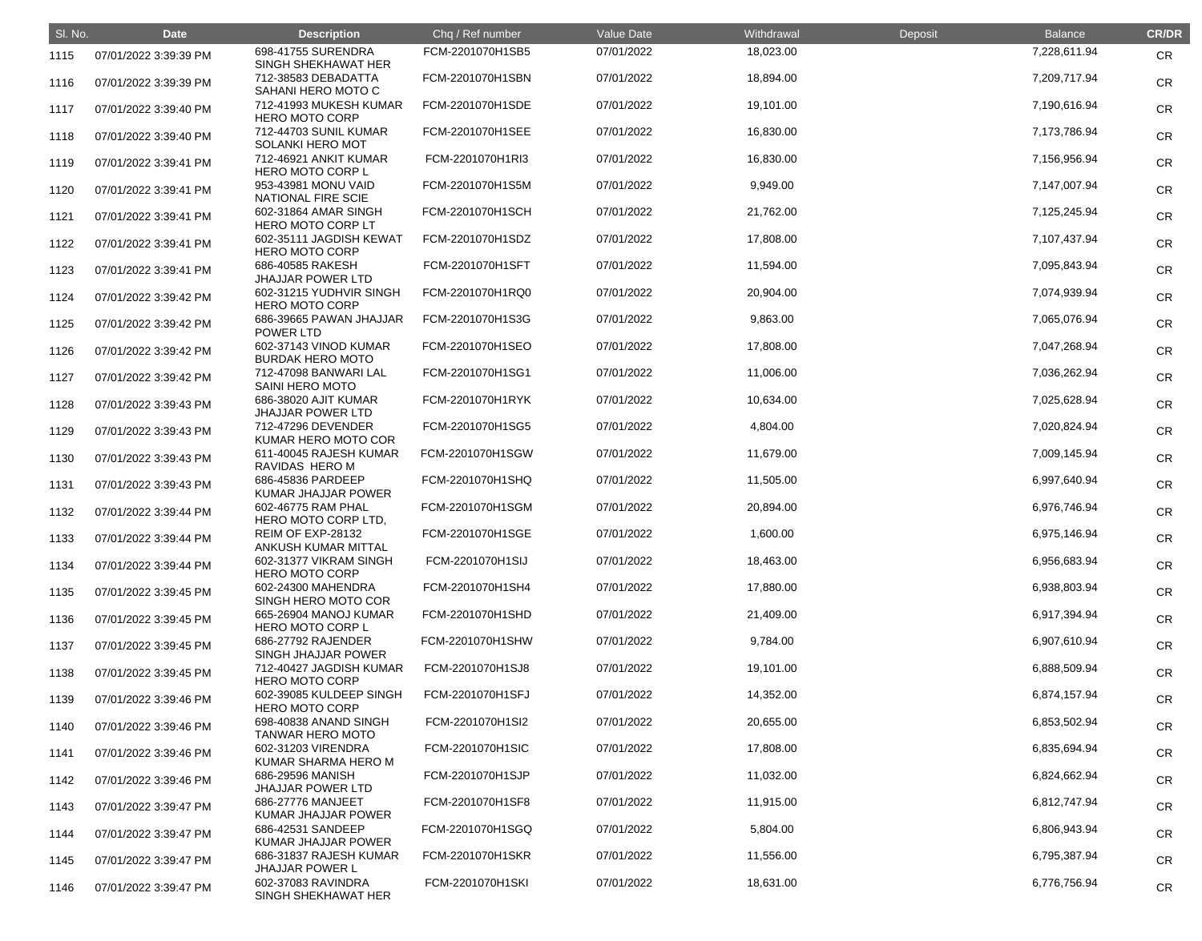| Sl. No. | Date | Description | Chq / Ref number | Value Date | Withdrawal | Deposit | Balance | CR/DR |
|---|---|---|---|---|---|---|---|---|
| 1115 | 07/01/2022 3:39:39 PM | 698-41755 SURENDRA SINGH SHEKHAWAT HER | FCM-2201070H1SB5 | 07/01/2022 | 18,023.00 | | 7,228,611.94 | CR |
| 1116 | 07/01/2022 3:39:39 PM | 712-38583 DEBADATTA SAHANI HERO MOTO C | FCM-2201070H1SBN | 07/01/2022 | 18,894.00 | | 7,209,717.94 | CR |
| 1117 | 07/01/2022 3:39:40 PM | 712-41993 MUKESH KUMAR HERO MOTO CORP | FCM-2201070H1SDE | 07/01/2022 | 19,101.00 | | 7,190,616.94 | CR |
| 1118 | 07/01/2022 3:39:40 PM | 712-44703 SUNIL KUMAR SOLANKI HERO MOT | FCM-2201070H1SEE | 07/01/2022 | 16,830.00 | | 7,173,786.94 | CR |
| 1119 | 07/01/2022 3:39:41 PM | 712-46921 ANKIT KUMAR HERO MOTO CORP L | FCM-2201070H1RI3 | 07/01/2022 | 16,830.00 | | 7,156,956.94 | CR |
| 1120 | 07/01/2022 3:39:41 PM | 953-43981 MONU VAID NATIONAL FIRE SCIE | FCM-2201070H1S5M | 07/01/2022 | 9,949.00 | | 7,147,007.94 | CR |
| 1121 | 07/01/2022 3:39:41 PM | 602-31864 AMAR SINGH HERO MOTO CORP LT | FCM-2201070H1SCH | 07/01/2022 | 21,762.00 | | 7,125,245.94 | CR |
| 1122 | 07/01/2022 3:39:41 PM | 602-35111 JAGDISH KEWAT HERO MOTO CORP | FCM-2201070H1SDZ | 07/01/2022 | 17,808.00 | | 7,107,437.94 | CR |
| 1123 | 07/01/2022 3:39:41 PM | 686-40585 RAKESH JHAJJAR POWER LTD | FCM-2201070H1SFT | 07/01/2022 | 11,594.00 | | 7,095,843.94 | CR |
| 1124 | 07/01/2022 3:39:42 PM | 602-31215 YUDHVIR SINGH HERO MOTO CORP | FCM-2201070H1RQ0 | 07/01/2022 | 20,904.00 | | 7,074,939.94 | CR |
| 1125 | 07/01/2022 3:39:42 PM | 686-39665 PAWAN JHAJJAR POWER LTD | FCM-2201070H1S3G | 07/01/2022 | 9,863.00 | | 7,065,076.94 | CR |
| 1126 | 07/01/2022 3:39:42 PM | 602-37143 VINOD KUMAR BURDAK HERO MOTO | FCM-2201070H1SEO | 07/01/2022 | 17,808.00 | | 7,047,268.94 | CR |
| 1127 | 07/01/2022 3:39:42 PM | 712-47098 BANWARI LAL SAINI HERO MOTO | FCM-2201070H1SG1 | 07/01/2022 | 11,006.00 | | 7,036,262.94 | CR |
| 1128 | 07/01/2022 3:39:43 PM | 686-38020 AJIT KUMAR JHAJJAR POWER LTD | FCM-2201070H1RYK | 07/01/2022 | 10,634.00 | | 7,025,628.94 | CR |
| 1129 | 07/01/2022 3:39:43 PM | 712-47296 DEVENDER KUMAR HERO MOTO COR | FCM-2201070H1SG5 | 07/01/2022 | 4,804.00 | | 7,020,824.94 | CR |
| 1130 | 07/01/2022 3:39:43 PM | 611-40045 RAJESH KUMAR RAVIDAS HERO M | FCM-2201070H1SGW | 07/01/2022 | 11,679.00 | | 7,009,145.94 | CR |
| 1131 | 07/01/2022 3:39:43 PM | 686-45836 PARDEEP KUMAR JHAJJAR POWER | FCM-2201070H1SHQ | 07/01/2022 | 11,505.00 | | 6,997,640.94 | CR |
| 1132 | 07/01/2022 3:39:44 PM | 602-46775 RAM PHAL HERO MOTO CORP LTD, | FCM-2201070H1SGM | 07/01/2022 | 20,894.00 | | 6,976,746.94 | CR |
| 1133 | 07/01/2022 3:39:44 PM | REIM OF EXP-28132 ANKUSH KUMAR MITTAL | FCM-2201070H1SGE | 07/01/2022 | 1,600.00 | | 6,975,146.94 | CR |
| 1134 | 07/01/2022 3:39:44 PM | 602-31377 VIKRAM SINGH HERO MOTO CORP | FCM-2201070H1SIJ | 07/01/2022 | 18,463.00 | | 6,956,683.94 | CR |
| 1135 | 07/01/2022 3:39:45 PM | 602-24300 MAHENDRA SINGH HERO MOTO COR | FCM-2201070H1SH4 | 07/01/2022 | 17,880.00 | | 6,938,803.94 | CR |
| 1136 | 07/01/2022 3:39:45 PM | 665-26904 MANOJ KUMAR HERO MOTO CORP L | FCM-2201070H1SHD | 07/01/2022 | 21,409.00 | | 6,917,394.94 | CR |
| 1137 | 07/01/2022 3:39:45 PM | 686-27792 RAJENDER SINGH JHAJJAR POWER | FCM-2201070H1SHW | 07/01/2022 | 9,784.00 | | 6,907,610.94 | CR |
| 1138 | 07/01/2022 3:39:45 PM | 712-40427 JAGDISH KUMAR HERO MOTO CORP | FCM-2201070H1SJ8 | 07/01/2022 | 19,101.00 | | 6,888,509.94 | CR |
| 1139 | 07/01/2022 3:39:46 PM | 602-39085 KULDEEP SINGH HERO MOTO CORP | FCM-2201070H1SFJ | 07/01/2022 | 14,352.00 | | 6,874,157.94 | CR |
| 1140 | 07/01/2022 3:39:46 PM | 698-40838 ANAND SINGH TANWAR HERO MOTO | FCM-2201070H1SI2 | 07/01/2022 | 20,655.00 | | 6,853,502.94 | CR |
| 1141 | 07/01/2022 3:39:46 PM | 602-31203 VIRENDRA KUMAR SHARMA HERO M | FCM-2201070H1SIC | 07/01/2022 | 17,808.00 | | 6,835,694.94 | CR |
| 1142 | 07/01/2022 3:39:46 PM | 686-29596 MANISH JHAJJAR POWER LTD | FCM-2201070H1SJP | 07/01/2022 | 11,032.00 | | 6,824,662.94 | CR |
| 1143 | 07/01/2022 3:39:47 PM | 686-27776 MANJEET KUMAR JHAJJAR POWER | FCM-2201070H1SF8 | 07/01/2022 | 11,915.00 | | 6,812,747.94 | CR |
| 1144 | 07/01/2022 3:39:47 PM | 686-42531 SANDEEP KUMAR JHAJJAR POWER | FCM-2201070H1SGQ | 07/01/2022 | 5,804.00 | | 6,806,943.94 | CR |
| 1145 | 07/01/2022 3:39:47 PM | 686-31837 RAJESH KUMAR JHAJJAR POWER L | FCM-2201070H1SKR | 07/01/2022 | 11,556.00 | | 6,795,387.94 | CR |
| 1146 | 07/01/2022 3:39:47 PM | 602-37083 RAVINDRA SINGH SHEKHAWAT HER | FCM-2201070H1SKI | 07/01/2022 | 18,631.00 | | 6,776,756.94 | CR |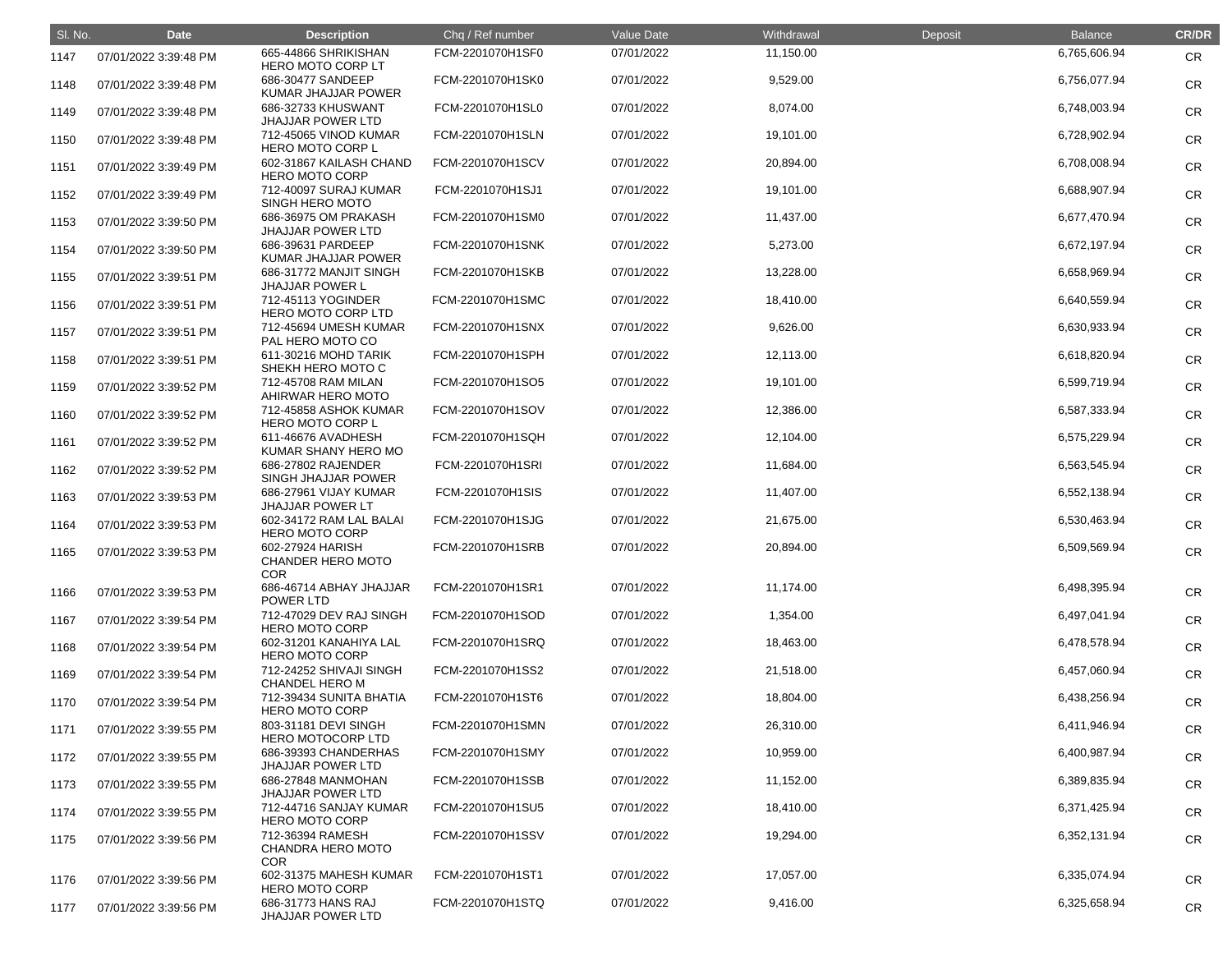| Sl. No. | Date | Description | Chq / Ref number | Value Date | Withdrawal | Deposit | Balance | CR/DR |
|---|---|---|---|---|---|---|---|---|
| 1147 | 07/01/2022 3:39:48 PM | 665-44866 SHRIKISHAN HERO MOTO CORP LT | FCM-2201070H1SF0 | 07/01/2022 | 11,150.00 | | 6,765,606.94 | CR |
| 1148 | 07/01/2022 3:39:48 PM | 686-30477 SANDEEP KUMAR JHAJJAR POWER | FCM-2201070H1SK0 | 07/01/2022 | 9,529.00 | | 6,756,077.94 | CR |
| 1149 | 07/01/2022 3:39:48 PM | 686-32733 KHUSWANT JHAJJAR POWER LTD | FCM-2201070H1SL0 | 07/01/2022 | 8,074.00 | | 6,748,003.94 | CR |
| 1150 | 07/01/2022 3:39:48 PM | 712-45065 VINOD KUMAR HERO MOTO CORP L | FCM-2201070H1SLN | 07/01/2022 | 19,101.00 | | 6,728,902.94 | CR |
| 1151 | 07/01/2022 3:39:49 PM | 602-31867 KAILASH CHAND HERO MOTO CORP | FCM-2201070H1SCV | 07/01/2022 | 20,894.00 | | 6,708,008.94 | CR |
| 1152 | 07/01/2022 3:39:49 PM | 712-40097 SURAJ KUMAR SINGH HERO MOTO | FCM-2201070H1SJ1 | 07/01/2022 | 19,101.00 | | 6,688,907.94 | CR |
| 1153 | 07/01/2022 3:39:50 PM | 686-36975 OM PRAKASH JHAJJAR POWER LTD | FCM-2201070H1SM0 | 07/01/2022 | 11,437.00 | | 6,677,470.94 | CR |
| 1154 | 07/01/2022 3:39:50 PM | 686-39631 PARDEEP KUMAR JHAJJAR POWER | FCM-2201070H1SNK | 07/01/2022 | 5,273.00 | | 6,672,197.94 | CR |
| 1155 | 07/01/2022 3:39:51 PM | 686-31772 MANJIT SINGH JHAJJAR POWER L | FCM-2201070H1SKB | 07/01/2022 | 13,228.00 | | 6,658,969.94 | CR |
| 1156 | 07/01/2022 3:39:51 PM | 712-45113 YOGINDER HERO MOTO CORP LTD | FCM-2201070H1SMC | 07/01/2022 | 18,410.00 | | 6,640,559.94 | CR |
| 1157 | 07/01/2022 3:39:51 PM | 712-45694 UMESH KUMAR PAL HERO MOTO CO | FCM-2201070H1SNX | 07/01/2022 | 9,626.00 | | 6,630,933.94 | CR |
| 1158 | 07/01/2022 3:39:51 PM | 611-30216 MOHD TARIK SHEKH HERO MOTO C | FCM-2201070H1SPH | 07/01/2022 | 12,113.00 | | 6,618,820.94 | CR |
| 1159 | 07/01/2022 3:39:52 PM | 712-45708 RAM MILAN AHIRWAR HERO MOTO | FCM-2201070H1SO5 | 07/01/2022 | 19,101.00 | | 6,599,719.94 | CR |
| 1160 | 07/01/2022 3:39:52 PM | 712-45858 ASHOK KUMAR HERO MOTO CORP L | FCM-2201070H1SOV | 07/01/2022 | 12,386.00 | | 6,587,333.94 | CR |
| 1161 | 07/01/2022 3:39:52 PM | 611-46676 AVADHESH KUMAR SHANY HERO MO | FCM-2201070H1SQH | 07/01/2022 | 12,104.00 | | 6,575,229.94 | CR |
| 1162 | 07/01/2022 3:39:52 PM | 686-27802 RAJENDER SINGH JHAJJAR POWER | FCM-2201070H1SRI | 07/01/2022 | 11,684.00 | | 6,563,545.94 | CR |
| 1163 | 07/01/2022 3:39:53 PM | 686-27961 VIJAY KUMAR JHAJJAR POWER LT | FCM-2201070H1SIS | 07/01/2022 | 11,407.00 | | 6,552,138.94 | CR |
| 1164 | 07/01/2022 3:39:53 PM | 602-34172 RAM LAL BALAI HERO MOTO CORP | FCM-2201070H1SJG | 07/01/2022 | 21,675.00 | | 6,530,463.94 | CR |
| 1165 | 07/01/2022 3:39:53 PM | 602-27924 HARISH CHANDER HERO MOTO COR | FCM-2201070H1SRB | 07/01/2022 | 20,894.00 | | 6,509,569.94 | CR |
| 1166 | 07/01/2022 3:39:53 PM | 686-46714 ABHAY JHAJJAR POWER LTD | FCM-2201070H1SR1 | 07/01/2022 | 11,174.00 | | 6,498,395.94 | CR |
| 1167 | 07/01/2022 3:39:54 PM | 712-47029 DEV RAJ SINGH HERO MOTO CORP | FCM-2201070H1SOD | 07/01/2022 | 1,354.00 | | 6,497,041.94 | CR |
| 1168 | 07/01/2022 3:39:54 PM | 602-31201 KANAHIYA LAL HERO MOTO CORP | FCM-2201070H1SRQ | 07/01/2022 | 18,463.00 | | 6,478,578.94 | CR |
| 1169 | 07/01/2022 3:39:54 PM | 712-24252 SHIVAJI SINGH CHANDEL HERO M | FCM-2201070H1SS2 | 07/01/2022 | 21,518.00 | | 6,457,060.94 | CR |
| 1170 | 07/01/2022 3:39:54 PM | 712-39434 SUNITA BHATIA HERO MOTO CORP | FCM-2201070H1ST6 | 07/01/2022 | 18,804.00 | | 6,438,256.94 | CR |
| 1171 | 07/01/2022 3:39:55 PM | 803-31181 DEVI SINGH HERO MOTOCORP LTD | FCM-2201070H1SMN | 07/01/2022 | 26,310.00 | | 6,411,946.94 | CR |
| 1172 | 07/01/2022 3:39:55 PM | 686-39393 CHANDERHAS JHAJJAR POWER LTD | FCM-2201070H1SMY | 07/01/2022 | 10,959.00 | | 6,400,987.94 | CR |
| 1173 | 07/01/2022 3:39:55 PM | 686-27848 MANMOHAN JHAJJAR POWER LTD | FCM-2201070H1SSB | 07/01/2022 | 11,152.00 | | 6,389,835.94 | CR |
| 1174 | 07/01/2022 3:39:55 PM | 712-44716 SANJAY KUMAR HERO MOTO CORP | FCM-2201070H1SU5 | 07/01/2022 | 18,410.00 | | 6,371,425.94 | CR |
| 1175 | 07/01/2022 3:39:56 PM | 712-36394 RAMESH CHANDRA HERO MOTO COR | FCM-2201070H1SSV | 07/01/2022 | 19,294.00 | | 6,352,131.94 | CR |
| 1176 | 07/01/2022 3:39:56 PM | 602-31375 MAHESH KUMAR HERO MOTO CORP | FCM-2201070H1ST1 | 07/01/2022 | 17,057.00 | | 6,335,074.94 | CR |
| 1177 | 07/01/2022 3:39:56 PM | 686-31773 HANS RAJ JHAJJAR POWER LTD | FCM-2201070H1STQ | 07/01/2022 | 9,416.00 | | 6,325,658.94 | CR |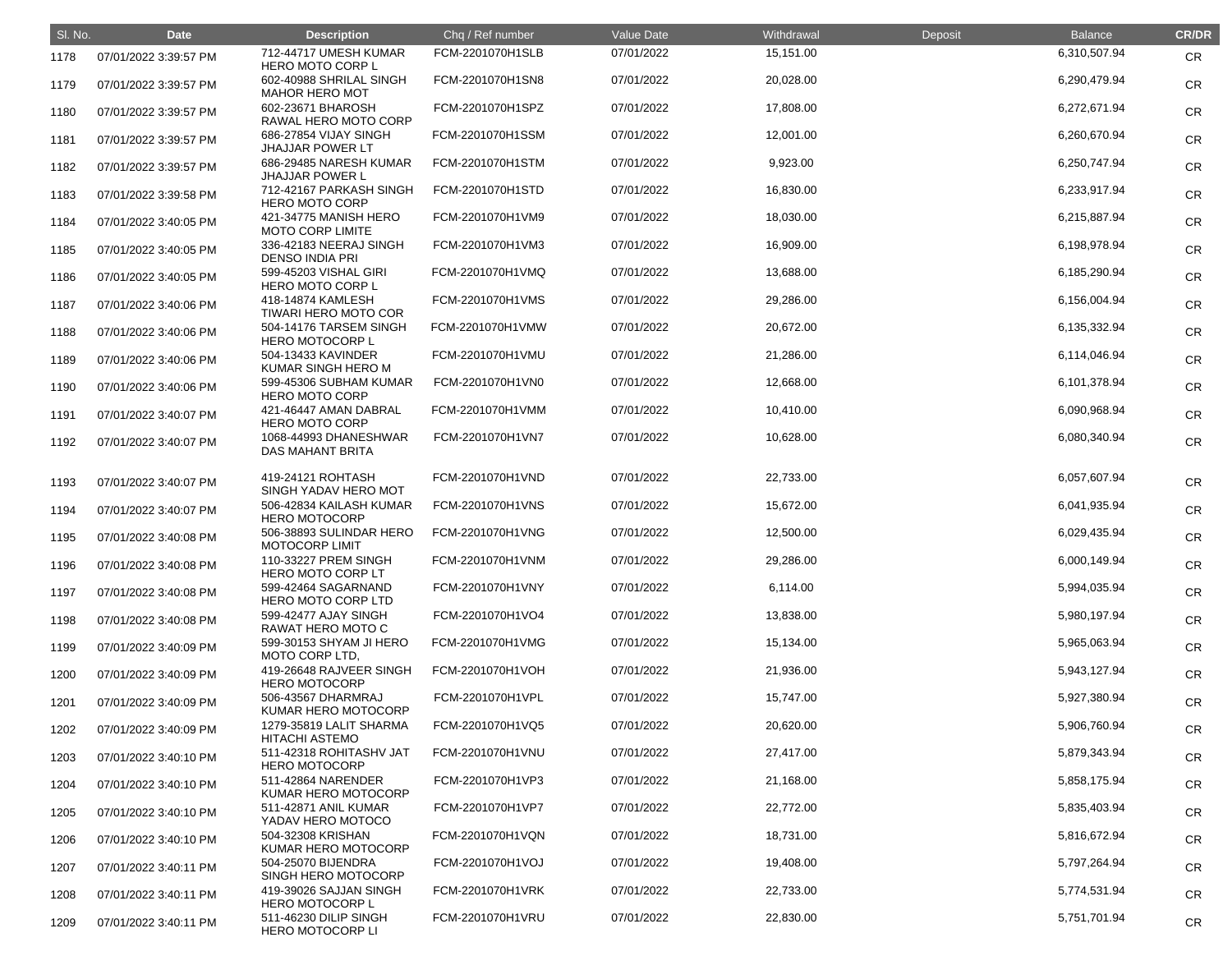| Sl. No. | Date | Description | Chq / Ref number | Value Date | Withdrawal | Deposit | Balance | CR/DR |
|---|---|---|---|---|---|---|---|---|
| 1178 | 07/01/2022 3:39:57 PM | 712-44717 UMESH KUMAR HERO MOTO CORP L | FCM-2201070H1SLB | 07/01/2022 | 15,151.00 | | 6,310,507.94 | CR |
| 1179 | 07/01/2022 3:39:57 PM | 602-40988 SHRILAL SINGH MAHOR HERO MOT | FCM-2201070H1SN8 | 07/01/2022 | 20,028.00 | | 6,290,479.94 | CR |
| 1180 | 07/01/2022 3:39:57 PM | 602-23671 BHAROSH RAWAL HERO MOTO CORP | FCM-2201070H1SPZ | 07/01/2022 | 17,808.00 | | 6,272,671.94 | CR |
| 1181 | 07/01/2022 3:39:57 PM | 686-27854 VIJAY SINGH JHAJJAR POWER LT | FCM-2201070H1SSM | 07/01/2022 | 12,001.00 | | 6,260,670.94 | CR |
| 1182 | 07/01/2022 3:39:57 PM | 686-29485 NARESH KUMAR JHAJJAR POWER L | FCM-2201070H1STM | 07/01/2022 | 9,923.00 | | 6,250,747.94 | CR |
| 1183 | 07/01/2022 3:39:58 PM | 712-42167 PARKASH SINGH HERO MOTO CORP | FCM-2201070H1STD | 07/01/2022 | 16,830.00 | | 6,233,917.94 | CR |
| 1184 | 07/01/2022 3:40:05 PM | 421-34775 MANISH HERO MOTO CORP LIMITE | FCM-2201070H1VM9 | 07/01/2022 | 18,030.00 | | 6,215,887.94 | CR |
| 1185 | 07/01/2022 3:40:05 PM | 336-42183 NEERAJ SINGH DENSO INDIA PRI | FCM-2201070H1VM3 | 07/01/2022 | 16,909.00 | | 6,198,978.94 | CR |
| 1186 | 07/01/2022 3:40:05 PM | 599-45203 VISHAL GIRI HERO MOTO CORP L | FCM-2201070H1VMQ | 07/01/2022 | 13,688.00 | | 6,185,290.94 | CR |
| 1187 | 07/01/2022 3:40:06 PM | 418-14874 KAMLESH TIWARI HERO MOTO COR | FCM-2201070H1VMS | 07/01/2022 | 29,286.00 | | 6,156,004.94 | CR |
| 1188 | 07/01/2022 3:40:06 PM | 504-14176 TARSEM SINGH HERO MOTOCORP L | FCM-2201070H1VMW | 07/01/2022 | 20,672.00 | | 6,135,332.94 | CR |
| 1189 | 07/01/2022 3:40:06 PM | 504-13433 KAVINDER KUMAR SINGH HERO M | FCM-2201070H1VMU | 07/01/2022 | 21,286.00 | | 6,114,046.94 | CR |
| 1190 | 07/01/2022 3:40:06 PM | 599-45306 SUBHAM KUMAR HERO MOTO CORP | FCM-2201070H1VN0 | 07/01/2022 | 12,668.00 | | 6,101,378.94 | CR |
| 1191 | 07/01/2022 3:40:07 PM | 421-46447 AMAN DABRAL HERO MOTO CORP | FCM-2201070H1VMM | 07/01/2022 | 10,410.00 | | 6,090,968.94 | CR |
| 1192 | 07/01/2022 3:40:07 PM | 1068-44993 DHANESHWAR DAS MAHANT BRITA | FCM-2201070H1VN7 | 07/01/2022 | 10,628.00 | | 6,080,340.94 | CR |
| 1193 | 07/01/2022 3:40:07 PM | 419-24121 ROHTASH SINGH YADAV HERO MOT | FCM-2201070H1VND | 07/01/2022 | 22,733.00 | | 6,057,607.94 | CR |
| 1194 | 07/01/2022 3:40:07 PM | 506-42834 KAILASH KUMAR HERO MOTOCORP | FCM-2201070H1VNS | 07/01/2022 | 15,672.00 | | 6,041,935.94 | CR |
| 1195 | 07/01/2022 3:40:08 PM | 506-38893 SULINDAR HERO MOTOCORP LIMIT | FCM-2201070H1VNG | 07/01/2022 | 12,500.00 | | 6,029,435.94 | CR |
| 1196 | 07/01/2022 3:40:08 PM | 110-33227 PREM SINGH HERO MOTO CORP LT | FCM-2201070H1VNM | 07/01/2022 | 29,286.00 | | 6,000,149.94 | CR |
| 1197 | 07/01/2022 3:40:08 PM | 599-42464 SAGARNAND HERO MOTO CORP LTD | FCM-2201070H1VNY | 07/01/2022 | 6,114.00 | | 5,994,035.94 | CR |
| 1198 | 07/01/2022 3:40:08 PM | 599-42477 AJAY SINGH RAWAT HERO MOTO C | FCM-2201070H1VO4 | 07/01/2022 | 13,838.00 | | 5,980,197.94 | CR |
| 1199 | 07/01/2022 3:40:09 PM | 599-30153 SHYAM JI HERO MOTO CORP LTD, | FCM-2201070H1VMG | 07/01/2022 | 15,134.00 | | 5,965,063.94 | CR |
| 1200 | 07/01/2022 3:40:09 PM | 419-26648 RAJVEER SINGH HERO MOTOCORP | FCM-2201070H1VOH | 07/01/2022 | 21,936.00 | | 5,943,127.94 | CR |
| 1201 | 07/01/2022 3:40:09 PM | 506-43567 DHARMRAJ KUMAR HERO MOTOCORP | FCM-2201070H1VPL | 07/01/2022 | 15,747.00 | | 5,927,380.94 | CR |
| 1202 | 07/01/2022 3:40:09 PM | 1279-35819 LALIT SHARMA HITACHI ASTEMO | FCM-2201070H1VQ5 | 07/01/2022 | 20,620.00 | | 5,906,760.94 | CR |
| 1203 | 07/01/2022 3:40:10 PM | 511-42318 ROHITASHV JAT HERO MOTOCORP | FCM-2201070H1VNU | 07/01/2022 | 27,417.00 | | 5,879,343.94 | CR |
| 1204 | 07/01/2022 3:40:10 PM | 511-42864 NARENDER KUMAR HERO MOTOCORP | FCM-2201070H1VP3 | 07/01/2022 | 21,168.00 | | 5,858,175.94 | CR |
| 1205 | 07/01/2022 3:40:10 PM | 511-42871 ANIL KUMAR YADAV HERO MOTOCO | FCM-2201070H1VP7 | 07/01/2022 | 22,772.00 | | 5,835,403.94 | CR |
| 1206 | 07/01/2022 3:40:10 PM | 504-32308 KRISHAN KUMAR HERO MOTOCORP | FCM-2201070H1VQN | 07/01/2022 | 18,731.00 | | 5,816,672.94 | CR |
| 1207 | 07/01/2022 3:40:11 PM | 504-25070 BIJENDRA SINGH HERO MOTOCORP | FCM-2201070H1VOJ | 07/01/2022 | 19,408.00 | | 5,797,264.94 | CR |
| 1208 | 07/01/2022 3:40:11 PM | 419-39026 SAJJAN SINGH HERO MOTOCORP L | FCM-2201070H1VRK | 07/01/2022 | 22,733.00 | | 5,774,531.94 | CR |
| 1209 | 07/01/2022 3:40:11 PM | 511-46230 DILIP SINGH HERO MOTOCORP LI | FCM-2201070H1VRU | 07/01/2022 | 22,830.00 | | 5,751,701.94 | CR |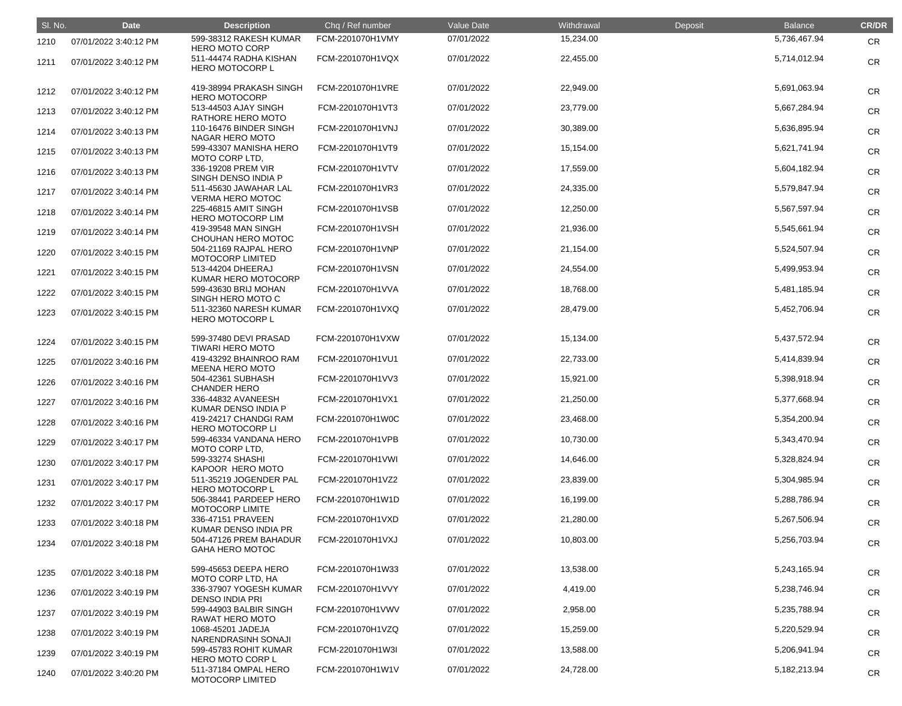| Sl. No. | Date | Description | Chq / Ref number | Value Date | Withdrawal | Deposit | Balance | CR/DR |
|---|---|---|---|---|---|---|---|---|
| 1210 | 07/01/2022 3:40:12 PM | 599-38312 RAKESH KUMAR HERO MOTO CORP | FCM-2201070H1VMY | 07/01/2022 | 15,234.00 | | 5,736,467.94 | CR |
| 1211 | 07/01/2022 3:40:12 PM | 511-44474 RADHA KISHAN HERO MOTOCORP L | FCM-2201070H1VQX | 07/01/2022 | 22,455.00 | | 5,714,012.94 | CR |
| 1212 | 07/01/2022 3:40:12 PM | 419-38994 PRAKASH SINGH HERO MOTOCORP | FCM-2201070H1VRE | 07/01/2022 | 22,949.00 | | 5,691,063.94 | CR |
| 1213 | 07/01/2022 3:40:12 PM | 513-44503 AJAY SINGH RATHORE HERO MOTO | FCM-2201070H1VT3 | 07/01/2022 | 23,779.00 | | 5,667,284.94 | CR |
| 1214 | 07/01/2022 3:40:13 PM | 110-16476 BINDER SINGH NAGAR HERO MOTO | FCM-2201070H1VNJ | 07/01/2022 | 30,389.00 | | 5,636,895.94 | CR |
| 1215 | 07/01/2022 3:40:13 PM | 599-43307 MANISHA HERO MOTO CORP LTD, | FCM-2201070H1VT9 | 07/01/2022 | 15,154.00 | | 5,621,741.94 | CR |
| 1216 | 07/01/2022 3:40:13 PM | 336-19208 PREM VIR SINGH DENSO INDIA P | FCM-2201070H1VTV | 07/01/2022 | 17,559.00 | | 5,604,182.94 | CR |
| 1217 | 07/01/2022 3:40:14 PM | 511-45630 JAWAHAR LAL VERMA HERO MOTOC | FCM-2201070H1VR3 | 07/01/2022 | 24,335.00 | | 5,579,847.94 | CR |
| 1218 | 07/01/2022 3:40:14 PM | 225-46815 AMIT SINGH HERO MOTOCORP LIM | FCM-2201070H1VSB | 07/01/2022 | 12,250.00 | | 5,567,597.94 | CR |
| 1219 | 07/01/2022 3:40:14 PM | 419-39548 MAN SINGH CHOUHAN HERO MOTOC | FCM-2201070H1VSH | 07/01/2022 | 21,936.00 | | 5,545,661.94 | CR |
| 1220 | 07/01/2022 3:40:15 PM | 504-21169 RAJPAL HERO MOTOCORP LIMITED | FCM-2201070H1VNP | 07/01/2022 | 21,154.00 | | 5,524,507.94 | CR |
| 1221 | 07/01/2022 3:40:15 PM | 513-44204 DHEERAJ KUMAR HERO MOTOCORP | FCM-2201070H1VSN | 07/01/2022 | 24,554.00 | | 5,499,953.94 | CR |
| 1222 | 07/01/2022 3:40:15 PM | 599-43630 BRIJ MOHAN SINGH HERO MOTO C | FCM-2201070H1VVA | 07/01/2022 | 18,768.00 | | 5,481,185.94 | CR |
| 1223 | 07/01/2022 3:40:15 PM | 511-32360 NARESH KUMAR HERO MOTOCORP L | FCM-2201070H1VXQ | 07/01/2022 | 28,479.00 | | 5,452,706.94 | CR |
| 1224 | 07/01/2022 3:40:15 PM | 599-37480 DEVI PRASAD TIWARI HERO MOTO | FCM-2201070H1VXW | 07/01/2022 | 15,134.00 | | 5,437,572.94 | CR |
| 1225 | 07/01/2022 3:40:16 PM | 419-43292 BHAINROO RAM MEENA HERO MOTO | FCM-2201070H1VU1 | 07/01/2022 | 22,733.00 | | 5,414,839.94 | CR |
| 1226 | 07/01/2022 3:40:16 PM | 504-42361 SUBHASH CHANDER HERO | FCM-2201070H1VV3 | 07/01/2022 | 15,921.00 | | 5,398,918.94 | CR |
| 1227 | 07/01/2022 3:40:16 PM | 336-44832 AVANEESH KUMAR DENSO INDIA P | FCM-2201070H1VX1 | 07/01/2022 | 21,250.00 | | 5,377,668.94 | CR |
| 1228 | 07/01/2022 3:40:16 PM | 419-24217 CHANDGI RAM HERO MOTOCORP LI | FCM-2201070H1W0C | 07/01/2022 | 23,468.00 | | 5,354,200.94 | CR |
| 1229 | 07/01/2022 3:40:17 PM | 599-46334 VANDANA HERO MOTO CORP LTD, | FCM-2201070H1VPB | 07/01/2022 | 10,730.00 | | 5,343,470.94 | CR |
| 1230 | 07/01/2022 3:40:17 PM | 599-33274 SHASHI KAPOOR HERO MOTO | FCM-2201070H1VWI | 07/01/2022 | 14,646.00 | | 5,328,824.94 | CR |
| 1231 | 07/01/2022 3:40:17 PM | 511-35219 JOGENDER PAL HERO MOTOCORP L | FCM-2201070H1VZ2 | 07/01/2022 | 23,839.00 | | 5,304,985.94 | CR |
| 1232 | 07/01/2022 3:40:17 PM | 506-38441 PARDEEP HERO MOTOCORP LIMITE | FCM-2201070H1W1D | 07/01/2022 | 16,199.00 | | 5,288,786.94 | CR |
| 1233 | 07/01/2022 3:40:18 PM | 336-47151 PRAVEEN KUMAR DENSO INDIA PR | FCM-2201070H1VXD | 07/01/2022 | 21,280.00 | | 5,267,506.94 | CR |
| 1234 | 07/01/2022 3:40:18 PM | 504-47126 PREM BAHADUR GAHA HERO MOTOC | FCM-2201070H1VXJ | 07/01/2022 | 10,803.00 | | 5,256,703.94 | CR |
| 1235 | 07/01/2022 3:40:18 PM | 599-45653 DEEPA HERO MOTO CORP LTD, HA | FCM-2201070H1W33 | 07/01/2022 | 13,538.00 | | 5,243,165.94 | CR |
| 1236 | 07/01/2022 3:40:19 PM | 336-37907 YOGESH KUMAR DENSO INDIA PRI | FCM-2201070H1VVY | 07/01/2022 | 4,419.00 | | 5,238,746.94 | CR |
| 1237 | 07/01/2022 3:40:19 PM | 599-44903 BALBIR SINGH RAWAT HERO MOTO | FCM-2201070H1VWV | 07/01/2022 | 2,958.00 | | 5,235,788.94 | CR |
| 1238 | 07/01/2022 3:40:19 PM | 1068-45201 JADEJA NARENDRASINH SONAJI | FCM-2201070H1VZQ | 07/01/2022 | 15,259.00 | | 5,220,529.94 | CR |
| 1239 | 07/01/2022 3:40:19 PM | 599-45783 ROHIT KUMAR HERO MOTO CORP L | FCM-2201070H1W3I | 07/01/2022 | 13,588.00 | | 5,206,941.94 | CR |
| 1240 | 07/01/2022 3:40:20 PM | 511-37184 OMPAL HERO MOTOCORP LIMITED | FCM-2201070H1W1V | 07/01/2022 | 24,728.00 | | 5,182,213.94 | CR |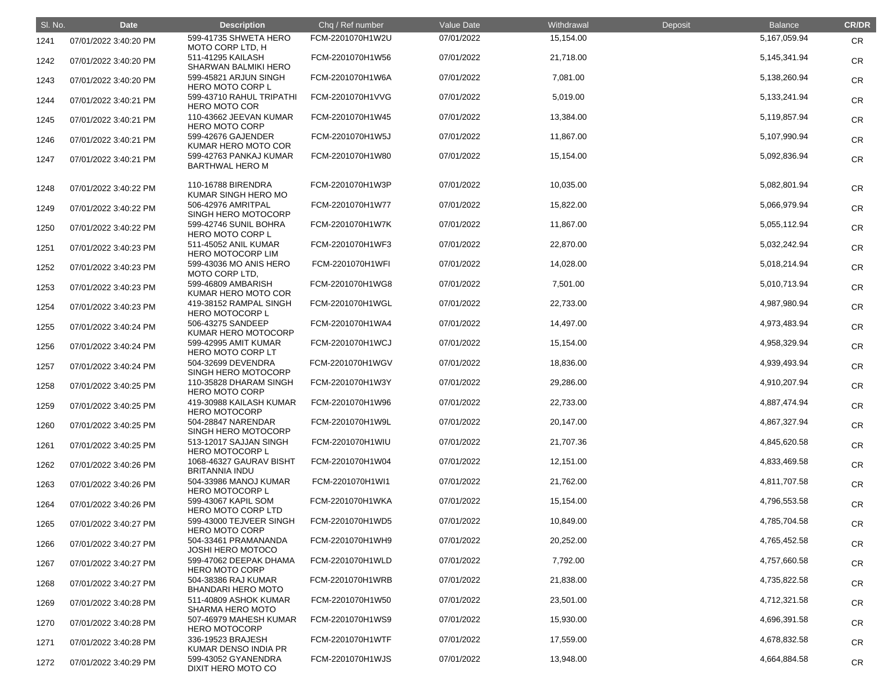| Sl. No. | Date | Description | Chq / Ref number | Value Date | Withdrawal | Deposit | Balance | CR/DR |
|---|---|---|---|---|---|---|---|---|
| 1241 | 07/01/2022 3:40:20 PM | 599-41735 SHWETA HERO MOTO CORP LTD, H | FCM-2201070H1W2U | 07/01/2022 | 15,154.00 | | 5,167,059.94 | CR |
| 1242 | 07/01/2022 3:40:20 PM | 511-41295 KAILASH SHARWAN BALMIKI HERO | FCM-2201070H1W56 | 07/01/2022 | 21,718.00 | | 5,145,341.94 | CR |
| 1243 | 07/01/2022 3:40:20 PM | 599-45821 ARJUN SINGH HERO MOTO CORP L | FCM-2201070H1W6A | 07/01/2022 | 7,081.00 | | 5,138,260.94 | CR |
| 1244 | 07/01/2022 3:40:21 PM | 599-43710 RAHUL TRIPATHI HERO MOTO COR | FCM-2201070H1VVG | 07/01/2022 | 5,019.00 | | 5,133,241.94 | CR |
| 1245 | 07/01/2022 3:40:21 PM | 110-43662 JEEVAN KUMAR HERO MOTO CORP | FCM-2201070H1W45 | 07/01/2022 | 13,384.00 | | 5,119,857.94 | CR |
| 1246 | 07/01/2022 3:40:21 PM | 599-42676 GAJENDER KUMAR HERO MOTO COR | FCM-2201070H1W5J | 07/01/2022 | 11,867.00 | | 5,107,990.94 | CR |
| 1247 | 07/01/2022 3:40:21 PM | 599-42763 PANKAJ KUMAR BARTHWAL HERO M | FCM-2201070H1W80 | 07/01/2022 | 15,154.00 | | 5,092,836.94 | CR |
| 1248 | 07/01/2022 3:40:22 PM | 110-16788 BIRENDRA KUMAR SINGH HERO MO | FCM-2201070H1W3P | 07/01/2022 | 10,035.00 | | 5,082,801.94 | CR |
| 1249 | 07/01/2022 3:40:22 PM | 506-42976 AMRITPAL SINGH HERO MOTOCORP | FCM-2201070H1W77 | 07/01/2022 | 15,822.00 | | 5,066,979.94 | CR |
| 1250 | 07/01/2022 3:40:22 PM | 599-42746 SUNIL BOHRA HERO MOTO CORP L | FCM-2201070H1W7K | 07/01/2022 | 11,867.00 | | 5,055,112.94 | CR |
| 1251 | 07/01/2022 3:40:23 PM | 511-45052 ANIL KUMAR HERO MOTOCORP LIM | FCM-2201070H1WF3 | 07/01/2022 | 22,870.00 | | 5,032,242.94 | CR |
| 1252 | 07/01/2022 3:40:23 PM | 599-43036 MO ANIS HERO MOTO CORP LTD, | FCM-2201070H1WFI | 07/01/2022 | 14,028.00 | | 5,018,214.94 | CR |
| 1253 | 07/01/2022 3:40:23 PM | 599-46809 AMBARISH KUMAR HERO MOTO COR | FCM-2201070H1WG8 | 07/01/2022 | 7,501.00 | | 5,010,713.94 | CR |
| 1254 | 07/01/2022 3:40:23 PM | 419-38152 RAMPAL SINGH HERO MOTOCORP L | FCM-2201070H1WGL | 07/01/2022 | 22,733.00 | | 4,987,980.94 | CR |
| 1255 | 07/01/2022 3:40:24 PM | 506-43275 SANDEEP KUMAR HERO MOTOCORP | FCM-2201070H1WA4 | 07/01/2022 | 14,497.00 | | 4,973,483.94 | CR |
| 1256 | 07/01/2022 3:40:24 PM | 599-42995 AMIT KUMAR HERO MOTO CORP LT | FCM-2201070H1WCJ | 07/01/2022 | 15,154.00 | | 4,958,329.94 | CR |
| 1257 | 07/01/2022 3:40:24 PM | 504-32699 DEVENDRA SINGH HERO MOTOCORP | FCM-2201070H1WGV | 07/01/2022 | 18,836.00 | | 4,939,493.94 | CR |
| 1258 | 07/01/2022 3:40:25 PM | 110-35828 DHARAM SINGH HERO MOTO CORP | FCM-2201070H1W3Y | 07/01/2022 | 29,286.00 | | 4,910,207.94 | CR |
| 1259 | 07/01/2022 3:40:25 PM | 419-30988 KAILASH KUMAR HERO MOTOCORP | FCM-2201070H1W96 | 07/01/2022 | 22,733.00 | | 4,887,474.94 | CR |
| 1260 | 07/01/2022 3:40:25 PM | 504-28847 NARENDAR SINGH HERO MOTOCORP | FCM-2201070H1W9L | 07/01/2022 | 20,147.00 | | 4,867,327.94 | CR |
| 1261 | 07/01/2022 3:40:25 PM | 513-12017 SAJJAN SINGH HERO MOTOCORP L | FCM-2201070H1WIU | 07/01/2022 | 21,707.36 | | 4,845,620.58 | CR |
| 1262 | 07/01/2022 3:40:26 PM | 1068-46327 GAURAV BISHT BRITANNIA INDU | FCM-2201070H1W04 | 07/01/2022 | 12,151.00 | | 4,833,469.58 | CR |
| 1263 | 07/01/2022 3:40:26 PM | 504-33986 MANOJ KUMAR HERO MOTOCORP L | FCM-2201070H1WI1 | 07/01/2022 | 21,762.00 | | 4,811,707.58 | CR |
| 1264 | 07/01/2022 3:40:26 PM | 599-43067 KAPIL SOM HERO MOTO CORP LTD | FCM-2201070H1WKA | 07/01/2022 | 15,154.00 | | 4,796,553.58 | CR |
| 1265 | 07/01/2022 3:40:27 PM | 599-43000 TEJVEER SINGH HERO MOTO CORP | FCM-2201070H1WD5 | 07/01/2022 | 10,849.00 | | 4,785,704.58 | CR |
| 1266 | 07/01/2022 3:40:27 PM | 504-33461 PRAMANANDA JOSHI HERO MOTOCO | FCM-2201070H1WH9 | 07/01/2022 | 20,252.00 | | 4,765,452.58 | CR |
| 1267 | 07/01/2022 3:40:27 PM | 599-47062 DEEPAK DHAMA HERO MOTO CORP | FCM-2201070H1WLD | 07/01/2022 | 7,792.00 | | 4,757,660.58 | CR |
| 1268 | 07/01/2022 3:40:27 PM | 504-38386 RAJ KUMAR BHANDARI HERO MOTO | FCM-2201070H1WRB | 07/01/2022 | 21,838.00 | | 4,735,822.58 | CR |
| 1269 | 07/01/2022 3:40:28 PM | 511-40809 ASHOK KUMAR SHARMA HERO MOTO | FCM-2201070H1W50 | 07/01/2022 | 23,501.00 | | 4,712,321.58 | CR |
| 1270 | 07/01/2022 3:40:28 PM | 507-46979 MAHESH KUMAR HERO MOTOCORP | FCM-2201070H1WS9 | 07/01/2022 | 15,930.00 | | 4,696,391.58 | CR |
| 1271 | 07/01/2022 3:40:28 PM | 336-19523 BRAJESH KUMAR DENSO INDIA PR | FCM-2201070H1WTF | 07/01/2022 | 17,559.00 | | 4,678,832.58 | CR |
| 1272 | 07/01/2022 3:40:29 PM | 599-43052 GYANENDRA DIXIT HERO MOTO CO | FCM-2201070H1WJS | 07/01/2022 | 13,948.00 | | 4,664,884.58 | CR |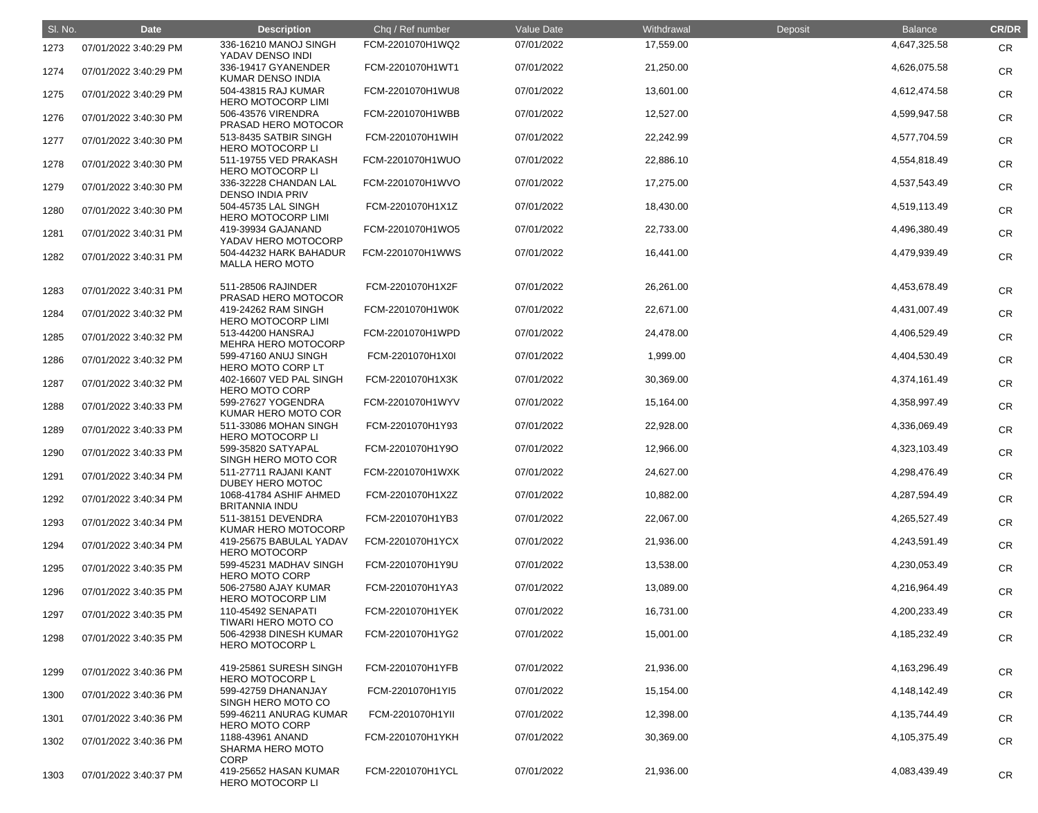| Sl. No. | Date | Description | Chq / Ref number | Value Date | Withdrawal | Deposit | Balance | CR/DR |
|---|---|---|---|---|---|---|---|---|
| 1273 | 07/01/2022 3:40:29 PM | 336-16210 MANOJ SINGH YADAV DENSO INDI | FCM-2201070H1WQ2 | 07/01/2022 | 17,559.00 | | 4,647,325.58 | CR |
| 1274 | 07/01/2022 3:40:29 PM | 336-19417 GYANENDER KUMAR DENSO INDIA | FCM-2201070H1WT1 | 07/01/2022 | 21,250.00 | | 4,626,075.58 | CR |
| 1275 | 07/01/2022 3:40:29 PM | 504-43815 RAJ KUMAR HERO MOTOCORP LIMI | FCM-2201070H1WU8 | 07/01/2022 | 13,601.00 | | 4,612,474.58 | CR |
| 1276 | 07/01/2022 3:40:30 PM | 506-43576 VIRENDRA PRASAD HERO MOTOCOR | FCM-2201070H1WBB | 07/01/2022 | 12,527.00 | | 4,599,947.58 | CR |
| 1277 | 07/01/2022 3:40:30 PM | 513-8435 SATBIR SINGH HERO MOTOCORP LI | FCM-2201070H1WIH | 07/01/2022 | 22,242.99 | | 4,577,704.59 | CR |
| 1278 | 07/01/2022 3:40:30 PM | 511-19755 VED PRAKASH HERO MOTOCORP LI | FCM-2201070H1WUO | 07/01/2022 | 22,886.10 | | 4,554,818.49 | CR |
| 1279 | 07/01/2022 3:40:30 PM | 336-32228 CHANDAN LAL DENSO INDIA PRIV | FCM-2201070H1WVO | 07/01/2022 | 17,275.00 | | 4,537,543.49 | CR |
| 1280 | 07/01/2022 3:40:30 PM | 504-45735 LAL SINGH HERO MOTOCORP LIMI | FCM-2201070H1X1Z | 07/01/2022 | 18,430.00 | | 4,519,113.49 | CR |
| 1281 | 07/01/2022 3:40:31 PM | 419-39934 GAJANAND YADAV HERO MOTOCORP | FCM-2201070H1WO5 | 07/01/2022 | 22,733.00 | | 4,496,380.49 | CR |
| 1282 | 07/01/2022 3:40:31 PM | 504-44232 HARK BAHADUR MALLA HERO MOTO | FCM-2201070H1WWS | 07/01/2022 | 16,441.00 | | 4,479,939.49 | CR |
| 1283 | 07/01/2022 3:40:31 PM | 511-28506 RAJINDER PRASAD HERO MOTOCOR | FCM-2201070H1X2F | 07/01/2022 | 26,261.00 | | 4,453,678.49 | CR |
| 1284 | 07/01/2022 3:40:32 PM | 419-24262 RAM SINGH HERO MOTOCORP LIMI | FCM-2201070H1W0K | 07/01/2022 | 22,671.00 | | 4,431,007.49 | CR |
| 1285 | 07/01/2022 3:40:32 PM | 513-44200 HANSRAJ MEHRA HERO MOTOCORP | FCM-2201070H1WPD | 07/01/2022 | 24,478.00 | | 4,406,529.49 | CR |
| 1286 | 07/01/2022 3:40:32 PM | 599-47160 ANUJ SINGH HERO MOTO CORP LT | FCM-2201070H1X0I | 07/01/2022 | 1,999.00 | | 4,404,530.49 | CR |
| 1287 | 07/01/2022 3:40:32 PM | 402-16607 VED PAL SINGH HERO MOTO CORP | FCM-2201070H1X3K | 07/01/2022 | 30,369.00 | | 4,374,161.49 | CR |
| 1288 | 07/01/2022 3:40:33 PM | 599-27627 YOGENDRA KUMAR HERO MOTO COR | FCM-2201070H1WYV | 07/01/2022 | 15,164.00 | | 4,358,997.49 | CR |
| 1289 | 07/01/2022 3:40:33 PM | 511-33086 MOHAN SINGH HERO MOTOCORP LI | FCM-2201070H1Y93 | 07/01/2022 | 22,928.00 | | 4,336,069.49 | CR |
| 1290 | 07/01/2022 3:40:33 PM | 599-35820 SATYAPAL SINGH HERO MOTO COR | FCM-2201070H1Y9O | 07/01/2022 | 12,966.00 | | 4,323,103.49 | CR |
| 1291 | 07/01/2022 3:40:34 PM | 511-27711 RAJANI KANT DUBEY HERO MOTOC | FCM-2201070H1WXK | 07/01/2022 | 24,627.00 | | 4,298,476.49 | CR |
| 1292 | 07/01/2022 3:40:34 PM | 1068-41784 ASHIF AHMED BRITANNIA INDU | FCM-2201070H1X2Z | 07/01/2022 | 10,882.00 | | 4,287,594.49 | CR |
| 1293 | 07/01/2022 3:40:34 PM | 511-38151 DEVENDRA KUMAR HERO MOTOCORP | FCM-2201070H1YB3 | 07/01/2022 | 22,067.00 | | 4,265,527.49 | CR |
| 1294 | 07/01/2022 3:40:34 PM | 419-25675 BABULAL YADAV HERO MOTOCORP | FCM-2201070H1YCX | 07/01/2022 | 21,936.00 | | 4,243,591.49 | CR |
| 1295 | 07/01/2022 3:40:35 PM | 599-45231 MADHAV SINGH HERO MOTO CORP | FCM-2201070H1Y9U | 07/01/2022 | 13,538.00 | | 4,230,053.49 | CR |
| 1296 | 07/01/2022 3:40:35 PM | 506-27580 AJAY KUMAR HERO MOTOCORP LIM | FCM-2201070H1YA3 | 07/01/2022 | 13,089.00 | | 4,216,964.49 | CR |
| 1297 | 07/01/2022 3:40:35 PM | 110-45492 SENAPATI TIWARI HERO MOTO CO | FCM-2201070H1YEK | 07/01/2022 | 16,731.00 | | 4,200,233.49 | CR |
| 1298 | 07/01/2022 3:40:35 PM | 506-42938 DINESH KUMAR HERO MOTOCORP L | FCM-2201070H1YG2 | 07/01/2022 | 15,001.00 | | 4,185,232.49 | CR |
| 1299 | 07/01/2022 3:40:36 PM | 419-25861 SURESH SINGH HERO MOTOCORP L | FCM-2201070H1YFB | 07/01/2022 | 21,936.00 | | 4,163,296.49 | CR |
| 1300 | 07/01/2022 3:40:36 PM | 599-42759 DHANANJAY SINGH HERO MOTO CO | FCM-2201070H1YI5 | 07/01/2022 | 15,154.00 | | 4,148,142.49 | CR |
| 1301 | 07/01/2022 3:40:36 PM | 599-46211 ANURAG KUMAR HERO MOTO CORP | FCM-2201070H1YII | 07/01/2022 | 12,398.00 | | 4,135,744.49 | CR |
| 1302 | 07/01/2022 3:40:36 PM | 1188-43961 ANAND SHARMA HERO MOTO CORP | FCM-2201070H1YKH | 07/01/2022 | 30,369.00 | | 4,105,375.49 | CR |
| 1303 | 07/01/2022 3:40:37 PM | 419-25652 HASAN KUMAR HERO MOTOCORP LI | FCM-2201070H1YCL | 07/01/2022 | 21,936.00 | | 4,083,439.49 | CR |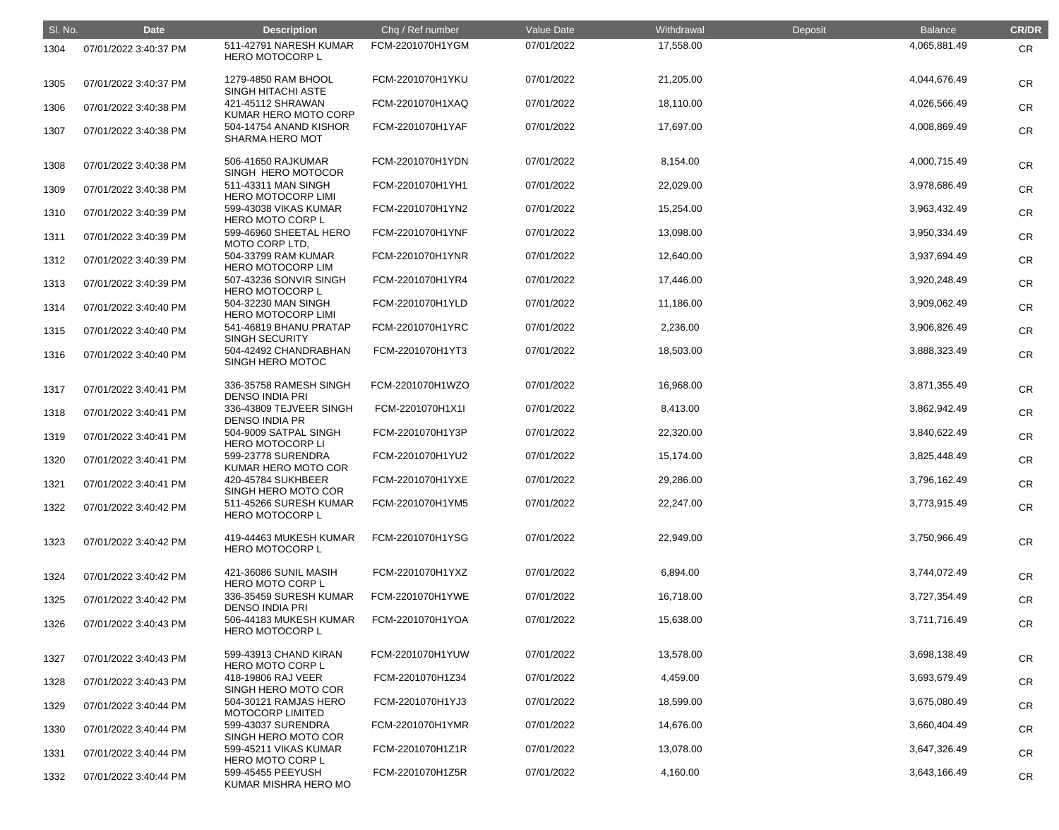| Sl. No. | Date | Description | Chq / Ref number | Value Date | Withdrawal | Deposit | Balance | CR/DR |
|---|---|---|---|---|---|---|---|---|
| 1304 | 07/01/2022 3:40:37 PM | 511-42791 NARESH KUMAR HERO MOTOCORP L | FCM-2201070H1YGM | 07/01/2022 | 17,558.00 | | 4,065,881.49 | CR |
| 1305 | 07/01/2022 3:40:37 PM | 1279-4850 RAM BHOOL SINGH HITACHI ASTE | FCM-2201070H1YKU | 07/01/2022 | 21,205.00 | | 4,044,676.49 | CR |
| 1306 | 07/01/2022 3:40:38 PM | 421-45112 SHRAWAN KUMAR HERO MOTO CORP | FCM-2201070H1XAQ | 07/01/2022 | 18,110.00 | | 4,026,566.49 | CR |
| 1307 | 07/01/2022 3:40:38 PM | 504-14754 ANAND KISHOR SHARMA HERO MOT | FCM-2201070H1YAF | 07/01/2022 | 17,697.00 | | 4,008,869.49 | CR |
| 1308 | 07/01/2022 3:40:38 PM | 506-41650 RAJKUMAR SINGH HERO MOTOCOR | FCM-2201070H1YDN | 07/01/2022 | 8,154.00 | | 4,000,715.49 | CR |
| 1309 | 07/01/2022 3:40:38 PM | 511-43311 MAN SINGH HERO MOTOCORP LIMI | FCM-2201070H1YH1 | 07/01/2022 | 22,029.00 | | 3,978,686.49 | CR |
| 1310 | 07/01/2022 3:40:39 PM | 599-43038 VIKAS KUMAR HERO MOTO CORP L | FCM-2201070H1YN2 | 07/01/2022 | 15,254.00 | | 3,963,432.49 | CR |
| 1311 | 07/01/2022 3:40:39 PM | 599-46960 SHEETAL HERO MOTO CORP LTD, | FCM-2201070H1YNF | 07/01/2022 | 13,098.00 | | 3,950,334.49 | CR |
| 1312 | 07/01/2022 3:40:39 PM | 504-33799 RAM KUMAR HERO MOTOCORP LIM | FCM-2201070H1YNR | 07/01/2022 | 12,640.00 | | 3,937,694.49 | CR |
| 1313 | 07/01/2022 3:40:39 PM | 507-43236 SONVIR SINGH HERO MOTOCORP L | FCM-2201070H1YR4 | 07/01/2022 | 17,446.00 | | 3,920,248.49 | CR |
| 1314 | 07/01/2022 3:40:40 PM | 504-32230 MAN SINGH HERO MOTOCORP LIMI | FCM-2201070H1YLD | 07/01/2022 | 11,186.00 | | 3,909,062.49 | CR |
| 1315 | 07/01/2022 3:40:40 PM | 541-46819 BHANU PRATAP SINGH SECURITY | FCM-2201070H1YRC | 07/01/2022 | 2,236.00 | | 3,906,826.49 | CR |
| 1316 | 07/01/2022 3:40:40 PM | 504-42492 CHANDRABHAN SINGH HERO MOTOC | FCM-2201070H1YT3 | 07/01/2022 | 18,503.00 | | 3,888,323.49 | CR |
| 1317 | 07/01/2022 3:40:41 PM | 336-35758 RAMESH SINGH DENSO INDIA PRI | FCM-2201070H1WZO | 07/01/2022 | 16,968.00 | | 3,871,355.49 | CR |
| 1318 | 07/01/2022 3:40:41 PM | 336-43809 TEJVEER SINGH DENSO INDIA PR | FCM-2201070H1X1I | 07/01/2022 | 8,413.00 | | 3,862,942.49 | CR |
| 1319 | 07/01/2022 3:40:41 PM | 504-9009 SATPAL SINGH HERO MOTOCORP LI | FCM-2201070H1Y3P | 07/01/2022 | 22,320.00 | | 3,840,622.49 | CR |
| 1320 | 07/01/2022 3:40:41 PM | 599-23778 SURENDRA KUMAR HERO MOTO COR | FCM-2201070H1YU2 | 07/01/2022 | 15,174.00 | | 3,825,448.49 | CR |
| 1321 | 07/01/2022 3:40:41 PM | 420-45784 SUKHBEER SINGH HERO MOTO COR | FCM-2201070H1YXE | 07/01/2022 | 29,286.00 | | 3,796,162.49 | CR |
| 1322 | 07/01/2022 3:40:42 PM | 511-45266 SURESH KUMAR HERO MOTOCORP L | FCM-2201070H1YM5 | 07/01/2022 | 22,247.00 | | 3,773,915.49 | CR |
| 1323 | 07/01/2022 3:40:42 PM | 419-44463 MUKESH KUMAR HERO MOTOCORP L | FCM-2201070H1YSG | 07/01/2022 | 22,949.00 | | 3,750,966.49 | CR |
| 1324 | 07/01/2022 3:40:42 PM | 421-36086 SUNIL MASIH HERO MOTO CORP L | FCM-2201070H1YXZ | 07/01/2022 | 6,894.00 | | 3,744,072.49 | CR |
| 1325 | 07/01/2022 3:40:42 PM | 336-35459 SURESH KUMAR DENSO INDIA PRI | FCM-2201070H1YWE | 07/01/2022 | 16,718.00 | | 3,727,354.49 | CR |
| 1326 | 07/01/2022 3:40:43 PM | 506-44183 MUKESH KUMAR HERO MOTOCORP L | FCM-2201070H1YOA | 07/01/2022 | 15,638.00 | | 3,711,716.49 | CR |
| 1327 | 07/01/2022 3:40:43 PM | 599-43913 CHAND KIRAN HERO MOTO CORP L | FCM-2201070H1YUW | 07/01/2022 | 13,578.00 | | 3,698,138.49 | CR |
| 1328 | 07/01/2022 3:40:43 PM | 418-19806 RAJ VEER SINGH HERO MOTO COR | FCM-2201070H1Z34 | 07/01/2022 | 4,459.00 | | 3,693,679.49 | CR |
| 1329 | 07/01/2022 3:40:44 PM | 504-30121 RAMJAS HERO MOTOCORP LIMITED | FCM-2201070H1YJ3 | 07/01/2022 | 18,599.00 | | 3,675,080.49 | CR |
| 1330 | 07/01/2022 3:40:44 PM | 599-43037 SURENDRA SINGH HERO MOTO COR | FCM-2201070H1YMR | 07/01/2022 | 14,676.00 | | 3,660,404.49 | CR |
| 1331 | 07/01/2022 3:40:44 PM | 599-45211 VIKAS KUMAR HERO MOTO CORP L | FCM-2201070H1Z1R | 07/01/2022 | 13,078.00 | | 3,647,326.49 | CR |
| 1332 | 07/01/2022 3:40:44 PM | 599-45455 PEEYUSH KUMAR MISHRA HERO MO | FCM-2201070H1Z5R | 07/01/2022 | 4,160.00 | | 3,643,166.49 | CR |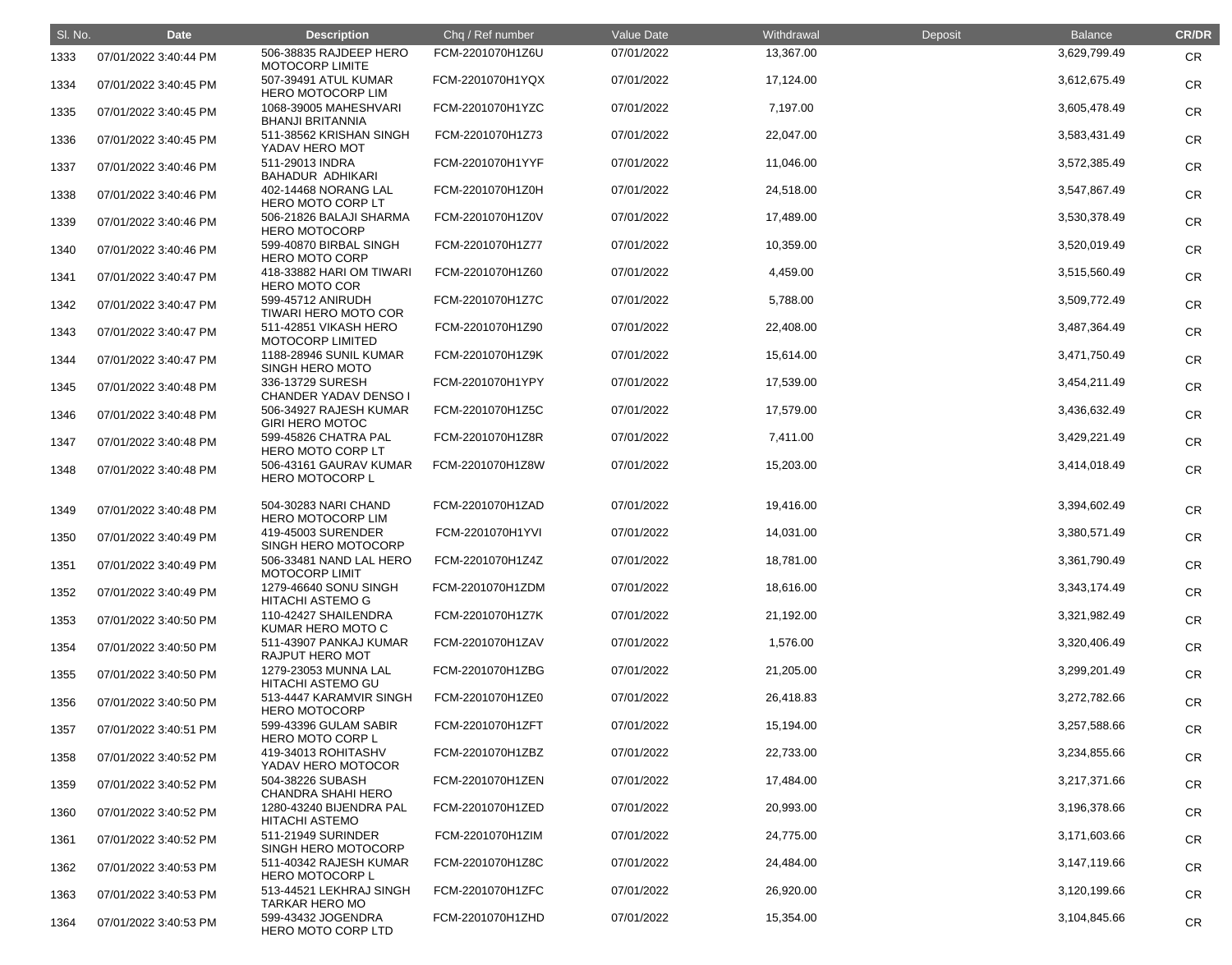| Sl. No. | Date | Description | Chq / Ref number | Value Date | Withdrawal | Deposit | Balance | CR/DR |
|---|---|---|---|---|---|---|---|---|
| 1333 | 07/01/2022 3:40:44 PM | 506-38835 RAJDEEP HERO MOTOCORP LIMITE | FCM-2201070H1Z6U | 07/01/2022 | 13,367.00 | | 3,629,799.49 | CR |
| 1334 | 07/01/2022 3:40:45 PM | 507-39491 ATUL KUMAR HERO MOTOCORP LIM | FCM-2201070H1YQX | 07/01/2022 | 17,124.00 | | 3,612,675.49 | CR |
| 1335 | 07/01/2022 3:40:45 PM | 1068-39005 MAHESHVARI BHANJI BRITANNIA | FCM-2201070H1YZC | 07/01/2022 | 7,197.00 | | 3,605,478.49 | CR |
| 1336 | 07/01/2022 3:40:45 PM | 511-38562 KRISHAN SINGH YADAV HERO MOT | FCM-2201070H1Z73 | 07/01/2022 | 22,047.00 | | 3,583,431.49 | CR |
| 1337 | 07/01/2022 3:40:46 PM | 511-29013 INDRA BAHADUR ADHIKARI | FCM-2201070H1YYF | 07/01/2022 | 11,046.00 | | 3,572,385.49 | CR |
| 1338 | 07/01/2022 3:40:46 PM | 402-14468 NORANG LAL HERO MOTO CORP LT | FCM-2201070H1Z0H | 07/01/2022 | 24,518.00 | | 3,547,867.49 | CR |
| 1339 | 07/01/2022 3:40:46 PM | 506-21826 BALAJI SHARMA HERO MOTOCORP | FCM-2201070H1Z0V | 07/01/2022 | 17,489.00 | | 3,530,378.49 | CR |
| 1340 | 07/01/2022 3:40:46 PM | 599-40870 BIRBAL SINGH HERO MOTO CORP | FCM-2201070H1Z77 | 07/01/2022 | 10,359.00 | | 3,520,019.49 | CR |
| 1341 | 07/01/2022 3:40:47 PM | 418-33882 HARI OM TIWARI HERO MOTO COR | FCM-2201070H1Z60 | 07/01/2022 | 4,459.00 | | 3,515,560.49 | CR |
| 1342 | 07/01/2022 3:40:47 PM | 599-45712 ANIRUDH TIWARI HERO MOTO COR | FCM-2201070H1Z7C | 07/01/2022 | 5,788.00 | | 3,509,772.49 | CR |
| 1343 | 07/01/2022 3:40:47 PM | 511-42851 VIKASH HERO MOTOCORP LIMITED | FCM-2201070H1Z90 | 07/01/2022 | 22,408.00 | | 3,487,364.49 | CR |
| 1344 | 07/01/2022 3:40:47 PM | 1188-28946 SUNIL KUMAR SINGH HERO MOTO | FCM-2201070H1Z9K | 07/01/2022 | 15,614.00 | | 3,471,750.49 | CR |
| 1345 | 07/01/2022 3:40:48 PM | 336-13729 SURESH CHANDER YADAV DENSO I | FCM-2201070H1YPY | 07/01/2022 | 17,539.00 | | 3,454,211.49 | CR |
| 1346 | 07/01/2022 3:40:48 PM | 506-34927 RAJESH KUMAR GIRI HERO MOTOC | FCM-2201070H1Z5C | 07/01/2022 | 17,579.00 | | 3,436,632.49 | CR |
| 1347 | 07/01/2022 3:40:48 PM | 599-45826 CHATRA PAL HERO MOTO CORP LT | FCM-2201070H1Z8R | 07/01/2022 | 7,411.00 | | 3,429,221.49 | CR |
| 1348 | 07/01/2022 3:40:48 PM | 506-43161 GAURAV KUMAR HERO MOTOCORP L | FCM-2201070H1Z8W | 07/01/2022 | 15,203.00 | | 3,414,018.49 | CR |
| 1349 | 07/01/2022 3:40:48 PM | 504-30283 NARI CHAND HERO MOTOCORP LIM | FCM-2201070H1ZAD | 07/01/2022 | 19,416.00 | | 3,394,602.49 | CR |
| 1350 | 07/01/2022 3:40:49 PM | 419-45003 SURENDER SINGH HERO MOTOCORP | FCM-2201070H1YVI | 07/01/2022 | 14,031.00 | | 3,380,571.49 | CR |
| 1351 | 07/01/2022 3:40:49 PM | 506-33481 NAND LAL HERO MOTOCORP LIMIT | FCM-2201070H1Z4Z | 07/01/2022 | 18,781.00 | | 3,361,790.49 | CR |
| 1352 | 07/01/2022 3:40:49 PM | 1279-46640 SONU SINGH HITACHI ASTEMO G | FCM-2201070H1ZDM | 07/01/2022 | 18,616.00 | | 3,343,174.49 | CR |
| 1353 | 07/01/2022 3:40:50 PM | 110-42427 SHAILENDRA KUMAR HERO MOTO C | FCM-2201070H1Z7K | 07/01/2022 | 21,192.00 | | 3,321,982.49 | CR |
| 1354 | 07/01/2022 3:40:50 PM | 511-43907 PANKAJ KUMAR RAJPUT HERO MOT | FCM-2201070H1ZAV | 07/01/2022 | 1,576.00 | | 3,320,406.49 | CR |
| 1355 | 07/01/2022 3:40:50 PM | 1279-23053 MUNNA LAL HITACHI ASTEMO GU | FCM-2201070H1ZBG | 07/01/2022 | 21,205.00 | | 3,299,201.49 | CR |
| 1356 | 07/01/2022 3:40:50 PM | 513-4447 KARAMVIR SINGH HERO MOTOCORP | FCM-2201070H1ZE0 | 07/01/2022 | 26,418.83 | | 3,272,782.66 | CR |
| 1357 | 07/01/2022 3:40:51 PM | 599-43396 GULAM SABIR HERO MOTO CORP L | FCM-2201070H1ZFT | 07/01/2022 | 15,194.00 | | 3,257,588.66 | CR |
| 1358 | 07/01/2022 3:40:52 PM | 419-34013 ROHITASHV YADAV HERO MOTOCOR | FCM-2201070H1ZBZ | 07/01/2022 | 22,733.00 | | 3,234,855.66 | CR |
| 1359 | 07/01/2022 3:40:52 PM | 504-38226 SUBASH CHANDRA SHAHI HERO | FCM-2201070H1ZEN | 07/01/2022 | 17,484.00 | | 3,217,371.66 | CR |
| 1360 | 07/01/2022 3:40:52 PM | 1280-43240 BIJENDRA PAL HITACHI ASTEMO | FCM-2201070H1ZED | 07/01/2022 | 20,993.00 | | 3,196,378.66 | CR |
| 1361 | 07/01/2022 3:40:52 PM | 511-21949 SURINDER SINGH HERO MOTOCORP | FCM-2201070H1ZIM | 07/01/2022 | 24,775.00 | | 3,171,603.66 | CR |
| 1362 | 07/01/2022 3:40:53 PM | 511-40342 RAJESH KUMAR HERO MOTOCORP L | FCM-2201070H1Z8C | 07/01/2022 | 24,484.00 | | 3,147,119.66 | CR |
| 1363 | 07/01/2022 3:40:53 PM | 513-44521 LEKHRAJ SINGH TARKAR HERO MO | FCM-2201070H1ZFC | 07/01/2022 | 26,920.00 | | 3,120,199.66 | CR |
| 1364 | 07/01/2022 3:40:53 PM | 599-43432 JOGENDRA HERO MOTO CORP LTD | FCM-2201070H1ZHD | 07/01/2022 | 15,354.00 | | 3,104,845.66 | CR |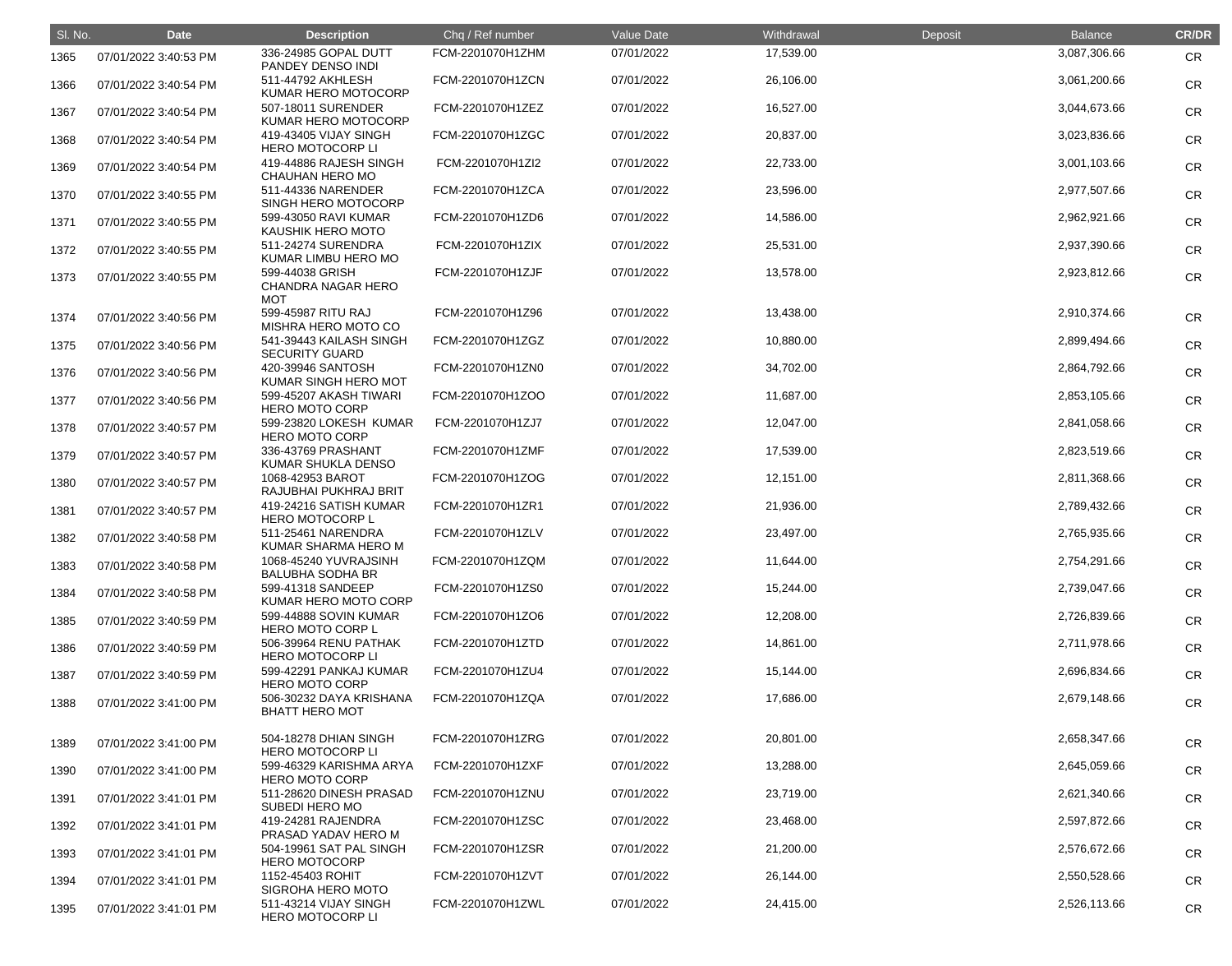| Sl. No. | Date | Description | Chq / Ref number | Value Date | Withdrawal | Deposit | Balance | CR/DR |
|---|---|---|---|---|---|---|---|---|
| 1365 | 07/01/2022 3:40:53 PM | 336-24985 GOPAL DUTT PANDEY DENSO INDI | FCM-2201070H1ZHM | 07/01/2022 | 17,539.00 | | 3,087,306.66 | CR |
| 1366 | 07/01/2022 3:40:54 PM | 511-44792 AKHLESH KUMAR HERO MOTOCORP | FCM-2201070H1ZCN | 07/01/2022 | 26,106.00 | | 3,061,200.66 | CR |
| 1367 | 07/01/2022 3:40:54 PM | 507-18011 SURENDER KUMAR HERO MOTOCORP | FCM-2201070H1ZEZ | 07/01/2022 | 16,527.00 | | 3,044,673.66 | CR |
| 1368 | 07/01/2022 3:40:54 PM | 419-43405 VIJAY SINGH HERO MOTOCORP LI | FCM-2201070H1ZGC | 07/01/2022 | 20,837.00 | | 3,023,836.66 | CR |
| 1369 | 07/01/2022 3:40:54 PM | 419-44886 RAJESH SINGH CHAUHAN HERO MO | FCM-2201070H1ZI2 | 07/01/2022 | 22,733.00 | | 3,001,103.66 | CR |
| 1370 | 07/01/2022 3:40:55 PM | 511-44336 NARENDER SINGH HERO MOTOCORP | FCM-2201070H1ZCA | 07/01/2022 | 23,596.00 | | 2,977,507.66 | CR |
| 1371 | 07/01/2022 3:40:55 PM | 599-43050 RAVI KUMAR KAUSHIK HERO MOTO | FCM-2201070H1ZD6 | 07/01/2022 | 14,586.00 | | 2,962,921.66 | CR |
| 1372 | 07/01/2022 3:40:55 PM | 511-24274 SURENDRA KUMAR LIMBU HERO MO | FCM-2201070H1ZIX | 07/01/2022 | 25,531.00 | | 2,937,390.66 | CR |
| 1373 | 07/01/2022 3:40:55 PM | 599-44038 GRISH CHANDRA NAGAR HERO MOT | FCM-2201070H1ZJF | 07/01/2022 | 13,578.00 | | 2,923,812.66 | CR |
| 1374 | 07/01/2022 3:40:56 PM | 599-45987 RITU RAJ MISHRA HERO MOTO CO | FCM-2201070H1Z96 | 07/01/2022 | 13,438.00 | | 2,910,374.66 | CR |
| 1375 | 07/01/2022 3:40:56 PM | 541-39443 KAILASH SINGH SECURITY GUARD | FCM-2201070H1ZGZ | 07/01/2022 | 10,880.00 | | 2,899,494.66 | CR |
| 1376 | 07/01/2022 3:40:56 PM | 420-39946 SANTOSH KUMAR SINGH HERO MOT | FCM-2201070H1ZN0 | 07/01/2022 | 34,702.00 | | 2,864,792.66 | CR |
| 1377 | 07/01/2022 3:40:56 PM | 599-45207 AKASH TIWARI HERO MOTO CORP | FCM-2201070H1ZOO | 07/01/2022 | 11,687.00 | | 2,853,105.66 | CR |
| 1378 | 07/01/2022 3:40:57 PM | 599-23820 LOKESH KUMAR HERO MOTO CORP | FCM-2201070H1ZJ7 | 07/01/2022 | 12,047.00 | | 2,841,058.66 | CR |
| 1379 | 07/01/2022 3:40:57 PM | 336-43769 PRASHANT KUMAR SHUKLA DENSO | FCM-2201070H1ZMF | 07/01/2022 | 17,539.00 | | 2,823,519.66 | CR |
| 1380 | 07/01/2022 3:40:57 PM | 1068-42953 BAROT RAJUBHAI PUKHRAJ BRIT | FCM-2201070H1ZOG | 07/01/2022 | 12,151.00 | | 2,811,368.66 | CR |
| 1381 | 07/01/2022 3:40:57 PM | 419-24216 SATISH KUMAR HERO MOTOCORP L | FCM-2201070H1ZR1 | 07/01/2022 | 21,936.00 | | 2,789,432.66 | CR |
| 1382 | 07/01/2022 3:40:58 PM | 511-25461 NARENDRA KUMAR SHARMA HERO M | FCM-2201070H1ZLV | 07/01/2022 | 23,497.00 | | 2,765,935.66 | CR |
| 1383 | 07/01/2022 3:40:58 PM | 1068-45240 YUVRAJSINH BALUBHA SODHA BR | FCM-2201070H1ZQM | 07/01/2022 | 11,644.00 | | 2,754,291.66 | CR |
| 1384 | 07/01/2022 3:40:58 PM | 599-41318 SANDEEP KUMAR HERO MOTO CORP | FCM-2201070H1ZS0 | 07/01/2022 | 15,244.00 | | 2,739,047.66 | CR |
| 1385 | 07/01/2022 3:40:59 PM | 599-44888 SOVIN KUMAR HERO MOTO CORP L | FCM-2201070H1ZO6 | 07/01/2022 | 12,208.00 | | 2,726,839.66 | CR |
| 1386 | 07/01/2022 3:40:59 PM | 506-39964 RENU PATHAK HERO MOTOCORP LI | FCM-2201070H1ZTD | 07/01/2022 | 14,861.00 | | 2,711,978.66 | CR |
| 1387 | 07/01/2022 3:40:59 PM | 599-42291 PANKAJ KUMAR HERO MOTO CORP | FCM-2201070H1ZU4 | 07/01/2022 | 15,144.00 | | 2,696,834.66 | CR |
| 1388 | 07/01/2022 3:41:00 PM | 506-30232 DAYA KRISHANA BHATT HERO MOT | FCM-2201070H1ZQA | 07/01/2022 | 17,686.00 | | 2,679,148.66 | CR |
| 1389 | 07/01/2022 3:41:00 PM | 504-18278 DHIAN SINGH HERO MOTOCORP LI | FCM-2201070H1ZRG | 07/01/2022 | 20,801.00 | | 2,658,347.66 | CR |
| 1390 | 07/01/2022 3:41:00 PM | 599-46329 KARISHMA ARYA HERO MOTO CORP | FCM-2201070H1ZXF | 07/01/2022 | 13,288.00 | | 2,645,059.66 | CR |
| 1391 | 07/01/2022 3:41:01 PM | 511-28620 DINESH PRASAD SUBEDI HERO MO | FCM-2201070H1ZNU | 07/01/2022 | 23,719.00 | | 2,621,340.66 | CR |
| 1392 | 07/01/2022 3:41:01 PM | 419-24281 RAJENDRA PRASAD YADAV HERO M | FCM-2201070H1ZSC | 07/01/2022 | 23,468.00 | | 2,597,872.66 | CR |
| 1393 | 07/01/2022 3:41:01 PM | 504-19961 SAT PAL SINGH HERO MOTOCORP | FCM-2201070H1ZSR | 07/01/2022 | 21,200.00 | | 2,576,672.66 | CR |
| 1394 | 07/01/2022 3:41:01 PM | 1152-45403 ROHIT SIGROHA HERO MOTO | FCM-2201070H1ZVT | 07/01/2022 | 26,144.00 | | 2,550,528.66 | CR |
| 1395 | 07/01/2022 3:41:01 PM | 511-43214 VIJAY SINGH HERO MOTOCORP LI | FCM-2201070H1ZWL | 07/01/2022 | 24,415.00 | | 2,526,113.66 | CR |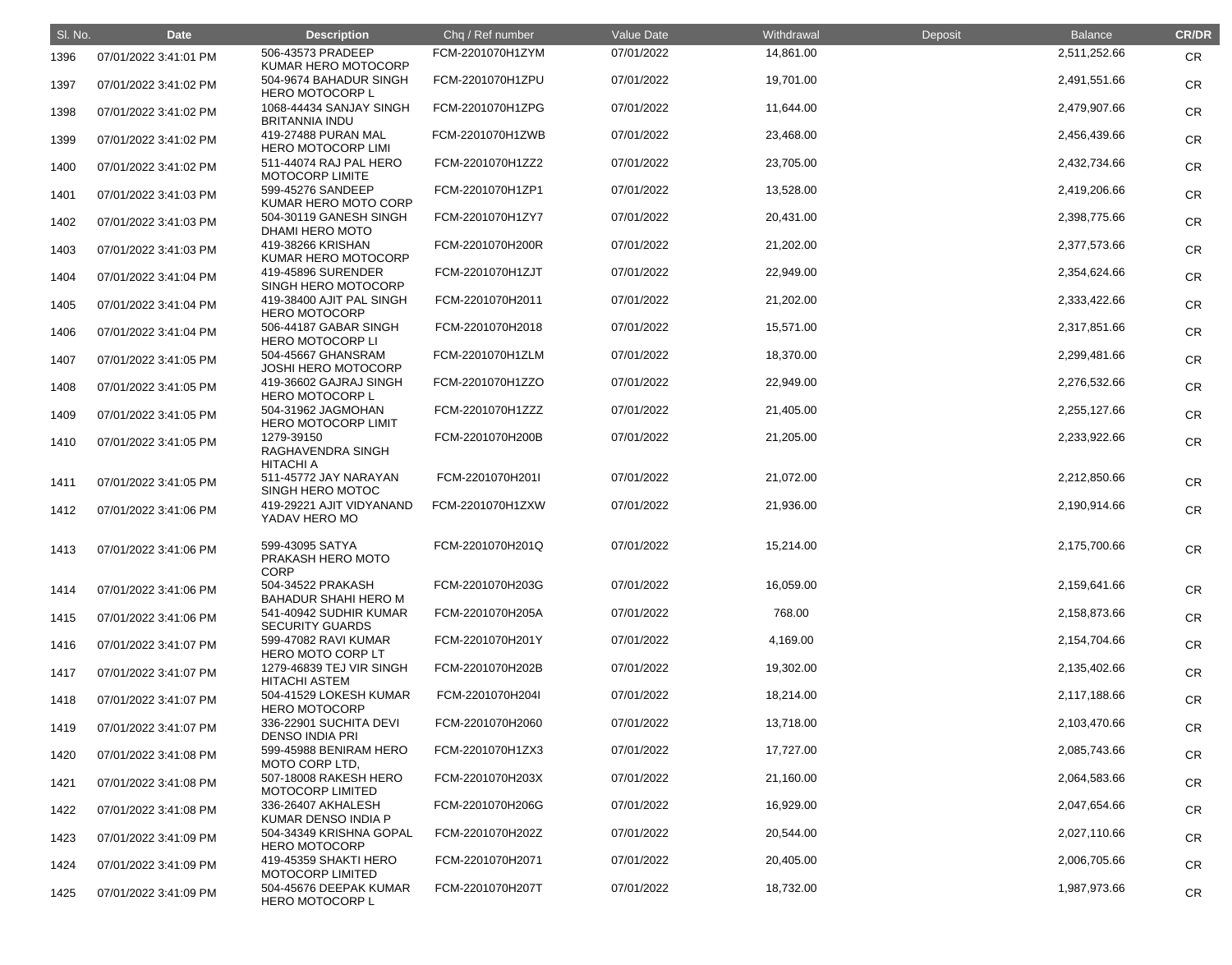| Sl. No. | Date | Description | Chq / Ref number | Value Date | Withdrawal | Deposit | Balance | CR/DR |
|---|---|---|---|---|---|---|---|---|
| 1396 | 07/01/2022 3:41:01 PM | 506-43573 PRADEEP KUMAR HERO MOTOCORP | FCM-2201070H1ZYM | 07/01/2022 | 14,861.00 | | 2,511,252.66 | CR |
| 1397 | 07/01/2022 3:41:02 PM | 504-9674 BAHADUR SINGH HERO MOTOCORP L | FCM-2201070H1ZPU | 07/01/2022 | 19,701.00 | | 2,491,551.66 | CR |
| 1398 | 07/01/2022 3:41:02 PM | 1068-44434 SANJAY SINGH BRITANNIA INDU | FCM-2201070H1ZPG | 07/01/2022 | 11,644.00 | | 2,479,907.66 | CR |
| 1399 | 07/01/2022 3:41:02 PM | 419-27488 PURAN MAL HERO MOTOCORP LIMI | FCM-2201070H1ZWB | 07/01/2022 | 23,468.00 | | 2,456,439.66 | CR |
| 1400 | 07/01/2022 3:41:02 PM | 511-44074 RAJ PAL HERO MOTOCORP LIMITE | FCM-2201070H1ZZ2 | 07/01/2022 | 23,705.00 | | 2,432,734.66 | CR |
| 1401 | 07/01/2022 3:41:03 PM | 599-45276 SANDEEP KUMAR HERO MOTO CORP | FCM-2201070H1ZP1 | 07/01/2022 | 13,528.00 | | 2,419,206.66 | CR |
| 1402 | 07/01/2022 3:41:03 PM | 504-30119 GANESH SINGH DHAMI HERO MOTO | FCM-2201070H1ZY7 | 07/01/2022 | 20,431.00 | | 2,398,775.66 | CR |
| 1403 | 07/01/2022 3:41:03 PM | 419-38266 KRISHAN KUMAR HERO MOTOCORP | FCM-2201070H200R | 07/01/2022 | 21,202.00 | | 2,377,573.66 | CR |
| 1404 | 07/01/2022 3:41:04 PM | 419-45896 SURENDER SINGH HERO MOTOCORP | FCM-2201070H1ZJT | 07/01/2022 | 22,949.00 | | 2,354,624.66 | CR |
| 1405 | 07/01/2022 3:41:04 PM | 419-38400 AJIT PAL SINGH HERO MOTOCORP | FCM-2201070H2011 | 07/01/2022 | 21,202.00 | | 2,333,422.66 | CR |
| 1406 | 07/01/2022 3:41:04 PM | 506-44187 GABAR SINGH HERO MOTOCORP LI | FCM-2201070H2018 | 07/01/2022 | 15,571.00 | | 2,317,851.66 | CR |
| 1407 | 07/01/2022 3:41:05 PM | 504-45667 GHANSRAM JOSHI HERO MOTOCORP | FCM-2201070H1ZLM | 07/01/2022 | 18,370.00 | | 2,299,481.66 | CR |
| 1408 | 07/01/2022 3:41:05 PM | 419-36602 GAJRAJ SINGH HERO MOTOCORP L | FCM-2201070H1ZZO | 07/01/2022 | 22,949.00 | | 2,276,532.66 | CR |
| 1409 | 07/01/2022 3:41:05 PM | 504-31962 JAGMOHAN HERO MOTOCORP LIMIT | FCM-2201070H1ZZZ | 07/01/2022 | 21,405.00 | | 2,255,127.66 | CR |
| 1410 | 07/01/2022 3:41:05 PM | 1279-39150 RAGHAVENDRA SINGH HITACHI A | FCM-2201070H200B | 07/01/2022 | 21,205.00 | | 2,233,922.66 | CR |
| 1411 | 07/01/2022 3:41:05 PM | 511-45772 JAY NARAYAN SINGH HERO MOTOC | FCM-2201070H201I | 07/01/2022 | 21,072.00 | | 2,212,850.66 | CR |
| 1412 | 07/01/2022 3:41:06 PM | 419-29221 AJIT VIDYANAND YADAV HERO MO | FCM-2201070H1ZXW | 07/01/2022 | 21,936.00 | | 2,190,914.66 | CR |
| 1413 | 07/01/2022 3:41:06 PM | 599-43095 SATYA PRAKASH HERO MOTO CORP | FCM-2201070H201Q | 07/01/2022 | 15,214.00 | | 2,175,700.66 | CR |
| 1414 | 07/01/2022 3:41:06 PM | 504-34522 PRAKASH BAHADUR SHAHI HERO M | FCM-2201070H203G | 07/01/2022 | 16,059.00 | | 2,159,641.66 | CR |
| 1415 | 07/01/2022 3:41:06 PM | 541-40942 SUDHIR KUMAR SECURITY GUARDS | FCM-2201070H205A | 07/01/2022 | 768.00 | | 2,158,873.66 | CR |
| 1416 | 07/01/2022 3:41:07 PM | 599-47082 RAVI KUMAR HERO MOTO CORP LT | FCM-2201070H201Y | 07/01/2022 | 4,169.00 | | 2,154,704.66 | CR |
| 1417 | 07/01/2022 3:41:07 PM | 1279-46839 TEJ VIR SINGH HITACHI ASTEM | FCM-2201070H202B | 07/01/2022 | 19,302.00 | | 2,135,402.66 | CR |
| 1418 | 07/01/2022 3:41:07 PM | 504-41529 LOKESH KUMAR HERO MOTOCORP | FCM-2201070H204I | 07/01/2022 | 18,214.00 | | 2,117,188.66 | CR |
| 1419 | 07/01/2022 3:41:07 PM | 336-22901 SUCHITA DEVI DENSO INDIA PRI | FCM-2201070H2060 | 07/01/2022 | 13,718.00 | | 2,103,470.66 | CR |
| 1420 | 07/01/2022 3:41:08 PM | 599-45988 BENIRAM HERO MOTO CORP LTD, | FCM-2201070H1ZX3 | 07/01/2022 | 17,727.00 | | 2,085,743.66 | CR |
| 1421 | 07/01/2022 3:41:08 PM | 507-18008 RAKESH HERO MOTOCORP LIMITED | FCM-2201070H203X | 07/01/2022 | 21,160.00 | | 2,064,583.66 | CR |
| 1422 | 07/01/2022 3:41:08 PM | 336-26407 AKHALESH KUMAR DENSO INDIA P | FCM-2201070H206G | 07/01/2022 | 16,929.00 | | 2,047,654.66 | CR |
| 1423 | 07/01/2022 3:41:09 PM | 504-34349 KRISHNA GOPAL HERO MOTOCORP | FCM-2201070H202Z | 07/01/2022 | 20,544.00 | | 2,027,110.66 | CR |
| 1424 | 07/01/2022 3:41:09 PM | 419-45359 SHAKTI HERO MOTOCORP LIMITED | FCM-2201070H2071 | 07/01/2022 | 20,405.00 | | 2,006,705.66 | CR |
| 1425 | 07/01/2022 3:41:09 PM | 504-45676 DEEPAK KUMAR HERO MOTOCORP L | FCM-2201070H207T | 07/01/2022 | 18,732.00 | | 1,987,973.66 | CR |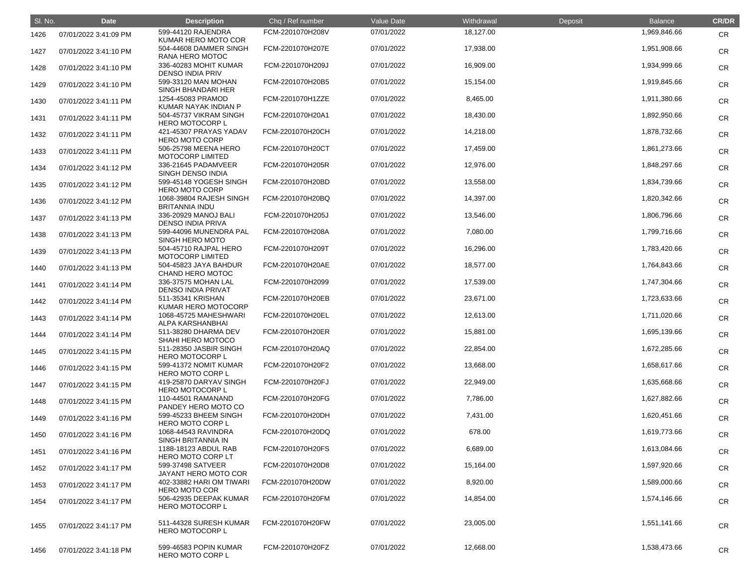| Sl. No. | Date | Description | Chq / Ref number | Value Date | Withdrawal | Deposit | Balance | CR/DR |
|---|---|---|---|---|---|---|---|---|
| 1426 | 07/01/2022 3:41:09 PM | 599-44120 RAJENDRA KUMAR HERO MOTO COR | FCM-2201070H208V | 07/01/2022 | 18,127.00 | | 1,969,846.66 | CR |
| 1427 | 07/01/2022 3:41:10 PM | 504-44608 DAMMER SINGH RANA HERO MOTOC | FCM-2201070H207E | 07/01/2022 | 17,938.00 | | 1,951,908.66 | CR |
| 1428 | 07/01/2022 3:41:10 PM | 336-40283 MOHIT KUMAR DENSO INDIA PRIV | FCM-2201070H209J | 07/01/2022 | 16,909.00 | | 1,934,999.66 | CR |
| 1429 | 07/01/2022 3:41:10 PM | 599-33120 MAN MOHAN SINGH BHANDARI HER | FCM-2201070H20B5 | 07/01/2022 | 15,154.00 | | 1,919,845.66 | CR |
| 1430 | 07/01/2022 3:41:11 PM | 1254-45083 PRAMOD KUMAR NAYAK INDIAN P | FCM-2201070H1ZZE | 07/01/2022 | 8,465.00 | | 1,911,380.66 | CR |
| 1431 | 07/01/2022 3:41:11 PM | 504-45737 VIKRAM SINGH HERO MOTOCORP L | FCM-2201070H20A1 | 07/01/2022 | 18,430.00 | | 1,892,950.66 | CR |
| 1432 | 07/01/2022 3:41:11 PM | 421-45307 PRAYAS YADAV HERO MOTO CORP | FCM-2201070H20CH | 07/01/2022 | 14,218.00 | | 1,878,732.66 | CR |
| 1433 | 07/01/2022 3:41:11 PM | 506-25798 MEENA HERO MOTOCORP LIMITED | FCM-2201070H20CT | 07/01/2022 | 17,459.00 | | 1,861,273.66 | CR |
| 1434 | 07/01/2022 3:41:12 PM | 336-21645 PADAMVEER SINGH DENSO INDIA | FCM-2201070H205R | 07/01/2022 | 12,976.00 | | 1,848,297.66 | CR |
| 1435 | 07/01/2022 3:41:12 PM | 599-45148 YOGESH SINGH HERO MOTO CORP | FCM-2201070H20BD | 07/01/2022 | 13,558.00 | | 1,834,739.66 | CR |
| 1436 | 07/01/2022 3:41:12 PM | 1068-39804 RAJESH SINGH BRITANNIA INDU | FCM-2201070H20BQ | 07/01/2022 | 14,397.00 | | 1,820,342.66 | CR |
| 1437 | 07/01/2022 3:41:13 PM | 336-20929 MANOJ BALI DENSO INDIA PRIVA | FCM-2201070H205J | 07/01/2022 | 13,546.00 | | 1,806,796.66 | CR |
| 1438 | 07/01/2022 3:41:13 PM | 599-44096 MUNENDRA PAL SINGH HERO MOTO | FCM-2201070H208A | 07/01/2022 | 7,080.00 | | 1,799,716.66 | CR |
| 1439 | 07/01/2022 3:41:13 PM | 504-45710 RAJPAL HERO MOTOCORP LIMITED | FCM-2201070H209T | 07/01/2022 | 16,296.00 | | 1,783,420.66 | CR |
| 1440 | 07/01/2022 3:41:13 PM | 504-45823 JAYA BAHDUR CHAND HERO MOTOC | FCM-2201070H20AE | 07/01/2022 | 18,577.00 | | 1,764,843.66 | CR |
| 1441 | 07/01/2022 3:41:14 PM | 336-37575 MOHAN LAL DENSO INDIA PRIVAT | FCM-2201070H2099 | 07/01/2022 | 17,539.00 | | 1,747,304.66 | CR |
| 1442 | 07/01/2022 3:41:14 PM | 511-35341 KRISHAN KUMAR HERO MOTOCORP | FCM-2201070H20EB | 07/01/2022 | 23,671.00 | | 1,723,633.66 | CR |
| 1443 | 07/01/2022 3:41:14 PM | 1068-45725 MAHESHWARI ALPA KARSHANBHAI | FCM-2201070H20EL | 07/01/2022 | 12,613.00 | | 1,711,020.66 | CR |
| 1444 | 07/01/2022 3:41:14 PM | 511-38280 DHARMA DEV SHAHI HERO MOTOCO | FCM-2201070H20ER | 07/01/2022 | 15,881.00 | | 1,695,139.66 | CR |
| 1445 | 07/01/2022 3:41:15 PM | 511-28350 JASBIR SINGH HERO MOTOCORP L | FCM-2201070H20AQ | 07/01/2022 | 22,854.00 | | 1,672,285.66 | CR |
| 1446 | 07/01/2022 3:41:15 PM | 599-41372 NOMIT KUMAR HERO MOTO CORP L | FCM-2201070H20F2 | 07/01/2022 | 13,668.00 | | 1,658,617.66 | CR |
| 1447 | 07/01/2022 3:41:15 PM | 419-25870 DARYAV SINGH HERO MOTOCORP L | FCM-2201070H20FJ | 07/01/2022 | 22,949.00 | | 1,635,668.66 | CR |
| 1448 | 07/01/2022 3:41:15 PM | 110-44501 RAMANAND PANDEY HERO MOTO CO | FCM-2201070H20FG | 07/01/2022 | 7,786.00 | | 1,627,882.66 | CR |
| 1449 | 07/01/2022 3:41:16 PM | 599-45233 BHEEM SINGH HERO MOTO CORP L | FCM-2201070H20DH | 07/01/2022 | 7,431.00 | | 1,620,451.66 | CR |
| 1450 | 07/01/2022 3:41:16 PM | 1068-44543 RAVINDRA SINGH BRITANNIA IN | FCM-2201070H20DQ | 07/01/2022 | 678.00 | | 1,619,773.66 | CR |
| 1451 | 07/01/2022 3:41:16 PM | 1188-18123 ABDUL RAB HERO MOTO CORP LT | FCM-2201070H20FS | 07/01/2022 | 6,689.00 | | 1,613,084.66 | CR |
| 1452 | 07/01/2022 3:41:17 PM | 599-37498 SATVEER JAYANT HERO MOTO COR | FCM-2201070H20D8 | 07/01/2022 | 15,164.00 | | 1,597,920.66 | CR |
| 1453 | 07/01/2022 3:41:17 PM | 402-33882 HARI OM TIWARI HERO MOTO COR | FCM-2201070H20DW | 07/01/2022 | 8,920.00 | | 1,589,000.66 | CR |
| 1454 | 07/01/2022 3:41:17 PM | 506-42935 DEEPAK KUMAR HERO MOTOCORP L | FCM-2201070H20FM | 07/01/2022 | 14,854.00 | | 1,574,146.66 | CR |
| 1455 | 07/01/2022 3:41:17 PM | 511-44328 SURESH KUMAR HERO MOTOCORP L | FCM-2201070H20FW | 07/01/2022 | 23,005.00 | | 1,551,141.66 | CR |
| 1456 | 07/01/2022 3:41:18 PM | 599-46583 POPIN KUMAR HERO MOTO CORP L | FCM-2201070H20FZ | 07/01/2022 | 12,668.00 | | 1,538,473.66 | CR |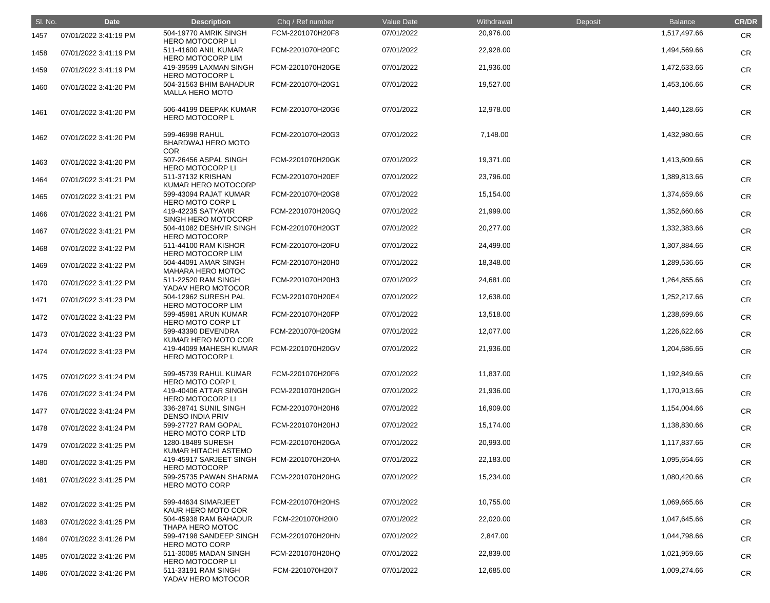| Sl. No. | Date | Description | Chq / Ref number | Value Date | Withdrawal | Deposit | Balance | CR/DR |
|---|---|---|---|---|---|---|---|---|
| 1457 | 07/01/2022 3:41:19 PM | 504-19770 AMRIK SINGH HERO MOTOCORP LI | FCM-2201070H20F8 | 07/01/2022 | 20,976.00 | | 1,517,497.66 | CR |
| 1458 | 07/01/2022 3:41:19 PM | 511-41600 ANIL KUMAR HERO MOTOCORP LIM | FCM-2201070H20FC | 07/01/2022 | 22,928.00 | | 1,494,569.66 | CR |
| 1459 | 07/01/2022 3:41:19 PM | 419-39599 LAXMAN SINGH HERO MOTOCORP L | FCM-2201070H20GE | 07/01/2022 | 21,936.00 | | 1,472,633.66 | CR |
| 1460 | 07/01/2022 3:41:20 PM | 504-31563 BHIM BAHADUR MALLA HERO MOTO | FCM-2201070H20G1 | 07/01/2022 | 19,527.00 | | 1,453,106.66 | CR |
| 1461 | 07/01/2022 3:41:20 PM | 506-44199 DEEPAK KUMAR HERO MOTOCORP L | FCM-2201070H20G6 | 07/01/2022 | 12,978.00 | | 1,440,128.66 | CR |
| 1462 | 07/01/2022 3:41:20 PM | 599-46998 RAHUL BHARDWAJ HERO MOTO COR | FCM-2201070H20G3 | 07/01/2022 | 7,148.00 | | 1,432,980.66 | CR |
| 1463 | 07/01/2022 3:41:20 PM | 507-26456 ASPAL SINGH HERO MOTOCORP LI | FCM-2201070H20GK | 07/01/2022 | 19,371.00 | | 1,413,609.66 | CR |
| 1464 | 07/01/2022 3:41:21 PM | 511-37132 KRISHAN KUMAR HERO MOTOCORP | FCM-2201070H20EF | 07/01/2022 | 23,796.00 | | 1,389,813.66 | CR |
| 1465 | 07/01/2022 3:41:21 PM | 599-43094 RAJAT KUMAR HERO MOTO CORP L | FCM-2201070H20G8 | 07/01/2022 | 15,154.00 | | 1,374,659.66 | CR |
| 1466 | 07/01/2022 3:41:21 PM | 419-42235 SATYAVIR SINGH HERO MOTOCORP | FCM-2201070H20GQ | 07/01/2022 | 21,999.00 | | 1,352,660.66 | CR |
| 1467 | 07/01/2022 3:41:21 PM | 504-41082 DESHVIR SINGH HERO MOTOCORP | FCM-2201070H20GT | 07/01/2022 | 20,277.00 | | 1,332,383.66 | CR |
| 1468 | 07/01/2022 3:41:22 PM | 511-44100 RAM KISHOR HERO MOTOCORP LIM | FCM-2201070H20FU | 07/01/2022 | 24,499.00 | | 1,307,884.66 | CR |
| 1469 | 07/01/2022 3:41:22 PM | 504-44091 AMAR SINGH MAHARA HERO MOTOC | FCM-2201070H20H0 | 07/01/2022 | 18,348.00 | | 1,289,536.66 | CR |
| 1470 | 07/01/2022 3:41:22 PM | 511-22520 RAM SINGH YADAV HERO MOTOCOR | FCM-2201070H20H3 | 07/01/2022 | 24,681.00 | | 1,264,855.66 | CR |
| 1471 | 07/01/2022 3:41:23 PM | 504-12962 SURESH PAL HERO MOTOCORP LIM | FCM-2201070H20E4 | 07/01/2022 | 12,638.00 | | 1,252,217.66 | CR |
| 1472 | 07/01/2022 3:41:23 PM | 599-45981 ARUN KUMAR HERO MOTO CORP LT | FCM-2201070H20FP | 07/01/2022 | 13,518.00 | | 1,238,699.66 | CR |
| 1473 | 07/01/2022 3:41:23 PM | 599-43390 DEVENDRA KUMAR HERO MOTO COR | FCM-2201070H20GM | 07/01/2022 | 12,077.00 | | 1,226,622.66 | CR |
| 1474 | 07/01/2022 3:41:23 PM | 419-44099 MAHESH KUMAR HERO MOTOCORP L | FCM-2201070H20GV | 07/01/2022 | 21,936.00 | | 1,204,686.66 | CR |
| 1475 | 07/01/2022 3:41:24 PM | 599-45739 RAHUL KUMAR HERO MOTO CORP L | FCM-2201070H20F6 | 07/01/2022 | 11,837.00 | | 1,192,849.66 | CR |
| 1476 | 07/01/2022 3:41:24 PM | 419-40406 ATTAR SINGH HERO MOTOCORP LI | FCM-2201070H20GH | 07/01/2022 | 21,936.00 | | 1,170,913.66 | CR |
| 1477 | 07/01/2022 3:41:24 PM | 336-28741 SUNIL SINGH DENSO INDIA PRIV | FCM-2201070H20H6 | 07/01/2022 | 16,909.00 | | 1,154,004.66 | CR |
| 1478 | 07/01/2022 3:41:24 PM | 599-27727 RAM GOPAL HERO MOTO CORP LTD | FCM-2201070H20HJ | 07/01/2022 | 15,174.00 | | 1,138,830.66 | CR |
| 1479 | 07/01/2022 3:41:25 PM | 1280-18489 SURESH KUMAR HITACHI ASTEMO | FCM-2201070H20GA | 07/01/2022 | 20,993.00 | | 1,117,837.66 | CR |
| 1480 | 07/01/2022 3:41:25 PM | 419-45917 SARJEET SINGH HERO MOTOCORP | FCM-2201070H20HA | 07/01/2022 | 22,183.00 | | 1,095,654.66 | CR |
| 1481 | 07/01/2022 3:41:25 PM | 599-25735 PAWAN SHARMA HERO MOTO CORP | FCM-2201070H20HG | 07/01/2022 | 15,234.00 | | 1,080,420.66 | CR |
| 1482 | 07/01/2022 3:41:25 PM | 599-44634 SIMARJEET KAUR HERO MOTO COR | FCM-2201070H20HS | 07/01/2022 | 10,755.00 | | 1,069,665.66 | CR |
| 1483 | 07/01/2022 3:41:25 PM | 504-45938 RAM BAHADUR THAPA HERO MOTOC | FCM-2201070H20I0 | 07/01/2022 | 22,020.00 | | 1,047,645.66 | CR |
| 1484 | 07/01/2022 3:41:26 PM | 599-47198 SANDEEP SINGH HERO MOTO CORP | FCM-2201070H20HN | 07/01/2022 | 2,847.00 | | 1,044,798.66 | CR |
| 1485 | 07/01/2022 3:41:26 PM | 511-30085 MADAN SINGH HERO MOTOCORP LI | FCM-2201070H20HQ | 07/01/2022 | 22,839.00 | | 1,021,959.66 | CR |
| 1486 | 07/01/2022 3:41:26 PM | 511-33191 RAM SINGH YADAV HERO MOTOCOR | FCM-2201070H20I7 | 07/01/2022 | 12,685.00 | | 1,009,274.66 | CR |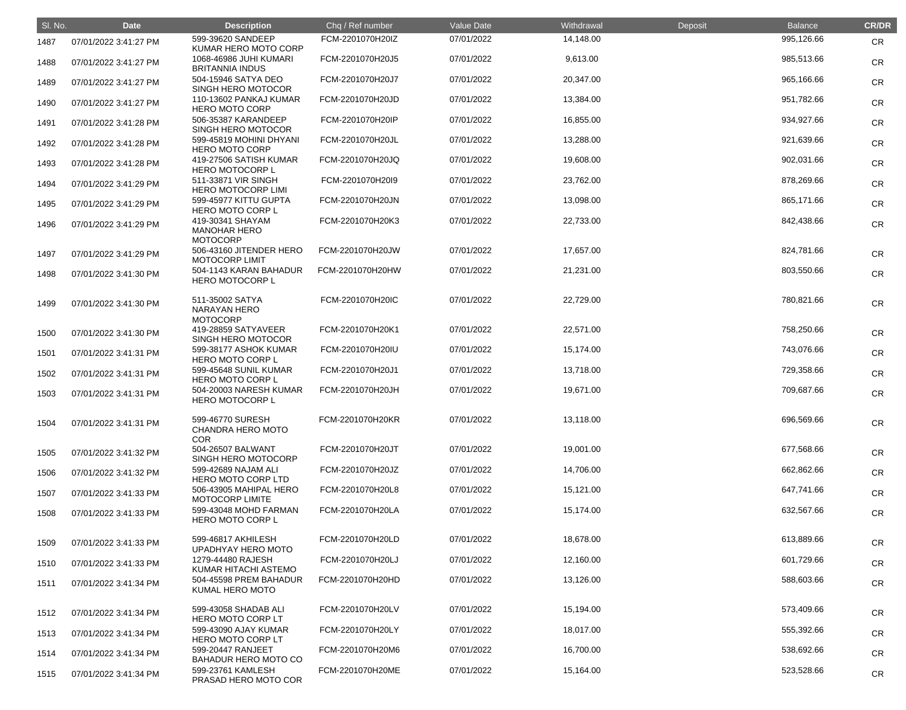| Sl. No. | Date | Description | Chq / Ref number | Value Date | Withdrawal | Deposit | Balance | CR/DR |
|---|---|---|---|---|---|---|---|---|
| 1487 | 07/01/2022 3:41:27 PM | 599-39620 SANDEEP KUMAR HERO MOTO CORP | FCM-2201070H20IZ | 07/01/2022 | 14,148.00 | | 995,126.66 | CR |
| 1488 | 07/01/2022 3:41:27 PM | 1068-46986 JUHI KUMARI BRITANNIA INDUS | FCM-2201070H20J5 | 07/01/2022 | 9,613.00 | | 985,513.66 | CR |
| 1489 | 07/01/2022 3:41:27 PM | 504-15946 SATYA DEO SINGH HERO MOTOCOR | FCM-2201070H20J7 | 07/01/2022 | 20,347.00 | | 965,166.66 | CR |
| 1490 | 07/01/2022 3:41:27 PM | 110-13602 PANKAJ KUMAR HERO MOTO CORP | FCM-2201070H20JD | 07/01/2022 | 13,384.00 | | 951,782.66 | CR |
| 1491 | 07/01/2022 3:41:28 PM | 506-35387 KARANDEEP SINGH HERO MOTOCOR | FCM-2201070H20IP | 07/01/2022 | 16,855.00 | | 934,927.66 | CR |
| 1492 | 07/01/2022 3:41:28 PM | 599-45819 MOHINI DHYANI HERO MOTO CORP | FCM-2201070H20JL | 07/01/2022 | 13,288.00 | | 921,639.66 | CR |
| 1493 | 07/01/2022 3:41:28 PM | 419-27506 SATISH KUMAR HERO MOTOCORP L | FCM-2201070H20JQ | 07/01/2022 | 19,608.00 | | 902,031.66 | CR |
| 1494 | 07/01/2022 3:41:29 PM | 511-33871 VIR SINGH HERO MOTOCORP LIMI | FCM-2201070H20I9 | 07/01/2022 | 23,762.00 | | 878,269.66 | CR |
| 1495 | 07/01/2022 3:41:29 PM | 599-45977 KITTU GUPTA HERO MOTO CORP L | FCM-2201070H20JN | 07/01/2022 | 13,098.00 | | 865,171.66 | CR |
| 1496 | 07/01/2022 3:41:29 PM | 419-30341 SHAYAM MANOHAR HERO MOTOCORP | FCM-2201070H20K3 | 07/01/2022 | 22,733.00 | | 842,438.66 | CR |
| 1497 | 07/01/2022 3:41:29 PM | 506-43160 JITENDER HERO MOTOCORP LIMIT | FCM-2201070H20JW | 07/01/2022 | 17,657.00 | | 824,781.66 | CR |
| 1498 | 07/01/2022 3:41:30 PM | 504-1143 KARAN BAHADUR HERO MOTOCORP L | FCM-2201070H20HW | 07/01/2022 | 21,231.00 | | 803,550.66 | CR |
| 1499 | 07/01/2022 3:41:30 PM | 511-35002 SATYA NARAYAN HERO MOTOCORP | FCM-2201070H20IC | 07/01/2022 | 22,729.00 | | 780,821.66 | CR |
| 1500 | 07/01/2022 3:41:30 PM | 419-28859 SATYAVEER SINGH HERO MOTOCOR | FCM-2201070H20K1 | 07/01/2022 | 22,571.00 | | 758,250.66 | CR |
| 1501 | 07/01/2022 3:41:31 PM | 599-38177 ASHOK KUMAR HERO MOTO CORP L | FCM-2201070H20IU | 07/01/2022 | 15,174.00 | | 743,076.66 | CR |
| 1502 | 07/01/2022 3:41:31 PM | 599-45648 SUNIL KUMAR HERO MOTO CORP L | FCM-2201070H20J1 | 07/01/2022 | 13,718.00 | | 729,358.66 | CR |
| 1503 | 07/01/2022 3:41:31 PM | 504-20003 NARESH KUMAR HERO MOTOCORP L | FCM-2201070H20JH | 07/01/2022 | 19,671.00 | | 709,687.66 | CR |
| 1504 | 07/01/2022 3:41:31 PM | 599-46770 SURESH CHANDRA HERO MOTO COR | FCM-2201070H20KR | 07/01/2022 | 13,118.00 | | 696,569.66 | CR |
| 1505 | 07/01/2022 3:41:32 PM | 504-26507 BALWANT SINGH HERO MOTOCORP | FCM-2201070H20JT | 07/01/2022 | 19,001.00 | | 677,568.66 | CR |
| 1506 | 07/01/2022 3:41:32 PM | 599-42689 NAJAM ALI HERO MOTO CORP LTD | FCM-2201070H20JZ | 07/01/2022 | 14,706.00 | | 662,862.66 | CR |
| 1507 | 07/01/2022 3:41:33 PM | 506-43905 MAHIPAL HERO MOTOCORP LIMITE | FCM-2201070H20L8 | 07/01/2022 | 15,121.00 | | 647,741.66 | CR |
| 1508 | 07/01/2022 3:41:33 PM | 599-43048 MOHD FARMAN HERO MOTO CORP L | FCM-2201070H20LA | 07/01/2022 | 15,174.00 | | 632,567.66 | CR |
| 1509 | 07/01/2022 3:41:33 PM | 599-46817 AKHILESH UPADHYAY HERO MOTO | FCM-2201070H20LD | 07/01/2022 | 18,678.00 | | 613,889.66 | CR |
| 1510 | 07/01/2022 3:41:33 PM | 1279-44480 RAJESH KUMAR HITACHI ASTEMO | FCM-2201070H20LJ | 07/01/2022 | 12,160.00 | | 601,729.66 | CR |
| 1511 | 07/01/2022 3:41:34 PM | 504-45598 PREM BAHADUR KUMAL HERO MOTO | FCM-2201070H20HD | 07/01/2022 | 13,126.00 | | 588,603.66 | CR |
| 1512 | 07/01/2022 3:41:34 PM | 599-43058 SHADAB ALI HERO MOTO CORP LT | FCM-2201070H20LV | 07/01/2022 | 15,194.00 | | 573,409.66 | CR |
| 1513 | 07/01/2022 3:41:34 PM | 599-43090 AJAY KUMAR HERO MOTO CORP LT | FCM-2201070H20LY | 07/01/2022 | 18,017.00 | | 555,392.66 | CR |
| 1514 | 07/01/2022 3:41:34 PM | 599-20447 RANJEET BAHADUR HERO MOTO CO | FCM-2201070H20M6 | 07/01/2022 | 16,700.00 | | 538,692.66 | CR |
| 1515 | 07/01/2022 3:41:34 PM | 599-23761 KAMLESH PRASAD HERO MOTO COR | FCM-2201070H20ME | 07/01/2022 | 15,164.00 | | 523,528.66 | CR |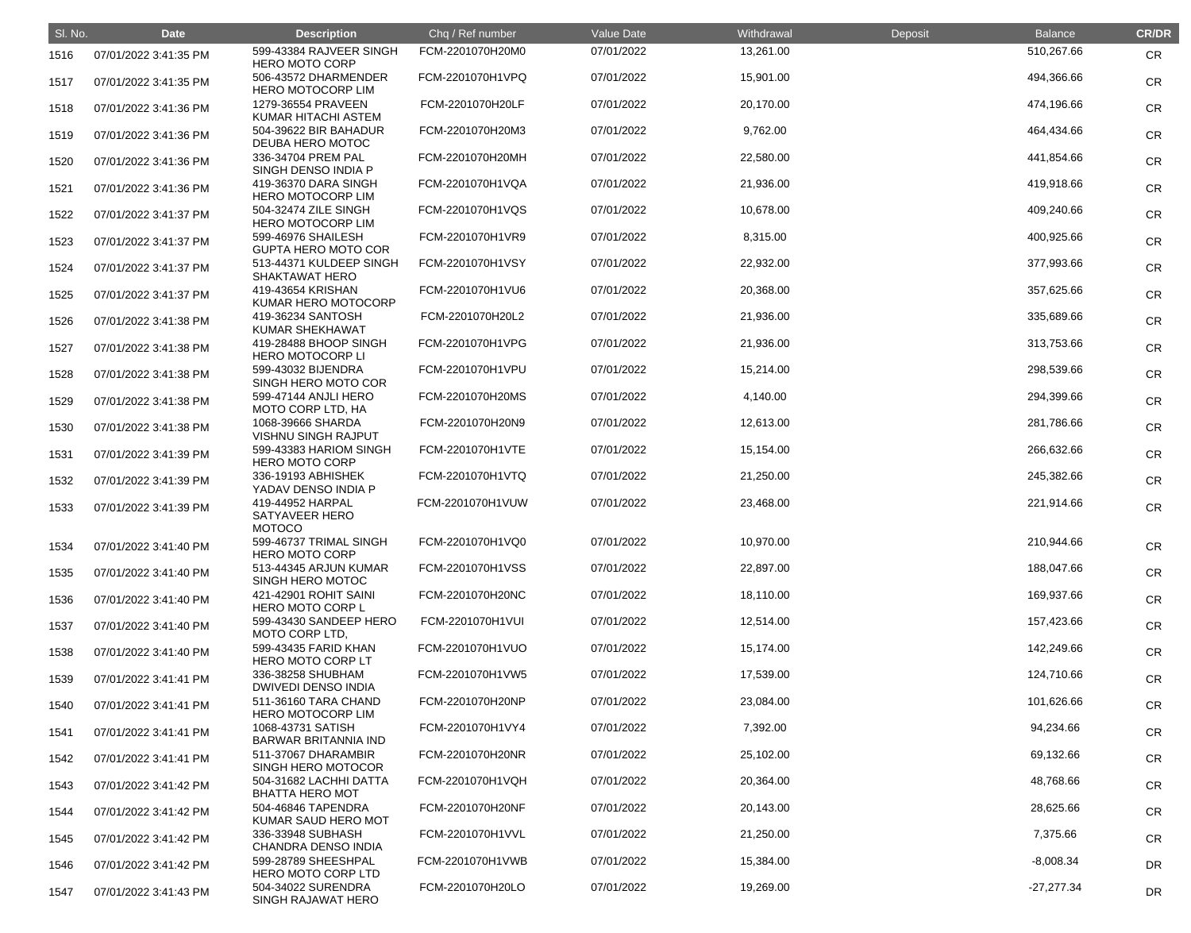| Sl. No. | Date | Description | Chq / Ref number | Value Date | Withdrawal | Deposit | Balance | CR/DR |
|---|---|---|---|---|---|---|---|---|
| 1516 | 07/01/2022 3:41:35 PM | 599-43384 RAJVEER SINGH HERO MOTO CORP | FCM-2201070H20M0 | 07/01/2022 | 13,261.00 | | 510,267.66 | CR |
| 1517 | 07/01/2022 3:41:35 PM | 506-43572 DHARMENDER HERO MOTOCORP LIM | FCM-2201070H1VPQ | 07/01/2022 | 15,901.00 | | 494,366.66 | CR |
| 1518 | 07/01/2022 3:41:36 PM | 1279-36554 PRAVEEN KUMAR HITACHI ASTEM | FCM-2201070H20LF | 07/01/2022 | 20,170.00 | | 474,196.66 | CR |
| 1519 | 07/01/2022 3:41:36 PM | 504-39622 BIR BAHADUR DEUBA HERO MOTOC | FCM-2201070H20M3 | 07/01/2022 | 9,762.00 | | 464,434.66 | CR |
| 1520 | 07/01/2022 3:41:36 PM | 336-34704 PREM PAL SINGH DENSO INDIA P | FCM-2201070H20MH | 07/01/2022 | 22,580.00 | | 441,854.66 | CR |
| 1521 | 07/01/2022 3:41:36 PM | 419-36370 DARA SINGH HERO MOTOCORP LIM | FCM-2201070H1VQA | 07/01/2022 | 21,936.00 | | 419,918.66 | CR |
| 1522 | 07/01/2022 3:41:37 PM | 504-32474 ZILE SINGH HERO MOTOCORP LIM | FCM-2201070H1VQS | 07/01/2022 | 10,678.00 | | 409,240.66 | CR |
| 1523 | 07/01/2022 3:41:37 PM | 599-46976 SHAILESH GUPTA HERO MOTO COR | FCM-2201070H1VR9 | 07/01/2022 | 8,315.00 | | 400,925.66 | CR |
| 1524 | 07/01/2022 3:41:37 PM | 513-44371 KULDEEP SINGH SHAKTAWAT HERO | FCM-2201070H1VSY | 07/01/2022 | 22,932.00 | | 377,993.66 | CR |
| 1525 | 07/01/2022 3:41:37 PM | 419-43654 KRISHAN KUMAR HERO MOTOCORP | FCM-2201070H1VU6 | 07/01/2022 | 20,368.00 | | 357,625.66 | CR |
| 1526 | 07/01/2022 3:41:38 PM | 419-36234 SANTOSH KUMAR SHEKHAWAT | FCM-2201070H20L2 | 07/01/2022 | 21,936.00 | | 335,689.66 | CR |
| 1527 | 07/01/2022 3:41:38 PM | 419-28488 BHOOP SINGH HERO MOTOCORP LI | FCM-2201070H1VPG | 07/01/2022 | 21,936.00 | | 313,753.66 | CR |
| 1528 | 07/01/2022 3:41:38 PM | 599-43032 BIJENDRA SINGH HERO MOTO COR | FCM-2201070H1VPU | 07/01/2022 | 15,214.00 | | 298,539.66 | CR |
| 1529 | 07/01/2022 3:41:38 PM | 599-47144 ANJLI HERO MOTO CORP LTD, HA | FCM-2201070H20MS | 07/01/2022 | 4,140.00 | | 294,399.66 | CR |
| 1530 | 07/01/2022 3:41:38 PM | 1068-39666 SHARDA VISHNU SINGH RAJPUT | FCM-2201070H20N9 | 07/01/2022 | 12,613.00 | | 281,786.66 | CR |
| 1531 | 07/01/2022 3:41:39 PM | 599-43383 HARIOM SINGH HERO MOTO CORP | FCM-2201070H1VTE | 07/01/2022 | 15,154.00 | | 266,632.66 | CR |
| 1532 | 07/01/2022 3:41:39 PM | 336-19193 ABHISHEK YADAV DENSO INDIA P | FCM-2201070H1VTQ | 07/01/2022 | 21,250.00 | | 245,382.66 | CR |
| 1533 | 07/01/2022 3:41:39 PM | 419-44952 HARPAL SATYAVEER HERO MOTOCO | FCM-2201070H1VUW | 07/01/2022 | 23,468.00 | | 221,914.66 | CR |
| 1534 | 07/01/2022 3:41:40 PM | 599-46737 TRIMAL SINGH HERO MOTO CORP | FCM-2201070H1VQ0 | 07/01/2022 | 10,970.00 | | 210,944.66 | CR |
| 1535 | 07/01/2022 3:41:40 PM | 513-44345 ARJUN KUMAR SINGH HERO MOTOC | FCM-2201070H1VSS | 07/01/2022 | 22,897.00 | | 188,047.66 | CR |
| 1536 | 07/01/2022 3:41:40 PM | 421-42901 ROHIT SAINI HERO MOTO CORP L | FCM-2201070H20NC | 07/01/2022 | 18,110.00 | | 169,937.66 | CR |
| 1537 | 07/01/2022 3:41:40 PM | 599-43430 SANDEEP HERO MOTO CORP LTD, | FCM-2201070H1VUI | 07/01/2022 | 12,514.00 | | 157,423.66 | CR |
| 1538 | 07/01/2022 3:41:40 PM | 599-43435 FARID KHAN HERO MOTO CORP LT | FCM-2201070H1VUO | 07/01/2022 | 15,174.00 | | 142,249.66 | CR |
| 1539 | 07/01/2022 3:41:41 PM | 336-38258 SHUBHAM DWIVEDI DENSO INDIA | FCM-2201070H1VW5 | 07/01/2022 | 17,539.00 | | 124,710.66 | CR |
| 1540 | 07/01/2022 3:41:41 PM | 511-36160 TARA CHAND HERO MOTOCORP LIM | FCM-2201070H20NP | 07/01/2022 | 23,084.00 | | 101,626.66 | CR |
| 1541 | 07/01/2022 3:41:41 PM | 1068-43731 SATISH BARWAR BRITANNIA IND | FCM-2201070H1VY4 | 07/01/2022 | 7,392.00 | | 94,234.66 | CR |
| 1542 | 07/01/2022 3:41:41 PM | 511-37067 DHARAMBIR SINGH HERO MOTOCOR | FCM-2201070H20NR | 07/01/2022 | 25,102.00 | | 69,132.66 | CR |
| 1543 | 07/01/2022 3:41:42 PM | 504-31682 LACHHI DATTA BHATTA HERO MOT | FCM-2201070H1VQH | 07/01/2022 | 20,364.00 | | 48,768.66 | CR |
| 1544 | 07/01/2022 3:41:42 PM | 504-46846 TAPENDRA KUMAR SAUD HERO MOT | FCM-2201070H20NF | 07/01/2022 | 20,143.00 | | 28,625.66 | CR |
| 1545 | 07/01/2022 3:41:42 PM | 336-33948 SUBHASH CHANDRA DENSO INDIA | FCM-2201070H1VVL | 07/01/2022 | 21,250.00 | | 7,375.66 | CR |
| 1546 | 07/01/2022 3:41:42 PM | 599-28789 SHEESHPAL HERO MOTO CORP LTD | FCM-2201070H1VWB | 07/01/2022 | 15,384.00 | | -8,008.34 | DR |
| 1547 | 07/01/2022 3:41:43 PM | 504-34022 SURENDRA SINGH RAJAWAT HERO | FCM-2201070H20LO | 07/01/2022 | 19,269.00 | | -27,277.34 | DR |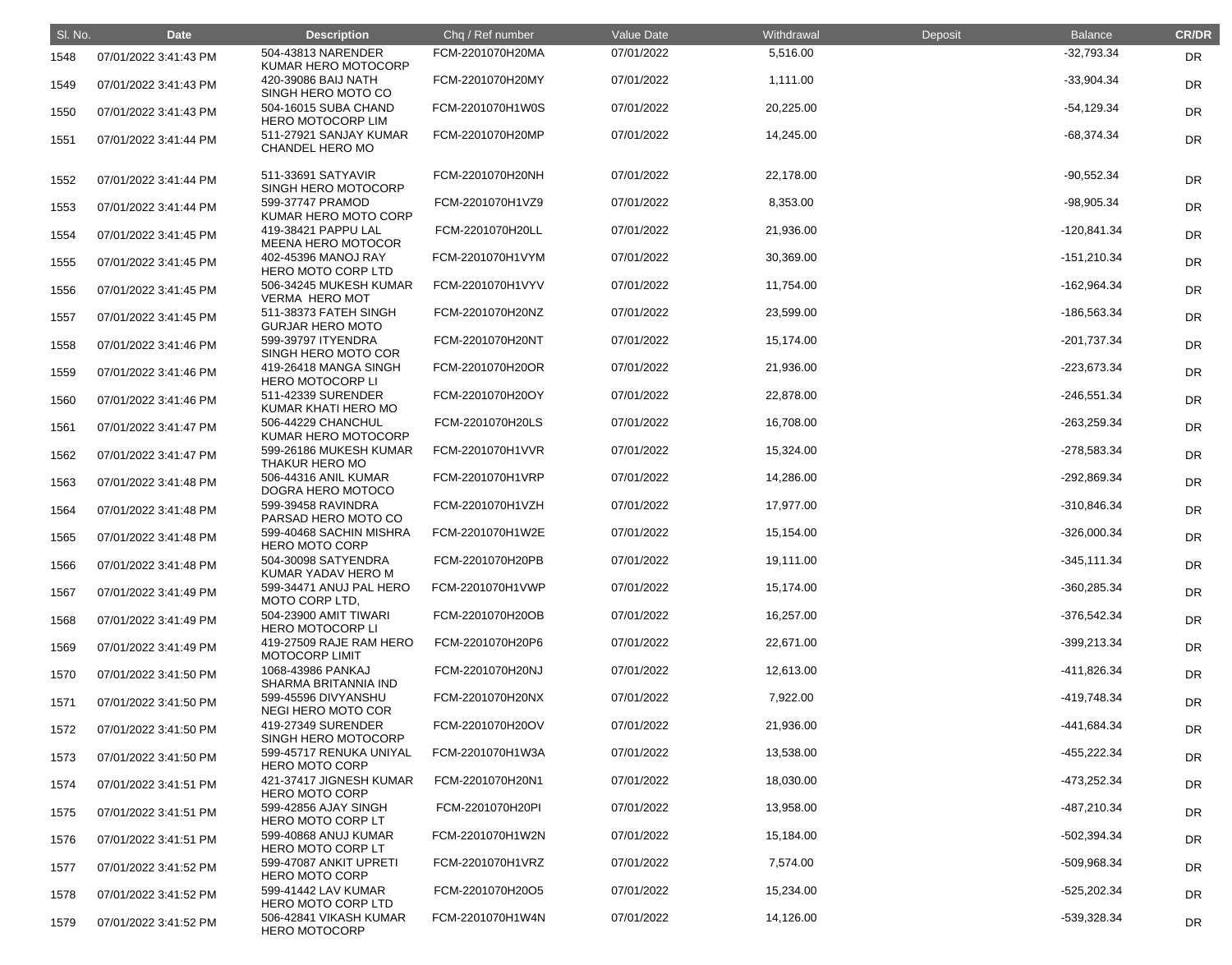| Sl. No. | Date | Description | Chq / Ref number | Value Date | Withdrawal | Deposit | Balance | CR/DR |
|---|---|---|---|---|---|---|---|---|
| 1548 | 07/01/2022 3:41:43 PM | 504-43813 NARENDER KUMAR HERO MOTOCORP | FCM-2201070H20MA | 07/01/2022 | 5,516.00 | | -32,793.34 | DR |
| 1549 | 07/01/2022 3:41:43 PM | 420-39086 BAIJ NATH SINGH HERO MOTO CO | FCM-2201070H20MY | 07/01/2022 | 1,111.00 | | -33,904.34 | DR |
| 1550 | 07/01/2022 3:41:43 PM | 504-16015 SUBA CHAND HERO MOTOCORP LIM | FCM-2201070H1W0S | 07/01/2022 | 20,225.00 | | -54,129.34 | DR |
| 1551 | 07/01/2022 3:41:44 PM | 511-27921 SANJAY KUMAR CHANDEL HERO MO | FCM-2201070H20MP | 07/01/2022 | 14,245.00 | | -68,374.34 | DR |
| 1552 | 07/01/2022 3:41:44 PM | 511-33691 SATYAVIR SINGH HERO MOTOCORP | FCM-2201070H20NH | 07/01/2022 | 22,178.00 | | -90,552.34 | DR |
| 1553 | 07/01/2022 3:41:44 PM | 599-37747 PRAMOD KUMAR HERO MOTO CORP | FCM-2201070H1VZ9 | 07/01/2022 | 8,353.00 | | -98,905.34 | DR |
| 1554 | 07/01/2022 3:41:45 PM | 419-38421 PAPPU LAL MEENA HERO MOTOCOR | FCM-2201070H20LL | 07/01/2022 | 21,936.00 | | -120,841.34 | DR |
| 1555 | 07/01/2022 3:41:45 PM | 402-45396 MANOJ RAY HERO MOTO CORP LTD | FCM-2201070H1VYM | 07/01/2022 | 30,369.00 | | -151,210.34 | DR |
| 1556 | 07/01/2022 3:41:45 PM | 506-34245 MUKESH KUMAR VERMA HERO MOT | FCM-2201070H1VYV | 07/01/2022 | 11,754.00 | | -162,964.34 | DR |
| 1557 | 07/01/2022 3:41:45 PM | 511-38373 FATEH SINGH GURJAR HERO MOTO | FCM-2201070H20NZ | 07/01/2022 | 23,599.00 | | -186,563.34 | DR |
| 1558 | 07/01/2022 3:41:46 PM | 599-39797 ITYENDRA SINGH HERO MOTO COR | FCM-2201070H20NT | 07/01/2022 | 15,174.00 | | -201,737.34 | DR |
| 1559 | 07/01/2022 3:41:46 PM | 419-26418 MANGA SINGH HERO MOTOCORP LI | FCM-2201070H20OR | 07/01/2022 | 21,936.00 | | -223,673.34 | DR |
| 1560 | 07/01/2022 3:41:46 PM | 511-42339 SURENDER KUMAR KHATI HERO MO | FCM-2201070H20OY | 07/01/2022 | 22,878.00 | | -246,551.34 | DR |
| 1561 | 07/01/2022 3:41:47 PM | 506-44229 CHANCHUL KUMAR HERO MOTOCORP | FCM-2201070H20LS | 07/01/2022 | 16,708.00 | | -263,259.34 | DR |
| 1562 | 07/01/2022 3:41:47 PM | 599-26186 MUKESH KUMAR THAKUR HERO MO | FCM-2201070H1VVR | 07/01/2022 | 15,324.00 | | -278,583.34 | DR |
| 1563 | 07/01/2022 3:41:48 PM | 506-44316 ANIL KUMAR DOGRA HERO MOTOCO | FCM-2201070H1VRP | 07/01/2022 | 14,286.00 | | -292,869.34 | DR |
| 1564 | 07/01/2022 3:41:48 PM | 599-39458 RAVINDRA PARSAD HERO MOTO CO | FCM-2201070H1VZH | 07/01/2022 | 17,977.00 | | -310,846.34 | DR |
| 1565 | 07/01/2022 3:41:48 PM | 599-40468 SACHIN MISHRA HERO MOTO CORP | FCM-2201070H1W2E | 07/01/2022 | 15,154.00 | | -326,000.34 | DR |
| 1566 | 07/01/2022 3:41:48 PM | 504-30098 SATYENDRA KUMAR YADAV HERO M | FCM-2201070H20PB | 07/01/2022 | 19,111.00 | | -345,111.34 | DR |
| 1567 | 07/01/2022 3:41:49 PM | 599-34471 ANUJ PAL HERO MOTO CORP LTD, | FCM-2201070H1VWP | 07/01/2022 | 15,174.00 | | -360,285.34 | DR |
| 1568 | 07/01/2022 3:41:49 PM | 504-23900 AMIT TIWARI HERO MOTOCORP LI | FCM-2201070H20OB | 07/01/2022 | 16,257.00 | | -376,542.34 | DR |
| 1569 | 07/01/2022 3:41:49 PM | 419-27509 RAJE RAM HERO MOTOCORP LIMIT | FCM-2201070H20P6 | 07/01/2022 | 22,671.00 | | -399,213.34 | DR |
| 1570 | 07/01/2022 3:41:50 PM | 1068-43986 PANKAJ SHARMA BRITANNIA IND | FCM-2201070H20NJ | 07/01/2022 | 12,613.00 | | -411,826.34 | DR |
| 1571 | 07/01/2022 3:41:50 PM | 599-45596 DIVYANSHU NEGI HERO MOTO COR | FCM-2201070H20NX | 07/01/2022 | 7,922.00 | | -419,748.34 | DR |
| 1572 | 07/01/2022 3:41:50 PM | 419-27349 SURENDER SINGH HERO MOTOCORP | FCM-2201070H20OV | 07/01/2022 | 21,936.00 | | -441,684.34 | DR |
| 1573 | 07/01/2022 3:41:50 PM | 599-45717 RENUKA UNIYAL HERO MOTO CORP | FCM-2201070H1W3A | 07/01/2022 | 13,538.00 | | -455,222.34 | DR |
| 1574 | 07/01/2022 3:41:51 PM | 421-37417 JIGNESH KUMAR HERO MOTO CORP | FCM-2201070H20N1 | 07/01/2022 | 18,030.00 | | -473,252.34 | DR |
| 1575 | 07/01/2022 3:41:51 PM | 599-42856 AJAY SINGH HERO MOTO CORP LT | FCM-2201070H20PI | 07/01/2022 | 13,958.00 | | -487,210.34 | DR |
| 1576 | 07/01/2022 3:41:51 PM | 599-40868 ANUJ KUMAR HERO MOTO CORP LT | FCM-2201070H1W2N | 07/01/2022 | 15,184.00 | | -502,394.34 | DR |
| 1577 | 07/01/2022 3:41:52 PM | 599-47087 ANKIT UPRETI HERO MOTO CORP | FCM-2201070H1VRZ | 07/01/2022 | 7,574.00 | | -509,968.34 | DR |
| 1578 | 07/01/2022 3:41:52 PM | 599-41442 LAV KUMAR HERO MOTO CORP LTD | FCM-2201070H20O5 | 07/01/2022 | 15,234.00 | | -525,202.34 | DR |
| 1579 | 07/01/2022 3:41:52 PM | 506-42841 VIKASH KUMAR HERO MOTOCORP | FCM-2201070H1W4N | 07/01/2022 | 14,126.00 | | -539,328.34 | DR |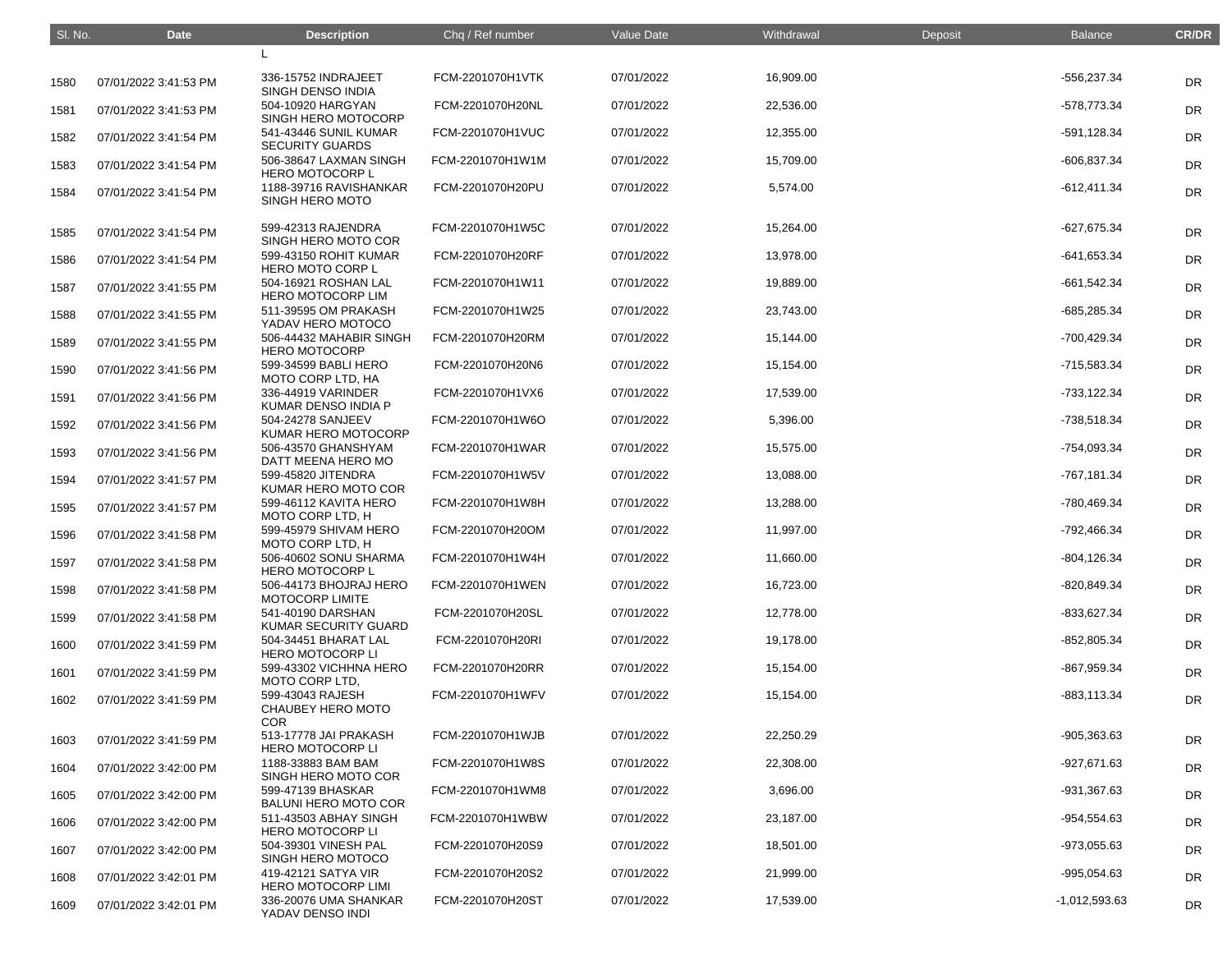| Sl. No. | Date | Description | Chq / Ref number | Value Date | Withdrawal | Deposit | Balance | CR/DR |
| --- | --- | --- | --- | --- | --- | --- | --- | --- |
| | | L | | | | | | |
| 1580 | 07/01/2022 3:41:53 PM | 336-15752 INDRAJEET SINGH DENSO INDIA | FCM-2201070H1VTK | 07/01/2022 | 16,909.00 | | -556,237.34 | DR |
| 1581 | 07/01/2022 3:41:53 PM | 504-10920 HARGYAN SINGH HERO MOTOCORP | FCM-2201070H20NL | 07/01/2022 | 22,536.00 | | -578,773.34 | DR |
| 1582 | 07/01/2022 3:41:54 PM | 541-43446 SUNIL KUMAR SECURITY GUARDS | FCM-2201070H1VUC | 07/01/2022 | 12,355.00 | | -591,128.34 | DR |
| 1583 | 07/01/2022 3:41:54 PM | 506-38647 LAXMAN SINGH HERO MOTOCORP L | FCM-2201070H1W1M | 07/01/2022 | 15,709.00 | | -606,837.34 | DR |
| 1584 | 07/01/2022 3:41:54 PM | 1188-39716 RAVISHANKAR SINGH HERO MOTO | FCM-2201070H20PU | 07/01/2022 | 5,574.00 | | -612,411.34 | DR |
| 1585 | 07/01/2022 3:41:54 PM | 599-42313 RAJENDRA SINGH HERO MOTO COR | FCM-2201070H1W5C | 07/01/2022 | 15,264.00 | | -627,675.34 | DR |
| 1586 | 07/01/2022 3:41:54 PM | 599-43150 ROHIT KUMAR HERO MOTO CORP L | FCM-2201070H20RF | 07/01/2022 | 13,978.00 | | -641,653.34 | DR |
| 1587 | 07/01/2022 3:41:55 PM | 504-16921 ROSHAN LAL HERO MOTOCORP LIM | FCM-2201070H1W11 | 07/01/2022 | 19,889.00 | | -661,542.34 | DR |
| 1588 | 07/01/2022 3:41:55 PM | 511-39595 OM PRAKASH YADAV HERO MOTOCO | FCM-2201070H1W25 | 07/01/2022 | 23,743.00 | | -685,285.34 | DR |
| 1589 | 07/01/2022 3:41:55 PM | 506-44432 MAHABIR SINGH HERO MOTOCORP | FCM-2201070H20RM | 07/01/2022 | 15,144.00 | | -700,429.34 | DR |
| 1590 | 07/01/2022 3:41:56 PM | 599-34599 BABLI HERO MOTO CORP LTD, HA | FCM-2201070H20N6 | 07/01/2022 | 15,154.00 | | -715,583.34 | DR |
| 1591 | 07/01/2022 3:41:56 PM | 336-44919 VARINDER KUMAR DENSO INDIA P | FCM-2201070H1VX6 | 07/01/2022 | 17,539.00 | | -733,122.34 | DR |
| 1592 | 07/01/2022 3:41:56 PM | 504-24278 SANJEEV KUMAR HERO MOTOCORP | FCM-2201070H1W6O | 07/01/2022 | 5,396.00 | | -738,518.34 | DR |
| 1593 | 07/01/2022 3:41:56 PM | 506-43570 GHANSHYAM DATT MEENA HERO MO | FCM-2201070H1WAR | 07/01/2022 | 15,575.00 | | -754,093.34 | DR |
| 1594 | 07/01/2022 3:41:57 PM | 599-45820 JITENDRA KUMAR HERO MOTO COR | FCM-2201070H1W5V | 07/01/2022 | 13,088.00 | | -767,181.34 | DR |
| 1595 | 07/01/2022 3:41:57 PM | 599-46112 KAVITA HERO MOTO CORP LTD, H | FCM-2201070H1W8H | 07/01/2022 | 13,288.00 | | -780,469.34 | DR |
| 1596 | 07/01/2022 3:41:58 PM | 599-45979 SHIVAM HERO MOTO CORP LTD, H | FCM-2201070H20OM | 07/01/2022 | 11,997.00 | | -792,466.34 | DR |
| 1597 | 07/01/2022 3:41:58 PM | 506-40602 SONU SHARMA HERO MOTOCORP L | FCM-2201070H1W4H | 07/01/2022 | 11,660.00 | | -804,126.34 | DR |
| 1598 | 07/01/2022 3:41:58 PM | 506-44173 BHOJRAJ HERO MOTOCORP LIMITE | FCM-2201070H1WEN | 07/01/2022 | 16,723.00 | | -820,849.34 | DR |
| 1599 | 07/01/2022 3:41:58 PM | 541-40190 DARSHAN KUMAR SECURITY GUARD | FCM-2201070H20SL | 07/01/2022 | 12,778.00 | | -833,627.34 | DR |
| 1600 | 07/01/2022 3:41:59 PM | 504-34451 BHARAT LAL HERO MOTOCORP LI | FCM-2201070H20RI | 07/01/2022 | 19,178.00 | | -852,805.34 | DR |
| 1601 | 07/01/2022 3:41:59 PM | 599-43302 VICHHNA HERO MOTO CORP LTD, | FCM-2201070H20RR | 07/01/2022 | 15,154.00 | | -867,959.34 | DR |
| 1602 | 07/01/2022 3:41:59 PM | 599-43043 RAJESH CHAUBEY HERO MOTO COR | FCM-2201070H1WFV | 07/01/2022 | 15,154.00 | | -883,113.34 | DR |
| 1603 | 07/01/2022 3:41:59 PM | 513-17778 JAI PRAKASH HERO MOTOCORP LI | FCM-2201070H1WJB | 07/01/2022 | 22,250.29 | | -905,363.63 | DR |
| 1604 | 07/01/2022 3:42:00 PM | 1188-33883 BAM BAM SINGH HERO MOTO COR | FCM-2201070H1W8S | 07/01/2022 | 22,308.00 | | -927,671.63 | DR |
| 1605 | 07/01/2022 3:42:00 PM | 599-47139 BHASKAR BALUNI HERO MOTO COR | FCM-2201070H1WM8 | 07/01/2022 | 3,696.00 | | -931,367.63 | DR |
| 1606 | 07/01/2022 3:42:00 PM | 511-43503 ABHAY SINGH HERO MOTOCORP LI | FCM-2201070H1WBW | 07/01/2022 | 23,187.00 | | -954,554.63 | DR |
| 1607 | 07/01/2022 3:42:00 PM | 504-39301 VINESH PAL SINGH HERO MOTOCO | FCM-2201070H20S9 | 07/01/2022 | 18,501.00 | | -973,055.63 | DR |
| 1608 | 07/01/2022 3:42:01 PM | 419-42121 SATYA VIR HERO MOTOCORP LIMI | FCM-2201070H20S2 | 07/01/2022 | 21,999.00 | | -995,054.63 | DR |
| 1609 | 07/01/2022 3:42:01 PM | 336-20076 UMA SHANKAR YADAV DENSO INDI | FCM-2201070H20ST | 07/01/2022 | 17,539.00 | | -1,012,593.63 | DR |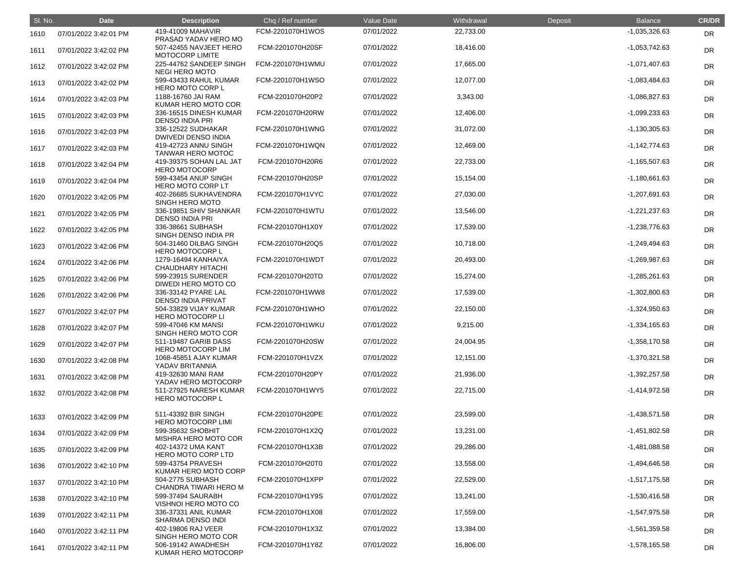| Sl. No. | Date | Description | Chq / Ref number | Value Date | Withdrawal | Deposit | Balance | CR/DR |
|---|---|---|---|---|---|---|---|---|
| 1610 | 07/01/2022 3:42:01 PM | 419-41009 MAHAVIR PRASAD YADAV HERO MO | FCM-2201070H1WOS | 07/01/2022 | 22,733.00 | | -1,035,326.63 | DR |
| 1611 | 07/01/2022 3:42:02 PM | 507-42455 NAVJEET HERO MOTOCORP LIMITE | FCM-2201070H20SF | 07/01/2022 | 18,416.00 | | -1,053,742.63 | DR |
| 1612 | 07/01/2022 3:42:02 PM | 225-44762 SANDEEP SINGH NEGI HERO MOTO | FCM-2201070H1WMU | 07/01/2022 | 17,665.00 | | -1,071,407.63 | DR |
| 1613 | 07/01/2022 3:42:02 PM | 599-43433 RAHUL KUMAR HERO MOTO CORP L | FCM-2201070H1WSO | 07/01/2022 | 12,077.00 | | -1,083,484.63 | DR |
| 1614 | 07/01/2022 3:42:03 PM | 1188-16760 JAI RAM KUMAR HERO MOTO COR | FCM-2201070H20P2 | 07/01/2022 | 3,343.00 | | -1,086,827.63 | DR |
| 1615 | 07/01/2022 3:42:03 PM | 336-16515 DINESH KUMAR DENSO INDIA PRI | FCM-2201070H20RW | 07/01/2022 | 12,406.00 | | -1,099,233.63 | DR |
| 1616 | 07/01/2022 3:42:03 PM | 336-12522 SUDHAKAR DWIVEDI DENSO INDIA | FCM-2201070H1WNG | 07/01/2022 | 31,072.00 | | -1,130,305.63 | DR |
| 1617 | 07/01/2022 3:42:03 PM | 419-42723 ANNU SINGH TANWAR HERO MOTOC | FCM-2201070H1WQN | 07/01/2022 | 12,469.00 | | -1,142,774.63 | DR |
| 1618 | 07/01/2022 3:42:04 PM | 419-39375 SOHAN LAL JAT HERO MOTOCORP | FCM-2201070H20R6 | 07/01/2022 | 22,733.00 | | -1,165,507.63 | DR |
| 1619 | 07/01/2022 3:42:04 PM | 599-43454 ANUP SINGH HERO MOTO CORP LT | FCM-2201070H20SP | 07/01/2022 | 15,154.00 | | -1,180,661.63 | DR |
| 1620 | 07/01/2022 3:42:05 PM | 402-26685 SUKHAVENDRA SINGH HERO MOTO | FCM-2201070H1VYC | 07/01/2022 | 27,030.00 | | -1,207,691.63 | DR |
| 1621 | 07/01/2022 3:42:05 PM | 336-19851 SHIV SHANKAR DENSO INDIA PRI | FCM-2201070H1WTU | 07/01/2022 | 13,546.00 | | -1,221,237.63 | DR |
| 1622 | 07/01/2022 3:42:05 PM | 336-38661 SUBHASH SINGH DENSO INDIA PR | FCM-2201070H1X0Y | 07/01/2022 | 17,539.00 | | -1,238,776.63 | DR |
| 1623 | 07/01/2022 3:42:06 PM | 504-31460 DILBAG SINGH HERO MOTOCORP L | FCM-2201070H20Q5 | 07/01/2022 | 10,718.00 | | -1,249,494.63 | DR |
| 1624 | 07/01/2022 3:42:06 PM | 1279-16494 KANHAIYA CHAUDHARY HITACHI | FCM-2201070H1WDT | 07/01/2022 | 20,493.00 | | -1,269,987.63 | DR |
| 1625 | 07/01/2022 3:42:06 PM | 599-23915 SURENDER DIWEDI HERO MOTO CO | FCM-2201070H20TD | 07/01/2022 | 15,274.00 | | -1,285,261.63 | DR |
| 1626 | 07/01/2022 3:42:06 PM | 336-33142 PYARE LAL DENSO INDIA PRIVAT | FCM-2201070H1WW8 | 07/01/2022 | 17,539.00 | | -1,302,800.63 | DR |
| 1627 | 07/01/2022 3:42:07 PM | 504-33829 VIJAY KUMAR HERO MOTOCORP LI | FCM-2201070H1WHO | 07/01/2022 | 22,150.00 | | -1,324,950.63 | DR |
| 1628 | 07/01/2022 3:42:07 PM | 599-47046 KM MANSI SINGH HERO MOTO COR | FCM-2201070H1WKU | 07/01/2022 | 9,215.00 | | -1,334,165.63 | DR |
| 1629 | 07/01/2022 3:42:07 PM | 511-19487 GARIB DASS HERO MOTOCORP LIM | FCM-2201070H20SW | 07/01/2022 | 24,004.95 | | -1,358,170.58 | DR |
| 1630 | 07/01/2022 3:42:08 PM | 1068-45851 AJAY KUMAR YADAV BRITANNIA | FCM-2201070H1VZX | 07/01/2022 | 12,151.00 | | -1,370,321.58 | DR |
| 1631 | 07/01/2022 3:42:08 PM | 419-32630 MANI RAM YADAV HERO MOTOCORP | FCM-2201070H20PY | 07/01/2022 | 21,936.00 | | -1,392,257.58 | DR |
| 1632 | 07/01/2022 3:42:08 PM | 511-27925 NARESH KUMAR HERO MOTOCORP L | FCM-2201070H1WY5 | 07/01/2022 | 22,715.00 | | -1,414,972.58 | DR |
| 1633 | 07/01/2022 3:42:09 PM | 511-43392 BIR SINGH HERO MOTOCORP LIMI | FCM-2201070H20PE | 07/01/2022 | 23,599.00 | | -1,438,571.58 | DR |
| 1634 | 07/01/2022 3:42:09 PM | 599-35632 SHOBHIT MISHRA HERO MOTO COR | FCM-2201070H1X2Q | 07/01/2022 | 13,231.00 | | -1,451,802.58 | DR |
| 1635 | 07/01/2022 3:42:09 PM | 402-14372 UMA KANT HERO MOTO CORP LTD | FCM-2201070H1X3B | 07/01/2022 | 29,286.00 | | -1,481,088.58 | DR |
| 1636 | 07/01/2022 3:42:10 PM | 599-43754 PRAVESH KUMAR HERO MOTO CORP | FCM-2201070H20T0 | 07/01/2022 | 13,558.00 | | -1,494,646.58 | DR |
| 1637 | 07/01/2022 3:42:10 PM | 504-2775 SUBHASH CHANDRA TIWARI HERO M | FCM-2201070H1XPP | 07/01/2022 | 22,529.00 | | -1,517,175.58 | DR |
| 1638 | 07/01/2022 3:42:10 PM | 599-37494 SAURABH VISHNOI HERO MOTO CO | FCM-2201070H1Y9S | 07/01/2022 | 13,241.00 | | -1,530,416.58 | DR |
| 1639 | 07/01/2022 3:42:11 PM | 336-37331 ANIL KUMAR SHARMA DENSO INDI | FCM-2201070H1X08 | 07/01/2022 | 17,559.00 | | -1,547,975.58 | DR |
| 1640 | 07/01/2022 3:42:11 PM | 402-19806 RAJ VEER SINGH HERO MOTO COR | FCM-2201070H1X3Z | 07/01/2022 | 13,384.00 | | -1,561,359.58 | DR |
| 1641 | 07/01/2022 3:42:11 PM | 506-19142 AWADHESH KUMAR HERO MOTOCORP | FCM-2201070H1Y8Z | 07/01/2022 | 16,806.00 | | -1,578,165.58 | DR |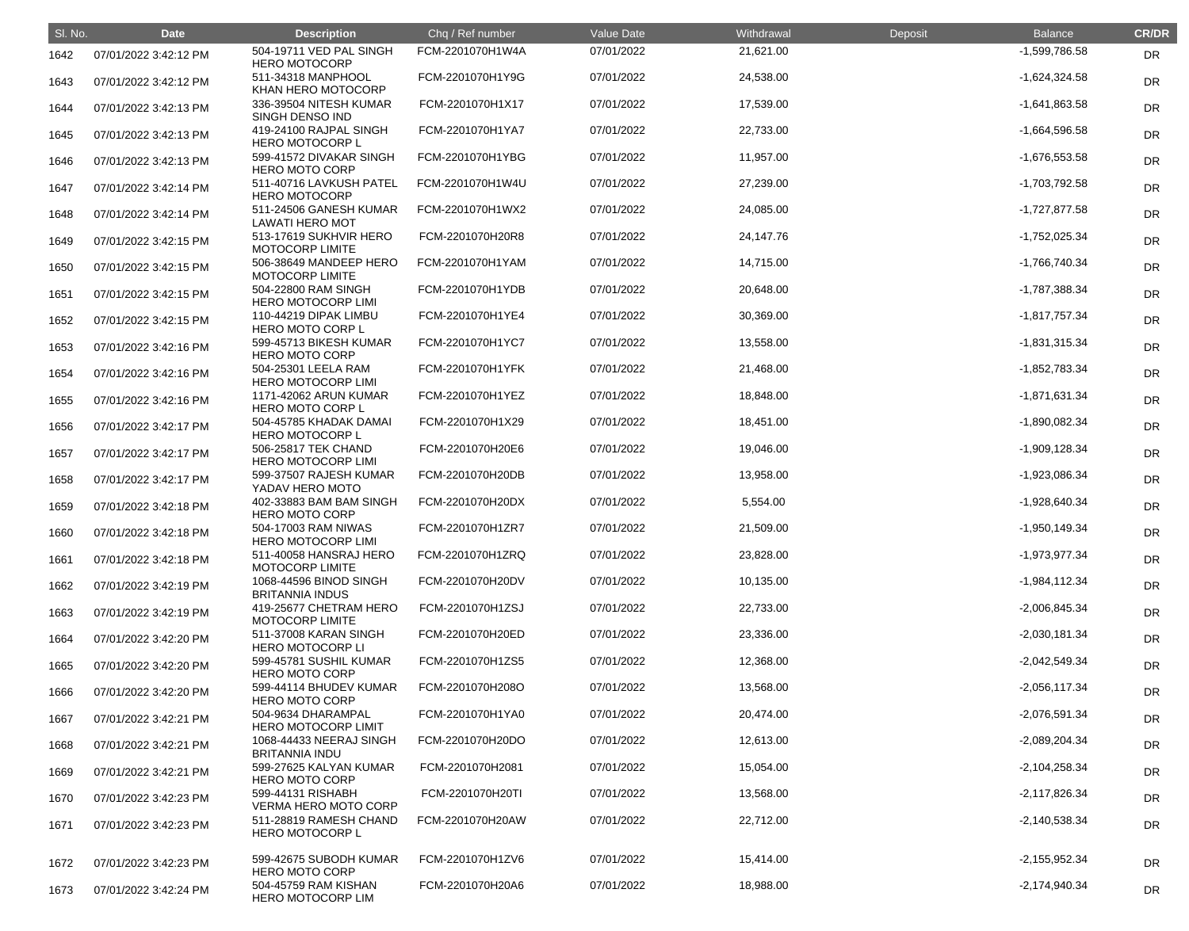| Sl. No. | Date | Description | Chq / Ref number | Value Date | Withdrawal | Deposit | Balance | CR/DR |
|---|---|---|---|---|---|---|---|---|
| 1642 | 07/01/2022 3:42:12 PM | 504-19711 VED PAL SINGH HERO MOTOCORP | FCM-2201070H1W4A | 07/01/2022 | 21,621.00 | | -1,599,786.58 | DR |
| 1643 | 07/01/2022 3:42:12 PM | 511-34318 MANPHOOL KHAN HERO MOTOCORP | FCM-2201070H1Y9G | 07/01/2022 | 24,538.00 | | -1,624,324.58 | DR |
| 1644 | 07/01/2022 3:42:13 PM | 336-39504 NITESH KUMAR SINGH DENSO IND | FCM-2201070H1X17 | 07/01/2022 | 17,539.00 | | -1,641,863.58 | DR |
| 1645 | 07/01/2022 3:42:13 PM | 419-24100 RAJPAL SINGH HERO MOTOCORP L | FCM-2201070H1YA7 | 07/01/2022 | 22,733.00 | | -1,664,596.58 | DR |
| 1646 | 07/01/2022 3:42:13 PM | 599-41572 DIVAKAR SINGH HERO MOTO CORP | FCM-2201070H1YBG | 07/01/2022 | 11,957.00 | | -1,676,553.58 | DR |
| 1647 | 07/01/2022 3:42:14 PM | 511-40716 LAVKUSH PATEL HERO MOTOCORP | FCM-2201070H1W4U | 07/01/2022 | 27,239.00 | | -1,703,792.58 | DR |
| 1648 | 07/01/2022 3:42:14 PM | 511-24506 GANESH KUMAR LAWATI HERO MOT | FCM-2201070H1WX2 | 07/01/2022 | 24,085.00 | | -1,727,877.58 | DR |
| 1649 | 07/01/2022 3:42:15 PM | 513-17619 SUKHVIR HERO MOTOCORP LIMITE | FCM-2201070H20R8 | 07/01/2022 | 24,147.76 | | -1,752,025.34 | DR |
| 1650 | 07/01/2022 3:42:15 PM | 506-38649 MANDEEP HERO MOTOCORP LIMITE | FCM-2201070H1YAM | 07/01/2022 | 14,715.00 | | -1,766,740.34 | DR |
| 1651 | 07/01/2022 3:42:15 PM | 504-22800 RAM SINGH HERO MOTOCORP LIMI | FCM-2201070H1YDB | 07/01/2022 | 20,648.00 | | -1,787,388.34 | DR |
| 1652 | 07/01/2022 3:42:15 PM | 110-44219 DIPAK LIMBU HERO MOTO CORP L | FCM-2201070H1YE4 | 07/01/2022 | 30,369.00 | | -1,817,757.34 | DR |
| 1653 | 07/01/2022 3:42:16 PM | 599-45713 BIKESH KUMAR HERO MOTO CORP | FCM-2201070H1YC7 | 07/01/2022 | 13,558.00 | | -1,831,315.34 | DR |
| 1654 | 07/01/2022 3:42:16 PM | 504-25301 LEELA RAM HERO MOTOCORP LIMI | FCM-2201070H1YFK | 07/01/2022 | 21,468.00 | | -1,852,783.34 | DR |
| 1655 | 07/01/2022 3:42:16 PM | 1171-42062 ARUN KUMAR HERO MOTO CORP L | FCM-2201070H1YEZ | 07/01/2022 | 18,848.00 | | -1,871,631.34 | DR |
| 1656 | 07/01/2022 3:42:17 PM | 504-45785 KHADAK DAMAI HERO MOTOCORP L | FCM-2201070H1X29 | 07/01/2022 | 18,451.00 | | -1,890,082.34 | DR |
| 1657 | 07/01/2022 3:42:17 PM | 506-25817 TEK CHAND HERO MOTOCORP LIMI | FCM-2201070H20E6 | 07/01/2022 | 19,046.00 | | -1,909,128.34 | DR |
| 1658 | 07/01/2022 3:42:17 PM | 599-37507 RAJESH KUMAR YADAV HERO MOTO | FCM-2201070H20DB | 07/01/2022 | 13,958.00 | | -1,923,086.34 | DR |
| 1659 | 07/01/2022 3:42:18 PM | 402-33883 BAM BAM SINGH HERO MOTO CORP | FCM-2201070H20DX | 07/01/2022 | 5,554.00 | | -1,928,640.34 | DR |
| 1660 | 07/01/2022 3:42:18 PM | 504-17003 RAM NIWAS HERO MOTOCORP LIMI | FCM-2201070H1ZR7 | 07/01/2022 | 21,509.00 | | -1,950,149.34 | DR |
| 1661 | 07/01/2022 3:42:18 PM | 511-40058 HANSRAJ HERO MOTOCORP LIMITE | FCM-2201070H1ZRQ | 07/01/2022 | 23,828.00 | | -1,973,977.34 | DR |
| 1662 | 07/01/2022 3:42:19 PM | 1068-44596 BINOD SINGH BRITANNIA INDUS | FCM-2201070H20DV | 07/01/2022 | 10,135.00 | | -1,984,112.34 | DR |
| 1663 | 07/01/2022 3:42:19 PM | 419-25677 CHETRAM HERO MOTOCORP LIMITE | FCM-2201070H1ZSJ | 07/01/2022 | 22,733.00 | | -2,006,845.34 | DR |
| 1664 | 07/01/2022 3:42:20 PM | 511-37008 KARAN SINGH HERO MOTOCORP LI | FCM-2201070H20ED | 07/01/2022 | 23,336.00 | | -2,030,181.34 | DR |
| 1665 | 07/01/2022 3:42:20 PM | 599-45781 SUSHIL KUMAR HERO MOTO CORP | FCM-2201070H1ZS5 | 07/01/2022 | 12,368.00 | | -2,042,549.34 | DR |
| 1666 | 07/01/2022 3:42:20 PM | 599-44114 BHUDEV KUMAR HERO MOTO CORP | FCM-2201070H208O | 07/01/2022 | 13,568.00 | | -2,056,117.34 | DR |
| 1667 | 07/01/2022 3:42:21 PM | 504-9634 DHARAMPAL HERO MOTOCORP LIMIT | FCM-2201070H1YA0 | 07/01/2022 | 20,474.00 | | -2,076,591.34 | DR |
| 1668 | 07/01/2022 3:42:21 PM | 1068-44433 NEERAJ SINGH BRITANNIA INDU | FCM-2201070H20DO | 07/01/2022 | 12,613.00 | | -2,089,204.34 | DR |
| 1669 | 07/01/2022 3:42:21 PM | 599-27625 KALYAN KUMAR HERO MOTO CORP | FCM-2201070H2081 | 07/01/2022 | 15,054.00 | | -2,104,258.34 | DR |
| 1670 | 07/01/2022 3:42:23 PM | 599-44131 RISHABH VERMA HERO MOTO CORP | FCM-2201070H20TI | 07/01/2022 | 13,568.00 | | -2,117,826.34 | DR |
| 1671 | 07/01/2022 3:42:23 PM | 511-28819 RAMESH CHAND HERO MOTOCORP L | FCM-2201070H20AW | 07/01/2022 | 22,712.00 | | -2,140,538.34 | DR |
| 1672 | 07/01/2022 3:42:23 PM | 599-42675 SUBODH KUMAR HERO MOTO CORP | FCM-2201070H1ZV6 | 07/01/2022 | 15,414.00 | | -2,155,952.34 | DR |
| 1673 | 07/01/2022 3:42:24 PM | 504-45759 RAM KISHAN HERO MOTOCORP LIM | FCM-2201070H20A6 | 07/01/2022 | 18,988.00 | | -2,174,940.34 | DR |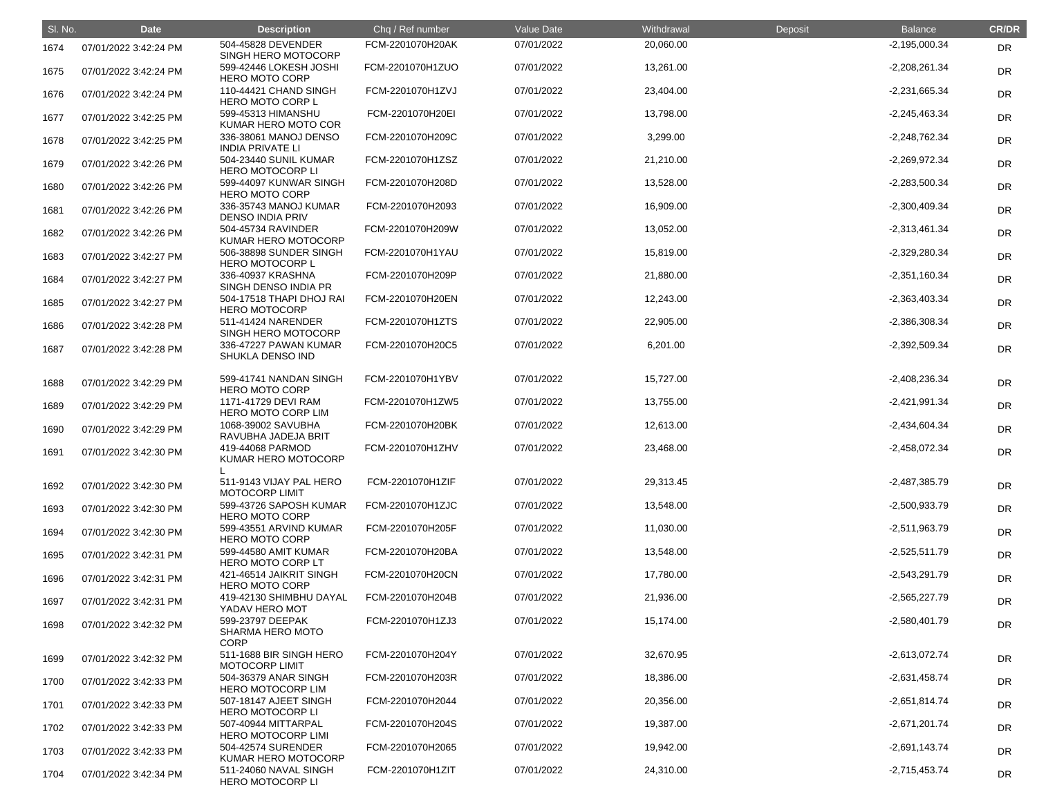| Sl. No. | Date | Description | Chq / Ref number | Value Date | Withdrawal | Deposit | Balance | CR/DR |
|---|---|---|---|---|---|---|---|---|
| 1674 | 07/01/2022 3:42:24 PM | 504-45828 DEVENDER SINGH HERO MOTOCORP | FCM-2201070H20AK | 07/01/2022 | 20,060.00 | | -2,195,000.34 | DR |
| 1675 | 07/01/2022 3:42:24 PM | 599-42446 LOKESH JOSHI HERO MOTO CORP | FCM-2201070H1ZUO | 07/01/2022 | 13,261.00 | | -2,208,261.34 | DR |
| 1676 | 07/01/2022 3:42:24 PM | 110-44421 CHAND SINGH HERO MOTO CORP L | FCM-2201070H1ZVJ | 07/01/2022 | 23,404.00 | | -2,231,665.34 | DR |
| 1677 | 07/01/2022 3:42:25 PM | 599-45313 HIMANSHU KUMAR HERO MOTO COR | FCM-2201070H20EI | 07/01/2022 | 13,798.00 | | -2,245,463.34 | DR |
| 1678 | 07/01/2022 3:42:25 PM | 336-38061 MANOJ DENSO INDIA PRIVATE LI | FCM-2201070H209C | 07/01/2022 | 3,299.00 | | -2,248,762.34 | DR |
| 1679 | 07/01/2022 3:42:26 PM | 504-23440 SUNIL KUMAR HERO MOTOCORP LI | FCM-2201070H1ZSZ | 07/01/2022 | 21,210.00 | | -2,269,972.34 | DR |
| 1680 | 07/01/2022 3:42:26 PM | 599-44097 KUNWAR SINGH HERO MOTO CORP | FCM-2201070H208D | 07/01/2022 | 13,528.00 | | -2,283,500.34 | DR |
| 1681 | 07/01/2022 3:42:26 PM | 336-35743 MANOJ KUMAR DENSO INDIA PRIV | FCM-2201070H2093 | 07/01/2022 | 16,909.00 | | -2,300,409.34 | DR |
| 1682 | 07/01/2022 3:42:26 PM | 504-45734 RAVINDER KUMAR HERO MOTOCORP | FCM-2201070H209W | 07/01/2022 | 13,052.00 | | -2,313,461.34 | DR |
| 1683 | 07/01/2022 3:42:27 PM | 506-38898 SUNDER SINGH HERO MOTOCORP L | FCM-2201070H1YAU | 07/01/2022 | 15,819.00 | | -2,329,280.34 | DR |
| 1684 | 07/01/2022 3:42:27 PM | 336-40937 KRASHNA SINGH DENSO INDIA PR | FCM-2201070H209P | 07/01/2022 | 21,880.00 | | -2,351,160.34 | DR |
| 1685 | 07/01/2022 3:42:27 PM | 504-17518 THAPI DHOJ RAI HERO MOTOCORP | FCM-2201070H20EN | 07/01/2022 | 12,243.00 | | -2,363,403.34 | DR |
| 1686 | 07/01/2022 3:42:28 PM | 511-41424 NARENDER SINGH HERO MOTOCORP | FCM-2201070H1ZTS | 07/01/2022 | 22,905.00 | | -2,386,308.34 | DR |
| 1687 | 07/01/2022 3:42:28 PM | 336-47227 PAWAN KUMAR SHUKLA DENSO IND | FCM-2201070H20C5 | 07/01/2022 | 6,201.00 | | -2,392,509.34 | DR |
| 1688 | 07/01/2022 3:42:29 PM | 599-41741 NANDAN SINGH HERO MOTO CORP | FCM-2201070H1YBV | 07/01/2022 | 15,727.00 | | -2,408,236.34 | DR |
| 1689 | 07/01/2022 3:42:29 PM | 1171-41729 DEVI RAM HERO MOTO CORP LIM | FCM-2201070H1ZW5 | 07/01/2022 | 13,755.00 | | -2,421,991.34 | DR |
| 1690 | 07/01/2022 3:42:29 PM | 1068-39002 SAVUBHA RAVUBHA JADEJA BRIT | FCM-2201070H20BK | 07/01/2022 | 12,613.00 | | -2,434,604.34 | DR |
| 1691 | 07/01/2022 3:42:30 PM | 419-44068 PARMOD KUMAR HERO MOTOCORP L | FCM-2201070H1ZHV | 07/01/2022 | 23,468.00 | | -2,458,072.34 | DR |
| 1692 | 07/01/2022 3:42:30 PM | 511-9143 VIJAY PAL HERO MOTOCORP LIMIT | FCM-2201070H1ZIF | 07/01/2022 | 29,313.45 | | -2,487,385.79 | DR |
| 1693 | 07/01/2022 3:42:30 PM | 599-43726 SAPOSH KUMAR HERO MOTO CORP | FCM-2201070H1ZJC | 07/01/2022 | 13,548.00 | | -2,500,933.79 | DR |
| 1694 | 07/01/2022 3:42:30 PM | 599-43551 ARVIND KUMAR HERO MOTO CORP | FCM-2201070H205F | 07/01/2022 | 11,030.00 | | -2,511,963.79 | DR |
| 1695 | 07/01/2022 3:42:31 PM | 599-44580 AMIT KUMAR HERO MOTO CORP LT | FCM-2201070H20BA | 07/01/2022 | 13,548.00 | | -2,525,511.79 | DR |
| 1696 | 07/01/2022 3:42:31 PM | 421-46514 JAIKRIT SINGH HERO MOTO CORP | FCM-2201070H20CN | 07/01/2022 | 17,780.00 | | -2,543,291.79 | DR |
| 1697 | 07/01/2022 3:42:31 PM | 419-42130 SHIMBHU DAYAL YADAV HERO MOT | FCM-2201070H204B | 07/01/2022 | 21,936.00 | | -2,565,227.79 | DR |
| 1698 | 07/01/2022 3:42:32 PM | 599-23797 DEEPAK SHARMA HERO MOTO CORP | FCM-2201070H1ZJ3 | 07/01/2022 | 15,174.00 | | -2,580,401.79 | DR |
| 1699 | 07/01/2022 3:42:32 PM | 511-1688 BIR SINGH HERO MOTOCORP LIMIT | FCM-2201070H204Y | 07/01/2022 | 32,670.95 | | -2,613,072.74 | DR |
| 1700 | 07/01/2022 3:42:33 PM | 504-36379 ANAR SINGH HERO MOTOCORP LIM | FCM-2201070H203R | 07/01/2022 | 18,386.00 | | -2,631,458.74 | DR |
| 1701 | 07/01/2022 3:42:33 PM | 507-18147 AJEET SINGH HERO MOTOCORP LI | FCM-2201070H2044 | 07/01/2022 | 20,356.00 | | -2,651,814.74 | DR |
| 1702 | 07/01/2022 3:42:33 PM | 507-40944 MITTARPAL HERO MOTOCORP LIMI | FCM-2201070H204S | 07/01/2022 | 19,387.00 | | -2,671,201.74 | DR |
| 1703 | 07/01/2022 3:42:33 PM | 504-42574 SURENDER KUMAR HERO MOTOCORP | FCM-2201070H2065 | 07/01/2022 | 19,942.00 | | -2,691,143.74 | DR |
| 1704 | 07/01/2022 3:42:34 PM | 511-24060 NAVAL SINGH HERO MOTOCORP LI | FCM-2201070H1ZIT | 07/01/2022 | 24,310.00 | | -2,715,453.74 | DR |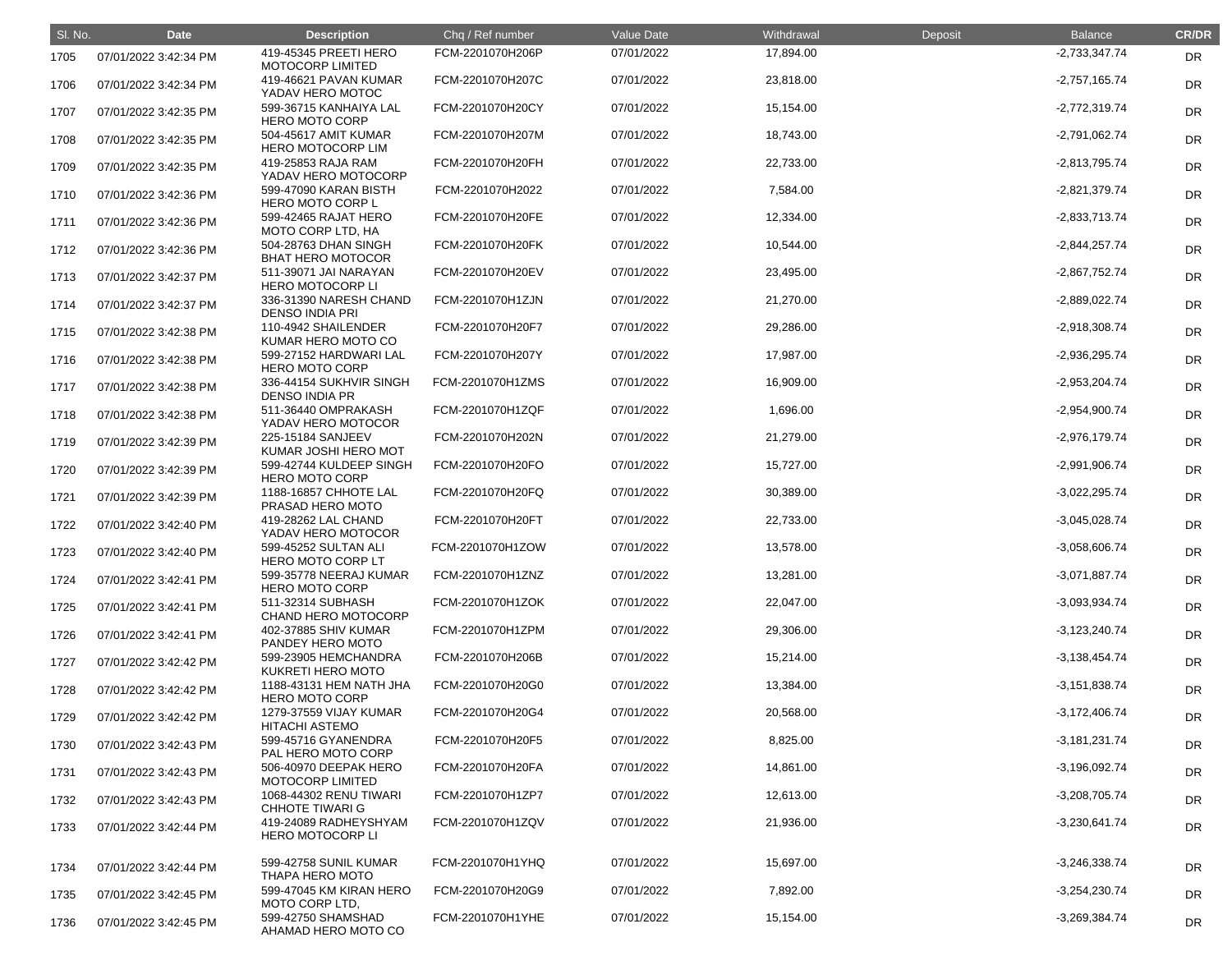| Sl. No. | Date | Description | Chq / Ref number | Value Date | Withdrawal | Deposit | Balance | CR/DR |
|---|---|---|---|---|---|---|---|---|
| 1705 | 07/01/2022 3:42:34 PM | 419-45345 PREETI HERO MOTOCORP LIMITED | FCM-2201070H206P | 07/01/2022 | 17,894.00 | | -2,733,347.74 | DR |
| 1706 | 07/01/2022 3:42:34 PM | 419-46621 PAVAN KUMAR YADAV HERO MOTOC | FCM-2201070H207C | 07/01/2022 | 23,818.00 | | -2,757,165.74 | DR |
| 1707 | 07/01/2022 3:42:35 PM | 599-36715 KANHAIYA LAL HERO MOTO CORP | FCM-2201070H20CY | 07/01/2022 | 15,154.00 | | -2,772,319.74 | DR |
| 1708 | 07/01/2022 3:42:35 PM | 504-45617 AMIT KUMAR HERO MOTOCORP LIM | FCM-2201070H207M | 07/01/2022 | 18,743.00 | | -2,791,062.74 | DR |
| 1709 | 07/01/2022 3:42:35 PM | 419-25853 RAJA RAM YADAV HERO MOTOCORP | FCM-2201070H20FH | 07/01/2022 | 22,733.00 | | -2,813,795.74 | DR |
| 1710 | 07/01/2022 3:42:36 PM | 599-47090 KARAN BISTH HERO MOTO CORP L | FCM-2201070H2022 | 07/01/2022 | 7,584.00 | | -2,821,379.74 | DR |
| 1711 | 07/01/2022 3:42:36 PM | 599-42465 RAJAT HERO MOTO CORP LTD, HA | FCM-2201070H20FE | 07/01/2022 | 12,334.00 | | -2,833,713.74 | DR |
| 1712 | 07/01/2022 3:42:36 PM | 504-28763 DHAN SINGH BHAT HERO MOTOCOR | FCM-2201070H20FK | 07/01/2022 | 10,544.00 | | -2,844,257.74 | DR |
| 1713 | 07/01/2022 3:42:37 PM | 511-39071 JAI NARAYAN HERO MOTOCORP LI | FCM-2201070H20EV | 07/01/2022 | 23,495.00 | | -2,867,752.74 | DR |
| 1714 | 07/01/2022 3:42:37 PM | 336-31390 NARESH CHAND DENSO INDIA PRI | FCM-2201070H1ZJN | 07/01/2022 | 21,270.00 | | -2,889,022.74 | DR |
| 1715 | 07/01/2022 3:42:38 PM | 110-4942 SHAILENDER KUMAR HERO MOTO CO | FCM-2201070H20F7 | 07/01/2022 | 29,286.00 | | -2,918,308.74 | DR |
| 1716 | 07/01/2022 3:42:38 PM | 599-27152 HARDWARI LAL HERO MOTO CORP | FCM-2201070H207Y | 07/01/2022 | 17,987.00 | | -2,936,295.74 | DR |
| 1717 | 07/01/2022 3:42:38 PM | 336-44154 SUKHVIR SINGH DENSO INDIA PR | FCM-2201070H1ZMS | 07/01/2022 | 16,909.00 | | -2,953,204.74 | DR |
| 1718 | 07/01/2022 3:42:38 PM | 511-36440 OMPRAKASH YADAV HERO MOTOCOR | FCM-2201070H1ZQF | 07/01/2022 | 1,696.00 | | -2,954,900.74 | DR |
| 1719 | 07/01/2022 3:42:39 PM | 225-15184 SANJEEV KUMAR JOSHI HERO MOT | FCM-2201070H202N | 07/01/2022 | 21,279.00 | | -2,976,179.74 | DR |
| 1720 | 07/01/2022 3:42:39 PM | 599-42744 KULDEEP SINGH HERO MOTO CORP | FCM-2201070H20FO | 07/01/2022 | 15,727.00 | | -2,991,906.74 | DR |
| 1721 | 07/01/2022 3:42:39 PM | 1188-16857 CHHOTE LAL PRASAD HERO MOTO | FCM-2201070H20FQ | 07/01/2022 | 30,389.00 | | -3,022,295.74 | DR |
| 1722 | 07/01/2022 3:42:40 PM | 419-28262 LAL CHAND YADAV HERO MOTOCOR | FCM-2201070H20FT | 07/01/2022 | 22,733.00 | | -3,045,028.74 | DR |
| 1723 | 07/01/2022 3:42:40 PM | 599-45252 SULTAN ALI HERO MOTO CORP LT | FCM-2201070H1ZOW | 07/01/2022 | 13,578.00 | | -3,058,606.74 | DR |
| 1724 | 07/01/2022 3:42:41 PM | 599-35778 NEERAJ KUMAR HERO MOTO CORP | FCM-2201070H1ZNZ | 07/01/2022 | 13,281.00 | | -3,071,887.74 | DR |
| 1725 | 07/01/2022 3:42:41 PM | 511-32314 SUBHASH CHAND HERO MOTOCORP | FCM-2201070H1ZOK | 07/01/2022 | 22,047.00 | | -3,093,934.74 | DR |
| 1726 | 07/01/2022 3:42:41 PM | 402-37885 SHIV KUMAR PANDEY HERO MOTO | FCM-2201070H1ZPM | 07/01/2022 | 29,306.00 | | -3,123,240.74 | DR |
| 1727 | 07/01/2022 3:42:42 PM | 599-23905 HEMCHANDRA KUKRETI HERO MOTO | FCM-2201070H206B | 07/01/2022 | 15,214.00 | | -3,138,454.74 | DR |
| 1728 | 07/01/2022 3:42:42 PM | 1188-43131 HEM NATH JHA HERO MOTO CORP | FCM-2201070H20G0 | 07/01/2022 | 13,384.00 | | -3,151,838.74 | DR |
| 1729 | 07/01/2022 3:42:42 PM | 1279-37559 VIJAY KUMAR HITACHI ASTEMO | FCM-2201070H20G4 | 07/01/2022 | 20,568.00 | | -3,172,406.74 | DR |
| 1730 | 07/01/2022 3:42:43 PM | 599-45716 GYANENDRA PAL HERO MOTO CORP | FCM-2201070H20F5 | 07/01/2022 | 8,825.00 | | -3,181,231.74 | DR |
| 1731 | 07/01/2022 3:42:43 PM | 506-40970 DEEPAK HERO MOTOCORP LIMITED | FCM-2201070H20FA | 07/01/2022 | 14,861.00 | | -3,196,092.74 | DR |
| 1732 | 07/01/2022 3:42:43 PM | 1068-44302 RENU TIWARI CHHOTE TIWARI G | FCM-2201070H1ZP7 | 07/01/2022 | 12,613.00 | | -3,208,705.74 | DR |
| 1733 | 07/01/2022 3:42:44 PM | 419-24089 RADHEYSHYAM HERO MOTOCORP LI | FCM-2201070H1ZQV | 07/01/2022 | 21,936.00 | | -3,230,641.74 | DR |
| 1734 | 07/01/2022 3:42:44 PM | 599-42758 SUNIL KUMAR THAPA HERO MOTO | FCM-2201070H1YHQ | 07/01/2022 | 15,697.00 | | -3,246,338.74 | DR |
| 1735 | 07/01/2022 3:42:45 PM | 599-47045 KM KIRAN HERO MOTO CORP LTD, | FCM-2201070H20G9 | 07/01/2022 | 7,892.00 | | -3,254,230.74 | DR |
| 1736 | 07/01/2022 3:42:45 PM | 599-42750 SHAMSHAD AHAMAD HERO MOTO CO | FCM-2201070H1YHE | 07/01/2022 | 15,154.00 | | -3,269,384.74 | DR |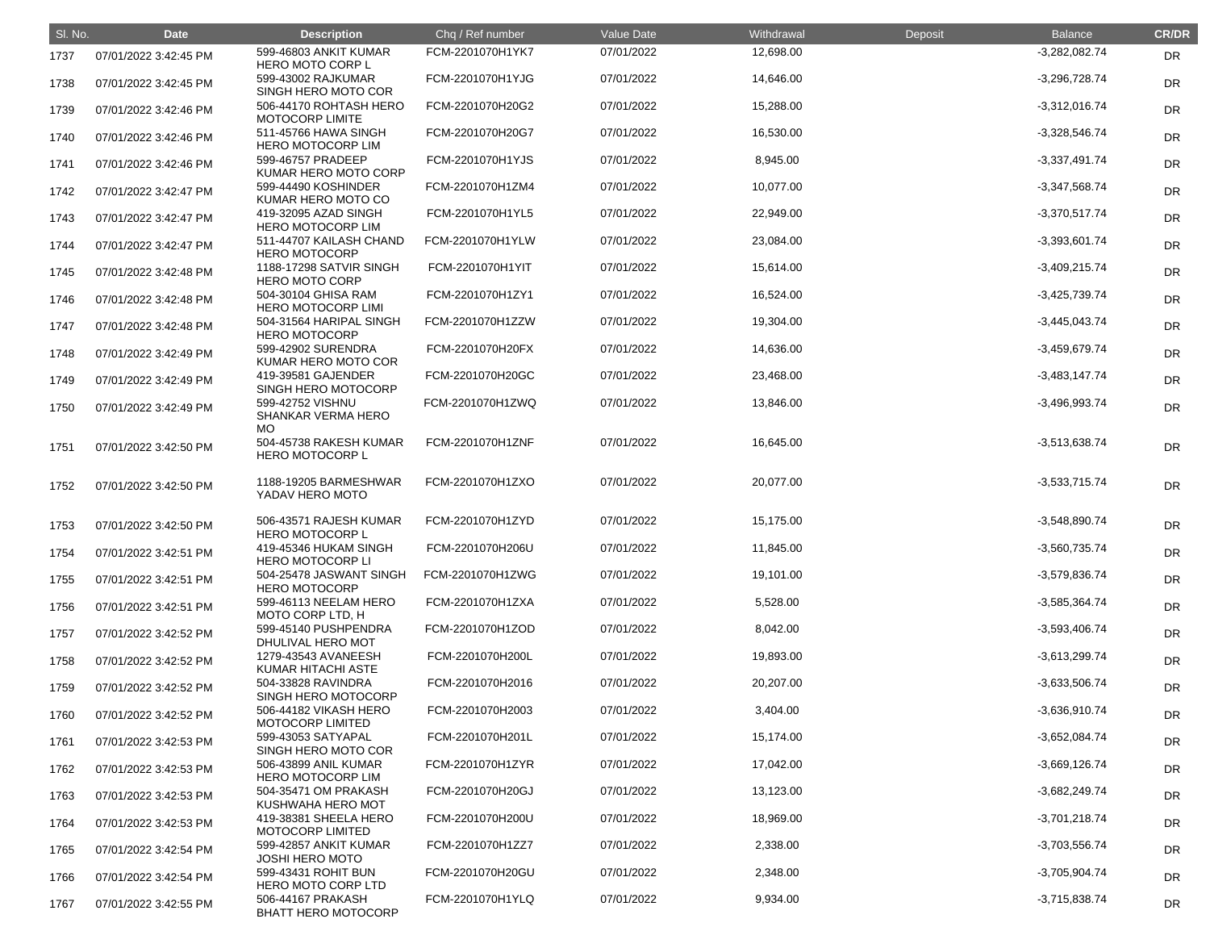| Sl. No. | Date | Description | Chq / Ref number | Value Date | Withdrawal | Deposit | Balance | CR/DR |
|---|---|---|---|---|---|---|---|---|
| 1737 | 07/01/2022 3:42:45 PM | 599-46803 ANKIT KUMAR HERO MOTO CORP L | FCM-2201070H1YK7 | 07/01/2022 | 12,698.00 | | -3,282,082.74 | DR |
| 1738 | 07/01/2022 3:42:45 PM | 599-43002 RAJKUMAR SINGH HERO MOTO COR | FCM-2201070H1YJG | 07/01/2022 | 14,646.00 | | -3,296,728.74 | DR |
| 1739 | 07/01/2022 3:42:46 PM | 506-44170 ROHTASH HERO MOTOCORP LIMITE | FCM-2201070H20G2 | 07/01/2022 | 15,288.00 | | -3,312,016.74 | DR |
| 1740 | 07/01/2022 3:42:46 PM | 511-45766 HAWA SINGH HERO MOTOCORP LIM | FCM-2201070H20G7 | 07/01/2022 | 16,530.00 | | -3,328,546.74 | DR |
| 1741 | 07/01/2022 3:42:46 PM | 599-46757 PRADEEP KUMAR HERO MOTO CORP | FCM-2201070H1YJS | 07/01/2022 | 8,945.00 | | -3,337,491.74 | DR |
| 1742 | 07/01/2022 3:42:47 PM | 599-44490 KOSHINDER KUMAR HERO MOTO CO | FCM-2201070H1ZM4 | 07/01/2022 | 10,077.00 | | -3,347,568.74 | DR |
| 1743 | 07/01/2022 3:42:47 PM | 419-32095 AZAD SINGH HERO MOTOCORP LIM | FCM-2201070H1YL5 | 07/01/2022 | 22,949.00 | | -3,370,517.74 | DR |
| 1744 | 07/01/2022 3:42:47 PM | 511-44707 KAILASH CHAND HERO MOTOCORP | FCM-2201070H1YLW | 07/01/2022 | 23,084.00 | | -3,393,601.74 | DR |
| 1745 | 07/01/2022 3:42:48 PM | 1188-17298 SATVIR SINGH HERO MOTO CORP | FCM-2201070H1YIT | 07/01/2022 | 15,614.00 | | -3,409,215.74 | DR |
| 1746 | 07/01/2022 3:42:48 PM | 504-30104 GHISA RAM HERO MOTOCORP LIMI | FCM-2201070H1ZY1 | 07/01/2022 | 16,524.00 | | -3,425,739.74 | DR |
| 1747 | 07/01/2022 3:42:48 PM | 504-31564 HARIPAL SINGH HERO MOTOCORP | FCM-2201070H1ZZW | 07/01/2022 | 19,304.00 | | -3,445,043.74 | DR |
| 1748 | 07/01/2022 3:42:49 PM | 599-42902 SURENDRA KUMAR HERO MOTO COR | FCM-2201070H20FX | 07/01/2022 | 14,636.00 | | -3,459,679.74 | DR |
| 1749 | 07/01/2022 3:42:49 PM | 419-39581 GAJENDER SINGH HERO MOTOCORP | FCM-2201070H20GC | 07/01/2022 | 23,468.00 | | -3,483,147.74 | DR |
| 1750 | 07/01/2022 3:42:49 PM | 599-42752 VISHNU SHANKAR VERMA HERO MO | FCM-2201070H1ZWQ | 07/01/2022 | 13,846.00 | | -3,496,993.74 | DR |
| 1751 | 07/01/2022 3:42:50 PM | 504-45738 RAKESH KUMAR HERO MOTOCORP L | FCM-2201070H1ZNF | 07/01/2022 | 16,645.00 | | -3,513,638.74 | DR |
| 1752 | 07/01/2022 3:42:50 PM | 1188-19205 BARMESHWAR YADAV HERO MOTO | FCM-2201070H1ZXO | 07/01/2022 | 20,077.00 | | -3,533,715.74 | DR |
| 1753 | 07/01/2022 3:42:50 PM | 506-43571 RAJESH KUMAR HERO MOTOCORP L | FCM-2201070H1ZYD | 07/01/2022 | 15,175.00 | | -3,548,890.74 | DR |
| 1754 | 07/01/2022 3:42:51 PM | 419-45346 HUKAM SINGH HERO MOTOCORP LI | FCM-2201070H206U | 07/01/2022 | 11,845.00 | | -3,560,735.74 | DR |
| 1755 | 07/01/2022 3:42:51 PM | 504-25478 JASWANT SINGH HERO MOTOCORP | FCM-2201070H1ZWG | 07/01/2022 | 19,101.00 | | -3,579,836.74 | DR |
| 1756 | 07/01/2022 3:42:51 PM | 599-46113 NEELAM HERO MOTO CORP LTD, H | FCM-2201070H1ZXA | 07/01/2022 | 5,528.00 | | -3,585,364.74 | DR |
| 1757 | 07/01/2022 3:42:52 PM | 599-45140 PUSHPENDRA DHULIVAL HERO MOT | FCM-2201070H1ZOD | 07/01/2022 | 8,042.00 | | -3,593,406.74 | DR |
| 1758 | 07/01/2022 3:42:52 PM | 1279-43543 AVANEESH KUMAR HITACHI ASTE | FCM-2201070H200L | 07/01/2022 | 19,893.00 | | -3,613,299.74 | DR |
| 1759 | 07/01/2022 3:42:52 PM | 504-33828 RAVINDRA SINGH HERO MOTOCORP | FCM-2201070H2016 | 07/01/2022 | 20,207.00 | | -3,633,506.74 | DR |
| 1760 | 07/01/2022 3:42:52 PM | 506-44182 VIKASH HERO MOTOCORP LIMITED | FCM-2201070H2003 | 07/01/2022 | 3,404.00 | | -3,636,910.74 | DR |
| 1761 | 07/01/2022 3:42:53 PM | 599-43053 SATYAPAL SINGH HERO MOTO COR | FCM-2201070H201L | 07/01/2022 | 15,174.00 | | -3,652,084.74 | DR |
| 1762 | 07/01/2022 3:42:53 PM | 506-43899 ANIL KUMAR HERO MOTOCORP LIM | FCM-2201070H1ZYR | 07/01/2022 | 17,042.00 | | -3,669,126.74 | DR |
| 1763 | 07/01/2022 3:42:53 PM | 504-35471 OM PRAKASH KUSHWAHA HERO MOT | FCM-2201070H20GJ | 07/01/2022 | 13,123.00 | | -3,682,249.74 | DR |
| 1764 | 07/01/2022 3:42:53 PM | 419-38381 SHEELA HERO MOTOCORP LIMITED | FCM-2201070H200U | 07/01/2022 | 18,969.00 | | -3,701,218.74 | DR |
| 1765 | 07/01/2022 3:42:54 PM | 599-42857 ANKIT KUMAR JOSHI HERO MOTO | FCM-2201070H1ZZ7 | 07/01/2022 | 2,338.00 | | -3,703,556.74 | DR |
| 1766 | 07/01/2022 3:42:54 PM | 599-43431 ROHIT BUN HERO MOTO CORP LTD | FCM-2201070H20GU | 07/01/2022 | 2,348.00 | | -3,705,904.74 | DR |
| 1767 | 07/01/2022 3:42:55 PM | 506-44167 PRAKASH BHATT HERO MOTOCORP | FCM-2201070H1YLQ | 07/01/2022 | 9,934.00 | | -3,715,838.74 | DR |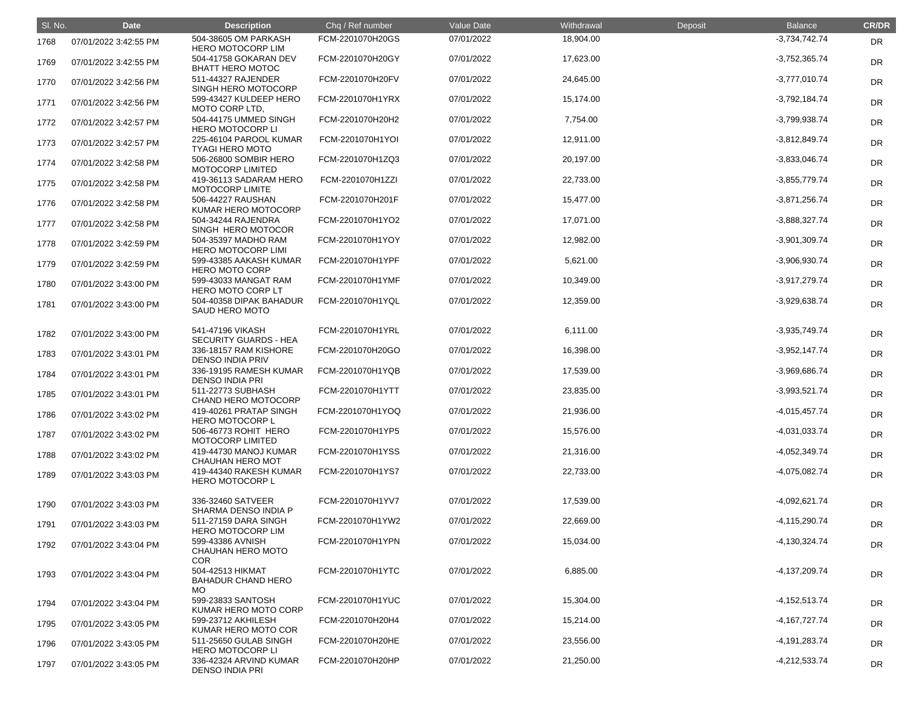| Sl. No. | Date | Description | Chq / Ref number | Value Date | Withdrawal | Deposit | Balance | CR/DR |
|---|---|---|---|---|---|---|---|---|
| 1768 | 07/01/2022 3:42:55 PM | 504-38605 OM PARKASH HERO MOTOCORP LIM | FCM-2201070H20GS | 07/01/2022 | 18,904.00 | | -3,734,742.74 | DR |
| 1769 | 07/01/2022 3:42:55 PM | 504-41758 GOKARAN DEV BHATT HERO MOTOC | FCM-2201070H20GY | 07/01/2022 | 17,623.00 | | -3,752,365.74 | DR |
| 1770 | 07/01/2022 3:42:56 PM | 511-44327 RAJENDER SINGH HERO MOTOCORP | FCM-2201070H20FV | 07/01/2022 | 24,645.00 | | -3,777,010.74 | DR |
| 1771 | 07/01/2022 3:42:56 PM | 599-43427 KULDEEP HERO MOTO CORP LTD, | FCM-2201070H1YRX | 07/01/2022 | 15,174.00 | | -3,792,184.74 | DR |
| 1772 | 07/01/2022 3:42:57 PM | 504-44175 UMMED SINGH HERO MOTOCORP LI | FCM-2201070H20H2 | 07/01/2022 | 7,754.00 | | -3,799,938.74 | DR |
| 1773 | 07/01/2022 3:42:57 PM | 225-46104 PAROOL KUMAR TYAGI HERO MOTO | FCM-2201070H1YOI | 07/01/2022 | 12,911.00 | | -3,812,849.74 | DR |
| 1774 | 07/01/2022 3:42:58 PM | 506-26800 SOMBIR HERO MOTOCORP LIMITED | FCM-2201070H1ZQ3 | 07/01/2022 | 20,197.00 | | -3,833,046.74 | DR |
| 1775 | 07/01/2022 3:42:58 PM | 419-36113 SADARAM HERO MOTOCORP LIMITE | FCM-2201070H1ZZI | 07/01/2022 | 22,733.00 | | -3,855,779.74 | DR |
| 1776 | 07/01/2022 3:42:58 PM | 506-44227 RAUSHAN KUMAR HERO MOTOCORP | FCM-2201070H201F | 07/01/2022 | 15,477.00 | | -3,871,256.74 | DR |
| 1777 | 07/01/2022 3:42:58 PM | 504-34244 RAJENDRA SINGH HERO MOTOCOR | FCM-2201070H1YO2 | 07/01/2022 | 17,071.00 | | -3,888,327.74 | DR |
| 1778 | 07/01/2022 3:42:59 PM | 504-35397 MADHO RAM HERO MOTOCORP LIMI | FCM-2201070H1YOY | 07/01/2022 | 12,982.00 | | -3,901,309.74 | DR |
| 1779 | 07/01/2022 3:42:59 PM | 599-43385 AAKASH KUMAR HERO MOTO CORP | FCM-2201070H1YPF | 07/01/2022 | 5,621.00 | | -3,906,930.74 | DR |
| 1780 | 07/01/2022 3:43:00 PM | 599-43033 MANGAT RAM HERO MOTO CORP LT | FCM-2201070H1YMF | 07/01/2022 | 10,349.00 | | -3,917,279.74 | DR |
| 1781 | 07/01/2022 3:43:00 PM | 504-40358 DIPAK BAHADUR SAUD HERO MOTO | FCM-2201070H1YQL | 07/01/2022 | 12,359.00 | | -3,929,638.74 | DR |
| 1782 | 07/01/2022 3:43:00 PM | 541-47196 VIKASH SECURITY GUARDS - HEA | FCM-2201070H1YRL | 07/01/2022 | 6,111.00 | | -3,935,749.74 | DR |
| 1783 | 07/01/2022 3:43:01 PM | 336-18157 RAM KISHORE DENSO INDIA PRIV | FCM-2201070H20GO | 07/01/2022 | 16,398.00 | | -3,952,147.74 | DR |
| 1784 | 07/01/2022 3:43:01 PM | 336-19195 RAMESH KUMAR DENSO INDIA PRI | FCM-2201070H1YQB | 07/01/2022 | 17,539.00 | | -3,969,686.74 | DR |
| 1785 | 07/01/2022 3:43:01 PM | 511-22773 SUBHASH CHAND HERO MOTOCORP | FCM-2201070H1YTT | 07/01/2022 | 23,835.00 | | -3,993,521.74 | DR |
| 1786 | 07/01/2022 3:43:02 PM | 419-40261 PRATAP SINGH HERO MOTOCORP L | FCM-2201070H1YOQ | 07/01/2022 | 21,936.00 | | -4,015,457.74 | DR |
| 1787 | 07/01/2022 3:43:02 PM | 506-46773 ROHIT HERO MOTOCORP LIMITED | FCM-2201070H1YP5 | 07/01/2022 | 15,576.00 | | -4,031,033.74 | DR |
| 1788 | 07/01/2022 3:43:02 PM | 419-44730 MANOJ KUMAR CHAUHAN HERO MOT | FCM-2201070H1YSS | 07/01/2022 | 21,316.00 | | -4,052,349.74 | DR |
| 1789 | 07/01/2022 3:43:03 PM | 419-44340 RAKESH KUMAR HERO MOTOCORP L | FCM-2201070H1YS7 | 07/01/2022 | 22,733.00 | | -4,075,082.74 | DR |
| 1790 | 07/01/2022 3:43:03 PM | 336-32460 SATVEER SHARMA DENSO INDIA P | FCM-2201070H1YV7 | 07/01/2022 | 17,539.00 | | -4,092,621.74 | DR |
| 1791 | 07/01/2022 3:43:03 PM | 511-27159 DARA SINGH HERO MOTOCORP LIM | FCM-2201070H1YW2 | 07/01/2022 | 22,669.00 | | -4,115,290.74 | DR |
| 1792 | 07/01/2022 3:43:04 PM | 599-43386 AVNISH CHAUHAN HERO MOTO COR | FCM-2201070H1YPN | 07/01/2022 | 15,034.00 | | -4,130,324.74 | DR |
| 1793 | 07/01/2022 3:43:04 PM | 504-42513 HIKMAT BAHADUR CHAND HERO MO | FCM-2201070H1YTC | 07/01/2022 | 6,885.00 | | -4,137,209.74 | DR |
| 1794 | 07/01/2022 3:43:04 PM | 599-23833 SANTOSH KUMAR HERO MOTO CORP | FCM-2201070H1YUC | 07/01/2022 | 15,304.00 | | -4,152,513.74 | DR |
| 1795 | 07/01/2022 3:43:05 PM | 599-23712 AKHILESH KUMAR HERO MOTO COR | FCM-2201070H20H4 | 07/01/2022 | 15,214.00 | | -4,167,727.74 | DR |
| 1796 | 07/01/2022 3:43:05 PM | 511-25650 GULAB SINGH HERO MOTOCORP LI | FCM-2201070H20HE | 07/01/2022 | 23,556.00 | | -4,191,283.74 | DR |
| 1797 | 07/01/2022 3:43:05 PM | 336-42324 ARVIND KUMAR DENSO INDIA PRI | FCM-2201070H20HP | 07/01/2022 | 21,250.00 | | -4,212,533.74 | DR |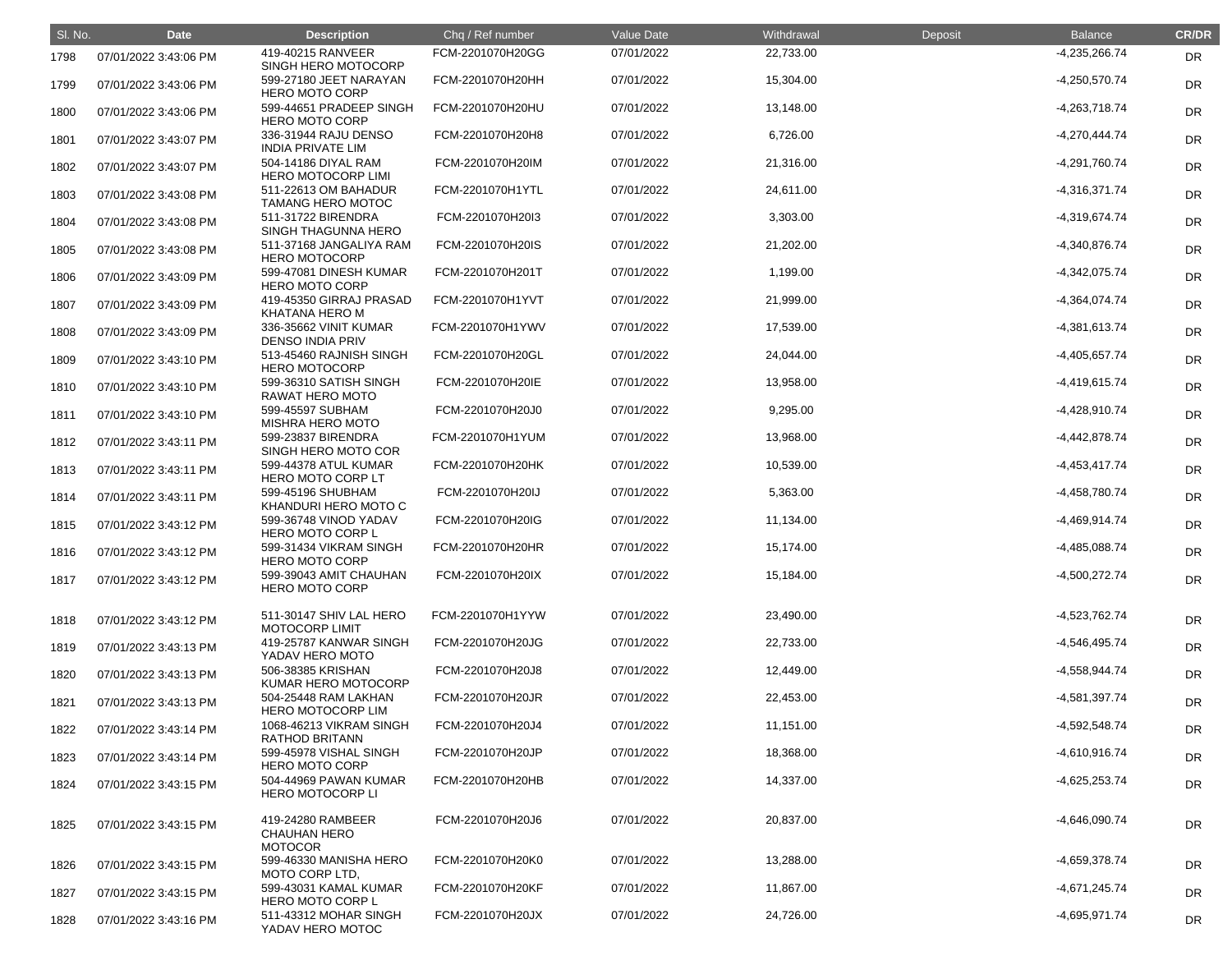| Sl. No. | Date | Description | Chq / Ref number | Value Date | Withdrawal | Deposit | Balance | CR/DR |
|---|---|---|---|---|---|---|---|---|
| 1798 | 07/01/2022 3:43:06 PM | 419-40215 RANVEER SINGH HERO MOTOCORP | FCM-2201070H20GG | 07/01/2022 | 22,733.00 | | -4,235,266.74 | DR |
| 1799 | 07/01/2022 3:43:06 PM | 599-27180 JEET NARAYAN HERO MOTO CORP | FCM-2201070H20HH | 07/01/2022 | 15,304.00 | | -4,250,570.74 | DR |
| 1800 | 07/01/2022 3:43:06 PM | 599-44651 PRADEEP SINGH HERO MOTO CORP | FCM-2201070H20HU | 07/01/2022 | 13,148.00 | | -4,263,718.74 | DR |
| 1801 | 07/01/2022 3:43:07 PM | 336-31944 RAJU DENSO INDIA PRIVATE LIM | FCM-2201070H20H8 | 07/01/2022 | 6,726.00 | | -4,270,444.74 | DR |
| 1802 | 07/01/2022 3:43:07 PM | 504-14186 DIYAL RAM HERO MOTOCORP LIMI | FCM-2201070H20IM | 07/01/2022 | 21,316.00 | | -4,291,760.74 | DR |
| 1803 | 07/01/2022 3:43:08 PM | 511-22613 OM BAHADUR TAMANG HERO MOTOC | FCM-2201070H1YTL | 07/01/2022 | 24,611.00 | | -4,316,371.74 | DR |
| 1804 | 07/01/2022 3:43:08 PM | 511-31722 BIRENDRA SINGH THAGUNNA HERO | FCM-2201070H20I3 | 07/01/2022 | 3,303.00 | | -4,319,674.74 | DR |
| 1805 | 07/01/2022 3:43:08 PM | 511-37168 JANGALIYA RAM HERO MOTOCORP | FCM-2201070H20IS | 07/01/2022 | 21,202.00 | | -4,340,876.74 | DR |
| 1806 | 07/01/2022 3:43:09 PM | 599-47081 DINESH KUMAR HERO MOTO CORP | FCM-2201070H201T | 07/01/2022 | 1,199.00 | | -4,342,075.74 | DR |
| 1807 | 07/01/2022 3:43:09 PM | 419-45350 GIRRAJ PRASAD KHATANA HERO M | FCM-2201070H1YVT | 07/01/2022 | 21,999.00 | | -4,364,074.74 | DR |
| 1808 | 07/01/2022 3:43:09 PM | 336-35662 VINIT KUMAR DENSO INDIA PRIV | FCM-2201070H1YWV | 07/01/2022 | 17,539.00 | | -4,381,613.74 | DR |
| 1809 | 07/01/2022 3:43:10 PM | 513-45460 RAJNISH SINGH HERO MOTOCORP | FCM-2201070H20GL | 07/01/2022 | 24,044.00 | | -4,405,657.74 | DR |
| 1810 | 07/01/2022 3:43:10 PM | 599-36310 SATISH SINGH RAWAT HERO MOTO | FCM-2201070H20IE | 07/01/2022 | 13,958.00 | | -4,419,615.74 | DR |
| 1811 | 07/01/2022 3:43:10 PM | 599-45597 SUBHAM MISHRA HERO MOTO | FCM-2201070H20J0 | 07/01/2022 | 9,295.00 | | -4,428,910.74 | DR |
| 1812 | 07/01/2022 3:43:11 PM | 599-23837 BIRENDRA SINGH HERO MOTO COR | FCM-2201070H1YUM | 07/01/2022 | 13,968.00 | | -4,442,878.74 | DR |
| 1813 | 07/01/2022 3:43:11 PM | 599-44378 ATUL KUMAR HERO MOTO CORP LT | FCM-2201070H20HK | 07/01/2022 | 10,539.00 | | -4,453,417.74 | DR |
| 1814 | 07/01/2022 3:43:11 PM | 599-45196 SHUBHAM KHANDURI HERO MOTO C | FCM-2201070H20IJ | 07/01/2022 | 5,363.00 | | -4,458,780.74 | DR |
| 1815 | 07/01/2022 3:43:12 PM | 599-36748 VINOD YADAV HERO MOTO CORP L | FCM-2201070H20IG | 07/01/2022 | 11,134.00 | | -4,469,914.74 | DR |
| 1816 | 07/01/2022 3:43:12 PM | 599-31434 VIKRAM SINGH HERO MOTO CORP | FCM-2201070H20HR | 07/01/2022 | 15,174.00 | | -4,485,088.74 | DR |
| 1817 | 07/01/2022 3:43:12 PM | 599-39043 AMIT CHAUHAN HERO MOTO CORP | FCM-2201070H20IX | 07/01/2022 | 15,184.00 | | -4,500,272.74 | DR |
| 1818 | 07/01/2022 3:43:12 PM | 511-30147 SHIV LAL HERO MOTOCORP LIMIT | FCM-2201070H1YYW | 07/01/2022 | 23,490.00 | | -4,523,762.74 | DR |
| 1819 | 07/01/2022 3:43:13 PM | 419-25787 KANWAR SINGH YADAV HERO MOTO | FCM-2201070H20JG | 07/01/2022 | 22,733.00 | | -4,546,495.74 | DR |
| 1820 | 07/01/2022 3:43:13 PM | 506-38385 KRISHAN KUMAR HERO MOTOCORP | FCM-2201070H20J8 | 07/01/2022 | 12,449.00 | | -4,558,944.74 | DR |
| 1821 | 07/01/2022 3:43:13 PM | 504-25448 RAM LAKHAN HERO MOTOCORP LIM | FCM-2201070H20JR | 07/01/2022 | 22,453.00 | | -4,581,397.74 | DR |
| 1822 | 07/01/2022 3:43:14 PM | 1068-46213 VIKRAM SINGH RATHOD BRITANN | FCM-2201070H20J4 | 07/01/2022 | 11,151.00 | | -4,592,548.74 | DR |
| 1823 | 07/01/2022 3:43:14 PM | 599-45978 VISHAL SINGH HERO MOTO CORP | FCM-2201070H20JP | 07/01/2022 | 18,368.00 | | -4,610,916.74 | DR |
| 1824 | 07/01/2022 3:43:15 PM | 504-44969 PAWAN KUMAR HERO MOTOCORP LI | FCM-2201070H20HB | 07/01/2022 | 14,337.00 | | -4,625,253.74 | DR |
| 1825 | 07/01/2022 3:43:15 PM | 419-24280 RAMBEER CHAUHAN HERO MOTOCOR | FCM-2201070H20J6 | 07/01/2022 | 20,837.00 | | -4,646,090.74 | DR |
| 1826 | 07/01/2022 3:43:15 PM | 599-46330 MANISHA HERO MOTO CORP LTD, | FCM-2201070H20K0 | 07/01/2022 | 13,288.00 | | -4,659,378.74 | DR |
| 1827 | 07/01/2022 3:43:15 PM | 599-43031 KAMAL KUMAR HERO MOTO CORP L | FCM-2201070H20KF | 07/01/2022 | 11,867.00 | | -4,671,245.74 | DR |
| 1828 | 07/01/2022 3:43:16 PM | 511-43312 MOHAR SINGH YADAV HERO MOTOC | FCM-2201070H20JX | 07/01/2022 | 24,726.00 | | -4,695,971.74 | DR |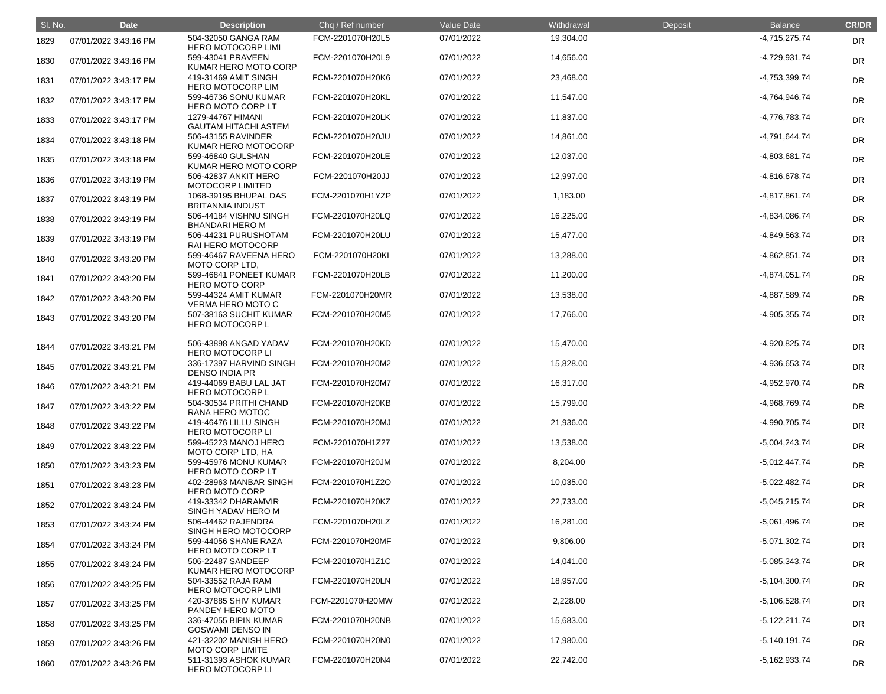| Sl. No. | Date | Description | Chq / Ref number | Value Date | Withdrawal | Deposit | Balance | CR/DR |
|---|---|---|---|---|---|---|---|---|
| 1829 | 07/01/2022 3:43:16 PM | 504-32050 GANGA RAM HERO MOTOCORP LIMI | FCM-2201070H20L5 | 07/01/2022 | 19,304.00 | | -4,715,275.74 | DR |
| 1830 | 07/01/2022 3:43:16 PM | 599-43041 PRAVEEN KUMAR HERO MOTO CORP | FCM-2201070H20L9 | 07/01/2022 | 14,656.00 | | -4,729,931.74 | DR |
| 1831 | 07/01/2022 3:43:17 PM | 419-31469 AMIT SINGH HERO MOTOCORP LIM | FCM-2201070H20K6 | 07/01/2022 | 23,468.00 | | -4,753,399.74 | DR |
| 1832 | 07/01/2022 3:43:17 PM | 599-46736 SONU KUMAR HERO MOTO CORP LT | FCM-2201070H20KL | 07/01/2022 | 11,547.00 | | -4,764,946.74 | DR |
| 1833 | 07/01/2022 3:43:17 PM | 1279-44767 HIMANI GAUTAM HITACHI ASTEM | FCM-2201070H20LK | 07/01/2022 | 11,837.00 | | -4,776,783.74 | DR |
| 1834 | 07/01/2022 3:43:18 PM | 506-43155 RAVINDER KUMAR HERO MOTOCORP | FCM-2201070H20JU | 07/01/2022 | 14,861.00 | | -4,791,644.74 | DR |
| 1835 | 07/01/2022 3:43:18 PM | 599-46840 GULSHAN KUMAR HERO MOTO CORP | FCM-2201070H20LE | 07/01/2022 | 12,037.00 | | -4,803,681.74 | DR |
| 1836 | 07/01/2022 3:43:19 PM | 506-42837 ANKIT HERO MOTOCORP LIMITED | FCM-2201070H20JJ | 07/01/2022 | 12,997.00 | | -4,816,678.74 | DR |
| 1837 | 07/01/2022 3:43:19 PM | 1068-39195 BHUPAL DAS BRITANNIA INDUST | FCM-2201070H1YZP | 07/01/2022 | 1,183.00 | | -4,817,861.74 | DR |
| 1838 | 07/01/2022 3:43:19 PM | 506-44184 VISHNU SINGH BHANDARI HERO M | FCM-2201070H20LQ | 07/01/2022 | 16,225.00 | | -4,834,086.74 | DR |
| 1839 | 07/01/2022 3:43:19 PM | 506-44231 PURUSHOTAM RAI HERO MOTOCORP | FCM-2201070H20LU | 07/01/2022 | 15,477.00 | | -4,849,563.74 | DR |
| 1840 | 07/01/2022 3:43:20 PM | 599-46467 RAVEENA HERO MOTO CORP LTD, | FCM-2201070H20KI | 07/01/2022 | 13,288.00 | | -4,862,851.74 | DR |
| 1841 | 07/01/2022 3:43:20 PM | 599-46841 PONEET KUMAR HERO MOTO CORP | FCM-2201070H20LB | 07/01/2022 | 11,200.00 | | -4,874,051.74 | DR |
| 1842 | 07/01/2022 3:43:20 PM | 599-44324 AMIT KUMAR VERMA HERO MOTO C | FCM-2201070H20MR | 07/01/2022 | 13,538.00 | | -4,887,589.74 | DR |
| 1843 | 07/01/2022 3:43:20 PM | 507-38163 SUCHIT KUMAR HERO MOTOCORP L | FCM-2201070H20M5 | 07/01/2022 | 17,766.00 | | -4,905,355.74 | DR |
| 1844 | 07/01/2022 3:43:21 PM | 506-43898 ANGAD YADAV HERO MOTOCORP LI | FCM-2201070H20KD | 07/01/2022 | 15,470.00 | | -4,920,825.74 | DR |
| 1845 | 07/01/2022 3:43:21 PM | 336-17397 HARVIND SINGH DENSO INDIA PR | FCM-2201070H20M2 | 07/01/2022 | 15,828.00 | | -4,936,653.74 | DR |
| 1846 | 07/01/2022 3:43:21 PM | 419-44069 BABU LAL JAT HERO MOTOCORP L | FCM-2201070H20M7 | 07/01/2022 | 16,317.00 | | -4,952,970.74 | DR |
| 1847 | 07/01/2022 3:43:22 PM | 504-30534 PRITHI CHAND RANA HERO MOTOC | FCM-2201070H20KB | 07/01/2022 | 15,799.00 | | -4,968,769.74 | DR |
| 1848 | 07/01/2022 3:43:22 PM | 419-46476 LILLU SINGH HERO MOTOCORP LI | FCM-2201070H20MJ | 07/01/2022 | 21,936.00 | | -4,990,705.74 | DR |
| 1849 | 07/01/2022 3:43:22 PM | 599-45223 MANOJ HERO MOTO CORP LTD, HA | FCM-2201070H1Z27 | 07/01/2022 | 13,538.00 | | -5,004,243.74 | DR |
| 1850 | 07/01/2022 3:43:23 PM | 599-45976 MONU KUMAR HERO MOTO CORP LT | FCM-2201070H20JM | 07/01/2022 | 8,204.00 | | -5,012,447.74 | DR |
| 1851 | 07/01/2022 3:43:23 PM | 402-28963 MANBAR SINGH HERO MOTO CORP | FCM-2201070H1Z2O | 07/01/2022 | 10,035.00 | | -5,022,482.74 | DR |
| 1852 | 07/01/2022 3:43:24 PM | 419-33342 DHARAMVIR SINGH YADAV HERO M | FCM-2201070H20KZ | 07/01/2022 | 22,733.00 | | -5,045,215.74 | DR |
| 1853 | 07/01/2022 3:43:24 PM | 506-44462 RAJENDRA SINGH HERO MOTOCORP | FCM-2201070H20LZ | 07/01/2022 | 16,281.00 | | -5,061,496.74 | DR |
| 1854 | 07/01/2022 3:43:24 PM | 599-44056 SHANE RAZA HERO MOTO CORP LT | FCM-2201070H20MF | 07/01/2022 | 9,806.00 | | -5,071,302.74 | DR |
| 1855 | 07/01/2022 3:43:24 PM | 506-22487 SANDEEP KUMAR HERO MOTOCORP | FCM-2201070H1Z1C | 07/01/2022 | 14,041.00 | | -5,085,343.74 | DR |
| 1856 | 07/01/2022 3:43:25 PM | 504-33552 RAJA RAM HERO MOTOCORP LIMI | FCM-2201070H20LN | 07/01/2022 | 18,957.00 | | -5,104,300.74 | DR |
| 1857 | 07/01/2022 3:43:25 PM | 420-37885 SHIV KUMAR PANDEY HERO MOTO | FCM-2201070H20MW | 07/01/2022 | 2,228.00 | | -5,106,528.74 | DR |
| 1858 | 07/01/2022 3:43:25 PM | 336-47055 BIPIN KUMAR GOSWAMI DENSO IN | FCM-2201070H20NB | 07/01/2022 | 15,683.00 | | -5,122,211.74 | DR |
| 1859 | 07/01/2022 3:43:26 PM | 421-32202 MANISH HERO MOTO CORP LIMITE | FCM-2201070H20N0 | 07/01/2022 | 17,980.00 | | -5,140,191.74 | DR |
| 1860 | 07/01/2022 3:43:26 PM | 511-31393 ASHOK KUMAR HERO MOTOCORP LI | FCM-2201070H20N4 | 07/01/2022 | 22,742.00 | | -5,162,933.74 | DR |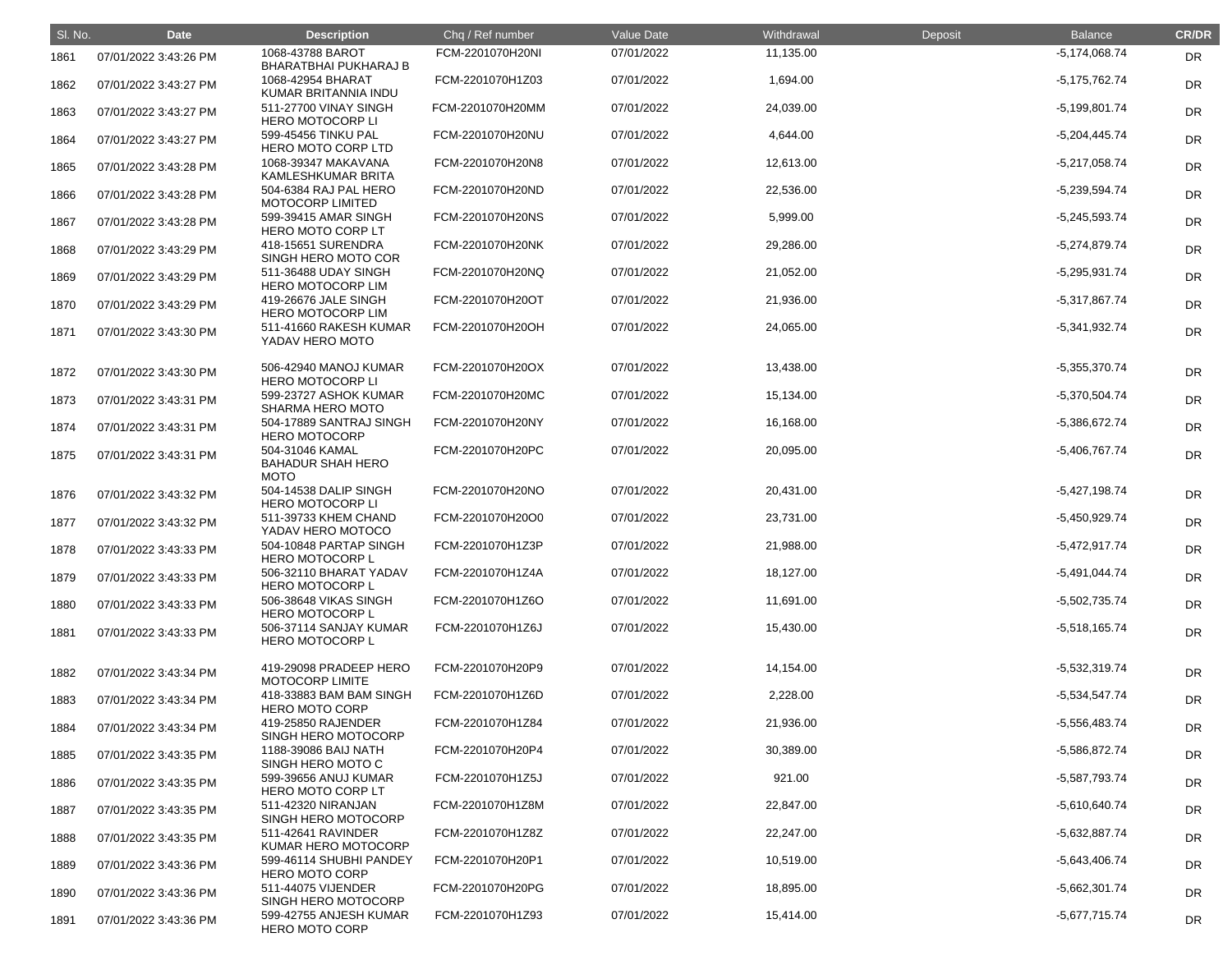| Sl. No. | Date | Description | Chq / Ref number | Value Date | Withdrawal | Deposit | Balance | CR/DR |
|---|---|---|---|---|---|---|---|---|
| 1861 | 07/01/2022 3:43:26 PM | 1068-43788 BAROT BHARATBHAI PUKHARAJ B | FCM-2201070H20NI | 07/01/2022 | 11,135.00 | | -5,174,068.74 | DR |
| 1862 | 07/01/2022 3:43:27 PM | 1068-42954 BHARAT KUMAR BRITANNIA INDU | FCM-2201070H1Z03 | 07/01/2022 | 1,694.00 | | -5,175,762.74 | DR |
| 1863 | 07/01/2022 3:43:27 PM | 511-27700 VINAY SINGH HERO MOTOCORP LI | FCM-2201070H20MM | 07/01/2022 | 24,039.00 | | -5,199,801.74 | DR |
| 1864 | 07/01/2022 3:43:27 PM | 599-45456 TINKU PAL HERO MOTO CORP LTD | FCM-2201070H20NU | 07/01/2022 | 4,644.00 | | -5,204,445.74 | DR |
| 1865 | 07/01/2022 3:43:28 PM | 1068-39347 MAKAVANA KAMLESHKUMAR BRITA | FCM-2201070H20N8 | 07/01/2022 | 12,613.00 | | -5,217,058.74 | DR |
| 1866 | 07/01/2022 3:43:28 PM | 504-6384 RAJ PAL HERO MOTOCORP LIMITED | FCM-2201070H20ND | 07/01/2022 | 22,536.00 | | -5,239,594.74 | DR |
| 1867 | 07/01/2022 3:43:28 PM | 599-39415 AMAR SINGH HERO MOTO CORP LT | FCM-2201070H20NS | 07/01/2022 | 5,999.00 | | -5,245,593.74 | DR |
| 1868 | 07/01/2022 3:43:29 PM | 418-15651 SURENDRA SINGH HERO MOTO COR | FCM-2201070H20NK | 07/01/2022 | 29,286.00 | | -5,274,879.74 | DR |
| 1869 | 07/01/2022 3:43:29 PM | 511-36488 UDAY SINGH HERO MOTOCORP LIM | FCM-2201070H20NQ | 07/01/2022 | 21,052.00 | | -5,295,931.74 | DR |
| 1870 | 07/01/2022 3:43:29 PM | 419-26676 JALE SINGH HERO MOTOCORP LIM | FCM-2201070H20OT | 07/01/2022 | 21,936.00 | | -5,317,867.74 | DR |
| 1871 | 07/01/2022 3:43:30 PM | 511-41660 RAKESH KUMAR YADAV HERO MOTO | FCM-2201070H20OH | 07/01/2022 | 24,065.00 | | -5,341,932.74 | DR |
| 1872 | 07/01/2022 3:43:30 PM | 506-42940 MANOJ KUMAR HERO MOTOCORP LI | FCM-2201070H20OX | 07/01/2022 | 13,438.00 | | -5,355,370.74 | DR |
| 1873 | 07/01/2022 3:43:31 PM | 599-23727 ASHOK KUMAR SHARMA HERO MOTO | FCM-2201070H20MC | 07/01/2022 | 15,134.00 | | -5,370,504.74 | DR |
| 1874 | 07/01/2022 3:43:31 PM | 504-17889 SANTRAJ SINGH HERO MOTOCORP | FCM-2201070H20NY | 07/01/2022 | 16,168.00 | | -5,386,672.74 | DR |
| 1875 | 07/01/2022 3:43:31 PM | 504-31046 KAMAL BAHADUR SHAH HERO MOTO | FCM-2201070H20PC | 07/01/2022 | 20,095.00 | | -5,406,767.74 | DR |
| 1876 | 07/01/2022 3:43:32 PM | 504-14538 DALIP SINGH HERO MOTOCORP LI | FCM-2201070H20NO | 07/01/2022 | 20,431.00 | | -5,427,198.74 | DR |
| 1877 | 07/01/2022 3:43:32 PM | 511-39733 KHEM CHAND YADAV HERO MOTOCO | FCM-2201070H20O0 | 07/01/2022 | 23,731.00 | | -5,450,929.74 | DR |
| 1878 | 07/01/2022 3:43:33 PM | 504-10848 PARTAP SINGH HERO MOTOCORP L | FCM-2201070H1Z3P | 07/01/2022 | 21,988.00 | | -5,472,917.74 | DR |
| 1879 | 07/01/2022 3:43:33 PM | 506-32110 BHARAT YADAV HERO MOTOCORP L | FCM-2201070H1Z4A | 07/01/2022 | 18,127.00 | | -5,491,044.74 | DR |
| 1880 | 07/01/2022 3:43:33 PM | 506-38648 VIKAS SINGH HERO MOTOCORP L | FCM-2201070H1Z6O | 07/01/2022 | 11,691.00 | | -5,502,735.74 | DR |
| 1881 | 07/01/2022 3:43:33 PM | 506-37114 SANJAY KUMAR HERO MOTOCORP L | FCM-2201070H1Z6J | 07/01/2022 | 15,430.00 | | -5,518,165.74 | DR |
| 1882 | 07/01/2022 3:43:34 PM | 419-29098 PRADEEP HERO MOTOCORP LIMITE | FCM-2201070H20P9 | 07/01/2022 | 14,154.00 | | -5,532,319.74 | DR |
| 1883 | 07/01/2022 3:43:34 PM | 418-33883 BAM BAM SINGH HERO MOTO CORP | FCM-2201070H1Z6D | 07/01/2022 | 2,228.00 | | -5,534,547.74 | DR |
| 1884 | 07/01/2022 3:43:34 PM | 419-25850 RAJENDER SINGH HERO MOTOCORP | FCM-2201070H1Z84 | 07/01/2022 | 21,936.00 | | -5,556,483.74 | DR |
| 1885 | 07/01/2022 3:43:35 PM | 1188-39086 BAIJ NATH SINGH HERO MOTO C | FCM-2201070H20P4 | 07/01/2022 | 30,389.00 | | -5,586,872.74 | DR |
| 1886 | 07/01/2022 3:43:35 PM | 599-39656 ANUJ KUMAR HERO MOTO CORP LT | FCM-2201070H1Z5J | 07/01/2022 | 921.00 | | -5,587,793.74 | DR |
| 1887 | 07/01/2022 3:43:35 PM | 511-42320 NIRANJAN SINGH HERO MOTOCORP | FCM-2201070H1Z8M | 07/01/2022 | 22,847.00 | | -5,610,640.74 | DR |
| 1888 | 07/01/2022 3:43:35 PM | 511-42641 RAVINDER KUMAR HERO MOTOCORP | FCM-2201070H1Z8Z | 07/01/2022 | 22,247.00 | | -5,632,887.74 | DR |
| 1889 | 07/01/2022 3:43:36 PM | 599-46114 SHUBHI PANDEY HERO MOTO CORP | FCM-2201070H20P1 | 07/01/2022 | 10,519.00 | | -5,643,406.74 | DR |
| 1890 | 07/01/2022 3:43:36 PM | 511-44075 VIJENDER SINGH HERO MOTOCORP | FCM-2201070H20PG | 07/01/2022 | 18,895.00 | | -5,662,301.74 | DR |
| 1891 | 07/01/2022 3:43:36 PM | 599-42755 ANJESH KUMAR HERO MOTO CORP | FCM-2201070H1Z93 | 07/01/2022 | 15,414.00 | | -5,677,715.74 | DR |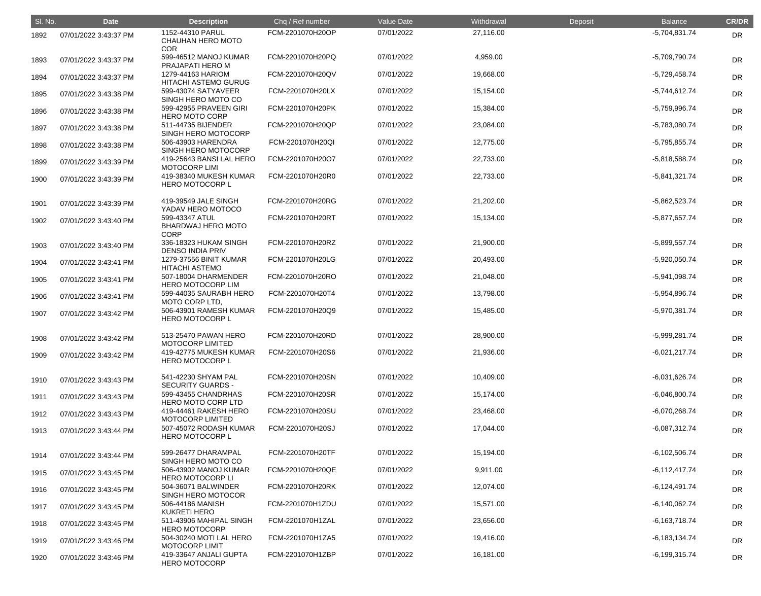| Sl. No. | Date | Description | Chq / Ref number | Value Date | Withdrawal | Deposit | Balance | CR/DR |
| --- | --- | --- | --- | --- | --- | --- | --- | --- |
| 1892 | 07/01/2022 3:43:37 PM | 1152-44310 PARUL CHAUHAN HERO MOTO COR | FCM-2201070H20OP | 07/01/2022 | 27,116.00 | | -5,704,831.74 | DR |
| 1893 | 07/01/2022 3:43:37 PM | 599-46512 MANOJ KUMAR PRAJAPATI HERO M | FCM-2201070H20PQ | 07/01/2022 | 4,959.00 | | -5,709,790.74 | DR |
| 1894 | 07/01/2022 3:43:37 PM | 1279-44163 HARIOM HITACHI ASTEMO GURUG | FCM-2201070H20QV | 07/01/2022 | 19,668.00 | | -5,729,458.74 | DR |
| 1895 | 07/01/2022 3:43:38 PM | 599-43074 SATYAVEER SINGH HERO MOTO CO | FCM-2201070H20LX | 07/01/2022 | 15,154.00 | | -5,744,612.74 | DR |
| 1896 | 07/01/2022 3:43:38 PM | 599-42955 PRAVEEN GIRI HERO MOTO CORP | FCM-2201070H20PK | 07/01/2022 | 15,384.00 | | -5,759,996.74 | DR |
| 1897 | 07/01/2022 3:43:38 PM | 511-44735 BIJENDER SINGH HERO MOTOCORP | FCM-2201070H20QP | 07/01/2022 | 23,084.00 | | -5,783,080.74 | DR |
| 1898 | 07/01/2022 3:43:38 PM | 506-43903 HARENDRA SINGH HERO MOTOCORP | FCM-2201070H20QI | 07/01/2022 | 12,775.00 | | -5,795,855.74 | DR |
| 1899 | 07/01/2022 3:43:39 PM | 419-25643 BANSI LAL HERO MOTOCORP LIMI | FCM-2201070H20O7 | 07/01/2022 | 22,733.00 | | -5,818,588.74 | DR |
| 1900 | 07/01/2022 3:43:39 PM | 419-38340 MUKESH KUMAR HERO MOTOCORP L | FCM-2201070H20R0 | 07/01/2022 | 22,733.00 | | -5,841,321.74 | DR |
| 1901 | 07/01/2022 3:43:39 PM | 419-39549 JALE SINGH YADAV HERO MOTOCO | FCM-2201070H20RG | 07/01/2022 | 21,202.00 | | -5,862,523.74 | DR |
| 1902 | 07/01/2022 3:43:40 PM | 599-43347 ATUL BHARDWAJ HERO MOTO CORP | FCM-2201070H20RT | 07/01/2022 | 15,134.00 | | -5,877,657.74 | DR |
| 1903 | 07/01/2022 3:43:40 PM | 336-18323 HUKAM SINGH DENSO INDIA PRIV | FCM-2201070H20RZ | 07/01/2022 | 21,900.00 | | -5,899,557.74 | DR |
| 1904 | 07/01/2022 3:43:41 PM | 1279-37556 BINIT KUMAR HITACHI ASTEMO | FCM-2201070H20LG | 07/01/2022 | 20,493.00 | | -5,920,050.74 | DR |
| 1905 | 07/01/2022 3:43:41 PM | 507-18004 DHARMENDER HERO MOTOCORP LIM | FCM-2201070H20RO | 07/01/2022 | 21,048.00 | | -5,941,098.74 | DR |
| 1906 | 07/01/2022 3:43:41 PM | 599-44035 SAURABH HERO MOTO CORP LTD, | FCM-2201070H20T4 | 07/01/2022 | 13,798.00 | | -5,954,896.74 | DR |
| 1907 | 07/01/2022 3:43:42 PM | 506-43901 RAMESH KUMAR HERO MOTOCORP L | FCM-2201070H20Q9 | 07/01/2022 | 15,485.00 | | -5,970,381.74 | DR |
| 1908 | 07/01/2022 3:43:42 PM | 513-25470 PAWAN HERO MOTOCORP LIMITED | FCM-2201070H20RD | 07/01/2022 | 28,900.00 | | -5,999,281.74 | DR |
| 1909 | 07/01/2022 3:43:42 PM | 419-42775 MUKESH KUMAR HERO MOTOCORP L | FCM-2201070H20S6 | 07/01/2022 | 21,936.00 | | -6,021,217.74 | DR |
| 1910 | 07/01/2022 3:43:43 PM | 541-42230 SHYAM PAL SECURITY GUARDS - | FCM-2201070H20SN | 07/01/2022 | 10,409.00 | | -6,031,626.74 | DR |
| 1911 | 07/01/2022 3:43:43 PM | 599-43455 CHANDRHAS HERO MOTO CORP LTD | FCM-2201070H20SR | 07/01/2022 | 15,174.00 | | -6,046,800.74 | DR |
| 1912 | 07/01/2022 3:43:43 PM | 419-44461 RAKESH HERO MOTOCORP LIMITED | FCM-2201070H20SU | 07/01/2022 | 23,468.00 | | -6,070,268.74 | DR |
| 1913 | 07/01/2022 3:43:44 PM | 507-45072 RODASH KUMAR HERO MOTOCORP L | FCM-2201070H20SJ | 07/01/2022 | 17,044.00 | | -6,087,312.74 | DR |
| 1914 | 07/01/2022 3:43:44 PM | 599-26477 DHARAMPAL SINGH HERO MOTO CO | FCM-2201070H20TF | 07/01/2022 | 15,194.00 | | -6,102,506.74 | DR |
| 1915 | 07/01/2022 3:43:45 PM | 506-43902 MANOJ KUMAR HERO MOTOCORP LI | FCM-2201070H20QE | 07/01/2022 | 9,911.00 | | -6,112,417.74 | DR |
| 1916 | 07/01/2022 3:43:45 PM | 504-36071 BALWINDER SINGH HERO MOTOCOR | FCM-2201070H20RK | 07/01/2022 | 12,074.00 | | -6,124,491.74 | DR |
| 1917 | 07/01/2022 3:43:45 PM | 506-44186 MANISH KUKRETI HERO | FCM-2201070H1ZDU | 07/01/2022 | 15,571.00 | | -6,140,062.74 | DR |
| 1918 | 07/01/2022 3:43:45 PM | 511-43906 MAHIPAL SINGH HERO MOTOCORP | FCM-2201070H1ZAL | 07/01/2022 | 23,656.00 | | -6,163,718.74 | DR |
| 1919 | 07/01/2022 3:43:46 PM | 504-30240 MOTI LAL HERO MOTOCORP LIMIT | FCM-2201070H1ZA5 | 07/01/2022 | 19,416.00 | | -6,183,134.74 | DR |
| 1920 | 07/01/2022 3:43:46 PM | 419-33647 ANJALI GUPTA HERO MOTOCORP | FCM-2201070H1ZBP | 07/01/2022 | 16,181.00 | | -6,199,315.74 | DR |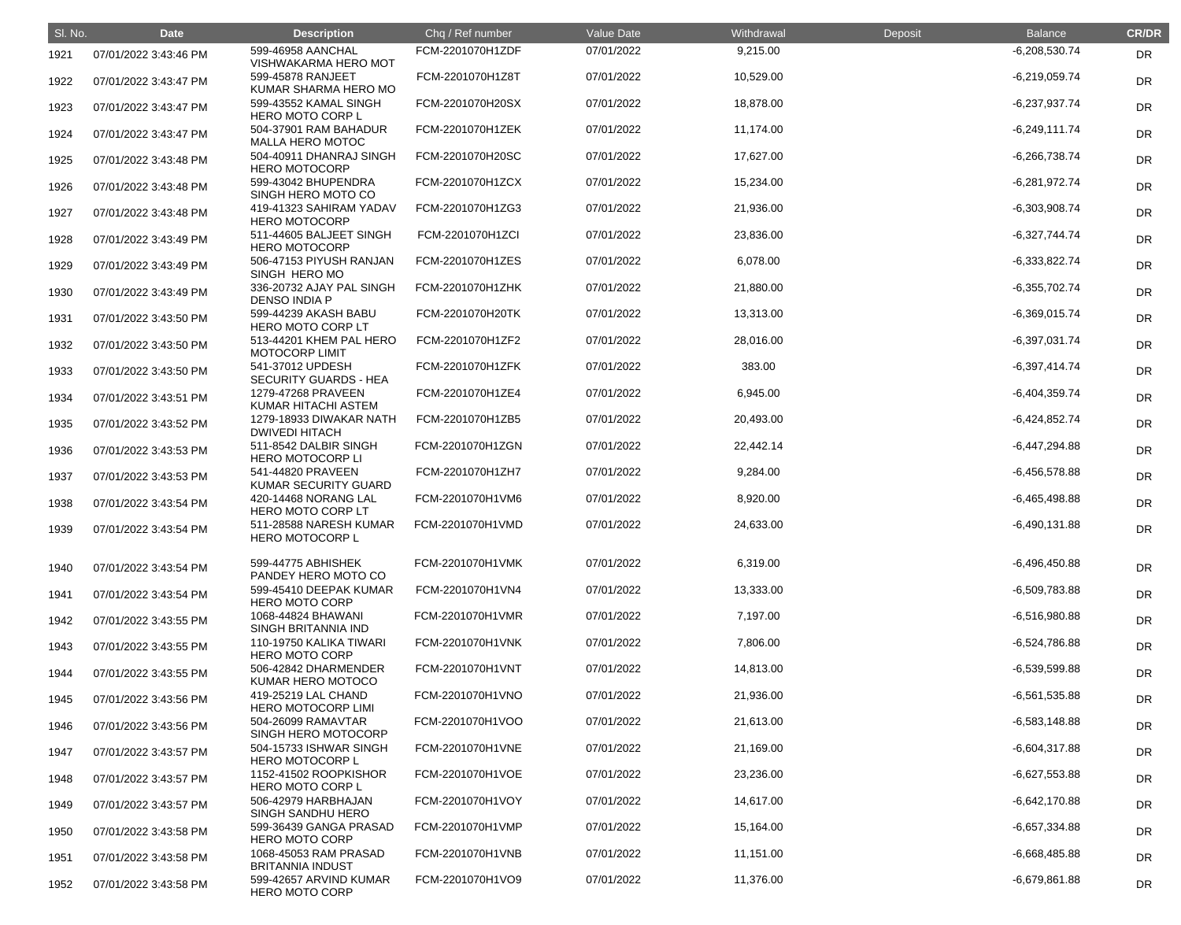| Sl. No. | Date | Description | Chq / Ref number | Value Date | Withdrawal | Deposit | Balance | CR/DR |
|---|---|---|---|---|---|---|---|---|
| 1921 | 07/01/2022 3:43:46 PM | 599-46958 AANCHAL VISHWAKARMA HERO MOT | FCM-2201070H1ZDF | 07/01/2022 | 9,215.00 | | -6,208,530.74 | DR |
| 1922 | 07/01/2022 3:43:47 PM | 599-45878 RANJEET KUMAR SHARMA HERO MO | FCM-2201070H1Z8T | 07/01/2022 | 10,529.00 | | -6,219,059.74 | DR |
| 1923 | 07/01/2022 3:43:47 PM | 599-43552 KAMAL SINGH HERO MOTO CORP L | FCM-2201070H20SX | 07/01/2022 | 18,878.00 | | -6,237,937.74 | DR |
| 1924 | 07/01/2022 3:43:47 PM | 504-37901 RAM BAHADUR MALLA HERO MOTOC | FCM-2201070H1ZEK | 07/01/2022 | 11,174.00 | | -6,249,111.74 | DR |
| 1925 | 07/01/2022 3:43:48 PM | 504-40911 DHANRAJ SINGH HERO MOTOCORP | FCM-2201070H20SC | 07/01/2022 | 17,627.00 | | -6,266,738.74 | DR |
| 1926 | 07/01/2022 3:43:48 PM | 599-43042 BHUPENDRA SINGH HERO MOTO CO | FCM-2201070H1ZCX | 07/01/2022 | 15,234.00 | | -6,281,972.74 | DR |
| 1927 | 07/01/2022 3:43:48 PM | 419-41323 SAHIRAM YADAV HERO MOTOCORP | FCM-2201070H1ZG3 | 07/01/2022 | 21,936.00 | | -6,303,908.74 | DR |
| 1928 | 07/01/2022 3:43:49 PM | 511-44605 BALJEET SINGH HERO MOTOCORP | FCM-2201070H1ZCI | 07/01/2022 | 23,836.00 | | -6,327,744.74 | DR |
| 1929 | 07/01/2022 3:43:49 PM | 506-47153 PIYUSH RANJAN SINGH HERO MO | FCM-2201070H1ZES | 07/01/2022 | 6,078.00 | | -6,333,822.74 | DR |
| 1930 | 07/01/2022 3:43:49 PM | 336-20732 AJAY PAL SINGH DENSO INDIA P | FCM-2201070H1ZHK | 07/01/2022 | 21,880.00 | | -6,355,702.74 | DR |
| 1931 | 07/01/2022 3:43:50 PM | 599-44239 AKASH BABU HERO MOTO CORP LT | FCM-2201070H20TK | 07/01/2022 | 13,313.00 | | -6,369,015.74 | DR |
| 1932 | 07/01/2022 3:43:50 PM | 513-44201 KHEM PAL HERO MOTOCORP LIMIT | FCM-2201070H1ZF2 | 07/01/2022 | 28,016.00 | | -6,397,031.74 | DR |
| 1933 | 07/01/2022 3:43:50 PM | 541-37012 UPDESH SECURITY GUARDS - HEA | FCM-2201070H1ZFK | 07/01/2022 | 383.00 | | -6,397,414.74 | DR |
| 1934 | 07/01/2022 3:43:51 PM | 1279-47268 PRAVEEN KUMAR HITACHI ASTEM | FCM-2201070H1ZE4 | 07/01/2022 | 6,945.00 | | -6,404,359.74 | DR |
| 1935 | 07/01/2022 3:43:52 PM | 1279-18933 DIWAKAR NATH DWIVEDI HITACH | FCM-2201070H1ZB5 | 07/01/2022 | 20,493.00 | | -6,424,852.74 | DR |
| 1936 | 07/01/2022 3:43:53 PM | 511-8542 DALBIR SINGH HERO MOTOCORP LI | FCM-2201070H1ZGN | 07/01/2022 | 22,442.14 | | -6,447,294.88 | DR |
| 1937 | 07/01/2022 3:43:53 PM | 541-44820 PRAVEEN KUMAR SECURITY GUARD | FCM-2201070H1ZH7 | 07/01/2022 | 9,284.00 | | -6,456,578.88 | DR |
| 1938 | 07/01/2022 3:43:54 PM | 420-14468 NORANG LAL HERO MOTO CORP LT | FCM-2201070H1VM6 | 07/01/2022 | 8,920.00 | | -6,465,498.88 | DR |
| 1939 | 07/01/2022 3:43:54 PM | 511-28588 NARESH KUMAR HERO MOTOCORP L | FCM-2201070H1VMD | 07/01/2022 | 24,633.00 | | -6,490,131.88 | DR |
| 1940 | 07/01/2022 3:43:54 PM | 599-44775 ABHISHEK PANDEY HERO MOTO CO | FCM-2201070H1VMK | 07/01/2022 | 6,319.00 | | -6,496,450.88 | DR |
| 1941 | 07/01/2022 3:43:54 PM | 599-45410 DEEPAK KUMAR HERO MOTO CORP | FCM-2201070H1VN4 | 07/01/2022 | 13,333.00 | | -6,509,783.88 | DR |
| 1942 | 07/01/2022 3:43:55 PM | 1068-44824 BHAWANI SINGH BRITANNIA IND | FCM-2201070H1VMR | 07/01/2022 | 7,197.00 | | -6,516,980.88 | DR |
| 1943 | 07/01/2022 3:43:55 PM | 110-19750 KALIKA TIWARI HERO MOTO CORP | FCM-2201070H1VNK | 07/01/2022 | 7,806.00 | | -6,524,786.88 | DR |
| 1944 | 07/01/2022 3:43:55 PM | 506-42842 DHARMENDER KUMAR HERO MOTOCO | FCM-2201070H1VNT | 07/01/2022 | 14,813.00 | | -6,539,599.88 | DR |
| 1945 | 07/01/2022 3:43:56 PM | 419-25219 LAL CHAND HERO MOTOCORP LIMI | FCM-2201070H1VNO | 07/01/2022 | 21,936.00 | | -6,561,535.88 | DR |
| 1946 | 07/01/2022 3:43:56 PM | 504-26099 RAMAVTAR SINGH HERO MOTOCORP | FCM-2201070H1VOO | 07/01/2022 | 21,613.00 | | -6,583,148.88 | DR |
| 1947 | 07/01/2022 3:43:57 PM | 504-15733 ISHWAR SINGH HERO MOTOCORP L | FCM-2201070H1VNE | 07/01/2022 | 21,169.00 | | -6,604,317.88 | DR |
| 1948 | 07/01/2022 3:43:57 PM | 1152-41502 ROOPKISHOR HERO MOTO CORP L | FCM-2201070H1VOE | 07/01/2022 | 23,236.00 | | -6,627,553.88 | DR |
| 1949 | 07/01/2022 3:43:57 PM | 506-42979 HARBHAJAN SINGH SANDHU HERO | FCM-2201070H1VOY | 07/01/2022 | 14,617.00 | | -6,642,170.88 | DR |
| 1950 | 07/01/2022 3:43:58 PM | 599-36439 GANGA PRASAD HERO MOTO CORP | FCM-2201070H1VMP | 07/01/2022 | 15,164.00 | | -6,657,334.88 | DR |
| 1951 | 07/01/2022 3:43:58 PM | 1068-45053 RAM PRASAD BRITANNIA INDUST | FCM-2201070H1VNB | 07/01/2022 | 11,151.00 | | -6,668,485.88 | DR |
| 1952 | 07/01/2022 3:43:58 PM | 599-42657 ARVIND KUMAR HERO MOTO CORP | FCM-2201070H1VO9 | 07/01/2022 | 11,376.00 | | -6,679,861.88 | DR |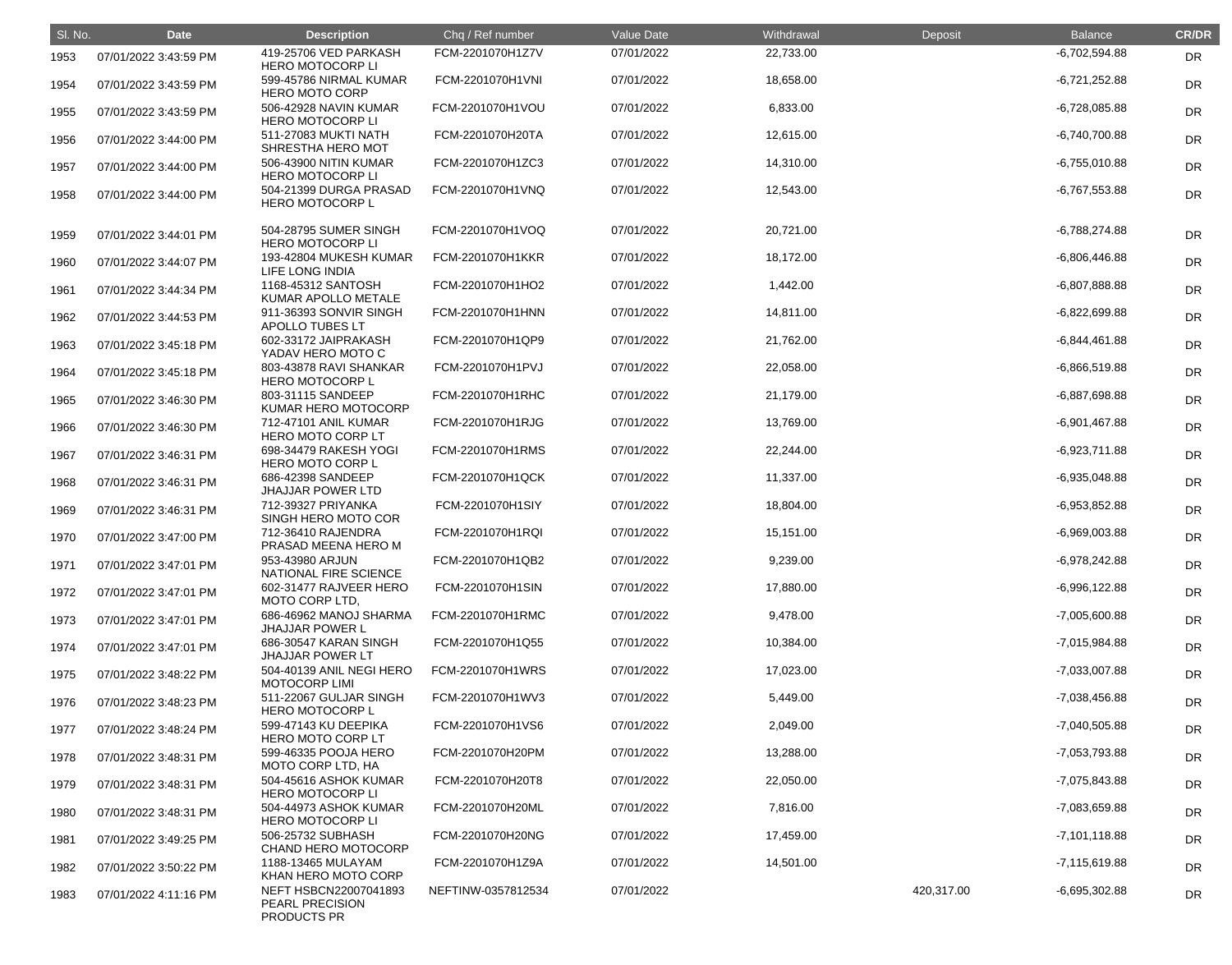| Sl. No. | Date | Description | Chq / Ref number | Value Date | Withdrawal | Deposit | Balance | CR/DR |
|---|---|---|---|---|---|---|---|---|
| 1953 | 07/01/2022 3:43:59 PM | 419-25706 VED PARKASH HERO MOTOCORP LI | FCM-2201070H1Z7V | 07/01/2022 | 22,733.00 | | -6,702,594.88 | DR |
| 1954 | 07/01/2022 3:43:59 PM | 599-45786 NIRMAL KUMAR HERO MOTO CORP | FCM-2201070H1VNI | 07/01/2022 | 18,658.00 | | -6,721,252.88 | DR |
| 1955 | 07/01/2022 3:43:59 PM | 506-42928 NAVIN KUMAR HERO MOTOCORP LI | FCM-2201070H1VOU | 07/01/2022 | 6,833.00 | | -6,728,085.88 | DR |
| 1956 | 07/01/2022 3:44:00 PM | 511-27083 MUKTI NATH SHRESTHA HERO MOT | FCM-2201070H20TA | 07/01/2022 | 12,615.00 | | -6,740,700.88 | DR |
| 1957 | 07/01/2022 3:44:00 PM | 506-43900 NITIN KUMAR HERO MOTOCORP LI | FCM-2201070H1ZC3 | 07/01/2022 | 14,310.00 | | -6,755,010.88 | DR |
| 1958 | 07/01/2022 3:44:00 PM | 504-21399 DURGA PRASAD HERO MOTOCORP L | FCM-2201070H1VNQ | 07/01/2022 | 12,543.00 | | -6,767,553.88 | DR |
| 1959 | 07/01/2022 3:44:01 PM | 504-28795 SUMER SINGH HERO MOTOCORP LI | FCM-2201070H1VOQ | 07/01/2022 | 20,721.00 | | -6,788,274.88 | DR |
| 1960 | 07/01/2022 3:44:07 PM | 193-42804 MUKESH KUMAR LIFE LONG INDIA | FCM-2201070H1KKR | 07/01/2022 | 18,172.00 | | -6,806,446.88 | DR |
| 1961 | 07/01/2022 3:44:34 PM | 1168-45312 SANTOSH KUMAR APOLLO METALE | FCM-2201070H1HO2 | 07/01/2022 | 1,442.00 | | -6,807,888.88 | DR |
| 1962 | 07/01/2022 3:44:53 PM | 911-36393 SONVIR SINGH APOLLO TUBES LT | FCM-2201070H1HNN | 07/01/2022 | 14,811.00 | | -6,822,699.88 | DR |
| 1963 | 07/01/2022 3:45:18 PM | 602-33172 JAIPRAKASH YADAV HERO MOTO C | FCM-2201070H1QP9 | 07/01/2022 | 21,762.00 | | -6,844,461.88 | DR |
| 1964 | 07/01/2022 3:45:18 PM | 803-43878 RAVI SHANKAR HERO MOTOCORP L | FCM-2201070H1PVJ | 07/01/2022 | 22,058.00 | | -6,866,519.88 | DR |
| 1965 | 07/01/2022 3:46:30 PM | 803-31115 SANDEEP KUMAR HERO MOTOCORP | FCM-2201070H1RHC | 07/01/2022 | 21,179.00 | | -6,887,698.88 | DR |
| 1966 | 07/01/2022 3:46:30 PM | 712-47101 ANIL KUMAR HERO MOTO CORP LT | FCM-2201070H1RJG | 07/01/2022 | 13,769.00 | | -6,901,467.88 | DR |
| 1967 | 07/01/2022 3:46:31 PM | 698-34479 RAKESH YOGI HERO MOTO CORP L | FCM-2201070H1RMS | 07/01/2022 | 22,244.00 | | -6,923,711.88 | DR |
| 1968 | 07/01/2022 3:46:31 PM | 686-42398 SANDEEP JHAJJAR POWER LTD | FCM-2201070H1QCK | 07/01/2022 | 11,337.00 | | -6,935,048.88 | DR |
| 1969 | 07/01/2022 3:46:31 PM | 712-39327 PRIYANKA SINGH HERO MOTO COR | FCM-2201070H1SIY | 07/01/2022 | 18,804.00 | | -6,953,852.88 | DR |
| 1970 | 07/01/2022 3:47:00 PM | 712-36410 RAJENDRA PRASAD MEENA HERO M | FCM-2201070H1RQI | 07/01/2022 | 15,151.00 | | -6,969,003.88 | DR |
| 1971 | 07/01/2022 3:47:01 PM | 953-43980 ARJUN NATIONAL FIRE SCIENCE | FCM-2201070H1QB2 | 07/01/2022 | 9,239.00 | | -6,978,242.88 | DR |
| 1972 | 07/01/2022 3:47:01 PM | 602-31477 RAJVEER HERO MOTO CORP LTD, | FCM-2201070H1SIN | 07/01/2022 | 17,880.00 | | -6,996,122.88 | DR |
| 1973 | 07/01/2022 3:47:01 PM | 686-46962 MANOJ SHARMA JHAJJAR POWER L | FCM-2201070H1RMC | 07/01/2022 | 9,478.00 | | -7,005,600.88 | DR |
| 1974 | 07/01/2022 3:47:01 PM | 686-30547 KARAN SINGH JHAJJAR POWER LT | FCM-2201070H1Q55 | 07/01/2022 | 10,384.00 | | -7,015,984.88 | DR |
| 1975 | 07/01/2022 3:48:22 PM | 504-40139 ANIL NEGI HERO MOTOCORP LIMI | FCM-2201070H1WRS | 07/01/2022 | 17,023.00 | | -7,033,007.88 | DR |
| 1976 | 07/01/2022 3:48:23 PM | 511-22067 GULJAR SINGH HERO MOTOCORP L | FCM-2201070H1WV3 | 07/01/2022 | 5,449.00 | | -7,038,456.88 | DR |
| 1977 | 07/01/2022 3:48:24 PM | 599-47143 KU DEEPIKA HERO MOTO CORP LT | FCM-2201070H1VS6 | 07/01/2022 | 2,049.00 | | -7,040,505.88 | DR |
| 1978 | 07/01/2022 3:48:31 PM | 599-46335 POOJA HERO MOTO CORP LTD, HA | FCM-2201070H20PM | 07/01/2022 | 13,288.00 | | -7,053,793.88 | DR |
| 1979 | 07/01/2022 3:48:31 PM | 504-45616 ASHOK KUMAR HERO MOTOCORP LI | FCM-2201070H20T8 | 07/01/2022 | 22,050.00 | | -7,075,843.88 | DR |
| 1980 | 07/01/2022 3:48:31 PM | 504-44973 ASHOK KUMAR HERO MOTOCORP LI | FCM-2201070H20ML | 07/01/2022 | 7,816.00 | | -7,083,659.88 | DR |
| 1981 | 07/01/2022 3:49:25 PM | 506-25732 SUBHASH CHAND HERO MOTOCORP | FCM-2201070H20NG | 07/01/2022 | 17,459.00 | | -7,101,118.88 | DR |
| 1982 | 07/01/2022 3:50:22 PM | 1188-13465 MULAYAM KHAN HERO MOTO CORP | FCM-2201070H1Z9A | 07/01/2022 | 14,501.00 | | -7,115,619.88 | DR |
| 1983 | 07/01/2022 4:11:16 PM | NEFT HSBCN22007041893 PEARL PRECISION PRODUCTS PR | NEFTINW-0357812534 | 07/01/2022 | | 420,317.00 | -6,695,302.88 | DR |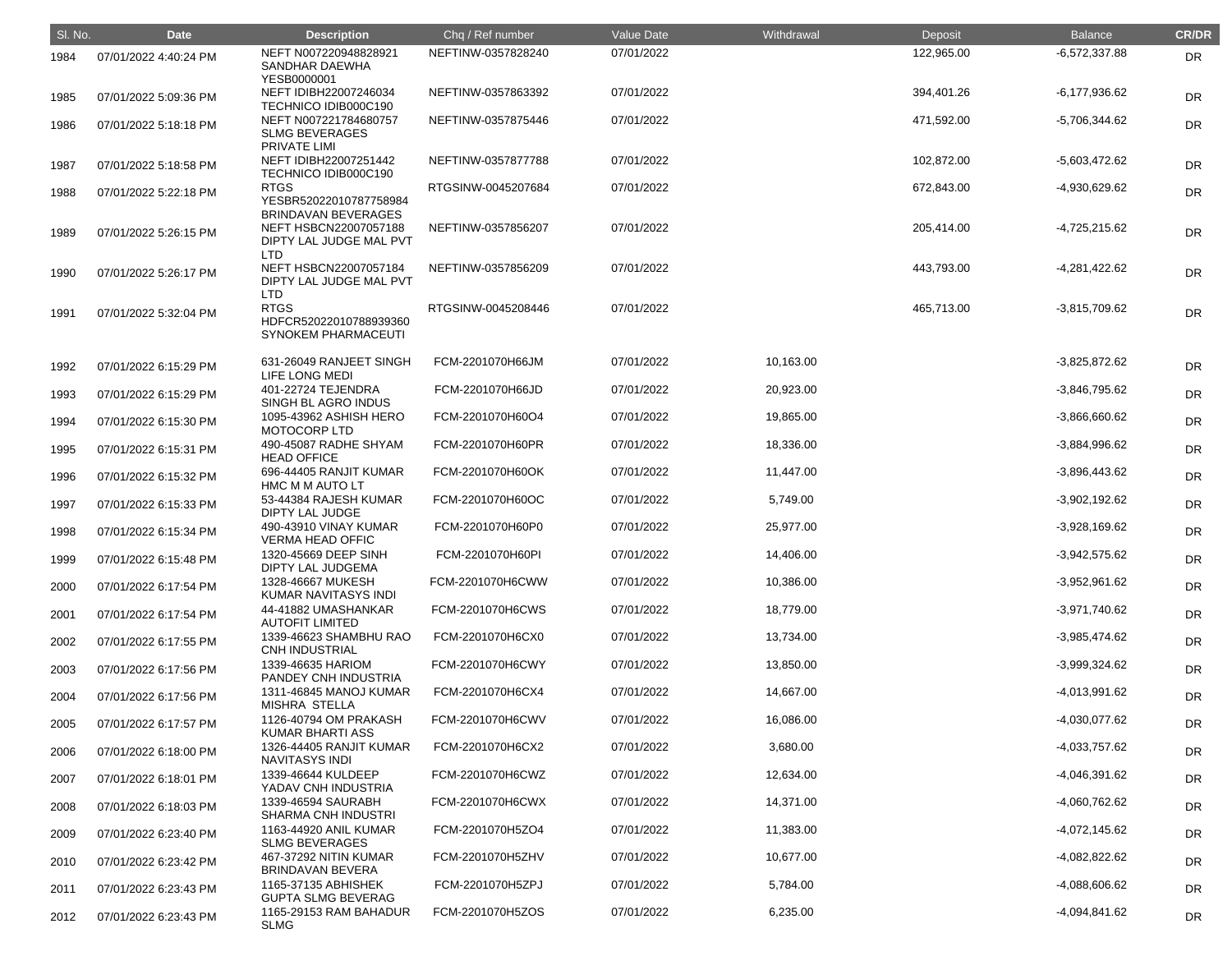| Sl. No. | Date | Description | Chq / Ref number | Value Date | Withdrawal | Deposit | Balance | CR/DR |
|---|---|---|---|---|---|---|---|---|
| 1984 | 07/01/2022 4:40:24 PM | NEFT N007220948828921 SANDHAR DAEWHA YESB0000001 | NEFTINW-0357828240 | 07/01/2022 | | 122,965.00 | -6,572,337.88 | DR |
| 1985 | 07/01/2022 5:09:36 PM | NEFT IDIBH22007246034 TECHNICO IDIB000C190 | NEFTINW-0357863392 | 07/01/2022 | | 394,401.26 | -6,177,936.62 | DR |
| 1986 | 07/01/2022 5:18:18 PM | NEFT N007221784680757 SLMG BEVERAGES PRIVATE LIMI | NEFTINW-0357875446 | 07/01/2022 | | 471,592.00 | -5,706,344.62 | DR |
| 1987 | 07/01/2022 5:18:58 PM | NEFT IDIBH22007251442 TECHNICO IDIB000C190 | NEFTINW-0357877788 | 07/01/2022 | | 102,872.00 | -5,603,472.62 | DR |
| 1988 | 07/01/2022 5:22:18 PM | RTGS YESBR52022010787758984 BRINDAVAN BEVERAGES | RTGSINW-0045207684 | 07/01/2022 | | 672,843.00 | -4,930,629.62 | DR |
| 1989 | 07/01/2022 5:26:15 PM | NEFT HSBCN22007057188 DIPTY LAL JUDGE MAL PVT LTD | NEFTINW-0357856207 | 07/01/2022 | | 205,414.00 | -4,725,215.62 | DR |
| 1990 | 07/01/2022 5:26:17 PM | NEFT HSBCN22007057184 DIPTY LAL JUDGE MAL PVT LTD | NEFTINW-0357856209 | 07/01/2022 | | 443,793.00 | -4,281,422.62 | DR |
| 1991 | 07/01/2022 5:32:04 PM | RTGS HDFCR52022010788939360 SYNOKEM PHARMACEUTI | RTGSINW-0045208446 | 07/01/2022 | | 465,713.00 | -3,815,709.62 | DR |
| 1992 | 07/01/2022 6:15:29 PM | 631-26049 RANJEET SINGH LIFE LONG MEDI | FCM-2201070H66JM | 07/01/2022 | 10,163.00 | | -3,825,872.62 | DR |
| 1993 | 07/01/2022 6:15:29 PM | 401-22724 TEJENDRA SINGH BL AGRO INDUS | FCM-2201070H66JD | 07/01/2022 | 20,923.00 | | -3,846,795.62 | DR |
| 1994 | 07/01/2022 6:15:30 PM | 1095-43962 ASHISH HERO MOTOCORP LTD | FCM-2201070H60O4 | 07/01/2022 | 19,865.00 | | -3,866,660.62 | DR |
| 1995 | 07/01/2022 6:15:31 PM | 490-45087 RADHE SHYAM HEAD OFFICE | FCM-2201070H60PR | 07/01/2022 | 18,336.00 | | -3,884,996.62 | DR |
| 1996 | 07/01/2022 6:15:32 PM | 696-44405 RANJIT KUMAR HMC M M AUTO LT | FCM-2201070H60OK | 07/01/2022 | 11,447.00 | | -3,896,443.62 | DR |
| 1997 | 07/01/2022 6:15:33 PM | 53-44384 RAJESH KUMAR DIPTY LAL JUDGE | FCM-2201070H60OC | 07/01/2022 | 5,749.00 | | -3,902,192.62 | DR |
| 1998 | 07/01/2022 6:15:34 PM | 490-43910 VINAY KUMAR VERMA HEAD OFFIC | FCM-2201070H60P0 | 07/01/2022 | 25,977.00 | | -3,928,169.62 | DR |
| 1999 | 07/01/2022 6:15:48 PM | 1320-45669 DEEP SINH DIPTY LAL JUDGEMA | FCM-2201070H60PI | 07/01/2022 | 14,406.00 | | -3,942,575.62 | DR |
| 2000 | 07/01/2022 6:17:54 PM | 1328-46667 MUKESH KUMAR NAVITASYS INDI | FCM-2201070H6CWW | 07/01/2022 | 10,386.00 | | -3,952,961.62 | DR |
| 2001 | 07/01/2022 6:17:54 PM | 44-41882 UMASHANKAR AUTOFIT LIMITED | FCM-2201070H6CWS | 07/01/2022 | 18,779.00 | | -3,971,740.62 | DR |
| 2002 | 07/01/2022 6:17:55 PM | 1339-46623 SHAMBHU RAO CNH INDUSTRIAL | FCM-2201070H6CX0 | 07/01/2022 | 13,734.00 | | -3,985,474.62 | DR |
| 2003 | 07/01/2022 6:17:56 PM | 1339-46635 HARIOM PANDEY CNH INDUSTRIA | FCM-2201070H6CWY | 07/01/2022 | 13,850.00 | | -3,999,324.62 | DR |
| 2004 | 07/01/2022 6:17:56 PM | 1311-46845 MANOJ KUMAR MISHRA STELLA | FCM-2201070H6CX4 | 07/01/2022 | 14,667.00 | | -4,013,991.62 | DR |
| 2005 | 07/01/2022 6:17:57 PM | 1126-40794 OM PRAKASH KUMAR BHARTI ASS | FCM-2201070H6CWV | 07/01/2022 | 16,086.00 | | -4,030,077.62 | DR |
| 2006 | 07/01/2022 6:18:00 PM | 1326-44405 RANJIT KUMAR NAVITASYS INDI | FCM-2201070H6CX2 | 07/01/2022 | 3,680.00 | | -4,033,757.62 | DR |
| 2007 | 07/01/2022 6:18:01 PM | 1339-46644 KULDEEP YADAV CNH INDUSTRIA | FCM-2201070H6CWZ | 07/01/2022 | 12,634.00 | | -4,046,391.62 | DR |
| 2008 | 07/01/2022 6:18:03 PM | 1339-46594 SAURABH SHARMA CNH INDUSTRI | FCM-2201070H6CWX | 07/01/2022 | 14,371.00 | | -4,060,762.62 | DR |
| 2009 | 07/01/2022 6:23:40 PM | 1163-44920 ANIL KUMAR SLMG BEVERAGES | FCM-2201070H5ZO4 | 07/01/2022 | 11,383.00 | | -4,072,145.62 | DR |
| 2010 | 07/01/2022 6:23:42 PM | 467-37292 NITIN KUMAR BRINDAVAN BEVERA | FCM-2201070H5ZHV | 07/01/2022 | 10,677.00 | | -4,082,822.62 | DR |
| 2011 | 07/01/2022 6:23:43 PM | 1165-37135 ABHISHEK GUPTA SLMG BEVERAG | FCM-2201070H5ZPJ | 07/01/2022 | 5,784.00 | | -4,088,606.62 | DR |
| 2012 | 07/01/2022 6:23:43 PM | 1165-29153 RAM BAHADUR SLMG | FCM-2201070H5ZOS | 07/01/2022 | 6,235.00 | | -4,094,841.62 | DR |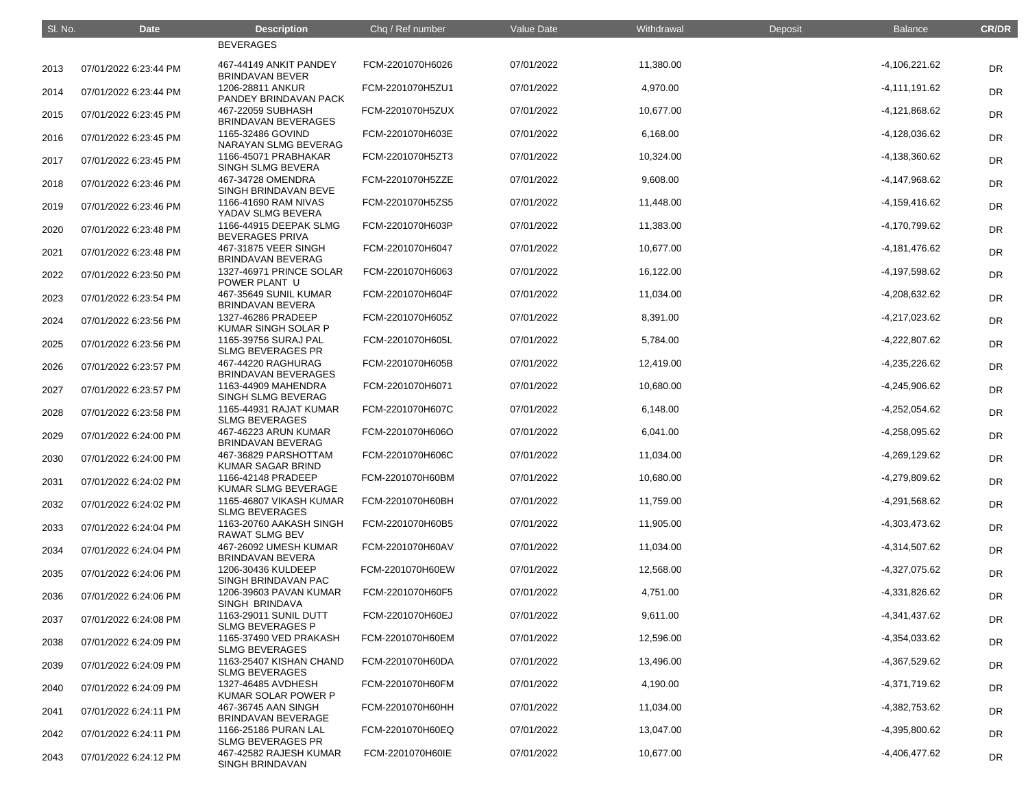| Sl. No. | Date | Description | Chq / Ref number | Value Date | Withdrawal | Deposit | Balance | CR/DR |
|---|---|---|---|---|---|---|---|---|
| | | BEVERAGES | | | | | | |
| 2013 | 07/01/2022 6:23:44 PM | 467-44149 ANKIT PANDEY BRINDAVAN BEVER | FCM-2201070H6026 | 07/01/2022 | 11,380.00 | | -4,106,221.62 | DR |
| 2014 | 07/01/2022 6:23:44 PM | 1206-28811 ANKUR PANDEY BRINDAVAN PACK | FCM-2201070H5ZU1 | 07/01/2022 | 4,970.00 | | -4,111,191.62 | DR |
| 2015 | 07/01/2022 6:23:45 PM | 467-22059 SUBHASH BRINDAVAN BEVERAGES | FCM-2201070H5ZUX | 07/01/2022 | 10,677.00 | | -4,121,868.62 | DR |
| 2016 | 07/01/2022 6:23:45 PM | 1165-32486 GOVIND NARAYAN SLMG BEVERAG | FCM-2201070H603E | 07/01/2022 | 6,168.00 | | -4,128,036.62 | DR |
| 2017 | 07/01/2022 6:23:45 PM | 1166-45071 PRABHAKAR SINGH SLMG BEVERA | FCM-2201070H5ZT3 | 07/01/2022 | 10,324.00 | | -4,138,360.62 | DR |
| 2018 | 07/01/2022 6:23:46 PM | 467-34728 OMENDRA SINGH BRINDAVAN BEVE | FCM-2201070H5ZZE | 07/01/2022 | 9,608.00 | | -4,147,968.62 | DR |
| 2019 | 07/01/2022 6:23:46 PM | 1166-41690 RAM NIVAS YADAV SLMG BEVERA | FCM-2201070H5ZS5 | 07/01/2022 | 11,448.00 | | -4,159,416.62 | DR |
| 2020 | 07/01/2022 6:23:48 PM | 1166-44915 DEEPAK SLMG BEVERAGES PRIVA | FCM-2201070H603P | 07/01/2022 | 11,383.00 | | -4,170,799.62 | DR |
| 2021 | 07/01/2022 6:23:48 PM | 467-31875 VEER SINGH BRINDAVAN BEVERAG | FCM-2201070H6047 | 07/01/2022 | 10,677.00 | | -4,181,476.62 | DR |
| 2022 | 07/01/2022 6:23:50 PM | 1327-46971 PRINCE SOLAR POWER PLANT U | FCM-2201070H6063 | 07/01/2022 | 16,122.00 | | -4,197,598.62 | DR |
| 2023 | 07/01/2022 6:23:54 PM | 467-35649 SUNIL KUMAR BRINDAVAN BEVERA | FCM-2201070H604F | 07/01/2022 | 11,034.00 | | -4,208,632.62 | DR |
| 2024 | 07/01/2022 6:23:56 PM | 1327-46286 PRADEEP KUMAR SINGH SOLAR P | FCM-2201070H605Z | 07/01/2022 | 8,391.00 | | -4,217,023.62 | DR |
| 2025 | 07/01/2022 6:23:56 PM | 1165-39756 SURAJ PAL SLMG BEVERAGES PR | FCM-2201070H605L | 07/01/2022 | 5,784.00 | | -4,222,807.62 | DR |
| 2026 | 07/01/2022 6:23:57 PM | 467-44220 RAGHURAG BRINDAVAN BEVERAGES | FCM-2201070H605B | 07/01/2022 | 12,419.00 | | -4,235,226.62 | DR |
| 2027 | 07/01/2022 6:23:57 PM | 1163-44909 MAHENDRA SINGH SLMG BEVERAG | FCM-2201070H6071 | 07/01/2022 | 10,680.00 | | -4,245,906.62 | DR |
| 2028 | 07/01/2022 6:23:58 PM | 1165-44931 RAJAT KUMAR SLMG BEVERAGES | FCM-2201070H607C | 07/01/2022 | 6,148.00 | | -4,252,054.62 | DR |
| 2029 | 07/01/2022 6:24:00 PM | 467-46223 ARUN KUMAR BRINDAVAN BEVERAG | FCM-2201070H606O | 07/01/2022 | 6,041.00 | | -4,258,095.62 | DR |
| 2030 | 07/01/2022 6:24:00 PM | 467-36829 PARSHOTTAM KUMAR SAGAR BRIND | FCM-2201070H606C | 07/01/2022 | 11,034.00 | | -4,269,129.62 | DR |
| 2031 | 07/01/2022 6:24:02 PM | 1166-42148 PRADEEP KUMAR SLMG BEVERAGE | FCM-2201070H60BM | 07/01/2022 | 10,680.00 | | -4,279,809.62 | DR |
| 2032 | 07/01/2022 6:24:02 PM | 1165-46807 VIKASH KUMAR SLMG BEVERAGES | FCM-2201070H60BH | 07/01/2022 | 11,759.00 | | -4,291,568.62 | DR |
| 2033 | 07/01/2022 6:24:04 PM | 1163-20760 AAKASH SINGH RAWAT SLMG BEV | FCM-2201070H60B5 | 07/01/2022 | 11,905.00 | | -4,303,473.62 | DR |
| 2034 | 07/01/2022 6:24:04 PM | 467-26092 UMESH KUMAR BRINDAVAN BEVERA | FCM-2201070H60AV | 07/01/2022 | 11,034.00 | | -4,314,507.62 | DR |
| 2035 | 07/01/2022 6:24:06 PM | 1206-30436 KULDEEP SINGH BRINDAVAN PAC | FCM-2201070H60EW | 07/01/2022 | 12,568.00 | | -4,327,075.62 | DR |
| 2036 | 07/01/2022 6:24:06 PM | 1206-39603 PAVAN KUMAR SINGH BRINDAVA | FCM-2201070H60F5 | 07/01/2022 | 4,751.00 | | -4,331,826.62 | DR |
| 2037 | 07/01/2022 6:24:08 PM | 1163-29011 SUNIL DUTT SLMG BEVERAGES P | FCM-2201070H60EJ | 07/01/2022 | 9,611.00 | | -4,341,437.62 | DR |
| 2038 | 07/01/2022 6:24:09 PM | 1165-37490 VED PRAKASH SLMG BEVERAGES | FCM-2201070H60EM | 07/01/2022 | 12,596.00 | | -4,354,033.62 | DR |
| 2039 | 07/01/2022 6:24:09 PM | 1163-25407 KISHAN CHAND SLMG BEVERAGES | FCM-2201070H60DA | 07/01/2022 | 13,496.00 | | -4,367,529.62 | DR |
| 2040 | 07/01/2022 6:24:09 PM | 1327-46485 AVDHESH KUMAR SOLAR POWER P | FCM-2201070H60FM | 07/01/2022 | 4,190.00 | | -4,371,719.62 | DR |
| 2041 | 07/01/2022 6:24:11 PM | 467-36745 AAN SINGH BRINDAVAN BEVERAGE | FCM-2201070H60HH | 07/01/2022 | 11,034.00 | | -4,382,753.62 | DR |
| 2042 | 07/01/2022 6:24:11 PM | 1166-25186 PURAN LAL SLMG BEVERAGES PR | FCM-2201070H60EQ | 07/01/2022 | 13,047.00 | | -4,395,800.62 | DR |
| 2043 | 07/01/2022 6:24:12 PM | 467-42582 RAJESH KUMAR SINGH BRINDAVAN | FCM-2201070H60IE | 07/01/2022 | 10,677.00 | | -4,406,477.62 | DR |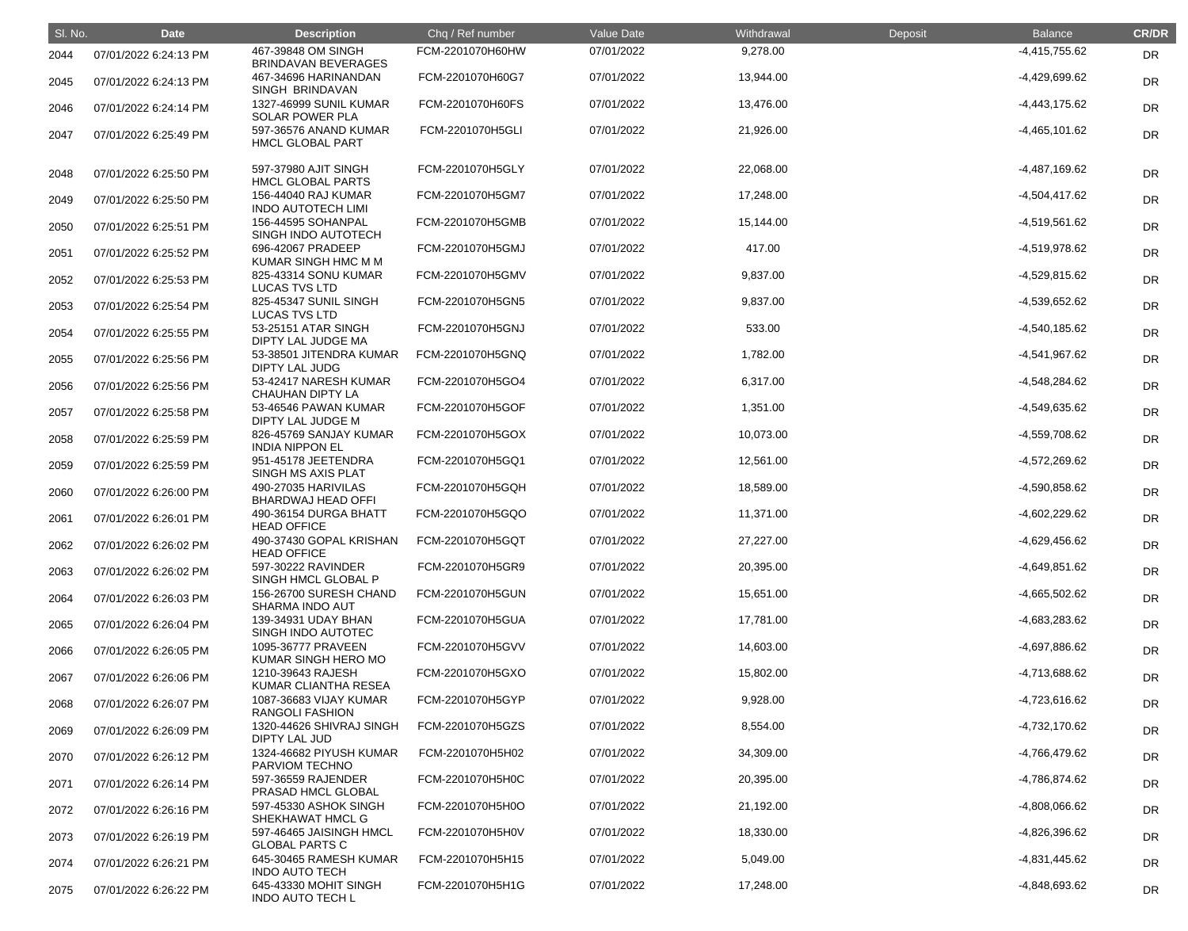| Sl. No. | Date | Description | Chq / Ref number | Value Date | Withdrawal | Deposit | Balance | CR/DR |
|---|---|---|---|---|---|---|---|---|
| 2044 | 07/01/2022 6:24:13 PM | 467-39848 OM SINGH BRINDAVAN BEVERAGES | FCM-2201070H60HW | 07/01/2022 | 9,278.00 | | -4,415,755.62 | DR |
| 2045 | 07/01/2022 6:24:13 PM | 467-34696 HARINANDAN SINGH BRINDAVAN | FCM-2201070H60G7 | 07/01/2022 | 13,944.00 | | -4,429,699.62 | DR |
| 2046 | 07/01/2022 6:24:14 PM | 1327-46999 SUNIL KUMAR SOLAR POWER PLA | FCM-2201070H60FS | 07/01/2022 | 13,476.00 | | -4,443,175.62 | DR |
| 2047 | 07/01/2022 6:25:49 PM | 597-36576 ANAND KUMAR HMCL GLOBAL PART | FCM-2201070H5GLI | 07/01/2022 | 21,926.00 | | -4,465,101.62 | DR |
| 2048 | 07/01/2022 6:25:50 PM | 597-37980 AJIT SINGH HMCL GLOBAL PARTS | FCM-2201070H5GLY | 07/01/2022 | 22,068.00 | | -4,487,169.62 | DR |
| 2049 | 07/01/2022 6:25:50 PM | 156-44040 RAJ KUMAR INDO AUTOTECH LIMI | FCM-2201070H5GM7 | 07/01/2022 | 17,248.00 | | -4,504,417.62 | DR |
| 2050 | 07/01/2022 6:25:51 PM | 156-44595 SOHANPAL SINGH INDO AUTOTECH | FCM-2201070H5GMB | 07/01/2022 | 15,144.00 | | -4,519,561.62 | DR |
| 2051 | 07/01/2022 6:25:52 PM | 696-42067 PRADEEP KUMAR SINGH HMC M M | FCM-2201070H5GMJ | 07/01/2022 | 417.00 | | -4,519,978.62 | DR |
| 2052 | 07/01/2022 6:25:53 PM | 825-43314 SONU KUMAR LUCAS TVS LTD | FCM-2201070H5GMV | 07/01/2022 | 9,837.00 | | -4,529,815.62 | DR |
| 2053 | 07/01/2022 6:25:54 PM | 825-45347 SUNIL SINGH LUCAS TVS LTD | FCM-2201070H5GN5 | 07/01/2022 | 9,837.00 | | -4,539,652.62 | DR |
| 2054 | 07/01/2022 6:25:55 PM | 53-25151 ATAR SINGH DIPTY LAL JUDGE MA | FCM-2201070H5GNJ | 07/01/2022 | 533.00 | | -4,540,185.62 | DR |
| 2055 | 07/01/2022 6:25:56 PM | 53-38501 JITENDRA KUMAR DIPTY LAL JUDG | FCM-2201070H5GNQ | 07/01/2022 | 1,782.00 | | -4,541,967.62 | DR |
| 2056 | 07/01/2022 6:25:56 PM | 53-42417 NARESH KUMAR CHAUHAN DIPTY LA | FCM-2201070H5GO4 | 07/01/2022 | 6,317.00 | | -4,548,284.62 | DR |
| 2057 | 07/01/2022 6:25:58 PM | 53-46546 PAWAN KUMAR DIPTY LAL JUDGE M | FCM-2201070H5GOF | 07/01/2022 | 1,351.00 | | -4,549,635.62 | DR |
| 2058 | 07/01/2022 6:25:59 PM | 826-45769 SANJAY KUMAR INDIA NIPPON EL | FCM-2201070H5GOX | 07/01/2022 | 10,073.00 | | -4,559,708.62 | DR |
| 2059 | 07/01/2022 6:25:59 PM | 951-45178 JEETENDRA SINGH MS AXIS PLAT | FCM-2201070H5GQ1 | 07/01/2022 | 12,561.00 | | -4,572,269.62 | DR |
| 2060 | 07/01/2022 6:26:00 PM | 490-27035 HARIVILAS BHARDWAJ HEAD OFFI | FCM-2201070H5GQH | 07/01/2022 | 18,589.00 | | -4,590,858.62 | DR |
| 2061 | 07/01/2022 6:26:01 PM | 490-36154 DURGA BHATT HEAD OFFICE | FCM-2201070H5GQO | 07/01/2022 | 11,371.00 | | -4,602,229.62 | DR |
| 2062 | 07/01/2022 6:26:02 PM | 490-37430 GOPAL KRISHAN HEAD OFFICE | FCM-2201070H5GQT | 07/01/2022 | 27,227.00 | | -4,629,456.62 | DR |
| 2063 | 07/01/2022 6:26:02 PM | 597-30222 RAVINDER SINGH HMCL GLOBAL P | FCM-2201070H5GR9 | 07/01/2022 | 20,395.00 | | -4,649,851.62 | DR |
| 2064 | 07/01/2022 6:26:03 PM | 156-26700 SURESH CHAND SHARMA INDO AUT | FCM-2201070H5GUN | 07/01/2022 | 15,651.00 | | -4,665,502.62 | DR |
| 2065 | 07/01/2022 6:26:04 PM | 139-34931 UDAY BHAN SINGH INDO AUTOTEC | FCM-2201070H5GUA | 07/01/2022 | 17,781.00 | | -4,683,283.62 | DR |
| 2066 | 07/01/2022 6:26:05 PM | 1095-36777 PRAVEEN KUMAR SINGH HERO MO | FCM-2201070H5GVV | 07/01/2022 | 14,603.00 | | -4,697,886.62 | DR |
| 2067 | 07/01/2022 6:26:06 PM | 1210-39643 RAJESH KUMAR CLIANTHA RESEA | FCM-2201070H5GXO | 07/01/2022 | 15,802.00 | | -4,713,688.62 | DR |
| 2068 | 07/01/2022 6:26:07 PM | 1087-36683 VIJAY KUMAR RANGOLI FASHION | FCM-2201070H5GYP | 07/01/2022 | 9,928.00 | | -4,723,616.62 | DR |
| 2069 | 07/01/2022 6:26:09 PM | 1320-44626 SHIVRAJ SINGH DIPTY LAL JUD | FCM-2201070H5GZS | 07/01/2022 | 8,554.00 | | -4,732,170.62 | DR |
| 2070 | 07/01/2022 6:26:12 PM | 1324-46682 PIYUSH KUMAR PARVIOM TECHNO | FCM-2201070H5H02 | 07/01/2022 | 34,309.00 | | -4,766,479.62 | DR |
| 2071 | 07/01/2022 6:26:14 PM | 597-36559 RAJENDER PRASAD HMCL GLOBAL | FCM-2201070H5H0C | 07/01/2022 | 20,395.00 | | -4,786,874.62 | DR |
| 2072 | 07/01/2022 6:26:16 PM | 597-45330 ASHOK SINGH SHEKHAWAT HMCL G | FCM-2201070H5H0O | 07/01/2022 | 21,192.00 | | -4,808,066.62 | DR |
| 2073 | 07/01/2022 6:26:19 PM | 597-46465 JAISINGH HMCL GLOBAL PARTS C | FCM-2201070H5H0V | 07/01/2022 | 18,330.00 | | -4,826,396.62 | DR |
| 2074 | 07/01/2022 6:26:21 PM | 645-30465 RAMESH KUMAR INDO AUTO TECH | FCM-2201070H5H15 | 07/01/2022 | 5,049.00 | | -4,831,445.62 | DR |
| 2075 | 07/01/2022 6:26:22 PM | 645-43330 MOHIT SINGH INDO AUTO TECH L | FCM-2201070H5H1G | 07/01/2022 | 17,248.00 | | -4,848,693.62 | DR |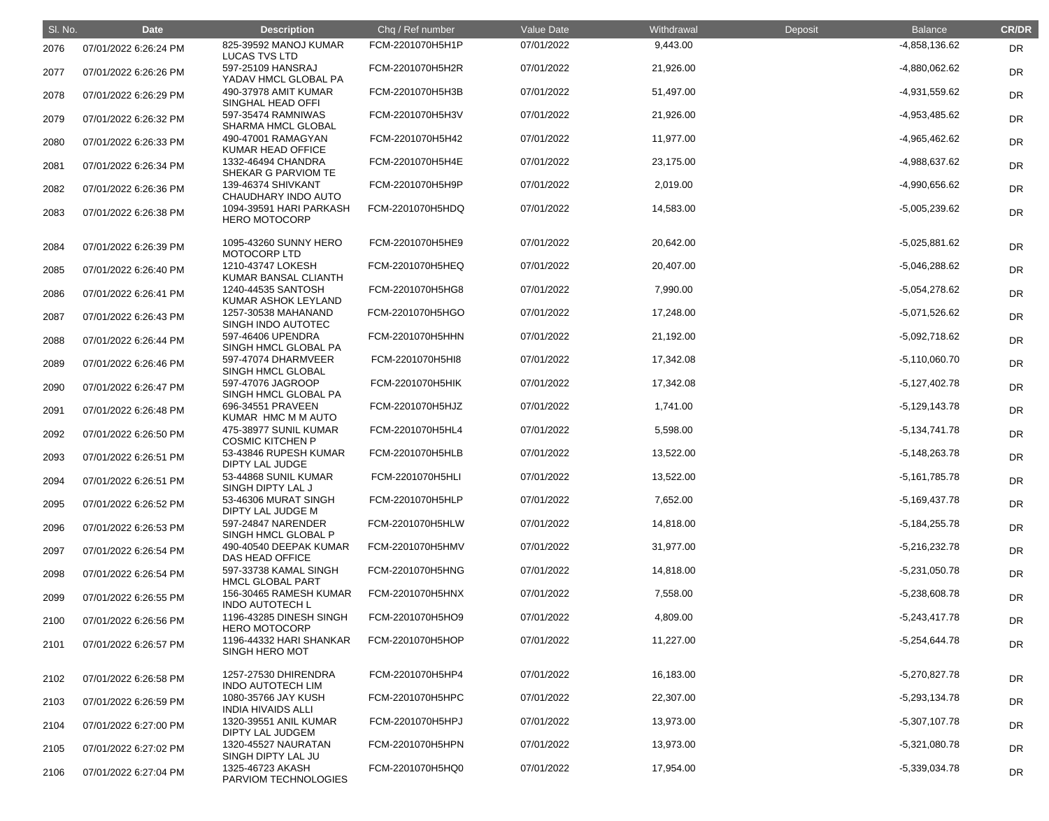| Sl. No. | Date | Description | Chq / Ref number | Value Date | Withdrawal | Deposit | Balance | CR/DR |
|---|---|---|---|---|---|---|---|---|
| 2076 | 07/01/2022 6:26:24 PM | 825-39592 MANOJ KUMAR LUCAS TVS LTD | FCM-2201070H5H1P | 07/01/2022 | 9,443.00 | | -4,858,136.62 | DR |
| 2077 | 07/01/2022 6:26:26 PM | 597-25109 HANSRAJ YADAV HMCL GLOBAL PA | FCM-2201070H5H2R | 07/01/2022 | 21,926.00 | | -4,880,062.62 | DR |
| 2078 | 07/01/2022 6:26:29 PM | 490-37978 AMIT KUMAR SINGHAL HEAD OFFI | FCM-2201070H5H3B | 07/01/2022 | 51,497.00 | | -4,931,559.62 | DR |
| 2079 | 07/01/2022 6:26:32 PM | 597-35474 RAMNIWAS SHARMA HMCL GLOBAL | FCM-2201070H5H3V | 07/01/2022 | 21,926.00 | | -4,953,485.62 | DR |
| 2080 | 07/01/2022 6:26:33 PM | 490-47001 RAMAGYAN KUMAR HEAD OFFICE | FCM-2201070H5H42 | 07/01/2022 | 11,977.00 | | -4,965,462.62 | DR |
| 2081 | 07/01/2022 6:26:34 PM | 1332-46494 CHANDRA SHEKAR G PARVIOM TE | FCM-2201070H5H4E | 07/01/2022 | 23,175.00 | | -4,988,637.62 | DR |
| 2082 | 07/01/2022 6:26:36 PM | 139-46374 SHIVKANT CHAUDHARY INDO AUTO | FCM-2201070H5H9P | 07/01/2022 | 2,019.00 | | -4,990,656.62 | DR |
| 2083 | 07/01/2022 6:26:38 PM | 1094-39591 HARI PARKASH HERO MOTOCORP | FCM-2201070H5HDQ | 07/01/2022 | 14,583.00 | | -5,005,239.62 | DR |
| 2084 | 07/01/2022 6:26:39 PM | 1095-43260 SUNNY HERO MOTOCORP LTD | FCM-2201070H5HE9 | 07/01/2022 | 20,642.00 | | -5,025,881.62 | DR |
| 2085 | 07/01/2022 6:26:40 PM | 1210-43747 LOKESH KUMAR BANSAL CLIANTH | FCM-2201070H5HEQ | 07/01/2022 | 20,407.00 | | -5,046,288.62 | DR |
| 2086 | 07/01/2022 6:26:41 PM | 1240-44535 SANTOSH KUMAR ASHOK LEYLAND | FCM-2201070H5HG8 | 07/01/2022 | 7,990.00 | | -5,054,278.62 | DR |
| 2087 | 07/01/2022 6:26:43 PM | 1257-30538 MAHANAND SINGH INDO AUTOTEC | FCM-2201070H5HGO | 07/01/2022 | 17,248.00 | | -5,071,526.62 | DR |
| 2088 | 07/01/2022 6:26:44 PM | 597-46406 UPENDRA SINGH HMCL GLOBAL PA | FCM-2201070H5HHN | 07/01/2022 | 21,192.00 | | -5,092,718.62 | DR |
| 2089 | 07/01/2022 6:26:46 PM | 597-47074 DHARMVEER SINGH HMCL GLOBAL | FCM-2201070H5HI8 | 07/01/2022 | 17,342.08 | | -5,110,060.70 | DR |
| 2090 | 07/01/2022 6:26:47 PM | 597-47076 JAGROOP SINGH HMCL GLOBAL PA | FCM-2201070H5HIK | 07/01/2022 | 17,342.08 | | -5,127,402.78 | DR |
| 2091 | 07/01/2022 6:26:48 PM | 696-34551 PRAVEEN KUMAR HMC M M AUTO | FCM-2201070H5HJZ | 07/01/2022 | 1,741.00 | | -5,129,143.78 | DR |
| 2092 | 07/01/2022 6:26:50 PM | 475-38977 SUNIL KUMAR COSMIC KITCHEN P | FCM-2201070H5HL4 | 07/01/2022 | 5,598.00 | | -5,134,741.78 | DR |
| 2093 | 07/01/2022 6:26:51 PM | 53-43846 RUPESH KUMAR DIPTY LAL JUDGE | FCM-2201070H5HLB | 07/01/2022 | 13,522.00 | | -5,148,263.78 | DR |
| 2094 | 07/01/2022 6:26:51 PM | 53-44868 SUNIL KUMAR SINGH DIPTY LAL J | FCM-2201070H5HLI | 07/01/2022 | 13,522.00 | | -5,161,785.78 | DR |
| 2095 | 07/01/2022 6:26:52 PM | 53-46306 MURAT SINGH DIPTY LAL JUDGE M | FCM-2201070H5HLP | 07/01/2022 | 7,652.00 | | -5,169,437.78 | DR |
| 2096 | 07/01/2022 6:26:53 PM | 597-24847 NARENDER SINGH HMCL GLOBAL P | FCM-2201070H5HLW | 07/01/2022 | 14,818.00 | | -5,184,255.78 | DR |
| 2097 | 07/01/2022 6:26:54 PM | 490-40540 DEEPAK KUMAR DAS HEAD OFFICE | FCM-2201070H5HMV | 07/01/2022 | 31,977.00 | | -5,216,232.78 | DR |
| 2098 | 07/01/2022 6:26:54 PM | 597-33738 KAMAL SINGH HMCL GLOBAL PART | FCM-2201070H5HNG | 07/01/2022 | 14,818.00 | | -5,231,050.78 | DR |
| 2099 | 07/01/2022 6:26:55 PM | 156-30465 RAMESH KUMAR INDO AUTOTECH L | FCM-2201070H5HNX | 07/01/2022 | 7,558.00 | | -5,238,608.78 | DR |
| 2100 | 07/01/2022 6:26:56 PM | 1196-43285 DINESH SINGH HERO MOTOCORP | FCM-2201070H5HO9 | 07/01/2022 | 4,809.00 | | -5,243,417.78 | DR |
| 2101 | 07/01/2022 6:26:57 PM | 1196-44332 HARI SHANKAR SINGH HERO MOT | FCM-2201070H5HOP | 07/01/2022 | 11,227.00 | | -5,254,644.78 | DR |
| 2102 | 07/01/2022 6:26:58 PM | 1257-27530 DHIRENDRA INDO AUTOTECH LIM | FCM-2201070H5HP4 | 07/01/2022 | 16,183.00 | | -5,270,827.78 | DR |
| 2103 | 07/01/2022 6:26:59 PM | 1080-35766 JAY KUSH INDIA HIVAIDS ALLI | FCM-2201070H5HPC | 07/01/2022 | 22,307.00 | | -5,293,134.78 | DR |
| 2104 | 07/01/2022 6:27:00 PM | 1320-39551 ANIL KUMAR DIPTY LAL JUDGEM | FCM-2201070H5HPJ | 07/01/2022 | 13,973.00 | | -5,307,107.78 | DR |
| 2105 | 07/01/2022 6:27:02 PM | 1320-45527 NAURATAN SINGH DIPTY LAL JU | FCM-2201070H5HPN | 07/01/2022 | 13,973.00 | | -5,321,080.78 | DR |
| 2106 | 07/01/2022 6:27:04 PM | 1325-46723 AKASH PARVIOM TECHNOLOGIES | FCM-2201070H5HQ0 | 07/01/2022 | 17,954.00 | | -5,339,034.78 | DR |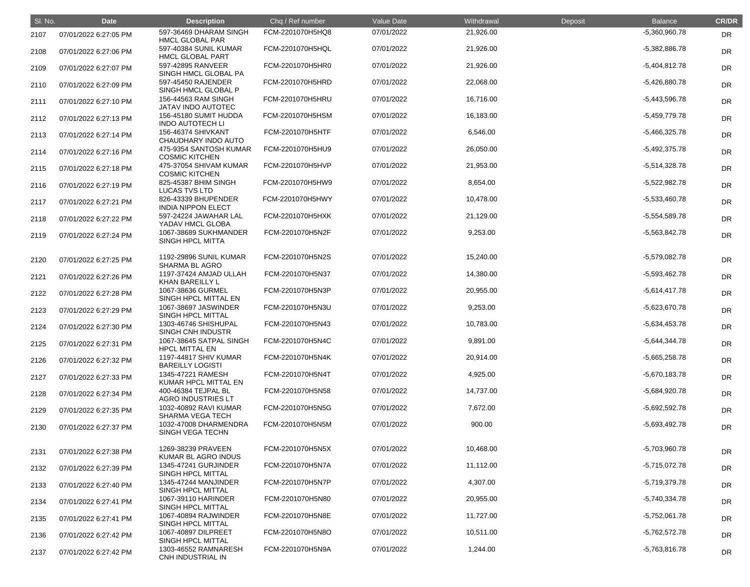| Sl. No. | Date | Description | Chq / Ref number | Value Date | Withdrawal | Deposit | Balance | CR/DR |
| --- | --- | --- | --- | --- | --- | --- | --- | --- |
| 2107 | 07/01/2022 6:27:05 PM | 597-36469 DHARAM SINGH HMCL GLOBAL PAR | FCM-2201070H5HQ8 | 07/01/2022 | 21,926.00 | | -5,360,960.78 | DR |
| 2108 | 07/01/2022 6:27:06 PM | 597-40384 SUNIL KUMAR HMCL GLOBAL PART | FCM-2201070H5HQL | 07/01/2022 | 21,926.00 | | -5,382,886.78 | DR |
| 2109 | 07/01/2022 6:27:07 PM | 597-42895 RANVEER SINGH HMCL GLOBAL PA | FCM-2201070H5HR0 | 07/01/2022 | 21,926.00 | | -5,404,812.78 | DR |
| 2110 | 07/01/2022 6:27:09 PM | 597-45450 RAJENDER SINGH HMCL GLOBAL P | FCM-2201070H5HRD | 07/01/2022 | 22,068.00 | | -5,426,880.78 | DR |
| 2111 | 07/01/2022 6:27:10 PM | 156-44563 RAM SINGH JATAV INDO AUTOTEC | FCM-2201070H5HRU | 07/01/2022 | 16,716.00 | | -5,443,596.78 | DR |
| 2112 | 07/01/2022 6:27:13 PM | 156-45180 SUMIT HUDDA INDO AUTOTECH LI | FCM-2201070H5HSM | 07/01/2022 | 16,183.00 | | -5,459,779.78 | DR |
| 2113 | 07/01/2022 6:27:14 PM | 156-46374 SHIVKANT CHAUDHARY INDO AUTO | FCM-2201070H5HTF | 07/01/2022 | 6,546.00 | | -5,466,325.78 | DR |
| 2114 | 07/01/2022 6:27:16 PM | 475-9354 SANTOSH KUMAR COSMIC KITCHEN | FCM-2201070H5HU9 | 07/01/2022 | 26,050.00 | | -5,492,375.78 | DR |
| 2115 | 07/01/2022 6:27:18 PM | 475-37054 SHIVAM KUMAR COSMIC KITCHEN | FCM-2201070H5HVP | 07/01/2022 | 21,953.00 | | -5,514,328.78 | DR |
| 2116 | 07/01/2022 6:27:19 PM | 825-45387 BHIM SINGH LUCAS TVS LTD | FCM-2201070H5HW9 | 07/01/2022 | 8,654.00 | | -5,522,982.78 | DR |
| 2117 | 07/01/2022 6:27:21 PM | 826-43339 BHUPENDER INDIA NIPPON ELECT | FCM-2201070H5HWY | 07/01/2022 | 10,478.00 | | -5,533,460.78 | DR |
| 2118 | 07/01/2022 6:27:22 PM | 597-24224 JAWAHAR LAL YADAV HMCL GLOBA | FCM-2201070H5HXK | 07/01/2022 | 21,129.00 | | -5,554,589.78 | DR |
| 2119 | 07/01/2022 6:27:24 PM | 1067-38689 SUKHMANDER SINGH HPCL MITTA | FCM-2201070H5N2F | 07/01/2022 | 9,253.00 | | -5,563,842.78 | DR |
| 2120 | 07/01/2022 6:27:25 PM | 1192-29896 SUNIL KUMAR SHARMA BL AGRO | FCM-2201070H5N2S | 07/01/2022 | 15,240.00 | | -5,579,082.78 | DR |
| 2121 | 07/01/2022 6:27:26 PM | 1197-37424 AMJAD ULLAH KHAN BAREILLY L | FCM-2201070H5N37 | 07/01/2022 | 14,380.00 | | -5,593,462.78 | DR |
| 2122 | 07/01/2022 6:27:28 PM | 1067-38636 GURMEL SINGH HPCL MITTAL EN | FCM-2201070H5N3P | 07/01/2022 | 20,955.00 | | -5,614,417.78 | DR |
| 2123 | 07/01/2022 6:27:29 PM | 1067-38697 JASWINDER SINGH HPCL MITTAL | FCM-2201070H5N3U | 07/01/2022 | 9,253.00 | | -5,623,670.78 | DR |
| 2124 | 07/01/2022 6:27:30 PM | 1303-46746 SHISHUPAL SINGH CNH INDUSTR | FCM-2201070H5N43 | 07/01/2022 | 10,783.00 | | -5,634,453.78 | DR |
| 2125 | 07/01/2022 6:27:31 PM | 1067-38645 SATPAL SINGH HPCL MITTAL EN | FCM-2201070H5N4C | 07/01/2022 | 9,891.00 | | -5,644,344.78 | DR |
| 2126 | 07/01/2022 6:27:32 PM | 1197-44817 SHIV KUMAR BAREILLY LOGISTI | FCM-2201070H5N4K | 07/01/2022 | 20,914.00 | | -5,665,258.78 | DR |
| 2127 | 07/01/2022 6:27:33 PM | 1345-47221 RAMESH KUMAR HPCL MITTAL EN | FCM-2201070H5N4T | 07/01/2022 | 4,925.00 | | -5,670,183.78 | DR |
| 2128 | 07/01/2022 6:27:34 PM | 400-46384 TEJPAL BL AGRO INDUSTRIES LT | FCM-2201070H5N58 | 07/01/2022 | 14,737.00 | | -5,684,920.78 | DR |
| 2129 | 07/01/2022 6:27:35 PM | 1032-40892 RAVI KUMAR SHARMA VEGA TECH | FCM-2201070H5N5G | 07/01/2022 | 7,672.00 | | -5,692,592.78 | DR |
| 2130 | 07/01/2022 6:27:37 PM | 1032-47008 DHARMENDRA SINGH VEGA TECHN | FCM-2201070H5N5M | 07/01/2022 | 900.00 | | -5,693,492.78 | DR |
| 2131 | 07/01/2022 6:27:38 PM | 1269-38239 PRAVEEN KUMAR BL AGRO INDUS | FCM-2201070H5N5X | 07/01/2022 | 10,468.00 | | -5,703,960.78 | DR |
| 2132 | 07/01/2022 6:27:39 PM | 1345-47241 GURJINDER SINGH HPCL MITTAL | FCM-2201070H5N7A | 07/01/2022 | 11,112.00 | | -5,715,072.78 | DR |
| 2133 | 07/01/2022 6:27:40 PM | 1345-47244 MANJINDER SINGH HPCL MITTAL | FCM-2201070H5N7P | 07/01/2022 | 4,307.00 | | -5,719,379.78 | DR |
| 2134 | 07/01/2022 6:27:41 PM | 1067-39110 HARINDER SINGH HPCL MITTAL | FCM-2201070H5N80 | 07/01/2022 | 20,955.00 | | -5,740,334.78 | DR |
| 2135 | 07/01/2022 6:27:41 PM | 1067-40894 RAJWINDER SINGH HPCL MITTAL | FCM-2201070H5N8E | 07/01/2022 | 11,727.00 | | -5,752,061.78 | DR |
| 2136 | 07/01/2022 6:27:42 PM | 1067-40897 DILPREET SINGH HPCL MITTAL | FCM-2201070H5N8O | 07/01/2022 | 10,511.00 | | -5,762,572.78 | DR |
| 2137 | 07/01/2022 6:27:42 PM | 1303-46552 RAMNARESH CNH INDUSTRIAL IN | FCM-2201070H5N9A | 07/01/2022 | 1,244.00 | | -5,763,816.78 | DR |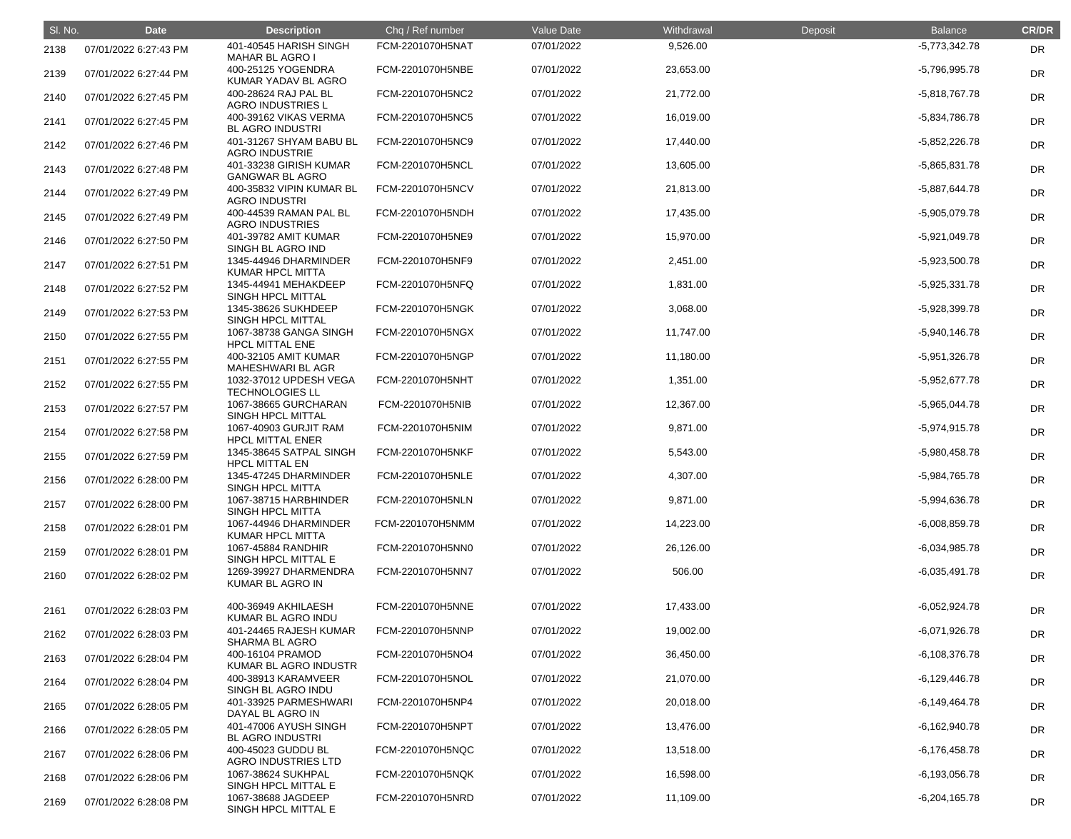| Sl. No. | Date | Description | Chq / Ref number | Value Date | Withdrawal | Deposit | Balance | CR/DR |
|---|---|---|---|---|---|---|---|---|
| 2138 | 07/01/2022 6:27:43 PM | 401-40545 HARISH SINGH MAHAR BL AGRO I | FCM-2201070H5NAT | 07/01/2022 | 9,526.00 | | -5,773,342.78 | DR |
| 2139 | 07/01/2022 6:27:44 PM | 400-25125 YOGENDRA KUMAR YADAV BL AGRO | FCM-2201070H5NBE | 07/01/2022 | 23,653.00 | | -5,796,995.78 | DR |
| 2140 | 07/01/2022 6:27:45 PM | 400-28624 RAJ PAL BL AGRO INDUSTRIES L | FCM-2201070H5NC2 | 07/01/2022 | 21,772.00 | | -5,818,767.78 | DR |
| 2141 | 07/01/2022 6:27:45 PM | 400-39162 VIKAS VERMA BL AGRO INDUSTRI | FCM-2201070H5NC5 | 07/01/2022 | 16,019.00 | | -5,834,786.78 | DR |
| 2142 | 07/01/2022 6:27:46 PM | 401-31267 SHYAM BABU BL AGRO INDUSTRIE | FCM-2201070H5NC9 | 07/01/2022 | 17,440.00 | | -5,852,226.78 | DR |
| 2143 | 07/01/2022 6:27:48 PM | 401-33238 GIRISH KUMAR GANGWAR BL AGRO | FCM-2201070H5NCL | 07/01/2022 | 13,605.00 | | -5,865,831.78 | DR |
| 2144 | 07/01/2022 6:27:49 PM | 400-35832 VIPIN KUMAR BL AGRO INDUSTRI | FCM-2201070H5NCV | 07/01/2022 | 21,813.00 | | -5,887,644.78 | DR |
| 2145 | 07/01/2022 6:27:49 PM | 400-44539 RAMAN PAL BL AGRO INDUSTRIES | FCM-2201070H5NDH | 07/01/2022 | 17,435.00 | | -5,905,079.78 | DR |
| 2146 | 07/01/2022 6:27:50 PM | 401-39782 AMIT KUMAR SINGH BL AGRO IND | FCM-2201070H5NE9 | 07/01/2022 | 15,970.00 | | -5,921,049.78 | DR |
| 2147 | 07/01/2022 6:27:51 PM | 1345-44946 DHARMINDER KUMAR HPCL MITTA | FCM-2201070H5NF9 | 07/01/2022 | 2,451.00 | | -5,923,500.78 | DR |
| 2148 | 07/01/2022 6:27:52 PM | 1345-44941 MEHAKDEEP SINGH HPCL MITTAL | FCM-2201070H5NFQ | 07/01/2022 | 1,831.00 | | -5,925,331.78 | DR |
| 2149 | 07/01/2022 6:27:53 PM | 1345-38626 SUKHDEEP SINGH HPCL MITTAL | FCM-2201070H5NGK | 07/01/2022 | 3,068.00 | | -5,928,399.78 | DR |
| 2150 | 07/01/2022 6:27:55 PM | 1067-38738 GANGA SINGH HPCL MITTAL ENE | FCM-2201070H5NGX | 07/01/2022 | 11,747.00 | | -5,940,146.78 | DR |
| 2151 | 07/01/2022 6:27:55 PM | 400-32105 AMIT KUMAR MAHESHWARI BL AGR | FCM-2201070H5NGP | 07/01/2022 | 11,180.00 | | -5,951,326.78 | DR |
| 2152 | 07/01/2022 6:27:55 PM | 1032-37012 UPDESH VEGA TECHNOLOGIES LL | FCM-2201070H5NHT | 07/01/2022 | 1,351.00 | | -5,952,677.78 | DR |
| 2153 | 07/01/2022 6:27:57 PM | 1067-38665 GURCHARAN SINGH HPCL MITTAL | FCM-2201070H5NIB | 07/01/2022 | 12,367.00 | | -5,965,044.78 | DR |
| 2154 | 07/01/2022 6:27:58 PM | 1067-40903 GURJIT RAM HPCL MITTAL ENER | FCM-2201070H5NIM | 07/01/2022 | 9,871.00 | | -5,974,915.78 | DR |
| 2155 | 07/01/2022 6:27:59 PM | 1345-38645 SATPAL SINGH HPCL MITTAL EN | FCM-2201070H5NKF | 07/01/2022 | 5,543.00 | | -5,980,458.78 | DR |
| 2156 | 07/01/2022 6:28:00 PM | 1345-47245 DHARMINDER SINGH HPCL MITTA | FCM-2201070H5NLE | 07/01/2022 | 4,307.00 | | -5,984,765.78 | DR |
| 2157 | 07/01/2022 6:28:00 PM | 1067-38715 HARBHINDER SINGH HPCL MITTA | FCM-2201070H5NLN | 07/01/2022 | 9,871.00 | | -5,994,636.78 | DR |
| 2158 | 07/01/2022 6:28:01 PM | 1067-44946 DHARMINDER KUMAR HPCL MITTA | FCM-2201070H5NMM | 07/01/2022 | 14,223.00 | | -6,008,859.78 | DR |
| 2159 | 07/01/2022 6:28:01 PM | 1067-45884 RANDHIR SINGH HPCL MITTAL E | FCM-2201070H5NN0 | 07/01/2022 | 26,126.00 | | -6,034,985.78 | DR |
| 2160 | 07/01/2022 6:28:02 PM | 1269-39927 DHARMENDRA KUMAR BL AGRO IN | FCM-2201070H5NN7 | 07/01/2022 | 506.00 | | -6,035,491.78 | DR |
| 2161 | 07/01/2022 6:28:03 PM | 400-36949 AKHILAESH KUMAR BL AGRO INDU | FCM-2201070H5NNE | 07/01/2022 | 17,433.00 | | -6,052,924.78 | DR |
| 2162 | 07/01/2022 6:28:03 PM | 401-24465 RAJESH KUMAR SHARMA BL AGRO | FCM-2201070H5NNP | 07/01/2022 | 19,002.00 | | -6,071,926.78 | DR |
| 2163 | 07/01/2022 6:28:04 PM | 400-16104 PRAMOD KUMAR BL AGRO INDUSTR | FCM-2201070H5NO4 | 07/01/2022 | 36,450.00 | | -6,108,376.78 | DR |
| 2164 | 07/01/2022 6:28:04 PM | 400-38913 KARAMVEER SINGH BL AGRO INDU | FCM-2201070H5NOL | 07/01/2022 | 21,070.00 | | -6,129,446.78 | DR |
| 2165 | 07/01/2022 6:28:05 PM | 401-33925 PARMESHWARI DAYAL BL AGRO IN | FCM-2201070H5NP4 | 07/01/2022 | 20,018.00 | | -6,149,464.78 | DR |
| 2166 | 07/01/2022 6:28:05 PM | 401-47006 AYUSH SINGH BL AGRO INDUSTRI | FCM-2201070H5NPT | 07/01/2022 | 13,476.00 | | -6,162,940.78 | DR |
| 2167 | 07/01/2022 6:28:06 PM | 400-45023 GUDDU BL AGRO INDUSTRIES LTD | FCM-2201070H5NQC | 07/01/2022 | 13,518.00 | | -6,176,458.78 | DR |
| 2168 | 07/01/2022 6:28:06 PM | 1067-38624 SUKHPAL SINGH HPCL MITTAL E | FCM-2201070H5NQK | 07/01/2022 | 16,598.00 | | -6,193,056.78 | DR |
| 2169 | 07/01/2022 6:28:08 PM | 1067-38688 JAGDEEP SINGH HPCL MITTAL E | FCM-2201070H5NRD | 07/01/2022 | 11,109.00 | | -6,204,165.78 | DR |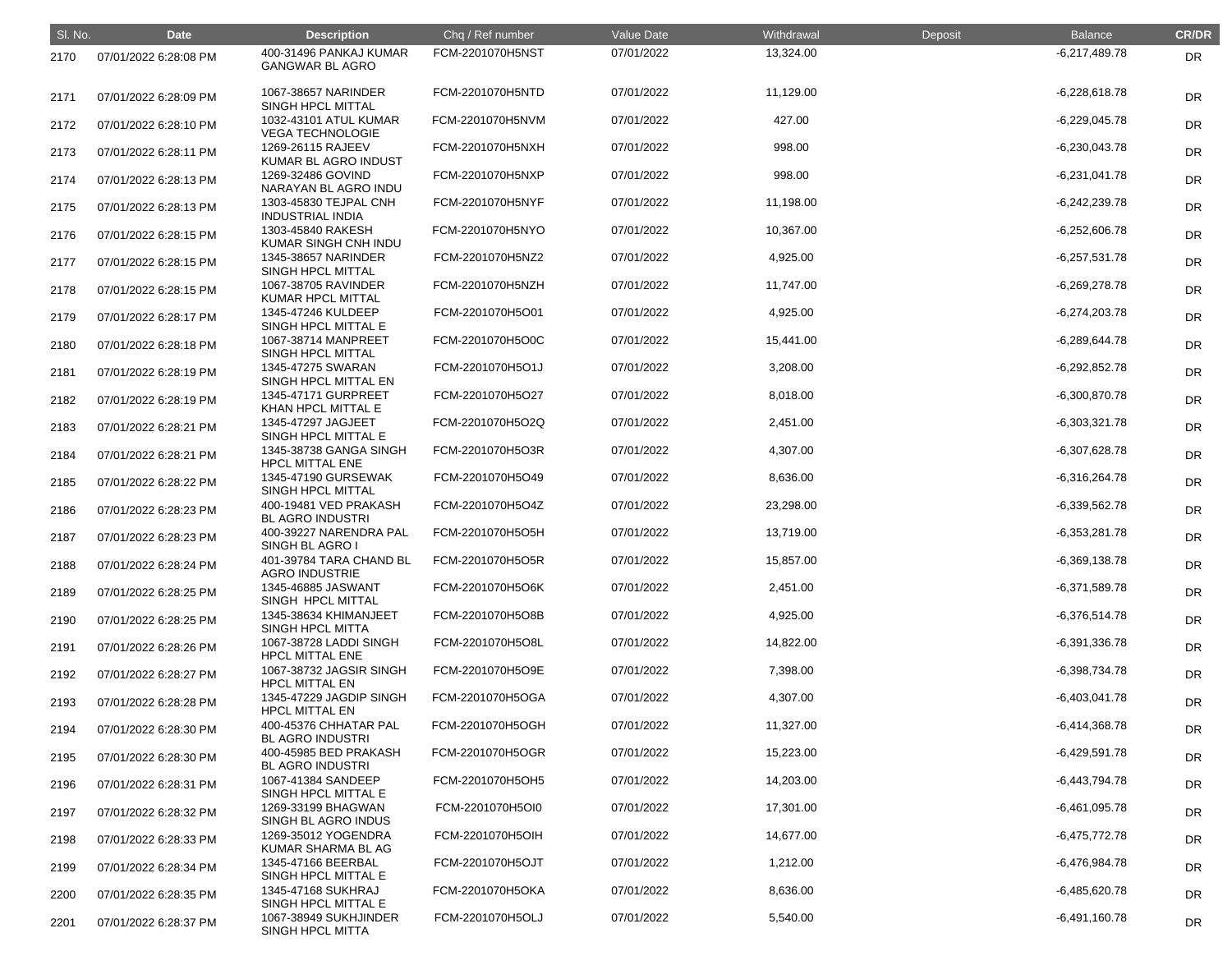| Sl. No. | Date | Description | Chq / Ref number | Value Date | Withdrawal | Deposit | Balance | CR/DR |
|---|---|---|---|---|---|---|---|---|
| 2170 | 07/01/2022 6:28:08 PM | 400-31496 PANKAJ KUMAR GANGWAR BL AGRO | FCM-2201070H5NST | 07/01/2022 | 13,324.00 | | -6,217,489.78 | DR |
| 2171 | 07/01/2022 6:28:09 PM | 1067-38657 NARINDER SINGH HPCL MITTAL | FCM-2201070H5NTD | 07/01/2022 | 11,129.00 | | -6,228,618.78 | DR |
| 2172 | 07/01/2022 6:28:10 PM | 1032-43101 ATUL KUMAR VEGA TECHNOLOGIE | FCM-2201070H5NVM | 07/01/2022 | 427.00 | | -6,229,045.78 | DR |
| 2173 | 07/01/2022 6:28:11 PM | 1269-26115 RAJEEV KUMAR BL AGRO INDUST | FCM-2201070H5NXH | 07/01/2022 | 998.00 | | -6,230,043.78 | DR |
| 2174 | 07/01/2022 6:28:13 PM | 1269-32486 GOVIND NARAYAN BL AGRO INDU | FCM-2201070H5NXP | 07/01/2022 | 998.00 | | -6,231,041.78 | DR |
| 2175 | 07/01/2022 6:28:13 PM | 1303-45830 TEJPAL CNH INDUSTRIAL INDIA | FCM-2201070H5NYF | 07/01/2022 | 11,198.00 | | -6,242,239.78 | DR |
| 2176 | 07/01/2022 6:28:15 PM | 1303-45840 RAKESH KUMAR SINGH CNH INDU | FCM-2201070H5NYO | 07/01/2022 | 10,367.00 | | -6,252,606.78 | DR |
| 2177 | 07/01/2022 6:28:15 PM | 1345-38657 NARINDER SINGH HPCL MITTAL | FCM-2201070H5NZ2 | 07/01/2022 | 4,925.00 | | -6,257,531.78 | DR |
| 2178 | 07/01/2022 6:28:15 PM | 1067-38705 RAVINDER KUMAR HPCL MITTAL | FCM-2201070H5NZH | 07/01/2022 | 11,747.00 | | -6,269,278.78 | DR |
| 2179 | 07/01/2022 6:28:17 PM | 1345-47246 KULDEEP SINGH HPCL MITTAL E | FCM-2201070H5O01 | 07/01/2022 | 4,925.00 | | -6,274,203.78 | DR |
| 2180 | 07/01/2022 6:28:18 PM | 1067-38714 MANPREET SINGH HPCL MITTAL | FCM-2201070H5O0C | 07/01/2022 | 15,441.00 | | -6,289,644.78 | DR |
| 2181 | 07/01/2022 6:28:19 PM | 1345-47275 SWARAN SINGH HPCL MITTAL EN | FCM-2201070H5O1J | 07/01/2022 | 3,208.00 | | -6,292,852.78 | DR |
| 2182 | 07/01/2022 6:28:19 PM | 1345-47171 GURPREET KHAN HPCL MITTAL E | FCM-2201070H5O27 | 07/01/2022 | 8,018.00 | | -6,300,870.78 | DR |
| 2183 | 07/01/2022 6:28:21 PM | 1345-47297 JAGJEET SINGH HPCL MITTAL E | FCM-2201070H5O2Q | 07/01/2022 | 2,451.00 | | -6,303,321.78 | DR |
| 2184 | 07/01/2022 6:28:21 PM | 1345-38738 GANGA SINGH HPCL MITTAL ENE | FCM-2201070H5O3R | 07/01/2022 | 4,307.00 | | -6,307,628.78 | DR |
| 2185 | 07/01/2022 6:28:22 PM | 1345-47190 GURSEWAK SINGH HPCL MITTAL | FCM-2201070H5O49 | 07/01/2022 | 8,636.00 | | -6,316,264.78 | DR |
| 2186 | 07/01/2022 6:28:23 PM | 400-19481 VED PRAKASH BL AGRO INDUSTRI | FCM-2201070H5O4Z | 07/01/2022 | 23,298.00 | | -6,339,562.78 | DR |
| 2187 | 07/01/2022 6:28:23 PM | 400-39227 NARENDRA PAL SINGH BL AGRO I | FCM-2201070H5O5H | 07/01/2022 | 13,719.00 | | -6,353,281.78 | DR |
| 2188 | 07/01/2022 6:28:24 PM | 401-39784 TARA CHAND BL AGRO INDUSTRIE | FCM-2201070H5O5R | 07/01/2022 | 15,857.00 | | -6,369,138.78 | DR |
| 2189 | 07/01/2022 6:28:25 PM | 1345-46885 JASWANT SINGH HPCL MITTAL | FCM-2201070H5O6K | 07/01/2022 | 2,451.00 | | -6,371,589.78 | DR |
| 2190 | 07/01/2022 6:28:25 PM | 1345-38634 KHIMANJEET SINGH HPCL MITTA | FCM-2201070H5O8B | 07/01/2022 | 4,925.00 | | -6,376,514.78 | DR |
| 2191 | 07/01/2022 6:28:26 PM | 1067-38728 LADDI SINGH HPCL MITTAL ENE | FCM-2201070H5O8L | 07/01/2022 | 14,822.00 | | -6,391,336.78 | DR |
| 2192 | 07/01/2022 6:28:27 PM | 1067-38732 JAGSIR SINGH HPCL MITTAL EN | FCM-2201070H5O9E | 07/01/2022 | 7,398.00 | | -6,398,734.78 | DR |
| 2193 | 07/01/2022 6:28:28 PM | 1345-47229 JAGDIP SINGH HPCL MITTAL EN | FCM-2201070H5OGA | 07/01/2022 | 4,307.00 | | -6,403,041.78 | DR |
| 2194 | 07/01/2022 6:28:30 PM | 400-45376 CHHATAR PAL BL AGRO INDUSTRI | FCM-2201070H5OGH | 07/01/2022 | 11,327.00 | | -6,414,368.78 | DR |
| 2195 | 07/01/2022 6:28:30 PM | 400-45985 BED PRAKASH BL AGRO INDUSTRI | FCM-2201070H5OGR | 07/01/2022 | 15,223.00 | | -6,429,591.78 | DR |
| 2196 | 07/01/2022 6:28:31 PM | 1067-41384 SANDEEP SINGH HPCL MITTAL E | FCM-2201070H5OH5 | 07/01/2022 | 14,203.00 | | -6,443,794.78 | DR |
| 2197 | 07/01/2022 6:28:32 PM | 1269-33199 BHAGWAN SINGH BL AGRO INDUS | FCM-2201070H5OI0 | 07/01/2022 | 17,301.00 | | -6,461,095.78 | DR |
| 2198 | 07/01/2022 6:28:33 PM | 1269-35012 YOGENDRA KUMAR SHARMA BL AG | FCM-2201070H5OIH | 07/01/2022 | 14,677.00 | | -6,475,772.78 | DR |
| 2199 | 07/01/2022 6:28:34 PM | 1345-47166 BEERBAL SINGH HPCL MITTAL E | FCM-2201070H5OJT | 07/01/2022 | 1,212.00 | | -6,476,984.78 | DR |
| 2200 | 07/01/2022 6:28:35 PM | 1345-47168 SUKHRAJ SINGH HPCL MITTAL E | FCM-2201070H5OKA | 07/01/2022 | 8,636.00 | | -6,485,620.78 | DR |
| 2201 | 07/01/2022 6:28:37 PM | 1067-38949 SUKHJINDER SINGH HPCL MITTA | FCM-2201070H5OLJ | 07/01/2022 | 5,540.00 | | -6,491,160.78 | DR |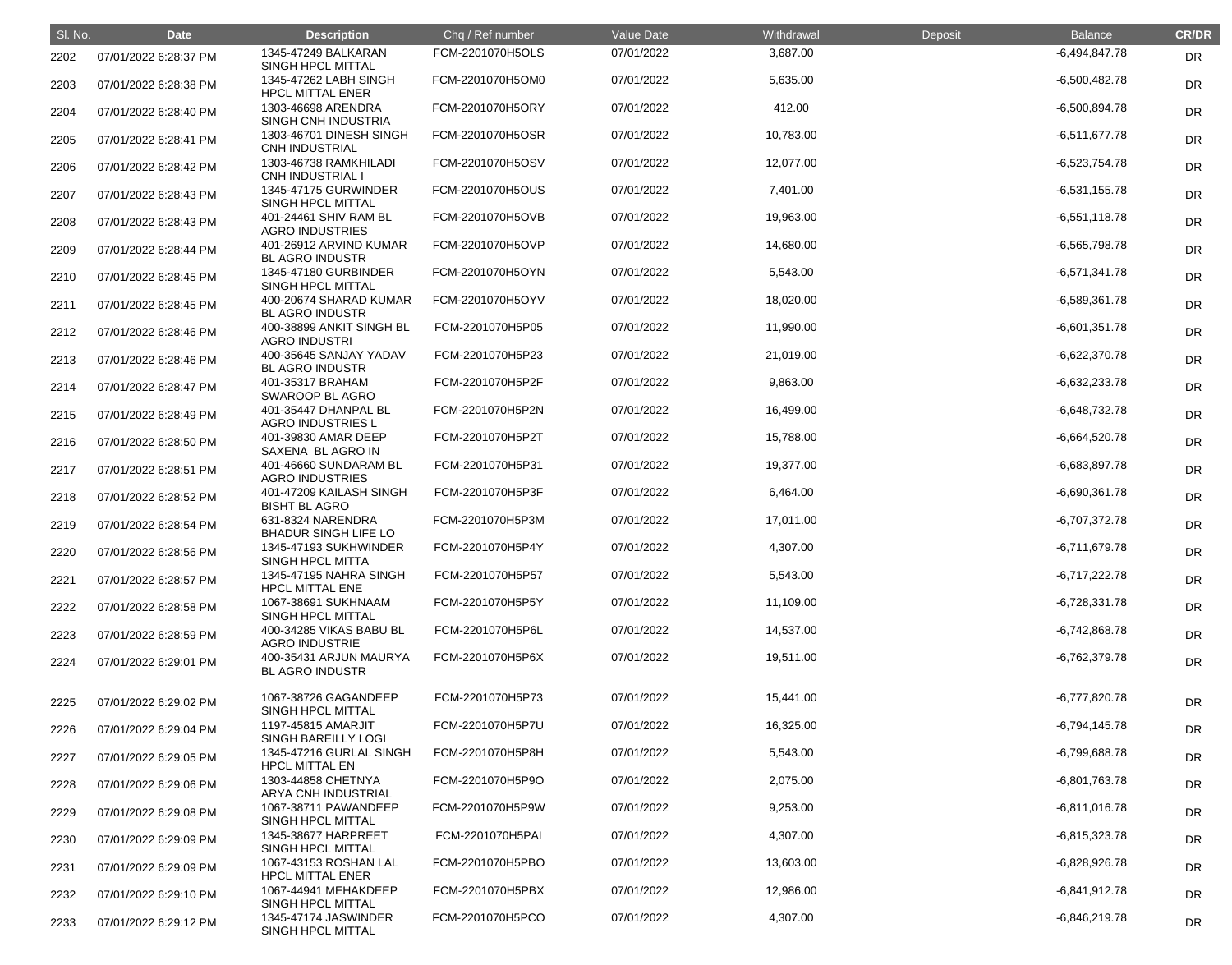| Sl. No. | Date | Description | Chq / Ref number | Value Date | Withdrawal | Deposit | Balance | CR/DR |
|---|---|---|---|---|---|---|---|---|
| 2202 | 07/01/2022 6:28:37 PM | 1345-47249 BALKARAN SINGH HPCL MITTAL | FCM-2201070H5OLS | 07/01/2022 | 3,687.00 | | -6,494,847.78 | DR |
| 2203 | 07/01/2022 6:28:38 PM | 1345-47262 LABH SINGH HPCL MITTAL ENER | FCM-2201070H5OM0 | 07/01/2022 | 5,635.00 | | -6,500,482.78 | DR |
| 2204 | 07/01/2022 6:28:40 PM | 1303-46698 ARENDRA SINGH CNH INDUSTRIA | FCM-2201070H5ORY | 07/01/2022 | 412.00 | | -6,500,894.78 | DR |
| 2205 | 07/01/2022 6:28:41 PM | 1303-46701 DINESH SINGH CNH INDUSTRIAL | FCM-2201070H5OSR | 07/01/2022 | 10,783.00 | | -6,511,677.78 | DR |
| 2206 | 07/01/2022 6:28:42 PM | 1303-46738 RAMKHILADI CNH INDUSTRIAL I | FCM-2201070H5OSV | 07/01/2022 | 12,077.00 | | -6,523,754.78 | DR |
| 2207 | 07/01/2022 6:28:43 PM | 1345-47175 GURWINDER SINGH HPCL MITTAL | FCM-2201070H5OUS | 07/01/2022 | 7,401.00 | | -6,531,155.78 | DR |
| 2208 | 07/01/2022 6:28:43 PM | 401-24461 SHIV RAM BL AGRO INDUSTRIES | FCM-2201070H5OVB | 07/01/2022 | 19,963.00 | | -6,551,118.78 | DR |
| 2209 | 07/01/2022 6:28:44 PM | 401-26912 ARVIND KUMAR BL AGRO INDUSTR | FCM-2201070H5OVP | 07/01/2022 | 14,680.00 | | -6,565,798.78 | DR |
| 2210 | 07/01/2022 6:28:45 PM | 1345-47180 GURBINDER SINGH HPCL MITTAL | FCM-2201070H5OYN | 07/01/2022 | 5,543.00 | | -6,571,341.78 | DR |
| 2211 | 07/01/2022 6:28:45 PM | 400-20674 SHARAD KUMAR BL AGRO INDUSTR | FCM-2201070H5OYV | 07/01/2022 | 18,020.00 | | -6,589,361.78 | DR |
| 2212 | 07/01/2022 6:28:46 PM | 400-38899 ANKIT SINGH BL AGRO INDUSTRI | FCM-2201070H5P05 | 07/01/2022 | 11,990.00 | | -6,601,351.78 | DR |
| 2213 | 07/01/2022 6:28:46 PM | 400-35645 SANJAY YADAV BL AGRO INDUSTR | FCM-2201070H5P23 | 07/01/2022 | 21,019.00 | | -6,622,370.78 | DR |
| 2214 | 07/01/2022 6:28:47 PM | 401-35317 BRAHAM SWAROOP BL AGRO | FCM-2201070H5P2F | 07/01/2022 | 9,863.00 | | -6,632,233.78 | DR |
| 2215 | 07/01/2022 6:28:49 PM | 401-35447 DHANPAL BL AGRO INDUSTRIES L | FCM-2201070H5P2N | 07/01/2022 | 16,499.00 | | -6,648,732.78 | DR |
| 2216 | 07/01/2022 6:28:50 PM | 401-39830 AMAR DEEP SAXENA BL AGRO IN | FCM-2201070H5P2T | 07/01/2022 | 15,788.00 | | -6,664,520.78 | DR |
| 2217 | 07/01/2022 6:28:51 PM | 401-46660 SUNDARAM BL AGRO INDUSTRIES | FCM-2201070H5P31 | 07/01/2022 | 19,377.00 | | -6,683,897.78 | DR |
| 2218 | 07/01/2022 6:28:52 PM | 401-47209 KAILASH SINGH BISHT BL AGRO | FCM-2201070H5P3F | 07/01/2022 | 6,464.00 | | -6,690,361.78 | DR |
| 2219 | 07/01/2022 6:28:54 PM | 631-8324 NARENDRA BHADUR SINGH LIFE LO | FCM-2201070H5P3M | 07/01/2022 | 17,011.00 | | -6,707,372.78 | DR |
| 2220 | 07/01/2022 6:28:56 PM | 1345-47193 SUKHWINDER SINGH HPCL MITTA | FCM-2201070H5P4Y | 07/01/2022 | 4,307.00 | | -6,711,679.78 | DR |
| 2221 | 07/01/2022 6:28:57 PM | 1345-47195 NAHRA SINGH HPCL MITTAL ENE | FCM-2201070H5P57 | 07/01/2022 | 5,543.00 | | -6,717,222.78 | DR |
| 2222 | 07/01/2022 6:28:58 PM | 1067-38691 SUKHNAAM SINGH HPCL MITTAL | FCM-2201070H5P5Y | 07/01/2022 | 11,109.00 | | -6,728,331.78 | DR |
| 2223 | 07/01/2022 6:28:59 PM | 400-34285 VIKAS BABU BL AGRO INDUSTRIE | FCM-2201070H5P6L | 07/01/2022 | 14,537.00 | | -6,742,868.78 | DR |
| 2224 | 07/01/2022 6:29:01 PM | 400-35431 ARJUN MAURYA BL AGRO INDUSTR | FCM-2201070H5P6X | 07/01/2022 | 19,511.00 | | -6,762,379.78 | DR |
| 2225 | 07/01/2022 6:29:02 PM | 1067-38726 GAGANDEEP SINGH HPCL MITTAL | FCM-2201070H5P73 | 07/01/2022 | 15,441.00 | | -6,777,820.78 | DR |
| 2226 | 07/01/2022 6:29:04 PM | 1197-45815 AMARJIT SINGH BAREILLY LOGI | FCM-2201070H5P7U | 07/01/2022 | 16,325.00 | | -6,794,145.78 | DR |
| 2227 | 07/01/2022 6:29:05 PM | 1345-47216 GURLAL SINGH HPCL MITTAL EN | FCM-2201070H5P8H | 07/01/2022 | 5,543.00 | | -6,799,688.78 | DR |
| 2228 | 07/01/2022 6:29:06 PM | 1303-44858 CHETNYA ARYA CNH INDUSTRIAL | FCM-2201070H5P9O | 07/01/2022 | 2,075.00 | | -6,801,763.78 | DR |
| 2229 | 07/01/2022 6:29:08 PM | 1067-38711 PAWANDEEP SINGH HPCL MITTAL | FCM-2201070H5P9W | 07/01/2022 | 9,253.00 | | -6,811,016.78 | DR |
| 2230 | 07/01/2022 6:29:09 PM | 1345-38677 HARPREET SINGH HPCL MITTAL | FCM-2201070H5PAI | 07/01/2022 | 4,307.00 | | -6,815,323.78 | DR |
| 2231 | 07/01/2022 6:29:09 PM | 1067-43153 ROSHAN LAL HPCL MITTAL ENER | FCM-2201070H5PBO | 07/01/2022 | 13,603.00 | | -6,828,926.78 | DR |
| 2232 | 07/01/2022 6:29:10 PM | 1067-44941 MEHAKDEEP SINGH HPCL MITTAL | FCM-2201070H5PBX | 07/01/2022 | 12,986.00 | | -6,841,912.78 | DR |
| 2233 | 07/01/2022 6:29:12 PM | 1345-47174 JASWINDER SINGH HPCL MITTAL | FCM-2201070H5PCO | 07/01/2022 | 4,307.00 | | -6,846,219.78 | DR |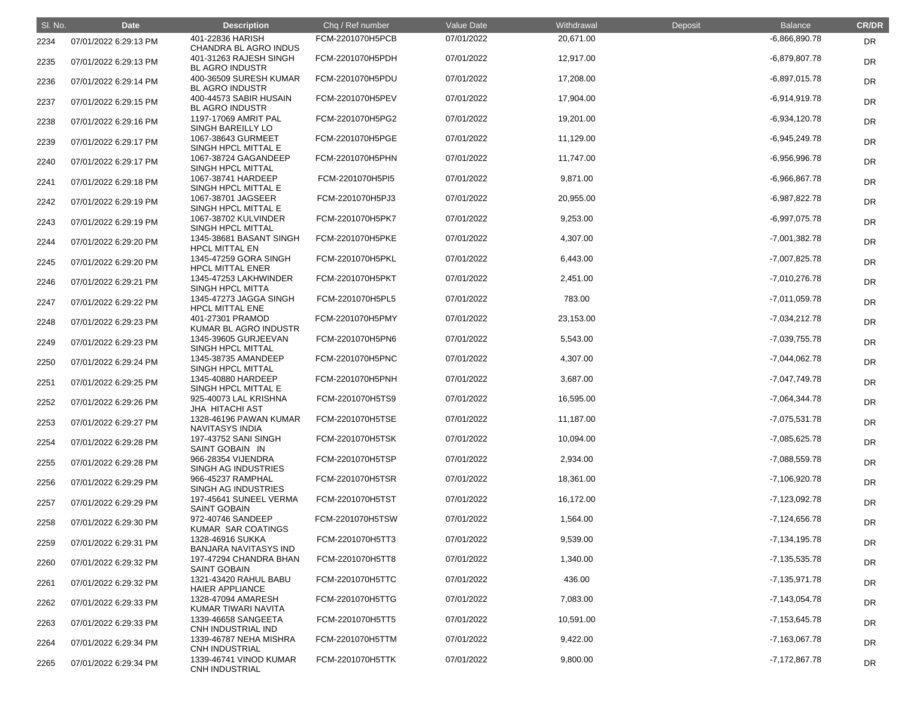| Sl. No. | Date | Description | Chq / Ref number | Value Date | Withdrawal | Deposit | Balance | CR/DR |
|---|---|---|---|---|---|---|---|---|
| 2234 | 07/01/2022 6:29:13 PM | 401-22836 HARISH CHANDRA BL AGRO INDUS | FCM-2201070H5PCB | 07/01/2022 | 20,671.00 | | -6,866,890.78 | DR |
| 2235 | 07/01/2022 6:29:13 PM | 401-31263 RAJESH SINGH BL AGRO INDUSTR | FCM-2201070H5PDH | 07/01/2022 | 12,917.00 | | -6,879,807.78 | DR |
| 2236 | 07/01/2022 6:29:14 PM | 400-36509 SURESH KUMAR BL AGRO INDUSTR | FCM-2201070H5PDU | 07/01/2022 | 17,208.00 | | -6,897,015.78 | DR |
| 2237 | 07/01/2022 6:29:15 PM | 400-44573 SABIR HUSAIN BL AGRO INDUSTR | FCM-2201070H5PEV | 07/01/2022 | 17,904.00 | | -6,914,919.78 | DR |
| 2238 | 07/01/2022 6:29:16 PM | 1197-17069 AMRIT PAL SINGH BAREILLY LO | FCM-2201070H5PG2 | 07/01/2022 | 19,201.00 | | -6,934,120.78 | DR |
| 2239 | 07/01/2022 6:29:17 PM | 1067-38643 GURMEET SINGH HPCL MITTAL E | FCM-2201070H5PGE | 07/01/2022 | 11,129.00 | | -6,945,249.78 | DR |
| 2240 | 07/01/2022 6:29:17 PM | 1067-38724 GAGANDEEP SINGH HPCL MITTAL | FCM-2201070H5PHN | 07/01/2022 | 11,747.00 | | -6,956,996.78 | DR |
| 2241 | 07/01/2022 6:29:18 PM | 1067-38741 HARDEEP SINGH HPCL MITTAL E | FCM-2201070H5PI5 | 07/01/2022 | 9,871.00 | | -6,966,867.78 | DR |
| 2242 | 07/01/2022 6:29:19 PM | 1067-38701 JAGSEER SINGH HPCL MITTAL E | FCM-2201070H5PJ3 | 07/01/2022 | 20,955.00 | | -6,987,822.78 | DR |
| 2243 | 07/01/2022 6:29:19 PM | 1067-38702 KULVINDER SINGH HPCL MITTAL | FCM-2201070H5PK7 | 07/01/2022 | 9,253.00 | | -6,997,075.78 | DR |
| 2244 | 07/01/2022 6:29:20 PM | 1345-38681 BASANT SINGH HPCL MITTAL EN | FCM-2201070H5PKE | 07/01/2022 | 4,307.00 | | -7,001,382.78 | DR |
| 2245 | 07/01/2022 6:29:20 PM | 1345-47259 GORA SINGH HPCL MITTAL ENER | FCM-2201070H5PKL | 07/01/2022 | 6,443.00 | | -7,007,825.78 | DR |
| 2246 | 07/01/2022 6:29:21 PM | 1345-47253 LAKHWINDER SINGH HPCL MITTA | FCM-2201070H5PKT | 07/01/2022 | 2,451.00 | | -7,010,276.78 | DR |
| 2247 | 07/01/2022 6:29:22 PM | 1345-47273 JAGGA SINGH HPCL MITTAL ENE | FCM-2201070H5PL5 | 07/01/2022 | 783.00 | | -7,011,059.78 | DR |
| 2248 | 07/01/2022 6:29:23 PM | 401-27301 PRAMOD KUMAR BL AGRO INDUSTR | FCM-2201070H5PMY | 07/01/2022 | 23,153.00 | | -7,034,212.78 | DR |
| 2249 | 07/01/2022 6:29:23 PM | 1345-39605 GURJEEVAN SINGH HPCL MITTAL | FCM-2201070H5PN6 | 07/01/2022 | 5,543.00 | | -7,039,755.78 | DR |
| 2250 | 07/01/2022 6:29:24 PM | 1345-38735 AMANDEEP SINGH HPCL MITTAL | FCM-2201070H5PNC | 07/01/2022 | 4,307.00 | | -7,044,062.78 | DR |
| 2251 | 07/01/2022 6:29:25 PM | 1345-40880 HARDEEP SINGH HPCL MITTAL E | FCM-2201070H5PNH | 07/01/2022 | 3,687.00 | | -7,047,749.78 | DR |
| 2252 | 07/01/2022 6:29:26 PM | 925-40073 LAL KRISHNA JHA HITACHI AST | FCM-2201070H5TS9 | 07/01/2022 | 16,595.00 | | -7,064,344.78 | DR |
| 2253 | 07/01/2022 6:29:27 PM | 1328-46196 PAWAN KUMAR NAVITASYS INDIA | FCM-2201070H5TSE | 07/01/2022 | 11,187.00 | | -7,075,531.78 | DR |
| 2254 | 07/01/2022 6:29:28 PM | 197-43752 SANI SINGH SAINT GOBAIN IN | FCM-2201070H5TSK | 07/01/2022 | 10,094.00 | | -7,085,625.78 | DR |
| 2255 | 07/01/2022 6:29:28 PM | 966-28354 VIJENDRA SINGH AG INDUSTRIES | FCM-2201070H5TSP | 07/01/2022 | 2,934.00 | | -7,088,559.78 | DR |
| 2256 | 07/01/2022 6:29:29 PM | 966-45237 RAMPHAL SINGH AG INDUSTRIES | FCM-2201070H5TSR | 07/01/2022 | 18,361.00 | | -7,106,920.78 | DR |
| 2257 | 07/01/2022 6:29:29 PM | 197-45641 SUNEEL VERMA SAINT GOBAIN | FCM-2201070H5TST | 07/01/2022 | 16,172.00 | | -7,123,092.78 | DR |
| 2258 | 07/01/2022 6:29:30 PM | 972-40746 SANDEEP KUMAR SAR COATINGS | FCM-2201070H5TSW | 07/01/2022 | 1,564.00 | | -7,124,656.78 | DR |
| 2259 | 07/01/2022 6:29:31 PM | 1328-46916 SUKKA BANJARA NAVITASYS IND | FCM-2201070H5TT3 | 07/01/2022 | 9,539.00 | | -7,134,195.78 | DR |
| 2260 | 07/01/2022 6:29:32 PM | 197-47294 CHANDRA BHAN SAINT GOBAIN | FCM-2201070H5TT8 | 07/01/2022 | 1,340.00 | | -7,135,535.78 | DR |
| 2261 | 07/01/2022 6:29:32 PM | 1321-43420 RAHUL BABU HAIER APPLIANCE | FCM-2201070H5TTC | 07/01/2022 | 436.00 | | -7,135,971.78 | DR |
| 2262 | 07/01/2022 6:29:33 PM | 1328-47094 AMARESH KUMAR TIWARI NAVITA | FCM-2201070H5TTG | 07/01/2022 | 7,083.00 | | -7,143,054.78 | DR |
| 2263 | 07/01/2022 6:29:33 PM | 1339-46658 SANGEETA CNH INDUSTRIAL IND | FCM-2201070H5TT5 | 07/01/2022 | 10,591.00 | | -7,153,645.78 | DR |
| 2264 | 07/01/2022 6:29:34 PM | 1339-46787 NEHA MISHRA CNH INDUSTRIAL | FCM-2201070H5TTM | 07/01/2022 | 9,422.00 | | -7,163,067.78 | DR |
| 2265 | 07/01/2022 6:29:34 PM | 1339-46741 VINOD KUMAR CNH INDUSTRIAL | FCM-2201070H5TTK | 07/01/2022 | 9,800.00 | | -7,172,867.78 | DR |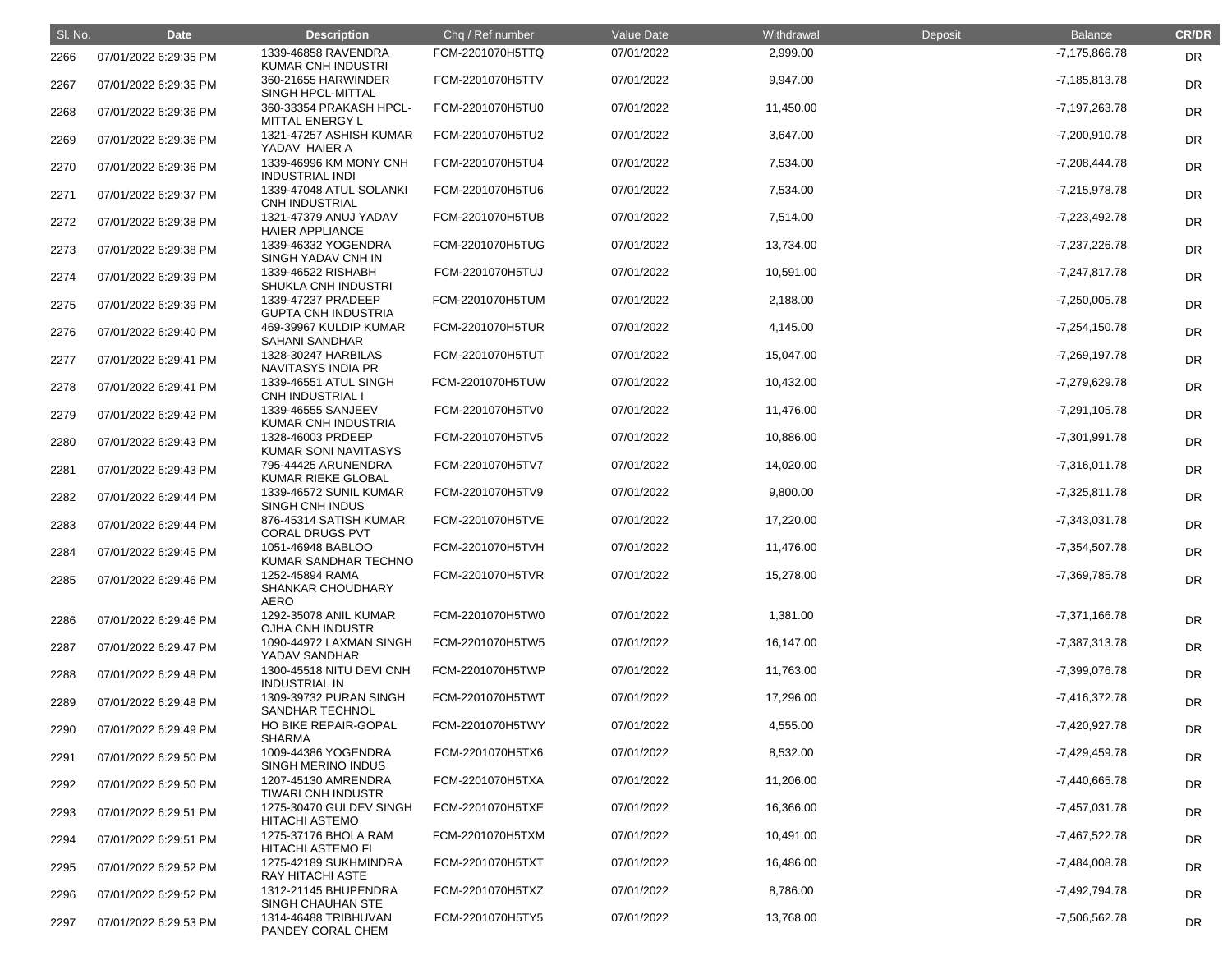| Sl. No. | Date | Description | Chq / Ref number | Value Date | Withdrawal | Deposit | Balance | CR/DR |
|---|---|---|---|---|---|---|---|---|
| 2266 | 07/01/2022 6:29:35 PM | 1339-46858 RAVENDRA KUMAR CNH INDUSTRI | FCM-2201070H5TTQ | 07/01/2022 | 2,999.00 | | -7,175,866.78 | DR |
| 2267 | 07/01/2022 6:29:35 PM | 360-21655 HARWINDER SINGH HPCL-MITTAL | FCM-2201070H5TTV | 07/01/2022 | 9,947.00 | | -7,185,813.78 | DR |
| 2268 | 07/01/2022 6:29:36 PM | 360-33354 PRAKASH HPCL-MITTAL ENERGY L | FCM-2201070H5TU0 | 07/01/2022 | 11,450.00 | | -7,197,263.78 | DR |
| 2269 | 07/01/2022 6:29:36 PM | 1321-47257 ASHISH KUMAR YADAV HAIER A | FCM-2201070H5TU2 | 07/01/2022 | 3,647.00 | | -7,200,910.78 | DR |
| 2270 | 07/01/2022 6:29:36 PM | 1339-46996 KM MONY CNH INDUSTRIAL INDI | FCM-2201070H5TU4 | 07/01/2022 | 7,534.00 | | -7,208,444.78 | DR |
| 2271 | 07/01/2022 6:29:37 PM | 1339-47048 ATUL SOLANKI CNH INDUSTRIAL | FCM-2201070H5TU6 | 07/01/2022 | 7,534.00 | | -7,215,978.78 | DR |
| 2272 | 07/01/2022 6:29:38 PM | 1321-47379 ANUJ YADAV HAIER APPLIANCE | FCM-2201070H5TUB | 07/01/2022 | 7,514.00 | | -7,223,492.78 | DR |
| 2273 | 07/01/2022 6:29:38 PM | 1339-46332 YOGENDRA SINGH YADAV CNH IN | FCM-2201070H5TUG | 07/01/2022 | 13,734.00 | | -7,237,226.78 | DR |
| 2274 | 07/01/2022 6:29:39 PM | 1339-46522 RISHABH SHUKLA CNH INDUSTRI | FCM-2201070H5TUJ | 07/01/2022 | 10,591.00 | | -7,247,817.78 | DR |
| 2275 | 07/01/2022 6:29:39 PM | 1339-47237 PRADEEP GUPTA CNH INDUSTRIA | FCM-2201070H5TUM | 07/01/2022 | 2,188.00 | | -7,250,005.78 | DR |
| 2276 | 07/01/2022 6:29:40 PM | 469-39967 KULDIP KUMAR SAHANI SANDHAR | FCM-2201070H5TUR | 07/01/2022 | 4,145.00 | | -7,254,150.78 | DR |
| 2277 | 07/01/2022 6:29:41 PM | 1328-30247 HARBILAS NAVITASYS INDIA PR | FCM-2201070H5TUT | 07/01/2022 | 15,047.00 | | -7,269,197.78 | DR |
| 2278 | 07/01/2022 6:29:41 PM | 1339-46551 ATUL SINGH CNH INDUSTRIAL I | FCM-2201070H5TUW | 07/01/2022 | 10,432.00 | | -7,279,629.78 | DR |
| 2279 | 07/01/2022 6:29:42 PM | 1339-46555 SANJEEV KUMAR CNH INDUSTRIA | FCM-2201070H5TV0 | 07/01/2022 | 11,476.00 | | -7,291,105.78 | DR |
| 2280 | 07/01/2022 6:29:43 PM | 1328-46003 PRDEEP KUMAR SONI NAVITASYS | FCM-2201070H5TV5 | 07/01/2022 | 10,886.00 | | -7,301,991.78 | DR |
| 2281 | 07/01/2022 6:29:43 PM | 795-44425 ARUNENDRA KUMAR RIEKE GLOBAL | FCM-2201070H5TV7 | 07/01/2022 | 14,020.00 | | -7,316,011.78 | DR |
| 2282 | 07/01/2022 6:29:44 PM | 1339-46572 SUNIL KUMAR SINGH CNH INDUS | FCM-2201070H5TV9 | 07/01/2022 | 9,800.00 | | -7,325,811.78 | DR |
| 2283 | 07/01/2022 6:29:44 PM | 876-45314 SATISH KUMAR CORAL DRUGS PVT | FCM-2201070H5TVE | 07/01/2022 | 17,220.00 | | -7,343,031.78 | DR |
| 2284 | 07/01/2022 6:29:45 PM | 1051-46948 BABLOO KUMAR SANDHAR TECHNO | FCM-2201070H5TVH | 07/01/2022 | 11,476.00 | | -7,354,507.78 | DR |
| 2285 | 07/01/2022 6:29:46 PM | 1252-45894 RAMA SHANKAR CHOUDHARY AERO | FCM-2201070H5TVR | 07/01/2022 | 15,278.00 | | -7,369,785.78 | DR |
| 2286 | 07/01/2022 6:29:46 PM | 1292-35078 ANIL KUMAR OJHA CNH INDUSTR | FCM-2201070H5TW0 | 07/01/2022 | 1,381.00 | | -7,371,166.78 | DR |
| 2287 | 07/01/2022 6:29:47 PM | 1090-44972 LAXMAN SINGH YADAV SANDHAR | FCM-2201070H5TW5 | 07/01/2022 | 16,147.00 | | -7,387,313.78 | DR |
| 2288 | 07/01/2022 6:29:48 PM | 1300-45518 NITU DEVI CNH INDUSTRIAL IN | FCM-2201070H5TWP | 07/01/2022 | 11,763.00 | | -7,399,076.78 | DR |
| 2289 | 07/01/2022 6:29:48 PM | 1309-39732 PURAN SINGH SANDHAR TECHNOL | FCM-2201070H5TWT | 07/01/2022 | 17,296.00 | | -7,416,372.78 | DR |
| 2290 | 07/01/2022 6:29:49 PM | HO BIKE REPAIR-GOPAL SHARMA | FCM-2201070H5TWY | 07/01/2022 | 4,555.00 | | -7,420,927.78 | DR |
| 2291 | 07/01/2022 6:29:50 PM | 1009-44386 YOGENDRA SINGH MERINO INDUS | FCM-2201070H5TX6 | 07/01/2022 | 8,532.00 | | -7,429,459.78 | DR |
| 2292 | 07/01/2022 6:29:50 PM | 1207-45130 AMRENDRA TIWARI CNH INDUSTR | FCM-2201070H5TXA | 07/01/2022 | 11,206.00 | | -7,440,665.78 | DR |
| 2293 | 07/01/2022 6:29:51 PM | 1275-30470 GULDEV SINGH HITACHI ASTEMO | FCM-2201070H5TXE | 07/01/2022 | 16,366.00 | | -7,457,031.78 | DR |
| 2294 | 07/01/2022 6:29:51 PM | 1275-37176 BHOLA RAM HITACHI ASTEMO FI | FCM-2201070H5TXM | 07/01/2022 | 10,491.00 | | -7,467,522.78 | DR |
| 2295 | 07/01/2022 6:29:52 PM | 1275-42189 SUKHMINDRA RAY HITACHI ASTE | FCM-2201070H5TXT | 07/01/2022 | 16,486.00 | | -7,484,008.78 | DR |
| 2296 | 07/01/2022 6:29:52 PM | 1312-21145 BHUPENDRA SINGH CHAUHAN STE | FCM-2201070H5TXZ | 07/01/2022 | 8,786.00 | | -7,492,794.78 | DR |
| 2297 | 07/01/2022 6:29:53 PM | 1314-46488 TRIBHUVAN PANDEY CORAL CHEM | FCM-2201070H5TY5 | 07/01/2022 | 13,768.00 | | -7,506,562.78 | DR |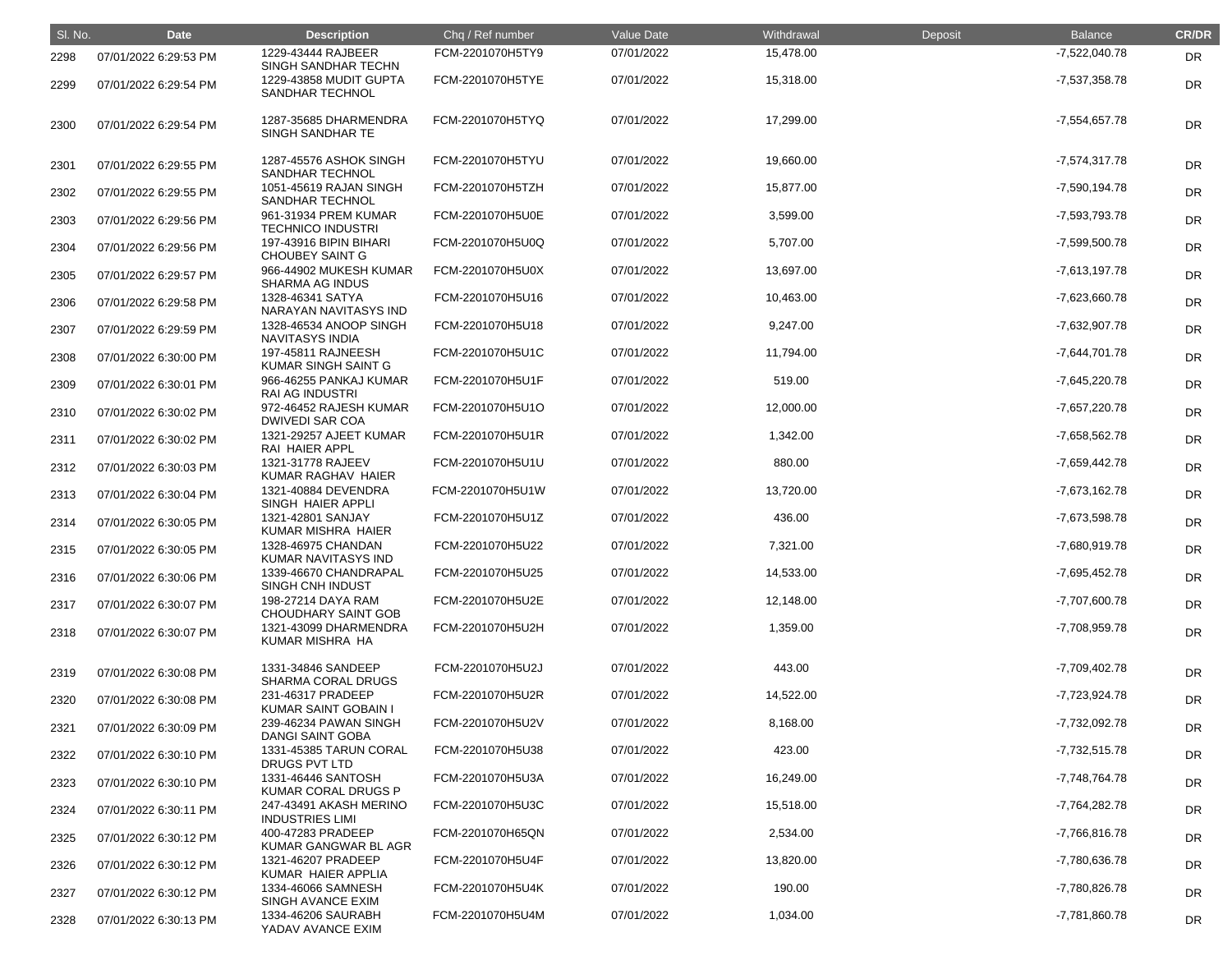| Sl. No. | Date | Description | Chq / Ref number | Value Date | Withdrawal | Deposit | Balance | CR/DR |
|---|---|---|---|---|---|---|---|---|
| 2298 | 07/01/2022 6:29:53 PM | 1229-43444 RAJBEER SINGH SANDHAR TECHN | FCM-2201070H5TY9 | 07/01/2022 | 15,478.00 | | -7,522,040.78 | DR |
| 2299 | 07/01/2022 6:29:54 PM | 1229-43858 MUDIT GUPTA SANDHAR TECHNOL | FCM-2201070H5TYE | 07/01/2022 | 15,318.00 | | -7,537,358.78 | DR |
| 2300 | 07/01/2022 6:29:54 PM | 1287-35685 DHARMENDRA SINGH SANDHAR TE | FCM-2201070H5TYQ | 07/01/2022 | 17,299.00 | | -7,554,657.78 | DR |
| 2301 | 07/01/2022 6:29:55 PM | 1287-45576 ASHOK SINGH SANDHAR TECHNOL | FCM-2201070H5TYU | 07/01/2022 | 19,660.00 | | -7,574,317.78 | DR |
| 2302 | 07/01/2022 6:29:55 PM | 1051-45619 RAJAN SINGH SANDHAR TECHNOL | FCM-2201070H5TZH | 07/01/2022 | 15,877.00 | | -7,590,194.78 | DR |
| 2303 | 07/01/2022 6:29:56 PM | 961-31934 PREM KUMAR TECHNICO INDUSTRI | FCM-2201070H5U0E | 07/01/2022 | 3,599.00 | | -7,593,793.78 | DR |
| 2304 | 07/01/2022 6:29:56 PM | 197-43916 BIPIN BIHARI CHOUBEY SAINT G | FCM-2201070H5U0Q | 07/01/2022 | 5,707.00 | | -7,599,500.78 | DR |
| 2305 | 07/01/2022 6:29:57 PM | 966-44902 MUKESH KUMAR SHARMA AG INDUS | FCM-2201070H5U0X | 07/01/2022 | 13,697.00 | | -7,613,197.78 | DR |
| 2306 | 07/01/2022 6:29:58 PM | 1328-46341 SATYA NARAYAN NAVITASYS IND | FCM-2201070H5U16 | 07/01/2022 | 10,463.00 | | -7,623,660.78 | DR |
| 2307 | 07/01/2022 6:29:59 PM | 1328-46534 ANOOP SINGH NAVITASYS INDIA | FCM-2201070H5U18 | 07/01/2022 | 9,247.00 | | -7,632,907.78 | DR |
| 2308 | 07/01/2022 6:30:00 PM | 197-45811 RAJNEESH KUMAR SINGH SAINT G | FCM-2201070H5U1C | 07/01/2022 | 11,794.00 | | -7,644,701.78 | DR |
| 2309 | 07/01/2022 6:30:01 PM | 966-46255 PANKAJ KUMAR RAI AG INDUSTRI | FCM-2201070H5U1F | 07/01/2022 | 519.00 | | -7,645,220.78 | DR |
| 2310 | 07/01/2022 6:30:02 PM | 972-46452 RAJESH KUMAR DWIVEDI SAR COA | FCM-2201070H5U1O | 07/01/2022 | 12,000.00 | | -7,657,220.78 | DR |
| 2311 | 07/01/2022 6:30:02 PM | 1321-29257 AJEET KUMAR RAI HAIER APPL | FCM-2201070H5U1R | 07/01/2022 | 1,342.00 | | -7,658,562.78 | DR |
| 2312 | 07/01/2022 6:30:03 PM | 1321-31778 RAJEEV KUMAR RAGHAV HAIER | FCM-2201070H5U1U | 07/01/2022 | 880.00 | | -7,659,442.78 | DR |
| 2313 | 07/01/2022 6:30:04 PM | 1321-40884 DEVENDRA SINGH HAIER APPLI | FCM-2201070H5U1W | 07/01/2022 | 13,720.00 | | -7,673,162.78 | DR |
| 2314 | 07/01/2022 6:30:05 PM | 1321-42801 SANJAY KUMAR MISHRA HAIER | FCM-2201070H5U1Z | 07/01/2022 | 436.00 | | -7,673,598.78 | DR |
| 2315 | 07/01/2022 6:30:05 PM | 1328-46975 CHANDAN KUMAR NAVITASYS IND | FCM-2201070H5U22 | 07/01/2022 | 7,321.00 | | -7,680,919.78 | DR |
| 2316 | 07/01/2022 6:30:06 PM | 1339-46670 CHANDRAPAL SINGH CNH INDUST | FCM-2201070H5U25 | 07/01/2022 | 14,533.00 | | -7,695,452.78 | DR |
| 2317 | 07/01/2022 6:30:07 PM | 198-27214 DAYA RAM CHOUDHARY SAINT GOB | FCM-2201070H5U2E | 07/01/2022 | 12,148.00 | | -7,707,600.78 | DR |
| 2318 | 07/01/2022 6:30:07 PM | 1321-43099 DHARMENDRA KUMAR MISHRA HA | FCM-2201070H5U2H | 07/01/2022 | 1,359.00 | | -7,708,959.78 | DR |
| 2319 | 07/01/2022 6:30:08 PM | 1331-34846 SANDEEP SHARMA CORAL DRUGS | FCM-2201070H5U2J | 07/01/2022 | 443.00 | | -7,709,402.78 | DR |
| 2320 | 07/01/2022 6:30:08 PM | 231-46317 PRADEEP KUMAR SAINT GOBAIN I | FCM-2201070H5U2R | 07/01/2022 | 14,522.00 | | -7,723,924.78 | DR |
| 2321 | 07/01/2022 6:30:09 PM | 239-46234 PAWAN SINGH DANGI SAINT GOBA | FCM-2201070H5U2V | 07/01/2022 | 8,168.00 | | -7,732,092.78 | DR |
| 2322 | 07/01/2022 6:30:10 PM | 1331-45385 TARUN CORAL DRUGS PVT LTD | FCM-2201070H5U38 | 07/01/2022 | 423.00 | | -7,732,515.78 | DR |
| 2323 | 07/01/2022 6:30:10 PM | 1331-46446 SANTOSH KUMAR CORAL DRUGS P | FCM-2201070H5U3A | 07/01/2022 | 16,249.00 | | -7,748,764.78 | DR |
| 2324 | 07/01/2022 6:30:11 PM | 247-43491 AKASH MERINO INDUSTRIES LIMI | FCM-2201070H5U3C | 07/01/2022 | 15,518.00 | | -7,764,282.78 | DR |
| 2325 | 07/01/2022 6:30:12 PM | 400-47283 PRADEEP KUMAR GANGWAR BL AGR | FCM-2201070H65QN | 07/01/2022 | 2,534.00 | | -7,766,816.78 | DR |
| 2326 | 07/01/2022 6:30:12 PM | 1321-46207 PRADEEP KUMAR HAIER APPLIA | FCM-2201070H5U4F | 07/01/2022 | 13,820.00 | | -7,780,636.78 | DR |
| 2327 | 07/01/2022 6:30:12 PM | 1334-46066 SAMNESH SINGH AVANCE EXIM | FCM-2201070H5U4K | 07/01/2022 | 190.00 | | -7,780,826.78 | DR |
| 2328 | 07/01/2022 6:30:13 PM | 1334-46206 SAURABH YADAV AVANCE EXIM | FCM-2201070H5U4M | 07/01/2022 | 1,034.00 | | -7,781,860.78 | DR |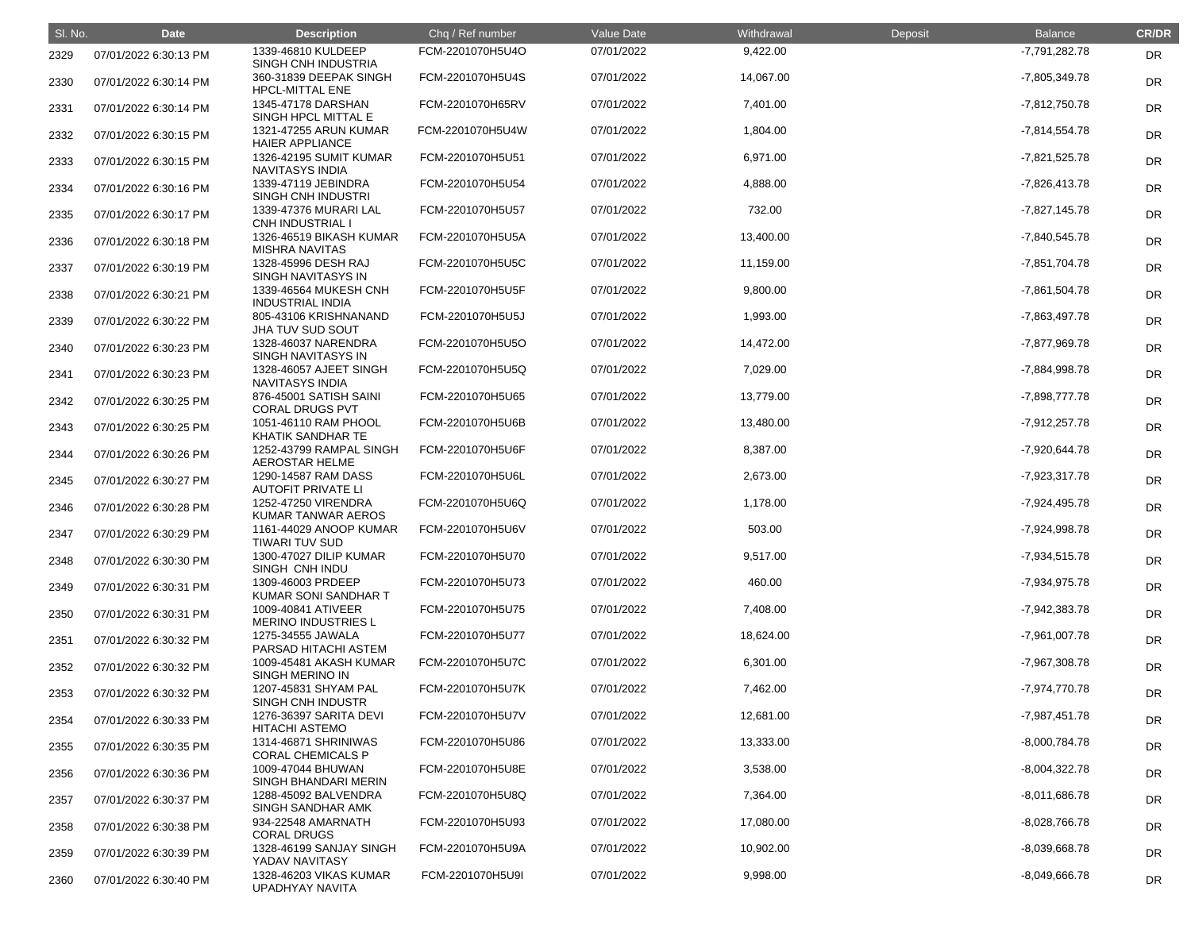| Sl. No. | Date | Description | Chq / Ref number | Value Date | Withdrawal | Deposit | Balance | CR/DR |
|---|---|---|---|---|---|---|---|---|
| 2329 | 07/01/2022 6:30:13 PM | 1339-46810 KULDEEP SINGH CNH INDUSTRIA | FCM-2201070H5U4O | 07/01/2022 | 9,422.00 | | -7,791,282.78 | DR |
| 2330 | 07/01/2022 6:30:14 PM | 360-31839 DEEPAK SINGH HPCL-MITTAL ENE | FCM-2201070H5U4S | 07/01/2022 | 14,067.00 | | -7,805,349.78 | DR |
| 2331 | 07/01/2022 6:30:14 PM | 1345-47178 DARSHAN SINGH HPCL MITTAL E | FCM-2201070H65RV | 07/01/2022 | 7,401.00 | | -7,812,750.78 | DR |
| 2332 | 07/01/2022 6:30:15 PM | 1321-47255 ARUN KUMAR HAIER APPLIANCE | FCM-2201070H5U4W | 07/01/2022 | 1,804.00 | | -7,814,554.78 | DR |
| 2333 | 07/01/2022 6:30:15 PM | 1326-42195 SUMIT KUMAR NAVITASYS INDIA | FCM-2201070H5U51 | 07/01/2022 | 6,971.00 | | -7,821,525.78 | DR |
| 2334 | 07/01/2022 6:30:16 PM | 1339-47119 JEBINDRA SINGH CNH INDUSTRI | FCM-2201070H5U54 | 07/01/2022 | 4,888.00 | | -7,826,413.78 | DR |
| 2335 | 07/01/2022 6:30:17 PM | 1339-47376 MURARI LAL CNH INDUSTRIAL I | FCM-2201070H5U57 | 07/01/2022 | 732.00 | | -7,827,145.78 | DR |
| 2336 | 07/01/2022 6:30:18 PM | 1326-46519 BIKASH KUMAR MISHRA NAVITAS | FCM-2201070H5U5A | 07/01/2022 | 13,400.00 | | -7,840,545.78 | DR |
| 2337 | 07/01/2022 6:30:19 PM | 1328-45996 DESH RAJ SINGH NAVITASYS IN | FCM-2201070H5U5C | 07/01/2022 | 11,159.00 | | -7,851,704.78 | DR |
| 2338 | 07/01/2022 6:30:21 PM | 1339-46564 MUKESH CNH INDUSTRIAL INDIA | FCM-2201070H5U5F | 07/01/2022 | 9,800.00 | | -7,861,504.78 | DR |
| 2339 | 07/01/2022 6:30:22 PM | 805-43106 KRISHNANAND JHA TUV SUD SOUT | FCM-2201070H5U5J | 07/01/2022 | 1,993.00 | | -7,863,497.78 | DR |
| 2340 | 07/01/2022 6:30:23 PM | 1328-46037 NARENDRA SINGH NAVITASYS IN | FCM-2201070H5U5O | 07/01/2022 | 14,472.00 | | -7,877,969.78 | DR |
| 2341 | 07/01/2022 6:30:23 PM | 1328-46057 AJEET SINGH NAVITASYS INDIA | FCM-2201070H5U5Q | 07/01/2022 | 7,029.00 | | -7,884,998.78 | DR |
| 2342 | 07/01/2022 6:30:25 PM | 876-45001 SATISH SAINI CORAL DRUGS PVT | FCM-2201070H5U65 | 07/01/2022 | 13,779.00 | | -7,898,777.78 | DR |
| 2343 | 07/01/2022 6:30:25 PM | 1051-46110 RAM PHOOL KHATIK SANDHAR TE | FCM-2201070H5U6B | 07/01/2022 | 13,480.00 | | -7,912,257.78 | DR |
| 2344 | 07/01/2022 6:30:26 PM | 1252-43799 RAMPAL SINGH AEROSTAR HELME | FCM-2201070H5U6F | 07/01/2022 | 8,387.00 | | -7,920,644.78 | DR |
| 2345 | 07/01/2022 6:30:27 PM | 1290-14587 RAM DASS AUTOFIT PRIVATE LI | FCM-2201070H5U6L | 07/01/2022 | 2,673.00 | | -7,923,317.78 | DR |
| 2346 | 07/01/2022 6:30:28 PM | 1252-47250 VIRENDRA KUMAR TANWAR AEROS | FCM-2201070H5U6Q | 07/01/2022 | 1,178.00 | | -7,924,495.78 | DR |
| 2347 | 07/01/2022 6:30:29 PM | 1161-44029 ANOOP KUMAR TIWARI TUV SUD | FCM-2201070H5U6V | 07/01/2022 | 503.00 | | -7,924,998.78 | DR |
| 2348 | 07/01/2022 6:30:30 PM | 1300-47027 DILIP KUMAR SINGH CNH INDU | FCM-2201070H5U70 | 07/01/2022 | 9,517.00 | | -7,934,515.78 | DR |
| 2349 | 07/01/2022 6:30:31 PM | 1309-46003 PRDEEP KUMAR SONI SANDHAR T | FCM-2201070H5U73 | 07/01/2022 | 460.00 | | -7,934,975.78 | DR |
| 2350 | 07/01/2022 6:30:31 PM | 1009-40841 ATIVEER MERINO INDUSTRIES L | FCM-2201070H5U75 | 07/01/2022 | 7,408.00 | | -7,942,383.78 | DR |
| 2351 | 07/01/2022 6:30:32 PM | 1275-34555 JAWALA PARSAD HITACHI ASTEM | FCM-2201070H5U77 | 07/01/2022 | 18,624.00 | | -7,961,007.78 | DR |
| 2352 | 07/01/2022 6:30:32 PM | 1009-45481 AKASH KUMAR SINGH MERINO IN | FCM-2201070H5U7C | 07/01/2022 | 6,301.00 | | -7,967,308.78 | DR |
| 2353 | 07/01/2022 6:30:32 PM | 1207-45831 SHYAM PAL SINGH CNH INDUSTR | FCM-2201070H5U7K | 07/01/2022 | 7,462.00 | | -7,974,770.78 | DR |
| 2354 | 07/01/2022 6:30:33 PM | 1276-36397 SARITA DEVI HITACHI ASTEMO | FCM-2201070H5U7V | 07/01/2022 | 12,681.00 | | -7,987,451.78 | DR |
| 2355 | 07/01/2022 6:30:35 PM | 1314-46871 SHRINIWAS CORAL CHEMICALS P | FCM-2201070H5U86 | 07/01/2022 | 13,333.00 | | -8,000,784.78 | DR |
| 2356 | 07/01/2022 6:30:36 PM | 1009-47044 BHUWAN SINGH BHANDARI MERIN | FCM-2201070H5U8E | 07/01/2022 | 3,538.00 | | -8,004,322.78 | DR |
| 2357 | 07/01/2022 6:30:37 PM | 1288-45092 BALVENDRA SINGH SANDHAR AMK | FCM-2201070H5U8Q | 07/01/2022 | 7,364.00 | | -8,011,686.78 | DR |
| 2358 | 07/01/2022 6:30:38 PM | 934-22548 AMARNATH CORAL DRUGS | FCM-2201070H5U93 | 07/01/2022 | 17,080.00 | | -8,028,766.78 | DR |
| 2359 | 07/01/2022 6:30:39 PM | 1328-46199 SANJAY SINGH YADAV NAVITASY | FCM-2201070H5U9A | 07/01/2022 | 10,902.00 | | -8,039,668.78 | DR |
| 2360 | 07/01/2022 6:30:40 PM | 1328-46203 VIKAS KUMAR UPADHYAY NAVITA | FCM-2201070H5U9I | 07/01/2022 | 9,998.00 | | -8,049,666.78 | DR |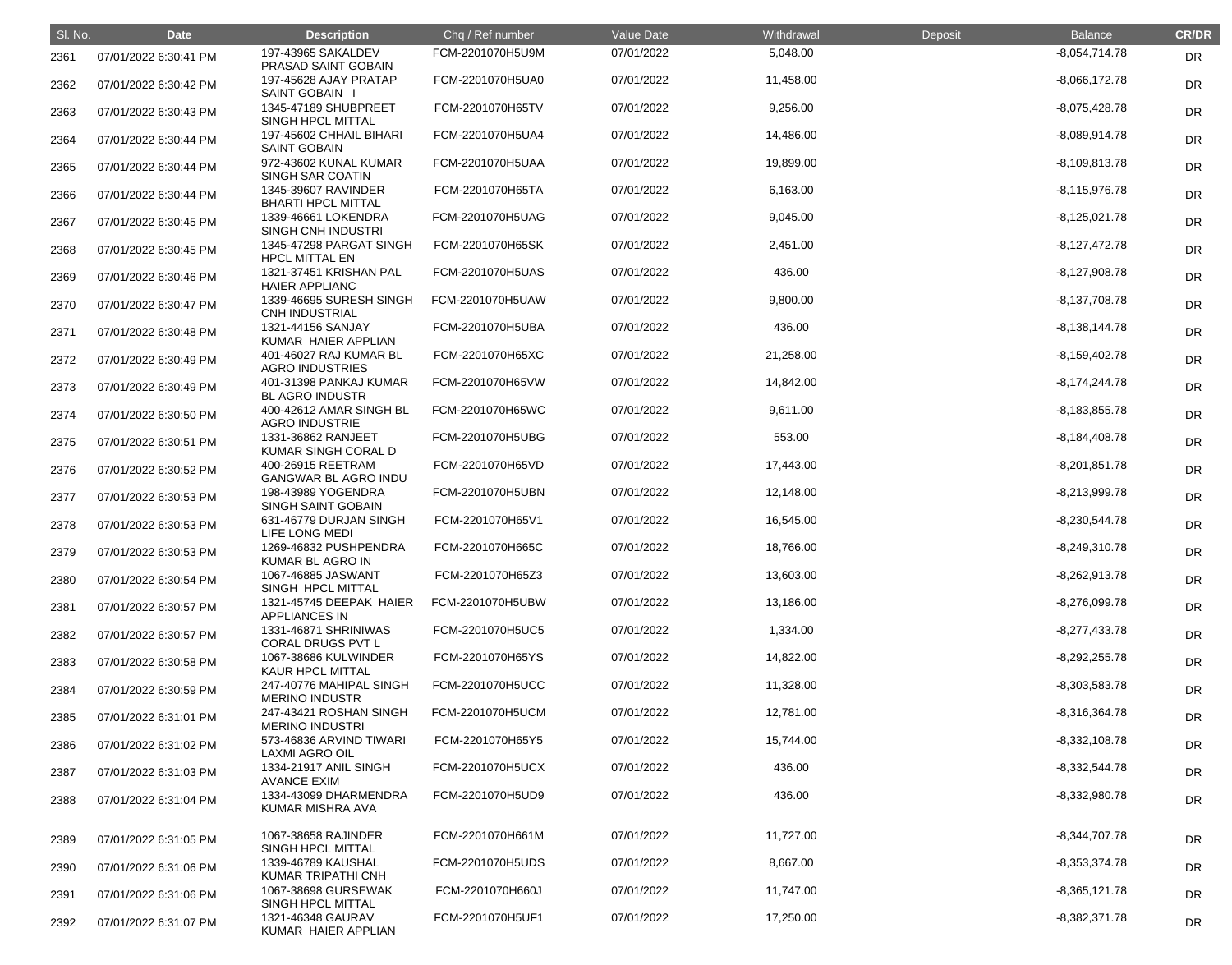| Sl. No. | Date | Description | Chq / Ref number | Value Date | Withdrawal | Deposit | Balance | CR/DR |
|---|---|---|---|---|---|---|---|---|
| 2361 | 07/01/2022 6:30:41 PM | 197-43965 SAKALDEV PRASAD SAINT GOBAIN | FCM-2201070H5U9M | 07/01/2022 | 5,048.00 | | -8,054,714.78 | DR |
| 2362 | 07/01/2022 6:30:42 PM | 197-45628 AJAY PRATAP SAINT GOBAIN I | FCM-2201070H5UA0 | 07/01/2022 | 11,458.00 | | -8,066,172.78 | DR |
| 2363 | 07/01/2022 6:30:43 PM | 1345-47189 SHUBPREET SINGH HPCL MITTAL | FCM-2201070H65TV | 07/01/2022 | 9,256.00 | | -8,075,428.78 | DR |
| 2364 | 07/01/2022 6:30:44 PM | 197-45602 CHHAIL BIHARI SAINT GOBAIN | FCM-2201070H5UA4 | 07/01/2022 | 14,486.00 | | -8,089,914.78 | DR |
| 2365 | 07/01/2022 6:30:44 PM | 972-43602 KUNAL KUMAR SINGH SAR COATIN | FCM-2201070H5UAA | 07/01/2022 | 19,899.00 | | -8,109,813.78 | DR |
| 2366 | 07/01/2022 6:30:44 PM | 1345-39607 RAVINDER BHARTI HPCL MITTAL | FCM-2201070H65TA | 07/01/2022 | 6,163.00 | | -8,115,976.78 | DR |
| 2367 | 07/01/2022 6:30:45 PM | 1339-46661 LOKENDRA SINGH CNH INDUSTRI | FCM-2201070H5UAG | 07/01/2022 | 9,045.00 | | -8,125,021.78 | DR |
| 2368 | 07/01/2022 6:30:45 PM | 1345-47298 PARGAT SINGH HPCL MITTAL EN | FCM-2201070H65SK | 07/01/2022 | 2,451.00 | | -8,127,472.78 | DR |
| 2369 | 07/01/2022 6:30:46 PM | 1321-37451 KRISHAN PAL HAIER APPLIANC | FCM-2201070H5UAS | 07/01/2022 | 436.00 | | -8,127,908.78 | DR |
| 2370 | 07/01/2022 6:30:47 PM | 1339-46695 SURESH SINGH CNH INDUSTRIAL | FCM-2201070H5UAW | 07/01/2022 | 9,800.00 | | -8,137,708.78 | DR |
| 2371 | 07/01/2022 6:30:48 PM | 1321-44156 SANJAY KUMAR HAIER APPLIAN | FCM-2201070H5UBA | 07/01/2022 | 436.00 | | -8,138,144.78 | DR |
| 2372 | 07/01/2022 6:30:49 PM | 401-46027 RAJ KUMAR BL AGRO INDUSTRIES | FCM-2201070H65XC | 07/01/2022 | 21,258.00 | | -8,159,402.78 | DR |
| 2373 | 07/01/2022 6:30:49 PM | 401-31398 PANKAJ KUMAR BL AGRO INDUSTR | FCM-2201070H65VW | 07/01/2022 | 14,842.00 | | -8,174,244.78 | DR |
| 2374 | 07/01/2022 6:30:50 PM | 400-42612 AMAR SINGH BL AGRO INDUSTRIE | FCM-2201070H65WC | 07/01/2022 | 9,611.00 | | -8,183,855.78 | DR |
| 2375 | 07/01/2022 6:30:51 PM | 1331-36862 RANJEET KUMAR SINGH CORAL D | FCM-2201070H5UBG | 07/01/2022 | 553.00 | | -8,184,408.78 | DR |
| 2376 | 07/01/2022 6:30:52 PM | 400-26915 REETRAM GANGWAR BL AGRO INDU | FCM-2201070H65VD | 07/01/2022 | 17,443.00 | | -8,201,851.78 | DR |
| 2377 | 07/01/2022 6:30:53 PM | 198-43989 YOGENDRA SINGH SAINT GOBAIN | FCM-2201070H5UBN | 07/01/2022 | 12,148.00 | | -8,213,999.78 | DR |
| 2378 | 07/01/2022 6:30:53 PM | 631-46779 DURJAN SINGH LIFE LONG MEDI | FCM-2201070H65V1 | 07/01/2022 | 16,545.00 | | -8,230,544.78 | DR |
| 2379 | 07/01/2022 6:30:53 PM | 1269-46832 PUSHPENDRA KUMAR BL AGRO IN | FCM-2201070H665C | 07/01/2022 | 18,766.00 | | -8,249,310.78 | DR |
| 2380 | 07/01/2022 6:30:54 PM | 1067-46885 JASWANT SINGH HPCL MITTAL | FCM-2201070H65Z3 | 07/01/2022 | 13,603.00 | | -8,262,913.78 | DR |
| 2381 | 07/01/2022 6:30:57 PM | 1321-45745 DEEPAK HAIER APPLIANCES IN | FCM-2201070H5UBW | 07/01/2022 | 13,186.00 | | -8,276,099.78 | DR |
| 2382 | 07/01/2022 6:30:57 PM | 1331-46871 SHRINIWAS CORAL DRUGS PVT L | FCM-2201070H5UC5 | 07/01/2022 | 1,334.00 | | -8,277,433.78 | DR |
| 2383 | 07/01/2022 6:30:58 PM | 1067-38686 KULWINDER KAUR HPCL MITTAL | FCM-2201070H65YS | 07/01/2022 | 14,822.00 | | -8,292,255.78 | DR |
| 2384 | 07/01/2022 6:30:59 PM | 247-40776 MAHIPAL SINGH MERINO INDUSTR | FCM-2201070H5UCC | 07/01/2022 | 11,328.00 | | -8,303,583.78 | DR |
| 2385 | 07/01/2022 6:31:01 PM | 247-43421 ROSHAN SINGH MERINO INDUSTRI | FCM-2201070H5UCM | 07/01/2022 | 12,781.00 | | -8,316,364.78 | DR |
| 2386 | 07/01/2022 6:31:02 PM | 573-46836 ARVIND TIWARI LAXMI AGRO OIL | FCM-2201070H65Y5 | 07/01/2022 | 15,744.00 | | -8,332,108.78 | DR |
| 2387 | 07/01/2022 6:31:03 PM | 1334-21917 ANIL SINGH AVANCE EXIM | FCM-2201070H5UCX | 07/01/2022 | 436.00 | | -8,332,544.78 | DR |
| 2388 | 07/01/2022 6:31:04 PM | 1334-43099 DHARMENDRA KUMAR MISHRA AVA | FCM-2201070H5UD9 | 07/01/2022 | 436.00 | | -8,332,980.78 | DR |
| 2389 | 07/01/2022 6:31:05 PM | 1067-38658 RAJINDER SINGH HPCL MITTAL | FCM-2201070H661M | 07/01/2022 | 11,727.00 | | -8,344,707.78 | DR |
| 2390 | 07/01/2022 6:31:06 PM | 1339-46789 KAUSHAL KUMAR TRIPATHI CNH | FCM-2201070H5UDS | 07/01/2022 | 8,667.00 | | -8,353,374.78 | DR |
| 2391 | 07/01/2022 6:31:06 PM | 1067-38698 GURSEWAK SINGH HPCL MITTAL | FCM-2201070H660J | 07/01/2022 | 11,747.00 | | -8,365,121.78 | DR |
| 2392 | 07/01/2022 6:31:07 PM | 1321-46348 GAURAV KUMAR HAIER APPLIAN | FCM-2201070H5UF1 | 07/01/2022 | 17,250.00 | | -8,382,371.78 | DR |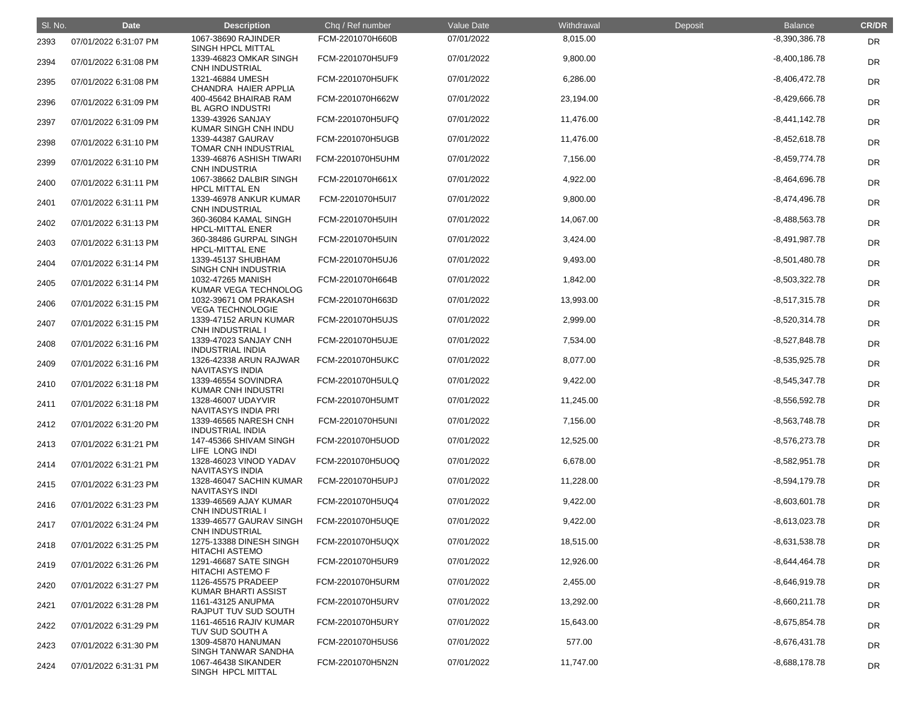| Sl. No. | Date | Description | Chq / Ref number | Value Date | Withdrawal | Deposit | Balance | CR/DR |
|---|---|---|---|---|---|---|---|---|
| 2393 | 07/01/2022 6:31:07 PM | 1067-38690 RAJINDER SINGH HPCL MITTAL | FCM-2201070H660B | 07/01/2022 | 8,015.00 | | -8,390,386.78 | DR |
| 2394 | 07/01/2022 6:31:08 PM | 1339-46823 OMKAR SINGH CNH INDUSTRIAL | FCM-2201070H5UF9 | 07/01/2022 | 9,800.00 | | -8,400,186.78 | DR |
| 2395 | 07/01/2022 6:31:08 PM | 1321-46884 UMESH CHANDRA HAIER APPLIA | FCM-2201070H5UFK | 07/01/2022 | 6,286.00 | | -8,406,472.78 | DR |
| 2396 | 07/01/2022 6:31:09 PM | 400-45642 BHAIRAB RAM BL AGRO INDUSTRI | FCM-2201070H662W | 07/01/2022 | 23,194.00 | | -8,429,666.78 | DR |
| 2397 | 07/01/2022 6:31:09 PM | 1339-43926 SANJAY KUMAR SINGH CNH INDU | FCM-2201070H5UFQ | 07/01/2022 | 11,476.00 | | -8,441,142.78 | DR |
| 2398 | 07/01/2022 6:31:10 PM | 1339-44387 GAURAV TOMAR CNH INDUSTRIAL | FCM-2201070H5UGB | 07/01/2022 | 11,476.00 | | -8,452,618.78 | DR |
| 2399 | 07/01/2022 6:31:10 PM | 1339-46876 ASHISH TIWARI CNH INDUSTRIA | FCM-2201070H5UHM | 07/01/2022 | 7,156.00 | | -8,459,774.78 | DR |
| 2400 | 07/01/2022 6:31:11 PM | 1067-38662 DALBIR SINGH HPCL MITTAL EN | FCM-2201070H661X | 07/01/2022 | 4,922.00 | | -8,464,696.78 | DR |
| 2401 | 07/01/2022 6:31:11 PM | 1339-46978 ANKUR KUMAR CNH INDUSTRIAL | FCM-2201070H5UI7 | 07/01/2022 | 9,800.00 | | -8,474,496.78 | DR |
| 2402 | 07/01/2022 6:31:13 PM | 360-36084 KAMAL SINGH HPCL-MITTAL ENER | FCM-2201070H5UIH | 07/01/2022 | 14,067.00 | | -8,488,563.78 | DR |
| 2403 | 07/01/2022 6:31:13 PM | 360-38486 GURPAL SINGH HPCL-MITTAL ENE | FCM-2201070H5UIN | 07/01/2022 | 3,424.00 | | -8,491,987.78 | DR |
| 2404 | 07/01/2022 6:31:14 PM | 1339-45137 SHUBHAM SINGH CNH INDUSTRIA | FCM-2201070H5UJ6 | 07/01/2022 | 9,493.00 | | -8,501,480.78 | DR |
| 2405 | 07/01/2022 6:31:14 PM | 1032-47265 MANISH KUMAR VEGA TECHNOLOG | FCM-2201070H664B | 07/01/2022 | 1,842.00 | | -8,503,322.78 | DR |
| 2406 | 07/01/2022 6:31:15 PM | 1032-39671 OM PRAKASH VEGA TECHNOLOGIE | FCM-2201070H663D | 07/01/2022 | 13,993.00 | | -8,517,315.78 | DR |
| 2407 | 07/01/2022 6:31:15 PM | 1339-47152 ARUN KUMAR CNH INDUSTRIAL I | FCM-2201070H5UJS | 07/01/2022 | 2,999.00 | | -8,520,314.78 | DR |
| 2408 | 07/01/2022 6:31:16 PM | 1339-47023 SANJAY CNH INDUSTRIAL INDIA | FCM-2201070H5UJE | 07/01/2022 | 7,534.00 | | -8,527,848.78 | DR |
| 2409 | 07/01/2022 6:31:16 PM | 1326-42338 ARUN RAJWAR NAVITASYS INDIA | FCM-2201070H5UKC | 07/01/2022 | 8,077.00 | | -8,535,925.78 | DR |
| 2410 | 07/01/2022 6:31:18 PM | 1339-46554 SOVINDRA KUMAR CNH INDUSTRI | FCM-2201070H5ULQ | 07/01/2022 | 9,422.00 | | -8,545,347.78 | DR |
| 2411 | 07/01/2022 6:31:18 PM | 1328-46007 UDAYVIR NAVITASYS INDIA PRI | FCM-2201070H5UMT | 07/01/2022 | 11,245.00 | | -8,556,592.78 | DR |
| 2412 | 07/01/2022 6:31:20 PM | 1339-46565 NARESH CNH INDUSTRIAL INDIA | FCM-2201070H5UNI | 07/01/2022 | 7,156.00 | | -8,563,748.78 | DR |
| 2413 | 07/01/2022 6:31:21 PM | 147-45366 SHIVAM SINGH LIFE LONG INDI | FCM-2201070H5UOD | 07/01/2022 | 12,525.00 | | -8,576,273.78 | DR |
| 2414 | 07/01/2022 6:31:21 PM | 1328-46023 VINOD YADAV NAVITASYS INDIA | FCM-2201070H5UOQ | 07/01/2022 | 6,678.00 | | -8,582,951.78 | DR |
| 2415 | 07/01/2022 6:31:23 PM | 1328-46047 SACHIN KUMAR NAVITASYS INDI | FCM-2201070H5UPJ | 07/01/2022 | 11,228.00 | | -8,594,179.78 | DR |
| 2416 | 07/01/2022 6:31:23 PM | 1339-46569 AJAY KUMAR CNH INDUSTRIAL I | FCM-2201070H5UQ4 | 07/01/2022 | 9,422.00 | | -8,603,601.78 | DR |
| 2417 | 07/01/2022 6:31:24 PM | 1339-46577 GAURAV SINGH CNH INDUSTRIAL | FCM-2201070H5UQE | 07/01/2022 | 9,422.00 | | -8,613,023.78 | DR |
| 2418 | 07/01/2022 6:31:25 PM | 1275-13388 DINESH SINGH HITACHI ASTEMO | FCM-2201070H5UQX | 07/01/2022 | 18,515.00 | | -8,631,538.78 | DR |
| 2419 | 07/01/2022 6:31:26 PM | 1291-46687 SATE SINGH HITACHI ASTEMO F | FCM-2201070H5UR9 | 07/01/2022 | 12,926.00 | | -8,644,464.78 | DR |
| 2420 | 07/01/2022 6:31:27 PM | 1126-45575 PRADEEP KUMAR BHARTI ASSIST | FCM-2201070H5URM | 07/01/2022 | 2,455.00 | | -8,646,919.78 | DR |
| 2421 | 07/01/2022 6:31:28 PM | 1161-43125 ANUPMA RAJPUT TUV SUD SOUTH | FCM-2201070H5URV | 07/01/2022 | 13,292.00 | | -8,660,211.78 | DR |
| 2422 | 07/01/2022 6:31:29 PM | 1161-46516 RAJIV KUMAR TUV SUD SOUTH A | FCM-2201070H5URY | 07/01/2022 | 15,643.00 | | -8,675,854.78 | DR |
| 2423 | 07/01/2022 6:31:30 PM | 1309-45870 HANUMAN SINGH TANWAR SANDHA | FCM-2201070H5US6 | 07/01/2022 | 577.00 | | -8,676,431.78 | DR |
| 2424 | 07/01/2022 6:31:31 PM | 1067-46438 SIKANDER SINGH HPCL MITTAL | FCM-2201070H5N2N | 07/01/2022 | 11,747.00 | | -8,688,178.78 | DR |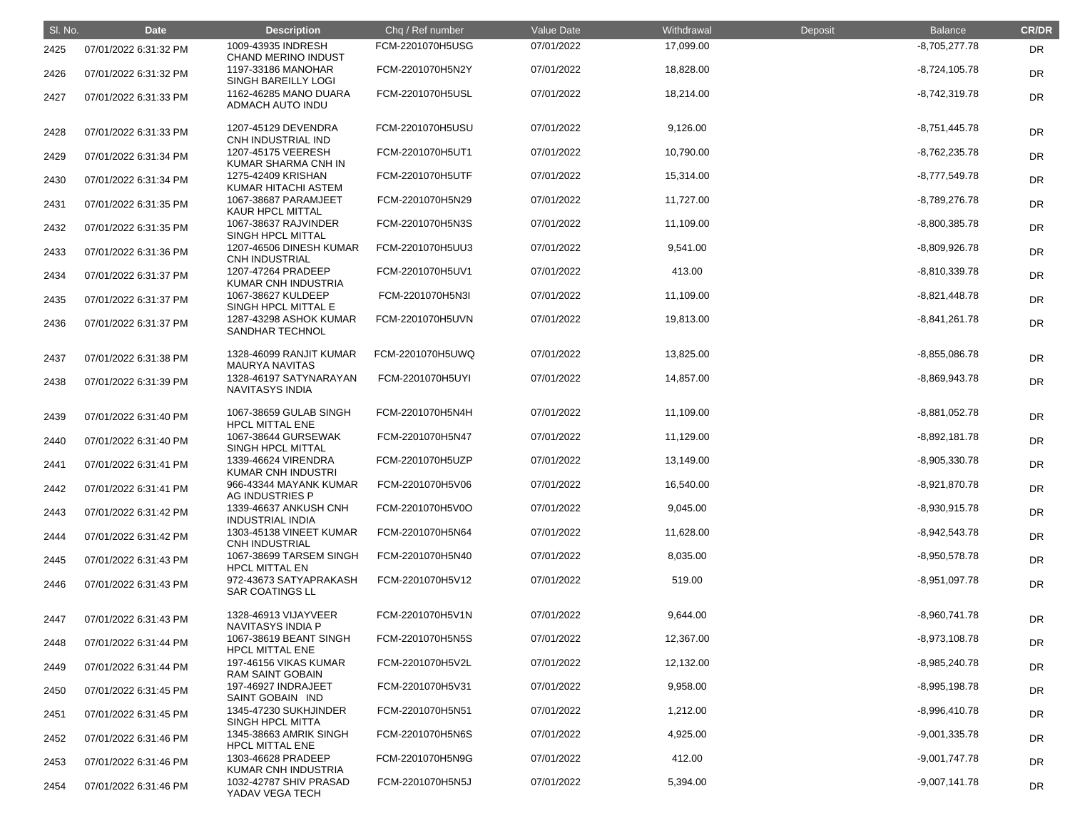| Sl. No. | Date | Description | Chq / Ref number | Value Date | Withdrawal | Deposit | Balance | CR/DR |
|---|---|---|---|---|---|---|---|---|
| 2425 | 07/01/2022 6:31:32 PM | 1009-43935 INDRESH CHAND MERINO INDUST | FCM-2201070H5USG | 07/01/2022 | 17,099.00 | | -8,705,277.78 | DR |
| 2426 | 07/01/2022 6:31:32 PM | 1197-33186 MANOHAR SINGH BAREILLY LOGI | FCM-2201070H5N2Y | 07/01/2022 | 18,828.00 | | -8,724,105.78 | DR |
| 2427 | 07/01/2022 6:31:33 PM | 1162-46285 MANO DUARA ADMACH AUTO INDU | FCM-2201070H5USL | 07/01/2022 | 18,214.00 | | -8,742,319.78 | DR |
| 2428 | 07/01/2022 6:31:33 PM | 1207-45129 DEVENDRA CNH INDUSTRIAL IND | FCM-2201070H5USU | 07/01/2022 | 9,126.00 | | -8,751,445.78 | DR |
| 2429 | 07/01/2022 6:31:34 PM | 1207-45175 VEERESH KUMAR SHARMA CNH IN | FCM-2201070H5UT1 | 07/01/2022 | 10,790.00 | | -8,762,235.78 | DR |
| 2430 | 07/01/2022 6:31:34 PM | 1275-42409 KRISHAN KUMAR HITACHI ASTEM | FCM-2201070H5UTF | 07/01/2022 | 15,314.00 | | -8,777,549.78 | DR |
| 2431 | 07/01/2022 6:31:35 PM | 1067-38687 PARAMJEET KAUR HPCL MITTAL | FCM-2201070H5N29 | 07/01/2022 | 11,727.00 | | -8,789,276.78 | DR |
| 2432 | 07/01/2022 6:31:35 PM | 1067-38637 RAJVINDER SINGH HPCL MITTAL | FCM-2201070H5N3S | 07/01/2022 | 11,109.00 | | -8,800,385.78 | DR |
| 2433 | 07/01/2022 6:31:36 PM | 1207-46506 DINESH KUMAR CNH INDUSTRIAL | FCM-2201070H5UU3 | 07/01/2022 | 9,541.00 | | -8,809,926.78 | DR |
| 2434 | 07/01/2022 6:31:37 PM | 1207-47264 PRADEEP KUMAR CNH INDUSTRIA | FCM-2201070H5UV1 | 07/01/2022 | 413.00 | | -8,810,339.78 | DR |
| 2435 | 07/01/2022 6:31:37 PM | 1067-38627 KULDEEP SINGH HPCL MITTAL E | FCM-2201070H5N3I | 07/01/2022 | 11,109.00 | | -8,821,448.78 | DR |
| 2436 | 07/01/2022 6:31:37 PM | 1287-43298 ASHOK KUMAR SANDHAR TECHNOL | FCM-2201070H5UVN | 07/01/2022 | 19,813.00 | | -8,841,261.78 | DR |
| 2437 | 07/01/2022 6:31:38 PM | 1328-46099 RANJIT KUMAR MAURYA NAVITAS | FCM-2201070H5UWQ | 07/01/2022 | 13,825.00 | | -8,855,086.78 | DR |
| 2438 | 07/01/2022 6:31:39 PM | 1328-46197 SATYNARAYAN NAVITASYS INDIA | FCM-2201070H5UYI | 07/01/2022 | 14,857.00 | | -8,869,943.78 | DR |
| 2439 | 07/01/2022 6:31:40 PM | 1067-38659 GULAB SINGH HPCL MITTAL ENE | FCM-2201070H5N4H | 07/01/2022 | 11,109.00 | | -8,881,052.78 | DR |
| 2440 | 07/01/2022 6:31:40 PM | 1067-38644 GURSEWAK SINGH HPCL MITTAL | FCM-2201070H5N47 | 07/01/2022 | 11,129.00 | | -8,892,181.78 | DR |
| 2441 | 07/01/2022 6:31:41 PM | 1339-46624 VIRENDRA KUMAR CNH INDUSTRI | FCM-2201070H5UZP | 07/01/2022 | 13,149.00 | | -8,905,330.78 | DR |
| 2442 | 07/01/2022 6:31:41 PM | 966-43344 MAYANK KUMAR AG INDUSTRIES P | FCM-2201070H5V06 | 07/01/2022 | 16,540.00 | | -8,921,870.78 | DR |
| 2443 | 07/01/2022 6:31:42 PM | 1339-46637 ANKUSH CNH INDUSTRIAL INDIA | FCM-2201070H5V0O | 07/01/2022 | 9,045.00 | | -8,930,915.78 | DR |
| 2444 | 07/01/2022 6:31:42 PM | 1303-45138 VINEET KUMAR CNH INDUSTRIAL | FCM-2201070H5N64 | 07/01/2022 | 11,628.00 | | -8,942,543.78 | DR |
| 2445 | 07/01/2022 6:31:43 PM | 1067-38699 TARSEM SINGH HPCL MITTAL EN | FCM-2201070H5N40 | 07/01/2022 | 8,035.00 | | -8,950,578.78 | DR |
| 2446 | 07/01/2022 6:31:43 PM | 972-43673 SATYAPRAKASH SAR COATINGS LL | FCM-2201070H5V12 | 07/01/2022 | 519.00 | | -8,951,097.78 | DR |
| 2447 | 07/01/2022 6:31:43 PM | 1328-46913 VIJAYVEER NAVITASYS INDIA P | FCM-2201070H5V1N | 07/01/2022 | 9,644.00 | | -8,960,741.78 | DR |
| 2448 | 07/01/2022 6:31:44 PM | 1067-38619 BEANT SINGH HPCL MITTAL ENE | FCM-2201070H5N5S | 07/01/2022 | 12,367.00 | | -8,973,108.78 | DR |
| 2449 | 07/01/2022 6:31:44 PM | 197-46156 VIKAS KUMAR RAM SAINT GOBAIN | FCM-2201070H5V2L | 07/01/2022 | 12,132.00 | | -8,985,240.78 | DR |
| 2450 | 07/01/2022 6:31:45 PM | 197-46927 INDRAJEET SAINT GOBAIN IND | FCM-2201070H5V31 | 07/01/2022 | 9,958.00 | | -8,995,198.78 | DR |
| 2451 | 07/01/2022 6:31:45 PM | 1345-47230 SUKHJINDER SINGH HPCL MITTA | FCM-2201070H5N51 | 07/01/2022 | 1,212.00 | | -8,996,410.78 | DR |
| 2452 | 07/01/2022 6:31:46 PM | 1345-38663 AMRIK SINGH HPCL MITTAL ENE | FCM-2201070H5N6S | 07/01/2022 | 4,925.00 | | -9,001,335.78 | DR |
| 2453 | 07/01/2022 6:31:46 PM | 1303-46628 PRADEEP KUMAR CNH INDUSTRIA | FCM-2201070H5N9G | 07/01/2022 | 412.00 | | -9,001,747.78 | DR |
| 2454 | 07/01/2022 6:31:46 PM | 1032-42787 SHIV PRASAD YADAV VEGA TECH | FCM-2201070H5N5J | 07/01/2022 | 5,394.00 | | -9,007,141.78 | DR |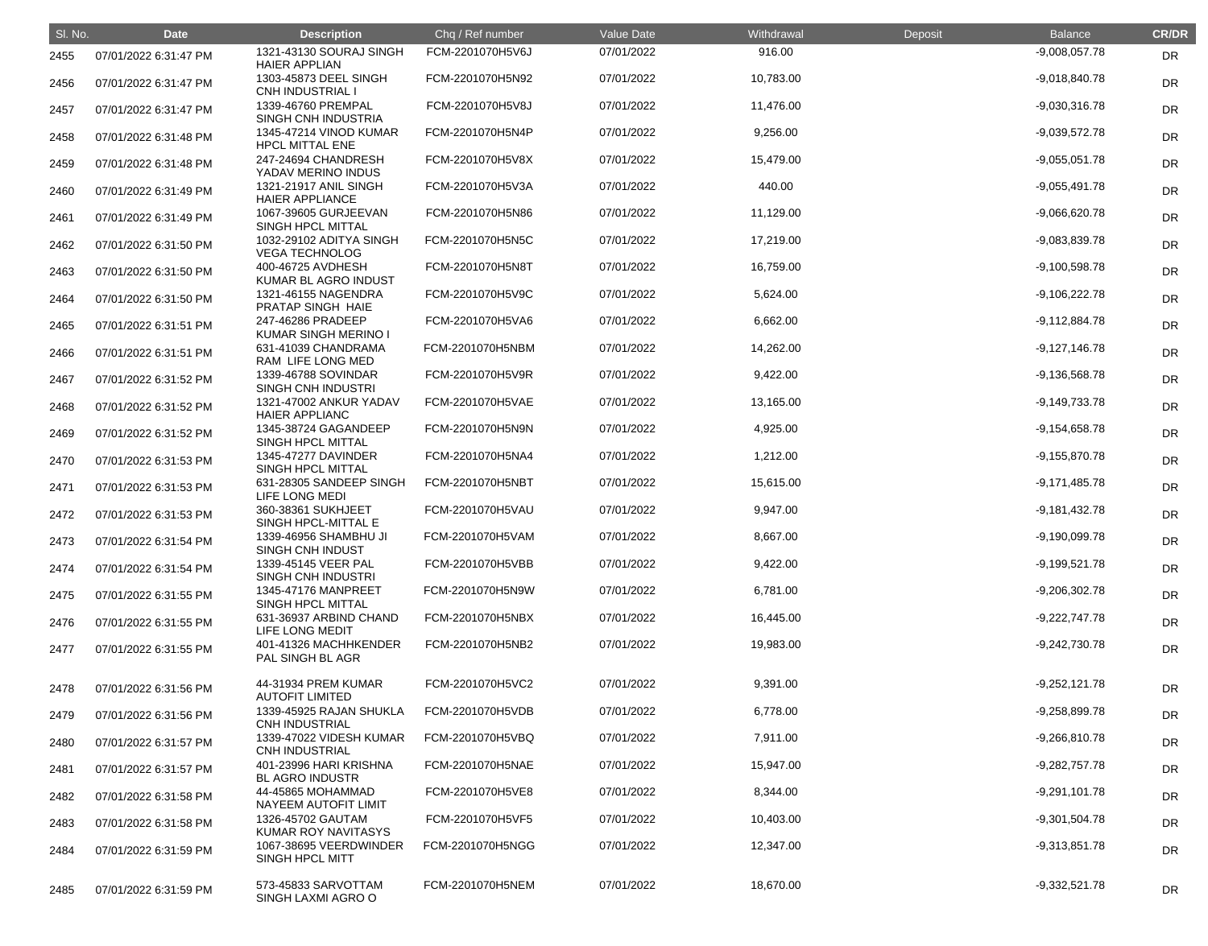| Sl. No. | Date | Description | Chq / Ref number | Value Date | Withdrawal | Deposit | Balance | CR/DR |
|---|---|---|---|---|---|---|---|---|
| 2455 | 07/01/2022 6:31:47 PM | 1321-43130 SOURAJ SINGH HAIER APPLIAN | FCM-2201070H5V6J | 07/01/2022 | 916.00 | | -9,008,057.78 | DR |
| 2456 | 07/01/2022 6:31:47 PM | 1303-45873 DEEL SINGH CNH INDUSTRIAL I | FCM-2201070H5N92 | 07/01/2022 | 10,783.00 | | -9,018,840.78 | DR |
| 2457 | 07/01/2022 6:31:47 PM | 1339-46760 PREMPAL SINGH CNH INDUSTRIA | FCM-2201070H5V8J | 07/01/2022 | 11,476.00 | | -9,030,316.78 | DR |
| 2458 | 07/01/2022 6:31:48 PM | 1345-47214 VINOD KUMAR HPCL MITTAL ENE | FCM-2201070H5N4P | 07/01/2022 | 9,256.00 | | -9,039,572.78 | DR |
| 2459 | 07/01/2022 6:31:48 PM | 247-24694 CHANDRESH YADAV MERINO INDUS | FCM-2201070H5V8X | 07/01/2022 | 15,479.00 | | -9,055,051.78 | DR |
| 2460 | 07/01/2022 6:31:49 PM | 1321-21917 ANIL SINGH HAIER APPLIANCE | FCM-2201070H5V3A | 07/01/2022 | 440.00 | | -9,055,491.78 | DR |
| 2461 | 07/01/2022 6:31:49 PM | 1067-39605 GURJEEVAN SINGH HPCL MITTAL | FCM-2201070H5N86 | 07/01/2022 | 11,129.00 | | -9,066,620.78 | DR |
| 2462 | 07/01/2022 6:31:50 PM | 1032-29102 ADITYA SINGH VEGA TECHNOLOG | FCM-2201070H5N5C | 07/01/2022 | 17,219.00 | | -9,083,839.78 | DR |
| 2463 | 07/01/2022 6:31:50 PM | 400-46725 AVDHESH KUMAR BL AGRO INDUST | FCM-2201070H5N8T | 07/01/2022 | 16,759.00 | | -9,100,598.78 | DR |
| 2464 | 07/01/2022 6:31:50 PM | 1321-46155 NAGENDRA PRATAP SINGH HAIE | FCM-2201070H5V9C | 07/01/2022 | 5,624.00 | | -9,106,222.78 | DR |
| 2465 | 07/01/2022 6:31:51 PM | 247-46286 PRADEEP KUMAR SINGH MERINO I | FCM-2201070H5VA6 | 07/01/2022 | 6,662.00 | | -9,112,884.78 | DR |
| 2466 | 07/01/2022 6:31:51 PM | 631-41039 CHANDRAMA RAM LIFE LONG MED | FCM-2201070H5NBM | 07/01/2022 | 14,262.00 | | -9,127,146.78 | DR |
| 2467 | 07/01/2022 6:31:52 PM | 1339-46788 SOVINDAR SINGH CNH INDUSTRI | FCM-2201070H5V9R | 07/01/2022 | 9,422.00 | | -9,136,568.78 | DR |
| 2468 | 07/01/2022 6:31:52 PM | 1321-47002 ANKUR YADAV HAIER APPLIANC | FCM-2201070H5VAE | 07/01/2022 | 13,165.00 | | -9,149,733.78 | DR |
| 2469 | 07/01/2022 6:31:52 PM | 1345-38724 GAGANDEEP SINGH HPCL MITTAL | FCM-2201070H5N9N | 07/01/2022 | 4,925.00 | | -9,154,658.78 | DR |
| 2470 | 07/01/2022 6:31:53 PM | 1345-47277 DAVINDER SINGH HPCL MITTAL | FCM-2201070H5NA4 | 07/01/2022 | 1,212.00 | | -9,155,870.78 | DR |
| 2471 | 07/01/2022 6:31:53 PM | 631-28305 SANDEEP SINGH LIFE LONG MEDI | FCM-2201070H5NBT | 07/01/2022 | 15,615.00 | | -9,171,485.78 | DR |
| 2472 | 07/01/2022 6:31:53 PM | 360-38361 SUKHJEET SINGH HPCL-MITTAL E | FCM-2201070H5VAU | 07/01/2022 | 9,947.00 | | -9,181,432.78 | DR |
| 2473 | 07/01/2022 6:31:54 PM | 1339-46956 SHAMBHU JI SINGH CNH INDUST | FCM-2201070H5VAM | 07/01/2022 | 8,667.00 | | -9,190,099.78 | DR |
| 2474 | 07/01/2022 6:31:54 PM | 1339-45145 VEER PAL SINGH CNH INDUSTRI | FCM-2201070H5VBB | 07/01/2022 | 9,422.00 | | -9,199,521.78 | DR |
| 2475 | 07/01/2022 6:31:55 PM | 1345-47176 MANPREET SINGH HPCL MITTAL | FCM-2201070H5N9W | 07/01/2022 | 6,781.00 | | -9,206,302.78 | DR |
| 2476 | 07/01/2022 6:31:55 PM | 631-36937 ARBIND CHAND LIFE LONG MEDIT | FCM-2201070H5NBX | 07/01/2022 | 16,445.00 | | -9,222,747.78 | DR |
| 2477 | 07/01/2022 6:31:55 PM | 401-41326 MACHHKENDER PAL SINGH BL AGR | FCM-2201070H5NB2 | 07/01/2022 | 19,983.00 | | -9,242,730.78 | DR |
| 2478 | 07/01/2022 6:31:56 PM | 44-31934 PREM KUMAR AUTOFIT LIMITED | FCM-2201070H5VC2 | 07/01/2022 | 9,391.00 | | -9,252,121.78 | DR |
| 2479 | 07/01/2022 6:31:56 PM | 1339-45925 RAJAN SHUKLA CNH INDUSTRIAL | FCM-2201070H5VDB | 07/01/2022 | 6,778.00 | | -9,258,899.78 | DR |
| 2480 | 07/01/2022 6:31:57 PM | 1339-47022 VIDESH KUMAR CNH INDUSTRIAL | FCM-2201070H5VBQ | 07/01/2022 | 7,911.00 | | -9,266,810.78 | DR |
| 2481 | 07/01/2022 6:31:57 PM | 401-23996 HARI KRISHNA BL AGRO INDUSTR | FCM-2201070H5NAE | 07/01/2022 | 15,947.00 | | -9,282,757.78 | DR |
| 2482 | 07/01/2022 6:31:58 PM | 44-45865 MOHAMMAD NAYEEM AUTOFIT LIMIT | FCM-2201070H5VE8 | 07/01/2022 | 8,344.00 | | -9,291,101.78 | DR |
| 2483 | 07/01/2022 6:31:58 PM | 1326-45702 GAUTAM KUMAR ROY NAVITASYS | FCM-2201070H5VF5 | 07/01/2022 | 10,403.00 | | -9,301,504.78 | DR |
| 2484 | 07/01/2022 6:31:59 PM | 1067-38695 VEERDWINDER SINGH HPCL MITT | FCM-2201070H5NGG | 07/01/2022 | 12,347.00 | | -9,313,851.78 | DR |
| 2485 | 07/01/2022 6:31:59 PM | 573-45833 SARVOTTAM SINGH LAXMI AGRO O | FCM-2201070H5NEM | 07/01/2022 | 18,670.00 | | -9,332,521.78 | DR |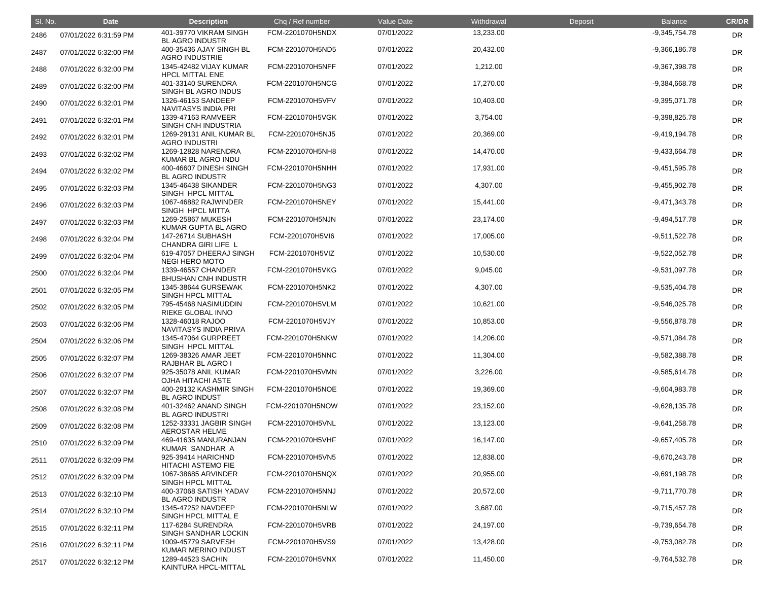| Sl. No. | Date | Description | Chq / Ref number | Value Date | Withdrawal | Deposit | Balance | CR/DR |
|---|---|---|---|---|---|---|---|---|
| 2486 | 07/01/2022 6:31:59 PM | 401-39770 VIKRAM SINGH BL AGRO INDUSTR | FCM-2201070H5NDX | 07/01/2022 | 13,233.00 | | -9,345,754.78 | DR |
| 2487 | 07/01/2022 6:32:00 PM | 400-35436 AJAY SINGH BL AGRO INDUSTRIE | FCM-2201070H5ND5 | 07/01/2022 | 20,432.00 | | -9,366,186.78 | DR |
| 2488 | 07/01/2022 6:32:00 PM | 1345-42482 VIJAY KUMAR HPCL MITTAL ENE | FCM-2201070H5NFF | 07/01/2022 | 1,212.00 | | -9,367,398.78 | DR |
| 2489 | 07/01/2022 6:32:00 PM | 401-33140 SURENDRA SINGH BL AGRO INDUS | FCM-2201070H5NCG | 07/01/2022 | 17,270.00 | | -9,384,668.78 | DR |
| 2490 | 07/01/2022 6:32:01 PM | 1326-46153 SANDEEP NAVITASYS INDIA PRI | FCM-2201070H5VFV | 07/01/2022 | 10,403.00 | | -9,395,071.78 | DR |
| 2491 | 07/01/2022 6:32:01 PM | 1339-47163 RAMVEER SINGH CNH INDUSTRIA | FCM-2201070H5VGK | 07/01/2022 | 3,754.00 | | -9,398,825.78 | DR |
| 2492 | 07/01/2022 6:32:01 PM | 1269-29131 ANIL KUMAR BL AGRO INDUSTRI | FCM-2201070H5NJ5 | 07/01/2022 | 20,369.00 | | -9,419,194.78 | DR |
| 2493 | 07/01/2022 6:32:02 PM | 1269-12828 NARENDRA KUMAR BL AGRO INDU | FCM-2201070H5NH8 | 07/01/2022 | 14,470.00 | | -9,433,664.78 | DR |
| 2494 | 07/01/2022 6:32:02 PM | 400-46607 DINESH SINGH BL AGRO INDUSTR | FCM-2201070H5NHH | 07/01/2022 | 17,931.00 | | -9,451,595.78 | DR |
| 2495 | 07/01/2022 6:32:03 PM | 1345-46438 SIKANDER SINGH HPCL MITTAL | FCM-2201070H5NG3 | 07/01/2022 | 4,307.00 | | -9,455,902.78 | DR |
| 2496 | 07/01/2022 6:32:03 PM | 1067-46882 RAJWINDER SINGH HPCL MITTA | FCM-2201070H5NEY | 07/01/2022 | 15,441.00 | | -9,471,343.78 | DR |
| 2497 | 07/01/2022 6:32:03 PM | 1269-25867 MUKESH KUMAR GUPTA BL AGRO | FCM-2201070H5NJN | 07/01/2022 | 23,174.00 | | -9,494,517.78 | DR |
| 2498 | 07/01/2022 6:32:04 PM | 147-26714 SUBHASH CHANDRA GIRI LIFE L | FCM-2201070H5VI6 | 07/01/2022 | 17,005.00 | | -9,511,522.78 | DR |
| 2499 | 07/01/2022 6:32:04 PM | 619-47057 DHEERAJ SINGH NEGI HERO MOTO | FCM-2201070H5VIZ | 07/01/2022 | 10,530.00 | | -9,522,052.78 | DR |
| 2500 | 07/01/2022 6:32:04 PM | 1339-46557 CHANDER BHUSHAN CNH INDUSTR | FCM-2201070H5VKG | 07/01/2022 | 9,045.00 | | -9,531,097.78 | DR |
| 2501 | 07/01/2022 6:32:05 PM | 1345-38644 GURSEWAK SINGH HPCL MITTAL | FCM-2201070H5NK2 | 07/01/2022 | 4,307.00 | | -9,535,404.78 | DR |
| 2502 | 07/01/2022 6:32:05 PM | 795-45468 NASIMUDDIN RIEKE GLOBAL INNO | FCM-2201070H5VLM | 07/01/2022 | 10,621.00 | | -9,546,025.78 | DR |
| 2503 | 07/01/2022 6:32:06 PM | 1328-46018 RAJOO NAVITASYS INDIA PRIVA | FCM-2201070H5VJY | 07/01/2022 | 10,853.00 | | -9,556,878.78 | DR |
| 2504 | 07/01/2022 6:32:06 PM | 1345-47064 GURPREET SINGH HPCL MITTAL | FCM-2201070H5NKW | 07/01/2022 | 14,206.00 | | -9,571,084.78 | DR |
| 2505 | 07/01/2022 6:32:07 PM | 1269-38326 AMAR JEET RAJBHAR BL AGRO I | FCM-2201070H5NNC | 07/01/2022 | 11,304.00 | | -9,582,388.78 | DR |
| 2506 | 07/01/2022 6:32:07 PM | 925-35078 ANIL KUMAR OJHA HITACHI ASTE | FCM-2201070H5VMN | 07/01/2022 | 3,226.00 | | -9,585,614.78 | DR |
| 2507 | 07/01/2022 6:32:07 PM | 400-29132 KASHMIR SINGH BL AGRO INDUST | FCM-2201070H5NOE | 07/01/2022 | 19,369.00 | | -9,604,983.78 | DR |
| 2508 | 07/01/2022 6:32:08 PM | 401-32462 ANAND SINGH BL AGRO INDUSTRI | FCM-2201070H5NOW | 07/01/2022 | 23,152.00 | | -9,628,135.78 | DR |
| 2509 | 07/01/2022 6:32:08 PM | 1252-33331 JAGBIR SINGH AEROSTAR HELME | FCM-2201070H5VNL | 07/01/2022 | 13,123.00 | | -9,641,258.78 | DR |
| 2510 | 07/01/2022 6:32:09 PM | 469-41635 MANURANJAN KUMAR SANDHAR A | FCM-2201070H5VHF | 07/01/2022 | 16,147.00 | | -9,657,405.78 | DR |
| 2511 | 07/01/2022 6:32:09 PM | 925-39414 HARICHND HITACHI ASTEMO FIE | FCM-2201070H5VN5 | 07/01/2022 | 12,838.00 | | -9,670,243.78 | DR |
| 2512 | 07/01/2022 6:32:09 PM | 1067-38685 ARVINDER SINGH HPCL MITTAL | FCM-2201070H5NQX | 07/01/2022 | 20,955.00 | | -9,691,198.78 | DR |
| 2513 | 07/01/2022 6:32:10 PM | 400-37068 SATISH YADAV BL AGRO INDUSTR | FCM-2201070H5NNJ | 07/01/2022 | 20,572.00 | | -9,711,770.78 | DR |
| 2514 | 07/01/2022 6:32:10 PM | 1345-47252 NAVDEEP SINGH HPCL MITTAL E | FCM-2201070H5NLW | 07/01/2022 | 3,687.00 | | -9,715,457.78 | DR |
| 2515 | 07/01/2022 6:32:11 PM | 117-6284 SURENDRA SINGH SANDHAR LOCKIN | FCM-2201070H5VRB | 07/01/2022 | 24,197.00 | | -9,739,654.78 | DR |
| 2516 | 07/01/2022 6:32:11 PM | 1009-45779 SARVESH KUMAR MERINO INDUST | FCM-2201070H5VS9 | 07/01/2022 | 13,428.00 | | -9,753,082.78 | DR |
| 2517 | 07/01/2022 6:32:12 PM | 1289-44523 SACHIN KAINTURA HPCL-MITTAL | FCM-2201070H5VNX | 07/01/2022 | 11,450.00 | | -9,764,532.78 | DR |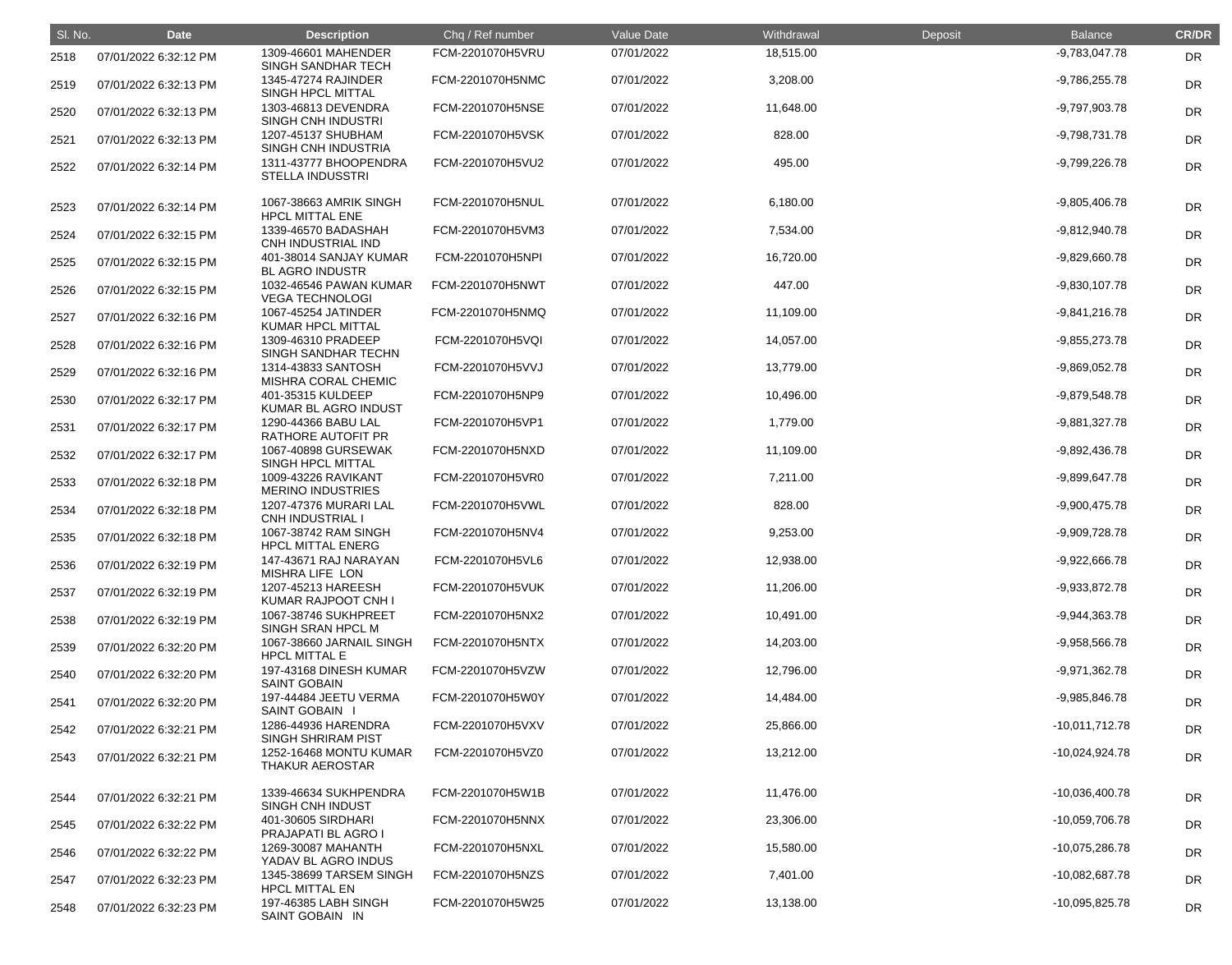| Sl. No. | Date | Description | Chq / Ref number | Value Date | Withdrawal | Deposit | Balance | CR/DR |
|---|---|---|---|---|---|---|---|---|
| 2518 | 07/01/2022 6:32:12 PM | 1309-46601 MAHENDER SINGH SANDHAR TECH | FCM-2201070H5VRU | 07/01/2022 | 18,515.00 | | -9,783,047.78 | DR |
| 2519 | 07/01/2022 6:32:13 PM | 1345-47274 RAJINDER SINGH HPCL MITTAL | FCM-2201070H5NMC | 07/01/2022 | 3,208.00 | | -9,786,255.78 | DR |
| 2520 | 07/01/2022 6:32:13 PM | 1303-46813 DEVENDRA SINGH CNH INDUSTRI | FCM-2201070H5NSE | 07/01/2022 | 11,648.00 | | -9,797,903.78 | DR |
| 2521 | 07/01/2022 6:32:13 PM | 1207-45137 SHUBHAM SINGH CNH INDUSTRIA | FCM-2201070H5VSK | 07/01/2022 | 828.00 | | -9,798,731.78 | DR |
| 2522 | 07/01/2022 6:32:14 PM | 1311-43777 BHOOPENDRA STELLA INDUSSTRI | FCM-2201070H5VU2 | 07/01/2022 | 495.00 | | -9,799,226.78 | DR |
| 2523 | 07/01/2022 6:32:14 PM | 1067-38663 AMRIK SINGH HPCL MITTAL ENE | FCM-2201070H5NUL | 07/01/2022 | 6,180.00 | | -9,805,406.78 | DR |
| 2524 | 07/01/2022 6:32:15 PM | 1339-46570 BADASHAH CNH INDUSTRIAL IND | FCM-2201070H5VM3 | 07/01/2022 | 7,534.00 | | -9,812,940.78 | DR |
| 2525 | 07/01/2022 6:32:15 PM | 401-38014 SANJAY KUMAR BL AGRO INDUSTR | FCM-2201070H5NPI | 07/01/2022 | 16,720.00 | | -9,829,660.78 | DR |
| 2526 | 07/01/2022 6:32:15 PM | 1032-46546 PAWAN KUMAR VEGA TECHNOLOGI | FCM-2201070H5NWT | 07/01/2022 | 447.00 | | -9,830,107.78 | DR |
| 2527 | 07/01/2022 6:32:16 PM | 1067-45254 JATINDER KUMAR HPCL MITTAL | FCM-2201070H5NMQ | 07/01/2022 | 11,109.00 | | -9,841,216.78 | DR |
| 2528 | 07/01/2022 6:32:16 PM | 1309-46310 PRADEEP SINGH SANDHAR TECHN | FCM-2201070H5VQI | 07/01/2022 | 14,057.00 | | -9,855,273.78 | DR |
| 2529 | 07/01/2022 6:32:16 PM | 1314-43833 SANTOSH MISHRA CORAL CHEMIC | FCM-2201070H5VVJ | 07/01/2022 | 13,779.00 | | -9,869,052.78 | DR |
| 2530 | 07/01/2022 6:32:17 PM | 401-35315 KULDEEP KUMAR BL AGRO INDUST | FCM-2201070H5NP9 | 07/01/2022 | 10,496.00 | | -9,879,548.78 | DR |
| 2531 | 07/01/2022 6:32:17 PM | 1290-44366 BABU LAL RATHORE AUTOFIT PR | FCM-2201070H5VP1 | 07/01/2022 | 1,779.00 | | -9,881,327.78 | DR |
| 2532 | 07/01/2022 6:32:17 PM | 1067-40898 GURSEWAK SINGH HPCL MITTAL | FCM-2201070H5NXD | 07/01/2022 | 11,109.00 | | -9,892,436.78 | DR |
| 2533 | 07/01/2022 6:32:18 PM | 1009-43226 RAVIKANT MERINO INDUSTRIES | FCM-2201070H5VR0 | 07/01/2022 | 7,211.00 | | -9,899,647.78 | DR |
| 2534 | 07/01/2022 6:32:18 PM | 1207-47376 MURARI LAL CNH INDUSTRIAL I | FCM-2201070H5VWL | 07/01/2022 | 828.00 | | -9,900,475.78 | DR |
| 2535 | 07/01/2022 6:32:18 PM | 1067-38742 RAM SINGH HPCL MITTAL ENERG | FCM-2201070H5NV4 | 07/01/2022 | 9,253.00 | | -9,909,728.78 | DR |
| 2536 | 07/01/2022 6:32:19 PM | 147-43671 RAJ NARAYAN MISHRA LIFE LON | FCM-2201070H5VL6 | 07/01/2022 | 12,938.00 | | -9,922,666.78 | DR |
| 2537 | 07/01/2022 6:32:19 PM | 1207-45213 HAREESH KUMAR RAJPOOT CNH I | FCM-2201070H5VUK | 07/01/2022 | 11,206.00 | | -9,933,872.78 | DR |
| 2538 | 07/01/2022 6:32:19 PM | 1067-38746 SUKHPREET SINGH SRAN HPCL M | FCM-2201070H5NX2 | 07/01/2022 | 10,491.00 | | -9,944,363.78 | DR |
| 2539 | 07/01/2022 6:32:20 PM | 1067-38660 JARNAIL SINGH HPCL MITTAL E | FCM-2201070H5NTX | 07/01/2022 | 14,203.00 | | -9,958,566.78 | DR |
| 2540 | 07/01/2022 6:32:20 PM | 197-43168 DINESH KUMAR SAINT GOBAIN | FCM-2201070H5VZW | 07/01/2022 | 12,796.00 | | -9,971,362.78 | DR |
| 2541 | 07/01/2022 6:32:20 PM | 197-44484 JEETU VERMA SAINT GOBAIN I | FCM-2201070H5W0Y | 07/01/2022 | 14,484.00 | | -9,985,846.78 | DR |
| 2542 | 07/01/2022 6:32:21 PM | 1286-44936 HARENDRA SINGH SHRIRAM PIST | FCM-2201070H5VXV | 07/01/2022 | 25,866.00 | | -10,011,712.78 | DR |
| 2543 | 07/01/2022 6:32:21 PM | 1252-16468 MONTU KUMAR THAKUR AEROSTAR | FCM-2201070H5VZ0 | 07/01/2022 | 13,212.00 | | -10,024,924.78 | DR |
| 2544 | 07/01/2022 6:32:21 PM | 1339-46634 SUKHPENDRA SINGH CNH INDUST | FCM-2201070H5W1B | 07/01/2022 | 11,476.00 | | -10,036,400.78 | DR |
| 2545 | 07/01/2022 6:32:22 PM | 401-30605 SIRDHARI PRAJAPATI BL AGRO I | FCM-2201070H5NNX | 07/01/2022 | 23,306.00 | | -10,059,706.78 | DR |
| 2546 | 07/01/2022 6:32:22 PM | 1269-30087 MAHANTH YADAV BL AGRO INDUS | FCM-2201070H5NXL | 07/01/2022 | 15,580.00 | | -10,075,286.78 | DR |
| 2547 | 07/01/2022 6:32:23 PM | 1345-38699 TARSEM SINGH HPCL MITTAL EN | FCM-2201070H5NZS | 07/01/2022 | 7,401.00 | | -10,082,687.78 | DR |
| 2548 | 07/01/2022 6:32:23 PM | 197-46385 LABH SINGH SAINT GOBAIN IN | FCM-2201070H5W25 | 07/01/2022 | 13,138.00 | | -10,095,825.78 | DR |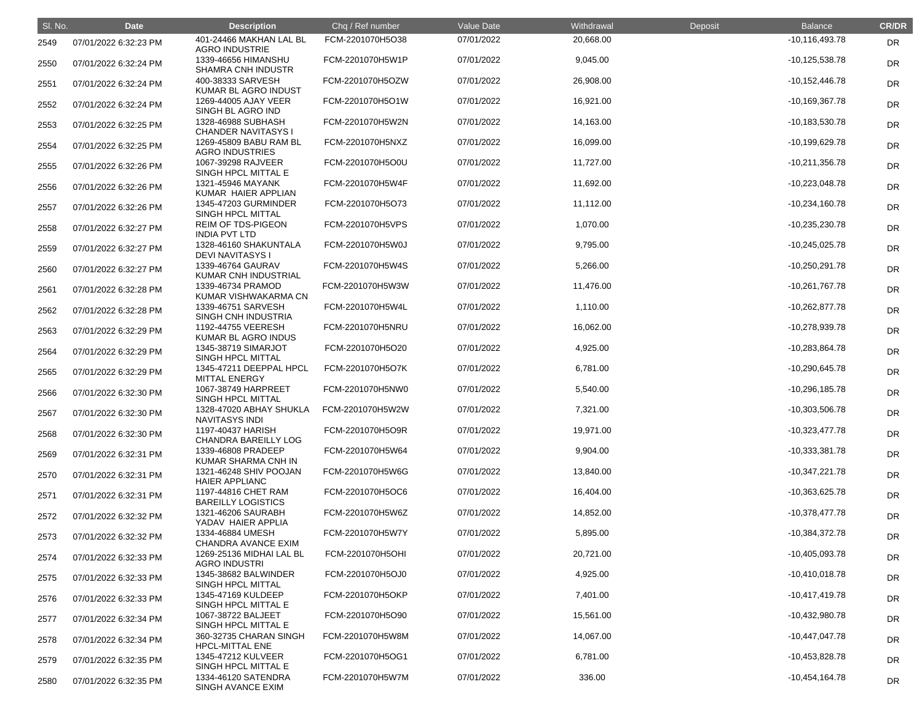| Sl. No. | Date | Description | Chq / Ref number | Value Date | Withdrawal | Deposit | Balance | CR/DR |
|---|---|---|---|---|---|---|---|---|
| 2549 | 07/01/2022 6:32:23 PM | 401-24466 MAKHAN LAL BL AGRO INDUSTRIE | FCM-2201070H5O38 | 07/01/2022 | 20,668.00 | | -10,116,493.78 | DR |
| 2550 | 07/01/2022 6:32:24 PM | 1339-46656 HIMANSHU SHAMRA CNH INDUSTR | FCM-2201070H5W1P | 07/01/2022 | 9,045.00 | | -10,125,538.78 | DR |
| 2551 | 07/01/2022 6:32:24 PM | 400-38333 SARVESH KUMAR BL AGRO INDUST | FCM-2201070H5OZW | 07/01/2022 | 26,908.00 | | -10,152,446.78 | DR |
| 2552 | 07/01/2022 6:32:24 PM | 1269-44005 AJAY VEER SINGH BL AGRO IND | FCM-2201070H5O1W | 07/01/2022 | 16,921.00 | | -10,169,367.78 | DR |
| 2553 | 07/01/2022 6:32:25 PM | 1328-46988 SUBHASH CHANDER NAVITASYS I | FCM-2201070H5W2N | 07/01/2022 | 14,163.00 | | -10,183,530.78 | DR |
| 2554 | 07/01/2022 6:32:25 PM | 1269-45809 BABU RAM BL AGRO INDUSTRIES | FCM-2201070H5NXZ | 07/01/2022 | 16,099.00 | | -10,199,629.78 | DR |
| 2555 | 07/01/2022 6:32:26 PM | 1067-39298 RAJVEER SINGH HPCL MITTAL E | FCM-2201070H5O0U | 07/01/2022 | 11,727.00 | | -10,211,356.78 | DR |
| 2556 | 07/01/2022 6:32:26 PM | 1321-45946 MAYANK KUMAR HAIER APPLIAN | FCM-2201070H5W4F | 07/01/2022 | 11,692.00 | | -10,223,048.78 | DR |
| 2557 | 07/01/2022 6:32:26 PM | 1345-47203 GURMINDER SINGH HPCL MITTAL | FCM-2201070H5O73 | 07/01/2022 | 11,112.00 | | -10,234,160.78 | DR |
| 2558 | 07/01/2022 6:32:27 PM | REIM OF TDS-PIGEON INDIA PVT LTD | FCM-2201070H5VPS | 07/01/2022 | 1,070.00 | | -10,235,230.78 | DR |
| 2559 | 07/01/2022 6:32:27 PM | 1328-46160 SHAKUNTALA DEVI NAVITASYS I | FCM-2201070H5W0J | 07/01/2022 | 9,795.00 | | -10,245,025.78 | DR |
| 2560 | 07/01/2022 6:32:27 PM | 1339-46764 GAURAV KUMAR CNH INDUSTRIAL | FCM-2201070H5W4S | 07/01/2022 | 5,266.00 | | -10,250,291.78 | DR |
| 2561 | 07/01/2022 6:32:28 PM | 1339-46734 PRAMOD KUMAR VISHWAKARMA CN | FCM-2201070H5W3W | 07/01/2022 | 11,476.00 | | -10,261,767.78 | DR |
| 2562 | 07/01/2022 6:32:28 PM | 1339-46751 SARVESH SINGH CNH INDUSTRIA | FCM-2201070H5W4L | 07/01/2022 | 1,110.00 | | -10,262,877.78 | DR |
| 2563 | 07/01/2022 6:32:29 PM | 1192-44755 VEERESH KUMAR BL AGRO INDUS | FCM-2201070H5NRU | 07/01/2022 | 16,062.00 | | -10,278,939.78 | DR |
| 2564 | 07/01/2022 6:32:29 PM | 1345-38719 SIMARJOT SINGH HPCL MITTAL | FCM-2201070H5O20 | 07/01/2022 | 4,925.00 | | -10,283,864.78 | DR |
| 2565 | 07/01/2022 6:32:29 PM | 1345-47211 DEEPPAL HPCL MITTAL ENERGY | FCM-2201070H5O7K | 07/01/2022 | 6,781.00 | | -10,290,645.78 | DR |
| 2566 | 07/01/2022 6:32:30 PM | 1067-38749 HARPREET SINGH HPCL MITTAL | FCM-2201070H5NW0 | 07/01/2022 | 5,540.00 | | -10,296,185.78 | DR |
| 2567 | 07/01/2022 6:32:30 PM | 1328-47020 ABHAY SHUKLA NAVITASYS INDI | FCM-2201070H5W2W | 07/01/2022 | 7,321.00 | | -10,303,506.78 | DR |
| 2568 | 07/01/2022 6:32:30 PM | 1197-40437 HARISH CHANDRA BAREILLY LOG | FCM-2201070H5O9R | 07/01/2022 | 19,971.00 | | -10,323,477.78 | DR |
| 2569 | 07/01/2022 6:32:31 PM | 1339-46808 PRADEEP KUMAR SHARMA CNH IN | FCM-2201070H5W64 | 07/01/2022 | 9,904.00 | | -10,333,381.78 | DR |
| 2570 | 07/01/2022 6:32:31 PM | 1321-46248 SHIV POOJAN HAIER APPLIANC | FCM-2201070H5W6G | 07/01/2022 | 13,840.00 | | -10,347,221.78 | DR |
| 2571 | 07/01/2022 6:32:31 PM | 1197-44816 CHET RAM BAREILLY LOGISTICS | FCM-2201070H5OC6 | 07/01/2022 | 16,404.00 | | -10,363,625.78 | DR |
| 2572 | 07/01/2022 6:32:32 PM | 1321-46206 SAURABH YADAV HAIER APPLIA | FCM-2201070H5W6Z | 07/01/2022 | 14,852.00 | | -10,378,477.78 | DR |
| 2573 | 07/01/2022 6:32:32 PM | 1334-46884 UMESH CHANDRA AVANCE EXIM | FCM-2201070H5W7Y | 07/01/2022 | 5,895.00 | | -10,384,372.78 | DR |
| 2574 | 07/01/2022 6:32:33 PM | 1269-25136 MIDHAI LAL BL AGRO INDUSTRI | FCM-2201070H5OHI | 07/01/2022 | 20,721.00 | | -10,405,093.78 | DR |
| 2575 | 07/01/2022 6:32:33 PM | 1345-38682 BALWINDER SINGH HPCL MITTAL | FCM-2201070H5OJ0 | 07/01/2022 | 4,925.00 | | -10,410,018.78 | DR |
| 2576 | 07/01/2022 6:32:33 PM | 1345-47169 KULDEEP SINGH HPCL MITTAL E | FCM-2201070H5OKP | 07/01/2022 | 7,401.00 | | -10,417,419.78 | DR |
| 2577 | 07/01/2022 6:32:34 PM | 1067-38722 BALJEET SINGH HPCL MITTAL E | FCM-2201070H5O90 | 07/01/2022 | 15,561.00 | | -10,432,980.78 | DR |
| 2578 | 07/01/2022 6:32:34 PM | 360-32735 CHARAN SINGH HPCL-MITTAL ENE | FCM-2201070H5W8M | 07/01/2022 | 14,067.00 | | -10,447,047.78 | DR |
| 2579 | 07/01/2022 6:32:35 PM | 1345-47212 KULVEER SINGH HPCL MITTAL E | FCM-2201070H5OG1 | 07/01/2022 | 6,781.00 | | -10,453,828.78 | DR |
| 2580 | 07/01/2022 6:32:35 PM | 1334-46120 SATENDRA SINGH AVANCE EXIM | FCM-2201070H5W7M | 07/01/2022 | 336.00 | | -10,454,164.78 | DR |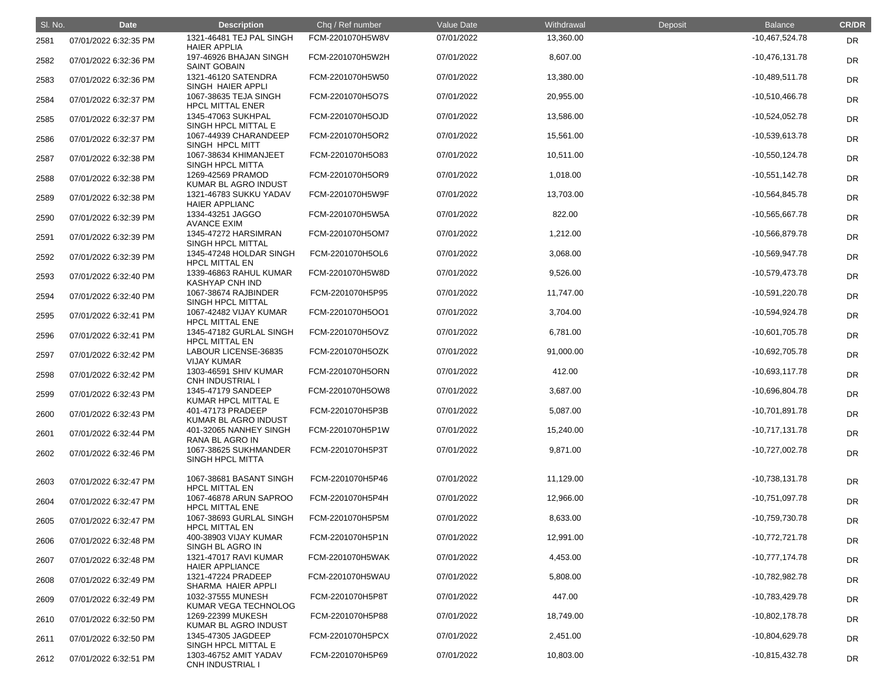| Sl. No. | Date | Description | Chq / Ref number | Value Date | Withdrawal | Deposit | Balance | CR/DR |
|---|---|---|---|---|---|---|---|---|
| 2581 | 07/01/2022 6:32:35 PM | 1321-46481 TEJ PAL SINGH HAIER APPLIA | FCM-2201070H5W8V | 07/01/2022 | 13,360.00 | | -10,467,524.78 | DR |
| 2582 | 07/01/2022 6:32:36 PM | 197-46926 BHAJAN SINGH SAINT GOBAIN | FCM-2201070H5W2H | 07/01/2022 | 8,607.00 | | -10,476,131.78 | DR |
| 2583 | 07/01/2022 6:32:36 PM | 1321-46120 SATENDRA SINGH HAIER APPLI | FCM-2201070H5W50 | 07/01/2022 | 13,380.00 | | -10,489,511.78 | DR |
| 2584 | 07/01/2022 6:32:37 PM | 1067-38635 TEJA SINGH HPCL MITTAL ENER | FCM-2201070H5O7S | 07/01/2022 | 20,955.00 | | -10,510,466.78 | DR |
| 2585 | 07/01/2022 6:32:37 PM | 1345-47063 SUKHPAL SINGH HPCL MITTAL E | FCM-2201070H5OJD | 07/01/2022 | 13,586.00 | | -10,524,052.78 | DR |
| 2586 | 07/01/2022 6:32:37 PM | 1067-44939 CHARANDEEP SINGH HPCL MITT | FCM-2201070H5OR2 | 07/01/2022 | 15,561.00 | | -10,539,613.78 | DR |
| 2587 | 07/01/2022 6:32:38 PM | 1067-38634 KHIMANJEET SINGH HPCL MITTA | FCM-2201070H5O83 | 07/01/2022 | 10,511.00 | | -10,550,124.78 | DR |
| 2588 | 07/01/2022 6:32:38 PM | 1269-42569 PRAMOD KUMAR BL AGRO INDUST | FCM-2201070H5OR9 | 07/01/2022 | 1,018.00 | | -10,551,142.78 | DR |
| 2589 | 07/01/2022 6:32:38 PM | 1321-46783 SUKKU YADAV HAIER APPLIANC | FCM-2201070H5W9F | 07/01/2022 | 13,703.00 | | -10,564,845.78 | DR |
| 2590 | 07/01/2022 6:32:39 PM | 1334-43251 JAGGO AVANCE EXIM | FCM-2201070H5W5A | 07/01/2022 | 822.00 | | -10,565,667.78 | DR |
| 2591 | 07/01/2022 6:32:39 PM | 1345-47272 HARSIMRAN SINGH HPCL MITTAL | FCM-2201070H5OM7 | 07/01/2022 | 1,212.00 | | -10,566,879.78 | DR |
| 2592 | 07/01/2022 6:32:39 PM | 1345-47248 HOLDAR SINGH HPCL MITTAL EN | FCM-2201070H5OL6 | 07/01/2022 | 3,068.00 | | -10,569,947.78 | DR |
| 2593 | 07/01/2022 6:32:40 PM | 1339-46863 RAHUL KUMAR KASHYAP CNH IND | FCM-2201070H5W8D | 07/01/2022 | 9,526.00 | | -10,579,473.78 | DR |
| 2594 | 07/01/2022 6:32:40 PM | 1067-38674 RAJBINDER SINGH HPCL MITTAL | FCM-2201070H5P95 | 07/01/2022 | 11,747.00 | | -10,591,220.78 | DR |
| 2595 | 07/01/2022 6:32:41 PM | 1067-42482 VIJAY KUMAR HPCL MITTAL ENE | FCM-2201070H5OO1 | 07/01/2022 | 3,704.00 | | -10,594,924.78 | DR |
| 2596 | 07/01/2022 6:32:41 PM | 1345-47182 GURLAL SINGH HPCL MITTAL EN | FCM-2201070H5OVZ | 07/01/2022 | 6,781.00 | | -10,601,705.78 | DR |
| 2597 | 07/01/2022 6:32:42 PM | LABOUR LICENSE-36835 VIJAY KUMAR | FCM-2201070H5OZK | 07/01/2022 | 91,000.00 | | -10,692,705.78 | DR |
| 2598 | 07/01/2022 6:32:42 PM | 1303-46591 SHIV KUMAR CNH INDUSTRIAL I | FCM-2201070H5ORN | 07/01/2022 | 412.00 | | -10,693,117.78 | DR |
| 2599 | 07/01/2022 6:32:43 PM | 1345-47179 SANDEEP KUMAR HPCL MITTAL E | FCM-2201070H5OW8 | 07/01/2022 | 3,687.00 | | -10,696,804.78 | DR |
| 2600 | 07/01/2022 6:32:43 PM | 401-47173 PRADEEP KUMAR BL AGRO INDUST | FCM-2201070H5P3B | 07/01/2022 | 5,087.00 | | -10,701,891.78 | DR |
| 2601 | 07/01/2022 6:32:44 PM | 401-32065 NANHEY SINGH RANA BL AGRO IN | FCM-2201070H5P1W | 07/01/2022 | 15,240.00 | | -10,717,131.78 | DR |
| 2602 | 07/01/2022 6:32:46 PM | 1067-38625 SUKHMANDER SINGH HPCL MITTA | FCM-2201070H5P3T | 07/01/2022 | 9,871.00 | | -10,727,002.78 | DR |
| 2603 | 07/01/2022 6:32:47 PM | 1067-38681 BASANT SINGH HPCL MITTAL EN | FCM-2201070H5P46 | 07/01/2022 | 11,129.00 | | -10,738,131.78 | DR |
| 2604 | 07/01/2022 6:32:47 PM | 1067-46878 ARUN SAPROO HPCL MITTAL ENE | FCM-2201070H5P4H | 07/01/2022 | 12,966.00 | | -10,751,097.78 | DR |
| 2605 | 07/01/2022 6:32:47 PM | 1067-38693 GURLAL SINGH HPCL MITTAL EN | FCM-2201070H5P5M | 07/01/2022 | 8,633.00 | | -10,759,730.78 | DR |
| 2606 | 07/01/2022 6:32:48 PM | 400-38903 VIJAY KUMAR SINGH BL AGRO IN | FCM-2201070H5P1N | 07/01/2022 | 12,991.00 | | -10,772,721.78 | DR |
| 2607 | 07/01/2022 6:32:48 PM | 1321-47017 RAVI KUMAR HAIER APPLIANCE | FCM-2201070H5WAK | 07/01/2022 | 4,453.00 | | -10,777,174.78 | DR |
| 2608 | 07/01/2022 6:32:49 PM | 1321-47224 PRADEEP SHARMA HAIER APPLI | FCM-2201070H5WAU | 07/01/2022 | 5,808.00 | | -10,782,982.78 | DR |
| 2609 | 07/01/2022 6:32:49 PM | 1032-37555 MUNESH KUMAR VEGA TECHNOLOG | FCM-2201070H5P8T | 07/01/2022 | 447.00 | | -10,783,429.78 | DR |
| 2610 | 07/01/2022 6:32:50 PM | 1269-22399 MUKESH KUMAR BL AGRO INDUST | FCM-2201070H5P88 | 07/01/2022 | 18,749.00 | | -10,802,178.78 | DR |
| 2611 | 07/01/2022 6:32:50 PM | 1345-47305 JAGDEEP SINGH HPCL MITTAL E | FCM-2201070H5PCX | 07/01/2022 | 2,451.00 | | -10,804,629.78 | DR |
| 2612 | 07/01/2022 6:32:51 PM | 1303-46752 AMIT YADAV CNH INDUSTRIAL I | FCM-2201070H5P69 | 07/01/2022 | 10,803.00 | | -10,815,432.78 | DR |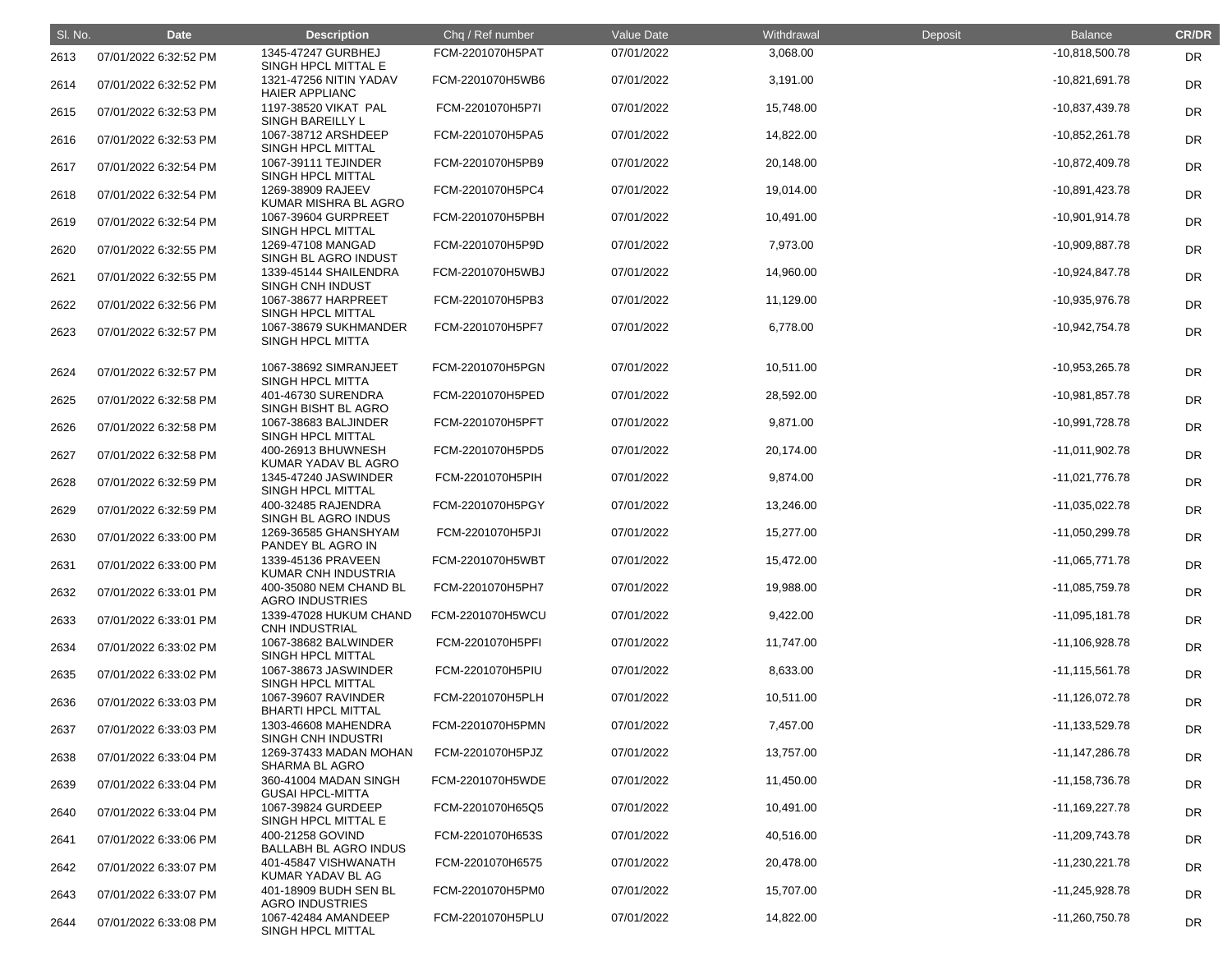| Sl. No. | Date | Description | Chq / Ref number | Value Date | Withdrawal | Deposit | Balance | CR/DR |
|---|---|---|---|---|---|---|---|---|
| 2613 | 07/01/2022 6:32:52 PM | 1345-47247 GURBHEJ SINGH HPCL MITTAL E | FCM-2201070H5PAT | 07/01/2022 | 3,068.00 | | -10,818,500.78 | DR |
| 2614 | 07/01/2022 6:32:52 PM | 1321-47256 NITIN YADAV HAIER APPLIANC | FCM-2201070H5WB6 | 07/01/2022 | 3,191.00 | | -10,821,691.78 | DR |
| 2615 | 07/01/2022 6:32:53 PM | 1197-38520 VIKAT PAL SINGH BAREILLY L | FCM-2201070H5P7I | 07/01/2022 | 15,748.00 | | -10,837,439.78 | DR |
| 2616 | 07/01/2022 6:32:53 PM | 1067-38712 ARSHDEEP SINGH HPCL MITTAL | FCM-2201070H5PA5 | 07/01/2022 | 14,822.00 | | -10,852,261.78 | DR |
| 2617 | 07/01/2022 6:32:54 PM | 1067-39111 TEJINDER SINGH HPCL MITTAL | FCM-2201070H5PB9 | 07/01/2022 | 20,148.00 | | -10,872,409.78 | DR |
| 2618 | 07/01/2022 6:32:54 PM | 1269-38909 RAJEEV KUMAR MISHRA BL AGRO | FCM-2201070H5PC4 | 07/01/2022 | 19,014.00 | | -10,891,423.78 | DR |
| 2619 | 07/01/2022 6:32:54 PM | 1067-39604 GURPREET SINGH HPCL MITTAL | FCM-2201070H5PBH | 07/01/2022 | 10,491.00 | | -10,901,914.78 | DR |
| 2620 | 07/01/2022 6:32:55 PM | 1269-47108 MANGAD SINGH BL AGRO INDUST | FCM-2201070H5P9D | 07/01/2022 | 7,973.00 | | -10,909,887.78 | DR |
| 2621 | 07/01/2022 6:32:55 PM | 1339-45144 SHAILENDRA SINGH CNH INDUST | FCM-2201070H5WBJ | 07/01/2022 | 14,960.00 | | -10,924,847.78 | DR |
| 2622 | 07/01/2022 6:32:56 PM | 1067-38677 HARPREET SINGH HPCL MITTAL | FCM-2201070H5PB3 | 07/01/2022 | 11,129.00 | | -10,935,976.78 | DR |
| 2623 | 07/01/2022 6:32:57 PM | 1067-38679 SUKHMANDER SINGH HPCL MITTA | FCM-2201070H5PF7 | 07/01/2022 | 6,778.00 | | -10,942,754.78 | DR |
| 2624 | 07/01/2022 6:32:57 PM | 1067-38692 SIMRANJEET SINGH HPCL MITTA | FCM-2201070H5PGN | 07/01/2022 | 10,511.00 | | -10,953,265.78 | DR |
| 2625 | 07/01/2022 6:32:58 PM | 401-46730 SURENDRA SINGH BISHT BL AGRO | FCM-2201070H5PED | 07/01/2022 | 28,592.00 | | -10,981,857.78 | DR |
| 2626 | 07/01/2022 6:32:58 PM | 1067-38683 BALJINDER SINGH HPCL MITTAL | FCM-2201070H5PFT | 07/01/2022 | 9,871.00 | | -10,991,728.78 | DR |
| 2627 | 07/01/2022 6:32:58 PM | 400-26913 BHUWNESH KUMAR YADAV BL AGRO | FCM-2201070H5PD5 | 07/01/2022 | 20,174.00 | | -11,011,902.78 | DR |
| 2628 | 07/01/2022 6:32:59 PM | 1345-47240 JASWINDER SINGH HPCL MITTAL | FCM-2201070H5PIH | 07/01/2022 | 9,874.00 | | -11,021,776.78 | DR |
| 2629 | 07/01/2022 6:32:59 PM | 400-32485 RAJENDRA SINGH BL AGRO INDUS | FCM-2201070H5PGY | 07/01/2022 | 13,246.00 | | -11,035,022.78 | DR |
| 2630 | 07/01/2022 6:33:00 PM | 1269-36585 GHANSHYAM PANDEY BL AGRO IN | FCM-2201070H5PJI | 07/01/2022 | 15,277.00 | | -11,050,299.78 | DR |
| 2631 | 07/01/2022 6:33:00 PM | 1339-45136 PRAVEEN KUMAR CNH INDUSTRIA | FCM-2201070H5WBT | 07/01/2022 | 15,472.00 | | -11,065,771.78 | DR |
| 2632 | 07/01/2022 6:33:01 PM | 400-35080 NEM CHAND BL AGRO INDUSTRIES | FCM-2201070H5PH7 | 07/01/2022 | 19,988.00 | | -11,085,759.78 | DR |
| 2633 | 07/01/2022 6:33:01 PM | 1339-47028 HUKUM CHAND CNH INDUSTRIAL | FCM-2201070H5WCU | 07/01/2022 | 9,422.00 | | -11,095,181.78 | DR |
| 2634 | 07/01/2022 6:33:02 PM | 1067-38682 BALWINDER SINGH HPCL MITTAL | FCM-2201070H5PFI | 07/01/2022 | 11,747.00 | | -11,106,928.78 | DR |
| 2635 | 07/01/2022 6:33:02 PM | 1067-38673 JASWINDER SINGH HPCL MITTAL | FCM-2201070H5PIU | 07/01/2022 | 8,633.00 | | -11,115,561.78 | DR |
| 2636 | 07/01/2022 6:33:03 PM | 1067-39607 RAVINDER BHARTI HPCL MITTAL | FCM-2201070H5PLH | 07/01/2022 | 10,511.00 | | -11,126,072.78 | DR |
| 2637 | 07/01/2022 6:33:03 PM | 1303-46608 MAHENDRA SINGH CNH INDUSTRI | FCM-2201070H5PMN | 07/01/2022 | 7,457.00 | | -11,133,529.78 | DR |
| 2638 | 07/01/2022 6:33:04 PM | 1269-37433 MADAN MOHAN SHARMA BL AGRO | FCM-2201070H5PJZ | 07/01/2022 | 13,757.00 | | -11,147,286.78 | DR |
| 2639 | 07/01/2022 6:33:04 PM | 360-41004 MADAN SINGH GUSAI HPCL-MITTA | FCM-2201070H5WDE | 07/01/2022 | 11,450.00 | | -11,158,736.78 | DR |
| 2640 | 07/01/2022 6:33:04 PM | 1067-39824 GURDEEP SINGH HPCL MITTAL E | FCM-2201070H65Q5 | 07/01/2022 | 10,491.00 | | -11,169,227.78 | DR |
| 2641 | 07/01/2022 6:33:06 PM | 400-21258 GOVIND BALLABH BL AGRO INDUS | FCM-2201070H653S | 07/01/2022 | 40,516.00 | | -11,209,743.78 | DR |
| 2642 | 07/01/2022 6:33:07 PM | 401-45847 VISHWANATH KUMAR YADAV BL AG | FCM-2201070H6575 | 07/01/2022 | 20,478.00 | | -11,230,221.78 | DR |
| 2643 | 07/01/2022 6:33:07 PM | 401-18909 BUDH SEN BL AGRO INDUSTRIES | FCM-2201070H5PM0 | 07/01/2022 | 15,707.00 | | -11,245,928.78 | DR |
| 2644 | 07/01/2022 6:33:08 PM | 1067-42484 AMANDEEP SINGH HPCL MITTAL | FCM-2201070H5PLU | 07/01/2022 | 14,822.00 | | -11,260,750.78 | DR |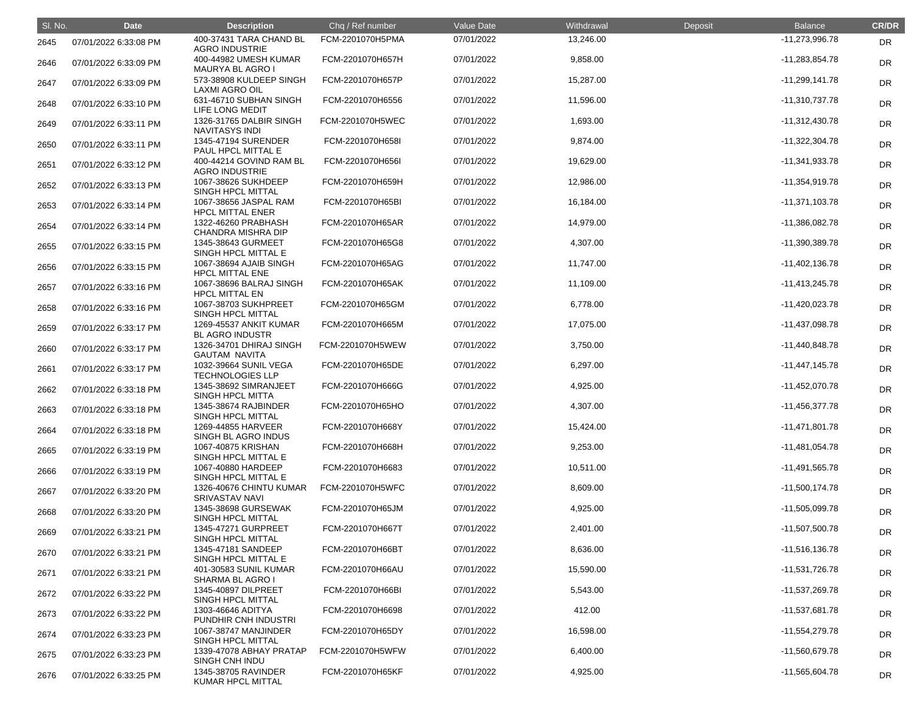| Sl. No. | Date | Description | Chq / Ref number | Value Date | Withdrawal | Deposit | Balance | CR/DR |
|---|---|---|---|---|---|---|---|---|
| 2645 | 07/01/2022 6:33:08 PM | 400-37431 TARA CHAND BL AGRO INDUSTRIE | FCM-2201070H5PMA | 07/01/2022 | 13,246.00 | | -11,273,996.78 | DR |
| 2646 | 07/01/2022 6:33:09 PM | 400-44982 UMESH KUMAR MAURYA BL AGRO I | FCM-2201070H657H | 07/01/2022 | 9,858.00 | | -11,283,854.78 | DR |
| 2647 | 07/01/2022 6:33:09 PM | 573-38908 KULDEEP SINGH LAXMI AGRO OIL | FCM-2201070H657P | 07/01/2022 | 15,287.00 | | -11,299,141.78 | DR |
| 2648 | 07/01/2022 6:33:10 PM | 631-46710 SUBHAN SINGH LIFE LONG MEDIT | FCM-2201070H6556 | 07/01/2022 | 11,596.00 | | -11,310,737.78 | DR |
| 2649 | 07/01/2022 6:33:11 PM | 1326-31765 DALBIR SINGH NAVITASYS INDI | FCM-2201070H5WEC | 07/01/2022 | 1,693.00 | | -11,312,430.78 | DR |
| 2650 | 07/01/2022 6:33:11 PM | 1345-47194 SURENDER PAUL HPCL MITTAL E | FCM-2201070H658I | 07/01/2022 | 9,874.00 | | -11,322,304.78 | DR |
| 2651 | 07/01/2022 6:33:12 PM | 400-44214 GOVIND RAM BL AGRO INDUSTRIE | FCM-2201070H656I | 07/01/2022 | 19,629.00 | | -11,341,933.78 | DR |
| 2652 | 07/01/2022 6:33:13 PM | 1067-38626 SUKHDEEP SINGH HPCL MITTAL | FCM-2201070H659H | 07/01/2022 | 12,986.00 | | -11,354,919.78 | DR |
| 2653 | 07/01/2022 6:33:14 PM | 1067-38656 JASPAL RAM HPCL MITTAL ENER | FCM-2201070H65BI | 07/01/2022 | 16,184.00 | | -11,371,103.78 | DR |
| 2654 | 07/01/2022 6:33:14 PM | 1322-46260 PRABHASH CHANDRA MISHRA DIP | FCM-2201070H65AR | 07/01/2022 | 14,979.00 | | -11,386,082.78 | DR |
| 2655 | 07/01/2022 6:33:15 PM | 1345-38643 GURMEET SINGH HPCL MITTAL E | FCM-2201070H65G8 | 07/01/2022 | 4,307.00 | | -11,390,389.78 | DR |
| 2656 | 07/01/2022 6:33:15 PM | 1067-38694 AJAIB SINGH HPCL MITTAL ENE | FCM-2201070H65AG | 07/01/2022 | 11,747.00 | | -11,402,136.78 | DR |
| 2657 | 07/01/2022 6:33:16 PM | 1067-38696 BALRAJ SINGH HPCL MITTAL EN | FCM-2201070H65AK | 07/01/2022 | 11,109.00 | | -11,413,245.78 | DR |
| 2658 | 07/01/2022 6:33:16 PM | 1067-38703 SUKHPREET SINGH HPCL MITTAL | FCM-2201070H65GM | 07/01/2022 | 6,778.00 | | -11,420,023.78 | DR |
| 2659 | 07/01/2022 6:33:17 PM | 1269-45537 ANKIT KUMAR BL AGRO INDUSTR | FCM-2201070H665M | 07/01/2022 | 17,075.00 | | -11,437,098.78 | DR |
| 2660 | 07/01/2022 6:33:17 PM | 1326-34701 DHIRAJ SINGH GAUTAM NAVITA | FCM-2201070H5WEW | 07/01/2022 | 3,750.00 | | -11,440,848.78 | DR |
| 2661 | 07/01/2022 6:33:17 PM | 1032-39664 SUNIL VEGA TECHNOLOGIES LLP | FCM-2201070H65DE | 07/01/2022 | 6,297.00 | | -11,447,145.78 | DR |
| 2662 | 07/01/2022 6:33:18 PM | 1345-38692 SIMRANJEET SINGH HPCL MITTA | FCM-2201070H666G | 07/01/2022 | 4,925.00 | | -11,452,070.78 | DR |
| 2663 | 07/01/2022 6:33:18 PM | 1345-38674 RAJBINDER SINGH HPCL MITTAL | FCM-2201070H65HO | 07/01/2022 | 4,307.00 | | -11,456,377.78 | DR |
| 2664 | 07/01/2022 6:33:18 PM | 1269-44855 HARVEER SINGH BL AGRO INDUS | FCM-2201070H668Y | 07/01/2022 | 15,424.00 | | -11,471,801.78 | DR |
| 2665 | 07/01/2022 6:33:19 PM | 1067-40875 KRISHAN SINGH HPCL MITTAL E | FCM-2201070H668H | 07/01/2022 | 9,253.00 | | -11,481,054.78 | DR |
| 2666 | 07/01/2022 6:33:19 PM | 1067-40880 HARDEEP SINGH HPCL MITTAL E | FCM-2201070H6683 | 07/01/2022 | 10,511.00 | | -11,491,565.78 | DR |
| 2667 | 07/01/2022 6:33:20 PM | 1326-40676 CHINTU KUMAR SRIVASTAV NAVI | FCM-2201070H5WFC | 07/01/2022 | 8,609.00 | | -11,500,174.78 | DR |
| 2668 | 07/01/2022 6:33:20 PM | 1345-38698 GURSEWAK SINGH HPCL MITTAL | FCM-2201070H65JM | 07/01/2022 | 4,925.00 | | -11,505,099.78 | DR |
| 2669 | 07/01/2022 6:33:21 PM | 1345-47271 GURPREET SINGH HPCL MITTAL | FCM-2201070H667T | 07/01/2022 | 2,401.00 | | -11,507,500.78 | DR |
| 2670 | 07/01/2022 6:33:21 PM | 1345-47181 SANDEEP SINGH HPCL MITTAL E | FCM-2201070H66BT | 07/01/2022 | 8,636.00 | | -11,516,136.78 | DR |
| 2671 | 07/01/2022 6:33:21 PM | 401-30583 SUNIL KUMAR SHARMA BL AGRO I | FCM-2201070H66AU | 07/01/2022 | 15,590.00 | | -11,531,726.78 | DR |
| 2672 | 07/01/2022 6:33:22 PM | 1345-40897 DILPREET SINGH HPCL MITTAL | FCM-2201070H66BI | 07/01/2022 | 5,543.00 | | -11,537,269.78 | DR |
| 2673 | 07/01/2022 6:33:22 PM | 1303-46646 ADITYA PUNDHIR CNH INDUSTRI | FCM-2201070H6698 | 07/01/2022 | 412.00 | | -11,537,681.78 | DR |
| 2674 | 07/01/2022 6:33:23 PM | 1067-38747 MANJINDER SINGH HPCL MITTAL | FCM-2201070H65DY | 07/01/2022 | 16,598.00 | | -11,554,279.78 | DR |
| 2675 | 07/01/2022 6:33:23 PM | 1339-47078 ABHAY PRATAP SINGH CNH INDU | FCM-2201070H5WFW | 07/01/2022 | 6,400.00 | | -11,560,679.78 | DR |
| 2676 | 07/01/2022 6:33:25 PM | 1345-38705 RAVINDER KUMAR HPCL MITTAL | FCM-2201070H65KF | 07/01/2022 | 4,925.00 | | -11,565,604.78 | DR |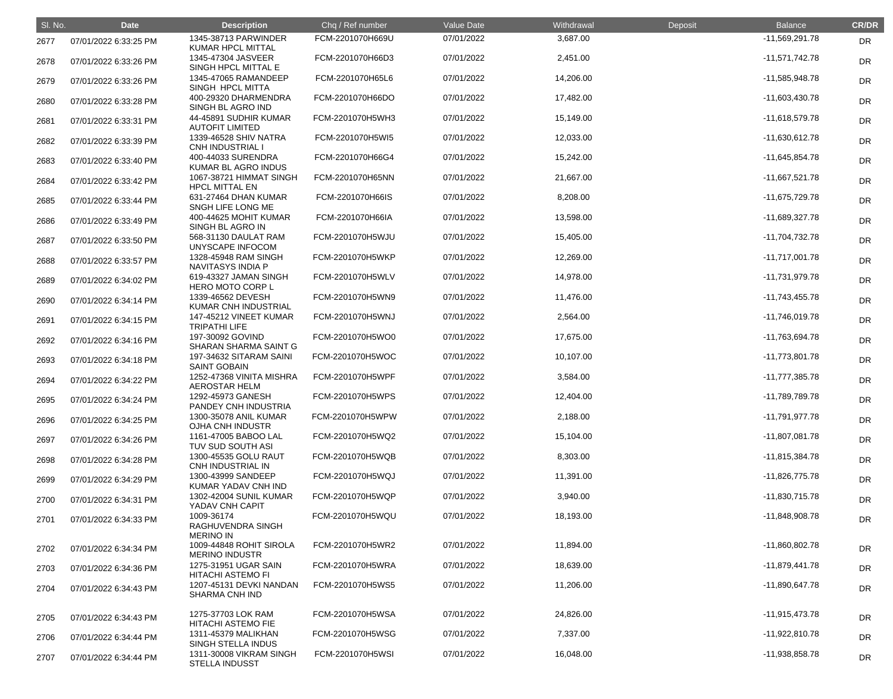| Sl. No. | Date | Description | Chq / Ref number | Value Date | Withdrawal | Deposit | Balance | CR/DR |
|---|---|---|---|---|---|---|---|---|
| 2677 | 07/01/2022 6:33:25 PM | 1345-38713 PARWINDER KUMAR HPCL MITTAL | FCM-2201070H669U | 07/01/2022 | 3,687.00 | | -11,569,291.78 | DR |
| 2678 | 07/01/2022 6:33:26 PM | 1345-47304 JASVEER SINGH HPCL MITTAL E | FCM-2201070H66D3 | 07/01/2022 | 2,451.00 | | -11,571,742.78 | DR |
| 2679 | 07/01/2022 6:33:26 PM | 1345-47065 RAMANDEEP SINGH HPCL MITTA | FCM-2201070H65L6 | 07/01/2022 | 14,206.00 | | -11,585,948.78 | DR |
| 2680 | 07/01/2022 6:33:28 PM | 400-29320 DHARMENDRA SINGH BL AGRO IND | FCM-2201070H66DO | 07/01/2022 | 17,482.00 | | -11,603,430.78 | DR |
| 2681 | 07/01/2022 6:33:31 PM | 44-45891 SUDHIR KUMAR AUTOFIT LIMITED | FCM-2201070H5WH3 | 07/01/2022 | 15,149.00 | | -11,618,579.78 | DR |
| 2682 | 07/01/2022 6:33:39 PM | 1339-46528 SHIV NATRA CNH INDUSTRIAL I | FCM-2201070H5WI5 | 07/01/2022 | 12,033.00 | | -11,630,612.78 | DR |
| 2683 | 07/01/2022 6:33:40 PM | 400-44033 SURENDRA KUMAR BL AGRO INDUS | FCM-2201070H66G4 | 07/01/2022 | 15,242.00 | | -11,645,854.78 | DR |
| 2684 | 07/01/2022 6:33:42 PM | 1067-38721 HIMMAT SINGH HPCL MITTAL EN | FCM-2201070H65NN | 07/01/2022 | 21,667.00 | | -11,667,521.78 | DR |
| 2685 | 07/01/2022 6:33:44 PM | 631-27464 DHAN KUMAR SNGH LIFE LONG ME | FCM-2201070H66IS | 07/01/2022 | 8,208.00 | | -11,675,729.78 | DR |
| 2686 | 07/01/2022 6:33:49 PM | 400-44625 MOHIT KUMAR SINGH BL AGRO IN | FCM-2201070H66IA | 07/01/2022 | 13,598.00 | | -11,689,327.78 | DR |
| 2687 | 07/01/2022 6:33:50 PM | 568-31130 DAULAT RAM UNYSCAPE INFOCOM | FCM-2201070H5WJU | 07/01/2022 | 15,405.00 | | -11,704,732.78 | DR |
| 2688 | 07/01/2022 6:33:57 PM | 1328-45948 RAM SINGH NAVITASYS INDIA P | FCM-2201070H5WKP | 07/01/2022 | 12,269.00 | | -11,717,001.78 | DR |
| 2689 | 07/01/2022 6:34:02 PM | 619-43327 JAMAN SINGH HERO MOTO CORP L | FCM-2201070H5WLV | 07/01/2022 | 14,978.00 | | -11,731,979.78 | DR |
| 2690 | 07/01/2022 6:34:14 PM | 1339-46562 DEVESH KUMAR CNH INDUSTRIAL | FCM-2201070H5WN9 | 07/01/2022 | 11,476.00 | | -11,743,455.78 | DR |
| 2691 | 07/01/2022 6:34:15 PM | 147-45212 VINEET KUMAR TRIPATHI LIFE | FCM-2201070H5WNJ | 07/01/2022 | 2,564.00 | | -11,746,019.78 | DR |
| 2692 | 07/01/2022 6:34:16 PM | 197-30092 GOVIND SHARAN SHARMA SAINT G | FCM-2201070H5WO0 | 07/01/2022 | 17,675.00 | | -11,763,694.78 | DR |
| 2693 | 07/01/2022 6:34:18 PM | 197-34632 SITARAM SAINI SAINT GOBAIN | FCM-2201070H5WOC | 07/01/2022 | 10,107.00 | | -11,773,801.78 | DR |
| 2694 | 07/01/2022 6:34:22 PM | 1252-47368 VINITA MISHRA AEROSTAR HELM | FCM-2201070H5WPF | 07/01/2022 | 3,584.00 | | -11,777,385.78 | DR |
| 2695 | 07/01/2022 6:34:24 PM | 1292-45973 GANESH PANDEY CNH INDUSTRIA | FCM-2201070H5WPS | 07/01/2022 | 12,404.00 | | -11,789,789.78 | DR |
| 2696 | 07/01/2022 6:34:25 PM | 1300-35078 ANIL KUMAR OJHA CNH INDUSTR | FCM-2201070H5WPW | 07/01/2022 | 2,188.00 | | -11,791,977.78 | DR |
| 2697 | 07/01/2022 6:34:26 PM | 1161-47005 BABOO LAL TUV SUD SOUTH ASI | FCM-2201070H5WQ2 | 07/01/2022 | 15,104.00 | | -11,807,081.78 | DR |
| 2698 | 07/01/2022 6:34:28 PM | 1300-45535 GOLU RAUT CNH INDUSTRIAL IN | FCM-2201070H5WQB | 07/01/2022 | 8,303.00 | | -11,815,384.78 | DR |
| 2699 | 07/01/2022 6:34:29 PM | 1300-43999 SANDEEP KUMAR YADAV CNH IND | FCM-2201070H5WQJ | 07/01/2022 | 11,391.00 | | -11,826,775.78 | DR |
| 2700 | 07/01/2022 6:34:31 PM | 1302-42004 SUNIL KUMAR YADAV CNH CAPIT | FCM-2201070H5WQP | 07/01/2022 | 3,940.00 | | -11,830,715.78 | DR |
| 2701 | 07/01/2022 6:34:33 PM | 1009-36174 RAGHUVENDRA SINGH MERINO IN | FCM-2201070H5WQU | 07/01/2022 | 18,193.00 | | -11,848,908.78 | DR |
| 2702 | 07/01/2022 6:34:34 PM | 1009-44848 ROHIT SIROLA MERINO INDUSTR | FCM-2201070H5WR2 | 07/01/2022 | 11,894.00 | | -11,860,802.78 | DR |
| 2703 | 07/01/2022 6:34:36 PM | 1275-31951 UGAR SAIN HITACHI ASTEMO FI | FCM-2201070H5WRA | 07/01/2022 | 18,639.00 | | -11,879,441.78 | DR |
| 2704 | 07/01/2022 6:34:43 PM | 1207-45131 DEVKI NANDAN SHARMA CNH IND | FCM-2201070H5WS5 | 07/01/2022 | 11,206.00 | | -11,890,647.78 | DR |
| 2705 | 07/01/2022 6:34:43 PM | 1275-37703 LOK RAM HITACHI ASTEMO FIE | FCM-2201070H5WSA | 07/01/2022 | 24,826.00 | | -11,915,473.78 | DR |
| 2706 | 07/01/2022 6:34:44 PM | 1311-45379 MALIKHAN SINGH STELLA INDUS | FCM-2201070H5WSG | 07/01/2022 | 7,337.00 | | -11,922,810.78 | DR |
| 2707 | 07/01/2022 6:34:44 PM | 1311-30008 VIKRAM SINGH STELLA INDUSST | FCM-2201070H5WSI | 07/01/2022 | 16,048.00 | | -11,938,858.78 | DR |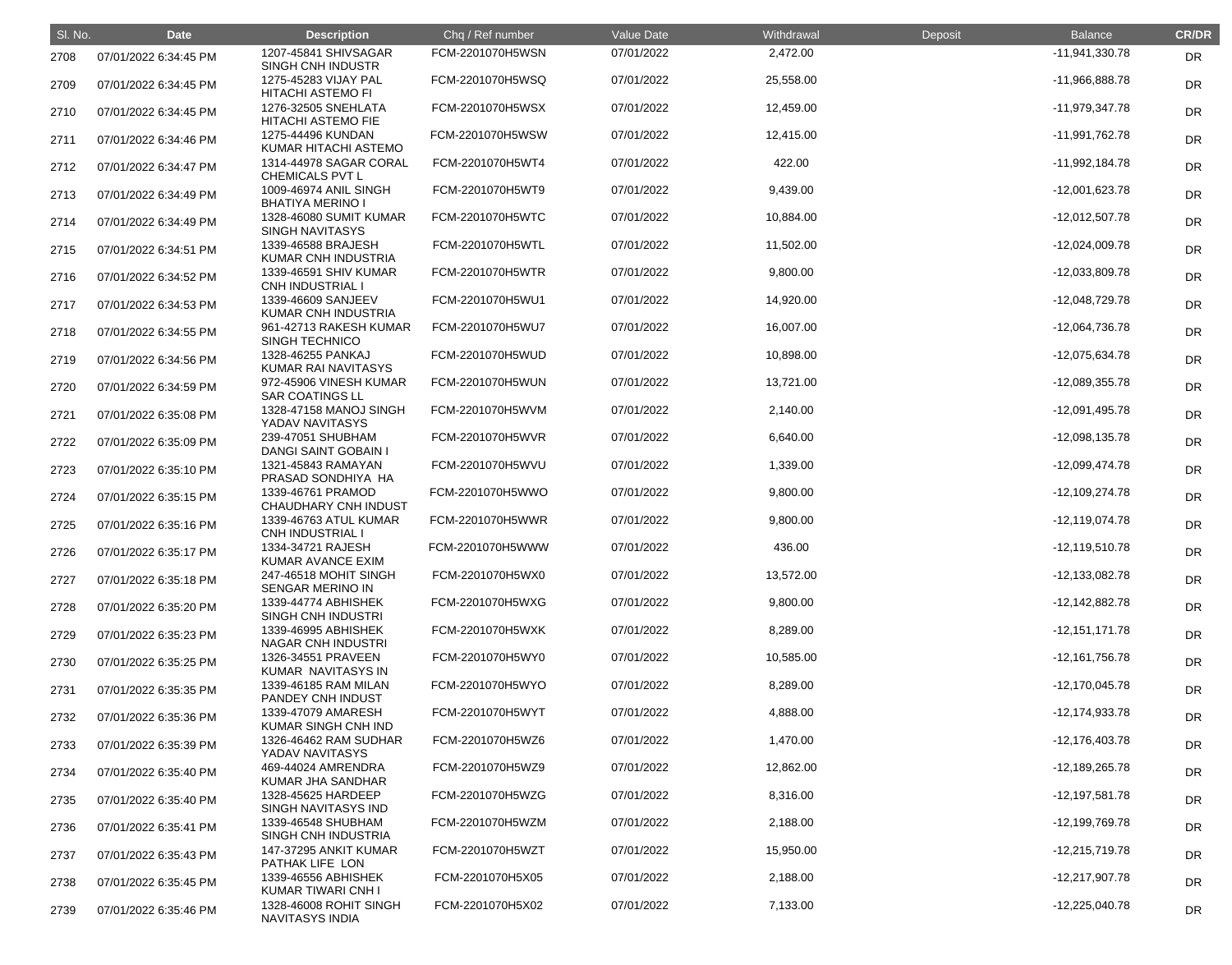| Sl. No. | Date | Description | Chq / Ref number | Value Date | Withdrawal | Deposit | Balance | CR/DR |
|---|---|---|---|---|---|---|---|---|
| 2708 | 07/01/2022 6:34:45 PM | 1207-45841 SHIVSAGAR SINGH CNH INDUSTR | FCM-2201070H5WSN | 07/01/2022 | 2,472.00 | | -11,941,330.78 | DR |
| 2709 | 07/01/2022 6:34:45 PM | 1275-45283 VIJAY PAL HITACHI ASTEMO FI | FCM-2201070H5WSQ | 07/01/2022 | 25,558.00 | | -11,966,888.78 | DR |
| 2710 | 07/01/2022 6:34:45 PM | 1276-32505 SNEHLATA HITACHI ASTEMO FIE | FCM-2201070H5WSX | 07/01/2022 | 12,459.00 | | -11,979,347.78 | DR |
| 2711 | 07/01/2022 6:34:46 PM | 1275-44496 KUNDAN KUMAR HITACHI ASTEMO | FCM-2201070H5WSW | 07/01/2022 | 12,415.00 | | -11,991,762.78 | DR |
| 2712 | 07/01/2022 6:34:47 PM | 1314-44978 SAGAR CORAL CHEMICALS PVT L | FCM-2201070H5WT4 | 07/01/2022 | 422.00 | | -11,992,184.78 | DR |
| 2713 | 07/01/2022 6:34:49 PM | 1009-46974 ANIL SINGH BHATIYA MERINO I | FCM-2201070H5WT9 | 07/01/2022 | 9,439.00 | | -12,001,623.78 | DR |
| 2714 | 07/01/2022 6:34:49 PM | 1328-46080 SUMIT KUMAR SINGH NAVITASYS | FCM-2201070H5WTC | 07/01/2022 | 10,884.00 | | -12,012,507.78 | DR |
| 2715 | 07/01/2022 6:34:51 PM | 1339-46588 BRAJESH KUMAR CNH INDUSTRIA | FCM-2201070H5WTL | 07/01/2022 | 11,502.00 | | -12,024,009.78 | DR |
| 2716 | 07/01/2022 6:34:52 PM | 1339-46591 SHIV KUMAR CNH INDUSTRIAL I | FCM-2201070H5WTR | 07/01/2022 | 9,800.00 | | -12,033,809.78 | DR |
| 2717 | 07/01/2022 6:34:53 PM | 1339-46609 SANJEEV KUMAR CNH INDUSTRIA | FCM-2201070H5WU1 | 07/01/2022 | 14,920.00 | | -12,048,729.78 | DR |
| 2718 | 07/01/2022 6:34:55 PM | 961-42713 RAKESH KUMAR SINGH TECHNICO | FCM-2201070H5WU7 | 07/01/2022 | 16,007.00 | | -12,064,736.78 | DR |
| 2719 | 07/01/2022 6:34:56 PM | 1328-46255 PANKAJ KUMAR RAI NAVITASYS | FCM-2201070H5WUD | 07/01/2022 | 10,898.00 | | -12,075,634.78 | DR |
| 2720 | 07/01/2022 6:34:59 PM | 972-45906 VINESH KUMAR SAR COATINGS LL | FCM-2201070H5WUN | 07/01/2022 | 13,721.00 | | -12,089,355.78 | DR |
| 2721 | 07/01/2022 6:35:08 PM | 1328-47158 MANOJ SINGH YADAV NAVITASYS | FCM-2201070H5WVM | 07/01/2022 | 2,140.00 | | -12,091,495.78 | DR |
| 2722 | 07/01/2022 6:35:09 PM | 239-47051 SHUBHAM DANGI SAINT GOBAIN I | FCM-2201070H5WVR | 07/01/2022 | 6,640.00 | | -12,098,135.78 | DR |
| 2723 | 07/01/2022 6:35:10 PM | 1321-45843 RAMAYAN PRASAD SONDHIYA HA | FCM-2201070H5WVU | 07/01/2022 | 1,339.00 | | -12,099,474.78 | DR |
| 2724 | 07/01/2022 6:35:15 PM | 1339-46761 PRAMOD CHAUDHARY CNH INDUST | FCM-2201070H5WWO | 07/01/2022 | 9,800.00 | | -12,109,274.78 | DR |
| 2725 | 07/01/2022 6:35:16 PM | 1339-46763 ATUL KUMAR CNH INDUSTRIAL I | FCM-2201070H5WWR | 07/01/2022 | 9,800.00 | | -12,119,074.78 | DR |
| 2726 | 07/01/2022 6:35:17 PM | 1334-34721 RAJESH KUMAR AVANCE EXIM | FCM-2201070H5WWW | 07/01/2022 | 436.00 | | -12,119,510.78 | DR |
| 2727 | 07/01/2022 6:35:18 PM | 247-46518 MOHIT SINGH SENGAR MERINO IN | FCM-2201070H5WX0 | 07/01/2022 | 13,572.00 | | -12,133,082.78 | DR |
| 2728 | 07/01/2022 6:35:20 PM | 1339-44774 ABHISHEK SINGH CNH INDUSTRI | FCM-2201070H5WXG | 07/01/2022 | 9,800.00 | | -12,142,882.78 | DR |
| 2729 | 07/01/2022 6:35:23 PM | 1339-46995 ABHISHEK NAGAR CNH INDUSTRI | FCM-2201070H5WXK | 07/01/2022 | 8,289.00 | | -12,151,171.78 | DR |
| 2730 | 07/01/2022 6:35:25 PM | 1326-34551 PRAVEEN KUMAR NAVITASYS IN | FCM-2201070H5WY0 | 07/01/2022 | 10,585.00 | | -12,161,756.78 | DR |
| 2731 | 07/01/2022 6:35:35 PM | 1339-46185 RAM MILAN PANDEY CNH INDUST | FCM-2201070H5WYO | 07/01/2022 | 8,289.00 | | -12,170,045.78 | DR |
| 2732 | 07/01/2022 6:35:36 PM | 1339-47079 AMARESH KUMAR SINGH CNH IND | FCM-2201070H5WYT | 07/01/2022 | 4,888.00 | | -12,174,933.78 | DR |
| 2733 | 07/01/2022 6:35:39 PM | 1326-46462 RAM SUDHAR YADAV NAVITASYS | FCM-2201070H5WZ6 | 07/01/2022 | 1,470.00 | | -12,176,403.78 | DR |
| 2734 | 07/01/2022 6:35:40 PM | 469-44024 AMRENDRA KUMAR JHA SANDHAR | FCM-2201070H5WZ9 | 07/01/2022 | 12,862.00 | | -12,189,265.78 | DR |
| 2735 | 07/01/2022 6:35:40 PM | 1328-45625 HARDEEP SINGH NAVITASYS IND | FCM-2201070H5WZG | 07/01/2022 | 8,316.00 | | -12,197,581.78 | DR |
| 2736 | 07/01/2022 6:35:41 PM | 1339-46548 SHUBHAM SINGH CNH INDUSTRIA | FCM-2201070H5WZM | 07/01/2022 | 2,188.00 | | -12,199,769.78 | DR |
| 2737 | 07/01/2022 6:35:43 PM | 147-37295 ANKIT KUMAR PATHAK LIFE LON | FCM-2201070H5WZT | 07/01/2022 | 15,950.00 | | -12,215,719.78 | DR |
| 2738 | 07/01/2022 6:35:45 PM | 1339-46556 ABHISHEK KUMAR TIWARI CNH I | FCM-2201070H5X05 | 07/01/2022 | 2,188.00 | | -12,217,907.78 | DR |
| 2739 | 07/01/2022 6:35:46 PM | 1328-46008 ROHIT SINGH NAVITASYS INDIA | FCM-2201070H5X02 | 07/01/2022 | 7,133.00 | | -12,225,040.78 | DR |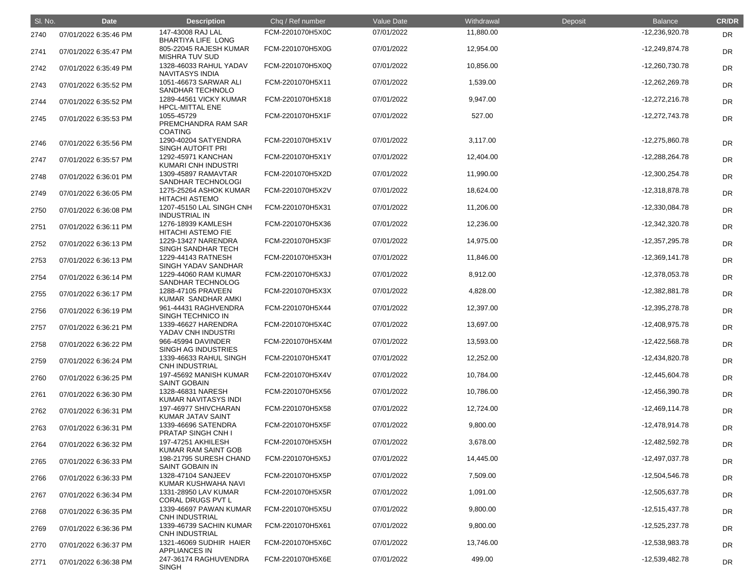| Sl. No. | Date | Description | Chq / Ref number | Value Date | Withdrawal | Deposit | Balance | CR/DR |
|---|---|---|---|---|---|---|---|---|
| 2740 | 07/01/2022 6:35:46 PM | 147-43008 RAJ LAL BHARTIYA LIFE LONG | FCM-2201070H5X0C | 07/01/2022 | 11,880.00 | | -12,236,920.78 | DR |
| 2741 | 07/01/2022 6:35:47 PM | 805-22045 RAJESH KUMAR MISHRA TUV SUD | FCM-2201070H5X0G | 07/01/2022 | 12,954.00 | | -12,249,874.78 | DR |
| 2742 | 07/01/2022 6:35:49 PM | 1328-46033 RAHUL YADAV NAVITASYS INDIA | FCM-2201070H5X0Q | 07/01/2022 | 10,856.00 | | -12,260,730.78 | DR |
| 2743 | 07/01/2022 6:35:52 PM | 1051-46673 SARWAR ALI SANDHAR TECHNOLO | FCM-2201070H5X11 | 07/01/2022 | 1,539.00 | | -12,262,269.78 | DR |
| 2744 | 07/01/2022 6:35:52 PM | 1289-44561 VICKY KUMAR HPCL-MITTAL ENE | FCM-2201070H5X18 | 07/01/2022 | 9,947.00 | | -12,272,216.78 | DR |
| 2745 | 07/01/2022 6:35:53 PM | 1055-45729 PREMCHANDRA RAM SAR COATING | FCM-2201070H5X1F | 07/01/2022 | 527.00 | | -12,272,743.78 | DR |
| 2746 | 07/01/2022 6:35:56 PM | 1290-40204 SATYENDRA SINGH AUTOFIT PRI | FCM-2201070H5X1V | 07/01/2022 | 3,117.00 | | -12,275,860.78 | DR |
| 2747 | 07/01/2022 6:35:57 PM | 1292-45971 KANCHAN KUMARI CNH INDUSTRI | FCM-2201070H5X1Y | 07/01/2022 | 12,404.00 | | -12,288,264.78 | DR |
| 2748 | 07/01/2022 6:36:01 PM | 1309-45897 RAMAVTAR SANDHAR TECHNOLOGI | FCM-2201070H5X2D | 07/01/2022 | 11,990.00 | | -12,300,254.78 | DR |
| 2749 | 07/01/2022 6:36:05 PM | 1275-25264 ASHOK KUMAR HITACHI ASTEMO | FCM-2201070H5X2V | 07/01/2022 | 18,624.00 | | -12,318,878.78 | DR |
| 2750 | 07/01/2022 6:36:08 PM | 1207-45150 LAL SINGH CNH INDUSTRIAL IN | FCM-2201070H5X31 | 07/01/2022 | 11,206.00 | | -12,330,084.78 | DR |
| 2751 | 07/01/2022 6:36:11 PM | 1276-18939 KAMLESH HITACHI ASTEMO FIE | FCM-2201070H5X36 | 07/01/2022 | 12,236.00 | | -12,342,320.78 | DR |
| 2752 | 07/01/2022 6:36:13 PM | 1229-13427 NARENDRA SINGH SANDHAR TECH | FCM-2201070H5X3F | 07/01/2022 | 14,975.00 | | -12,357,295.78 | DR |
| 2753 | 07/01/2022 6:36:13 PM | 1229-44143 RATNESH SINGH YADAV SANDHAR | FCM-2201070H5X3H | 07/01/2022 | 11,846.00 | | -12,369,141.78 | DR |
| 2754 | 07/01/2022 6:36:14 PM | 1229-44060 RAM KUMAR SANDHAR TECHNOLOG | FCM-2201070H5X3J | 07/01/2022 | 8,912.00 | | -12,378,053.78 | DR |
| 2755 | 07/01/2022 6:36:17 PM | 1288-47105 PRAVEEN KUMAR SANDHAR AMKI | FCM-2201070H5X3X | 07/01/2022 | 4,828.00 | | -12,382,881.78 | DR |
| 2756 | 07/01/2022 6:36:19 PM | 961-44431 RAGHVENDRA SINGH TECHNICO IN | FCM-2201070H5X44 | 07/01/2022 | 12,397.00 | | -12,395,278.78 | DR |
| 2757 | 07/01/2022 6:36:21 PM | 1339-46627 HARENDRA YADAV CNH INDUSTRI | FCM-2201070H5X4C | 07/01/2022 | 13,697.00 | | -12,408,975.78 | DR |
| 2758 | 07/01/2022 6:36:22 PM | 966-45994 DAVINDER SINGH AG INDUSTRIES | FCM-2201070H5X4M | 07/01/2022 | 13,593.00 | | -12,422,568.78 | DR |
| 2759 | 07/01/2022 6:36:24 PM | 1339-46633 RAHUL SINGH CNH INDUSTRIAL | FCM-2201070H5X4T | 07/01/2022 | 12,252.00 | | -12,434,820.78 | DR |
| 2760 | 07/01/2022 6:36:25 PM | 197-45692 MANISH KUMAR SAINT GOBAIN | FCM-2201070H5X4V | 07/01/2022 | 10,784.00 | | -12,445,604.78 | DR |
| 2761 | 07/01/2022 6:36:30 PM | 1328-46831 NARESH KUMAR NAVITASYS INDI | FCM-2201070H5X56 | 07/01/2022 | 10,786.00 | | -12,456,390.78 | DR |
| 2762 | 07/01/2022 6:36:31 PM | 197-46977 SHIVCHARAN KUMAR JATAV SAINT | FCM-2201070H5X58 | 07/01/2022 | 12,724.00 | | -12,469,114.78 | DR |
| 2763 | 07/01/2022 6:36:31 PM | 1339-46696 SATENDRA PRATAP SINGH CNH I | FCM-2201070H5X5F | 07/01/2022 | 9,800.00 | | -12,478,914.78 | DR |
| 2764 | 07/01/2022 6:36:32 PM | 197-47251 AKHILESH KUMAR RAM SAINT GOB | FCM-2201070H5X5H | 07/01/2022 | 3,678.00 | | -12,482,592.78 | DR |
| 2765 | 07/01/2022 6:36:33 PM | 198-21795 SURESH CHAND SAINT GOBAIN IN | FCM-2201070H5X5J | 07/01/2022 | 14,445.00 | | -12,497,037.78 | DR |
| 2766 | 07/01/2022 6:36:33 PM | 1328-47104 SANJEEV KUMAR KUSHWAHA NAVI | FCM-2201070H5X5P | 07/01/2022 | 7,509.00 | | -12,504,546.78 | DR |
| 2767 | 07/01/2022 6:36:34 PM | 1331-28950 LAV KUMAR CORAL DRUGS PVT L | FCM-2201070H5X5R | 07/01/2022 | 1,091.00 | | -12,505,637.78 | DR |
| 2768 | 07/01/2022 6:36:35 PM | 1339-46697 PAWAN KUMAR CNH INDUSTRIAL | FCM-2201070H5X5U | 07/01/2022 | 9,800.00 | | -12,515,437.78 | DR |
| 2769 | 07/01/2022 6:36:36 PM | 1339-46739 SACHIN KUMAR CNH INDUSTRIAL | FCM-2201070H5X61 | 07/01/2022 | 9,800.00 | | -12,525,237.78 | DR |
| 2770 | 07/01/2022 6:36:37 PM | 1321-46069 SUDHIR HAIER APPLIANCES IN | FCM-2201070H5X6C | 07/01/2022 | 13,746.00 | | -12,538,983.78 | DR |
| 2771 | 07/01/2022 6:36:38 PM | 247-36174 RAGHUVENDRA SINGH | FCM-2201070H5X6E | 07/01/2022 | 499.00 | | -12,539,482.78 | DR |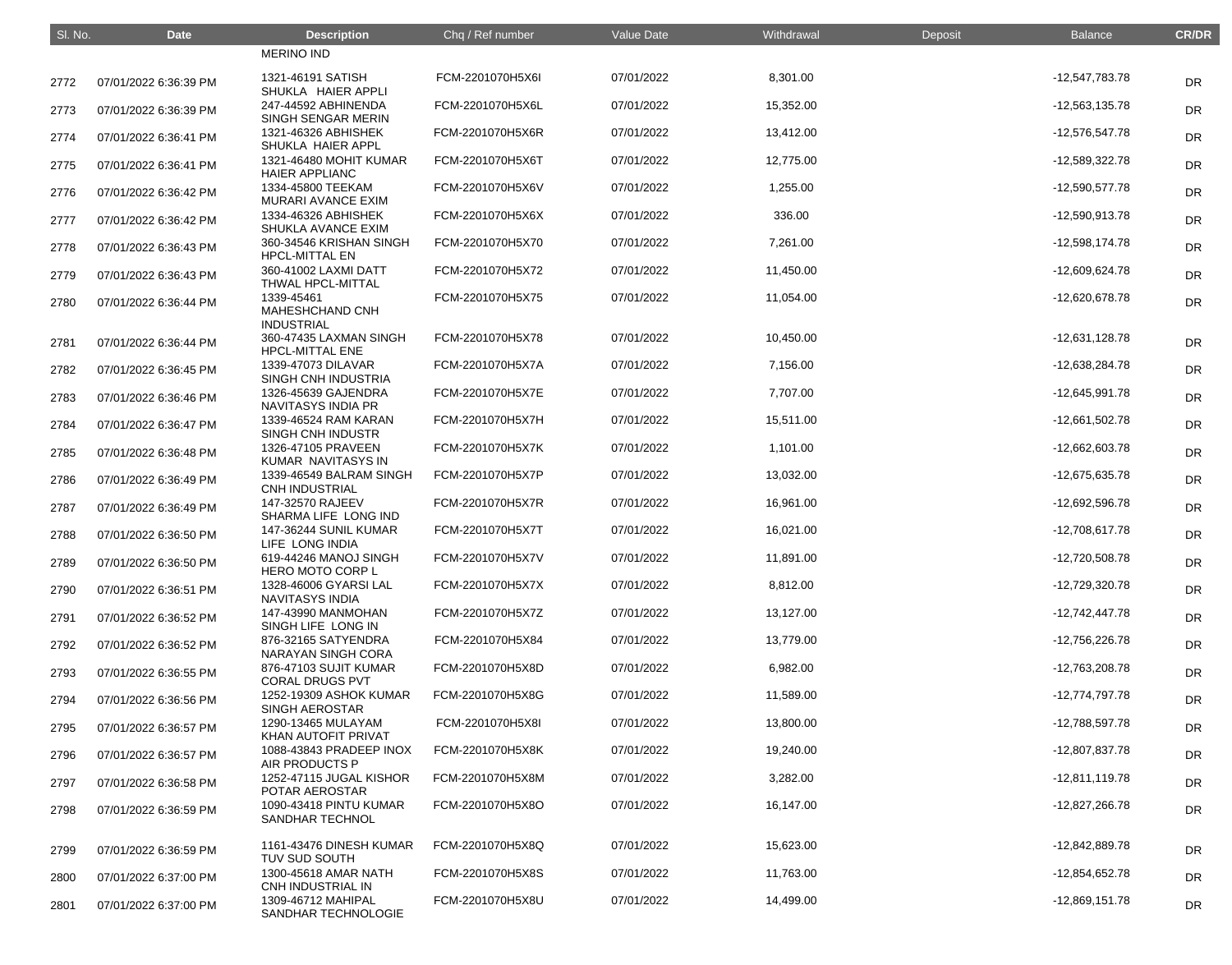| Sl. No. | Date | Description | Chq / Ref number | Value Date | Withdrawal | Deposit | Balance | CR/DR |
|---|---|---|---|---|---|---|---|---|
| | | MERINO IND | | | | | | |
| 2772 | 07/01/2022 6:36:39 PM | 1321-46191 SATISH SHUKLA HAIER APPLI | FCM-2201070H5X6I | 07/01/2022 | 8,301.00 | | -12,547,783.78 | DR |
| 2773 | 07/01/2022 6:36:39 PM | 247-44592 ABHINENDA SINGH SENGAR MERIN | FCM-2201070H5X6L | 07/01/2022 | 15,352.00 | | -12,563,135.78 | DR |
| 2774 | 07/01/2022 6:36:41 PM | 1321-46326 ABHISHEK SHUKLA HAIER APPL | FCM-2201070H5X6R | 07/01/2022 | 13,412.00 | | -12,576,547.78 | DR |
| 2775 | 07/01/2022 6:36:41 PM | 1321-46480 MOHIT KUMAR HAIER APPLIANC | FCM-2201070H5X6T | 07/01/2022 | 12,775.00 | | -12,589,322.78 | DR |
| 2776 | 07/01/2022 6:36:42 PM | 1334-45800 TEEKAM MURARI AVANCE EXIM | FCM-2201070H5X6V | 07/01/2022 | 1,255.00 | | -12,590,577.78 | DR |
| 2777 | 07/01/2022 6:36:42 PM | 1334-46326 ABHISHEK SHUKLA AVANCE EXIM | FCM-2201070H5X6X | 07/01/2022 | 336.00 | | -12,590,913.78 | DR |
| 2778 | 07/01/2022 6:36:43 PM | 360-34546 KRISHAN SINGH HPCL-MITTAL EN | FCM-2201070H5X70 | 07/01/2022 | 7,261.00 | | -12,598,174.78 | DR |
| 2779 | 07/01/2022 6:36:43 PM | 360-41002 LAXMI DATT THWAL HPCL-MITTAL | FCM-2201070H5X72 | 07/01/2022 | 11,450.00 | | -12,609,624.78 | DR |
| 2780 | 07/01/2022 6:36:44 PM | 1339-45461 MAHESHCHAND CNH INDUSTRIAL | FCM-2201070H5X75 | 07/01/2022 | 11,054.00 | | -12,620,678.78 | DR |
| 2781 | 07/01/2022 6:36:44 PM | 360-47435 LAXMAN SINGH HPCL-MITTAL ENE | FCM-2201070H5X78 | 07/01/2022 | 10,450.00 | | -12,631,128.78 | DR |
| 2782 | 07/01/2022 6:36:45 PM | 1339-47073 DILAVAR SINGH CNH INDUSTRIA | FCM-2201070H5X7A | 07/01/2022 | 7,156.00 | | -12,638,284.78 | DR |
| 2783 | 07/01/2022 6:36:46 PM | 1326-45639 GAJENDRA NAVITASYS INDIA PR | FCM-2201070H5X7E | 07/01/2022 | 7,707.00 | | -12,645,991.78 | DR |
| 2784 | 07/01/2022 6:36:47 PM | 1339-46524 RAM KARAN SINGH CNH INDUSTR | FCM-2201070H5X7H | 07/01/2022 | 15,511.00 | | -12,661,502.78 | DR |
| 2785 | 07/01/2022 6:36:48 PM | 1326-47105 PRAVEEN KUMAR NAVITASYS IN | FCM-2201070H5X7K | 07/01/2022 | 1,101.00 | | -12,662,603.78 | DR |
| 2786 | 07/01/2022 6:36:49 PM | 1339-46549 BALRAM SINGH CNH INDUSTRIAL | FCM-2201070H5X7P | 07/01/2022 | 13,032.00 | | -12,675,635.78 | DR |
| 2787 | 07/01/2022 6:36:49 PM | 147-32570 RAJEEV SHARMA LIFE LONG IND | FCM-2201070H5X7R | 07/01/2022 | 16,961.00 | | -12,692,596.78 | DR |
| 2788 | 07/01/2022 6:36:50 PM | 147-36244 SUNIL KUMAR LIFE LONG INDIA | FCM-2201070H5X7T | 07/01/2022 | 16,021.00 | | -12,708,617.78 | DR |
| 2789 | 07/01/2022 6:36:50 PM | 619-44246 MANOJ SINGH HERO MOTO CORP L | FCM-2201070H5X7V | 07/01/2022 | 11,891.00 | | -12,720,508.78 | DR |
| 2790 | 07/01/2022 6:36:51 PM | 1328-46006 GYARSI LAL NAVITASYS INDIA | FCM-2201070H5X7X | 07/01/2022 | 8,812.00 | | -12,729,320.78 | DR |
| 2791 | 07/01/2022 6:36:52 PM | 147-43990 MANMOHAN SINGH LIFE LONG IN | FCM-2201070H5X7Z | 07/01/2022 | 13,127.00 | | -12,742,447.78 | DR |
| 2792 | 07/01/2022 6:36:52 PM | 876-32165 SATYENDRA NARAYAN SINGH CORA | FCM-2201070H5X84 | 07/01/2022 | 13,779.00 | | -12,756,226.78 | DR |
| 2793 | 07/01/2022 6:36:55 PM | 876-47103 SUJIT KUMAR CORAL DRUGS PVT | FCM-2201070H5X8D | 07/01/2022 | 6,982.00 | | -12,763,208.78 | DR |
| 2794 | 07/01/2022 6:36:56 PM | 1252-19309 ASHOK KUMAR SINGH AEROSTAR | FCM-2201070H5X8G | 07/01/2022 | 11,589.00 | | -12,774,797.78 | DR |
| 2795 | 07/01/2022 6:36:57 PM | 1290-13465 MULAYAM KHAN AUTOFIT PRIVAT | FCM-2201070H5X8I | 07/01/2022 | 13,800.00 | | -12,788,597.78 | DR |
| 2796 | 07/01/2022 6:36:57 PM | 1088-43843 PRADEEP INOX AIR PRODUCTS P | FCM-2201070H5X8K | 07/01/2022 | 19,240.00 | | -12,807,837.78 | DR |
| 2797 | 07/01/2022 6:36:58 PM | 1252-47115 JUGAL KISHOR POTAR AEROSTAR | FCM-2201070H5X8M | 07/01/2022 | 3,282.00 | | -12,811,119.78 | DR |
| 2798 | 07/01/2022 6:36:59 PM | 1090-43418 PINTU KUMAR SANDHAR TECHNOL | FCM-2201070H5X8O | 07/01/2022 | 16,147.00 | | -12,827,266.78 | DR |
| 2799 | 07/01/2022 6:36:59 PM | 1161-43476 DINESH KUMAR TUV SUD SOUTH | FCM-2201070H5X8Q | 07/01/2022 | 15,623.00 | | -12,842,889.78 | DR |
| 2800 | 07/01/2022 6:37:00 PM | 1300-45618 AMAR NATH CNH INDUSTRIAL IN | FCM-2201070H5X8S | 07/01/2022 | 11,763.00 | | -12,854,652.78 | DR |
| 2801 | 07/01/2022 6:37:00 PM | 1309-46712 MAHIPAL SANDHAR TECHNOLOGIE | FCM-2201070H5X8U | 07/01/2022 | 14,499.00 | | -12,869,151.78 | DR |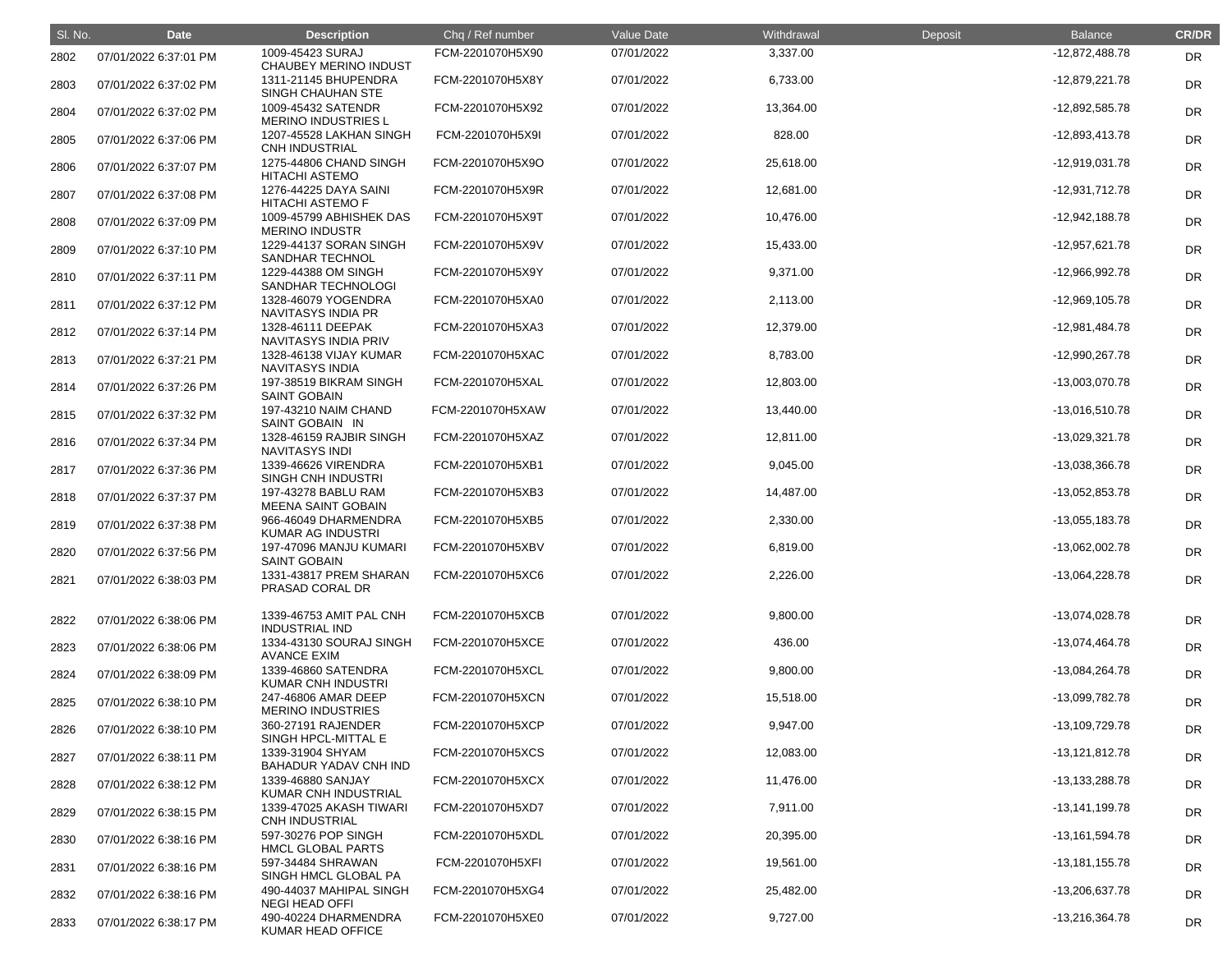| Sl. No. | Date | Description | Chq / Ref number | Value Date | Withdrawal | Deposit | Balance | CR/DR |
|---|---|---|---|---|---|---|---|---|
| 2802 | 07/01/2022 6:37:01 PM | 1009-45423 SURAJ CHAUBEY MERINO INDUST | FCM-2201070H5X90 | 07/01/2022 | 3,337.00 | | -12,872,488.78 | DR |
| 2803 | 07/01/2022 6:37:02 PM | 1311-21145 BHUPENDRA SINGH CHAUHAN STE | FCM-2201070H5X8Y | 07/01/2022 | 6,733.00 | | -12,879,221.78 | DR |
| 2804 | 07/01/2022 6:37:02 PM | 1009-45432 SATENDR MERINO INDUSTRIES L | FCM-2201070H5X92 | 07/01/2022 | 13,364.00 | | -12,892,585.78 | DR |
| 2805 | 07/01/2022 6:37:06 PM | 1207-45528 LAKHAN SINGH CNH INDUSTRIAL | FCM-2201070H5X9I | 07/01/2022 | 828.00 | | -12,893,413.78 | DR |
| 2806 | 07/01/2022 6:37:07 PM | 1275-44806 CHAND SINGH HITACHI ASTEMO | FCM-2201070H5X9O | 07/01/2022 | 25,618.00 | | -12,919,031.78 | DR |
| 2807 | 07/01/2022 6:37:08 PM | 1276-44225 DAYA SAINI HITACHI ASTEMO F | FCM-2201070H5X9R | 07/01/2022 | 12,681.00 | | -12,931,712.78 | DR |
| 2808 | 07/01/2022 6:37:09 PM | 1009-45799 ABHISHEK DAS MERINO INDUSTR | FCM-2201070H5X9T | 07/01/2022 | 10,476.00 | | -12,942,188.78 | DR |
| 2809 | 07/01/2022 6:37:10 PM | 1229-44137 SORAN SINGH SANDHAR TECHNOL | FCM-2201070H5X9V | 07/01/2022 | 15,433.00 | | -12,957,621.78 | DR |
| 2810 | 07/01/2022 6:37:11 PM | 1229-44388 OM SINGH SANDHAR TECHNOLOGI | FCM-2201070H5X9Y | 07/01/2022 | 9,371.00 | | -12,966,992.78 | DR |
| 2811 | 07/01/2022 6:37:12 PM | 1328-46079 YOGENDRA NAVITASYS INDIA PR | FCM-2201070H5XA0 | 07/01/2022 | 2,113.00 | | -12,969,105.78 | DR |
| 2812 | 07/01/2022 6:37:14 PM | 1328-46111 DEEPAK NAVITASYS INDIA PRIV | FCM-2201070H5XA3 | 07/01/2022 | 12,379.00 | | -12,981,484.78 | DR |
| 2813 | 07/01/2022 6:37:21 PM | 1328-46138 VIJAY KUMAR NAVITASYS INDIA | FCM-2201070H5XAC | 07/01/2022 | 8,783.00 | | -12,990,267.78 | DR |
| 2814 | 07/01/2022 6:37:26 PM | 197-38519 BIKRAM SINGH SAINT GOBAIN | FCM-2201070H5XAL | 07/01/2022 | 12,803.00 | | -13,003,070.78 | DR |
| 2815 | 07/01/2022 6:37:32 PM | 197-43210 NAIM CHAND SAINT GOBAIN IN | FCM-2201070H5XAW | 07/01/2022 | 13,440.00 | | -13,016,510.78 | DR |
| 2816 | 07/01/2022 6:37:34 PM | 1328-46159 RAJBIR SINGH NAVITASYS INDI | FCM-2201070H5XAZ | 07/01/2022 | 12,811.00 | | -13,029,321.78 | DR |
| 2817 | 07/01/2022 6:37:36 PM | 1339-46626 VIRENDRA SINGH CNH INDUSTRI | FCM-2201070H5XB1 | 07/01/2022 | 9,045.00 | | -13,038,366.78 | DR |
| 2818 | 07/01/2022 6:37:37 PM | 197-43278 BABLU RAM MEENA SAINT GOBAIN | FCM-2201070H5XB3 | 07/01/2022 | 14,487.00 | | -13,052,853.78 | DR |
| 2819 | 07/01/2022 6:37:38 PM | 966-46049 DHARMENDRA KUMAR AG INDUSTRI | FCM-2201070H5XB5 | 07/01/2022 | 2,330.00 | | -13,055,183.78 | DR |
| 2820 | 07/01/2022 6:37:56 PM | 197-47096 MANJU KUMARI SAINT GOBAIN | FCM-2201070H5XBV | 07/01/2022 | 6,819.00 | | -13,062,002.78 | DR |
| 2821 | 07/01/2022 6:38:03 PM | 1331-43817 PREM SHARAN PRASAD CORAL DR | FCM-2201070H5XC6 | 07/01/2022 | 2,226.00 | | -13,064,228.78 | DR |
| 2822 | 07/01/2022 6:38:06 PM | 1339-46753 AMIT PAL CNH INDUSTRIAL IND | FCM-2201070H5XCB | 07/01/2022 | 9,800.00 | | -13,074,028.78 | DR |
| 2823 | 07/01/2022 6:38:06 PM | 1334-43130 SOURAJ SINGH AVANCE EXIM | FCM-2201070H5XCE | 07/01/2022 | 436.00 | | -13,074,464.78 | DR |
| 2824 | 07/01/2022 6:38:09 PM | 1339-46860 SATENDRA KUMAR CNH INDUSTRI | FCM-2201070H5XCL | 07/01/2022 | 9,800.00 | | -13,084,264.78 | DR |
| 2825 | 07/01/2022 6:38:10 PM | 247-46806 AMAR DEEP MERINO INDUSTRIES | FCM-2201070H5XCN | 07/01/2022 | 15,518.00 | | -13,099,782.78 | DR |
| 2826 | 07/01/2022 6:38:10 PM | 360-27191 RAJENDER SINGH HPCL-MITTAL E | FCM-2201070H5XCP | 07/01/2022 | 9,947.00 | | -13,109,729.78 | DR |
| 2827 | 07/01/2022 6:38:11 PM | 1339-31904 SHYAM BAHADUR YADAV CNH IND | FCM-2201070H5XCS | 07/01/2022 | 12,083.00 | | -13,121,812.78 | DR |
| 2828 | 07/01/2022 6:38:12 PM | 1339-46880 SANJAY KUMAR CNH INDUSTRIAL | FCM-2201070H5XCX | 07/01/2022 | 11,476.00 | | -13,133,288.78 | DR |
| 2829 | 07/01/2022 6:38:15 PM | 1339-47025 AKASH TIWARI CNH INDUSTRIAL | FCM-2201070H5XD7 | 07/01/2022 | 7,911.00 | | -13,141,199.78 | DR |
| 2830 | 07/01/2022 6:38:16 PM | 597-30276 POP SINGH HMCL GLOBAL PARTS | FCM-2201070H5XDL | 07/01/2022 | 20,395.00 | | -13,161,594.78 | DR |
| 2831 | 07/01/2022 6:38:16 PM | 597-34484 SHRAWAN SINGH HMCL GLOBAL PA | FCM-2201070H5XFI | 07/01/2022 | 19,561.00 | | -13,181,155.78 | DR |
| 2832 | 07/01/2022 6:38:16 PM | 490-44037 MAHIPAL SINGH NEGI HEAD OFFI | FCM-2201070H5XG4 | 07/01/2022 | 25,482.00 | | -13,206,637.78 | DR |
| 2833 | 07/01/2022 6:38:17 PM | 490-40224 DHARMENDRA KUMAR HEAD OFFICE | FCM-2201070H5XE0 | 07/01/2022 | 9,727.00 | | -13,216,364.78 | DR |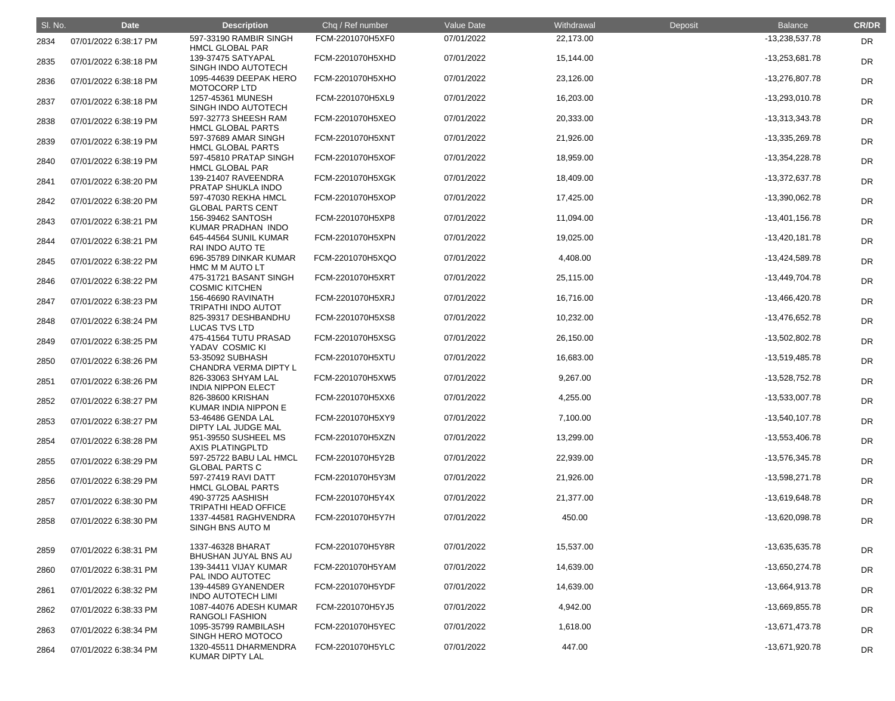| Sl. No. | Date | Description | Chq / Ref number | Value Date | Withdrawal | Deposit | Balance | CR/DR |
|---|---|---|---|---|---|---|---|---|
| 2834 | 07/01/2022 6:38:17 PM | 597-33190 RAMBIR SINGH HMCL GLOBAL PAR | FCM-2201070H5XF0 | 07/01/2022 | 22,173.00 | | -13,238,537.78 | DR |
| 2835 | 07/01/2022 6:38:18 PM | 139-37475 SATYAPAL SINGH INDO AUTOTECH | FCM-2201070H5XHD | 07/01/2022 | 15,144.00 | | -13,253,681.78 | DR |
| 2836 | 07/01/2022 6:38:18 PM | 1095-44639 DEEPAK HERO MOTOCORP LTD | FCM-2201070H5XHO | 07/01/2022 | 23,126.00 | | -13,276,807.78 | DR |
| 2837 | 07/01/2022 6:38:18 PM | 1257-45361 MUNESH SINGH INDO AUTOTECH | FCM-2201070H5XL9 | 07/01/2022 | 16,203.00 | | -13,293,010.78 | DR |
| 2838 | 07/01/2022 6:38:19 PM | 597-32773 SHEESH RAM HMCL GLOBAL PARTS | FCM-2201070H5XEO | 07/01/2022 | 20,333.00 | | -13,313,343.78 | DR |
| 2839 | 07/01/2022 6:38:19 PM | 597-37689 AMAR SINGH HMCL GLOBAL PARTS | FCM-2201070H5XNT | 07/01/2022 | 21,926.00 | | -13,335,269.78 | DR |
| 2840 | 07/01/2022 6:38:19 PM | 597-45810 PRATAP SINGH HMCL GLOBAL PAR | FCM-2201070H5XOF | 07/01/2022 | 18,959.00 | | -13,354,228.78 | DR |
| 2841 | 07/01/2022 6:38:20 PM | 139-21407 RAVEENDRA PRATAP SHUKLA INDO | FCM-2201070H5XGK | 07/01/2022 | 18,409.00 | | -13,372,637.78 | DR |
| 2842 | 07/01/2022 6:38:20 PM | 597-47030 REKHA HMCL GLOBAL PARTS CENT | FCM-2201070H5XOP | 07/01/2022 | 17,425.00 | | -13,390,062.78 | DR |
| 2843 | 07/01/2022 6:38:21 PM | 156-39462 SANTOSH KUMAR PRADHAN INDO | FCM-2201070H5XP8 | 07/01/2022 | 11,094.00 | | -13,401,156.78 | DR |
| 2844 | 07/01/2022 6:38:21 PM | 645-44564 SUNIL KUMAR RAI INDO AUTO TE | FCM-2201070H5XPN | 07/01/2022 | 19,025.00 | | -13,420,181.78 | DR |
| 2845 | 07/01/2022 6:38:22 PM | 696-35789 DINKAR KUMAR HMC M M AUTO LT | FCM-2201070H5XQO | 07/01/2022 | 4,408.00 | | -13,424,589.78 | DR |
| 2846 | 07/01/2022 6:38:22 PM | 475-31721 BASANT SINGH COSMIC KITCHEN | FCM-2201070H5XRT | 07/01/2022 | 25,115.00 | | -13,449,704.78 | DR |
| 2847 | 07/01/2022 6:38:23 PM | 156-46690 RAVINATH TRIPATHI INDO AUTOT | FCM-2201070H5XRJ | 07/01/2022 | 16,716.00 | | -13,466,420.78 | DR |
| 2848 | 07/01/2022 6:38:24 PM | 825-39317 DESHBANDHU LUCAS TVS LTD | FCM-2201070H5XS8 | 07/01/2022 | 10,232.00 | | -13,476,652.78 | DR |
| 2849 | 07/01/2022 6:38:25 PM | 475-41564 TUTU PRASAD YADAV COSMIC KI | FCM-2201070H5XSG | 07/01/2022 | 26,150.00 | | -13,502,802.78 | DR |
| 2850 | 07/01/2022 6:38:26 PM | 53-35092 SUBHASH CHANDRA VERMA DIPTY L | FCM-2201070H5XTU | 07/01/2022 | 16,683.00 | | -13,519,485.78 | DR |
| 2851 | 07/01/2022 6:38:26 PM | 826-33063 SHYAM LAL INDIA NIPPON ELECT | FCM-2201070H5XW5 | 07/01/2022 | 9,267.00 | | -13,528,752.78 | DR |
| 2852 | 07/01/2022 6:38:27 PM | 826-38600 KRISHAN KUMAR INDIA NIPPON E | FCM-2201070H5XX6 | 07/01/2022 | 4,255.00 | | -13,533,007.78 | DR |
| 2853 | 07/01/2022 6:38:27 PM | 53-46486 GENDA LAL DIPTY LAL JUDGE MAL | FCM-2201070H5XY9 | 07/01/2022 | 7,100.00 | | -13,540,107.78 | DR |
| 2854 | 07/01/2022 6:38:28 PM | 951-39550 SUSHEEL MS AXIS PLATINGPLTD | FCM-2201070H5XZN | 07/01/2022 | 13,299.00 | | -13,553,406.78 | DR |
| 2855 | 07/01/2022 6:38:29 PM | 597-25722 BABU LAL HMCL GLOBAL PARTS C | FCM-2201070H5Y2B | 07/01/2022 | 22,939.00 | | -13,576,345.78 | DR |
| 2856 | 07/01/2022 6:38:29 PM | 597-27419 RAVI DATT HMCL GLOBAL PARTS | FCM-2201070H5Y3M | 07/01/2022 | 21,926.00 | | -13,598,271.78 | DR |
| 2857 | 07/01/2022 6:38:30 PM | 490-37725 AASHISH TRIPATHI HEAD OFFICE | FCM-2201070H5Y4X | 07/01/2022 | 21,377.00 | | -13,619,648.78 | DR |
| 2858 | 07/01/2022 6:38:30 PM | 1337-44581 RAGHVENDRA SINGH BNS AUTO M | FCM-2201070H5Y7H | 07/01/2022 | 450.00 | | -13,620,098.78 | DR |
| 2859 | 07/01/2022 6:38:31 PM | 1337-46328 BHARAT BHUSHAN JUYAL BNS AU | FCM-2201070H5Y8R | 07/01/2022 | 15,537.00 | | -13,635,635.78 | DR |
| 2860 | 07/01/2022 6:38:31 PM | 139-34411 VIJAY KUMAR PAL INDO AUTOTEC | FCM-2201070H5YAM | 07/01/2022 | 14,639.00 | | -13,650,274.78 | DR |
| 2861 | 07/01/2022 6:38:32 PM | 139-44589 GYANENDER INDO AUTOTECH LIMI | FCM-2201070H5YDF | 07/01/2022 | 14,639.00 | | -13,664,913.78 | DR |
| 2862 | 07/01/2022 6:38:33 PM | 1087-44076 ADESH KUMAR RANGOLI FASHION | FCM-2201070H5YJ5 | 07/01/2022 | 4,942.00 | | -13,669,855.78 | DR |
| 2863 | 07/01/2022 6:38:34 PM | 1095-35799 RAMBILASH SINGH HERO MOTOCO | FCM-2201070H5YEC | 07/01/2022 | 1,618.00 | | -13,671,473.78 | DR |
| 2864 | 07/01/2022 6:38:34 PM | 1320-45511 DHARMENDRA KUMAR DIPTY LAL | FCM-2201070H5YLC | 07/01/2022 | 447.00 | | -13,671,920.78 | DR |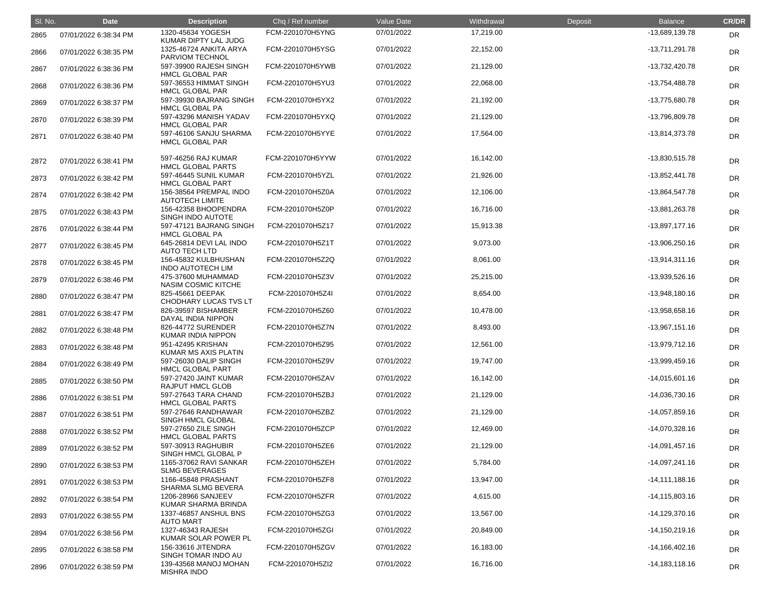| Sl. No. | Date | Description | Chq / Ref number | Value Date | Withdrawal | Deposit | Balance | CR/DR |
|---|---|---|---|---|---|---|---|---|
| 2865 | 07/01/2022 6:38:34 PM | 1320-45634 YOGESH KUMAR DIPTY LAL JUDG | FCM-2201070H5YNG | 07/01/2022 | 17,219.00 | | -13,689,139.78 | DR |
| 2866 | 07/01/2022 6:38:35 PM | 1325-46724 ANKITA ARYA PARVIOM TECHNOL | FCM-2201070H5YSG | 07/01/2022 | 22,152.00 | | -13,711,291.78 | DR |
| 2867 | 07/01/2022 6:38:36 PM | 597-39900 RAJESH SINGH HMCL GLOBAL PAR | FCM-2201070H5YWB | 07/01/2022 | 21,129.00 | | -13,732,420.78 | DR |
| 2868 | 07/01/2022 6:38:36 PM | 597-36553 HIMMAT SINGH HMCL GLOBAL PAR | FCM-2201070H5YU3 | 07/01/2022 | 22,068.00 | | -13,754,488.78 | DR |
| 2869 | 07/01/2022 6:38:37 PM | 597-39930 BAJRANG SINGH HMCL GLOBAL PA | FCM-2201070H5YX2 | 07/01/2022 | 21,192.00 | | -13,775,680.78 | DR |
| 2870 | 07/01/2022 6:38:39 PM | 597-43296 MANISH YADAV HMCL GLOBAL PAR | FCM-2201070H5YXQ | 07/01/2022 | 21,129.00 | | -13,796,809.78 | DR |
| 2871 | 07/01/2022 6:38:40 PM | 597-46106 SANJU SHARMA HMCL GLOBAL PAR | FCM-2201070H5YYE | 07/01/2022 | 17,564.00 | | -13,814,373.78 | DR |
| 2872 | 07/01/2022 6:38:41 PM | 597-46256 RAJ KUMAR HMCL GLOBAL PARTS | FCM-2201070H5YYW | 07/01/2022 | 16,142.00 | | -13,830,515.78 | DR |
| 2873 | 07/01/2022 6:38:42 PM | 597-46445 SUNIL KUMAR HMCL GLOBAL PART | FCM-2201070H5YZL | 07/01/2022 | 21,926.00 | | -13,852,441.78 | DR |
| 2874 | 07/01/2022 6:38:42 PM | 156-38564 PREMPAL INDO AUTOTECH LIMITE | FCM-2201070H5Z0A | 07/01/2022 | 12,106.00 | | -13,864,547.78 | DR |
| 2875 | 07/01/2022 6:38:43 PM | 156-42358 BHOOPENDRA SINGH INDO AUTOTE | FCM-2201070H5Z0P | 07/01/2022 | 16,716.00 | | -13,881,263.78 | DR |
| 2876 | 07/01/2022 6:38:44 PM | 597-47121 BAJRANG SINGH HMCL GLOBAL PA | FCM-2201070H5Z17 | 07/01/2022 | 15,913.38 | | -13,897,177.16 | DR |
| 2877 | 07/01/2022 6:38:45 PM | 645-26814 DEVI LAL INDO AUTO TECH LTD | FCM-2201070H5Z1T | 07/01/2022 | 9,073.00 | | -13,906,250.16 | DR |
| 2878 | 07/01/2022 6:38:45 PM | 156-45832 KULBHUSHAN INDO AUTOTECH LIM | FCM-2201070H5Z2Q | 07/01/2022 | 8,061.00 | | -13,914,311.16 | DR |
| 2879 | 07/01/2022 6:38:46 PM | 475-37600 MUHAMMAD NASIM COSMIC KITCHE | FCM-2201070H5Z3V | 07/01/2022 | 25,215.00 | | -13,939,526.16 | DR |
| 2880 | 07/01/2022 6:38:47 PM | 825-45661 DEEPAK CHODHARY LUCAS TVS LT | FCM-2201070H5Z4I | 07/01/2022 | 8,654.00 | | -13,948,180.16 | DR |
| 2881 | 07/01/2022 6:38:47 PM | 826-39597 BISHAMBER DAYAL INDIA NIPPON | FCM-2201070H5Z60 | 07/01/2022 | 10,478.00 | | -13,958,658.16 | DR |
| 2882 | 07/01/2022 6:38:48 PM | 826-44772 SURENDER KUMAR INDIA NIPPON | FCM-2201070H5Z7N | 07/01/2022 | 8,493.00 | | -13,967,151.16 | DR |
| 2883 | 07/01/2022 6:38:48 PM | 951-42495 KRISHAN KUMAR MS AXIS PLATIN | FCM-2201070H5Z95 | 07/01/2022 | 12,561.00 | | -13,979,712.16 | DR |
| 2884 | 07/01/2022 6:38:49 PM | 597-26030 DALIP SINGH HMCL GLOBAL PART | FCM-2201070H5Z9V | 07/01/2022 | 19,747.00 | | -13,999,459.16 | DR |
| 2885 | 07/01/2022 6:38:50 PM | 597-27420 JAINT KUMAR RAJPUT HMCL GLOB | FCM-2201070H5ZAV | 07/01/2022 | 16,142.00 | | -14,015,601.16 | DR |
| 2886 | 07/01/2022 6:38:51 PM | 597-27643 TARA CHAND HMCL GLOBAL PARTS | FCM-2201070H5ZBJ | 07/01/2022 | 21,129.00 | | -14,036,730.16 | DR |
| 2887 | 07/01/2022 6:38:51 PM | 597-27646 RANDHAWAR SINGH HMCL GLOBAL | FCM-2201070H5ZBZ | 07/01/2022 | 21,129.00 | | -14,057,859.16 | DR |
| 2888 | 07/01/2022 6:38:52 PM | 597-27650 ZILE SINGH HMCL GLOBAL PARTS | FCM-2201070H5ZCP | 07/01/2022 | 12,469.00 | | -14,070,328.16 | DR |
| 2889 | 07/01/2022 6:38:52 PM | 597-30913 RAGHUBIR SINGH HMCL GLOBAL P | FCM-2201070H5ZE6 | 07/01/2022 | 21,129.00 | | -14,091,457.16 | DR |
| 2890 | 07/01/2022 6:38:53 PM | 1165-37062 RAVI SANKAR SLMG BEVERAGES | FCM-2201070H5ZEH | 07/01/2022 | 5,784.00 | | -14,097,241.16 | DR |
| 2891 | 07/01/2022 6:38:53 PM | 1166-45848 PRASHANT SHARMA SLMG BEVERA | FCM-2201070H5ZF8 | 07/01/2022 | 13,947.00 | | -14,111,188.16 | DR |
| 2892 | 07/01/2022 6:38:54 PM | 1206-28966 SANJEEV KUMAR SHARMA BRINDA | FCM-2201070H5ZFR | 07/01/2022 | 4,615.00 | | -14,115,803.16 | DR |
| 2893 | 07/01/2022 6:38:55 PM | 1337-46857 ANSHUL BNS AUTO MART | FCM-2201070H5ZG3 | 07/01/2022 | 13,567.00 | | -14,129,370.16 | DR |
| 2894 | 07/01/2022 6:38:56 PM | 1327-46343 RAJESH KUMAR SOLAR POWER PL | FCM-2201070H5ZGI | 07/01/2022 | 20,849.00 | | -14,150,219.16 | DR |
| 2895 | 07/01/2022 6:38:58 PM | 156-33616 JITENDRA SINGH TOMAR INDO AU | FCM-2201070H5ZGV | 07/01/2022 | 16,183.00 | | -14,166,402.16 | DR |
| 2896 | 07/01/2022 6:38:59 PM | 139-43568 MANOJ MOHAN MISHRA INDO | FCM-2201070H5ZI2 | 07/01/2022 | 16,716.00 | | -14,183,118.16 | DR |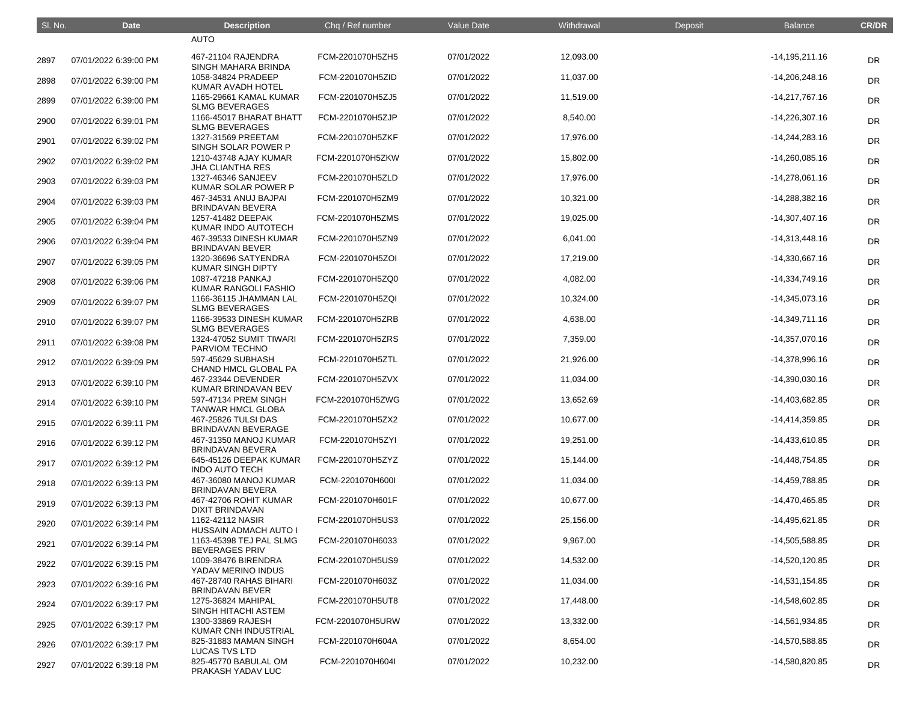| Sl. No. | Date | Description | Chq / Ref number | Value Date | Withdrawal | Deposit | Balance | CR/DR |
|---|---|---|---|---|---|---|---|---|
| | | AUTO | | | | | | |
| 2897 | 07/01/2022 6:39:00 PM | 467-21104 RAJENDRA SINGH MAHARA BRINDA | FCM-2201070H5ZH5 | 07/01/2022 | 12,093.00 | | -14,195,211.16 | DR |
| 2898 | 07/01/2022 6:39:00 PM | 1058-34824 PRADEEP KUMAR AVADH HOTEL | FCM-2201070H5ZID | 07/01/2022 | 11,037.00 | | -14,206,248.16 | DR |
| 2899 | 07/01/2022 6:39:00 PM | 1165-29661 KAMAL KUMAR SLMG BEVERAGES | FCM-2201070H5ZJ5 | 07/01/2022 | 11,519.00 | | -14,217,767.16 | DR |
| 2900 | 07/01/2022 6:39:01 PM | 1166-45017 BHARAT BHATT SLMG BEVERAGES | FCM-2201070H5ZJP | 07/01/2022 | 8,540.00 | | -14,226,307.16 | DR |
| 2901 | 07/01/2022 6:39:02 PM | 1327-31569 PREETAM SINGH SOLAR POWER P | FCM-2201070H5ZKF | 07/01/2022 | 17,976.00 | | -14,244,283.16 | DR |
| 2902 | 07/01/2022 6:39:02 PM | 1210-43748 AJAY KUMAR JHA CLIANTHA RES | FCM-2201070H5ZKW | 07/01/2022 | 15,802.00 | | -14,260,085.16 | DR |
| 2903 | 07/01/2022 6:39:03 PM | 1327-46346 SANJEEV KUMAR SOLAR POWER P | FCM-2201070H5ZLD | 07/01/2022 | 17,976.00 | | -14,278,061.16 | DR |
| 2904 | 07/01/2022 6:39:03 PM | 467-34531 ANUJ BAJPAI BRINDAVAN BEVERA | FCM-2201070H5ZM9 | 07/01/2022 | 10,321.00 | | -14,288,382.16 | DR |
| 2905 | 07/01/2022 6:39:04 PM | 1257-41482 DEEPAK KUMAR INDO AUTOTECH | FCM-2201070H5ZMS | 07/01/2022 | 19,025.00 | | -14,307,407.16 | DR |
| 2906 | 07/01/2022 6:39:04 PM | 467-39533 DINESH KUMAR BRINDAVAN BEVER | FCM-2201070H5ZN9 | 07/01/2022 | 6,041.00 | | -14,313,448.16 | DR |
| 2907 | 07/01/2022 6:39:05 PM | 1320-36696 SATYENDRA KUMAR SINGH DIPTY | FCM-2201070H5ZOI | 07/01/2022 | 17,219.00 | | -14,330,667.16 | DR |
| 2908 | 07/01/2022 6:39:06 PM | 1087-47218 PANKAJ KUMAR RANGOLI FASHIO | FCM-2201070H5ZQ0 | 07/01/2022 | 4,082.00 | | -14,334,749.16 | DR |
| 2909 | 07/01/2022 6:39:07 PM | 1166-36115 JHAMMAN LAL SLMG BEVERAGES | FCM-2201070H5ZQI | 07/01/2022 | 10,324.00 | | -14,345,073.16 | DR |
| 2910 | 07/01/2022 6:39:07 PM | 1166-39533 DINESH KUMAR SLMG BEVERAGES | FCM-2201070H5ZRB | 07/01/2022 | 4,638.00 | | -14,349,711.16 | DR |
| 2911 | 07/01/2022 6:39:08 PM | 1324-47052 SUMIT TIWARI PARVIOM TECHNO | FCM-2201070H5ZRS | 07/01/2022 | 7,359.00 | | -14,357,070.16 | DR |
| 2912 | 07/01/2022 6:39:09 PM | 597-45629 SUBHASH CHAND HMCL GLOBAL PA | FCM-2201070H5ZTL | 07/01/2022 | 21,926.00 | | -14,378,996.16 | DR |
| 2913 | 07/01/2022 6:39:10 PM | 467-23344 DEVENDER KUMAR BRINDAVAN BEV | FCM-2201070H5ZVX | 07/01/2022 | 11,034.00 | | -14,390,030.16 | DR |
| 2914 | 07/01/2022 6:39:10 PM | 597-47134 PREM SINGH TANWAR HMCL GLOBA | FCM-2201070H5ZWG | 07/01/2022 | 13,652.69 | | -14,403,682.85 | DR |
| 2915 | 07/01/2022 6:39:11 PM | 467-25826 TULSI DAS BRINDAVAN BEVERAGE | FCM-2201070H5ZX2 | 07/01/2022 | 10,677.00 | | -14,414,359.85 | DR |
| 2916 | 07/01/2022 6:39:12 PM | 467-31350 MANOJ KUMAR BRINDAVAN BEVERA | FCM-2201070H5ZYI | 07/01/2022 | 19,251.00 | | -14,433,610.85 | DR |
| 2917 | 07/01/2022 6:39:12 PM | 645-45126 DEEPAK KUMAR INDO AUTO TECH | FCM-2201070H5ZYZ | 07/01/2022 | 15,144.00 | | -14,448,754.85 | DR |
| 2918 | 07/01/2022 6:39:13 PM | 467-36080 MANOJ KUMAR BRINDAVAN BEVERA | FCM-2201070H600I | 07/01/2022 | 11,034.00 | | -14,459,788.85 | DR |
| 2919 | 07/01/2022 6:39:13 PM | 467-42706 ROHIT KUMAR DIXIT BRINDAVAN | FCM-2201070H601F | 07/01/2022 | 10,677.00 | | -14,470,465.85 | DR |
| 2920 | 07/01/2022 6:39:14 PM | 1162-42112 NASIR HUSSAIN ADMACH AUTO I | FCM-2201070H5US3 | 07/01/2022 | 25,156.00 | | -14,495,621.85 | DR |
| 2921 | 07/01/2022 6:39:14 PM | 1163-45398 TEJ PAL SLMG BEVERAGES PRIV | FCM-2201070H6033 | 07/01/2022 | 9,967.00 | | -14,505,588.85 | DR |
| 2922 | 07/01/2022 6:39:15 PM | 1009-38476 BIRENDRA YADAV MERINO INDUS | FCM-2201070H5US9 | 07/01/2022 | 14,532.00 | | -14,520,120.85 | DR |
| 2923 | 07/01/2022 6:39:16 PM | 467-28740 RAHAS BIHARI BRINDAVAN BEVER | FCM-2201070H603Z | 07/01/2022 | 11,034.00 | | -14,531,154.85 | DR |
| 2924 | 07/01/2022 6:39:17 PM | 1275-36824 MAHIPAL SINGH HITACHI ASTEM | FCM-2201070H5UT8 | 07/01/2022 | 17,448.00 | | -14,548,602.85 | DR |
| 2925 | 07/01/2022 6:39:17 PM | 1300-33869 RAJESH KUMAR CNH INDUSTRIAL | FCM-2201070H5URW | 07/01/2022 | 13,332.00 | | -14,561,934.85 | DR |
| 2926 | 07/01/2022 6:39:17 PM | 825-31883 MAMAN SINGH LUCAS TVS LTD | FCM-2201070H604A | 07/01/2022 | 8,654.00 | | -14,570,588.85 | DR |
| 2927 | 07/01/2022 6:39:18 PM | 825-45770 BABULAL OM PRAKASH YADAV LUC | FCM-2201070H604I | 07/01/2022 | 10,232.00 | | -14,580,820.85 | DR |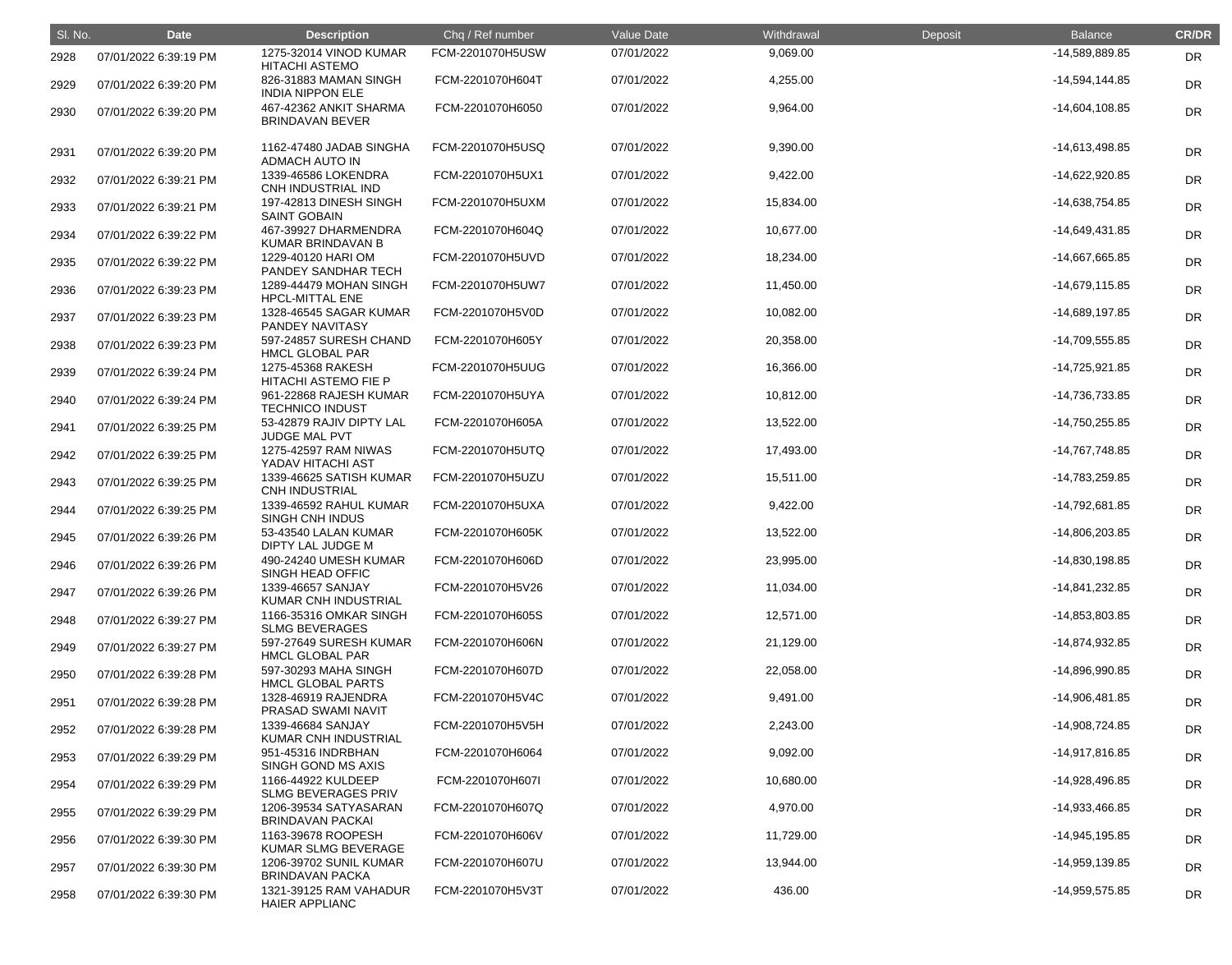| Sl. No. | Date | Description | Chq / Ref number | Value Date | Withdrawal | Deposit | Balance | CR/DR |
|---|---|---|---|---|---|---|---|---|
| 2928 | 07/01/2022 6:39:19 PM | 1275-32014 VINOD KUMAR HITACHI ASTEMO | FCM-2201070H5USW | 07/01/2022 | 9,069.00 | | -14,589,889.85 | DR |
| 2929 | 07/01/2022 6:39:20 PM | 826-31883 MAMAN SINGH INDIA NIPPON ELE | FCM-2201070H604T | 07/01/2022 | 4,255.00 | | -14,594,144.85 | DR |
| 2930 | 07/01/2022 6:39:20 PM | 467-42362 ANKIT SHARMA BRINDAVAN BEVER | FCM-2201070H6050 | 07/01/2022 | 9,964.00 | | -14,604,108.85 | DR |
| 2931 | 07/01/2022 6:39:20 PM | 1162-47480 JADAB SINGHA ADMACH AUTO IN | FCM-2201070H5USQ | 07/01/2022 | 9,390.00 | | -14,613,498.85 | DR |
| 2932 | 07/01/2022 6:39:21 PM | 1339-46586 LOKENDRA CNH INDUSTRIAL IND | FCM-2201070H5UX1 | 07/01/2022 | 9,422.00 | | -14,622,920.85 | DR |
| 2933 | 07/01/2022 6:39:21 PM | 197-42813 DINESH SINGH SAINT GOBAIN | FCM-2201070H5UXM | 07/01/2022 | 15,834.00 | | -14,638,754.85 | DR |
| 2934 | 07/01/2022 6:39:22 PM | 467-39927 DHARMENDRA KUMAR BRINDAVAN B | FCM-2201070H604Q | 07/01/2022 | 10,677.00 | | -14,649,431.85 | DR |
| 2935 | 07/01/2022 6:39:22 PM | 1229-40120 HARI OM PANDEY SANDHAR TECH | FCM-2201070H5UVD | 07/01/2022 | 18,234.00 | | -14,667,665.85 | DR |
| 2936 | 07/01/2022 6:39:23 PM | 1289-44479 MOHAN SINGH HPCL-MITTAL ENE | FCM-2201070H5UW7 | 07/01/2022 | 11,450.00 | | -14,679,115.85 | DR |
| 2937 | 07/01/2022 6:39:23 PM | 1328-46545 SAGAR KUMAR PANDEY NAVITASY | FCM-2201070H5V0D | 07/01/2022 | 10,082.00 | | -14,689,197.85 | DR |
| 2938 | 07/01/2022 6:39:23 PM | 597-24857 SURESH CHAND HMCL GLOBAL PAR | FCM-2201070H605Y | 07/01/2022 | 20,358.00 | | -14,709,555.85 | DR |
| 2939 | 07/01/2022 6:39:24 PM | 1275-45368 RAKESH HITACHI ASTEMO FIE P | FCM-2201070H5UUG | 07/01/2022 | 16,366.00 | | -14,725,921.85 | DR |
| 2940 | 07/01/2022 6:39:24 PM | 961-22868 RAJESH KUMAR TECHNICO INDUST | FCM-2201070H5UYA | 07/01/2022 | 10,812.00 | | -14,736,733.85 | DR |
| 2941 | 07/01/2022 6:39:25 PM | 53-42879 RAJIV DIPTY LAL JUDGE MAL PVT | FCM-2201070H605A | 07/01/2022 | 13,522.00 | | -14,750,255.85 | DR |
| 2942 | 07/01/2022 6:39:25 PM | 1275-42597 RAM NIWAS YADAV HITACHI AST | FCM-2201070H5UTQ | 07/01/2022 | 17,493.00 | | -14,767,748.85 | DR |
| 2943 | 07/01/2022 6:39:25 PM | 1339-46625 SATISH KUMAR CNH INDUSTRIAL | FCM-2201070H5UZU | 07/01/2022 | 15,511.00 | | -14,783,259.85 | DR |
| 2944 | 07/01/2022 6:39:25 PM | 1339-46592 RAHUL KUMAR SINGH CNH INDUS | FCM-2201070H5UXA | 07/01/2022 | 9,422.00 | | -14,792,681.85 | DR |
| 2945 | 07/01/2022 6:39:26 PM | 53-43540 LALAN KUMAR DIPTY LAL JUDGE M | FCM-2201070H605K | 07/01/2022 | 13,522.00 | | -14,806,203.85 | DR |
| 2946 | 07/01/2022 6:39:26 PM | 490-24240 UMESH KUMAR SINGH HEAD OFFIC | FCM-2201070H606D | 07/01/2022 | 23,995.00 | | -14,830,198.85 | DR |
| 2947 | 07/01/2022 6:39:26 PM | 1339-46657 SANJAY KUMAR CNH INDUSTRIAL | FCM-2201070H5V26 | 07/01/2022 | 11,034.00 | | -14,841,232.85 | DR |
| 2948 | 07/01/2022 6:39:27 PM | 1166-35316 OMKAR SINGH SLMG BEVERAGES | FCM-2201070H605S | 07/01/2022 | 12,571.00 | | -14,853,803.85 | DR |
| 2949 | 07/01/2022 6:39:27 PM | 597-27649 SURESH KUMAR HMCL GLOBAL PAR | FCM-2201070H606N | 07/01/2022 | 21,129.00 | | -14,874,932.85 | DR |
| 2950 | 07/01/2022 6:39:28 PM | 597-30293 MAHA SINGH HMCL GLOBAL PARTS | FCM-2201070H607D | 07/01/2022 | 22,058.00 | | -14,896,990.85 | DR |
| 2951 | 07/01/2022 6:39:28 PM | 1328-46919 RAJENDRA PRASAD SWAMI NAVIT | FCM-2201070H5V4C | 07/01/2022 | 9,491.00 | | -14,906,481.85 | DR |
| 2952 | 07/01/2022 6:39:28 PM | 1339-46684 SANJAY KUMAR CNH INDUSTRIAL | FCM-2201070H5V5H | 07/01/2022 | 2,243.00 | | -14,908,724.85 | DR |
| 2953 | 07/01/2022 6:39:29 PM | 951-45316 INDRBHAN SINGH GOND MS AXIS | FCM-2201070H6064 | 07/01/2022 | 9,092.00 | | -14,917,816.85 | DR |
| 2954 | 07/01/2022 6:39:29 PM | 1166-44922 KULDEEP SLMG BEVERAGES PRIV | FCM-2201070H607I | 07/01/2022 | 10,680.00 | | -14,928,496.85 | DR |
| 2955 | 07/01/2022 6:39:29 PM | 1206-39534 SATYASARAN BRINDAVAN PACKAI | FCM-2201070H607Q | 07/01/2022 | 4,970.00 | | -14,933,466.85 | DR |
| 2956 | 07/01/2022 6:39:30 PM | 1163-39678 ROOPESH KUMAR SLMG BEVERAGE | FCM-2201070H606V | 07/01/2022 | 11,729.00 | | -14,945,195.85 | DR |
| 2957 | 07/01/2022 6:39:30 PM | 1206-39702 SUNIL KUMAR BRINDAVAN PACKA | FCM-2201070H607U | 07/01/2022 | 13,944.00 | | -14,959,139.85 | DR |
| 2958 | 07/01/2022 6:39:30 PM | 1321-39125 RAM VAHADUR HAIER APPLIANC | FCM-2201070H5V3T | 07/01/2022 | 436.00 | | -14,959,575.85 | DR |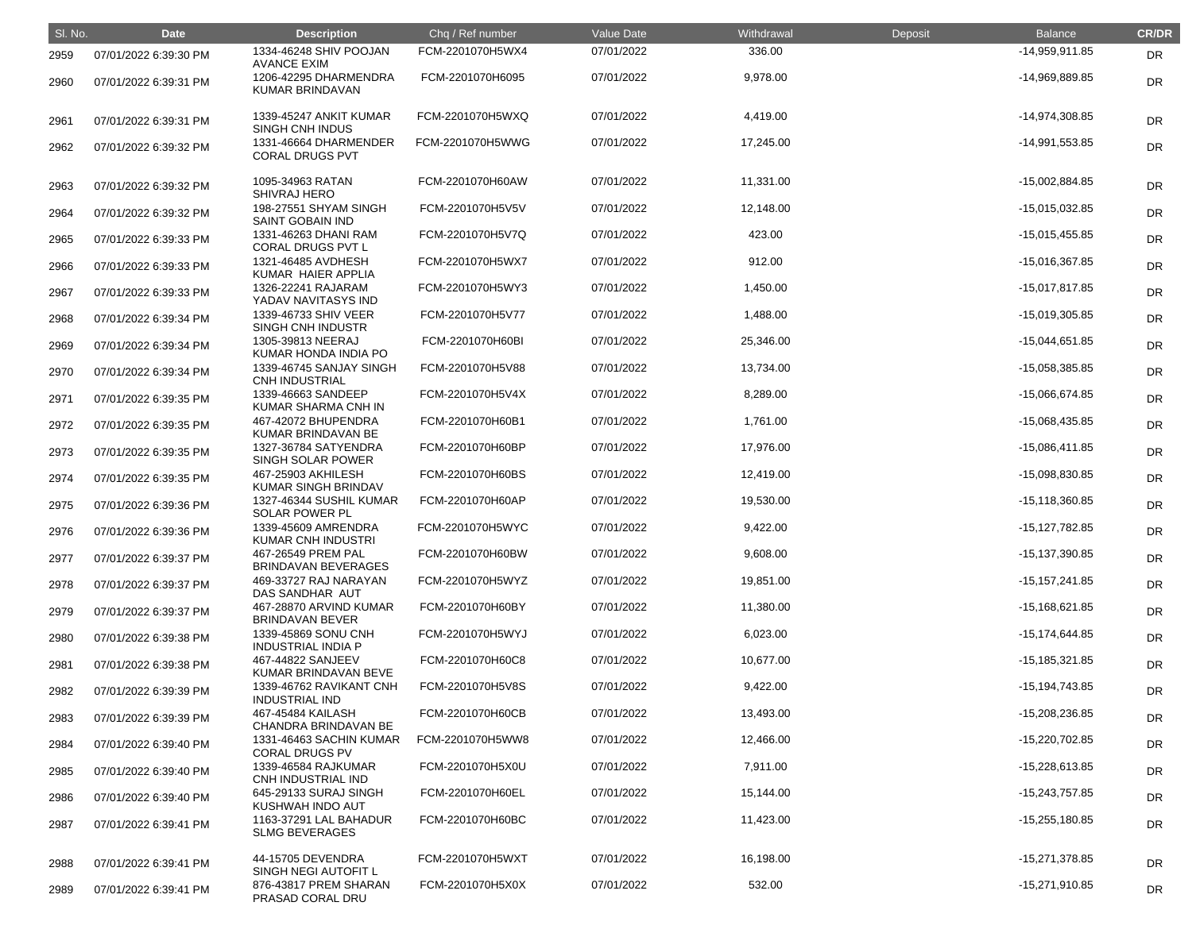| Sl. No. | Date | Description | Chq / Ref number | Value Date | Withdrawal | Deposit | Balance | CR/DR |
|---|---|---|---|---|---|---|---|---|
| 2959 | 07/01/2022 6:39:30 PM | 1334-46248 SHIV POOJAN AVANCE EXIM | FCM-2201070H5WX4 | 07/01/2022 | 336.00 | | -14,959,911.85 | DR |
| 2960 | 07/01/2022 6:39:31 PM | 1206-42295 DHARMENDRA KUMAR BRINDAVAN | FCM-2201070H6095 | 07/01/2022 | 9,978.00 | | -14,969,889.85 | DR |
| 2961 | 07/01/2022 6:39:31 PM | 1339-45247 ANKIT KUMAR SINGH CNH INDUS | FCM-2201070H5WXQ | 07/01/2022 | 4,419.00 | | -14,974,308.85 | DR |
| 2962 | 07/01/2022 6:39:32 PM | 1331-46664 DHARMENDER CORAL DRUGS PVT | FCM-2201070H5WWG | 07/01/2022 | 17,245.00 | | -14,991,553.85 | DR |
| 2963 | 07/01/2022 6:39:32 PM | 1095-34963 RATAN SHIVRAJ HERO | FCM-2201070H60AW | 07/01/2022 | 11,331.00 | | -15,002,884.85 | DR |
| 2964 | 07/01/2022 6:39:32 PM | 198-27551 SHYAM SINGH SAINT GOBAIN IND | FCM-2201070H5V5V | 07/01/2022 | 12,148.00 | | -15,015,032.85 | DR |
| 2965 | 07/01/2022 6:39:33 PM | 1331-46263 DHANI RAM CORAL DRUGS PVT L | FCM-2201070H5V7Q | 07/01/2022 | 423.00 | | -15,015,455.85 | DR |
| 2966 | 07/01/2022 6:39:33 PM | 1321-46485 AVDHESH KUMAR HAIER APPLIA | FCM-2201070H5WX7 | 07/01/2022 | 912.00 | | -15,016,367.85 | DR |
| 2967 | 07/01/2022 6:39:33 PM | 1326-22241 RAJARAM YADAV NAVITASYS IND | FCM-2201070H5WY3 | 07/01/2022 | 1,450.00 | | -15,017,817.85 | DR |
| 2968 | 07/01/2022 6:39:34 PM | 1339-46733 SHIV VEER SINGH CNH INDUSTR | FCM-2201070H5V77 | 07/01/2022 | 1,488.00 | | -15,019,305.85 | DR |
| 2969 | 07/01/2022 6:39:34 PM | 1305-39813 NEERAJ KUMAR HONDA INDIA PO | FCM-2201070H60BI | 07/01/2022 | 25,346.00 | | -15,044,651.85 | DR |
| 2970 | 07/01/2022 6:39:34 PM | 1339-46745 SANJAY SINGH CNH INDUSTRIAL | FCM-2201070H5V88 | 07/01/2022 | 13,734.00 | | -15,058,385.85 | DR |
| 2971 | 07/01/2022 6:39:35 PM | 1339-46663 SANDEEP KUMAR SHARMA CNH IN | FCM-2201070H5V4X | 07/01/2022 | 8,289.00 | | -15,066,674.85 | DR |
| 2972 | 07/01/2022 6:39:35 PM | 467-42072 BHUPENDRA KUMAR BRINDAVAN BE | FCM-2201070H60B1 | 07/01/2022 | 1,761.00 | | -15,068,435.85 | DR |
| 2973 | 07/01/2022 6:39:35 PM | 1327-36784 SATYENDRA SINGH SOLAR POWER | FCM-2201070H60BP | 07/01/2022 | 17,976.00 | | -15,086,411.85 | DR |
| 2974 | 07/01/2022 6:39:35 PM | 467-25903 AKHILESH KUMAR SINGH BRINDAV | FCM-2201070H60BS | 07/01/2022 | 12,419.00 | | -15,098,830.85 | DR |
| 2975 | 07/01/2022 6:39:36 PM | 1327-46344 SUSHIL KUMAR SOLAR POWER PL | FCM-2201070H60AP | 07/01/2022 | 19,530.00 | | -15,118,360.85 | DR |
| 2976 | 07/01/2022 6:39:36 PM | 1339-45609 AMRENDRA KUMAR CNH INDUSTRI | FCM-2201070H5WYC | 07/01/2022 | 9,422.00 | | -15,127,782.85 | DR |
| 2977 | 07/01/2022 6:39:37 PM | 467-26549 PREM PAL BRINDAVAN BEVERAGES | FCM-2201070H60BW | 07/01/2022 | 9,608.00 | | -15,137,390.85 | DR |
| 2978 | 07/01/2022 6:39:37 PM | 469-33727 RAJ NARAYAN DAS SANDHAR AUT | FCM-2201070H5WYZ | 07/01/2022 | 19,851.00 | | -15,157,241.85 | DR |
| 2979 | 07/01/2022 6:39:37 PM | 467-28870 ARVIND KUMAR BRINDAVAN BEVER | FCM-2201070H60BY | 07/01/2022 | 11,380.00 | | -15,168,621.85 | DR |
| 2980 | 07/01/2022 6:39:38 PM | 1339-45869 SONU CNH INDUSTRIAL INDIA P | FCM-2201070H5WYJ | 07/01/2022 | 6,023.00 | | -15,174,644.85 | DR |
| 2981 | 07/01/2022 6:39:38 PM | 467-44822 SANJEEV KUMAR BRINDAVAN BEVE | FCM-2201070H60C8 | 07/01/2022 | 10,677.00 | | -15,185,321.85 | DR |
| 2982 | 07/01/2022 6:39:39 PM | 1339-46762 RAVIKANT CNH INDUSTRIAL IND | FCM-2201070H5V8S | 07/01/2022 | 9,422.00 | | -15,194,743.85 | DR |
| 2983 | 07/01/2022 6:39:39 PM | 467-45484 KAILASH CHANDRA BRINDAVAN BE | FCM-2201070H60CB | 07/01/2022 | 13,493.00 | | -15,208,236.85 | DR |
| 2984 | 07/01/2022 6:39:40 PM | 1331-46463 SACHIN KUMAR CORAL DRUGS PV | FCM-2201070H5WW8 | 07/01/2022 | 12,466.00 | | -15,220,702.85 | DR |
| 2985 | 07/01/2022 6:39:40 PM | 1339-46584 RAJKUMAR CNH INDUSTRIAL IND | FCM-2201070H5X0U | 07/01/2022 | 7,911.00 | | -15,228,613.85 | DR |
| 2986 | 07/01/2022 6:39:40 PM | 645-29133 SURAJ SINGH KUSHWAH INDO AUT | FCM-2201070H60EL | 07/01/2022 | 15,144.00 | | -15,243,757.85 | DR |
| 2987 | 07/01/2022 6:39:41 PM | 1163-37291 LAL BAHADUR SLMG BEVERAGES | FCM-2201070H60BC | 07/01/2022 | 11,423.00 | | -15,255,180.85 | DR |
| 2988 | 07/01/2022 6:39:41 PM | 44-15705 DEVENDRA SINGH NEGI AUTOFIT L | FCM-2201070H5WXT | 07/01/2022 | 16,198.00 | | -15,271,378.85 | DR |
| 2989 | 07/01/2022 6:39:41 PM | 876-43817 PREM SHARAN PRASAD CORAL DRU | FCM-2201070H5X0X | 07/01/2022 | 532.00 | | -15,271,910.85 | DR |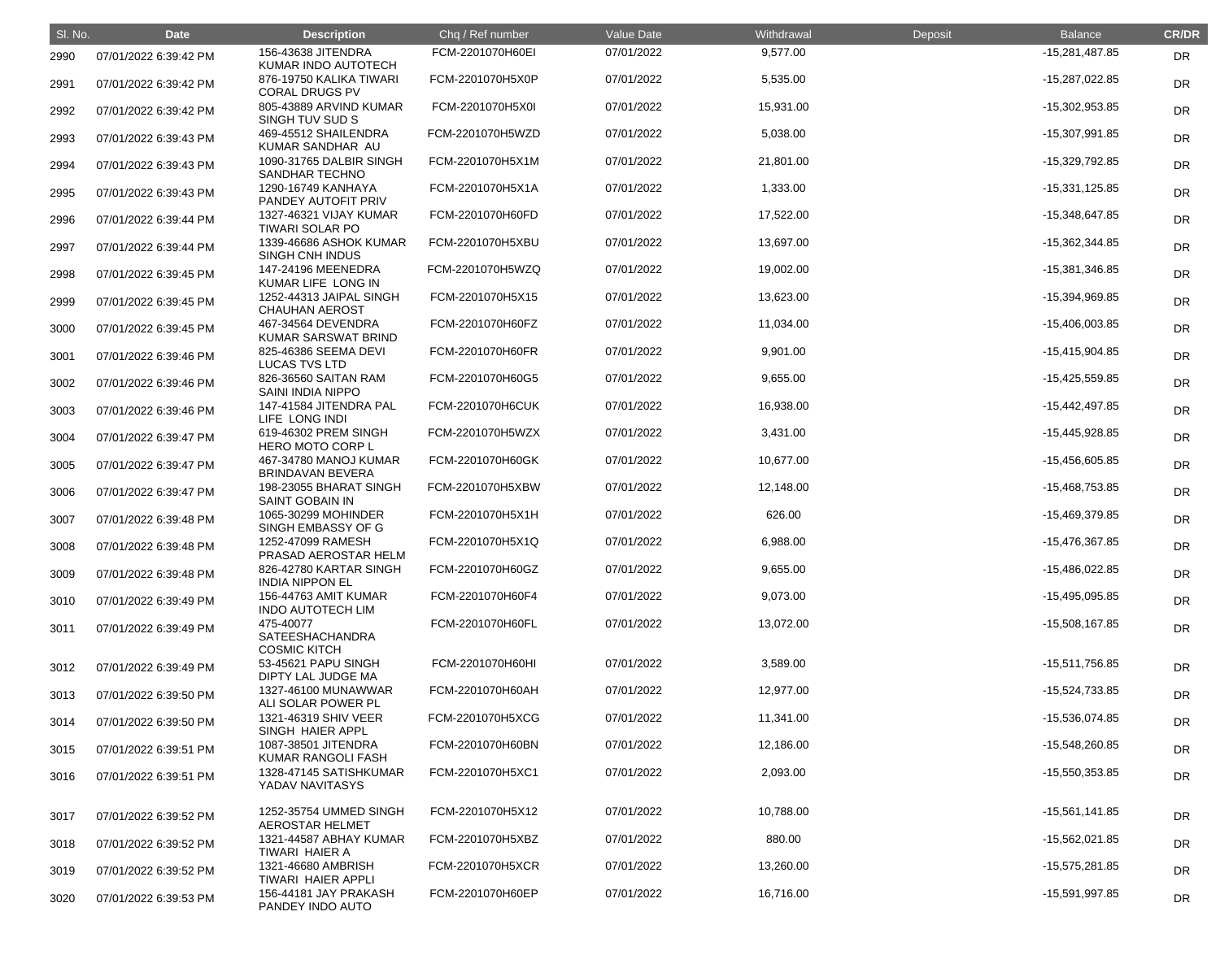| Sl. No. | Date | Description | Chq / Ref number | Value Date | Withdrawal | Deposit | Balance | CR/DR |
|---|---|---|---|---|---|---|---|---|
| 2990 | 07/01/2022 6:39:42 PM | 156-43638 JITENDRA KUMAR INDO AUTOTECH | FCM-2201070H60EI | 07/01/2022 | 9,577.00 | | -15,281,487.85 | DR |
| 2991 | 07/01/2022 6:39:42 PM | 876-19750 KALIKA TIWARI CORAL DRUGS PV | FCM-2201070H5X0P | 07/01/2022 | 5,535.00 | | -15,287,022.85 | DR |
| 2992 | 07/01/2022 6:39:42 PM | 805-43889 ARVIND KUMAR SINGH TUV SUD S | FCM-2201070H5X0I | 07/01/2022 | 15,931.00 | | -15,302,953.85 | DR |
| 2993 | 07/01/2022 6:39:43 PM | 469-45512 SHAILENDRA KUMAR SANDHAR AU | FCM-2201070H5WZD | 07/01/2022 | 5,038.00 | | -15,307,991.85 | DR |
| 2994 | 07/01/2022 6:39:43 PM | 1090-31765 DALBIR SINGH SANDHAR TECHNO | FCM-2201070H5X1M | 07/01/2022 | 21,801.00 | | -15,329,792.85 | DR |
| 2995 | 07/01/2022 6:39:43 PM | 1290-16749 KANHAYA PANDEY AUTOFIT PRIV | FCM-2201070H5X1A | 07/01/2022 | 1,333.00 | | -15,331,125.85 | DR |
| 2996 | 07/01/2022 6:39:44 PM | 1327-46321 VIJAY KUMAR TIWARI SOLAR PO | FCM-2201070H60FD | 07/01/2022 | 17,522.00 | | -15,348,647.85 | DR |
| 2997 | 07/01/2022 6:39:44 PM | 1339-46686 ASHOK KUMAR SINGH CNH INDUS | FCM-2201070H5XBU | 07/01/2022 | 13,697.00 | | -15,362,344.85 | DR |
| 2998 | 07/01/2022 6:39:45 PM | 147-24196 MEENEDRA KUMAR LIFE LONG IN | FCM-2201070H5WZQ | 07/01/2022 | 19,002.00 | | -15,381,346.85 | DR |
| 2999 | 07/01/2022 6:39:45 PM | 1252-44313 JAIPAL SINGH CHAUHAN AEROST | FCM-2201070H5X15 | 07/01/2022 | 13,623.00 | | -15,394,969.85 | DR |
| 3000 | 07/01/2022 6:39:45 PM | 467-34564 DEVENDRA KUMAR SARSWAT BRIND | FCM-2201070H60FZ | 07/01/2022 | 11,034.00 | | -15,406,003.85 | DR |
| 3001 | 07/01/2022 6:39:46 PM | 825-46386 SEEMA DEVI LUCAS TVS LTD | FCM-2201070H60FR | 07/01/2022 | 9,901.00 | | -15,415,904.85 | DR |
| 3002 | 07/01/2022 6:39:46 PM | 826-36560 SAITAN RAM SAINI INDIA NIPPO | FCM-2201070H60G5 | 07/01/2022 | 9,655.00 | | -15,425,559.85 | DR |
| 3003 | 07/01/2022 6:39:46 PM | 147-41584 JITENDRA PAL LIFE LONG INDI | FCM-2201070H6CUK | 07/01/2022 | 16,938.00 | | -15,442,497.85 | DR |
| 3004 | 07/01/2022 6:39:47 PM | 619-46302 PREM SINGH HERO MOTO CORP L | FCM-2201070H5WZX | 07/01/2022 | 3,431.00 | | -15,445,928.85 | DR |
| 3005 | 07/01/2022 6:39:47 PM | 467-34780 MANOJ KUMAR BRINDAVAN BEVERA | FCM-2201070H60GK | 07/01/2022 | 10,677.00 | | -15,456,605.85 | DR |
| 3006 | 07/01/2022 6:39:47 PM | 198-23055 BHARAT SINGH SAINT GOBAIN IN | FCM-2201070H5XBW | 07/01/2022 | 12,148.00 | | -15,468,753.85 | DR |
| 3007 | 07/01/2022 6:39:48 PM | 1065-30299 MOHINDER SINGH EMBASSY OF G | FCM-2201070H5X1H | 07/01/2022 | 626.00 | | -15,469,379.85 | DR |
| 3008 | 07/01/2022 6:39:48 PM | 1252-47099 RAMESH PRASAD AEROSTAR HELM | FCM-2201070H5X1Q | 07/01/2022 | 6,988.00 | | -15,476,367.85 | DR |
| 3009 | 07/01/2022 6:39:48 PM | 826-42780 KARTAR SINGH INDIA NIPPON EL | FCM-2201070H60GZ | 07/01/2022 | 9,655.00 | | -15,486,022.85 | DR |
| 3010 | 07/01/2022 6:39:49 PM | 156-44763 AMIT KUMAR INDO AUTOTECH LIM | FCM-2201070H60F4 | 07/01/2022 | 9,073.00 | | -15,495,095.85 | DR |
| 3011 | 07/01/2022 6:39:49 PM | 475-40077 SATEESHACHANDRA COSMIC KITCH | FCM-2201070H60FL | 07/01/2022 | 13,072.00 | | -15,508,167.85 | DR |
| 3012 | 07/01/2022 6:39:49 PM | 53-45621 PAPU SINGH DIPTY LAL JUDGE MA | FCM-2201070H60HI | 07/01/2022 | 3,589.00 | | -15,511,756.85 | DR |
| 3013 | 07/01/2022 6:39:50 PM | 1327-46100 MUNAWWAR ALI SOLAR POWER PL | FCM-2201070H60AH | 07/01/2022 | 12,977.00 | | -15,524,733.85 | DR |
| 3014 | 07/01/2022 6:39:50 PM | 1321-46319 SHIV VEER SINGH HAIER APPL | FCM-2201070H5XCG | 07/01/2022 | 11,341.00 | | -15,536,074.85 | DR |
| 3015 | 07/01/2022 6:39:51 PM | 1087-38501 JITENDRA KUMAR RANGOLI FASH | FCM-2201070H60BN | 07/01/2022 | 12,186.00 | | -15,548,260.85 | DR |
| 3016 | 07/01/2022 6:39:51 PM | 1328-47145 SATISHKUMAR YADAV NAVITASYS | FCM-2201070H5XC1 | 07/01/2022 | 2,093.00 | | -15,550,353.85 | DR |
| 3017 | 07/01/2022 6:39:52 PM | 1252-35754 UMMED SINGH AEROSTAR HELMET | FCM-2201070H5X12 | 07/01/2022 | 10,788.00 | | -15,561,141.85 | DR |
| 3018 | 07/01/2022 6:39:52 PM | 1321-44587 ABHAY KUMAR TIWARI HAIER A | FCM-2201070H5XBZ | 07/01/2022 | 880.00 | | -15,562,021.85 | DR |
| 3019 | 07/01/2022 6:39:52 PM | 1321-46680 AMBRISH TIWARI HAIER APPLI | FCM-2201070H5XCR | 07/01/2022 | 13,260.00 | | -15,575,281.85 | DR |
| 3020 | 07/01/2022 6:39:53 PM | 156-44181 JAY PRAKASH PANDEY INDO AUTO | FCM-2201070H60EP | 07/01/2022 | 16,716.00 | | -15,591,997.85 | DR |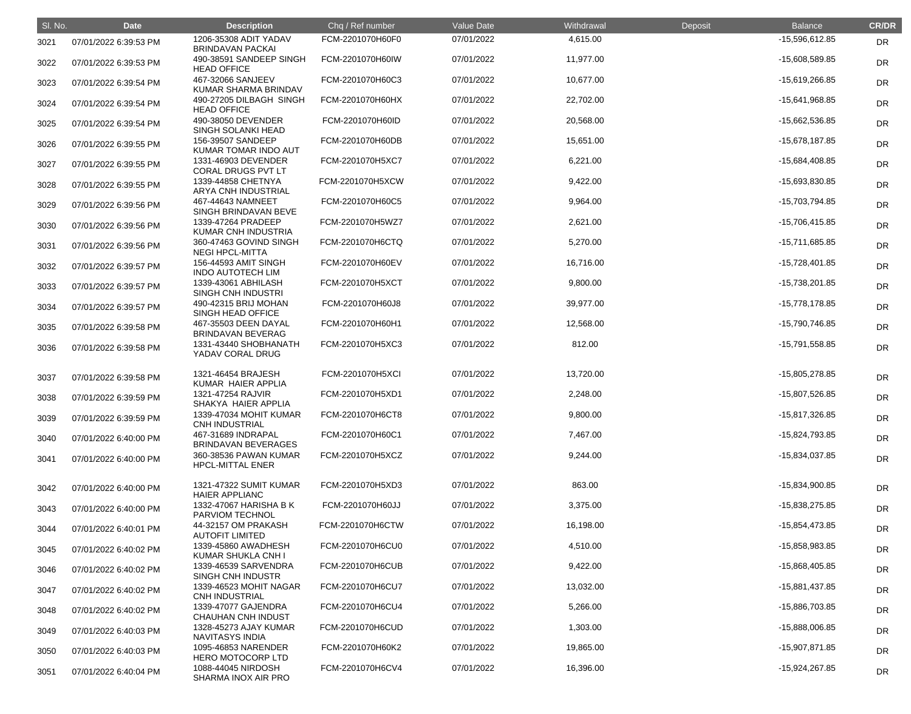| Sl. No. | Date | Description | Chq / Ref number | Value Date | Withdrawal | Deposit | Balance | CR/DR |
|---|---|---|---|---|---|---|---|---|
| 3021 | 07/01/2022 6:39:53 PM | 1206-35308 ADIT YADAV BRINDAVAN PACKAI | FCM-2201070H60F0 | 07/01/2022 | 4,615.00 | | -15,596,612.85 | DR |
| 3022 | 07/01/2022 6:39:53 PM | 490-38591 SANDEEP SINGH HEAD OFFICE | FCM-2201070H60IW | 07/01/2022 | 11,977.00 | | -15,608,589.85 | DR |
| 3023 | 07/01/2022 6:39:54 PM | 467-32066 SANJEEV KUMAR SHARMA BRINDAV | FCM-2201070H60C3 | 07/01/2022 | 10,677.00 | | -15,619,266.85 | DR |
| 3024 | 07/01/2022 6:39:54 PM | 490-27205 DILBAGH SINGH HEAD OFFICE | FCM-2201070H60HX | 07/01/2022 | 22,702.00 | | -15,641,968.85 | DR |
| 3025 | 07/01/2022 6:39:54 PM | 490-38050 DEVENDER SINGH SOLANKI HEAD | FCM-2201070H60ID | 07/01/2022 | 20,568.00 | | -15,662,536.85 | DR |
| 3026 | 07/01/2022 6:39:55 PM | 156-39507 SANDEEP KUMAR TOMAR INDO AUT | FCM-2201070H60DB | 07/01/2022 | 15,651.00 | | -15,678,187.85 | DR |
| 3027 | 07/01/2022 6:39:55 PM | 1331-46903 DEVENDER CORAL DRUGS PVT LT | FCM-2201070H5XC7 | 07/01/2022 | 6,221.00 | | -15,684,408.85 | DR |
| 3028 | 07/01/2022 6:39:55 PM | 1339-44858 CHETNYA ARYA CNH INDUSTRIAL | FCM-2201070H5XCW | 07/01/2022 | 9,422.00 | | -15,693,830.85 | DR |
| 3029 | 07/01/2022 6:39:56 PM | 467-44643 NAMNEET SINGH BRINDAVAN BEVE | FCM-2201070H60C5 | 07/01/2022 | 9,964.00 | | -15,703,794.85 | DR |
| 3030 | 07/01/2022 6:39:56 PM | 1339-47264 PRADEEP KUMAR CNH INDUSTRIA | FCM-2201070H5WZ7 | 07/01/2022 | 2,621.00 | | -15,706,415.85 | DR |
| 3031 | 07/01/2022 6:39:56 PM | 360-47463 GOVIND SINGH NEGI HPCL-MITTA | FCM-2201070H6CTQ | 07/01/2022 | 5,270.00 | | -15,711,685.85 | DR |
| 3032 | 07/01/2022 6:39:57 PM | 156-44593 AMIT SINGH INDO AUTOTECH LIM | FCM-2201070H60EV | 07/01/2022 | 16,716.00 | | -15,728,401.85 | DR |
| 3033 | 07/01/2022 6:39:57 PM | 1339-43061 ABHILASH SINGH CNH INDUSTRI | FCM-2201070H5XCT | 07/01/2022 | 9,800.00 | | -15,738,201.85 | DR |
| 3034 | 07/01/2022 6:39:57 PM | 490-42315 BRIJ MOHAN SINGH HEAD OFFICE | FCM-2201070H60J8 | 07/01/2022 | 39,977.00 | | -15,778,178.85 | DR |
| 3035 | 07/01/2022 6:39:58 PM | 467-35503 DEEN DAYAL BRINDAVAN BEVERAG | FCM-2201070H60H1 | 07/01/2022 | 12,568.00 | | -15,790,746.85 | DR |
| 3036 | 07/01/2022 6:39:58 PM | 1331-43440 SHOBHANATH YADAV CORAL DRUG | FCM-2201070H5XC3 | 07/01/2022 | 812.00 | | -15,791,558.85 | DR |
| 3037 | 07/01/2022 6:39:58 PM | 1321-46454 BRAJESH KUMAR HAIER APPLIA | FCM-2201070H5XCI | 07/01/2022 | 13,720.00 | | -15,805,278.85 | DR |
| 3038 | 07/01/2022 6:39:59 PM | 1321-47254 RAJVIR SHAKYA HAIER APPLIA | FCM-2201070H5XD1 | 07/01/2022 | 2,248.00 | | -15,807,526.85 | DR |
| 3039 | 07/01/2022 6:39:59 PM | 1339-47034 MOHIT KUMAR CNH INDUSTRIAL | FCM-2201070H6CT8 | 07/01/2022 | 9,800.00 | | -15,817,326.85 | DR |
| 3040 | 07/01/2022 6:40:00 PM | 467-31689 INDRAPAL BRINDAVAN BEVERAGES | FCM-2201070H60C1 | 07/01/2022 | 7,467.00 | | -15,824,793.85 | DR |
| 3041 | 07/01/2022 6:40:00 PM | 360-38536 PAWAN KUMAR HPCL-MITTAL ENER | FCM-2201070H5XCZ | 07/01/2022 | 9,244.00 | | -15,834,037.85 | DR |
| 3042 | 07/01/2022 6:40:00 PM | 1321-47322 SUMIT KUMAR HAIER APPLIANC | FCM-2201070H5XD3 | 07/01/2022 | 863.00 | | -15,834,900.85 | DR |
| 3043 | 07/01/2022 6:40:00 PM | 1332-47067 HARISHA B K PARVIOM TECHNOL | FCM-2201070H60JJ | 07/01/2022 | 3,375.00 | | -15,838,275.85 | DR |
| 3044 | 07/01/2022 6:40:01 PM | 44-32157 OM PRAKASH AUTOFIT LIMITED | FCM-2201070H6CTW | 07/01/2022 | 16,198.00 | | -15,854,473.85 | DR |
| 3045 | 07/01/2022 6:40:02 PM | 1339-45860 AWADHESH KUMAR SHUKLA CNH I | FCM-2201070H6CU0 | 07/01/2022 | 4,510.00 | | -15,858,983.85 | DR |
| 3046 | 07/01/2022 6:40:02 PM | 1339-46539 SARVENDRA SINGH CNH INDUSTR | FCM-2201070H6CUB | 07/01/2022 | 9,422.00 | | -15,868,405.85 | DR |
| 3047 | 07/01/2022 6:40:02 PM | 1339-46523 MOHIT NAGAR CNH INDUSTRIAL | FCM-2201070H6CU7 | 07/01/2022 | 13,032.00 | | -15,881,437.85 | DR |
| 3048 | 07/01/2022 6:40:02 PM | 1339-47077 GAJENDRA CHAUHAN CNH INDUST | FCM-2201070H6CU4 | 07/01/2022 | 5,266.00 | | -15,886,703.85 | DR |
| 3049 | 07/01/2022 6:40:03 PM | 1328-45273 AJAY KUMAR NAVITASYS INDIA | FCM-2201070H6CUD | 07/01/2022 | 1,303.00 | | -15,888,006.85 | DR |
| 3050 | 07/01/2022 6:40:03 PM | 1095-46853 NARENDER HERO MOTOCORP LTD | FCM-2201070H60K2 | 07/01/2022 | 19,865.00 | | -15,907,871.85 | DR |
| 3051 | 07/01/2022 6:40:04 PM | 1088-44045 NIRDOSH SHARMA INOX AIR PRO | FCM-2201070H6CV4 | 07/01/2022 | 16,396.00 | | -15,924,267.85 | DR |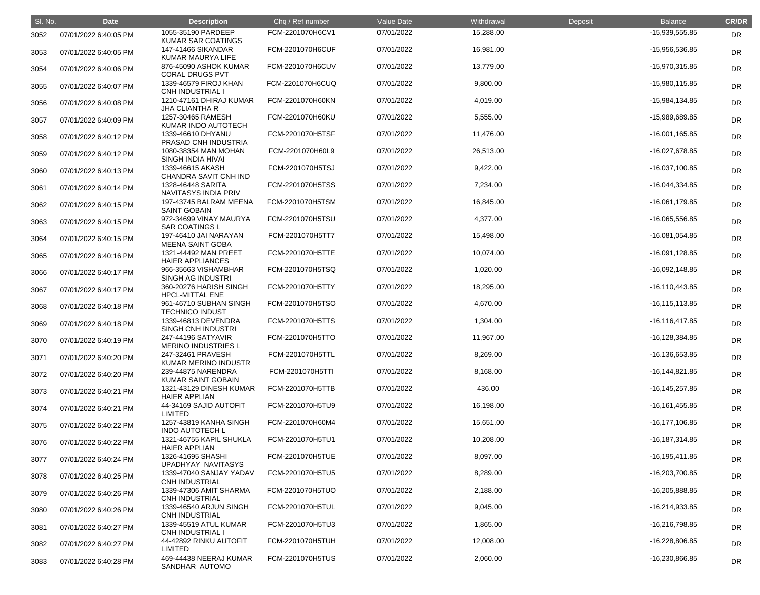| Sl. No. | Date | Description | Chq / Ref number | Value Date | Withdrawal | Deposit | Balance | CR/DR |
|---|---|---|---|---|---|---|---|---|
| 3052 | 07/01/2022 6:40:05 PM | 1055-35190 PARDEEP KUMAR SAR COATINGS | FCM-2201070H6CV1 | 07/01/2022 | 15,288.00 | | -15,939,555.85 | DR |
| 3053 | 07/01/2022 6:40:05 PM | 147-41466 SIKANDAR KUMAR MAURYA LIFE | FCM-2201070H6CUF | 07/01/2022 | 16,981.00 | | -15,956,536.85 | DR |
| 3054 | 07/01/2022 6:40:06 PM | 876-45090 ASHOK KUMAR CORAL DRUGS PVT | FCM-2201070H6CUV | 07/01/2022 | 13,779.00 | | -15,970,315.85 | DR |
| 3055 | 07/01/2022 6:40:07 PM | 1339-46579 FIROJ KHAN CNH INDUSTRIAL I | FCM-2201070H6CUQ | 07/01/2022 | 9,800.00 | | -15,980,115.85 | DR |
| 3056 | 07/01/2022 6:40:08 PM | 1210-47161 DHIRAJ KUMAR JHA CLIANTHA R | FCM-2201070H60KN | 07/01/2022 | 4,019.00 | | -15,984,134.85 | DR |
| 3057 | 07/01/2022 6:40:09 PM | 1257-30465 RAMESH KUMAR INDO AUTOTECH | FCM-2201070H60KU | 07/01/2022 | 5,555.00 | | -15,989,689.85 | DR |
| 3058 | 07/01/2022 6:40:12 PM | 1339-46610 DHYANU PRASAD CNH INDUSTRIA | FCM-2201070H5TSF | 07/01/2022 | 11,476.00 | | -16,001,165.85 | DR |
| 3059 | 07/01/2022 6:40:12 PM | 1080-38354 MAN MOHAN SINGH INDIA HIVAI | FCM-2201070H60L9 | 07/01/2022 | 26,513.00 | | -16,027,678.85 | DR |
| 3060 | 07/01/2022 6:40:13 PM | 1339-46615 AKASH CHANDRA SAVIT CNH IND | FCM-2201070H5TSJ | 07/01/2022 | 9,422.00 | | -16,037,100.85 | DR |
| 3061 | 07/01/2022 6:40:14 PM | 1328-46448 SARITA NAVITASYS INDIA PRIV | FCM-2201070H5TSS | 07/01/2022 | 7,234.00 | | -16,044,334.85 | DR |
| 3062 | 07/01/2022 6:40:15 PM | 197-43745 BALRAM MEENA SAINT GOBAIN | FCM-2201070H5TSM | 07/01/2022 | 16,845.00 | | -16,061,179.85 | DR |
| 3063 | 07/01/2022 6:40:15 PM | 972-34699 VINAY MAURYA SAR COATINGS L | FCM-2201070H5TSU | 07/01/2022 | 4,377.00 | | -16,065,556.85 | DR |
| 3064 | 07/01/2022 6:40:15 PM | 197-46410 JAI NARAYAN MEENA SAINT GOBA | FCM-2201070H5TT7 | 07/01/2022 | 15,498.00 | | -16,081,054.85 | DR |
| 3065 | 07/01/2022 6:40:16 PM | 1321-44492 MAN PREET HAIER APPLIANCES | FCM-2201070H5TTE | 07/01/2022 | 10,074.00 | | -16,091,128.85 | DR |
| 3066 | 07/01/2022 6:40:17 PM | 966-35663 VISHAMBHAR SINGH AG INDUSTRI | FCM-2201070H5TSQ | 07/01/2022 | 1,020.00 | | -16,092,148.85 | DR |
| 3067 | 07/01/2022 6:40:17 PM | 360-20276 HARISH SINGH HPCL-MITTAL ENE | FCM-2201070H5TTY | 07/01/2022 | 18,295.00 | | -16,110,443.85 | DR |
| 3068 | 07/01/2022 6:40:18 PM | 961-46710 SUBHAN SINGH TECHNICO INDUST | FCM-2201070H5TSO | 07/01/2022 | 4,670.00 | | -16,115,113.85 | DR |
| 3069 | 07/01/2022 6:40:18 PM | 1339-46813 DEVENDRA SINGH CNH INDUSTRI | FCM-2201070H5TTS | 07/01/2022 | 1,304.00 | | -16,116,417.85 | DR |
| 3070 | 07/01/2022 6:40:19 PM | 247-44196 SATYAVIR MERINO INDUSTRIES L | FCM-2201070H5TTO | 07/01/2022 | 11,967.00 | | -16,128,384.85 | DR |
| 3071 | 07/01/2022 6:40:20 PM | 247-32461 PRAVESH KUMAR MERINO INDUSTR | FCM-2201070H5TTL | 07/01/2022 | 8,269.00 | | -16,136,653.85 | DR |
| 3072 | 07/01/2022 6:40:20 PM | 239-44875 NARENDRA KUMAR SAINT GOBAIN | FCM-2201070H5TTI | 07/01/2022 | 8,168.00 | | -16,144,821.85 | DR |
| 3073 | 07/01/2022 6:40:21 PM | 1321-43129 DINESH KUMAR HAIER APPLIAN | FCM-2201070H5TTB | 07/01/2022 | 436.00 | | -16,145,257.85 | DR |
| 3074 | 07/01/2022 6:40:21 PM | 44-34169 SAJID AUTOFIT LIMITED | FCM-2201070H5TU9 | 07/01/2022 | 16,198.00 | | -16,161,455.85 | DR |
| 3075 | 07/01/2022 6:40:22 PM | 1257-43819 KANHA SINGH INDO AUTOTECH L | FCM-2201070H60M4 | 07/01/2022 | 15,651.00 | | -16,177,106.85 | DR |
| 3076 | 07/01/2022 6:40:22 PM | 1321-46755 KAPIL SHUKLA HAIER APPLIAN | FCM-2201070H5TU1 | 07/01/2022 | 10,208.00 | | -16,187,314.85 | DR |
| 3077 | 07/01/2022 6:40:24 PM | 1326-41695 SHASHI UPADHYAY NAVITASYS | FCM-2201070H5TUE | 07/01/2022 | 8,097.00 | | -16,195,411.85 | DR |
| 3078 | 07/01/2022 6:40:25 PM | 1339-47040 SANJAY YADAV CNH INDUSTRIAL | FCM-2201070H5TU5 | 07/01/2022 | 8,289.00 | | -16,203,700.85 | DR |
| 3079 | 07/01/2022 6:40:26 PM | 1339-47306 AMIT SHARMA CNH INDUSTRIAL | FCM-2201070H5TUO | 07/01/2022 | 2,188.00 | | -16,205,888.85 | DR |
| 3080 | 07/01/2022 6:40:26 PM | 1339-46540 ARJUN SINGH CNH INDUSTRIAL | FCM-2201070H5TUL | 07/01/2022 | 9,045.00 | | -16,214,933.85 | DR |
| 3081 | 07/01/2022 6:40:27 PM | 1339-45519 ATUL KUMAR CNH INDUSTRIAL I | FCM-2201070H5TU3 | 07/01/2022 | 1,865.00 | | -16,216,798.85 | DR |
| 3082 | 07/01/2022 6:40:27 PM | 44-42892 RINKU AUTOFIT LIMITED | FCM-2201070H5TUH | 07/01/2022 | 12,008.00 | | -16,228,806.85 | DR |
| 3083 | 07/01/2022 6:40:28 PM | 469-44438 NEERAJ KUMAR SANDHAR AUTOMO | FCM-2201070H5TUS | 07/01/2022 | 2,060.00 | | -16,230,866.85 | DR |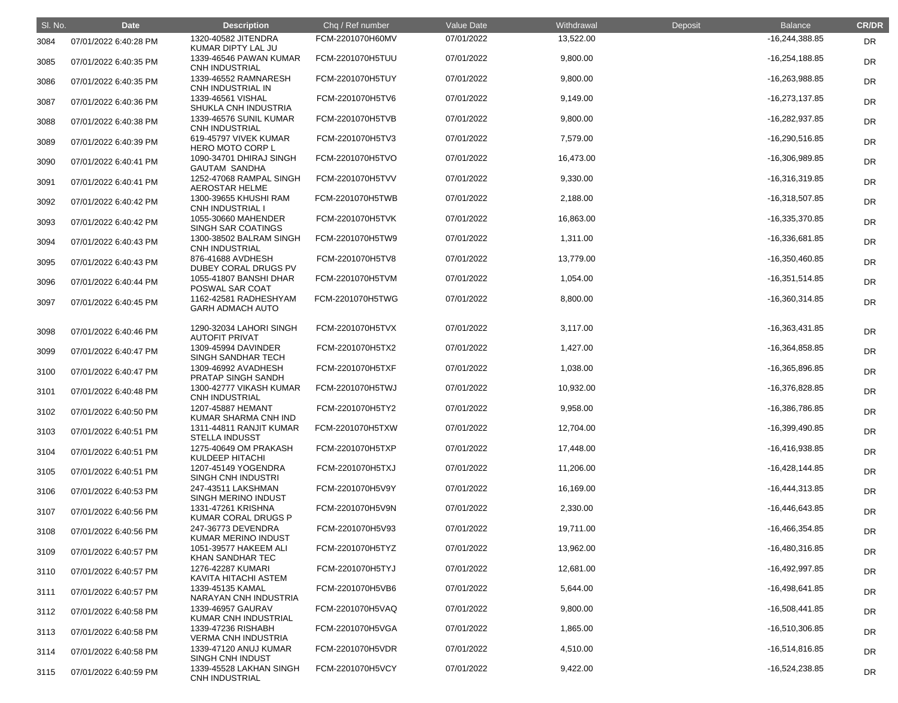| Sl. No. | Date | Description | Chq / Ref number | Value Date | Withdrawal | Deposit | Balance | CR/DR |
|---|---|---|---|---|---|---|---|---|
| 3084 | 07/01/2022 6:40:28 PM | 1320-40582 JITENDRA KUMAR DIPTY LAL JU | FCM-2201070H60MV | 07/01/2022 | 13,522.00 | | -16,244,388.85 | DR |
| 3085 | 07/01/2022 6:40:35 PM | 1339-46546 PAWAN KUMAR CNH INDUSTRIAL | FCM-2201070H5TUU | 07/01/2022 | 9,800.00 | | -16,254,188.85 | DR |
| 3086 | 07/01/2022 6:40:35 PM | 1339-46552 RAMNARESH CNH INDUSTRIAL IN | FCM-2201070H5TUY | 07/01/2022 | 9,800.00 | | -16,263,988.85 | DR |
| 3087 | 07/01/2022 6:40:36 PM | 1339-46561 VISHAL SHUKLA CNH INDUSTRIA | FCM-2201070H5TV6 | 07/01/2022 | 9,149.00 | | -16,273,137.85 | DR |
| 3088 | 07/01/2022 6:40:38 PM | 1339-46576 SUNIL KUMAR CNH INDUSTRIAL | FCM-2201070H5TVB | 07/01/2022 | 9,800.00 | | -16,282,937.85 | DR |
| 3089 | 07/01/2022 6:40:39 PM | 619-45797 VIVEK KUMAR HERO MOTO CORP L | FCM-2201070H5TV3 | 07/01/2022 | 7,579.00 | | -16,290,516.85 | DR |
| 3090 | 07/01/2022 6:40:41 PM | 1090-34701 DHIRAJ SINGH GAUTAM SANDHA | FCM-2201070H5TVO | 07/01/2022 | 16,473.00 | | -16,306,989.85 | DR |
| 3091 | 07/01/2022 6:40:41 PM | 1252-47068 RAMPAL SINGH AEROSTAR HELME | FCM-2201070H5TVV | 07/01/2022 | 9,330.00 | | -16,316,319.85 | DR |
| 3092 | 07/01/2022 6:40:42 PM | 1300-39655 KHUSHI RAM CNH INDUSTRIAL I | FCM-2201070H5TWB | 07/01/2022 | 2,188.00 | | -16,318,507.85 | DR |
| 3093 | 07/01/2022 6:40:42 PM | 1055-30660 MAHENDER SINGH SAR COATINGS | FCM-2201070H5TVK | 07/01/2022 | 16,863.00 | | -16,335,370.85 | DR |
| 3094 | 07/01/2022 6:40:43 PM | 1300-38502 BALRAM SINGH CNH INDUSTRIAL | FCM-2201070H5TW9 | 07/01/2022 | 1,311.00 | | -16,336,681.85 | DR |
| 3095 | 07/01/2022 6:40:43 PM | 876-41688 AVDHESH DUBEY CORAL DRUGS PV | FCM-2201070H5TV8 | 07/01/2022 | 13,779.00 | | -16,350,460.85 | DR |
| 3096 | 07/01/2022 6:40:44 PM | 1055-41807 BANSHI DHAR POSWAL SAR COAT | FCM-2201070H5TVM | 07/01/2022 | 1,054.00 | | -16,351,514.85 | DR |
| 3097 | 07/01/2022 6:40:45 PM | 1162-42581 RADHESHYAM GARH ADMACH AUTO | FCM-2201070H5TWG | 07/01/2022 | 8,800.00 | | -16,360,314.85 | DR |
| 3098 | 07/01/2022 6:40:46 PM | 1290-32034 LAHORI SINGH AUTOFIT PRIVAT | FCM-2201070H5TVX | 07/01/2022 | 3,117.00 | | -16,363,431.85 | DR |
| 3099 | 07/01/2022 6:40:47 PM | 1309-45994 DAVINDER SINGH SANDHAR TECH | FCM-2201070H5TX2 | 07/01/2022 | 1,427.00 | | -16,364,858.85 | DR |
| 3100 | 07/01/2022 6:40:47 PM | 1309-46992 AVADHESH PRATAP SINGH SANDH | FCM-2201070H5TXF | 07/01/2022 | 1,038.00 | | -16,365,896.85 | DR |
| 3101 | 07/01/2022 6:40:48 PM | 1300-42777 VIKASH KUMAR CNH INDUSTRIAL | FCM-2201070H5TWJ | 07/01/2022 | 10,932.00 | | -16,376,828.85 | DR |
| 3102 | 07/01/2022 6:40:50 PM | 1207-45887 HEMANT KUMAR SHARMA CNH IND | FCM-2201070H5TY2 | 07/01/2022 | 9,958.00 | | -16,386,786.85 | DR |
| 3103 | 07/01/2022 6:40:51 PM | 1311-44811 RANJIT KUMAR STELLA INDUSST | FCM-2201070H5TXW | 07/01/2022 | 12,704.00 | | -16,399,490.85 | DR |
| 3104 | 07/01/2022 6:40:51 PM | 1275-40649 OM PRAKASH KULDEEP HITACHI | FCM-2201070H5TXP | 07/01/2022 | 17,448.00 | | -16,416,938.85 | DR |
| 3105 | 07/01/2022 6:40:51 PM | 1207-45149 YOGENDRA SINGH CNH INDUSTRI | FCM-2201070H5TXJ | 07/01/2022 | 11,206.00 | | -16,428,144.85 | DR |
| 3106 | 07/01/2022 6:40:53 PM | 247-43511 LAKSHMAN SINGH MERINO INDUST | FCM-2201070H5V9Y | 07/01/2022 | 16,169.00 | | -16,444,313.85 | DR |
| 3107 | 07/01/2022 6:40:56 PM | 1331-47261 KRISHNA KUMAR CORAL DRUGS P | FCM-2201070H5V9N | 07/01/2022 | 2,330.00 | | -16,446,643.85 | DR |
| 3108 | 07/01/2022 6:40:56 PM | 247-36773 DEVENDRA KUMAR MERINO INDUST | FCM-2201070H5V93 | 07/01/2022 | 19,711.00 | | -16,466,354.85 | DR |
| 3109 | 07/01/2022 6:40:57 PM | 1051-39577 HAKEEM ALI KHAN SANDHAR TEC | FCM-2201070H5TYZ | 07/01/2022 | 13,962.00 | | -16,480,316.85 | DR |
| 3110 | 07/01/2022 6:40:57 PM | 1276-42287 KUMARI KAVITA HITACHI ASTEM | FCM-2201070H5TYJ | 07/01/2022 | 12,681.00 | | -16,492,997.85 | DR |
| 3111 | 07/01/2022 6:40:57 PM | 1339-45135 KAMAL NARAYAN CNH INDUSTRIA | FCM-2201070H5VB6 | 07/01/2022 | 5,644.00 | | -16,498,641.85 | DR |
| 3112 | 07/01/2022 6:40:58 PM | 1339-46957 GAURAV KUMAR CNH INDUSTRIAL | FCM-2201070H5VAQ | 07/01/2022 | 9,800.00 | | -16,508,441.85 | DR |
| 3113 | 07/01/2022 6:40:58 PM | 1339-47236 RISHABH VERMA CNH INDUSTRIA | FCM-2201070H5VGA | 07/01/2022 | 1,865.00 | | -16,510,306.85 | DR |
| 3114 | 07/01/2022 6:40:58 PM | 1339-47120 ANUJ KUMAR SINGH CNH INDUST | FCM-2201070H5VDR | 07/01/2022 | 4,510.00 | | -16,514,816.85 | DR |
| 3115 | 07/01/2022 6:40:59 PM | 1339-45528 LAKHAN SINGH CNH INDUSTRIAL | FCM-2201070H5VCY | 07/01/2022 | 9,422.00 | | -16,524,238.85 | DR |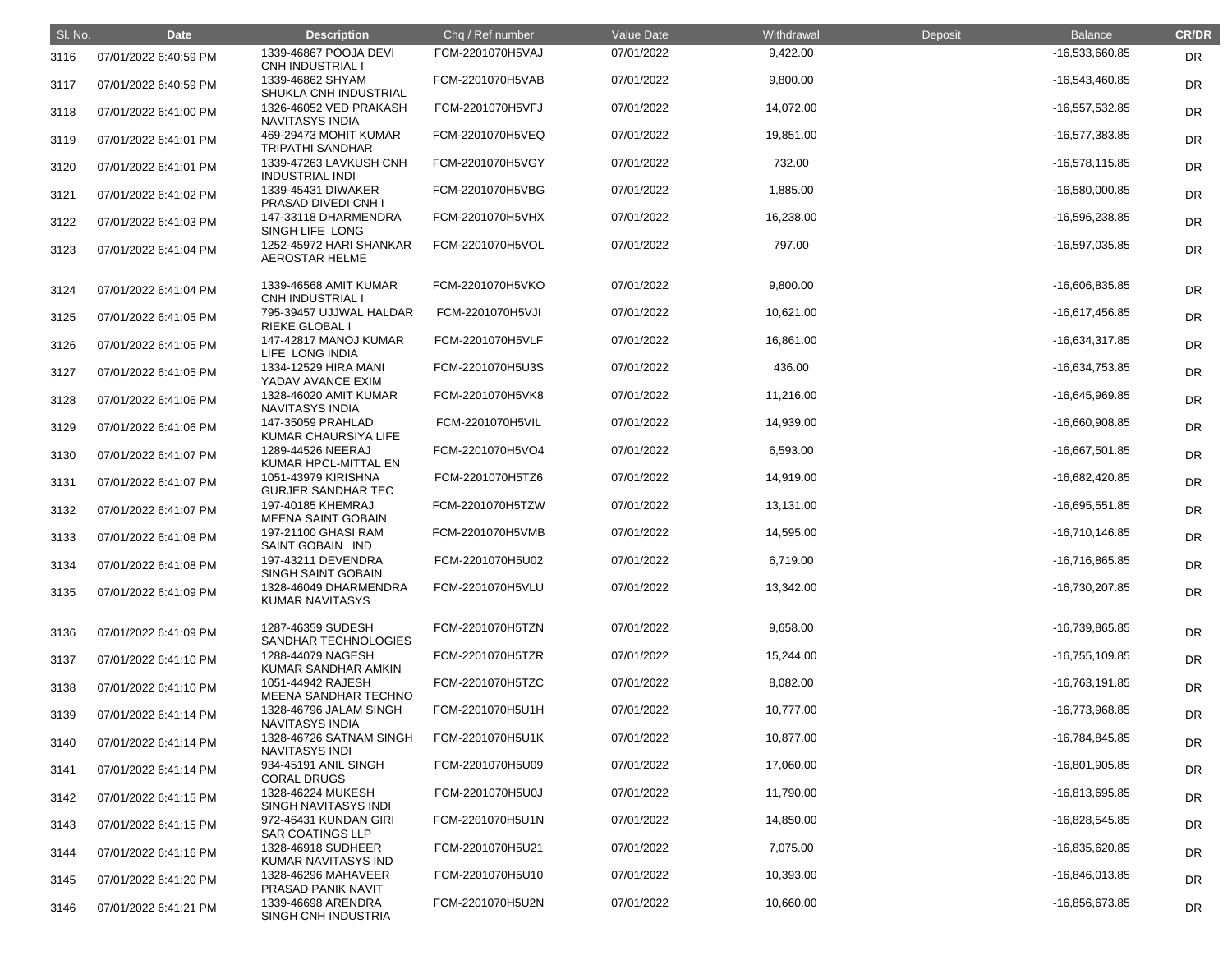| Sl. No. | Date | Description | Chq / Ref number | Value Date | Withdrawal | Deposit | Balance | CR/DR |
|---|---|---|---|---|---|---|---|---|
| 3116 | 07/01/2022 6:40:59 PM | 1339-46867 POOJA DEVI CNH INDUSTRIAL I | FCM-2201070H5VAJ | 07/01/2022 | 9,422.00 | | -16,533,660.85 | DR |
| 3117 | 07/01/2022 6:40:59 PM | 1339-46862 SHYAM SHUKLA CNH INDUSTRIAL | FCM-2201070H5VAB | 07/01/2022 | 9,800.00 | | -16,543,460.85 | DR |
| 3118 | 07/01/2022 6:41:00 PM | 1326-46052 VED PRAKASH NAVITASYS INDIA | FCM-2201070H5VFJ | 07/01/2022 | 14,072.00 | | -16,557,532.85 | DR |
| 3119 | 07/01/2022 6:41:01 PM | 469-29473 MOHIT KUMAR TRIPATHI SANDHAR | FCM-2201070H5VEQ | 07/01/2022 | 19,851.00 | | -16,577,383.85 | DR |
| 3120 | 07/01/2022 6:41:01 PM | 1339-47263 LAVKUSH CNH INDUSTRIAL INDI | FCM-2201070H5VGY | 07/01/2022 | 732.00 | | -16,578,115.85 | DR |
| 3121 | 07/01/2022 6:41:02 PM | 1339-45431 DIWAKER PRASAD DIVEDI CNH I | FCM-2201070H5VBG | 07/01/2022 | 1,885.00 | | -16,580,000.85 | DR |
| 3122 | 07/01/2022 6:41:03 PM | 147-33118 DHARMENDRA SINGH LIFE LONG | FCM-2201070H5VHX | 07/01/2022 | 16,238.00 | | -16,596,238.85 | DR |
| 3123 | 07/01/2022 6:41:04 PM | 1252-45972 HARI SHANKAR AEROSTAR HELME | FCM-2201070H5VOL | 07/01/2022 | 797.00 | | -16,597,035.85 | DR |
| 3124 | 07/01/2022 6:41:04 PM | 1339-46568 AMIT KUMAR CNH INDUSTRIAL I | FCM-2201070H5VKO | 07/01/2022 | 9,800.00 | | -16,606,835.85 | DR |
| 3125 | 07/01/2022 6:41:05 PM | 795-39457 UJJWAL HALDAR RIEKE GLOBAL I | FCM-2201070H5VJI | 07/01/2022 | 10,621.00 | | -16,617,456.85 | DR |
| 3126 | 07/01/2022 6:41:05 PM | 147-42817 MANOJ KUMAR LIFE LONG INDIA | FCM-2201070H5VLF | 07/01/2022 | 16,861.00 | | -16,634,317.85 | DR |
| 3127 | 07/01/2022 6:41:05 PM | 1334-12529 HIRA MANI YADAV AVANCE EXIM | FCM-2201070H5U3S | 07/01/2022 | 436.00 | | -16,634,753.85 | DR |
| 3128 | 07/01/2022 6:41:06 PM | 1328-46020 AMIT KUMAR NAVITASYS INDIA | FCM-2201070H5VK8 | 07/01/2022 | 11,216.00 | | -16,645,969.85 | DR |
| 3129 | 07/01/2022 6:41:06 PM | 147-35059 PRAHLAD KUMAR CHAURSIYA LIFE | FCM-2201070H5VIL | 07/01/2022 | 14,939.00 | | -16,660,908.85 | DR |
| 3130 | 07/01/2022 6:41:07 PM | 1289-44526 NEERAJ KUMAR HPCL-MITTAL EN | FCM-2201070H5VO4 | 07/01/2022 | 6,593.00 | | -16,667,501.85 | DR |
| 3131 | 07/01/2022 6:41:07 PM | 1051-43979 KIRISHNA GURJER SANDHAR TEC | FCM-2201070H5TZ6 | 07/01/2022 | 14,919.00 | | -16,682,420.85 | DR |
| 3132 | 07/01/2022 6:41:07 PM | 197-40185 KHEMRAJ MEENA SAINT GOBAIN | FCM-2201070H5TZW | 07/01/2022 | 13,131.00 | | -16,695,551.85 | DR |
| 3133 | 07/01/2022 6:41:08 PM | 197-21100 GHASI RAM SAINT GOBAIN IND | FCM-2201070H5VMB | 07/01/2022 | 14,595.00 | | -16,710,146.85 | DR |
| 3134 | 07/01/2022 6:41:08 PM | 197-43211 DEVENDRA SINGH SAINT GOBAIN | FCM-2201070H5U02 | 07/01/2022 | 6,719.00 | | -16,716,865.85 | DR |
| 3135 | 07/01/2022 6:41:09 PM | 1328-46049 DHARMENDRA KUMAR NAVITASYS | FCM-2201070H5VLU | 07/01/2022 | 13,342.00 | | -16,730,207.85 | DR |
| 3136 | 07/01/2022 6:41:09 PM | 1287-46359 SUDESH SANDHAR TECHNOLOGIES | FCM-2201070H5TZN | 07/01/2022 | 9,658.00 | | -16,739,865.85 | DR |
| 3137 | 07/01/2022 6:41:10 PM | 1288-44079 NAGESH KUMAR SANDHAR AMKIN | FCM-2201070H5TZR | 07/01/2022 | 15,244.00 | | -16,755,109.85 | DR |
| 3138 | 07/01/2022 6:41:10 PM | 1051-44942 RAJESH MEENA SANDHAR TECHNO | FCM-2201070H5TZC | 07/01/2022 | 8,082.00 | | -16,763,191.85 | DR |
| 3139 | 07/01/2022 6:41:14 PM | 1328-46796 JALAM SINGH NAVITASYS INDIA | FCM-2201070H5U1H | 07/01/2022 | 10,777.00 | | -16,773,968.85 | DR |
| 3140 | 07/01/2022 6:41:14 PM | 1328-46726 SATNAM SINGH NAVITASYS INDI | FCM-2201070H5U1K | 07/01/2022 | 10,877.00 | | -16,784,845.85 | DR |
| 3141 | 07/01/2022 6:41:14 PM | 934-45191 ANIL SINGH CORAL DRUGS | FCM-2201070H5U09 | 07/01/2022 | 17,060.00 | | -16,801,905.85 | DR |
| 3142 | 07/01/2022 6:41:15 PM | 1328-46224 MUKESH SINGH NAVITASYS INDI | FCM-2201070H5U0J | 07/01/2022 | 11,790.00 | | -16,813,695.85 | DR |
| 3143 | 07/01/2022 6:41:15 PM | 972-46431 KUNDAN GIRI SAR COATINGS LLP | FCM-2201070H5U1N | 07/01/2022 | 14,850.00 | | -16,828,545.85 | DR |
| 3144 | 07/01/2022 6:41:16 PM | 1328-46918 SUDHEER KUMAR NAVITASYS IND | FCM-2201070H5U21 | 07/01/2022 | 7,075.00 | | -16,835,620.85 | DR |
| 3145 | 07/01/2022 6:41:20 PM | 1328-46296 MAHAVEER PRASAD PANIK NAVIT | FCM-2201070H5U10 | 07/01/2022 | 10,393.00 | | -16,846,013.85 | DR |
| 3146 | 07/01/2022 6:41:21 PM | 1339-46698 ARENDRA SINGH CNH INDUSTRIA | FCM-2201070H5U2N | 07/01/2022 | 10,660.00 | | -16,856,673.85 | DR |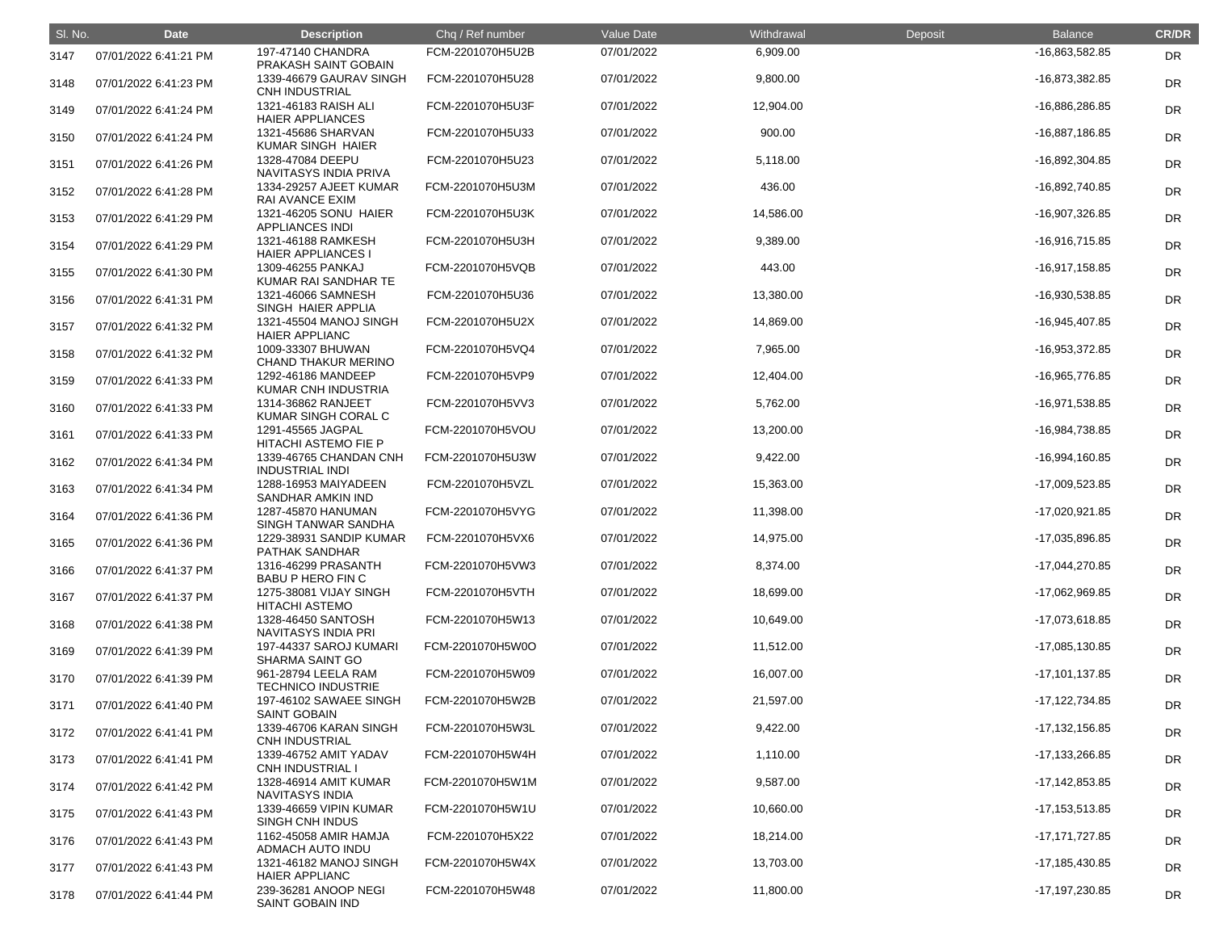| Sl. No. | Date | Description | Chq / Ref number | Value Date | Withdrawal | Deposit | Balance | CR/DR |
|---|---|---|---|---|---|---|---|---|
| 3147 | 07/01/2022 6:41:21 PM | 197-47140 CHANDRA PRAKASH SAINT GOBAIN | FCM-2201070H5U2B | 07/01/2022 | 6,909.00 | | -16,863,582.85 | DR |
| 3148 | 07/01/2022 6:41:23 PM | 1339-46679 GAURAV SINGH CNH INDUSTRIAL | FCM-2201070H5U28 | 07/01/2022 | 9,800.00 | | -16,873,382.85 | DR |
| 3149 | 07/01/2022 6:41:24 PM | 1321-46183 RAISH ALI HAIER APPLIANCES | FCM-2201070H5U3F | 07/01/2022 | 12,904.00 | | -16,886,286.85 | DR |
| 3150 | 07/01/2022 6:41:24 PM | 1321-45686 SHARVAN KUMAR SINGH HAIER | FCM-2201070H5U33 | 07/01/2022 | 900.00 | | -16,887,186.85 | DR |
| 3151 | 07/01/2022 6:41:26 PM | 1328-47084 DEEPU NAVITASYS INDIA PRIVA | FCM-2201070H5U23 | 07/01/2022 | 5,118.00 | | -16,892,304.85 | DR |
| 3152 | 07/01/2022 6:41:28 PM | 1334-29257 AJEET KUMAR RAI AVANCE EXIM | FCM-2201070H5U3M | 07/01/2022 | 436.00 | | -16,892,740.85 | DR |
| 3153 | 07/01/2022 6:41:29 PM | 1321-46205 SONU HAIER APPLIANCES INDI | FCM-2201070H5U3K | 07/01/2022 | 14,586.00 | | -16,907,326.85 | DR |
| 3154 | 07/01/2022 6:41:29 PM | 1321-46188 RAMKESH HAIER APPLIANCES I | FCM-2201070H5U3H | 07/01/2022 | 9,389.00 | | -16,916,715.85 | DR |
| 3155 | 07/01/2022 6:41:30 PM | 1309-46255 PANKAJ KUMAR RAI SANDHAR TE | FCM-2201070H5VQB | 07/01/2022 | 443.00 | | -16,917,158.85 | DR |
| 3156 | 07/01/2022 6:41:31 PM | 1321-46066 SAMNESH SINGH HAIER APPLIA | FCM-2201070H5U36 | 07/01/2022 | 13,380.00 | | -16,930,538.85 | DR |
| 3157 | 07/01/2022 6:41:32 PM | 1321-45504 MANOJ SINGH HAIER APPLIANC | FCM-2201070H5U2X | 07/01/2022 | 14,869.00 | | -16,945,407.85 | DR |
| 3158 | 07/01/2022 6:41:32 PM | 1009-33307 BHUWAN CHAND THAKUR MERINO | FCM-2201070H5VQ4 | 07/01/2022 | 7,965.00 | | -16,953,372.85 | DR |
| 3159 | 07/01/2022 6:41:33 PM | 1292-46186 MANDEEP KUMAR CNH INDUSTRIA | FCM-2201070H5VP9 | 07/01/2022 | 12,404.00 | | -16,965,776.85 | DR |
| 3160 | 07/01/2022 6:41:33 PM | 1314-36862 RANJEET KUMAR SINGH CORAL C | FCM-2201070H5VV3 | 07/01/2022 | 5,762.00 | | -16,971,538.85 | DR |
| 3161 | 07/01/2022 6:41:33 PM | 1291-45565 JAGPAL HITACHI ASTEMO FIE P | FCM-2201070H5VOU | 07/01/2022 | 13,200.00 | | -16,984,738.85 | DR |
| 3162 | 07/01/2022 6:41:34 PM | 1339-46765 CHANDAN CNH INDUSTRIAL INDI | FCM-2201070H5U3W | 07/01/2022 | 9,422.00 | | -16,994,160.85 | DR |
| 3163 | 07/01/2022 6:41:34 PM | 1288-16953 MAIYADEEN SANDHAR AMKIN IND | FCM-2201070H5VZL | 07/01/2022 | 15,363.00 | | -17,009,523.85 | DR |
| 3164 | 07/01/2022 6:41:36 PM | 1287-45870 HANUMAN SINGH TANWAR SANDHA | FCM-2201070H5VYG | 07/01/2022 | 11,398.00 | | -17,020,921.85 | DR |
| 3165 | 07/01/2022 6:41:36 PM | 1229-38931 SANDIP KUMAR PATHAK SANDHAR | FCM-2201070H5VX6 | 07/01/2022 | 14,975.00 | | -17,035,896.85 | DR |
| 3166 | 07/01/2022 6:41:37 PM | 1316-46299 PRASANTH BABU P HERO FIN C | FCM-2201070H5VW3 | 07/01/2022 | 8,374.00 | | -17,044,270.85 | DR |
| 3167 | 07/01/2022 6:41:37 PM | 1275-38081 VIJAY SINGH HITACHI ASTEMO | FCM-2201070H5VTH | 07/01/2022 | 18,699.00 | | -17,062,969.85 | DR |
| 3168 | 07/01/2022 6:41:38 PM | 1328-46450 SANTOSH NAVITASYS INDIA PRI | FCM-2201070H5W13 | 07/01/2022 | 10,649.00 | | -17,073,618.85 | DR |
| 3169 | 07/01/2022 6:41:39 PM | 197-44337 SAROJ KUMARI SHARMA SAINT GO | FCM-2201070H5W0O | 07/01/2022 | 11,512.00 | | -17,085,130.85 | DR |
| 3170 | 07/01/2022 6:41:39 PM | 961-28794 LEELA RAM TECHNICO INDUSTRIE | FCM-2201070H5W09 | 07/01/2022 | 16,007.00 | | -17,101,137.85 | DR |
| 3171 | 07/01/2022 6:41:40 PM | 197-46102 SAWAEE SINGH SAINT GOBAIN | FCM-2201070H5W2B | 07/01/2022 | 21,597.00 | | -17,122,734.85 | DR |
| 3172 | 07/01/2022 6:41:41 PM | 1339-46706 KARAN SINGH CNH INDUSTRIAL | FCM-2201070H5W3L | 07/01/2022 | 9,422.00 | | -17,132,156.85 | DR |
| 3173 | 07/01/2022 6:41:41 PM | 1339-46752 AMIT YADAV CNH INDUSTRIAL I | FCM-2201070H5W4H | 07/01/2022 | 1,110.00 | | -17,133,266.85 | DR |
| 3174 | 07/01/2022 6:41:42 PM | 1328-46914 AMIT KUMAR NAVITASYS INDIA | FCM-2201070H5W1M | 07/01/2022 | 9,587.00 | | -17,142,853.85 | DR |
| 3175 | 07/01/2022 6:41:43 PM | 1339-46659 VIPIN KUMAR SINGH CNH INDUS | FCM-2201070H5W1U | 07/01/2022 | 10,660.00 | | -17,153,513.85 | DR |
| 3176 | 07/01/2022 6:41:43 PM | 1162-45058 AMIR HAMJA ADMACH AUTO INDU | FCM-2201070H5X22 | 07/01/2022 | 18,214.00 | | -17,171,727.85 | DR |
| 3177 | 07/01/2022 6:41:43 PM | 1321-46182 MANOJ SINGH HAIER APPLIANC | FCM-2201070H5W4X | 07/01/2022 | 13,703.00 | | -17,185,430.85 | DR |
| 3178 | 07/01/2022 6:41:44 PM | 239-36281 ANOOP NEGI SAINT GOBAIN IND | FCM-2201070H5W48 | 07/01/2022 | 11,800.00 | | -17,197,230.85 | DR |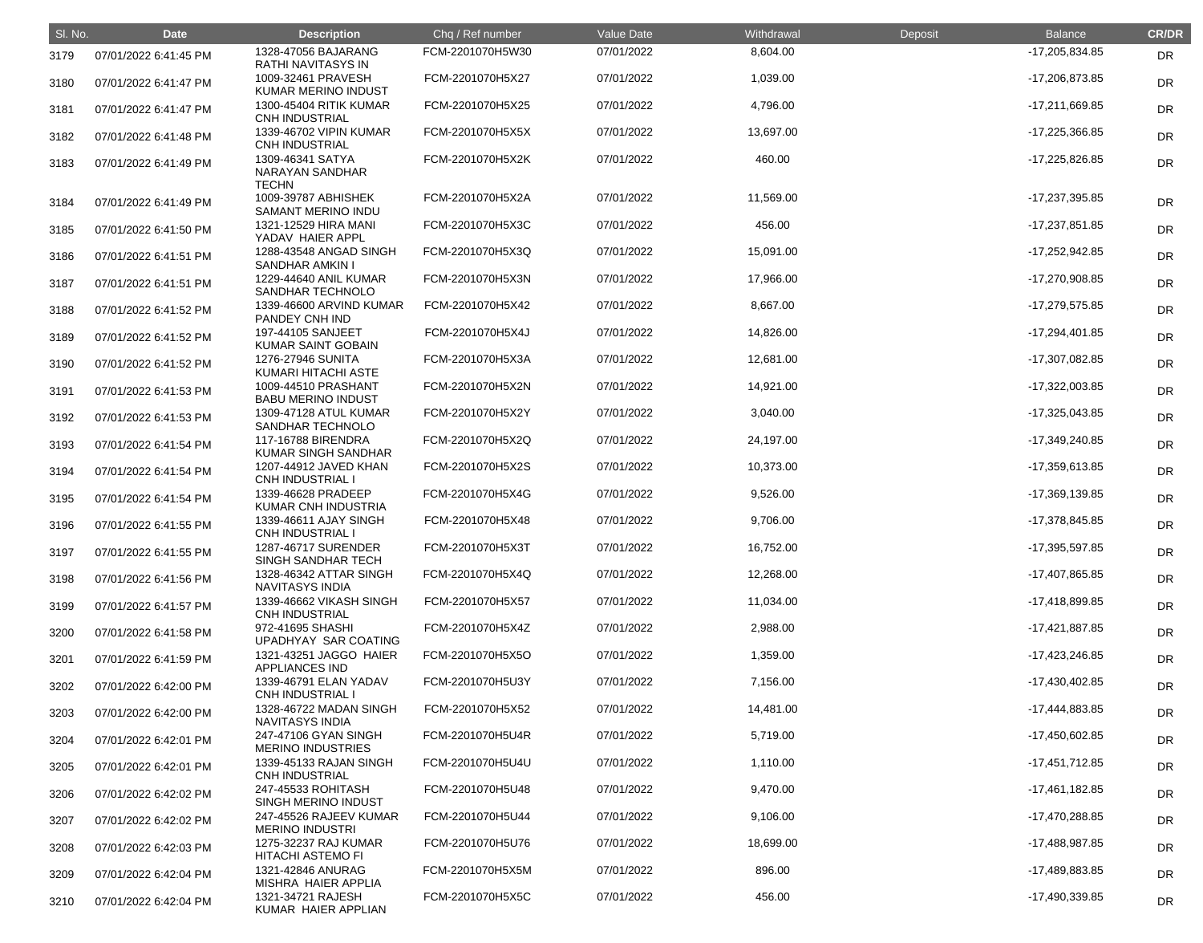| Sl. No. | Date | Description | Chq / Ref number | Value Date | Withdrawal | Deposit | Balance | CR/DR |
| --- | --- | --- | --- | --- | --- | --- | --- | --- |
| 3179 | 07/01/2022 6:41:45 PM | 1328-47056 BAJARANG RATHI NAVITASYS IN | FCM-2201070H5W30 | 07/01/2022 | 8,604.00 | | -17,205,834.85 | DR |
| 3180 | 07/01/2022 6:41:47 PM | 1009-32461 PRAVESH KUMAR MERINO INDUST | FCM-2201070H5X27 | 07/01/2022 | 1,039.00 | | -17,206,873.85 | DR |
| 3181 | 07/01/2022 6:41:47 PM | 1300-45404 RITIK KUMAR CNH INDUSTRIAL | FCM-2201070H5X25 | 07/01/2022 | 4,796.00 | | -17,211,669.85 | DR |
| 3182 | 07/01/2022 6:41:48 PM | 1339-46702 VIPIN KUMAR CNH INDUSTRIAL | FCM-2201070H5X5X | 07/01/2022 | 13,697.00 | | -17,225,366.85 | DR |
| 3183 | 07/01/2022 6:41:49 PM | 1309-46341 SATYA NARAYAN SANDHAR TECHN | FCM-2201070H5X2K | 07/01/2022 | 460.00 | | -17,225,826.85 | DR |
| 3184 | 07/01/2022 6:41:49 PM | 1009-39787 ABHISHEK SAMANT MERINO INDU | FCM-2201070H5X2A | 07/01/2022 | 11,569.00 | | -17,237,395.85 | DR |
| 3185 | 07/01/2022 6:41:50 PM | 1321-12529 HIRA MANI YADAV HAIER APPL | FCM-2201070H5X3C | 07/01/2022 | 456.00 | | -17,237,851.85 | DR |
| 3186 | 07/01/2022 6:41:51 PM | 1288-43548 ANGAD SINGH SANDHAR AMKIN I | FCM-2201070H5X3Q | 07/01/2022 | 15,091.00 | | -17,252,942.85 | DR |
| 3187 | 07/01/2022 6:41:51 PM | 1229-44640 ANIL KUMAR SANDHAR TECHNOLO | FCM-2201070H5X3N | 07/01/2022 | 17,966.00 | | -17,270,908.85 | DR |
| 3188 | 07/01/2022 6:41:52 PM | 1339-46600 ARVIND KUMAR PANDEY CNH IND | FCM-2201070H5X42 | 07/01/2022 | 8,667.00 | | -17,279,575.85 | DR |
| 3189 | 07/01/2022 6:41:52 PM | 197-44105 SANJEET KUMAR SAINT GOBAIN | FCM-2201070H5X4J | 07/01/2022 | 14,826.00 | | -17,294,401.85 | DR |
| 3190 | 07/01/2022 6:41:52 PM | 1276-27946 SUNITA KUMARI HITACHI ASTE | FCM-2201070H5X3A | 07/01/2022 | 12,681.00 | | -17,307,082.85 | DR |
| 3191 | 07/01/2022 6:41:53 PM | 1009-44510 PRASHANT BABU MERINO INDUST | FCM-2201070H5X2N | 07/01/2022 | 14,921.00 | | -17,322,003.85 | DR |
| 3192 | 07/01/2022 6:41:53 PM | 1309-47128 ATUL KUMAR SANDHAR TECHNOLO | FCM-2201070H5X2Y | 07/01/2022 | 3,040.00 | | -17,325,043.85 | DR |
| 3193 | 07/01/2022 6:41:54 PM | 117-16788 BIRENDRA KUMAR SINGH SANDHAR | FCM-2201070H5X2Q | 07/01/2022 | 24,197.00 | | -17,349,240.85 | DR |
| 3194 | 07/01/2022 6:41:54 PM | 1207-44912 JAVED KHAN CNH INDUSTRIAL I | FCM-2201070H5X2S | 07/01/2022 | 10,373.00 | | -17,359,613.85 | DR |
| 3195 | 07/01/2022 6:41:54 PM | 1339-46628 PRADEEP KUMAR CNH INDUSTRIA | FCM-2201070H5X4G | 07/01/2022 | 9,526.00 | | -17,369,139.85 | DR |
| 3196 | 07/01/2022 6:41:55 PM | 1339-46611 AJAY SINGH CNH INDUSTRIAL I | FCM-2201070H5X48 | 07/01/2022 | 9,706.00 | | -17,378,845.85 | DR |
| 3197 | 07/01/2022 6:41:55 PM | 1287-46717 SURENDER SINGH SANDHAR TECH | FCM-2201070H5X3T | 07/01/2022 | 16,752.00 | | -17,395,597.85 | DR |
| 3198 | 07/01/2022 6:41:56 PM | 1328-46342 ATTAR SINGH NAVITASYS INDIA | FCM-2201070H5X4Q | 07/01/2022 | 12,268.00 | | -17,407,865.85 | DR |
| 3199 | 07/01/2022 6:41:57 PM | 1339-46662 VIKASH SINGH CNH INDUSTRIAL | FCM-2201070H5X57 | 07/01/2022 | 11,034.00 | | -17,418,899.85 | DR |
| 3200 | 07/01/2022 6:41:58 PM | 972-41695 SHASHI UPADHYAY SAR COATING | FCM-2201070H5X4Z | 07/01/2022 | 2,988.00 | | -17,421,887.85 | DR |
| 3201 | 07/01/2022 6:41:59 PM | 1321-43251 JAGGO HAIER APPLIANCES IND | FCM-2201070H5X5O | 07/01/2022 | 1,359.00 | | -17,423,246.85 | DR |
| 3202 | 07/01/2022 6:42:00 PM | 1339-46791 ELAN YADAV CNH INDUSTRIAL I | FCM-2201070H5U3Y | 07/01/2022 | 7,156.00 | | -17,430,402.85 | DR |
| 3203 | 07/01/2022 6:42:00 PM | 1328-46722 MADAN SINGH NAVITASYS INDIA | FCM-2201070H5X52 | 07/01/2022 | 14,481.00 | | -17,444,883.85 | DR |
| 3204 | 07/01/2022 6:42:01 PM | 247-47106 GYAN SINGH MERINO INDUSTRIES | FCM-2201070H5U4R | 07/01/2022 | 5,719.00 | | -17,450,602.85 | DR |
| 3205 | 07/01/2022 6:42:01 PM | 1339-45133 RAJAN SINGH CNH INDUSTRIAL | FCM-2201070H5U4U | 07/01/2022 | 1,110.00 | | -17,451,712.85 | DR |
| 3206 | 07/01/2022 6:42:02 PM | 247-45533 ROHITASH SINGH MERINO INDUST | FCM-2201070H5U48 | 07/01/2022 | 9,470.00 | | -17,461,182.85 | DR |
| 3207 | 07/01/2022 6:42:02 PM | 247-45526 RAJEEV KUMAR MERINO INDUSTRI | FCM-2201070H5U44 | 07/01/2022 | 9,106.00 | | -17,470,288.85 | DR |
| 3208 | 07/01/2022 6:42:03 PM | 1275-32237 RAJ KUMAR HITACHI ASTEMO FI | FCM-2201070H5U76 | 07/01/2022 | 18,699.00 | | -17,488,987.85 | DR |
| 3209 | 07/01/2022 6:42:04 PM | 1321-42846 ANURAG MISHRA HAIER APPLIA | FCM-2201070H5X5M | 07/01/2022 | 896.00 | | -17,489,883.85 | DR |
| 3210 | 07/01/2022 6:42:04 PM | 1321-34721 RAJESH KUMAR HAIER APPLIAN | FCM-2201070H5X5C | 07/01/2022 | 456.00 | | -17,490,339.85 | DR |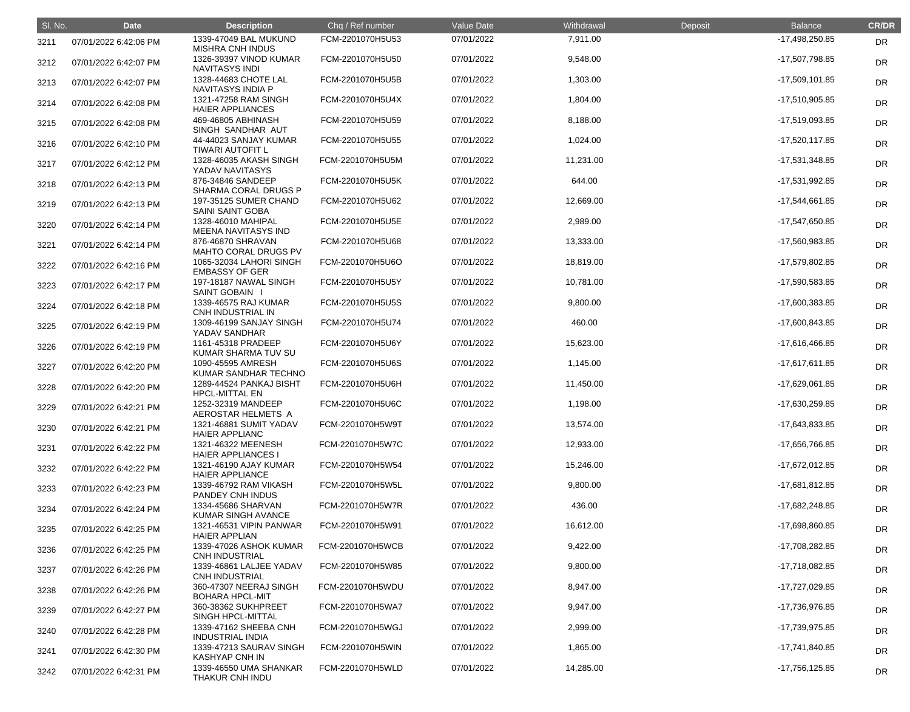| Sl. No. | Date | Description | Chq / Ref number | Value Date | Withdrawal | Deposit | Balance | CR/DR |
|---|---|---|---|---|---|---|---|---|
| 3211 | 07/01/2022 6:42:06 PM | 1339-47049 BAL MUKUND MISHRA CNH INDUS | FCM-2201070H5U53 | 07/01/2022 | 7,911.00 | | -17,498,250.85 | DR |
| 3212 | 07/01/2022 6:42:07 PM | 1326-39397 VINOD KUMAR NAVITASYS INDI | FCM-2201070H5U50 | 07/01/2022 | 9,548.00 | | -17,507,798.85 | DR |
| 3213 | 07/01/2022 6:42:07 PM | 1328-44683 CHOTE LAL NAVITASYS INDIA P | FCM-2201070H5U5B | 07/01/2022 | 1,303.00 | | -17,509,101.85 | DR |
| 3214 | 07/01/2022 6:42:08 PM | 1321-47258 RAM SINGH HAIER APPLIANCES | FCM-2201070H5U4X | 07/01/2022 | 1,804.00 | | -17,510,905.85 | DR |
| 3215 | 07/01/2022 6:42:08 PM | 469-46805 ABHINASH SINGH SANDHAR AUT | FCM-2201070H5U59 | 07/01/2022 | 8,188.00 | | -17,519,093.85 | DR |
| 3216 | 07/01/2022 6:42:10 PM | 44-44023 SANJAY KUMAR TIWARI AUTOFIT L | FCM-2201070H5U55 | 07/01/2022 | 1,024.00 | | -17,520,117.85 | DR |
| 3217 | 07/01/2022 6:42:12 PM | 1328-46035 AKASH SINGH YADAV NAVITASYS | FCM-2201070H5U5M | 07/01/2022 | 11,231.00 | | -17,531,348.85 | DR |
| 3218 | 07/01/2022 6:42:13 PM | 876-34846 SANDEEP SHARMA CORAL DRUGS P | FCM-2201070H5U5K | 07/01/2022 | 644.00 | | -17,531,992.85 | DR |
| 3219 | 07/01/2022 6:42:13 PM | 197-35125 SUMER CHAND SAINI SAINT GOBA | FCM-2201070H5U62 | 07/01/2022 | 12,669.00 | | -17,544,661.85 | DR |
| 3220 | 07/01/2022 6:42:14 PM | 1328-46010 MAHIPAL MEENA NAVITASYS IND | FCM-2201070H5U5E | 07/01/2022 | 2,989.00 | | -17,547,650.85 | DR |
| 3221 | 07/01/2022 6:42:14 PM | 876-46870 SHRAVAN MAHTO CORAL DRUGS PV | FCM-2201070H5U68 | 07/01/2022 | 13,333.00 | | -17,560,983.85 | DR |
| 3222 | 07/01/2022 6:42:16 PM | 1065-32034 LAHORI SINGH EMBASSY OF GER | FCM-2201070H5U6O | 07/01/2022 | 18,819.00 | | -17,579,802.85 | DR |
| 3223 | 07/01/2022 6:42:17 PM | 197-18187 NAWAL SINGH SAINT GOBAIN I | FCM-2201070H5U5Y | 07/01/2022 | 10,781.00 | | -17,590,583.85 | DR |
| 3224 | 07/01/2022 6:42:18 PM | 1339-46575 RAJ KUMAR CNH INDUSTRIAL IN | FCM-2201070H5U5S | 07/01/2022 | 9,800.00 | | -17,600,383.85 | DR |
| 3225 | 07/01/2022 6:42:19 PM | 1309-46199 SANJAY SINGH YADAV SANDHAR | FCM-2201070H5U74 | 07/01/2022 | 460.00 | | -17,600,843.85 | DR |
| 3226 | 07/01/2022 6:42:19 PM | 1161-45318 PRADEEP KUMAR SHARMA TUV SU | FCM-2201070H5U6Y | 07/01/2022 | 15,623.00 | | -17,616,466.85 | DR |
| 3227 | 07/01/2022 6:42:20 PM | 1090-45595 AMRESH KUMAR SANDHAR TECHNO | FCM-2201070H5U6S | 07/01/2022 | 1,145.00 | | -17,617,611.85 | DR |
| 3228 | 07/01/2022 6:42:20 PM | 1289-44524 PANKAJ BISHT HPCL-MITTAL EN | FCM-2201070H5U6H | 07/01/2022 | 11,450.00 | | -17,629,061.85 | DR |
| 3229 | 07/01/2022 6:42:21 PM | 1252-32319 MANDEEP AEROSTAR HELMETS A | FCM-2201070H5U6C | 07/01/2022 | 1,198.00 | | -17,630,259.85 | DR |
| 3230 | 07/01/2022 6:42:21 PM | 1321-46881 SUMIT YADAV HAIER APPLIANC | FCM-2201070H5W9T | 07/01/2022 | 13,574.00 | | -17,643,833.85 | DR |
| 3231 | 07/01/2022 6:42:22 PM | 1321-46322 MEENESH HAIER APPLIANCES I | FCM-2201070H5W7C | 07/01/2022 | 12,933.00 | | -17,656,766.85 | DR |
| 3232 | 07/01/2022 6:42:22 PM | 1321-46190 AJAY KUMAR HAIER APPLIANCE | FCM-2201070H5W54 | 07/01/2022 | 15,246.00 | | -17,672,012.85 | DR |
| 3233 | 07/01/2022 6:42:23 PM | 1339-46792 RAM VIKASH PANDEY CNH INDUS | FCM-2201070H5W5L | 07/01/2022 | 9,800.00 | | -17,681,812.85 | DR |
| 3234 | 07/01/2022 6:42:24 PM | 1334-45686 SHARVAN KUMAR SINGH AVANCE | FCM-2201070H5W7R | 07/01/2022 | 436.00 | | -17,682,248.85 | DR |
| 3235 | 07/01/2022 6:42:25 PM | 1321-46531 VIPIN PANWAR HAIER APPLIAN | FCM-2201070H5W91 | 07/01/2022 | 16,612.00 | | -17,698,860.85 | DR |
| 3236 | 07/01/2022 6:42:25 PM | 1339-47026 ASHOK KUMAR CNH INDUSTRIAL | FCM-2201070H5WCB | 07/01/2022 | 9,422.00 | | -17,708,282.85 | DR |
| 3237 | 07/01/2022 6:42:26 PM | 1339-46861 LALJEE YADAV CNH INDUSTRIAL | FCM-2201070H5W85 | 07/01/2022 | 9,800.00 | | -17,718,082.85 | DR |
| 3238 | 07/01/2022 6:42:26 PM | 360-47307 NEERAJ SINGH BOHARA HPCL-MIT | FCM-2201070H5WDU | 07/01/2022 | 8,947.00 | | -17,727,029.85 | DR |
| 3239 | 07/01/2022 6:42:27 PM | 360-38362 SUKHPREET SINGH HPCL-MITTAL | FCM-2201070H5WA7 | 07/01/2022 | 9,947.00 | | -17,736,976.85 | DR |
| 3240 | 07/01/2022 6:42:28 PM | 1339-47162 SHEEBA CNH INDUSTRIAL INDIA | FCM-2201070H5WGJ | 07/01/2022 | 2,999.00 | | -17,739,975.85 | DR |
| 3241 | 07/01/2022 6:42:30 PM | 1339-47213 SAURAV SINGH KASHYAP CNH IN | FCM-2201070H5WIN | 07/01/2022 | 1,865.00 | | -17,741,840.85 | DR |
| 3242 | 07/01/2022 6:42:31 PM | 1339-46550 UMA SHANKAR THAKUR CNH INDU | FCM-2201070H5WLD | 07/01/2022 | 14,285.00 | | -17,756,125.85 | DR |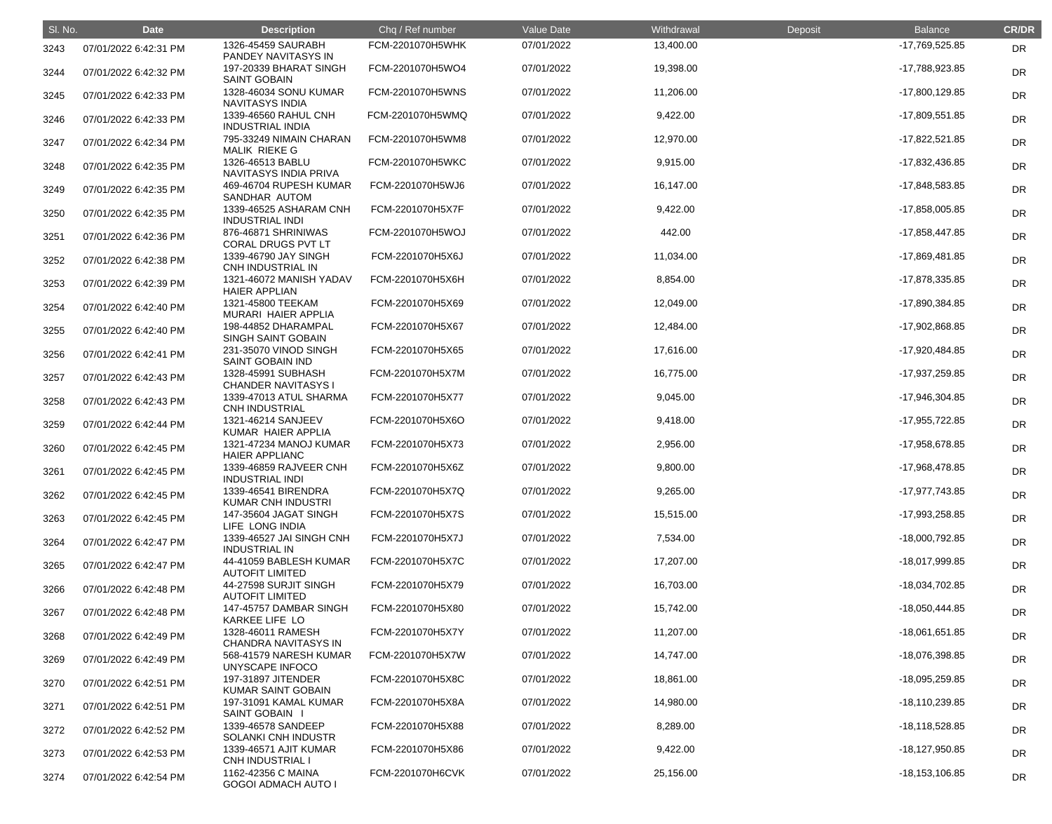| Sl. No. | Date | Description | Chq / Ref number | Value Date | Withdrawal | Deposit | Balance | CR/DR |
|---|---|---|---|---|---|---|---|---|
| 3243 | 07/01/2022 6:42:31 PM | 1326-45459 SAURABH PANDEY NAVITASYS IN | FCM-2201070H5WHK | 07/01/2022 | 13,400.00 | | -17,769,525.85 | DR |
| 3244 | 07/01/2022 6:42:32 PM | 197-20339 BHARAT SINGH SAINT GOBAIN | FCM-2201070H5WO4 | 07/01/2022 | 19,398.00 | | -17,788,923.85 | DR |
| 3245 | 07/01/2022 6:42:33 PM | 1328-46034 SONU KUMAR NAVITASYS INDIA | FCM-2201070H5WNS | 07/01/2022 | 11,206.00 | | -17,800,129.85 | DR |
| 3246 | 07/01/2022 6:42:33 PM | 1339-46560 RAHUL CNH INDUSTRIAL INDIA | FCM-2201070H5WMQ | 07/01/2022 | 9,422.00 | | -17,809,551.85 | DR |
| 3247 | 07/01/2022 6:42:34 PM | 795-33249 NIMAIN CHARAN MALIK RIEKE G | FCM-2201070H5WM8 | 07/01/2022 | 12,970.00 | | -17,822,521.85 | DR |
| 3248 | 07/01/2022 6:42:35 PM | 1326-46513 BABLU NAVITASYS INDIA PRIVA | FCM-2201070H5WKC | 07/01/2022 | 9,915.00 | | -17,832,436.85 | DR |
| 3249 | 07/01/2022 6:42:35 PM | 469-46704 RUPESH KUMAR SANDHAR AUTOM | FCM-2201070H5WJ6 | 07/01/2022 | 16,147.00 | | -17,848,583.85 | DR |
| 3250 | 07/01/2022 6:42:35 PM | 1339-46525 ASHARAM CNH INDUSTRIAL INDI | FCM-2201070H5X7F | 07/01/2022 | 9,422.00 | | -17,858,005.85 | DR |
| 3251 | 07/01/2022 6:42:36 PM | 876-46871 SHRINIWAS CORAL DRUGS PVT LT | FCM-2201070H5WOJ | 07/01/2022 | 442.00 | | -17,858,447.85 | DR |
| 3252 | 07/01/2022 6:42:38 PM | 1339-46790 JAY SINGH CNH INDUSTRIAL IN | FCM-2201070H5X6J | 07/01/2022 | 11,034.00 | | -17,869,481.85 | DR |
| 3253 | 07/01/2022 6:42:39 PM | 1321-46072 MANISH YADAV HAIER APPLIAN | FCM-2201070H5X6H | 07/01/2022 | 8,854.00 | | -17,878,335.85 | DR |
| 3254 | 07/01/2022 6:42:40 PM | 1321-45800 TEEKAM MURARI HAIER APPLIA | FCM-2201070H5X69 | 07/01/2022 | 12,049.00 | | -17,890,384.85 | DR |
| 3255 | 07/01/2022 6:42:40 PM | 198-44852 DHARAMPAL SINGH SAINT GOBAIN | FCM-2201070H5X67 | 07/01/2022 | 12,484.00 | | -17,902,868.85 | DR |
| 3256 | 07/01/2022 6:42:41 PM | 231-35070 VINOD SINGH SAINT GOBAIN IND | FCM-2201070H5X65 | 07/01/2022 | 17,616.00 | | -17,920,484.85 | DR |
| 3257 | 07/01/2022 6:42:43 PM | 1328-45991 SUBHASH CHANDER NAVITASYS I | FCM-2201070H5X7M | 07/01/2022 | 16,775.00 | | -17,937,259.85 | DR |
| 3258 | 07/01/2022 6:42:43 PM | 1339-47013 ATUL SHARMA CNH INDUSTRIAL | FCM-2201070H5X77 | 07/01/2022 | 9,045.00 | | -17,946,304.85 | DR |
| 3259 | 07/01/2022 6:42:44 PM | 1321-46214 SANJEEV KUMAR HAIER APPLIA | FCM-2201070H5X6O | 07/01/2022 | 9,418.00 | | -17,955,722.85 | DR |
| 3260 | 07/01/2022 6:42:45 PM | 1321-47234 MANOJ KUMAR HAIER APPLIANC | FCM-2201070H5X73 | 07/01/2022 | 2,956.00 | | -17,958,678.85 | DR |
| 3261 | 07/01/2022 6:42:45 PM | 1339-46859 RAJVEER CNH INDUSTRIAL INDI | FCM-2201070H5X6Z | 07/01/2022 | 9,800.00 | | -17,968,478.85 | DR |
| 3262 | 07/01/2022 6:42:45 PM | 1339-46541 BIRENDRA KUMAR CNH INDUSTRI | FCM-2201070H5X7Q | 07/01/2022 | 9,265.00 | | -17,977,743.85 | DR |
| 3263 | 07/01/2022 6:42:45 PM | 147-35604 JAGAT SINGH LIFE LONG INDIA | FCM-2201070H5X7S | 07/01/2022 | 15,515.00 | | -17,993,258.85 | DR |
| 3264 | 07/01/2022 6:42:47 PM | 1339-46527 JAI SINGH CNH INDUSTRIAL IN | FCM-2201070H5X7J | 07/01/2022 | 7,534.00 | | -18,000,792.85 | DR |
| 3265 | 07/01/2022 6:42:47 PM | 44-41059 BABLESH KUMAR AUTOFIT LIMITED | FCM-2201070H5X7C | 07/01/2022 | 17,207.00 | | -18,017,999.85 | DR |
| 3266 | 07/01/2022 6:42:48 PM | 44-27598 SURJIT SINGH AUTOFIT LIMITED | FCM-2201070H5X79 | 07/01/2022 | 16,703.00 | | -18,034,702.85 | DR |
| 3267 | 07/01/2022 6:42:48 PM | 147-45757 DAMBAR SINGH KARKEE LIFE LO | FCM-2201070H5X80 | 07/01/2022 | 15,742.00 | | -18,050,444.85 | DR |
| 3268 | 07/01/2022 6:42:49 PM | 1328-46011 RAMESH CHANDRA NAVITASYS IN | FCM-2201070H5X7Y | 07/01/2022 | 11,207.00 | | -18,061,651.85 | DR |
| 3269 | 07/01/2022 6:42:49 PM | 568-41579 NARESH KUMAR UNYSCAPE INFOCO | FCM-2201070H5X7W | 07/01/2022 | 14,747.00 | | -18,076,398.85 | DR |
| 3270 | 07/01/2022 6:42:51 PM | 197-31897 JITENDER KUMAR SAINT GOBAIN | FCM-2201070H5X8C | 07/01/2022 | 18,861.00 | | -18,095,259.85 | DR |
| 3271 | 07/01/2022 6:42:51 PM | 197-31091 KAMAL KUMAR SAINT GOBAIN I | FCM-2201070H5X8A | 07/01/2022 | 14,980.00 | | -18,110,239.85 | DR |
| 3272 | 07/01/2022 6:42:52 PM | 1339-46578 SANDEEP SOLANKI CNH INDUSTR | FCM-2201070H5X88 | 07/01/2022 | 8,289.00 | | -18,118,528.85 | DR |
| 3273 | 07/01/2022 6:42:53 PM | 1339-46571 AJIT KUMAR CNH INDUSTRIAL I | FCM-2201070H5X86 | 07/01/2022 | 9,422.00 | | -18,127,950.85 | DR |
| 3274 | 07/01/2022 6:42:54 PM | 1162-42356 C MAINA GOGOI ADMACH AUTO I | FCM-2201070H6CVK | 07/01/2022 | 25,156.00 | | -18,153,106.85 | DR |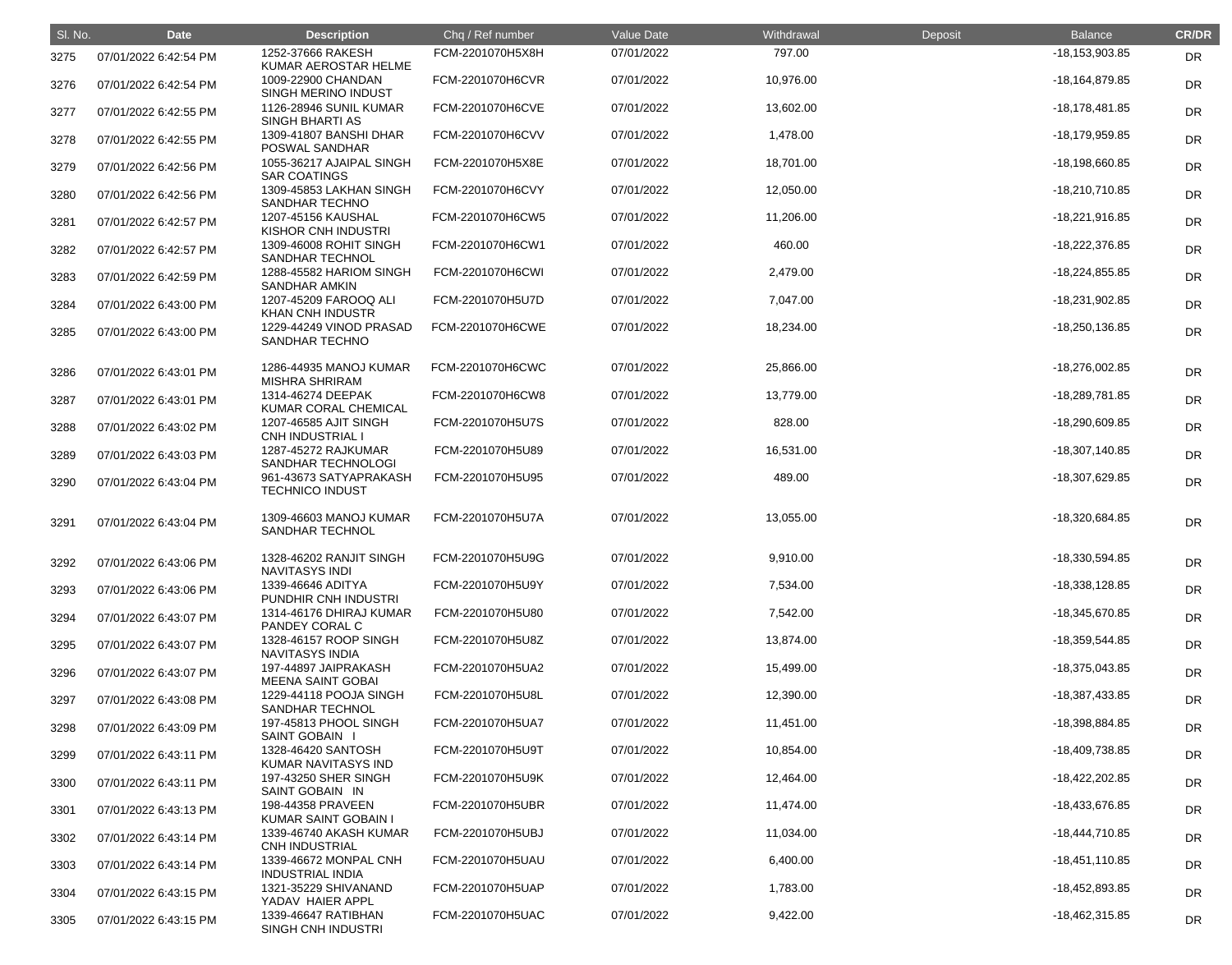| Sl. No. | Date | Description | Chq / Ref number | Value Date | Withdrawal | Deposit | Balance | CR/DR |
|---|---|---|---|---|---|---|---|---|
| 3275 | 07/01/2022 6:42:54 PM | 1252-37666 RAKESH KUMAR AEROSTAR HELME | FCM-2201070H5X8H | 07/01/2022 | 797.00 | | -18,153,903.85 | DR |
| 3276 | 07/01/2022 6:42:54 PM | 1009-22900 CHANDAN SINGH MERINO INDUST | FCM-2201070H6CVR | 07/01/2022 | 10,976.00 | | -18,164,879.85 | DR |
| 3277 | 07/01/2022 6:42:55 PM | 1126-28946 SUNIL KUMAR SINGH BHARTI AS | FCM-2201070H6CVE | 07/01/2022 | 13,602.00 | | -18,178,481.85 | DR |
| 3278 | 07/01/2022 6:42:55 PM | 1309-41807 BANSHI DHAR POSWAL SANDHAR | FCM-2201070H6CVV | 07/01/2022 | 1,478.00 | | -18,179,959.85 | DR |
| 3279 | 07/01/2022 6:42:56 PM | 1055-36217 AJAIPAL SINGH SAR COATINGS | FCM-2201070H5X8E | 07/01/2022 | 18,701.00 | | -18,198,660.85 | DR |
| 3280 | 07/01/2022 6:42:56 PM | 1309-45853 LAKHAN SINGH SANDHAR TECHNO | FCM-2201070H6CVY | 07/01/2022 | 12,050.00 | | -18,210,710.85 | DR |
| 3281 | 07/01/2022 6:42:57 PM | 1207-45156 KAUSHAL KISHOR CNH INDUSTRI | FCM-2201070H6CW5 | 07/01/2022 | 11,206.00 | | -18,221,916.85 | DR |
| 3282 | 07/01/2022 6:42:57 PM | 1309-46008 ROHIT SINGH SANDHAR TECHNOL | FCM-2201070H6CW1 | 07/01/2022 | 460.00 | | -18,222,376.85 | DR |
| 3283 | 07/01/2022 6:42:59 PM | 1288-45582 HARIOM SINGH SANDHAR AMKIN | FCM-2201070H6CWI | 07/01/2022 | 2,479.00 | | -18,224,855.85 | DR |
| 3284 | 07/01/2022 6:43:00 PM | 1207-45209 FAROOQ ALI KHAN CNH INDUSTR | FCM-2201070H5U7D | 07/01/2022 | 7,047.00 | | -18,231,902.85 | DR |
| 3285 | 07/01/2022 6:43:00 PM | 1229-44249 VINOD PRASAD SANDHAR TECHNO | FCM-2201070H6CWE | 07/01/2022 | 18,234.00 | | -18,250,136.85 | DR |
| 3286 | 07/01/2022 6:43:01 PM | 1286-44935 MANOJ KUMAR MISHRA SHRIRAM | FCM-2201070H6CWC | 07/01/2022 | 25,866.00 | | -18,276,002.85 | DR |
| 3287 | 07/01/2022 6:43:01 PM | 1314-46274 DEEPAK KUMAR CORAL CHEMICAL | FCM-2201070H6CW8 | 07/01/2022 | 13,779.00 | | -18,289,781.85 | DR |
| 3288 | 07/01/2022 6:43:02 PM | 1207-46585 AJIT SINGH CNH INDUSTRIAL I | FCM-2201070H5U7S | 07/01/2022 | 828.00 | | -18,290,609.85 | DR |
| 3289 | 07/01/2022 6:43:03 PM | 1287-45272 RAJKUMAR SANDHAR TECHNOLOGI | FCM-2201070H5U89 | 07/01/2022 | 16,531.00 | | -18,307,140.85 | DR |
| 3290 | 07/01/2022 6:43:04 PM | 961-43673 SATYAPRAKASH TECHNICO INDUST | FCM-2201070H5U95 | 07/01/2022 | 489.00 | | -18,307,629.85 | DR |
| 3291 | 07/01/2022 6:43:04 PM | 1309-46603 MANOJ KUMAR SANDHAR TECHNOL | FCM-2201070H5U7A | 07/01/2022 | 13,055.00 | | -18,320,684.85 | DR |
| 3292 | 07/01/2022 6:43:06 PM | 1328-46202 RANJIT SINGH NAVITASYS INDI | FCM-2201070H5U9G | 07/01/2022 | 9,910.00 | | -18,330,594.85 | DR |
| 3293 | 07/01/2022 6:43:06 PM | 1339-46646 ADITYA PUNDHIR CNH INDUSTRI | FCM-2201070H5U9Y | 07/01/2022 | 7,534.00 | | -18,338,128.85 | DR |
| 3294 | 07/01/2022 6:43:07 PM | 1314-46176 DHIRAJ KUMAR PANDEY CORAL C | FCM-2201070H5U80 | 07/01/2022 | 7,542.00 | | -18,345,670.85 | DR |
| 3295 | 07/01/2022 6:43:07 PM | 1328-46157 ROOP SINGH NAVITASYS INDIA | FCM-2201070H5U8Z | 07/01/2022 | 13,874.00 | | -18,359,544.85 | DR |
| 3296 | 07/01/2022 6:43:07 PM | 197-44897 JAIPRAKASH MEENA SAINT GOBAI | FCM-2201070H5UA2 | 07/01/2022 | 15,499.00 | | -18,375,043.85 | DR |
| 3297 | 07/01/2022 6:43:08 PM | 1229-44118 POOJA SINGH SANDHAR TECHNOL | FCM-2201070H5U8L | 07/01/2022 | 12,390.00 | | -18,387,433.85 | DR |
| 3298 | 07/01/2022 6:43:09 PM | 197-45813 PHOOL SINGH SAINT GOBAIN I | FCM-2201070H5UA7 | 07/01/2022 | 11,451.00 | | -18,398,884.85 | DR |
| 3299 | 07/01/2022 6:43:11 PM | 1328-46420 SANTOSH KUMAR NAVITASYS IND | FCM-2201070H5U9T | 07/01/2022 | 10,854.00 | | -18,409,738.85 | DR |
| 3300 | 07/01/2022 6:43:11 PM | 197-43250 SHER SINGH SAINT GOBAIN IN | FCM-2201070H5U9K | 07/01/2022 | 12,464.00 | | -18,422,202.85 | DR |
| 3301 | 07/01/2022 6:43:13 PM | 198-44358 PRAVEEN KUMAR SAINT GOBAIN I | FCM-2201070H5UBR | 07/01/2022 | 11,474.00 | | -18,433,676.85 | DR |
| 3302 | 07/01/2022 6:43:14 PM | 1339-46740 AKASH KUMAR CNH INDUSTRIAL | FCM-2201070H5UBJ | 07/01/2022 | 11,034.00 | | -18,444,710.85 | DR |
| 3303 | 07/01/2022 6:43:14 PM | 1339-46672 MONPAL CNH INDUSTRIAL INDIA | FCM-2201070H5UAU | 07/01/2022 | 6,400.00 | | -18,451,110.85 | DR |
| 3304 | 07/01/2022 6:43:15 PM | 1321-35229 SHIVANAND YADAV HAIER APPL | FCM-2201070H5UAP | 07/01/2022 | 1,783.00 | | -18,452,893.85 | DR |
| 3305 | 07/01/2022 6:43:15 PM | 1339-46647 RATIBHAN SINGH CNH INDUSTRI | FCM-2201070H5UAC | 07/01/2022 | 9,422.00 | | -18,462,315.85 | DR |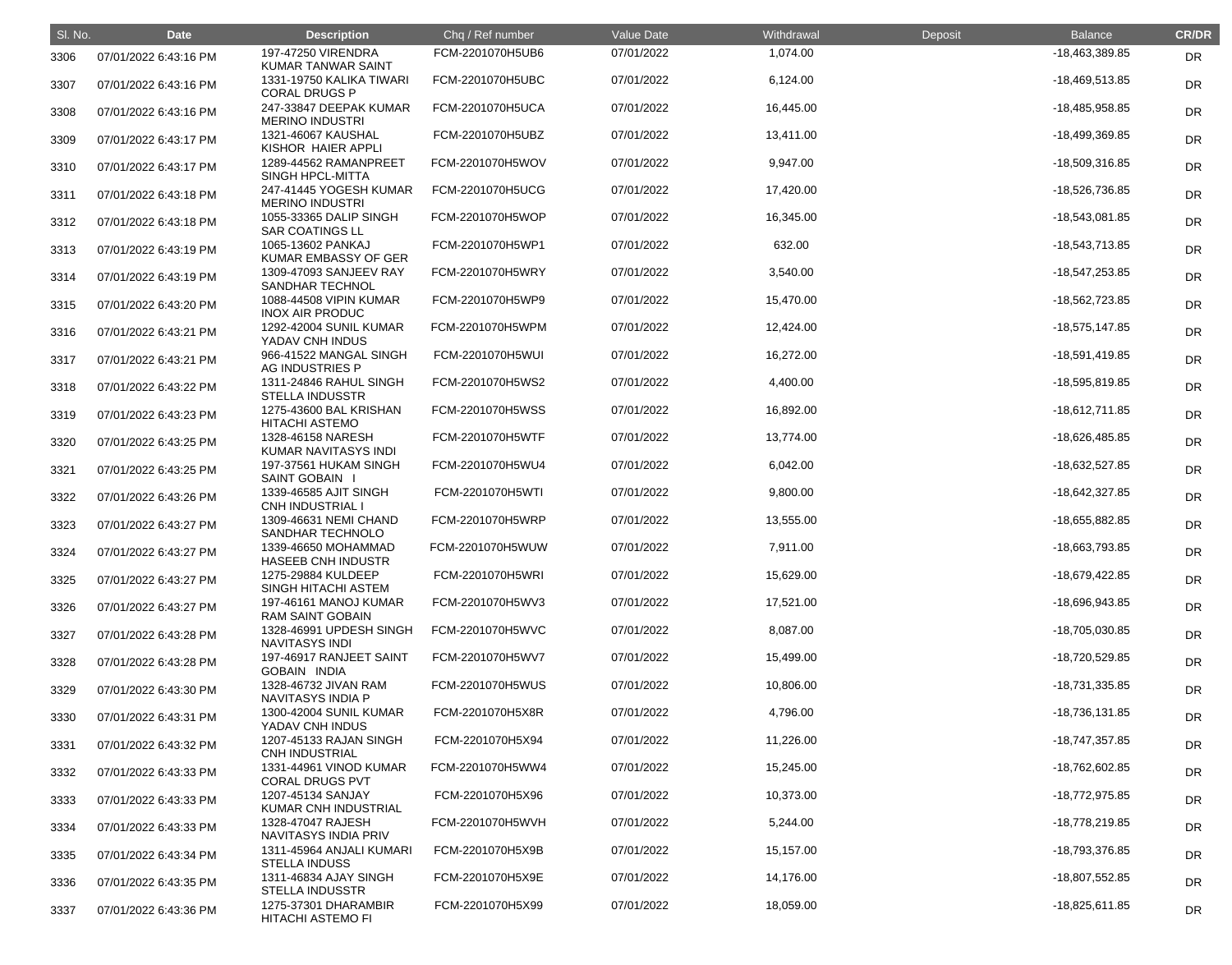| Sl. No. | Date | Description | Chq / Ref number | Value Date | Withdrawal | Deposit | Balance | CR/DR |
|---|---|---|---|---|---|---|---|---|
| 3306 | 07/01/2022 6:43:16 PM | 197-47250 VIRENDRA KUMAR TANWAR SAINT | FCM-2201070H5UB6 | 07/01/2022 | 1,074.00 | | -18,463,389.85 | DR |
| 3307 | 07/01/2022 6:43:16 PM | 1331-19750 KALIKA TIWARI CORAL DRUGS P | FCM-2201070H5UBC | 07/01/2022 | 6,124.00 | | -18,469,513.85 | DR |
| 3308 | 07/01/2022 6:43:16 PM | 247-33847 DEEPAK KUMAR MERINO INDUSTRI | FCM-2201070H5UCA | 07/01/2022 | 16,445.00 | | -18,485,958.85 | DR |
| 3309 | 07/01/2022 6:43:17 PM | 1321-46067 KAUSHAL KISHOR HAIER APPLI | FCM-2201070H5UBZ | 07/01/2022 | 13,411.00 | | -18,499,369.85 | DR |
| 3310 | 07/01/2022 6:43:17 PM | 1289-44562 RAMANPREET SINGH HPCL-MITTA | FCM-2201070H5WOV | 07/01/2022 | 9,947.00 | | -18,509,316.85 | DR |
| 3311 | 07/01/2022 6:43:18 PM | 247-41445 YOGESH KUMAR MERINO INDUSTRI | FCM-2201070H5UCG | 07/01/2022 | 17,420.00 | | -18,526,736.85 | DR |
| 3312 | 07/01/2022 6:43:18 PM | 1055-33365 DALIP SINGH SAR COATINGS LL | FCM-2201070H5WOP | 07/01/2022 | 16,345.00 | | -18,543,081.85 | DR |
| 3313 | 07/01/2022 6:43:19 PM | 1065-13602 PANKAJ KUMAR EMBASSY OF GER | FCM-2201070H5WP1 | 07/01/2022 | 632.00 | | -18,543,713.85 | DR |
| 3314 | 07/01/2022 6:43:19 PM | 1309-47093 SANJEEV RAY SANDHAR TECHNOL | FCM-2201070H5WRY | 07/01/2022 | 3,540.00 | | -18,547,253.85 | DR |
| 3315 | 07/01/2022 6:43:20 PM | 1088-44508 VIPIN KUMAR INOX AIR PRODUC | FCM-2201070H5WP9 | 07/01/2022 | 15,470.00 | | -18,562,723.85 | DR |
| 3316 | 07/01/2022 6:43:21 PM | 1292-42004 SUNIL KUMAR YADAV CNH INDUS | FCM-2201070H5WPM | 07/01/2022 | 12,424.00 | | -18,575,147.85 | DR |
| 3317 | 07/01/2022 6:43:21 PM | 966-41522 MANGAL SINGH AG INDUSTRIES P | FCM-2201070H5WUI | 07/01/2022 | 16,272.00 | | -18,591,419.85 | DR |
| 3318 | 07/01/2022 6:43:22 PM | 1311-24846 RAHUL SINGH STELLA INDUSSTR | FCM-2201070H5WS2 | 07/01/2022 | 4,400.00 | | -18,595,819.85 | DR |
| 3319 | 07/01/2022 6:43:23 PM | 1275-43600 BAL KRISHAN HITACHI ASTEMO | FCM-2201070H5WSS | 07/01/2022 | 16,892.00 | | -18,612,711.85 | DR |
| 3320 | 07/01/2022 6:43:25 PM | 1328-46158 NARESH KUMAR NAVITASYS INDI | FCM-2201070H5WTF | 07/01/2022 | 13,774.00 | | -18,626,485.85 | DR |
| 3321 | 07/01/2022 6:43:25 PM | 197-37561 HUKAM SINGH SAINT GOBAIN I | FCM-2201070H5WU4 | 07/01/2022 | 6,042.00 | | -18,632,527.85 | DR |
| 3322 | 07/01/2022 6:43:26 PM | 1339-46585 AJIT SINGH CNH INDUSTRIAL I | FCM-2201070H5WTI | 07/01/2022 | 9,800.00 | | -18,642,327.85 | DR |
| 3323 | 07/01/2022 6:43:27 PM | 1309-46631 NEMI CHAND SANDHAR TECHNOLO | FCM-2201070H5WRP | 07/01/2022 | 13,555.00 | | -18,655,882.85 | DR |
| 3324 | 07/01/2022 6:43:27 PM | 1339-46650 MOHAMMAD HASEEB CNH INDUSTR | FCM-2201070H5WUW | 07/01/2022 | 7,911.00 | | -18,663,793.85 | DR |
| 3325 | 07/01/2022 6:43:27 PM | 1275-29884 KULDEEP SINGH HITACHI ASTEM | FCM-2201070H5WRI | 07/01/2022 | 15,629.00 | | -18,679,422.85 | DR |
| 3326 | 07/01/2022 6:43:27 PM | 197-46161 MANOJ KUMAR RAM SAINT GOBAIN | FCM-2201070H5WV3 | 07/01/2022 | 17,521.00 | | -18,696,943.85 | DR |
| 3327 | 07/01/2022 6:43:28 PM | 1328-46991 UPDESH SINGH NAVITASYS INDI | FCM-2201070H5WVC | 07/01/2022 | 8,087.00 | | -18,705,030.85 | DR |
| 3328 | 07/01/2022 6:43:28 PM | 197-46917 RANJEET SAINT GOBAIN INDIA | FCM-2201070H5WV7 | 07/01/2022 | 15,499.00 | | -18,720,529.85 | DR |
| 3329 | 07/01/2022 6:43:30 PM | 1328-46732 JIVAN RAM NAVITASYS INDIA P | FCM-2201070H5WUS | 07/01/2022 | 10,806.00 | | -18,731,335.85 | DR |
| 3330 | 07/01/2022 6:43:31 PM | 1300-42004 SUNIL KUMAR YADAV CNH INDUS | FCM-2201070H5X8R | 07/01/2022 | 4,796.00 | | -18,736,131.85 | DR |
| 3331 | 07/01/2022 6:43:32 PM | 1207-45133 RAJAN SINGH CNH INDUSTRIAL | FCM-2201070H5X94 | 07/01/2022 | 11,226.00 | | -18,747,357.85 | DR |
| 3332 | 07/01/2022 6:43:33 PM | 1331-44961 VINOD KUMAR CORAL DRUGS PVT | FCM-2201070H5WW4 | 07/01/2022 | 15,245.00 | | -18,762,602.85 | DR |
| 3333 | 07/01/2022 6:43:33 PM | 1207-45134 SANJAY KUMAR CNH INDUSTRIAL | FCM-2201070H5X96 | 07/01/2022 | 10,373.00 | | -18,772,975.85 | DR |
| 3334 | 07/01/2022 6:43:33 PM | 1328-47047 RAJESH NAVITASYS INDIA PRIV | FCM-2201070H5WVH | 07/01/2022 | 5,244.00 | | -18,778,219.85 | DR |
| 3335 | 07/01/2022 6:43:34 PM | 1311-45964 ANJALI KUMARI STELLA INDUSS | FCM-2201070H5X9B | 07/01/2022 | 15,157.00 | | -18,793,376.85 | DR |
| 3336 | 07/01/2022 6:43:35 PM | 1311-46834 AJAY SINGH STELLA INDUSSTR | FCM-2201070H5X9E | 07/01/2022 | 14,176.00 | | -18,807,552.85 | DR |
| 3337 | 07/01/2022 6:43:36 PM | 1275-37301 DHARAMBIR HITACHI ASTEMO FI | FCM-2201070H5X99 | 07/01/2022 | 18,059.00 | | -18,825,611.85 | DR |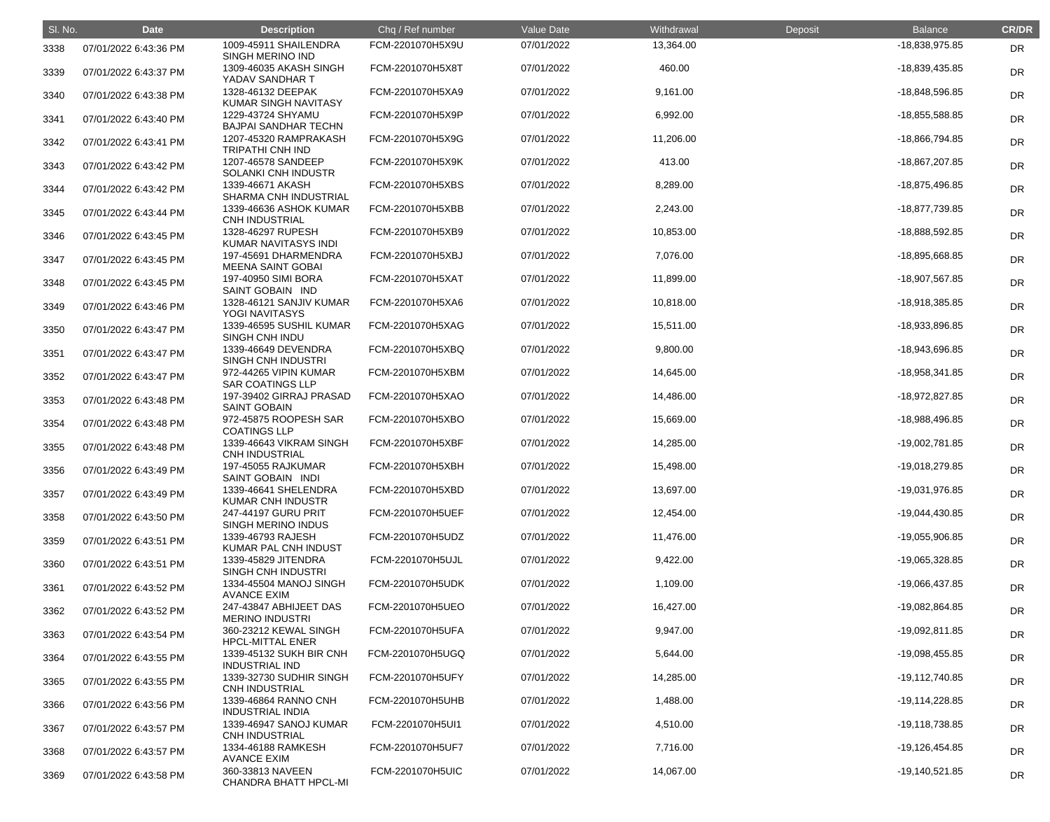| Sl. No. | Date | Description | Chq / Ref number | Value Date | Withdrawal | Deposit | Balance | CR/DR |
|---|---|---|---|---|---|---|---|---|
| 3338 | 07/01/2022 6:43:36 PM | 1009-45911 SHAILENDRA SINGH MERINO IND | FCM-2201070H5X9U | 07/01/2022 | 13,364.00 | | -18,838,975.85 | DR |
| 3339 | 07/01/2022 6:43:37 PM | 1309-46035 AKASH SINGH YADAV SANDHAR T | FCM-2201070H5X8T | 07/01/2022 | 460.00 | | -18,839,435.85 | DR |
| 3340 | 07/01/2022 6:43:38 PM | 1328-46132 DEEPAK KUMAR SINGH NAVITASY | FCM-2201070H5XA9 | 07/01/2022 | 9,161.00 | | -18,848,596.85 | DR |
| 3341 | 07/01/2022 6:43:40 PM | 1229-43724 SHYAMU BAJPAI SANDHAR TECHN | FCM-2201070H5X9P | 07/01/2022 | 6,992.00 | | -18,855,588.85 | DR |
| 3342 | 07/01/2022 6:43:41 PM | 1207-45320 RAMPRAKASH TRIPATHI CNH IND | FCM-2201070H5X9G | 07/01/2022 | 11,206.00 | | -18,866,794.85 | DR |
| 3343 | 07/01/2022 6:43:42 PM | 1207-46578 SANDEEP SOLANKI CNH INDUSTR | FCM-2201070H5X9K | 07/01/2022 | 413.00 | | -18,867,207.85 | DR |
| 3344 | 07/01/2022 6:43:42 PM | 1339-46671 AKASH SHARMA CNH INDUSTRIAL | FCM-2201070H5XBS | 07/01/2022 | 8,289.00 | | -18,875,496.85 | DR |
| 3345 | 07/01/2022 6:43:44 PM | 1339-46636 ASHOK KUMAR CNH INDUSTRIAL | FCM-2201070H5XBB | 07/01/2022 | 2,243.00 | | -18,877,739.85 | DR |
| 3346 | 07/01/2022 6:43:45 PM | 1328-46297 RUPESH KUMAR NAVITASYS INDI | FCM-2201070H5XB9 | 07/01/2022 | 10,853.00 | | -18,888,592.85 | DR |
| 3347 | 07/01/2022 6:43:45 PM | 197-45691 DHARMENDRA MEENA SAINT GOBAI | FCM-2201070H5XBJ | 07/01/2022 | 7,076.00 | | -18,895,668.85 | DR |
| 3348 | 07/01/2022 6:43:45 PM | 197-40950 SIMI BORA SAINT GOBAIN IND | FCM-2201070H5XAT | 07/01/2022 | 11,899.00 | | -18,907,567.85 | DR |
| 3349 | 07/01/2022 6:43:46 PM | 1328-46121 SANJIV KUMAR YOGI NAVITASYS | FCM-2201070H5XA6 | 07/01/2022 | 10,818.00 | | -18,918,385.85 | DR |
| 3350 | 07/01/2022 6:43:47 PM | 1339-46595 SUSHIL KUMAR SINGH CNH INDU | FCM-2201070H5XAG | 07/01/2022 | 15,511.00 | | -18,933,896.85 | DR |
| 3351 | 07/01/2022 6:43:47 PM | 1339-46649 DEVENDRA SINGH CNH INDUSTRI | FCM-2201070H5XBQ | 07/01/2022 | 9,800.00 | | -18,943,696.85 | DR |
| 3352 | 07/01/2022 6:43:47 PM | 972-44265 VIPIN KUMAR SAR COATINGS LLP | FCM-2201070H5XBM | 07/01/2022 | 14,645.00 | | -18,958,341.85 | DR |
| 3353 | 07/01/2022 6:43:48 PM | 197-39402 GIRRAJ PRASAD SAINT GOBAIN | FCM-2201070H5XAO | 07/01/2022 | 14,486.00 | | -18,972,827.85 | DR |
| 3354 | 07/01/2022 6:43:48 PM | 972-45875 ROOPESH SAR COATINGS LLP | FCM-2201070H5XBO | 07/01/2022 | 15,669.00 | | -18,988,496.85 | DR |
| 3355 | 07/01/2022 6:43:48 PM | 1339-46643 VIKRAM SINGH CNH INDUSTRIAL | FCM-2201070H5XBF | 07/01/2022 | 14,285.00 | | -19,002,781.85 | DR |
| 3356 | 07/01/2022 6:43:49 PM | 197-45055 RAJKUMAR SAINT GOBAIN INDI | FCM-2201070H5XBH | 07/01/2022 | 15,498.00 | | -19,018,279.85 | DR |
| 3357 | 07/01/2022 6:43:49 PM | 1339-46641 SHELENDRA KUMAR CNH INDUSTR | FCM-2201070H5XBD | 07/01/2022 | 13,697.00 | | -19,031,976.85 | DR |
| 3358 | 07/01/2022 6:43:50 PM | 247-44197 GURU PRIT SINGH MERINO INDUS | FCM-2201070H5UEF | 07/01/2022 | 12,454.00 | | -19,044,430.85 | DR |
| 3359 | 07/01/2022 6:43:51 PM | 1339-46793 RAJESH KUMAR PAL CNH INDUST | FCM-2201070H5UDZ | 07/01/2022 | 11,476.00 | | -19,055,906.85 | DR |
| 3360 | 07/01/2022 6:43:51 PM | 1339-45829 JITENDRA SINGH CNH INDUSTRI | FCM-2201070H5UJL | 07/01/2022 | 9,422.00 | | -19,065,328.85 | DR |
| 3361 | 07/01/2022 6:43:52 PM | 1334-45504 MANOJ SINGH AVANCE EXIM | FCM-2201070H5UDK | 07/01/2022 | 1,109.00 | | -19,066,437.85 | DR |
| 3362 | 07/01/2022 6:43:52 PM | 247-43847 ABHIJEET DAS MERINO INDUSTRI | FCM-2201070H5UEO | 07/01/2022 | 16,427.00 | | -19,082,864.85 | DR |
| 3363 | 07/01/2022 6:43:54 PM | 360-23212 KEWAL SINGH HPCL-MITTAL ENER | FCM-2201070H5UFA | 07/01/2022 | 9,947.00 | | -19,092,811.85 | DR |
| 3364 | 07/01/2022 6:43:55 PM | 1339-45132 SUKH BIR CNH INDUSTRIAL IND | FCM-2201070H5UGQ | 07/01/2022 | 5,644.00 | | -19,098,455.85 | DR |
| 3365 | 07/01/2022 6:43:55 PM | 1339-32730 SUDHIR SINGH CNH INDUSTRIAL | FCM-2201070H5UFY | 07/01/2022 | 14,285.00 | | -19,112,740.85 | DR |
| 3366 | 07/01/2022 6:43:56 PM | 1339-46864 RANNO CNH INDUSTRIAL INDIA | FCM-2201070H5UHB | 07/01/2022 | 1,488.00 | | -19,114,228.85 | DR |
| 3367 | 07/01/2022 6:43:57 PM | 1339-46947 SANOJ KUMAR CNH INDUSTRIAL | FCM-2201070H5UI1 | 07/01/2022 | 4,510.00 | | -19,118,738.85 | DR |
| 3368 | 07/01/2022 6:43:57 PM | 1334-46188 RAMKESH AVANCE EXIM | FCM-2201070H5UF7 | 07/01/2022 | 7,716.00 | | -19,126,454.85 | DR |
| 3369 | 07/01/2022 6:43:58 PM | 360-33813 NAVEEN CHANDRA BHATT HPCL-MI | FCM-2201070H5UIC | 07/01/2022 | 14,067.00 | | -19,140,521.85 | DR |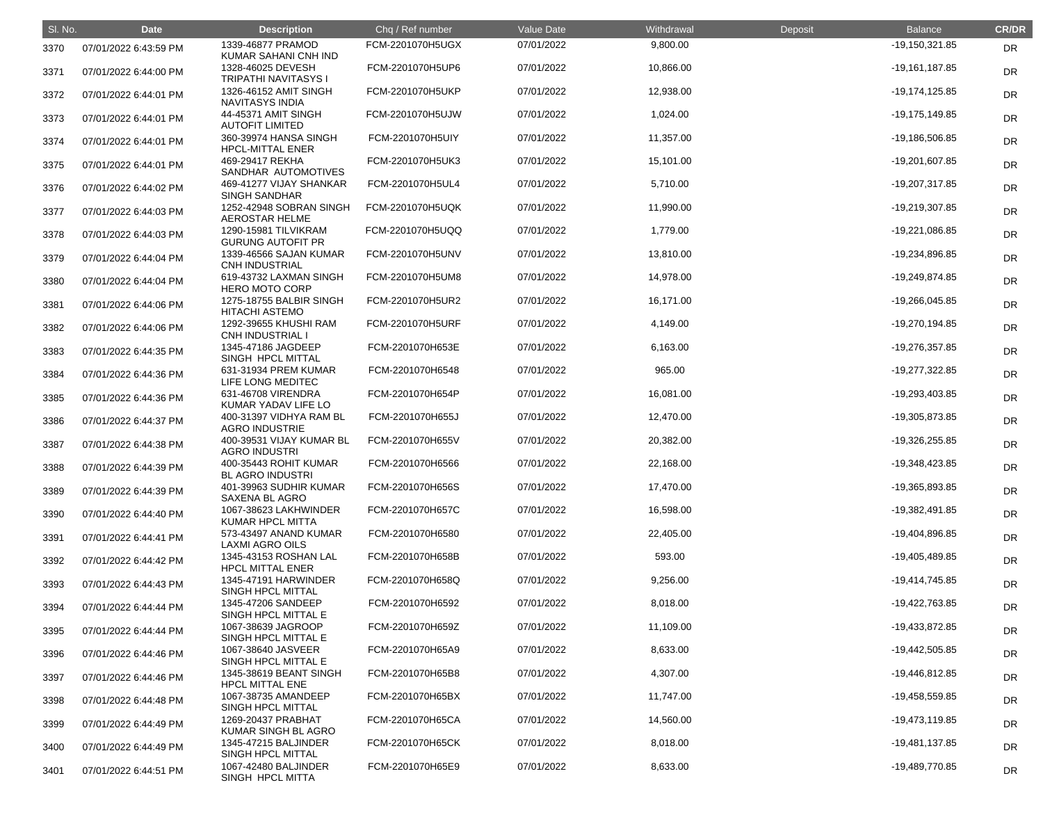| Sl. No. | Date | Description | Chq / Ref number | Value Date | Withdrawal | Deposit | Balance | CR/DR |
|---|---|---|---|---|---|---|---|---|
| 3370 | 07/01/2022 6:43:59 PM | 1339-46877 PRAMOD KUMAR SAHANI CNH IND | FCM-2201070H5UGX | 07/01/2022 | 9,800.00 | | -19,150,321.85 | DR |
| 3371 | 07/01/2022 6:44:00 PM | 1328-46025 DEVESH TRIPATHI NAVITASYS I | FCM-2201070H5UP6 | 07/01/2022 | 10,866.00 | | -19,161,187.85 | DR |
| 3372 | 07/01/2022 6:44:01 PM | 1326-46152 AMIT SINGH NAVITASYS INDIA | FCM-2201070H5UKP | 07/01/2022 | 12,938.00 | | -19,174,125.85 | DR |
| 3373 | 07/01/2022 6:44:01 PM | 44-45371 AMIT SINGH AUTOFIT LIMITED | FCM-2201070H5UJW | 07/01/2022 | 1,024.00 | | -19,175,149.85 | DR |
| 3374 | 07/01/2022 6:44:01 PM | 360-39974 HANSA SINGH HPCL-MITTAL ENER | FCM-2201070H5UIY | 07/01/2022 | 11,357.00 | | -19,186,506.85 | DR |
| 3375 | 07/01/2022 6:44:01 PM | 469-29417 REKHA SANDHAR AUTOMOTIVES | FCM-2201070H5UK3 | 07/01/2022 | 15,101.00 | | -19,201,607.85 | DR |
| 3376 | 07/01/2022 6:44:02 PM | 469-41277 VIJAY SHANKAR SINGH SANDHAR | FCM-2201070H5UL4 | 07/01/2022 | 5,710.00 | | -19,207,317.85 | DR |
| 3377 | 07/01/2022 6:44:03 PM | 1252-42948 SOBRAN SINGH AEROSTAR HELME | FCM-2201070H5UQK | 07/01/2022 | 11,990.00 | | -19,219,307.85 | DR |
| 3378 | 07/01/2022 6:44:03 PM | 1290-15981 TILVIKRAM GURUNG AUTOFIT PR | FCM-2201070H5UQQ | 07/01/2022 | 1,779.00 | | -19,221,086.85 | DR |
| 3379 | 07/01/2022 6:44:04 PM | 1339-46566 SAJAN KUMAR CNH INDUSTRIAL | FCM-2201070H5UNV | 07/01/2022 | 13,810.00 | | -19,234,896.85 | DR |
| 3380 | 07/01/2022 6:44:04 PM | 619-43732 LAXMAN SINGH HERO MOTO CORP | FCM-2201070H5UM8 | 07/01/2022 | 14,978.00 | | -19,249,874.85 | DR |
| 3381 | 07/01/2022 6:44:06 PM | 1275-18755 BALBIR SINGH HITACHI ASTEMO | FCM-2201070H5UR2 | 07/01/2022 | 16,171.00 | | -19,266,045.85 | DR |
| 3382 | 07/01/2022 6:44:06 PM | 1292-39655 KHUSHI RAM CNH INDUSTRIAL I | FCM-2201070H5URF | 07/01/2022 | 4,149.00 | | -19,270,194.85 | DR |
| 3383 | 07/01/2022 6:44:35 PM | 1345-47186 JAGDEEP SINGH HPCL MITTAL | FCM-2201070H653E | 07/01/2022 | 6,163.00 | | -19,276,357.85 | DR |
| 3384 | 07/01/2022 6:44:36 PM | 631-31934 PREM KUMAR LIFE LONG MEDITEC | FCM-2201070H6548 | 07/01/2022 | 965.00 | | -19,277,322.85 | DR |
| 3385 | 07/01/2022 6:44:36 PM | 631-46708 VIRENDRA KUMAR YADAV LIFE LO | FCM-2201070H654P | 07/01/2022 | 16,081.00 | | -19,293,403.85 | DR |
| 3386 | 07/01/2022 6:44:37 PM | 400-31397 VIDHYA RAM BL AGRO INDUSTRIE | FCM-2201070H655J | 07/01/2022 | 12,470.00 | | -19,305,873.85 | DR |
| 3387 | 07/01/2022 6:44:38 PM | 400-39531 VIJAY KUMAR BL AGRO INDUSTRI | FCM-2201070H655V | 07/01/2022 | 20,382.00 | | -19,326,255.85 | DR |
| 3388 | 07/01/2022 6:44:39 PM | 400-35443 ROHIT KUMAR BL AGRO INDUSTRI | FCM-2201070H6566 | 07/01/2022 | 22,168.00 | | -19,348,423.85 | DR |
| 3389 | 07/01/2022 6:44:39 PM | 401-39963 SUDHIR KUMAR SAXENA BL AGRO | FCM-2201070H656S | 07/01/2022 | 17,470.00 | | -19,365,893.85 | DR |
| 3390 | 07/01/2022 6:44:40 PM | 1067-38623 LAKHWINDER KUMAR HPCL MITTA | FCM-2201070H657C | 07/01/2022 | 16,598.00 | | -19,382,491.85 | DR |
| 3391 | 07/01/2022 6:44:41 PM | 573-43497 ANAND KUMAR LAXMI AGRO OILS | FCM-2201070H6580 | 07/01/2022 | 22,405.00 | | -19,404,896.85 | DR |
| 3392 | 07/01/2022 6:44:42 PM | 1345-43153 ROSHAN LAL HPCL MITTAL ENER | FCM-2201070H658B | 07/01/2022 | 593.00 | | -19,405,489.85 | DR |
| 3393 | 07/01/2022 6:44:43 PM | 1345-47191 HARWINDER SINGH HPCL MITTAL | FCM-2201070H658Q | 07/01/2022 | 9,256.00 | | -19,414,745.85 | DR |
| 3394 | 07/01/2022 6:44:44 PM | 1345-47206 SANDEEP SINGH HPCL MITTAL E | FCM-2201070H6592 | 07/01/2022 | 8,018.00 | | -19,422,763.85 | DR |
| 3395 | 07/01/2022 6:44:44 PM | 1067-38639 JAGROOP SINGH HPCL MITTAL E | FCM-2201070H659Z | 07/01/2022 | 11,109.00 | | -19,433,872.85 | DR |
| 3396 | 07/01/2022 6:44:46 PM | 1067-38640 JASVEER SINGH HPCL MITTAL E | FCM-2201070H65A9 | 07/01/2022 | 8,633.00 | | -19,442,505.85 | DR |
| 3397 | 07/01/2022 6:44:46 PM | 1345-38619 BEANT SINGH HPCL MITTAL ENE | FCM-2201070H65B8 | 07/01/2022 | 4,307.00 | | -19,446,812.85 | DR |
| 3398 | 07/01/2022 6:44:48 PM | 1067-38735 AMANDEEP SINGH HPCL MITTAL | FCM-2201070H65BX | 07/01/2022 | 11,747.00 | | -19,458,559.85 | DR |
| 3399 | 07/01/2022 6:44:49 PM | 1269-20437 PRABHAT KUMAR SINGH BL AGRO | FCM-2201070H65CA | 07/01/2022 | 14,560.00 | | -19,473,119.85 | DR |
| 3400 | 07/01/2022 6:44:49 PM | 1345-47215 BALJINDER SINGH HPCL MITTAL | FCM-2201070H65CK | 07/01/2022 | 8,018.00 | | -19,481,137.85 | DR |
| 3401 | 07/01/2022 6:44:51 PM | 1067-42480 BALJINDER SINGH HPCL MITTA | FCM-2201070H65E9 | 07/01/2022 | 8,633.00 | | -19,489,770.85 | DR |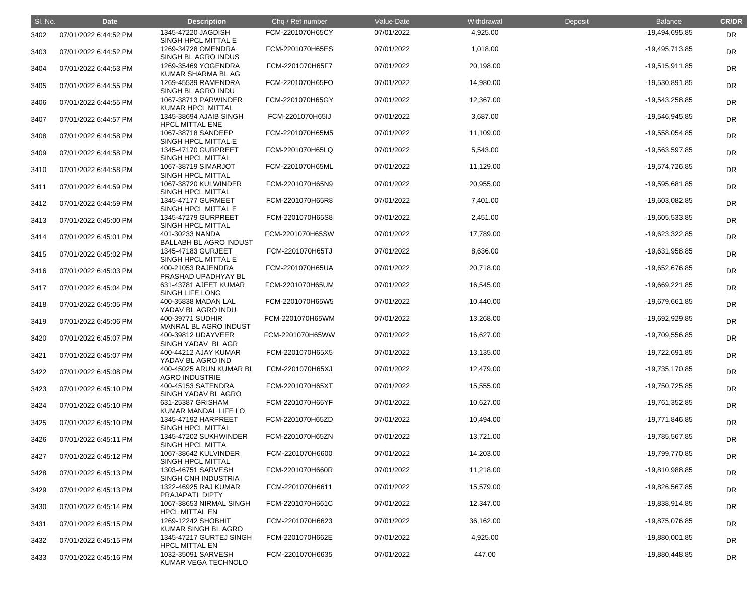| Sl. No. | Date | Description | Chq / Ref number | Value Date | Withdrawal | Deposit | Balance | CR/DR |
|---|---|---|---|---|---|---|---|---|
| 3402 | 07/01/2022 6:44:52 PM | 1345-47220 JAGDISH SINGH HPCL MITTAL E | FCM-2201070H65CY | 07/01/2022 | 4,925.00 | | -19,494,695.85 | DR |
| 3403 | 07/01/2022 6:44:52 PM | 1269-34728 OMENDRA SINGH BL AGRO INDUS | FCM-2201070H65ES | 07/01/2022 | 1,018.00 | | -19,495,713.85 | DR |
| 3404 | 07/01/2022 6:44:53 PM | 1269-35469 YOGENDRA KUMAR SHARMA BL AG | FCM-2201070H65F7 | 07/01/2022 | 20,198.00 | | -19,515,911.85 | DR |
| 3405 | 07/01/2022 6:44:55 PM | 1269-45539 RAMENDRA SINGH BL AGRO INDU | FCM-2201070H65FO | 07/01/2022 | 14,980.00 | | -19,530,891.85 | DR |
| 3406 | 07/01/2022 6:44:55 PM | 1067-38713 PARWINDER KUMAR HPCL MITTAL | FCM-2201070H65GY | 07/01/2022 | 12,367.00 | | -19,543,258.85 | DR |
| 3407 | 07/01/2022 6:44:57 PM | 1345-38694 AJAIB SINGH HPCL MITTAL ENE | FCM-2201070H65IJ | 07/01/2022 | 3,687.00 | | -19,546,945.85 | DR |
| 3408 | 07/01/2022 6:44:58 PM | 1067-38718 SANDEEP SINGH HPCL MITTAL E | FCM-2201070H65M5 | 07/01/2022 | 11,109.00 | | -19,558,054.85 | DR |
| 3409 | 07/01/2022 6:44:58 PM | 1345-47170 GURPREET SINGH HPCL MITTAL | FCM-2201070H65LQ | 07/01/2022 | 5,543.00 | | -19,563,597.85 | DR |
| 3410 | 07/01/2022 6:44:58 PM | 1067-38719 SIMARJOT SINGH HPCL MITTAL | FCM-2201070H65ML | 07/01/2022 | 11,129.00 | | -19,574,726.85 | DR |
| 3411 | 07/01/2022 6:44:59 PM | 1067-38720 KULWINDER SINGH HPCL MITTAL | FCM-2201070H65N9 | 07/01/2022 | 20,955.00 | | -19,595,681.85 | DR |
| 3412 | 07/01/2022 6:44:59 PM | 1345-47177 GURMEET SINGH HPCL MITTAL E | FCM-2201070H65R8 | 07/01/2022 | 7,401.00 | | -19,603,082.85 | DR |
| 3413 | 07/01/2022 6:45:00 PM | 1345-47279 GURPREET SINGH HPCL MITTAL | FCM-2201070H65S8 | 07/01/2022 | 2,451.00 | | -19,605,533.85 | DR |
| 3414 | 07/01/2022 6:45:01 PM | 401-30233 NANDA BALLABH BL AGRO INDUST | FCM-2201070H65SW | 07/01/2022 | 17,789.00 | | -19,623,322.85 | DR |
| 3415 | 07/01/2022 6:45:02 PM | 1345-47183 GURJEET SINGH HPCL MITTAL E | FCM-2201070H65TJ | 07/01/2022 | 8,636.00 | | -19,631,958.85 | DR |
| 3416 | 07/01/2022 6:45:03 PM | 400-21053 RAJENDRA PRASHAD UPADHYAY BL | FCM-2201070H65UA | 07/01/2022 | 20,718.00 | | -19,652,676.85 | DR |
| 3417 | 07/01/2022 6:45:04 PM | 631-43781 AJEET KUMAR SINGH LIFE LONG | FCM-2201070H65UM | 07/01/2022 | 16,545.00 | | -19,669,221.85 | DR |
| 3418 | 07/01/2022 6:45:05 PM | 400-35838 MADAN LAL YADAV BL AGRO INDU | FCM-2201070H65W5 | 07/01/2022 | 10,440.00 | | -19,679,661.85 | DR |
| 3419 | 07/01/2022 6:45:06 PM | 400-39771 SUDHIR MANRAL BL AGRO INDUST | FCM-2201070H65WM | 07/01/2022 | 13,268.00 | | -19,692,929.85 | DR |
| 3420 | 07/01/2022 6:45:07 PM | 400-39812 UDAYVEER SINGH YADAV BL AGR | FCM-2201070H65WW | 07/01/2022 | 16,627.00 | | -19,709,556.85 | DR |
| 3421 | 07/01/2022 6:45:07 PM | 400-44212 AJAY KUMAR YADAV BL AGRO IND | FCM-2201070H65X5 | 07/01/2022 | 13,135.00 | | -19,722,691.85 | DR |
| 3422 | 07/01/2022 6:45:08 PM | 400-45025 ARUN KUMAR BL AGRO INDUSTRIE | FCM-2201070H65XJ | 07/01/2022 | 12,479.00 | | -19,735,170.85 | DR |
| 3423 | 07/01/2022 6:45:10 PM | 400-45153 SATENDRA SINGH YADAV BL AGRO | FCM-2201070H65XT | 07/01/2022 | 15,555.00 | | -19,750,725.85 | DR |
| 3424 | 07/01/2022 6:45:10 PM | 631-25387 GRISHAM KUMAR MANDAL LIFE LO | FCM-2201070H65YF | 07/01/2022 | 10,627.00 | | -19,761,352.85 | DR |
| 3425 | 07/01/2022 6:45:10 PM | 1345-47192 HARPREET SINGH HPCL MITTAL | FCM-2201070H65ZD | 07/01/2022 | 10,494.00 | | -19,771,846.85 | DR |
| 3426 | 07/01/2022 6:45:11 PM | 1345-47202 SUKHWINDER SINGH HPCL MITTA | FCM-2201070H65ZN | 07/01/2022 | 13,721.00 | | -19,785,567.85 | DR |
| 3427 | 07/01/2022 6:45:12 PM | 1067-38642 KULVINDER SINGH HPCL MITTAL | FCM-2201070H6600 | 07/01/2022 | 14,203.00 | | -19,799,770.85 | DR |
| 3428 | 07/01/2022 6:45:13 PM | 1303-46751 SARVESH SINGH CNH INDUSTRIA | FCM-2201070H660R | 07/01/2022 | 11,218.00 | | -19,810,988.85 | DR |
| 3429 | 07/01/2022 6:45:13 PM | 1322-46925 RAJ KUMAR PRAJAPATI DIPTY | FCM-2201070H6611 | 07/01/2022 | 15,579.00 | | -19,826,567.85 | DR |
| 3430 | 07/01/2022 6:45:14 PM | 1067-38653 NIRMAL SINGH HPCL MITTAL EN | FCM-2201070H661C | 07/01/2022 | 12,347.00 | | -19,838,914.85 | DR |
| 3431 | 07/01/2022 6:45:15 PM | 1269-12242 SHOBHIT KUMAR SINGH BL AGRO | FCM-2201070H6623 | 07/01/2022 | 36,162.00 | | -19,875,076.85 | DR |
| 3432 | 07/01/2022 6:45:15 PM | 1345-47217 GURTEJ SINGH HPCL MITTAL EN | FCM-2201070H662E | 07/01/2022 | 4,925.00 | | -19,880,001.85 | DR |
| 3433 | 07/01/2022 6:45:16 PM | 1032-35091 SARVESH KUMAR VEGA TECHNOLO | FCM-2201070H6635 | 07/01/2022 | 447.00 | | -19,880,448.85 | DR |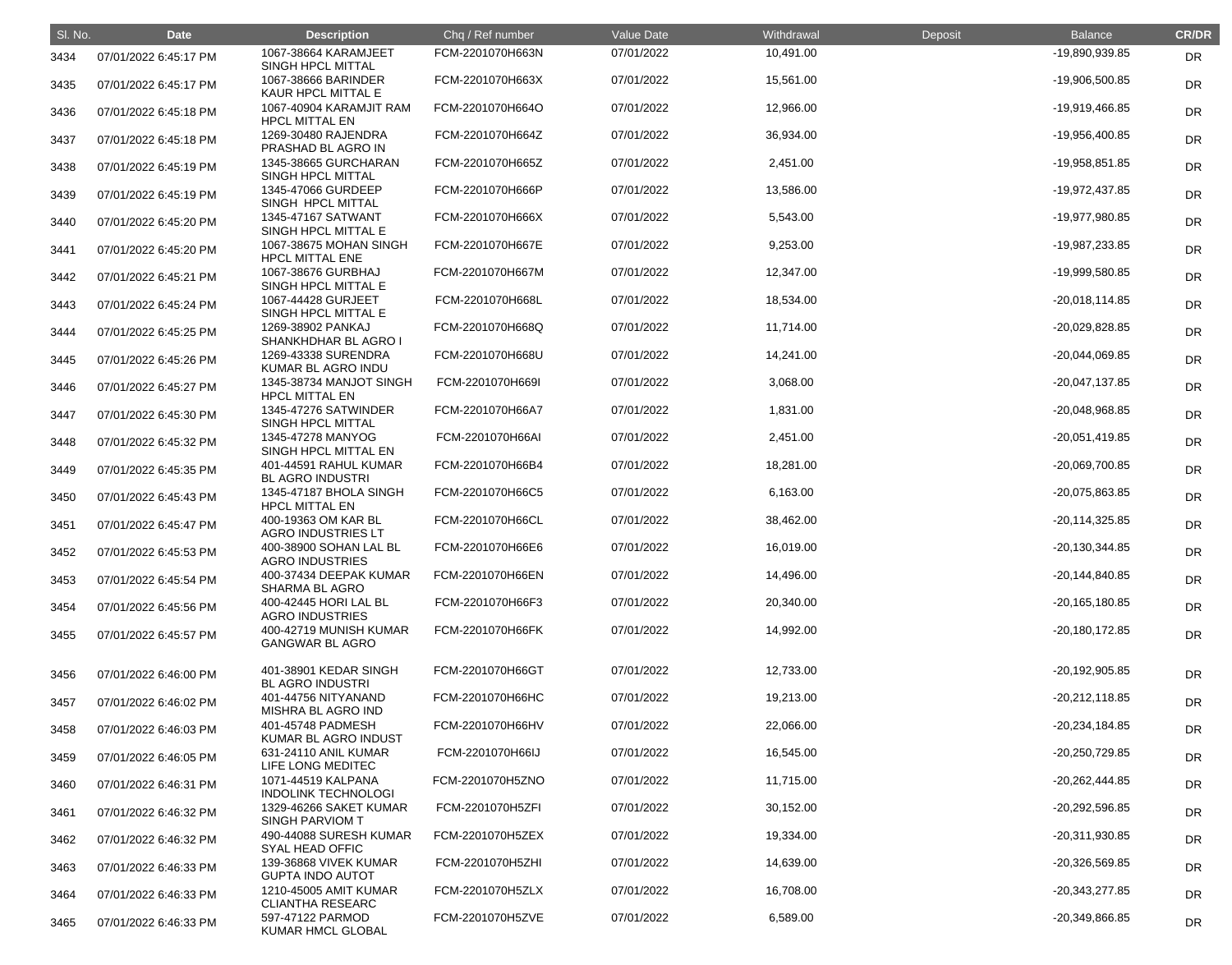| Sl. No. | Date | Description | Chq / Ref number | Value Date | Withdrawal | Deposit | Balance | CR/DR |
|---|---|---|---|---|---|---|---|---|
| 3434 | 07/01/2022 6:45:17 PM | 1067-38664 KARAMJEET SINGH HPCL MITTAL | FCM-2201070H663N | 07/01/2022 | 10,491.00 | | -19,890,939.85 | DR |
| 3435 | 07/01/2022 6:45:17 PM | 1067-38666 BARINDER KAUR HPCL MITTAL E | FCM-2201070H663X | 07/01/2022 | 15,561.00 | | -19,906,500.85 | DR |
| 3436 | 07/01/2022 6:45:18 PM | 1067-40904 KARAMJIT RAM HPCL MITTAL EN | FCM-2201070H664O | 07/01/2022 | 12,966.00 | | -19,919,466.85 | DR |
| 3437 | 07/01/2022 6:45:18 PM | 1269-30480 RAJENDRA PRASHAD BL AGRO IN | FCM-2201070H664Z | 07/01/2022 | 36,934.00 | | -19,956,400.85 | DR |
| 3438 | 07/01/2022 6:45:19 PM | 1345-38665 GURCHARAN SINGH HPCL MITTAL | FCM-2201070H665Z | 07/01/2022 | 2,451.00 | | -19,958,851.85 | DR |
| 3439 | 07/01/2022 6:45:19 PM | 1345-47066 GURDEEP SINGH HPCL MITTAL | FCM-2201070H666P | 07/01/2022 | 13,586.00 | | -19,972,437.85 | DR |
| 3440 | 07/01/2022 6:45:20 PM | 1345-47167 SATWANT SINGH HPCL MITTAL E | FCM-2201070H666X | 07/01/2022 | 5,543.00 | | -19,977,980.85 | DR |
| 3441 | 07/01/2022 6:45:20 PM | 1067-38675 MOHAN SINGH HPCL MITTAL ENE | FCM-2201070H667E | 07/01/2022 | 9,253.00 | | -19,987,233.85 | DR |
| 3442 | 07/01/2022 6:45:21 PM | 1067-38676 GURBHAJ SINGH HPCL MITTAL E | FCM-2201070H667M | 07/01/2022 | 12,347.00 | | -19,999,580.85 | DR |
| 3443 | 07/01/2022 6:45:24 PM | 1067-44428 GURJEET SINGH HPCL MITTAL E | FCM-2201070H668L | 07/01/2022 | 18,534.00 | | -20,018,114.85 | DR |
| 3444 | 07/01/2022 6:45:25 PM | 1269-38902 PANKAJ SHANKHDHAR BL AGRO I | FCM-2201070H668Q | 07/01/2022 | 11,714.00 | | -20,029,828.85 | DR |
| 3445 | 07/01/2022 6:45:26 PM | 1269-43338 SURENDRA KUMAR BL AGRO INDU | FCM-2201070H668U | 07/01/2022 | 14,241.00 | | -20,044,069.85 | DR |
| 3446 | 07/01/2022 6:45:27 PM | 1345-38734 MANJOT SINGH HPCL MITTAL EN | FCM-2201070H669I | 07/01/2022 | 3,068.00 | | -20,047,137.85 | DR |
| 3447 | 07/01/2022 6:45:30 PM | 1345-47276 SATWINDER SINGH HPCL MITTAL | FCM-2201070H66A7 | 07/01/2022 | 1,831.00 | | -20,048,968.85 | DR |
| 3448 | 07/01/2022 6:45:32 PM | 1345-47278 MANYOG SINGH HPCL MITTAL EN | FCM-2201070H66AI | 07/01/2022 | 2,451.00 | | -20,051,419.85 | DR |
| 3449 | 07/01/2022 6:45:35 PM | 401-44591 RAHUL KUMAR BL AGRO INDUSTRI | FCM-2201070H66B4 | 07/01/2022 | 18,281.00 | | -20,069,700.85 | DR |
| 3450 | 07/01/2022 6:45:43 PM | 1345-47187 BHOLA SINGH HPCL MITTAL EN | FCM-2201070H66C5 | 07/01/2022 | 6,163.00 | | -20,075,863.85 | DR |
| 3451 | 07/01/2022 6:45:47 PM | 400-19363 OM KAR BL AGRO INDUSTRIES LT | FCM-2201070H66CL | 07/01/2022 | 38,462.00 | | -20,114,325.85 | DR |
| 3452 | 07/01/2022 6:45:53 PM | 400-38900 SOHAN LAL BL AGRO INDUSTRIES | FCM-2201070H66E6 | 07/01/2022 | 16,019.00 | | -20,130,344.85 | DR |
| 3453 | 07/01/2022 6:45:54 PM | 400-37434 DEEPAK KUMAR SHARMA BL AGRO | FCM-2201070H66EN | 07/01/2022 | 14,496.00 | | -20,144,840.85 | DR |
| 3454 | 07/01/2022 6:45:56 PM | 400-42445 HORI LAL BL AGRO INDUSTRIES | FCM-2201070H66F3 | 07/01/2022 | 20,340.00 | | -20,165,180.85 | DR |
| 3455 | 07/01/2022 6:45:57 PM | 400-42719 MUNISH KUMAR GANGWAR BL AGRO | FCM-2201070H66FK | 07/01/2022 | 14,992.00 | | -20,180,172.85 | DR |
| 3456 | 07/01/2022 6:46:00 PM | 401-38901 KEDAR SINGH BL AGRO INDUSTRI | FCM-2201070H66GT | 07/01/2022 | 12,733.00 | | -20,192,905.85 | DR |
| 3457 | 07/01/2022 6:46:02 PM | 401-44756 NITYANAND MISHRA BL AGRO IND | FCM-2201070H66HC | 07/01/2022 | 19,213.00 | | -20,212,118.85 | DR |
| 3458 | 07/01/2022 6:46:03 PM | 401-45748 PADMESH KUMAR BL AGRO INDUST | FCM-2201070H66HV | 07/01/2022 | 22,066.00 | | -20,234,184.85 | DR |
| 3459 | 07/01/2022 6:46:05 PM | 631-24110 ANIL KUMAR LIFE LONG MEDITEC | FCM-2201070H66IJ | 07/01/2022 | 16,545.00 | | -20,250,729.85 | DR |
| 3460 | 07/01/2022 6:46:31 PM | 1071-44519 KALPANA INDOLINK TECHNOLOGI | FCM-2201070H5ZNO | 07/01/2022 | 11,715.00 | | -20,262,444.85 | DR |
| 3461 | 07/01/2022 6:46:32 PM | 1329-46266 SAKET KUMAR SINGH PARVIOM T | FCM-2201070H5ZFI | 07/01/2022 | 30,152.00 | | -20,292,596.85 | DR |
| 3462 | 07/01/2022 6:46:32 PM | 490-44088 SURESH KUMAR SYAL HEAD OFFIC | FCM-2201070H5ZEX | 07/01/2022 | 19,334.00 | | -20,311,930.85 | DR |
| 3463 | 07/01/2022 6:46:33 PM | 139-36868 VIVEK KUMAR GUPTA INDO AUTOT | FCM-2201070H5ZHI | 07/01/2022 | 14,639.00 | | -20,326,569.85 | DR |
| 3464 | 07/01/2022 6:46:33 PM | 1210-45005 AMIT KUMAR CLIANTHA RESEARC | FCM-2201070H5ZLX | 07/01/2022 | 16,708.00 | | -20,343,277.85 | DR |
| 3465 | 07/01/2022 6:46:33 PM | 597-47122 PARMOD KUMAR HMCL GLOBAL | FCM-2201070H5ZVE | 07/01/2022 | 6,589.00 | | -20,349,866.85 | DR |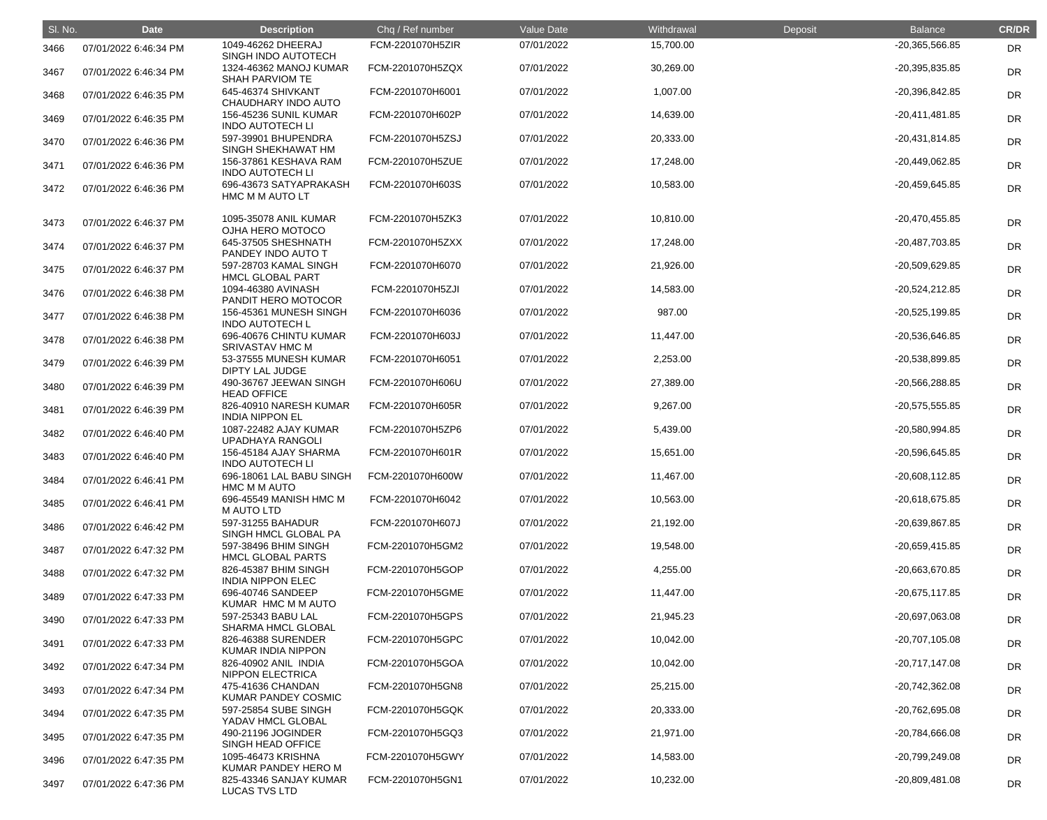| Sl. No. | Date | Description | Chq / Ref number | Value Date | Withdrawal | Deposit | Balance | CR/DR |
|---|---|---|---|---|---|---|---|---|
| 3466 | 07/01/2022 6:46:34 PM | 1049-46262 DHEERAJ SINGH INDO AUTOTECH | FCM-2201070H5ZIR | 07/01/2022 | 15,700.00 | | -20,365,566.85 | DR |
| 3467 | 07/01/2022 6:46:34 PM | 1324-46362 MANOJ KUMAR SHAH PARVIOM TE | FCM-2201070H5ZQX | 07/01/2022 | 30,269.00 | | -20,395,835.85 | DR |
| 3468 | 07/01/2022 6:46:35 PM | 645-46374 SHIVKANT CHAUDHARY INDO AUTO | FCM-2201070H6001 | 07/01/2022 | 1,007.00 | | -20,396,842.85 | DR |
| 3469 | 07/01/2022 6:46:35 PM | 156-45236 SUNIL KUMAR INDO AUTOTECH LI | FCM-2201070H602P | 07/01/2022 | 14,639.00 | | -20,411,481.85 | DR |
| 3470 | 07/01/2022 6:46:36 PM | 597-39901 BHUPENDRA SINGH SHEKHAWAT HM | FCM-2201070H5ZSJ | 07/01/2022 | 20,333.00 | | -20,431,814.85 | DR |
| 3471 | 07/01/2022 6:46:36 PM | 156-37861 KESHAVA RAM INDO AUTOTECH LI | FCM-2201070H5ZUE | 07/01/2022 | 17,248.00 | | -20,449,062.85 | DR |
| 3472 | 07/01/2022 6:46:36 PM | 696-43673 SATYAPRAKASH HMC M M AUTO LT | FCM-2201070H603S | 07/01/2022 | 10,583.00 | | -20,459,645.85 | DR |
| 3473 | 07/01/2022 6:46:37 PM | 1095-35078 ANIL KUMAR OJHA HERO MOTOCO | FCM-2201070H5ZK3 | 07/01/2022 | 10,810.00 | | -20,470,455.85 | DR |
| 3474 | 07/01/2022 6:46:37 PM | 645-37505 SHESHNATH PANDEY INDO AUTO T | FCM-2201070H5ZXX | 07/01/2022 | 17,248.00 | | -20,487,703.85 | DR |
| 3475 | 07/01/2022 6:46:37 PM | 597-28703 KAMAL SINGH HMCL GLOBAL PART | FCM-2201070H6070 | 07/01/2022 | 21,926.00 | | -20,509,629.85 | DR |
| 3476 | 07/01/2022 6:46:38 PM | 1094-46380 AVINASH PANDIT HERO MOTOCOR | FCM-2201070H5ZJI | 07/01/2022 | 14,583.00 | | -20,524,212.85 | DR |
| 3477 | 07/01/2022 6:46:38 PM | 156-45361 MUNESH SINGH INDO AUTOTECH L | FCM-2201070H6036 | 07/01/2022 | 987.00 | | -20,525,199.85 | DR |
| 3478 | 07/01/2022 6:46:38 PM | 696-40676 CHINTU KUMAR SRIVASTAV HMC M | FCM-2201070H603J | 07/01/2022 | 11,447.00 | | -20,536,646.85 | DR |
| 3479 | 07/01/2022 6:46:39 PM | 53-37555 MUNESH KUMAR DIPTY LAL JUDGE | FCM-2201070H6051 | 07/01/2022 | 2,253.00 | | -20,538,899.85 | DR |
| 3480 | 07/01/2022 6:46:39 PM | 490-36767 JEEWAN SINGH HEAD OFFICE | FCM-2201070H606U | 07/01/2022 | 27,389.00 | | -20,566,288.85 | DR |
| 3481 | 07/01/2022 6:46:39 PM | 826-40910 NARESH KUMAR INDIA NIPPON EL | FCM-2201070H605R | 07/01/2022 | 9,267.00 | | -20,575,555.85 | DR |
| 3482 | 07/01/2022 6:46:40 PM | 1087-22482 AJAY KUMAR UPADHAYA RANGOLI | FCM-2201070H5ZP6 | 07/01/2022 | 5,439.00 | | -20,580,994.85 | DR |
| 3483 | 07/01/2022 6:46:40 PM | 156-45184 AJAY SHARMA INDO AUTOTECH LI | FCM-2201070H601R | 07/01/2022 | 15,651.00 | | -20,596,645.85 | DR |
| 3484 | 07/01/2022 6:46:41 PM | 696-18061 LAL BABU SINGH HMC M M AUTO | FCM-2201070H600W | 07/01/2022 | 11,467.00 | | -20,608,112.85 | DR |
| 3485 | 07/01/2022 6:46:41 PM | 696-45549 MANISH HMC M M AUTO LTD | FCM-2201070H6042 | 07/01/2022 | 10,563.00 | | -20,618,675.85 | DR |
| 3486 | 07/01/2022 6:46:42 PM | 597-31255 BAHADUR SINGH HMCL GLOBAL PA | FCM-2201070H607J | 07/01/2022 | 21,192.00 | | -20,639,867.85 | DR |
| 3487 | 07/01/2022 6:47:32 PM | 597-38496 BHIM SINGH HMCL GLOBAL PARTS | FCM-2201070H5GM2 | 07/01/2022 | 19,548.00 | | -20,659,415.85 | DR |
| 3488 | 07/01/2022 6:47:32 PM | 826-45387 BHIM SINGH INDIA NIPPON ELEC | FCM-2201070H5GOP | 07/01/2022 | 4,255.00 | | -20,663,670.85 | DR |
| 3489 | 07/01/2022 6:47:33 PM | 696-40746 SANDEEP KUMAR HMC M M AUTO | FCM-2201070H5GME | 07/01/2022 | 11,447.00 | | -20,675,117.85 | DR |
| 3490 | 07/01/2022 6:47:33 PM | 597-25343 BABU LAL SHARMA HMCL GLOBAL | FCM-2201070H5GPS | 07/01/2022 | 21,945.23 | | -20,697,063.08 | DR |
| 3491 | 07/01/2022 6:47:33 PM | 826-46388 SURENDER KUMAR INDIA NIPPON | FCM-2201070H5GPC | 07/01/2022 | 10,042.00 | | -20,707,105.08 | DR |
| 3492 | 07/01/2022 6:47:34 PM | 826-40902 ANIL INDIA NIPPON ELECTRICA | FCM-2201070H5GOA | 07/01/2022 | 10,042.00 | | -20,717,147.08 | DR |
| 3493 | 07/01/2022 6:47:34 PM | 475-41636 CHANDAN KUMAR PANDEY COSMIC | FCM-2201070H5GN8 | 07/01/2022 | 25,215.00 | | -20,742,362.08 | DR |
| 3494 | 07/01/2022 6:47:35 PM | 597-25854 SUBE SINGH YADAV HMCL GLOBAL | FCM-2201070H5GQK | 07/01/2022 | 20,333.00 | | -20,762,695.08 | DR |
| 3495 | 07/01/2022 6:47:35 PM | 490-21196 JOGINDER SINGH HEAD OFFICE | FCM-2201070H5GQ3 | 07/01/2022 | 21,971.00 | | -20,784,666.08 | DR |
| 3496 | 07/01/2022 6:47:35 PM | 1095-46473 KRISHNA KUMAR PANDEY HERO M | FCM-2201070H5GWY | 07/01/2022 | 14,583.00 | | -20,799,249.08 | DR |
| 3497 | 07/01/2022 6:47:36 PM | 825-43346 SANJAY KUMAR LUCAS TVS LTD | FCM-2201070H5GN1 | 07/01/2022 | 10,232.00 | | -20,809,481.08 | DR |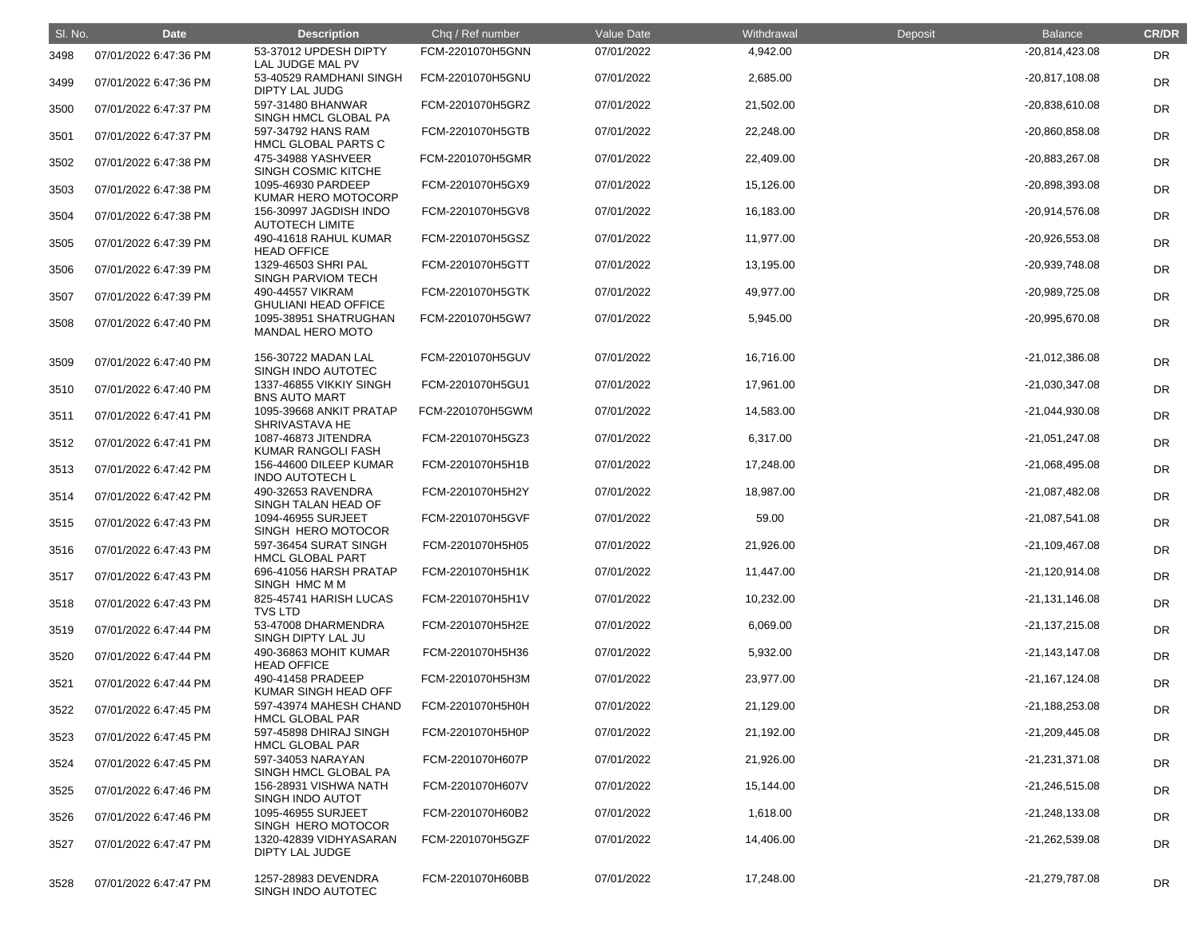| Sl. No. | Date | Description | Chq / Ref number | Value Date | Withdrawal | Deposit | Balance | CR/DR |
|---|---|---|---|---|---|---|---|---|
| 3498 | 07/01/2022 6:47:36 PM | 53-37012 UPDESH DIPTY LAL JUDGE MAL PV | FCM-2201070H5GNN | 07/01/2022 | 4,942.00 | | -20,814,423.08 | DR |
| 3499 | 07/01/2022 6:47:36 PM | 53-40529 RAMDHANI SINGH DIPTY LAL JUDG | FCM-2201070H5GNU | 07/01/2022 | 2,685.00 | | -20,817,108.08 | DR |
| 3500 | 07/01/2022 6:47:37 PM | 597-31480 BHANWAR SINGH HMCL GLOBAL PA | FCM-2201070H5GRZ | 07/01/2022 | 21,502.00 | | -20,838,610.08 | DR |
| 3501 | 07/01/2022 6:47:37 PM | 597-34792 HANS RAM HMCL GLOBAL PARTS C | FCM-2201070H5GTB | 07/01/2022 | 22,248.00 | | -20,860,858.08 | DR |
| 3502 | 07/01/2022 6:47:38 PM | 475-34988 YASHVEER SINGH COSMIC KITCHE | FCM-2201070H5GMR | 07/01/2022 | 22,409.00 | | -20,883,267.08 | DR |
| 3503 | 07/01/2022 6:47:38 PM | 1095-46930 PARDEEP KUMAR HERO MOTOCORP | FCM-2201070H5GX9 | 07/01/2022 | 15,126.00 | | -20,898,393.08 | DR |
| 3504 | 07/01/2022 6:47:38 PM | 156-30997 JAGDISH INDO AUTOTECH LIMITE | FCM-2201070H5GV8 | 07/01/2022 | 16,183.00 | | -20,914,576.08 | DR |
| 3505 | 07/01/2022 6:47:39 PM | 490-41618 RAHUL KUMAR HEAD OFFICE | FCM-2201070H5GSZ | 07/01/2022 | 11,977.00 | | -20,926,553.08 | DR |
| 3506 | 07/01/2022 6:47:39 PM | 1329-46503 SHRI PAL SINGH PARVIOM TECH | FCM-2201070H5GTT | 07/01/2022 | 13,195.00 | | -20,939,748.08 | DR |
| 3507 | 07/01/2022 6:47:39 PM | 490-44557 VIKRAM GHULIANI HEAD OFFICE | FCM-2201070H5GTK | 07/01/2022 | 49,977.00 | | -20,989,725.08 | DR |
| 3508 | 07/01/2022 6:47:40 PM | 1095-38951 SHATRUGHAN MANDAL HERO MOTO | FCM-2201070H5GW7 | 07/01/2022 | 5,945.00 | | -20,995,670.08 | DR |
| 3509 | 07/01/2022 6:47:40 PM | 156-30722 MADAN LAL SINGH INDO AUTOTEC | FCM-2201070H5GUV | 07/01/2022 | 16,716.00 | | -21,012,386.08 | DR |
| 3510 | 07/01/2022 6:47:40 PM | 1337-46855 VIKKIY SINGH BNS AUTO MART | FCM-2201070H5GU1 | 07/01/2022 | 17,961.00 | | -21,030,347.08 | DR |
| 3511 | 07/01/2022 6:47:41 PM | 1095-39668 ANKIT PRATAP SHRIVASTAVA HE | FCM-2201070H5GWM | 07/01/2022 | 14,583.00 | | -21,044,930.08 | DR |
| 3512 | 07/01/2022 6:47:41 PM | 1087-46873 JITENDRA KUMAR RANGOLI FASH | FCM-2201070H5GZ3 | 07/01/2022 | 6,317.00 | | -21,051,247.08 | DR |
| 3513 | 07/01/2022 6:47:42 PM | 156-44600 DILEEP KUMAR INDO AUTOTECH L | FCM-2201070H5H1B | 07/01/2022 | 17,248.00 | | -21,068,495.08 | DR |
| 3514 | 07/01/2022 6:47:42 PM | 490-32653 RAVENDRA SINGH TALAN HEAD OF | FCM-2201070H5H2Y | 07/01/2022 | 18,987.00 | | -21,087,482.08 | DR |
| 3515 | 07/01/2022 6:47:43 PM | 1094-46955 SURJEET SINGH HERO MOTOCOR | FCM-2201070H5GVF | 07/01/2022 | 59.00 | | -21,087,541.08 | DR |
| 3516 | 07/01/2022 6:47:43 PM | 597-36454 SURAT SINGH HMCL GLOBAL PART | FCM-2201070H5H05 | 07/01/2022 | 21,926.00 | | -21,109,467.08 | DR |
| 3517 | 07/01/2022 6:47:43 PM | 696-41056 HARSH PRATAP SINGH HMC M M | FCM-2201070H5H1K | 07/01/2022 | 11,447.00 | | -21,120,914.08 | DR |
| 3518 | 07/01/2022 6:47:43 PM | 825-45741 HARISH LUCAS TVS LTD | FCM-2201070H5H1V | 07/01/2022 | 10,232.00 | | -21,131,146.08 | DR |
| 3519 | 07/01/2022 6:47:44 PM | 53-47008 DHARMENDRA SINGH DIPTY LAL JU | FCM-2201070H5H2E | 07/01/2022 | 6,069.00 | | -21,137,215.08 | DR |
| 3520 | 07/01/2022 6:47:44 PM | 490-36863 MOHIT KUMAR HEAD OFFICE | FCM-2201070H5H36 | 07/01/2022 | 5,932.00 | | -21,143,147.08 | DR |
| 3521 | 07/01/2022 6:47:44 PM | 490-41458 PRADEEP KUMAR SINGH HEAD OFF | FCM-2201070H5H3M | 07/01/2022 | 23,977.00 | | -21,167,124.08 | DR |
| 3522 | 07/01/2022 6:47:45 PM | 597-43974 MAHESH CHAND HMCL GLOBAL PAR | FCM-2201070H5H0H | 07/01/2022 | 21,129.00 | | -21,188,253.08 | DR |
| 3523 | 07/01/2022 6:47:45 PM | 597-45898 DHIRAJ SINGH HMCL GLOBAL PAR | FCM-2201070H5H0P | 07/01/2022 | 21,192.00 | | -21,209,445.08 | DR |
| 3524 | 07/01/2022 6:47:45 PM | 597-34053 NARAYAN SINGH HMCL GLOBAL PA | FCM-2201070H607P | 07/01/2022 | 21,926.00 | | -21,231,371.08 | DR |
| 3525 | 07/01/2022 6:47:46 PM | 156-28931 VISHWA NATH SINGH INDO AUTOT | FCM-2201070H607V | 07/01/2022 | 15,144.00 | | -21,246,515.08 | DR |
| 3526 | 07/01/2022 6:47:46 PM | 1095-46955 SURJEET SINGH HERO MOTOCOR | FCM-2201070H60B2 | 07/01/2022 | 1,618.00 | | -21,248,133.08 | DR |
| 3527 | 07/01/2022 6:47:47 PM | 1320-42839 VIDHYASARAN DIPTY LAL JUDGE | FCM-2201070H5GZF | 07/01/2022 | 14,406.00 | | -21,262,539.08 | DR |
| 3528 | 07/01/2022 6:47:47 PM | 1257-28983 DEVENDRA SINGH INDO AUTOTEC | FCM-2201070H60BB | 07/01/2022 | 17,248.00 | | -21,279,787.08 | DR |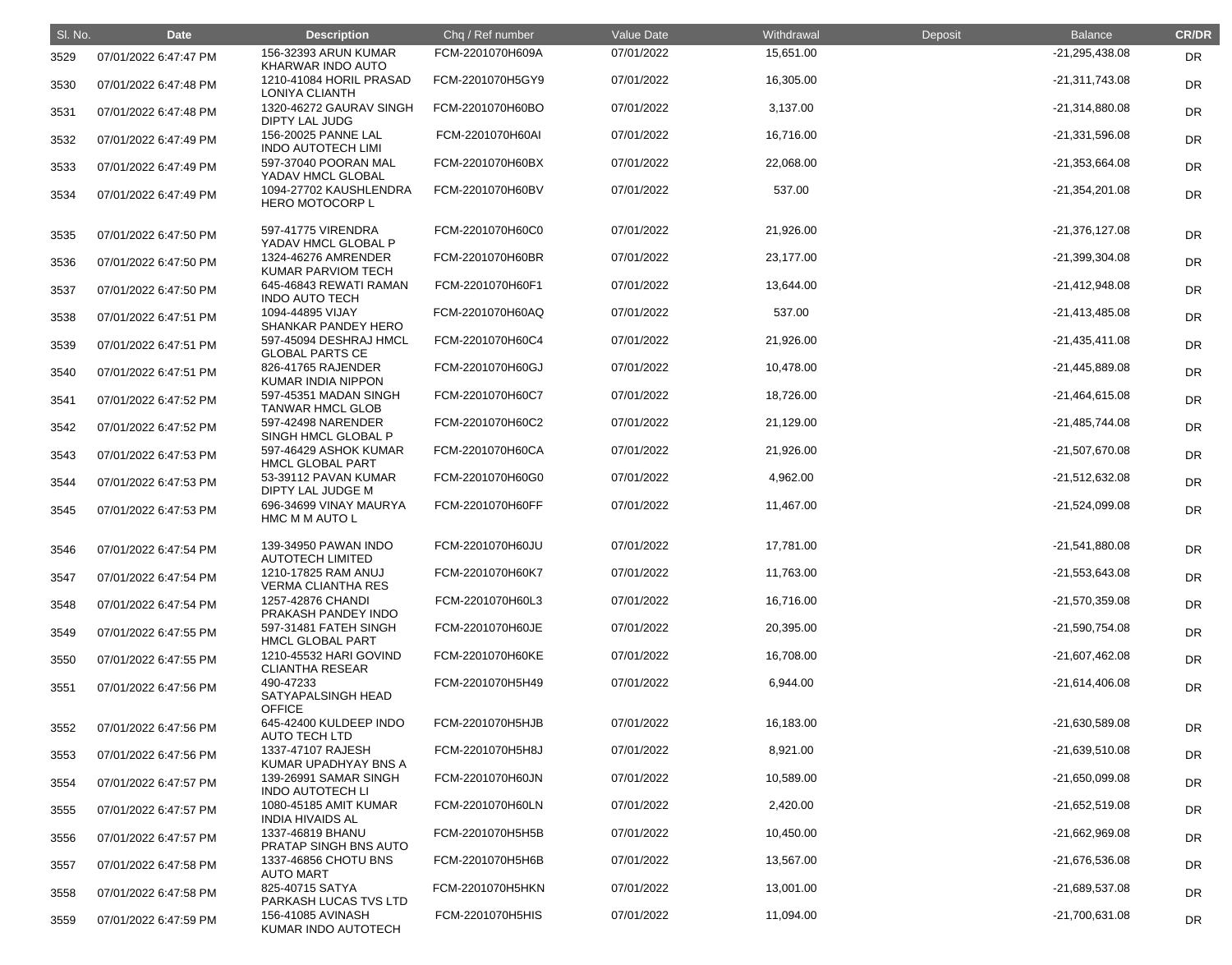| Sl. No. | Date | Description | Chq / Ref number | Value Date | Withdrawal | Deposit | Balance | CR/DR |
|---|---|---|---|---|---|---|---|---|
| 3529 | 07/01/2022 6:47:47 PM | 156-32393 ARUN KUMAR KHARWAR INDO AUTO | FCM-2201070H609A | 07/01/2022 | 15,651.00 | | -21,295,438.08 | DR |
| 3530 | 07/01/2022 6:47:48 PM | 1210-41084 HORIL PRASAD LONIYA CLIANTH | FCM-2201070H5GY9 | 07/01/2022 | 16,305.00 | | -21,311,743.08 | DR |
| 3531 | 07/01/2022 6:47:48 PM | 1320-46272 GAURAV SINGH DIPTY LAL JUDG | FCM-2201070H60BO | 07/01/2022 | 3,137.00 | | -21,314,880.08 | DR |
| 3532 | 07/01/2022 6:47:49 PM | 156-20025 PANNE LAL INDO AUTOTECH LIMI | FCM-2201070H60AI | 07/01/2022 | 16,716.00 | | -21,331,596.08 | DR |
| 3533 | 07/01/2022 6:47:49 PM | 597-37040 POORAN MAL YADAV HMCL GLOBAL | FCM-2201070H60BX | 07/01/2022 | 22,068.00 | | -21,353,664.08 | DR |
| 3534 | 07/01/2022 6:47:49 PM | 1094-27702 KAUSHLENDRA HERO MOTOCORP L | FCM-2201070H60BV | 07/01/2022 | 537.00 | | -21,354,201.08 | DR |
| 3535 | 07/01/2022 6:47:50 PM | 597-41775 VIRENDRA YADAV HMCL GLOBAL P | FCM-2201070H60C0 | 07/01/2022 | 21,926.00 | | -21,376,127.08 | DR |
| 3536 | 07/01/2022 6:47:50 PM | 1324-46276 AMRENDER KUMAR PARVIOM TECH | FCM-2201070H60BR | 07/01/2022 | 23,177.00 | | -21,399,304.08 | DR |
| 3537 | 07/01/2022 6:47:50 PM | 645-46843 REWATI RAMAN INDO AUTO TECH | FCM-2201070H60F1 | 07/01/2022 | 13,644.00 | | -21,412,948.08 | DR |
| 3538 | 07/01/2022 6:47:51 PM | 1094-44895 VIJAY SHANKAR PANDEY HERO | FCM-2201070H60AQ | 07/01/2022 | 537.00 | | -21,413,485.08 | DR |
| 3539 | 07/01/2022 6:47:51 PM | 597-45094 DESHRAJ HMCL GLOBAL PARTS CE | FCM-2201070H60C4 | 07/01/2022 | 21,926.00 | | -21,435,411.08 | DR |
| 3540 | 07/01/2022 6:47:51 PM | 826-41765 RAJENDER KUMAR INDIA NIPPON | FCM-2201070H60GJ | 07/01/2022 | 10,478.00 | | -21,445,889.08 | DR |
| 3541 | 07/01/2022 6:47:52 PM | 597-45351 MADAN SINGH TANWAR HMCL GLOB | FCM-2201070H60C7 | 07/01/2022 | 18,726.00 | | -21,464,615.08 | DR |
| 3542 | 07/01/2022 6:47:52 PM | 597-42498 NARENDER SINGH HMCL GLOBAL P | FCM-2201070H60C2 | 07/01/2022 | 21,129.00 | | -21,485,744.08 | DR |
| 3543 | 07/01/2022 6:47:53 PM | 597-46429 ASHOK KUMAR HMCL GLOBAL PART | FCM-2201070H60CA | 07/01/2022 | 21,926.00 | | -21,507,670.08 | DR |
| 3544 | 07/01/2022 6:47:53 PM | 53-39112 PAVAN KUMAR DIPTY LAL JUDGE M | FCM-2201070H60G0 | 07/01/2022 | 4,962.00 | | -21,512,632.08 | DR |
| 3545 | 07/01/2022 6:47:53 PM | 696-34699 VINAY MAURYA HMC M M AUTO L | FCM-2201070H60FF | 07/01/2022 | 11,467.00 | | -21,524,099.08 | DR |
| 3546 | 07/01/2022 6:47:54 PM | 139-34950 PAWAN INDO AUTOTECH LIMITED | FCM-2201070H60JU | 07/01/2022 | 17,781.00 | | -21,541,880.08 | DR |
| 3547 | 07/01/2022 6:47:54 PM | 1210-17825 RAM ANUJ VERMA CLIANTHA RES | FCM-2201070H60K7 | 07/01/2022 | 11,763.00 | | -21,553,643.08 | DR |
| 3548 | 07/01/2022 6:47:54 PM | 1257-42876 CHANDI PRAKASH PANDEY INDO | FCM-2201070H60L3 | 07/01/2022 | 16,716.00 | | -21,570,359.08 | DR |
| 3549 | 07/01/2022 6:47:55 PM | 597-31481 FATEH SINGH HMCL GLOBAL PART | FCM-2201070H60JE | 07/01/2022 | 20,395.00 | | -21,590,754.08 | DR |
| 3550 | 07/01/2022 6:47:55 PM | 1210-45532 HARI GOVIND CLIANTHA RESEAR | FCM-2201070H60KE | 07/01/2022 | 16,708.00 | | -21,607,462.08 | DR |
| 3551 | 07/01/2022 6:47:56 PM | 490-47233 SATYAPALSINGH HEAD OFFICE | FCM-2201070H5H49 | 07/01/2022 | 6,944.00 | | -21,614,406.08 | DR |
| 3552 | 07/01/2022 6:47:56 PM | 645-42400 KULDEEP INDO AUTO TECH LTD | FCM-2201070H5HJB | 07/01/2022 | 16,183.00 | | -21,630,589.08 | DR |
| 3553 | 07/01/2022 6:47:56 PM | 1337-47107 RAJESH KUMAR UPADHYAY BNS A | FCM-2201070H5H8J | 07/01/2022 | 8,921.00 | | -21,639,510.08 | DR |
| 3554 | 07/01/2022 6:47:57 PM | 139-26991 SAMAR SINGH INDO AUTOTECH LI | FCM-2201070H60JN | 07/01/2022 | 10,589.00 | | -21,650,099.08 | DR |
| 3555 | 07/01/2022 6:47:57 PM | 1080-45185 AMIT KUMAR INDIA HIVAIDS AL | FCM-2201070H60LN | 07/01/2022 | 2,420.00 | | -21,652,519.08 | DR |
| 3556 | 07/01/2022 6:47:57 PM | 1337-46819 BHANU PRATAP SINGH BNS AUTO | FCM-2201070H5H5B | 07/01/2022 | 10,450.00 | | -21,662,969.08 | DR |
| 3557 | 07/01/2022 6:47:58 PM | 1337-46856 CHOTU BNS AUTO MART | FCM-2201070H5H6B | 07/01/2022 | 13,567.00 | | -21,676,536.08 | DR |
| 3558 | 07/01/2022 6:47:58 PM | 825-40715 SATYA PARKASH LUCAS TVS LTD | FCM-2201070H5HKN | 07/01/2022 | 13,001.00 | | -21,689,537.08 | DR |
| 3559 | 07/01/2022 6:47:59 PM | 156-41085 AVINASH KUMAR INDO AUTOTECH | FCM-2201070H5HIS | 07/01/2022 | 11,094.00 | | -21,700,631.08 | DR |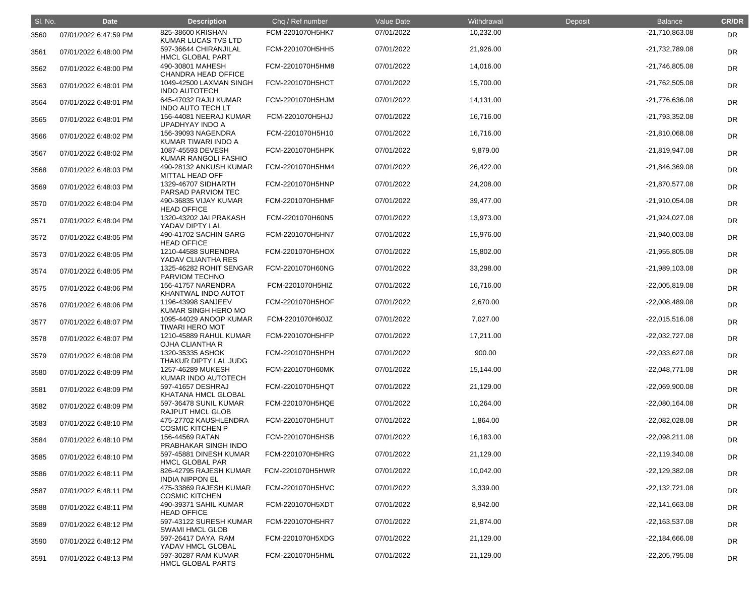| Sl. No. | Date | Description | Chq / Ref number | Value Date | Withdrawal | Deposit | Balance | CR/DR |
|---|---|---|---|---|---|---|---|---|
| 3560 | 07/01/2022 6:47:59 PM | 825-38600 KRISHAN KUMAR LUCAS TVS LTD | FCM-2201070H5HK7 | 07/01/2022 | 10,232.00 | | -21,710,863.08 | DR |
| 3561 | 07/01/2022 6:48:00 PM | 597-36644 CHIRANJILAL HMCL GLOBAL PART | FCM-2201070H5HH5 | 07/01/2022 | 21,926.00 | | -21,732,789.08 | DR |
| 3562 | 07/01/2022 6:48:00 PM | 490-30801 MAHESH CHANDRA HEAD OFFICE | FCM-2201070H5HM8 | 07/01/2022 | 14,016.00 | | -21,746,805.08 | DR |
| 3563 | 07/01/2022 6:48:01 PM | 1049-42500 LAXMAN SINGH INDO AUTOTECH | FCM-2201070H5HCT | 07/01/2022 | 15,700.00 | | -21,762,505.08 | DR |
| 3564 | 07/01/2022 6:48:01 PM | 645-47032 RAJU KUMAR INDO AUTO TECH LT | FCM-2201070H5HJM | 07/01/2022 | 14,131.00 | | -21,776,636.08 | DR |
| 3565 | 07/01/2022 6:48:01 PM | 156-44081 NEERAJ KUMAR UPADHYAY INDO A | FCM-2201070H5HJJ | 07/01/2022 | 16,716.00 | | -21,793,352.08 | DR |
| 3566 | 07/01/2022 6:48:02 PM | 156-39093 NAGENDRA KUMAR TIWARI INDO A | FCM-2201070H5H10 | 07/01/2022 | 16,716.00 | | -21,810,068.08 | DR |
| 3567 | 07/01/2022 6:48:02 PM | 1087-45593 DEVESH KUMAR RANGOLI FASHIO | FCM-2201070H5HPK | 07/01/2022 | 9,879.00 | | -21,819,947.08 | DR |
| 3568 | 07/01/2022 6:48:03 PM | 490-28132 ANKUSH KUMAR MITTAL HEAD OFF | FCM-2201070H5HM4 | 07/01/2022 | 26,422.00 | | -21,846,369.08 | DR |
| 3569 | 07/01/2022 6:48:03 PM | 1329-46707 SIDHARTH PARSAD PARVIOM TEC | FCM-2201070H5HNP | 07/01/2022 | 24,208.00 | | -21,870,577.08 | DR |
| 3570 | 07/01/2022 6:48:04 PM | 490-36835 VIJAY KUMAR HEAD OFFICE | FCM-2201070H5HMF | 07/01/2022 | 39,477.00 | | -21,910,054.08 | DR |
| 3571 | 07/01/2022 6:48:04 PM | 1320-43202 JAI PRAKASH YADAV DIPTY LAL | FCM-2201070H60N5 | 07/01/2022 | 13,973.00 | | -21,924,027.08 | DR |
| 3572 | 07/01/2022 6:48:05 PM | 490-41702 SACHIN GARG HEAD OFFICE | FCM-2201070H5HN7 | 07/01/2022 | 15,976.00 | | -21,940,003.08 | DR |
| 3573 | 07/01/2022 6:48:05 PM | 1210-44588 SURENDRA YADAV CLIANTHA RES | FCM-2201070H5HOX | 07/01/2022 | 15,802.00 | | -21,955,805.08 | DR |
| 3574 | 07/01/2022 6:48:05 PM | 1325-46282 ROHIT SENGAR PARVIOM TECHNO | FCM-2201070H60NG | 07/01/2022 | 33,298.00 | | -21,989,103.08 | DR |
| 3575 | 07/01/2022 6:48:06 PM | 156-41757 NARENDRA KHANTWAL INDO AUTOT | FCM-2201070H5HIZ | 07/01/2022 | 16,716.00 | | -22,005,819.08 | DR |
| 3576 | 07/01/2022 6:48:06 PM | 1196-43998 SANJEEV KUMAR SINGH HERO MO | FCM-2201070H5HOF | 07/01/2022 | 2,670.00 | | -22,008,489.08 | DR |
| 3577 | 07/01/2022 6:48:07 PM | 1095-44029 ANOOP KUMAR TIWARI HERO MOT | FCM-2201070H60JZ | 07/01/2022 | 7,027.00 | | -22,015,516.08 | DR |
| 3578 | 07/01/2022 6:48:07 PM | 1210-45889 RAHUL KUMAR OJHA CLIANTHA R | FCM-2201070H5HFP | 07/01/2022 | 17,211.00 | | -22,032,727.08 | DR |
| 3579 | 07/01/2022 6:48:08 PM | 1320-35335 ASHOK THAKUR DIPTY LAL JUDG | FCM-2201070H5HPH | 07/01/2022 | 900.00 | | -22,033,627.08 | DR |
| 3580 | 07/01/2022 6:48:09 PM | 1257-46289 MUKESH KUMAR INDO AUTOTECH | FCM-2201070H60MK | 07/01/2022 | 15,144.00 | | -22,048,771.08 | DR |
| 3581 | 07/01/2022 6:48:09 PM | 597-41657 DESHRAJ KHATANA HMCL GLOBAL | FCM-2201070H5HQT | 07/01/2022 | 21,129.00 | | -22,069,900.08 | DR |
| 3582 | 07/01/2022 6:48:09 PM | 597-36478 SUNIL KUMAR RAJPUT HMCL GLOB | FCM-2201070H5HQE | 07/01/2022 | 10,264.00 | | -22,080,164.08 | DR |
| 3583 | 07/01/2022 6:48:10 PM | 475-27702 KAUSHLENDRA COSMIC KITCHEN P | FCM-2201070H5HUT | 07/01/2022 | 1,864.00 | | -22,082,028.08 | DR |
| 3584 | 07/01/2022 6:48:10 PM | 156-44569 RATAN PRABHAKAR SINGH INDO | FCM-2201070H5HSB | 07/01/2022 | 16,183.00 | | -22,098,211.08 | DR |
| 3585 | 07/01/2022 6:48:10 PM | 597-45881 DINESH KUMAR HMCL GLOBAL PAR | FCM-2201070H5HRG | 07/01/2022 | 21,129.00 | | -22,119,340.08 | DR |
| 3586 | 07/01/2022 6:48:11 PM | 826-42795 RAJESH KUMAR INDIA NIPPON EL | FCM-2201070H5HWR | 07/01/2022 | 10,042.00 | | -22,129,382.08 | DR |
| 3587 | 07/01/2022 6:48:11 PM | 475-33869 RAJESH KUMAR COSMIC KITCHEN | FCM-2201070H5HVC | 07/01/2022 | 3,339.00 | | -22,132,721.08 | DR |
| 3588 | 07/01/2022 6:48:11 PM | 490-39371 SAHIL KUMAR HEAD OFFICE | FCM-2201070H5XDT | 07/01/2022 | 8,942.00 | | -22,141,663.08 | DR |
| 3589 | 07/01/2022 6:48:12 PM | 597-43122 SURESH KUMAR SWAMI HMCL GLOB | FCM-2201070H5HR7 | 07/01/2022 | 21,874.00 | | -22,163,537.08 | DR |
| 3590 | 07/01/2022 6:48:12 PM | 597-26417 DAYA RAM YADAV HMCL GLOBAL | FCM-2201070H5XDG | 07/01/2022 | 21,129.00 | | -22,184,666.08 | DR |
| 3591 | 07/01/2022 6:48:13 PM | 597-30287 RAM KUMAR HMCL GLOBAL PARTS | FCM-2201070H5HML | 07/01/2022 | 21,129.00 | | -22,205,795.08 | DR |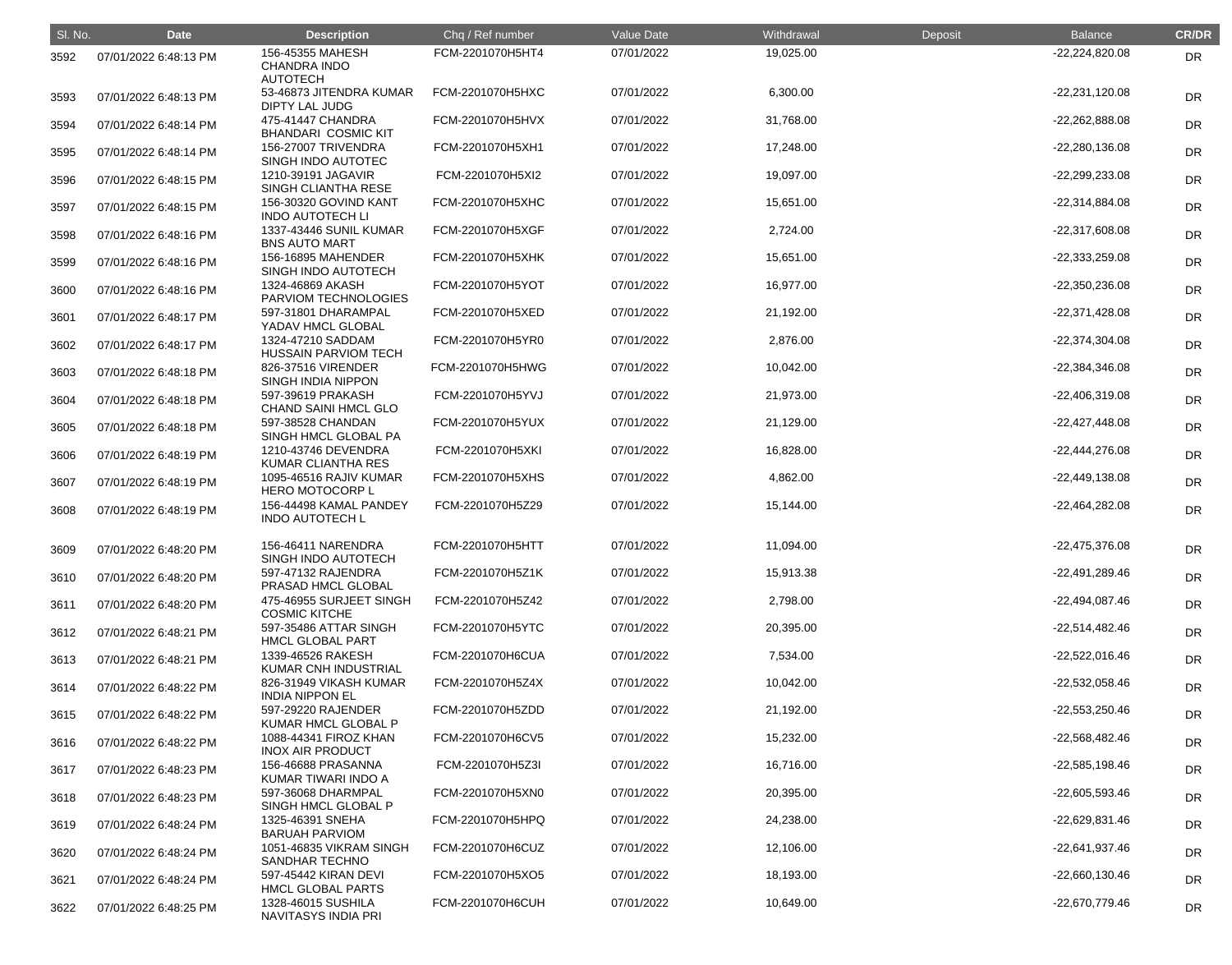| Sl. No. | Date | Description | Chq / Ref number | Value Date | Withdrawal | Deposit | Balance | CR/DR |
| --- | --- | --- | --- | --- | --- | --- | --- | --- |
| 3592 | 07/01/2022 6:48:13 PM | 156-45355 MAHESH CHANDRA INDO AUTOTECH | FCM-2201070H5HT4 | 07/01/2022 | 19,025.00 | | -22,224,820.08 | DR |
| 3593 | 07/01/2022 6:48:13 PM | 53-46873 JITENDRA KUMAR DIPTY LAL JUDG | FCM-2201070H5HXC | 07/01/2022 | 6,300.00 | | -22,231,120.08 | DR |
| 3594 | 07/01/2022 6:48:14 PM | 475-41447 CHANDRA BHANDARI COSMIC KIT | FCM-2201070H5HVX | 07/01/2022 | 31,768.00 | | -22,262,888.08 | DR |
| 3595 | 07/01/2022 6:48:14 PM | 156-27007 TRIVENDRA SINGH INDO AUTOTEC | FCM-2201070H5XH1 | 07/01/2022 | 17,248.00 | | -22,280,136.08 | DR |
| 3596 | 07/01/2022 6:48:15 PM | 1210-39191 JAGAVIR SINGH CLIANTHA RESE | FCM-2201070H5XI2 | 07/01/2022 | 19,097.00 | | -22,299,233.08 | DR |
| 3597 | 07/01/2022 6:48:15 PM | 156-30320 GOVIND KANT INDO AUTOTECH LI | FCM-2201070H5XHC | 07/01/2022 | 15,651.00 | | -22,314,884.08 | DR |
| 3598 | 07/01/2022 6:48:16 PM | 1337-43446 SUNIL KUMAR BNS AUTO MART | FCM-2201070H5XGF | 07/01/2022 | 2,724.00 | | -22,317,608.08 | DR |
| 3599 | 07/01/2022 6:48:16 PM | 156-16895 MAHENDER SINGH INDO AUTOTECH | FCM-2201070H5XHK | 07/01/2022 | 15,651.00 | | -22,333,259.08 | DR |
| 3600 | 07/01/2022 6:48:16 PM | 1324-46869 AKASH PARVIOM TECHNOLOGIES | FCM-2201070H5YOT | 07/01/2022 | 16,977.00 | | -22,350,236.08 | DR |
| 3601 | 07/01/2022 6:48:17 PM | 597-31801 DHARAMPAL YADAV HMCL GLOBAL | FCM-2201070H5XED | 07/01/2022 | 21,192.00 | | -22,371,428.08 | DR |
| 3602 | 07/01/2022 6:48:17 PM | 1324-47210 SADDAM HUSSAIN PARVIOM TECH | FCM-2201070H5YR0 | 07/01/2022 | 2,876.00 | | -22,374,304.08 | DR |
| 3603 | 07/01/2022 6:48:18 PM | 826-37516 VIRENDER SINGH INDIA NIPPON | FCM-2201070H5HWG | 07/01/2022 | 10,042.00 | | -22,384,346.08 | DR |
| 3604 | 07/01/2022 6:48:18 PM | 597-39619 PRAKASH CHAND SAINI HMCL GLO | FCM-2201070H5YVJ | 07/01/2022 | 21,973.00 | | -22,406,319.08 | DR |
| 3605 | 07/01/2022 6:48:18 PM | 597-38528 CHANDAN SINGH HMCL GLOBAL PA | FCM-2201070H5YUX | 07/01/2022 | 21,129.00 | | -22,427,448.08 | DR |
| 3606 | 07/01/2022 6:48:19 PM | 1210-43746 DEVENDRA KUMAR CLIANTHA RES | FCM-2201070H5XKI | 07/01/2022 | 16,828.00 | | -22,444,276.08 | DR |
| 3607 | 07/01/2022 6:48:19 PM | 1095-46516 RAJIV KUMAR HERO MOTOCORP L | FCM-2201070H5XHS | 07/01/2022 | 4,862.00 | | -22,449,138.08 | DR |
| 3608 | 07/01/2022 6:48:19 PM | 156-44498 KAMAL PANDEY INDO AUTOTECH L | FCM-2201070H5Z29 | 07/01/2022 | 15,144.00 | | -22,464,282.08 | DR |
| 3609 | 07/01/2022 6:48:20 PM | 156-46411 NARENDRA SINGH INDO AUTOTECH | FCM-2201070H5HTT | 07/01/2022 | 11,094.00 | | -22,475,376.08 | DR |
| 3610 | 07/01/2022 6:48:20 PM | 597-47132 RAJENDRA PRASAD HMCL GLOBAL | FCM-2201070H5Z1K | 07/01/2022 | 15,913.38 | | -22,491,289.46 | DR |
| 3611 | 07/01/2022 6:48:20 PM | 475-46955 SURJEET SINGH COSMIC KITCHE | FCM-2201070H5Z42 | 07/01/2022 | 2,798.00 | | -22,494,087.46 | DR |
| 3612 | 07/01/2022 6:48:21 PM | 597-35486 ATTAR SINGH HMCL GLOBAL PART | FCM-2201070H5YTC | 07/01/2022 | 20,395.00 | | -22,514,482.46 | DR |
| 3613 | 07/01/2022 6:48:21 PM | 1339-46526 RAKESH KUMAR CNH INDUSTRIAL | FCM-2201070H6CUA | 07/01/2022 | 7,534.00 | | -22,522,016.46 | DR |
| 3614 | 07/01/2022 6:48:22 PM | 826-31949 VIKASH KUMAR INDIA NIPPON EL | FCM-2201070H5Z4X | 07/01/2022 | 10,042.00 | | -22,532,058.46 | DR |
| 3615 | 07/01/2022 6:48:22 PM | 597-29220 RAJENDER KUMAR HMCL GLOBAL P | FCM-2201070H5ZDD | 07/01/2022 | 21,192.00 | | -22,553,250.46 | DR |
| 3616 | 07/01/2022 6:48:22 PM | 1088-44341 FIROZ KHAN INOX AIR PRODUCT | FCM-2201070H6CV5 | 07/01/2022 | 15,232.00 | | -22,568,482.46 | DR |
| 3617 | 07/01/2022 6:48:23 PM | 156-46688 PRASANNA KUMAR TIWARI INDO A | FCM-2201070H5Z3I | 07/01/2022 | 16,716.00 | | -22,585,198.46 | DR |
| 3618 | 07/01/2022 6:48:23 PM | 597-36068 DHARMPAL SINGH HMCL GLOBAL P | FCM-2201070H5XN0 | 07/01/2022 | 20,395.00 | | -22,605,593.46 | DR |
| 3619 | 07/01/2022 6:48:24 PM | 1325-46391 SNEHA BARUAH PARVIOM | FCM-2201070H5HPQ | 07/01/2022 | 24,238.00 | | -22,629,831.46 | DR |
| 3620 | 07/01/2022 6:48:24 PM | 1051-46835 VIKRAM SINGH SANDHAR TECHNO | FCM-2201070H6CUZ | 07/01/2022 | 12,106.00 | | -22,641,937.46 | DR |
| 3621 | 07/01/2022 6:48:24 PM | 597-45442 KIRAN DEVI HMCL GLOBAL PARTS | FCM-2201070H5XO5 | 07/01/2022 | 18,193.00 | | -22,660,130.46 | DR |
| 3622 | 07/01/2022 6:48:25 PM | 1328-46015 SUSHILA NAVITASYS INDIA PRI | FCM-2201070H6CUH | 07/01/2022 | 10,649.00 | | -22,670,779.46 | DR |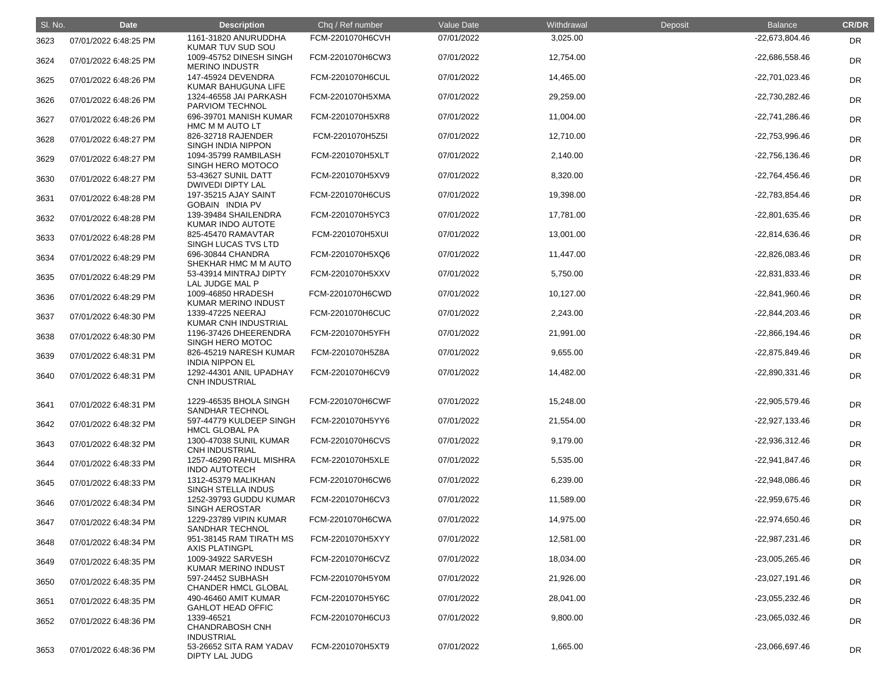| Sl. No. | Date | Description | Chq / Ref number | Value Date | Withdrawal | Deposit | Balance | CR/DR |
|---|---|---|---|---|---|---|---|---|
| 3623 | 07/01/2022 6:48:25 PM | 1161-31820 ANURUDDHA KUMAR TUV SUD SOU | FCM-2201070H6CVH | 07/01/2022 | 3,025.00 | | -22,673,804.46 | DR |
| 3624 | 07/01/2022 6:48:25 PM | 1009-45752 DINESH SINGH MERINO INDUSTR | FCM-2201070H6CW3 | 07/01/2022 | 12,754.00 | | -22,686,558.46 | DR |
| 3625 | 07/01/2022 6:48:26 PM | 147-45924 DEVENDRA KUMAR BAHUGUNA LIFE | FCM-2201070H6CUL | 07/01/2022 | 14,465.00 | | -22,701,023.46 | DR |
| 3626 | 07/01/2022 6:48:26 PM | 1324-46558 JAI PARKASH PARVIOM TECHNOL | FCM-2201070H5XMA | 07/01/2022 | 29,259.00 | | -22,730,282.46 | DR |
| 3627 | 07/01/2022 6:48:26 PM | 696-39701 MANISH KUMAR HMC M M AUTO LT | FCM-2201070H5XR8 | 07/01/2022 | 11,004.00 | | -22,741,286.46 | DR |
| 3628 | 07/01/2022 6:48:27 PM | 826-32718 RAJENDER SINGH INDIA NIPPON | FCM-2201070H5Z5I | 07/01/2022 | 12,710.00 | | -22,753,996.46 | DR |
| 3629 | 07/01/2022 6:48:27 PM | 1094-35799 RAMBILASH SINGH HERO MOTOCO | FCM-2201070H5XLT | 07/01/2022 | 2,140.00 | | -22,756,136.46 | DR |
| 3630 | 07/01/2022 6:48:27 PM | 53-43627 SUNIL DATT DWIVEDI DIPTY LAL | FCM-2201070H5XV9 | 07/01/2022 | 8,320.00 | | -22,764,456.46 | DR |
| 3631 | 07/01/2022 6:48:28 PM | 197-35215 AJAY SAINT GOBAIN INDIA PV | FCM-2201070H6CUS | 07/01/2022 | 19,398.00 | | -22,783,854.46 | DR |
| 3632 | 07/01/2022 6:48:28 PM | 139-39484 SHAILENDRA KUMAR INDO AUTOTE | FCM-2201070H5YC3 | 07/01/2022 | 17,781.00 | | -22,801,635.46 | DR |
| 3633 | 07/01/2022 6:48:28 PM | 825-45470 RAMAVTAR SINGH LUCAS TVS LTD | FCM-2201070H5XUI | 07/01/2022 | 13,001.00 | | -22,814,636.46 | DR |
| 3634 | 07/01/2022 6:48:29 PM | 696-30844 CHANDRA SHEKHAR HMC M M AUTO | FCM-2201070H5XQ6 | 07/01/2022 | 11,447.00 | | -22,826,083.46 | DR |
| 3635 | 07/01/2022 6:48:29 PM | 53-43914 MINTRAJ DIPTY LAL JUDGE MAL P | FCM-2201070H5XXV | 07/01/2022 | 5,750.00 | | -22,831,833.46 | DR |
| 3636 | 07/01/2022 6:48:29 PM | 1009-46850 HRADESH KUMAR MERINO INDUST | FCM-2201070H6CWD | 07/01/2022 | 10,127.00 | | -22,841,960.46 | DR |
| 3637 | 07/01/2022 6:48:30 PM | 1339-47225 NEERAJ KUMAR CNH INDUSTRIAL | FCM-2201070H6CUC | 07/01/2022 | 2,243.00 | | -22,844,203.46 | DR |
| 3638 | 07/01/2022 6:48:30 PM | 1196-37426 DHEERENDRA SINGH HERO MOTOC | FCM-2201070H5YFH | 07/01/2022 | 21,991.00 | | -22,866,194.46 | DR |
| 3639 | 07/01/2022 6:48:31 PM | 826-45219 NARESH KUMAR INDIA NIPPON EL | FCM-2201070H5Z8A | 07/01/2022 | 9,655.00 | | -22,875,849.46 | DR |
| 3640 | 07/01/2022 6:48:31 PM | 1292-44301 ANIL UPADHAY CNH INDUSTRIAL | FCM-2201070H6CV9 | 07/01/2022 | 14,482.00 | | -22,890,331.46 | DR |
| 3641 | 07/01/2022 6:48:31 PM | 1229-46535 BHOLA SINGH SANDHAR TECHNOL | FCM-2201070H6CWF | 07/01/2022 | 15,248.00 | | -22,905,579.46 | DR |
| 3642 | 07/01/2022 6:48:32 PM | 597-44779 KULDEEP SINGH HMCL GLOBAL PA | FCM-2201070H5YY6 | 07/01/2022 | 21,554.00 | | -22,927,133.46 | DR |
| 3643 | 07/01/2022 6:48:32 PM | 1300-47038 SUNIL KUMAR CNH INDUSTRIAL | FCM-2201070H6CVS | 07/01/2022 | 9,179.00 | | -22,936,312.46 | DR |
| 3644 | 07/01/2022 6:48:33 PM | 1257-46290 RAHUL MISHRA INDO AUTOTECH | FCM-2201070H5XLE | 07/01/2022 | 5,535.00 | | -22,941,847.46 | DR |
| 3645 | 07/01/2022 6:48:33 PM | 1312-45379 MALIKHAN SINGH STELLA INDUS | FCM-2201070H6CW6 | 07/01/2022 | 6,239.00 | | -22,948,086.46 | DR |
| 3646 | 07/01/2022 6:48:34 PM | 1252-39793 GUDDU KUMAR SINGH AEROSTAR | FCM-2201070H6CV3 | 07/01/2022 | 11,589.00 | | -22,959,675.46 | DR |
| 3647 | 07/01/2022 6:48:34 PM | 1229-23789 VIPIN KUMAR SANDHAR TECHNOL | FCM-2201070H6CWA | 07/01/2022 | 14,975.00 | | -22,974,650.46 | DR |
| 3648 | 07/01/2022 6:48:34 PM | 951-38145 RAM TIRATH MS AXIS PLATINGPL | FCM-2201070H5XYY | 07/01/2022 | 12,581.00 | | -22,987,231.46 | DR |
| 3649 | 07/01/2022 6:48:35 PM | 1009-34922 SARVESH KUMAR MERINO INDUST | FCM-2201070H6CVZ | 07/01/2022 | 18,034.00 | | -23,005,265.46 | DR |
| 3650 | 07/01/2022 6:48:35 PM | 597-24452 SUBHASH CHANDER HMCL GLOBAL | FCM-2201070H5Y0M | 07/01/2022 | 21,926.00 | | -23,027,191.46 | DR |
| 3651 | 07/01/2022 6:48:35 PM | 490-46460 AMIT KUMAR GAHLOT HEAD OFFIC | FCM-2201070H5Y6C | 07/01/2022 | 28,041.00 | | -23,055,232.46 | DR |
| 3652 | 07/01/2022 6:48:36 PM | 1339-46521 CHANDRABOSH CNH INDUSTRIAL | FCM-2201070H6CU3 | 07/01/2022 | 9,800.00 | | -23,065,032.46 | DR |
| 3653 | 07/01/2022 6:48:36 PM | 53-26652 SITA RAM YADAV DIPTY LAL JUDG | FCM-2201070H5XT9 | 07/01/2022 | 1,665.00 | | -23,066,697.46 | DR |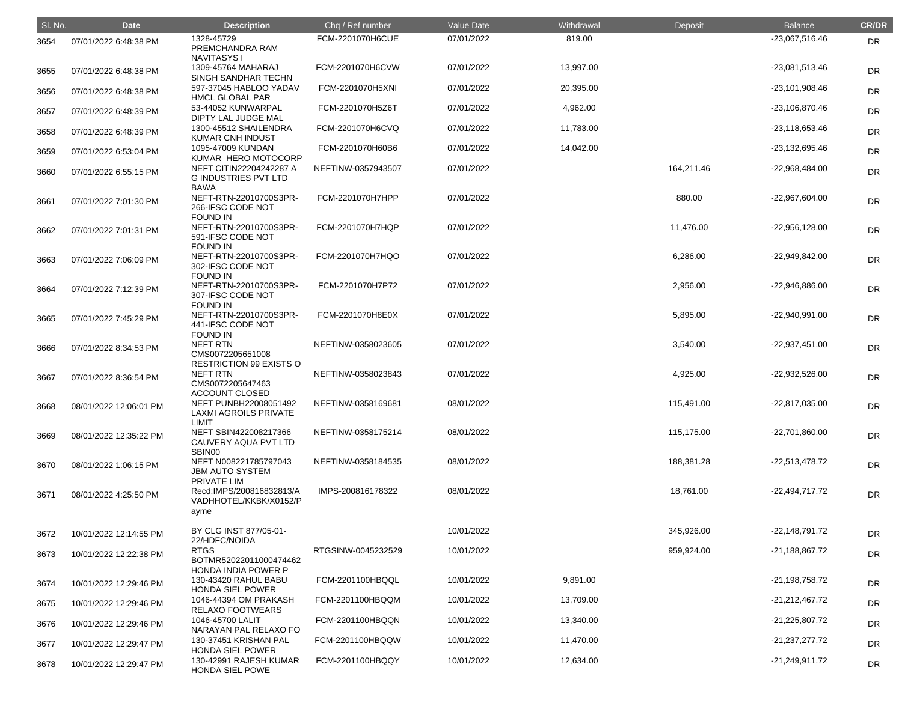| Sl. No. | Date | Description | Chq / Ref number | Value Date | Withdrawal | Deposit | Balance | CR/DR |
|---|---|---|---|---|---|---|---|---|
| 3654 | 07/01/2022 6:48:38 PM | 1328-45729 PREMCHANDRA RAM NAVITASYS I | FCM-2201070H6CUE | 07/01/2022 | 819.00 | | -23,067,516.46 | DR |
| 3655 | 07/01/2022 6:48:38 PM | 1309-45764 MAHARAJ SINGH SANDHAR TECHN | FCM-2201070H6CVW | 07/01/2022 | 13,997.00 | | -23,081,513.46 | DR |
| 3656 | 07/01/2022 6:48:38 PM | 597-37045 HABLOO YADAV HMCL GLOBAL PAR | FCM-2201070H5XNI | 07/01/2022 | 20,395.00 | | -23,101,908.46 | DR |
| 3657 | 07/01/2022 6:48:39 PM | 53-44052 KUNWARPAL DIPTY LAL JUDGE MAL | FCM-2201070H5Z6T | 07/01/2022 | 4,962.00 | | -23,106,870.46 | DR |
| 3658 | 07/01/2022 6:48:39 PM | 1300-45512 SHAILENDRA KUMAR CNH INDUST | FCM-2201070H6CVQ | 07/01/2022 | 11,783.00 | | -23,118,653.46 | DR |
| 3659 | 07/01/2022 6:53:04 PM | 1095-47009 KUNDAN KUMAR HERO MOTOCORP | FCM-2201070H60B6 | 07/01/2022 | 14,042.00 | | -23,132,695.46 | DR |
| 3660 | 07/01/2022 6:55:15 PM | NEFT CITIN22204242287 A G INDUSTRIES PVT LTD BAWA | NEFTINW-0357943507 | 07/01/2022 | | 164,211.46 | -22,968,484.00 | DR |
| 3661 | 07/01/2022 7:01:30 PM | NEFT-RTN-22010700S3PR-266-IFSC CODE NOT FOUND IN | FCM-2201070H7HPP | 07/01/2022 | | 880.00 | -22,967,604.00 | DR |
| 3662 | 07/01/2022 7:01:31 PM | NEFT-RTN-22010700S3PR-591-IFSC CODE NOT FOUND IN | FCM-2201070H7HQP | 07/01/2022 | | 11,476.00 | -22,956,128.00 | DR |
| 3663 | 07/01/2022 7:06:09 PM | NEFT-RTN-22010700S3PR-302-IFSC CODE NOT FOUND IN | FCM-2201070H7HQO | 07/01/2022 | | 6,286.00 | -22,949,842.00 | DR |
| 3664 | 07/01/2022 7:12:39 PM | NEFT-RTN-22010700S3PR-307-IFSC CODE NOT FOUND IN | FCM-2201070H7P72 | 07/01/2022 | | 2,956.00 | -22,946,886.00 | DR |
| 3665 | 07/01/2022 7:45:29 PM | NEFT-RTN-22010700S3PR-441-IFSC CODE NOT FOUND IN | FCM-2201070H8E0X | 07/01/2022 | | 5,895.00 | -22,940,991.00 | DR |
| 3666 | 07/01/2022 8:34:53 PM | NEFT RTN CMS0072205651008 RESTRICTION 99 EXISTS O | NEFTINW-0358023605 | 07/01/2022 | | 3,540.00 | -22,937,451.00 | DR |
| 3667 | 07/01/2022 8:36:54 PM | NEFT RTN CMS0072205647463 ACCOUNT CLOSED | NEFTINW-0358023843 | 07/01/2022 | | 4,925.00 | -22,932,526.00 | DR |
| 3668 | 08/01/2022 12:06:01 PM | NEFT PUNBH22008051492 LAXMI AGROILS PRIVATE LIMIT | NEFTINW-0358169681 | 08/01/2022 | | 115,491.00 | -22,817,035.00 | DR |
| 3669 | 08/01/2022 12:35:22 PM | NEFT SBIN422008217366 CAUVERY AQUA PVT LTD SBIN00 | NEFTINW-0358175214 | 08/01/2022 | | 115,175.00 | -22,701,860.00 | DR |
| 3670 | 08/01/2022 1:06:15 PM | NEFT N008221785797043 JBM AUTO SYSTEM PRIVATE LIM | NEFTINW-0358184535 | 08/01/2022 | | 188,381.28 | -22,513,478.72 | DR |
| 3671 | 08/01/2022 4:25:50 PM | Recd:IMPS/200816832813/AVADHHOTEL/KKBK/X0152/Payme | IMPS-200816178322 | 08/01/2022 | | 18,761.00 | -22,494,717.72 | DR |
| 3672 | 10/01/2022 12:14:55 PM | BY CLG INST 877/05-01-22/HDFC/NOIDA | | 10/01/2022 | | 345,926.00 | -22,148,791.72 | DR |
| 3673 | 10/01/2022 12:22:38 PM | RTGS BOTMR52022011000474462 HONDA INDIA POWER P | RTGSINW-0045232529 | 10/01/2022 | | 959,924.00 | -21,188,867.72 | DR |
| 3674 | 10/01/2022 12:29:46 PM | 130-43420 RAHUL BABU HONDA SIEL POWER | FCM-2201100HBQQL | 10/01/2022 | 9,891.00 | | -21,198,758.72 | DR |
| 3675 | 10/01/2022 12:29:46 PM | 1046-44394 OM PRAKASH RELAXO FOOTWEARS | FCM-2201100HBQQM | 10/01/2022 | 13,709.00 | | -21,212,467.72 | DR |
| 3676 | 10/01/2022 12:29:46 PM | 1046-45700 LALIT NARAYAN PAL RELAXO FO | FCM-2201100HBQQN | 10/01/2022 | 13,340.00 | | -21,225,807.72 | DR |
| 3677 | 10/01/2022 12:29:47 PM | 130-37451 KRISHAN PAL HONDA SIEL POWER | FCM-2201100HBQQW | 10/01/2022 | 11,470.00 | | -21,237,277.72 | DR |
| 3678 | 10/01/2022 12:29:47 PM | 130-42991 RAJESH KUMAR HONDA SIEL POWE | FCM-2201100HBQQY | 10/01/2022 | 12,634.00 | | -21,249,911.72 | DR |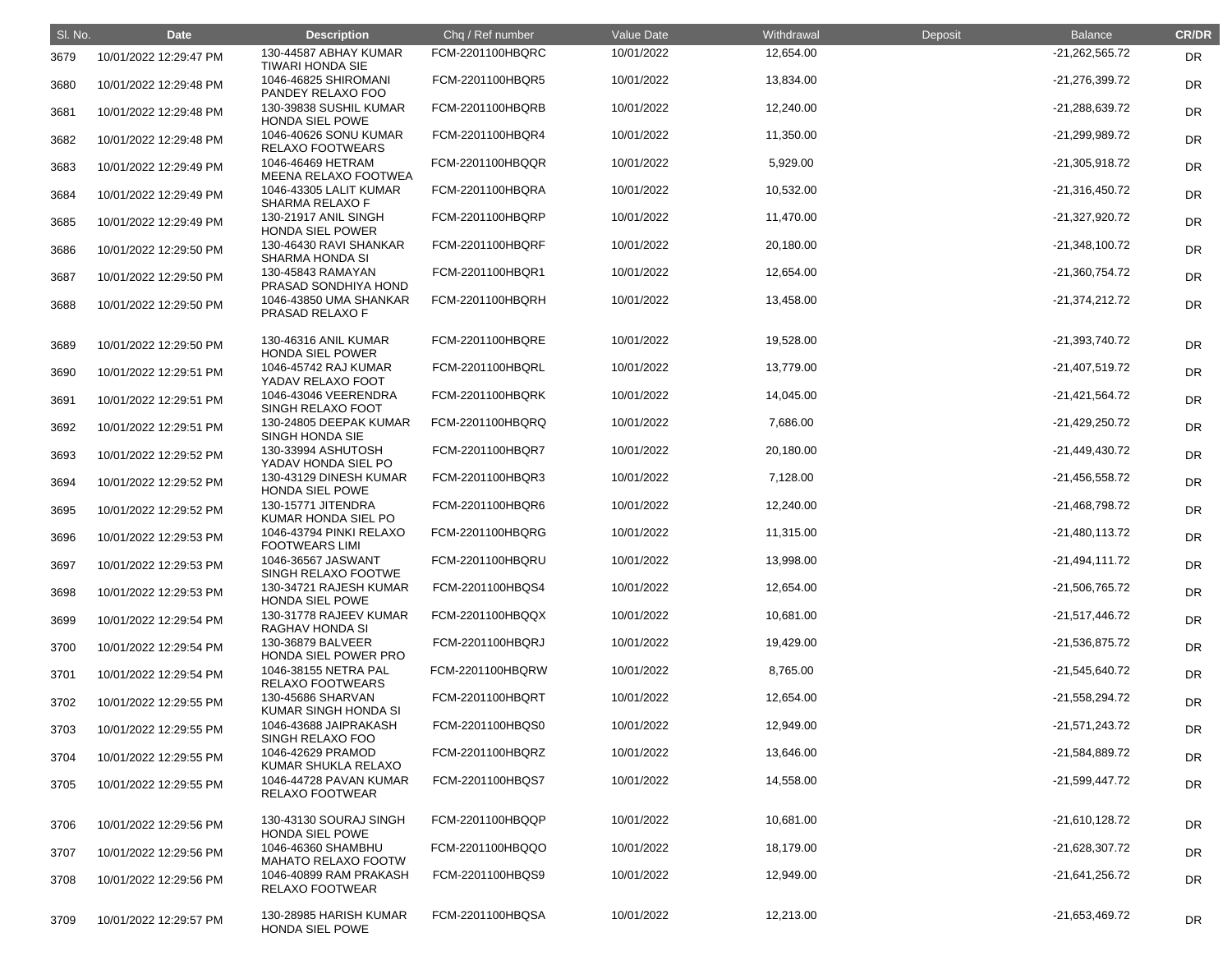| Sl. No. | Date | Description | Chq / Ref number | Value Date | Withdrawal | Deposit | Balance | CR/DR |
|---|---|---|---|---|---|---|---|---|
| 3679 | 10/01/2022 12:29:47 PM | 130-44587 ABHAY KUMAR TIWARI HONDA SIE | FCM-2201100HBQRC | 10/01/2022 | 12,654.00 | | -21,262,565.72 | DR |
| 3680 | 10/01/2022 12:29:48 PM | 1046-46825 SHIROMANI PANDEY RELAXO FOO | FCM-2201100HBQR5 | 10/01/2022 | 13,834.00 | | -21,276,399.72 | DR |
| 3681 | 10/01/2022 12:29:48 PM | 130-39838 SUSHIL KUMAR HONDA SIEL POWE | FCM-2201100HBQRB | 10/01/2022 | 12,240.00 | | -21,288,639.72 | DR |
| 3682 | 10/01/2022 12:29:48 PM | 1046-40626 SONU KUMAR RELAXO FOOTWEARS | FCM-2201100HBQR4 | 10/01/2022 | 11,350.00 | | -21,299,989.72 | DR |
| 3683 | 10/01/2022 12:29:49 PM | 1046-46469 HETRAM MEENA RELAXO FOOTWEA | FCM-2201100HBQQR | 10/01/2022 | 5,929.00 | | -21,305,918.72 | DR |
| 3684 | 10/01/2022 12:29:49 PM | 1046-43305 LALIT KUMAR SHARMA RELAXO F | FCM-2201100HBQRA | 10/01/2022 | 10,532.00 | | -21,316,450.72 | DR |
| 3685 | 10/01/2022 12:29:49 PM | 130-21917 ANIL SINGH HONDA SIEL POWER | FCM-2201100HBQRP | 10/01/2022 | 11,470.00 | | -21,327,920.72 | DR |
| 3686 | 10/01/2022 12:29:50 PM | 130-46430 RAVI SHANKAR SHARMA HONDA SI | FCM-2201100HBQRF | 10/01/2022 | 20,180.00 | | -21,348,100.72 | DR |
| 3687 | 10/01/2022 12:29:50 PM | 130-45843 RAMAYAN PRASAD SONDHIYA HOND | FCM-2201100HBQR1 | 10/01/2022 | 12,654.00 | | -21,360,754.72 | DR |
| 3688 | 10/01/2022 12:29:50 PM | 1046-43850 UMA SHANKAR PRASAD RELAXO F | FCM-2201100HBQRH | 10/01/2022 | 13,458.00 | | -21,374,212.72 | DR |
| 3689 | 10/01/2022 12:29:50 PM | 130-46316 ANIL KUMAR HONDA SIEL POWER | FCM-2201100HBQRE | 10/01/2022 | 19,528.00 | | -21,393,740.72 | DR |
| 3690 | 10/01/2022 12:29:51 PM | 1046-45742 RAJ KUMAR YADAV RELAXO FOOT | FCM-2201100HBQRL | 10/01/2022 | 13,779.00 | | -21,407,519.72 | DR |
| 3691 | 10/01/2022 12:29:51 PM | 1046-43046 VEERENDRA SINGH RELAXO FOOT | FCM-2201100HBQRK | 10/01/2022 | 14,045.00 | | -21,421,564.72 | DR |
| 3692 | 10/01/2022 12:29:51 PM | 130-24805 DEEPAK KUMAR SINGH HONDA SIE | FCM-2201100HBQRQ | 10/01/2022 | 7,686.00 | | -21,429,250.72 | DR |
| 3693 | 10/01/2022 12:29:52 PM | 130-33994 ASHUTOSH YADAV HONDA SIEL PO | FCM-2201100HBQR7 | 10/01/2022 | 20,180.00 | | -21,449,430.72 | DR |
| 3694 | 10/01/2022 12:29:52 PM | 130-43129 DINESH KUMAR HONDA SIEL POWE | FCM-2201100HBQR3 | 10/01/2022 | 7,128.00 | | -21,456,558.72 | DR |
| 3695 | 10/01/2022 12:29:52 PM | 130-15771 JITENDRA KUMAR HONDA SIEL PO | FCM-2201100HBQR6 | 10/01/2022 | 12,240.00 | | -21,468,798.72 | DR |
| 3696 | 10/01/2022 12:29:53 PM | 1046-43794 PINKI RELAXO FOOTWEARS LIMI | FCM-2201100HBQRG | 10/01/2022 | 11,315.00 | | -21,480,113.72 | DR |
| 3697 | 10/01/2022 12:29:53 PM | 1046-36567 JASWANT SINGH RELAXO FOOTWE | FCM-2201100HBQRU | 10/01/2022 | 13,998.00 | | -21,494,111.72 | DR |
| 3698 | 10/01/2022 12:29:53 PM | 130-34721 RAJESH KUMAR HONDA SIEL POWE | FCM-2201100HBQS4 | 10/01/2022 | 12,654.00 | | -21,506,765.72 | DR |
| 3699 | 10/01/2022 12:29:54 PM | 130-31778 RAJEEV KUMAR RAGHAV HONDA SI | FCM-2201100HBQQX | 10/01/2022 | 10,681.00 | | -21,517,446.72 | DR |
| 3700 | 10/01/2022 12:29:54 PM | 130-36879 BALVEER HONDA SIEL POWER PRO | FCM-2201100HBQRJ | 10/01/2022 | 19,429.00 | | -21,536,875.72 | DR |
| 3701 | 10/01/2022 12:29:54 PM | 1046-38155 NETRA PAL RELAXO FOOTWEARS | FCM-2201100HBQRW | 10/01/2022 | 8,765.00 | | -21,545,640.72 | DR |
| 3702 | 10/01/2022 12:29:55 PM | 130-45686 SHARVAN KUMAR SINGH HONDA SI | FCM-2201100HBQRT | 10/01/2022 | 12,654.00 | | -21,558,294.72 | DR |
| 3703 | 10/01/2022 12:29:55 PM | 1046-43688 JAIPRAKASH SINGH RELAXO FOO | FCM-2201100HBQS0 | 10/01/2022 | 12,949.00 | | -21,571,243.72 | DR |
| 3704 | 10/01/2022 12:29:55 PM | 1046-42629 PRAMOD KUMAR SHUKLA RELAXO | FCM-2201100HBQRZ | 10/01/2022 | 13,646.00 | | -21,584,889.72 | DR |
| 3705 | 10/01/2022 12:29:55 PM | 1046-44728 PAVAN KUMAR RELAXO FOOTWEAR | FCM-2201100HBQS7 | 10/01/2022 | 14,558.00 | | -21,599,447.72 | DR |
| 3706 | 10/01/2022 12:29:56 PM | 130-43130 SOURAJ SINGH HONDA SIEL POWE | FCM-2201100HBQQP | 10/01/2022 | 10,681.00 | | -21,610,128.72 | DR |
| 3707 | 10/01/2022 12:29:56 PM | 1046-46360 SHAMBHU MAHATO RELAXO FOOTW | FCM-2201100HBQQO | 10/01/2022 | 18,179.00 | | -21,628,307.72 | DR |
| 3708 | 10/01/2022 12:29:56 PM | 1046-40899 RAM PRAKASH RELAXO FOOTWEAR | FCM-2201100HBQS9 | 10/01/2022 | 12,949.00 | | -21,641,256.72 | DR |
| 3709 | 10/01/2022 12:29:57 PM | 130-28985 HARISH KUMAR HONDA SIEL POWE | FCM-2201100HBQSA | 10/01/2022 | 12,213.00 | | -21,653,469.72 | DR |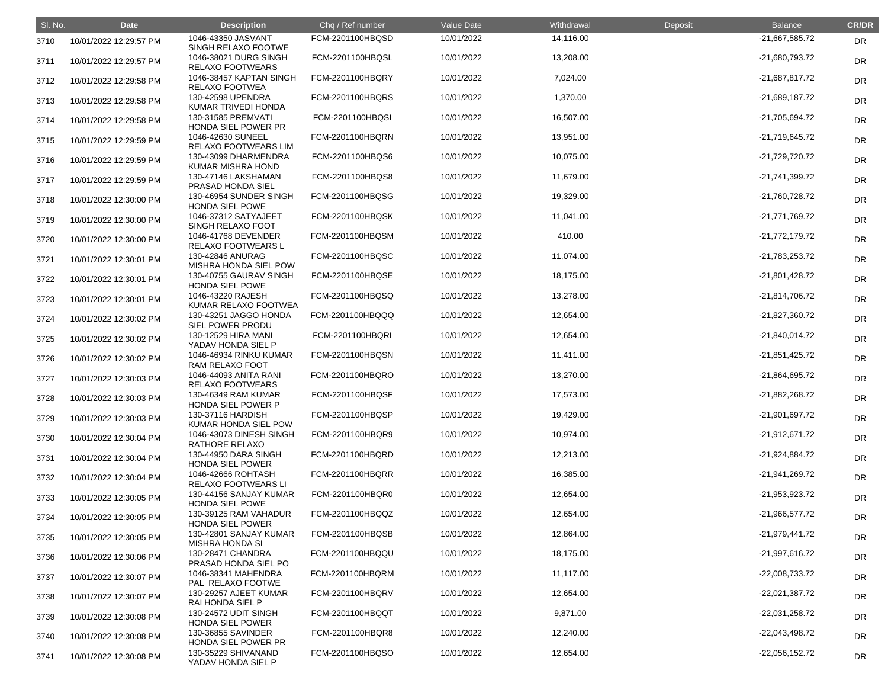| Sl. No. | Date | Description | Chq / Ref number | Value Date | Withdrawal | Deposit | Balance | CR/DR |
|---|---|---|---|---|---|---|---|---|
| 3710 | 10/01/2022 12:29:57 PM | 1046-43350 JASVANT SINGH RELAXO FOOTWE | FCM-2201100HBQSD | 10/01/2022 | 14,116.00 | | -21,667,585.72 | DR |
| 3711 | 10/01/2022 12:29:57 PM | 1046-38021 DURG SINGH RELAXO FOOTWEARS | FCM-2201100HBQSL | 10/01/2022 | 13,208.00 | | -21,680,793.72 | DR |
| 3712 | 10/01/2022 12:29:58 PM | 1046-38457 KAPTAN SINGH RELAXO FOOTWEA | FCM-2201100HBQRY | 10/01/2022 | 7,024.00 | | -21,687,817.72 | DR |
| 3713 | 10/01/2022 12:29:58 PM | 130-42598 UPENDRA KUMAR TRIVEDI HONDA | FCM-2201100HBQRS | 10/01/2022 | 1,370.00 | | -21,689,187.72 | DR |
| 3714 | 10/01/2022 12:29:58 PM | 130-31585 PREMVATI HONDA SIEL POWER PR | FCM-2201100HBQSI | 10/01/2022 | 16,507.00 | | -21,705,694.72 | DR |
| 3715 | 10/01/2022 12:29:59 PM | 1046-42630 SUNEEL RELAXO FOOTWEARS LIM | FCM-2201100HBQRN | 10/01/2022 | 13,951.00 | | -21,719,645.72 | DR |
| 3716 | 10/01/2022 12:29:59 PM | 130-43099 DHARMENDRA KUMAR MISHRA HOND | FCM-2201100HBQS6 | 10/01/2022 | 10,075.00 | | -21,729,720.72 | DR |
| 3717 | 10/01/2022 12:29:59 PM | 130-47146 LAKSHAMAN PRASAD HONDA SIEL | FCM-2201100HBQS8 | 10/01/2022 | 11,679.00 | | -21,741,399.72 | DR |
| 3718 | 10/01/2022 12:30:00 PM | 130-46954 SUNDER SINGH HONDA SIEL POWE | FCM-2201100HBQSG | 10/01/2022 | 19,329.00 | | -21,760,728.72 | DR |
| 3719 | 10/01/2022 12:30:00 PM | 1046-37312 SATYAJEET SINGH RELAXO FOOT | FCM-2201100HBQSK | 10/01/2022 | 11,041.00 | | -21,771,769.72 | DR |
| 3720 | 10/01/2022 12:30:00 PM | 1046-41768 DEVENDER RELAXO FOOTWEARS L | FCM-2201100HBQSM | 10/01/2022 | 410.00 | | -21,772,179.72 | DR |
| 3721 | 10/01/2022 12:30:01 PM | 130-42846 ANURAG MISHRA HONDA SIEL POW | FCM-2201100HBQSC | 10/01/2022 | 11,074.00 | | -21,783,253.72 | DR |
| 3722 | 10/01/2022 12:30:01 PM | 130-40755 GAURAV SINGH HONDA SIEL POWE | FCM-2201100HBQSE | 10/01/2022 | 18,175.00 | | -21,801,428.72 | DR |
| 3723 | 10/01/2022 12:30:01 PM | 1046-43220 RAJESH KUMAR RELAXO FOOTWEA | FCM-2201100HBQSQ | 10/01/2022 | 13,278.00 | | -21,814,706.72 | DR |
| 3724 | 10/01/2022 12:30:02 PM | 130-43251 JAGGO HONDA SIEL POWER PRODU | FCM-2201100HBQQQ | 10/01/2022 | 12,654.00 | | -21,827,360.72 | DR |
| 3725 | 10/01/2022 12:30:02 PM | 130-12529 HIRA MANI YADAV HONDA SIEL P | FCM-2201100HBQRI | 10/01/2022 | 12,654.00 | | -21,840,014.72 | DR |
| 3726 | 10/01/2022 12:30:02 PM | 1046-46934 RINKU KUMAR RAM RELAXO FOOT | FCM-2201100HBQSN | 10/01/2022 | 11,411.00 | | -21,851,425.72 | DR |
| 3727 | 10/01/2022 12:30:03 PM | 1046-44093 ANITA RANI RELAXO FOOTWEARS | FCM-2201100HBQRO | 10/01/2022 | 13,270.00 | | -21,864,695.72 | DR |
| 3728 | 10/01/2022 12:30:03 PM | 130-46349 RAM KUMAR HONDA SIEL POWER P | FCM-2201100HBQSF | 10/01/2022 | 17,573.00 | | -21,882,268.72 | DR |
| 3729 | 10/01/2022 12:30:03 PM | 130-37116 HARDISH KUMAR HONDA SIEL POW | FCM-2201100HBQSP | 10/01/2022 | 19,429.00 | | -21,901,697.72 | DR |
| 3730 | 10/01/2022 12:30:04 PM | 1046-43073 DINESH SINGH RATHORE RELAXO | FCM-2201100HBQR9 | 10/01/2022 | 10,974.00 | | -21,912,671.72 | DR |
| 3731 | 10/01/2022 12:30:04 PM | 130-44950 DARA SINGH HONDA SIEL POWER | FCM-2201100HBQRD | 10/01/2022 | 12,213.00 | | -21,924,884.72 | DR |
| 3732 | 10/01/2022 12:30:04 PM | 1046-42666 ROHTASH RELAXO FOOTWEARS LI | FCM-2201100HBQRR | 10/01/2022 | 16,385.00 | | -21,941,269.72 | DR |
| 3733 | 10/01/2022 12:30:05 PM | 130-44156 SANJAY KUMAR HONDA SIEL POWE | FCM-2201100HBQR0 | 10/01/2022 | 12,654.00 | | -21,953,923.72 | DR |
| 3734 | 10/01/2022 12:30:05 PM | 130-39125 RAM VAHADUR HONDA SIEL POWER | FCM-2201100HBQQZ | 10/01/2022 | 12,654.00 | | -21,966,577.72 | DR |
| 3735 | 10/01/2022 12:30:05 PM | 130-42801 SANJAY KUMAR MISHRA HONDA SI | FCM-2201100HBQSB | 10/01/2022 | 12,864.00 | | -21,979,441.72 | DR |
| 3736 | 10/01/2022 12:30:06 PM | 130-28471 CHANDRA PRASAD HONDA SIEL PO | FCM-2201100HBQQU | 10/01/2022 | 18,175.00 | | -21,997,616.72 | DR |
| 3737 | 10/01/2022 12:30:07 PM | 1046-38341 MAHENDRA PAL RELAXO FOOTWE | FCM-2201100HBQRM | 10/01/2022 | 11,117.00 | | -22,008,733.72 | DR |
| 3738 | 10/01/2022 12:30:07 PM | 130-29257 AJEET KUMAR RAI HONDA SIEL P | FCM-2201100HBQRV | 10/01/2022 | 12,654.00 | | -22,021,387.72 | DR |
| 3739 | 10/01/2022 12:30:08 PM | 130-24572 UDIT SINGH HONDA SIEL POWER | FCM-2201100HBQQT | 10/01/2022 | 9,871.00 | | -22,031,258.72 | DR |
| 3740 | 10/01/2022 12:30:08 PM | 130-36855 SAVINDER HONDA SIEL POWER PR | FCM-2201100HBQR8 | 10/01/2022 | 12,240.00 | | -22,043,498.72 | DR |
| 3741 | 10/01/2022 12:30:08 PM | 130-35229 SHIVANAND YADAV HONDA SIEL P | FCM-2201100HBQSO | 10/01/2022 | 12,654.00 | | -22,056,152.72 | DR |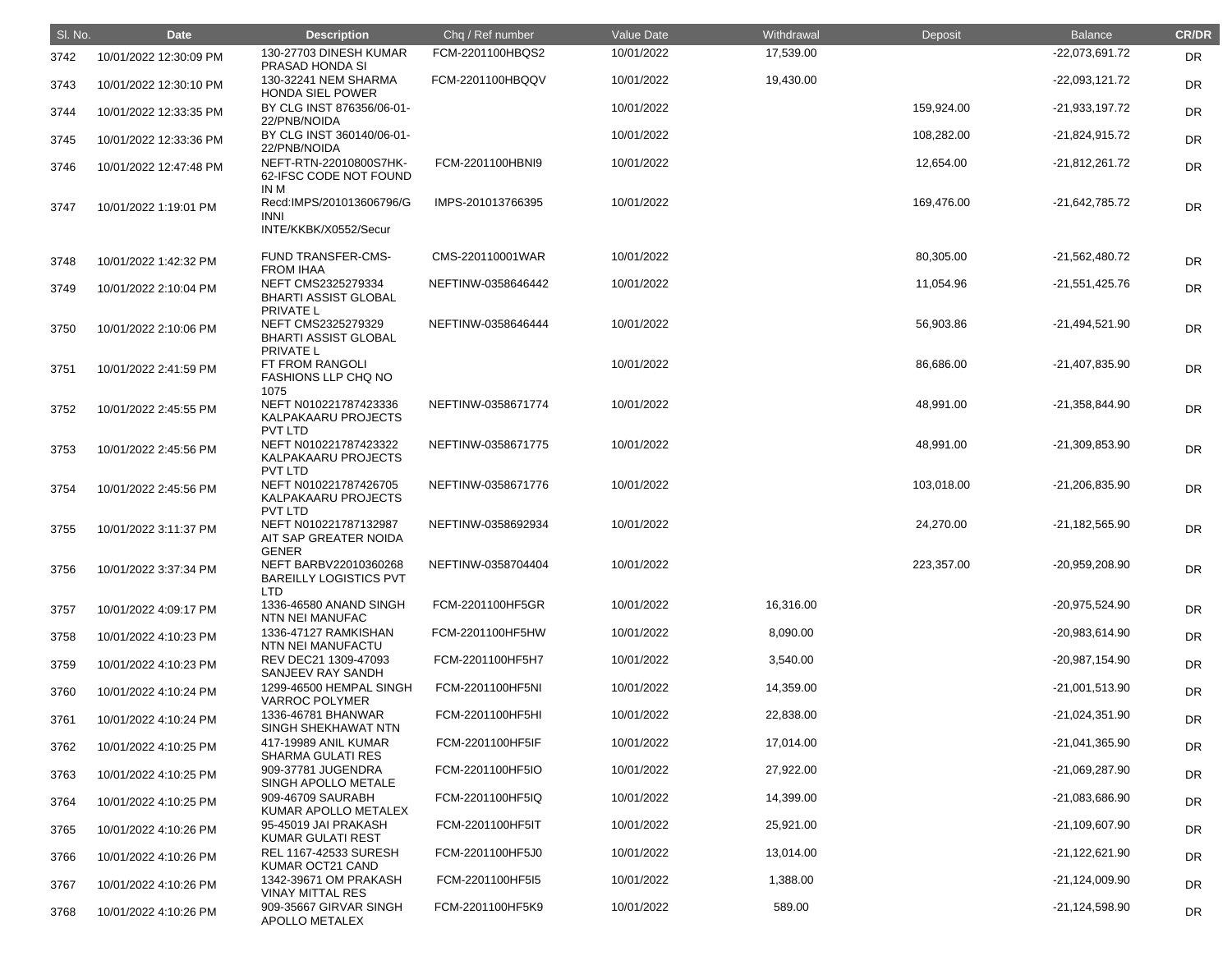| Sl. No. | Date | Description | Chq / Ref number | Value Date | Withdrawal | Deposit | Balance | CR/DR |
|---|---|---|---|---|---|---|---|---|
| 3742 | 10/01/2022 12:30:09 PM | 130-27703 DINESH KUMAR PRASAD HONDA SI | FCM-2201100HBQS2 | 10/01/2022 | 17,539.00 | | -22,073,691.72 | DR |
| 3743 | 10/01/2022 12:30:10 PM | 130-32241 NEM SHARMA HONDA SIEL POWER | FCM-2201100HBQQV | 10/01/2022 | 19,430.00 | | -22,093,121.72 | DR |
| 3744 | 10/01/2022 12:33:35 PM | BY CLG INST 876356/06-01-22/PNB/NOIDA | | 10/01/2022 | | 159,924.00 | -21,933,197.72 | DR |
| 3745 | 10/01/2022 12:33:36 PM | BY CLG INST 360140/06-01-22/PNB/NOIDA | | 10/01/2022 | | 108,282.00 | -21,824,915.72 | DR |
| 3746 | 10/01/2022 12:47:48 PM | NEFT-RTN-22010800S7HK-62-IFSC CODE NOT FOUND IN M | FCM-2201100HBNI9 | 10/01/2022 | | 12,654.00 | -21,812,261.72 | DR |
| 3747 | 10/01/2022 1:19:01 PM | Recd:IMPS/201013606796/GINNI INTE/KKBK/X0552/Secur | IMPS-201013766395 | 10/01/2022 | | 169,476.00 | -21,642,785.72 | DR |
| 3748 | 10/01/2022 1:42:32 PM | FUND TRANSFER-CMS-FROM IHAA | CMS-220110001WAR | 10/01/2022 | | 80,305.00 | -21,562,480.72 | DR |
| 3749 | 10/01/2022 2:10:04 PM | NEFT CMS2325279334 BHARTI ASSIST GLOBAL PRIVATE L | NEFTINW-0358646442 | 10/01/2022 | | 11,054.96 | -21,551,425.76 | DR |
| 3750 | 10/01/2022 2:10:06 PM | NEFT CMS2325279329 BHARTI ASSIST GLOBAL PRIVATE L | NEFTINW-0358646444 | 10/01/2022 | | 56,903.86 | -21,494,521.90 | DR |
| 3751 | 10/01/2022 2:41:59 PM | FT FROM RANGOLI FASHIONS LLP CHQ NO 1075 | | 10/01/2022 | | 86,686.00 | -21,407,835.90 | DR |
| 3752 | 10/01/2022 2:45:55 PM | NEFT N010221787423336 KALPAKAARU PROJECTS PVT LTD | NEFTINW-0358671774 | 10/01/2022 | | 48,991.00 | -21,358,844.90 | DR |
| 3753 | 10/01/2022 2:45:56 PM | NEFT N010221787423322 KALPAKAARU PROJECTS PVT LTD | NEFTINW-0358671775 | 10/01/2022 | | 48,991.00 | -21,309,853.90 | DR |
| 3754 | 10/01/2022 2:45:56 PM | NEFT N010221787426705 KALPAKAARU PROJECTS PVT LTD | NEFTINW-0358671776 | 10/01/2022 | | 103,018.00 | -21,206,835.90 | DR |
| 3755 | 10/01/2022 3:11:37 PM | NEFT N010221787132987 AIT SAP GREATER NOIDA GENER | NEFTINW-0358692934 | 10/01/2022 | | 24,270.00 | -21,182,565.90 | DR |
| 3756 | 10/01/2022 3:37:34 PM | NEFT BARBV22010360268 BAREILLY LOGISTICS PVT LTD | NEFTINW-0358704404 | 10/01/2022 | | 223,357.00 | -20,959,208.90 | DR |
| 3757 | 10/01/2022 4:09:17 PM | 1336-46580 ANAND SINGH NTN NEI MANUFAC | FCM-2201100HF5GR | 10/01/2022 | 16,316.00 | | -20,975,524.90 | DR |
| 3758 | 10/01/2022 4:10:23 PM | 1336-47127 RAMKISHAN NTN NEI MANUFACTU | FCM-2201100HF5HW | 10/01/2022 | 8,090.00 | | -20,983,614.90 | DR |
| 3759 | 10/01/2022 4:10:23 PM | REV DEC21 1309-47093 SANJEEV RAY SANDH | FCM-2201100HF5H7 | 10/01/2022 | 3,540.00 | | -20,987,154.90 | DR |
| 3760 | 10/01/2022 4:10:24 PM | 1299-46500 HEMPAL SINGH VARROC POLYMER | FCM-2201100HF5NI | 10/01/2022 | 14,359.00 | | -21,001,513.90 | DR |
| 3761 | 10/01/2022 4:10:24 PM | 1336-46781 BHANWAR SINGH SHEKHAWAT NTN | FCM-2201100HF5HI | 10/01/2022 | 22,838.00 | | -21,024,351.90 | DR |
| 3762 | 10/01/2022 4:10:25 PM | 417-19989 ANIL KUMAR SHARMA GULATI RES | FCM-2201100HF5IF | 10/01/2022 | 17,014.00 | | -21,041,365.90 | DR |
| 3763 | 10/01/2022 4:10:25 PM | 909-37781 JUGENDRA SINGH APOLLO METALE | FCM-2201100HF5IO | 10/01/2022 | 27,922.00 | | -21,069,287.90 | DR |
| 3764 | 10/01/2022 4:10:25 PM | 909-46709 SAURABH KUMAR APOLLO METALEX | FCM-2201100HF5IQ | 10/01/2022 | 14,399.00 | | -21,083,686.90 | DR |
| 3765 | 10/01/2022 4:10:26 PM | 95-45019 JAI PRAKASH KUMAR GULATI REST | FCM-2201100HF5IT | 10/01/2022 | 25,921.00 | | -21,109,607.90 | DR |
| 3766 | 10/01/2022 4:10:26 PM | REL 1167-42533 SURESH KUMAR OCT21 CAND | FCM-2201100HF5J0 | 10/01/2022 | 13,014.00 | | -21,122,621.90 | DR |
| 3767 | 10/01/2022 4:10:26 PM | 1342-39671 OM PRAKASH VINAY MITTAL RES | FCM-2201100HF5I5 | 10/01/2022 | 1,388.00 | | -21,124,009.90 | DR |
| 3768 | 10/01/2022 4:10:26 PM | 909-35667 GIRVAR SINGH APOLLO METALEX | FCM-2201100HF5K9 | 10/01/2022 | 589.00 | | -21,124,598.90 | DR |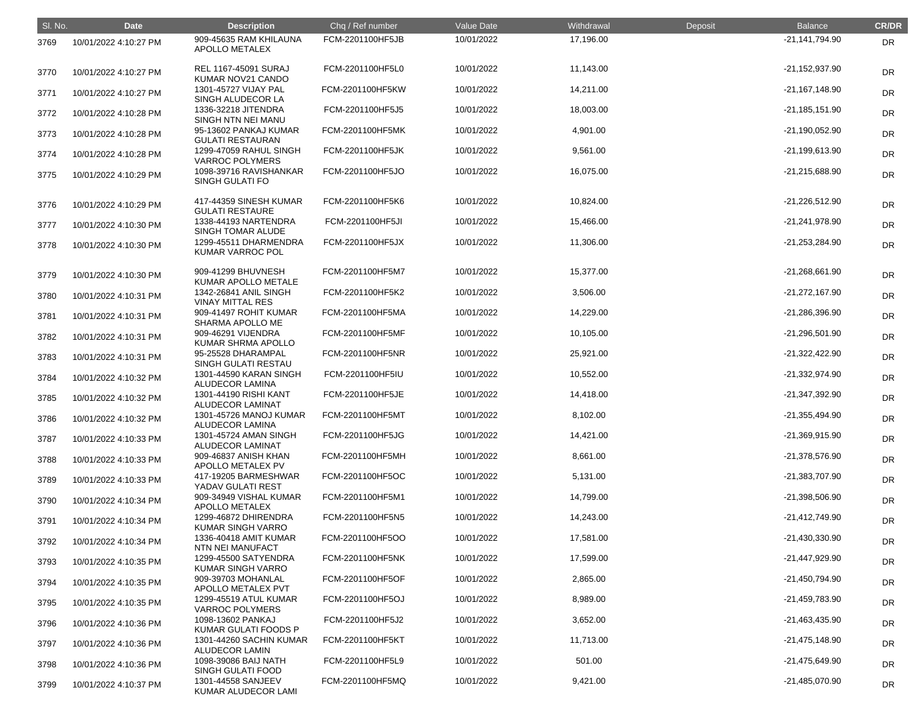| Sl. No. | Date | Description | Chq / Ref number | Value Date | Withdrawal | Deposit | Balance | CR/DR |
|---|---|---|---|---|---|---|---|---|
| 3769 | 10/01/2022 4:10:27 PM | 909-45635 RAM KHILAUNA APOLLO METALEX | FCM-2201100HF5JB | 10/01/2022 | 17,196.00 | | -21,141,794.90 | DR |
| 3770 | 10/01/2022 4:10:27 PM | REL 1167-45091 SURAJ KUMAR NOV21 CANDO | FCM-2201100HF5L0 | 10/01/2022 | 11,143.00 | | -21,152,937.90 | DR |
| 3771 | 10/01/2022 4:10:27 PM | 1301-45727 VIJAY PAL SINGH ALUDECOR LA | FCM-2201100HF5KW | 10/01/2022 | 14,211.00 | | -21,167,148.90 | DR |
| 3772 | 10/01/2022 4:10:28 PM | 1336-32218 JITENDRA SINGH NTN NEI MANU | FCM-2201100HF5J5 | 10/01/2022 | 18,003.00 | | -21,185,151.90 | DR |
| 3773 | 10/01/2022 4:10:28 PM | 95-13602 PANKAJ KUMAR GULATI RESTAURAN | FCM-2201100HF5MK | 10/01/2022 | 4,901.00 | | -21,190,052.90 | DR |
| 3774 | 10/01/2022 4:10:28 PM | 1299-47059 RAHUL SINGH VARROC POLYMERS | FCM-2201100HF5JK | 10/01/2022 | 9,561.00 | | -21,199,613.90 | DR |
| 3775 | 10/01/2022 4:10:29 PM | 1098-39716 RAVISHANKAR SINGH GULATI FO | FCM-2201100HF5JO | 10/01/2022 | 16,075.00 | | -21,215,688.90 | DR |
| 3776 | 10/01/2022 4:10:29 PM | 417-44359 SINESH KUMAR GULATI RESTAURE | FCM-2201100HF5K6 | 10/01/2022 | 10,824.00 | | -21,226,512.90 | DR |
| 3777 | 10/01/2022 4:10:30 PM | 1338-44193 NARTENDRA SINGH TOMAR ALUDE | FCM-2201100HF5JI | 10/01/2022 | 15,466.00 | | -21,241,978.90 | DR |
| 3778 | 10/01/2022 4:10:30 PM | 1299-45511 DHARMENDRA KUMAR VARROC POL | FCM-2201100HF5JX | 10/01/2022 | 11,306.00 | | -21,253,284.90 | DR |
| 3779 | 10/01/2022 4:10:30 PM | 909-41299 BHUVNESH KUMAR APOLLO METALE | FCM-2201100HF5M7 | 10/01/2022 | 15,377.00 | | -21,268,661.90 | DR |
| 3780 | 10/01/2022 4:10:31 PM | 1342-26841 ANIL SINGH VINAY MITTAL RES | FCM-2201100HF5K2 | 10/01/2022 | 3,506.00 | | -21,272,167.90 | DR |
| 3781 | 10/01/2022 4:10:31 PM | 909-41497 ROHIT KUMAR SHARMA APOLLO ME | FCM-2201100HF5MA | 10/01/2022 | 14,229.00 | | -21,286,396.90 | DR |
| 3782 | 10/01/2022 4:10:31 PM | 909-46291 VIJENDRA KUMAR SHRMA APOLLO | FCM-2201100HF5MF | 10/01/2022 | 10,105.00 | | -21,296,501.90 | DR |
| 3783 | 10/01/2022 4:10:31 PM | 95-25528 DHARAMPAL SINGH GULATI RESTAU | FCM-2201100HF5NR | 10/01/2022 | 25,921.00 | | -21,322,422.90 | DR |
| 3784 | 10/01/2022 4:10:32 PM | 1301-44590 KARAN SINGH ALUDECOR LAMINA | FCM-2201100HF5IU | 10/01/2022 | 10,552.00 | | -21,332,974.90 | DR |
| 3785 | 10/01/2022 4:10:32 PM | 1301-44190 RISHI KANT ALUDECOR LAMINAT | FCM-2201100HF5JE | 10/01/2022 | 14,418.00 | | -21,347,392.90 | DR |
| 3786 | 10/01/2022 4:10:32 PM | 1301-45726 MANOJ KUMAR ALUDECOR LAMINA | FCM-2201100HF5MT | 10/01/2022 | 8,102.00 | | -21,355,494.90 | DR |
| 3787 | 10/01/2022 4:10:33 PM | 1301-45724 AMAN SINGH ALUDECOR LAMINAT | FCM-2201100HF5JG | 10/01/2022 | 14,421.00 | | -21,369,915.90 | DR |
| 3788 | 10/01/2022 4:10:33 PM | 909-46837 ANISH KHAN APOLLO METALEX PV | FCM-2201100HF5MH | 10/01/2022 | 8,661.00 | | -21,378,576.90 | DR |
| 3789 | 10/01/2022 4:10:33 PM | 417-19205 BARMESHWAR YADAV GULATI REST | FCM-2201100HF5OC | 10/01/2022 | 5,131.00 | | -21,383,707.90 | DR |
| 3790 | 10/01/2022 4:10:34 PM | 909-34949 VISHAL KUMAR APOLLO METALEX | FCM-2201100HF5M1 | 10/01/2022 | 14,799.00 | | -21,398,506.90 | DR |
| 3791 | 10/01/2022 4:10:34 PM | 1299-46872 DHIRENDRA KUMAR SINGH VARRO | FCM-2201100HF5N5 | 10/01/2022 | 14,243.00 | | -21,412,749.90 | DR |
| 3792 | 10/01/2022 4:10:34 PM | 1336-40418 AMIT KUMAR NTN NEI MANUFACT | FCM-2201100HF5OO | 10/01/2022 | 17,581.00 | | -21,430,330.90 | DR |
| 3793 | 10/01/2022 4:10:35 PM | 1299-45500 SATYENDRA KUMAR SINGH VARRO | FCM-2201100HF5NK | 10/01/2022 | 17,599.00 | | -21,447,929.90 | DR |
| 3794 | 10/01/2022 4:10:35 PM | 909-39703 MOHANLAL APOLLO METALEX PVT | FCM-2201100HF5OF | 10/01/2022 | 2,865.00 | | -21,450,794.90 | DR |
| 3795 | 10/01/2022 4:10:35 PM | 1299-45519 ATUL KUMAR VARROC POLYMERS | FCM-2201100HF5OJ | 10/01/2022 | 8,989.00 | | -21,459,783.90 | DR |
| 3796 | 10/01/2022 4:10:36 PM | 1098-13602 PANKAJ KUMAR GULATI FOODS P | FCM-2201100HF5J2 | 10/01/2022 | 3,652.00 | | -21,463,435.90 | DR |
| 3797 | 10/01/2022 4:10:36 PM | 1301-44260 SACHIN KUMAR ALUDECOR LAMIN | FCM-2201100HF5KT | 10/01/2022 | 11,713.00 | | -21,475,148.90 | DR |
| 3798 | 10/01/2022 4:10:36 PM | 1098-39086 BAIJ NATH SINGH GULATI FOOD | FCM-2201100HF5L9 | 10/01/2022 | 501.00 | | -21,475,649.90 | DR |
| 3799 | 10/01/2022 4:10:37 PM | 1301-44558 SANJEEV KUMAR ALUDECOR LAMI | FCM-2201100HF5MQ | 10/01/2022 | 9,421.00 | | -21,485,070.90 | DR |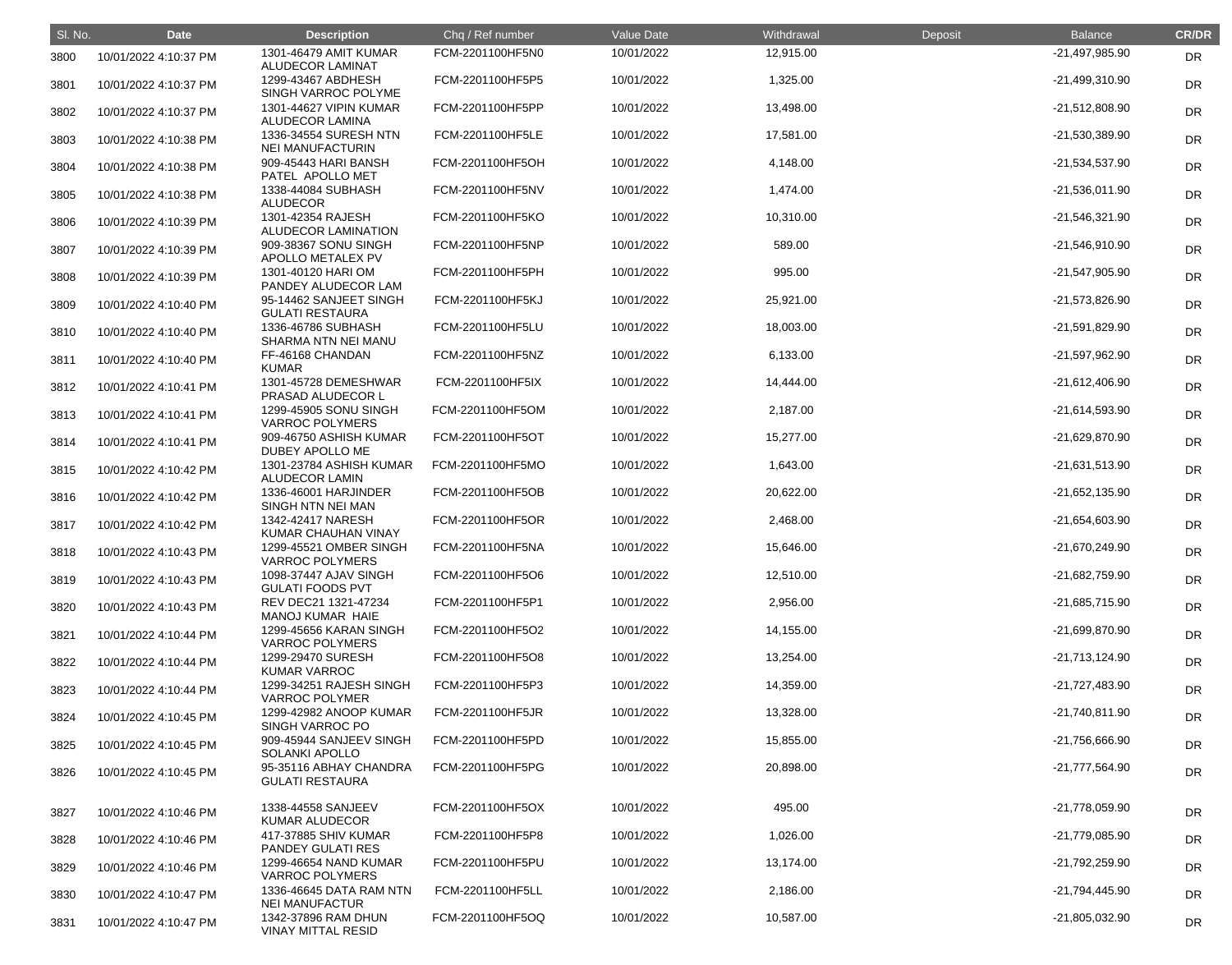| Sl. No. | Date | Description | Chq / Ref number | Value Date | Withdrawal | Deposit | Balance | CR/DR |
|---|---|---|---|---|---|---|---|---|
| 3800 | 10/01/2022 4:10:37 PM | 1301-46479 AMIT KUMAR ALUDECOR LAMINAT | FCM-2201100HF5N0 | 10/01/2022 | 12,915.00 | | -21,497,985.90 | DR |
| 3801 | 10/01/2022 4:10:37 PM | 1299-43467 ABDHESH SINGH VARROC POLYME | FCM-2201100HF5P5 | 10/01/2022 | 1,325.00 | | -21,499,310.90 | DR |
| 3802 | 10/01/2022 4:10:37 PM | 1301-44627 VIPIN KUMAR ALUDECOR LAMINA | FCM-2201100HF5PP | 10/01/2022 | 13,498.00 | | -21,512,808.90 | DR |
| 3803 | 10/01/2022 4:10:38 PM | 1336-34554 SURESH NTN NEI MANUFACTURIN | FCM-2201100HF5LE | 10/01/2022 | 17,581.00 | | -21,530,389.90 | DR |
| 3804 | 10/01/2022 4:10:38 PM | 909-45443 HARI BANSH PATEL APOLLO MET | FCM-2201100HF5OH | 10/01/2022 | 4,148.00 | | -21,534,537.90 | DR |
| 3805 | 10/01/2022 4:10:38 PM | 1338-44084 SUBHASH ALUDECOR | FCM-2201100HF5NV | 10/01/2022 | 1,474.00 | | -21,536,011.90 | DR |
| 3806 | 10/01/2022 4:10:39 PM | 1301-42354 RAJESH ALUDECOR LAMINATION | FCM-2201100HF5KO | 10/01/2022 | 10,310.00 | | -21,546,321.90 | DR |
| 3807 | 10/01/2022 4:10:39 PM | 909-38367 SONU SINGH APOLLO METALEX PV | FCM-2201100HF5NP | 10/01/2022 | 589.00 | | -21,546,910.90 | DR |
| 3808 | 10/01/2022 4:10:39 PM | 1301-40120 HARI OM PANDEY ALUDECOR LAM | FCM-2201100HF5PH | 10/01/2022 | 995.00 | | -21,547,905.90 | DR |
| 3809 | 10/01/2022 4:10:40 PM | 95-14462 SANJEET SINGH GULATI RESTAURA | FCM-2201100HF5KJ | 10/01/2022 | 25,921.00 | | -21,573,826.90 | DR |
| 3810 | 10/01/2022 4:10:40 PM | 1336-46786 SUBHASH SHARMA NTN NEI MANU | FCM-2201100HF5LU | 10/01/2022 | 18,003.00 | | -21,591,829.90 | DR |
| 3811 | 10/01/2022 4:10:40 PM | FF-46168 CHANDAN KUMAR | FCM-2201100HF5NZ | 10/01/2022 | 6,133.00 | | -21,597,962.90 | DR |
| 3812 | 10/01/2022 4:10:41 PM | 1301-45728 DEMESHWAR PRASAD ALUDECOR L | FCM-2201100HF5IX | 10/01/2022 | 14,444.00 | | -21,612,406.90 | DR |
| 3813 | 10/01/2022 4:10:41 PM | 1299-45905 SONU SINGH VARROC POLYMERS | FCM-2201100HF5OM | 10/01/2022 | 2,187.00 | | -21,614,593.90 | DR |
| 3814 | 10/01/2022 4:10:41 PM | 909-46750 ASHISH KUMAR DUBEY APOLLO ME | FCM-2201100HF5OT | 10/01/2022 | 15,277.00 | | -21,629,870.90 | DR |
| 3815 | 10/01/2022 4:10:42 PM | 1301-23784 ASHISH KUMAR ALUDECOR LAMIN | FCM-2201100HF5MO | 10/01/2022 | 1,643.00 | | -21,631,513.90 | DR |
| 3816 | 10/01/2022 4:10:42 PM | 1336-46001 HARJINDER SINGH NTN NEI MAN | FCM-2201100HF5OB | 10/01/2022 | 20,622.00 | | -21,652,135.90 | DR |
| 3817 | 10/01/2022 4:10:42 PM | 1342-42417 NARESH KUMAR CHAUHAN VINAY | FCM-2201100HF5OR | 10/01/2022 | 2,468.00 | | -21,654,603.90 | DR |
| 3818 | 10/01/2022 4:10:43 PM | 1299-45521 OMBER SINGH VARROC POLYMERS | FCM-2201100HF5NA | 10/01/2022 | 15,646.00 | | -21,670,249.90 | DR |
| 3819 | 10/01/2022 4:10:43 PM | 1098-37447 AJAV SINGH GULATI FOODS PVT | FCM-2201100HF5O6 | 10/01/2022 | 12,510.00 | | -21,682,759.90 | DR |
| 3820 | 10/01/2022 4:10:43 PM | REV DEC21 1321-47234 MANOJ KUMAR HAIE | FCM-2201100HF5P1 | 10/01/2022 | 2,956.00 | | -21,685,715.90 | DR |
| 3821 | 10/01/2022 4:10:44 PM | 1299-45656 KARAN SINGH VARROC POLYMERS | FCM-2201100HF5O2 | 10/01/2022 | 14,155.00 | | -21,699,870.90 | DR |
| 3822 | 10/01/2022 4:10:44 PM | 1299-29470 SURESH KUMAR VARROC | FCM-2201100HF5O8 | 10/01/2022 | 13,254.00 | | -21,713,124.90 | DR |
| 3823 | 10/01/2022 4:10:44 PM | 1299-34251 RAJESH SINGH VARROC POLYMER | FCM-2201100HF5P3 | 10/01/2022 | 14,359.00 | | -21,727,483.90 | DR |
| 3824 | 10/01/2022 4:10:45 PM | 1299-42982 ANOOP KUMAR SINGH VARROC PO | FCM-2201100HF5JR | 10/01/2022 | 13,328.00 | | -21,740,811.90 | DR |
| 3825 | 10/01/2022 4:10:45 PM | 909-45944 SANJEEV SINGH SOLANKI APOLLO | FCM-2201100HF5PD | 10/01/2022 | 15,855.00 | | -21,756,666.90 | DR |
| 3826 | 10/01/2022 4:10:45 PM | 95-35116 ABHAY CHANDRA GULATI RESTAURA | FCM-2201100HF5PG | 10/01/2022 | 20,898.00 | | -21,777,564.90 | DR |
| 3827 | 10/01/2022 4:10:46 PM | 1338-44558 SANJEEV KUMAR ALUDECOR | FCM-2201100HF5OX | 10/01/2022 | 495.00 | | -21,778,059.90 | DR |
| 3828 | 10/01/2022 4:10:46 PM | 417-37885 SHIV KUMAR PANDEY GULATI RES | FCM-2201100HF5P8 | 10/01/2022 | 1,026.00 | | -21,779,085.90 | DR |
| 3829 | 10/01/2022 4:10:46 PM | 1299-46654 NAND KUMAR VARROC POLYMERS | FCM-2201100HF5PU | 10/01/2022 | 13,174.00 | | -21,792,259.90 | DR |
| 3830 | 10/01/2022 4:10:47 PM | 1336-46645 DATA RAM NTN NEI MANUFACTUR | FCM-2201100HF5LL | 10/01/2022 | 2,186.00 | | -21,794,445.90 | DR |
| 3831 | 10/01/2022 4:10:47 PM | 1342-37896 RAM DHUN VINAY MITTAL RESID | FCM-2201100HF5OQ | 10/01/2022 | 10,587.00 | | -21,805,032.90 | DR |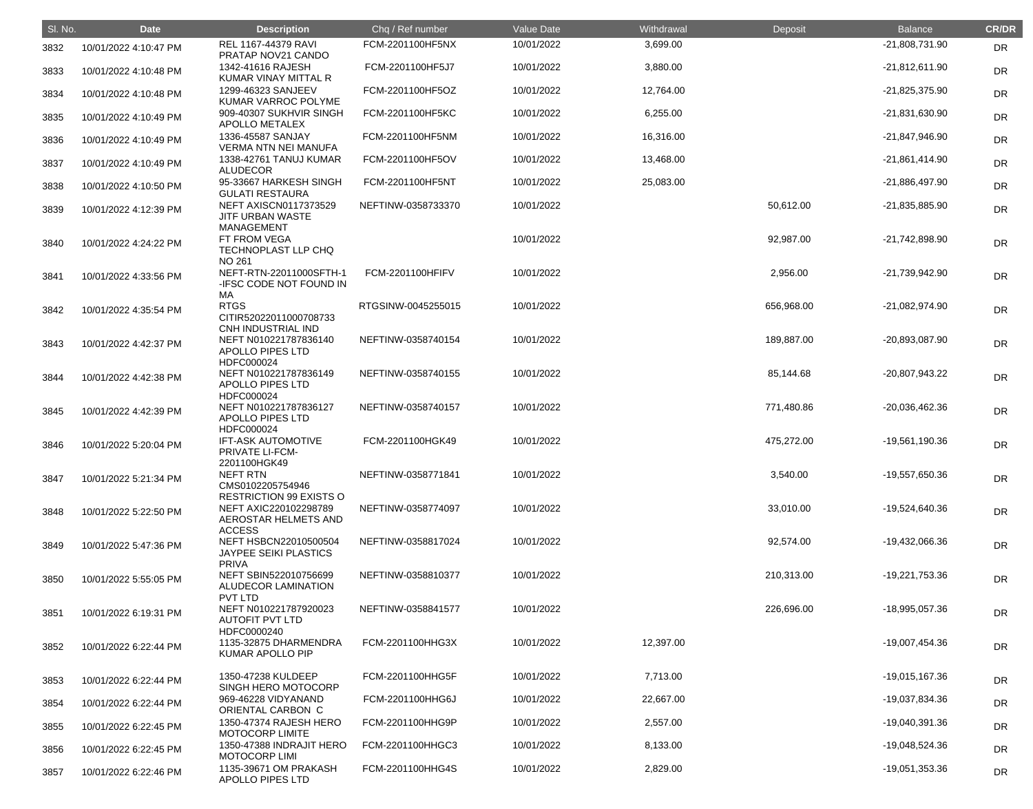| Sl. No. | Date | Description | Chq / Ref number | Value Date | Withdrawal | Deposit | Balance | CR/DR |
|---|---|---|---|---|---|---|---|---|
| 3832 | 10/01/2022 4:10:47 PM | REL 1167-44379 RAVI PRATAP NOV21 CANDO | FCM-2201100HF5NX | 10/01/2022 | 3,699.00 | | -21,808,731.90 | DR |
| 3833 | 10/01/2022 4:10:48 PM | 1342-41616 RAJESH KUMAR VINAY MITTAL R | FCM-2201100HF5J7 | 10/01/2022 | 3,880.00 | | -21,812,611.90 | DR |
| 3834 | 10/01/2022 4:10:48 PM | 1299-46323 SANJEEV KUMAR VARROC POLYME | FCM-2201100HF5OZ | 10/01/2022 | 12,764.00 | | -21,825,375.90 | DR |
| 3835 | 10/01/2022 4:10:49 PM | 909-40307 SUKHVIR SINGH APOLLO METALEX | FCM-2201100HF5KC | 10/01/2022 | 6,255.00 | | -21,831,630.90 | DR |
| 3836 | 10/01/2022 4:10:49 PM | 1336-45587 SANJAY VERMA NTN NEI MANUFA | FCM-2201100HF5NM | 10/01/2022 | 16,316.00 | | -21,847,946.90 | DR |
| 3837 | 10/01/2022 4:10:49 PM | 1338-42761 TANUJ KUMAR ALUDECOR | FCM-2201100HF5OV | 10/01/2022 | 13,468.00 | | -21,861,414.90 | DR |
| 3838 | 10/01/2022 4:10:50 PM | 95-33667 HARKESH SINGH GULATI RESTAURA | FCM-2201100HF5NT | 10/01/2022 | 25,083.00 | | -21,886,497.90 | DR |
| 3839 | 10/01/2022 4:12:39 PM | NEFT AXISCN0117373529 JITF URBAN WASTE MANAGEMENT | NEFTINW-0358733370 | 10/01/2022 | | 50,612.00 | -21,835,885.90 | DR |
| 3840 | 10/01/2022 4:24:22 PM | FT FROM VEGA TECHNOPLAST LLP CHQ NO 261 | | 10/01/2022 | | 92,987.00 | -21,742,898.90 | DR |
| 3841 | 10/01/2022 4:33:56 PM | NEFT-RTN-22011000SFTH-1 -IFSC CODE NOT FOUND IN MA | FCM-2201100HFIFV | 10/01/2022 | | 2,956.00 | -21,739,942.90 | DR |
| 3842 | 10/01/2022 4:35:54 PM | RTGS CITIR52022011000708733 CNH INDUSTRIAL IND | RTGSINW-0045255015 | 10/01/2022 | | 656,968.00 | -21,082,974.90 | DR |
| 3843 | 10/01/2022 4:42:37 PM | NEFT N010221787836140 APOLLO PIPES LTD HDFC000024 | NEFTINW-0358740154 | 10/01/2022 | | 189,887.00 | -20,893,087.90 | DR |
| 3844 | 10/01/2022 4:42:38 PM | NEFT N010221787836149 APOLLO PIPES LTD HDFC000024 | NEFTINW-0358740155 | 10/01/2022 | | 85,144.68 | -20,807,943.22 | DR |
| 3845 | 10/01/2022 4:42:39 PM | NEFT N010221787836127 APOLLO PIPES LTD HDFC000024 | NEFTINW-0358740157 | 10/01/2022 | | 771,480.86 | -20,036,462.36 | DR |
| 3846 | 10/01/2022 5:20:04 PM | IFT-ASK AUTOMOTIVE PRIVATE LI-FCM-2201100HGK49 | FCM-2201100HGK49 | 10/01/2022 | | 475,272.00 | -19,561,190.36 | DR |
| 3847 | 10/01/2022 5:21:34 PM | NEFT RTN CMS0102205754946 RESTRICTION 99 EXISTS O | NEFTINW-0358771841 | 10/01/2022 | | 3,540.00 | -19,557,650.36 | DR |
| 3848 | 10/01/2022 5:22:50 PM | NEFT AXIC220102298789 AEROSTAR HELMETS AND ACCESS | NEFTINW-0358774097 | 10/01/2022 | | 33,010.00 | -19,524,640.36 | DR |
| 3849 | 10/01/2022 5:47:36 PM | NEFT HSBCN22010500504 JAYPEE SEIKI PLASTICS PRIVA | NEFTINW-0358817024 | 10/01/2022 | | 92,574.00 | -19,432,066.36 | DR |
| 3850 | 10/01/2022 5:55:05 PM | NEFT SBIN522010756699 ALUDECOR LAMINATION PVT LTD | NEFTINW-0358810377 | 10/01/2022 | | 210,313.00 | -19,221,753.36 | DR |
| 3851 | 10/01/2022 6:19:31 PM | NEFT N010221787920023 AUTOFIT PVT LTD HDFC0000240 | NEFTINW-0358841577 | 10/01/2022 | | 226,696.00 | -18,995,057.36 | DR |
| 3852 | 10/01/2022 6:22:44 PM | 1135-32875 DHARMENDRA KUMAR APOLLO PIP | FCM-2201100HHG3X | 10/01/2022 | 12,397.00 | | -19,007,454.36 | DR |
| 3853 | 10/01/2022 6:22:44 PM | 1350-47238 KULDEEP SINGH HERO MOTOCORP | FCM-2201100HHG5F | 10/01/2022 | 7,713.00 | | -19,015,167.36 | DR |
| 3854 | 10/01/2022 6:22:44 PM | 969-46228 VIDYANAND ORIENTAL CARBON C | FCM-2201100HHG6J | 10/01/2022 | 22,667.00 | | -19,037,834.36 | DR |
| 3855 | 10/01/2022 6:22:45 PM | 1350-47374 RAJESH HERO MOTOCORP LIMITE | FCM-2201100HHG9P | 10/01/2022 | 2,557.00 | | -19,040,391.36 | DR |
| 3856 | 10/01/2022 6:22:45 PM | 1350-47388 INDRAJIT HERO MOTOCORP LIMI | FCM-2201100HHGC3 | 10/01/2022 | 8,133.00 | | -19,048,524.36 | DR |
| 3857 | 10/01/2022 6:22:46 PM | 1135-39671 OM PRAKASH APOLLO PIPES LTD | FCM-2201100HHG4S | 10/01/2022 | 2,829.00 | | -19,051,353.36 | DR |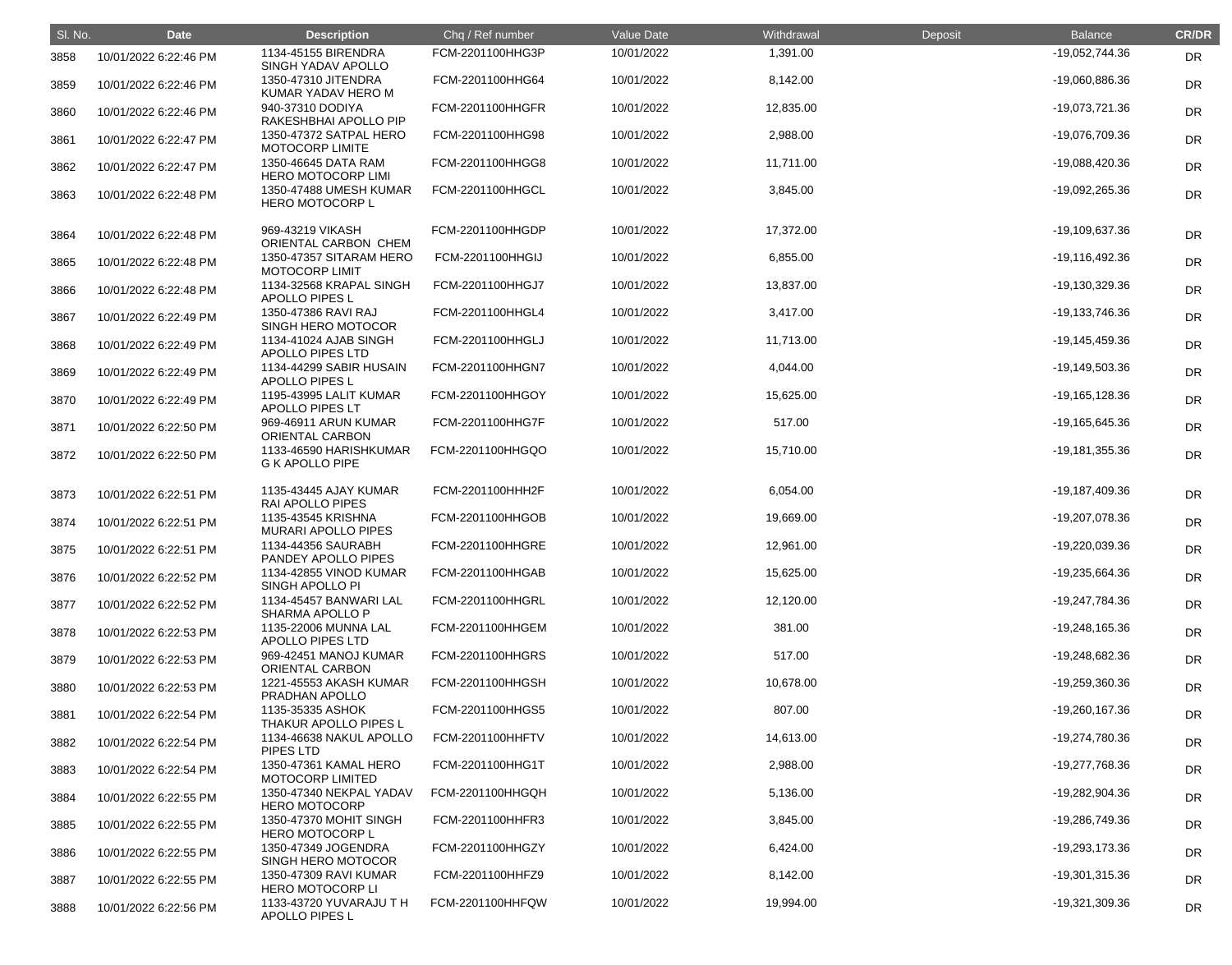| Sl. No. | Date | Description | Chq / Ref number | Value Date | Withdrawal | Deposit | Balance | CR/DR |
|---|---|---|---|---|---|---|---|---|
| 3858 | 10/01/2022 6:22:46 PM | 1134-45155 BIRENDRA SINGH YADAV APOLLO | FCM-2201100HHG3P | 10/01/2022 | 1,391.00 | | -19,052,744.36 | DR |
| 3859 | 10/01/2022 6:22:46 PM | 1350-47310 JITENDRA KUMAR YADAV HERO M | FCM-2201100HHG64 | 10/01/2022 | 8,142.00 | | -19,060,886.36 | DR |
| 3860 | 10/01/2022 6:22:46 PM | 940-37310 DODIYA RAKESHBHAI APOLLO PIP | FCM-2201100HHGFR | 10/01/2022 | 12,835.00 | | -19,073,721.36 | DR |
| 3861 | 10/01/2022 6:22:47 PM | 1350-47372 SATPAL HERO MOTOCORP LIMITE | FCM-2201100HHG98 | 10/01/2022 | 2,988.00 | | -19,076,709.36 | DR |
| 3862 | 10/01/2022 6:22:47 PM | 1350-46645 DATA RAM HERO MOTOCORP LIMI | FCM-2201100HHGG8 | 10/01/2022 | 11,711.00 | | -19,088,420.36 | DR |
| 3863 | 10/01/2022 6:22:48 PM | 1350-47488 UMESH KUMAR HERO MOTOCORP L | FCM-2201100HHGCL | 10/01/2022 | 3,845.00 | | -19,092,265.36 | DR |
| 3864 | 10/01/2022 6:22:48 PM | 969-43219 VIKASH ORIENTAL CARBON CHEM | FCM-2201100HHGDP | 10/01/2022 | 17,372.00 | | -19,109,637.36 | DR |
| 3865 | 10/01/2022 6:22:48 PM | 1350-47357 SITARAM HERO MOTOCORP LIMIT | FCM-2201100HHGIJ | 10/01/2022 | 6,855.00 | | -19,116,492.36 | DR |
| 3866 | 10/01/2022 6:22:48 PM | 1134-32568 KRAPAL SINGH APOLLO PIPES L | FCM-2201100HHGJ7 | 10/01/2022 | 13,837.00 | | -19,130,329.36 | DR |
| 3867 | 10/01/2022 6:22:49 PM | 1350-47386 RAVI RAJ SINGH HERO MOTOCOR | FCM-2201100HHGL4 | 10/01/2022 | 3,417.00 | | -19,133,746.36 | DR |
| 3868 | 10/01/2022 6:22:49 PM | 1134-41024 AJAB SINGH APOLLO PIPES LTD | FCM-2201100HHGLJ | 10/01/2022 | 11,713.00 | | -19,145,459.36 | DR |
| 3869 | 10/01/2022 6:22:49 PM | 1134-44299 SABIR HUSAIN APOLLO PIPES L | FCM-2201100HHGN7 | 10/01/2022 | 4,044.00 | | -19,149,503.36 | DR |
| 3870 | 10/01/2022 6:22:49 PM | 1195-43995 LALIT KUMAR APOLLO PIPES LT | FCM-2201100HHGOY | 10/01/2022 | 15,625.00 | | -19,165,128.36 | DR |
| 3871 | 10/01/2022 6:22:50 PM | 969-46911 ARUN KUMAR ORIENTAL CARBON | FCM-2201100HHG7F | 10/01/2022 | 517.00 | | -19,165,645.36 | DR |
| 3872 | 10/01/2022 6:22:50 PM | 1133-46590 HARISHKUMAR G K APOLLO PIPE | FCM-2201100HHGQO | 10/01/2022 | 15,710.00 | | -19,181,355.36 | DR |
| 3873 | 10/01/2022 6:22:51 PM | 1135-43445 AJAY KUMAR RAI APOLLO PIPES | FCM-2201100HHH2F | 10/01/2022 | 6,054.00 | | -19,187,409.36 | DR |
| 3874 | 10/01/2022 6:22:51 PM | 1135-43545 KRISHNA MURARI APOLLO PIPES | FCM-2201100HHGOB | 10/01/2022 | 19,669.00 | | -19,207,078.36 | DR |
| 3875 | 10/01/2022 6:22:51 PM | 1134-44356 SAURABH PANDEY APOLLO PIPES | FCM-2201100HHGRE | 10/01/2022 | 12,961.00 | | -19,220,039.36 | DR |
| 3876 | 10/01/2022 6:22:52 PM | 1134-42855 VINOD KUMAR SINGH APOLLO PI | FCM-2201100HHGAB | 10/01/2022 | 15,625.00 | | -19,235,664.36 | DR |
| 3877 | 10/01/2022 6:22:52 PM | 1134-45457 BANWARI LAL SHARMA APOLLO P | FCM-2201100HHGRL | 10/01/2022 | 12,120.00 | | -19,247,784.36 | DR |
| 3878 | 10/01/2022 6:22:53 PM | 1135-22006 MUNNA LAL APOLLO PIPES LTD | FCM-2201100HHGEM | 10/01/2022 | 381.00 | | -19,248,165.36 | DR |
| 3879 | 10/01/2022 6:22:53 PM | 969-42451 MANOJ KUMAR ORIENTAL CARBON | FCM-2201100HHGRS | 10/01/2022 | 517.00 | | -19,248,682.36 | DR |
| 3880 | 10/01/2022 6:22:53 PM | 1221-45553 AKASH KUMAR PRADHAN APOLLO | FCM-2201100HHGSH | 10/01/2022 | 10,678.00 | | -19,259,360.36 | DR |
| 3881 | 10/01/2022 6:22:54 PM | 1135-35335 ASHOK THAKUR APOLLO PIPES L | FCM-2201100HHGS5 | 10/01/2022 | 807.00 | | -19,260,167.36 | DR |
| 3882 | 10/01/2022 6:22:54 PM | 1134-46638 NAKUL APOLLO PIPES LTD | FCM-2201100HHFTV | 10/01/2022 | 14,613.00 | | -19,274,780.36 | DR |
| 3883 | 10/01/2022 6:22:54 PM | 1350-47361 KAMAL HERO MOTOCORP LIMITED | FCM-2201100HHG1T | 10/01/2022 | 2,988.00 | | -19,277,768.36 | DR |
| 3884 | 10/01/2022 6:22:55 PM | 1350-47340 NEKPAL YADAV HERO MOTOCORP | FCM-2201100HHGQH | 10/01/2022 | 5,136.00 | | -19,282,904.36 | DR |
| 3885 | 10/01/2022 6:22:55 PM | 1350-47370 MOHIT SINGH HERO MOTOCORP L | FCM-2201100HHFR3 | 10/01/2022 | 3,845.00 | | -19,286,749.36 | DR |
| 3886 | 10/01/2022 6:22:55 PM | 1350-47349 JOGENDRA SINGH HERO MOTOCOR | FCM-2201100HHGZY | 10/01/2022 | 6,424.00 | | -19,293,173.36 | DR |
| 3887 | 10/01/2022 6:22:55 PM | 1350-47309 RAVI KUMAR HERO MOTOCORP LI | FCM-2201100HHFZ9 | 10/01/2022 | 8,142.00 | | -19,301,315.36 | DR |
| 3888 | 10/01/2022 6:22:56 PM | 1133-43720 YUVARAJU T H APOLLO PIPES L | FCM-2201100HHFQW | 10/01/2022 | 19,994.00 | | -19,321,309.36 | DR |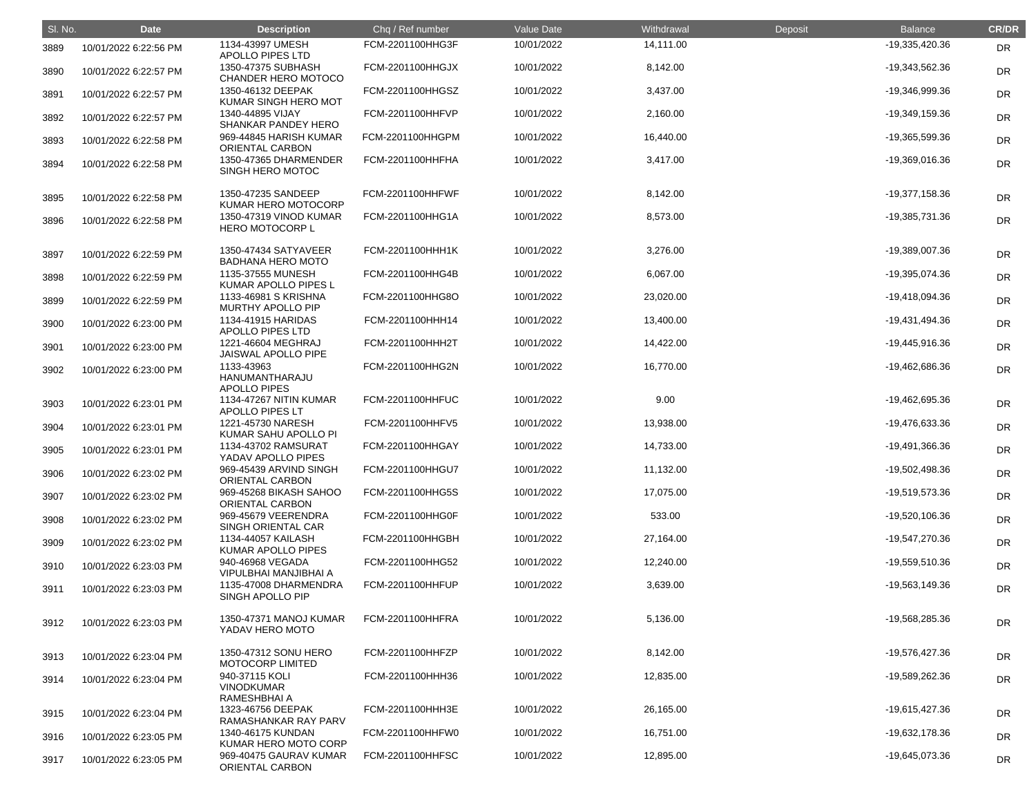| Sl. No. | Date | Description | Chq / Ref number | Value Date | Withdrawal | Deposit | Balance | CR/DR |
|---|---|---|---|---|---|---|---|---|
| 3889 | 10/01/2022 6:22:56 PM | 1134-43997 UMESH APOLLO PIPES LTD | FCM-2201100HHG3F | 10/01/2022 | 14,111.00 | | -19,335,420.36 | DR |
| 3890 | 10/01/2022 6:22:57 PM | 1350-47375 SUBHASH CHANDER HERO MOTOCO | FCM-2201100HHGJX | 10/01/2022 | 8,142.00 | | -19,343,562.36 | DR |
| 3891 | 10/01/2022 6:22:57 PM | 1350-46132 DEEPAK KUMAR SINGH HERO MOT | FCM-2201100HHGSZ | 10/01/2022 | 3,437.00 | | -19,346,999.36 | DR |
| 3892 | 10/01/2022 6:22:57 PM | 1340-44895 VIJAY SHANKAR PANDEY HERO | FCM-2201100HHFVP | 10/01/2022 | 2,160.00 | | -19,349,159.36 | DR |
| 3893 | 10/01/2022 6:22:58 PM | 969-44845 HARISH KUMAR ORIENTAL CARBON | FCM-2201100HHGPM | 10/01/2022 | 16,440.00 | | -19,365,599.36 | DR |
| 3894 | 10/01/2022 6:22:58 PM | 1350-47365 DHARMENDER SINGH HERO MOTOC | FCM-2201100HHFHA | 10/01/2022 | 3,417.00 | | -19,369,016.36 | DR |
| 3895 | 10/01/2022 6:22:58 PM | 1350-47235 SANDEEP KUMAR HERO MOTOCORP | FCM-2201100HHFWF | 10/01/2022 | 8,142.00 | | -19,377,158.36 | DR |
| 3896 | 10/01/2022 6:22:58 PM | 1350-47319 VINOD KUMAR HERO MOTOCORP L | FCM-2201100HHG1A | 10/01/2022 | 8,573.00 | | -19,385,731.36 | DR |
| 3897 | 10/01/2022 6:22:59 PM | 1350-47434 SATYAVEER BADHANA HERO MOTO | FCM-2201100HHH1K | 10/01/2022 | 3,276.00 | | -19,389,007.36 | DR |
| 3898 | 10/01/2022 6:22:59 PM | 1135-37555 MUNESH KUMAR APOLLO PIPES L | FCM-2201100HHG4B | 10/01/2022 | 6,067.00 | | -19,395,074.36 | DR |
| 3899 | 10/01/2022 6:22:59 PM | 1133-46981 S KRISHNA MURTHY APOLLO PIP | FCM-2201100HHG8O | 10/01/2022 | 23,020.00 | | -19,418,094.36 | DR |
| 3900 | 10/01/2022 6:23:00 PM | 1134-41915 HARIDAS APOLLO PIPES LTD | FCM-2201100HHH14 | 10/01/2022 | 13,400.00 | | -19,431,494.36 | DR |
| 3901 | 10/01/2022 6:23:00 PM | 1221-46604 MEGHRAJ JAISWAL APOLLO PIPE | FCM-2201100HHH2T | 10/01/2022 | 14,422.00 | | -19,445,916.36 | DR |
| 3902 | 10/01/2022 6:23:00 PM | 1133-43963 HANUMANTHARAJU APOLLO PIPES | FCM-2201100HHG2N | 10/01/2022 | 16,770.00 | | -19,462,686.36 | DR |
| 3903 | 10/01/2022 6:23:01 PM | 1134-47267 NITIN KUMAR APOLLO PIPES LT | FCM-2201100HHFUC | 10/01/2022 | 9.00 | | -19,462,695.36 | DR |
| 3904 | 10/01/2022 6:23:01 PM | 1221-45730 NARESH KUMAR SAHU APOLLO PI | FCM-2201100HHFV5 | 10/01/2022 | 13,938.00 | | -19,476,633.36 | DR |
| 3905 | 10/01/2022 6:23:01 PM | 1134-43702 RAMSURAT YADAV APOLLO PIPES | FCM-2201100HHGAY | 10/01/2022 | 14,733.00 | | -19,491,366.36 | DR |
| 3906 | 10/01/2022 6:23:02 PM | 969-45439 ARVIND SINGH ORIENTAL CARBON | FCM-2201100HHGU7 | 10/01/2022 | 11,132.00 | | -19,502,498.36 | DR |
| 3907 | 10/01/2022 6:23:02 PM | 969-45268 BIKASH SAHOO ORIENTAL CARBON | FCM-2201100HHG5S | 10/01/2022 | 17,075.00 | | -19,519,573.36 | DR |
| 3908 | 10/01/2022 6:23:02 PM | 969-45679 VEERENDRA SINGH ORIENTAL CAR | FCM-2201100HHG0F | 10/01/2022 | 533.00 | | -19,520,106.36 | DR |
| 3909 | 10/01/2022 6:23:02 PM | 1134-44057 KAILASH KUMAR APOLLO PIPES | FCM-2201100HHGBH | 10/01/2022 | 27,164.00 | | -19,547,270.36 | DR |
| 3910 | 10/01/2022 6:23:03 PM | 940-46968 VEGADA VIPULBHAI MANJIBHAI A | FCM-2201100HHG52 | 10/01/2022 | 12,240.00 | | -19,559,510.36 | DR |
| 3911 | 10/01/2022 6:23:03 PM | 1135-47008 DHARMENDRA SINGH APOLLO PIP | FCM-2201100HHFUP | 10/01/2022 | 3,639.00 | | -19,563,149.36 | DR |
| 3912 | 10/01/2022 6:23:03 PM | 1350-47371 MANOJ KUMAR YADAV HERO MOTO | FCM-2201100HHFRA | 10/01/2022 | 5,136.00 | | -19,568,285.36 | DR |
| 3913 | 10/01/2022 6:23:04 PM | 1350-47312 SONU HERO MOTOCORP LIMITED | FCM-2201100HHFZP | 10/01/2022 | 8,142.00 | | -19,576,427.36 | DR |
| 3914 | 10/01/2022 6:23:04 PM | 940-37115 KOLI VINODKUMAR RAMESHBHAI A | FCM-2201100HHH36 | 10/01/2022 | 12,835.00 | | -19,589,262.36 | DR |
| 3915 | 10/01/2022 6:23:04 PM | 1323-46756 DEEPAK RAMASHANKAR RAY PARV | FCM-2201100HHH3E | 10/01/2022 | 26,165.00 | | -19,615,427.36 | DR |
| 3916 | 10/01/2022 6:23:05 PM | 1340-46175 KUNDAN KUMAR HERO MOTO CORP | FCM-2201100HHFW0 | 10/01/2022 | 16,751.00 | | -19,632,178.36 | DR |
| 3917 | 10/01/2022 6:23:05 PM | 969-40475 GAURAV KUMAR ORIENTAL CARBON | FCM-2201100HHFSC | 10/01/2022 | 12,895.00 | | -19,645,073.36 | DR |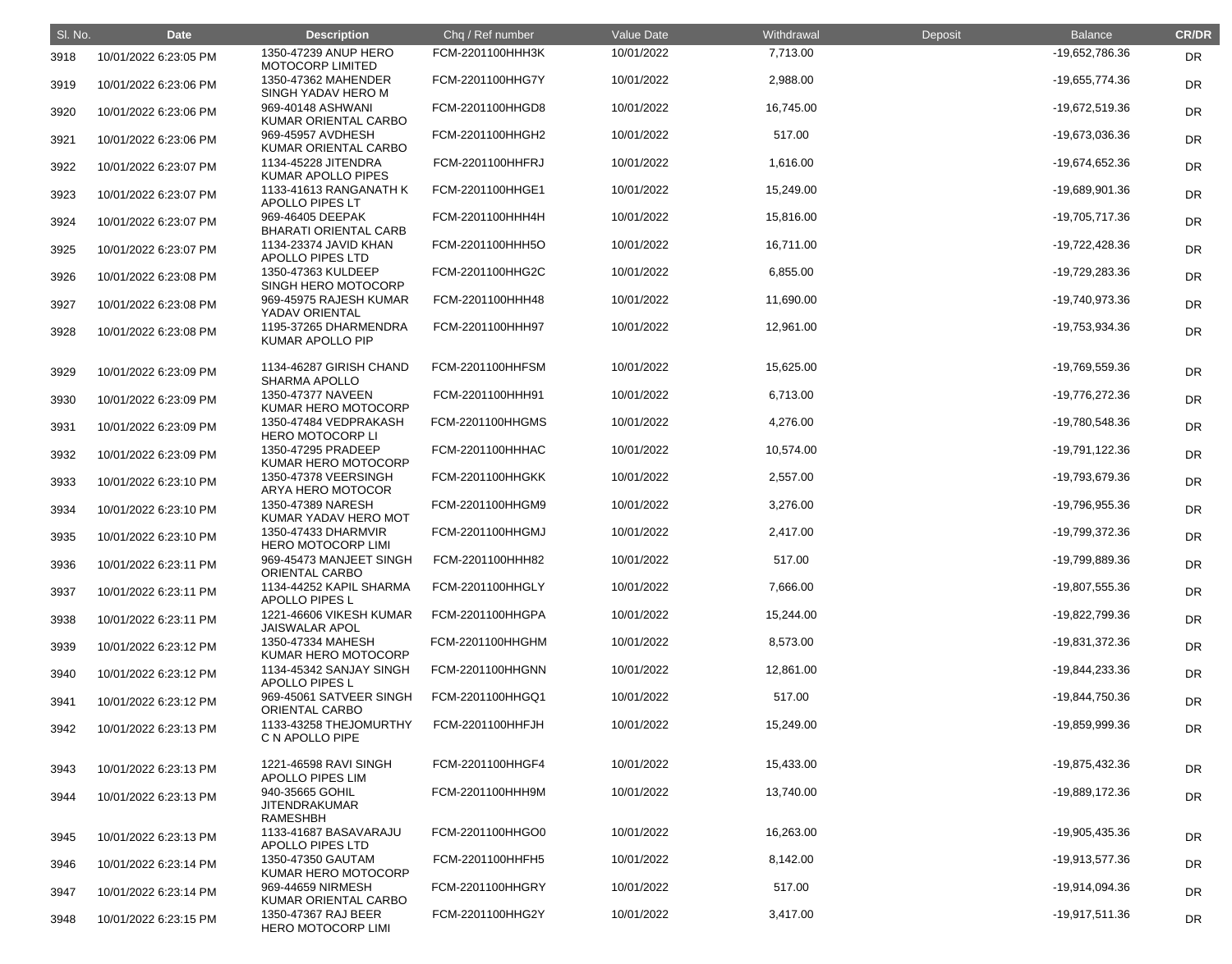| Sl. No. | Date | Description | Chq / Ref number | Value Date | Withdrawal | Deposit | Balance | CR/DR |
|---|---|---|---|---|---|---|---|---|
| 3918 | 10/01/2022 6:23:05 PM | 1350-47239 ANUP HERO MOTOCORP LIMITED | FCM-2201100HHH3K | 10/01/2022 | 7,713.00 | | -19,652,786.36 | DR |
| 3919 | 10/01/2022 6:23:06 PM | 1350-47362 MAHENDER SINGH YADAV HERO M | FCM-2201100HHG7Y | 10/01/2022 | 2,988.00 | | -19,655,774.36 | DR |
| 3920 | 10/01/2022 6:23:06 PM | 969-40148 ASHWANI KUMAR ORIENTAL CARBO | FCM-2201100HHGD8 | 10/01/2022 | 16,745.00 | | -19,672,519.36 | DR |
| 3921 | 10/01/2022 6:23:06 PM | 969-45957 AVDHESH KUMAR ORIENTAL CARBO | FCM-2201100HHGH2 | 10/01/2022 | 517.00 | | -19,673,036.36 | DR |
| 3922 | 10/01/2022 6:23:07 PM | 1134-45228 JITENDRA KUMAR APOLLO PIPES | FCM-2201100HHFRJ | 10/01/2022 | 1,616.00 | | -19,674,652.36 | DR |
| 3923 | 10/01/2022 6:23:07 PM | 1133-41613 RANGANATH K APOLLO PIPES LT | FCM-2201100HHGE1 | 10/01/2022 | 15,249.00 | | -19,689,901.36 | DR |
| 3924 | 10/01/2022 6:23:07 PM | 969-46405 DEEPAK BHARATI ORIENTAL CARB | FCM-2201100HHH4H | 10/01/2022 | 15,816.00 | | -19,705,717.36 | DR |
| 3925 | 10/01/2022 6:23:07 PM | 1134-23374 JAVID KHAN APOLLO PIPES LTD | FCM-2201100HHH5O | 10/01/2022 | 16,711.00 | | -19,722,428.36 | DR |
| 3926 | 10/01/2022 6:23:08 PM | 1350-47363 KULDEEP SINGH HERO MOTOCORP | FCM-2201100HHG2C | 10/01/2022 | 6,855.00 | | -19,729,283.36 | DR |
| 3927 | 10/01/2022 6:23:08 PM | 969-45975 RAJESH KUMAR YADAV ORIENTAL | FCM-2201100HHH48 | 10/01/2022 | 11,690.00 | | -19,740,973.36 | DR |
| 3928 | 10/01/2022 6:23:08 PM | 1195-37265 DHARMENDRA KUMAR APOLLO PIP | FCM-2201100HHH97 | 10/01/2022 | 12,961.00 | | -19,753,934.36 | DR |
| 3929 | 10/01/2022 6:23:09 PM | 1134-46287 GIRISH CHAND SHARMA APOLLO | FCM-2201100HHFSM | 10/01/2022 | 15,625.00 | | -19,769,559.36 | DR |
| 3930 | 10/01/2022 6:23:09 PM | 1350-47377 NAVEEN KUMAR HERO MOTOCORP | FCM-2201100HHH91 | 10/01/2022 | 6,713.00 | | -19,776,272.36 | DR |
| 3931 | 10/01/2022 6:23:09 PM | 1350-47484 VEDPRAKASH HERO MOTOCORP LI | FCM-2201100HHGMS | 10/01/2022 | 4,276.00 | | -19,780,548.36 | DR |
| 3932 | 10/01/2022 6:23:09 PM | 1350-47295 PRADEEP KUMAR HERO MOTOCORP | FCM-2201100HHHAC | 10/01/2022 | 10,574.00 | | -19,791,122.36 | DR |
| 3933 | 10/01/2022 6:23:10 PM | 1350-47378 VEERSINGH ARYA HERO MOTOCOR | FCM-2201100HHGKK | 10/01/2022 | 2,557.00 | | -19,793,679.36 | DR |
| 3934 | 10/01/2022 6:23:10 PM | 1350-47389 NARESH KUMAR YADAV HERO MOT | FCM-2201100HHGM9 | 10/01/2022 | 3,276.00 | | -19,796,955.36 | DR |
| 3935 | 10/01/2022 6:23:10 PM | 1350-47433 DHARMVIR HERO MOTOCORP LIMI | FCM-2201100HHGMJ | 10/01/2022 | 2,417.00 | | -19,799,372.36 | DR |
| 3936 | 10/01/2022 6:23:11 PM | 969-45473 MANJEET SINGH ORIENTAL CARBO | FCM-2201100HHH82 | 10/01/2022 | 517.00 | | -19,799,889.36 | DR |
| 3937 | 10/01/2022 6:23:11 PM | 1134-44252 KAPIL SHARMA APOLLO PIPES L | FCM-2201100HHGLY | 10/01/2022 | 7,666.00 | | -19,807,555.36 | DR |
| 3938 | 10/01/2022 6:23:11 PM | 1221-46606 VIKESH KUMAR JAISWALAR APOL | FCM-2201100HHGPA | 10/01/2022 | 15,244.00 | | -19,822,799.36 | DR |
| 3939 | 10/01/2022 6:23:12 PM | 1350-47334 MAHESH KUMAR HERO MOTOCORP | FCM-2201100HHGHM | 10/01/2022 | 8,573.00 | | -19,831,372.36 | DR |
| 3940 | 10/01/2022 6:23:12 PM | 1134-45342 SANJAY SINGH APOLLO PIPES L | FCM-2201100HHGNN | 10/01/2022 | 12,861.00 | | -19,844,233.36 | DR |
| 3941 | 10/01/2022 6:23:12 PM | 969-45061 SATVEER SINGH ORIENTAL CARBO | FCM-2201100HHGQ1 | 10/01/2022 | 517.00 | | -19,844,750.36 | DR |
| 3942 | 10/01/2022 6:23:13 PM | 1133-43258 THEJOMURTHY C N APOLLO PIPE | FCM-2201100HHFJH | 10/01/2022 | 15,249.00 | | -19,859,999.36 | DR |
| 3943 | 10/01/2022 6:23:13 PM | 1221-46598 RAVI SINGH APOLLO PIPES LIM | FCM-2201100HHGF4 | 10/01/2022 | 15,433.00 | | -19,875,432.36 | DR |
| 3944 | 10/01/2022 6:23:13 PM | 940-35665 GOHIL JITENDRAKUMAR RAMESHBH | FCM-2201100HHH9M | 10/01/2022 | 13,740.00 | | -19,889,172.36 | DR |
| 3945 | 10/01/2022 6:23:13 PM | 1133-41687 BASAVARAJU APOLLO PIPES LTD | FCM-2201100HHGO0 | 10/01/2022 | 16,263.00 | | -19,905,435.36 | DR |
| 3946 | 10/01/2022 6:23:14 PM | 1350-47350 GAUTAM KUMAR HERO MOTOCORP | FCM-2201100HHFH5 | 10/01/2022 | 8,142.00 | | -19,913,577.36 | DR |
| 3947 | 10/01/2022 6:23:14 PM | 969-44659 NIRMESH KUMAR ORIENTAL CARBO | FCM-2201100HHGRY | 10/01/2022 | 517.00 | | -19,914,094.36 | DR |
| 3948 | 10/01/2022 6:23:15 PM | 1350-47367 RAJ BEER HERO MOTOCORP LIMI | FCM-2201100HHG2Y | 10/01/2022 | 3,417.00 | | -19,917,511.36 | DR |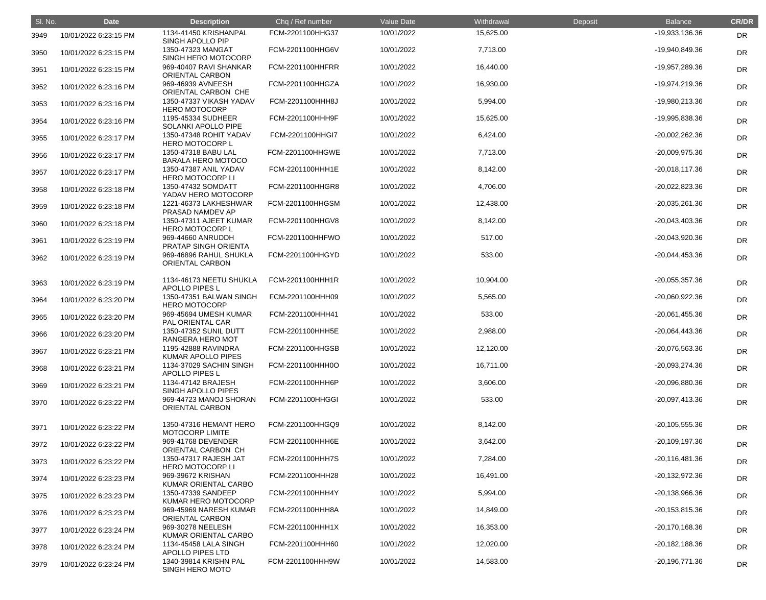| Sl. No. | Date | Description | Chq / Ref number | Value Date | Withdrawal | Deposit | Balance | CR/DR |
|---|---|---|---|---|---|---|---|---|
| 3949 | 10/01/2022 6:23:15 PM | 1134-41450 KRISHANPAL SINGH APOLLO PIP | FCM-2201100HHG37 | 10/01/2022 | 15,625.00 | | -19,933,136.36 | DR |
| 3950 | 10/01/2022 6:23:15 PM | 1350-47323 MANGAT SINGH HERO MOTOCORP | FCM-2201100HHG6V | 10/01/2022 | 7,713.00 | | -19,940,849.36 | DR |
| 3951 | 10/01/2022 6:23:15 PM | 969-40407 RAVI SHANKAR ORIENTAL CARBON | FCM-2201100HHFRR | 10/01/2022 | 16,440.00 | | -19,957,289.36 | DR |
| 3952 | 10/01/2022 6:23:16 PM | 969-46939 AVNEESH ORIENTAL CARBON CHE | FCM-2201100HHGZA | 10/01/2022 | 16,930.00 | | -19,974,219.36 | DR |
| 3953 | 10/01/2022 6:23:16 PM | 1350-47337 VIKASH YADAV HERO MOTOCORP | FCM-2201100HHH8J | 10/01/2022 | 5,994.00 | | -19,980,213.36 | DR |
| 3954 | 10/01/2022 6:23:16 PM | 1195-45334 SUDHEER SOLANKI APOLLO PIPE | FCM-2201100HHH9F | 10/01/2022 | 15,625.00 | | -19,995,838.36 | DR |
| 3955 | 10/01/2022 6:23:17 PM | 1350-47348 ROHIT YADAV HERO MOTOCORP L | FCM-2201100HHGI7 | 10/01/2022 | 6,424.00 | | -20,002,262.36 | DR |
| 3956 | 10/01/2022 6:23:17 PM | 1350-47318 BABU LAL BARALA HERO MOTOCO | FCM-2201100HHGWE | 10/01/2022 | 7,713.00 | | -20,009,975.36 | DR |
| 3957 | 10/01/2022 6:23:17 PM | 1350-47387 ANIL YADAV HERO MOTOCORP LI | FCM-2201100HHH1E | 10/01/2022 | 8,142.00 | | -20,018,117.36 | DR |
| 3958 | 10/01/2022 6:23:18 PM | 1350-47432 SOMDATT YADAV HERO MOTOCORP | FCM-2201100HHGR8 | 10/01/2022 | 4,706.00 | | -20,022,823.36 | DR |
| 3959 | 10/01/2022 6:23:18 PM | 1221-46373 LAKHESHWAR PRASAD NAMDEV AP | FCM-2201100HHGSM | 10/01/2022 | 12,438.00 | | -20,035,261.36 | DR |
| 3960 | 10/01/2022 6:23:18 PM | 1350-47311 AJEET KUMAR HERO MOTOCORP L | FCM-2201100HHGV8 | 10/01/2022 | 8,142.00 | | -20,043,403.36 | DR |
| 3961 | 10/01/2022 6:23:19 PM | 969-44660 ANRUDDH PRATAP SINGH ORIENTA | FCM-2201100HHFWO | 10/01/2022 | 517.00 | | -20,043,920.36 | DR |
| 3962 | 10/01/2022 6:23:19 PM | 969-46896 RAHUL SHUKLA ORIENTAL CARBON | FCM-2201100HHGYD | 10/01/2022 | 533.00 | | -20,044,453.36 | DR |
| 3963 | 10/01/2022 6:23:19 PM | 1134-46173 NEETU SHUKLA APOLLO PIPES L | FCM-2201100HHH1R | 10/01/2022 | 10,904.00 | | -20,055,357.36 | DR |
| 3964 | 10/01/2022 6:23:20 PM | 1350-47351 BALWAN SINGH HERO MOTOCORP | FCM-2201100HHH09 | 10/01/2022 | 5,565.00 | | -20,060,922.36 | DR |
| 3965 | 10/01/2022 6:23:20 PM | 969-45694 UMESH KUMAR PAL ORIENTAL CAR | FCM-2201100HHH41 | 10/01/2022 | 533.00 | | -20,061,455.36 | DR |
| 3966 | 10/01/2022 6:23:20 PM | 1350-47352 SUNIL DUTT RANGERA HERO MOT | FCM-2201100HHH5E | 10/01/2022 | 2,988.00 | | -20,064,443.36 | DR |
| 3967 | 10/01/2022 6:23:21 PM | 1195-42888 RAVINDRA KUMAR APOLLO PIPES | FCM-2201100HHGSB | 10/01/2022 | 12,120.00 | | -20,076,563.36 | DR |
| 3968 | 10/01/2022 6:23:21 PM | 1134-37029 SACHIN SINGH APOLLO PIPES L | FCM-2201100HHH0O | 10/01/2022 | 16,711.00 | | -20,093,274.36 | DR |
| 3969 | 10/01/2022 6:23:21 PM | 1134-47142 BRAJESH SINGH APOLLO PIPES | FCM-2201100HHH6P | 10/01/2022 | 3,606.00 | | -20,096,880.36 | DR |
| 3970 | 10/01/2022 6:23:22 PM | 969-44723 MANOJ SHORAN ORIENTAL CARBON | FCM-2201100HHGGI | 10/01/2022 | 533.00 | | -20,097,413.36 | DR |
| 3971 | 10/01/2022 6:23:22 PM | 1350-47316 HEMANT HERO MOTOCORP LIMITE | FCM-2201100HHGQ9 | 10/01/2022 | 8,142.00 | | -20,105,555.36 | DR |
| 3972 | 10/01/2022 6:23:22 PM | 969-41768 DEVENDER ORIENTAL CARBON CH | FCM-2201100HHH6E | 10/01/2022 | 3,642.00 | | -20,109,197.36 | DR |
| 3973 | 10/01/2022 6:23:22 PM | 1350-47317 RAJESH JAT HERO MOTOCORP LI | FCM-2201100HHH7S | 10/01/2022 | 7,284.00 | | -20,116,481.36 | DR |
| 3974 | 10/01/2022 6:23:23 PM | 969-39672 KRISHAN KUMAR ORIENTAL CARBO | FCM-2201100HHH28 | 10/01/2022 | 16,491.00 | | -20,132,972.36 | DR |
| 3975 | 10/01/2022 6:23:23 PM | 1350-47339 SANDEEP KUMAR HERO MOTOCORP | FCM-2201100HHH4Y | 10/01/2022 | 5,994.00 | | -20,138,966.36 | DR |
| 3976 | 10/01/2022 6:23:23 PM | 969-45969 NARESH KUMAR ORIENTAL CARBON | FCM-2201100HHH8A | 10/01/2022 | 14,849.00 | | -20,153,815.36 | DR |
| 3977 | 10/01/2022 6:23:24 PM | 969-30278 NEELESH KUMAR ORIENTAL CARBO | FCM-2201100HHH1X | 10/01/2022 | 16,353.00 | | -20,170,168.36 | DR |
| 3978 | 10/01/2022 6:23:24 PM | 1134-45458 LALA SINGH APOLLO PIPES LTD | FCM-2201100HHH60 | 10/01/2022 | 12,020.00 | | -20,182,188.36 | DR |
| 3979 | 10/01/2022 6:23:24 PM | 1340-39814 KRISHN PAL SINGH HERO MOTO | FCM-2201100HHH9W | 10/01/2022 | 14,583.00 | | -20,196,771.36 | DR |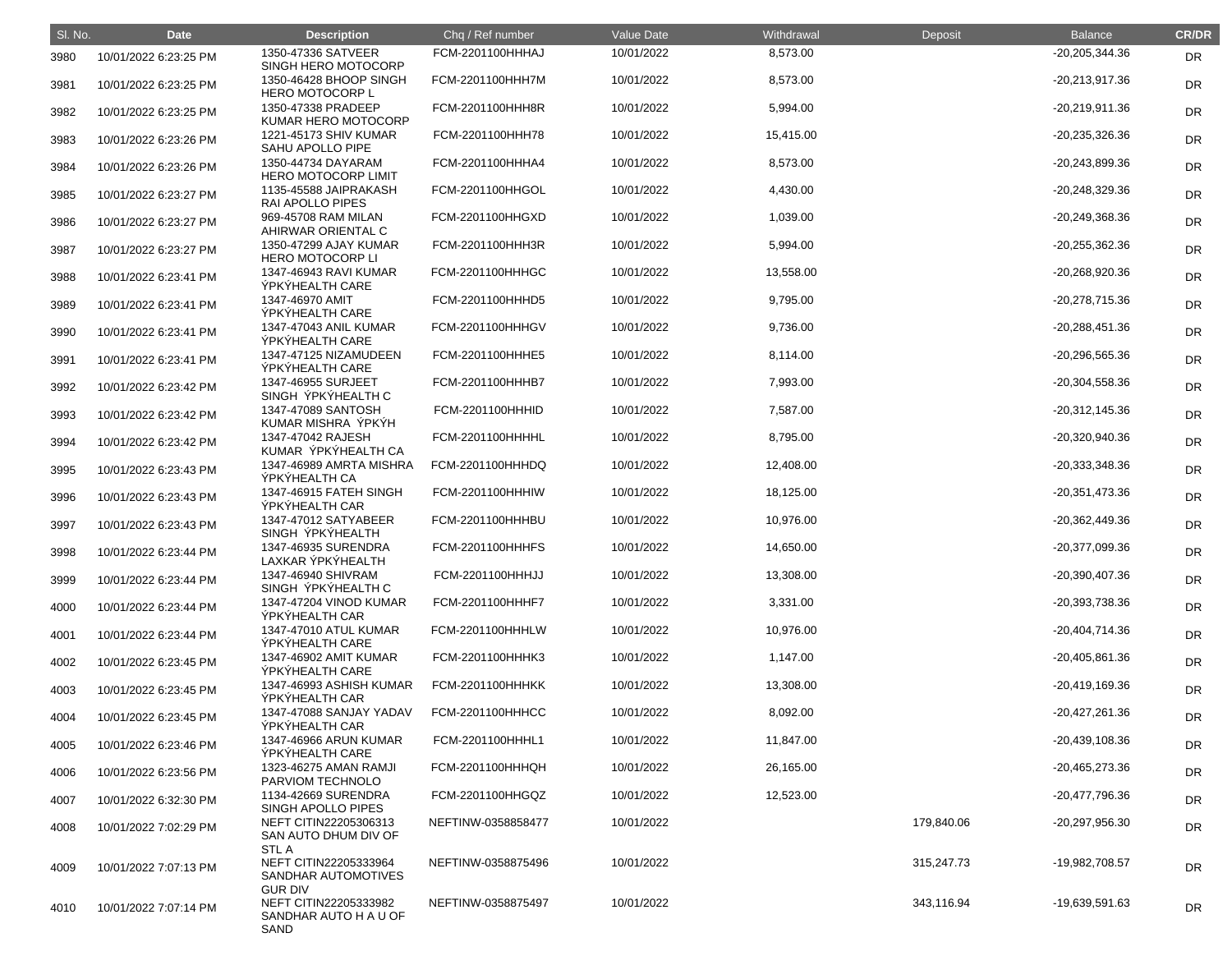| Sl. No. | Date | Description | Chq / Ref number | Value Date | Withdrawal | Deposit | Balance | CR/DR |
|---|---|---|---|---|---|---|---|---|
| 3980 | 10/01/2022 6:23:25 PM | 1350-47336 SATVEER SINGH HERO MOTOCORP | FCM-2201100HHHAJ | 10/01/2022 | 8,573.00 | | -20,205,344.36 | DR |
| 3981 | 10/01/2022 6:23:25 PM | 1350-46428 BHOOP SINGH HERO MOTOCORP L | FCM-2201100HHH7M | 10/01/2022 | 8,573.00 | | -20,213,917.36 | DR |
| 3982 | 10/01/2022 6:23:25 PM | 1350-47338 PRADEEP KUMAR HERO MOTOCORP | FCM-2201100HHH8R | 10/01/2022 | 5,994.00 | | -20,219,911.36 | DR |
| 3983 | 10/01/2022 6:23:26 PM | 1221-45173 SHIV KUMAR SAHU APOLLO PIPE | FCM-2201100HHH78 | 10/01/2022 | 15,415.00 | | -20,235,326.36 | DR |
| 3984 | 10/01/2022 6:23:26 PM | 1350-44734 DAYARAM HERO MOTOCORP LIMIT | FCM-2201100HHHA4 | 10/01/2022 | 8,573.00 | | -20,243,899.36 | DR |
| 3985 | 10/01/2022 6:23:27 PM | 1135-45588 JAIPRAKASH RAI APOLLO PIPES | FCM-2201100HHGOL | 10/01/2022 | 4,430.00 | | -20,248,329.36 | DR |
| 3986 | 10/01/2022 6:23:27 PM | 969-45708 RAM MILAN AHIRWAR ORIENTAL C | FCM-2201100HHGXD | 10/01/2022 | 1,039.00 | | -20,249,368.36 | DR |
| 3987 | 10/01/2022 6:23:27 PM | 1350-47299 AJAY KUMAR HERO MOTOCORP LI | FCM-2201100HHH3R | 10/01/2022 | 5,994.00 | | -20,255,362.36 | DR |
| 3988 | 10/01/2022 6:23:41 PM | 1347-46943 RAVI KUMAR ŸPKŸHEALTH CARE | FCM-2201100HHHGC | 10/01/2022 | 13,558.00 | | -20,268,920.36 | DR |
| 3989 | 10/01/2022 6:23:41 PM | 1347-46970 AMIT ŸPKŸHEALTH CARE | FCM-2201100HHHD5 | 10/01/2022 | 9,795.00 | | -20,278,715.36 | DR |
| 3990 | 10/01/2022 6:23:41 PM | 1347-47043 ANIL KUMAR ŸPKŸHEALTH CARE | FCM-2201100HHHGV | 10/01/2022 | 9,736.00 | | -20,288,451.36 | DR |
| 3991 | 10/01/2022 6:23:41 PM | 1347-47125 NIZAMUDEEN ŸPKŸHEALTH CARE | FCM-2201100HHHE5 | 10/01/2022 | 8,114.00 | | -20,296,565.36 | DR |
| 3992 | 10/01/2022 6:23:42 PM | 1347-46955 SURJEET SINGH ŸPKŸHEALTH C | FCM-2201100HHHB7 | 10/01/2022 | 7,993.00 | | -20,304,558.36 | DR |
| 3993 | 10/01/2022 6:23:42 PM | 1347-47089 SANTOSH KUMAR MISHRA ŸPKŸH | FCM-2201100HHHID | 10/01/2022 | 7,587.00 | | -20,312,145.36 | DR |
| 3994 | 10/01/2022 6:23:42 PM | 1347-47042 RAJESH KUMAR ŸPKŸHEALTH CA | FCM-2201100HHHHL | 10/01/2022 | 8,795.00 | | -20,320,940.36 | DR |
| 3995 | 10/01/2022 6:23:43 PM | 1347-46989 AMRTA MISHRA ŸPKŸHEALTH CA | FCM-2201100HHHDQ | 10/01/2022 | 12,408.00 | | -20,333,348.36 | DR |
| 3996 | 10/01/2022 6:23:43 PM | 1347-46915 FATEH SINGH ŸPKŸHEALTH CAR | FCM-2201100HHHIW | 10/01/2022 | 18,125.00 | | -20,351,473.36 | DR |
| 3997 | 10/01/2022 6:23:43 PM | 1347-47012 SATYABEER SINGH ŸPKŸHEALTH | FCM-2201100HHHBU | 10/01/2022 | 10,976.00 | | -20,362,449.36 | DR |
| 3998 | 10/01/2022 6:23:44 PM | 1347-46935 SURENDRA LAXKAR ŸPKŸHEALTH | FCM-2201100HHHFS | 10/01/2022 | 14,650.00 | | -20,377,099.36 | DR |
| 3999 | 10/01/2022 6:23:44 PM | 1347-46940 SHIVRAM SINGH ŸPKŸHEALTH C | FCM-2201100HHHJJ | 10/01/2022 | 13,308.00 | | -20,390,407.36 | DR |
| 4000 | 10/01/2022 6:23:44 PM | 1347-47204 VINOD KUMAR ŸPKŸHEALTH CAR | FCM-2201100HHHF7 | 10/01/2022 | 3,331.00 | | -20,393,738.36 | DR |
| 4001 | 10/01/2022 6:23:44 PM | 1347-47010 ATUL KUMAR ŸPKŸHEALTH CARE | FCM-2201100HHHLW | 10/01/2022 | 10,976.00 | | -20,404,714.36 | DR |
| 4002 | 10/01/2022 6:23:45 PM | 1347-46902 AMIT KUMAR ŸPKŸHEALTH CARE | FCM-2201100HHHK3 | 10/01/2022 | 1,147.00 | | -20,405,861.36 | DR |
| 4003 | 10/01/2022 6:23:45 PM | 1347-46993 ASHISH KUMAR ŸPKŸHEALTH CAR | FCM-2201100HHHKK | 10/01/2022 | 13,308.00 | | -20,419,169.36 | DR |
| 4004 | 10/01/2022 6:23:45 PM | 1347-47088 SANJAY YADAV ŸPKŸHEALTH CAR | FCM-2201100HHHCC | 10/01/2022 | 8,092.00 | | -20,427,261.36 | DR |
| 4005 | 10/01/2022 6:23:46 PM | 1347-46966 ARUN KUMAR ŸPKŸHEALTH CARE | FCM-2201100HHHL1 | 10/01/2022 | 11,847.00 | | -20,439,108.36 | DR |
| 4006 | 10/01/2022 6:23:56 PM | 1323-46275 AMAN RAMJI PARVIOM TECHNOLO | FCM-2201100HHHQH | 10/01/2022 | 26,165.00 | | -20,465,273.36 | DR |
| 4007 | 10/01/2022 6:32:30 PM | 1134-42669 SURENDRA SINGH APOLLO PIPES | FCM-2201100HHGQZ | 10/01/2022 | 12,523.00 | | -20,477,796.36 | DR |
| 4008 | 10/01/2022 7:02:29 PM | NEFT CITIN22205306313 SAN AUTO DHUM DIV OF STL A | NEFTINW-0358858477 | 10/01/2022 | | 179,840.06 | -20,297,956.30 | DR |
| 4009 | 10/01/2022 7:07:13 PM | NEFT CITIN22205333964 SANDHAR AUTOMOTIVES GUR DIV | NEFTINW-0358875496 | 10/01/2022 | | 315,247.73 | -19,982,708.57 | DR |
| 4010 | 10/01/2022 7:07:14 PM | NEFT CITIN22205333982 SANDHAR AUTO H A U OF SAND | NEFTINW-0358875497 | 10/01/2022 | | 343,116.94 | -19,639,591.63 | DR |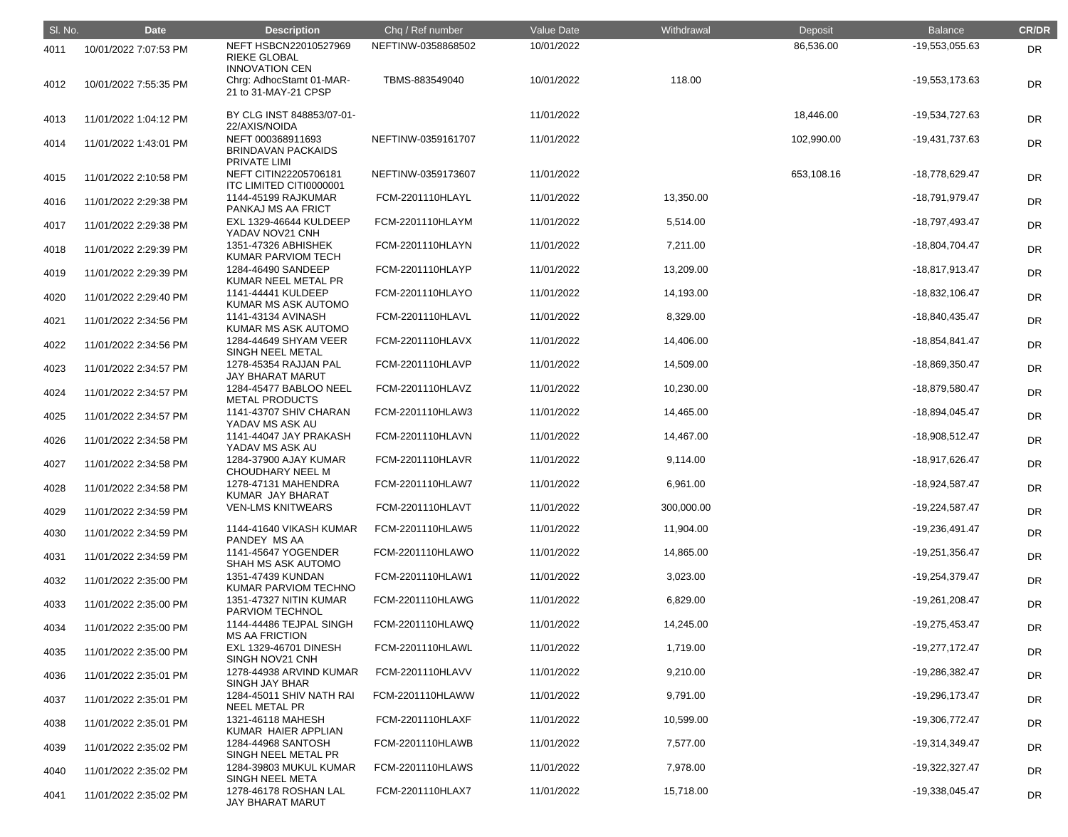| Sl. No. | Date | Description | Chq / Ref number | Value Date | Withdrawal | Deposit | Balance | CR/DR |
|---|---|---|---|---|---|---|---|---|
| 4011 | 10/01/2022 7:07:53 PM | NEFT HSBCN22010527969 RIEKE GLOBAL INNOVATION CEN | NEFTINW-0358868502 | 10/01/2022 | | 86,536.00 | -19,553,055.63 | DR |
| 4012 | 10/01/2022 7:55:35 PM | Chrg: AdhocStamt 01-MAR-21 to 31-MAY-21 CPSP | TBMS-883549040 | 10/01/2022 | 118.00 | | -19,553,173.63 | DR |
| 4013 | 11/01/2022 1:04:12 PM | BY CLG INST 848853/07-01-22/AXIS/NOIDA | | 11/01/2022 | | 18,446.00 | -19,534,727.63 | DR |
| 4014 | 11/01/2022 1:43:01 PM | NEFT 000368911693 BRINDAVAN PACKAIDS PRIVATE LIMI | NEFTINW-0359161707 | 11/01/2022 | | 102,990.00 | -19,431,737.63 | DR |
| 4015 | 11/01/2022 2:10:58 PM | NEFT CITIN22205706181 ITC LIMITED CITI0000001 | NEFTINW-0359173607 | 11/01/2022 | | 653,108.16 | -18,778,629.47 | DR |
| 4016 | 11/01/2022 2:29:38 PM | 1144-45199 RAJKUMAR PANKAJ MS AA FRICT | FCM-2201110HLAYL | 11/01/2022 | 13,350.00 | | -18,791,979.47 | DR |
| 4017 | 11/01/2022 2:29:38 PM | EXL 1329-46644 KULDEEP YADAV NOV21 CNH | FCM-2201110HLAYM | 11/01/2022 | 5,514.00 | | -18,797,493.47 | DR |
| 4018 | 11/01/2022 2:29:39 PM | 1351-47326 ABHISHEK KUMAR PARVIOM TECH | FCM-2201110HLAYN | 11/01/2022 | 7,211.00 | | -18,804,704.47 | DR |
| 4019 | 11/01/2022 2:29:39 PM | 1284-46490 SANDEEP KUMAR NEEL METAL PR | FCM-2201110HLAYP | 11/01/2022 | 13,209.00 | | -18,817,913.47 | DR |
| 4020 | 11/01/2022 2:29:40 PM | 1141-44441 KULDEEP KUMAR MS ASK AUTOMO | FCM-2201110HLAYO | 11/01/2022 | 14,193.00 | | -18,832,106.47 | DR |
| 4021 | 11/01/2022 2:34:56 PM | 1141-43134 AVINASH KUMAR MS ASK AUTOMO | FCM-2201110HLAVL | 11/01/2022 | 8,329.00 | | -18,840,435.47 | DR |
| 4022 | 11/01/2022 2:34:56 PM | 1284-44649 SHYAM VEER SINGH NEEL METAL | FCM-2201110HLAVX | 11/01/2022 | 14,406.00 | | -18,854,841.47 | DR |
| 4023 | 11/01/2022 2:34:57 PM | 1278-45354 RAJJAN PAL JAY BHARAT MARUT | FCM-2201110HLAVP | 11/01/2022 | 14,509.00 | | -18,869,350.47 | DR |
| 4024 | 11/01/2022 2:34:57 PM | 1284-45477 BABLOO NEEL METAL PRODUCTS | FCM-2201110HLAVZ | 11/01/2022 | 10,230.00 | | -18,879,580.47 | DR |
| 4025 | 11/01/2022 2:34:57 PM | 1141-43707 SHIV CHARAN YADAV MS ASK AU | FCM-2201110HLAW3 | 11/01/2022 | 14,465.00 | | -18,894,045.47 | DR |
| 4026 | 11/01/2022 2:34:58 PM | 1141-44047 JAY PRAKASH YADAV MS ASK AU | FCM-2201110HLAVN | 11/01/2022 | 14,467.00 | | -18,908,512.47 | DR |
| 4027 | 11/01/2022 2:34:58 PM | 1284-37900 AJAY KUMAR CHOUDHARY NEEL M | FCM-2201110HLAVR | 11/01/2022 | 9,114.00 | | -18,917,626.47 | DR |
| 4028 | 11/01/2022 2:34:58 PM | 1278-47131 MAHENDRA KUMAR JAY BHARAT | FCM-2201110HLAW7 | 11/01/2022 | 6,961.00 | | -18,924,587.47 | DR |
| 4029 | 11/01/2022 2:34:59 PM | VEN-LMS KNITWEARS | FCM-2201110HLAVT | 11/01/2022 | 300,000.00 | | -19,224,587.47 | DR |
| 4030 | 11/01/2022 2:34:59 PM | 1144-41640 VIKASH KUMAR PANDEY MS AA | FCM-2201110HLAW5 | 11/01/2022 | 11,904.00 | | -19,236,491.47 | DR |
| 4031 | 11/01/2022 2:34:59 PM | 1141-45647 YOGENDER SHAH MS ASK AUTOMO | FCM-2201110HLAWO | 11/01/2022 | 14,865.00 | | -19,251,356.47 | DR |
| 4032 | 11/01/2022 2:35:00 PM | 1351-47439 KUNDAN KUMAR PARVIOM TECHNO | FCM-2201110HLAW1 | 11/01/2022 | 3,023.00 | | -19,254,379.47 | DR |
| 4033 | 11/01/2022 2:35:00 PM | 1351-47327 NITIN KUMAR PARVIOM TECHNOL | FCM-2201110HLAWG | 11/01/2022 | 6,829.00 | | -19,261,208.47 | DR |
| 4034 | 11/01/2022 2:35:00 PM | 1144-44486 TEJPAL SINGH MS AA FRICTION | FCM-2201110HLAWQ | 11/01/2022 | 14,245.00 | | -19,275,453.47 | DR |
| 4035 | 11/01/2022 2:35:00 PM | EXL 1329-46701 DINESH SINGH NOV21 CNH | FCM-2201110HLAWL | 11/01/2022 | 1,719.00 | | -19,277,172.47 | DR |
| 4036 | 11/01/2022 2:35:01 PM | 1278-44938 ARVIND KUMAR SINGH JAY BHAR | FCM-2201110HLAVV | 11/01/2022 | 9,210.00 | | -19,286,382.47 | DR |
| 4037 | 11/01/2022 2:35:01 PM | 1284-45011 SHIV NATH RAI NEEL METAL PR | FCM-2201110HLAWW | 11/01/2022 | 9,791.00 | | -19,296,173.47 | DR |
| 4038 | 11/01/2022 2:35:01 PM | 1321-46118 MAHESH KUMAR HAIER APPLIAN | FCM-2201110HLAXF | 11/01/2022 | 10,599.00 | | -19,306,772.47 | DR |
| 4039 | 11/01/2022 2:35:02 PM | 1284-44968 SANTOSH SINGH NEEL METAL PR | FCM-2201110HLAWB | 11/01/2022 | 7,577.00 | | -19,314,349.47 | DR |
| 4040 | 11/01/2022 2:35:02 PM | 1284-39803 MUKUL KUMAR SINGH NEEL META | FCM-2201110HLAWS | 11/01/2022 | 7,978.00 | | -19,322,327.47 | DR |
| 4041 | 11/01/2022 2:35:02 PM | 1278-46178 ROSHAN LAL JAY BHARAT MARUT | FCM-2201110HLAX7 | 11/01/2022 | 15,718.00 | | -19,338,045.47 | DR |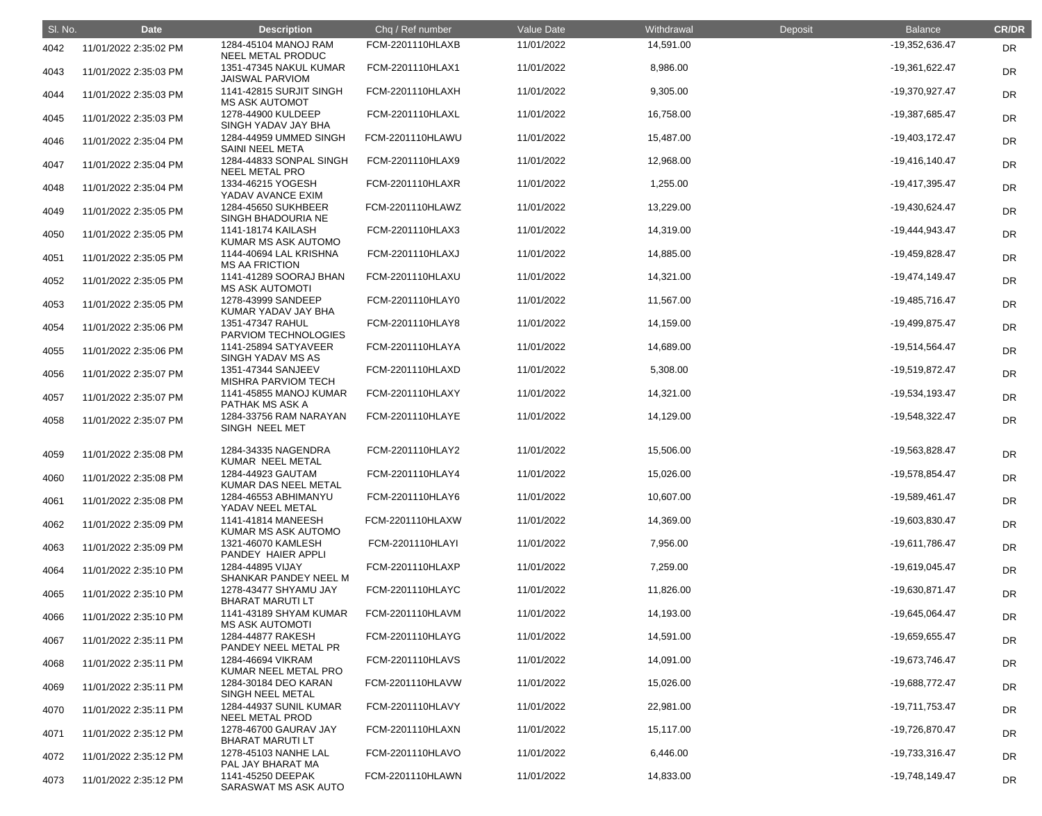| Sl. No. | Date | Description | Chq / Ref number | Value Date | Withdrawal | Deposit | Balance | CR/DR |
|---|---|---|---|---|---|---|---|---|
| 4042 | 11/01/2022 2:35:02 PM | 1284-45104 MANOJ RAM NEEL METAL PRODUC | FCM-2201110HLAXB | 11/01/2022 | 14,591.00 | | -19,352,636.47 | DR |
| 4043 | 11/01/2022 2:35:03 PM | 1351-47345 NAKUL KUMAR JAISWAL PARVIOM | FCM-2201110HLAX1 | 11/01/2022 | 8,986.00 | | -19,361,622.47 | DR |
| 4044 | 11/01/2022 2:35:03 PM | 1141-42815 SURJIT SINGH MS ASK AUTOMOT | FCM-2201110HLAXH | 11/01/2022 | 9,305.00 | | -19,370,927.47 | DR |
| 4045 | 11/01/2022 2:35:03 PM | 1278-44900 KULDEEP SINGH YADAV JAY BHA | FCM-2201110HLAXL | 11/01/2022 | 16,758.00 | | -19,387,685.47 | DR |
| 4046 | 11/01/2022 2:35:04 PM | 1284-44959 UMMED SINGH SAINI NEEL META | FCM-2201110HLAWU | 11/01/2022 | 15,487.00 | | -19,403,172.47 | DR |
| 4047 | 11/01/2022 2:35:04 PM | 1284-44833 SONPAL SINGH NEEL METAL PRO | FCM-2201110HLAX9 | 11/01/2022 | 12,968.00 | | -19,416,140.47 | DR |
| 4048 | 11/01/2022 2:35:04 PM | 1334-46215 YOGESH YADAV AVANCE EXIM | FCM-2201110HLAXR | 11/01/2022 | 1,255.00 | | -19,417,395.47 | DR |
| 4049 | 11/01/2022 2:35:05 PM | 1284-45650 SUKHBEER SINGH BHADOURIA NE | FCM-2201110HLAWZ | 11/01/2022 | 13,229.00 | | -19,430,624.47 | DR |
| 4050 | 11/01/2022 2:35:05 PM | 1141-18174 KAILASH KUMAR MS ASK AUTOMO | FCM-2201110HLAX3 | 11/01/2022 | 14,319.00 | | -19,444,943.47 | DR |
| 4051 | 11/01/2022 2:35:05 PM | 1144-40694 LAL KRISHNA MS AA FRICTION | FCM-2201110HLAXJ | 11/01/2022 | 14,885.00 | | -19,459,828.47 | DR |
| 4052 | 11/01/2022 2:35:05 PM | 1141-41289 SOORAJ BHAN MS ASK AUTOMOTI | FCM-2201110HLAXU | 11/01/2022 | 14,321.00 | | -19,474,149.47 | DR |
| 4053 | 11/01/2022 2:35:05 PM | 1278-43999 SANDEEP KUMAR YADAV JAY BHA | FCM-2201110HLAY0 | 11/01/2022 | 11,567.00 | | -19,485,716.47 | DR |
| 4054 | 11/01/2022 2:35:06 PM | 1351-47347 RAHUL PARVIOM TECHNOLOGIES | FCM-2201110HLAY8 | 11/01/2022 | 14,159.00 | | -19,499,875.47 | DR |
| 4055 | 11/01/2022 2:35:06 PM | 1141-25894 SATYAVEER SINGH YADAV MS AS | FCM-2201110HLAYA | 11/01/2022 | 14,689.00 | | -19,514,564.47 | DR |
| 4056 | 11/01/2022 2:35:07 PM | 1351-47344 SANJEEV MISHRA PARVIOM TECH | FCM-2201110HLAXD | 11/01/2022 | 5,308.00 | | -19,519,872.47 | DR |
| 4057 | 11/01/2022 2:35:07 PM | 1141-45855 MANOJ KUMAR PATHAK MS ASK A | FCM-2201110HLAXY | 11/01/2022 | 14,321.00 | | -19,534,193.47 | DR |
| 4058 | 11/01/2022 2:35:07 PM | 1284-33756 RAM NARAYAN SINGH NEEL MET | FCM-2201110HLAYE | 11/01/2022 | 14,129.00 | | -19,548,322.47 | DR |
| 4059 | 11/01/2022 2:35:08 PM | 1284-34335 NAGENDRA KUMAR NEEL METAL | FCM-2201110HLAY2 | 11/01/2022 | 15,506.00 | | -19,563,828.47 | DR |
| 4060 | 11/01/2022 2:35:08 PM | 1284-44923 GAUTAM KUMAR DAS NEEL METAL | FCM-2201110HLAY4 | 11/01/2022 | 15,026.00 | | -19,578,854.47 | DR |
| 4061 | 11/01/2022 2:35:08 PM | 1284-46553 ABHIMANYU YADAV NEEL METAL | FCM-2201110HLAY6 | 11/01/2022 | 10,607.00 | | -19,589,461.47 | DR |
| 4062 | 11/01/2022 2:35:09 PM | 1141-41814 MANEESH KUMAR MS ASK AUTOMO | FCM-2201110HLAXW | 11/01/2022 | 14,369.00 | | -19,603,830.47 | DR |
| 4063 | 11/01/2022 2:35:09 PM | 1321-46070 KAMLESH PANDEY HAIER APPLI | FCM-2201110HLAYI | 11/01/2022 | 7,956.00 | | -19,611,786.47 | DR |
| 4064 | 11/01/2022 2:35:10 PM | 1284-44895 VIJAY SHANKAR PANDEY NEEL M | FCM-2201110HLAXP | 11/01/2022 | 7,259.00 | | -19,619,045.47 | DR |
| 4065 | 11/01/2022 2:35:10 PM | 1278-43477 SHYAMU JAY BHARAT MARUTI LT | FCM-2201110HLAYC | 11/01/2022 | 11,826.00 | | -19,630,871.47 | DR |
| 4066 | 11/01/2022 2:35:10 PM | 1141-43189 SHYAM KUMAR MS ASK AUTOMOTI | FCM-2201110HLAVM | 11/01/2022 | 14,193.00 | | -19,645,064.47 | DR |
| 4067 | 11/01/2022 2:35:11 PM | 1284-44877 RAKESH PANDEY NEEL METAL PR | FCM-2201110HLAYG | 11/01/2022 | 14,591.00 | | -19,659,655.47 | DR |
| 4068 | 11/01/2022 2:35:11 PM | 1284-46694 VIKRAM KUMAR NEEL METAL PRO | FCM-2201110HLAVS | 11/01/2022 | 14,091.00 | | -19,673,746.47 | DR |
| 4069 | 11/01/2022 2:35:11 PM | 1284-30184 DEO KARAN SINGH NEEL METAL | FCM-2201110HLAVW | 11/01/2022 | 15,026.00 | | -19,688,772.47 | DR |
| 4070 | 11/01/2022 2:35:11 PM | 1284-44937 SUNIL KUMAR NEEL METAL PROD | FCM-2201110HLAVY | 11/01/2022 | 22,981.00 | | -19,711,753.47 | DR |
| 4071 | 11/01/2022 2:35:12 PM | 1278-46700 GAURAV JAY BHARAT MARUTI LT | FCM-2201110HLAXN | 11/01/2022 | 15,117.00 | | -19,726,870.47 | DR |
| 4072 | 11/01/2022 2:35:12 PM | 1278-45103 NANHE LAL PAL JAY BHARAT MA | FCM-2201110HLAVO | 11/01/2022 | 6,446.00 | | -19,733,316.47 | DR |
| 4073 | 11/01/2022 2:35:12 PM | 1141-45250 DEEPAK SARASWAT MS ASK AUTO | FCM-2201110HLAWN | 11/01/2022 | 14,833.00 | | -19,748,149.47 | DR |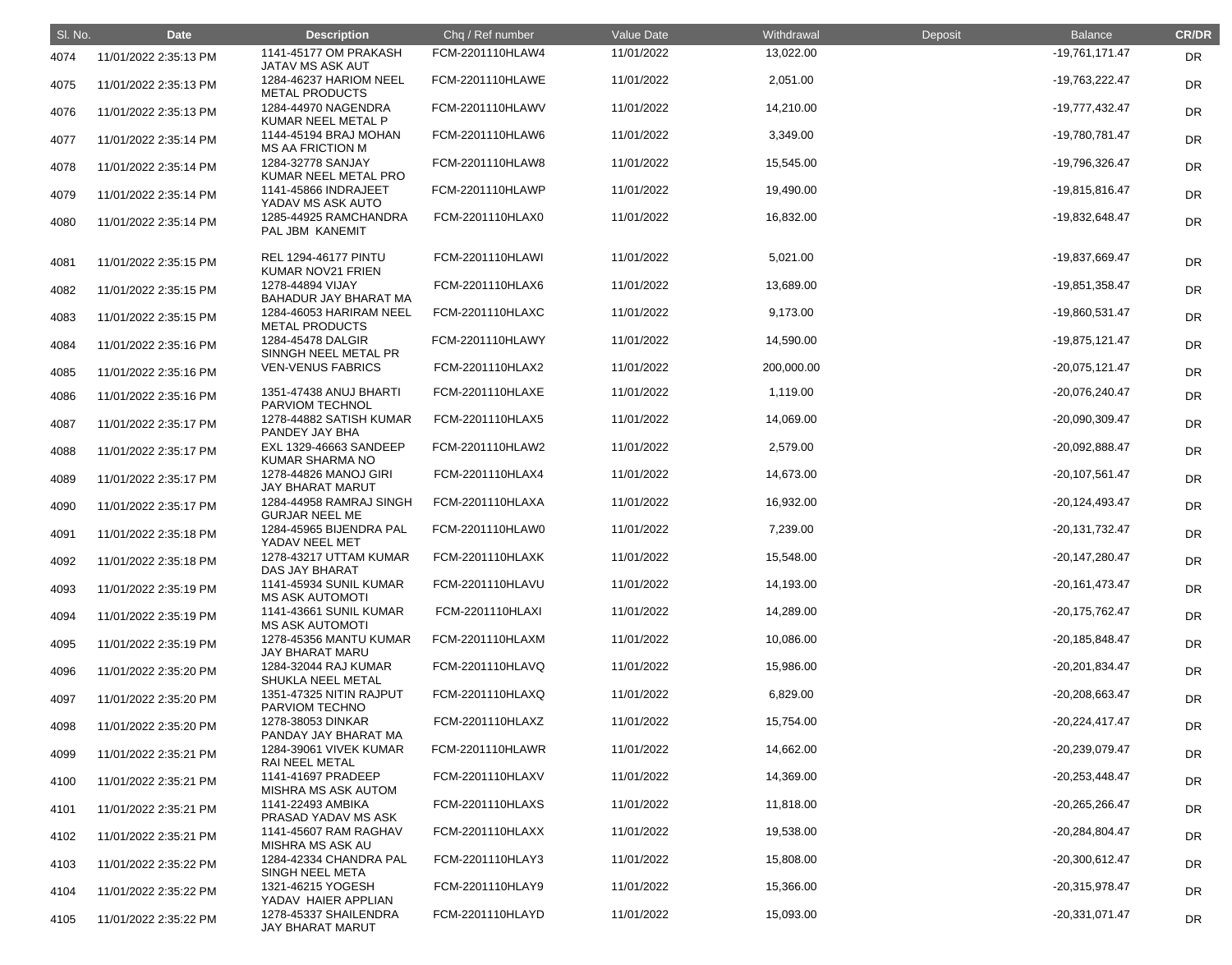| Sl. No. | Date | Description | Chq / Ref number | Value Date | Withdrawal | Deposit | Balance | CR/DR |
|---|---|---|---|---|---|---|---|---|
| 4074 | 11/01/2022 2:35:13 PM | 1141-45177 OM PRAKASH JATAV MS ASK AUT | FCM-2201110HLAW4 | 11/01/2022 | 13,022.00 | | -19,761,171.47 | DR |
| 4075 | 11/01/2022 2:35:13 PM | 1284-46237 HARIOM NEEL METAL PRODUCTS | FCM-2201110HLAWE | 11/01/2022 | 2,051.00 | | -19,763,222.47 | DR |
| 4076 | 11/01/2022 2:35:13 PM | 1284-44970 NAGENDRA KUMAR NEEL METAL P | FCM-2201110HLAWV | 11/01/2022 | 14,210.00 | | -19,777,432.47 | DR |
| 4077 | 11/01/2022 2:35:14 PM | 1144-45194 BRAJ MOHAN MS AA FRICTION M | FCM-2201110HLAW6 | 11/01/2022 | 3,349.00 | | -19,780,781.47 | DR |
| 4078 | 11/01/2022 2:35:14 PM | 1284-32778 SANJAY KUMAR NEEL METAL PRO | FCM-2201110HLAW8 | 11/01/2022 | 15,545.00 | | -19,796,326.47 | DR |
| 4079 | 11/01/2022 2:35:14 PM | 1141-45866 INDRAJEET YADAV MS ASK AUTO | FCM-2201110HLAWP | 11/01/2022 | 19,490.00 | | -19,815,816.47 | DR |
| 4080 | 11/01/2022 2:35:14 PM | 1285-44925 RAMCHANDRA PAL JBM KANEMIT | FCM-2201110HLAX0 | 11/01/2022 | 16,832.00 | | -19,832,648.47 | DR |
| 4081 | 11/01/2022 2:35:15 PM | REL 1294-46177 PINTU KUMAR NOV21 FRIEN | FCM-2201110HLAWI | 11/01/2022 | 5,021.00 | | -19,837,669.47 | DR |
| 4082 | 11/01/2022 2:35:15 PM | 1278-44894 VIJAY BAHADUR JAY BHARAT MA | FCM-2201110HLAX6 | 11/01/2022 | 13,689.00 | | -19,851,358.47 | DR |
| 4083 | 11/01/2022 2:35:15 PM | 1284-46053 HARIRAM NEEL METAL PRODUCTS | FCM-2201110HLAXC | 11/01/2022 | 9,173.00 | | -19,860,531.47 | DR |
| 4084 | 11/01/2022 2:35:16 PM | 1284-45478 DALGIR SINNGH NEEL METAL PR | FCM-2201110HLAWY | 11/01/2022 | 14,590.00 | | -19,875,121.47 | DR |
| 4085 | 11/01/2022 2:35:16 PM | VEN-VENUS FABRICS | FCM-2201110HLAX2 | 11/01/2022 | 200,000.00 | | -20,075,121.47 | DR |
| 4086 | 11/01/2022 2:35:16 PM | 1351-47438 ANUJ BHARTI PARVIOM TECHNOL | FCM-2201110HLAXE | 11/01/2022 | 1,119.00 | | -20,076,240.47 | DR |
| 4087 | 11/01/2022 2:35:17 PM | 1278-44882 SATISH KUMAR PANDEY JAY BHA | FCM-2201110HLAX5 | 11/01/2022 | 14,069.00 | | -20,090,309.47 | DR |
| 4088 | 11/01/2022 2:35:17 PM | EXL 1329-46663 SANDEEP KUMAR SHARMA NO | FCM-2201110HLAW2 | 11/01/2022 | 2,579.00 | | -20,092,888.47 | DR |
| 4089 | 11/01/2022 2:35:17 PM | 1278-44826 MANOJ GIRI JAY BHARAT MARUT | FCM-2201110HLAX4 | 11/01/2022 | 14,673.00 | | -20,107,561.47 | DR |
| 4090 | 11/01/2022 2:35:17 PM | 1284-44958 RAMRAJ SINGH GURJAR NEEL ME | FCM-2201110HLAXA | 11/01/2022 | 16,932.00 | | -20,124,493.47 | DR |
| 4091 | 11/01/2022 2:35:18 PM | 1284-45965 BIJENDRA PAL YADAV NEEL MET | FCM-2201110HLAW0 | 11/01/2022 | 7,239.00 | | -20,131,732.47 | DR |
| 4092 | 11/01/2022 2:35:18 PM | 1278-43217 UTTAM KUMAR DAS JAY BHARAT | FCM-2201110HLAXK | 11/01/2022 | 15,548.00 | | -20,147,280.47 | DR |
| 4093 | 11/01/2022 2:35:19 PM | 1141-45934 SUNIL KUMAR MS ASK AUTOMOTI | FCM-2201110HLAVU | 11/01/2022 | 14,193.00 | | -20,161,473.47 | DR |
| 4094 | 11/01/2022 2:35:19 PM | 1141-43661 SUNIL KUMAR MS ASK AUTOMOTI | FCM-2201110HLAXI | 11/01/2022 | 14,289.00 | | -20,175,762.47 | DR |
| 4095 | 11/01/2022 2:35:19 PM | 1278-45356 MANTU KUMAR JAY BHARAT MARU | FCM-2201110HLAXM | 11/01/2022 | 10,086.00 | | -20,185,848.47 | DR |
| 4096 | 11/01/2022 2:35:20 PM | 1284-32044 RAJ KUMAR SHUKLA NEEL METAL | FCM-2201110HLAVQ | 11/01/2022 | 15,986.00 | | -20,201,834.47 | DR |
| 4097 | 11/01/2022 2:35:20 PM | 1351-47325 NITIN RAJPUT PARVIOM TECHNO | FCM-2201110HLAXQ | 11/01/2022 | 6,829.00 | | -20,208,663.47 | DR |
| 4098 | 11/01/2022 2:35:20 PM | 1278-38053 DINKAR PANDAY JAY BHARAT MA | FCM-2201110HLAXZ | 11/01/2022 | 15,754.00 | | -20,224,417.47 | DR |
| 4099 | 11/01/2022 2:35:21 PM | 1284-39061 VIVEK KUMAR RAI NEEL METAL | FCM-2201110HLAWR | 11/01/2022 | 14,662.00 | | -20,239,079.47 | DR |
| 4100 | 11/01/2022 2:35:21 PM | 1141-41697 PRADEEP MISHRA MS ASK AUTOM | FCM-2201110HLAXV | 11/01/2022 | 14,369.00 | | -20,253,448.47 | DR |
| 4101 | 11/01/2022 2:35:21 PM | 1141-22493 AMBIKA PRASAD YADAV MS ASK | FCM-2201110HLAXS | 11/01/2022 | 11,818.00 | | -20,265,266.47 | DR |
| 4102 | 11/01/2022 2:35:21 PM | 1141-45607 RAM RAGHAV MISHRA MS ASK AU | FCM-2201110HLAXX | 11/01/2022 | 19,538.00 | | -20,284,804.47 | DR |
| 4103 | 11/01/2022 2:35:22 PM | 1284-42334 CHANDRA PAL SINGH NEEL META | FCM-2201110HLAY3 | 11/01/2022 | 15,808.00 | | -20,300,612.47 | DR |
| 4104 | 11/01/2022 2:35:22 PM | 1321-46215 YOGESH YADAV HAIER APPLIAN | FCM-2201110HLAY9 | 11/01/2022 | 15,366.00 | | -20,315,978.47 | DR |
| 4105 | 11/01/2022 2:35:22 PM | 1278-45337 SHAILENDRA JAY BHARAT MARUT | FCM-2201110HLAYD | 11/01/2022 | 15,093.00 | | -20,331,071.47 | DR |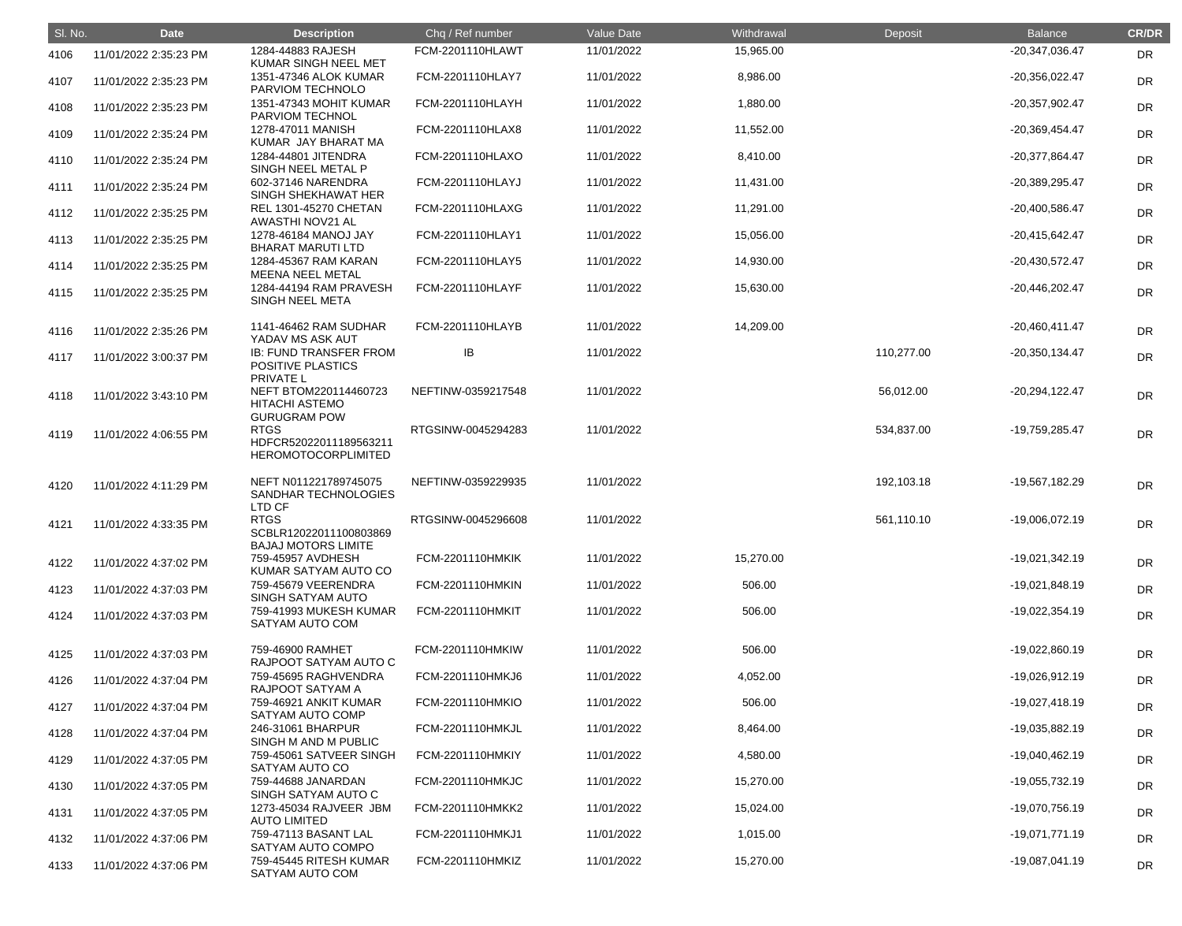| Sl. No. | Date | Description | Chq / Ref number | Value Date | Withdrawal | Deposit | Balance | CR/DR |
|---|---|---|---|---|---|---|---|---|
| 4106 | 11/01/2022 2:35:23 PM | 1284-44883 RAJESH KUMAR SINGH NEEL MET | FCM-2201110HLAWT | 11/01/2022 | 15,965.00 | | -20,347,036.47 | DR |
| 4107 | 11/01/2022 2:35:23 PM | 1351-47346 ALOK KUMAR PARVIOM TECHNOLO | FCM-2201110HLAY7 | 11/01/2022 | 8,986.00 | | -20,356,022.47 | DR |
| 4108 | 11/01/2022 2:35:23 PM | 1351-47343 MOHIT KUMAR PARVIOM TECHNOL | FCM-2201110HLAYH | 11/01/2022 | 1,880.00 | | -20,357,902.47 | DR |
| 4109 | 11/01/2022 2:35:24 PM | 1278-47011 MANISH KUMAR JAY BHARAT MA | FCM-2201110HLAX8 | 11/01/2022 | 11,552.00 | | -20,369,454.47 | DR |
| 4110 | 11/01/2022 2:35:24 PM | 1284-44801 JITENDRA SINGH NEEL METAL P | FCM-2201110HLAXO | 11/01/2022 | 8,410.00 | | -20,377,864.47 | DR |
| 4111 | 11/01/2022 2:35:24 PM | 602-37146 NARENDRA SINGH SHEKHAWAT HER | FCM-2201110HLAYJ | 11/01/2022 | 11,431.00 | | -20,389,295.47 | DR |
| 4112 | 11/01/2022 2:35:25 PM | REL 1301-45270 CHETAN AWASTHI NOV21 AL | FCM-2201110HLAXG | 11/01/2022 | 11,291.00 | | -20,400,586.47 | DR |
| 4113 | 11/01/2022 2:35:25 PM | 1278-46184 MANOJ JAY BHARAT MARUTI LTD | FCM-2201110HLAY1 | 11/01/2022 | 15,056.00 | | -20,415,642.47 | DR |
| 4114 | 11/01/2022 2:35:25 PM | 1284-45367 RAM KARAN MEENA NEEL METAL | FCM-2201110HLAY5 | 11/01/2022 | 14,930.00 | | -20,430,572.47 | DR |
| 4115 | 11/01/2022 2:35:25 PM | 1284-44194 RAM PRAVESH SINGH NEEL META | FCM-2201110HLAYF | 11/01/2022 | 15,630.00 | | -20,446,202.47 | DR |
| 4116 | 11/01/2022 2:35:26 PM | 1141-46462 RAM SUDHAR YADAV MS ASK AUT | FCM-2201110HLAYB | 11/01/2022 | 14,209.00 | | -20,460,411.47 | DR |
| 4117 | 11/01/2022 3:00:37 PM | IB: FUND TRANSFER FROM POSITIVE PLASTICS PRIVATE L | IB | 11/01/2022 | | 110,277.00 | -20,350,134.47 | DR |
| 4118 | 11/01/2022 3:43:10 PM | NEFT BTOM220114460723 HITACHI ASTEMO GURUGRAM POW | NEFTINW-0359217548 | 11/01/2022 | | 56,012.00 | -20,294,122.47 | DR |
| 4119 | 11/01/2022 4:06:55 PM | RTGS HDFCR52022011189563211 HEROMOTOCORPLIMITED | RTGSINW-0045294283 | 11/01/2022 | | 534,837.00 | -19,759,285.47 | DR |
| 4120 | 11/01/2022 4:11:29 PM | NEFT N011221789745075 SANDHAR TECHNOLOGIES LTD CF | NEFTINW-0359229935 | 11/01/2022 | | 192,103.18 | -19,567,182.29 | DR |
| 4121 | 11/01/2022 4:33:35 PM | RTGS SCBLR12022011100803869 BAJAJ MOTORS LIMITE | RTGSINW-0045296608 | 11/01/2022 | | 561,110.10 | -19,006,072.19 | DR |
| 4122 | 11/01/2022 4:37:02 PM | 759-45957 AVDHESH KUMAR SATYAM AUTO CO | FCM-2201110HMKIK | 11/01/2022 | 15,270.00 | | -19,021,342.19 | DR |
| 4123 | 11/01/2022 4:37:03 PM | 759-45679 VEERENDRA SINGH SATYAM AUTO | FCM-2201110HMKIN | 11/01/2022 | 506.00 | | -19,021,848.19 | DR |
| 4124 | 11/01/2022 4:37:03 PM | 759-41993 MUKESH KUMAR SATYAM AUTO COM | FCM-2201110HMKIT | 11/01/2022 | 506.00 | | -19,022,354.19 | DR |
| 4125 | 11/01/2022 4:37:03 PM | 759-46900 RAMHET RAJPOOT SATYAM AUTO C | FCM-2201110HMKIW | 11/01/2022 | 506.00 | | -19,022,860.19 | DR |
| 4126 | 11/01/2022 4:37:04 PM | 759-45695 RAGHVENDRA RAJPOOT SATYAM A | FCM-2201110HMKJ6 | 11/01/2022 | 4,052.00 | | -19,026,912.19 | DR |
| 4127 | 11/01/2022 4:37:04 PM | 759-46921 ANKIT KUMAR SATYAM AUTO COMP | FCM-2201110HMKIO | 11/01/2022 | 506.00 | | -19,027,418.19 | DR |
| 4128 | 11/01/2022 4:37:04 PM | 246-31061 BHARPUR SINGH M AND M PUBLIC | FCM-2201110HMKJL | 11/01/2022 | 8,464.00 | | -19,035,882.19 | DR |
| 4129 | 11/01/2022 4:37:05 PM | 759-45061 SATVEER SINGH SATYAM AUTO CO | FCM-2201110HMKIY | 11/01/2022 | 4,580.00 | | -19,040,462.19 | DR |
| 4130 | 11/01/2022 4:37:05 PM | 759-44688 JANARDAN SINGH SATYAM AUTO C | FCM-2201110HMKJC | 11/01/2022 | 15,270.00 | | -19,055,732.19 | DR |
| 4131 | 11/01/2022 4:37:05 PM | 1273-45034 RAJVEER JBM AUTO LIMITED | FCM-2201110HMKK2 | 11/01/2022 | 15,024.00 | | -19,070,756.19 | DR |
| 4132 | 11/01/2022 4:37:06 PM | 759-47113 BASANT LAL SATYAM AUTO COMPO | FCM-2201110HMKJ1 | 11/01/2022 | 1,015.00 | | -19,071,771.19 | DR |
| 4133 | 11/01/2022 4:37:06 PM | 759-45445 RITESH KUMAR SATYAM AUTO COM | FCM-2201110HMKIZ | 11/01/2022 | 15,270.00 | | -19,087,041.19 | DR |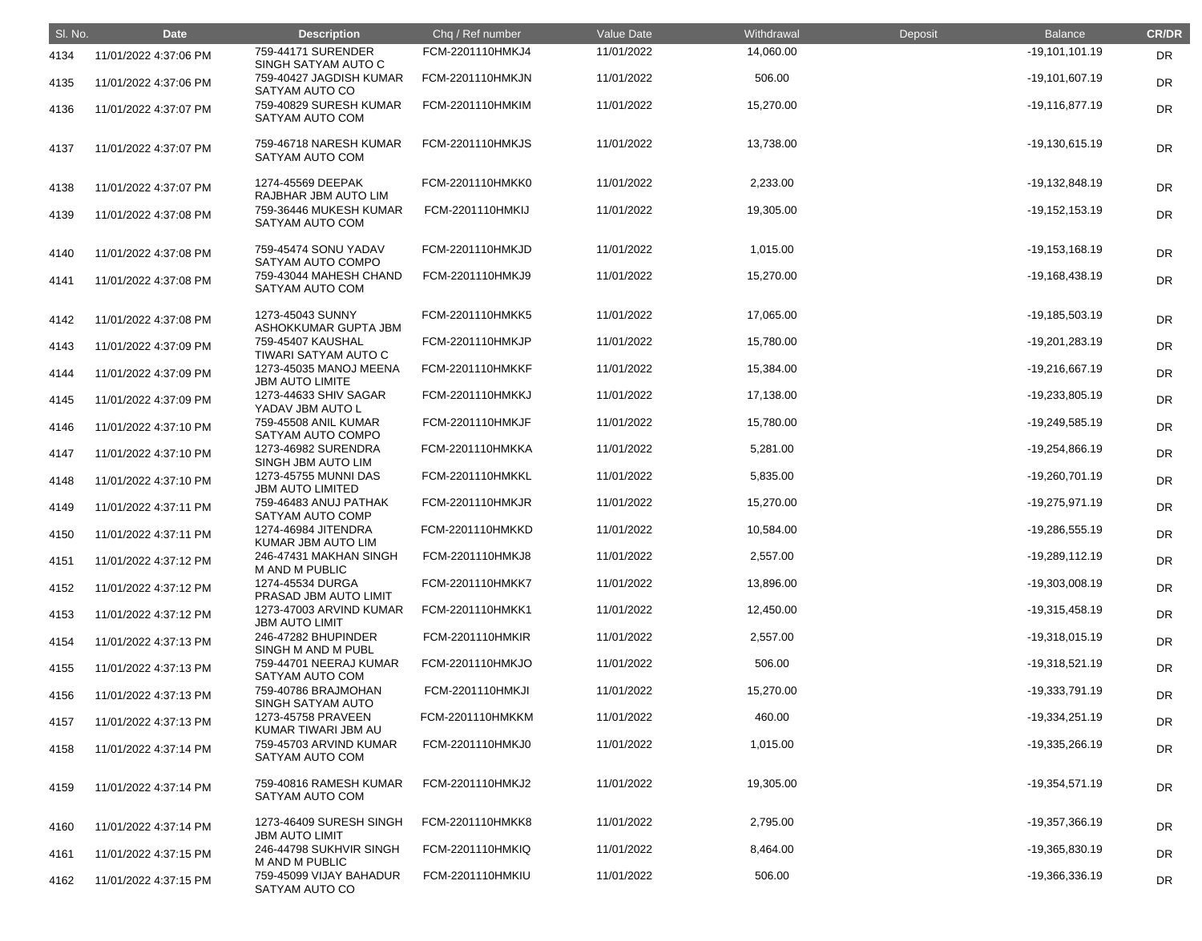| Sl. No. | Date | Description | Chq / Ref number | Value Date | Withdrawal | Deposit | Balance | CR/DR |
|---|---|---|---|---|---|---|---|---|
| 4134 | 11/01/2022 4:37:06 PM | 759-44171 SURENDER SINGH SATYAM AUTO C | FCM-2201110HMKJ4 | 11/01/2022 | 14,060.00 | | -19,101,101.19 | DR |
| 4135 | 11/01/2022 4:37:06 PM | 759-40427 JAGDISH KUMAR SATYAM AUTO CO | FCM-2201110HMKJN | 11/01/2022 | 506.00 | | -19,101,607.19 | DR |
| 4136 | 11/01/2022 4:37:07 PM | 759-40829 SURESH KUMAR SATYAM AUTO COM | FCM-2201110HMKIM | 11/01/2022 | 15,270.00 | | -19,116,877.19 | DR |
| 4137 | 11/01/2022 4:37:07 PM | 759-46718 NARESH KUMAR SATYAM AUTO COM | FCM-2201110HMKJS | 11/01/2022 | 13,738.00 | | -19,130,615.19 | DR |
| 4138 | 11/01/2022 4:37:07 PM | 1274-45569 DEEPAK RAJBHAR JBM AUTO LIM | FCM-2201110HMKK0 | 11/01/2022 | 2,233.00 | | -19,132,848.19 | DR |
| 4139 | 11/01/2022 4:37:08 PM | 759-36446 MUKESH KUMAR SATYAM AUTO COM | FCM-2201110HMKIJ | 11/01/2022 | 19,305.00 | | -19,152,153.19 | DR |
| 4140 | 11/01/2022 4:37:08 PM | 759-45474 SONU YADAV SATYAM AUTO COMPO | FCM-2201110HMKJD | 11/01/2022 | 1,015.00 | | -19,153,168.19 | DR |
| 4141 | 11/01/2022 4:37:08 PM | 759-43044 MAHESH CHAND SATYAM AUTO COM | FCM-2201110HMKJ9 | 11/01/2022 | 15,270.00 | | -19,168,438.19 | DR |
| 4142 | 11/01/2022 4:37:08 PM | 1273-45043 SUNNY ASHOKKUMAR GUPTA JBM | FCM-2201110HMKK5 | 11/01/2022 | 17,065.00 | | -19,185,503.19 | DR |
| 4143 | 11/01/2022 4:37:09 PM | 759-45407 KAUSHAL TIWARI SATYAM AUTO C | FCM-2201110HMKJP | 11/01/2022 | 15,780.00 | | -19,201,283.19 | DR |
| 4144 | 11/01/2022 4:37:09 PM | 1273-45035 MANOJ MEENA JBM AUTO LIMITE | FCM-2201110HMKKF | 11/01/2022 | 15,384.00 | | -19,216,667.19 | DR |
| 4145 | 11/01/2022 4:37:09 PM | 1273-44633 SHIV SAGAR YADAV JBM AUTO L | FCM-2201110HMKKJ | 11/01/2022 | 17,138.00 | | -19,233,805.19 | DR |
| 4146 | 11/01/2022 4:37:10 PM | 759-45508 ANIL KUMAR SATYAM AUTO COMPO | FCM-2201110HMKJF | 11/01/2022 | 15,780.00 | | -19,249,585.19 | DR |
| 4147 | 11/01/2022 4:37:10 PM | 1273-46982 SURENDRA SINGH JBM AUTO LIM | FCM-2201110HMKKA | 11/01/2022 | 5,281.00 | | -19,254,866.19 | DR |
| 4148 | 11/01/2022 4:37:10 PM | 1273-45755 MUNNI DAS JBM AUTO LIMITED | FCM-2201110HMKKL | 11/01/2022 | 5,835.00 | | -19,260,701.19 | DR |
| 4149 | 11/01/2022 4:37:11 PM | 759-46483 ANUJ PATHAK SATYAM AUTO COMP | FCM-2201110HMKJR | 11/01/2022 | 15,270.00 | | -19,275,971.19 | DR |
| 4150 | 11/01/2022 4:37:11 PM | 1274-46984 JITENDRA KUMAR JBM AUTO LIM | FCM-2201110HMKKD | 11/01/2022 | 10,584.00 | | -19,286,555.19 | DR |
| 4151 | 11/01/2022 4:37:12 PM | 246-47431 MAKHAN SINGH M AND M PUBLIC | FCM-2201110HMKJ8 | 11/01/2022 | 2,557.00 | | -19,289,112.19 | DR |
| 4152 | 11/01/2022 4:37:12 PM | 1274-45534 DURGA PRASAD JBM AUTO LIMIT | FCM-2201110HMKK7 | 11/01/2022 | 13,896.00 | | -19,303,008.19 | DR |
| 4153 | 11/01/2022 4:37:12 PM | 1273-47003 ARVIND KUMAR JBM AUTO LIMIT | FCM-2201110HMKK1 | 11/01/2022 | 12,450.00 | | -19,315,458.19 | DR |
| 4154 | 11/01/2022 4:37:13 PM | 246-47282 BHUPINDER SINGH M AND M PUBL | FCM-2201110HMKIR | 11/01/2022 | 2,557.00 | | -19,318,015.19 | DR |
| 4155 | 11/01/2022 4:37:13 PM | 759-44701 NEERAJ KUMAR SATYAM AUTO COM | FCM-2201110HMKJO | 11/01/2022 | 506.00 | | -19,318,521.19 | DR |
| 4156 | 11/01/2022 4:37:13 PM | 759-40786 BRAJMOHAN SINGH SATYAM AUTO | FCM-2201110HMKJI | 11/01/2022 | 15,270.00 | | -19,333,791.19 | DR |
| 4157 | 11/01/2022 4:37:13 PM | 1273-45758 PRAVEEN KUMAR TIWARI JBM AU | FCM-2201110HMKKM | 11/01/2022 | 460.00 | | -19,334,251.19 | DR |
| 4158 | 11/01/2022 4:37:14 PM | 759-45703 ARVIND KUMAR SATYAM AUTO COM | FCM-2201110HMKJ0 | 11/01/2022 | 1,015.00 | | -19,335,266.19 | DR |
| 4159 | 11/01/2022 4:37:14 PM | 759-40816 RAMESH KUMAR SATYAM AUTO COM | FCM-2201110HMKJ2 | 11/01/2022 | 19,305.00 | | -19,354,571.19 | DR |
| 4160 | 11/01/2022 4:37:14 PM | 1273-46409 SURESH SINGH JBM AUTO LIMIT | FCM-2201110HMKK8 | 11/01/2022 | 2,795.00 | | -19,357,366.19 | DR |
| 4161 | 11/01/2022 4:37:15 PM | 246-44798 SUKHVIR SINGH M AND M PUBLIC | FCM-2201110HMKIQ | 11/01/2022 | 8,464.00 | | -19,365,830.19 | DR |
| 4162 | 11/01/2022 4:37:15 PM | 759-45099 VIJAY BAHADUR SATYAM AUTO CO | FCM-2201110HMKIU | 11/01/2022 | 506.00 | | -19,366,336.19 | DR |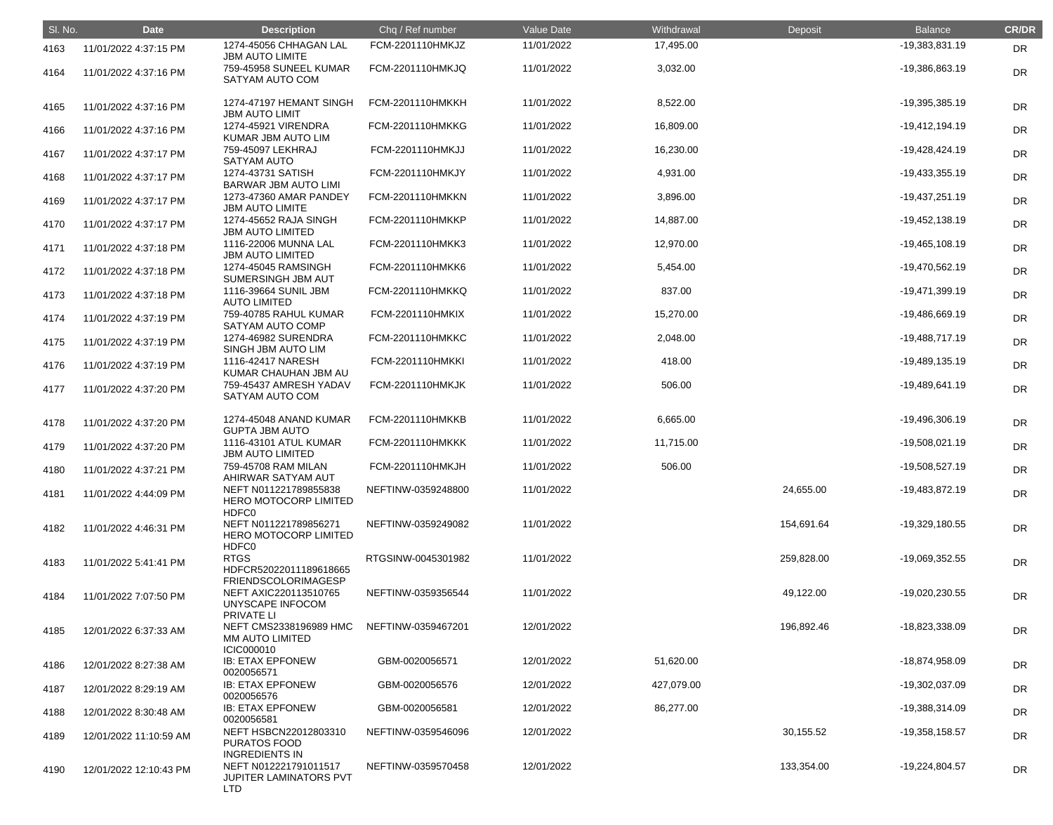| Sl. No. | Date | Description | Chq / Ref number | Value Date | Withdrawal | Deposit | Balance | CR/DR |
|---|---|---|---|---|---|---|---|---|
| 4163 | 11/01/2022 4:37:15 PM | 1274-45056 CHHAGAN LAL JBM AUTO LIMITE | FCM-2201110HMKJZ | 11/01/2022 | 17,495.00 | | -19,383,831.19 | DR |
| 4164 | 11/01/2022 4:37:16 PM | 759-45958 SUNEEL KUMAR SATYAM AUTO COM | FCM-2201110HMKJQ | 11/01/2022 | 3,032.00 | | -19,386,863.19 | DR |
| 4165 | 11/01/2022 4:37:16 PM | 1274-47197 HEMANT SINGH JBM AUTO LIMIT | FCM-2201110HMKKH | 11/01/2022 | 8,522.00 | | -19,395,385.19 | DR |
| 4166 | 11/01/2022 4:37:16 PM | 1274-45921 VIRENDRA KUMAR JBM AUTO LIM | FCM-2201110HMKKG | 11/01/2022 | 16,809.00 | | -19,412,194.19 | DR |
| 4167 | 11/01/2022 4:37:17 PM | 759-45097 LEKHRAJ SATYAM AUTO | FCM-2201110HMKJJ | 11/01/2022 | 16,230.00 | | -19,428,424.19 | DR |
| 4168 | 11/01/2022 4:37:17 PM | 1274-43731 SATISH BARWAR JBM AUTO LIMI | FCM-2201110HMKJY | 11/01/2022 | 4,931.00 | | -19,433,355.19 | DR |
| 4169 | 11/01/2022 4:37:17 PM | 1273-47360 AMAR PANDEY JBM AUTO LIMITE | FCM-2201110HMKKN | 11/01/2022 | 3,896.00 | | -19,437,251.19 | DR |
| 4170 | 11/01/2022 4:37:17 PM | 1274-45652 RAJA SINGH JBM AUTO LIMITED | FCM-2201110HMKKP | 11/01/2022 | 14,887.00 | | -19,452,138.19 | DR |
| 4171 | 11/01/2022 4:37:18 PM | 1116-22006 MUNNA LAL JBM AUTO LIMITED | FCM-2201110HMKK3 | 11/01/2022 | 12,970.00 | | -19,465,108.19 | DR |
| 4172 | 11/01/2022 4:37:18 PM | 1274-45045 RAMSINGH SUMERSINGH JBM AUT | FCM-2201110HMKK6 | 11/01/2022 | 5,454.00 | | -19,470,562.19 | DR |
| 4173 | 11/01/2022 4:37:18 PM | 1116-39664 SUNIL JBM AUTO LIMITED | FCM-2201110HMKKQ | 11/01/2022 | 837.00 | | -19,471,399.19 | DR |
| 4174 | 11/01/2022 4:37:19 PM | 759-40785 RAHUL KUMAR SATYAM AUTO COMP | FCM-2201110HMKIX | 11/01/2022 | 15,270.00 | | -19,486,669.19 | DR |
| 4175 | 11/01/2022 4:37:19 PM | 1274-46982 SURENDRA SINGH JBM AUTO LIM | FCM-2201110HMKKC | 11/01/2022 | 2,048.00 | | -19,488,717.19 | DR |
| 4176 | 11/01/2022 4:37:19 PM | 1116-42417 NARESH KUMAR CHAUHAN JBM AU | FCM-2201110HMKKI | 11/01/2022 | 418.00 | | -19,489,135.19 | DR |
| 4177 | 11/01/2022 4:37:20 PM | 759-45437 AMRESH YADAV SATYAM AUTO COM | FCM-2201110HMKJK | 11/01/2022 | 506.00 | | -19,489,641.19 | DR |
| 4178 | 11/01/2022 4:37:20 PM | 1274-45048 ANAND KUMAR GUPTA JBM AUTO | FCM-2201110HMKKB | 11/01/2022 | 6,665.00 | | -19,496,306.19 | DR |
| 4179 | 11/01/2022 4:37:20 PM | 1116-43101 ATUL KUMAR JBM AUTO LIMITED | FCM-2201110HMKKK | 11/01/2022 | 11,715.00 | | -19,508,021.19 | DR |
| 4180 | 11/01/2022 4:37:21 PM | 759-45708 RAM MILAN AHIRWAR SATYAM AUT | FCM-2201110HMKJH | 11/01/2022 | 506.00 | | -19,508,527.19 | DR |
| 4181 | 11/01/2022 4:44:09 PM | NEFT N011221789855838 HERO MOTOCORP LIMITED HDFC0 | NEFTINW-0359248800 | 11/01/2022 | | 24,655.00 | -19,483,872.19 | DR |
| 4182 | 11/01/2022 4:46:31 PM | NEFT N011221789856271 HERO MOTOCORP LIMITED HDFC0 | NEFTINW-0359249082 | 11/01/2022 | | 154,691.64 | -19,329,180.55 | DR |
| 4183 | 11/01/2022 5:41:41 PM | RTGS HDFCR52022011189618665 FRIENDSCOLORIMAGESP | RTGSINW-0045301982 | 11/01/2022 | | 259,828.00 | -19,069,352.55 | DR |
| 4184 | 11/01/2022 7:07:50 PM | NEFT AXIC220113510765 UNYSCAPE INFOCOM PRIVATE LI | NEFTINW-0359356544 | 11/01/2022 | | 49,122.00 | -19,020,230.55 | DR |
| 4185 | 12/01/2022 6:37:33 AM | NEFT CMS2338196989 HMC MM AUTO LIMITED ICIC000010 | NEFTINW-0359467201 | 12/01/2022 | | 196,892.46 | -18,823,338.09 | DR |
| 4186 | 12/01/2022 8:27:38 AM | IB: ETAX EPFONEW 0020056571 | GBM-0020056571 | 12/01/2022 | 51,620.00 | | -18,874,958.09 | DR |
| 4187 | 12/01/2022 8:29:19 AM | IB: ETAX EPFONEW 0020056576 | GBM-0020056576 | 12/01/2022 | 427,079.00 | | -19,302,037.09 | DR |
| 4188 | 12/01/2022 8:30:48 AM | IB: ETAX EPFONEW 0020056581 | GBM-0020056581 | 12/01/2022 | 86,277.00 | | -19,388,314.09 | DR |
| 4189 | 12/01/2022 11:10:59 AM | NEFT HSBCN22012803310 PURATOS FOOD INGREDIENTS IN | NEFTINW-0359546096 | 12/01/2022 | | 30,155.52 | -19,358,158.57 | DR |
| 4190 | 12/01/2022 12:10:43 PM | NEFT N012221791011517 JUPITER LAMINATORS PVT LTD | NEFTINW-0359570458 | 12/01/2022 | | 133,354.00 | -19,224,804.57 | DR |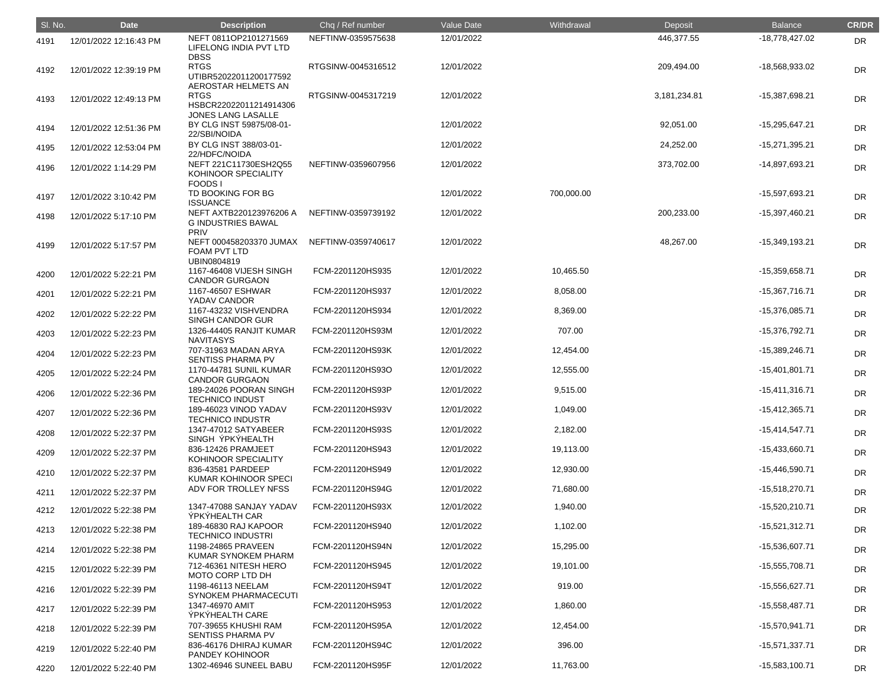| Sl. No. | Date | Description | Chq / Ref number | Value Date | Withdrawal | Deposit | Balance | CR/DR |
|---|---|---|---|---|---|---|---|---|
| 4191 | 12/01/2022 12:16:43 PM | NEFT 0811OP2101271569 LIFELONG INDIA PVT LTD DBSS | NEFTINW-0359575638 | 12/01/2022 | | 446,377.55 | -18,778,427.02 | DR |
| 4192 | 12/01/2022 12:39:19 PM | RTGS UTIBR52022011200177592 AEROSTAR HELMETS AN | RTGSINW-0045316512 | 12/01/2022 | | 209,494.00 | -18,568,933.02 | DR |
| 4193 | 12/01/2022 12:49:13 PM | RTGS HSBCR22022011214914306 JONES LANG LASALLE | RTGSINW-0045317219 | 12/01/2022 | | 3,181,234.81 | -15,387,698.21 | DR |
| 4194 | 12/01/2022 12:51:36 PM | BY CLG INST 59875/08-01-22/SBI/NOIDA | | 12/01/2022 | | 92,051.00 | -15,295,647.21 | DR |
| 4195 | 12/01/2022 12:53:04 PM | BY CLG INST 388/03-01-22/HDFC/NOIDA | | 12/01/2022 | | 24,252.00 | -15,271,395.21 | DR |
| 4196 | 12/01/2022 1:14:29 PM | NEFT 221C11730ESH2Q55 KOHINOOR SPECIALITY FOODS I | NEFTINW-0359607956 | 12/01/2022 | | 373,702.00 | -14,897,693.21 | DR |
| 4197 | 12/01/2022 3:10:42 PM | TD BOOKING FOR BG ISSUANCE | | 12/01/2022 | 700,000.00 | | -15,597,693.21 | DR |
| 4198 | 12/01/2022 5:17:10 PM | NEFT AXTB220123976206 A G INDUSTRIES BAWAL PRIV | NEFTINW-0359739192 | 12/01/2022 | | 200,233.00 | -15,397,460.21 | DR |
| 4199 | 12/01/2022 5:17:57 PM | NEFT 000458203370 JUMAX FOAM PVT LTD UBIN0804819 | NEFTINW-0359740617 | 12/01/2022 | | 48,267.00 | -15,349,193.21 | DR |
| 4200 | 12/01/2022 5:22:21 PM | 1167-46408 VIJESH SINGH CANDOR GURGAON | FCM-2201120HS935 | 12/01/2022 | 10,465.50 | | -15,359,658.71 | DR |
| 4201 | 12/01/2022 5:22:21 PM | 1167-46507 ESHWAR YADAV CANDOR | FCM-2201120HS937 | 12/01/2022 | 8,058.00 | | -15,367,716.71 | DR |
| 4202 | 12/01/2022 5:22:22 PM | 1167-43232 VISHVENDRA SINGH CANDOR GUR | FCM-2201120HS934 | 12/01/2022 | 8,369.00 | | -15,376,085.71 | DR |
| 4203 | 12/01/2022 5:22:23 PM | 1326-44405 RANJIT KUMAR NAVITASYS | FCM-2201120HS93M | 12/01/2022 | 707.00 | | -15,376,792.71 | DR |
| 4204 | 12/01/2022 5:22:23 PM | 707-31963 MADAN ARYA SENTISS PHARMA PV | FCM-2201120HS93K | 12/01/2022 | 12,454.00 | | -15,389,246.71 | DR |
| 4205 | 12/01/2022 5:22:24 PM | 1170-44781 SUNIL KUMAR CANDOR GURGAON | FCM-2201120HS93O | 12/01/2022 | 12,555.00 | | -15,401,801.71 | DR |
| 4206 | 12/01/2022 5:22:36 PM | 189-24026 POORAN SINGH TECHNICO INDUST | FCM-2201120HS93P | 12/01/2022 | 9,515.00 | | -15,411,316.71 | DR |
| 4207 | 12/01/2022 5:22:36 PM | 189-46023 VINOD YADAV TECHNICO INDUSTR | FCM-2201120HS93V | 12/01/2022 | 1,049.00 | | -15,412,365.71 | DR |
| 4208 | 12/01/2022 5:22:37 PM | 1347-47012 SATYABEER SINGH ÝPKÝHEALTH | FCM-2201120HS93S | 12/01/2022 | 2,182.00 | | -15,414,547.71 | DR |
| 4209 | 12/01/2022 5:22:37 PM | 836-12426 PRAMJEET KOHINOOR SPECIALITY | FCM-2201120HS943 | 12/01/2022 | 19,113.00 | | -15,433,660.71 | DR |
| 4210 | 12/01/2022 5:22:37 PM | 836-43581 PARDEEP KUMAR KOHINOOR SPECI | FCM-2201120HS949 | 12/01/2022 | 12,930.00 | | -15,446,590.71 | DR |
| 4211 | 12/01/2022 5:22:37 PM | ADV FOR TROLLEY NFSS | FCM-2201120HS94G | 12/01/2022 | 71,680.00 | | -15,518,270.71 | DR |
| 4212 | 12/01/2022 5:22:38 PM | 1347-47088 SANJAY YADAV ÝPKÝHEALTH CAR | FCM-2201120HS93X | 12/01/2022 | 1,940.00 | | -15,520,210.71 | DR |
| 4213 | 12/01/2022 5:22:38 PM | 189-46830 RAJ KAPOOR TECHNICO INDUSTRI | FCM-2201120HS940 | 12/01/2022 | 1,102.00 | | -15,521,312.71 | DR |
| 4214 | 12/01/2022 5:22:38 PM | 1198-24865 PRAVEEN KUMAR SYNOKEM PHARM | FCM-2201120HS94N | 12/01/2022 | 15,295.00 | | -15,536,607.71 | DR |
| 4215 | 12/01/2022 5:22:39 PM | 712-46361 NITESH HERO MOTO CORP LTD DH | FCM-2201120HS945 | 12/01/2022 | 19,101.00 | | -15,555,708.71 | DR |
| 4216 | 12/01/2022 5:22:39 PM | 1198-46113 NEELAM SYNOKEM PHARMACECUTI | FCM-2201120HS94T | 12/01/2022 | 919.00 | | -15,556,627.71 | DR |
| 4217 | 12/01/2022 5:22:39 PM | 1347-46970 AMIT ÝPKÝHEALTH CARE | FCM-2201120HS953 | 12/01/2022 | 1,860.00 | | -15,558,487.71 | DR |
| 4218 | 12/01/2022 5:22:39 PM | 707-39655 KHUSHI RAM SENTISS PHARMA PV | FCM-2201120HS95A | 12/01/2022 | 12,454.00 | | -15,570,941.71 | DR |
| 4219 | 12/01/2022 5:22:40 PM | 836-46176 DHIRAJ KUMAR PANDEY KOHINOOR | FCM-2201120HS94C | 12/01/2022 | 396.00 | | -15,571,337.71 | DR |
| 4220 | 12/01/2022 5:22:40 PM | 1302-46946 SUNEEL BABU | FCM-2201120HS95F | 12/01/2022 | 11,763.00 | | -15,583,100.71 | DR |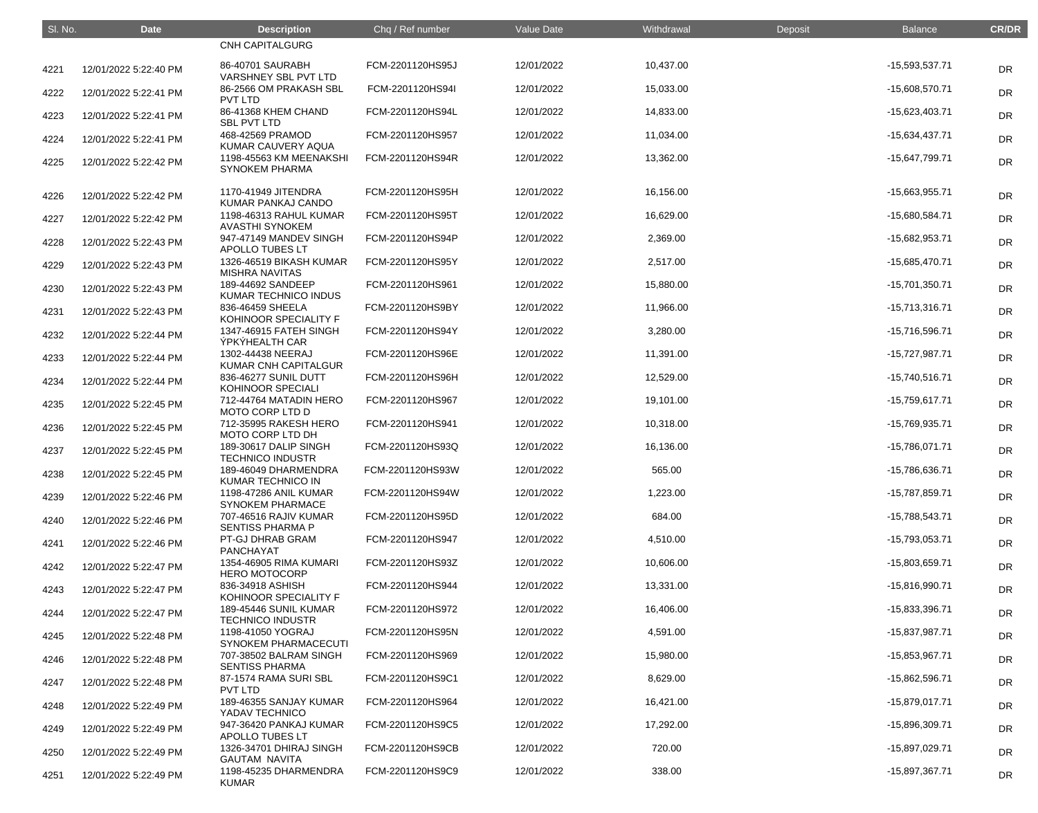| Sl. No. | Date | Description | Chq / Ref number | Value Date | Withdrawal | Deposit | Balance | CR/DR |
|---|---|---|---|---|---|---|---|---|
| | | CNH CAPITALGURG | | | | | | |
| 4221 | 12/01/2022 5:22:40 PM | 86-40701 SAURABH VARSHNEY SBL PVT LTD | FCM-2201120HS95J | 12/01/2022 | 10,437.00 | | -15,593,537.71 | DR |
| 4222 | 12/01/2022 5:22:41 PM | 86-2566 OM PRAKASH SBL PVT LTD | FCM-2201120HS94I | 12/01/2022 | 15,033.00 | | -15,608,570.71 | DR |
| 4223 | 12/01/2022 5:22:41 PM | 86-41368 KHEM CHAND SBL PVT LTD | FCM-2201120HS94L | 12/01/2022 | 14,833.00 | | -15,623,403.71 | DR |
| 4224 | 12/01/2022 5:22:41 PM | 468-42569 PRAMOD KUMAR CAUVERY AQUA | FCM-2201120HS957 | 12/01/2022 | 11,034.00 | | -15,634,437.71 | DR |
| 4225 | 12/01/2022 5:22:42 PM | 1198-45563 KM MEENAKSHI SYNOKEM PHARMA | FCM-2201120HS94R | 12/01/2022 | 13,362.00 | | -15,647,799.71 | DR |
| 4226 | 12/01/2022 5:22:42 PM | 1170-41949 JITENDRA KUMAR PANKAJ CANDO | FCM-2201120HS95H | 12/01/2022 | 16,156.00 | | -15,663,955.71 | DR |
| 4227 | 12/01/2022 5:22:42 PM | 1198-46313 RAHUL KUMAR AVASTHI SYNOKEM | FCM-2201120HS95T | 12/01/2022 | 16,629.00 | | -15,680,584.71 | DR |
| 4228 | 12/01/2022 5:22:43 PM | 947-47149 MANDEV SINGH APOLLO TUBES LT | FCM-2201120HS94P | 12/01/2022 | 2,369.00 | | -15,682,953.71 | DR |
| 4229 | 12/01/2022 5:22:43 PM | 1326-46519 BIKASH KUMAR MISHRA NAVITAS | FCM-2201120HS95Y | 12/01/2022 | 2,517.00 | | -15,685,470.71 | DR |
| 4230 | 12/01/2022 5:22:43 PM | 189-44692 SANDEEP KUMAR TECHNICO INDUS | FCM-2201120HS961 | 12/01/2022 | 15,880.00 | | -15,701,350.71 | DR |
| 4231 | 12/01/2022 5:22:43 PM | 836-46459 SHEELA KOHINOOR SPECIALITY F | FCM-2201120HS9BY | 12/01/2022 | 11,966.00 | | -15,713,316.71 | DR |
| 4232 | 12/01/2022 5:22:44 PM | 1347-46915 FATEH SINGH ÝPKÝHEALTH CAR | FCM-2201120HS94Y | 12/01/2022 | 3,280.00 | | -15,716,596.71 | DR |
| 4233 | 12/01/2022 5:22:44 PM | 1302-44438 NEERAJ KUMAR CNH CAPITALGUR | FCM-2201120HS96E | 12/01/2022 | 11,391.00 | | -15,727,987.71 | DR |
| 4234 | 12/01/2022 5:22:44 PM | 836-46277 SUNIL DUTT KOHINOOR SPECIALI | FCM-2201120HS96H | 12/01/2022 | 12,529.00 | | -15,740,516.71 | DR |
| 4235 | 12/01/2022 5:22:45 PM | 712-44764 MATADIN HERO MOTO CORP LTD D | FCM-2201120HS967 | 12/01/2022 | 19,101.00 | | -15,759,617.71 | DR |
| 4236 | 12/01/2022 5:22:45 PM | 712-35995 RAKESH HERO MOTO CORP LTD DH | FCM-2201120HS941 | 12/01/2022 | 10,318.00 | | -15,769,935.71 | DR |
| 4237 | 12/01/2022 5:22:45 PM | 189-30617 DALIP SINGH TECHNICO INDUSTR | FCM-2201120HS93Q | 12/01/2022 | 16,136.00 | | -15,786,071.71 | DR |
| 4238 | 12/01/2022 5:22:45 PM | 189-46049 DHARMENDRA KUMAR TECHNICO IN | FCM-2201120HS93W | 12/01/2022 | 565.00 | | -15,786,636.71 | DR |
| 4239 | 12/01/2022 5:22:46 PM | 1198-47286 ANIL KUMAR SYNOKEM PHARMACE | FCM-2201120HS94W | 12/01/2022 | 1,223.00 | | -15,787,859.71 | DR |
| 4240 | 12/01/2022 5:22:46 PM | 707-46516 RAJIV KUMAR SENTISS PHARMA P | FCM-2201120HS95D | 12/01/2022 | 684.00 | | -15,788,543.71 | DR |
| 4241 | 12/01/2022 5:22:46 PM | PT-GJ DHRAB GRAM PANCHAYAT | FCM-2201120HS947 | 12/01/2022 | 4,510.00 | | -15,793,053.71 | DR |
| 4242 | 12/01/2022 5:22:47 PM | 1354-46905 RIMA KUMARI HERO MOTOCORP | FCM-2201120HS93Z | 12/01/2022 | 10,606.00 | | -15,803,659.71 | DR |
| 4243 | 12/01/2022 5:22:47 PM | 836-34918 ASHISH KOHINOOR SPECIALITY F | FCM-2201120HS944 | 12/01/2022 | 13,331.00 | | -15,816,990.71 | DR |
| 4244 | 12/01/2022 5:22:47 PM | 189-45446 SUNIL KUMAR TECHNICO INDUSTR | FCM-2201120HS972 | 12/01/2022 | 16,406.00 | | -15,833,396.71 | DR |
| 4245 | 12/01/2022 5:22:48 PM | 1198-41050 YOGRAJ SYNOKEM PHARMACECUTI | FCM-2201120HS95N | 12/01/2022 | 4,591.00 | | -15,837,987.71 | DR |
| 4246 | 12/01/2022 5:22:48 PM | 707-38502 BALRAM SINGH SENTISS PHARMA | FCM-2201120HS969 | 12/01/2022 | 15,980.00 | | -15,853,967.71 | DR |
| 4247 | 12/01/2022 5:22:48 PM | 87-1574 RAMA SURI SBL PVT LTD | FCM-2201120HS9C1 | 12/01/2022 | 8,629.00 | | -15,862,596.71 | DR |
| 4248 | 12/01/2022 5:22:49 PM | 189-46355 SANJAY KUMAR YADAV TECHNICO | FCM-2201120HS964 | 12/01/2022 | 16,421.00 | | -15,879,017.71 | DR |
| 4249 | 12/01/2022 5:22:49 PM | 947-36420 PANKAJ KUMAR APOLLO TUBES LT | FCM-2201120HS9C5 | 12/01/2022 | 17,292.00 | | -15,896,309.71 | DR |
| 4250 | 12/01/2022 5:22:49 PM | 1326-34701 DHIRAJ SINGH GAUTAM NAVITA | FCM-2201120HS9CB | 12/01/2022 | 720.00 | | -15,897,029.71 | DR |
| 4251 | 12/01/2022 5:22:49 PM | 1198-45235 DHARMENDRA KUMAR | FCM-2201120HS9C9 | 12/01/2022 | 338.00 | | -15,897,367.71 | DR |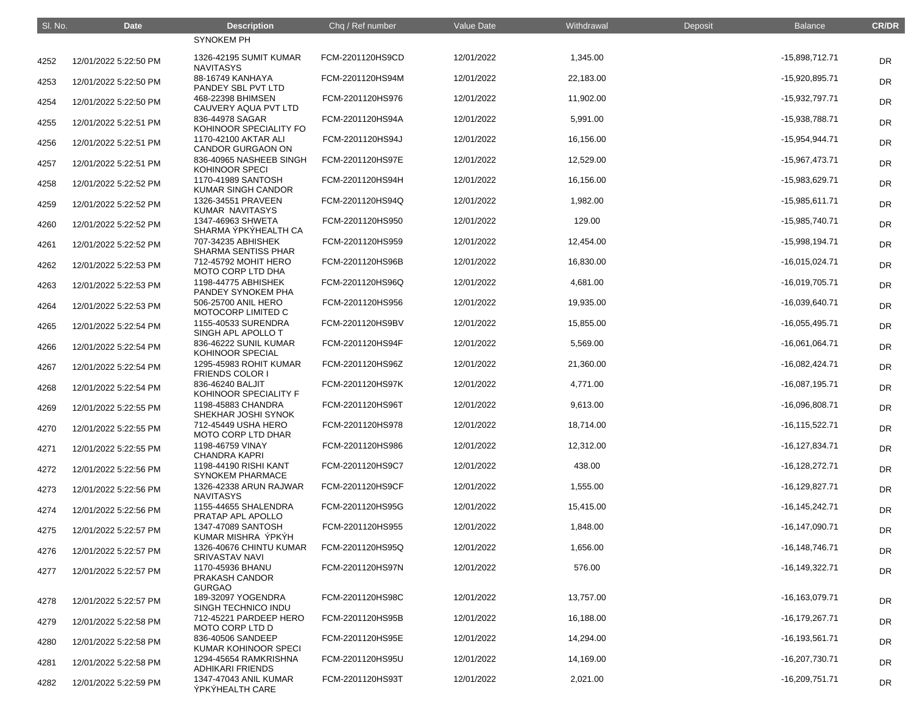| Sl. No. | Date | Description | Chq / Ref number | Value Date | Withdrawal | Deposit | Balance | CR/DR |
|---|---|---|---|---|---|---|---|---|
| | | SYNOKEM PH | | | | | | |
| 4252 | 12/01/2022 5:22:50 PM | 1326-42195 SUMIT KUMAR NAVITASYS | FCM-2201120HS9CD | 12/01/2022 | 1,345.00 | | -15,898,712.71 | DR |
| 4253 | 12/01/2022 5:22:50 PM | 88-16749 KANHAYA PANDEY SBL PVT LTD | FCM-2201120HS94M | 12/01/2022 | 22,183.00 | | -15,920,895.71 | DR |
| 4254 | 12/01/2022 5:22:50 PM | 468-22398 BHIMSEN CAUVERY AQUA PVT LTD | FCM-2201120HS976 | 12/01/2022 | 11,902.00 | | -15,932,797.71 | DR |
| 4255 | 12/01/2022 5:22:51 PM | 836-44978 SAGAR KOHINOOR SPECIALITY FO | FCM-2201120HS94A | 12/01/2022 | 5,991.00 | | -15,938,788.71 | DR |
| 4256 | 12/01/2022 5:22:51 PM | 1170-42100 AKTAR ALI CANDOR GURGAON ON | FCM-2201120HS94J | 12/01/2022 | 16,156.00 | | -15,954,944.71 | DR |
| 4257 | 12/01/2022 5:22:51 PM | 836-40965 NASHEEB SINGH KOHINOOR SPECI | FCM-2201120HS97E | 12/01/2022 | 12,529.00 | | -15,967,473.71 | DR |
| 4258 | 12/01/2022 5:22:52 PM | 1170-41989 SANTOSH KUMAR SINGH CANDOR | FCM-2201120HS94H | 12/01/2022 | 16,156.00 | | -15,983,629.71 | DR |
| 4259 | 12/01/2022 5:22:52 PM | 1326-34551 PRAVEEN KUMAR NAVITASYS | FCM-2201120HS94Q | 12/01/2022 | 1,982.00 | | -15,985,611.71 | DR |
| 4260 | 12/01/2022 5:22:52 PM | 1347-46963 SHWETA SHARMA ÝPKÝHEALTH CA | FCM-2201120HS950 | 12/01/2022 | 129.00 | | -15,985,740.71 | DR |
| 4261 | 12/01/2022 5:22:52 PM | 707-34235 ABHISHEK SHARMA SENTISS PHAR | FCM-2201120HS959 | 12/01/2022 | 12,454.00 | | -15,998,194.71 | DR |
| 4262 | 12/01/2022 5:22:53 PM | 712-45792 MOHIT HERO MOTO CORP LTD DHA | FCM-2201120HS96B | 12/01/2022 | 16,830.00 | | -16,015,024.71 | DR |
| 4263 | 12/01/2022 5:22:53 PM | 1198-44775 ABHISHEK PANDEY SYNOKEM PHA | FCM-2201120HS96Q | 12/01/2022 | 4,681.00 | | -16,019,705.71 | DR |
| 4264 | 12/01/2022 5:22:53 PM | 506-25700 ANIL HERO MOTOCORP LIMITED C | FCM-2201120HS956 | 12/01/2022 | 19,935.00 | | -16,039,640.71 | DR |
| 4265 | 12/01/2022 5:22:54 PM | 1155-40533 SURENDRA SINGH APL APOLLO T | FCM-2201120HS9BV | 12/01/2022 | 15,855.00 | | -16,055,495.71 | DR |
| 4266 | 12/01/2022 5:22:54 PM | 836-46222 SUNIL KUMAR KOHINOOR SPECIAL | FCM-2201120HS94F | 12/01/2022 | 5,569.00 | | -16,061,064.71 | DR |
| 4267 | 12/01/2022 5:22:54 PM | 1295-45983 ROHIT KUMAR FRIENDS COLOR I | FCM-2201120HS96Z | 12/01/2022 | 21,360.00 | | -16,082,424.71 | DR |
| 4268 | 12/01/2022 5:22:54 PM | 836-46240 BALJIT KOHINOOR SPECIALITY F | FCM-2201120HS97K | 12/01/2022 | 4,771.00 | | -16,087,195.71 | DR |
| 4269 | 12/01/2022 5:22:55 PM | 1198-45883 CHANDRA SHEKHAR JOSHI SYNOK | FCM-2201120HS96T | 12/01/2022 | 9,613.00 | | -16,096,808.71 | DR |
| 4270 | 12/01/2022 5:22:55 PM | 712-45449 USHA HERO MOTO CORP LTD DHAR | FCM-2201120HS978 | 12/01/2022 | 18,714.00 | | -16,115,522.71 | DR |
| 4271 | 12/01/2022 5:22:55 PM | 1198-46759 VINAY CHANDRA KAPRI | FCM-2201120HS986 | 12/01/2022 | 12,312.00 | | -16,127,834.71 | DR |
| 4272 | 12/01/2022 5:22:56 PM | 1198-44190 RISHI KANT SYNOKEM PHARMACE | FCM-2201120HS9C7 | 12/01/2022 | 438.00 | | -16,128,272.71 | DR |
| 4273 | 12/01/2022 5:22:56 PM | 1326-42338 ARUN RAJWAR NAVITASYS | FCM-2201120HS9CF | 12/01/2022 | 1,555.00 | | -16,129,827.71 | DR |
| 4274 | 12/01/2022 5:22:56 PM | 1155-44655 SHALENDRA PRATAP APL APOLLO | FCM-2201120HS95G | 12/01/2022 | 15,415.00 | | -16,145,242.71 | DR |
| 4275 | 12/01/2022 5:22:57 PM | 1347-47089 SANTOSH KUMAR MISHRA ÝPKÝH | FCM-2201120HS955 | 12/01/2022 | 1,848.00 | | -16,147,090.71 | DR |
| 4276 | 12/01/2022 5:22:57 PM | 1326-40676 CHINTU KUMAR SRIVASTAV NAVI | FCM-2201120HS95Q | 12/01/2022 | 1,656.00 | | -16,148,746.71 | DR |
| 4277 | 12/01/2022 5:22:57 PM | 1170-45936 BHANU PRAKASH CANDOR GURGAO | FCM-2201120HS97N | 12/01/2022 | 576.00 | | -16,149,322.71 | DR |
| 4278 | 12/01/2022 5:22:57 PM | 189-32097 YOGENDRA SINGH TECHNICO INDU | FCM-2201120HS98C | 12/01/2022 | 13,757.00 | | -16,163,079.71 | DR |
| 4279 | 12/01/2022 5:22:58 PM | 712-45221 PARDEEP HERO MOTO CORP LTD D | FCM-2201120HS95B | 12/01/2022 | 16,188.00 | | -16,179,267.71 | DR |
| 4280 | 12/01/2022 5:22:58 PM | 836-40506 SANDEEP KUMAR KOHINOOR SPECI | FCM-2201120HS95E | 12/01/2022 | 14,294.00 | | -16,193,561.71 | DR |
| 4281 | 12/01/2022 5:22:58 PM | 1294-45654 RAMKRISHNA ADHIKARI FRIENDS | FCM-2201120HS95U | 12/01/2022 | 14,169.00 | | -16,207,730.71 | DR |
| 4282 | 12/01/2022 5:22:59 PM | 1347-47043 ANIL KUMAR ÝPKÝHEALTH CARE | FCM-2201120HS93T | 12/01/2022 | 2,021.00 | | -16,209,751.71 | DR |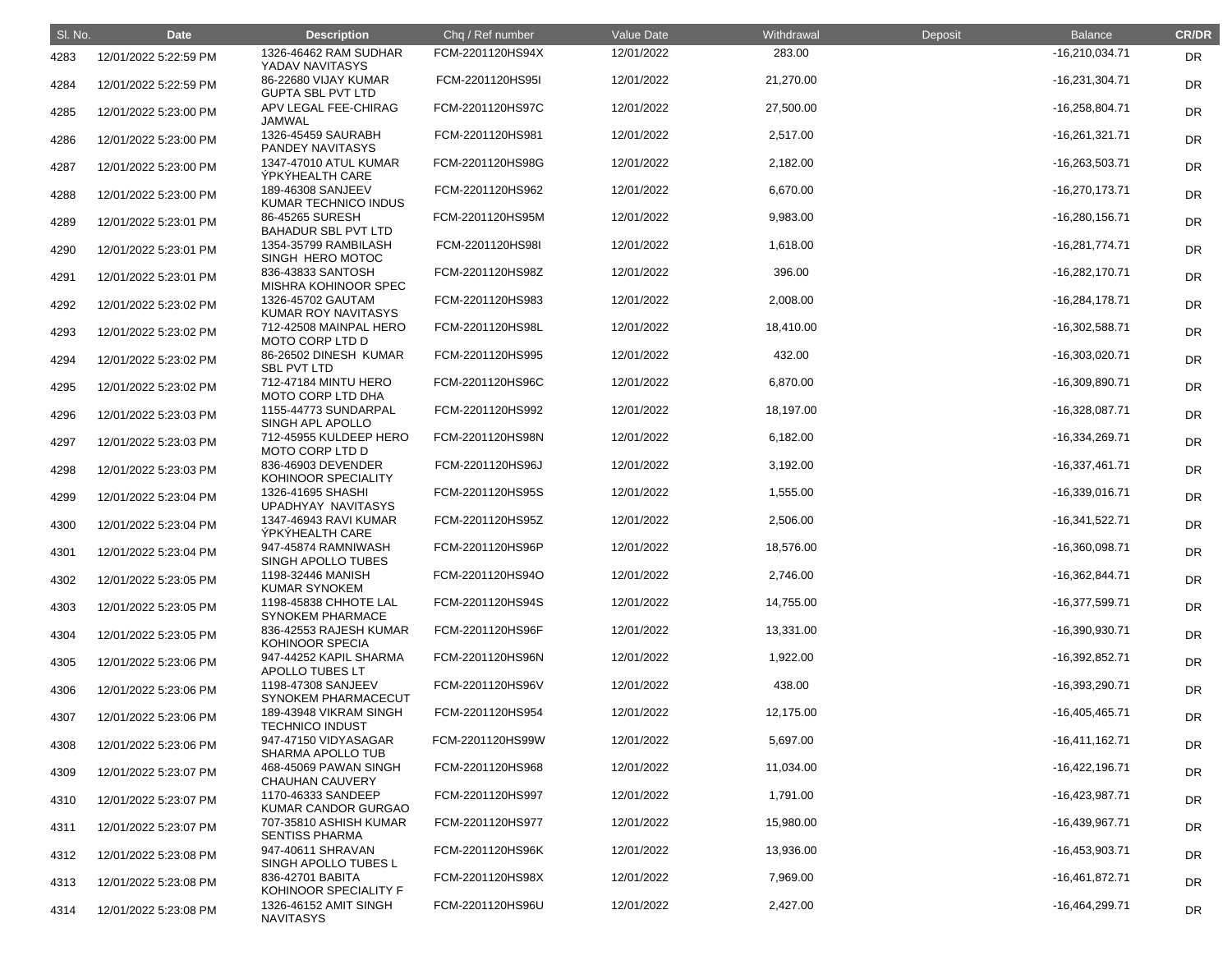| Sl. No. | Date | Description | Chq / Ref number | Value Date | Withdrawal | Deposit | Balance | CR/DR |
|---|---|---|---|---|---|---|---|---|
| 4283 | 12/01/2022 5:22:59 PM | 1326-46462 RAM SUDHAR YADAV NAVITASYS | FCM-2201120HS94X | 12/01/2022 | 283.00 | | -16,210,034.71 | DR |
| 4284 | 12/01/2022 5:22:59 PM | 86-22680 VIJAY KUMAR GUPTA SBL PVT LTD | FCM-2201120HS95I | 12/01/2022 | 21,270.00 | | -16,231,304.71 | DR |
| 4285 | 12/01/2022 5:23:00 PM | APV LEGAL FEE-CHIRAG JAMWAL | FCM-2201120HS97C | 12/01/2022 | 27,500.00 | | -16,258,804.71 | DR |
| 4286 | 12/01/2022 5:23:00 PM | 1326-45459 SAURABH PANDEY NAVITASYS | FCM-2201120HS981 | 12/01/2022 | 2,517.00 | | -16,261,321.71 | DR |
| 4287 | 12/01/2022 5:23:00 PM | 1347-47010 ATUL KUMAR ÝPKÝHEALTH CARE | FCM-2201120HS98G | 12/01/2022 | 2,182.00 | | -16,263,503.71 | DR |
| 4288 | 12/01/2022 5:23:00 PM | 189-46308 SANJEEV KUMAR TECHNICO INDUS | FCM-2201120HS962 | 12/01/2022 | 6,670.00 | | -16,270,173.71 | DR |
| 4289 | 12/01/2022 5:23:01 PM | 86-45265 SURESH BAHADUR SBL PVT LTD | FCM-2201120HS95M | 12/01/2022 | 9,983.00 | | -16,280,156.71 | DR |
| 4290 | 12/01/2022 5:23:01 PM | 1354-35799 RAMBILASH SINGH HERO MOTOC | FCM-2201120HS98I | 12/01/2022 | 1,618.00 | | -16,281,774.71 | DR |
| 4291 | 12/01/2022 5:23:01 PM | 836-43833 SANTOSH MISHRA KOHINOOR SPEC | FCM-2201120HS98Z | 12/01/2022 | 396.00 | | -16,282,170.71 | DR |
| 4292 | 12/01/2022 5:23:02 PM | 1326-45702 GAUTAM KUMAR ROY NAVITASYS | FCM-2201120HS983 | 12/01/2022 | 2,008.00 | | -16,284,178.71 | DR |
| 4293 | 12/01/2022 5:23:02 PM | 712-42508 MAINPAL HERO MOTO CORP LTD D | FCM-2201120HS98L | 12/01/2022 | 18,410.00 | | -16,302,588.71 | DR |
| 4294 | 12/01/2022 5:23:02 PM | 86-26502 DINESH KUMAR SBL PVT LTD | FCM-2201120HS995 | 12/01/2022 | 432.00 | | -16,303,020.71 | DR |
| 4295 | 12/01/2022 5:23:02 PM | 712-47184 MINTU HERO MOTO CORP LTD DHA | FCM-2201120HS96C | 12/01/2022 | 6,870.00 | | -16,309,890.71 | DR |
| 4296 | 12/01/2022 5:23:03 PM | 1155-44773 SUNDARPAL SINGH APL APOLLO | FCM-2201120HS992 | 12/01/2022 | 18,197.00 | | -16,328,087.71 | DR |
| 4297 | 12/01/2022 5:23:03 PM | 712-45955 KULDEEP HERO MOTO CORP LTD D | FCM-2201120HS98N | 12/01/2022 | 6,182.00 | | -16,334,269.71 | DR |
| 4298 | 12/01/2022 5:23:03 PM | 836-46903 DEVENDER KOHINOOR SPECIALITY | FCM-2201120HS96J | 12/01/2022 | 3,192.00 | | -16,337,461.71 | DR |
| 4299 | 12/01/2022 5:23:04 PM | 1326-41695 SHASHI UPADHYAY NAVITASYS | FCM-2201120HS95S | 12/01/2022 | 1,555.00 | | -16,339,016.71 | DR |
| 4300 | 12/01/2022 5:23:04 PM | 1347-46943 RAVI KUMAR ÝPKÝHEALTH CARE | FCM-2201120HS95Z | 12/01/2022 | 2,506.00 | | -16,341,522.71 | DR |
| 4301 | 12/01/2022 5:23:04 PM | 947-45874 RAMNIWASH SINGH APOLLO TUBES | FCM-2201120HS96P | 12/01/2022 | 18,576.00 | | -16,360,098.71 | DR |
| 4302 | 12/01/2022 5:23:05 PM | 1198-32446 MANISH KUMAR SYNOKEM | FCM-2201120HS94O | 12/01/2022 | 2,746.00 | | -16,362,844.71 | DR |
| 4303 | 12/01/2022 5:23:05 PM | 1198-45838 CHHOTE LAL SYNOKEM PHARMACE | FCM-2201120HS94S | 12/01/2022 | 14,755.00 | | -16,377,599.71 | DR |
| 4304 | 12/01/2022 5:23:05 PM | 836-42553 RAJESH KUMAR KOHINOOR SPECIA | FCM-2201120HS96F | 12/01/2022 | 13,331.00 | | -16,390,930.71 | DR |
| 4305 | 12/01/2022 5:23:06 PM | 947-44252 KAPIL SHARMA APOLLO TUBES LT | FCM-2201120HS96N | 12/01/2022 | 1,922.00 | | -16,392,852.71 | DR |
| 4306 | 12/01/2022 5:23:06 PM | 1198-47308 SANJEEV SYNOKEM PHARMACECUT | FCM-2201120HS96V | 12/01/2022 | 438.00 | | -16,393,290.71 | DR |
| 4307 | 12/01/2022 5:23:06 PM | 189-43948 VIKRAM SINGH TECHNICO INDUST | FCM-2201120HS954 | 12/01/2022 | 12,175.00 | | -16,405,465.71 | DR |
| 4308 | 12/01/2022 5:23:06 PM | 947-47150 VIDYASAGAR SHARMA APOLLO TUB | FCM-2201120HS99W | 12/01/2022 | 5,697.00 | | -16,411,162.71 | DR |
| 4309 | 12/01/2022 5:23:07 PM | 468-45069 PAWAN SINGH CHAUHAN CAUVERY | FCM-2201120HS968 | 12/01/2022 | 11,034.00 | | -16,422,196.71 | DR |
| 4310 | 12/01/2022 5:23:07 PM | 1170-46333 SANDEEP KUMAR CANDOR GURGAO | FCM-2201120HS997 | 12/01/2022 | 1,791.00 | | -16,423,987.71 | DR |
| 4311 | 12/01/2022 5:23:07 PM | 707-35810 ASHISH KUMAR SENTISS PHARMA | FCM-2201120HS977 | 12/01/2022 | 15,980.00 | | -16,439,967.71 | DR |
| 4312 | 12/01/2022 5:23:08 PM | 947-40611 SHRAVAN SINGH APOLLO TUBES L | FCM-2201120HS96K | 12/01/2022 | 13,936.00 | | -16,453,903.71 | DR |
| 4313 | 12/01/2022 5:23:08 PM | 836-42701 BABITA KOHINOOR SPECIALITY F | FCM-2201120HS98X | 12/01/2022 | 7,969.00 | | -16,461,872.71 | DR |
| 4314 | 12/01/2022 5:23:08 PM | 1326-46152 AMIT SINGH NAVITASYS | FCM-2201120HS96U | 12/01/2022 | 2,427.00 | | -16,464,299.71 | DR |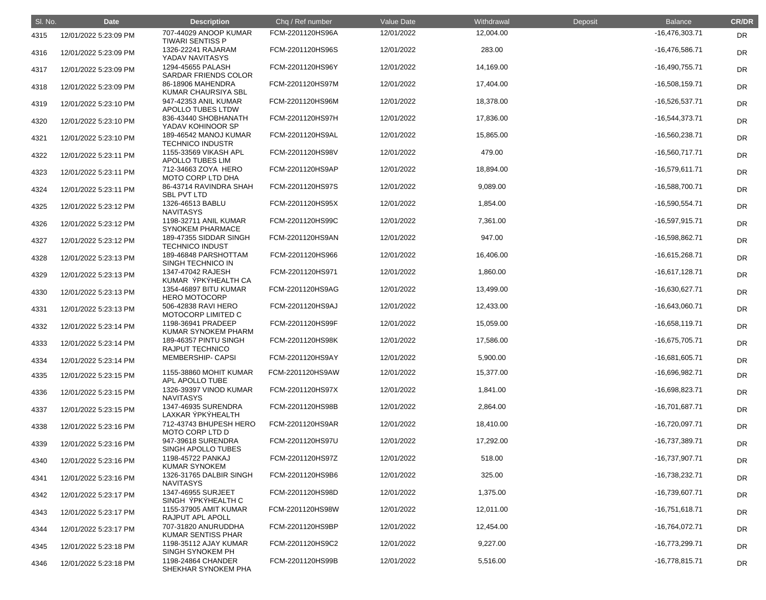| Sl. No. | Date | Description | Chq / Ref number | Value Date | Withdrawal | Deposit | Balance | CR/DR |
|---|---|---|---|---|---|---|---|---|
| 4315 | 12/01/2022 5:23:09 PM | 707-44029 ANOOP KUMAR TIWARI SENTISS P | FCM-2201120HS96A | 12/01/2022 | 12,004.00 | | -16,476,303.71 | DR |
| 4316 | 12/01/2022 5:23:09 PM | 1326-22241 RAJARAM YADAV NAVITASYS | FCM-2201120HS96S | 12/01/2022 | 283.00 | | -16,476,586.71 | DR |
| 4317 | 12/01/2022 5:23:09 PM | 1294-45655 PALASH SARDAR FRIENDS COLOR | FCM-2201120HS96Y | 12/01/2022 | 14,169.00 | | -16,490,755.71 | DR |
| 4318 | 12/01/2022 5:23:09 PM | 86-18906 MAHENDRA KUMAR CHAURSIYA SBL | FCM-2201120HS97M | 12/01/2022 | 17,404.00 | | -16,508,159.71 | DR |
| 4319 | 12/01/2022 5:23:10 PM | 947-42353 ANIL KUMAR APOLLO TUBES LTDW | FCM-2201120HS96M | 12/01/2022 | 18,378.00 | | -16,526,537.71 | DR |
| 4320 | 12/01/2022 5:23:10 PM | 836-43440 SHOBHANATH YADAV KOHINOOR SP | FCM-2201120HS97H | 12/01/2022 | 17,836.00 | | -16,544,373.71 | DR |
| 4321 | 12/01/2022 5:23:10 PM | 189-46542 MANOJ KUMAR TECHNICO INDUSTR | FCM-2201120HS9AL | 12/01/2022 | 15,865.00 | | -16,560,238.71 | DR |
| 4322 | 12/01/2022 5:23:11 PM | 1155-33569 VIKASH APL APOLLO TUBES LIM | FCM-2201120HS98V | 12/01/2022 | 479.00 | | -16,560,717.71 | DR |
| 4323 | 12/01/2022 5:23:11 PM | 712-34663 ZOYA HERO MOTO CORP LTD DHA | FCM-2201120HS9AP | 12/01/2022 | 18,894.00 | | -16,579,611.71 | DR |
| 4324 | 12/01/2022 5:23:11 PM | 86-43714 RAVINDRA SHAH SBL PVT LTD | FCM-2201120HS97S | 12/01/2022 | 9,089.00 | | -16,588,700.71 | DR |
| 4325 | 12/01/2022 5:23:12 PM | 1326-46513 BABLU NAVITASYS | FCM-2201120HS95X | 12/01/2022 | 1,854.00 | | -16,590,554.71 | DR |
| 4326 | 12/01/2022 5:23:12 PM | 1198-32711 ANIL KUMAR SYNOKEM PHARMACE | FCM-2201120HS99C | 12/01/2022 | 7,361.00 | | -16,597,915.71 | DR |
| 4327 | 12/01/2022 5:23:12 PM | 189-47355 SIDDAR SINGH TECHNICO INDUST | FCM-2201120HS9AN | 12/01/2022 | 947.00 | | -16,598,862.71 | DR |
| 4328 | 12/01/2022 5:23:13 PM | 189-46848 PARSHOTTAM SINGH TECHNICO IN | FCM-2201120HS966 | 12/01/2022 | 16,406.00 | | -16,615,268.71 | DR |
| 4329 | 12/01/2022 5:23:13 PM | 1347-47042 RAJESH KUMAR ÝPKÝHEALTH CA | FCM-2201120HS971 | 12/01/2022 | 1,860.00 | | -16,617,128.71 | DR |
| 4330 | 12/01/2022 5:23:13 PM | 1354-46897 BITU KUMAR HERO MOTOCORP | FCM-2201120HS9AG | 12/01/2022 | 13,499.00 | | -16,630,627.71 | DR |
| 4331 | 12/01/2022 5:23:13 PM | 506-42838 RAVI HERO MOTOCORP LIMITED C | FCM-2201120HS9AJ | 12/01/2022 | 12,433.00 | | -16,643,060.71 | DR |
| 4332 | 12/01/2022 5:23:14 PM | 1198-36941 PRADEEP KUMAR SYNOKEM PHARM | FCM-2201120HS99F | 12/01/2022 | 15,059.00 | | -16,658,119.71 | DR |
| 4333 | 12/01/2022 5:23:14 PM | 189-46357 PINTU SINGH RAJPUT TECHNICO | FCM-2201120HS98K | 12/01/2022 | 17,586.00 | | -16,675,705.71 | DR |
| 4334 | 12/01/2022 5:23:14 PM | MEMBERSHIP- CAPSI | FCM-2201120HS9AY | 12/01/2022 | 5,900.00 | | -16,681,605.71 | DR |
| 4335 | 12/01/2022 5:23:15 PM | 1155-38860 MOHIT KUMAR APL APOLLO TUBE | FCM-2201120HS9AW | 12/01/2022 | 15,377.00 | | -16,696,982.71 | DR |
| 4336 | 12/01/2022 5:23:15 PM | 1326-39397 VINOD KUMAR NAVITASYS | FCM-2201120HS97X | 12/01/2022 | 1,841.00 | | -16,698,823.71 | DR |
| 4337 | 12/01/2022 5:23:15 PM | 1347-46935 SURENDRA LAXKAR ÝPKÝHEALTH | FCM-2201120HS98B | 12/01/2022 | 2,864.00 | | -16,701,687.71 | DR |
| 4338 | 12/01/2022 5:23:16 PM | 712-43743 BHUPESH HERO MOTO CORP LTD D | FCM-2201120HS9AR | 12/01/2022 | 18,410.00 | | -16,720,097.71 | DR |
| 4339 | 12/01/2022 5:23:16 PM | 947-39618 SURENDRA SINGH APOLLO TUBES | FCM-2201120HS97U | 12/01/2022 | 17,292.00 | | -16,737,389.71 | DR |
| 4340 | 12/01/2022 5:23:16 PM | 1198-45722 PANKAJ KUMAR SYNOKEM | FCM-2201120HS97Z | 12/01/2022 | 518.00 | | -16,737,907.71 | DR |
| 4341 | 12/01/2022 5:23:16 PM | 1326-31765 DALBIR SINGH NAVITASYS | FCM-2201120HS9B6 | 12/01/2022 | 325.00 | | -16,738,232.71 | DR |
| 4342 | 12/01/2022 5:23:17 PM | 1347-46955 SURJEET SINGH ÝPKÝHEALTH C | FCM-2201120HS98D | 12/01/2022 | 1,375.00 | | -16,739,607.71 | DR |
| 4343 | 12/01/2022 5:23:17 PM | 1155-37905 AMIT KUMAR RAJPUT APL APOLL | FCM-2201120HS98W | 12/01/2022 | 12,011.00 | | -16,751,618.71 | DR |
| 4344 | 12/01/2022 5:23:17 PM | 707-31820 ANURUDDHA KUMAR SENTISS PHAR | FCM-2201120HS9BP | 12/01/2022 | 12,454.00 | | -16,764,072.71 | DR |
| 4345 | 12/01/2022 5:23:18 PM | 1198-35112 AJAY KUMAR SINGH SYNOKEM PH | FCM-2201120HS9C2 | 12/01/2022 | 9,227.00 | | -16,773,299.71 | DR |
| 4346 | 12/01/2022 5:23:18 PM | 1198-24864 CHANDER SHEKHAR SYNOKEM PHA | FCM-2201120HS99B | 12/01/2022 | 5,516.00 | | -16,778,815.71 | DR |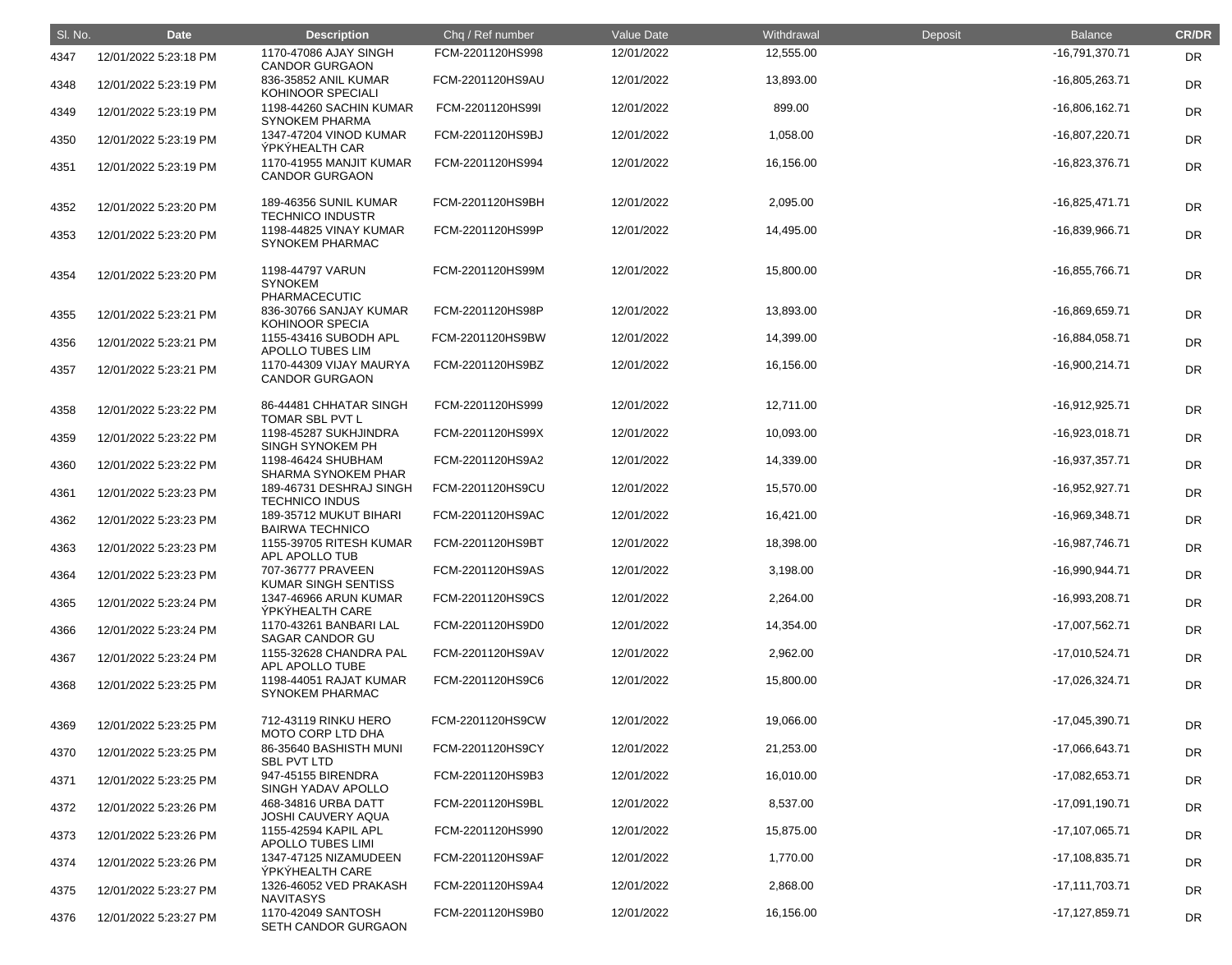| Sl. No. | Date | Description | Chq / Ref number | Value Date | Withdrawal | Deposit | Balance | CR/DR |
|---|---|---|---|---|---|---|---|---|
| 4347 | 12/01/2022 5:23:18 PM | 1170-47086 AJAY SINGH CANDOR GURGAON | FCM-2201120HS998 | 12/01/2022 | 12,555.00 | | -16,791,370.71 | DR |
| 4348 | 12/01/2022 5:23:19 PM | 836-35852 ANIL KUMAR KOHINOOR SPECIALI | FCM-2201120HS9AU | 12/01/2022 | 13,893.00 | | -16,805,263.71 | DR |
| 4349 | 12/01/2022 5:23:19 PM | 1198-44260 SACHIN KUMAR SYNOKEM PHARMA | FCM-2201120HS99I | 12/01/2022 | 899.00 | | -16,806,162.71 | DR |
| 4350 | 12/01/2022 5:23:19 PM | 1347-47204 VINOD KUMAR ŸPKŸHEALTH CAR | FCM-2201120HS9BJ | 12/01/2022 | 1,058.00 | | -16,807,220.71 | DR |
| 4351 | 12/01/2022 5:23:19 PM | 1170-41955 MANJIT KUMAR CANDOR GURGAON | FCM-2201120HS994 | 12/01/2022 | 16,156.00 | | -16,823,376.71 | DR |
| 4352 | 12/01/2022 5:23:20 PM | 189-46356 SUNIL KUMAR TECHNICO INDUSTR | FCM-2201120HS9BH | 12/01/2022 | 2,095.00 | | -16,825,471.71 | DR |
| 4353 | 12/01/2022 5:23:20 PM | 1198-44825 VINAY KUMAR SYNOKEM PHARMAC | FCM-2201120HS99P | 12/01/2022 | 14,495.00 | | -16,839,966.71 | DR |
| 4354 | 12/01/2022 5:23:20 PM | 1198-44797 VARUN SYNOKEM PHARMACECUTIC | FCM-2201120HS99M | 12/01/2022 | 15,800.00 | | -16,855,766.71 | DR |
| 4355 | 12/01/2022 5:23:21 PM | 836-30766 SANJAY KUMAR KOHINOOR SPECIA | FCM-2201120HS98P | 12/01/2022 | 13,893.00 | | -16,869,659.71 | DR |
| 4356 | 12/01/2022 5:23:21 PM | 1155-43416 SUBODH APL APOLLO TUBES LIM | FCM-2201120HS9BW | 12/01/2022 | 14,399.00 | | -16,884,058.71 | DR |
| 4357 | 12/01/2022 5:23:21 PM | 1170-44309 VIJAY MAURYA CANDOR GURGAON | FCM-2201120HS9BZ | 12/01/2022 | 16,156.00 | | -16,900,214.71 | DR |
| 4358 | 12/01/2022 5:23:22 PM | 86-44481 CHHATAR SINGH TOMAR SBL PVT L | FCM-2201120HS999 | 12/01/2022 | 12,711.00 | | -16,912,925.71 | DR |
| 4359 | 12/01/2022 5:23:22 PM | 1198-45287 SUKHJINDRA SINGH SYNOKEM PH | FCM-2201120HS99X | 12/01/2022 | 10,093.00 | | -16,923,018.71 | DR |
| 4360 | 12/01/2022 5:23:22 PM | 1198-46424 SHUBHAM SHARMA SYNOKEM PHAR | FCM-2201120HS9A2 | 12/01/2022 | 14,339.00 | | -16,937,357.71 | DR |
| 4361 | 12/01/2022 5:23:23 PM | 189-46731 DESHRAJ SINGH TECHNICO INDUS | FCM-2201120HS9CU | 12/01/2022 | 15,570.00 | | -16,952,927.71 | DR |
| 4362 | 12/01/2022 5:23:23 PM | 189-35712 MUKUT BIHARI BAIRWA TECHNICO | FCM-2201120HS9AC | 12/01/2022 | 16,421.00 | | -16,969,348.71 | DR |
| 4363 | 12/01/2022 5:23:23 PM | 1155-39705 RITESH KUMAR APL APOLLO TUB | FCM-2201120HS9BT | 12/01/2022 | 18,398.00 | | -16,987,746.71 | DR |
| 4364 | 12/01/2022 5:23:23 PM | 707-36777 PRAVEEN KUMAR SINGH SENTISS | FCM-2201120HS9AS | 12/01/2022 | 3,198.00 | | -16,990,944.71 | DR |
| 4365 | 12/01/2022 5:23:24 PM | 1347-46966 ARUN KUMAR ŸPKŸHEALTH CARE | FCM-2201120HS9CS | 12/01/2022 | 2,264.00 | | -16,993,208.71 | DR |
| 4366 | 12/01/2022 5:23:24 PM | 1170-43261 BANBARI LAL SAGAR CANDOR GU | FCM-2201120HS9D0 | 12/01/2022 | 14,354.00 | | -17,007,562.71 | DR |
| 4367 | 12/01/2022 5:23:24 PM | 1155-32628 CHANDRA PAL APL APOLLO TUBE | FCM-2201120HS9AV | 12/01/2022 | 2,962.00 | | -17,010,524.71 | DR |
| 4368 | 12/01/2022 5:23:25 PM | 1198-44051 RAJAT KUMAR SYNOKEM PHARMAC | FCM-2201120HS9C6 | 12/01/2022 | 15,800.00 | | -17,026,324.71 | DR |
| 4369 | 12/01/2022 5:23:25 PM | 712-43119 RINKU HERO MOTO CORP LTD DHA | FCM-2201120HS9CW | 12/01/2022 | 19,066.00 | | -17,045,390.71 | DR |
| 4370 | 12/01/2022 5:23:25 PM | 86-35640 BASHISTH MUNI SBL PVT LTD | FCM-2201120HS9CY | 12/01/2022 | 21,253.00 | | -17,066,643.71 | DR |
| 4371 | 12/01/2022 5:23:25 PM | 947-45155 BIRENDRA SINGH YADAV APOLLO | FCM-2201120HS9B3 | 12/01/2022 | 16,010.00 | | -17,082,653.71 | DR |
| 4372 | 12/01/2022 5:23:26 PM | 468-34816 URBA DATT JOSHI CAUVERY AQUA | FCM-2201120HS9BL | 12/01/2022 | 8,537.00 | | -17,091,190.71 | DR |
| 4373 | 12/01/2022 5:23:26 PM | 1155-42594 KAPIL APL APOLLO TUBES LIMI | FCM-2201120HS990 | 12/01/2022 | 15,875.00 | | -17,107,065.71 | DR |
| 4374 | 12/01/2022 5:23:26 PM | 1347-47125 NIZAMUDEEN ŸPKŸHEALTH CARE | FCM-2201120HS9AF | 12/01/2022 | 1,770.00 | | -17,108,835.71 | DR |
| 4375 | 12/01/2022 5:23:27 PM | 1326-46052 VED PRAKASH NAVITASYS | FCM-2201120HS9A4 | 12/01/2022 | 2,868.00 | | -17,111,703.71 | DR |
| 4376 | 12/01/2022 5:23:27 PM | 1170-42049 SANTOSH SETH CANDOR GURGAON | FCM-2201120HS9B0 | 12/01/2022 | 16,156.00 | | -17,127,859.71 | DR |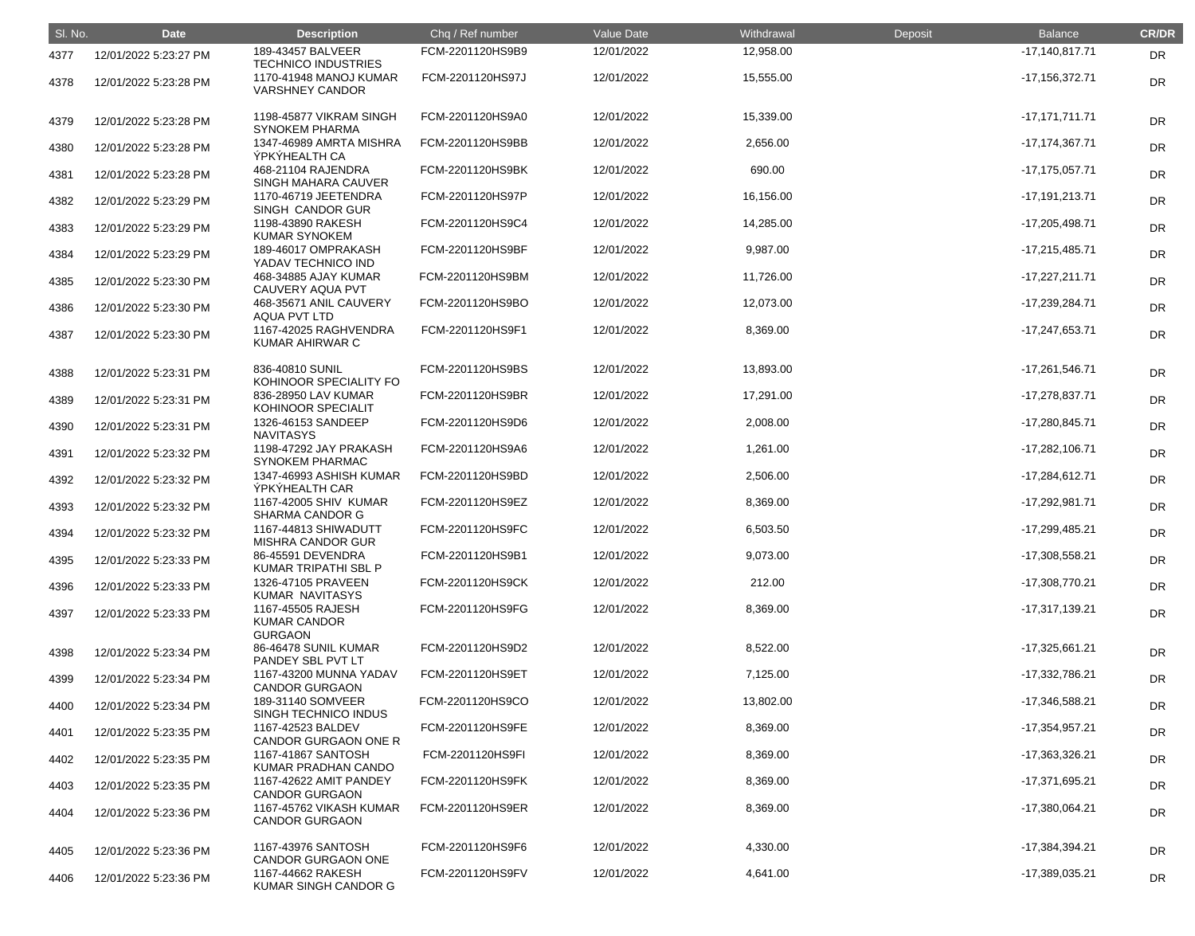| Sl. No. | Date | Description | Chq / Ref number | Value Date | Withdrawal | Deposit | Balance | CR/DR |
|---|---|---|---|---|---|---|---|---|
| 4377 | 12/01/2022 5:23:27 PM | 189-43457 BALVEER TECHNICO INDUSTRIES | FCM-2201120HS9B9 | 12/01/2022 | 12,958.00 | | -17,140,817.71 | DR |
| 4378 | 12/01/2022 5:23:28 PM | 1170-41948 MANOJ KUMAR VARSHNEY CANDOR | FCM-2201120HS97J | 12/01/2022 | 15,555.00 | | -17,156,372.71 | DR |
| 4379 | 12/01/2022 5:23:28 PM | 1198-45877 VIKRAM SINGH SYNOKEM PHARMA | FCM-2201120HS9A0 | 12/01/2022 | 15,339.00 | | -17,171,711.71 | DR |
| 4380 | 12/01/2022 5:23:28 PM | 1347-46989 AMRTA MISHRA ÝPKÝHEALTH CA | FCM-2201120HS9BB | 12/01/2022 | 2,656.00 | | -17,174,367.71 | DR |
| 4381 | 12/01/2022 5:23:28 PM | 468-21104 RAJENDRA SINGH MAHARA CAUVER | FCM-2201120HS9BK | 12/01/2022 | 690.00 | | -17,175,057.71 | DR |
| 4382 | 12/01/2022 5:23:29 PM | 1170-46719 JEETENDRA SINGH CANDOR GUR | FCM-2201120HS97P | 12/01/2022 | 16,156.00 | | -17,191,213.71 | DR |
| 4383 | 12/01/2022 5:23:29 PM | 1198-43890 RAKESH KUMAR SYNOKEM | FCM-2201120HS9C4 | 12/01/2022 | 14,285.00 | | -17,205,498.71 | DR |
| 4384 | 12/01/2022 5:23:29 PM | 189-46017 OMPRAKASH YADAV TECHNICO IND | FCM-2201120HS9BF | 12/01/2022 | 9,987.00 | | -17,215,485.71 | DR |
| 4385 | 12/01/2022 5:23:30 PM | 468-34885 AJAY KUMAR CAUVERY AQUA PVT | FCM-2201120HS9BM | 12/01/2022 | 11,726.00 | | -17,227,211.71 | DR |
| 4386 | 12/01/2022 5:23:30 PM | 468-35671 ANIL CAUVERY AQUA PVT LTD | FCM-2201120HS9BO | 12/01/2022 | 12,073.00 | | -17,239,284.71 | DR |
| 4387 | 12/01/2022 5:23:30 PM | 1167-42025 RAGHVENDRA KUMAR AHIRWAR C | FCM-2201120HS9F1 | 12/01/2022 | 8,369.00 | | -17,247,653.71 | DR |
| 4388 | 12/01/2022 5:23:31 PM | 836-40810 SUNIL KOHINOOR SPECIALITY FO | FCM-2201120HS9BS | 12/01/2022 | 13,893.00 | | -17,261,546.71 | DR |
| 4389 | 12/01/2022 5:23:31 PM | 836-28950 LAV KUMAR KOHINOOR SPECIALIT | FCM-2201120HS9BR | 12/01/2022 | 17,291.00 | | -17,278,837.71 | DR |
| 4390 | 12/01/2022 5:23:31 PM | 1326-46153 SANDEEP NAVITASYS | FCM-2201120HS9D6 | 12/01/2022 | 2,008.00 | | -17,280,845.71 | DR |
| 4391 | 12/01/2022 5:23:32 PM | 1198-47292 JAY PRAKASH SYNOKEM PHARMAC | FCM-2201120HS9A6 | 12/01/2022 | 1,261.00 | | -17,282,106.71 | DR |
| 4392 | 12/01/2022 5:23:32 PM | 1347-46993 ASHISH KUMAR ÝPKÝHEALTH CAR | FCM-2201120HS9BD | 12/01/2022 | 2,506.00 | | -17,284,612.71 | DR |
| 4393 | 12/01/2022 5:23:32 PM | 1167-42005 SHIV KUMAR SHARMA CANDOR G | FCM-2201120HS9EZ | 12/01/2022 | 8,369.00 | | -17,292,981.71 | DR |
| 4394 | 12/01/2022 5:23:32 PM | 1167-44813 SHIWADUTT MISHRA CANDOR GUR | FCM-2201120HS9FC | 12/01/2022 | 6,503.50 | | -17,299,485.21 | DR |
| 4395 | 12/01/2022 5:23:33 PM | 86-45591 DEVENDRA KUMAR TRIPATHI SBL P | FCM-2201120HS9B1 | 12/01/2022 | 9,073.00 | | -17,308,558.21 | DR |
| 4396 | 12/01/2022 5:23:33 PM | 1326-47105 PRAVEEN KUMAR NAVITASYS | FCM-2201120HS9CK | 12/01/2022 | 212.00 | | -17,308,770.21 | DR |
| 4397 | 12/01/2022 5:23:33 PM | 1167-45505 RAJESH KUMAR CANDOR GURGAON | FCM-2201120HS9FG | 12/01/2022 | 8,369.00 | | -17,317,139.21 | DR |
| 4398 | 12/01/2022 5:23:34 PM | 86-46478 SUNIL KUMAR PANDEY SBL PVT LT | FCM-2201120HS9D2 | 12/01/2022 | 8,522.00 | | -17,325,661.21 | DR |
| 4399 | 12/01/2022 5:23:34 PM | 1167-43200 MUNNA YADAV CANDOR GURGAON | FCM-2201120HS9ET | 12/01/2022 | 7,125.00 | | -17,332,786.21 | DR |
| 4400 | 12/01/2022 5:23:34 PM | 189-31140 SOMVEER SINGH TECHNICO INDUS | FCM-2201120HS9CO | 12/01/2022 | 13,802.00 | | -17,346,588.21 | DR |
| 4401 | 12/01/2022 5:23:35 PM | 1167-42523 BALDEV CANDOR GURGAON ONE R | FCM-2201120HS9FE | 12/01/2022 | 8,369.00 | | -17,354,957.21 | DR |
| 4402 | 12/01/2022 5:23:35 PM | 1167-41867 SANTOSH KUMAR PRADHAN CANDO | FCM-2201120HS9FI | 12/01/2022 | 8,369.00 | | -17,363,326.21 | DR |
| 4403 | 12/01/2022 5:23:35 PM | 1167-42622 AMIT PANDEY CANDOR GURGAON | FCM-2201120HS9FK | 12/01/2022 | 8,369.00 | | -17,371,695.21 | DR |
| 4404 | 12/01/2022 5:23:36 PM | 1167-45762 VIKASH KUMAR CANDOR GURGAON | FCM-2201120HS9ER | 12/01/2022 | 8,369.00 | | -17,380,064.21 | DR |
| 4405 | 12/01/2022 5:23:36 PM | 1167-43976 SANTOSH CANDOR GURGAON ONE | FCM-2201120HS9F6 | 12/01/2022 | 4,330.00 | | -17,384,394.21 | DR |
| 4406 | 12/01/2022 5:23:36 PM | 1167-44662 RAKESH KUMAR SINGH CANDOR G | FCM-2201120HS9FV | 12/01/2022 | 4,641.00 | | -17,389,035.21 | DR |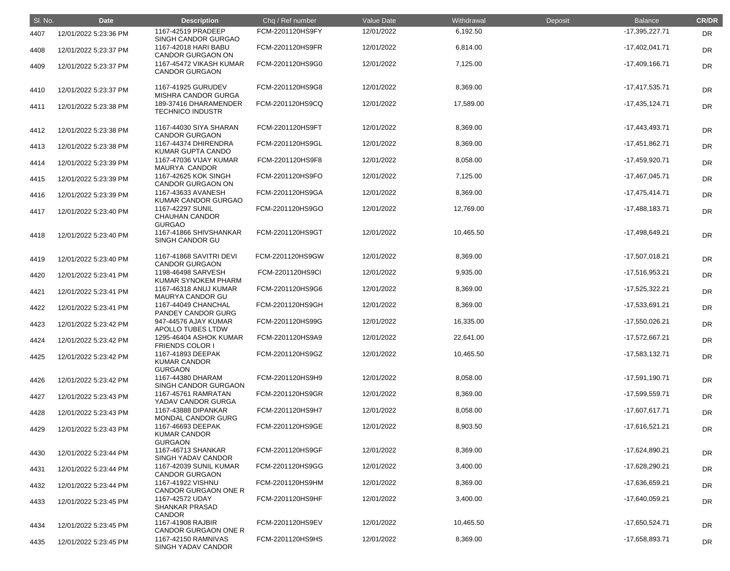| Sl. No. | Date | Description | Chq / Ref number | Value Date | Withdrawal | Deposit | Balance | CR/DR |
|---|---|---|---|---|---|---|---|---|
| 4407 | 12/01/2022 5:23:36 PM | 1167-42519 PRADEEP SINGH CANDOR GURGAO | FCM-2201120HS9FY | 12/01/2022 | 6,192.50 | | -17,395,227.71 | DR |
| 4408 | 12/01/2022 5:23:37 PM | 1167-42018 HARI BABU CANDOR GURGAON ON | FCM-2201120HS9FR | 12/01/2022 | 6,814.00 | | -17,402,041.71 | DR |
| 4409 | 12/01/2022 5:23:37 PM | 1167-45472 VIKASH KUMAR CANDOR GURGAON | FCM-2201120HS9G0 | 12/01/2022 | 7,125.00 | | -17,409,166.71 | DR |
| 4410 | 12/01/2022 5:23:37 PM | 1167-41925 GURUDEV MISHRA CANDOR GURGA | FCM-2201120HS9G8 | 12/01/2022 | 8,369.00 | | -17,417,535.71 | DR |
| 4411 | 12/01/2022 5:23:38 PM | 189-37416 DHARAMENDER TECHNICO INDUSTR | FCM-2201120HS9CQ | 12/01/2022 | 17,589.00 | | -17,435,124.71 | DR |
| 4412 | 12/01/2022 5:23:38 PM | 1167-44030 SIYA SHARAN CANDOR GURGAON | FCM-2201120HS9FT | 12/01/2022 | 8,369.00 | | -17,443,493.71 | DR |
| 4413 | 12/01/2022 5:23:38 PM | 1167-44374 DHIRENDRA KUMAR GUPTA CANDO | FCM-2201120HS9GL | 12/01/2022 | 8,369.00 | | -17,451,862.71 | DR |
| 4414 | 12/01/2022 5:23:39 PM | 1167-47036 VIJAY KUMAR MAURYA CANDOR | FCM-2201120HS9F8 | 12/01/2022 | 8,058.00 | | -17,459,920.71 | DR |
| 4415 | 12/01/2022 5:23:39 PM | 1167-42625 KOK SINGH CANDOR GURGAON ON | FCM-2201120HS9FO | 12/01/2022 | 7,125.00 | | -17,467,045.71 | DR |
| 4416 | 12/01/2022 5:23:39 PM | 1167-43633 AVANESH KUMAR CANDOR GURGAO | FCM-2201120HS9GA | 12/01/2022 | 8,369.00 | | -17,475,414.71 | DR |
| 4417 | 12/01/2022 5:23:40 PM | 1167-42297 SUNIL CHAUHAN CANDOR GURGAO | FCM-2201120HS9GO | 12/01/2022 | 12,769.00 | | -17,488,183.71 | DR |
| 4418 | 12/01/2022 5:23:40 PM | 1167-41866 SHIVSHANKAR SINGH CANDOR GU | FCM-2201120HS9GT | 12/01/2022 | 10,465.50 | | -17,498,649.21 | DR |
| 4419 | 12/01/2022 5:23:40 PM | 1167-41868 SAVITRI DEVI CANDOR GURGAON | FCM-2201120HS9GW | 12/01/2022 | 8,369.00 | | -17,507,018.21 | DR |
| 4420 | 12/01/2022 5:23:41 PM | 1198-46498 SARVESH KUMAR SYNOKEM PHARM | FCM-2201120HS9CI | 12/01/2022 | 9,935.00 | | -17,516,953.21 | DR |
| 4421 | 12/01/2022 5:23:41 PM | 1167-46318 ANUJ KUMAR MAURYA CANDOR GU | FCM-2201120HS9G6 | 12/01/2022 | 8,369.00 | | -17,525,322.21 | DR |
| 4422 | 12/01/2022 5:23:41 PM | 1167-44049 CHANCHAL PANDEY CANDOR GURG | FCM-2201120HS9GH | 12/01/2022 | 8,369.00 | | -17,533,691.21 | DR |
| 4423 | 12/01/2022 5:23:42 PM | 947-44576 AJAY KUMAR APOLLO TUBES LTDW | FCM-2201120HS99G | 12/01/2022 | 16,335.00 | | -17,550,026.21 | DR |
| 4424 | 12/01/2022 5:23:42 PM | 1295-46404 ASHOK KUMAR FRIENDS COLOR I | FCM-2201120HS9A9 | 12/01/2022 | 22,641.00 | | -17,572,667.21 | DR |
| 4425 | 12/01/2022 5:23:42 PM | 1167-41893 DEEPAK KUMAR CANDOR GURGAON | FCM-2201120HS9GZ | 12/01/2022 | 10,465.50 | | -17,583,132.71 | DR |
| 4426 | 12/01/2022 5:23:42 PM | 1167-44380 DHARAM SINGH CANDOR GURGAON | FCM-2201120HS9H9 | 12/01/2022 | 8,058.00 | | -17,591,190.71 | DR |
| 4427 | 12/01/2022 5:23:43 PM | 1167-45761 RAMRATAN YADAV CANDOR GURGA | FCM-2201120HS9GR | 12/01/2022 | 8,369.00 | | -17,599,559.71 | DR |
| 4428 | 12/01/2022 5:23:43 PM | 1167-43888 DIPANKAR MONDAL CANDOR GURG | FCM-2201120HS9H7 | 12/01/2022 | 8,058.00 | | -17,607,617.71 | DR |
| 4429 | 12/01/2022 5:23:43 PM | 1167-46693 DEEPAK KUMAR CANDOR GURGAON | FCM-2201120HS9GE | 12/01/2022 | 8,903.50 | | -17,616,521.21 | DR |
| 4430 | 12/01/2022 5:23:44 PM | 1167-46713 SHANKAR SINGH YADAV CANDOR | FCM-2201120HS9GF | 12/01/2022 | 8,369.00 | | -17,624,890.21 | DR |
| 4431 | 12/01/2022 5:23:44 PM | 1167-42039 SUNIL KUMAR CANDOR GURGAON | FCM-2201120HS9GG | 12/01/2022 | 3,400.00 | | -17,628,290.21 | DR |
| 4432 | 12/01/2022 5:23:44 PM | 1167-41922 VISHNU CANDOR GURGAON ONE R | FCM-2201120HS9HM | 12/01/2022 | 8,369.00 | | -17,636,659.21 | DR |
| 4433 | 12/01/2022 5:23:45 PM | 1167-42572 UDAY SHANKAR PRASAD CANDOR | FCM-2201120HS9HF | 12/01/2022 | 3,400.00 | | -17,640,059.21 | DR |
| 4434 | 12/01/2022 5:23:45 PM | 1167-41908 RAJBIR CANDOR GURGAON ONE R | FCM-2201120HS9EV | 12/01/2022 | 10,465.50 | | -17,650,524.71 | DR |
| 4435 | 12/01/2022 5:23:45 PM | 1167-42150 RAMNIVAS SINGH YADAV CANDOR | FCM-2201120HS9HS | 12/01/2022 | 8,369.00 | | -17,658,893.71 | DR |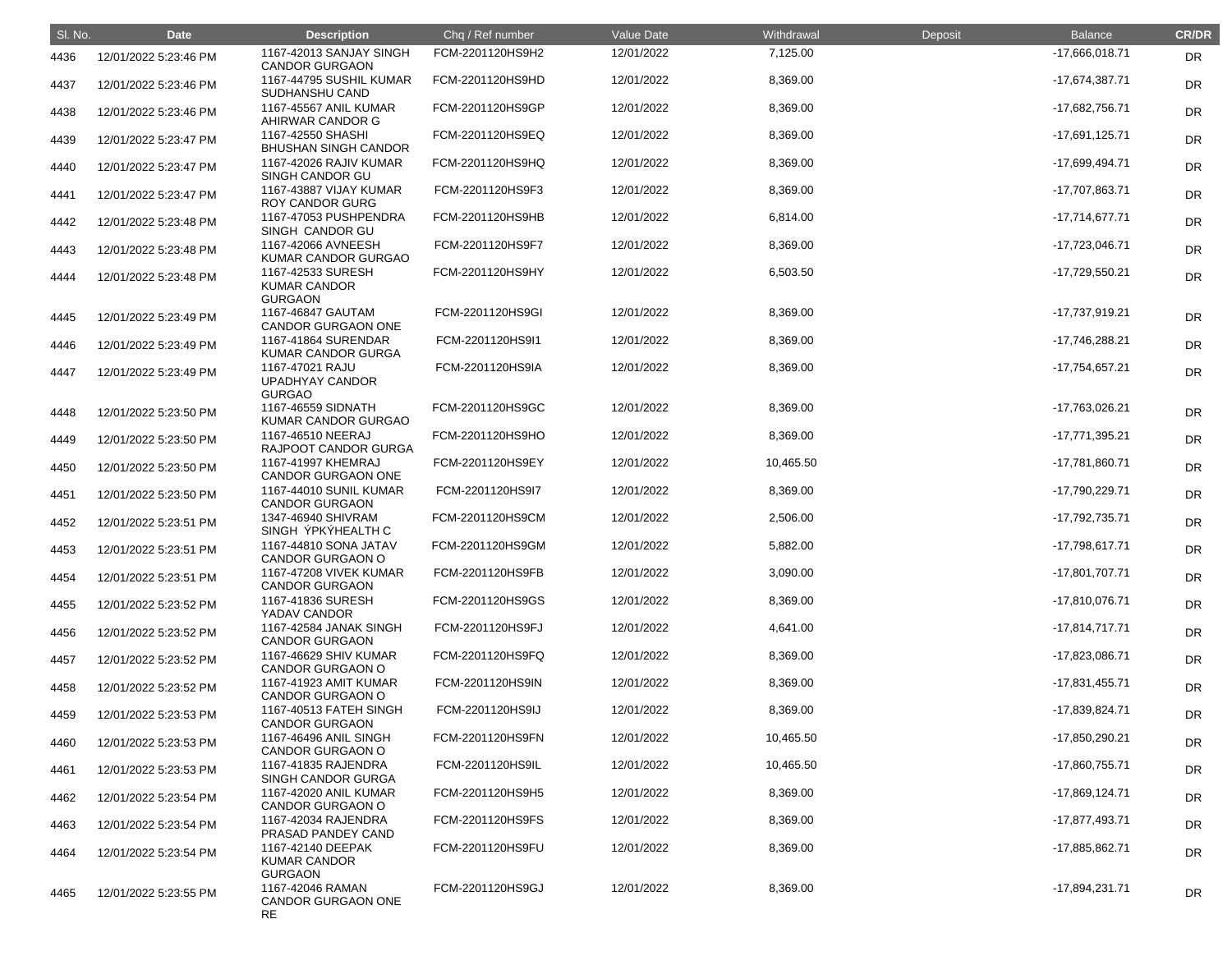| Sl. No. | Date | Description | Chq / Ref number | Value Date | Withdrawal | Deposit | Balance | CR/DR |
|---|---|---|---|---|---|---|---|---|
| 4436 | 12/01/2022 5:23:46 PM | 1167-42013 SANJAY SINGH CANDOR GURGAON | FCM-2201120HS9H2 | 12/01/2022 | 7,125.00 | | -17,666,018.71 | DR |
| 4437 | 12/01/2022 5:23:46 PM | 1167-44795 SUSHIL KUMAR SUDHANSHU CAND | FCM-2201120HS9HD | 12/01/2022 | 8,369.00 | | -17,674,387.71 | DR |
| 4438 | 12/01/2022 5:23:46 PM | 1167-45567 ANIL KUMAR AHIRWAR CANDOR G | FCM-2201120HS9GP | 12/01/2022 | 8,369.00 | | -17,682,756.71 | DR |
| 4439 | 12/01/2022 5:23:47 PM | 1167-42550 SHASHI BHUSHAN SINGH CANDOR | FCM-2201120HS9EQ | 12/01/2022 | 8,369.00 | | -17,691,125.71 | DR |
| 4440 | 12/01/2022 5:23:47 PM | 1167-42026 RAJIV KUMAR SINGH CANDOR GU | FCM-2201120HS9HQ | 12/01/2022 | 8,369.00 | | -17,699,494.71 | DR |
| 4441 | 12/01/2022 5:23:47 PM | 1167-43887 VIJAY KUMAR ROY CANDOR GURG | FCM-2201120HS9F3 | 12/01/2022 | 8,369.00 | | -17,707,863.71 | DR |
| 4442 | 12/01/2022 5:23:48 PM | 1167-47053 PUSHPENDRA SINGH CANDOR GU | FCM-2201120HS9HB | 12/01/2022 | 6,814.00 | | -17,714,677.71 | DR |
| 4443 | 12/01/2022 5:23:48 PM | 1167-42066 AVNEESH KUMAR CANDOR GURGAO | FCM-2201120HS9F7 | 12/01/2022 | 8,369.00 | | -17,723,046.71 | DR |
| 4444 | 12/01/2022 5:23:48 PM | 1167-42533 SURESH KUMAR CANDOR GURGAON | FCM-2201120HS9HY | 12/01/2022 | 6,503.50 | | -17,729,550.21 | DR |
| 4445 | 12/01/2022 5:23:49 PM | 1167-46847 GAUTAM CANDOR GURGAON ONE | FCM-2201120HS9GI | 12/01/2022 | 8,369.00 | | -17,737,919.21 | DR |
| 4446 | 12/01/2022 5:23:49 PM | 1167-41864 SURENDAR KUMAR CANDOR GURGA | FCM-2201120HS9I1 | 12/01/2022 | 8,369.00 | | -17,746,288.21 | DR |
| 4447 | 12/01/2022 5:23:49 PM | 1167-47021 RAJU UPADHYAY CANDOR GURGAO | FCM-2201120HS9IA | 12/01/2022 | 8,369.00 | | -17,754,657.21 | DR |
| 4448 | 12/01/2022 5:23:50 PM | 1167-46559 SIDNATH KUMAR CANDOR GURGAO | FCM-2201120HS9GC | 12/01/2022 | 8,369.00 | | -17,763,026.21 | DR |
| 4449 | 12/01/2022 5:23:50 PM | 1167-46510 NEERAJ RAJPOOT CANDOR GURGA | FCM-2201120HS9HO | 12/01/2022 | 8,369.00 | | -17,771,395.21 | DR |
| 4450 | 12/01/2022 5:23:50 PM | 1167-41997 KHEMRAJ CANDOR GURGAON ONE | FCM-2201120HS9EY | 12/01/2022 | 10,465.50 | | -17,781,860.71 | DR |
| 4451 | 12/01/2022 5:23:50 PM | 1167-44010 SUNIL KUMAR CANDOR GURGAON | FCM-2201120HS9I7 | 12/01/2022 | 8,369.00 | | -17,790,229.71 | DR |
| 4452 | 12/01/2022 5:23:51 PM | 1347-46940 SHIVRAM SINGH ÝPKÝHEALTH C | FCM-2201120HS9CM | 12/01/2022 | 2,506.00 | | -17,792,735.71 | DR |
| 4453 | 12/01/2022 5:23:51 PM | 1167-44810 SONA JATAV CANDOR GURGAON O | FCM-2201120HS9GM | 12/01/2022 | 5,882.00 | | -17,798,617.71 | DR |
| 4454 | 12/01/2022 5:23:51 PM | 1167-47208 VIVEK KUMAR CANDOR GURGAON | FCM-2201120HS9FB | 12/01/2022 | 3,090.00 | | -17,801,707.71 | DR |
| 4455 | 12/01/2022 5:23:52 PM | 1167-41836 SURESH YADAV CANDOR | FCM-2201120HS9GS | 12/01/2022 | 8,369.00 | | -17,810,076.71 | DR |
| 4456 | 12/01/2022 5:23:52 PM | 1167-42584 JANAK SINGH CANDOR GURGAON | FCM-2201120HS9FJ | 12/01/2022 | 4,641.00 | | -17,814,717.71 | DR |
| 4457 | 12/01/2022 5:23:52 PM | 1167-46629 SHIV KUMAR CANDOR GURGAON O | FCM-2201120HS9FQ | 12/01/2022 | 8,369.00 | | -17,823,086.71 | DR |
| 4458 | 12/01/2022 5:23:52 PM | 1167-41923 AMIT KUMAR CANDOR GURGAON O | FCM-2201120HS9IN | 12/01/2022 | 8,369.00 | | -17,831,455.71 | DR |
| 4459 | 12/01/2022 5:23:53 PM | 1167-40513 FATEH SINGH CANDOR GURGAON | FCM-2201120HS9IJ | 12/01/2022 | 8,369.00 | | -17,839,824.71 | DR |
| 4460 | 12/01/2022 5:23:53 PM | 1167-46496 ANIL SINGH CANDOR GURGAON O | FCM-2201120HS9FN | 12/01/2022 | 10,465.50 | | -17,850,290.21 | DR |
| 4461 | 12/01/2022 5:23:53 PM | 1167-41835 RAJENDRA SINGH CANDOR GURGA | FCM-2201120HS9IL | 12/01/2022 | 10,465.50 | | -17,860,755.71 | DR |
| 4462 | 12/01/2022 5:23:54 PM | 1167-42020 ANIL KUMAR CANDOR GURGAON O | FCM-2201120HS9H5 | 12/01/2022 | 8,369.00 | | -17,869,124.71 | DR |
| 4463 | 12/01/2022 5:23:54 PM | 1167-42034 RAJENDRA PRASAD PANDEY CAND | FCM-2201120HS9FS | 12/01/2022 | 8,369.00 | | -17,877,493.71 | DR |
| 4464 | 12/01/2022 5:23:54 PM | 1167-42140 DEEPAK KUMAR CANDOR GURGAON | FCM-2201120HS9FU | 12/01/2022 | 8,369.00 | | -17,885,862.71 | DR |
| 4465 | 12/01/2022 5:23:55 PM | 1167-42046 RAMAN CANDOR GURGAON ONE RE | FCM-2201120HS9GJ | 12/01/2022 | 8,369.00 | | -17,894,231.71 | DR |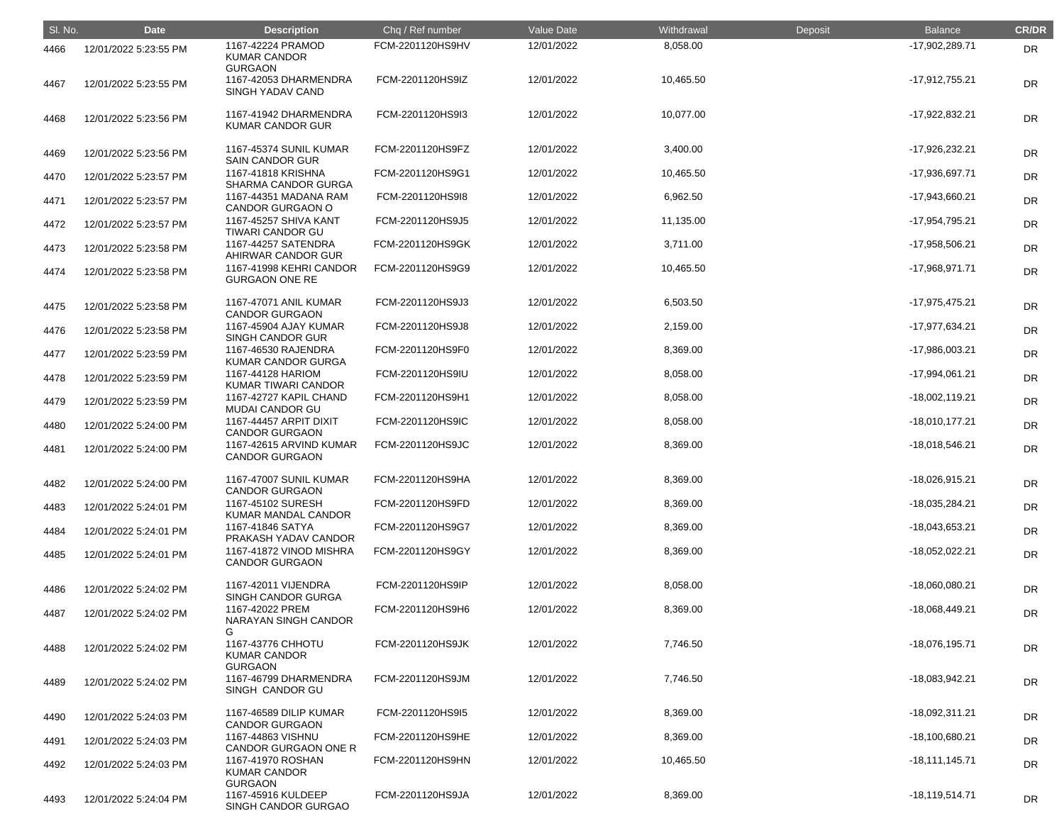| Sl. No. | Date | Description | Chq / Ref number | Value Date | Withdrawal | Deposit | Balance | CR/DR |
|---|---|---|---|---|---|---|---|---|
| 4466 | 12/01/2022 5:23:55 PM | 1167-42224 PRAMOD KUMAR CANDOR GURGAON | FCM-2201120HS9HV | 12/01/2022 | 8,058.00 | | -17,902,289.71 | DR |
| 4467 | 12/01/2022 5:23:55 PM | 1167-42053 DHARMENDRA SINGH YADAV CAND | FCM-2201120HS9IZ | 12/01/2022 | 10,465.50 | | -17,912,755.21 | DR |
| 4468 | 12/01/2022 5:23:56 PM | 1167-41942 DHARMENDRA KUMAR CANDOR GUR | FCM-2201120HS9I3 | 12/01/2022 | 10,077.00 | | -17,922,832.21 | DR |
| 4469 | 12/01/2022 5:23:56 PM | 1167-45374 SUNIL KUMAR SAIN CANDOR GUR | FCM-2201120HS9FZ | 12/01/2022 | 3,400.00 | | -17,926,232.21 | DR |
| 4470 | 12/01/2022 5:23:57 PM | 1167-41818 KRISHNA SHARMA CANDOR GURGA | FCM-2201120HS9G1 | 12/01/2022 | 10,465.50 | | -17,936,697.71 | DR |
| 4471 | 12/01/2022 5:23:57 PM | 1167-44351 MADANA RAM CANDOR GURGAON O | FCM-2201120HS9I8 | 12/01/2022 | 6,962.50 | | -17,943,660.21 | DR |
| 4472 | 12/01/2022 5:23:57 PM | 1167-45257 SHIVA KANT TIWARI CANDOR GU | FCM-2201120HS9J5 | 12/01/2022 | 11,135.00 | | -17,954,795.21 | DR |
| 4473 | 12/01/2022 5:23:58 PM | 1167-44257 SATENDRA AHIRWAR CANDOR GUR | FCM-2201120HS9GK | 12/01/2022 | 3,711.00 | | -17,958,506.21 | DR |
| 4474 | 12/01/2022 5:23:58 PM | 1167-41998 KEHRI CANDOR GURGAON ONE RE | FCM-2201120HS9G9 | 12/01/2022 | 10,465.50 | | -17,968,971.71 | DR |
| 4475 | 12/01/2022 5:23:58 PM | 1167-47071 ANIL KUMAR CANDOR GURGAON | FCM-2201120HS9J3 | 12/01/2022 | 6,503.50 | | -17,975,475.21 | DR |
| 4476 | 12/01/2022 5:23:58 PM | 1167-45904 AJAY KUMAR SINGH CANDOR GUR | FCM-2201120HS9J8 | 12/01/2022 | 2,159.00 | | -17,977,634.21 | DR |
| 4477 | 12/01/2022 5:23:59 PM | 1167-46530 RAJENDRA KUMAR CANDOR GURGA | FCM-2201120HS9F0 | 12/01/2022 | 8,369.00 | | -17,986,003.21 | DR |
| 4478 | 12/01/2022 5:23:59 PM | 1167-44128 HARIOM KUMAR TIWARI CANDOR | FCM-2201120HS9IU | 12/01/2022 | 8,058.00 | | -17,994,061.21 | DR |
| 4479 | 12/01/2022 5:23:59 PM | 1167-42727 KAPIL CHAND MUDAI CANDOR GU | FCM-2201120HS9H1 | 12/01/2022 | 8,058.00 | | -18,002,119.21 | DR |
| 4480 | 12/01/2022 5:24:00 PM | 1167-44457 ARPIT DIXIT CANDOR GURGAON | FCM-2201120HS9IC | 12/01/2022 | 8,058.00 | | -18,010,177.21 | DR |
| 4481 | 12/01/2022 5:24:00 PM | 1167-42615 ARVIND KUMAR CANDOR GURGAON | FCM-2201120HS9JC | 12/01/2022 | 8,369.00 | | -18,018,546.21 | DR |
| 4482 | 12/01/2022 5:24:00 PM | 1167-47007 SUNIL KUMAR CANDOR GURGAON | FCM-2201120HS9HA | 12/01/2022 | 8,369.00 | | -18,026,915.21 | DR |
| 4483 | 12/01/2022 5:24:01 PM | 1167-45102 SURESH KUMAR MANDAL CANDOR | FCM-2201120HS9FD | 12/01/2022 | 8,369.00 | | -18,035,284.21 | DR |
| 4484 | 12/01/2022 5:24:01 PM | 1167-41846 SATYA PRAKASH YADAV CANDOR | FCM-2201120HS9G7 | 12/01/2022 | 8,369.00 | | -18,043,653.21 | DR |
| 4485 | 12/01/2022 5:24:01 PM | 1167-41872 VINOD MISHRA CANDOR GURGAON | FCM-2201120HS9GY | 12/01/2022 | 8,369.00 | | -18,052,022.21 | DR |
| 4486 | 12/01/2022 5:24:02 PM | 1167-42011 VIJENDRA SINGH CANDOR GURGA | FCM-2201120HS9IP | 12/01/2022 | 8,058.00 | | -18,060,080.21 | DR |
| 4487 | 12/01/2022 5:24:02 PM | 1167-42022 PREM NARAYAN SINGH CANDOR G | FCM-2201120HS9H6 | 12/01/2022 | 8,369.00 | | -18,068,449.21 | DR |
| 4488 | 12/01/2022 5:24:02 PM | 1167-43776 CHHOTU KUMAR CANDOR GURGAON | FCM-2201120HS9JK | 12/01/2022 | 7,746.50 | | -18,076,195.71 | DR |
| 4489 | 12/01/2022 5:24:02 PM | 1167-46799 DHARMENDRA SINGH CANDOR GU | FCM-2201120HS9JM | 12/01/2022 | 7,746.50 | | -18,083,942.21 | DR |
| 4490 | 12/01/2022 5:24:03 PM | 1167-46589 DILIP KUMAR CANDOR GURGAON | FCM-2201120HS9I5 | 12/01/2022 | 8,369.00 | | -18,092,311.21 | DR |
| 4491 | 12/01/2022 5:24:03 PM | 1167-44863 VISHNU CANDOR GURGAON ONE R | FCM-2201120HS9HE | 12/01/2022 | 8,369.00 | | -18,100,680.21 | DR |
| 4492 | 12/01/2022 5:24:03 PM | 1167-41970 ROSHAN KUMAR CANDOR GURGAON | FCM-2201120HS9HN | 12/01/2022 | 10,465.50 | | -18,111,145.71 | DR |
| 4493 | 12/01/2022 5:24:04 PM | 1167-45916 KULDEEP SINGH CANDOR GURGAO | FCM-2201120HS9JA | 12/01/2022 | 8,369.00 | | -18,119,514.71 | DR |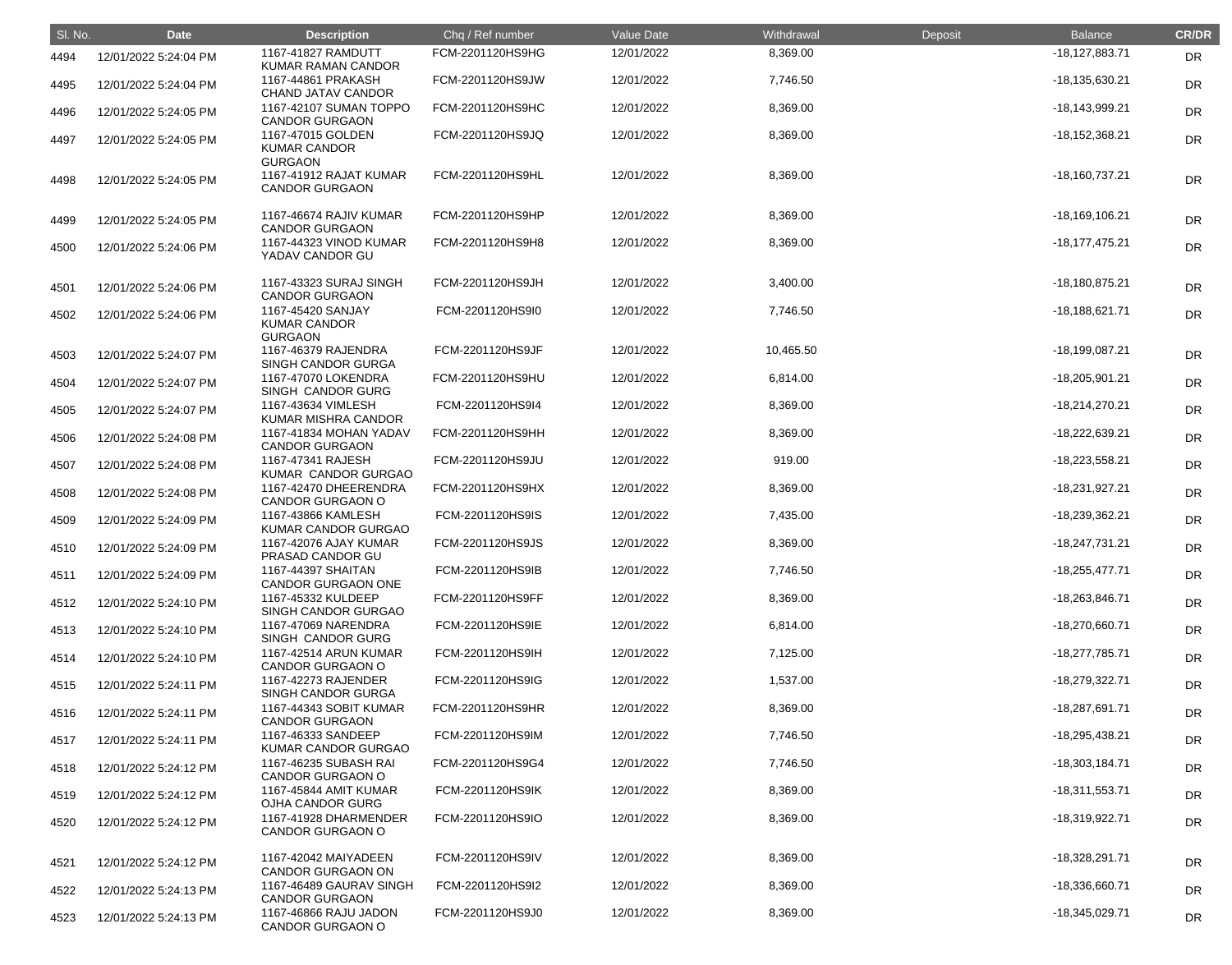| Sl. No. | Date | Description | Chq / Ref number | Value Date | Withdrawal | Deposit | Balance | CR/DR |
|---|---|---|---|---|---|---|---|---|
| 4494 | 12/01/2022 5:24:04 PM | 1167-41827 RAMDUTT KUMAR RAMAN CANDOR | FCM-2201120HS9HG | 12/01/2022 | 8,369.00 | | -18,127,883.71 | DR |
| 4495 | 12/01/2022 5:24:04 PM | 1167-44861 PRAKASH CHAND JATAV CANDOR | FCM-2201120HS9JW | 12/01/2022 | 7,746.50 | | -18,135,630.21 | DR |
| 4496 | 12/01/2022 5:24:05 PM | 1167-42107 SUMAN TOPPO CANDOR GURGAON | FCM-2201120HS9HC | 12/01/2022 | 8,369.00 | | -18,143,999.21 | DR |
| 4497 | 12/01/2022 5:24:05 PM | 1167-47015 GOLDEN KUMAR CANDOR GURGAON | FCM-2201120HS9JQ | 12/01/2022 | 8,369.00 | | -18,152,368.21 | DR |
| 4498 | 12/01/2022 5:24:05 PM | 1167-41912 RAJAT KUMAR CANDOR GURGAON | FCM-2201120HS9HL | 12/01/2022 | 8,369.00 | | -18,160,737.21 | DR |
| 4499 | 12/01/2022 5:24:05 PM | 1167-46674 RAJIV KUMAR CANDOR GURGAON | FCM-2201120HS9HP | 12/01/2022 | 8,369.00 | | -18,169,106.21 | DR |
| 4500 | 12/01/2022 5:24:06 PM | 1167-44323 VINOD KUMAR YADAV CANDOR GU | FCM-2201120HS9H8 | 12/01/2022 | 8,369.00 | | -18,177,475.21 | DR |
| 4501 | 12/01/2022 5:24:06 PM | 1167-43323 SURAJ SINGH CANDOR GURGAON | FCM-2201120HS9JH | 12/01/2022 | 3,400.00 | | -18,180,875.21 | DR |
| 4502 | 12/01/2022 5:24:06 PM | 1167-45420 SANJAY KUMAR CANDOR GURGAON | FCM-2201120HS9I0 | 12/01/2022 | 7,746.50 | | -18,188,621.71 | DR |
| 4503 | 12/01/2022 5:24:07 PM | 1167-46379 RAJENDRA SINGH CANDOR GURGA | FCM-2201120HS9JF | 12/01/2022 | 10,465.50 | | -18,199,087.21 | DR |
| 4504 | 12/01/2022 5:24:07 PM | 1167-47070 LOKENDRA SINGH CANDOR GURG | FCM-2201120HS9HU | 12/01/2022 | 6,814.00 | | -18,205,901.21 | DR |
| 4505 | 12/01/2022 5:24:07 PM | 1167-43634 VIMLESH KUMAR MISHRA CANDOR | FCM-2201120HS9I4 | 12/01/2022 | 8,369.00 | | -18,214,270.21 | DR |
| 4506 | 12/01/2022 5:24:08 PM | 1167-41834 MOHAN YADAV CANDOR GURGAON | FCM-2201120HS9HH | 12/01/2022 | 8,369.00 | | -18,222,639.21 | DR |
| 4507 | 12/01/2022 5:24:08 PM | 1167-47341 RAJESH KUMAR CANDOR GURGAO | FCM-2201120HS9JU | 12/01/2022 | 919.00 | | -18,223,558.21 | DR |
| 4508 | 12/01/2022 5:24:08 PM | 1167-42470 DHEERENDRA CANDOR GURGAON O | FCM-2201120HS9HX | 12/01/2022 | 8,369.00 | | -18,231,927.21 | DR |
| 4509 | 12/01/2022 5:24:09 PM | 1167-43866 KAMLESH KUMAR CANDOR GURGAO | FCM-2201120HS9IS | 12/01/2022 | 7,435.00 | | -18,239,362.21 | DR |
| 4510 | 12/01/2022 5:24:09 PM | 1167-42076 AJAY KUMAR PRASAD CANDOR GU | FCM-2201120HS9JS | 12/01/2022 | 8,369.00 | | -18,247,731.21 | DR |
| 4511 | 12/01/2022 5:24:09 PM | 1167-44397 SHAITAN CANDOR GURGAON ONE | FCM-2201120HS9IB | 12/01/2022 | 7,746.50 | | -18,255,477.71 | DR |
| 4512 | 12/01/2022 5:24:10 PM | 1167-45332 KULDEEP SINGH CANDOR GURGAO | FCM-2201120HS9FF | 12/01/2022 | 8,369.00 | | -18,263,846.71 | DR |
| 4513 | 12/01/2022 5:24:10 PM | 1167-47069 NARENDRA SINGH CANDOR GURG | FCM-2201120HS9IE | 12/01/2022 | 6,814.00 | | -18,270,660.71 | DR |
| 4514 | 12/01/2022 5:24:10 PM | 1167-42514 ARUN KUMAR CANDOR GURGAON O | FCM-2201120HS9IH | 12/01/2022 | 7,125.00 | | -18,277,785.71 | DR |
| 4515 | 12/01/2022 5:24:11 PM | 1167-42273 RAJENDER SINGH CANDOR GURGA | FCM-2201120HS9IG | 12/01/2022 | 1,537.00 | | -18,279,322.71 | DR |
| 4516 | 12/01/2022 5:24:11 PM | 1167-44343 SOBIT KUMAR CANDOR GURGAON | FCM-2201120HS9HR | 12/01/2022 | 8,369.00 | | -18,287,691.71 | DR |
| 4517 | 12/01/2022 5:24:11 PM | 1167-46333 SANDEEP KUMAR CANDOR GURGAO | FCM-2201120HS9IM | 12/01/2022 | 7,746.50 | | -18,295,438.21 | DR |
| 4518 | 12/01/2022 5:24:12 PM | 1167-46235 SUBASH RAI CANDOR GURGAON O | FCM-2201120HS9G4 | 12/01/2022 | 7,746.50 | | -18,303,184.71 | DR |
| 4519 | 12/01/2022 5:24:12 PM | 1167-45844 AMIT KUMAR OJHA CANDOR GURG | FCM-2201120HS9IK | 12/01/2022 | 8,369.00 | | -18,311,553.71 | DR |
| 4520 | 12/01/2022 5:24:12 PM | 1167-41928 DHARMENDER CANDOR GURGAON O | FCM-2201120HS9IO | 12/01/2022 | 8,369.00 | | -18,319,922.71 | DR |
| 4521 | 12/01/2022 5:24:12 PM | 1167-42042 MAIYADEEN CANDOR GURGAON ON | FCM-2201120HS9IV | 12/01/2022 | 8,369.00 | | -18,328,291.71 | DR |
| 4522 | 12/01/2022 5:24:13 PM | 1167-46489 GAURAV SINGH CANDOR GURGAON | FCM-2201120HS9I2 | 12/01/2022 | 8,369.00 | | -18,336,660.71 | DR |
| 4523 | 12/01/2022 5:24:13 PM | 1167-46866 RAJU JADON CANDOR GURGAON O | FCM-2201120HS9J0 | 12/01/2022 | 8,369.00 | | -18,345,029.71 | DR |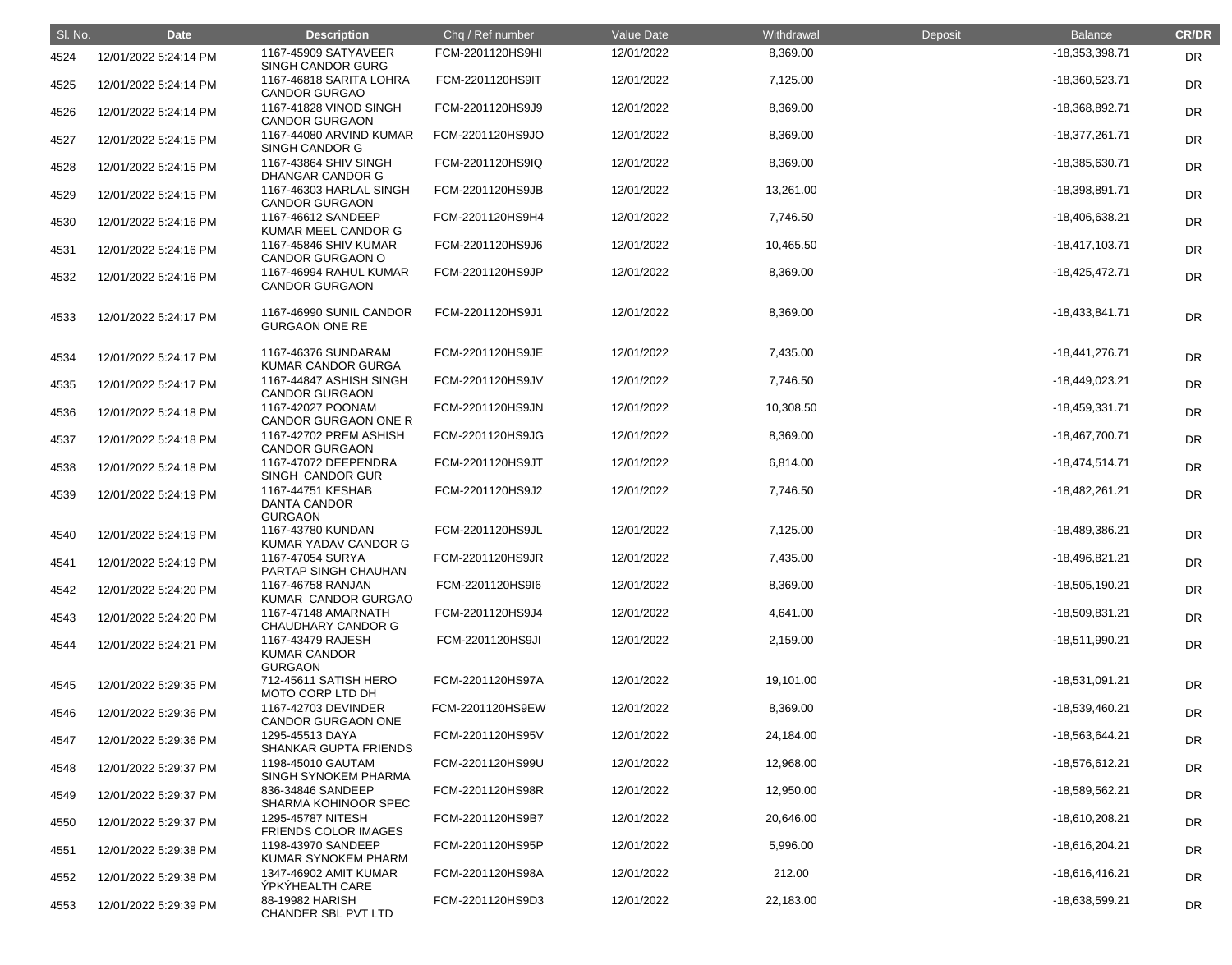| Sl. No. | Date | Description | Chq / Ref number | Value Date | Withdrawal | Deposit | Balance | CR/DR |
|---|---|---|---|---|---|---|---|---|
| 4524 | 12/01/2022 5:24:14 PM | 1167-45909 SATYAVEER SINGH CANDOR GURG | FCM-2201120HS9HI | 12/01/2022 | 8,369.00 | | -18,353,398.71 | DR |
| 4525 | 12/01/2022 5:24:14 PM | 1167-46818 SARITA LOHRA CANDOR GURGAO | FCM-2201120HS9IT | 12/01/2022 | 7,125.00 | | -18,360,523.71 | DR |
| 4526 | 12/01/2022 5:24:14 PM | 1167-41828 VINOD SINGH CANDOR GURGAON | FCM-2201120HS9J9 | 12/01/2022 | 8,369.00 | | -18,368,892.71 | DR |
| 4527 | 12/01/2022 5:24:15 PM | 1167-44080 ARVIND KUMAR SINGH CANDOR G | FCM-2201120HS9JO | 12/01/2022 | 8,369.00 | | -18,377,261.71 | DR |
| 4528 | 12/01/2022 5:24:15 PM | 1167-43864 SHIV SINGH DHANGAR CANDOR G | FCM-2201120HS9IQ | 12/01/2022 | 8,369.00 | | -18,385,630.71 | DR |
| 4529 | 12/01/2022 5:24:15 PM | 1167-46303 HARLAL SINGH CANDOR GURGAON | FCM-2201120HS9JB | 12/01/2022 | 13,261.00 | | -18,398,891.71 | DR |
| 4530 | 12/01/2022 5:24:16 PM | 1167-46612 SANDEEP KUMAR MEEL CANDOR G | FCM-2201120HS9H4 | 12/01/2022 | 7,746.50 | | -18,406,638.21 | DR |
| 4531 | 12/01/2022 5:24:16 PM | 1167-45846 SHIV KUMAR CANDOR GURGAON O | FCM-2201120HS9J6 | 12/01/2022 | 10,465.50 | | -18,417,103.71 | DR |
| 4532 | 12/01/2022 5:24:16 PM | 1167-46994 RAHUL KUMAR CANDOR GURGAON | FCM-2201120HS9JP | 12/01/2022 | 8,369.00 | | -18,425,472.71 | DR |
| 4533 | 12/01/2022 5:24:17 PM | 1167-46990 SUNIL CANDOR GURGAON ONE RE | FCM-2201120HS9J1 | 12/01/2022 | 8,369.00 | | -18,433,841.71 | DR |
| 4534 | 12/01/2022 5:24:17 PM | 1167-46376 SUNDARAM KUMAR CANDOR GURGA | FCM-2201120HS9JE | 12/01/2022 | 7,435.00 | | -18,441,276.71 | DR |
| 4535 | 12/01/2022 5:24:17 PM | 1167-44847 ASHISH SINGH CANDOR GURGAON | FCM-2201120HS9JV | 12/01/2022 | 7,746.50 | | -18,449,023.21 | DR |
| 4536 | 12/01/2022 5:24:18 PM | 1167-42027 POONAM CANDOR GURGAON ONE R | FCM-2201120HS9JN | 12/01/2022 | 10,308.50 | | -18,459,331.71 | DR |
| 4537 | 12/01/2022 5:24:18 PM | 1167-42702 PREM ASHISH CANDOR GURGAON | FCM-2201120HS9JG | 12/01/2022 | 8,369.00 | | -18,467,700.71 | DR |
| 4538 | 12/01/2022 5:24:18 PM | 1167-47072 DEEPENDRA SINGH CANDOR GUR | FCM-2201120HS9JT | 12/01/2022 | 6,814.00 | | -18,474,514.71 | DR |
| 4539 | 12/01/2022 5:24:19 PM | 1167-44751 KESHAB DANTA CANDOR GURGAON | FCM-2201120HS9J2 | 12/01/2022 | 7,746.50 | | -18,482,261.21 | DR |
| 4540 | 12/01/2022 5:24:19 PM | 1167-43780 KUNDAN KUMAR YADAV CANDOR G | FCM-2201120HS9JL | 12/01/2022 | 7,125.00 | | -18,489,386.21 | DR |
| 4541 | 12/01/2022 5:24:19 PM | 1167-47054 SURYA PARTAP SINGH CHAUHAN | FCM-2201120HS9JR | 12/01/2022 | 7,435.00 | | -18,496,821.21 | DR |
| 4542 | 12/01/2022 5:24:20 PM | 1167-46758 RANJAN KUMAR CANDOR GURGAO | FCM-2201120HS9I6 | 12/01/2022 | 8,369.00 | | -18,505,190.21 | DR |
| 4543 | 12/01/2022 5:24:20 PM | 1167-47148 AMARNATH CHAUDHARY CANDOR G | FCM-2201120HS9J4 | 12/01/2022 | 4,641.00 | | -18,509,831.21 | DR |
| 4544 | 12/01/2022 5:24:21 PM | 1167-43479 RAJESH KUMAR CANDOR GURGAON | FCM-2201120HS9JI | 12/01/2022 | 2,159.00 | | -18,511,990.21 | DR |
| 4545 | 12/01/2022 5:29:35 PM | 712-45611 SATISH HERO MOTO CORP LTD DH | FCM-2201120HS97A | 12/01/2022 | 19,101.00 | | -18,531,091.21 | DR |
| 4546 | 12/01/2022 5:29:36 PM | 1167-42703 DEVINDER CANDOR GURGAON ONE | FCM-2201120HS9EW | 12/01/2022 | 8,369.00 | | -18,539,460.21 | DR |
| 4547 | 12/01/2022 5:29:36 PM | 1295-45513 DAYA SHANKAR GUPTA FRIENDS | FCM-2201120HS95V | 12/01/2022 | 24,184.00 | | -18,563,644.21 | DR |
| 4548 | 12/01/2022 5:29:37 PM | 1198-45010 GAUTAM SINGH SYNOKEM PHARMA | FCM-2201120HS99U | 12/01/2022 | 12,968.00 | | -18,576,612.21 | DR |
| 4549 | 12/01/2022 5:29:37 PM | 836-34846 SANDEEP SHARMA KOHINOOR SPEC | FCM-2201120HS98R | 12/01/2022 | 12,950.00 | | -18,589,562.21 | DR |
| 4550 | 12/01/2022 5:29:37 PM | 1295-45787 NITESH FRIENDS COLOR IMAGES | FCM-2201120HS9B7 | 12/01/2022 | 20,646.00 | | -18,610,208.21 | DR |
| 4551 | 12/01/2022 5:29:38 PM | 1198-43970 SANDEEP KUMAR SYNOKEM PHARM | FCM-2201120HS95P | 12/01/2022 | 5,996.00 | | -18,616,204.21 | DR |
| 4552 | 12/01/2022 5:29:38 PM | 1347-46902 AMIT KUMAR YPKYHEALTH CARE | FCM-2201120HS98A | 12/01/2022 | 212.00 | | -18,616,416.21 | DR |
| 4553 | 12/01/2022 5:29:39 PM | 88-19982 HARISH CHANDER SBL PVT LTD | FCM-2201120HS9D3 | 12/01/2022 | 22,183.00 | | -18,638,599.21 | DR |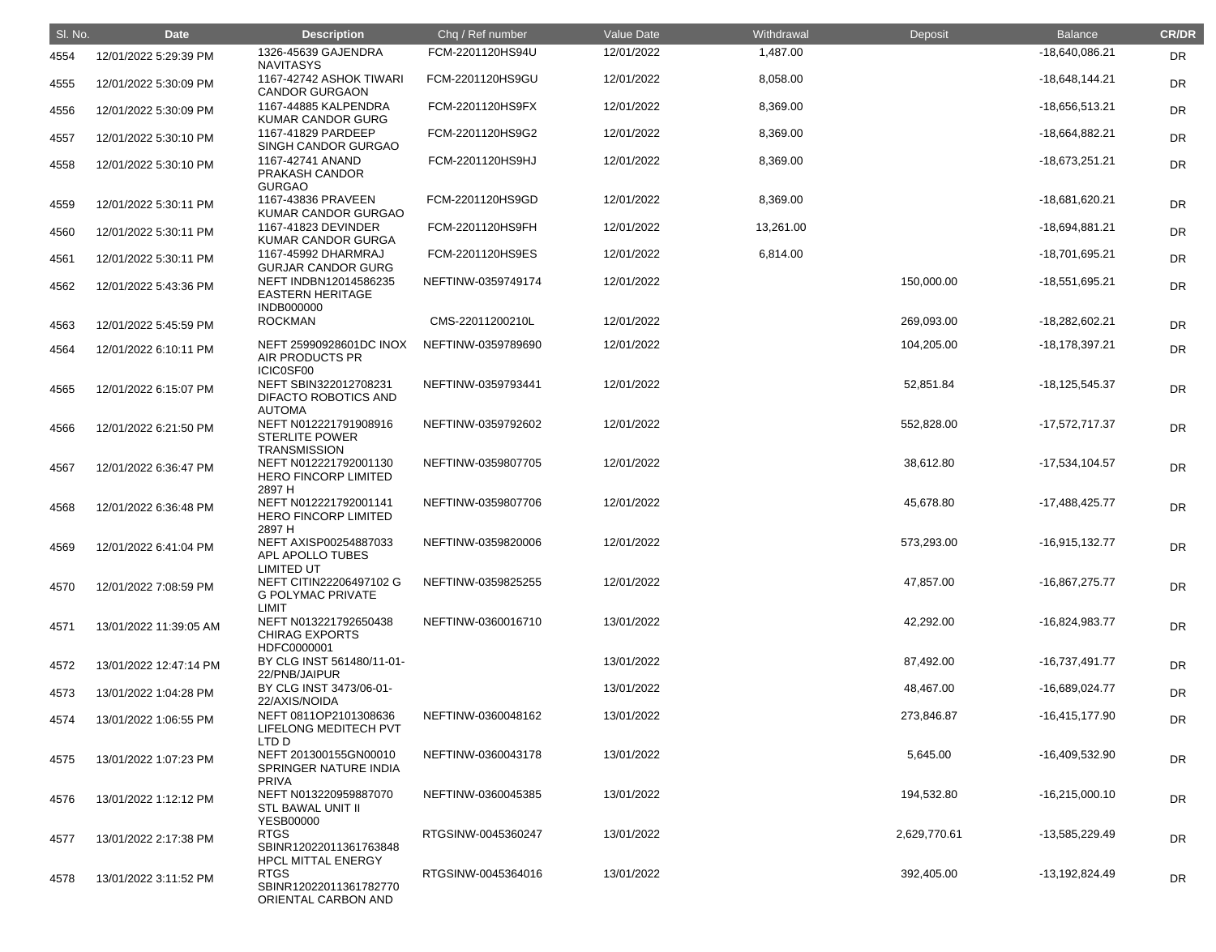| Sl. No. | Date | Description | Chq / Ref number | Value Date | Withdrawal | Deposit | Balance | CR/DR |
|---|---|---|---|---|---|---|---|---|
| 4554 | 12/01/2022 5:29:39 PM | 1326-45639 GAJENDRA NAVITASYS | FCM-2201120HS94U | 12/01/2022 | 1,487.00 | | -18,640,086.21 | DR |
| 4555 | 12/01/2022 5:30:09 PM | 1167-42742 ASHOK TIWARI CANDOR GURGAON | FCM-2201120HS9GU | 12/01/2022 | 8,058.00 | | -18,648,144.21 | DR |
| 4556 | 12/01/2022 5:30:09 PM | 1167-44885 KALPENDRA KUMAR CANDOR GURG | FCM-2201120HS9FX | 12/01/2022 | 8,369.00 | | -18,656,513.21 | DR |
| 4557 | 12/01/2022 5:30:10 PM | 1167-41829 PARDEEP SINGH CANDOR GURGAO | FCM-2201120HS9G2 | 12/01/2022 | 8,369.00 | | -18,664,882.21 | DR |
| 4558 | 12/01/2022 5:30:10 PM | 1167-42741 ANAND PRAKASH CANDOR GURGAO | FCM-2201120HS9HJ | 12/01/2022 | 8,369.00 | | -18,673,251.21 | DR |
| 4559 | 12/01/2022 5:30:11 PM | 1167-43836 PRAVEEN KUMAR CANDOR GURGAO | FCM-2201120HS9GD | 12/01/2022 | 8,369.00 | | -18,681,620.21 | DR |
| 4560 | 12/01/2022 5:30:11 PM | 1167-41823 DEVINDER KUMAR CANDOR GURGA | FCM-2201120HS9FH | 12/01/2022 | 13,261.00 | | -18,694,881.21 | DR |
| 4561 | 12/01/2022 5:30:11 PM | 1167-45992 DHARMRAJ GURJAR CANDOR GURG | FCM-2201120HS9ES | 12/01/2022 | 6,814.00 | | -18,701,695.21 | DR |
| 4562 | 12/01/2022 5:43:36 PM | NEFT INDBN12014586235 EASTERN HERITAGE INDB000000 | NEFTINW-0359749174 | 12/01/2022 | | 150,000.00 | -18,551,695.21 | DR |
| 4563 | 12/01/2022 5:45:59 PM | ROCKMAN | CMS-22011200210L | 12/01/2022 | | 269,093.00 | -18,282,602.21 | DR |
| 4564 | 12/01/2022 6:10:11 PM | NEFT 25990928601DC INOX AIR PRODUCTS PR ICIC0SF00 | NEFTINW-0359789690 | 12/01/2022 | | 104,205.00 | -18,178,397.21 | DR |
| 4565 | 12/01/2022 6:15:07 PM | NEFT SBIN322012708231 DIFACTO ROBOTICS AND AUTOMA | NEFTINW-0359793441 | 12/01/2022 | | 52,851.84 | -18,125,545.37 | DR |
| 4566 | 12/01/2022 6:21:50 PM | NEFT N012221791908916 STERLITE POWER TRANSMISSION | NEFTINW-0359792602 | 12/01/2022 | | 552,828.00 | -17,572,717.37 | DR |
| 4567 | 12/01/2022 6:36:47 PM | NEFT N012221792001130 HERO FINCORP LIMITED 2897 H | NEFTINW-0359807705 | 12/01/2022 | | 38,612.80 | -17,534,104.57 | DR |
| 4568 | 12/01/2022 6:36:48 PM | NEFT N012221792001141 HERO FINCORP LIMITED 2897 H | NEFTINW-0359807706 | 12/01/2022 | | 45,678.80 | -17,488,425.77 | DR |
| 4569 | 12/01/2022 6:41:04 PM | NEFT AXISP00254887033 APL APOLLO TUBES LIMITED UT | NEFTINW-0359820006 | 12/01/2022 | | 573,293.00 | -16,915,132.77 | DR |
| 4570 | 12/01/2022 7:08:59 PM | NEFT CITIN22206497102 G G POLYMAC PRIVATE LIMIT | NEFTINW-0359825255 | 12/01/2022 | | 47,857.00 | -16,867,275.77 | DR |
| 4571 | 13/01/2022 11:39:05 AM | NEFT N013221792650438 CHIRAG EXPORTS HDFC0000001 | NEFTINW-0360016710 | 13/01/2022 | | 42,292.00 | -16,824,983.77 | DR |
| 4572 | 13/01/2022 12:47:14 PM | BY CLG INST 561480/11-01-22/PNB/JAIPUR | | 13/01/2022 | | 87,492.00 | -16,737,491.77 | DR |
| 4573 | 13/01/2022 1:04:28 PM | BY CLG INST 3473/06-01-22/AXIS/NOIDA | | 13/01/2022 | | 48,467.00 | -16,689,024.77 | DR |
| 4574 | 13/01/2022 1:06:55 PM | NEFT 0811OP2101308636 LIFELONG MEDITECH PVT LTD D | NEFTINW-0360048162 | 13/01/2022 | | 273,846.87 | -16,415,177.90 | DR |
| 4575 | 13/01/2022 1:07:23 PM | NEFT 201300155GN00010 SPRINGER NATURE INDIA PRIVA | NEFTINW-0360043178 | 13/01/2022 | | 5,645.00 | -16,409,532.90 | DR |
| 4576 | 13/01/2022 1:12:12 PM | NEFT N013220959887070 STL BAWAL UNIT II YESB00000 | NEFTINW-0360045385 | 13/01/2022 | | 194,532.80 | -16,215,000.10 | DR |
| 4577 | 13/01/2022 2:17:38 PM | RTGS SBINR12022011361763848 HPCL MITTAL ENERGY | RTGSINW-0045360247 | 13/01/2022 | | 2,629,770.61 | -13,585,229.49 | DR |
| 4578 | 13/01/2022 3:11:52 PM | RTGS SBINR12022011361782770 ORIENTAL CARBON AND | RTGSINW-0045364016 | 13/01/2022 | | 392,405.00 | -13,192,824.49 | DR |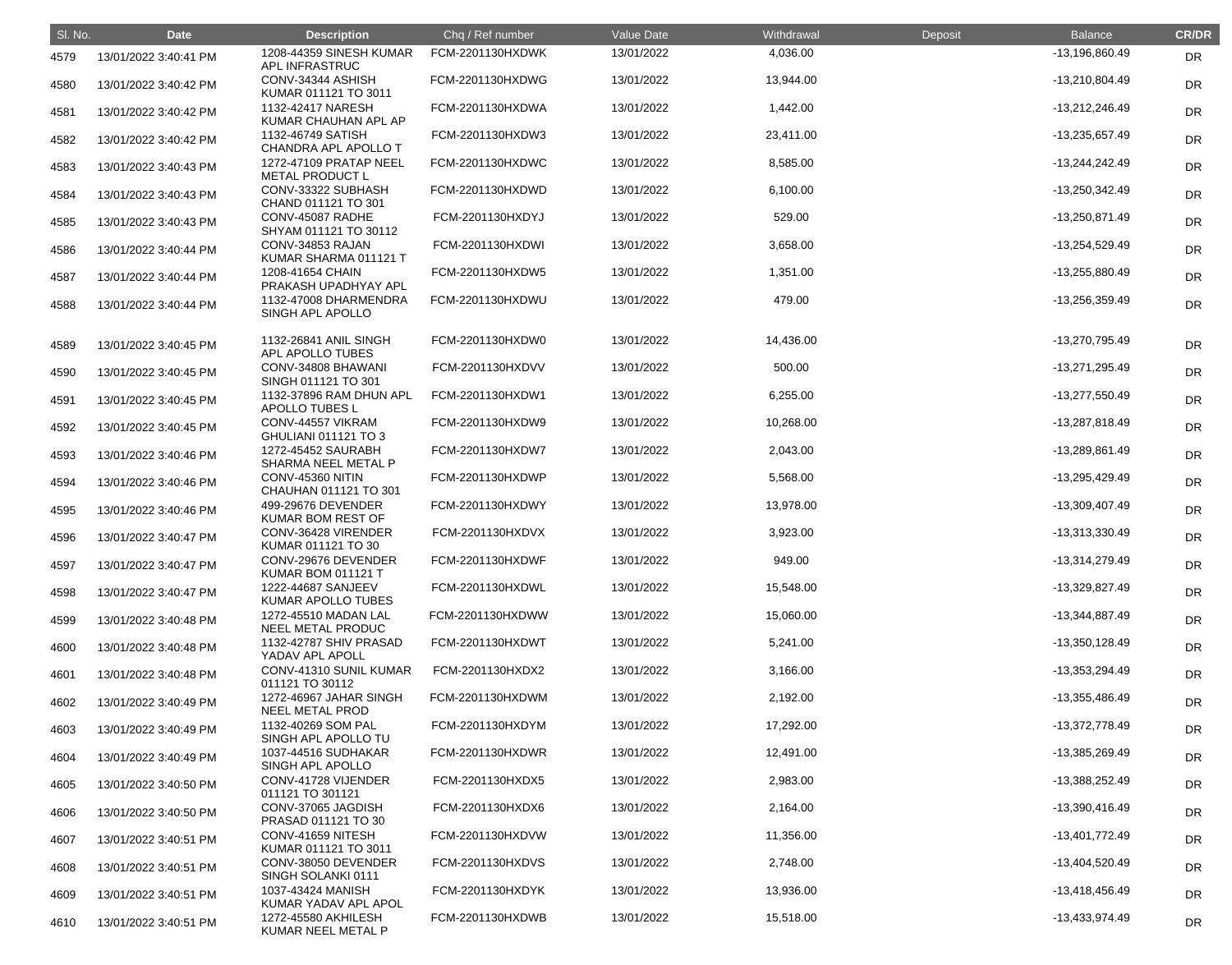| Sl. No. | Date | Description | Chq / Ref number | Value Date | Withdrawal | Deposit | Balance | CR/DR |
|---|---|---|---|---|---|---|---|---|
| 4579 | 13/01/2022 3:40:41 PM | 1208-44359 SINESH KUMAR APL INFRASTRUC | FCM-2201130HXDWK | 13/01/2022 | 4,036.00 | | -13,196,860.49 | DR |
| 4580 | 13/01/2022 3:40:42 PM | CONV-34344 ASHISH KUMAR 011121 TO 3011 | FCM-2201130HXDWG | 13/01/2022 | 13,944.00 | | -13,210,804.49 | DR |
| 4581 | 13/01/2022 3:40:42 PM | 1132-42417 NARESH KUMAR CHAUHAN APL AP | FCM-2201130HXDWA | 13/01/2022 | 1,442.00 | | -13,212,246.49 | DR |
| 4582 | 13/01/2022 3:40:42 PM | 1132-46749 SATISH CHANDRA APL APOLLO T | FCM-2201130HXDW3 | 13/01/2022 | 23,411.00 | | -13,235,657.49 | DR |
| 4583 | 13/01/2022 3:40:43 PM | 1272-47109 PRATAP NEEL METAL PRODUCT L | FCM-2201130HXDWC | 13/01/2022 | 8,585.00 | | -13,244,242.49 | DR |
| 4584 | 13/01/2022 3:40:43 PM | CONV-33322 SUBHASH CHAND 011121 TO 301 | FCM-2201130HXDWD | 13/01/2022 | 6,100.00 | | -13,250,342.49 | DR |
| 4585 | 13/01/2022 3:40:43 PM | CONV-45087 RADHE SHYAM 011121 TO 30112 | FCM-2201130HXDYJ | 13/01/2022 | 529.00 | | -13,250,871.49 | DR |
| 4586 | 13/01/2022 3:40:44 PM | CONV-34853 RAJAN KUMAR SHARMA 011121 T | FCM-2201130HXDWI | 13/01/2022 | 3,658.00 | | -13,254,529.49 | DR |
| 4587 | 13/01/2022 3:40:44 PM | 1208-41654 CHAIN PRAKASH UPADHYAY APL | FCM-2201130HXDW5 | 13/01/2022 | 1,351.00 | | -13,255,880.49 | DR |
| 4588 | 13/01/2022 3:40:44 PM | 1132-47008 DHARMENDRA SINGH APL APOLLO | FCM-2201130HXDWU | 13/01/2022 | 479.00 | | -13,256,359.49 | DR |
| 4589 | 13/01/2022 3:40:45 PM | 1132-26841 ANIL SINGH APL APOLLO TUBES | FCM-2201130HXDW0 | 13/01/2022 | 14,436.00 | | -13,270,795.49 | DR |
| 4590 | 13/01/2022 3:40:45 PM | CONV-34808 BHAWANI SINGH 011121 TO 301 | FCM-2201130HXDVV | 13/01/2022 | 500.00 | | -13,271,295.49 | DR |
| 4591 | 13/01/2022 3:40:45 PM | 1132-37896 RAM DHUN APL APOLLO TUBES L | FCM-2201130HXDW1 | 13/01/2022 | 6,255.00 | | -13,277,550.49 | DR |
| 4592 | 13/01/2022 3:40:45 PM | CONV-44557 VIKRAM GHULIANI 011121 TO 3 | FCM-2201130HXDW9 | 13/01/2022 | 10,268.00 | | -13,287,818.49 | DR |
| 4593 | 13/01/2022 3:40:46 PM | 1272-45452 SAURABH SHARMA NEEL METAL P | FCM-2201130HXDW7 | 13/01/2022 | 2,043.00 | | -13,289,861.49 | DR |
| 4594 | 13/01/2022 3:40:46 PM | CONV-45360 NITIN CHAUHAN 011121 TO 301 | FCM-2201130HXDWP | 13/01/2022 | 5,568.00 | | -13,295,429.49 | DR |
| 4595 | 13/01/2022 3:40:46 PM | 499-29676 DEVENDER KUMAR BOM REST OF | FCM-2201130HXDWY | 13/01/2022 | 13,978.00 | | -13,309,407.49 | DR |
| 4596 | 13/01/2022 3:40:47 PM | CONV-36428 VIRENDER KUMAR 011121 TO 30 | FCM-2201130HXDVX | 13/01/2022 | 3,923.00 | | -13,313,330.49 | DR |
| 4597 | 13/01/2022 3:40:47 PM | CONV-29676 DEVENDER KUMAR BOM 011121 T | FCM-2201130HXDWF | 13/01/2022 | 949.00 | | -13,314,279.49 | DR |
| 4598 | 13/01/2022 3:40:47 PM | 1222-44687 SANJEEV KUMAR APOLLO TUBES | FCM-2201130HXDWL | 13/01/2022 | 15,548.00 | | -13,329,827.49 | DR |
| 4599 | 13/01/2022 3:40:48 PM | 1272-45510 MADAN LAL NEEL METAL PRODUC | FCM-2201130HXDWW | 13/01/2022 | 15,060.00 | | -13,344,887.49 | DR |
| 4600 | 13/01/2022 3:40:48 PM | 1132-42787 SHIV PRASAD YADAV APL APOLL | FCM-2201130HXDWT | 13/01/2022 | 5,241.00 | | -13,350,128.49 | DR |
| 4601 | 13/01/2022 3:40:48 PM | CONV-41310 SUNIL KUMAR 011121 TO 30112 | FCM-2201130HXDX2 | 13/01/2022 | 3,166.00 | | -13,353,294.49 | DR |
| 4602 | 13/01/2022 3:40:49 PM | 1272-46967 JAHAR SINGH NEEL METAL PROD | FCM-2201130HXDWM | 13/01/2022 | 2,192.00 | | -13,355,486.49 | DR |
| 4603 | 13/01/2022 3:40:49 PM | 1132-40269 SOM PAL SINGH APL APOLLO TU | FCM-2201130HXDYM | 13/01/2022 | 17,292.00 | | -13,372,778.49 | DR |
| 4604 | 13/01/2022 3:40:49 PM | 1037-44516 SUDHAKAR SINGH APL APOLLO | FCM-2201130HXDWR | 13/01/2022 | 12,491.00 | | -13,385,269.49 | DR |
| 4605 | 13/01/2022 3:40:50 PM | CONV-41728 VIJENDER 011121 TO 301121 | FCM-2201130HXDX5 | 13/01/2022 | 2,983.00 | | -13,388,252.49 | DR |
| 4606 | 13/01/2022 3:40:50 PM | CONV-37065 JAGDISH PRASAD 011121 TO 30 | FCM-2201130HXDX6 | 13/01/2022 | 2,164.00 | | -13,390,416.49 | DR |
| 4607 | 13/01/2022 3:40:51 PM | CONV-41659 NITESH KUMAR 011121 TO 3011 | FCM-2201130HXDVW | 13/01/2022 | 11,356.00 | | -13,401,772.49 | DR |
| 4608 | 13/01/2022 3:40:51 PM | CONV-38050 DEVENDER SINGH SOLANKI 0111 | FCM-2201130HXDVS | 13/01/2022 | 2,748.00 | | -13,404,520.49 | DR |
| 4609 | 13/01/2022 3:40:51 PM | 1037-43424 MANISH KUMAR YADAV APL APOL | FCM-2201130HXDYK | 13/01/2022 | 13,936.00 | | -13,418,456.49 | DR |
| 4610 | 13/01/2022 3:40:51 PM | 1272-45580 AKHILESH KUMAR NEEL METAL P | FCM-2201130HXDWB | 13/01/2022 | 15,518.00 | | -13,433,974.49 | DR |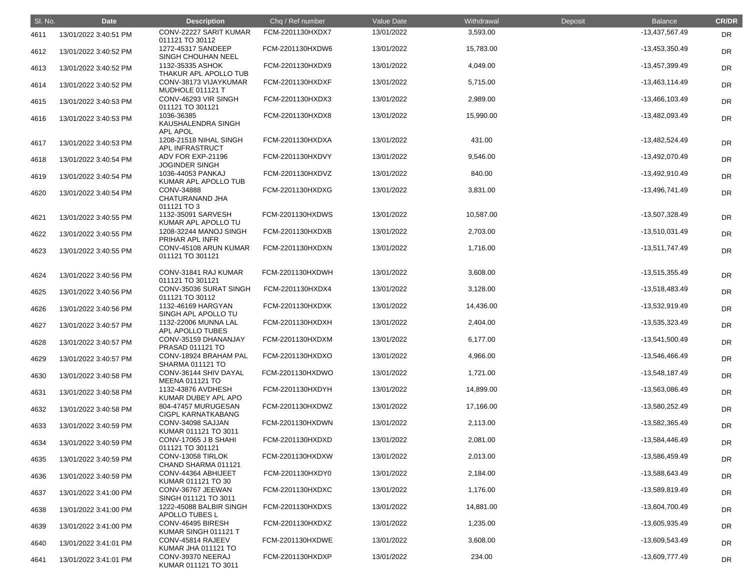| Sl. No. | Date | Description | Chq / Ref number | Value Date | Withdrawal | Deposit | Balance | CR/DR |
|---|---|---|---|---|---|---|---|---|
| 4611 | 13/01/2022 3:40:51 PM | CONV-22227 SARIT KUMAR 011121 TO 30112 | FCM-2201130HXDX7 | 13/01/2022 | 3,593.00 | | -13,437,567.49 | DR |
| 4612 | 13/01/2022 3:40:52 PM | 1272-45317 SANDEEP SINGH CHOUHAN NEEL | FCM-2201130HXDW6 | 13/01/2022 | 15,783.00 | | -13,453,350.49 | DR |
| 4613 | 13/01/2022 3:40:52 PM | 1132-35335 ASHOK THAKUR APL APOLLO TUB | FCM-2201130HXDX9 | 13/01/2022 | 4,049.00 | | -13,457,399.49 | DR |
| 4614 | 13/01/2022 3:40:52 PM | CONV-38173 VIJAYKUMAR MUDHOLE 011121 T | FCM-2201130HXDXF | 13/01/2022 | 5,715.00 | | -13,463,114.49 | DR |
| 4615 | 13/01/2022 3:40:53 PM | CONV-46293 VIR SINGH 011121 TO 301121 | FCM-2201130HXDX3 | 13/01/2022 | 2,989.00 | | -13,466,103.49 | DR |
| 4616 | 13/01/2022 3:40:53 PM | 1036-36385 KAUSHALENDRA SINGH APL APOL | FCM-2201130HXDX8 | 13/01/2022 | 15,990.00 | | -13,482,093.49 | DR |
| 4617 | 13/01/2022 3:40:53 PM | 1208-21518 NIHAL SINGH APL INFRASTRUCT | FCM-2201130HXDXA | 13/01/2022 | 431.00 | | -13,482,524.49 | DR |
| 4618 | 13/01/2022 3:40:54 PM | ADV FOR EXP-21196 JOGINDER SINGH | FCM-2201130HXDVY | 13/01/2022 | 9,546.00 | | -13,492,070.49 | DR |
| 4619 | 13/01/2022 3:40:54 PM | 1036-44053 PANKAJ KUMAR APL APOLLO TUB | FCM-2201130HXDVZ | 13/01/2022 | 840.00 | | -13,492,910.49 | DR |
| 4620 | 13/01/2022 3:40:54 PM | CONV-34888 CHATURANAND JHA 011121 TO 3 | FCM-2201130HXDXG | 13/01/2022 | 3,831.00 | | -13,496,741.49 | DR |
| 4621 | 13/01/2022 3:40:55 PM | 1132-35091 SARVESH KUMAR APL APOLLO TU | FCM-2201130HXDWS | 13/01/2022 | 10,587.00 | | -13,507,328.49 | DR |
| 4622 | 13/01/2022 3:40:55 PM | 1208-32244 MANOJ SINGH PRIHAR APL INFR | FCM-2201130HXDXB | 13/01/2022 | 2,703.00 | | -13,510,031.49 | DR |
| 4623 | 13/01/2022 3:40:55 PM | CONV-45108 ARUN KUMAR 011121 TO 301121 | FCM-2201130HXDXN | 13/01/2022 | 1,716.00 | | -13,511,747.49 | DR |
| 4624 | 13/01/2022 3:40:56 PM | CONV-31841 RAJ KUMAR 011121 TO 301121 | FCM-2201130HXDWH | 13/01/2022 | 3,608.00 | | -13,515,355.49 | DR |
| 4625 | 13/01/2022 3:40:56 PM | CONV-35036 SURAT SINGH 011121 TO 30112 | FCM-2201130HXDX4 | 13/01/2022 | 3,128.00 | | -13,518,483.49 | DR |
| 4626 | 13/01/2022 3:40:56 PM | 1132-46169 HARGYAN SINGH APL APOLLO TU | FCM-2201130HXDXK | 13/01/2022 | 14,436.00 | | -13,532,919.49 | DR |
| 4627 | 13/01/2022 3:40:57 PM | 1132-22006 MUNNA LAL APL APOLLO TUBES | FCM-2201130HXDXH | 13/01/2022 | 2,404.00 | | -13,535,323.49 | DR |
| 4628 | 13/01/2022 3:40:57 PM | CONV-35159 DHANANJAY PRASAD 011121 TO | FCM-2201130HXDXM | 13/01/2022 | 6,177.00 | | -13,541,500.49 | DR |
| 4629 | 13/01/2022 3:40:57 PM | CONV-18924 BRAHAM PAL SHARMA 011121 TO | FCM-2201130HXDXO | 13/01/2022 | 4,966.00 | | -13,546,466.49 | DR |
| 4630 | 13/01/2022 3:40:58 PM | CONV-36144 SHIV DAYAL MEENA 011121 TO | FCM-2201130HXDWO | 13/01/2022 | 1,721.00 | | -13,548,187.49 | DR |
| 4631 | 13/01/2022 3:40:58 PM | 1132-43876 AVDHESH KUMAR DUBEY APL APO | FCM-2201130HXDYH | 13/01/2022 | 14,899.00 | | -13,563,086.49 | DR |
| 4632 | 13/01/2022 3:40:58 PM | 804-47457 MURUGESAN CIGPL KARNATKABANG | FCM-2201130HXDWZ | 13/01/2022 | 17,166.00 | | -13,580,252.49 | DR |
| 4633 | 13/01/2022 3:40:59 PM | CONV-34098 SAJJAN KUMAR 011121 TO 3011 | FCM-2201130HXDWN | 13/01/2022 | 2,113.00 | | -13,582,365.49 | DR |
| 4634 | 13/01/2022 3:40:59 PM | CONV-17065 J B SHAHI 011121 TO 301121 | FCM-2201130HXDXD | 13/01/2022 | 2,081.00 | | -13,584,446.49 | DR |
| 4635 | 13/01/2022 3:40:59 PM | CONV-13058 TIRLOK CHAND SHARMA 011121 | FCM-2201130HXDXW | 13/01/2022 | 2,013.00 | | -13,586,459.49 | DR |
| 4636 | 13/01/2022 3:40:59 PM | CONV-44364 ABHIJEET KUMAR 011121 TO 30 | FCM-2201130HXDY0 | 13/01/2022 | 2,184.00 | | -13,588,643.49 | DR |
| 4637 | 13/01/2022 3:41:00 PM | CONV-36767 JEEWAN SINGH 011121 TO 3011 | FCM-2201130HXDXC | 13/01/2022 | 1,176.00 | | -13,589,819.49 | DR |
| 4638 | 13/01/2022 3:41:00 PM | 1222-45088 BALBIR SINGH APOLLO TUBES L | FCM-2201130HXDXS | 13/01/2022 | 14,881.00 | | -13,604,700.49 | DR |
| 4639 | 13/01/2022 3:41:00 PM | CONV-46495 BIRESH KUMAR SINGH 011121 T | FCM-2201130HXDXZ | 13/01/2022 | 1,235.00 | | -13,605,935.49 | DR |
| 4640 | 13/01/2022 3:41:01 PM | CONV-45814 RAJEEV KUMAR JHA 011121 TO | FCM-2201130HXDWE | 13/01/2022 | 3,608.00 | | -13,609,543.49 | DR |
| 4641 | 13/01/2022 3:41:01 PM | CONV-39370 NEERAJ KUMAR 011121 TO 3011 | FCM-2201130HXDXP | 13/01/2022 | 234.00 | | -13,609,777.49 | DR |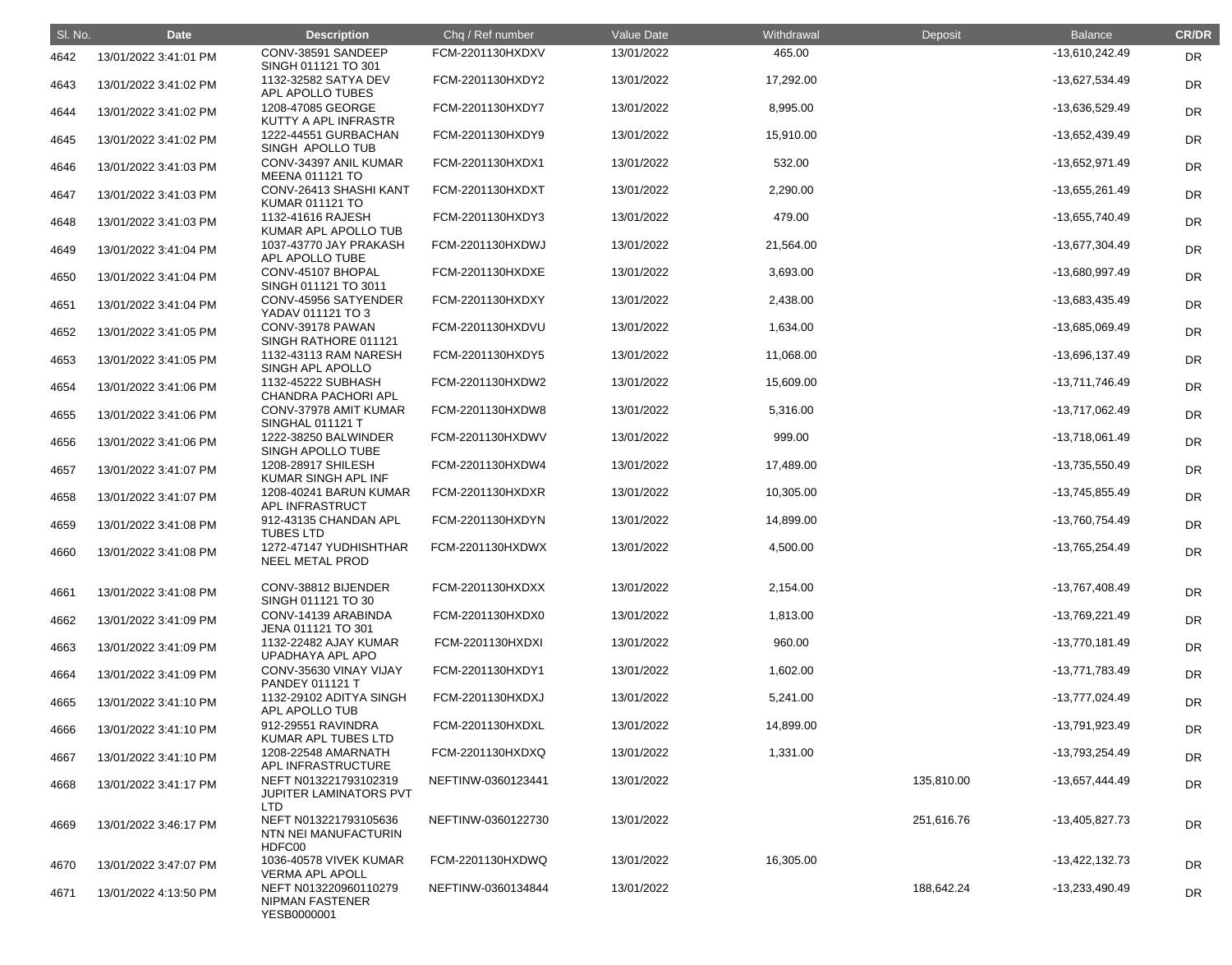| Sl. No. | Date | Description | Chq / Ref number | Value Date | Withdrawal | Deposit | Balance | CR/DR |
|---|---|---|---|---|---|---|---|---|
| 4642 | 13/01/2022 3:41:01 PM | CONV-38591 SANDEEP SINGH 011121 TO 301 | FCM-2201130HXDXV | 13/01/2022 | 465.00 | | -13,610,242.49 | DR |
| 4643 | 13/01/2022 3:41:02 PM | 1132-32582 SATYA DEV APL APOLLO TUBES | FCM-2201130HXDY2 | 13/01/2022 | 17,292.00 | | -13,627,534.49 | DR |
| 4644 | 13/01/2022 3:41:02 PM | 1208-47085 GEORGE KUTTY A APL INFRASTR | FCM-2201130HXDY7 | 13/01/2022 | 8,995.00 | | -13,636,529.49 | DR |
| 4645 | 13/01/2022 3:41:02 PM | 1222-44551 GURBACHAN SINGH APOLLO TUB | FCM-2201130HXDY9 | 13/01/2022 | 15,910.00 | | -13,652,439.49 | DR |
| 4646 | 13/01/2022 3:41:03 PM | CONV-34397 ANIL KUMAR MEENA 011121 TO | FCM-2201130HXDX1 | 13/01/2022 | 532.00 | | -13,652,971.49 | DR |
| 4647 | 13/01/2022 3:41:03 PM | CONV-26413 SHASHI KANT KUMAR 011121 TO | FCM-2201130HXDXT | 13/01/2022 | 2,290.00 | | -13,655,261.49 | DR |
| 4648 | 13/01/2022 3:41:03 PM | 1132-41616 RAJESH KUMAR APL APOLLO TUB | FCM-2201130HXDY3 | 13/01/2022 | 479.00 | | -13,655,740.49 | DR |
| 4649 | 13/01/2022 3:41:04 PM | 1037-43770 JAY PRAKASH APL APOLLO TUBE | FCM-2201130HXDWJ | 13/01/2022 | 21,564.00 | | -13,677,304.49 | DR |
| 4650 | 13/01/2022 3:41:04 PM | CONV-45107 BHOPAL SINGH 011121 TO 3011 | FCM-2201130HXDXE | 13/01/2022 | 3,693.00 | | -13,680,997.49 | DR |
| 4651 | 13/01/2022 3:41:04 PM | CONV-45956 SATYENDER YADAV 011121 TO 3 | FCM-2201130HXDXY | 13/01/2022 | 2,438.00 | | -13,683,435.49 | DR |
| 4652 | 13/01/2022 3:41:05 PM | CONV-39178 PAWAN SINGH RATHORE 011121 | FCM-2201130HXDVU | 13/01/2022 | 1,634.00 | | -13,685,069.49 | DR |
| 4653 | 13/01/2022 3:41:05 PM | 1132-43113 RAM NARESH SINGH APL APOLLO | FCM-2201130HXDY5 | 13/01/2022 | 11,068.00 | | -13,696,137.49 | DR |
| 4654 | 13/01/2022 3:41:06 PM | 1132-45222 SUBHASH CHANDRA PACHORI APL | FCM-2201130HXDW2 | 13/01/2022 | 15,609.00 | | -13,711,746.49 | DR |
| 4655 | 13/01/2022 3:41:06 PM | CONV-37978 AMIT KUMAR SINGHAL 011121 T | FCM-2201130HXDW8 | 13/01/2022 | 5,316.00 | | -13,717,062.49 | DR |
| 4656 | 13/01/2022 3:41:06 PM | 1222-38250 BALWINDER SINGH APOLLO TUBE | FCM-2201130HXDWV | 13/01/2022 | 999.00 | | -13,718,061.49 | DR |
| 4657 | 13/01/2022 3:41:07 PM | 1208-28917 SHILESH KUMAR SINGH APL INF | FCM-2201130HXDW4 | 13/01/2022 | 17,489.00 | | -13,735,550.49 | DR |
| 4658 | 13/01/2022 3:41:07 PM | 1208-40241 BARUN KUMAR APL INFRASTRUCT | FCM-2201130HXDXR | 13/01/2022 | 10,305.00 | | -13,745,855.49 | DR |
| 4659 | 13/01/2022 3:41:08 PM | 912-43135 CHANDAN APL TUBES LTD | FCM-2201130HXDYN | 13/01/2022 | 14,899.00 | | -13,760,754.49 | DR |
| 4660 | 13/01/2022 3:41:08 PM | 1272-47147 YUDHISHTHAR NEEL METAL PROD | FCM-2201130HXDWX | 13/01/2022 | 4,500.00 | | -13,765,254.49 | DR |
| 4661 | 13/01/2022 3:41:08 PM | CONV-38812 BIJENDER SINGH 011121 TO 30 | FCM-2201130HXDXX | 13/01/2022 | 2,154.00 | | -13,767,408.49 | DR |
| 4662 | 13/01/2022 3:41:09 PM | CONV-14139 ARABINDA JENA 011121 TO 301 | FCM-2201130HXDX0 | 13/01/2022 | 1,813.00 | | -13,769,221.49 | DR |
| 4663 | 13/01/2022 3:41:09 PM | 1132-22482 AJAY KUMAR UPADHAYA APL APO | FCM-2201130HXDXI | 13/01/2022 | 960.00 | | -13,770,181.49 | DR |
| 4664 | 13/01/2022 3:41:09 PM | CONV-35630 VINAY VIJAY PANDEY 011121 T | FCM-2201130HXDY1 | 13/01/2022 | 1,602.00 | | -13,771,783.49 | DR |
| 4665 | 13/01/2022 3:41:10 PM | 1132-29102 ADITYA SINGH APL APOLLO TUB | FCM-2201130HXDXJ | 13/01/2022 | 5,241.00 | | -13,777,024.49 | DR |
| 4666 | 13/01/2022 3:41:10 PM | 912-29551 RAVINDRA KUMAR APL TUBES LTD | FCM-2201130HXDXL | 13/01/2022 | 14,899.00 | | -13,791,923.49 | DR |
| 4667 | 13/01/2022 3:41:10 PM | 1208-22548 AMARNATH APL INFRASTRUCTURE | FCM-2201130HXDXQ | 13/01/2022 | 1,331.00 | | -13,793,254.49 | DR |
| 4668 | 13/01/2022 3:41:17 PM | NEFT N013221793102319 JUPITER LAMINATORS PVT LTD | NEFTINW-0360123441 | 13/01/2022 | | 135,810.00 | -13,657,444.49 | DR |
| 4669 | 13/01/2022 3:46:17 PM | NEFT N013221793105636 NTN NEI MANUFACTURIN HDFC00 | NEFTINW-0360122730 | 13/01/2022 | | 251,616.76 | -13,405,827.73 | DR |
| 4670 | 13/01/2022 3:47:07 PM | 1036-40578 VIVEK KUMAR VERMA APL APOLL | FCM-2201130HXDWQ | 13/01/2022 | 16,305.00 | | -13,422,132.73 | DR |
| 4671 | 13/01/2022 4:13:50 PM | NEFT N013220960110279 NIPMAN FASTENER YESB0000001 | NEFTINW-0360134844 | 13/01/2022 | | 188,642.24 | -13,233,490.49 | DR |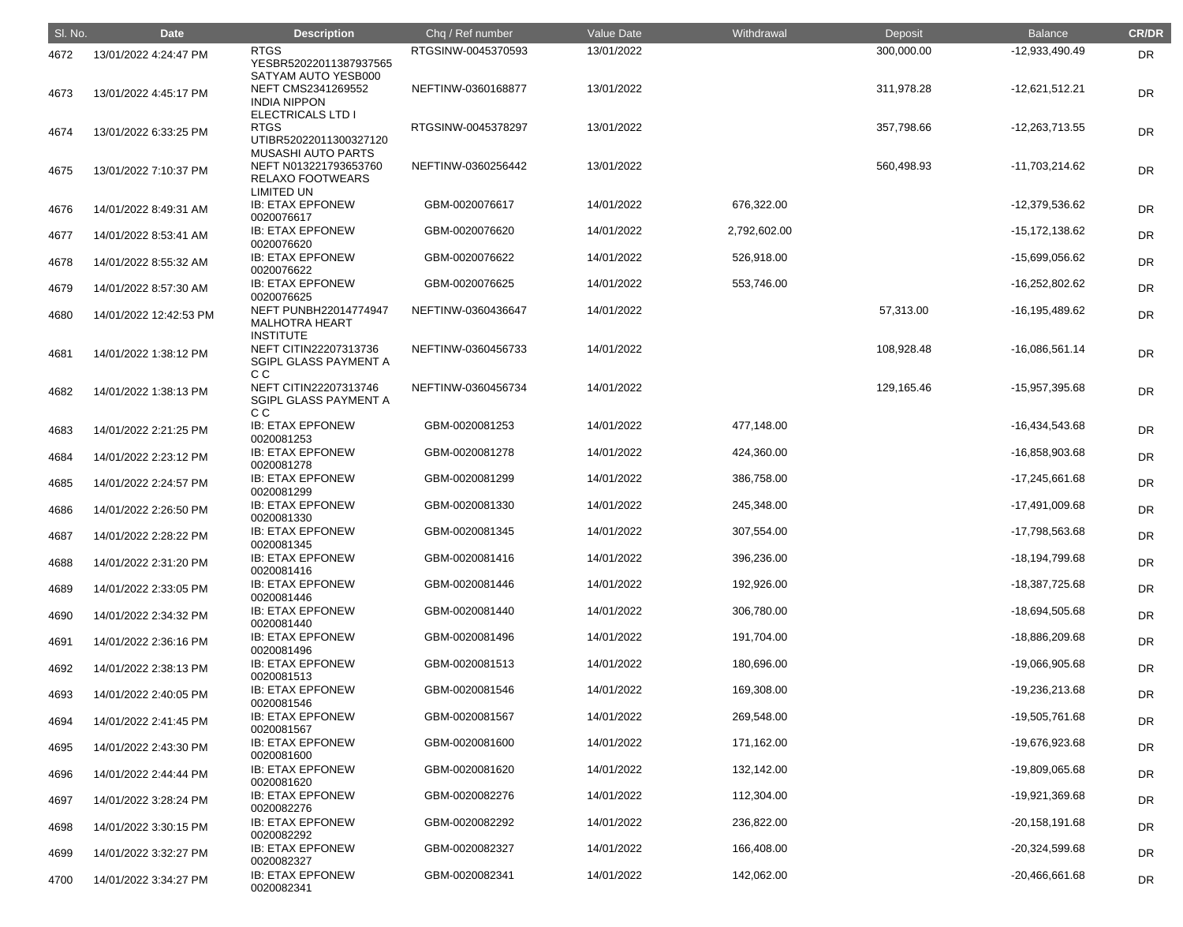| Sl. No. | Date | Description | Chq / Ref number | Value Date | Withdrawal | Deposit | Balance | CR/DR |
|---|---|---|---|---|---|---|---|---|
| 4672 | 13/01/2022 4:24:47 PM | RTGS YESBR52022011387937565 SATYAM AUTO YESB000 | RTGSINW-0045370593 | 13/01/2022 | | 300,000.00 | -12,933,490.49 | DR |
| 4673 | 13/01/2022 4:45:17 PM | NEFT CMS2341269552 INDIA NIPPON ELECTRICALS LTD I | NEFTINW-0360168877 | 13/01/2022 | | 311,978.28 | -12,621,512.21 | DR |
| 4674 | 13/01/2022 6:33:25 PM | RTGS UTIBR52022011300327120 MUSASHI AUTO PARTS | RTGSINW-0045378297 | 13/01/2022 | | 357,798.66 | -12,263,713.55 | DR |
| 4675 | 13/01/2022 7:10:37 PM | NEFT N013221793653760 RELAXO FOOTWEARS LIMITED UN | NEFTINW-0360256442 | 13/01/2022 | | 560,498.93 | -11,703,214.62 | DR |
| 4676 | 14/01/2022 8:49:31 AM | IB: ETAX EPFONEW 0020076617 | GBM-0020076617 | 14/01/2022 | 676,322.00 | | -12,379,536.62 | DR |
| 4677 | 14/01/2022 8:53:41 AM | IB: ETAX EPFONEW 0020076620 | GBM-0020076620 | 14/01/2022 | 2,792,602.00 | | -15,172,138.62 | DR |
| 4678 | 14/01/2022 8:55:32 AM | IB: ETAX EPFONEW 0020076622 | GBM-0020076622 | 14/01/2022 | 526,918.00 | | -15,699,056.62 | DR |
| 4679 | 14/01/2022 8:57:30 AM | IB: ETAX EPFONEW 0020076625 | GBM-0020076625 | 14/01/2022 | 553,746.00 | | -16,252,802.62 | DR |
| 4680 | 14/01/2022 12:42:53 PM | NEFT PUNBH22014774947 MALHOTRA HEART INSTITUTE | NEFTINW-0360436647 | 14/01/2022 | | 57,313.00 | -16,195,489.62 | DR |
| 4681 | 14/01/2022 1:38:12 PM | NEFT CITIN22207313736 SGIPL GLASS PAYMENT A C C | NEFTINW-0360456733 | 14/01/2022 | | 108,928.48 | -16,086,561.14 | DR |
| 4682 | 14/01/2022 1:38:13 PM | NEFT CITIN22207313746 SGIPL GLASS PAYMENT A C C | NEFTINW-0360456734 | 14/01/2022 | | 129,165.46 | -15,957,395.68 | DR |
| 4683 | 14/01/2022 2:21:25 PM | IB: ETAX EPFONEW 0020081253 | GBM-0020081253 | 14/01/2022 | 477,148.00 | | -16,434,543.68 | DR |
| 4684 | 14/01/2022 2:23:12 PM | IB: ETAX EPFONEW 0020081278 | GBM-0020081278 | 14/01/2022 | 424,360.00 | | -16,858,903.68 | DR |
| 4685 | 14/01/2022 2:24:57 PM | IB: ETAX EPFONEW 0020081299 | GBM-0020081299 | 14/01/2022 | 386,758.00 | | -17,245,661.68 | DR |
| 4686 | 14/01/2022 2:26:50 PM | IB: ETAX EPFONEW 0020081330 | GBM-0020081330 | 14/01/2022 | 245,348.00 | | -17,491,009.68 | DR |
| 4687 | 14/01/2022 2:28:22 PM | IB: ETAX EPFONEW 0020081345 | GBM-0020081345 | 14/01/2022 | 307,554.00 | | -17,798,563.68 | DR |
| 4688 | 14/01/2022 2:31:20 PM | IB: ETAX EPFONEW 0020081416 | GBM-0020081416 | 14/01/2022 | 396,236.00 | | -18,194,799.68 | DR |
| 4689 | 14/01/2022 2:33:05 PM | IB: ETAX EPFONEW 0020081446 | GBM-0020081446 | 14/01/2022 | 192,926.00 | | -18,387,725.68 | DR |
| 4690 | 14/01/2022 2:34:32 PM | IB: ETAX EPFONEW 0020081440 | GBM-0020081440 | 14/01/2022 | 306,780.00 | | -18,694,505.68 | DR |
| 4691 | 14/01/2022 2:36:16 PM | IB: ETAX EPFONEW 0020081496 | GBM-0020081496 | 14/01/2022 | 191,704.00 | | -18,886,209.68 | DR |
| 4692 | 14/01/2022 2:38:13 PM | IB: ETAX EPFONEW 0020081513 | GBM-0020081513 | 14/01/2022 | 180,696.00 | | -19,066,905.68 | DR |
| 4693 | 14/01/2022 2:40:05 PM | IB: ETAX EPFONEW 0020081546 | GBM-0020081546 | 14/01/2022 | 169,308.00 | | -19,236,213.68 | DR |
| 4694 | 14/01/2022 2:41:45 PM | IB: ETAX EPFONEW 0020081567 | GBM-0020081567 | 14/01/2022 | 269,548.00 | | -19,505,761.68 | DR |
| 4695 | 14/01/2022 2:43:30 PM | IB: ETAX EPFONEW 0020081600 | GBM-0020081600 | 14/01/2022 | 171,162.00 | | -19,676,923.68 | DR |
| 4696 | 14/01/2022 2:44:44 PM | IB: ETAX EPFONEW 0020081620 | GBM-0020081620 | 14/01/2022 | 132,142.00 | | -19,809,065.68 | DR |
| 4697 | 14/01/2022 3:28:24 PM | IB: ETAX EPFONEW 0020082276 | GBM-0020082276 | 14/01/2022 | 112,304.00 | | -19,921,369.68 | DR |
| 4698 | 14/01/2022 3:30:15 PM | IB: ETAX EPFONEW 0020082292 | GBM-0020082292 | 14/01/2022 | 236,822.00 | | -20,158,191.68 | DR |
| 4699 | 14/01/2022 3:32:27 PM | IB: ETAX EPFONEW 0020082327 | GBM-0020082327 | 14/01/2022 | 166,408.00 | | -20,324,599.68 | DR |
| 4700 | 14/01/2022 3:34:27 PM | IB: ETAX EPFONEW 0020082341 | GBM-0020082341 | 14/01/2022 | 142,062.00 | | -20,466,661.68 | DR |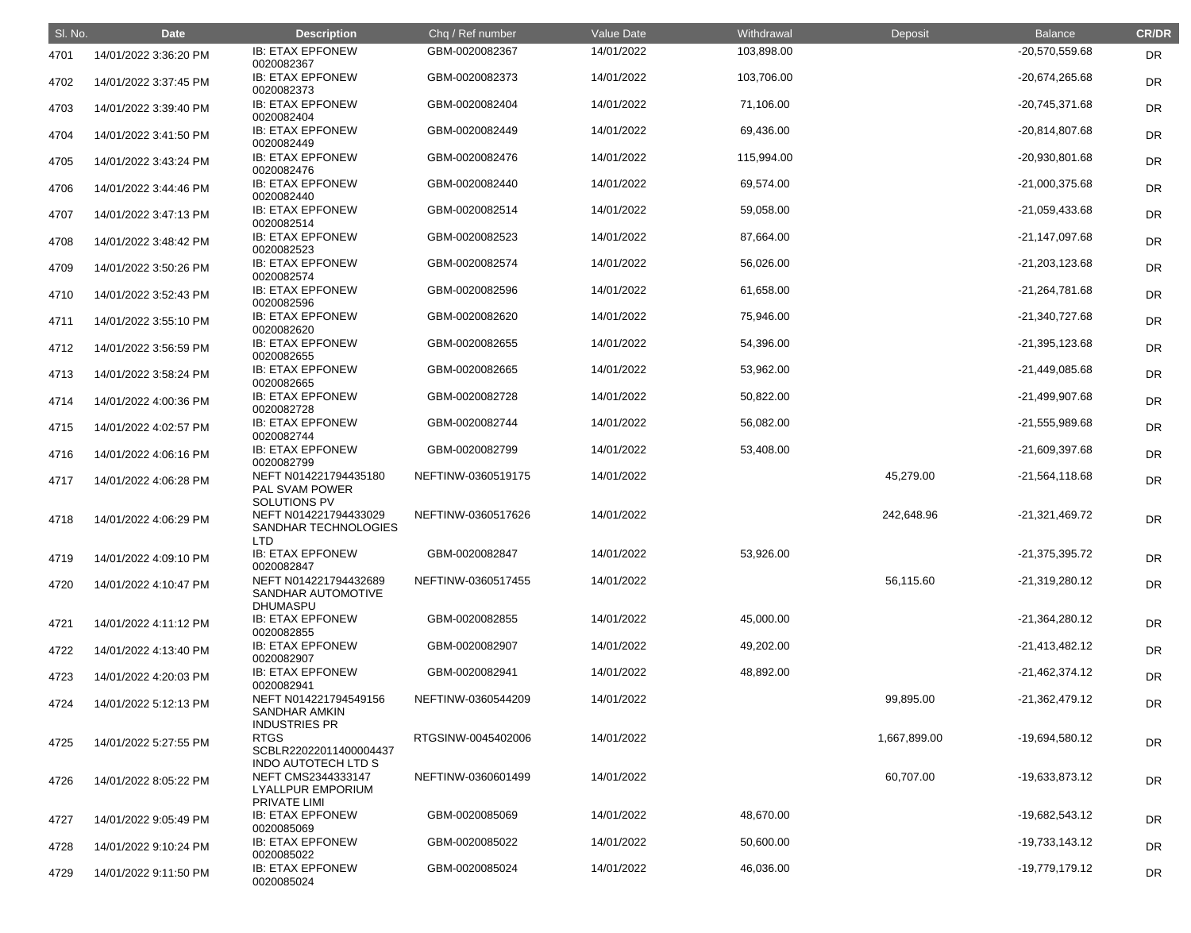| Sl. No. | Date | Description | Chq / Ref number | Value Date | Withdrawal | Deposit | Balance | CR/DR |
|---|---|---|---|---|---|---|---|---|
| 4701 | 14/01/2022 3:36:20 PM | IB: ETAX EPFONEW 0020082367 | GBM-0020082367 | 14/01/2022 | 103,898.00 | | -20,570,559.68 | DR |
| 4702 | 14/01/2022 3:37:45 PM | IB: ETAX EPFONEW 0020082373 | GBM-0020082373 | 14/01/2022 | 103,706.00 | | -20,674,265.68 | DR |
| 4703 | 14/01/2022 3:39:40 PM | IB: ETAX EPFONEW 0020082404 | GBM-0020082404 | 14/01/2022 | 71,106.00 | | -20,745,371.68 | DR |
| 4704 | 14/01/2022 3:41:50 PM | IB: ETAX EPFONEW 0020082449 | GBM-0020082449 | 14/01/2022 | 69,436.00 | | -20,814,807.68 | DR |
| 4705 | 14/01/2022 3:43:24 PM | IB: ETAX EPFONEW 0020082476 | GBM-0020082476 | 14/01/2022 | 115,994.00 | | -20,930,801.68 | DR |
| 4706 | 14/01/2022 3:44:46 PM | IB: ETAX EPFONEW 0020082440 | GBM-0020082440 | 14/01/2022 | 69,574.00 | | -21,000,375.68 | DR |
| 4707 | 14/01/2022 3:47:13 PM | IB: ETAX EPFONEW 0020082514 | GBM-0020082514 | 14/01/2022 | 59,058.00 | | -21,059,433.68 | DR |
| 4708 | 14/01/2022 3:48:42 PM | IB: ETAX EPFONEW 0020082523 | GBM-0020082523 | 14/01/2022 | 87,664.00 | | -21,147,097.68 | DR |
| 4709 | 14/01/2022 3:50:26 PM | IB: ETAX EPFONEW 0020082574 | GBM-0020082574 | 14/01/2022 | 56,026.00 | | -21,203,123.68 | DR |
| 4710 | 14/01/2022 3:52:43 PM | IB: ETAX EPFONEW 0020082596 | GBM-0020082596 | 14/01/2022 | 61,658.00 | | -21,264,781.68 | DR |
| 4711 | 14/01/2022 3:55:10 PM | IB: ETAX EPFONEW 0020082620 | GBM-0020082620 | 14/01/2022 | 75,946.00 | | -21,340,727.68 | DR |
| 4712 | 14/01/2022 3:56:59 PM | IB: ETAX EPFONEW 0020082655 | GBM-0020082655 | 14/01/2022 | 54,396.00 | | -21,395,123.68 | DR |
| 4713 | 14/01/2022 3:58:24 PM | IB: ETAX EPFONEW 0020082665 | GBM-0020082665 | 14/01/2022 | 53,962.00 | | -21,449,085.68 | DR |
| 4714 | 14/01/2022 4:00:36 PM | IB: ETAX EPFONEW 0020082728 | GBM-0020082728 | 14/01/2022 | 50,822.00 | | -21,499,907.68 | DR |
| 4715 | 14/01/2022 4:02:57 PM | IB: ETAX EPFONEW 0020082744 | GBM-0020082744 | 14/01/2022 | 56,082.00 | | -21,555,989.68 | DR |
| 4716 | 14/01/2022 4:06:16 PM | IB: ETAX EPFONEW 0020082799 | GBM-0020082799 | 14/01/2022 | 53,408.00 | | -21,609,397.68 | DR |
| 4717 | 14/01/2022 4:06:28 PM | NEFT N014221794435180 PAL SVAM POWER SOLUTIONS PV | NEFTINW-0360519175 | 14/01/2022 | | 45,279.00 | -21,564,118.68 | DR |
| 4718 | 14/01/2022 4:06:29 PM | NEFT N014221794433029 SANDHAR TECHNOLOGIES LTD | NEFTINW-0360517626 | 14/01/2022 | | 242,648.96 | -21,321,469.72 | DR |
| 4719 | 14/01/2022 4:09:10 PM | IB: ETAX EPFONEW 0020082847 | GBM-0020082847 | 14/01/2022 | 53,926.00 | | -21,375,395.72 | DR |
| 4720 | 14/01/2022 4:10:47 PM | NEFT N014221794432689 SANDHAR AUTOMOTIVE DHUMASPU | NEFTINW-0360517455 | 14/01/2022 | | 56,115.60 | -21,319,280.12 | DR |
| 4721 | 14/01/2022 4:11:12 PM | IB: ETAX EPFONEW 0020082855 | GBM-0020082855 | 14/01/2022 | 45,000.00 | | -21,364,280.12 | DR |
| 4722 | 14/01/2022 4:13:40 PM | IB: ETAX EPFONEW 0020082907 | GBM-0020082907 | 14/01/2022 | 49,202.00 | | -21,413,482.12 | DR |
| 4723 | 14/01/2022 4:20:03 PM | IB: ETAX EPFONEW 0020082941 | GBM-0020082941 | 14/01/2022 | 48,892.00 | | -21,462,374.12 | DR |
| 4724 | 14/01/2022 5:12:13 PM | NEFT N014221794549156 SANDHAR AMKIN INDUSTRIES PR | NEFTINW-0360544209 | 14/01/2022 | | 99,895.00 | -21,362,479.12 | DR |
| 4725 | 14/01/2022 5:27:55 PM | RTGS SCBLR22022011400004437 INDO AUTOTECH LTD S | RTGSINW-0045402006 | 14/01/2022 | | 1,667,899.00 | -19,694,580.12 | DR |
| 4726 | 14/01/2022 8:05:22 PM | NEFT CMS2344333147 LYALLPUR EMPORIUM PRIVATE LIMI | NEFTINW-0360601499 | 14/01/2022 | | 60,707.00 | -19,633,873.12 | DR |
| 4727 | 14/01/2022 9:05:49 PM | IB: ETAX EPFONEW 0020085069 | GBM-0020085069 | 14/01/2022 | 48,670.00 | | -19,682,543.12 | DR |
| 4728 | 14/01/2022 9:10:24 PM | IB: ETAX EPFONEW 0020085022 | GBM-0020085022 | 14/01/2022 | 50,600.00 | | -19,733,143.12 | DR |
| 4729 | 14/01/2022 9:11:50 PM | IB: ETAX EPFONEW 0020085024 | GBM-0020085024 | 14/01/2022 | 46,036.00 | | -19,779,179.12 | DR |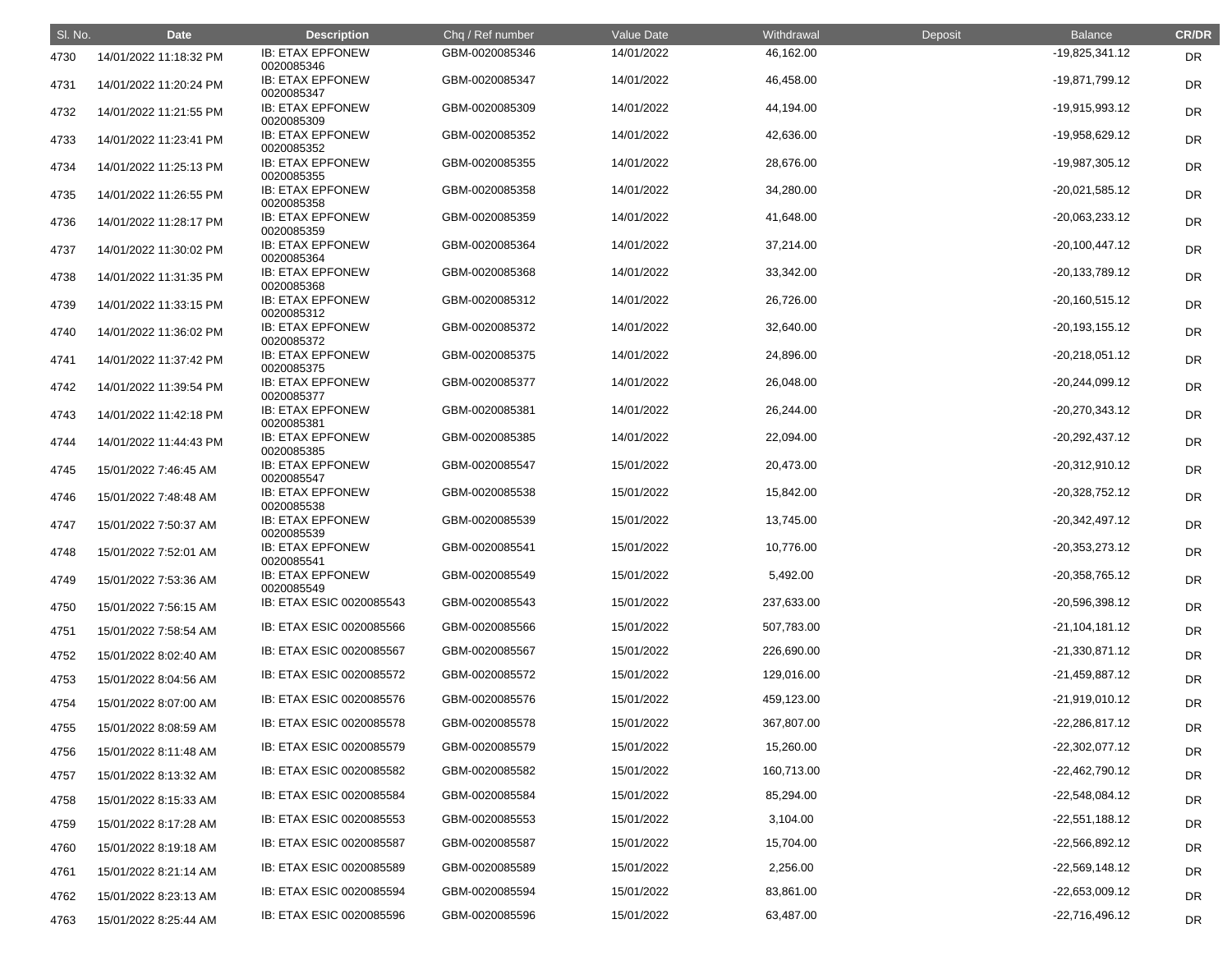| Sl. No. | Date | Description | Chq / Ref number | Value Date | Withdrawal | Deposit | Balance | CR/DR |
|---|---|---|---|---|---|---|---|---|
| 4730 | 14/01/2022 11:18:32 PM | IB: ETAX EPFONEW 0020085346 | GBM-0020085346 | 14/01/2022 | 46,162.00 | | -19,825,341.12 | DR |
| 4731 | 14/01/2022 11:20:24 PM | IB: ETAX EPFONEW 0020085347 | GBM-0020085347 | 14/01/2022 | 46,458.00 | | -19,871,799.12 | DR |
| 4732 | 14/01/2022 11:21:55 PM | IB: ETAX EPFONEW 0020085309 | GBM-0020085309 | 14/01/2022 | 44,194.00 | | -19,915,993.12 | DR |
| 4733 | 14/01/2022 11:23:41 PM | IB: ETAX EPFONEW 0020085352 | GBM-0020085352 | 14/01/2022 | 42,636.00 | | -19,958,629.12 | DR |
| 4734 | 14/01/2022 11:25:13 PM | IB: ETAX EPFONEW 0020085355 | GBM-0020085355 | 14/01/2022 | 28,676.00 | | -19,987,305.12 | DR |
| 4735 | 14/01/2022 11:26:55 PM | IB: ETAX EPFONEW 0020085358 | GBM-0020085358 | 14/01/2022 | 34,280.00 | | -20,021,585.12 | DR |
| 4736 | 14/01/2022 11:28:17 PM | IB: ETAX EPFONEW 0020085359 | GBM-0020085359 | 14/01/2022 | 41,648.00 | | -20,063,233.12 | DR |
| 4737 | 14/01/2022 11:30:02 PM | IB: ETAX EPFONEW 0020085364 | GBM-0020085364 | 14/01/2022 | 37,214.00 | | -20,100,447.12 | DR |
| 4738 | 14/01/2022 11:31:35 PM | IB: ETAX EPFONEW 0020085368 | GBM-0020085368 | 14/01/2022 | 33,342.00 | | -20,133,789.12 | DR |
| 4739 | 14/01/2022 11:33:15 PM | IB: ETAX EPFONEW 0020085312 | GBM-0020085312 | 14/01/2022 | 26,726.00 | | -20,160,515.12 | DR |
| 4740 | 14/01/2022 11:36:02 PM | IB: ETAX EPFONEW 0020085372 | GBM-0020085372 | 14/01/2022 | 32,640.00 | | -20,193,155.12 | DR |
| 4741 | 14/01/2022 11:37:42 PM | IB: ETAX EPFONEW 0020085375 | GBM-0020085375 | 14/01/2022 | 24,896.00 | | -20,218,051.12 | DR |
| 4742 | 14/01/2022 11:39:54 PM | IB: ETAX EPFONEW 0020085377 | GBM-0020085377 | 14/01/2022 | 26,048.00 | | -20,244,099.12 | DR |
| 4743 | 14/01/2022 11:42:18 PM | IB: ETAX EPFONEW 0020085381 | GBM-0020085381 | 14/01/2022 | 26,244.00 | | -20,270,343.12 | DR |
| 4744 | 14/01/2022 11:44:43 PM | IB: ETAX EPFONEW 0020085385 | GBM-0020085385 | 14/01/2022 | 22,094.00 | | -20,292,437.12 | DR |
| 4745 | 15/01/2022 7:46:45 AM | IB: ETAX EPFONEW 0020085547 | GBM-0020085547 | 15/01/2022 | 20,473.00 | | -20,312,910.12 | DR |
| 4746 | 15/01/2022 7:48:48 AM | IB: ETAX EPFONEW 0020085538 | GBM-0020085538 | 15/01/2022 | 15,842.00 | | -20,328,752.12 | DR |
| 4747 | 15/01/2022 7:50:37 AM | IB: ETAX EPFONEW 0020085539 | GBM-0020085539 | 15/01/2022 | 13,745.00 | | -20,342,497.12 | DR |
| 4748 | 15/01/2022 7:52:01 AM | IB: ETAX EPFONEW 0020085541 | GBM-0020085541 | 15/01/2022 | 10,776.00 | | -20,353,273.12 | DR |
| 4749 | 15/01/2022 7:53:36 AM | IB: ETAX EPFONEW 0020085549 | GBM-0020085549 | 15/01/2022 | 5,492.00 | | -20,358,765.12 | DR |
| 4750 | 15/01/2022 7:56:15 AM | IB: ETAX ESIC 0020085543 | GBM-0020085543 | 15/01/2022 | 237,633.00 | | -20,596,398.12 | DR |
| 4751 | 15/01/2022 7:58:54 AM | IB: ETAX ESIC 0020085566 | GBM-0020085566 | 15/01/2022 | 507,783.00 | | -21,104,181.12 | DR |
| 4752 | 15/01/2022 8:02:40 AM | IB: ETAX ESIC 0020085567 | GBM-0020085567 | 15/01/2022 | 226,690.00 | | -21,330,871.12 | DR |
| 4753 | 15/01/2022 8:04:56 AM | IB: ETAX ESIC 0020085572 | GBM-0020085572 | 15/01/2022 | 129,016.00 | | -21,459,887.12 | DR |
| 4754 | 15/01/2022 8:07:00 AM | IB: ETAX ESIC 0020085576 | GBM-0020085576 | 15/01/2022 | 459,123.00 | | -21,919,010.12 | DR |
| 4755 | 15/01/2022 8:08:59 AM | IB: ETAX ESIC 0020085578 | GBM-0020085578 | 15/01/2022 | 367,807.00 | | -22,286,817.12 | DR |
| 4756 | 15/01/2022 8:11:48 AM | IB: ETAX ESIC 0020085579 | GBM-0020085579 | 15/01/2022 | 15,260.00 | | -22,302,077.12 | DR |
| 4757 | 15/01/2022 8:13:32 AM | IB: ETAX ESIC 0020085582 | GBM-0020085582 | 15/01/2022 | 160,713.00 | | -22,462,790.12 | DR |
| 4758 | 15/01/2022 8:15:33 AM | IB: ETAX ESIC 0020085584 | GBM-0020085584 | 15/01/2022 | 85,294.00 | | -22,548,084.12 | DR |
| 4759 | 15/01/2022 8:17:28 AM | IB: ETAX ESIC 0020085553 | GBM-0020085553 | 15/01/2022 | 3,104.00 | | -22,551,188.12 | DR |
| 4760 | 15/01/2022 8:19:18 AM | IB: ETAX ESIC 0020085587 | GBM-0020085587 | 15/01/2022 | 15,704.00 | | -22,566,892.12 | DR |
| 4761 | 15/01/2022 8:21:14 AM | IB: ETAX ESIC 0020085589 | GBM-0020085589 | 15/01/2022 | 2,256.00 | | -22,569,148.12 | DR |
| 4762 | 15/01/2022 8:23:13 AM | IB: ETAX ESIC 0020085594 | GBM-0020085594 | 15/01/2022 | 83,861.00 | | -22,653,009.12 | DR |
| 4763 | 15/01/2022 8:25:44 AM | IB: ETAX ESIC 0020085596 | GBM-0020085596 | 15/01/2022 | 63,487.00 | | -22,716,496.12 | DR |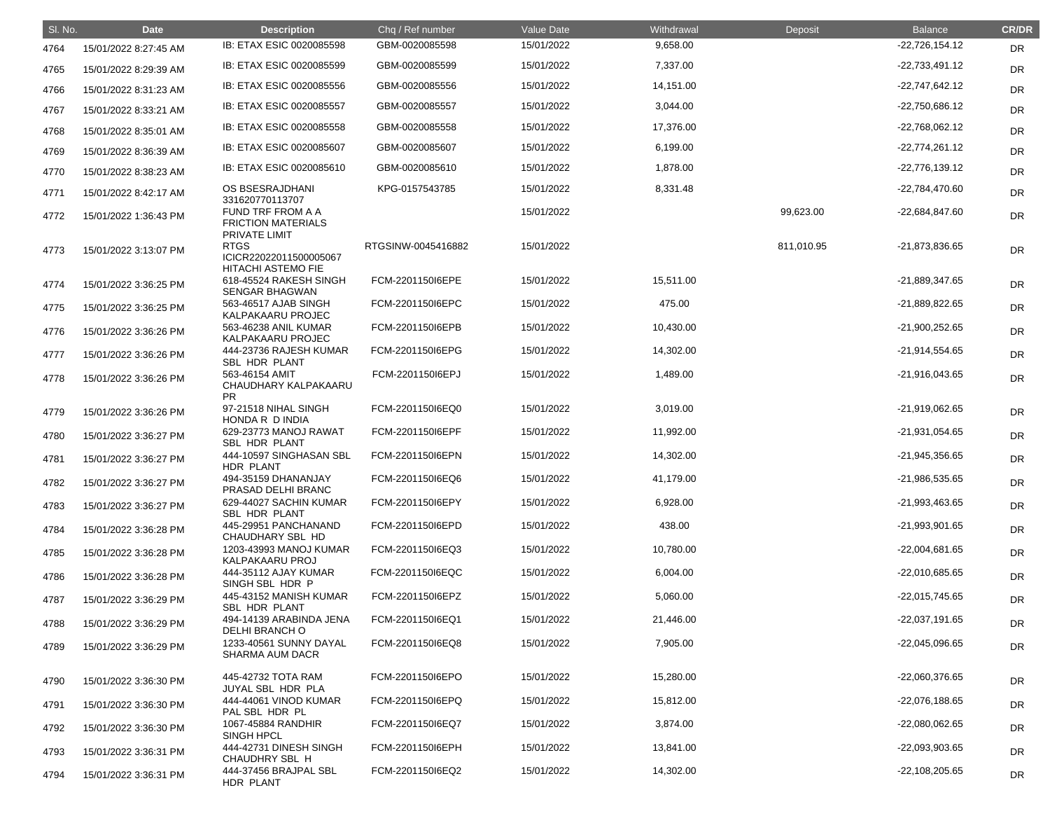| Sl. No. | Date | Description | Chq / Ref number | Value Date | Withdrawal | Deposit | Balance | CR/DR |
|---|---|---|---|---|---|---|---|---|
| 4764 | 15/01/2022 8:27:45 AM | IB: ETAX ESIC 0020085598 | GBM-0020085598 | 15/01/2022 | 9,658.00 | | -22,726,154.12 | DR |
| 4765 | 15/01/2022 8:29:39 AM | IB: ETAX ESIC 0020085599 | GBM-0020085599 | 15/01/2022 | 7,337.00 | | -22,733,491.12 | DR |
| 4766 | 15/01/2022 8:31:23 AM | IB: ETAX ESIC 0020085556 | GBM-0020085556 | 15/01/2022 | 14,151.00 | | -22,747,642.12 | DR |
| 4767 | 15/01/2022 8:33:21 AM | IB: ETAX ESIC 0020085557 | GBM-0020085557 | 15/01/2022 | 3,044.00 | | -22,750,686.12 | DR |
| 4768 | 15/01/2022 8:35:01 AM | IB: ETAX ESIC 0020085558 | GBM-0020085558 | 15/01/2022 | 17,376.00 | | -22,768,062.12 | DR |
| 4769 | 15/01/2022 8:36:39 AM | IB: ETAX ESIC 0020085607 | GBM-0020085607 | 15/01/2022 | 6,199.00 | | -22,774,261.12 | DR |
| 4770 | 15/01/2022 8:38:23 AM | IB: ETAX ESIC 0020085610 | GBM-0020085610 | 15/01/2022 | 1,878.00 | | -22,776,139.12 | DR |
| 4771 | 15/01/2022 8:42:17 AM | OS BSESRAJDHANI 331620770113707 | KPG-0157543785 | 15/01/2022 | 8,331.48 | | -22,784,470.60 | DR |
| 4772 | 15/01/2022 1:36:43 PM | FUND TRF FROM A A FRICTION MATERIALS PRIVATE LIMIT | | 15/01/2022 | | 99,623.00 | -22,684,847.60 | DR |
| 4773 | 15/01/2022 3:13:07 PM | RTGS ICICR22022011500005067 HITACHI ASTEMO FIE | RTGSINW-0045416882 | 15/01/2022 | | 811,010.95 | -21,873,836.65 | DR |
| 4774 | 15/01/2022 3:36:25 PM | 618-45524 RAKESH SINGH SENGAR BHAGWAN | FCM-2201150I6EPE | 15/01/2022 | 15,511.00 | | -21,889,347.65 | DR |
| 4775 | 15/01/2022 3:36:25 PM | 563-46517 AJAB SINGH KALPAKAARU PROJEC | FCM-2201150I6EPC | 15/01/2022 | 475.00 | | -21,889,822.65 | DR |
| 4776 | 15/01/2022 3:36:26 PM | 563-46238 ANIL KUMAR KALPAKAARU PROJEC | FCM-2201150I6EPB | 15/01/2022 | 10,430.00 | | -21,900,252.65 | DR |
| 4777 | 15/01/2022 3:36:26 PM | 444-23736 RAJESH KUMAR SBL HDR PLANT | FCM-2201150I6EPG | 15/01/2022 | 14,302.00 | | -21,914,554.65 | DR |
| 4778 | 15/01/2022 3:36:26 PM | 563-46154 AMIT CHAUDHARY KALPAKAARU PR | FCM-2201150I6EPJ | 15/01/2022 | 1,489.00 | | -21,916,043.65 | DR |
| 4779 | 15/01/2022 3:36:26 PM | 97-21518 NIHAL SINGH HONDA R D INDIA | FCM-2201150I6EQ0 | 15/01/2022 | 3,019.00 | | -21,919,062.65 | DR |
| 4780 | 15/01/2022 3:36:27 PM | 629-23773 MANOJ RAWAT SBL HDR PLANT | FCM-2201150I6EPF | 15/01/2022 | 11,992.00 | | -21,931,054.65 | DR |
| 4781 | 15/01/2022 3:36:27 PM | 444-10597 SINGHASAN SBL HDR PLANT | FCM-2201150I6EPN | 15/01/2022 | 14,302.00 | | -21,945,356.65 | DR |
| 4782 | 15/01/2022 3:36:27 PM | 494-35159 DHANANJAY PRASAD DELHI BRANC | FCM-2201150I6EQ6 | 15/01/2022 | 41,179.00 | | -21,986,535.65 | DR |
| 4783 | 15/01/2022 3:36:27 PM | 629-44027 SACHIN KUMAR SBL HDR PLANT | FCM-2201150I6EPY | 15/01/2022 | 6,928.00 | | -21,993,463.65 | DR |
| 4784 | 15/01/2022 3:36:28 PM | 445-29951 PANCHANAND CHAUDHARY SBL HD | FCM-2201150I6EPD | 15/01/2022 | 438.00 | | -21,993,901.65 | DR |
| 4785 | 15/01/2022 3:36:28 PM | 1203-43993 MANOJ KUMAR KALPAKAARU PROJ | FCM-2201150I6EQ3 | 15/01/2022 | 10,780.00 | | -22,004,681.65 | DR |
| 4786 | 15/01/2022 3:36:28 PM | 444-35112 AJAY KUMAR SINGH SBL HDR P | FCM-2201150I6EQC | 15/01/2022 | 6,004.00 | | -22,010,685.65 | DR |
| 4787 | 15/01/2022 3:36:29 PM | 445-43152 MANISH KUMAR SBL HDR PLANT | FCM-2201150I6EPZ | 15/01/2022 | 5,060.00 | | -22,015,745.65 | DR |
| 4788 | 15/01/2022 3:36:29 PM | 494-14139 ARABINDA JENA DELHI BRANCH O | FCM-2201150I6EQ1 | 15/01/2022 | 21,446.00 | | -22,037,191.65 | DR |
| 4789 | 15/01/2022 3:36:29 PM | 1233-40561 SUNNY DAYAL SHARMA AUM DACR | FCM-2201150I6EQ8 | 15/01/2022 | 7,905.00 | | -22,045,096.65 | DR |
| 4790 | 15/01/2022 3:36:30 PM | 445-42732 TOTA RAM JUYAL SBL HDR PLA | FCM-2201150I6EPO | 15/01/2022 | 15,280.00 | | -22,060,376.65 | DR |
| 4791 | 15/01/2022 3:36:30 PM | 444-44061 VINOD KUMAR PAL SBL HDR PL | FCM-2201150I6EPQ | 15/01/2022 | 15,812.00 | | -22,076,188.65 | DR |
| 4792 | 15/01/2022 3:36:30 PM | 1067-45884 RANDHIR SINGH HPCL | FCM-2201150I6EQ7 | 15/01/2022 | 3,874.00 | | -22,080,062.65 | DR |
| 4793 | 15/01/2022 3:36:31 PM | 444-42731 DINESH SINGH CHAUDHRY SBL H | FCM-2201150I6EPH | 15/01/2022 | 13,841.00 | | -22,093,903.65 | DR |
| 4794 | 15/01/2022 3:36:31 PM | 444-37456 BRAJPAL SBL HDR PLANT | FCM-2201150I6EQ2 | 15/01/2022 | 14,302.00 | | -22,108,205.65 | DR |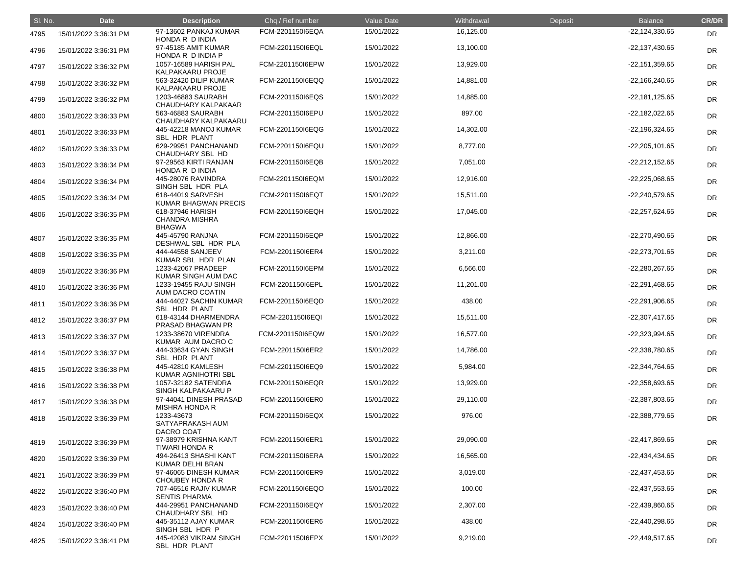| Sl. No. | Date | Description | Chq / Ref number | Value Date | Withdrawal | Deposit | Balance | CR/DR |
|---|---|---|---|---|---|---|---|---|
| 4795 | 15/01/2022 3:36:31 PM | 97-13602 PANKAJ KUMAR HONDA R D INDIA | FCM-2201150I6EQA | 15/01/2022 | 16,125.00 | | -22,124,330.65 | DR |
| 4796 | 15/01/2022 3:36:31 PM | 97-45185 AMIT KUMAR HONDA R D INDIA P | FCM-2201150I6EQL | 15/01/2022 | 13,100.00 | | -22,137,430.65 | DR |
| 4797 | 15/01/2022 3:36:32 PM | 1057-16589 HARISH PAL KALPAKAARU PROJE | FCM-2201150I6EPW | 15/01/2022 | 13,929.00 | | -22,151,359.65 | DR |
| 4798 | 15/01/2022 3:36:32 PM | 563-32420 DILIP KUMAR KALPAKAARU PROJE | FCM-2201150I6EQQ | 15/01/2022 | 14,881.00 | | -22,166,240.65 | DR |
| 4799 | 15/01/2022 3:36:32 PM | 1203-46883 SAURABH CHAUDHARY KALPAKAAR | FCM-2201150I6EQS | 15/01/2022 | 14,885.00 | | -22,181,125.65 | DR |
| 4800 | 15/01/2022 3:36:33 PM | 563-46883 SAURABH CHAUDHARY KALPAKAARU | FCM-2201150I6EPU | 15/01/2022 | 897.00 | | -22,182,022.65 | DR |
| 4801 | 15/01/2022 3:36:33 PM | 445-42218 MANOJ KUMAR SBL HDR PLANT | FCM-2201150I6EQG | 15/01/2022 | 14,302.00 | | -22,196,324.65 | DR |
| 4802 | 15/01/2022 3:36:33 PM | 629-29951 PANCHANAND CHAUDHARY SBL HD | FCM-2201150I6EQU | 15/01/2022 | 8,777.00 | | -22,205,101.65 | DR |
| 4803 | 15/01/2022 3:36:34 PM | 97-29563 KIRTI RANJAN HONDA R D INDIA | FCM-2201150I6EQB | 15/01/2022 | 7,051.00 | | -22,212,152.65 | DR |
| 4804 | 15/01/2022 3:36:34 PM | 445-28076 RAVINDRA SINGH SBL HDR PLA | FCM-2201150I6EQM | 15/01/2022 | 12,916.00 | | -22,225,068.65 | DR |
| 4805 | 15/01/2022 3:36:34 PM | 618-44019 SARVESH KUMAR BHAGWAN PRECIS | FCM-2201150I6EQT | 15/01/2022 | 15,511.00 | | -22,240,579.65 | DR |
| 4806 | 15/01/2022 3:36:35 PM | 618-37946 HARISH CHANDRA MISHRA BHAGWA | FCM-2201150I6EQH | 15/01/2022 | 17,045.00 | | -22,257,624.65 | DR |
| 4807 | 15/01/2022 3:36:35 PM | 445-45790 RANJNA DESHWAL SBL HDR PLA | FCM-2201150I6EQP | 15/01/2022 | 12,866.00 | | -22,270,490.65 | DR |
| 4808 | 15/01/2022 3:36:35 PM | 444-44558 SANJEEV KUMAR SBL HDR PLAN | FCM-2201150I6ER4 | 15/01/2022 | 3,211.00 | | -22,273,701.65 | DR |
| 4809 | 15/01/2022 3:36:36 PM | 1233-42067 PRADEEP KUMAR SINGH AUM DAC | FCM-2201150I6EPM | 15/01/2022 | 6,566.00 | | -22,280,267.65 | DR |
| 4810 | 15/01/2022 3:36:36 PM | 1233-19455 RAJU SINGH AUM DACRO COATIN | FCM-2201150I6EPL | 15/01/2022 | 11,201.00 | | -22,291,468.65 | DR |
| 4811 | 15/01/2022 3:36:36 PM | 444-44027 SACHIN KUMAR SBL HDR PLANT | FCM-2201150I6EQD | 15/01/2022 | 438.00 | | -22,291,906.65 | DR |
| 4812 | 15/01/2022 3:36:37 PM | 618-43144 DHARMENDRA PRASAD BHAGWAN PR | FCM-2201150I6EQI | 15/01/2022 | 15,511.00 | | -22,307,417.65 | DR |
| 4813 | 15/01/2022 3:36:37 PM | 1233-38670 VIRENDRA KUMAR AUM DACRO C | FCM-2201150I6EQW | 15/01/2022 | 16,577.00 | | -22,323,994.65 | DR |
| 4814 | 15/01/2022 3:36:37 PM | 444-33634 GYAN SINGH SBL HDR PLANT | FCM-2201150I6ER2 | 15/01/2022 | 14,786.00 | | -22,338,780.65 | DR |
| 4815 | 15/01/2022 3:36:38 PM | 445-42810 KAMLESH KUMAR AGNIHOTRI SBL | FCM-2201150I6EQ9 | 15/01/2022 | 5,984.00 | | -22,344,764.65 | DR |
| 4816 | 15/01/2022 3:36:38 PM | 1057-32182 SATENDRA SINGH KALPAKAARU P | FCM-2201150I6EQR | 15/01/2022 | 13,929.00 | | -22,358,693.65 | DR |
| 4817 | 15/01/2022 3:36:38 PM | 97-44041 DINESH PRASAD MISHRA HONDA R | FCM-2201150I6ER0 | 15/01/2022 | 29,110.00 | | -22,387,803.65 | DR |
| 4818 | 15/01/2022 3:36:39 PM | 1233-43673 SATYAPRAKASH AUM DACRO COAT | FCM-2201150I6EQX | 15/01/2022 | 976.00 | | -22,388,779.65 | DR |
| 4819 | 15/01/2022 3:36:39 PM | 97-38979 KRISHNA KANT TIWARI HONDA R | FCM-2201150I6ER1 | 15/01/2022 | 29,090.00 | | -22,417,869.65 | DR |
| 4820 | 15/01/2022 3:36:39 PM | 494-26413 SHASHI KANT KUMAR DELHI BRAN | FCM-2201150I6ERA | 15/01/2022 | 16,565.00 | | -22,434,434.65 | DR |
| 4821 | 15/01/2022 3:36:39 PM | 97-46065 DINESH KUMAR CHOUBEY HONDA R | FCM-2201150I6ER9 | 15/01/2022 | 3,019.00 | | -22,437,453.65 | DR |
| 4822 | 15/01/2022 3:36:40 PM | 707-46516 RAJIV KUMAR SENTIS PHARMA | FCM-2201150I6EQO | 15/01/2022 | 100.00 | | -22,437,553.65 | DR |
| 4823 | 15/01/2022 3:36:40 PM | 444-29951 PANCHANAND CHAUDHARY SBL HD | FCM-2201150I6EQY | 15/01/2022 | 2,307.00 | | -22,439,860.65 | DR |
| 4824 | 15/01/2022 3:36:40 PM | 445-35112 AJAY KUMAR SINGH SBL HDR P | FCM-2201150I6ER6 | 15/01/2022 | 438.00 | | -22,440,298.65 | DR |
| 4825 | 15/01/2022 3:36:41 PM | 445-42083 VIKRAM SINGH SBL HDR PLANT | FCM-2201150I6EPX | 15/01/2022 | 9,219.00 | | -22,449,517.65 | DR |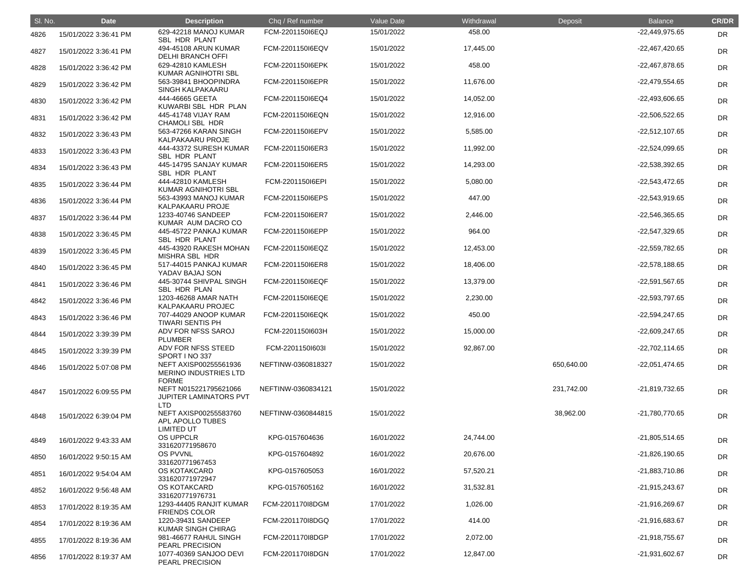| Sl. No. | Date | Description | Chq / Ref number | Value Date | Withdrawal | Deposit | Balance | CR/DR |
|---|---|---|---|---|---|---|---|---|
| 4826 | 15/01/2022 3:36:41 PM | 629-42218 MANOJ KUMAR SBL HDR PLANT | FCM-2201150I6EQJ | 15/01/2022 | 458.00 | | -22,449,975.65 | DR |
| 4827 | 15/01/2022 3:36:41 PM | 494-45108 ARUN KUMAR DELHI BRANCH OFFI | FCM-2201150I6EQV | 15/01/2022 | 17,445.00 | | -22,467,420.65 | DR |
| 4828 | 15/01/2022 3:36:42 PM | 629-42810 KAMLESH KUMAR AGNIHOTRI SBL | FCM-2201150I6EPK | 15/01/2022 | 458.00 | | -22,467,878.65 | DR |
| 4829 | 15/01/2022 3:36:42 PM | 563-39841 BHOOPINDRA SINGH KALPAKAARU | FCM-2201150I6EPR | 15/01/2022 | 11,676.00 | | -22,479,554.65 | DR |
| 4830 | 15/01/2022 3:36:42 PM | 444-46665 GEETA KUWARBI SBL HDR PLAN | FCM-2201150I6EQ4 | 15/01/2022 | 14,052.00 | | -22,493,606.65 | DR |
| 4831 | 15/01/2022 3:36:42 PM | 445-41748 VIJAY RAM CHAMOLI SBL HDR | FCM-2201150I6EQN | 15/01/2022 | 12,916.00 | | -22,506,522.65 | DR |
| 4832 | 15/01/2022 3:36:43 PM | 563-47266 KARAN SINGH KALPAKAARU PROJE | FCM-2201150I6EPV | 15/01/2022 | 5,585.00 | | -22,512,107.65 | DR |
| 4833 | 15/01/2022 3:36:43 PM | 444-43372 SURESH KUMAR SBL HDR PLANT | FCM-2201150I6ER3 | 15/01/2022 | 11,992.00 | | -22,524,099.65 | DR |
| 4834 | 15/01/2022 3:36:43 PM | 445-14795 SANJAY KUMAR SBL HDR PLANT | FCM-2201150I6ER5 | 15/01/2022 | 14,293.00 | | -22,538,392.65 | DR |
| 4835 | 15/01/2022 3:36:44 PM | 444-42810 KAMLESH KUMAR AGNIHOTRI SBL | FCM-2201150I6EPI | 15/01/2022 | 5,080.00 | | -22,543,472.65 | DR |
| 4836 | 15/01/2022 3:36:44 PM | 563-43993 MANOJ KUMAR KALPAKAARU PROJE | FCM-2201150I6EPS | 15/01/2022 | 447.00 | | -22,543,919.65 | DR |
| 4837 | 15/01/2022 3:36:44 PM | 1233-40746 SANDEEP KUMAR AUM DACRO CO | FCM-2201150I6ER7 | 15/01/2022 | 2,446.00 | | -22,546,365.65 | DR |
| 4838 | 15/01/2022 3:36:45 PM | 445-45722 PANKAJ KUMAR SBL HDR PLANT | FCM-2201150I6EPP | 15/01/2022 | 964.00 | | -22,547,329.65 | DR |
| 4839 | 15/01/2022 3:36:45 PM | 445-43920 RAKESH MOHAN MISHRA SBL HDR | FCM-2201150I6EQZ | 15/01/2022 | 12,453.00 | | -22,559,782.65 | DR |
| 4840 | 15/01/2022 3:36:45 PM | 517-44015 PANKAJ KUMAR YADAV BAJAJ SON | FCM-2201150I6ER8 | 15/01/2022 | 18,406.00 | | -22,578,188.65 | DR |
| 4841 | 15/01/2022 3:36:46 PM | 445-30744 SHIVPAL SINGH SBL HDR PLAN | FCM-2201150I6EQF | 15/01/2022 | 13,379.00 | | -22,591,567.65 | DR |
| 4842 | 15/01/2022 3:36:46 PM | 1203-46268 AMAR NATH KALPAKAARU PROJEC | FCM-2201150I6EQE | 15/01/2022 | 2,230.00 | | -22,593,797.65 | DR |
| 4843 | 15/01/2022 3:36:46 PM | 707-44029 ANOOP KUMAR TIWARI SENTIS PH | FCM-2201150I6EQK | 15/01/2022 | 450.00 | | -22,594,247.65 | DR |
| 4844 | 15/01/2022 3:39:39 PM | ADV FOR NFSS SAROJ PLUMBER | FCM-2201150I603H | 15/01/2022 | 15,000.00 | | -22,609,247.65 | DR |
| 4845 | 15/01/2022 3:39:39 PM | ADV FOR NFSS STEED SPORT I NO 337 | FCM-2201150I603I | 15/01/2022 | 92,867.00 | | -22,702,114.65 | DR |
| 4846 | 15/01/2022 5:07:08 PM | NEFT AXISP00255561936 MERINO INDUSTRIES LTD FORME | NEFTINW-0360818327 | 15/01/2022 | | 650,640.00 | -22,051,474.65 | DR |
| 4847 | 15/01/2022 6:09:55 PM | NEFT N015221795621066 JUPITER LAMINATORS PVT LTD | NEFTINW-0360834121 | 15/01/2022 | | 231,742.00 | -21,819,732.65 | DR |
| 4848 | 15/01/2022 6:39:04 PM | NEFT AXISP00255583760 APL APOLLO TUBES LIMITED UT | NEFTINW-0360844815 | 15/01/2022 | | 38,962.00 | -21,780,770.65 | DR |
| 4849 | 16/01/2022 9:43:33 AM | OS UPPCLR 331620771958670 | KPG-0157604636 | 16/01/2022 | 24,744.00 | | -21,805,514.65 | DR |
| 4850 | 16/01/2022 9:50:15 AM | OS PVVNL 331620771967453 | KPG-0157604892 | 16/01/2022 | 20,676.00 | | -21,826,190.65 | DR |
| 4851 | 16/01/2022 9:54:04 AM | OS KOTAKCARD 331620771972947 | KPG-0157605053 | 16/01/2022 | 57,520.21 | | -21,883,710.86 | DR |
| 4852 | 16/01/2022 9:56:48 AM | OS KOTAKCARD 331620771976731 | KPG-0157605162 | 16/01/2022 | 31,532.81 | | -21,915,243.67 | DR |
| 4853 | 17/01/2022 8:19:35 AM | 1293-44405 RANJIT KUMAR FRIENDS COLOR | FCM-2201170I8DGM | 17/01/2022 | 1,026.00 | | -21,916,269.67 | DR |
| 4854 | 17/01/2022 8:19:36 AM | 1220-39431 SANDEEP KUMAR SINGH CHIRAG | FCM-2201170I8DGQ | 17/01/2022 | 414.00 | | -21,916,683.67 | DR |
| 4855 | 17/01/2022 8:19:36 AM | 981-46677 RAHUL SINGH PEARL PRECISION | FCM-2201170I8DGP | 17/01/2022 | 2,072.00 | | -21,918,755.67 | DR |
| 4856 | 17/01/2022 8:19:37 AM | 1077-40369 SANJOO DEVI PEARL PRECISION | FCM-2201170I8DGN | 17/01/2022 | 12,847.00 | | -21,931,602.67 | DR |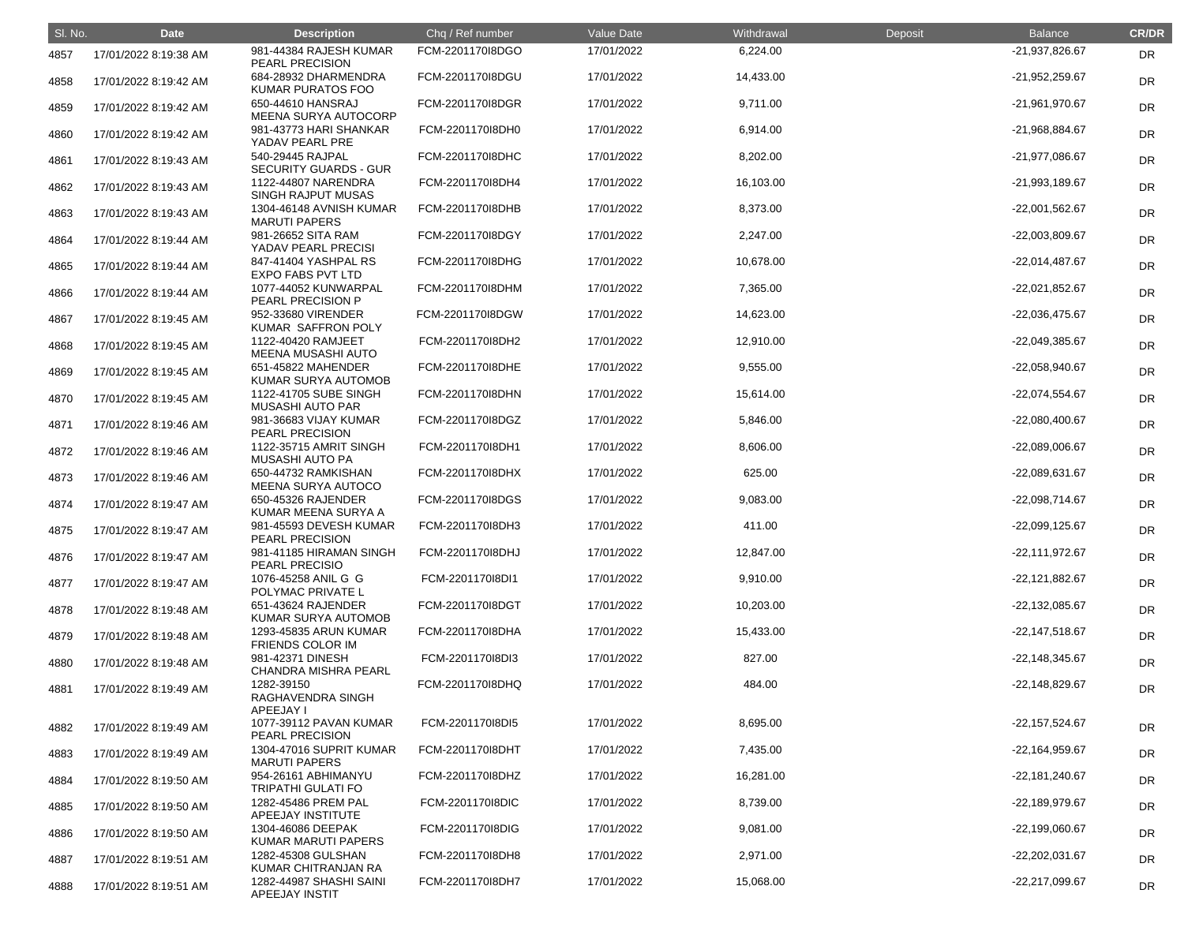| Sl. No. | Date | Description | Chq / Ref number | Value Date | Withdrawal | Deposit | Balance | CR/DR |
|---|---|---|---|---|---|---|---|---|
| 4857 | 17/01/2022 8:19:38 AM | 981-44384 RAJESH KUMAR PEARL PRECISION | FCM-2201170I8DGO | 17/01/2022 | 6,224.00 | | -21,937,826.67 | DR |
| 4858 | 17/01/2022 8:19:42 AM | 684-28932 DHARMENDRA KUMAR PURATOS FOO | FCM-2201170I8DGU | 17/01/2022 | 14,433.00 | | -21,952,259.67 | DR |
| 4859 | 17/01/2022 8:19:42 AM | 650-44610 HANSRAJ MEENA SURYA AUTOCORP | FCM-2201170I8DGR | 17/01/2022 | 9,711.00 | | -21,961,970.67 | DR |
| 4860 | 17/01/2022 8:19:42 AM | 981-43773 HARI SHANKAR YADAV PEARL PRE | FCM-2201170I8DH0 | 17/01/2022 | 6,914.00 | | -21,968,884.67 | DR |
| 4861 | 17/01/2022 8:19:43 AM | 540-29445 RAJPAL SECURITY GUARDS - GUR | FCM-2201170I8DHC | 17/01/2022 | 8,202.00 | | -21,977,086.67 | DR |
| 4862 | 17/01/2022 8:19:43 AM | 1122-44807 NARENDRA SINGH RAJPUT MUSAS | FCM-2201170I8DH4 | 17/01/2022 | 16,103.00 | | -21,993,189.67 | DR |
| 4863 | 17/01/2022 8:19:43 AM | 1304-46148 AVNISH KUMAR MARUTI PAPERS | FCM-2201170I8DHB | 17/01/2022 | 8,373.00 | | -22,001,562.67 | DR |
| 4864 | 17/01/2022 8:19:44 AM | 981-26652 SITA RAM YADAV PEARL PRECISI | FCM-2201170I8DGY | 17/01/2022 | 2,247.00 | | -22,003,809.67 | DR |
| 4865 | 17/01/2022 8:19:44 AM | 847-41404 YASHPAL RS EXPO FABS PVT LTD | FCM-2201170I8DHG | 17/01/2022 | 10,678.00 | | -22,014,487.67 | DR |
| 4866 | 17/01/2022 8:19:44 AM | 1077-44052 KUNWARPAL PEARL PRECISION P | FCM-2201170I8DHM | 17/01/2022 | 7,365.00 | | -22,021,852.67 | DR |
| 4867 | 17/01/2022 8:19:45 AM | 952-33680 VIRENDER KUMAR SAFFRON POLY | FCM-2201170I8DGW | 17/01/2022 | 14,623.00 | | -22,036,475.67 | DR |
| 4868 | 17/01/2022 8:19:45 AM | 1122-40420 RAMJEET MEENA MUSASHI AUTO | FCM-2201170I8DH2 | 17/01/2022 | 12,910.00 | | -22,049,385.67 | DR |
| 4869 | 17/01/2022 8:19:45 AM | 651-45822 MAHENDER KUMAR SURYA AUTOMOB | FCM-2201170I8DHE | 17/01/2022 | 9,555.00 | | -22,058,940.67 | DR |
| 4870 | 17/01/2022 8:19:45 AM | 1122-41705 SUBE SINGH MUSASHI AUTO PAR | FCM-2201170I8DHN | 17/01/2022 | 15,614.00 | | -22,074,554.67 | DR |
| 4871 | 17/01/2022 8:19:46 AM | 981-36683 VIJAY KUMAR PEARL PRECISION | FCM-2201170I8DGZ | 17/01/2022 | 5,846.00 | | -22,080,400.67 | DR |
| 4872 | 17/01/2022 8:19:46 AM | 1122-35715 AMRIT SINGH MUSASHI AUTO PA | FCM-2201170I8DH1 | 17/01/2022 | 8,606.00 | | -22,089,006.67 | DR |
| 4873 | 17/01/2022 8:19:46 AM | 650-44732 RAMKISHAN MEENA SURYA AUTOCO | FCM-2201170I8DHX | 17/01/2022 | 625.00 | | -22,089,631.67 | DR |
| 4874 | 17/01/2022 8:19:47 AM | 650-45326 RAJENDER KUMAR MEENA SURYA A | FCM-2201170I8DGS | 17/01/2022 | 9,083.00 | | -22,098,714.67 | DR |
| 4875 | 17/01/2022 8:19:47 AM | 981-45593 DEVESH KUMAR PEARL PRECISION | FCM-2201170I8DH3 | 17/01/2022 | 411.00 | | -22,099,125.67 | DR |
| 4876 | 17/01/2022 8:19:47 AM | 981-41185 HIRAMAN SINGH PEARL PRECISIO | FCM-2201170I8DHJ | 17/01/2022 | 12,847.00 | | -22,111,972.67 | DR |
| 4877 | 17/01/2022 8:19:47 AM | 1076-45258 ANIL G G POLYMAC PRIVATE L | FCM-2201170I8DI1 | 17/01/2022 | 9,910.00 | | -22,121,882.67 | DR |
| 4878 | 17/01/2022 8:19:48 AM | 651-43624 RAJENDER KUMAR SURYA AUTOMOB | FCM-2201170I8DGT | 17/01/2022 | 10,203.00 | | -22,132,085.67 | DR |
| 4879 | 17/01/2022 8:19:48 AM | 1293-45835 ARUN KUMAR FRIENDS COLOR IM | FCM-2201170I8DHA | 17/01/2022 | 15,433.00 | | -22,147,518.67 | DR |
| 4880 | 17/01/2022 8:19:48 AM | 981-42371 DINESH CHANDRA MISHRA PEARL | FCM-2201170I8DI3 | 17/01/2022 | 827.00 | | -22,148,345.67 | DR |
| 4881 | 17/01/2022 8:19:49 AM | 1282-39150 RAGHAVENDRA SINGH APEEJAY I | FCM-2201170I8DHQ | 17/01/2022 | 484.00 | | -22,148,829.67 | DR |
| 4882 | 17/01/2022 8:19:49 AM | 1077-39112 PAVAN KUMAR PEARL PRECISION | FCM-2201170I8DI5 | 17/01/2022 | 8,695.00 | | -22,157,524.67 | DR |
| 4883 | 17/01/2022 8:19:49 AM | 1304-47016 SUPRIT KUMAR MARUTI PAPERS | FCM-2201170I8DHT | 17/01/2022 | 7,435.00 | | -22,164,959.67 | DR |
| 4884 | 17/01/2022 8:19:50 AM | 954-26161 ABHIMANYU TRIPATHI GULATI FO | FCM-2201170I8DHZ | 17/01/2022 | 16,281.00 | | -22,181,240.67 | DR |
| 4885 | 17/01/2022 8:19:50 AM | 1282-45486 PREM PAL APEEJAY INSTITUTE | FCM-2201170I8DIC | 17/01/2022 | 8,739.00 | | -22,189,979.67 | DR |
| 4886 | 17/01/2022 8:19:50 AM | 1304-46086 DEEPAK KUMAR MARUTI PAPERS | FCM-2201170I8DIG | 17/01/2022 | 9,081.00 | | -22,199,060.67 | DR |
| 4887 | 17/01/2022 8:19:51 AM | 1282-45308 GULSHAN KUMAR CHITRANJAN RA | FCM-2201170I8DH8 | 17/01/2022 | 2,971.00 | | -22,202,031.67 | DR |
| 4888 | 17/01/2022 8:19:51 AM | 1282-44987 SHASHI SAINI APEEJAY INSTIT | FCM-2201170I8DH7 | 17/01/2022 | 15,068.00 | | -22,217,099.67 | DR |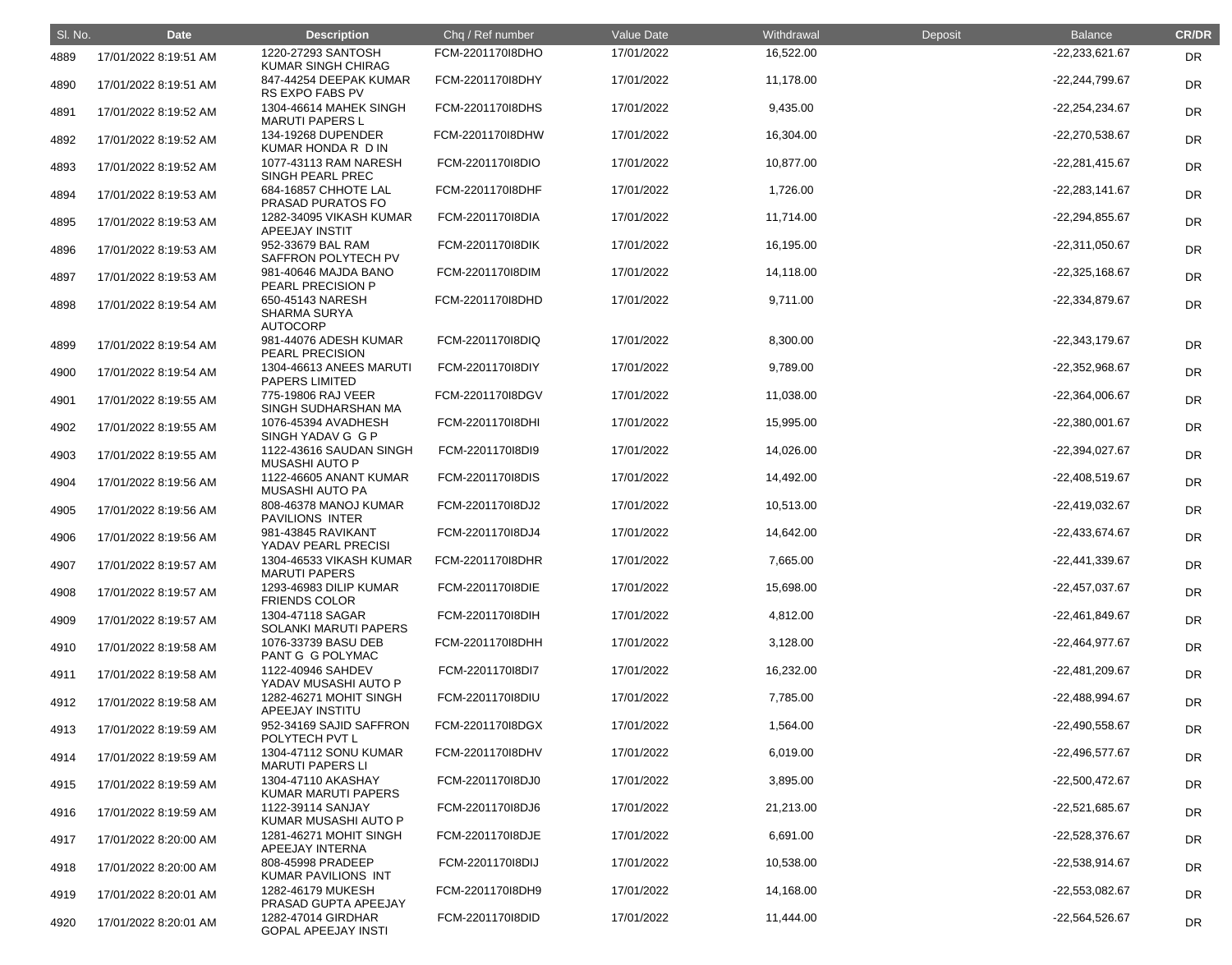| Sl. No. | Date | Description | Chq / Ref number | Value Date | Withdrawal | Deposit | Balance | CR/DR |
|---|---|---|---|---|---|---|---|---|
| 4889 | 17/01/2022 8:19:51 AM | 1220-27293 SANTOSH KUMAR SINGH CHIRAG | FCM-2201170I8DHO | 17/01/2022 | 16,522.00 | | -22,233,621.67 | DR |
| 4890 | 17/01/2022 8:19:51 AM | 847-44254 DEEPAK KUMAR RS EXPO FABS PV | FCM-2201170I8DHY | 17/01/2022 | 11,178.00 | | -22,244,799.67 | DR |
| 4891 | 17/01/2022 8:19:52 AM | 1304-46614 MAHEK SINGH MARUTI PAPERS L | FCM-2201170I8DHS | 17/01/2022 | 9,435.00 | | -22,254,234.67 | DR |
| 4892 | 17/01/2022 8:19:52 AM | 134-19268 DUPENDER KUMAR HONDA R D IN | FCM-2201170I8DHW | 17/01/2022 | 16,304.00 | | -22,270,538.67 | DR |
| 4893 | 17/01/2022 8:19:52 AM | 1077-43113 RAM NARESH SINGH PEARL PREC | FCM-2201170I8DIO | 17/01/2022 | 10,877.00 | | -22,281,415.67 | DR |
| 4894 | 17/01/2022 8:19:53 AM | 684-16857 CHHOTE LAL PRASAD PURATOS FO | FCM-2201170I8DHF | 17/01/2022 | 1,726.00 | | -22,283,141.67 | DR |
| 4895 | 17/01/2022 8:19:53 AM | 1282-34095 VIKASH KUMAR APEEJAY INSTIT | FCM-2201170I8DIA | 17/01/2022 | 11,714.00 | | -22,294,855.67 | DR |
| 4896 | 17/01/2022 8:19:53 AM | 952-33679 BAL RAM SAFFRON POLYTECH PV | FCM-2201170I8DIK | 17/01/2022 | 16,195.00 | | -22,311,050.67 | DR |
| 4897 | 17/01/2022 8:19:53 AM | 981-40646 MAJDA BANO PEARL PRECISION P | FCM-2201170I8DIM | 17/01/2022 | 14,118.00 | | -22,325,168.67 | DR |
| 4898 | 17/01/2022 8:19:54 AM | 650-45143 NARESH SHARMA SURYA AUTOCORP | FCM-2201170I8DHD | 17/01/2022 | 9,711.00 | | -22,334,879.67 | DR |
| 4899 | 17/01/2022 8:19:54 AM | 981-44076 ADESH KUMAR PEARL PRECISION | FCM-2201170I8DIQ | 17/01/2022 | 8,300.00 | | -22,343,179.67 | DR |
| 4900 | 17/01/2022 8:19:54 AM | 1304-46613 ANEES MARUTI PAPERS LIMITED | FCM-2201170I8DIY | 17/01/2022 | 9,789.00 | | -22,352,968.67 | DR |
| 4901 | 17/01/2022 8:19:55 AM | 775-19806 RAJ VEER SINGH SUDHARSHAN MA | FCM-2201170I8DGV | 17/01/2022 | 11,038.00 | | -22,364,006.67 | DR |
| 4902 | 17/01/2022 8:19:55 AM | 1076-45394 AVADHESH SINGH YADAV G G P | FCM-2201170I8DHI | 17/01/2022 | 15,995.00 | | -22,380,001.67 | DR |
| 4903 | 17/01/2022 8:19:55 AM | 1122-43616 SAUDAN SINGH MUSASHI AUTO P | FCM-2201170I8DI9 | 17/01/2022 | 14,026.00 | | -22,394,027.67 | DR |
| 4904 | 17/01/2022 8:19:56 AM | 1122-46605 ANANT KUMAR MUSASHI AUTO PA | FCM-2201170I8DIS | 17/01/2022 | 14,492.00 | | -22,408,519.67 | DR |
| 4905 | 17/01/2022 8:19:56 AM | 808-46378 MANOJ KUMAR PAVILIONS INTER | FCM-2201170I8DJ2 | 17/01/2022 | 10,513.00 | | -22,419,032.67 | DR |
| 4906 | 17/01/2022 8:19:56 AM | 981-43845 RAVIKANT YADAV PEARL PRECISI | FCM-2201170I8DJ4 | 17/01/2022 | 14,642.00 | | -22,433,674.67 | DR |
| 4907 | 17/01/2022 8:19:57 AM | 1304-46533 VIKASH KUMAR MARUTI PAPERS | FCM-2201170I8DHR | 17/01/2022 | 7,665.00 | | -22,441,339.67 | DR |
| 4908 | 17/01/2022 8:19:57 AM | 1293-46983 DILIP KUMAR FRIENDS COLOR | FCM-2201170I8DIE | 17/01/2022 | 15,698.00 | | -22,457,037.67 | DR |
| 4909 | 17/01/2022 8:19:57 AM | 1304-47118 SAGAR SOLANKI MARUTI PAPERS | FCM-2201170I8DIH | 17/01/2022 | 4,812.00 | | -22,461,849.67 | DR |
| 4910 | 17/01/2022 8:19:58 AM | 1076-33739 BASU DEB PANT G G POLYMAC | FCM-2201170I8DHH | 17/01/2022 | 3,128.00 | | -22,464,977.67 | DR |
| 4911 | 17/01/2022 8:19:58 AM | 1122-40946 SAHDEV YADAV MUSASHI AUTO P | FCM-2201170I8DI7 | 17/01/2022 | 16,232.00 | | -22,481,209.67 | DR |
| 4912 | 17/01/2022 8:19:58 AM | 1282-46271 MOHIT SINGH APEEJAY INSTITU | FCM-2201170I8DIU | 17/01/2022 | 7,785.00 | | -22,488,994.67 | DR |
| 4913 | 17/01/2022 8:19:59 AM | 952-34169 SAJID SAFFRON POLYTECH PVT L | FCM-2201170I8DGX | 17/01/2022 | 1,564.00 | | -22,490,558.67 | DR |
| 4914 | 17/01/2022 8:19:59 AM | 1304-47112 SONU KUMAR MARUTI PAPERS LI | FCM-2201170I8DHV | 17/01/2022 | 6,019.00 | | -22,496,577.67 | DR |
| 4915 | 17/01/2022 8:19:59 AM | 1304-47110 AKASHAY KUMAR MARUTI PAPERS | FCM-2201170I8DJ0 | 17/01/2022 | 3,895.00 | | -22,500,472.67 | DR |
| 4916 | 17/01/2022 8:19:59 AM | 1122-39114 SANJAY KUMAR MUSASHI AUTO P | FCM-2201170I8DJ6 | 17/01/2022 | 21,213.00 | | -22,521,685.67 | DR |
| 4917 | 17/01/2022 8:20:00 AM | 1281-46271 MOHIT SINGH APEEJAY INTERNA | FCM-2201170I8DJE | 17/01/2022 | 6,691.00 | | -22,528,376.67 | DR |
| 4918 | 17/01/2022 8:20:00 AM | 808-45998 PRADEEP KUMAR PAVILIONS INT | FCM-2201170I8DIJ | 17/01/2022 | 10,538.00 | | -22,538,914.67 | DR |
| 4919 | 17/01/2022 8:20:01 AM | 1282-46179 MUKESH PRASAD GUPTA APEEJAY | FCM-2201170I8DH9 | 17/01/2022 | 14,168.00 | | -22,553,082.67 | DR |
| 4920 | 17/01/2022 8:20:01 AM | 1282-47014 GIRDHAR GOPAL APEEJAY INSTI | FCM-2201170I8DID | 17/01/2022 | 11,444.00 | | -22,564,526.67 | DR |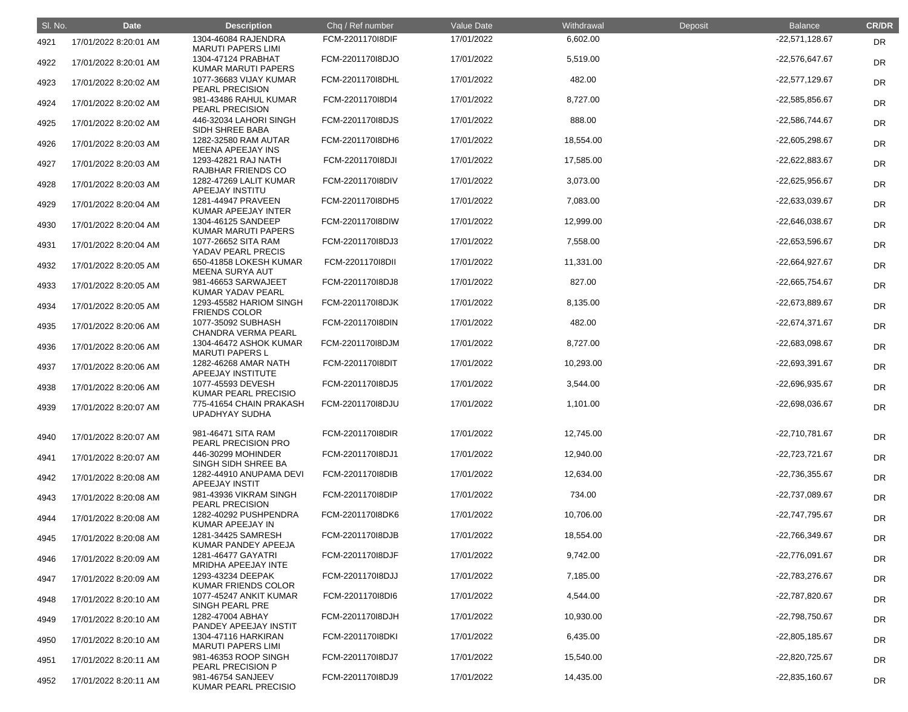| Sl. No. | Date | Description | Chq / Ref number | Value Date | Withdrawal | Deposit | Balance | CR/DR |
|---|---|---|---|---|---|---|---|---|
| 4921 | 17/01/2022 8:20:01 AM | 1304-46084 RAJENDRA MARUTI PAPERS LIMI | FCM-2201170I8DIF | 17/01/2022 | 6,602.00 | | -22,571,128.67 | DR |
| 4922 | 17/01/2022 8:20:01 AM | 1304-47124 PRABHAT KUMAR MARUTI PAPERS | FCM-2201170I8DJO | 17/01/2022 | 5,519.00 | | -22,576,647.67 | DR |
| 4923 | 17/01/2022 8:20:02 AM | 1077-36683 VIJAY KUMAR PEARL PRECISION | FCM-2201170I8DHL | 17/01/2022 | 482.00 | | -22,577,129.67 | DR |
| 4924 | 17/01/2022 8:20:02 AM | 981-43486 RAHUL KUMAR PEARL PRECISION | FCM-2201170I8DI4 | 17/01/2022 | 8,727.00 | | -22,585,856.67 | DR |
| 4925 | 17/01/2022 8:20:02 AM | 446-32034 LAHORI SINGH SIDH SHREE BABA | FCM-2201170I8DJS | 17/01/2022 | 888.00 | | -22,586,744.67 | DR |
| 4926 | 17/01/2022 8:20:03 AM | 1282-32580 RAM AUTAR MEENA APEEJAY INS | FCM-2201170I8DH6 | 17/01/2022 | 18,554.00 | | -22,605,298.67 | DR |
| 4927 | 17/01/2022 8:20:03 AM | 1293-42821 RAJ NATH RAJBHAR FRIENDS CO | FCM-2201170I8DJI | 17/01/2022 | 17,585.00 | | -22,622,883.67 | DR |
| 4928 | 17/01/2022 8:20:03 AM | 1282-47269 LALIT KUMAR APEEJAY INSTITU | FCM-2201170I8DIV | 17/01/2022 | 3,073.00 | | -22,625,956.67 | DR |
| 4929 | 17/01/2022 8:20:04 AM | 1281-44947 PRAVEEN KUMAR APEEJAY INTER | FCM-2201170I8DH5 | 17/01/2022 | 7,083.00 | | -22,633,039.67 | DR |
| 4930 | 17/01/2022 8:20:04 AM | 1304-46125 SANDEEP KUMAR MARUTI PAPERS | FCM-2201170I8DIW | 17/01/2022 | 12,999.00 | | -22,646,038.67 | DR |
| 4931 | 17/01/2022 8:20:04 AM | 1077-26652 SITA RAM YADAV PEARL PRECIS | FCM-2201170I8DJ3 | 17/01/2022 | 7,558.00 | | -22,653,596.67 | DR |
| 4932 | 17/01/2022 8:20:05 AM | 650-41858 LOKESH KUMAR MEENA SURYA AUT | FCM-2201170I8DII | 17/01/2022 | 11,331.00 | | -22,664,927.67 | DR |
| 4933 | 17/01/2022 8:20:05 AM | 981-46653 SARWAJEET KUMAR YADAV PEARL | FCM-2201170I8DJ8 | 17/01/2022 | 827.00 | | -22,665,754.67 | DR |
| 4934 | 17/01/2022 8:20:05 AM | 1293-45582 HARIOM SINGH FRIENDS COLOR | FCM-2201170I8DJK | 17/01/2022 | 8,135.00 | | -22,673,889.67 | DR |
| 4935 | 17/01/2022 8:20:06 AM | 1077-35092 SUBHASH CHANDRA VERMA PEARL | FCM-2201170I8DIN | 17/01/2022 | 482.00 | | -22,674,371.67 | DR |
| 4936 | 17/01/2022 8:20:06 AM | 1304-46472 ASHOK KUMAR MARUTI PAPERS L | FCM-2201170I8DJM | 17/01/2022 | 8,727.00 | | -22,683,098.67 | DR |
| 4937 | 17/01/2022 8:20:06 AM | 1282-46268 AMAR NATH APEEJAY INSTITUTE | FCM-2201170I8DIT | 17/01/2022 | 10,293.00 | | -22,693,391.67 | DR |
| 4938 | 17/01/2022 8:20:06 AM | 1077-45593 DEVESH KUMAR PEARL PRECISIO | FCM-2201170I8DJ5 | 17/01/2022 | 3,544.00 | | -22,696,935.67 | DR |
| 4939 | 17/01/2022 8:20:07 AM | 775-41654 CHAIN PRAKASH UPADHYAY SUDHA | FCM-2201170I8DJU | 17/01/2022 | 1,101.00 | | -22,698,036.67 | DR |
| 4940 | 17/01/2022 8:20:07 AM | 981-46471 SITA RAM PEARL PRECISION PRO | FCM-2201170I8DIR | 17/01/2022 | 12,745.00 | | -22,710,781.67 | DR |
| 4941 | 17/01/2022 8:20:07 AM | 446-30299 MOHINDER SINGH SIDH SHREE BA | FCM-2201170I8DJ1 | 17/01/2022 | 12,940.00 | | -22,723,721.67 | DR |
| 4942 | 17/01/2022 8:20:08 AM | 1282-44910 ANUPAMA DEVI APEEJAY INSTIT | FCM-2201170I8DIB | 17/01/2022 | 12,634.00 | | -22,736,355.67 | DR |
| 4943 | 17/01/2022 8:20:08 AM | 981-43936 VIKRAM SINGH PEARL PRECISION | FCM-2201170I8DIP | 17/01/2022 | 734.00 | | -22,737,089.67 | DR |
| 4944 | 17/01/2022 8:20:08 AM | 1282-40292 PUSHPENDRA KUMAR APEEJAY IN | FCM-2201170I8DK6 | 17/01/2022 | 10,706.00 | | -22,747,795.67 | DR |
| 4945 | 17/01/2022 8:20:08 AM | 1281-34425 SAMRESH KUMAR PANDEY APEEJA | FCM-2201170I8DJB | 17/01/2022 | 18,554.00 | | -22,766,349.67 | DR |
| 4946 | 17/01/2022 8:20:09 AM | 1281-46477 GAYATRI MRIDHA APEEJAY INTE | FCM-2201170I8DJF | 17/01/2022 | 9,742.00 | | -22,776,091.67 | DR |
| 4947 | 17/01/2022 8:20:09 AM | 1293-43234 DEEPAK KUMAR FRIENDS COLOR | FCM-2201170I8DJJ | 17/01/2022 | 7,185.00 | | -22,783,276.67 | DR |
| 4948 | 17/01/2022 8:20:10 AM | 1077-45247 ANKIT KUMAR SINGH PEARL PRE | FCM-2201170I8DI6 | 17/01/2022 | 4,544.00 | | -22,787,820.67 | DR |
| 4949 | 17/01/2022 8:20:10 AM | 1282-47004 ABHAY PANDEY APEEJAY INSTIT | FCM-2201170I8DJH | 17/01/2022 | 10,930.00 | | -22,798,750.67 | DR |
| 4950 | 17/01/2022 8:20:10 AM | 1304-47116 HARKIRAN MARUTI PAPERS LIMI | FCM-2201170I8DKI | 17/01/2022 | 6,435.00 | | -22,805,185.67 | DR |
| 4951 | 17/01/2022 8:20:11 AM | 981-46353 ROOP SINGH PEARL PRECISION P | FCM-2201170I8DJ7 | 17/01/2022 | 15,540.00 | | -22,820,725.67 | DR |
| 4952 | 17/01/2022 8:20:11 AM | 981-46754 SANJEEV KUMAR PEARL PRECISIO | FCM-2201170I8DJ9 | 17/01/2022 | 14,435.00 | | -22,835,160.67 | DR |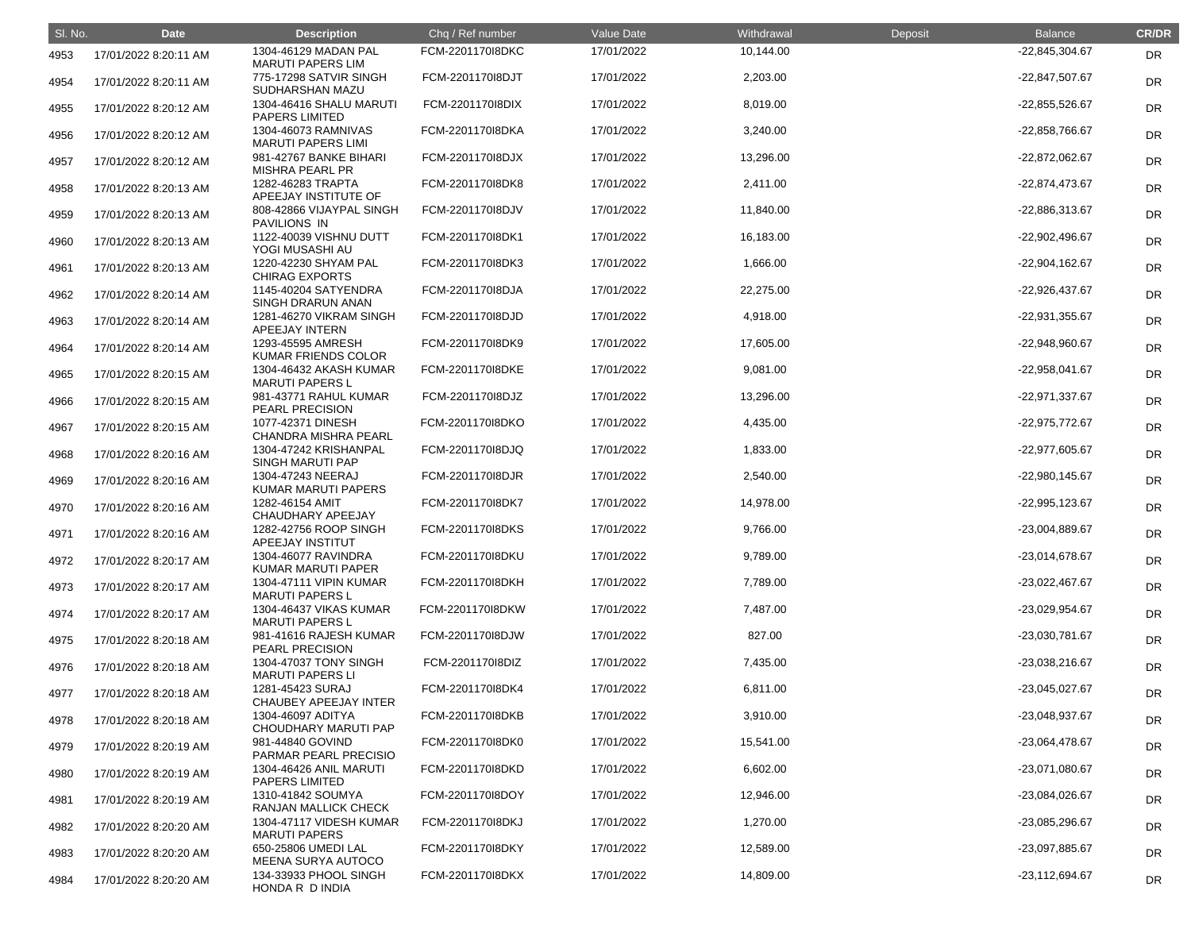| Sl. No. | Date | Description | Chq / Ref number | Value Date | Withdrawal | Deposit | Balance | CR/DR |
|---|---|---|---|---|---|---|---|---|
| 4953 | 17/01/2022 8:20:11 AM | 1304-46129 MADAN PAL MARUTI PAPERS LIM | FCM-2201170I8DKC | 17/01/2022 | 10,144.00 | | -22,845,304.67 | DR |
| 4954 | 17/01/2022 8:20:11 AM | 775-17298 SATVIR SINGH SUDHARSHAN MAZU | FCM-2201170I8DJT | 17/01/2022 | 2,203.00 | | -22,847,507.67 | DR |
| 4955 | 17/01/2022 8:20:12 AM | 1304-46416 SHALU MARUTI PAPERS LIMITED | FCM-2201170I8DIX | 17/01/2022 | 8,019.00 | | -22,855,526.67 | DR |
| 4956 | 17/01/2022 8:20:12 AM | 1304-46073 RAMNIVAS MARUTI PAPERS LIMI | FCM-2201170I8DKA | 17/01/2022 | 3,240.00 | | -22,858,766.67 | DR |
| 4957 | 17/01/2022 8:20:12 AM | 981-42767 BANKE BIHARI MISHRA PEARL PR | FCM-2201170I8DJX | 17/01/2022 | 13,296.00 | | -22,872,062.67 | DR |
| 4958 | 17/01/2022 8:20:13 AM | 1282-46283 TRAPTA APEEJAY INSTITUTE OF | FCM-2201170I8DK8 | 17/01/2022 | 2,411.00 | | -22,874,473.67 | DR |
| 4959 | 17/01/2022 8:20:13 AM | 808-42866 VIJAYPAL SINGH PAVILIONS IN | FCM-2201170I8DJV | 17/01/2022 | 11,840.00 | | -22,886,313.67 | DR |
| 4960 | 17/01/2022 8:20:13 AM | 1122-40039 VISHNU DUTT YOGI MUSASHI AU | FCM-2201170I8DK1 | 17/01/2022 | 16,183.00 | | -22,902,496.67 | DR |
| 4961 | 17/01/2022 8:20:13 AM | 1220-42230 SHYAM PAL CHIRAG EXPORTS | FCM-2201170I8DK3 | 17/01/2022 | 1,666.00 | | -22,904,162.67 | DR |
| 4962 | 17/01/2022 8:20:14 AM | 1145-40204 SATYENDRA SINGH DRARUN ANAN | FCM-2201170I8DJA | 17/01/2022 | 22,275.00 | | -22,926,437.67 | DR |
| 4963 | 17/01/2022 8:20:14 AM | 1281-46270 VIKRAM SINGH APEEJAY INTERN | FCM-2201170I8DJD | 17/01/2022 | 4,918.00 | | -22,931,355.67 | DR |
| 4964 | 17/01/2022 8:20:14 AM | 1293-45595 AMRESH KUMAR FRIENDS COLOR | FCM-2201170I8DK9 | 17/01/2022 | 17,605.00 | | -22,948,960.67 | DR |
| 4965 | 17/01/2022 8:20:15 AM | 1304-46432 AKASH KUMAR MARUTI PAPERS L | FCM-2201170I8DKE | 17/01/2022 | 9,081.00 | | -22,958,041.67 | DR |
| 4966 | 17/01/2022 8:20:15 AM | 981-43771 RAHUL KUMAR PEARL PRECISION | FCM-2201170I8DJZ | 17/01/2022 | 13,296.00 | | -22,971,337.67 | DR |
| 4967 | 17/01/2022 8:20:15 AM | 1077-42371 DINESH CHANDRA MISHRA PEARL | FCM-2201170I8DKO | 17/01/2022 | 4,435.00 | | -22,975,772.67 | DR |
| 4968 | 17/01/2022 8:20:16 AM | 1304-47242 KRISHANPAL SINGH MARUTI PAP | FCM-2201170I8DJQ | 17/01/2022 | 1,833.00 | | -22,977,605.67 | DR |
| 4969 | 17/01/2022 8:20:16 AM | 1304-47243 NEERAJ KUMAR MARUTI PAPERS | FCM-2201170I8DJR | 17/01/2022 | 2,540.00 | | -22,980,145.67 | DR |
| 4970 | 17/01/2022 8:20:16 AM | 1282-46154 AMIT CHAUDHARY APEEJAY | FCM-2201170I8DK7 | 17/01/2022 | 14,978.00 | | -22,995,123.67 | DR |
| 4971 | 17/01/2022 8:20:16 AM | 1282-42756 ROOP SINGH APEEJAY INSTITUT | FCM-2201170I8DKS | 17/01/2022 | 9,766.00 | | -23,004,889.67 | DR |
| 4972 | 17/01/2022 8:20:17 AM | 1304-46077 RAVINDRA KUMAR MARUTI PAPER | FCM-2201170I8DKU | 17/01/2022 | 9,789.00 | | -23,014,678.67 | DR |
| 4973 | 17/01/2022 8:20:17 AM | 1304-47111 VIPIN KUMAR MARUTI PAPERS L | FCM-2201170I8DKH | 17/01/2022 | 7,789.00 | | -23,022,467.67 | DR |
| 4974 | 17/01/2022 8:20:17 AM | 1304-46437 VIKAS KUMAR MARUTI PAPERS L | FCM-2201170I8DKW | 17/01/2022 | 7,487.00 | | -23,029,954.67 | DR |
| 4975 | 17/01/2022 8:20:18 AM | 981-41616 RAJESH KUMAR PEARL PRECISION | FCM-2201170I8DJW | 17/01/2022 | 827.00 | | -23,030,781.67 | DR |
| 4976 | 17/01/2022 8:20:18 AM | 1304-47037 TONY SINGH MARUTI PAPERS LI | FCM-2201170I8DIZ | 17/01/2022 | 7,435.00 | | -23,038,216.67 | DR |
| 4977 | 17/01/2022 8:20:18 AM | 1281-45423 SURAJ CHAUBEY APEEJAY INTER | FCM-2201170I8DK4 | 17/01/2022 | 6,811.00 | | -23,045,027.67 | DR |
| 4978 | 17/01/2022 8:20:18 AM | 1304-46097 ADITYA CHOUDHARY MARUTI PAP | FCM-2201170I8DKB | 17/01/2022 | 3,910.00 | | -23,048,937.67 | DR |
| 4979 | 17/01/2022 8:20:19 AM | 981-44840 GOVIND PARMAR PEARL PRECISIO | FCM-2201170I8DK0 | 17/01/2022 | 15,541.00 | | -23,064,478.67 | DR |
| 4980 | 17/01/2022 8:20:19 AM | 1304-46426 ANIL MARUTI PAPERS LIMITED | FCM-2201170I8DKD | 17/01/2022 | 6,602.00 | | -23,071,080.67 | DR |
| 4981 | 17/01/2022 8:20:19 AM | 1310-41842 SOUMYA RANJAN MALLICK CHECK | FCM-2201170I8DOY | 17/01/2022 | 12,946.00 | | -23,084,026.67 | DR |
| 4982 | 17/01/2022 8:20:20 AM | 1304-47117 VIDESH KUMAR MARUTI PAPERS | FCM-2201170I8DKJ | 17/01/2022 | 1,270.00 | | -23,085,296.67 | DR |
| 4983 | 17/01/2022 8:20:20 AM | 650-25806 UMEDI LAL MEENA SURYA AUTOCO | FCM-2201170I8DKY | 17/01/2022 | 12,589.00 | | -23,097,885.67 | DR |
| 4984 | 17/01/2022 8:20:20 AM | 134-33933 PHOOL SINGH HONDA R D INDIA | FCM-2201170I8DKX | 17/01/2022 | 14,809.00 | | -23,112,694.67 | DR |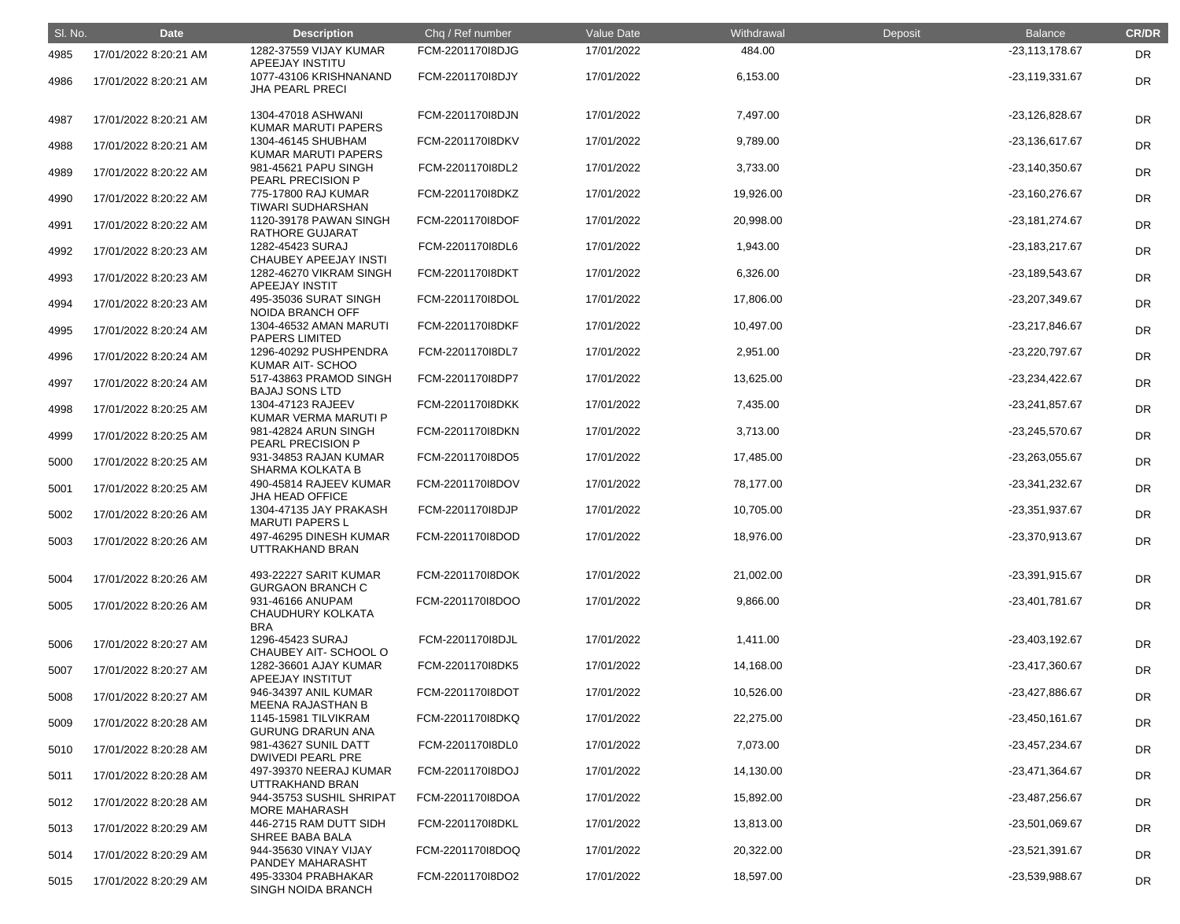| Sl. No. | Date | Description | Chq / Ref number | Value Date | Withdrawal | Deposit | Balance | CR/DR |
|---|---|---|---|---|---|---|---|---|
| 4985 | 17/01/2022 8:20:21 AM | 1282-37559 VIJAY KUMAR APEEJAY INSTITU | FCM-2201170I8DJG | 17/01/2022 | 484.00 | | -23,113,178.67 | DR |
| 4986 | 17/01/2022 8:20:21 AM | 1077-43106 KRISHNANAND JHA PEARL PRECI | FCM-2201170I8DJY | 17/01/2022 | 6,153.00 | | -23,119,331.67 | DR |
| 4987 | 17/01/2022 8:20:21 AM | 1304-47018 ASHWANI KUMAR MARUTI PAPERS | FCM-2201170I8DJN | 17/01/2022 | 7,497.00 | | -23,126,828.67 | DR |
| 4988 | 17/01/2022 8:20:21 AM | 1304-46145 SHUBHAM KUMAR MARUTI PAPERS | FCM-2201170I8DKV | 17/01/2022 | 9,789.00 | | -23,136,617.67 | DR |
| 4989 | 17/01/2022 8:20:22 AM | 981-45621 PAPU SINGH PEARL PRECISION P | FCM-2201170I8DL2 | 17/01/2022 | 3,733.00 | | -23,140,350.67 | DR |
| 4990 | 17/01/2022 8:20:22 AM | 775-17800 RAJ KUMAR TIWARI SUDHARSHAN | FCM-2201170I8DKZ | 17/01/2022 | 19,926.00 | | -23,160,276.67 | DR |
| 4991 | 17/01/2022 8:20:22 AM | 1120-39178 PAWAN SINGH RATHORE GUJARAT | FCM-2201170I8DOF | 17/01/2022 | 20,998.00 | | -23,181,274.67 | DR |
| 4992 | 17/01/2022 8:20:23 AM | 1282-45423 SURAJ CHAUBEY APEEJAY INSTI | FCM-2201170I8DL6 | 17/01/2022 | 1,943.00 | | -23,183,217.67 | DR |
| 4993 | 17/01/2022 8:20:23 AM | 1282-46270 VIKRAM SINGH APEEJAY INSTIT | FCM-2201170I8DKT | 17/01/2022 | 6,326.00 | | -23,189,543.67 | DR |
| 4994 | 17/01/2022 8:20:23 AM | 495-35036 SURAT SINGH NOIDA BRANCH OFF | FCM-2201170I8DOL | 17/01/2022 | 17,806.00 | | -23,207,349.67 | DR |
| 4995 | 17/01/2022 8:20:24 AM | 1304-46532 AMAN MARUTI PAPERS LIMITED | FCM-2201170I8DKF | 17/01/2022 | 10,497.00 | | -23,217,846.67 | DR |
| 4996 | 17/01/2022 8:20:24 AM | 1296-40292 PUSHPENDRA KUMAR AIT- SCHOO | FCM-2201170I8DL7 | 17/01/2022 | 2,951.00 | | -23,220,797.67 | DR |
| 4997 | 17/01/2022 8:20:24 AM | 517-43863 PRAMOD SINGH BAJAJ SONS LTD | FCM-2201170I8DP7 | 17/01/2022 | 13,625.00 | | -23,234,422.67 | DR |
| 4998 | 17/01/2022 8:20:25 AM | 1304-47123 RAJEEV KUMAR VERMA MARUTI P | FCM-2201170I8DKK | 17/01/2022 | 7,435.00 | | -23,241,857.67 | DR |
| 4999 | 17/01/2022 8:20:25 AM | 981-42824 ARUN SINGH PEARL PRECISION P | FCM-2201170I8DKN | 17/01/2022 | 3,713.00 | | -23,245,570.67 | DR |
| 5000 | 17/01/2022 8:20:25 AM | 931-34853 RAJAN KUMAR SHARMA KOLKATA B | FCM-2201170I8DO5 | 17/01/2022 | 17,485.00 | | -23,263,055.67 | DR |
| 5001 | 17/01/2022 8:20:25 AM | 490-45814 RAJEEV KUMAR JHA HEAD OFFICE | FCM-2201170I8DOV | 17/01/2022 | 78,177.00 | | -23,341,232.67 | DR |
| 5002 | 17/01/2022 8:20:26 AM | 1304-47135 JAY PRAKASH MARUTI PAPERS L | FCM-2201170I8DJP | 17/01/2022 | 10,705.00 | | -23,351,937.67 | DR |
| 5003 | 17/01/2022 8:20:26 AM | 497-46295 DINESH KUMAR UTTRAKHAND BRAN | FCM-2201170I8DOD | 17/01/2022 | 18,976.00 | | -23,370,913.67 | DR |
| 5004 | 17/01/2022 8:20:26 AM | 493-22227 SARIT KUMAR GURGAON BRANCH C | FCM-2201170I8DOK | 17/01/2022 | 21,002.00 | | -23,391,915.67 | DR |
| 5005 | 17/01/2022 8:20:26 AM | 931-46166 ANUPAM CHAUDHURY KOLKATA BRA | FCM-2201170I8DOO | 17/01/2022 | 9,866.00 | | -23,401,781.67 | DR |
| 5006 | 17/01/2022 8:20:27 AM | 1296-45423 SURAJ CHAUBEY AIT- SCHOOL O | FCM-2201170I8DJL | 17/01/2022 | 1,411.00 | | -23,403,192.67 | DR |
| 5007 | 17/01/2022 8:20:27 AM | 1282-36601 AJAY KUMAR APEEJAY INSTITUT | FCM-2201170I8DK5 | 17/01/2022 | 14,168.00 | | -23,417,360.67 | DR |
| 5008 | 17/01/2022 8:20:27 AM | 946-34397 ANIL KUMAR MEENA RAJASTHAN B | FCM-2201170I8DOT | 17/01/2022 | 10,526.00 | | -23,427,886.67 | DR |
| 5009 | 17/01/2022 8:20:28 AM | 1145-15981 TILVIKRAM GURUNG DRARUN ANA | FCM-2201170I8DKQ | 17/01/2022 | 22,275.00 | | -23,450,161.67 | DR |
| 5010 | 17/01/2022 8:20:28 AM | 981-43627 SUNIL DATT DWIVEDI PEARL PRE | FCM-2201170I8DL0 | 17/01/2022 | 7,073.00 | | -23,457,234.67 | DR |
| 5011 | 17/01/2022 8:20:28 AM | 497-39370 NEERAJ KUMAR UTTRAKHAND BRAN | FCM-2201170I8DOJ | 17/01/2022 | 14,130.00 | | -23,471,364.67 | DR |
| 5012 | 17/01/2022 8:20:28 AM | 944-35753 SUSHIL SHRIPAT MORE MAHARASH | FCM-2201170I8DOA | 17/01/2022 | 15,892.00 | | -23,487,256.67 | DR |
| 5013 | 17/01/2022 8:20:29 AM | 446-2715 RAM DUTT SIDH SHREE BABA BALA | FCM-2201170I8DKL | 17/01/2022 | 13,813.00 | | -23,501,069.67 | DR |
| 5014 | 17/01/2022 8:20:29 AM | 944-35630 VINAY VIJAY PANDEY MAHARASHT | FCM-2201170I8DOQ | 17/01/2022 | 20,322.00 | | -23,521,391.67 | DR |
| 5015 | 17/01/2022 8:20:29 AM | 495-33304 PRABHAKAR SINGH NOIDA BRANCH | FCM-2201170I8DO2 | 17/01/2022 | 18,597.00 | | -23,539,988.67 | DR |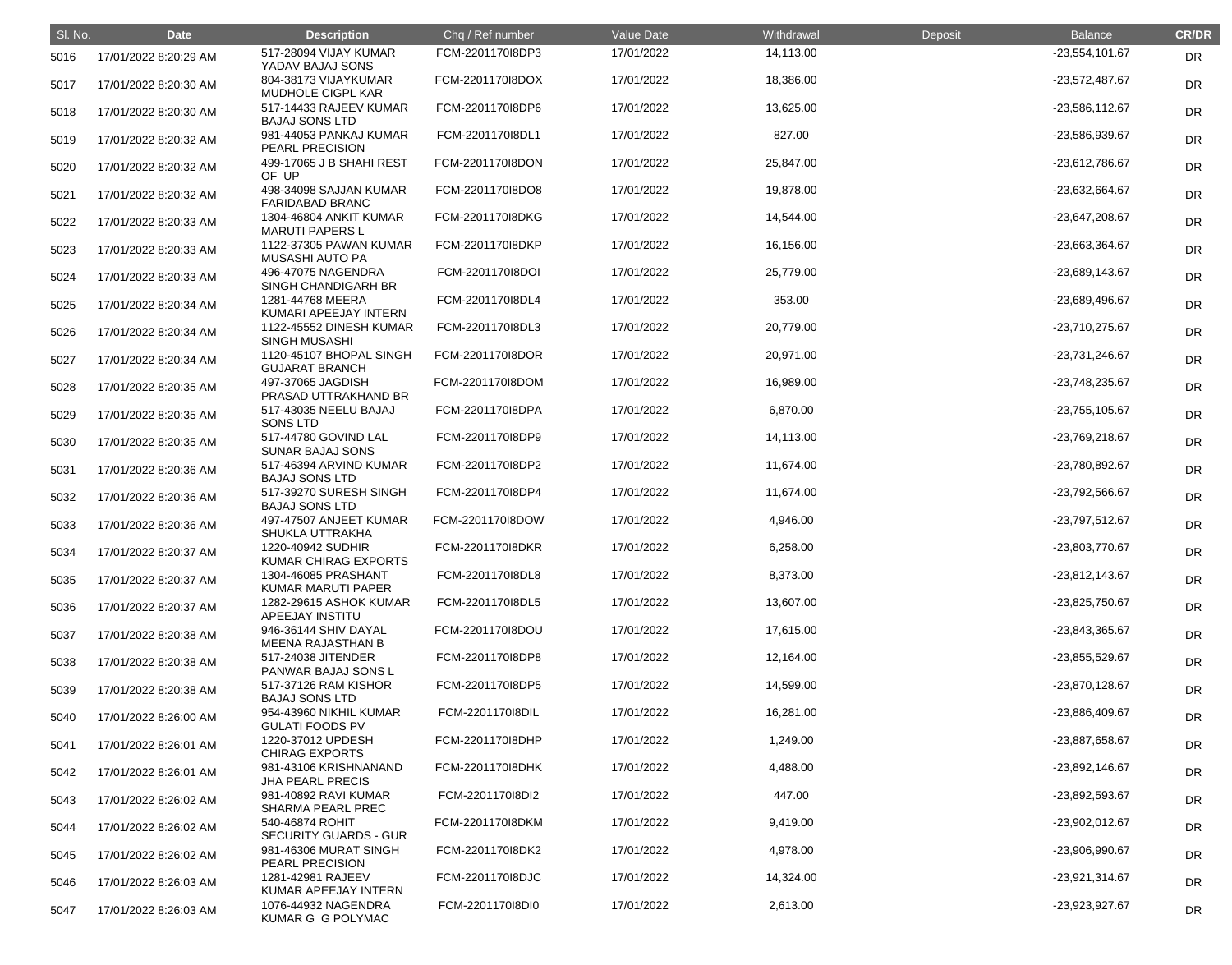| Sl. No. | Date | Description | Chq / Ref number | Value Date | Withdrawal | Deposit | Balance | CR/DR |
|---|---|---|---|---|---|---|---|---|
| 5016 | 17/01/2022 8:20:29 AM | 517-28094 VIJAY KUMAR YADAV BAJAJ SONS | FCM-2201170I8DP3 | 17/01/2022 | 14,113.00 | | -23,554,101.67 | DR |
| 5017 | 17/01/2022 8:20:30 AM | 804-38173 VIJAYKUMAR MUDHOLE CIGPL KAR | FCM-2201170I8DOX | 17/01/2022 | 18,386.00 | | -23,572,487.67 | DR |
| 5018 | 17/01/2022 8:20:30 AM | 517-14433 RAJEEV KUMAR BAJAJ SONS LTD | FCM-2201170I8DP6 | 17/01/2022 | 13,625.00 | | -23,586,112.67 | DR |
| 5019 | 17/01/2022 8:20:32 AM | 981-44053 PANKAJ KUMAR PEARL PRECISION | FCM-2201170I8DL1 | 17/01/2022 | 827.00 | | -23,586,939.67 | DR |
| 5020 | 17/01/2022 8:20:32 AM | 499-17065 J B SHAHI REST OF UP | FCM-2201170I8DON | 17/01/2022 | 25,847.00 | | -23,612,786.67 | DR |
| 5021 | 17/01/2022 8:20:32 AM | 498-34098 SAJJAN KUMAR FARIDABAD BRANC | FCM-2201170I8DO8 | 17/01/2022 | 19,878.00 | | -23,632,664.67 | DR |
| 5022 | 17/01/2022 8:20:33 AM | 1304-46804 ANKIT KUMAR MARUTI PAPERS L | FCM-2201170I8DKG | 17/01/2022 | 14,544.00 | | -23,647,208.67 | DR |
| 5023 | 17/01/2022 8:20:33 AM | 1122-37305 PAWAN KUMAR MUSASHI AUTO PA | FCM-2201170I8DKP | 17/01/2022 | 16,156.00 | | -23,663,364.67 | DR |
| 5024 | 17/01/2022 8:20:33 AM | 496-47075 NAGENDRA SINGH CHANDIGARH BR | FCM-2201170I8DOI | 17/01/2022 | 25,779.00 | | -23,689,143.67 | DR |
| 5025 | 17/01/2022 8:20:34 AM | 1281-44768 MEERA KUMARI APEEJAY INTERN | FCM-2201170I8DL4 | 17/01/2022 | 353.00 | | -23,689,496.67 | DR |
| 5026 | 17/01/2022 8:20:34 AM | 1122-45552 DINESH KUMAR SINGH MUSASHI | FCM-2201170I8DL3 | 17/01/2022 | 20,779.00 | | -23,710,275.67 | DR |
| 5027 | 17/01/2022 8:20:34 AM | 1120-45107 BHOPAL SINGH GUJARAT BRANCH | FCM-2201170I8DOR | 17/01/2022 | 20,971.00 | | -23,731,246.67 | DR |
| 5028 | 17/01/2022 8:20:35 AM | 497-37065 JAGDISH PRASAD UTTRAKHAND BR | FCM-2201170I8DOM | 17/01/2022 | 16,989.00 | | -23,748,235.67 | DR |
| 5029 | 17/01/2022 8:20:35 AM | 517-43035 NEELU BAJAJ SONS LTD | FCM-2201170I8DPA | 17/01/2022 | 6,870.00 | | -23,755,105.67 | DR |
| 5030 | 17/01/2022 8:20:35 AM | 517-44780 GOVIND LAL SUNAR BAJAJ SONS | FCM-2201170I8DP9 | 17/01/2022 | 14,113.00 | | -23,769,218.67 | DR |
| 5031 | 17/01/2022 8:20:36 AM | 517-46394 ARVIND KUMAR BAJAJ SONS LTD | FCM-2201170I8DP2 | 17/01/2022 | 11,674.00 | | -23,780,892.67 | DR |
| 5032 | 17/01/2022 8:20:36 AM | 517-39270 SURESH SINGH BAJAJ SONS LTD | FCM-2201170I8DP4 | 17/01/2022 | 11,674.00 | | -23,792,566.67 | DR |
| 5033 | 17/01/2022 8:20:36 AM | 497-47507 ANJEET KUMAR SHUKLA UTTRAKHA | FCM-2201170I8DOW | 17/01/2022 | 4,946.00 | | -23,797,512.67 | DR |
| 5034 | 17/01/2022 8:20:37 AM | 1220-40942 SUDHIR KUMAR CHIRAG EXPORTS | FCM-2201170I8DKR | 17/01/2022 | 6,258.00 | | -23,803,770.67 | DR |
| 5035 | 17/01/2022 8:20:37 AM | 1304-46085 PRASHANT KUMAR MARUTI PAPER | FCM-2201170I8DL8 | 17/01/2022 | 8,373.00 | | -23,812,143.67 | DR |
| 5036 | 17/01/2022 8:20:37 AM | 1282-29615 ASHOK KUMAR APEEJAY INSTITU | FCM-2201170I8DL5 | 17/01/2022 | 13,607.00 | | -23,825,750.67 | DR |
| 5037 | 17/01/2022 8:20:38 AM | 946-36144 SHIV DAYAL MEENA RAJASTHAN B | FCM-2201170I8DOU | 17/01/2022 | 17,615.00 | | -23,843,365.67 | DR |
| 5038 | 17/01/2022 8:20:38 AM | 517-24038 JITENDER PANWAR BAJAJ SONS L | FCM-2201170I8DP8 | 17/01/2022 | 12,164.00 | | -23,855,529.67 | DR |
| 5039 | 17/01/2022 8:20:38 AM | 517-37126 RAM KISHOR BAJAJ SONS LTD | FCM-2201170I8DP5 | 17/01/2022 | 14,599.00 | | -23,870,128.67 | DR |
| 5040 | 17/01/2022 8:26:00 AM | 954-43960 NIKHIL KUMAR GULATI FOODS PV | FCM-2201170I8DIL | 17/01/2022 | 16,281.00 | | -23,886,409.67 | DR |
| 5041 | 17/01/2022 8:26:01 AM | 1220-37012 UPDESH CHIRAG EXPORTS | FCM-2201170I8DHP | 17/01/2022 | 1,249.00 | | -23,887,658.67 | DR |
| 5042 | 17/01/2022 8:26:01 AM | 981-43106 KRISHNANAND JHA PEARL PRECIS | FCM-2201170I8DHK | 17/01/2022 | 4,488.00 | | -23,892,146.67 | DR |
| 5043 | 17/01/2022 8:26:02 AM | 981-40892 RAVI KUMAR SHARMA PEARL PREC | FCM-2201170I8DI2 | 17/01/2022 | 447.00 | | -23,892,593.67 | DR |
| 5044 | 17/01/2022 8:26:02 AM | 540-46874 ROHIT SECURITY GUARDS - GUR | FCM-2201170I8DKM | 17/01/2022 | 9,419.00 | | -23,902,012.67 | DR |
| 5045 | 17/01/2022 8:26:02 AM | 981-46306 MURAT SINGH PEARL PRECISION | FCM-2201170I8DK2 | 17/01/2022 | 4,978.00 | | -23,906,990.67 | DR |
| 5046 | 17/01/2022 8:26:03 AM | 1281-42981 RAJEEV KUMAR APEEJAY INTERN | FCM-2201170I8DJC | 17/01/2022 | 14,324.00 | | -23,921,314.67 | DR |
| 5047 | 17/01/2022 8:26:03 AM | 1076-44932 NAGENDRA KUMAR G G POLYMAC | FCM-2201170I8DI0 | 17/01/2022 | 2,613.00 | | -23,923,927.67 | DR |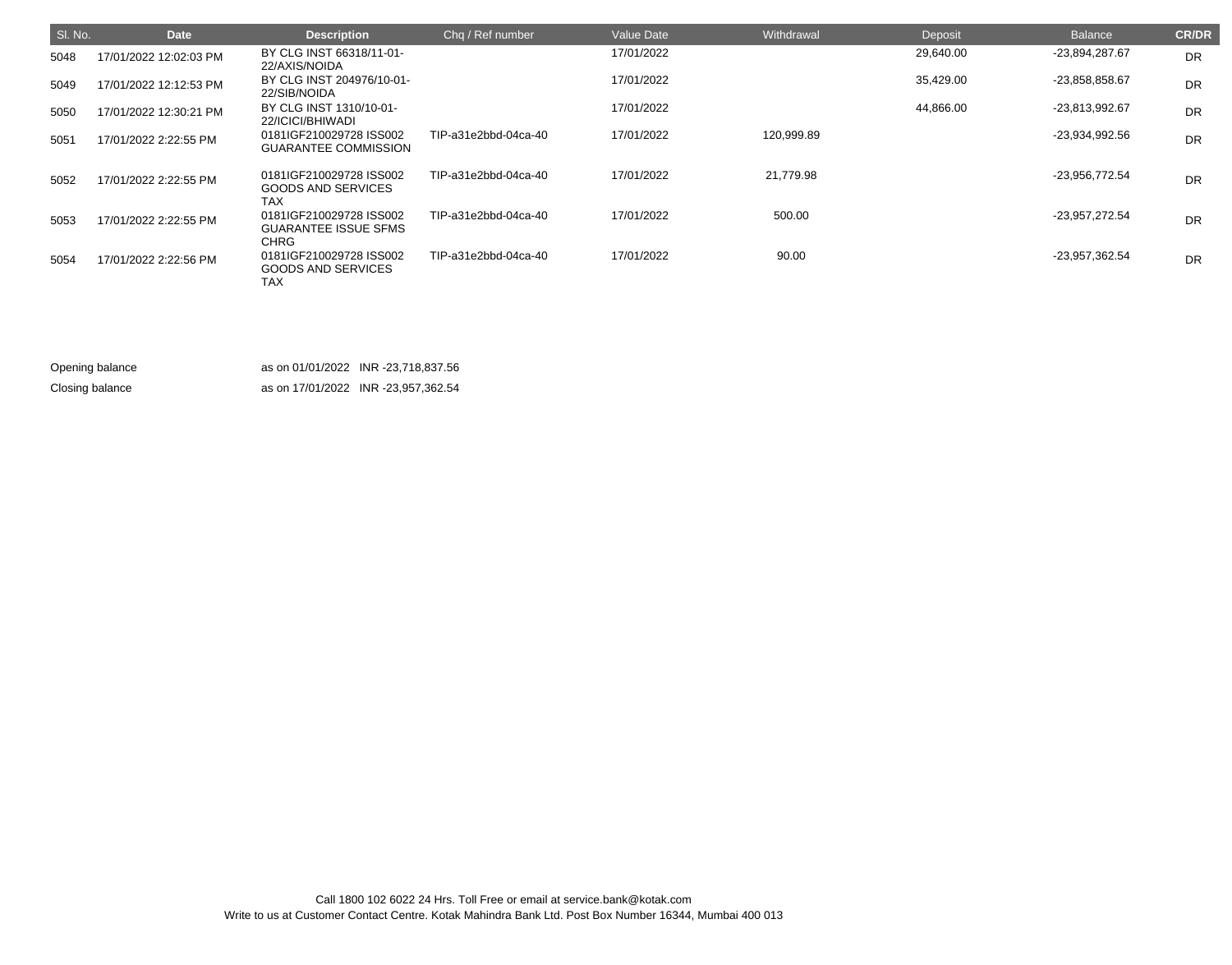| Sl. No. | Date | Description | Chq / Ref number | Value Date | Withdrawal | Deposit | Balance | CR/DR |
|---|---|---|---|---|---|---|---|---|
| 5048 | 17/01/2022 12:02:03 PM | BY CLG INST 66318/11-01-22/AXIS/NOIDA | | 17/01/2022 | | 29,640.00 | -23,894,287.67 | DR |
| 5049 | 17/01/2022 12:12:53 PM | BY CLG INST 204976/10-01-22/SIB/NOIDA | | 17/01/2022 | | 35,429.00 | -23,858,858.67 | DR |
| 5050 | 17/01/2022 12:30:21 PM | BY CLG INST 1310/10-01-22/ICICI/BHIWADI | | 17/01/2022 | | 44,866.00 | -23,813,992.67 | DR |
| 5051 | 17/01/2022 2:22:55 PM | 0181IGF210029728 ISS002 GUARANTEE COMMISSION | TIP-a31e2bbd-04ca-40 | 17/01/2022 | 120,999.89 | | -23,934,992.56 | DR |
| 5052 | 17/01/2022 2:22:55 PM | 0181IGF210029728 ISS002 GOODS AND SERVICES TAX | TIP-a31e2bbd-04ca-40 | 17/01/2022 | 21,779.98 | | -23,956,772.54 | DR |
| 5053 | 17/01/2022 2:22:55 PM | 0181IGF210029728 ISS002 GUARANTEE ISSUE SFMS CHRG | TIP-a31e2bbd-04ca-40 | 17/01/2022 | 500.00 | | -23,957,272.54 | DR |
| 5054 | 17/01/2022 2:22:56 PM | 0181IGF210029728 ISS002 GOODS AND SERVICES TAX | TIP-a31e2bbd-04ca-40 | 17/01/2022 | 90.00 | | -23,957,362.54 | DR |

Opening balance as on 01/01/2022 INR -23,718,837.56

Closing balance as on 17/01/2022 INR -23,957,362.54

Call 1800 102 6022 24 Hrs. Toll Free or email at service.bank@kotak.com
Write to us at Customer Contact Centre. Kotak Mahindra Bank Ltd. Post Box Number 16344, Mumbai 400 013